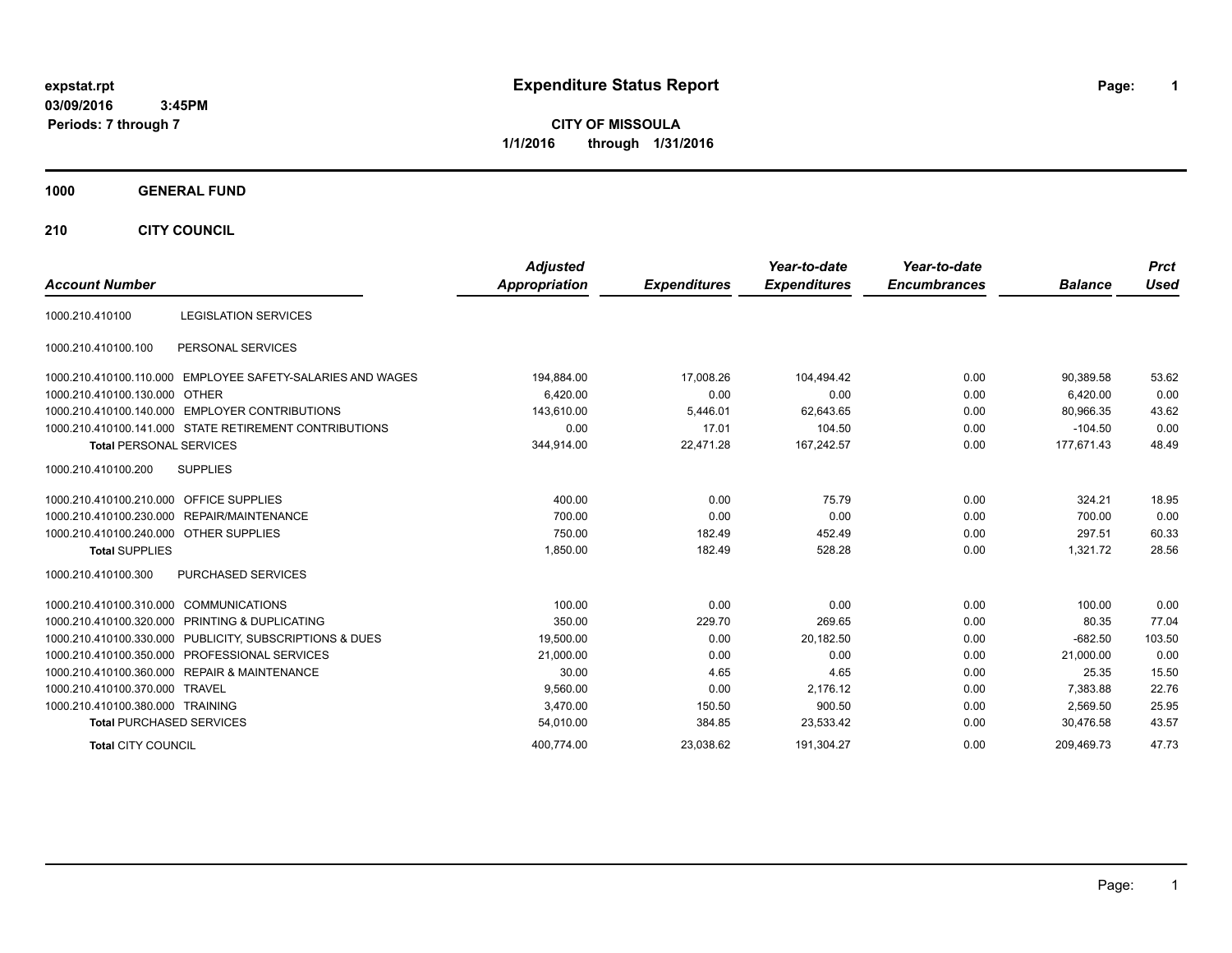expstat.rpt
03/09/2016 3:45PM
Periods: 7 through 7

# Expenditure Status Report

**CITY OF MISSOULA**
**1/1/2016 through 1/31/2016**

## 1000 GENERAL FUND

## 210 CITY COUNCIL

| Account Number | | Adjusted Appropriation | Expenditures | Year-to-date Expenditures | Year-to-date Encumbrances | Balance | Prct Used |
|---|---|---|---|---|---|---|---|
| 1000.210.410100 | LEGISLATION SERVICES | | | | | | |
| 1000.210.410100.100 | PERSONAL SERVICES | | | | | | |
| 1000.210.410100.110.000 | EMPLOYEE SAFETY-SALARIES AND WAGES | 194,884.00 | 17,008.26 | 104,494.42 | 0.00 | 90,389.58 | 53.62 |
| 1000.210.410100.130.000 | OTHER | 6,420.00 | 0.00 | 0.00 | 0.00 | 6,420.00 | 0.00 |
| 1000.210.410100.140.000 | EMPLOYER CONTRIBUTIONS | 143,610.00 | 5,446.01 | 62,643.65 | 0.00 | 80,966.35 | 43.62 |
| 1000.210.410100.141.000 | STATE RETIREMENT CONTRIBUTIONS | 0.00 | 17.01 | 104.50 | 0.00 | -104.50 | 0.00 |
| **Total** PERSONAL SERVICES | | 344,914.00 | 22,471.28 | 167,242.57 | 0.00 | 177,671.43 | 48.49 |
| 1000.210.410100.200 | SUPPLIES | | | | | | |
| 1000.210.410100.210.000 | OFFICE SUPPLIES | 400.00 | 0.00 | 75.79 | 0.00 | 324.21 | 18.95 |
| 1000.210.410100.230.000 | REPAIR/MAINTENANCE | 700.00 | 0.00 | 0.00 | 0.00 | 700.00 | 0.00 |
| 1000.210.410100.240.000 | OTHER SUPPLIES | 750.00 | 182.49 | 452.49 | 0.00 | 297.51 | 60.33 |
| **Total** SUPPLIES | | 1,850.00 | 182.49 | 528.28 | 0.00 | 1,321.72 | 28.56 |
| 1000.210.410100.300 | PURCHASED SERVICES | | | | | | |
| 1000.210.410100.310.000 | COMMUNICATIONS | 100.00 | 0.00 | 0.00 | 0.00 | 100.00 | 0.00 |
| 1000.210.410100.320.000 | PRINTING & DUPLICATING | 350.00 | 229.70 | 269.65 | 0.00 | 80.35 | 77.04 |
| 1000.210.410100.330.000 | PUBLICITY, SUBSCRIPTIONS & DUES | 19,500.00 | 0.00 | 20,182.50 | 0.00 | -682.50 | 103.50 |
| 1000.210.410100.350.000 | PROFESSIONAL SERVICES | 21,000.00 | 0.00 | 0.00 | 0.00 | 21,000.00 | 0.00 |
| 1000.210.410100.360.000 | REPAIR & MAINTENANCE | 30.00 | 4.65 | 4.65 | 0.00 | 25.35 | 15.50 |
| 1000.210.410100.370.000 | TRAVEL | 9,560.00 | 0.00 | 2,176.12 | 0.00 | 7,383.88 | 22.76 |
| 1000.210.410100.380.000 | TRAINING | 3,470.00 | 150.50 | 900.50 | 0.00 | 2,569.50 | 25.95 |
| **Total** PURCHASED SERVICES | | 54,010.00 | 384.85 | 23,533.42 | 0.00 | 30,476.58 | 43.57 |
| **Total** CITY COUNCIL | | 400,774.00 | 23,038.62 | 191,304.27 | 0.00 | 209,469.73 | 47.73 |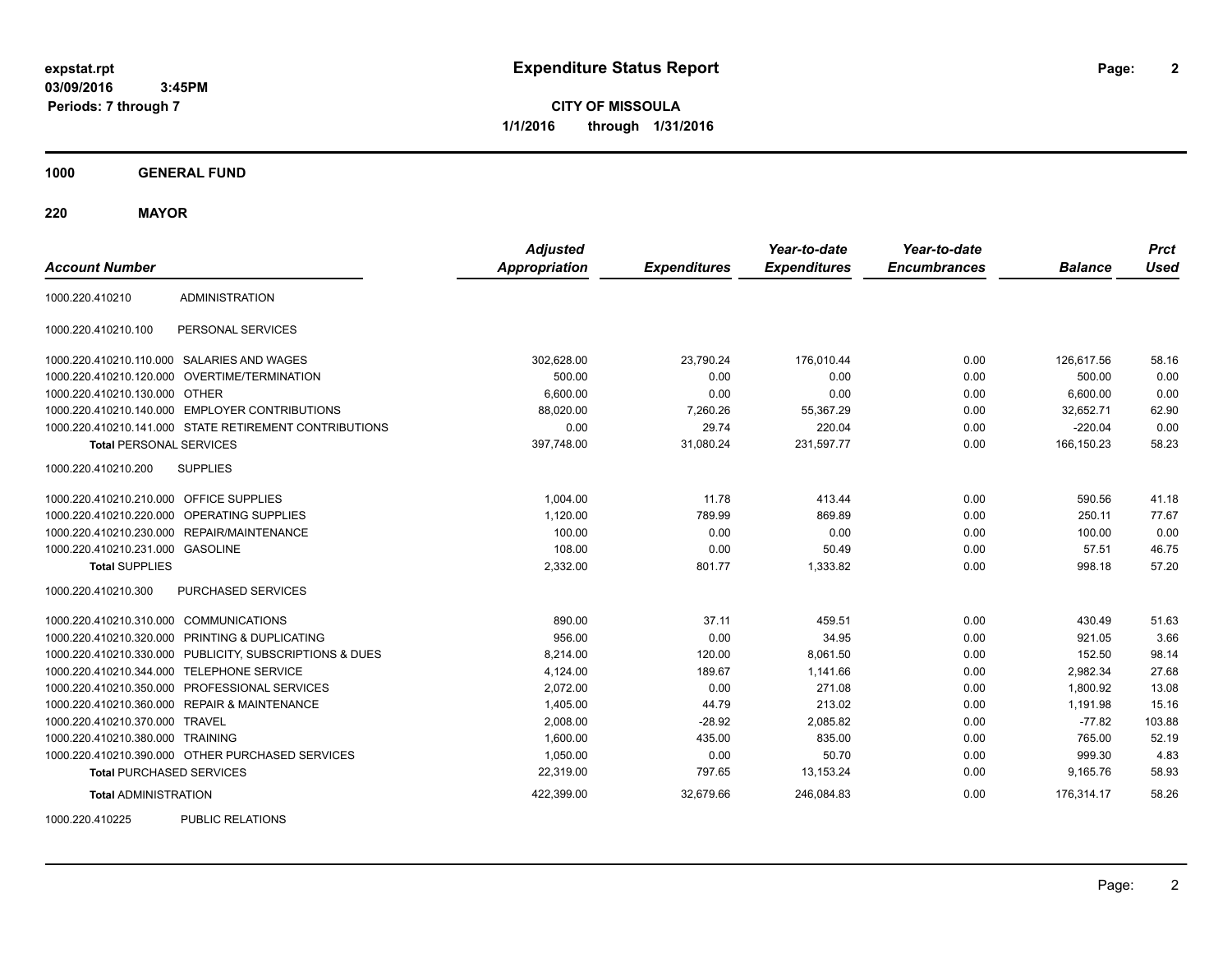**expstat.rpt**
**03/09/2016 3:45PM**
**Periods: 7 through 7**

# Expenditure Status Report

**CITY OF MISSOULA**
**1/1/2016 through 1/31/2016**

## 1000 GENERAL FUND

### 220 MAYOR

| Account Number | | Adjusted Appropriation | Expenditures | Year-to-date Expenditures | Year-to-date Encumbrances | Balance | Prct Used |
|---|---|---|---|---|---|---|---|
| 1000.220.410210 | ADMINISTRATION | | | | | | |
| 1000.220.410210.100 | PERSONAL SERVICES | | | | | | |
| 1000.220.410210.110.000 | SALARIES AND WAGES | 302,628.00 | 23,790.24 | 176,010.44 | 0.00 | 126,617.56 | 58.16 |
| 1000.220.410210.120.000 | OVERTIME/TERMINATION | 500.00 | 0.00 | 0.00 | 0.00 | 500.00 | 0.00 |
| 1000.220.410210.130.000 | OTHER | 6,600.00 | 0.00 | 0.00 | 0.00 | 6,600.00 | 0.00 |
| 1000.220.410210.140.000 | EMPLOYER CONTRIBUTIONS | 88,020.00 | 7,260.26 | 55,367.29 | 0.00 | 32,652.71 | 62.90 |
| 1000.220.410210.141.000 | STATE RETIREMENT CONTRIBUTIONS | 0.00 | 29.74 | 220.04 | 0.00 | -220.04 | 0.00 |
| **Total** PERSONAL SERVICES | | 397,748.00 | 31,080.24 | 231,597.77 | 0.00 | 166,150.23 | 58.23 |
| 1000.220.410210.200 | SUPPLIES | | | | | | |
| 1000.220.410210.210.000 | OFFICE SUPPLIES | 1,004.00 | 11.78 | 413.44 | 0.00 | 590.56 | 41.18 |
| 1000.220.410210.220.000 | OPERATING SUPPLIES | 1,120.00 | 789.99 | 869.89 | 0.00 | 250.11 | 77.67 |
| 1000.220.410210.230.000 | REPAIR/MAINTENANCE | 100.00 | 0.00 | 0.00 | 0.00 | 100.00 | 0.00 |
| 1000.220.410210.231.000 | GASOLINE | 108.00 | 0.00 | 50.49 | 0.00 | 57.51 | 46.75 |
| **Total** SUPPLIES | | 2,332.00 | 801.77 | 1,333.82 | 0.00 | 998.18 | 57.20 |
| 1000.220.410210.300 | PURCHASED SERVICES | | | | | | |
| 1000.220.410210.310.000 | COMMUNICATIONS | 890.00 | 37.11 | 459.51 | 0.00 | 430.49 | 51.63 |
| 1000.220.410210.320.000 | PRINTING & DUPLICATING | 956.00 | 0.00 | 34.95 | 0.00 | 921.05 | 3.66 |
| 1000.220.410210.330.000 | PUBLICITY, SUBSCRIPTIONS & DUES | 8,214.00 | 120.00 | 8,061.50 | 0.00 | 152.50 | 98.14 |
| 1000.220.410210.344.000 | TELEPHONE SERVICE | 4,124.00 | 189.67 | 1,141.66 | 0.00 | 2,982.34 | 27.68 |
| 1000.220.410210.350.000 | PROFESSIONAL SERVICES | 2,072.00 | 0.00 | 271.08 | 0.00 | 1,800.92 | 13.08 |
| 1000.220.410210.360.000 | REPAIR & MAINTENANCE | 1,405.00 | 44.79 | 213.02 | 0.00 | 1,191.98 | 15.16 |
| 1000.220.410210.370.000 | TRAVEL | 2,008.00 | -28.92 | 2,085.82 | 0.00 | -77.82 | 103.88 |
| 1000.220.410210.380.000 | TRAINING | 1,600.00 | 435.00 | 835.00 | 0.00 | 765.00 | 52.19 |
| 1000.220.410210.390.000 | OTHER PURCHASED SERVICES | 1,050.00 | 0.00 | 50.70 | 0.00 | 999.30 | 4.83 |
| **Total** PURCHASED SERVICES | | 22,319.00 | 797.65 | 13,153.24 | 0.00 | 9,165.76 | 58.93 |
| **Total** ADMINISTRATION | | 422,399.00 | 32,679.66 | 246,084.83 | 0.00 | 176,314.17 | 58.26 |
| 1000.220.410225 | PUBLIC RELATIONS | | | | | | |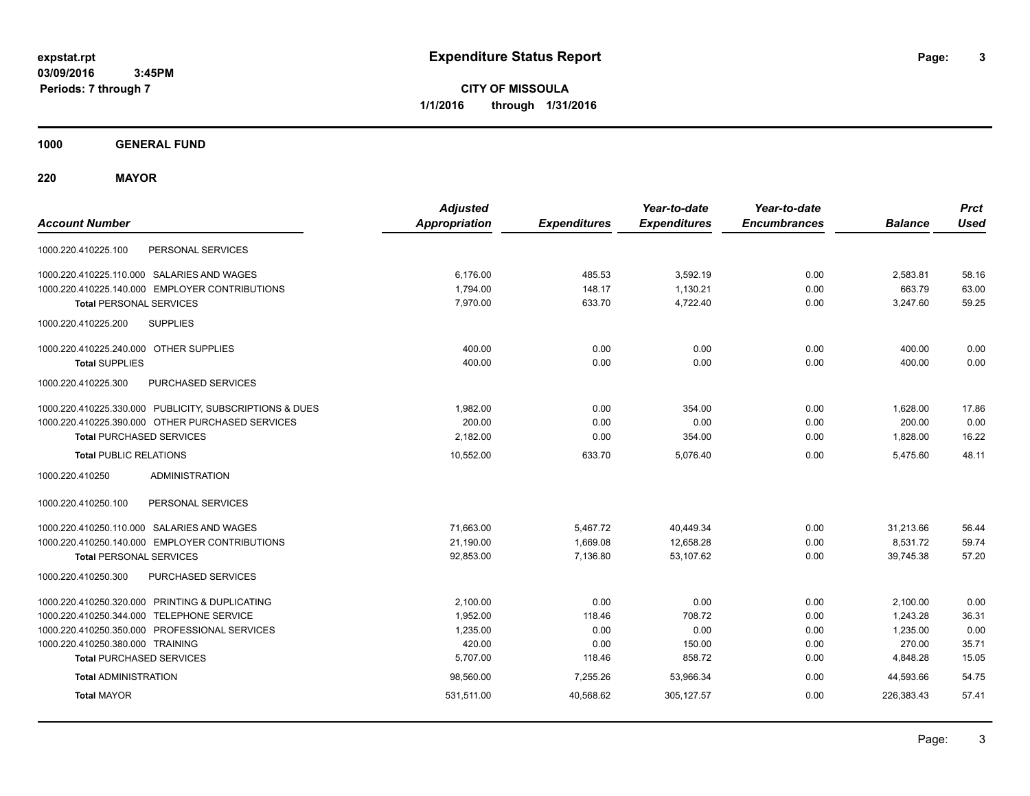**Expenditure Status Report**

**CITY OF MISSOULA**

**1/1/2016 through 1/31/2016**

expstat.rpt
03/09/2016 3:45PM
Periods: 7 through 7

**1000 GENERAL FUND**

**220 MAYOR**

| Account Number | | Adjusted Appropriation | Expenditures | Year-to-date Expenditures | Year-to-date Encumbrances | Balance | Prct Used |
|---|---|---|---|---|---|---|---|
| 1000.220.410225.100 | PERSONAL SERVICES | | | | | | |
| 1000.220.410225.110.000 | SALARIES AND WAGES | 6,176.00 | 485.53 | 3,592.19 | 0.00 | 2,583.81 | 58.16 |
| 1000.220.410225.140.000 | EMPLOYER CONTRIBUTIONS | 1,794.00 | 148.17 | 1,130.21 | 0.00 | 663.79 | 63.00 |
| **Total** PERSONAL SERVICES | | 7,970.00 | 633.70 | 4,722.40 | 0.00 | 3,247.60 | 59.25 |
| 1000.220.410225.200 | SUPPLIES | | | | | | |
| 1000.220.410225.240.000 | OTHER SUPPLIES | 400.00 | 0.00 | 0.00 | 0.00 | 400.00 | 0.00 |
| **Total** SUPPLIES | | 400.00 | 0.00 | 0.00 | 0.00 | 400.00 | 0.00 |
| 1000.220.410225.300 | PURCHASED SERVICES | | | | | | |
| 1000.220.410225.330.000 | PUBLICITY, SUBSCRIPTIONS & DUES | 1,982.00 | 0.00 | 354.00 | 0.00 | 1,628.00 | 17.86 |
| 1000.220.410225.390.000 | OTHER PURCHASED SERVICES | 200.00 | 0.00 | 0.00 | 0.00 | 200.00 | 0.00 |
| **Total** PURCHASED SERVICES | | 2,182.00 | 0.00 | 354.00 | 0.00 | 1,828.00 | 16.22 |
| **Total** PUBLIC RELATIONS | | 10,552.00 | 633.70 | 5,076.40 | 0.00 | 5,475.60 | 48.11 |
| 1000.220.410250 | ADMINISTRATION | | | | | | |
| 1000.220.410250.100 | PERSONAL SERVICES | | | | | | |
| 1000.220.410250.110.000 | SALARIES AND WAGES | 71,663.00 | 5,467.72 | 40,449.34 | 0.00 | 31,213.66 | 56.44 |
| 1000.220.410250.140.000 | EMPLOYER CONTRIBUTIONS | 21,190.00 | 1,669.08 | 12,658.28 | 0.00 | 8,531.72 | 59.74 |
| **Total** PERSONAL SERVICES | | 92,853.00 | 7,136.80 | 53,107.62 | 0.00 | 39,745.38 | 57.20 |
| 1000.220.410250.300 | PURCHASED SERVICES | | | | | | |
| 1000.220.410250.320.000 | PRINTING & DUPLICATING | 2,100.00 | 0.00 | 0.00 | 0.00 | 2,100.00 | 0.00 |
| 1000.220.410250.344.000 | TELEPHONE SERVICE | 1,952.00 | 118.46 | 708.72 | 0.00 | 1,243.28 | 36.31 |
| 1000.220.410250.350.000 | PROFESSIONAL SERVICES | 1,235.00 | 0.00 | 0.00 | 0.00 | 1,235.00 | 0.00 |
| 1000.220.410250.380.000 | TRAINING | 420.00 | 0.00 | 150.00 | 0.00 | 270.00 | 35.71 |
| **Total** PURCHASED SERVICES | | 5,707.00 | 118.46 | 858.72 | 0.00 | 4,848.28 | 15.05 |
| **Total** ADMINISTRATION | | 98,560.00 | 7,255.26 | 53,966.34 | 0.00 | 44,593.66 | 54.75 |
| **Total** MAYOR | | 531,511.00 | 40,568.62 | 305,127.57 | 0.00 | 226,383.43 | 57.41 |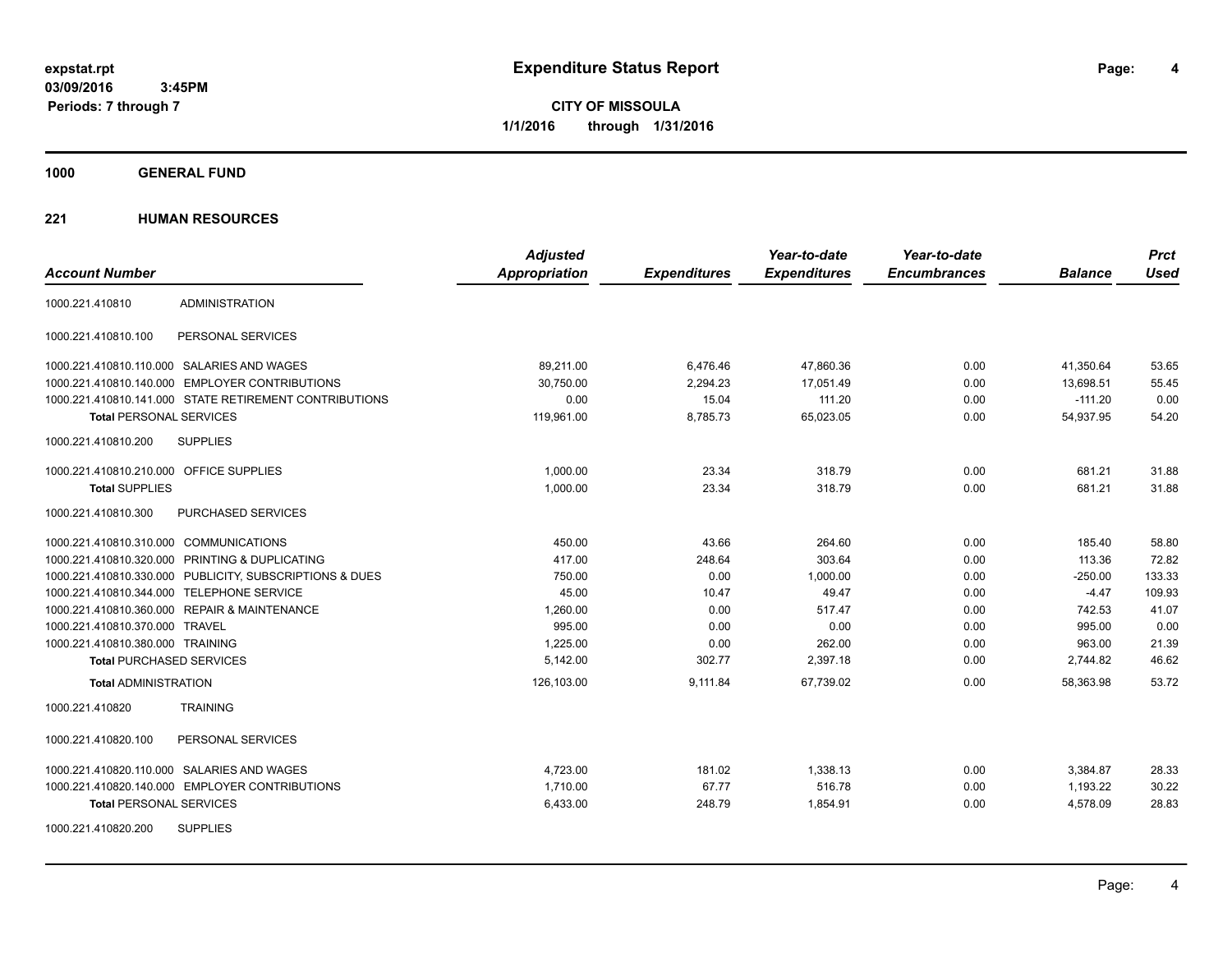**Expenditure Status Report**

**CITY OF MISSOULA**
**1/1/2016 through 1/31/2016**

expstat.rpt
03/09/2016 3:45PM
Periods: 7 through 7

## 1000 GENERAL FUND

### 221 HUMAN RESOURCES

| Account Number | | Adjusted Appropriation | Expenditures | Year-to-date Expenditures | Year-to-date Encumbrances | Balance | Prct Used |
|---|---|---|---|---|---|---|---|
| 1000.221.410810 | ADMINISTRATION | | | | | | |
| 1000.221.410810.100 | PERSONAL SERVICES | | | | | | |
| 1000.221.410810.110.000 | SALARIES AND WAGES | 89,211.00 | 6,476.46 | 47,860.36 | 0.00 | 41,350.64 | 53.65 |
| 1000.221.410810.140.000 | EMPLOYER CONTRIBUTIONS | 30,750.00 | 2,294.23 | 17,051.49 | 0.00 | 13,698.51 | 55.45 |
| 1000.221.410810.141.000 | STATE RETIREMENT CONTRIBUTIONS | 0.00 | 15.04 | 111.20 | 0.00 | -111.20 | 0.00 |
| **Total** PERSONAL SERVICES | | 119,961.00 | 8,785.73 | 65,023.05 | 0.00 | 54,937.95 | 54.20 |
| 1000.221.410810.200 | SUPPLIES | | | | | | |
| 1000.221.410810.210.000 | OFFICE SUPPLIES | 1,000.00 | 23.34 | 318.79 | 0.00 | 681.21 | 31.88 |
| **Total** SUPPLIES | | 1,000.00 | 23.34 | 318.79 | 0.00 | 681.21 | 31.88 |
| 1000.221.410810.300 | PURCHASED SERVICES | | | | | | |
| 1000.221.410810.310.000 | COMMUNICATIONS | 450.00 | 43.66 | 264.60 | 0.00 | 185.40 | 58.80 |
| 1000.221.410810.320.000 | PRINTING & DUPLICATING | 417.00 | 248.64 | 303.64 | 0.00 | 113.36 | 72.82 |
| 1000.221.410810.330.000 | PUBLICITY, SUBSCRIPTIONS & DUES | 750.00 | 0.00 | 1,000.00 | 0.00 | -250.00 | 133.33 |
| 1000.221.410810.344.000 | TELEPHONE SERVICE | 45.00 | 10.47 | 49.47 | 0.00 | -4.47 | 109.93 |
| 1000.221.410810.360.000 | REPAIR & MAINTENANCE | 1,260.00 | 0.00 | 517.47 | 0.00 | 742.53 | 41.07 |
| 1000.221.410810.370.000 | TRAVEL | 995.00 | 0.00 | 0.00 | 0.00 | 995.00 | 0.00 |
| 1000.221.410810.380.000 | TRAINING | 1,225.00 | 0.00 | 262.00 | 0.00 | 963.00 | 21.39 |
| **Total** PURCHASED SERVICES | | 5,142.00 | 302.77 | 2,397.18 | 0.00 | 2,744.82 | 46.62 |
| **Total** ADMINISTRATION | | 126,103.00 | 9,111.84 | 67,739.02 | 0.00 | 58,363.98 | 53.72 |
| 1000.221.410820 | TRAINING | | | | | | |
| 1000.221.410820.100 | PERSONAL SERVICES | | | | | | |
| 1000.221.410820.110.000 | SALARIES AND WAGES | 4,723.00 | 181.02 | 1,338.13 | 0.00 | 3,384.87 | 28.33 |
| 1000.221.410820.140.000 | EMPLOYER CONTRIBUTIONS | 1,710.00 | 67.77 | 516.78 | 0.00 | 1,193.22 | 30.22 |
| **Total** PERSONAL SERVICES | | 6,433.00 | 248.79 | 1,854.91 | 0.00 | 4,578.09 | 28.83 |
| 1000.221.410820.200 | SUPPLIES | | | | | | |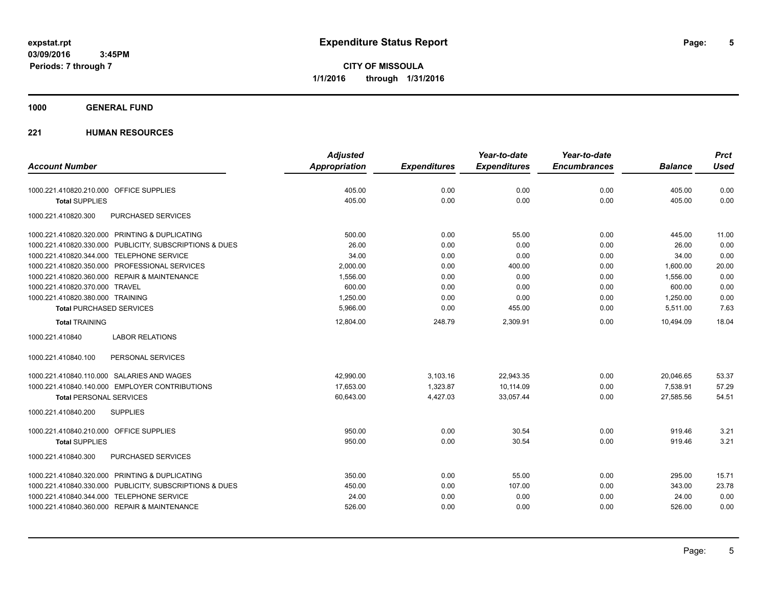**expstat.rpt**
**03/09/2016 3:45PM**
**Periods: 7 through 7**

# Expenditure Status Report

**CITY OF MISSOULA**
**1/1/2016 through 1/31/2016**

## 1000 GENERAL FUND

### 221 HUMAN RESOURCES

| Account Number | Adjusted Appropriation | Expenditures | Year-to-date Expenditures | Year-to-date Encumbrances | Balance | Prct Used |
|---|---|---|---|---|---|---|
| 1000.221.410820.210.000 OFFICE SUPPLIES | 405.00 | 0.00 | 0.00 | 0.00 | 405.00 | 0.00 |
| **Total** SUPPLIES | 405.00 | 0.00 | 0.00 | 0.00 | 405.00 | 0.00 |
| 1000.221.410820.300 PURCHASED SERVICES | | | | | | |
| 1000.221.410820.320.000 PRINTING & DUPLICATING | 500.00 | 0.00 | 55.00 | 0.00 | 445.00 | 11.00 |
| 1000.221.410820.330.000 PUBLICITY, SUBSCRIPTIONS & DUES | 26.00 | 0.00 | 0.00 | 0.00 | 26.00 | 0.00 |
| 1000.221.410820.344.000 TELEPHONE SERVICE | 34.00 | 0.00 | 0.00 | 0.00 | 34.00 | 0.00 |
| 1000.221.410820.350.000 PROFESSIONAL SERVICES | 2,000.00 | 0.00 | 400.00 | 0.00 | 1,600.00 | 20.00 |
| 1000.221.410820.360.000 REPAIR & MAINTENANCE | 1,556.00 | 0.00 | 0.00 | 0.00 | 1,556.00 | 0.00 |
| 1000.221.410820.370.000 TRAVEL | 600.00 | 0.00 | 0.00 | 0.00 | 600.00 | 0.00 |
| 1000.221.410820.380.000 TRAINING | 1,250.00 | 0.00 | 0.00 | 0.00 | 1,250.00 | 0.00 |
| **Total** PURCHASED SERVICES | 5,966.00 | 0.00 | 455.00 | 0.00 | 5,511.00 | 7.63 |
| **Total** TRAINING | 12,804.00 | 248.79 | 2,309.91 | 0.00 | 10,494.09 | 18.04 |
| 1000.221.410840 LABOR RELATIONS | | | | | | |
| 1000.221.410840.100 PERSONAL SERVICES | | | | | | |
| 1000.221.410840.110.000 SALARIES AND WAGES | 42,990.00 | 3,103.16 | 22,943.35 | 0.00 | 20,046.65 | 53.37 |
| 1000.221.410840.140.000 EMPLOYER CONTRIBUTIONS | 17,653.00 | 1,323.87 | 10,114.09 | 0.00 | 7,538.91 | 57.29 |
| **Total** PERSONAL SERVICES | 60,643.00 | 4,427.03 | 33,057.44 | 0.00 | 27,585.56 | 54.51 |
| 1000.221.410840.200 SUPPLIES | | | | | | |
| 1000.221.410840.210.000 OFFICE SUPPLIES | 950.00 | 0.00 | 30.54 | 0.00 | 919.46 | 3.21 |
| **Total** SUPPLIES | 950.00 | 0.00 | 30.54 | 0.00 | 919.46 | 3.21 |
| 1000.221.410840.300 PURCHASED SERVICES | | | | | | |
| 1000.221.410840.320.000 PRINTING & DUPLICATING | 350.00 | 0.00 | 55.00 | 0.00 | 295.00 | 15.71 |
| 1000.221.410840.330.000 PUBLICITY, SUBSCRIPTIONS & DUES | 450.00 | 0.00 | 107.00 | 0.00 | 343.00 | 23.78 |
| 1000.221.410840.344.000 TELEPHONE SERVICE | 24.00 | 0.00 | 0.00 | 0.00 | 24.00 | 0.00 |
| 1000.221.410840.360.000 REPAIR & MAINTENANCE | 526.00 | 0.00 | 0.00 | 0.00 | 526.00 | 0.00 |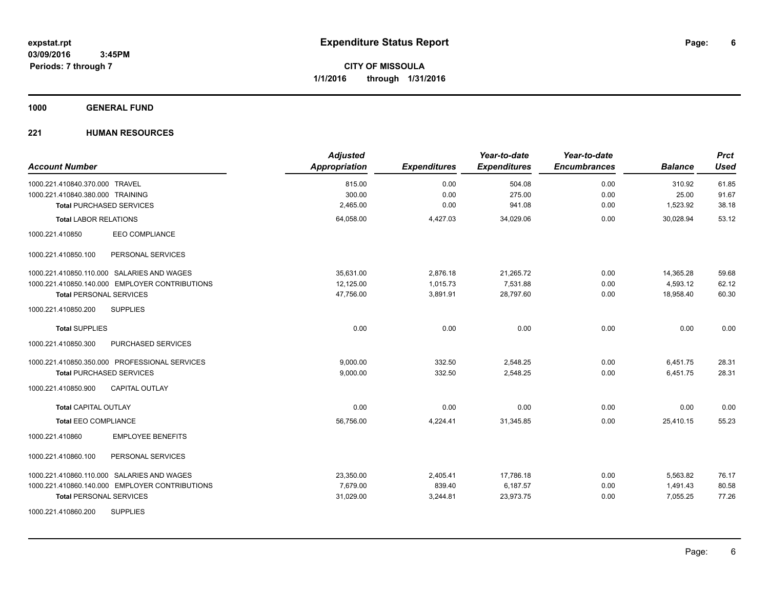# Expenditure Status Report

expstat.rpt
03/09/2016 3:45PM
Periods: 7 through 7

**CITY OF MISSOULA**
**1/1/2016 through 1/31/2016**

## 1000 GENERAL FUND

### 221 HUMAN RESOURCES

| Account Number | Adjusted Appropriation | Expenditures | Year-to-date Expenditures | Year-to-date Encumbrances | Balance | Prct Used |
|---|---|---|---|---|---|---|
| 1000.221.410840.370.000 TRAVEL | 815.00 | 0.00 | 504.08 | 0.00 | 310.92 | 61.85 |
| 1000.221.410840.380.000 TRAINING | 300.00 | 0.00 | 275.00 | 0.00 | 25.00 | 91.67 |
| **Total** PURCHASED SERVICES | 2,465.00 | 0.00 | 941.08 | 0.00 | 1,523.92 | 38.18 |
| **Total** LABOR RELATIONS | 64,058.00 | 4,427.03 | 34,029.06 | 0.00 | 30,028.94 | 53.12 |
| 1000.221.410850 EEO COMPLIANCE | | | | | | |
| 1000.221.410850.100 PERSONAL SERVICES | | | | | | |
| 1000.221.410850.110.000 SALARIES AND WAGES | 35,631.00 | 2,876.18 | 21,265.72 | 0.00 | 14,365.28 | 59.68 |
| 1000.221.410850.140.000 EMPLOYER CONTRIBUTIONS | 12,125.00 | 1,015.73 | 7,531.88 | 0.00 | 4,593.12 | 62.12 |
| **Total** PERSONAL SERVICES | 47,756.00 | 3,891.91 | 28,797.60 | 0.00 | 18,958.40 | 60.30 |
| 1000.221.410850.200 SUPPLIES | | | | | | |
| **Total** SUPPLIES | 0.00 | 0.00 | 0.00 | 0.00 | 0.00 | 0.00 |
| 1000.221.410850.300 PURCHASED SERVICES | | | | | | |
| 1000.221.410850.350.000 PROFESSIONAL SERVICES | 9,000.00 | 332.50 | 2,548.25 | 0.00 | 6,451.75 | 28.31 |
| **Total** PURCHASED SERVICES | 9,000.00 | 332.50 | 2,548.25 | 0.00 | 6,451.75 | 28.31 |
| 1000.221.410850.900 CAPITAL OUTLAY | | | | | | |
| **Total** CAPITAL OUTLAY | 0.00 | 0.00 | 0.00 | 0.00 | 0.00 | 0.00 |
| **Total** EEO COMPLIANCE | 56,756.00 | 4,224.41 | 31,345.85 | 0.00 | 25,410.15 | 55.23 |
| 1000.221.410860 EMPLOYEE BENEFITS | | | | | | |
| 1000.221.410860.100 PERSONAL SERVICES | | | | | | |
| 1000.221.410860.110.000 SALARIES AND WAGES | 23,350.00 | 2,405.41 | 17,786.18 | 0.00 | 5,563.82 | 76.17 |
| 1000.221.410860.140.000 EMPLOYER CONTRIBUTIONS | 7,679.00 | 839.40 | 6,187.57 | 0.00 | 1,491.43 | 80.58 |
| **Total** PERSONAL SERVICES | 31,029.00 | 3,244.81 | 23,973.75 | 0.00 | 7,055.25 | 77.26 |
| 1000.221.410860.200 SUPPLIES | | | | | | |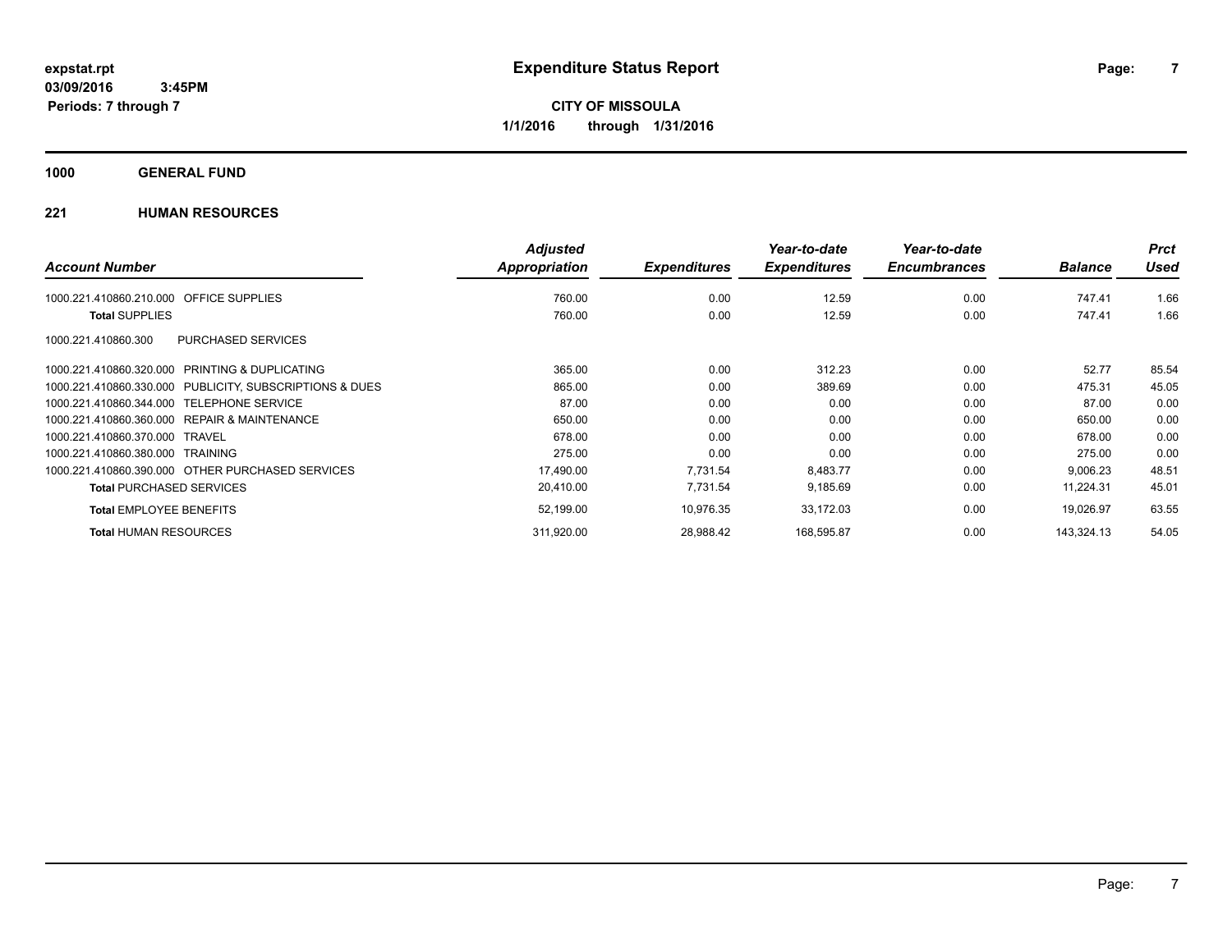**expstat.rpt**
**03/09/2016 3:45PM**
**Periods: 7 through 7**

# Expenditure Status Report

**CITY OF MISSOULA**
**1/1/2016 through 1/31/2016**

## 1000 GENERAL FUND

### 221 HUMAN RESOURCES

| Account Number | Adjusted Appropriation | Expenditures | Year-to-date Expenditures | Year-to-date Encumbrances | Balance | Prct Used |
|---|---|---|---|---|---|---|
| 1000.221.410860.210.000 OFFICE SUPPLIES | 760.00 | 0.00 | 12.59 | 0.00 | 747.41 | 1.66 |
| **Total** SUPPLIES | 760.00 | 0.00 | 12.59 | 0.00 | 747.41 | 1.66 |
| 1000.221.410860.300 PURCHASED SERVICES | | | | | | |
| 1000.221.410860.320.000 PRINTING & DUPLICATING | 365.00 | 0.00 | 312.23 | 0.00 | 52.77 | 85.54 |
| 1000.221.410860.330.000 PUBLICITY, SUBSCRIPTIONS & DUES | 865.00 | 0.00 | 389.69 | 0.00 | 475.31 | 45.05 |
| 1000.221.410860.344.000 TELEPHONE SERVICE | 87.00 | 0.00 | 0.00 | 0.00 | 87.00 | 0.00 |
| 1000.221.410860.360.000 REPAIR & MAINTENANCE | 650.00 | 0.00 | 0.00 | 0.00 | 650.00 | 0.00 |
| 1000.221.410860.370.000 TRAVEL | 678.00 | 0.00 | 0.00 | 0.00 | 678.00 | 0.00 |
| 1000.221.410860.380.000 TRAINING | 275.00 | 0.00 | 0.00 | 0.00 | 275.00 | 0.00 |
| 1000.221.410860.390.000 OTHER PURCHASED SERVICES | 17,490.00 | 7,731.54 | 8,483.77 | 0.00 | 9,006.23 | 48.51 |
| **Total** PURCHASED SERVICES | 20,410.00 | 7,731.54 | 9,185.69 | 0.00 | 11,224.31 | 45.01 |
| **Total** EMPLOYEE BENEFITS | 52,199.00 | 10,976.35 | 33,172.03 | 0.00 | 19,026.97 | 63.55 |
| **Total** HUMAN RESOURCES | 311,920.00 | 28,988.42 | 168,595.87 | 0.00 | 143,324.13 | 54.05 |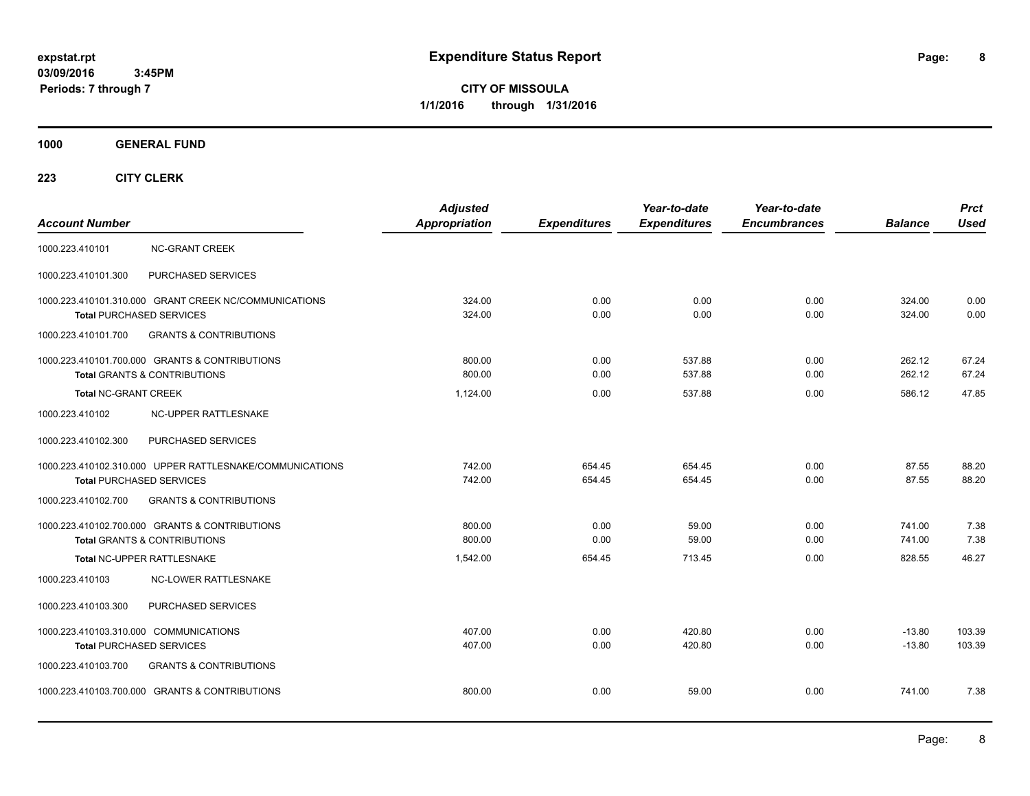**expstat.rpt**
**03/09/2016 3:45PM**
**Periods: 7 through 7**

# Expenditure Status Report

**CITY OF MISSOULA**
**1/1/2016 through 1/31/2016**

## 1000 GENERAL FUND

### 223 CITY CLERK

| Account Number | | Adjusted Appropriation | Expenditures | Year-to-date Expenditures | Year-to-date Encumbrances | Balance | Prct Used |
|---|---|---|---|---|---|---|---|
| 1000.223.410101 | NC-GRANT CREEK | | | | | | |
| 1000.223.410101.300 | PURCHASED SERVICES | | | | | | |
| 1000.223.410101.310.000 | GRANT CREEK NC/COMMUNICATIONS | 324.00 | 0.00 | 0.00 | 0.00 | 324.00 | 0.00 |
| **Total** PURCHASED SERVICES | | 324.00 | 0.00 | 0.00 | 0.00 | 324.00 | 0.00 |
| 1000.223.410101.700 | GRANTS & CONTRIBUTIONS | | | | | | |
| 1000.223.410101.700.000 | GRANTS & CONTRIBUTIONS | 800.00 | 0.00 | 537.88 | 0.00 | 262.12 | 67.24 |
| **Total** GRANTS & CONTRIBUTIONS | | 800.00 | 0.00 | 537.88 | 0.00 | 262.12 | 67.24 |
| **Total** NC-GRANT CREEK | | 1,124.00 | 0.00 | 537.88 | 0.00 | 586.12 | 47.85 |
| 1000.223.410102 | NC-UPPER RATTLESNAKE | | | | | | |
| 1000.223.410102.300 | PURCHASED SERVICES | | | | | | |
| 1000.223.410102.310.000 | UPPER RATTLESNAKE/COMMUNICATIONS | 742.00 | 654.45 | 654.45 | 0.00 | 87.55 | 88.20 |
| **Total** PURCHASED SERVICES | | 742.00 | 654.45 | 654.45 | 0.00 | 87.55 | 88.20 |
| 1000.223.410102.700 | GRANTS & CONTRIBUTIONS | | | | | | |
| 1000.223.410102.700.000 | GRANTS & CONTRIBUTIONS | 800.00 | 0.00 | 59.00 | 0.00 | 741.00 | 7.38 |
| **Total** GRANTS & CONTRIBUTIONS | | 800.00 | 0.00 | 59.00 | 0.00 | 741.00 | 7.38 |
| **Total** NC-UPPER RATTLESNAKE | | 1,542.00 | 654.45 | 713.45 | 0.00 | 828.55 | 46.27 |
| 1000.223.410103 | NC-LOWER RATTLESNAKE | | | | | | |
| 1000.223.410103.300 | PURCHASED SERVICES | | | | | | |
| 1000.223.410103.310.000 | COMMUNICATIONS | 407.00 | 0.00 | 420.80 | 0.00 | -13.80 | 103.39 |
| **Total** PURCHASED SERVICES | | 407.00 | 0.00 | 420.80 | 0.00 | -13.80 | 103.39 |
| 1000.223.410103.700 | GRANTS & CONTRIBUTIONS | | | | | | |
| 1000.223.410103.700.000 | GRANTS & CONTRIBUTIONS | 800.00 | 0.00 | 59.00 | 0.00 | 741.00 | 7.38 |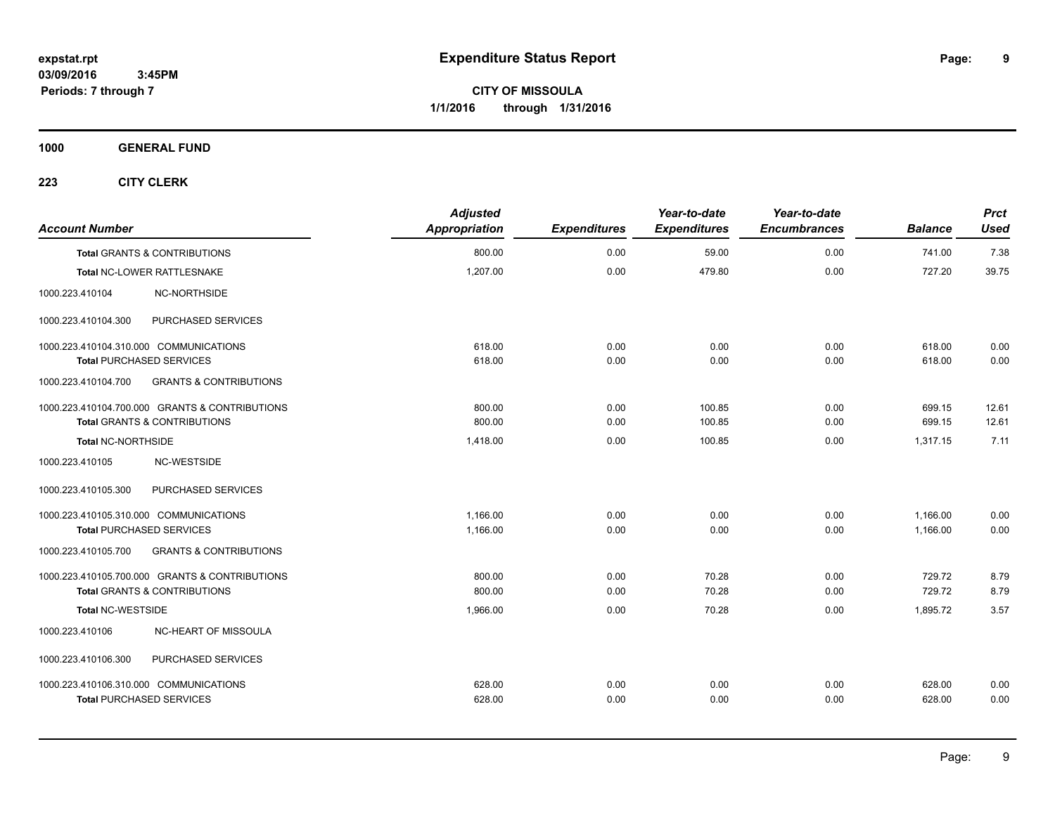# Expenditure Status Report

expstat.rpt
03/09/2016 3:45PM
Periods: 7 through 7

**CITY OF MISSOULA**
**1/1/2016 through 1/31/2016**

## 1000 GENERAL FUND

### 223 CITY CLERK

| Account Number | Adjusted Appropriation | Expenditures | Year-to-date Expenditures | Year-to-date Encumbrances | Balance | Prct Used |
|---|---|---|---|---|---|---|
| **Total** GRANTS & CONTRIBUTIONS | 800.00 | 0.00 | 59.00 | 0.00 | 741.00 | 7.38 |
| **Total** NC-LOWER RATTLESNAKE | 1,207.00 | 0.00 | 479.80 | 0.00 | 727.20 | 39.75 |
| 1000.223.410104 NC-NORTHSIDE | | | | | | |
| 1000.223.410104.300 PURCHASED SERVICES | | | | | | |
| 1000.223.410104.310.000 COMMUNICATIONS | 618.00 | 0.00 | 0.00 | 0.00 | 618.00 | 0.00 |
| **Total** PURCHASED SERVICES | 618.00 | 0.00 | 0.00 | 0.00 | 618.00 | 0.00 |
| 1000.223.410104.700 GRANTS & CONTRIBUTIONS | | | | | | |
| 1000.223.410104.700.000 GRANTS & CONTRIBUTIONS | 800.00 | 0.00 | 100.85 | 0.00 | 699.15 | 12.61 |
| **Total** GRANTS & CONTRIBUTIONS | 800.00 | 0.00 | 100.85 | 0.00 | 699.15 | 12.61 |
| **Total** NC-NORTHSIDE | 1,418.00 | 0.00 | 100.85 | 0.00 | 1,317.15 | 7.11 |
| 1000.223.410105 NC-WESTSIDE | | | | | | |
| 1000.223.410105.300 PURCHASED SERVICES | | | | | | |
| 1000.223.410105.310.000 COMMUNICATIONS | 1,166.00 | 0.00 | 0.00 | 0.00 | 1,166.00 | 0.00 |
| **Total** PURCHASED SERVICES | 1,166.00 | 0.00 | 0.00 | 0.00 | 1,166.00 | 0.00 |
| 1000.223.410105.700 GRANTS & CONTRIBUTIONS | | | | | | |
| 1000.223.410105.700.000 GRANTS & CONTRIBUTIONS | 800.00 | 0.00 | 70.28 | 0.00 | 729.72 | 8.79 |
| **Total** GRANTS & CONTRIBUTIONS | 800.00 | 0.00 | 70.28 | 0.00 | 729.72 | 8.79 |
| **Total** NC-WESTSIDE | 1,966.00 | 0.00 | 70.28 | 0.00 | 1,895.72 | 3.57 |
| 1000.223.410106 NC-HEART OF MISSOULA | | | | | | |
| 1000.223.410106.300 PURCHASED SERVICES | | | | | | |
| 1000.223.410106.310.000 COMMUNICATIONS | 628.00 | 0.00 | 0.00 | 0.00 | 628.00 | 0.00 |
| **Total** PURCHASED SERVICES | 628.00 | 0.00 | 0.00 | 0.00 | 628.00 | 0.00 |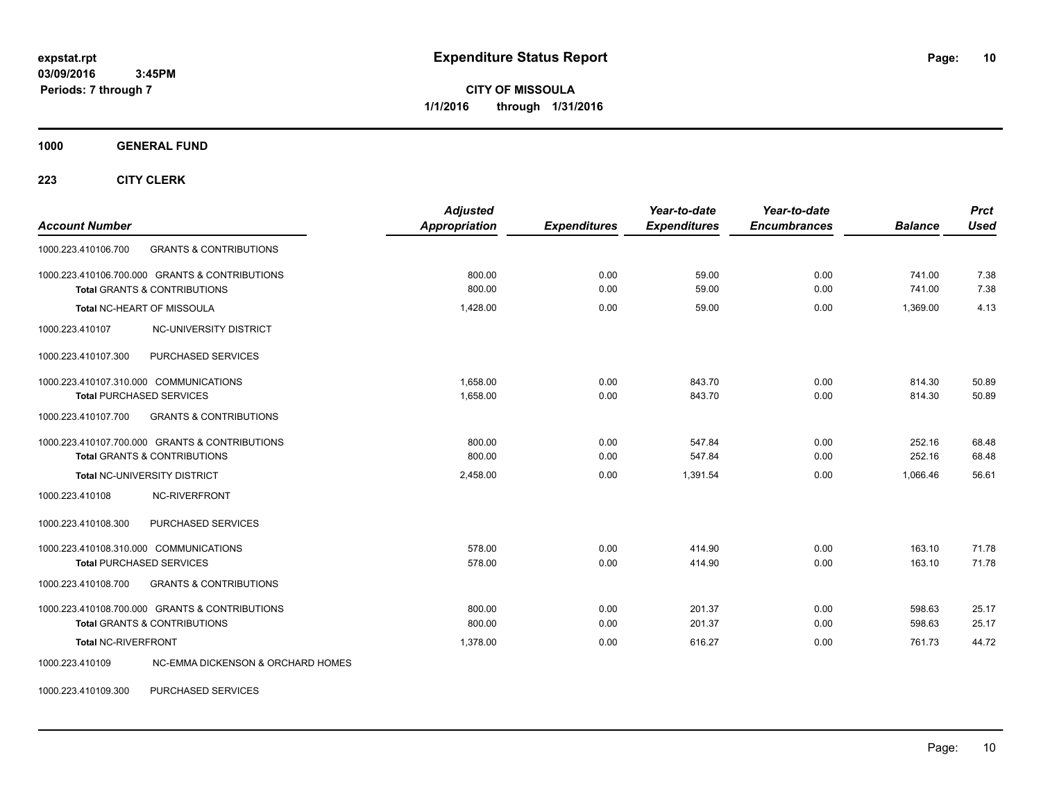**expstat.rpt**
**03/09/2016 3:45PM**
**Periods: 7 through 7**

# Expenditure Status Report

**CITY OF MISSOULA**
**1/1/2016 through 1/31/2016**

## 1000 GENERAL FUND

### 223 CITY CLERK

| Account Number | | Adjusted Appropriation | Expenditures | Year-to-date Expenditures | Year-to-date Encumbrances | Balance | Prct Used |
|---|---|---|---|---|---|---|---|
| 1000.223.410106.700 | GRANTS & CONTRIBUTIONS | | | | | | |
| 1000.223.410106.700.000 | GRANTS & CONTRIBUTIONS | 800.00 | 0.00 | 59.00 | 0.00 | 741.00 | 7.38 |
| **Total** GRANTS & CONTRIBUTIONS | | 800.00 | 0.00 | 59.00 | 0.00 | 741.00 | 7.38 |
| **Total** NC-HEART OF MISSOULA | | 1,428.00 | 0.00 | 59.00 | 0.00 | 1,369.00 | 4.13 |
| 1000.223.410107 | NC-UNIVERSITY DISTRICT | | | | | | |
| 1000.223.410107.300 | PURCHASED SERVICES | | | | | | |
| 1000.223.410107.310.000 | COMMUNICATIONS | 1,658.00 | 0.00 | 843.70 | 0.00 | 814.30 | 50.89 |
| **Total** PURCHASED SERVICES | | 1,658.00 | 0.00 | 843.70 | 0.00 | 814.30 | 50.89 |
| 1000.223.410107.700 | GRANTS & CONTRIBUTIONS | | | | | | |
| 1000.223.410107.700.000 | GRANTS & CONTRIBUTIONS | 800.00 | 0.00 | 547.84 | 0.00 | 252.16 | 68.48 |
| **Total** GRANTS & CONTRIBUTIONS | | 800.00 | 0.00 | 547.84 | 0.00 | 252.16 | 68.48 |
| **Total** NC-UNIVERSITY DISTRICT | | 2,458.00 | 0.00 | 1,391.54 | 0.00 | 1,066.46 | 56.61 |
| 1000.223.410108 | NC-RIVERFRONT | | | | | | |
| 1000.223.410108.300 | PURCHASED SERVICES | | | | | | |
| 1000.223.410108.310.000 | COMMUNICATIONS | 578.00 | 0.00 | 414.90 | 0.00 | 163.10 | 71.78 |
| **Total** PURCHASED SERVICES | | 578.00 | 0.00 | 414.90 | 0.00 | 163.10 | 71.78 |
| 1000.223.410108.700 | GRANTS & CONTRIBUTIONS | | | | | | |
| 1000.223.410108.700.000 | GRANTS & CONTRIBUTIONS | 800.00 | 0.00 | 201.37 | 0.00 | 598.63 | 25.17 |
| **Total** GRANTS & CONTRIBUTIONS | | 800.00 | 0.00 | 201.37 | 0.00 | 598.63 | 25.17 |
| **Total** NC-RIVERFRONT | | 1,378.00 | 0.00 | 616.27 | 0.00 | 761.73 | 44.72 |
| 1000.223.410109 | NC-EMMA DICKENSON & ORCHARD HOMES | | | | | | |
| 1000.223.410109.300 | PURCHASED SERVICES | | | | | | |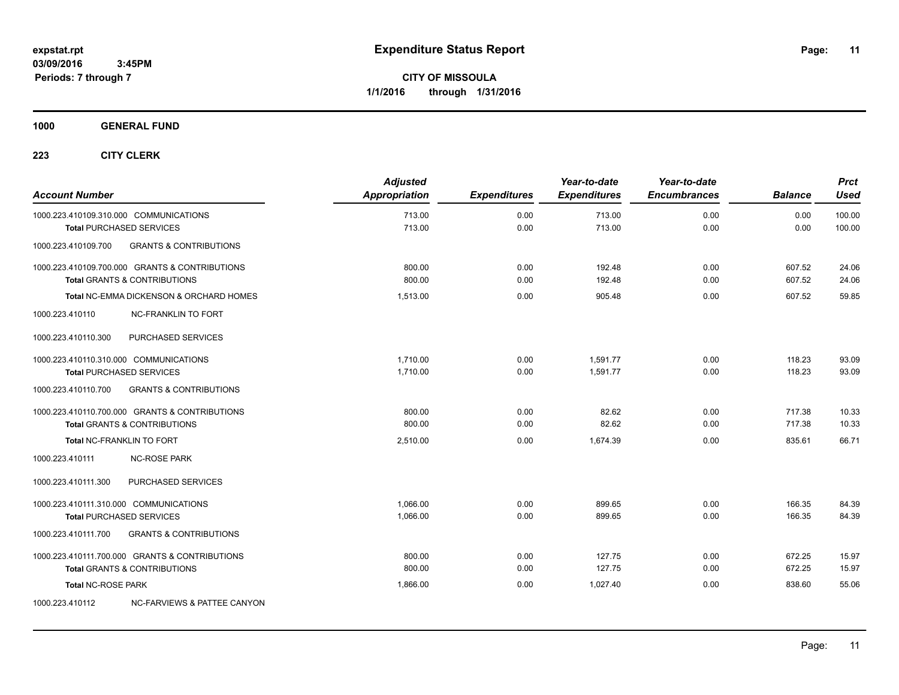# Expenditure Status Report

expstat.rpt
03/09/2016 3:45PM
Periods: 7 through 7

**CITY OF MISSOULA**
**1/1/2016 through 1/31/2016**

**1000 GENERAL FUND**

**223 CITY CLERK**

| Account Number | Adjusted Appropriation | Expenditures | Year-to-date Expenditures | Year-to-date Encumbrances | Balance | Prct Used |
|---|---|---|---|---|---|---|
| 1000.223.410109.310.000 COMMUNICATIONS | 713.00 | 0.00 | 713.00 | 0.00 | 0.00 | 100.00 |
| **Total** PURCHASED SERVICES | 713.00 | 0.00 | 713.00 | 0.00 | 0.00 | 100.00 |
| 1000.223.410109.700 GRANTS & CONTRIBUTIONS | | | | | | |
| 1000.223.410109.700.000 GRANTS & CONTRIBUTIONS | 800.00 | 0.00 | 192.48 | 0.00 | 607.52 | 24.06 |
| **Total** GRANTS & CONTRIBUTIONS | 800.00 | 0.00 | 192.48 | 0.00 | 607.52 | 24.06 |
| **Total** NC-EMMA DICKENSON & ORCHARD HOMES | 1,513.00 | 0.00 | 905.48 | 0.00 | 607.52 | 59.85 |
| 1000.223.410110 NC-FRANKLIN TO FORT | | | | | | |
| 1000.223.410110.300 PURCHASED SERVICES | | | | | | |
| 1000.223.410110.310.000 COMMUNICATIONS | 1,710.00 | 0.00 | 1,591.77 | 0.00 | 118.23 | 93.09 |
| **Total** PURCHASED SERVICES | 1,710.00 | 0.00 | 1,591.77 | 0.00 | 118.23 | 93.09 |
| 1000.223.410110.700 GRANTS & CONTRIBUTIONS | | | | | | |
| 1000.223.410110.700.000 GRANTS & CONTRIBUTIONS | 800.00 | 0.00 | 82.62 | 0.00 | 717.38 | 10.33 |
| **Total** GRANTS & CONTRIBUTIONS | 800.00 | 0.00 | 82.62 | 0.00 | 717.38 | 10.33 |
| **Total** NC-FRANKLIN TO FORT | 2,510.00 | 0.00 | 1,674.39 | 0.00 | 835.61 | 66.71 |
| 1000.223.410111 NC-ROSE PARK | | | | | | |
| 1000.223.410111.300 PURCHASED SERVICES | | | | | | |
| 1000.223.410111.310.000 COMMUNICATIONS | 1,066.00 | 0.00 | 899.65 | 0.00 | 166.35 | 84.39 |
| **Total** PURCHASED SERVICES | 1,066.00 | 0.00 | 899.65 | 0.00 | 166.35 | 84.39 |
| 1000.223.410111.700 GRANTS & CONTRIBUTIONS | | | | | | |
| 1000.223.410111.700.000 GRANTS & CONTRIBUTIONS | 800.00 | 0.00 | 127.75 | 0.00 | 672.25 | 15.97 |
| **Total** GRANTS & CONTRIBUTIONS | 800.00 | 0.00 | 127.75 | 0.00 | 672.25 | 15.97 |
| **Total** NC-ROSE PARK | 1,866.00 | 0.00 | 1,027.40 | 0.00 | 838.60 | 55.06 |
| 1000.223.410112 NC-FARVIEWS & PATTEE CANYON | | | | | | |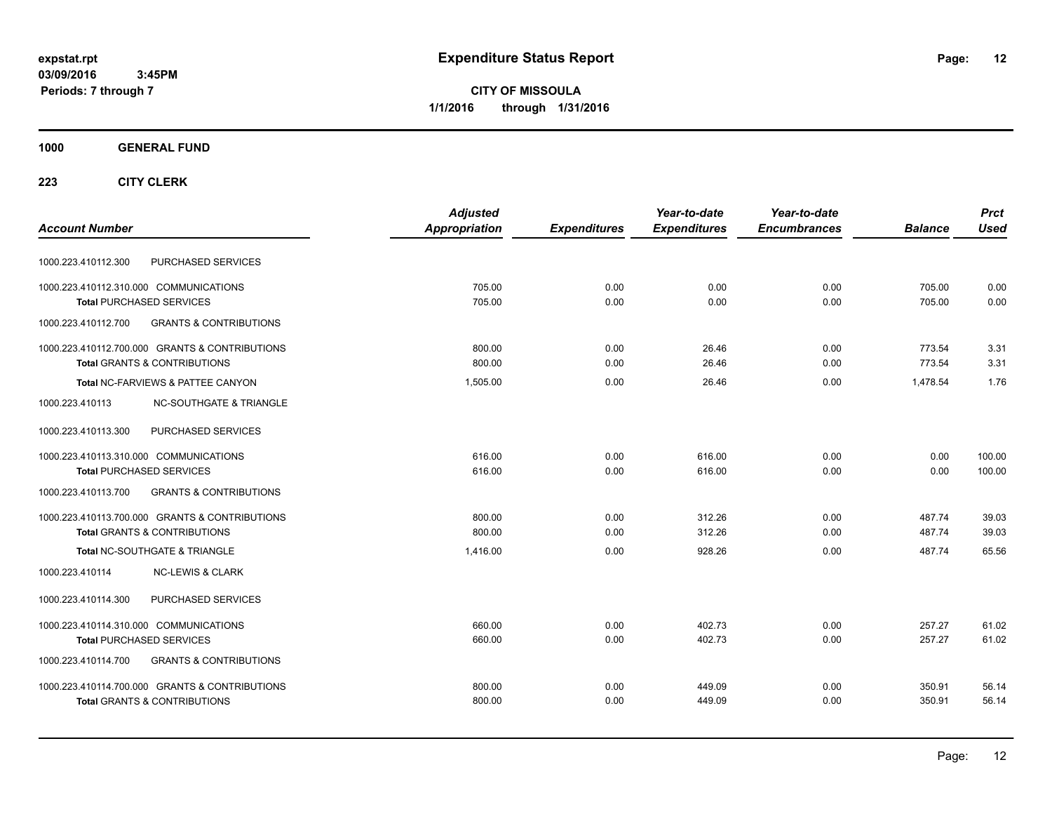**expstat.rpt**
**03/09/2016 3:45PM**
**Periods: 7 through 7**

# Expenditure Status Report

**CITY OF MISSOULA**
**1/1/2016 through 1/31/2016**

**1000 GENERAL FUND**

**223 CITY CLERK**

| Account Number | Adjusted Appropriation | Expenditures | Year-to-date Expenditures | Year-to-date Encumbrances | Balance | Prct Used |
|---|---|---|---|---|---|---|
| 1000.223.410112.300 PURCHASED SERVICES | | | | | | |
| 1000.223.410112.310.000 COMMUNICATIONS | 705.00 | 0.00 | 0.00 | 0.00 | 705.00 | 0.00 |
| **Total** PURCHASED SERVICES | 705.00 | 0.00 | 0.00 | 0.00 | 705.00 | 0.00 |
| 1000.223.410112.700 GRANTS & CONTRIBUTIONS | | | | | | |
| 1000.223.410112.700.000 GRANTS & CONTRIBUTIONS | 800.00 | 0.00 | 26.46 | 0.00 | 773.54 | 3.31 |
| **Total** GRANTS & CONTRIBUTIONS | 800.00 | 0.00 | 26.46 | 0.00 | 773.54 | 3.31 |
| **Total** NC-FARVIEWS & PATTEE CANYON | 1,505.00 | 0.00 | 26.46 | 0.00 | 1,478.54 | 1.76 |
| 1000.223.410113 NC-SOUTHGATE & TRIANGLE | | | | | | |
| 1000.223.410113.300 PURCHASED SERVICES | | | | | | |
| 1000.223.410113.310.000 COMMUNICATIONS | 616.00 | 0.00 | 616.00 | 0.00 | 0.00 | 100.00 |
| **Total** PURCHASED SERVICES | 616.00 | 0.00 | 616.00 | 0.00 | 0.00 | 100.00 |
| 1000.223.410113.700 GRANTS & CONTRIBUTIONS | | | | | | |
| 1000.223.410113.700.000 GRANTS & CONTRIBUTIONS | 800.00 | 0.00 | 312.26 | 0.00 | 487.74 | 39.03 |
| **Total** GRANTS & CONTRIBUTIONS | 800.00 | 0.00 | 312.26 | 0.00 | 487.74 | 39.03 |
| **Total** NC-SOUTHGATE & TRIANGLE | 1,416.00 | 0.00 | 928.26 | 0.00 | 487.74 | 65.56 |
| 1000.223.410114 NC-LEWIS & CLARK | | | | | | |
| 1000.223.410114.300 PURCHASED SERVICES | | | | | | |
| 1000.223.410114.310.000 COMMUNICATIONS | 660.00 | 0.00 | 402.73 | 0.00 | 257.27 | 61.02 |
| **Total** PURCHASED SERVICES | 660.00 | 0.00 | 402.73 | 0.00 | 257.27 | 61.02 |
| 1000.223.410114.700 GRANTS & CONTRIBUTIONS | | | | | | |
| 1000.223.410114.700.000 GRANTS & CONTRIBUTIONS | 800.00 | 0.00 | 449.09 | 0.00 | 350.91 | 56.14 |
| **Total** GRANTS & CONTRIBUTIONS | 800.00 | 0.00 | 449.09 | 0.00 | 350.91 | 56.14 |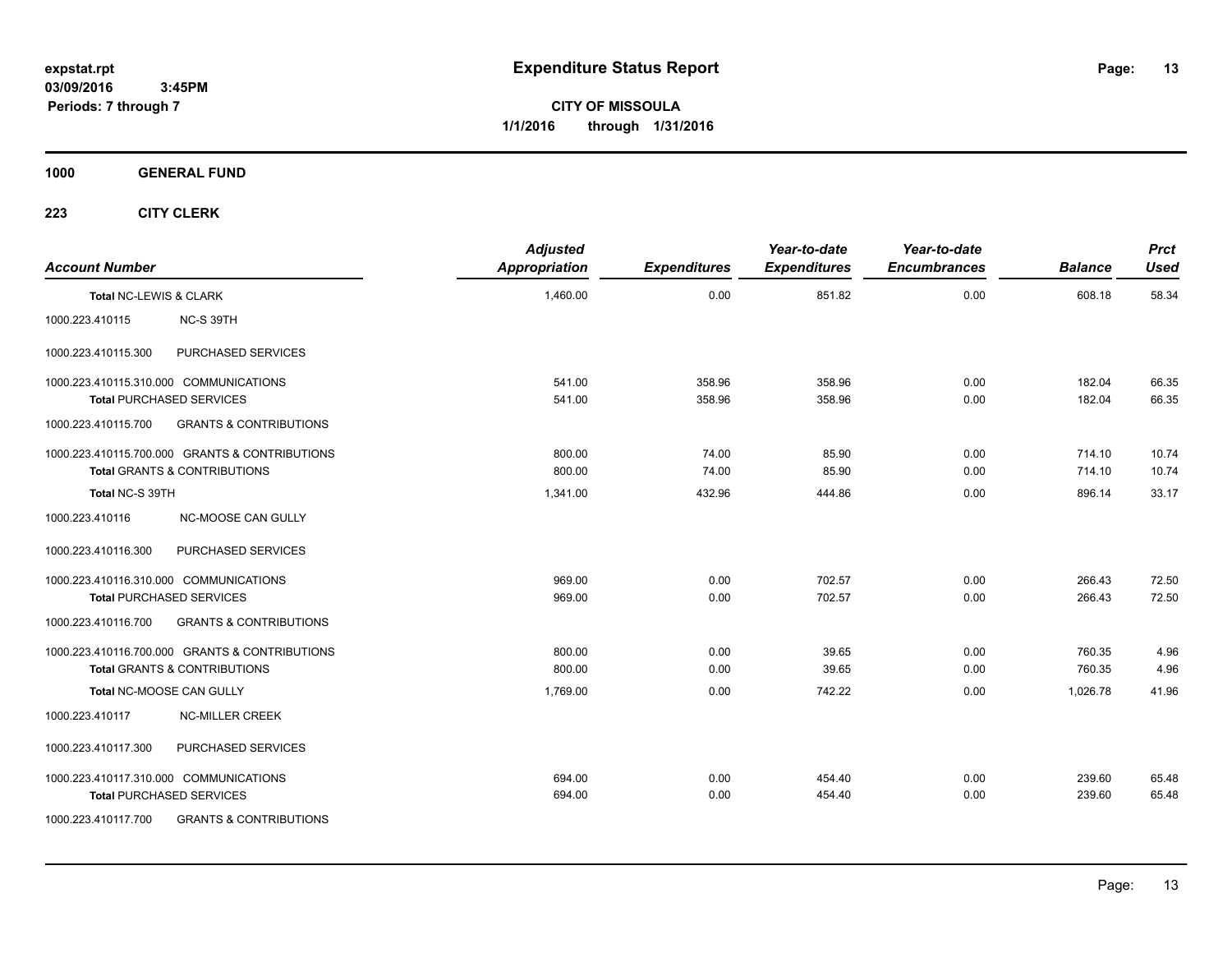expstat.rpt
03/09/2016 3:45PM
Periods: 7 through 7

# Expenditure Status Report

**CITY OF MISSOULA**
**1/1/2016 through 1/31/2016**

## 1000 GENERAL FUND

### 223 CITY CLERK

| Account Number | | Adjusted Appropriation | Expenditures | Year-to-date Expenditures | Year-to-date Encumbrances | Balance | Prct Used |
|---|---|---|---|---|---|---|---|
| Total NC-LEWIS & CLARK | | 1,460.00 | 0.00 | 851.82 | 0.00 | 608.18 | 58.34 |
| 1000.223.410115 | NC-S 39TH | | | | | | |
| 1000.223.410115.300 | PURCHASED SERVICES | | | | | | |
| 1000.223.410115.310.000 COMMUNICATIONS | | 541.00 | 358.96 | 358.96 | 0.00 | 182.04 | 66.35 |
| Total PURCHASED SERVICES | | 541.00 | 358.96 | 358.96 | 0.00 | 182.04 | 66.35 |
| 1000.223.410115.700 | GRANTS & CONTRIBUTIONS | | | | | | |
| 1000.223.410115.700.000 GRANTS & CONTRIBUTIONS | | 800.00 | 74.00 | 85.90 | 0.00 | 714.10 | 10.74 |
| Total GRANTS & CONTRIBUTIONS | | 800.00 | 74.00 | 85.90 | 0.00 | 714.10 | 10.74 |
| Total NC-S 39TH | | 1,341.00 | 432.96 | 444.86 | 0.00 | 896.14 | 33.17 |
| 1000.223.410116 | NC-MOOSE CAN GULLY | | | | | | |
| 1000.223.410116.300 | PURCHASED SERVICES | | | | | | |
| 1000.223.410116.310.000 COMMUNICATIONS | | 969.00 | 0.00 | 702.57 | 0.00 | 266.43 | 72.50 |
| Total PURCHASED SERVICES | | 969.00 | 0.00 | 702.57 | 0.00 | 266.43 | 72.50 |
| 1000.223.410116.700 | GRANTS & CONTRIBUTIONS | | | | | | |
| 1000.223.410116.700.000 GRANTS & CONTRIBUTIONS | | 800.00 | 0.00 | 39.65 | 0.00 | 760.35 | 4.96 |
| Total GRANTS & CONTRIBUTIONS | | 800.00 | 0.00 | 39.65 | 0.00 | 760.35 | 4.96 |
| Total NC-MOOSE CAN GULLY | | 1,769.00 | 0.00 | 742.22 | 0.00 | 1,026.78 | 41.96 |
| 1000.223.410117 | NC-MILLER CREEK | | | | | | |
| 1000.223.410117.300 | PURCHASED SERVICES | | | | | | |
| 1000.223.410117.310.000 COMMUNICATIONS | | 694.00 | 0.00 | 454.40 | 0.00 | 239.60 | 65.48 |
| Total PURCHASED SERVICES | | 694.00 | 0.00 | 454.40 | 0.00 | 239.60 | 65.48 |
| 1000.223.410117.700 | GRANTS & CONTRIBUTIONS | | | | | | |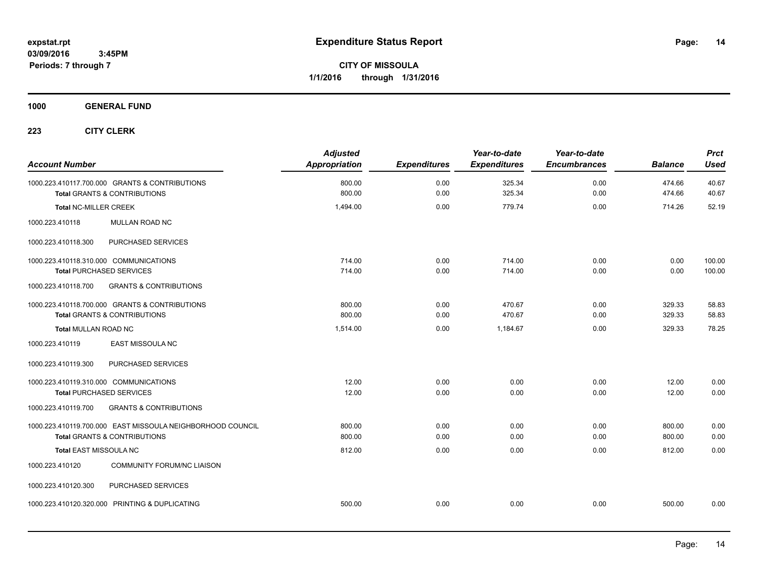# Expenditure Status Report

expstat.rpt
03/09/2016 3:45PM
Periods: 7 through 7

**CITY OF MISSOULA**
**1/1/2016 through 1/31/2016**

**1000 GENERAL FUND**

**223 CITY CLERK**

| Account Number | Adjusted Appropriation | Expenditures | Year-to-date Expenditures | Year-to-date Encumbrances | Balance | Prct Used |
|---|---|---|---|---|---|---|
| 1000.223.410117.700.000 GRANTS & CONTRIBUTIONS | 800.00 | 0.00 | 325.34 | 0.00 | 474.66 | 40.67 |
| **Total** GRANTS & CONTRIBUTIONS | 800.00 | 0.00 | 325.34 | 0.00 | 474.66 | 40.67 |
| **Total** NC-MILLER CREEK | 1,494.00 | 0.00 | 779.74 | 0.00 | 714.26 | 52.19 |
| 1000.223.410118 MULLAN ROAD NC | | | | | | |
| 1000.223.410118.300 PURCHASED SERVICES | | | | | | |
| 1000.223.410118.310.000 COMMUNICATIONS | 714.00 | 0.00 | 714.00 | 0.00 | 0.00 | 100.00 |
| **Total** PURCHASED SERVICES | 714.00 | 0.00 | 714.00 | 0.00 | 0.00 | 100.00 |
| 1000.223.410118.700 GRANTS & CONTRIBUTIONS | | | | | | |
| 1000.223.410118.700.000 GRANTS & CONTRIBUTIONS | 800.00 | 0.00 | 470.67 | 0.00 | 329.33 | 58.83 |
| **Total** GRANTS & CONTRIBUTIONS | 800.00 | 0.00 | 470.67 | 0.00 | 329.33 | 58.83 |
| **Total** MULLAN ROAD NC | 1,514.00 | 0.00 | 1,184.67 | 0.00 | 329.33 | 78.25 |
| 1000.223.410119 EAST MISSOULA NC | | | | | | |
| 1000.223.410119.300 PURCHASED SERVICES | | | | | | |
| 1000.223.410119.310.000 COMMUNICATIONS | 12.00 | 0.00 | 0.00 | 0.00 | 12.00 | 0.00 |
| **Total** PURCHASED SERVICES | 12.00 | 0.00 | 0.00 | 0.00 | 12.00 | 0.00 |
| 1000.223.410119.700 GRANTS & CONTRIBUTIONS | | | | | | |
| 1000.223.410119.700.000 EAST MISSOULA NEIGHBORHOOD COUNCIL | 800.00 | 0.00 | 0.00 | 0.00 | 800.00 | 0.00 |
| **Total** GRANTS & CONTRIBUTIONS | 800.00 | 0.00 | 0.00 | 0.00 | 800.00 | 0.00 |
| **Total** EAST MISSOULA NC | 812.00 | 0.00 | 0.00 | 0.00 | 812.00 | 0.00 |
| 1000.223.410120 COMMUNITY FORUM/NC LIAISON | | | | | | |
| 1000.223.410120.300 PURCHASED SERVICES | | | | | | |
| 1000.223.410120.320.000 PRINTING & DUPLICATING | 500.00 | 0.00 | 0.00 | 0.00 | 500.00 | 0.00 |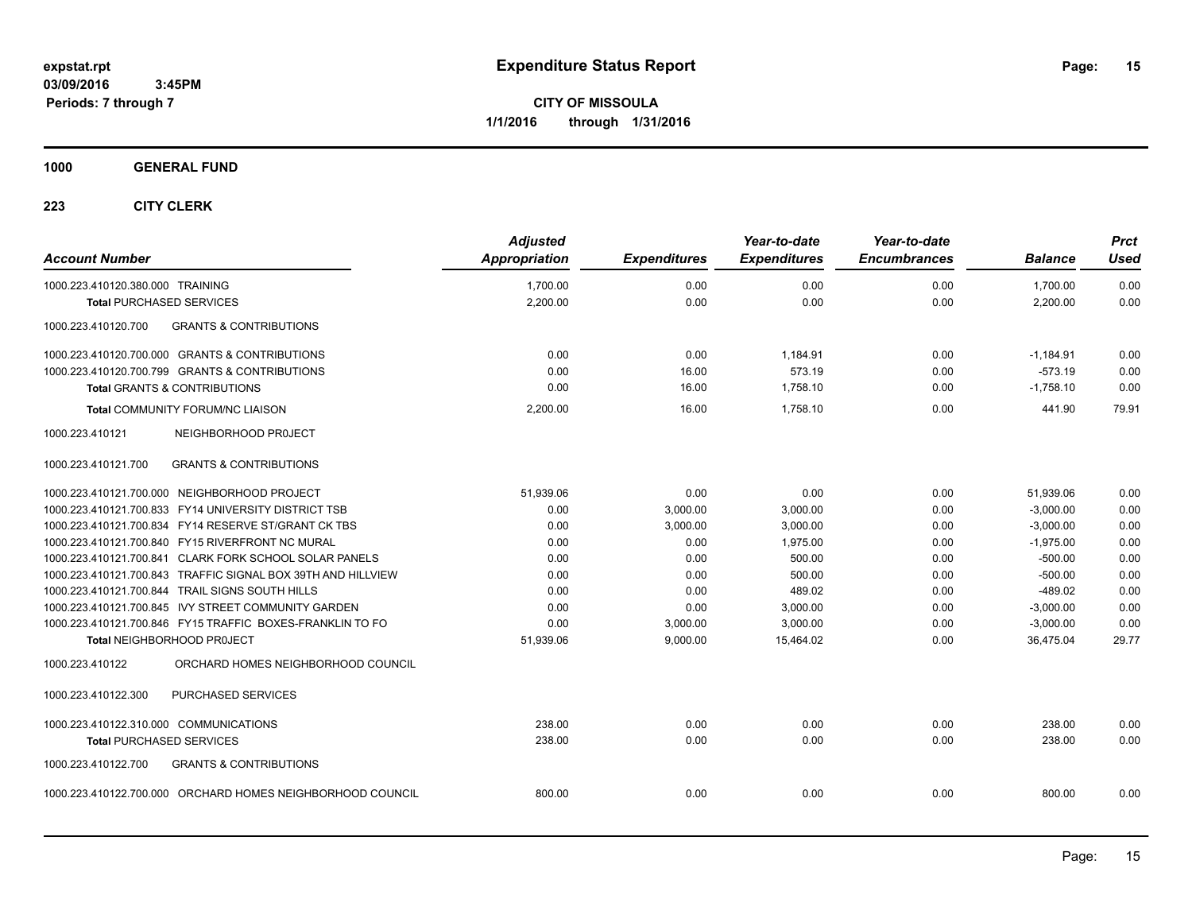# Expenditure Status Report

**CITY OF MISSOULA**
**1/1/2016 through 1/31/2016**

expstat.rpt
03/09/2016 3:45PM
Periods: 7 through 7

**1000 GENERAL FUND**

**223 CITY CLERK**

| Account Number | Adjusted Appropriation | Expenditures | Year-to-date Expenditures | Year-to-date Encumbrances | Balance | Prct Used |
|---|---|---|---|---|---|---|
| 1000.223.410120.380.000 TRAINING | 1,700.00 | 0.00 | 0.00 | 0.00 | 1,700.00 | 0.00 |
| **Total** PURCHASED SERVICES | 2,200.00 | 0.00 | 0.00 | 0.00 | 2,200.00 | 0.00 |
| 1000.223.410120.700 GRANTS & CONTRIBUTIONS | | | | | | |
| 1000.223.410120.700.000 GRANTS & CONTRIBUTIONS | 0.00 | 0.00 | 1,184.91 | 0.00 | -1,184.91 | 0.00 |
| 1000.223.410120.700.799 GRANTS & CONTRIBUTIONS | 0.00 | 16.00 | 573.19 | 0.00 | -573.19 | 0.00 |
| **Total** GRANTS & CONTRIBUTIONS | 0.00 | 16.00 | 1,758.10 | 0.00 | -1,758.10 | 0.00 |
| **Total** COMMUNITY FORUM/NC LIAISON | 2,200.00 | 16.00 | 1,758.10 | 0.00 | 441.90 | 79.91 |
| 1000.223.410121 NEIGHBORHOOD PR0JECT | | | | | | |
| 1000.223.410121.700 GRANTS & CONTRIBUTIONS | | | | | | |
| 1000.223.410121.700.000 NEIGHBORHOOD PROJECT | 51,939.06 | 0.00 | 0.00 | 0.00 | 51,939.06 | 0.00 |
| 1000.223.410121.700.833 FY14 UNIVERSITY DISTRICT TSB | 0.00 | 3,000.00 | 3,000.00 | 0.00 | -3,000.00 | 0.00 |
| 1000.223.410121.700.834 FY14 RESERVE ST/GRANT CK TBS | 0.00 | 3,000.00 | 3,000.00 | 0.00 | -3,000.00 | 0.00 |
| 1000.223.410121.700.840 FY15 RIVERFRONT NC MURAL | 0.00 | 0.00 | 1,975.00 | 0.00 | -1,975.00 | 0.00 |
| 1000.223.410121.700.841 CLARK FORK SCHOOL SOLAR PANELS | 0.00 | 0.00 | 500.00 | 0.00 | -500.00 | 0.00 |
| 1000.223.410121.700.843 TRAFFIC SIGNAL BOX 39TH AND HILLVIEW | 0.00 | 0.00 | 500.00 | 0.00 | -500.00 | 0.00 |
| 1000.223.410121.700.844 TRAIL SIGNS SOUTH HILLS | 0.00 | 0.00 | 489.02 | 0.00 | -489.02 | 0.00 |
| 1000.223.410121.700.845 IVY STREET COMMUNITY GARDEN | 0.00 | 0.00 | 3,000.00 | 0.00 | -3,000.00 | 0.00 |
| 1000.223.410121.700.846 FY15 TRAFFIC BOXES-FRANKLIN TO FO | 0.00 | 3,000.00 | 3,000.00 | 0.00 | -3,000.00 | 0.00 |
| **Total** NEIGHBORHOOD PR0JECT | 51,939.06 | 9,000.00 | 15,464.02 | 0.00 | 36,475.04 | 29.77 |
| 1000.223.410122 ORCHARD HOMES NEIGHBORHOOD COUNCIL | | | | | | |
| 1000.223.410122.300 PURCHASED SERVICES | | | | | | |
| 1000.223.410122.310.000 COMMUNICATIONS | 238.00 | 0.00 | 0.00 | 0.00 | 238.00 | 0.00 |
| **Total** PURCHASED SERVICES | 238.00 | 0.00 | 0.00 | 0.00 | 238.00 | 0.00 |
| 1000.223.410122.700 GRANTS & CONTRIBUTIONS | | | | | | |
| 1000.223.410122.700.000 ORCHARD HOMES NEIGHBORHOOD COUNCIL | 800.00 | 0.00 | 0.00 | 0.00 | 800.00 | 0.00 |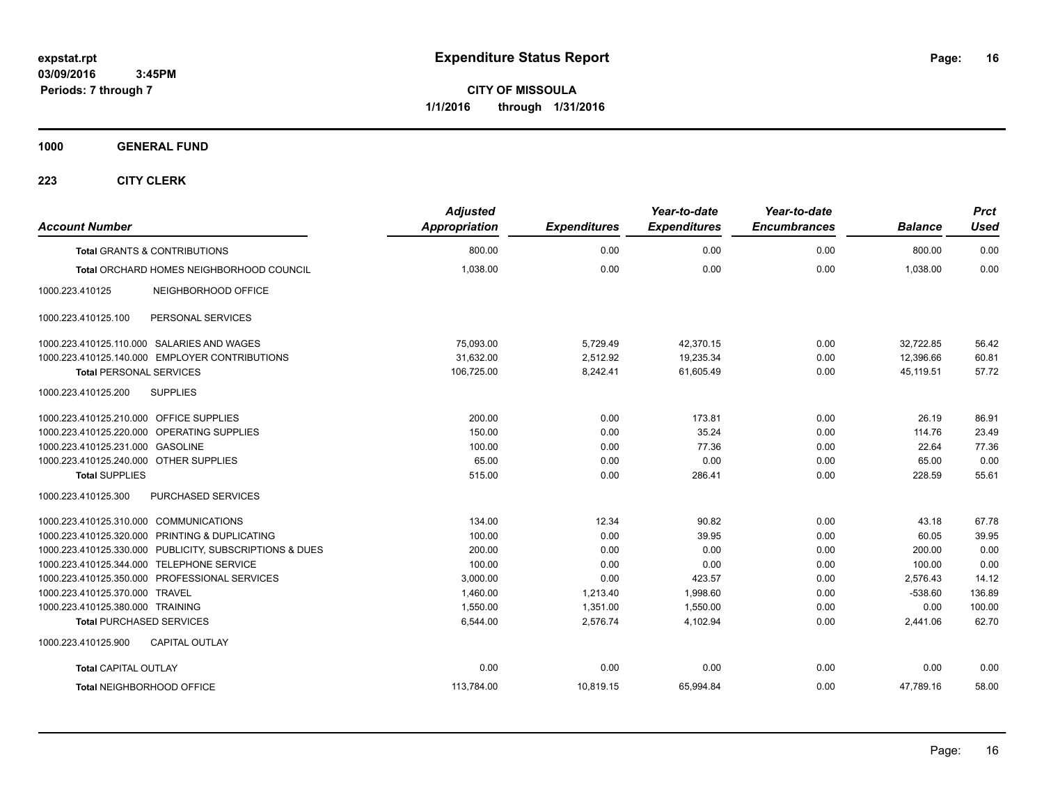# Expenditure Status Report

expstat.rpt
03/09/2016 3:45PM
Periods: 7 through 7

**CITY OF MISSOULA**
**1/1/2016 through 1/31/2016**

**1000 GENERAL FUND**

**223 CITY CLERK**

| Account Number | | Adjusted Appropriation | Expenditures | Year-to-date Expenditures | Year-to-date Encumbrances | Balance | Prct Used |
|---|---|---|---|---|---|---|---|
| **Total GRANTS & CONTRIBUTIONS** | | 800.00 | 0.00 | 0.00 | 0.00 | 800.00 | 0.00 |
| **Total ORCHARD HOMES NEIGHBORHOOD COUNCIL** | | 1,038.00 | 0.00 | 0.00 | 0.00 | 1,038.00 | 0.00 |
| 1000.223.410125 | NEIGHBORHOOD OFFICE | | | | | | |
| 1000.223.410125.100 | PERSONAL SERVICES | | | | | | |
| 1000.223.410125.110.000 | SALARIES AND WAGES | 75,093.00 | 5,729.49 | 42,370.15 | 0.00 | 32,722.85 | 56.42 |
| 1000.223.410125.140.000 | EMPLOYER CONTRIBUTIONS | 31,632.00 | 2,512.92 | 19,235.34 | 0.00 | 12,396.66 | 60.81 |
| **Total PERSONAL SERVICES** | | 106,725.00 | 8,242.41 | 61,605.49 | 0.00 | 45,119.51 | 57.72 |
| 1000.223.410125.200 | SUPPLIES | | | | | | |
| 1000.223.410125.210.000 | OFFICE SUPPLIES | 200.00 | 0.00 | 173.81 | 0.00 | 26.19 | 86.91 |
| 1000.223.410125.220.000 | OPERATING SUPPLIES | 150.00 | 0.00 | 35.24 | 0.00 | 114.76 | 23.49 |
| 1000.223.410125.231.000 | GASOLINE | 100.00 | 0.00 | 77.36 | 0.00 | 22.64 | 77.36 |
| 1000.223.410125.240.000 | OTHER SUPPLIES | 65.00 | 0.00 | 0.00 | 0.00 | 65.00 | 0.00 |
| **Total SUPPLIES** | | 515.00 | 0.00 | 286.41 | 0.00 | 228.59 | 55.61 |
| 1000.223.410125.300 | PURCHASED SERVICES | | | | | | |
| 1000.223.410125.310.000 | COMMUNICATIONS | 134.00 | 12.34 | 90.82 | 0.00 | 43.18 | 67.78 |
| 1000.223.410125.320.000 | PRINTING & DUPLICATING | 100.00 | 0.00 | 39.95 | 0.00 | 60.05 | 39.95 |
| 1000.223.410125.330.000 | PUBLICITY, SUBSCRIPTIONS & DUES | 200.00 | 0.00 | 0.00 | 0.00 | 200.00 | 0.00 |
| 1000.223.410125.344.000 | TELEPHONE SERVICE | 100.00 | 0.00 | 0.00 | 0.00 | 100.00 | 0.00 |
| 1000.223.410125.350.000 | PROFESSIONAL SERVICES | 3,000.00 | 0.00 | 423.57 | 0.00 | 2,576.43 | 14.12 |
| 1000.223.410125.370.000 | TRAVEL | 1,460.00 | 1,213.40 | 1,998.60 | 0.00 | -538.60 | 136.89 |
| 1000.223.410125.380.000 | TRAINING | 1,550.00 | 1,351.00 | 1,550.00 | 0.00 | 0.00 | 100.00 |
| **Total PURCHASED SERVICES** | | 6,544.00 | 2,576.74 | 4,102.94 | 0.00 | 2,441.06 | 62.70 |
| 1000.223.410125.900 | CAPITAL OUTLAY | | | | | | |
| **Total CAPITAL OUTLAY** | | 0.00 | 0.00 | 0.00 | 0.00 | 0.00 | 0.00 |
| **Total NEIGHBORHOOD OFFICE** | | 113,784.00 | 10,819.15 | 65,994.84 | 0.00 | 47,789.16 | 58.00 |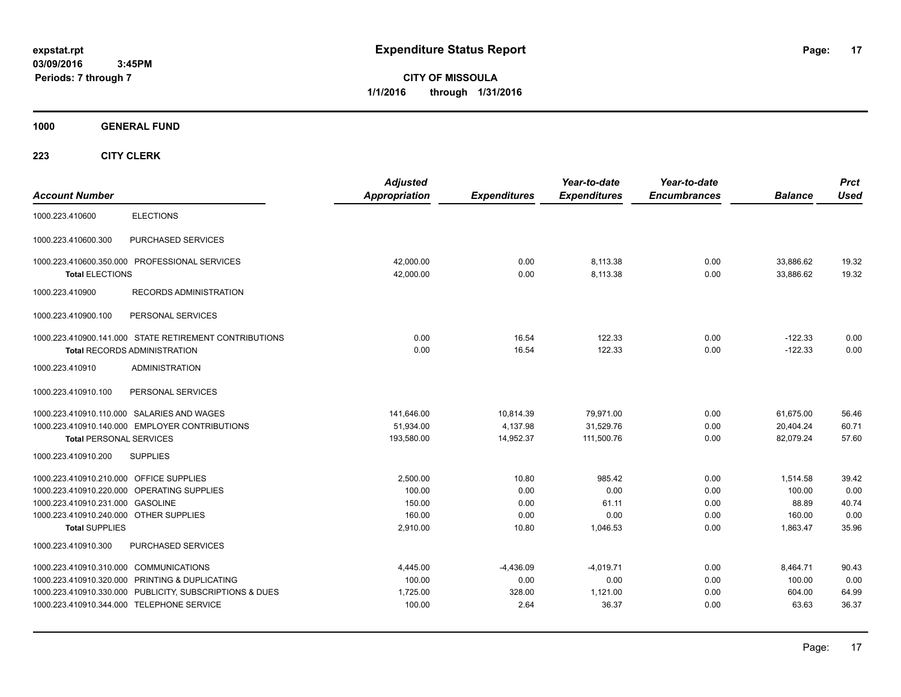**expstat.rpt**
**03/09/2016 3:45PM**
**Periods: 7 through 7**

# Expenditure Status Report

**CITY OF MISSOULA**
**1/1/2016 through 1/31/2016**

## 1000 GENERAL FUND

## 223 CITY CLERK

| Account Number | | Adjusted Appropriation | Expenditures | Year-to-date Expenditures | Year-to-date Encumbrances | Balance | Prct Used |
|---|---|---|---|---|---|---|---|
| 1000.223.410600 | ELECTIONS | | | | | | |
| 1000.223.410600.300 | PURCHASED SERVICES | | | | | | |
| 1000.223.410600.350.000 | PROFESSIONAL SERVICES | 42,000.00 | 0.00 | 8,113.38 | 0.00 | 33,886.62 | 19.32 |
| **Total** ELECTIONS | | 42,000.00 | 0.00 | 8,113.38 | 0.00 | 33,886.62 | 19.32 |
| 1000.223.410900 | RECORDS ADMINISTRATION | | | | | | |
| 1000.223.410900.100 | PERSONAL SERVICES | | | | | | |
| 1000.223.410900.141.000 | STATE RETIREMENT CONTRIBUTIONS | 0.00 | 16.54 | 122.33 | 0.00 | -122.33 | 0.00 |
| **Total** RECORDS ADMINISTRATION | | 0.00 | 16.54 | 122.33 | 0.00 | -122.33 | 0.00 |
| 1000.223.410910 | ADMINISTRATION | | | | | | |
| 1000.223.410910.100 | PERSONAL SERVICES | | | | | | |
| 1000.223.410910.110.000 | SALARIES AND WAGES | 141,646.00 | 10,814.39 | 79,971.00 | 0.00 | 61,675.00 | 56.46 |
| 1000.223.410910.140.000 | EMPLOYER CONTRIBUTIONS | 51,934.00 | 4,137.98 | 31,529.76 | 0.00 | 20,404.24 | 60.71 |
| **Total** PERSONAL SERVICES | | 193,580.00 | 14,952.37 | 111,500.76 | 0.00 | 82,079.24 | 57.60 |
| 1000.223.410910.200 | SUPPLIES | | | | | | |
| 1000.223.410910.210.000 | OFFICE SUPPLIES | 2,500.00 | 10.80 | 985.42 | 0.00 | 1,514.58 | 39.42 |
| 1000.223.410910.220.000 | OPERATING SUPPLIES | 100.00 | 0.00 | 0.00 | 0.00 | 100.00 | 0.00 |
| 1000.223.410910.231.000 | GASOLINE | 150.00 | 0.00 | 61.11 | 0.00 | 88.89 | 40.74 |
| 1000.223.410910.240.000 | OTHER SUPPLIES | 160.00 | 0.00 | 0.00 | 0.00 | 160.00 | 0.00 |
| **Total** SUPPLIES | | 2,910.00 | 10.80 | 1,046.53 | 0.00 | 1,863.47 | 35.96 |
| 1000.223.410910.300 | PURCHASED SERVICES | | | | | | |
| 1000.223.410910.310.000 | COMMUNICATIONS | 4,445.00 | -4,436.09 | -4,019.71 | 0.00 | 8,464.71 | 90.43 |
| 1000.223.410910.320.000 | PRINTING & DUPLICATING | 100.00 | 0.00 | 0.00 | 0.00 | 100.00 | 0.00 |
| 1000.223.410910.330.000 | PUBLICITY, SUBSCRIPTIONS & DUES | 1,725.00 | 328.00 | 1,121.00 | 0.00 | 604.00 | 64.99 |
| 1000.223.410910.344.000 | TELEPHONE SERVICE | 100.00 | 2.64 | 36.37 | 0.00 | 63.63 | 36.37 |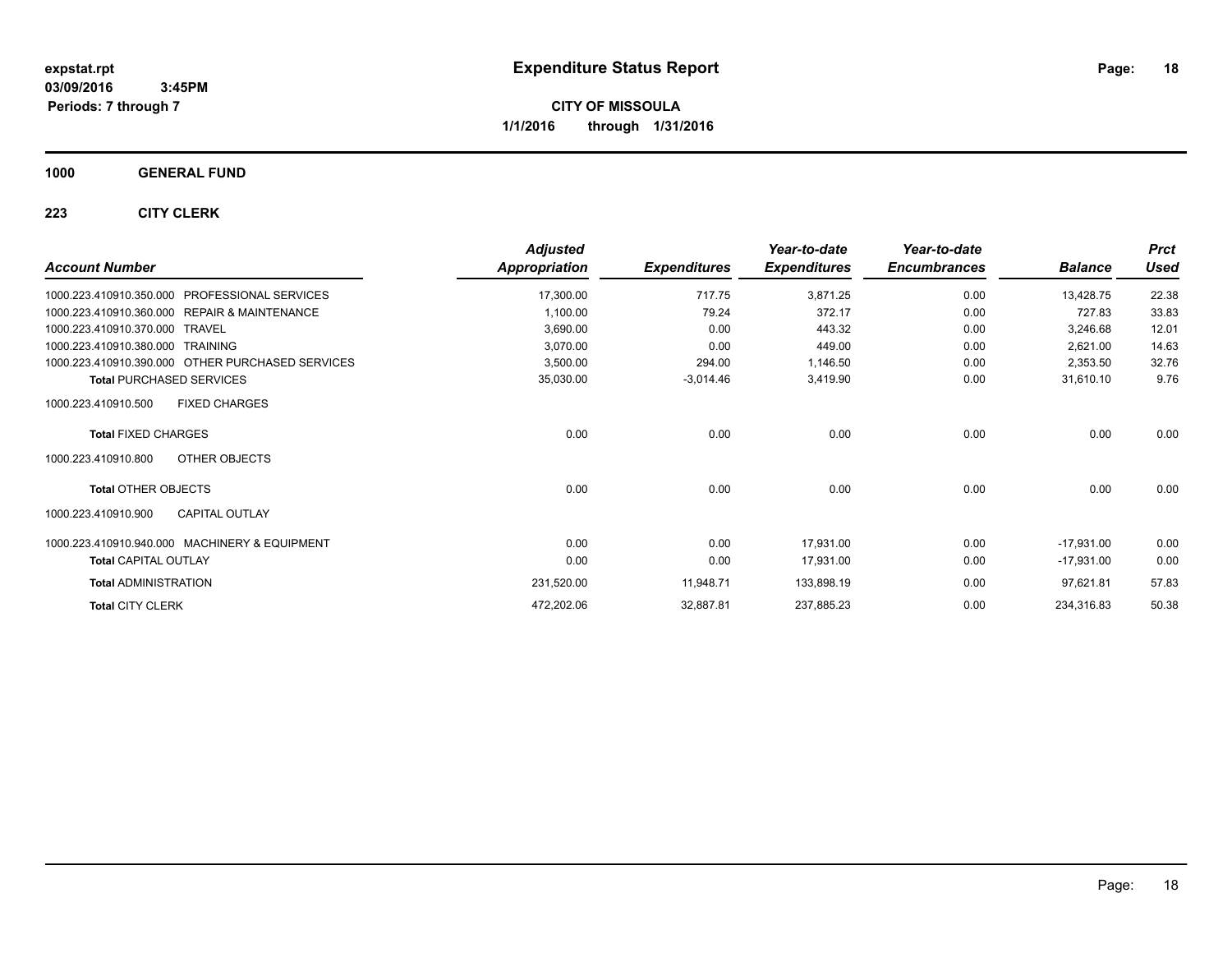# Expenditure Status Report

expstat.rpt
03/09/2016 3:45PM
Periods: 7 through 7

**CITY OF MISSOULA**
**1/1/2016 through 1/31/2016**

**1000 GENERAL FUND**

**223 CITY CLERK**

| Account Number | | Adjusted Appropriation | Expenditures | Year-to-date Expenditures | Year-to-date Encumbrances | Balance | Prct Used |
|---|---|---|---|---|---|---|---|
| 1000.223.410910.350.000 | PROFESSIONAL SERVICES | 17,300.00 | 717.75 | 3,871.25 | 0.00 | 13,428.75 | 22.38 |
| 1000.223.410910.360.000 | REPAIR & MAINTENANCE | 1,100.00 | 79.24 | 372.17 | 0.00 | 727.83 | 33.83 |
| 1000.223.410910.370.000 | TRAVEL | 3,690.00 | 0.00 | 443.32 | 0.00 | 3,246.68 | 12.01 |
| 1000.223.410910.380.000 | TRAINING | 3,070.00 | 0.00 | 449.00 | 0.00 | 2,621.00 | 14.63 |
| 1000.223.410910.390.000 | OTHER PURCHASED SERVICES | 3,500.00 | 294.00 | 1,146.50 | 0.00 | 2,353.50 | 32.76 |
| **Total** PURCHASED SERVICES | | 35,030.00 | -3,014.46 | 3,419.90 | 0.00 | 31,610.10 | 9.76 |
| 1000.223.410910.500 | FIXED CHARGES | | | | | | |
| **Total** FIXED CHARGES | | 0.00 | 0.00 | 0.00 | 0.00 | 0.00 | 0.00 |
| 1000.223.410910.800 | OTHER OBJECTS | | | | | | |
| **Total** OTHER OBJECTS | | 0.00 | 0.00 | 0.00 | 0.00 | 0.00 | 0.00 |
| 1000.223.410910.900 | CAPITAL OUTLAY | | | | | | |
| 1000.223.410910.940.000 | MACHINERY & EQUIPMENT | 0.00 | 0.00 | 17,931.00 | 0.00 | -17,931.00 | 0.00 |
| **Total** CAPITAL OUTLAY | | 0.00 | 0.00 | 17,931.00 | 0.00 | -17,931.00 | 0.00 |
| **Total** ADMINISTRATION | | 231,520.00 | 11,948.71 | 133,898.19 | 0.00 | 97,621.81 | 57.83 |
| **Total** CITY CLERK | | 472,202.06 | 32,887.81 | 237,885.23 | 0.00 | 234,316.83 | 50.38 |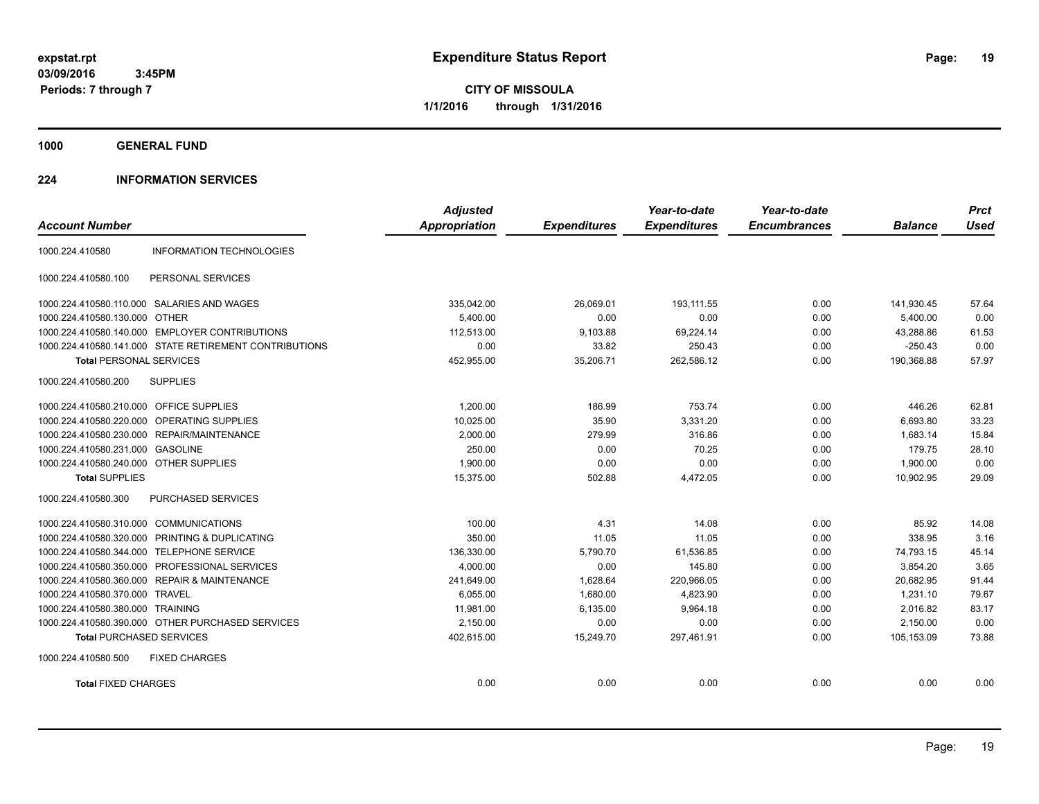**expstat.rpt**
**03/09/2016 3:45PM**
**Periods: 7 through 7**

# Expenditure Status Report

**CITY OF MISSOULA**
**1/1/2016 through 1/31/2016**

## 1000 GENERAL FUND

## 224 INFORMATION SERVICES

| Account Number | | Adjusted Appropriation | Expenditures | Year-to-date Expenditures | Year-to-date Encumbrances | Balance | Prct Used |
|---|---|---|---|---|---|---|---|
| 1000.224.410580 | INFORMATION TECHNOLOGIES | | | | | | |
| 1000.224.410580.100 | PERSONAL SERVICES | | | | | | |
| 1000.224.410580.110.000 | SALARIES AND WAGES | 335,042.00 | 26,069.01 | 193,111.55 | 0.00 | 141,930.45 | 57.64 |
| 1000.224.410580.130.000 | OTHER | 5,400.00 | 0.00 | 0.00 | 0.00 | 5,400.00 | 0.00 |
| 1000.224.410580.140.000 | EMPLOYER CONTRIBUTIONS | 112,513.00 | 9,103.88 | 69,224.14 | 0.00 | 43,288.86 | 61.53 |
| 1000.224.410580.141.000 | STATE RETIREMENT CONTRIBUTIONS | 0.00 | 33.82 | 250.43 | 0.00 | -250.43 | 0.00 |
| **Total** PERSONAL SERVICES | | 452,955.00 | 35,206.71 | 262,586.12 | 0.00 | 190,368.88 | 57.97 |
| 1000.224.410580.200 | SUPPLIES | | | | | | |
| 1000.224.410580.210.000 | OFFICE SUPPLIES | 1,200.00 | 186.99 | 753.74 | 0.00 | 446.26 | 62.81 |
| 1000.224.410580.220.000 | OPERATING SUPPLIES | 10,025.00 | 35.90 | 3,331.20 | 0.00 | 6,693.80 | 33.23 |
| 1000.224.410580.230.000 | REPAIR/MAINTENANCE | 2,000.00 | 279.99 | 316.86 | 0.00 | 1,683.14 | 15.84 |
| 1000.224.410580.231.000 | GASOLINE | 250.00 | 0.00 | 70.25 | 0.00 | 179.75 | 28.10 |
| 1000.224.410580.240.000 | OTHER SUPPLIES | 1,900.00 | 0.00 | 0.00 | 0.00 | 1,900.00 | 0.00 |
| **Total** SUPPLIES | | 15,375.00 | 502.88 | 4,472.05 | 0.00 | 10,902.95 | 29.09 |
| 1000.224.410580.300 | PURCHASED SERVICES | | | | | | |
| 1000.224.410580.310.000 | COMMUNICATIONS | 100.00 | 4.31 | 14.08 | 0.00 | 85.92 | 14.08 |
| 1000.224.410580.320.000 | PRINTING & DUPLICATING | 350.00 | 11.05 | 11.05 | 0.00 | 338.95 | 3.16 |
| 1000.224.410580.344.000 | TELEPHONE SERVICE | 136,330.00 | 5,790.70 | 61,536.85 | 0.00 | 74,793.15 | 45.14 |
| 1000.224.410580.350.000 | PROFESSIONAL SERVICES | 4,000.00 | 0.00 | 145.80 | 0.00 | 3,854.20 | 3.65 |
| 1000.224.410580.360.000 | REPAIR & MAINTENANCE | 241,649.00 | 1,628.64 | 220,966.05 | 0.00 | 20,682.95 | 91.44 |
| 1000.224.410580.370.000 | TRAVEL | 6,055.00 | 1,680.00 | 4,823.90 | 0.00 | 1,231.10 | 79.67 |
| 1000.224.410580.380.000 | TRAINING | 11,981.00 | 6,135.00 | 9,964.18 | 0.00 | 2,016.82 | 83.17 |
| 1000.224.410580.390.000 | OTHER PURCHASED SERVICES | 2,150.00 | 0.00 | 0.00 | 0.00 | 2,150.00 | 0.00 |
| **Total** PURCHASED SERVICES | | 402,615.00 | 15,249.70 | 297,461.91 | 0.00 | 105,153.09 | 73.88 |
| 1000.224.410580.500 | FIXED CHARGES | | | | | | |
| **Total** FIXED CHARGES | | 0.00 | 0.00 | 0.00 | 0.00 | 0.00 | 0.00 |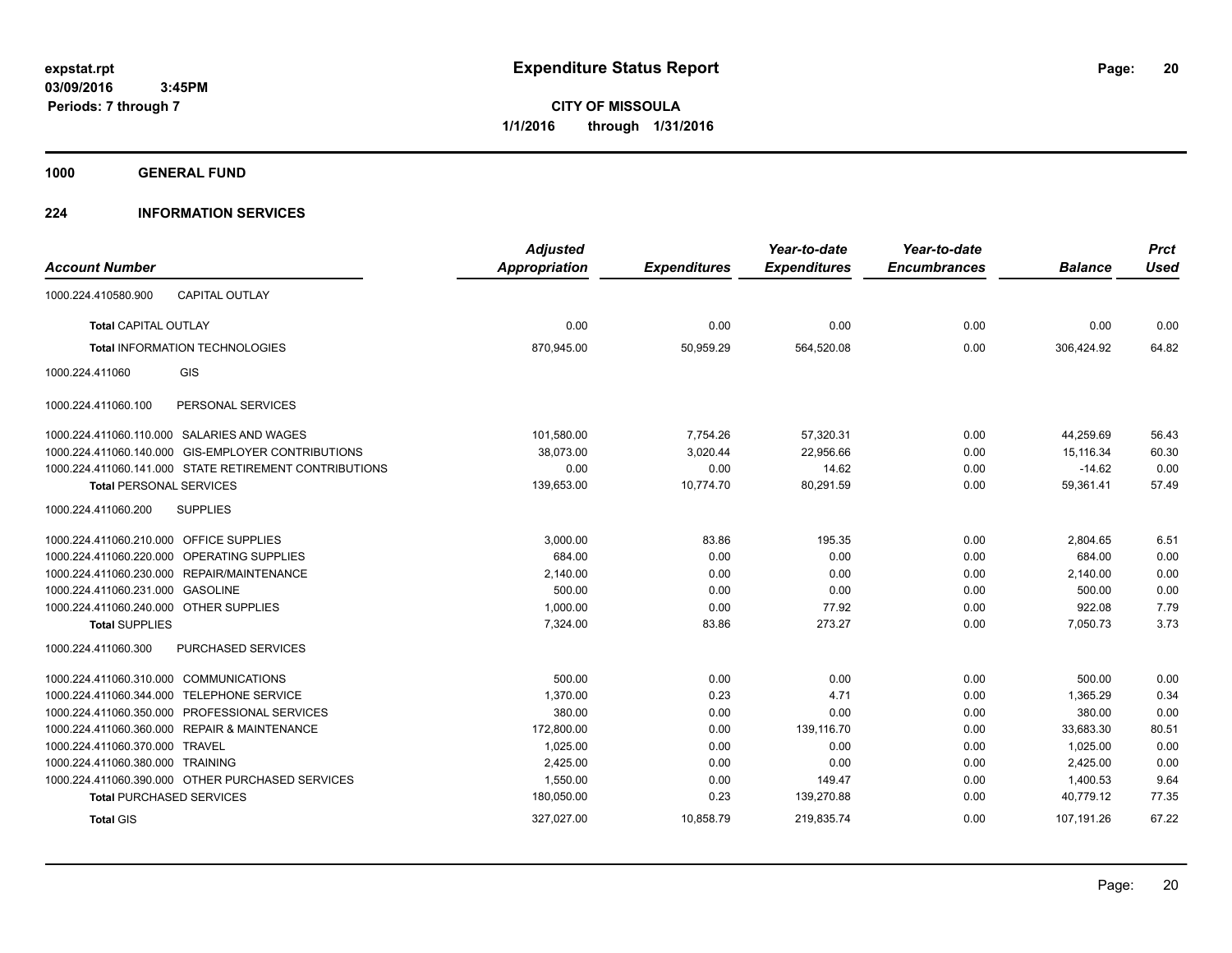**expstat.rpt**
**03/09/2016 3:45PM**
**Periods: 7 through 7**

# Expenditure Status Report

**CITY OF MISSOULA**
**1/1/2016 through 1/31/2016**

## 1000 GENERAL FUND

## 224 INFORMATION SERVICES

| Account Number | Adjusted Appropriation | Expenditures | Year-to-date Expenditures | Year-to-date Encumbrances | Balance | Prct Used |
|---|---|---|---|---|---|---|
| 1000.224.410580.900 CAPITAL OUTLAY | | | | | | |
| **Total** CAPITAL OUTLAY | 0.00 | 0.00 | 0.00 | 0.00 | 0.00 | 0.00 |
| **Total** INFORMATION TECHNOLOGIES | 870,945.00 | 50,959.29 | 564,520.08 | 0.00 | 306,424.92 | 64.82 |
| 1000.224.411060 GIS | | | | | | |
| 1000.224.411060.100 PERSONAL SERVICES | | | | | | |
| 1000.224.411060.110.000 SALARIES AND WAGES | 101,580.00 | 7,754.26 | 57,320.31 | 0.00 | 44,259.69 | 56.43 |
| 1000.224.411060.140.000 GIS-EMPLOYER CONTRIBUTIONS | 38,073.00 | 3,020.44 | 22,956.66 | 0.00 | 15,116.34 | 60.30 |
| 1000.224.411060.141.000 STATE RETIREMENT CONTRIBUTIONS | 0.00 | 0.00 | 14.62 | 0.00 | -14.62 | 0.00 |
| **Total** PERSONAL SERVICES | 139,653.00 | 10,774.70 | 80,291.59 | 0.00 | 59,361.41 | 57.49 |
| 1000.224.411060.200 SUPPLIES | | | | | | |
| 1000.224.411060.210.000 OFFICE SUPPLIES | 3,000.00 | 83.86 | 195.35 | 0.00 | 2,804.65 | 6.51 |
| 1000.224.411060.220.000 OPERATING SUPPLIES | 684.00 | 0.00 | 0.00 | 0.00 | 684.00 | 0.00 |
| 1000.224.411060.230.000 REPAIR/MAINTENANCE | 2,140.00 | 0.00 | 0.00 | 0.00 | 2,140.00 | 0.00 |
| 1000.224.411060.231.000 GASOLINE | 500.00 | 0.00 | 0.00 | 0.00 | 500.00 | 0.00 |
| 1000.224.411060.240.000 OTHER SUPPLIES | 1,000.00 | 0.00 | 77.92 | 0.00 | 922.08 | 7.79 |
| **Total** SUPPLIES | 7,324.00 | 83.86 | 273.27 | 0.00 | 7,050.73 | 3.73 |
| 1000.224.411060.300 PURCHASED SERVICES | | | | | | |
| 1000.224.411060.310.000 COMMUNICATIONS | 500.00 | 0.00 | 0.00 | 0.00 | 500.00 | 0.00 |
| 1000.224.411060.344.000 TELEPHONE SERVICE | 1,370.00 | 0.23 | 4.71 | 0.00 | 1,365.29 | 0.34 |
| 1000.224.411060.350.000 PROFESSIONAL SERVICES | 380.00 | 0.00 | 0.00 | 0.00 | 380.00 | 0.00 |
| 1000.224.411060.360.000 REPAIR & MAINTENANCE | 172,800.00 | 0.00 | 139,116.70 | 0.00 | 33,683.30 | 80.51 |
| 1000.224.411060.370.000 TRAVEL | 1,025.00 | 0.00 | 0.00 | 0.00 | 1,025.00 | 0.00 |
| 1000.224.411060.380.000 TRAINING | 2,425.00 | 0.00 | 0.00 | 0.00 | 2,425.00 | 0.00 |
| 1000.224.411060.390.000 OTHER PURCHASED SERVICES | 1,550.00 | 0.00 | 149.47 | 0.00 | 1,400.53 | 9.64 |
| **Total** PURCHASED SERVICES | 180,050.00 | 0.23 | 139,270.88 | 0.00 | 40,779.12 | 77.35 |
| **Total** GIS | 327,027.00 | 10,858.79 | 219,835.74 | 0.00 | 107,191.26 | 67.22 |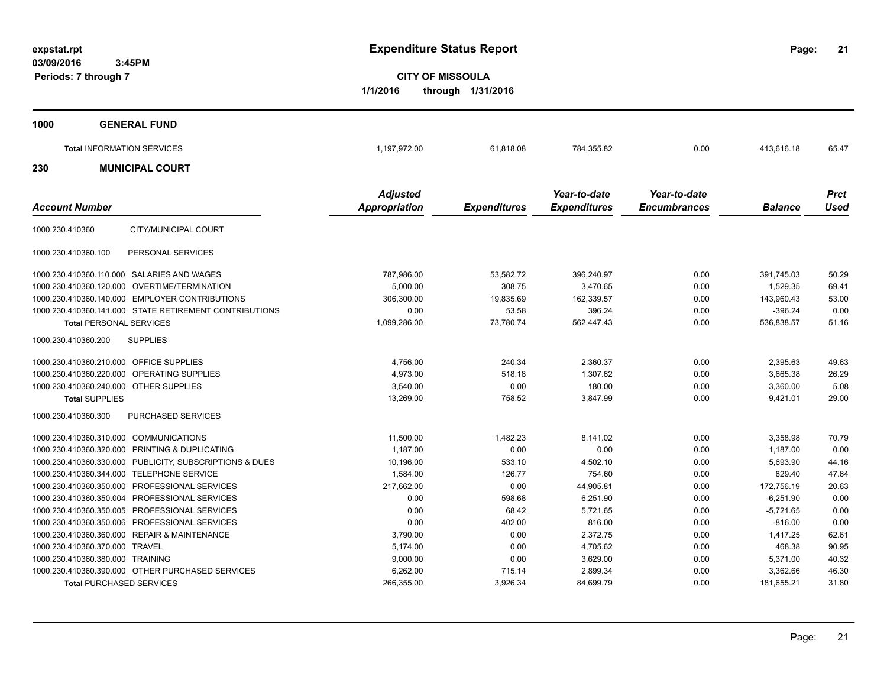# Expenditure Status Report

expstat.rpt
03/09/2016 3:45PM
Periods: 7 through 7

**CITY OF MISSOULA**
**1/1/2016 through 1/31/2016**

## 1000 GENERAL FUND

| | Adjusted Appropriation | Expenditures | Year-to-date Expenditures | Year-to-date Encumbrances | Balance | Prct Used |
|---|---|---|---|---|---|---|
| **Total** INFORMATION SERVICES | 1,197,972.00 | 61,818.08 | 784,355.82 | 0.00 | 413,616.18 | 65.47 |

## 230 MUNICIPAL COURT

| Account Number | | Adjusted Appropriation | Expenditures | Year-to-date Expenditures | Year-to-date Encumbrances | Balance | Prct Used |
|---|---|---|---|---|---|---|---|
| 1000.230.410360 | CITY/MUNICIPAL COURT | | | | | | |
| 1000.230.410360.100 | PERSONAL SERVICES | | | | | | |
| 1000.230.410360.110.000 | SALARIES AND WAGES | 787,986.00 | 53,582.72 | 396,240.97 | 0.00 | 391,745.03 | 50.29 |
| 1000.230.410360.120.000 | OVERTIME/TERMINATION | 5,000.00 | 308.75 | 3,470.65 | 0.00 | 1,529.35 | 69.41 |
| 1000.230.410360.140.000 | EMPLOYER CONTRIBUTIONS | 306,300.00 | 19,835.69 | 162,339.57 | 0.00 | 143,960.43 | 53.00 |
| 1000.230.410360.141.000 | STATE RETIREMENT CONTRIBUTIONS | 0.00 | 53.58 | 396.24 | 0.00 | -396.24 | 0.00 |
| **Total** PERSONAL SERVICES | | 1,099,286.00 | 73,780.74 | 562,447.43 | 0.00 | 536,838.57 | 51.16 |
| 1000.230.410360.200 | SUPPLIES | | | | | | |
| 1000.230.410360.210.000 | OFFICE SUPPLIES | 4,756.00 | 240.34 | 2,360.37 | 0.00 | 2,395.63 | 49.63 |
| 1000.230.410360.220.000 | OPERATING SUPPLIES | 4,973.00 | 518.18 | 1,307.62 | 0.00 | 3,665.38 | 26.29 |
| 1000.230.410360.240.000 | OTHER SUPPLIES | 3,540.00 | 0.00 | 180.00 | 0.00 | 3,360.00 | 5.08 |
| **Total** SUPPLIES | | 13,269.00 | 758.52 | 3,847.99 | 0.00 | 9,421.01 | 29.00 |
| 1000.230.410360.300 | PURCHASED SERVICES | | | | | | |
| 1000.230.410360.310.000 | COMMUNICATIONS | 11,500.00 | 1,482.23 | 8,141.02 | 0.00 | 3,358.98 | 70.79 |
| 1000.230.410360.320.000 | PRINTING & DUPLICATING | 1,187.00 | 0.00 | 0.00 | 0.00 | 1,187.00 | 0.00 |
| 1000.230.410360.330.000 | PUBLICITY, SUBSCRIPTIONS & DUES | 10,196.00 | 533.10 | 4,502.10 | 0.00 | 5,693.90 | 44.16 |
| 1000.230.410360.344.000 | TELEPHONE SERVICE | 1,584.00 | 126.77 | 754.60 | 0.00 | 829.40 | 47.64 |
| 1000.230.410360.350.000 | PROFESSIONAL SERVICES | 217,662.00 | 0.00 | 44,905.81 | 0.00 | 172,756.19 | 20.63 |
| 1000.230.410360.350.004 | PROFESSIONAL SERVICES | 0.00 | 598.68 | 6,251.90 | 0.00 | -6,251.90 | 0.00 |
| 1000.230.410360.350.005 | PROFESSIONAL SERVICES | 0.00 | 68.42 | 5,721.65 | 0.00 | -5,721.65 | 0.00 |
| 1000.230.410360.350.006 | PROFESSIONAL SERVICES | 0.00 | 402.00 | 816.00 | 0.00 | -816.00 | 0.00 |
| 1000.230.410360.360.000 | REPAIR & MAINTENANCE | 3,790.00 | 0.00 | 2,372.75 | 0.00 | 1,417.25 | 62.61 |
| 1000.230.410360.370.000 | TRAVEL | 5,174.00 | 0.00 | 4,705.62 | 0.00 | 468.38 | 90.95 |
| 1000.230.410360.380.000 | TRAINING | 9,000.00 | 0.00 | 3,629.00 | 0.00 | 5,371.00 | 40.32 |
| 1000.230.410360.390.000 | OTHER PURCHASED SERVICES | 6,262.00 | 715.14 | 2,899.34 | 0.00 | 3,362.66 | 46.30 |
| **Total** PURCHASED SERVICES | | 266,355.00 | 3,926.34 | 84,699.79 | 0.00 | 181,655.21 | 31.80 |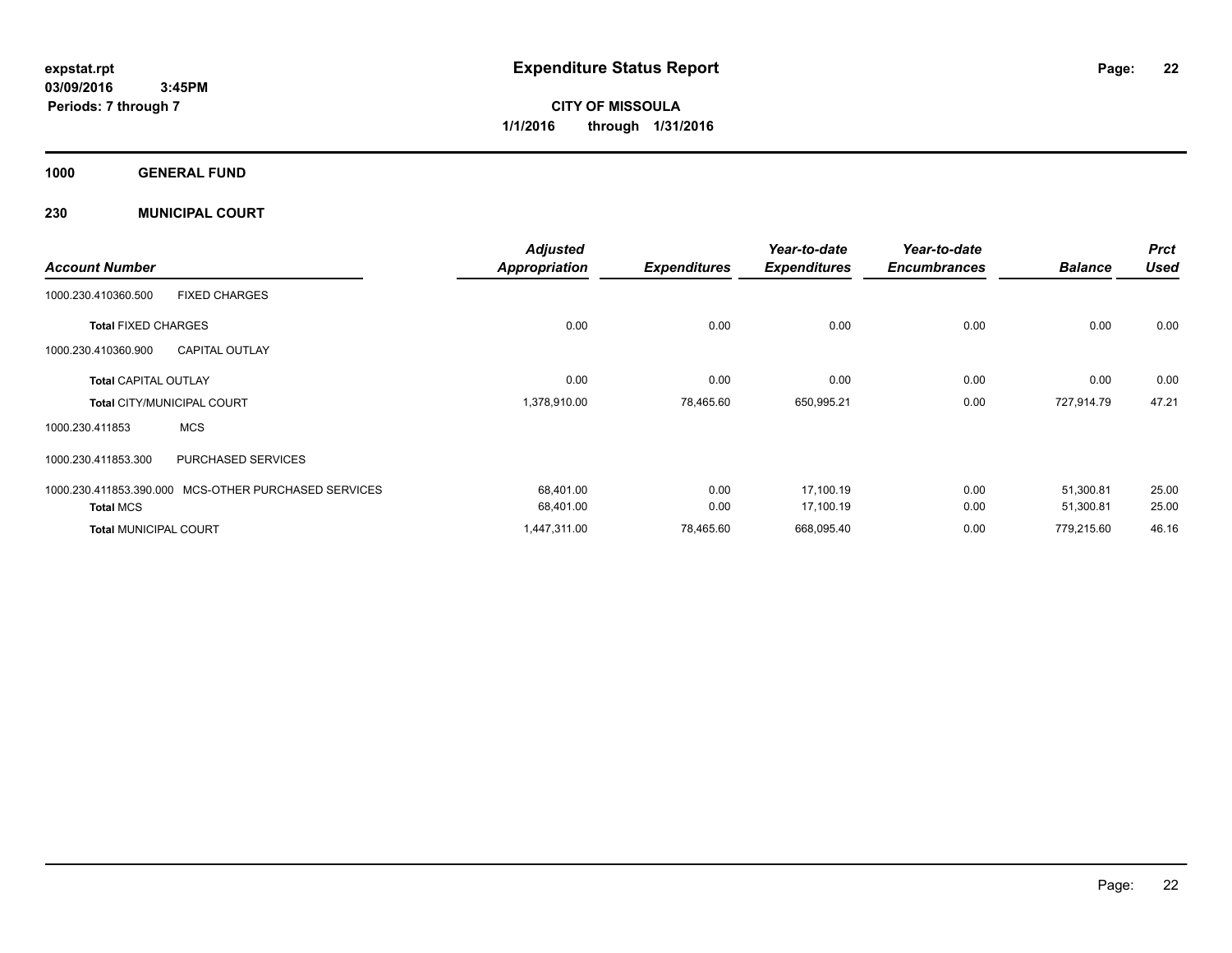**expstat.rpt**
**03/09/2016 3:45PM**
**Periods: 7 through 7**

# Expenditure Status Report

**CITY OF MISSOULA**
**1/1/2016 through 1/31/2016**

## 1000 GENERAL FUND

## 230 MUNICIPAL COURT

| Account Number | | Adjusted Appropriation | Expenditures | Year-to-date Expenditures | Year-to-date Encumbrances | Balance | Prct Used |
|---|---|---|---|---|---|---|---|
| 1000.230.410360.500 | FIXED CHARGES | | | | | | |
| **Total** FIXED CHARGES | | 0.00 | 0.00 | 0.00 | 0.00 | 0.00 | 0.00 |
| 1000.230.410360.900 | CAPITAL OUTLAY | | | | | | |
| **Total** CAPITAL OUTLAY | | 0.00 | 0.00 | 0.00 | 0.00 | 0.00 | 0.00 |
| **Total** CITY/MUNICIPAL COURT | | 1,378,910.00 | 78,465.60 | 650,995.21 | 0.00 | 727,914.79 | 47.21 |
| 1000.230.411853 | MCS | | | | | | |
| 1000.230.411853.300 | PURCHASED SERVICES | | | | | | |
| 1000.230.411853.390.000 | MCS-OTHER PURCHASED SERVICES | 68,401.00 | 0.00 | 17,100.19 | 0.00 | 51,300.81 | 25.00 |
| **Total** MCS | | 68,401.00 | 0.00 | 17,100.19 | 0.00 | 51,300.81 | 25.00 |
| **Total** MUNICIPAL COURT | | 1,447,311.00 | 78,465.60 | 668,095.40 | 0.00 | 779,215.60 | 46.16 |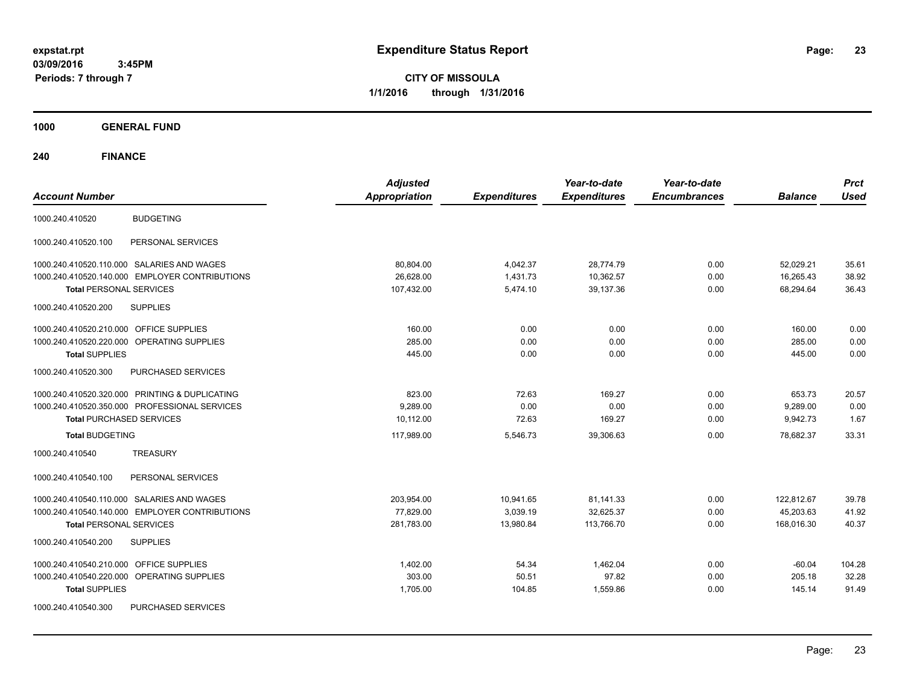**expstat.rpt**
**03/09/2016 3:45PM**
**Periods: 7 through 7**

# Expenditure Status Report

**CITY OF MISSOULA**
**1/1/2016 through 1/31/2016**

## 1000 GENERAL FUND

### 240 FINANCE

| Account Number | | Adjusted Appropriation | Expenditures | Year-to-date Expenditures | Year-to-date Encumbrances | Balance | Prct Used |
|---|---|---|---|---|---|---|---|
| 1000.240.410520 | BUDGETING | | | | | | |
| 1000.240.410520.100 | PERSONAL SERVICES | | | | | | |
| 1000.240.410520.110.000 | SALARIES AND WAGES | 80,804.00 | 4,042.37 | 28,774.79 | 0.00 | 52,029.21 | 35.61 |
| 1000.240.410520.140.000 | EMPLOYER CONTRIBUTIONS | 26,628.00 | 1,431.73 | 10,362.57 | 0.00 | 16,265.43 | 38.92 |
| **Total** PERSONAL SERVICES | | 107,432.00 | 5,474.10 | 39,137.36 | 0.00 | 68,294.64 | 36.43 |
| 1000.240.410520.200 | SUPPLIES | | | | | | |
| 1000.240.410520.210.000 | OFFICE SUPPLIES | 160.00 | 0.00 | 0.00 | 0.00 | 160.00 | 0.00 |
| 1000.240.410520.220.000 | OPERATING SUPPLIES | 285.00 | 0.00 | 0.00 | 0.00 | 285.00 | 0.00 |
| **Total** SUPPLIES | | 445.00 | 0.00 | 0.00 | 0.00 | 445.00 | 0.00 |
| 1000.240.410520.300 | PURCHASED SERVICES | | | | | | |
| 1000.240.410520.320.000 | PRINTING & DUPLICATING | 823.00 | 72.63 | 169.27 | 0.00 | 653.73 | 20.57 |
| 1000.240.410520.350.000 | PROFESSIONAL SERVICES | 9,289.00 | 0.00 | 0.00 | 0.00 | 9,289.00 | 0.00 |
| **Total** PURCHASED SERVICES | | 10,112.00 | 72.63 | 169.27 | 0.00 | 9,942.73 | 1.67 |
| **Total** BUDGETING | | 117,989.00 | 5,546.73 | 39,306.63 | 0.00 | 78,682.37 | 33.31 |
| 1000.240.410540 | TREASURY | | | | | | |
| 1000.240.410540.100 | PERSONAL SERVICES | | | | | | |
| 1000.240.410540.110.000 | SALARIES AND WAGES | 203,954.00 | 10,941.65 | 81,141.33 | 0.00 | 122,812.67 | 39.78 |
| 1000.240.410540.140.000 | EMPLOYER CONTRIBUTIONS | 77,829.00 | 3,039.19 | 32,625.37 | 0.00 | 45,203.63 | 41.92 |
| **Total** PERSONAL SERVICES | | 281,783.00 | 13,980.84 | 113,766.70 | 0.00 | 168,016.30 | 40.37 |
| 1000.240.410540.200 | SUPPLIES | | | | | | |
| 1000.240.410540.210.000 | OFFICE SUPPLIES | 1,402.00 | 54.34 | 1,462.04 | 0.00 | -60.04 | 104.28 |
| 1000.240.410540.220.000 | OPERATING SUPPLIES | 303.00 | 50.51 | 97.82 | 0.00 | 205.18 | 32.28 |
| **Total** SUPPLIES | | 1,705.00 | 104.85 | 1,559.86 | 0.00 | 145.14 | 91.49 |
| 1000.240.410540.300 | PURCHASED SERVICES | | | | | | |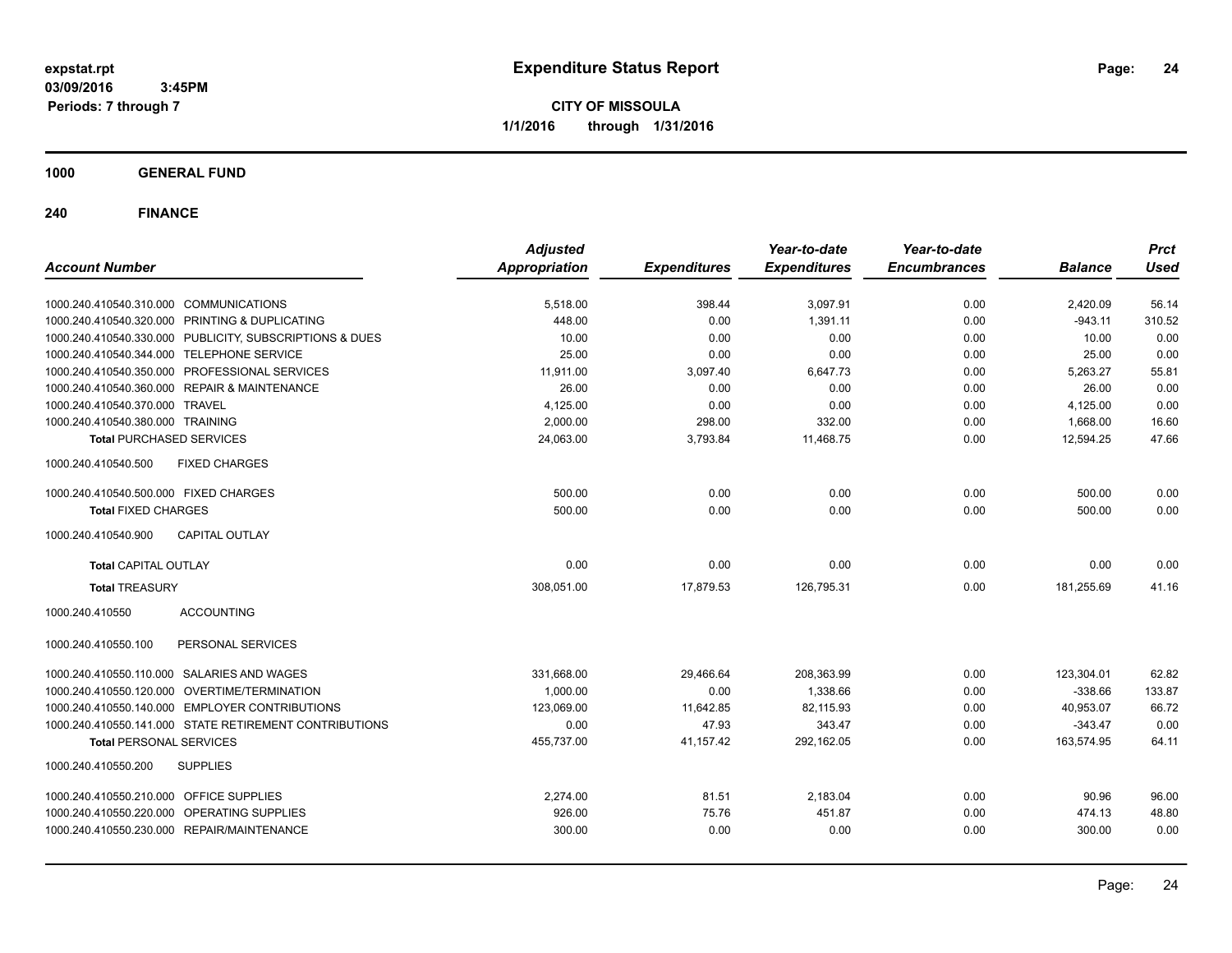# Expenditure Status Report

expstat.rpt
03/09/2016 3:45PM
Periods: 7 through 7

**CITY OF MISSOULA**
**1/1/2016 through 1/31/2016**

## 1000 GENERAL FUND

## 240 FINANCE

| Account Number | Adjusted Appropriation | Expenditures | Year-to-date Expenditures | Year-to-date Encumbrances | Balance | Prct Used |
|---|---|---|---|---|---|---|
| 1000.240.410540.310.000 COMMUNICATIONS | 5,518.00 | 398.44 | 3,097.91 | 0.00 | 2,420.09 | 56.14 |
| 1000.240.410540.320.000 PRINTING & DUPLICATING | 448.00 | 0.00 | 1,391.11 | 0.00 | -943.11 | 310.52 |
| 1000.240.410540.330.000 PUBLICITY, SUBSCRIPTIONS & DUES | 10.00 | 0.00 | 0.00 | 0.00 | 10.00 | 0.00 |
| 1000.240.410540.344.000 TELEPHONE SERVICE | 25.00 | 0.00 | 0.00 | 0.00 | 25.00 | 0.00 |
| 1000.240.410540.350.000 PROFESSIONAL SERVICES | 11,911.00 | 3,097.40 | 6,647.73 | 0.00 | 5,263.27 | 55.81 |
| 1000.240.410540.360.000 REPAIR & MAINTENANCE | 26.00 | 0.00 | 0.00 | 0.00 | 26.00 | 0.00 |
| 1000.240.410540.370.000 TRAVEL | 4,125.00 | 0.00 | 0.00 | 0.00 | 4,125.00 | 0.00 |
| 1000.240.410540.380.000 TRAINING | 2,000.00 | 298.00 | 332.00 | 0.00 | 1,668.00 | 16.60 |
| **Total** PURCHASED SERVICES | 24,063.00 | 3,793.84 | 11,468.75 | 0.00 | 12,594.25 | 47.66 |
| 1000.240.410540.500 FIXED CHARGES | | | | | | |
| 1000.240.410540.500.000 FIXED CHARGES | 500.00 | 0.00 | 0.00 | 0.00 | 500.00 | 0.00 |
| **Total** FIXED CHARGES | 500.00 | 0.00 | 0.00 | 0.00 | 500.00 | 0.00 |
| 1000.240.410540.900 CAPITAL OUTLAY | | | | | | |
| **Total** CAPITAL OUTLAY | 0.00 | 0.00 | 0.00 | 0.00 | 0.00 | 0.00 |
| **Total** TREASURY | 308,051.00 | 17,879.53 | 126,795.31 | 0.00 | 181,255.69 | 41.16 |
| 1000.240.410550 ACCOUNTING | | | | | | |
| 1000.240.410550.100 PERSONAL SERVICES | | | | | | |
| 1000.240.410550.110.000 SALARIES AND WAGES | 331,668.00 | 29,466.64 | 208,363.99 | 0.00 | 123,304.01 | 62.82 |
| 1000.240.410550.120.000 OVERTIME/TERMINATION | 1,000.00 | 0.00 | 1,338.66 | 0.00 | -338.66 | 133.87 |
| 1000.240.410550.140.000 EMPLOYER CONTRIBUTIONS | 123,069.00 | 11,642.85 | 82,115.93 | 0.00 | 40,953.07 | 66.72 |
| 1000.240.410550.141.000 STATE RETIREMENT CONTRIBUTIONS | 0.00 | 47.93 | 343.47 | 0.00 | -343.47 | 0.00 |
| **Total** PERSONAL SERVICES | 455,737.00 | 41,157.42 | 292,162.05 | 0.00 | 163,574.95 | 64.11 |
| 1000.240.410550.200 SUPPLIES | | | | | | |
| 1000.240.410550.210.000 OFFICE SUPPLIES | 2,274.00 | 81.51 | 2,183.04 | 0.00 | 90.96 | 96.00 |
| 1000.240.410550.220.000 OPERATING SUPPLIES | 926.00 | 75.76 | 451.87 | 0.00 | 474.13 | 48.80 |
| 1000.240.410550.230.000 REPAIR/MAINTENANCE | 300.00 | 0.00 | 0.00 | 0.00 | 300.00 | 0.00 |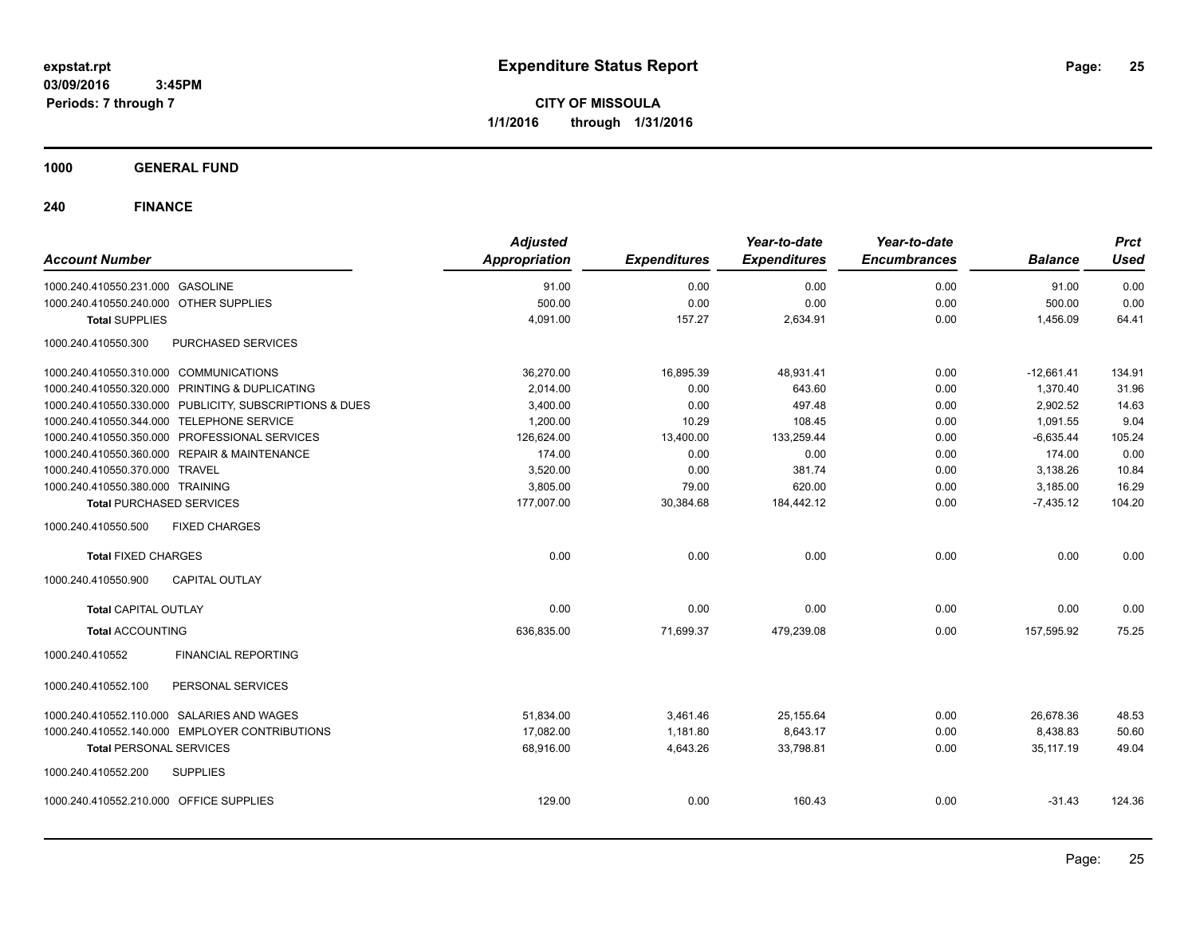**expstat.rpt**
**03/09/2016 3:45PM**
**Periods: 7 through 7**

# Expenditure Status Report

**CITY OF MISSOULA**
**1/1/2016 through 1/31/2016**

## 1000 GENERAL FUND

## 240 FINANCE

| Account Number | | Adjusted Appropriation | Expenditures | Year-to-date Expenditures | Year-to-date Encumbrances | Balance | Prct Used |
|---|---|---|---|---|---|---|---|
| 1000.240.410550.231.000 | GASOLINE | 91.00 | 0.00 | 0.00 | 0.00 | 91.00 | 0.00 |
| 1000.240.410550.240.000 | OTHER SUPPLIES | 500.00 | 0.00 | 0.00 | 0.00 | 500.00 | 0.00 |
| **Total** SUPPLIES | | 4,091.00 | 157.27 | 2,634.91 | 0.00 | 1,456.09 | 64.41 |
| 1000.240.410550.300 | PURCHASED SERVICES | | | | | | |
| 1000.240.410550.310.000 | COMMUNICATIONS | 36,270.00 | 16,895.39 | 48,931.41 | 0.00 | -12,661.41 | 134.91 |
| 1000.240.410550.320.000 | PRINTING & DUPLICATING | 2,014.00 | 0.00 | 643.60 | 0.00 | 1,370.40 | 31.96 |
| 1000.240.410550.330.000 | PUBLICITY, SUBSCRIPTIONS & DUES | 3,400.00 | 0.00 | 497.48 | 0.00 | 2,902.52 | 14.63 |
| 1000.240.410550.344.000 | TELEPHONE SERVICE | 1,200.00 | 10.29 | 108.45 | 0.00 | 1,091.55 | 9.04 |
| 1000.240.410550.350.000 | PROFESSIONAL SERVICES | 126,624.00 | 13,400.00 | 133,259.44 | 0.00 | -6,635.44 | 105.24 |
| 1000.240.410550.360.000 | REPAIR & MAINTENANCE | 174.00 | 0.00 | 0.00 | 0.00 | 174.00 | 0.00 |
| 1000.240.410550.370.000 | TRAVEL | 3,520.00 | 0.00 | 381.74 | 0.00 | 3,138.26 | 10.84 |
| 1000.240.410550.380.000 | TRAINING | 3,805.00 | 79.00 | 620.00 | 0.00 | 3,185.00 | 16.29 |
| **Total** PURCHASED SERVICES | | 177,007.00 | 30,384.68 | 184,442.12 | 0.00 | -7,435.12 | 104.20 |
| 1000.240.410550.500 | FIXED CHARGES | | | | | | |
| **Total** FIXED CHARGES | | 0.00 | 0.00 | 0.00 | 0.00 | 0.00 | 0.00 |
| 1000.240.410550.900 | CAPITAL OUTLAY | | | | | | |
| **Total** CAPITAL OUTLAY | | 0.00 | 0.00 | 0.00 | 0.00 | 0.00 | 0.00 |
| **Total** ACCOUNTING | | 636,835.00 | 71,699.37 | 479,239.08 | 0.00 | 157,595.92 | 75.25 |
| 1000.240.410552 | FINANCIAL REPORTING | | | | | | |
| 1000.240.410552.100 | PERSONAL SERVICES | | | | | | |
| 1000.240.410552.110.000 | SALARIES AND WAGES | 51,834.00 | 3,461.46 | 25,155.64 | 0.00 | 26,678.36 | 48.53 |
| 1000.240.410552.140.000 | EMPLOYER CONTRIBUTIONS | 17,082.00 | 1,181.80 | 8,643.17 | 0.00 | 8,438.83 | 50.60 |
| **Total** PERSONAL SERVICES | | 68,916.00 | 4,643.26 | 33,798.81 | 0.00 | 35,117.19 | 49.04 |
| 1000.240.410552.200 | SUPPLIES | | | | | | |
| 1000.240.410552.210.000 | OFFICE SUPPLIES | 129.00 | 0.00 | 160.43 | 0.00 | -31.43 | 124.36 |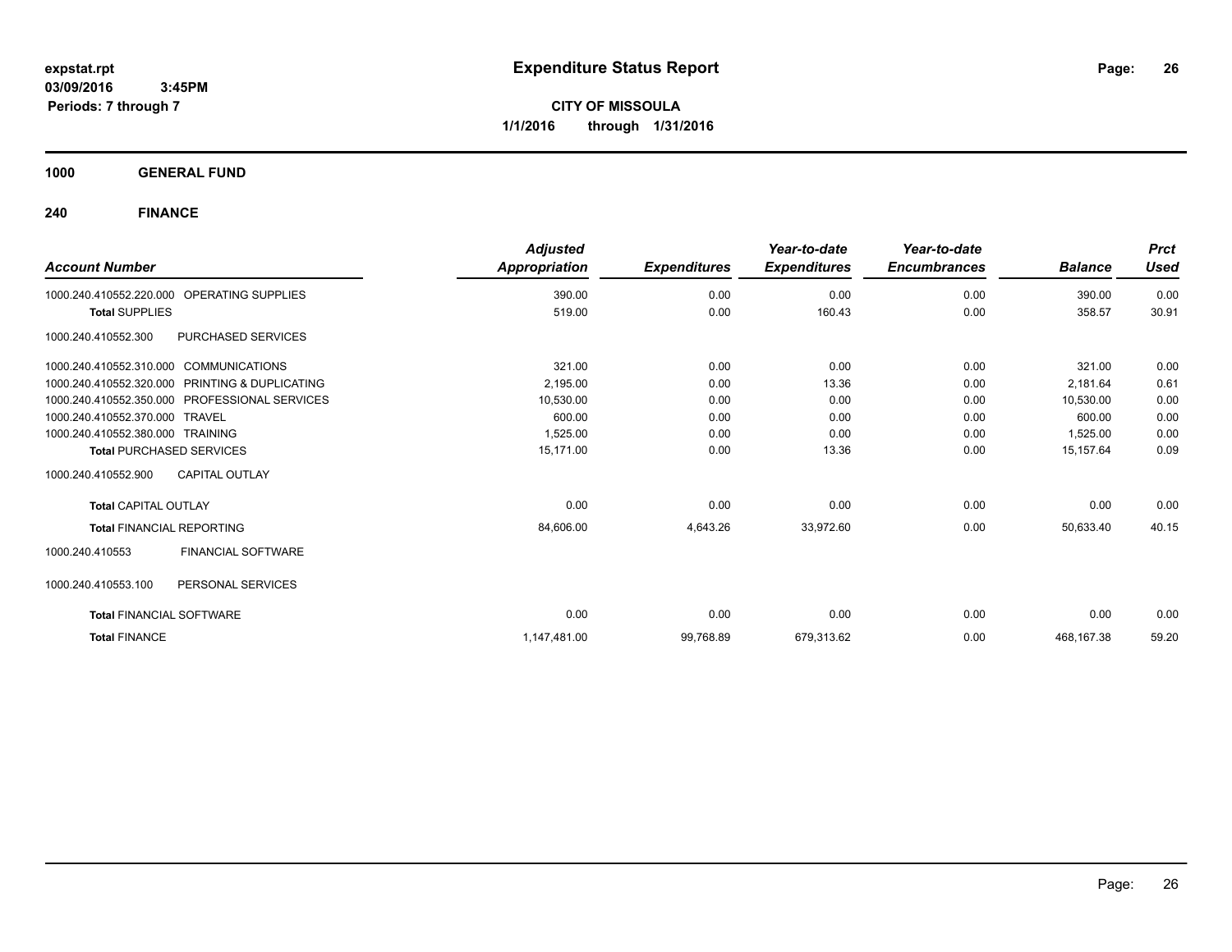# Expenditure Status Report

expstat.rpt
03/09/2016 3:45PM
Periods: 7 through 7

**CITY OF MISSOULA**
**1/1/2016 through 1/31/2016**

## 1000 GENERAL FUND

### 240 FINANCE

| Account Number | | Adjusted Appropriation | Expenditures | Year-to-date Expenditures | Year-to-date Encumbrances | Balance | Prct Used |
|---|---|---|---|---|---|---|---|
| 1000.240.410552.220.000 | OPERATING SUPPLIES | 390.00 | 0.00 | 0.00 | 0.00 | 390.00 | 0.00 |
| **Total** SUPPLIES | | 519.00 | 0.00 | 160.43 | 0.00 | 358.57 | 30.91 |
| 1000.240.410552.300 | PURCHASED SERVICES | | | | | | |
| 1000.240.410552.310.000 | COMMUNICATIONS | 321.00 | 0.00 | 0.00 | 0.00 | 321.00 | 0.00 |
| 1000.240.410552.320.000 | PRINTING & DUPLICATING | 2,195.00 | 0.00 | 13.36 | 0.00 | 2,181.64 | 0.61 |
| 1000.240.410552.350.000 | PROFESSIONAL SERVICES | 10,530.00 | 0.00 | 0.00 | 0.00 | 10,530.00 | 0.00 |
| 1000.240.410552.370.000 | TRAVEL | 600.00 | 0.00 | 0.00 | 0.00 | 600.00 | 0.00 |
| 1000.240.410552.380.000 | TRAINING | 1,525.00 | 0.00 | 0.00 | 0.00 | 1,525.00 | 0.00 |
| **Total** PURCHASED SERVICES | | 15,171.00 | 0.00 | 13.36 | 0.00 | 15,157.64 | 0.09 |
| 1000.240.410552.900 | CAPITAL OUTLAY | | | | | | |
| **Total** CAPITAL OUTLAY | | 0.00 | 0.00 | 0.00 | 0.00 | 0.00 | 0.00 |
| **Total** FINANCIAL REPORTING | | 84,606.00 | 4,643.26 | 33,972.60 | 0.00 | 50,633.40 | 40.15 |
| 1000.240.410553 | FINANCIAL SOFTWARE | | | | | | |
| 1000.240.410553.100 | PERSONAL SERVICES | | | | | | |
| **Total** FINANCIAL SOFTWARE | | 0.00 | 0.00 | 0.00 | 0.00 | 0.00 | 0.00 |
| **Total** FINANCE | | 1,147,481.00 | 99,768.89 | 679,313.62 | 0.00 | 468,167.38 | 59.20 |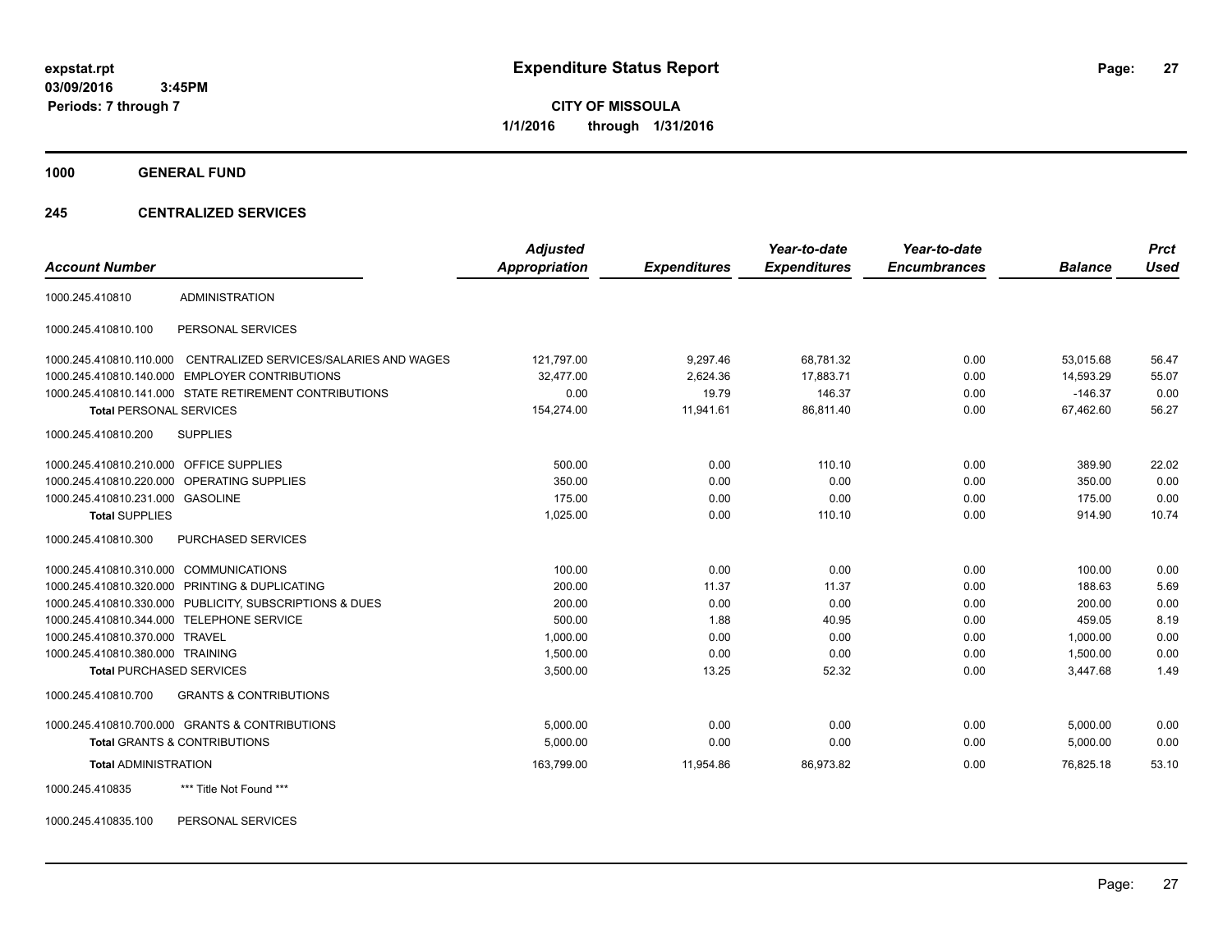# Expenditure Status Report

expstat.rpt
03/09/2016 3:45PM
Periods: 7 through 7

**CITY OF MISSOULA**
**1/1/2016 through 1/31/2016**

**1000 GENERAL FUND**

**245 CENTRALIZED SERVICES**

| Account Number | | Adjusted Appropriation | Expenditures | Year-to-date Expenditures | Year-to-date Encumbrances | Balance | Prct Used |
|---|---|---|---|---|---|---|---|
| 1000.245.410810 | ADMINISTRATION | | | | | | |
| 1000.245.410810.100 | PERSONAL SERVICES | | | | | | |
| 1000.245.410810.110.000 | CENTRALIZED SERVICES/SALARIES AND WAGES | 121,797.00 | 9,297.46 | 68,781.32 | 0.00 | 53,015.68 | 56.47 |
| 1000.245.410810.140.000 | EMPLOYER CONTRIBUTIONS | 32,477.00 | 2,624.36 | 17,883.71 | 0.00 | 14,593.29 | 55.07 |
| 1000.245.410810.141.000 | STATE RETIREMENT CONTRIBUTIONS | 0.00 | 19.79 | 146.37 | 0.00 | -146.37 | 0.00 |
| **Total** PERSONAL SERVICES | | 154,274.00 | 11,941.61 | 86,811.40 | 0.00 | 67,462.60 | 56.27 |
| 1000.245.410810.200 | SUPPLIES | | | | | | |
| 1000.245.410810.210.000 | OFFICE SUPPLIES | 500.00 | 0.00 | 110.10 | 0.00 | 389.90 | 22.02 |
| 1000.245.410810.220.000 | OPERATING SUPPLIES | 350.00 | 0.00 | 0.00 | 0.00 | 350.00 | 0.00 |
| 1000.245.410810.231.000 | GASOLINE | 175.00 | 0.00 | 0.00 | 0.00 | 175.00 | 0.00 |
| **Total** SUPPLIES | | 1,025.00 | 0.00 | 110.10 | 0.00 | 914.90 | 10.74 |
| 1000.245.410810.300 | PURCHASED SERVICES | | | | | | |
| 1000.245.410810.310.000 | COMMUNICATIONS | 100.00 | 0.00 | 0.00 | 0.00 | 100.00 | 0.00 |
| 1000.245.410810.320.000 | PRINTING & DUPLICATING | 200.00 | 11.37 | 11.37 | 0.00 | 188.63 | 5.69 |
| 1000.245.410810.330.000 | PUBLICITY, SUBSCRIPTIONS & DUES | 200.00 | 0.00 | 0.00 | 0.00 | 200.00 | 0.00 |
| 1000.245.410810.344.000 | TELEPHONE SERVICE | 500.00 | 1.88 | 40.95 | 0.00 | 459.05 | 8.19 |
| 1000.245.410810.370.000 | TRAVEL | 1,000.00 | 0.00 | 0.00 | 0.00 | 1,000.00 | 0.00 |
| 1000.245.410810.380.000 | TRAINING | 1,500.00 | 0.00 | 0.00 | 0.00 | 1,500.00 | 0.00 |
| **Total** PURCHASED SERVICES | | 3,500.00 | 13.25 | 52.32 | 0.00 | 3,447.68 | 1.49 |
| 1000.245.410810.700 | GRANTS & CONTRIBUTIONS | | | | | | |
| 1000.245.410810.700.000 | GRANTS & CONTRIBUTIONS | 5,000.00 | 0.00 | 0.00 | 0.00 | 5,000.00 | 0.00 |
| **Total** GRANTS & CONTRIBUTIONS | | 5,000.00 | 0.00 | 0.00 | 0.00 | 5,000.00 | 0.00 |
| **Total** ADMINISTRATION | | 163,799.00 | 11,954.86 | 86,973.82 | 0.00 | 76,825.18 | 53.10 |
| 1000.245.410835 | *** Title Not Found *** | | | | | | |
| 1000.245.410835.100 | PERSONAL SERVICES | | | | | | |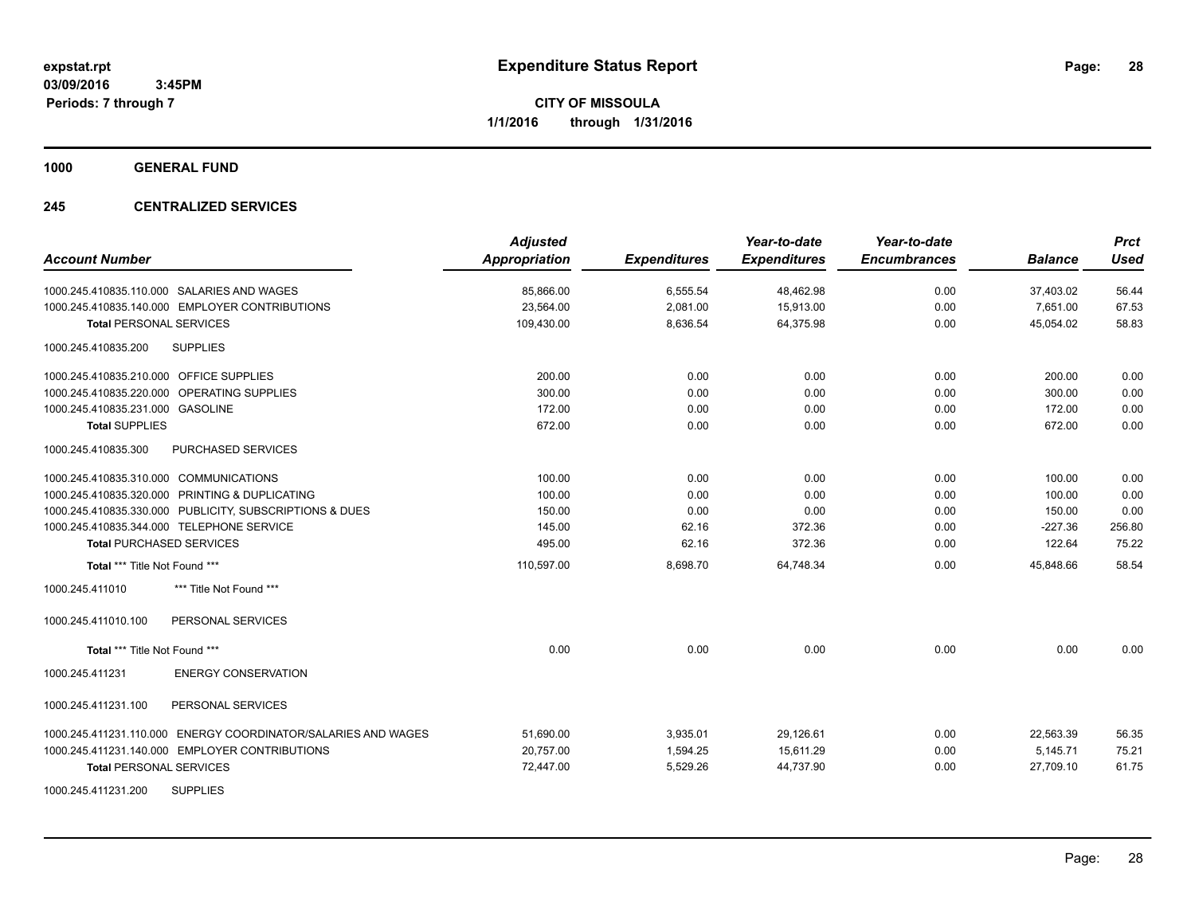# Expenditure Status Report

**CITY OF MISSOULA**
**1/1/2016 through 1/31/2016**

expstat.rpt
03/09/2016 3:45PM
Periods: 7 through 7

**1000 GENERAL FUND**

**245 CENTRALIZED SERVICES**

| Account Number | Adjusted Appropriation | Expenditures | Year-to-date Expenditures | Year-to-date Encumbrances | Balance | Prct Used |
|---|---|---|---|---|---|---|
| 1000.245.410835.110.000 SALARIES AND WAGES | 85,866.00 | 6,555.54 | 48,462.98 | 0.00 | 37,403.02 | 56.44 |
| 1000.245.410835.140.000 EMPLOYER CONTRIBUTIONS | 23,564.00 | 2,081.00 | 15,913.00 | 0.00 | 7,651.00 | 67.53 |
| **Total** PERSONAL SERVICES | 109,430.00 | 8,636.54 | 64,375.98 | 0.00 | 45,054.02 | 58.83 |
| 1000.245.410835.200 SUPPLIES | | | | | | |
| 1000.245.410835.210.000 OFFICE SUPPLIES | 200.00 | 0.00 | 0.00 | 0.00 | 200.00 | 0.00 |
| 1000.245.410835.220.000 OPERATING SUPPLIES | 300.00 | 0.00 | 0.00 | 0.00 | 300.00 | 0.00 |
| 1000.245.410835.231.000 GASOLINE | 172.00 | 0.00 | 0.00 | 0.00 | 172.00 | 0.00 |
| **Total** SUPPLIES | 672.00 | 0.00 | 0.00 | 0.00 | 672.00 | 0.00 |
| 1000.245.410835.300 PURCHASED SERVICES | | | | | | |
| 1000.245.410835.310.000 COMMUNICATIONS | 100.00 | 0.00 | 0.00 | 0.00 | 100.00 | 0.00 |
| 1000.245.410835.320.000 PRINTING & DUPLICATING | 100.00 | 0.00 | 0.00 | 0.00 | 100.00 | 0.00 |
| 1000.245.410835.330.000 PUBLICITY, SUBSCRIPTIONS & DUES | 150.00 | 0.00 | 0.00 | 0.00 | 150.00 | 0.00 |
| 1000.245.410835.344.000 TELEPHONE SERVICE | 145.00 | 62.16 | 372.36 | 0.00 | -227.36 | 256.80 |
| **Total** PURCHASED SERVICES | 495.00 | 62.16 | 372.36 | 0.00 | 122.64 | 75.22 |
| **Total** *** Title Not Found *** | 110,597.00 | 8,698.70 | 64,748.34 | 0.00 | 45,848.66 | 58.54 |
| 1000.245.411010 *** Title Not Found *** | | | | | | |
| 1000.245.411010.100 PERSONAL SERVICES | | | | | | |
| **Total** *** Title Not Found *** | 0.00 | 0.00 | 0.00 | 0.00 | 0.00 | 0.00 |
| 1000.245.411231 ENERGY CONSERVATION | | | | | | |
| 1000.245.411231.100 PERSONAL SERVICES | | | | | | |
| 1000.245.411231.110.000 ENERGY COORDINATOR/SALARIES AND WAGES | 51,690.00 | 3,935.01 | 29,126.61 | 0.00 | 22,563.39 | 56.35 |
| 1000.245.411231.140.000 EMPLOYER CONTRIBUTIONS | 20,757.00 | 1,594.25 | 15,611.29 | 0.00 | 5,145.71 | 75.21 |
| **Total** PERSONAL SERVICES | 72,447.00 | 5,529.26 | 44,737.90 | 0.00 | 27,709.10 | 61.75 |
| 1000.245.411231.200 SUPPLIES | | | | | | |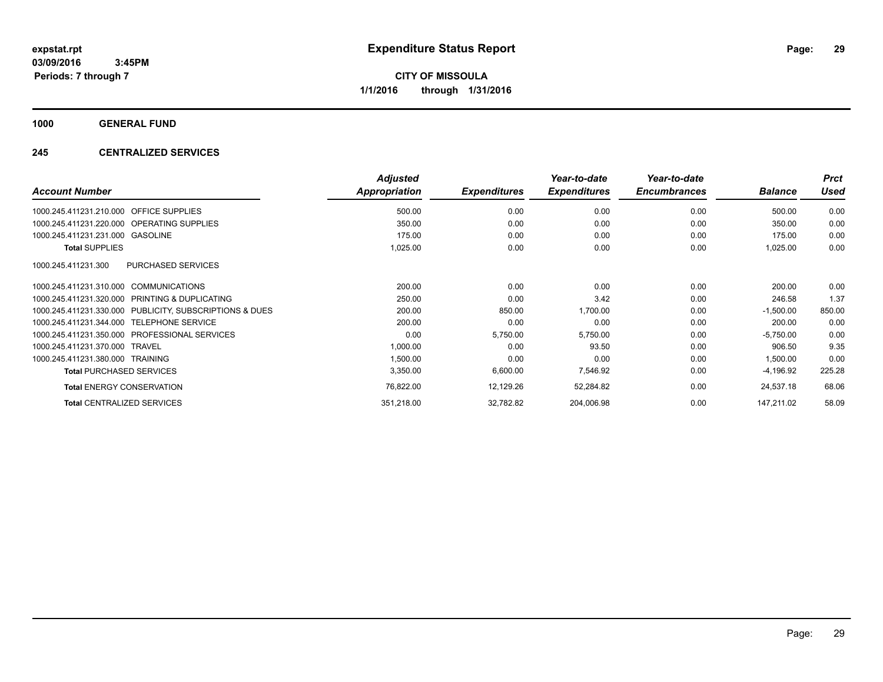# Expenditure Status Report

**CITY OF MISSOULA**
**1/1/2016 through 1/31/2016**

expstat.rpt
03/09/2016 3:45PM
Periods: 7 through 7

## 1000 GENERAL FUND

### 245 CENTRALIZED SERVICES

| Account Number | | Adjusted Appropriation | Expenditures | Year-to-date Expenditures | Year-to-date Encumbrances | Balance | Prct Used |
|---|---|---|---|---|---|---|---|
| 1000.245.411231.210.000 | OFFICE SUPPLIES | 500.00 | 0.00 | 0.00 | 0.00 | 500.00 | 0.00 |
| 1000.245.411231.220.000 | OPERATING SUPPLIES | 350.00 | 0.00 | 0.00 | 0.00 | 350.00 | 0.00 |
| 1000.245.411231.231.000 | GASOLINE | 175.00 | 0.00 | 0.00 | 0.00 | 175.00 | 0.00 |
| **Total** SUPPLIES | | 1,025.00 | 0.00 | 0.00 | 0.00 | 1,025.00 | 0.00 |
| 1000.245.411231.300 | PURCHASED SERVICES | | | | | | |
| 1000.245.411231.310.000 | COMMUNICATIONS | 200.00 | 0.00 | 0.00 | 0.00 | 200.00 | 0.00 |
| 1000.245.411231.320.000 | PRINTING & DUPLICATING | 250.00 | 0.00 | 3.42 | 0.00 | 246.58 | 1.37 |
| 1000.245.411231.330.000 | PUBLICITY, SUBSCRIPTIONS & DUES | 200.00 | 850.00 | 1,700.00 | 0.00 | -1,500.00 | 850.00 |
| 1000.245.411231.344.000 | TELEPHONE SERVICE | 200.00 | 0.00 | 0.00 | 0.00 | 200.00 | 0.00 |
| 1000.245.411231.350.000 | PROFESSIONAL SERVICES | 0.00 | 5,750.00 | 5,750.00 | 0.00 | -5,750.00 | 0.00 |
| 1000.245.411231.370.000 | TRAVEL | 1,000.00 | 0.00 | 93.50 | 0.00 | 906.50 | 9.35 |
| 1000.245.411231.380.000 | TRAINING | 1,500.00 | 0.00 | 0.00 | 0.00 | 1,500.00 | 0.00 |
| **Total** PURCHASED SERVICES | | 3,350.00 | 6,600.00 | 7,546.92 | 0.00 | -4,196.92 | 225.28 |
| **Total** ENERGY CONSERVATION | | 76,822.00 | 12,129.26 | 52,284.82 | 0.00 | 24,537.18 | 68.06 |
| **Total** CENTRALIZED SERVICES | | 351,218.00 | 32,782.82 | 204,006.98 | 0.00 | 147,211.02 | 58.09 |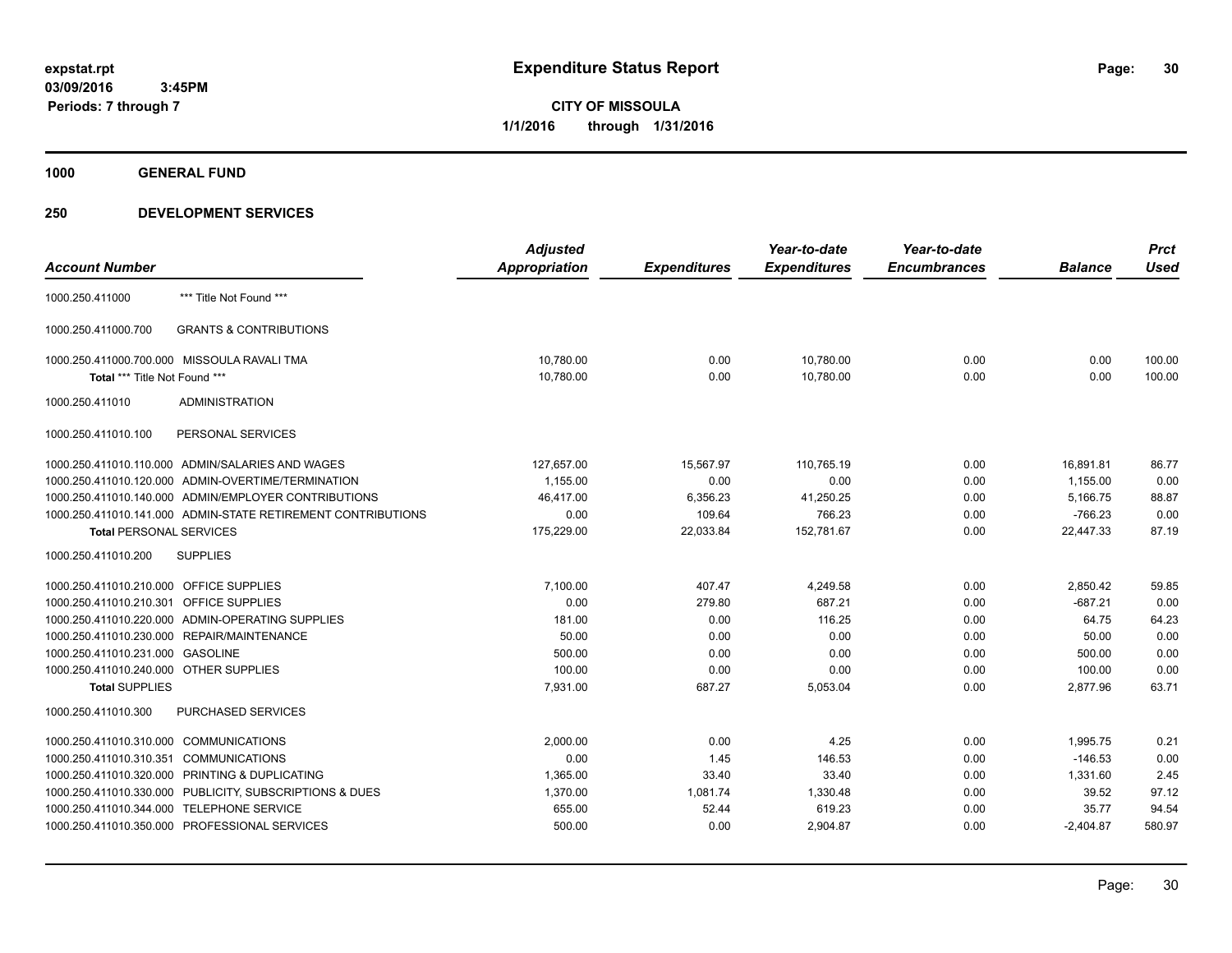expstat.rpt
03/09/2016 3:45PM
Periods: 7 through 7

# Expenditure Status Report

**CITY OF MISSOULA**
**1/1/2016 through 1/31/2016**

## 1000 GENERAL FUND

## 250 DEVELOPMENT SERVICES

| Account Number | | Adjusted Appropriation | Expenditures | Year-to-date Expenditures | Year-to-date Encumbrances | Balance | Prct Used |
|---|---|---|---|---|---|---|---|
| 1000.250.411000 | *** Title Not Found *** | | | | | | |
| 1000.250.411000.700 | GRANTS & CONTRIBUTIONS | | | | | | |
| 1000.250.411000.700.000 | MISSOULA RAVALI TMA | 10,780.00 | 0.00 | 10,780.00 | 0.00 | 0.00 | 100.00 |
| **Total** *** Title Not Found *** | | 10,780.00 | 0.00 | 10,780.00 | 0.00 | 0.00 | 100.00 |
| 1000.250.411010 | ADMINISTRATION | | | | | | |
| 1000.250.411010.100 | PERSONAL SERVICES | | | | | | |
| 1000.250.411010.110.000 | ADMIN/SALARIES AND WAGES | 127,657.00 | 15,567.97 | 110,765.19 | 0.00 | 16,891.81 | 86.77 |
| 1000.250.411010.120.000 | ADMIN-OVERTIME/TERMINATION | 1,155.00 | 0.00 | 0.00 | 0.00 | 1,155.00 | 0.00 |
| 1000.250.411010.140.000 | ADMIN/EMPLOYER CONTRIBUTIONS | 46,417.00 | 6,356.23 | 41,250.25 | 0.00 | 5,166.75 | 88.87 |
| 1000.250.411010.141.000 | ADMIN-STATE RETIREMENT CONTRIBUTIONS | 0.00 | 109.64 | 766.23 | 0.00 | -766.23 | 0.00 |
| **Total** PERSONAL SERVICES | | 175,229.00 | 22,033.84 | 152,781.67 | 0.00 | 22,447.33 | 87.19 |
| 1000.250.411010.200 | SUPPLIES | | | | | | |
| 1000.250.411010.210.000 | OFFICE SUPPLIES | 7,100.00 | 407.47 | 4,249.58 | 0.00 | 2,850.42 | 59.85 |
| 1000.250.411010.210.301 | OFFICE SUPPLIES | 0.00 | 279.80 | 687.21 | 0.00 | -687.21 | 0.00 |
| 1000.250.411010.220.000 | ADMIN-OPERATING SUPPLIES | 181.00 | 0.00 | 116.25 | 0.00 | 64.75 | 64.23 |
| 1000.250.411010.230.000 | REPAIR/MAINTENANCE | 50.00 | 0.00 | 0.00 | 0.00 | 50.00 | 0.00 |
| 1000.250.411010.231.000 | GASOLINE | 500.00 | 0.00 | 0.00 | 0.00 | 500.00 | 0.00 |
| 1000.250.411010.240.000 | OTHER SUPPLIES | 100.00 | 0.00 | 0.00 | 0.00 | 100.00 | 0.00 |
| **Total** SUPPLIES | | 7,931.00 | 687.27 | 5,053.04 | 0.00 | 2,877.96 | 63.71 |
| 1000.250.411010.300 | PURCHASED SERVICES | | | | | | |
| 1000.250.411010.310.000 | COMMUNICATIONS | 2,000.00 | 0.00 | 4.25 | 0.00 | 1,995.75 | 0.21 |
| 1000.250.411010.310.351 | COMMUNICATIONS | 0.00 | 1.45 | 146.53 | 0.00 | -146.53 | 0.00 |
| 1000.250.411010.320.000 | PRINTING & DUPLICATING | 1,365.00 | 33.40 | 33.40 | 0.00 | 1,331.60 | 2.45 |
| 1000.250.411010.330.000 | PUBLICITY, SUBSCRIPTIONS & DUES | 1,370.00 | 1,081.74 | 1,330.48 | 0.00 | 39.52 | 97.12 |
| 1000.250.411010.344.000 | TELEPHONE SERVICE | 655.00 | 52.44 | 619.23 | 0.00 | 35.77 | 94.54 |
| 1000.250.411010.350.000 | PROFESSIONAL SERVICES | 500.00 | 0.00 | 2,904.87 | 0.00 | -2,404.87 | 580.97 |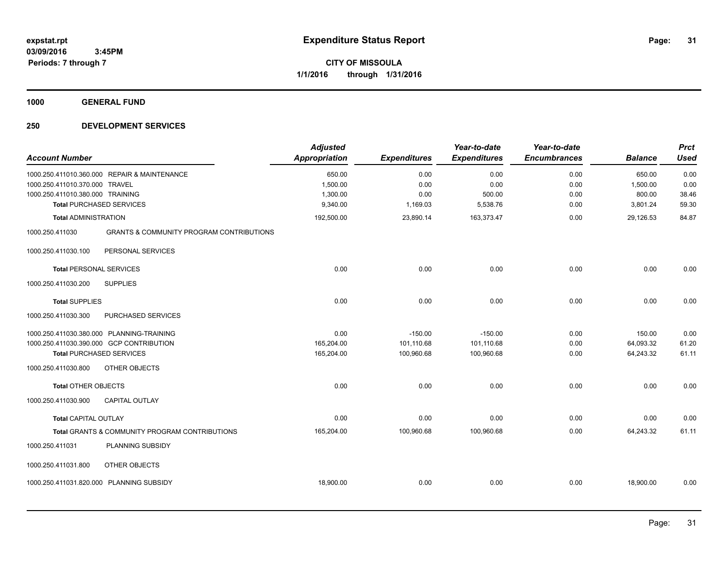**expstat.rpt**
**03/09/2016 3:45PM**
**Periods: 7 through 7**

# Expenditure Status Report

**CITY OF MISSOULA**
**1/1/2016 through 1/31/2016**

## 1000 GENERAL FUND

## 250 DEVELOPMENT SERVICES

| Account Number | | Adjusted Appropriation | Expenditures | Year-to-date Expenditures | Year-to-date Encumbrances | Balance | Prct Used |
|---|---|---|---|---|---|---|---|
| 1000.250.411010.360.000 | REPAIR & MAINTENANCE | 650.00 | 0.00 | 0.00 | 0.00 | 650.00 | 0.00 |
| 1000.250.411010.370.000 | TRAVEL | 1,500.00 | 0.00 | 0.00 | 0.00 | 1,500.00 | 0.00 |
| 1000.250.411010.380.000 | TRAINING | 1,300.00 | 0.00 | 500.00 | 0.00 | 800.00 | 38.46 |
| **Total** PURCHASED SERVICES | | 9,340.00 | 1,169.03 | 5,538.76 | 0.00 | 3,801.24 | 59.30 |
| **Total** ADMINISTRATION | | 192,500.00 | 23,890.14 | 163,373.47 | 0.00 | 29,126.53 | 84.87 |
| 1000.250.411030 | GRANTS & COMMUNITY PROGRAM CONTRIBUTIONS | | | | | | |
| 1000.250.411030.100 | PERSONAL SERVICES | | | | | | |
| **Total** PERSONAL SERVICES | | 0.00 | 0.00 | 0.00 | 0.00 | 0.00 | 0.00 |
| 1000.250.411030.200 | SUPPLIES | | | | | | |
| **Total** SUPPLIES | | 0.00 | 0.00 | 0.00 | 0.00 | 0.00 | 0.00 |
| 1000.250.411030.300 | PURCHASED SERVICES | | | | | | |
| 1000.250.411030.380.000 | PLANNING-TRAINING | 0.00 | -150.00 | -150.00 | 0.00 | 150.00 | 0.00 |
| 1000.250.411030.390.000 | GCP CONTRIBUTION | 165,204.00 | 101,110.68 | 101,110.68 | 0.00 | 64,093.32 | 61.20 |
| **Total** PURCHASED SERVICES | | 165,204.00 | 100,960.68 | 100,960.68 | 0.00 | 64,243.32 | 61.11 |
| 1000.250.411030.800 | OTHER OBJECTS | | | | | | |
| **Total** OTHER OBJECTS | | 0.00 | 0.00 | 0.00 | 0.00 | 0.00 | 0.00 |
| 1000.250.411030.900 | CAPITAL OUTLAY | | | | | | |
| **Total** CAPITAL OUTLAY | | 0.00 | 0.00 | 0.00 | 0.00 | 0.00 | 0.00 |
| **Total** GRANTS & COMMUNITY PROGRAM CONTRIBUTIONS | | 165,204.00 | 100,960.68 | 100,960.68 | 0.00 | 64,243.32 | 61.11 |
| 1000.250.411031 | PLANNING SUBSIDY | | | | | | |
| 1000.250.411031.800 | OTHER OBJECTS | | | | | | |
| 1000.250.411031.820.000 | PLANNING SUBSIDY | 18,900.00 | 0.00 | 0.00 | 0.00 | 18,900.00 | 0.00 |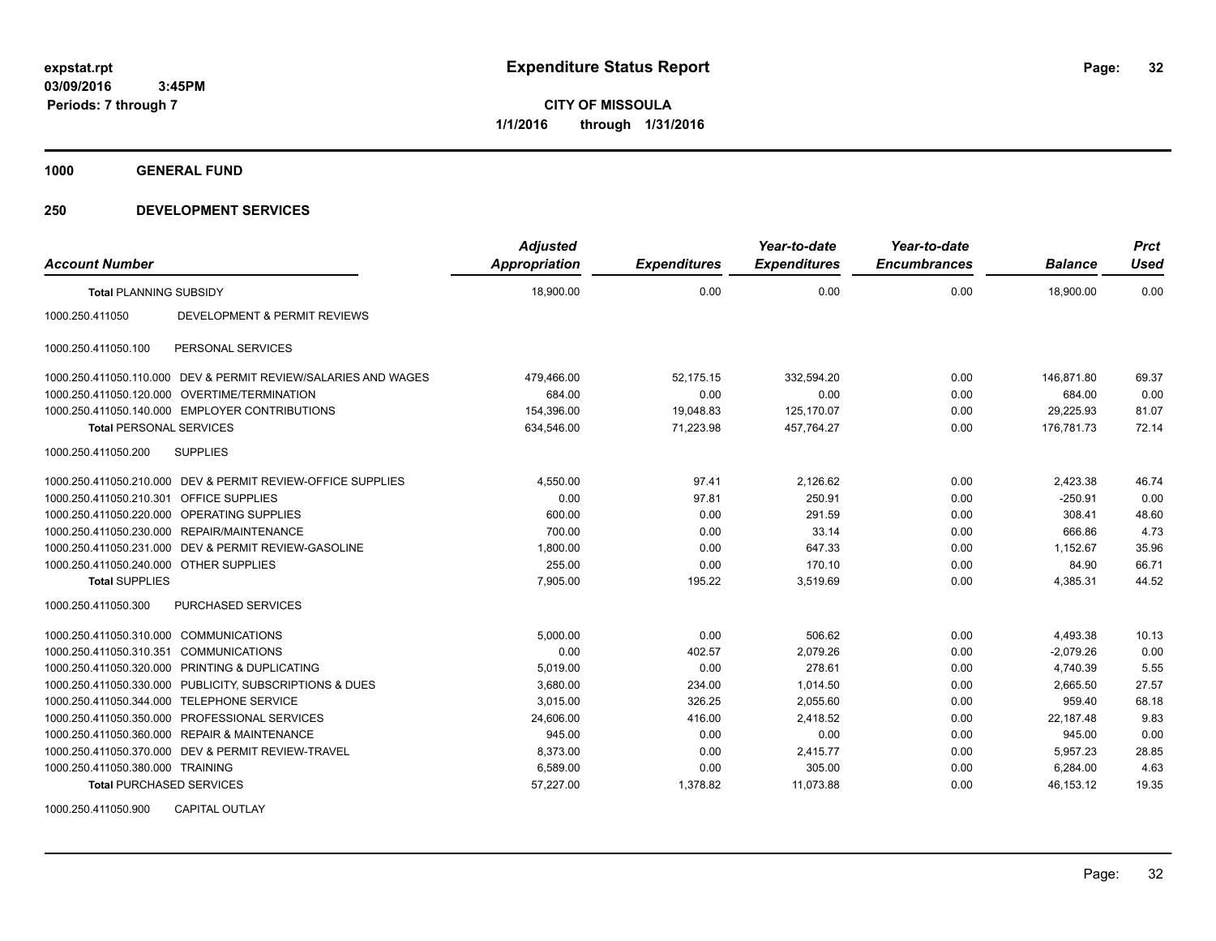# Expenditure Status Report

**CITY OF MISSOULA**

**1/1/2016 through 1/31/2016**

expstat.rpt
03/09/2016 3:45PM
Periods: 7 through 7

## 1000 GENERAL FUND

## 250 DEVELOPMENT SERVICES

| Account Number | | Adjusted Appropriation | Expenditures | Year-to-date Expenditures | Year-to-date Encumbrances | Balance | Prct Used |
|---|---|---|---|---|---|---|---|
| **Total** PLANNING SUBSIDY | | 18,900.00 | 0.00 | 0.00 | 0.00 | 18,900.00 | 0.00 |
| 1000.250.411050 | DEVELOPMENT & PERMIT REVIEWS | | | | | | |
| 1000.250.411050.100 | PERSONAL SERVICES | | | | | | |
| 1000.250.411050.110.000 | DEV & PERMIT REVIEW/SALARIES AND WAGES | 479,466.00 | 52,175.15 | 332,594.20 | 0.00 | 146,871.80 | 69.37 |
| 1000.250.411050.120.000 | OVERTIME/TERMINATION | 684.00 | 0.00 | 0.00 | 0.00 | 684.00 | 0.00 |
| 1000.250.411050.140.000 | EMPLOYER CONTRIBUTIONS | 154,396.00 | 19,048.83 | 125,170.07 | 0.00 | 29,225.93 | 81.07 |
| **Total** PERSONAL SERVICES | | 634,546.00 | 71,223.98 | 457,764.27 | 0.00 | 176,781.73 | 72.14 |
| 1000.250.411050.200 | SUPPLIES | | | | | | |
| 1000.250.411050.210.000 | DEV & PERMIT REVIEW-OFFICE SUPPLIES | 4,550.00 | 97.41 | 2,126.62 | 0.00 | 2,423.38 | 46.74 |
| 1000.250.411050.210.301 | OFFICE SUPPLIES | 0.00 | 97.81 | 250.91 | 0.00 | -250.91 | 0.00 |
| 1000.250.411050.220.000 | OPERATING SUPPLIES | 600.00 | 0.00 | 291.59 | 0.00 | 308.41 | 48.60 |
| 1000.250.411050.230.000 | REPAIR/MAINTENANCE | 700.00 | 0.00 | 33.14 | 0.00 | 666.86 | 4.73 |
| 1000.250.411050.231.000 | DEV & PERMIT REVIEW-GASOLINE | 1,800.00 | 0.00 | 647.33 | 0.00 | 1,152.67 | 35.96 |
| 1000.250.411050.240.000 | OTHER SUPPLIES | 255.00 | 0.00 | 170.10 | 0.00 | 84.90 | 66.71 |
| **Total** SUPPLIES | | 7,905.00 | 195.22 | 3,519.69 | 0.00 | 4,385.31 | 44.52 |
| 1000.250.411050.300 | PURCHASED SERVICES | | | | | | |
| 1000.250.411050.310.000 | COMMUNICATIONS | 5,000.00 | 0.00 | 506.62 | 0.00 | 4,493.38 | 10.13 |
| 1000.250.411050.310.351 | COMMUNICATIONS | 0.00 | 402.57 | 2,079.26 | 0.00 | -2,079.26 | 0.00 |
| 1000.250.411050.320.000 | PRINTING & DUPLICATING | 5,019.00 | 0.00 | 278.61 | 0.00 | 4,740.39 | 5.55 |
| 1000.250.411050.330.000 | PUBLICITY, SUBSCRIPTIONS & DUES | 3,680.00 | 234.00 | 1,014.50 | 0.00 | 2,665.50 | 27.57 |
| 1000.250.411050.344.000 | TELEPHONE SERVICE | 3,015.00 | 326.25 | 2,055.60 | 0.00 | 959.40 | 68.18 |
| 1000.250.411050.350.000 | PROFESSIONAL SERVICES | 24,606.00 | 416.00 | 2,418.52 | 0.00 | 22,187.48 | 9.83 |
| 1000.250.411050.360.000 | REPAIR & MAINTENANCE | 945.00 | 0.00 | 0.00 | 0.00 | 945.00 | 0.00 |
| 1000.250.411050.370.000 | DEV & PERMIT REVIEW-TRAVEL | 8,373.00 | 0.00 | 2,415.77 | 0.00 | 5,957.23 | 28.85 |
| 1000.250.411050.380.000 | TRAINING | 6,589.00 | 0.00 | 305.00 | 0.00 | 6,284.00 | 4.63 |
| **Total** PURCHASED SERVICES | | 57,227.00 | 1,378.82 | 11,073.88 | 0.00 | 46,153.12 | 19.35 |
| 1000.250.411050.900 | CAPITAL OUTLAY | | | | | | |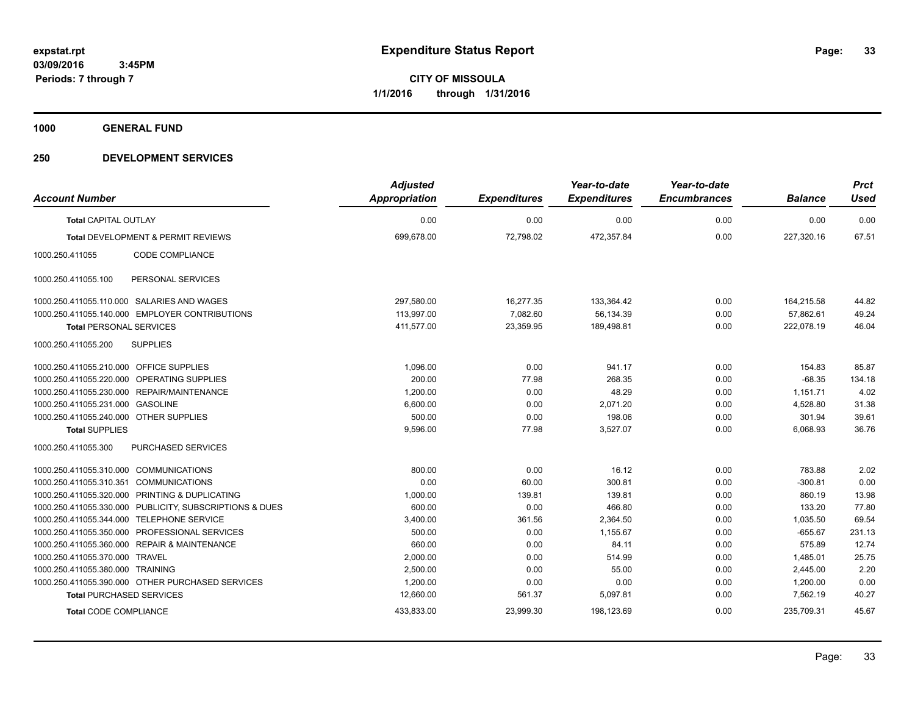**expstat.rpt**
**03/09/2016 3:45PM**
**Periods: 7 through 7**

# Expenditure Status Report

**CITY OF MISSOULA**
**1/1/2016 through 1/31/2016**

## 1000 GENERAL FUND

## 250 DEVELOPMENT SERVICES

| Account Number | | Adjusted Appropriation | Expenditures | Year-to-date Expenditures | Year-to-date Encumbrances | Balance | Prct Used |
|---|---|---|---|---|---|---|---|
| **Total** CAPITAL OUTLAY | | 0.00 | 0.00 | 0.00 | 0.00 | 0.00 | 0.00 |
| **Total** DEVELOPMENT & PERMIT REVIEWS | | 699,678.00 | 72,798.02 | 472,357.84 | 0.00 | 227,320.16 | 67.51 |
| 1000.250.411055 | CODE COMPLIANCE | | | | | | |
| 1000.250.411055.100 | PERSONAL SERVICES | | | | | | |
| 1000.250.411055.110.000 | SALARIES AND WAGES | 297,580.00 | 16,277.35 | 133,364.42 | 0.00 | 164,215.58 | 44.82 |
| 1000.250.411055.140.000 | EMPLOYER CONTRIBUTIONS | 113,997.00 | 7,082.60 | 56,134.39 | 0.00 | 57,862.61 | 49.24 |
| **Total** PERSONAL SERVICES | | 411,577.00 | 23,359.95 | 189,498.81 | 0.00 | 222,078.19 | 46.04 |
| 1000.250.411055.200 | SUPPLIES | | | | | | |
| 1000.250.411055.210.000 | OFFICE SUPPLIES | 1,096.00 | 0.00 | 941.17 | 0.00 | 154.83 | 85.87 |
| 1000.250.411055.220.000 | OPERATING SUPPLIES | 200.00 | 77.98 | 268.35 | 0.00 | -68.35 | 134.18 |
| 1000.250.411055.230.000 | REPAIR/MAINTENANCE | 1,200.00 | 0.00 | 48.29 | 0.00 | 1,151.71 | 4.02 |
| 1000.250.411055.231.000 | GASOLINE | 6,600.00 | 0.00 | 2,071.20 | 0.00 | 4,528.80 | 31.38 |
| 1000.250.411055.240.000 | OTHER SUPPLIES | 500.00 | 0.00 | 198.06 | 0.00 | 301.94 | 39.61 |
| **Total** SUPPLIES | | 9,596.00 | 77.98 | 3,527.07 | 0.00 | 6,068.93 | 36.76 |
| 1000.250.411055.300 | PURCHASED SERVICES | | | | | | |
| 1000.250.411055.310.000 | COMMUNICATIONS | 800.00 | 0.00 | 16.12 | 0.00 | 783.88 | 2.02 |
| 1000.250.411055.310.351 | COMMUNICATIONS | 0.00 | 60.00 | 300.81 | 0.00 | -300.81 | 0.00 |
| 1000.250.411055.320.000 | PRINTING & DUPLICATING | 1,000.00 | 139.81 | 139.81 | 0.00 | 860.19 | 13.98 |
| 1000.250.411055.330.000 | PUBLICITY, SUBSCRIPTIONS & DUES | 600.00 | 0.00 | 466.80 | 0.00 | 133.20 | 77.80 |
| 1000.250.411055.344.000 | TELEPHONE SERVICE | 3,400.00 | 361.56 | 2,364.50 | 0.00 | 1,035.50 | 69.54 |
| 1000.250.411055.350.000 | PROFESSIONAL SERVICES | 500.00 | 0.00 | 1,155.67 | 0.00 | -655.67 | 231.13 |
| 1000.250.411055.360.000 | REPAIR & MAINTENANCE | 660.00 | 0.00 | 84.11 | 0.00 | 575.89 | 12.74 |
| 1000.250.411055.370.000 | TRAVEL | 2,000.00 | 0.00 | 514.99 | 0.00 | 1,485.01 | 25.75 |
| 1000.250.411055.380.000 | TRAINING | 2,500.00 | 0.00 | 55.00 | 0.00 | 2,445.00 | 2.20 |
| 1000.250.411055.390.000 | OTHER PURCHASED SERVICES | 1,200.00 | 0.00 | 0.00 | 0.00 | 1,200.00 | 0.00 |
| **Total** PURCHASED SERVICES | | 12,660.00 | 561.37 | 5,097.81 | 0.00 | 7,562.19 | 40.27 |
| **Total** CODE COMPLIANCE | | 433,833.00 | 23,999.30 | 198,123.69 | 0.00 | 235,709.31 | 45.67 |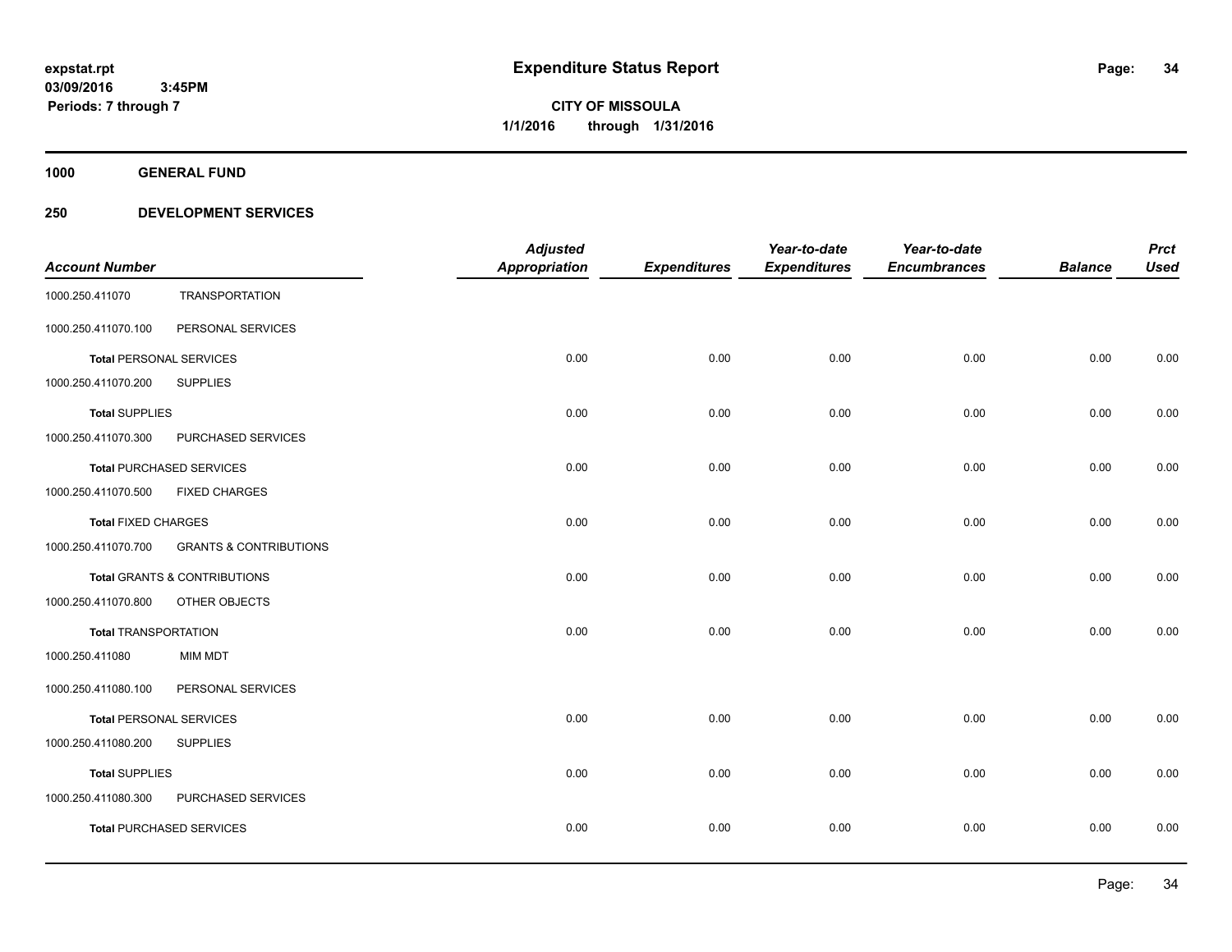**expstat.rpt**
**03/09/2016 3:45PM**
**Periods: 7 through 7**

# Expenditure Status Report

**CITY OF MISSOULA**
**1/1/2016 through 1/31/2016**

## 1000 GENERAL FUND

## 250 DEVELOPMENT SERVICES

| Account Number | | Adjusted Appropriation | Expenditures | Year-to-date Expenditures | Year-to-date Encumbrances | Balance | Prct Used |
|---|---|---|---|---|---|---|---|
| 1000.250.411070 | TRANSPORTATION | | | | | | |
| 1000.250.411070.100 | PERSONAL SERVICES | | | | | | |
| **Total** PERSONAL SERVICES | | 0.00 | 0.00 | 0.00 | 0.00 | 0.00 | 0.00 |
| 1000.250.411070.200 | SUPPLIES | | | | | | |
| **Total** SUPPLIES | | 0.00 | 0.00 | 0.00 | 0.00 | 0.00 | 0.00 |
| 1000.250.411070.300 | PURCHASED SERVICES | | | | | | |
| **Total** PURCHASED SERVICES | | 0.00 | 0.00 | 0.00 | 0.00 | 0.00 | 0.00 |
| 1000.250.411070.500 | FIXED CHARGES | | | | | | |
| **Total** FIXED CHARGES | | 0.00 | 0.00 | 0.00 | 0.00 | 0.00 | 0.00 |
| 1000.250.411070.700 | GRANTS & CONTRIBUTIONS | | | | | | |
| **Total** GRANTS & CONTRIBUTIONS | | 0.00 | 0.00 | 0.00 | 0.00 | 0.00 | 0.00 |
| 1000.250.411070.800 | OTHER OBJECTS | | | | | | |
| **Total** TRANSPORTATION | | 0.00 | 0.00 | 0.00 | 0.00 | 0.00 | 0.00 |
| 1000.250.411080 | MIM MDT | | | | | | |
| 1000.250.411080.100 | PERSONAL SERVICES | | | | | | |
| **Total** PERSONAL SERVICES | | 0.00 | 0.00 | 0.00 | 0.00 | 0.00 | 0.00 |
| 1000.250.411080.200 | SUPPLIES | | | | | | |
| **Total** SUPPLIES | | 0.00 | 0.00 | 0.00 | 0.00 | 0.00 | 0.00 |
| 1000.250.411080.300 | PURCHASED SERVICES | | | | | | |
| **Total** PURCHASED SERVICES | | 0.00 | 0.00 | 0.00 | 0.00 | 0.00 | 0.00 |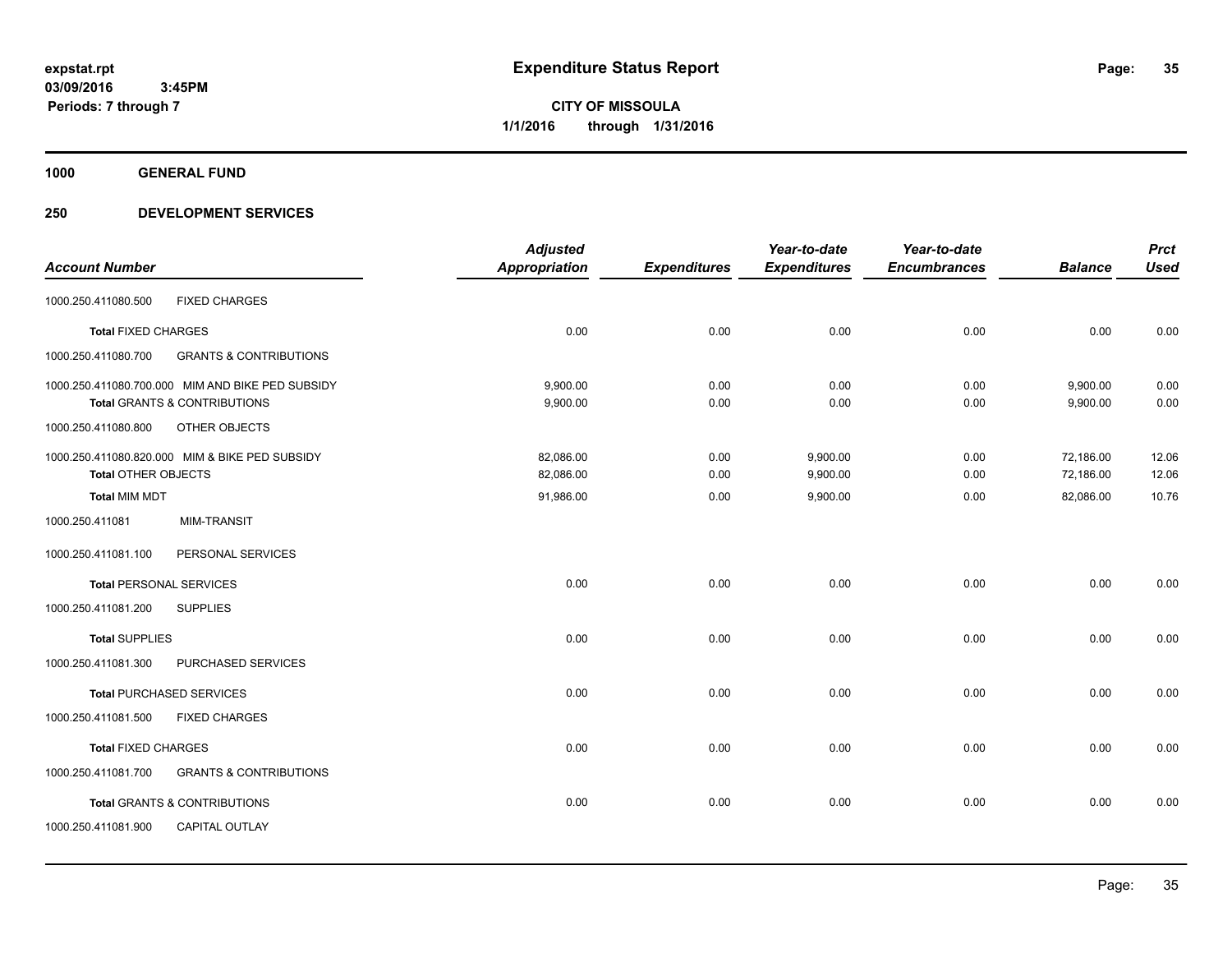expstat.rpt
03/09/2016 3:45PM
Periods: 7 through 7

# Expenditure Status Report

**CITY OF MISSOULA**
**1/1/2016 through 1/31/2016**

## 1000 GENERAL FUND

## 250 DEVELOPMENT SERVICES

| Account Number | Adjusted Appropriation | Expenditures | Year-to-date Expenditures | Year-to-date Encumbrances | Balance | Prct Used |
|---|---|---|---|---|---|---|
| 1000.250.411080.500 FIXED CHARGES | | | | | | |
| **Total** FIXED CHARGES | 0.00 | 0.00 | 0.00 | 0.00 | 0.00 | 0.00 |
| 1000.250.411080.700 GRANTS & CONTRIBUTIONS | | | | | | |
| 1000.250.411080.700.000 MIM AND BIKE PED SUBSIDY | 9,900.00 | 0.00 | 0.00 | 0.00 | 9,900.00 | 0.00 |
| **Total** GRANTS & CONTRIBUTIONS | 9,900.00 | 0.00 | 0.00 | 0.00 | 9,900.00 | 0.00 |
| 1000.250.411080.800 OTHER OBJECTS | | | | | | |
| 1000.250.411080.820.000 MIM & BIKE PED SUBSIDY | 82,086.00 | 0.00 | 9,900.00 | 0.00 | 72,186.00 | 12.06 |
| **Total** OTHER OBJECTS | 82,086.00 | 0.00 | 9,900.00 | 0.00 | 72,186.00 | 12.06 |
| **Total** MIM MDT | 91,986.00 | 0.00 | 9,900.00 | 0.00 | 82,086.00 | 10.76 |
| 1000.250.411081 MIM-TRANSIT | | | | | | |
| 1000.250.411081.100 PERSONAL SERVICES | | | | | | |
| **Total** PERSONAL SERVICES | 0.00 | 0.00 | 0.00 | 0.00 | 0.00 | 0.00 |
| 1000.250.411081.200 SUPPLIES | | | | | | |
| **Total** SUPPLIES | 0.00 | 0.00 | 0.00 | 0.00 | 0.00 | 0.00 |
| 1000.250.411081.300 PURCHASED SERVICES | | | | | | |
| **Total** PURCHASED SERVICES | 0.00 | 0.00 | 0.00 | 0.00 | 0.00 | 0.00 |
| 1000.250.411081.500 FIXED CHARGES | | | | | | |
| **Total** FIXED CHARGES | 0.00 | 0.00 | 0.00 | 0.00 | 0.00 | 0.00 |
| 1000.250.411081.700 GRANTS & CONTRIBUTIONS | | | | | | |
| **Total** GRANTS & CONTRIBUTIONS | 0.00 | 0.00 | 0.00 | 0.00 | 0.00 | 0.00 |
| 1000.250.411081.900 CAPITAL OUTLAY | | | | | | |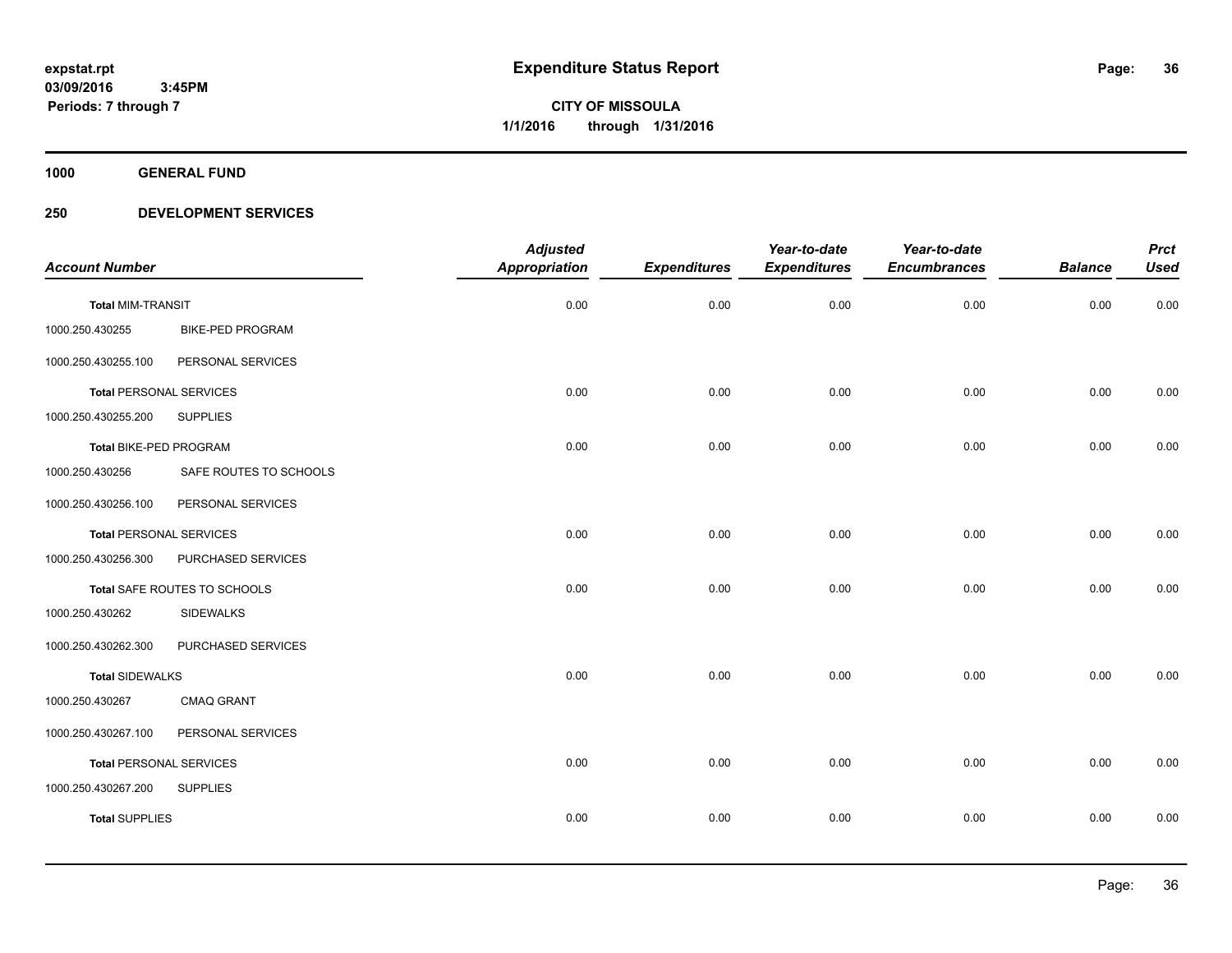**expstat.rpt**
**03/09/2016 3:45PM**
**Periods: 7 through 7**

# Expenditure Status Report

**CITY OF MISSOULA**
**1/1/2016 through 1/31/2016**

**1000 GENERAL FUND**

**250 DEVELOPMENT SERVICES**

| Account Number | | Adjusted Appropriation | Expenditures | Year-to-date Expenditures | Year-to-date Encumbrances | Balance | Prct Used |
|---|---|---|---|---|---|---|---|
| **Total** MIM-TRANSIT | | 0.00 | 0.00 | 0.00 | 0.00 | 0.00 | 0.00 |
| 1000.250.430255 | BIKE-PED PROGRAM | | | | | | |
| 1000.250.430255.100 | PERSONAL SERVICES | | | | | | |
| **Total** PERSONAL SERVICES | | 0.00 | 0.00 | 0.00 | 0.00 | 0.00 | 0.00 |
| 1000.250.430255.200 | SUPPLIES | | | | | | |
| **Total** BIKE-PED PROGRAM | | 0.00 | 0.00 | 0.00 | 0.00 | 0.00 | 0.00 |
| 1000.250.430256 | SAFE ROUTES TO SCHOOLS | | | | | | |
| 1000.250.430256.100 | PERSONAL SERVICES | | | | | | |
| **Total** PERSONAL SERVICES | | 0.00 | 0.00 | 0.00 | 0.00 | 0.00 | 0.00 |
| 1000.250.430256.300 | PURCHASED SERVICES | | | | | | |
| **Total** SAFE ROUTES TO SCHOOLS | | 0.00 | 0.00 | 0.00 | 0.00 | 0.00 | 0.00 |
| 1000.250.430262 | SIDEWALKS | | | | | | |
| 1000.250.430262.300 | PURCHASED SERVICES | | | | | | |
| **Total** SIDEWALKS | | 0.00 | 0.00 | 0.00 | 0.00 | 0.00 | 0.00 |
| 1000.250.430267 | CMAQ GRANT | | | | | | |
| 1000.250.430267.100 | PERSONAL SERVICES | | | | | | |
| **Total** PERSONAL SERVICES | | 0.00 | 0.00 | 0.00 | 0.00 | 0.00 | 0.00 |
| 1000.250.430267.200 | SUPPLIES | | | | | | |
| **Total** SUPPLIES | | 0.00 | 0.00 | 0.00 | 0.00 | 0.00 | 0.00 |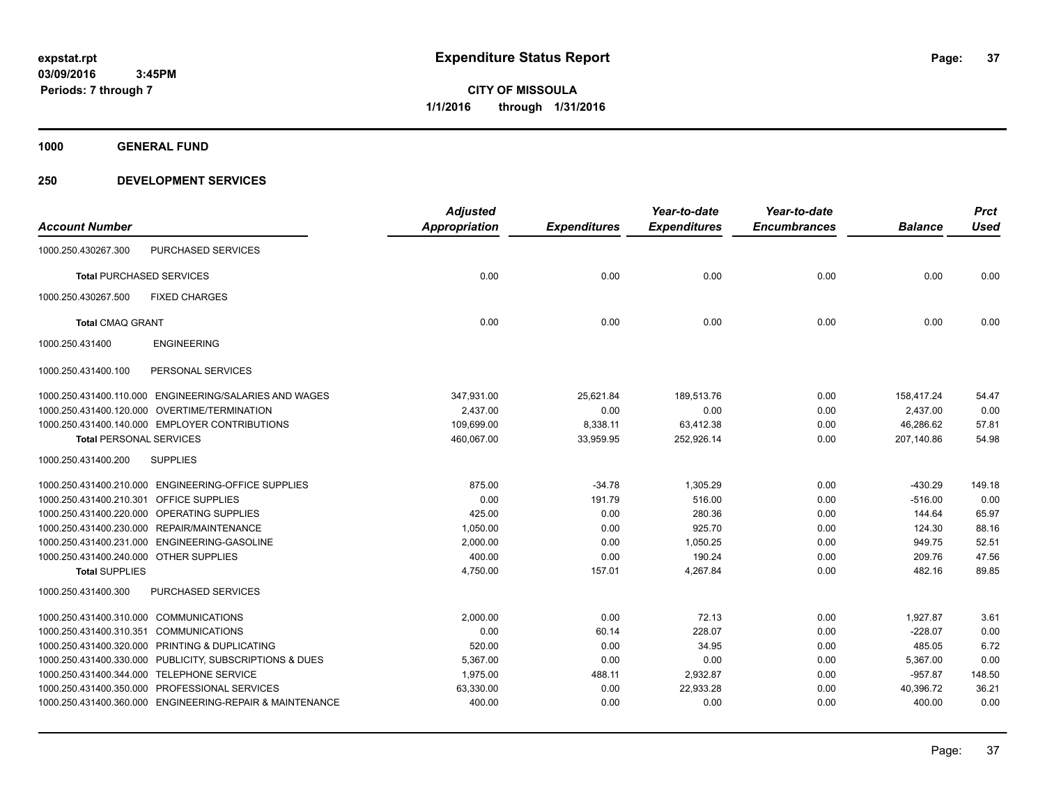**Expenditure Status Report**

**CITY OF MISSOULA**

**1/1/2016 through 1/31/2016**

expstat.rpt
03/09/2016 3:45PM
Periods: 7 through 7

**1000 GENERAL FUND**

**250 DEVELOPMENT SERVICES**

| Account Number | | Adjusted Appropriation | Expenditures | Year-to-date Expenditures | Year-to-date Encumbrances | Balance | Prct Used |
|---|---|---|---|---|---|---|---|
| 1000.250.430267.300 | PURCHASED SERVICES | | | | | | |
| **Total** PURCHASED SERVICES | | 0.00 | 0.00 | 0.00 | 0.00 | 0.00 | 0.00 |
| 1000.250.430267.500 | FIXED CHARGES | | | | | | |
| **Total** CMAQ GRANT | | 0.00 | 0.00 | 0.00 | 0.00 | 0.00 | 0.00 |
| 1000.250.431400 | ENGINEERING | | | | | | |
| 1000.250.431400.100 | PERSONAL SERVICES | | | | | | |
| 1000.250.431400.110.000 | ENGINEERING/SALARIES AND WAGES | 347,931.00 | 25,621.84 | 189,513.76 | 0.00 | 158,417.24 | 54.47 |
| 1000.250.431400.120.000 | OVERTIME/TERMINATION | 2,437.00 | 0.00 | 0.00 | 0.00 | 2,437.00 | 0.00 |
| 1000.250.431400.140.000 | EMPLOYER CONTRIBUTIONS | 109,699.00 | 8,338.11 | 63,412.38 | 0.00 | 46,286.62 | 57.81 |
| **Total** PERSONAL SERVICES | | 460,067.00 | 33,959.95 | 252,926.14 | 0.00 | 207,140.86 | 54.98 |
| 1000.250.431400.200 | SUPPLIES | | | | | | |
| 1000.250.431400.210.000 | ENGINEERING-OFFICE SUPPLIES | 875.00 | -34.78 | 1,305.29 | 0.00 | -430.29 | 149.18 |
| 1000.250.431400.210.301 | OFFICE SUPPLIES | 0.00 | 191.79 | 516.00 | 0.00 | -516.00 | 0.00 |
| 1000.250.431400.220.000 | OPERATING SUPPLIES | 425.00 | 0.00 | 280.36 | 0.00 | 144.64 | 65.97 |
| 1000.250.431400.230.000 | REPAIR/MAINTENANCE | 1,050.00 | 0.00 | 925.70 | 0.00 | 124.30 | 88.16 |
| 1000.250.431400.231.000 | ENGINEERING-GASOLINE | 2,000.00 | 0.00 | 1,050.25 | 0.00 | 949.75 | 52.51 |
| 1000.250.431400.240.000 | OTHER SUPPLIES | 400.00 | 0.00 | 190.24 | 0.00 | 209.76 | 47.56 |
| **Total** SUPPLIES | | 4,750.00 | 157.01 | 4,267.84 | 0.00 | 482.16 | 89.85 |
| 1000.250.431400.300 | PURCHASED SERVICES | | | | | | |
| 1000.250.431400.310.000 | COMMUNICATIONS | 2,000.00 | 0.00 | 72.13 | 0.00 | 1,927.87 | 3.61 |
| 1000.250.431400.310.351 | COMMUNICATIONS | 0.00 | 60.14 | 228.07 | 0.00 | -228.07 | 0.00 |
| 1000.250.431400.320.000 | PRINTING & DUPLICATING | 520.00 | 0.00 | 34.95 | 0.00 | 485.05 | 6.72 |
| 1000.250.431400.330.000 | PUBLICITY, SUBSCRIPTIONS & DUES | 5,367.00 | 0.00 | 0.00 | 0.00 | 5,367.00 | 0.00 |
| 1000.250.431400.344.000 | TELEPHONE SERVICE | 1,975.00 | 488.11 | 2,932.87 | 0.00 | -957.87 | 148.50 |
| 1000.250.431400.350.000 | PROFESSIONAL SERVICES | 63,330.00 | 0.00 | 22,933.28 | 0.00 | 40,396.72 | 36.21 |
| 1000.250.431400.360.000 | ENGINEERING-REPAIR & MAINTENANCE | 400.00 | 0.00 | 0.00 | 0.00 | 400.00 | 0.00 |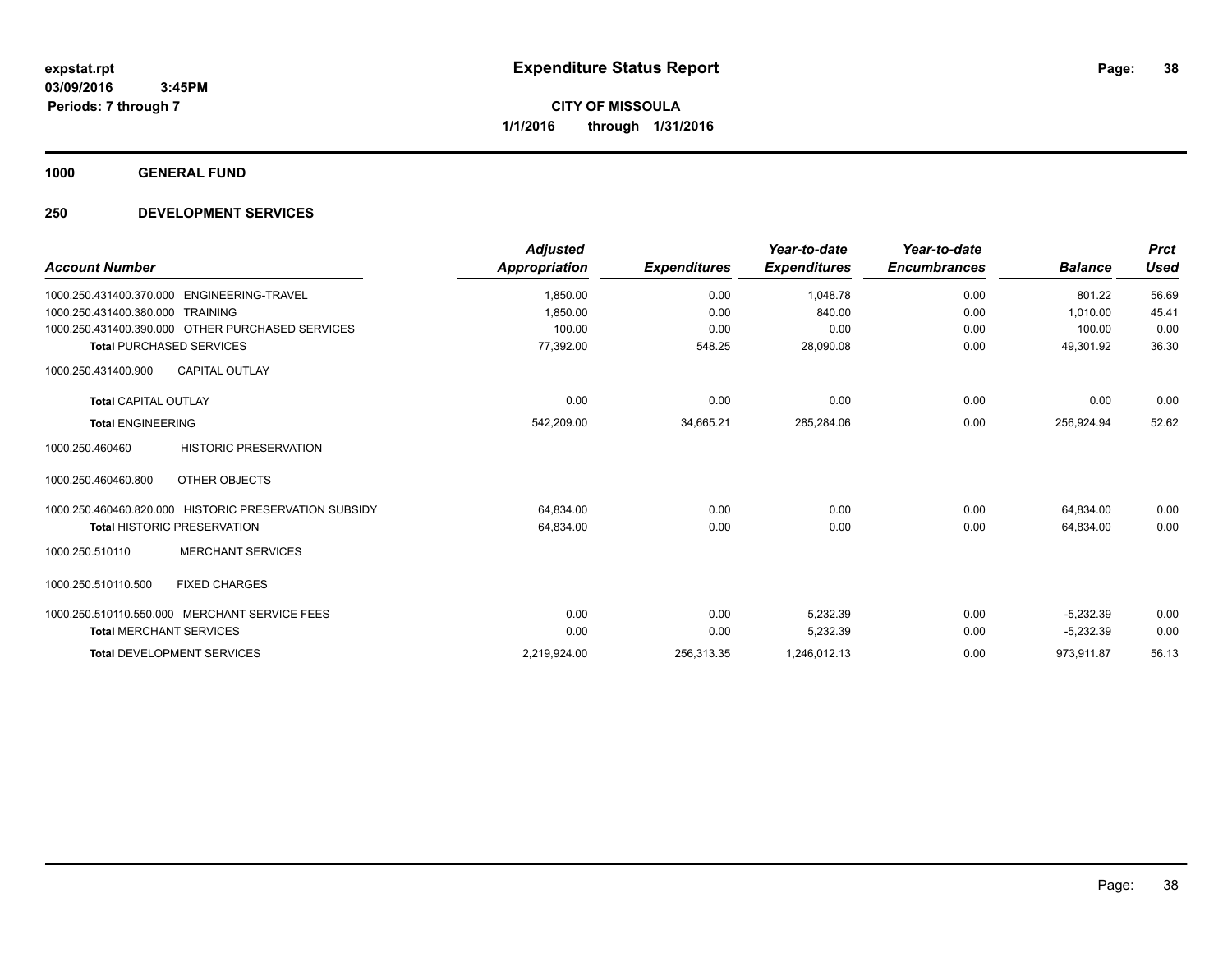**expstat.rpt**
**03/09/2016 3:45PM**
**Periods: 7 through 7**

# Expenditure Status Report

**CITY OF MISSOULA**
**1/1/2016 through 1/31/2016**

## 1000 GENERAL FUND

## 250 DEVELOPMENT SERVICES

| Account Number | Adjusted Appropriation | Expenditures | Year-to-date Expenditures | Year-to-date Encumbrances | Balance | Prct Used |
|---|---|---|---|---|---|---|
| 1000.250.431400.370.000 ENGINEERING-TRAVEL | 1,850.00 | 0.00 | 1,048.78 | 0.00 | 801.22 | 56.69 |
| 1000.250.431400.380.000 TRAINING | 1,850.00 | 0.00 | 840.00 | 0.00 | 1,010.00 | 45.41 |
| 1000.250.431400.390.000 OTHER PURCHASED SERVICES | 100.00 | 0.00 | 0.00 | 0.00 | 100.00 | 0.00 |
| **Total** PURCHASED SERVICES | 77,392.00 | 548.25 | 28,090.08 | 0.00 | 49,301.92 | 36.30 |
| 1000.250.431400.900 CAPITAL OUTLAY | | | | | | |
| **Total** CAPITAL OUTLAY | 0.00 | 0.00 | 0.00 | 0.00 | 0.00 | 0.00 |
| **Total** ENGINEERING | 542,209.00 | 34,665.21 | 285,284.06 | 0.00 | 256,924.94 | 52.62 |
| 1000.250.460460 HISTORIC PRESERVATION | | | | | | |
| 1000.250.460460.800 OTHER OBJECTS | | | | | | |
| 1000.250.460460.820.000 HISTORIC PRESERVATION SUBSIDY | 64,834.00 | 0.00 | 0.00 | 0.00 | 64,834.00 | 0.00 |
| **Total** HISTORIC PRESERVATION | 64,834.00 | 0.00 | 0.00 | 0.00 | 64,834.00 | 0.00 |
| 1000.250.510110 MERCHANT SERVICES | | | | | | |
| 1000.250.510110.500 FIXED CHARGES | | | | | | |
| 1000.250.510110.550.000 MERCHANT SERVICE FEES | 0.00 | 0.00 | 5,232.39 | 0.00 | -5,232.39 | 0.00 |
| **Total** MERCHANT SERVICES | 0.00 | 0.00 | 5,232.39 | 0.00 | -5,232.39 | 0.00 |
| **Total** DEVELOPMENT SERVICES | 2,219,924.00 | 256,313.35 | 1,246,012.13 | 0.00 | 973,911.87 | 56.13 |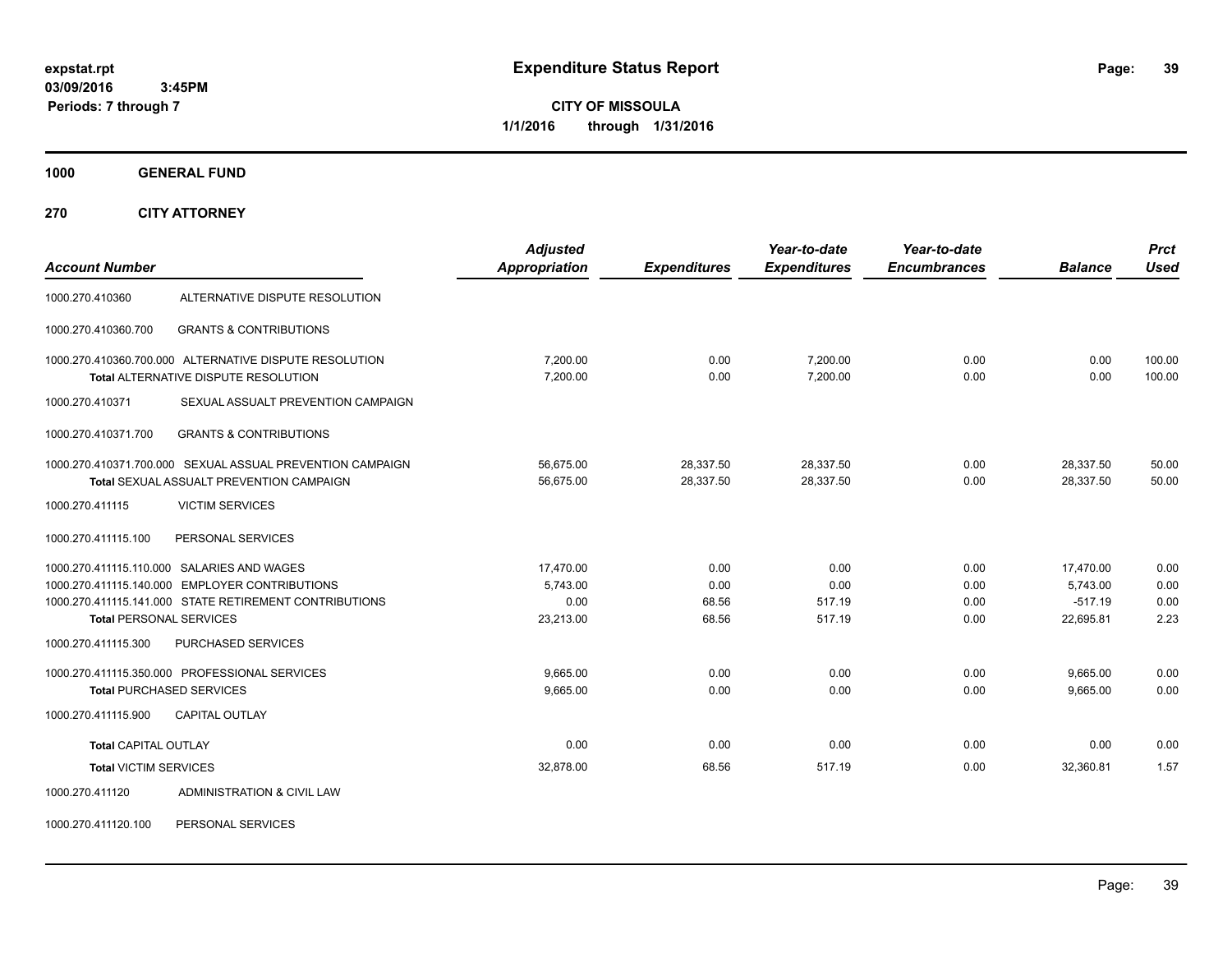**expstat.rpt**
**03/09/2016 3:45PM**
**Periods: 7 through 7**

# Expenditure Status Report

**CITY OF MISSOULA**
**1/1/2016 through 1/31/2016**

## 1000 GENERAL FUND

## 270 CITY ATTORNEY

| Account Number | | Adjusted Appropriation | Expenditures | Year-to-date Expenditures | Year-to-date Encumbrances | Balance | Prct Used |
|---|---|---|---|---|---|---|---|
| 1000.270.410360 | ALTERNATIVE DISPUTE RESOLUTION | | | | | | |
| 1000.270.410360.700 | GRANTS & CONTRIBUTIONS | | | | | | |
| 1000.270.410360.700.000 | ALTERNATIVE DISPUTE RESOLUTION | 7,200.00 | 0.00 | 7,200.00 | 0.00 | 0.00 | 100.00 |
| **Total** ALTERNATIVE DISPUTE RESOLUTION | | 7,200.00 | 0.00 | 7,200.00 | 0.00 | 0.00 | 100.00 |
| 1000.270.410371 | SEXUAL ASSAULT PREVENTION CAMPAIGN | | | | | | |
| 1000.270.410371.700 | GRANTS & CONTRIBUTIONS | | | | | | |
| 1000.270.410371.700.000 | SEXUAL ASSUAL PREVENTION CAMPAIGN | 56,675.00 | 28,337.50 | 28,337.50 | 0.00 | 28,337.50 | 50.00 |
| **Total** SEXUAL ASSUALT PREVENTION CAMPAIGN | | 56,675.00 | 28,337.50 | 28,337.50 | 0.00 | 28,337.50 | 50.00 |
| 1000.270.411115 | VICTIM SERVICES | | | | | | |
| 1000.270.411115.100 | PERSONAL SERVICES | | | | | | |
| 1000.270.411115.110.000 | SALARIES AND WAGES | 17,470.00 | 0.00 | 0.00 | 0.00 | 17,470.00 | 0.00 |
| 1000.270.411115.140.000 | EMPLOYER CONTRIBUTIONS | 5,743.00 | 0.00 | 0.00 | 0.00 | 5,743.00 | 0.00 |
| 1000.270.411115.141.000 | STATE RETIREMENT CONTRIBUTIONS | 0.00 | 68.56 | 517.19 | 0.00 | -517.19 | 0.00 |
| **Total** PERSONAL SERVICES | | 23,213.00 | 68.56 | 517.19 | 0.00 | 22,695.81 | 2.23 |
| 1000.270.411115.300 | PURCHASED SERVICES | | | | | | |
| 1000.270.411115.350.000 | PROFESSIONAL SERVICES | 9,665.00 | 0.00 | 0.00 | 0.00 | 9,665.00 | 0.00 |
| **Total** PURCHASED SERVICES | | 9,665.00 | 0.00 | 0.00 | 0.00 | 9,665.00 | 0.00 |
| 1000.270.411115.900 | CAPITAL OUTLAY | | | | | | |
| **Total** CAPITAL OUTLAY | | 0.00 | 0.00 | 0.00 | 0.00 | 0.00 | 0.00 |
| **Total** VICTIM SERVICES | | 32,878.00 | 68.56 | 517.19 | 0.00 | 32,360.81 | 1.57 |
| 1000.270.411120 | ADMINISTRATION & CIVIL LAW | | | | | | |
| 1000.270.411120.100 | PERSONAL SERVICES | | | | | | |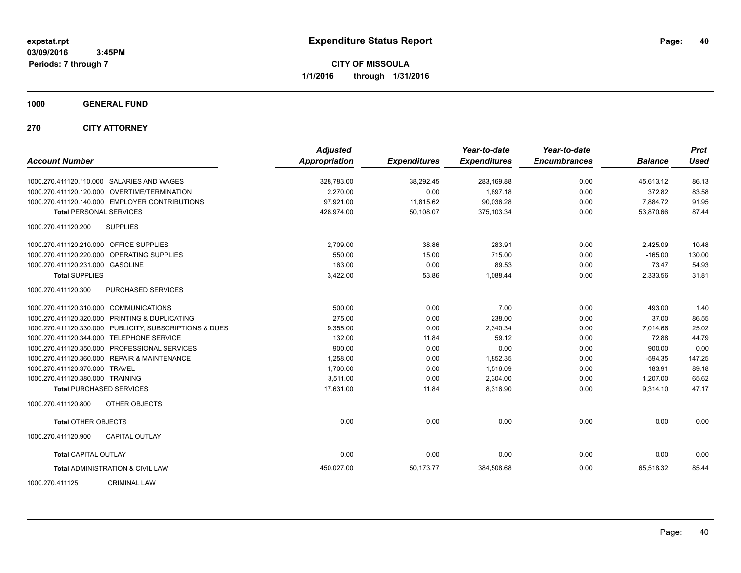# Expenditure Status Report

**CITY OF MISSOULA**

**1/1/2016 through 1/31/2016**

expstat.rpt
03/09/2016 3:45PM
Periods: 7 through 7

**1000 GENERAL FUND**

**270 CITY ATTORNEY**

| Account Number | Adjusted Appropriation | Expenditures | Year-to-date Expenditures | Year-to-date Encumbrances | Balance | Prct Used |
|---|---|---|---|---|---|---|
| 1000.270.411120.110.000 SALARIES AND WAGES | 328,783.00 | 38,292.45 | 283,169.88 | 0.00 | 45,613.12 | 86.13 |
| 1000.270.411120.120.000 OVERTIME/TERMINATION | 2,270.00 | 0.00 | 1,897.18 | 0.00 | 372.82 | 83.58 |
| 1000.270.411120.140.000 EMPLOYER CONTRIBUTIONS | 97,921.00 | 11,815.62 | 90,036.28 | 0.00 | 7,884.72 | 91.95 |
| **Total** PERSONAL SERVICES | 428,974.00 | 50,108.07 | 375,103.34 | 0.00 | 53,870.66 | 87.44 |
| 1000.270.411120.200 SUPPLIES | | | | | | |
| 1000.270.411120.210.000 OFFICE SUPPLIES | 2,709.00 | 38.86 | 283.91 | 0.00 | 2,425.09 | 10.48 |
| 1000.270.411120.220.000 OPERATING SUPPLIES | 550.00 | 15.00 | 715.00 | 0.00 | -165.00 | 130.00 |
| 1000.270.411120.231.000 GASOLINE | 163.00 | 0.00 | 89.53 | 0.00 | 73.47 | 54.93 |
| **Total** SUPPLIES | 3,422.00 | 53.86 | 1,088.44 | 0.00 | 2,333.56 | 31.81 |
| 1000.270.411120.300 PURCHASED SERVICES | | | | | | |
| 1000.270.411120.310.000 COMMUNICATIONS | 500.00 | 0.00 | 7.00 | 0.00 | 493.00 | 1.40 |
| 1000.270.411120.320.000 PRINTING & DUPLICATING | 275.00 | 0.00 | 238.00 | 0.00 | 37.00 | 86.55 |
| 1000.270.411120.330.000 PUBLICITY, SUBSCRIPTIONS & DUES | 9,355.00 | 0.00 | 2,340.34 | 0.00 | 7,014.66 | 25.02 |
| 1000.270.411120.344.000 TELEPHONE SERVICE | 132.00 | 11.84 | 59.12 | 0.00 | 72.88 | 44.79 |
| 1000.270.411120.350.000 PROFESSIONAL SERVICES | 900.00 | 0.00 | 0.00 | 0.00 | 900.00 | 0.00 |
| 1000.270.411120.360.000 REPAIR & MAINTENANCE | 1,258.00 | 0.00 | 1,852.35 | 0.00 | -594.35 | 147.25 |
| 1000.270.411120.370.000 TRAVEL | 1,700.00 | 0.00 | 1,516.09 | 0.00 | 183.91 | 89.18 |
| 1000.270.411120.380.000 TRAINING | 3,511.00 | 0.00 | 2,304.00 | 0.00 | 1,207.00 | 65.62 |
| **Total** PURCHASED SERVICES | 17,631.00 | 11.84 | 8,316.90 | 0.00 | 9,314.10 | 47.17 |
| 1000.270.411120.800 OTHER OBJECTS | | | | | | |
| **Total** OTHER OBJECTS | 0.00 | 0.00 | 0.00 | 0.00 | 0.00 | 0.00 |
| 1000.270.411120.900 CAPITAL OUTLAY | | | | | | |
| **Total** CAPITAL OUTLAY | 0.00 | 0.00 | 0.00 | 0.00 | 0.00 | 0.00 |
| **Total** ADMINISTRATION & CIVIL LAW | 450,027.00 | 50,173.77 | 384,508.68 | 0.00 | 65,518.32 | 85.44 |
| 1000.270.411125 CRIMINAL LAW | | | | | | |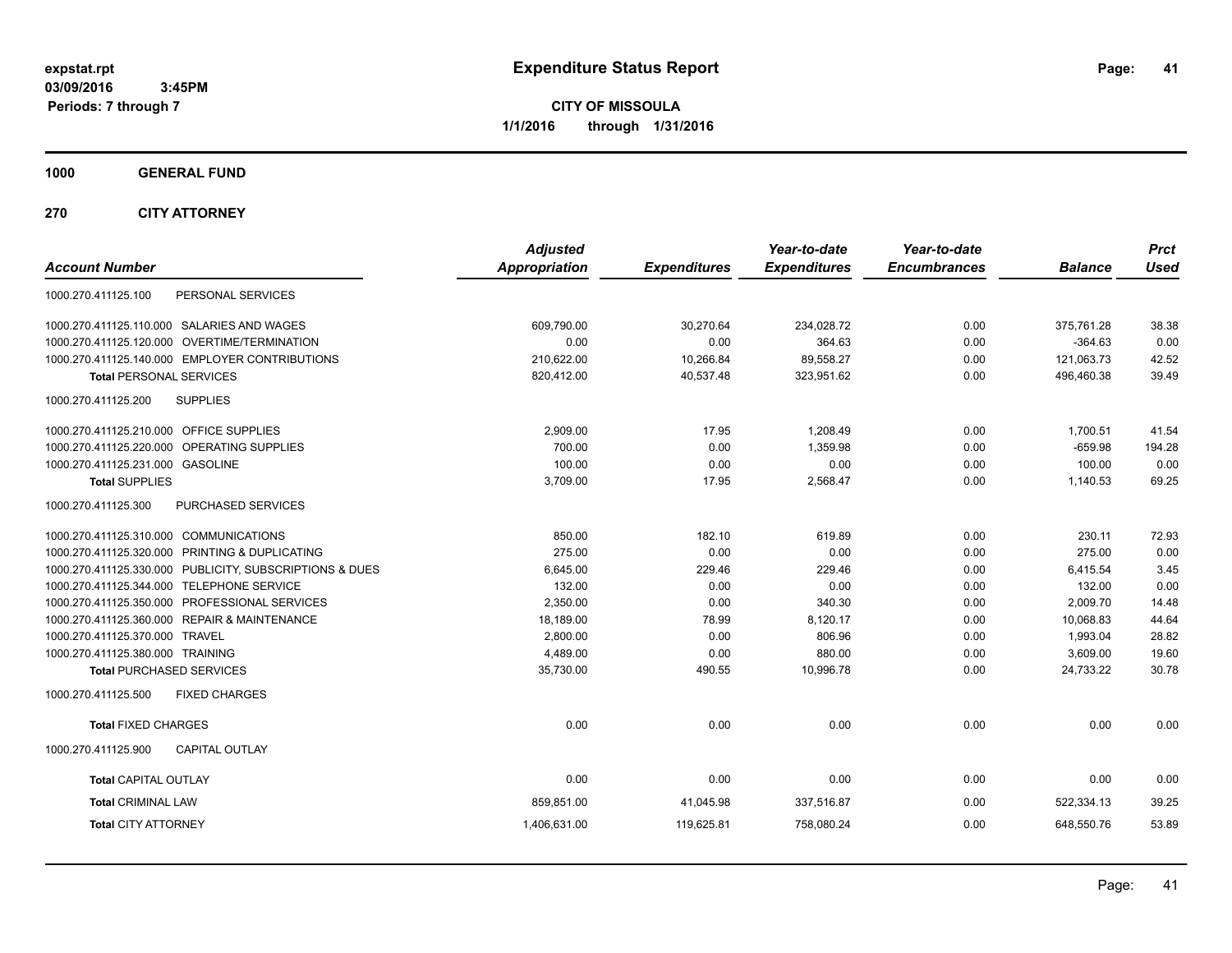expstat.rpt
03/09/2016 3:45PM
Periods: 7 through 7

# Expenditure Status Report

**CITY OF MISSOULA**
**1/1/2016 through 1/31/2016**

**1000 GENERAL FUND**

**270 CITY ATTORNEY**

| Account Number | Adjusted Appropriation | Expenditures | Year-to-date Expenditures | Year-to-date Encumbrances | Balance | Prct Used |
|---|---|---|---|---|---|---|
| 1000.270.411125.100 PERSONAL SERVICES | | | | | | |
| 1000.270.411125.110.000 SALARIES AND WAGES | 609,790.00 | 30,270.64 | 234,028.72 | 0.00 | 375,761.28 | 38.38 |
| 1000.270.411125.120.000 OVERTIME/TERMINATION | 0.00 | 0.00 | 364.63 | 0.00 | -364.63 | 0.00 |
| 1000.270.411125.140.000 EMPLOYER CONTRIBUTIONS | 210,622.00 | 10,266.84 | 89,558.27 | 0.00 | 121,063.73 | 42.52 |
| **Total** PERSONAL SERVICES | 820,412.00 | 40,537.48 | 323,951.62 | 0.00 | 496,460.38 | 39.49 |
| 1000.270.411125.200 SUPPLIES | | | | | | |
| 1000.270.411125.210.000 OFFICE SUPPLIES | 2,909.00 | 17.95 | 1,208.49 | 0.00 | 1,700.51 | 41.54 |
| 1000.270.411125.220.000 OPERATING SUPPLIES | 700.00 | 0.00 | 1,359.98 | 0.00 | -659.98 | 194.28 |
| 1000.270.411125.231.000 GASOLINE | 100.00 | 0.00 | 0.00 | 0.00 | 100.00 | 0.00 |
| **Total** SUPPLIES | 3,709.00 | 17.95 | 2,568.47 | 0.00 | 1,140.53 | 69.25 |
| 1000.270.411125.300 PURCHASED SERVICES | | | | | | |
| 1000.270.411125.310.000 COMMUNICATIONS | 850.00 | 182.10 | 619.89 | 0.00 | 230.11 | 72.93 |
| 1000.270.411125.320.000 PRINTING & DUPLICATING | 275.00 | 0.00 | 0.00 | 0.00 | 275.00 | 0.00 |
| 1000.270.411125.330.000 PUBLICITY, SUBSCRIPTIONS & DUES | 6,645.00 | 229.46 | 229.46 | 0.00 | 6,415.54 | 3.45 |
| 1000.270.411125.344.000 TELEPHONE SERVICE | 132.00 | 0.00 | 0.00 | 0.00 | 132.00 | 0.00 |
| 1000.270.411125.350.000 PROFESSIONAL SERVICES | 2,350.00 | 0.00 | 340.30 | 0.00 | 2,009.70 | 14.48 |
| 1000.270.411125.360.000 REPAIR & MAINTENANCE | 18,189.00 | 78.99 | 8,120.17 | 0.00 | 10,068.83 | 44.64 |
| 1000.270.411125.370.000 TRAVEL | 2,800.00 | 0.00 | 806.96 | 0.00 | 1,993.04 | 28.82 |
| 1000.270.411125.380.000 TRAINING | 4,489.00 | 0.00 | 880.00 | 0.00 | 3,609.00 | 19.60 |
| **Total** PURCHASED SERVICES | 35,730.00 | 490.55 | 10,996.78 | 0.00 | 24,733.22 | 30.78 |
| 1000.270.411125.500 FIXED CHARGES | | | | | | |
| **Total** FIXED CHARGES | 0.00 | 0.00 | 0.00 | 0.00 | 0.00 | 0.00 |
| 1000.270.411125.900 CAPITAL OUTLAY | | | | | | |
| **Total** CAPITAL OUTLAY | 0.00 | 0.00 | 0.00 | 0.00 | 0.00 | 0.00 |
| **Total** CRIMINAL LAW | 859,851.00 | 41,045.98 | 337,516.87 | 0.00 | 522,334.13 | 39.25 |
| **Total** CITY ATTORNEY | 1,406,631.00 | 119,625.81 | 758,080.24 | 0.00 | 648,550.76 | 53.89 |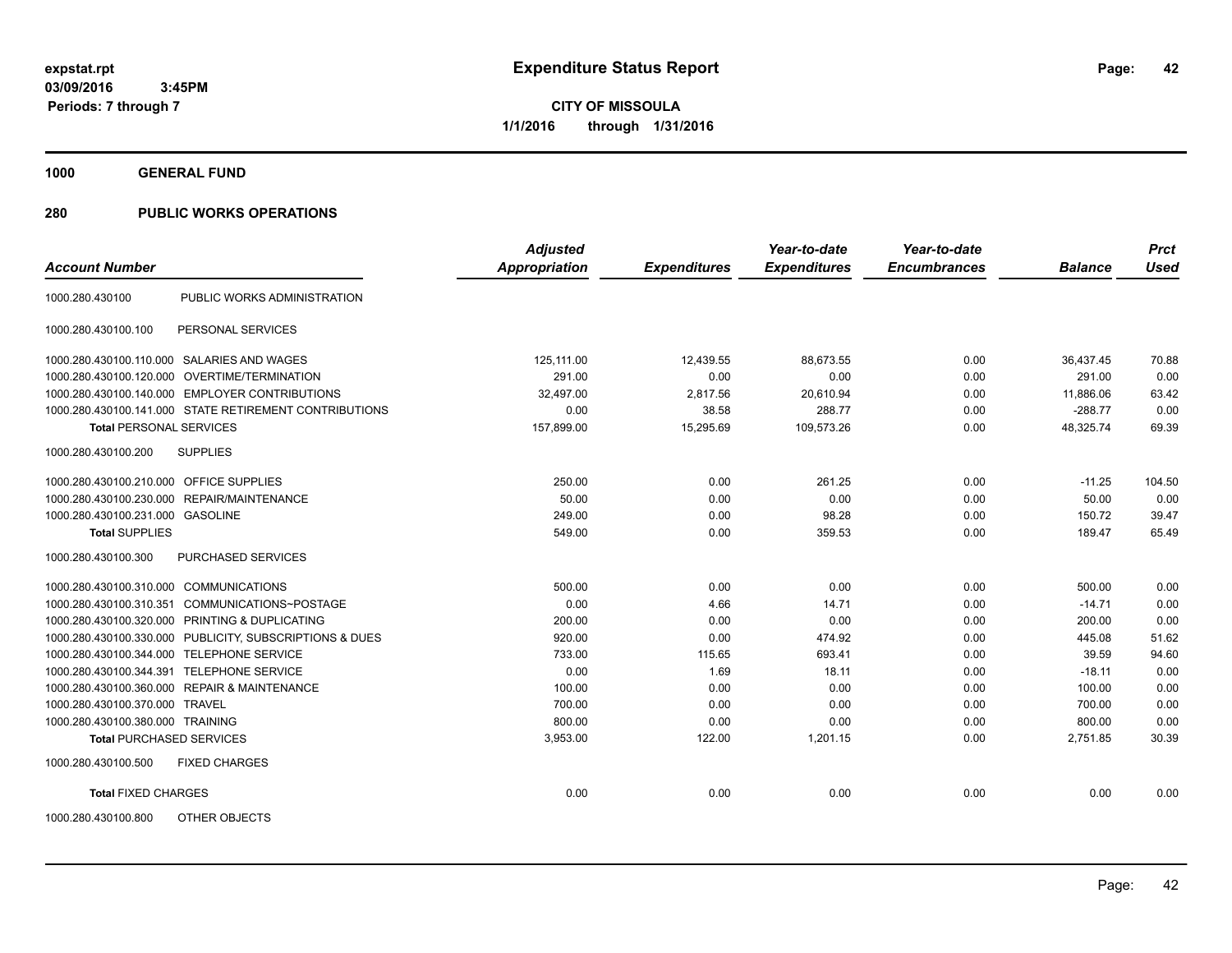expstat.rpt
03/09/2016 3:45PM
Periods: 7 through 7

# Expenditure Status Report

**CITY OF MISSOULA**
**1/1/2016 through 1/31/2016**

## 1000 GENERAL FUND

## 280 PUBLIC WORKS OPERATIONS

| Account Number | | Adjusted Appropriation | Expenditures | Year-to-date Expenditures | Year-to-date Encumbrances | Balance | Prct Used |
|---|---|---|---|---|---|---|---|
| 1000.280.430100 | PUBLIC WORKS ADMINISTRATION | | | | | | |
| 1000.280.430100.100 | PERSONAL SERVICES | | | | | | |
| 1000.280.430100.110.000 | SALARIES AND WAGES | 125,111.00 | 12,439.55 | 88,673.55 | 0.00 | 36,437.45 | 70.88 |
| 1000.280.430100.120.000 | OVERTIME/TERMINATION | 291.00 | 0.00 | 0.00 | 0.00 | 291.00 | 0.00 |
| 1000.280.430100.140.000 | EMPLOYER CONTRIBUTIONS | 32,497.00 | 2,817.56 | 20,610.94 | 0.00 | 11,886.06 | 63.42 |
| 1000.280.430100.141.000 | STATE RETIREMENT CONTRIBUTIONS | 0.00 | 38.58 | 288.77 | 0.00 | -288.77 | 0.00 |
| **Total** PERSONAL SERVICES | | 157,899.00 | 15,295.69 | 109,573.26 | 0.00 | 48,325.74 | 69.39 |
| 1000.280.430100.200 | SUPPLIES | | | | | | |
| 1000.280.430100.210.000 | OFFICE SUPPLIES | 250.00 | 0.00 | 261.25 | 0.00 | -11.25 | 104.50 |
| 1000.280.430100.230.000 | REPAIR/MAINTENANCE | 50.00 | 0.00 | 0.00 | 0.00 | 50.00 | 0.00 |
| 1000.280.430100.231.000 | GASOLINE | 249.00 | 0.00 | 98.28 | 0.00 | 150.72 | 39.47 |
| **Total** SUPPLIES | | 549.00 | 0.00 | 359.53 | 0.00 | 189.47 | 65.49 |
| 1000.280.430100.300 | PURCHASED SERVICES | | | | | | |
| 1000.280.430100.310.000 | COMMUNICATIONS | 500.00 | 0.00 | 0.00 | 0.00 | 500.00 | 0.00 |
| 1000.280.430100.310.351 | COMMUNICATIONS~POSTAGE | 0.00 | 4.66 | 14.71 | 0.00 | -14.71 | 0.00 |
| 1000.280.430100.320.000 | PRINTING & DUPLICATING | 200.00 | 0.00 | 0.00 | 0.00 | 200.00 | 0.00 |
| 1000.280.430100.330.000 | PUBLICITY, SUBSCRIPTIONS & DUES | 920.00 | 0.00 | 474.92 | 0.00 | 445.08 | 51.62 |
| 1000.280.430100.344.000 | TELEPHONE SERVICE | 733.00 | 115.65 | 693.41 | 0.00 | 39.59 | 94.60 |
| 1000.280.430100.344.391 | TELEPHONE SERVICE | 0.00 | 1.69 | 18.11 | 0.00 | -18.11 | 0.00 |
| 1000.280.430100.360.000 | REPAIR & MAINTENANCE | 100.00 | 0.00 | 0.00 | 0.00 | 100.00 | 0.00 |
| 1000.280.430100.370.000 | TRAVEL | 700.00 | 0.00 | 0.00 | 0.00 | 700.00 | 0.00 |
| 1000.280.430100.380.000 | TRAINING | 800.00 | 0.00 | 0.00 | 0.00 | 800.00 | 0.00 |
| **Total** PURCHASED SERVICES | | 3,953.00 | 122.00 | 1,201.15 | 0.00 | 2,751.85 | 30.39 |
| 1000.280.430100.500 | FIXED CHARGES | | | | | | |
| **Total** FIXED CHARGES | | 0.00 | 0.00 | 0.00 | 0.00 | 0.00 | 0.00 |
| 1000.280.430100.800 | OTHER OBJECTS | | | | | | |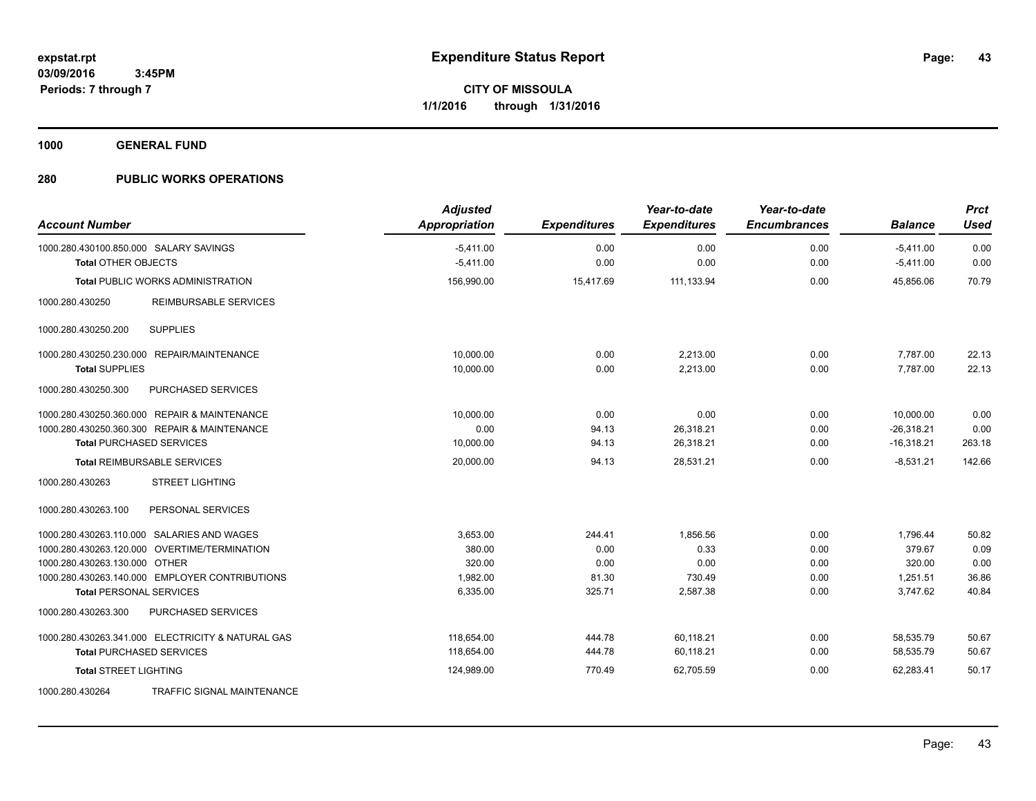# Expenditure Status Report

expstat.rpt
03/09/2016 3:45PM
Periods: 7 through 7

**CITY OF MISSOULA**
**1/1/2016 through 1/31/2016**

## 1000 GENERAL FUND

## 280 PUBLIC WORKS OPERATIONS

| Account Number | Adjusted Appropriation | Expenditures | Year-to-date Expenditures | Year-to-date Encumbrances | Balance | Prct Used |
|---|---|---|---|---|---|---|
| 1000.280.430100.850.000 SALARY SAVINGS | -5,411.00 | 0.00 | 0.00 | 0.00 | -5,411.00 | 0.00 |
| **Total** OTHER OBJECTS | -5,411.00 | 0.00 | 0.00 | 0.00 | -5,411.00 | 0.00 |
| **Total** PUBLIC WORKS ADMINISTRATION | 156,990.00 | 15,417.69 | 111,133.94 | 0.00 | 45,856.06 | 70.79 |
| 1000.280.430250 REIMBURSABLE SERVICES | | | | | | |
| 1000.280.430250.200 SUPPLIES | | | | | | |
| 1000.280.430250.230.000 REPAIR/MAINTENANCE | 10,000.00 | 0.00 | 2,213.00 | 0.00 | 7,787.00 | 22.13 |
| **Total** SUPPLIES | 10,000.00 | 0.00 | 2,213.00 | 0.00 | 7,787.00 | 22.13 |
| 1000.280.430250.300 PURCHASED SERVICES | | | | | | |
| 1000.280.430250.360.000 REPAIR & MAINTENANCE | 10,000.00 | 0.00 | 0.00 | 0.00 | 10,000.00 | 0.00 |
| 1000.280.430250.360.300 REPAIR & MAINTENANCE | 0.00 | 94.13 | 26,318.21 | 0.00 | -26,318.21 | 0.00 |
| **Total** PURCHASED SERVICES | 10,000.00 | 94.13 | 26,318.21 | 0.00 | -16,318.21 | 263.18 |
| **Total** REIMBURSABLE SERVICES | 20,000.00 | 94.13 | 28,531.21 | 0.00 | -8,531.21 | 142.66 |
| 1000.280.430263 STREET LIGHTING | | | | | | |
| 1000.280.430263.100 PERSONAL SERVICES | | | | | | |
| 1000.280.430263.110.000 SALARIES AND WAGES | 3,653.00 | 244.41 | 1,856.56 | 0.00 | 1,796.44 | 50.82 |
| 1000.280.430263.120.000 OVERTIME/TERMINATION | 380.00 | 0.00 | 0.33 | 0.00 | 379.67 | 0.09 |
| 1000.280.430263.130.000 OTHER | 320.00 | 0.00 | 0.00 | 0.00 | 320.00 | 0.00 |
| 1000.280.430263.140.000 EMPLOYER CONTRIBUTIONS | 1,982.00 | 81.30 | 730.49 | 0.00 | 1,251.51 | 36.86 |
| **Total** PERSONAL SERVICES | 6,335.00 | 325.71 | 2,587.38 | 0.00 | 3,747.62 | 40.84 |
| 1000.280.430263.300 PURCHASED SERVICES | | | | | | |
| 1000.280.430263.341.000 ELECTRICITY & NATURAL GAS | 118,654.00 | 444.78 | 60,118.21 | 0.00 | 58,535.79 | 50.67 |
| **Total** PURCHASED SERVICES | 118,654.00 | 444.78 | 60,118.21 | 0.00 | 58,535.79 | 50.67 |
| **Total** STREET LIGHTING | 124,989.00 | 770.49 | 62,705.59 | 0.00 | 62,283.41 | 50.17 |
| 1000.280.430264 TRAFFIC SIGNAL MAINTENANCE | | | | | | |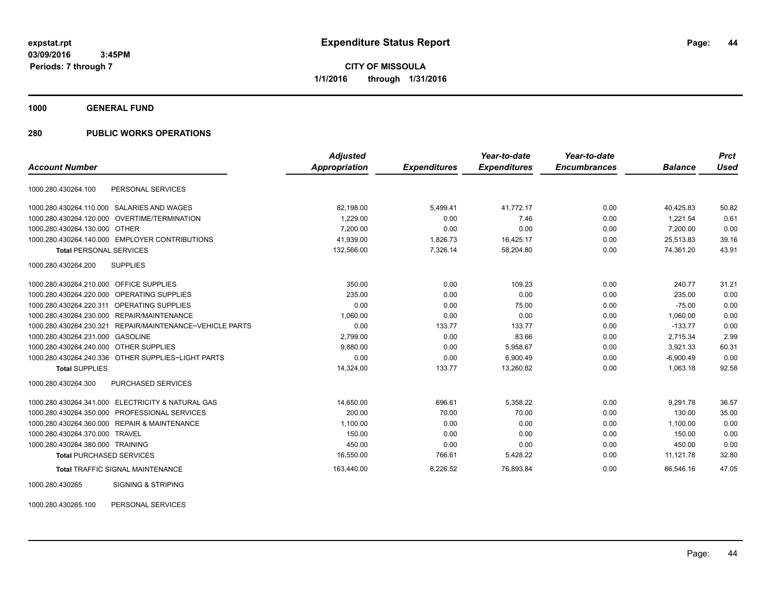# Expenditure Status Report

**CITY OF MISSOULA**
**1/1/2016 through 1/31/2016**

expstat.rpt
03/09/2016 3:45PM
Periods: 7 through 7

**1000 GENERAL FUND**

**280 PUBLIC WORKS OPERATIONS**

| Account Number | | Adjusted Appropriation | Expenditures | Year-to-date Expenditures | Year-to-date Encumbrances | Balance | Prct Used |
|---|---|---|---|---|---|---|---|
| 1000.280.430264.100 | PERSONAL SERVICES | | | | | | |
| 1000.280.430264.110.000 | SALARIES AND WAGES | 82,198.00 | 5,499.41 | 41,772.17 | 0.00 | 40,425.83 | 50.82 |
| 1000.280.430264.120.000 | OVERTIME/TERMINATION | 1,229.00 | 0.00 | 7.46 | 0.00 | 1,221.54 | 0.61 |
| 1000.280.430264.130.000 | OTHER | 7,200.00 | 0.00 | 0.00 | 0.00 | 7,200.00 | 0.00 |
| 1000.280.430264.140.000 | EMPLOYER CONTRIBUTIONS | 41,939.00 | 1,826.73 | 16,425.17 | 0.00 | 25,513.83 | 39.16 |
| **Total** PERSONAL SERVICES | | 132,566.00 | 7,326.14 | 58,204.80 | 0.00 | 74,361.20 | 43.91 |
| 1000.280.430264.200 | SUPPLIES | | | | | | |
| 1000.280.430264.210.000 | OFFICE SUPPLIES | 350.00 | 0.00 | 109.23 | 0.00 | 240.77 | 31.21 |
| 1000.280.430264.220.000 | OPERATING SUPPLIES | 235.00 | 0.00 | 0.00 | 0.00 | 235.00 | 0.00 |
| 1000.280.430264.220.311 | OPERATING SUPPLIES | 0.00 | 0.00 | 75.00 | 0.00 | -75.00 | 0.00 |
| 1000.280.430264.230.000 | REPAIR/MAINTENANCE | 1,060.00 | 0.00 | 0.00 | 0.00 | 1,060.00 | 0.00 |
| 1000.280.430264.230.321 | REPAIR/MAINTENANCE~VEHICLE PARTS | 0.00 | 133.77 | 133.77 | 0.00 | -133.77 | 0.00 |
| 1000.280.430264.231.000 | GASOLINE | 2,799.00 | 0.00 | 83.66 | 0.00 | 2,715.34 | 2.99 |
| 1000.280.430264.240.000 | OTHER SUPPLIES | 9,880.00 | 0.00 | 5,958.67 | 0.00 | 3,921.33 | 60.31 |
| 1000.280.430264.240.336 | OTHER SUPPLIES~LIGHT PARTS | 0.00 | 0.00 | 6,900.49 | 0.00 | -6,900.49 | 0.00 |
| **Total** SUPPLIES | | 14,324.00 | 133.77 | 13,260.82 | 0.00 | 1,063.18 | 92.58 |
| 1000.280.430264.300 | PURCHASED SERVICES | | | | | | |
| 1000.280.430264.341.000 | ELECTRICITY & NATURAL GAS | 14,650.00 | 696.61 | 5,358.22 | 0.00 | 9,291.78 | 36.57 |
| 1000.280.430264.350.000 | PROFESSIONAL SERVICES | 200.00 | 70.00 | 70.00 | 0.00 | 130.00 | 35.00 |
| 1000.280.430264.360.000 | REPAIR & MAINTENANCE | 1,100.00 | 0.00 | 0.00 | 0.00 | 1,100.00 | 0.00 |
| 1000.280.430264.370.000 | TRAVEL | 150.00 | 0.00 | 0.00 | 0.00 | 150.00 | 0.00 |
| 1000.280.430264.380.000 | TRAINING | 450.00 | 0.00 | 0.00 | 0.00 | 450.00 | 0.00 |
| **Total** PURCHASED SERVICES | | 16,550.00 | 766.61 | 5,428.22 | 0.00 | 11,121.78 | 32.80 |
| **Total** TRAFFIC SIGNAL MAINTENANCE | | 163,440.00 | 8,226.52 | 76,893.84 | 0.00 | 86,546.16 | 47.05 |
| 1000.280.430265 | SIGNING & STRIPING | | | | | | |
| 1000.280.430265.100 | PERSONAL SERVICES | | | | | | |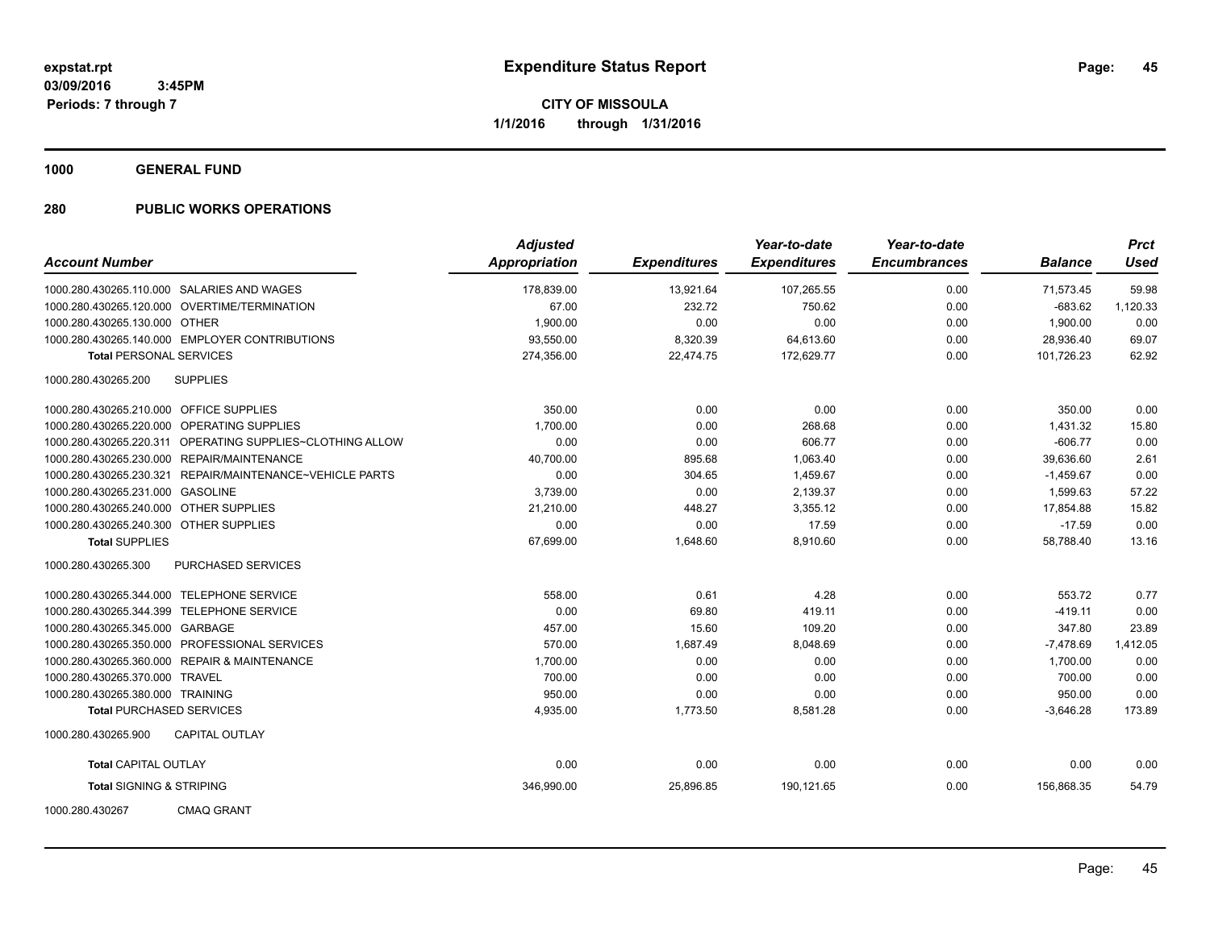**expstat.rpt**
**03/09/2016 3:45PM**
**Periods: 7 through 7**

# Expenditure Status Report

**CITY OF MISSOULA**
**1/1/2016 through 1/31/2016**

## 1000 GENERAL FUND

## 280 PUBLIC WORKS OPERATIONS

| Account Number | | Adjusted Appropriation | Expenditures | Year-to-date Expenditures | Year-to-date Encumbrances | Balance | Prct Used |
|---|---|---|---|---|---|---|---|
| 1000.280.430265.110.000 | SALARIES AND WAGES | 178,839.00 | 13,921.64 | 107,265.55 | 0.00 | 71,573.45 | 59.98 |
| 1000.280.430265.120.000 | OVERTIME/TERMINATION | 67.00 | 232.72 | 750.62 | 0.00 | -683.62 | 1,120.33 |
| 1000.280.430265.130.000 | OTHER | 1,900.00 | 0.00 | 0.00 | 0.00 | 1,900.00 | 0.00 |
| 1000.280.430265.140.000 | EMPLOYER CONTRIBUTIONS | 93,550.00 | 8,320.39 | 64,613.60 | 0.00 | 28,936.40 | 69.07 |
| **Total** PERSONAL SERVICES | | 274,356.00 | 22,474.75 | 172,629.77 | 0.00 | 101,726.23 | 62.92 |
| 1000.280.430265.200 | SUPPLIES | | | | | | |
| 1000.280.430265.210.000 | OFFICE SUPPLIES | 350.00 | 0.00 | 0.00 | 0.00 | 350.00 | 0.00 |
| 1000.280.430265.220.000 | OPERATING SUPPLIES | 1,700.00 | 0.00 | 268.68 | 0.00 | 1,431.32 | 15.80 |
| 1000.280.430265.220.311 | OPERATING SUPPLIES~CLOTHING ALLOW | 0.00 | 0.00 | 606.77 | 0.00 | -606.77 | 0.00 |
| 1000.280.430265.230.000 | REPAIR/MAINTENANCE | 40,700.00 | 895.68 | 1,063.40 | 0.00 | 39,636.60 | 2.61 |
| 1000.280.430265.230.321 | REPAIR/MAINTENANCE~VEHICLE PARTS | 0.00 | 304.65 | 1,459.67 | 0.00 | -1,459.67 | 0.00 |
| 1000.280.430265.231.000 | GASOLINE | 3,739.00 | 0.00 | 2,139.37 | 0.00 | 1,599.63 | 57.22 |
| 1000.280.430265.240.000 | OTHER SUPPLIES | 21,210.00 | 448.27 | 3,355.12 | 0.00 | 17,854.88 | 15.82 |
| 1000.280.430265.240.300 | OTHER SUPPLIES | 0.00 | 0.00 | 17.59 | 0.00 | -17.59 | 0.00 |
| **Total** SUPPLIES | | 67,699.00 | 1,648.60 | 8,910.60 | 0.00 | 58,788.40 | 13.16 |
| 1000.280.430265.300 | PURCHASED SERVICES | | | | | | |
| 1000.280.430265.344.000 | TELEPHONE SERVICE | 558.00 | 0.61 | 4.28 | 0.00 | 553.72 | 0.77 |
| 1000.280.430265.344.399 | TELEPHONE SERVICE | 0.00 | 69.80 | 419.11 | 0.00 | -419.11 | 0.00 |
| 1000.280.430265.345.000 | GARBAGE | 457.00 | 15.60 | 109.20 | 0.00 | 347.80 | 23.89 |
| 1000.280.430265.350.000 | PROFESSIONAL SERVICES | 570.00 | 1,687.49 | 8,048.69 | 0.00 | -7,478.69 | 1,412.05 |
| 1000.280.430265.360.000 | REPAIR & MAINTENANCE | 1,700.00 | 0.00 | 0.00 | 0.00 | 1,700.00 | 0.00 |
| 1000.280.430265.370.000 | TRAVEL | 700.00 | 0.00 | 0.00 | 0.00 | 700.00 | 0.00 |
| 1000.280.430265.380.000 | TRAINING | 950.00 | 0.00 | 0.00 | 0.00 | 950.00 | 0.00 |
| **Total** PURCHASED SERVICES | | 4,935.00 | 1,773.50 | 8,581.28 | 0.00 | -3,646.28 | 173.89 |
| 1000.280.430265.900 | CAPITAL OUTLAY | | | | | | |
| **Total** CAPITAL OUTLAY | | 0.00 | 0.00 | 0.00 | 0.00 | 0.00 | 0.00 |
| **Total** SIGNING & STRIPING | | 346,990.00 | 25,896.85 | 190,121.65 | 0.00 | 156,868.35 | 54.79 |
| 1000.280.430267 | CMAQ GRANT | | | | | | |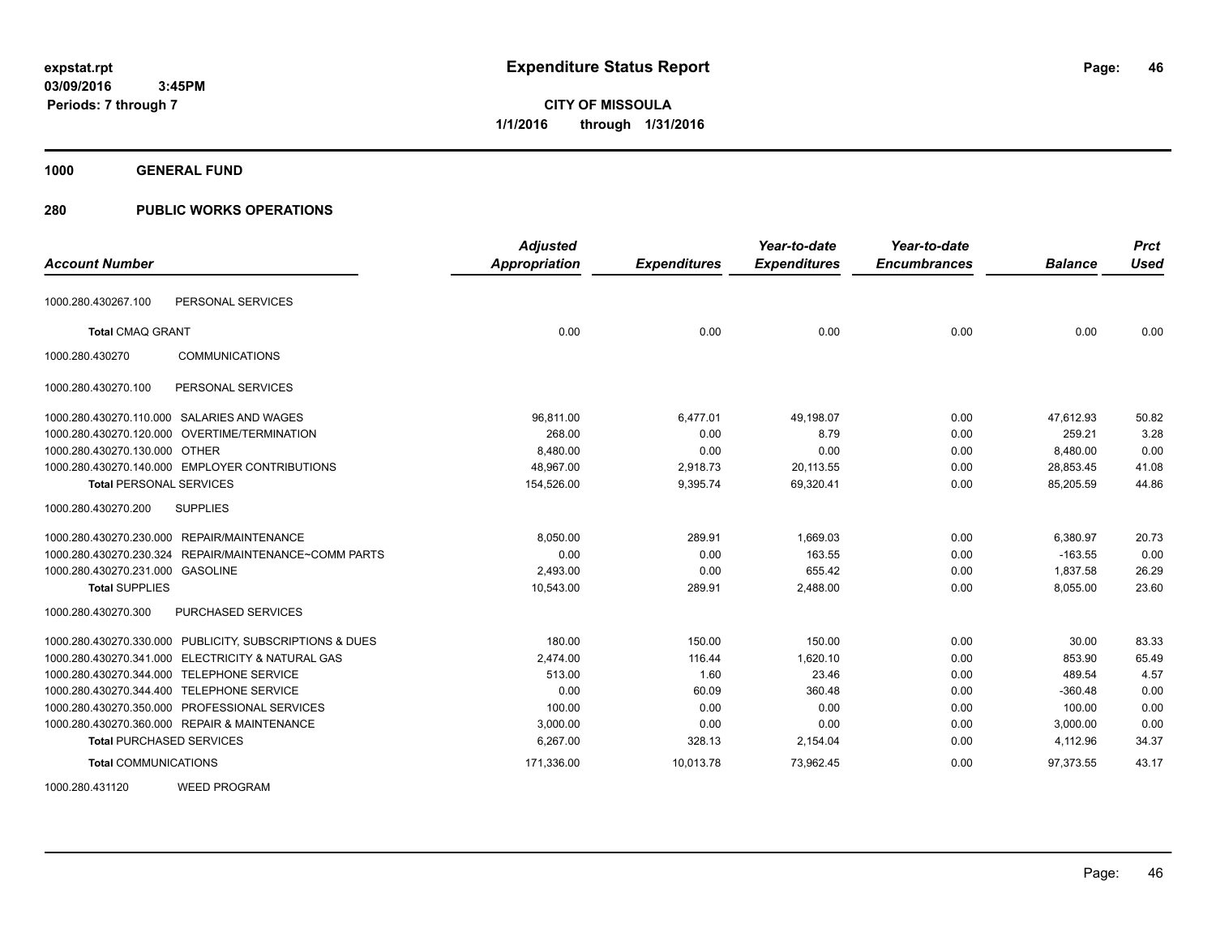**Expenditure Status Report**

**CITY OF MISSOULA**
**1/1/2016 through 1/31/2016**

expstat.rpt
03/09/2016 3:45PM
Periods: 7 through 7

**1000 GENERAL FUND**

**280 PUBLIC WORKS OPERATIONS**

| Account Number | Adjusted Appropriation | Expenditures | Year-to-date Expenditures | Year-to-date Encumbrances | Balance | Prct Used |
|---|---|---|---|---|---|---|
| 1000.280.430267.100 PERSONAL SERVICES | | | | | | |
| **Total** CMAQ GRANT | 0.00 | 0.00 | 0.00 | 0.00 | 0.00 | 0.00 |
| 1000.280.430270 COMMUNICATIONS | | | | | | |
| 1000.280.430270.100 PERSONAL SERVICES | | | | | | |
| 1000.280.430270.110.000 SALARIES AND WAGES | 96,811.00 | 6,477.01 | 49,198.07 | 0.00 | 47,612.93 | 50.82 |
| 1000.280.430270.120.000 OVERTIME/TERMINATION | 268.00 | 0.00 | 8.79 | 0.00 | 259.21 | 3.28 |
| 1000.280.430270.130.000 OTHER | 8,480.00 | 0.00 | 0.00 | 0.00 | 8,480.00 | 0.00 |
| 1000.280.430270.140.000 EMPLOYER CONTRIBUTIONS | 48,967.00 | 2,918.73 | 20,113.55 | 0.00 | 28,853.45 | 41.08 |
| **Total** PERSONAL SERVICES | 154,526.00 | 9,395.74 | 69,320.41 | 0.00 | 85,205.59 | 44.86 |
| 1000.280.430270.200 SUPPLIES | | | | | | |
| 1000.280.430270.230.000 REPAIR/MAINTENANCE | 8,050.00 | 289.91 | 1,669.03 | 0.00 | 6,380.97 | 20.73 |
| 1000.280.430270.230.324 REPAIR/MAINTENANCE~COMM PARTS | 0.00 | 0.00 | 163.55 | 0.00 | -163.55 | 0.00 |
| 1000.280.430270.231.000 GASOLINE | 2,493.00 | 0.00 | 655.42 | 0.00 | 1,837.58 | 26.29 |
| **Total** SUPPLIES | 10,543.00 | 289.91 | 2,488.00 | 0.00 | 8,055.00 | 23.60 |
| 1000.280.430270.300 PURCHASED SERVICES | | | | | | |
| 1000.280.430270.330.000 PUBLICITY, SUBSCRIPTIONS & DUES | 180.00 | 150.00 | 150.00 | 0.00 | 30.00 | 83.33 |
| 1000.280.430270.341.000 ELECTRICITY & NATURAL GAS | 2,474.00 | 116.44 | 1,620.10 | 0.00 | 853.90 | 65.49 |
| 1000.280.430270.344.000 TELEPHONE SERVICE | 513.00 | 1.60 | 23.46 | 0.00 | 489.54 | 4.57 |
| 1000.280.430270.344.400 TELEPHONE SERVICE | 0.00 | 60.09 | 360.48 | 0.00 | -360.48 | 0.00 |
| 1000.280.430270.350.000 PROFESSIONAL SERVICES | 100.00 | 0.00 | 0.00 | 0.00 | 100.00 | 0.00 |
| 1000.280.430270.360.000 REPAIR & MAINTENANCE | 3,000.00 | 0.00 | 0.00 | 0.00 | 3,000.00 | 0.00 |
| **Total** PURCHASED SERVICES | 6,267.00 | 328.13 | 2,154.04 | 0.00 | 4,112.96 | 34.37 |
| **Total** COMMUNICATIONS | 171,336.00 | 10,013.78 | 73,962.45 | 0.00 | 97,373.55 | 43.17 |
| 1000.280.431120 WEED PROGRAM | | | | | | |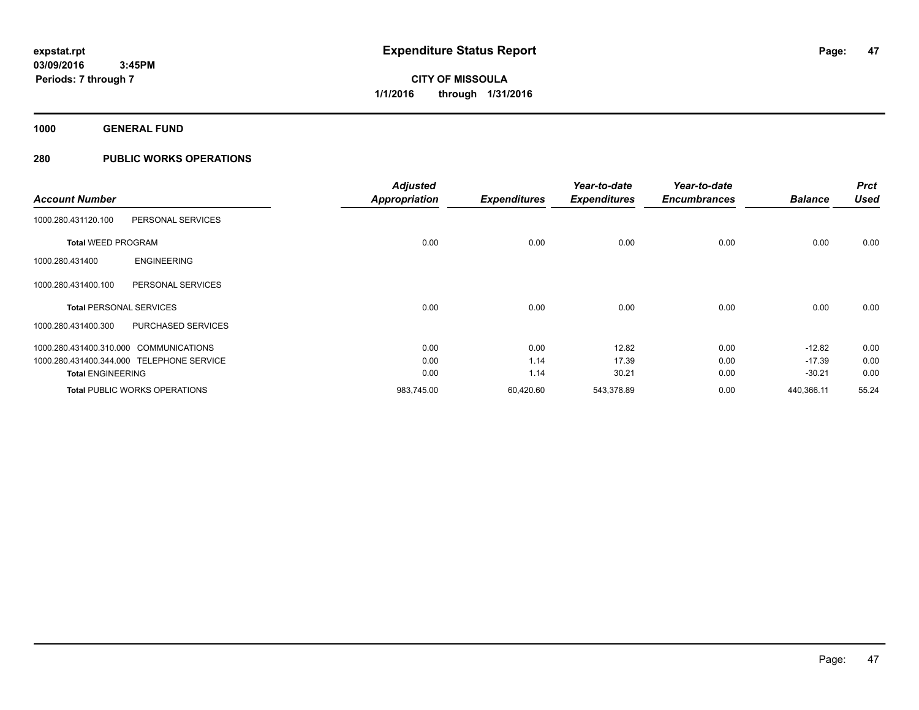**expstat.rpt**
**03/09/2016 3:45PM**
**Periods: 7 through 7**

# Expenditure Status Report

**CITY OF MISSOULA**
**1/1/2016 through 1/31/2016**

## 1000 GENERAL FUND

## 280 PUBLIC WORKS OPERATIONS

| Account Number | | Adjusted Appropriation | Expenditures | Year-to-date Expenditures | Year-to-date Encumbrances | Balance | Prct Used |
|---|---|---|---|---|---|---|---|
| 1000.280.431120.100 | PERSONAL SERVICES | | | | | | |
| **Total** WEED PROGRAM | | 0.00 | 0.00 | 0.00 | 0.00 | 0.00 | 0.00 |
| 1000.280.431400 | ENGINEERING | | | | | | |
| 1000.280.431400.100 | PERSONAL SERVICES | | | | | | |
| **Total** PERSONAL SERVICES | | 0.00 | 0.00 | 0.00 | 0.00 | 0.00 | 0.00 |
| 1000.280.431400.300 | PURCHASED SERVICES | | | | | | |
| 1000.280.431400.310.000 | COMMUNICATIONS | 0.00 | 0.00 | 12.82 | 0.00 | -12.82 | 0.00 |
| 1000.280.431400.344.000 | TELEPHONE SERVICE | 0.00 | 1.14 | 17.39 | 0.00 | -17.39 | 0.00 |
| **Total** ENGINEERING | | 0.00 | 1.14 | 30.21 | 0.00 | -30.21 | 0.00 |
| **Total** PUBLIC WORKS OPERATIONS | | 983,745.00 | 60,420.60 | 543,378.89 | 0.00 | 440,366.11 | 55.24 |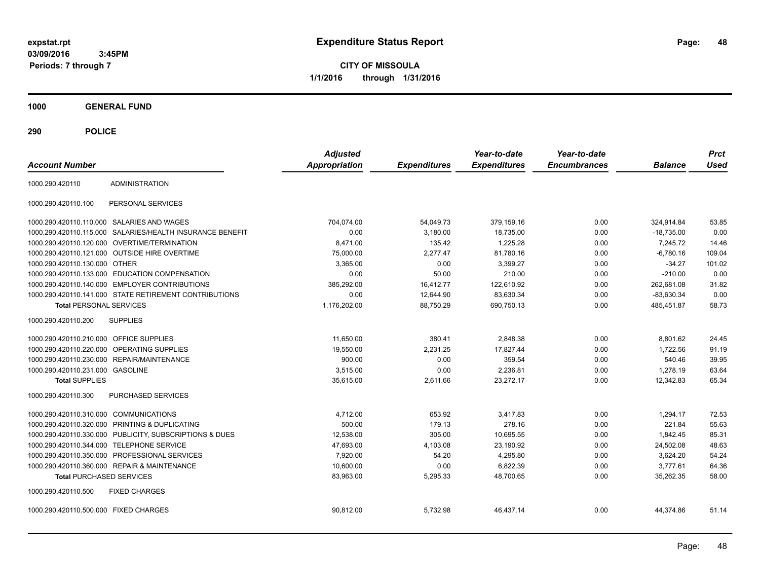expstat.rpt
03/09/2016 3:45PM
Periods: 7 through 7

# Expenditure Status Report

**CITY OF MISSOULA**
**1/1/2016 through 1/31/2016**

## 1000 GENERAL FUND

## 290 POLICE

| Account Number | | Adjusted Appropriation | Expenditures | Year-to-date Expenditures | Year-to-date Encumbrances | Balance | Prct Used |
|---|---|---|---|---|---|---|---|
| 1000.290.420110 | ADMINISTRATION | | | | | | |
| 1000.290.420110.100 | PERSONAL SERVICES | | | | | | |
| 1000.290.420110.110.000 | SALARIES AND WAGES | 704,074.00 | 54,049.73 | 379,159.16 | 0.00 | 324,914.84 | 53.85 |
| 1000.290.420110.115.000 | SALARIES/HEALTH INSURANCE BENEFIT | 0.00 | 3,180.00 | 18,735.00 | 0.00 | -18,735.00 | 0.00 |
| 1000.290.420110.120.000 | OVERTIME/TERMINATION | 8,471.00 | 135.42 | 1,225.28 | 0.00 | 7,245.72 | 14.46 |
| 1000.290.420110.121.000 | OUTSIDE HIRE OVERTIME | 75,000.00 | 2,277.47 | 81,780.16 | 0.00 | -6,780.16 | 109.04 |
| 1000.290.420110.130.000 | OTHER | 3,365.00 | 0.00 | 3,399.27 | 0.00 | -34.27 | 101.02 |
| 1000.290.420110.133.000 | EDUCATION COMPENSATION | 0.00 | 50.00 | 210.00 | 0.00 | -210.00 | 0.00 |
| 1000.290.420110.140.000 | EMPLOYER CONTRIBUTIONS | 385,292.00 | 16,412.77 | 122,610.92 | 0.00 | 262,681.08 | 31.82 |
| 1000.290.420110.141.000 | STATE RETIREMENT CONTRIBUTIONS | 0.00 | 12,644.90 | 83,630.34 | 0.00 | -83,630.34 | 0.00 |
| **Total** PERSONAL SERVICES | | 1,176,202.00 | 88,750.29 | 690,750.13 | 0.00 | 485,451.87 | 58.73 |
| 1000.290.420110.200 | SUPPLIES | | | | | | |
| 1000.290.420110.210.000 | OFFICE SUPPLIES | 11,650.00 | 380.41 | 2,848.38 | 0.00 | 8,801.62 | 24.45 |
| 1000.290.420110.220.000 | OPERATING SUPPLIES | 19,550.00 | 2,231.25 | 17,827.44 | 0.00 | 1,722.56 | 91.19 |
| 1000.290.420110.230.000 | REPAIR/MAINTENANCE | 900.00 | 0.00 | 359.54 | 0.00 | 540.46 | 39.95 |
| 1000.290.420110.231.000 | GASOLINE | 3,515.00 | 0.00 | 2,236.81 | 0.00 | 1,278.19 | 63.64 |
| **Total** SUPPLIES | | 35,615.00 | 2,611.66 | 23,272.17 | 0.00 | 12,342.83 | 65.34 |
| 1000.290.420110.300 | PURCHASED SERVICES | | | | | | |
| 1000.290.420110.310.000 | COMMUNICATIONS | 4,712.00 | 653.92 | 3,417.83 | 0.00 | 1,294.17 | 72.53 |
| 1000.290.420110.320.000 | PRINTING & DUPLICATING | 500.00 | 179.13 | 278.16 | 0.00 | 221.84 | 55.63 |
| 1000.290.420110.330.000 | PUBLICITY, SUBSCRIPTIONS & DUES | 12,538.00 | 305.00 | 10,695.55 | 0.00 | 1,842.45 | 85.31 |
| 1000.290.420110.344.000 | TELEPHONE SERVICE | 47,693.00 | 4,103.08 | 23,190.92 | 0.00 | 24,502.08 | 48.63 |
| 1000.290.420110.350.000 | PROFESSIONAL SERVICES | 7,920.00 | 54.20 | 4,295.80 | 0.00 | 3,624.20 | 54.24 |
| 1000.290.420110.360.000 | REPAIR & MAINTENANCE | 10,600.00 | 0.00 | 6,822.39 | 0.00 | 3,777.61 | 64.36 |
| **Total** PURCHASED SERVICES | | 83,963.00 | 5,295.33 | 48,700.65 | 0.00 | 35,262.35 | 58.00 |
| 1000.290.420110.500 | FIXED CHARGES | | | | | | |
| 1000.290.420110.500.000 | FIXED CHARGES | 90,812.00 | 5,732.98 | 46,437.14 | 0.00 | 44,374.86 | 51.14 |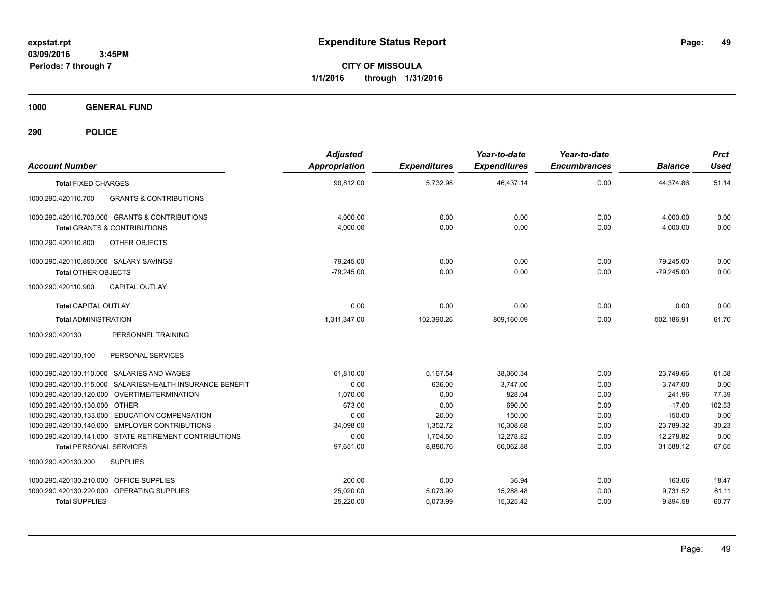# Expenditure Status Report

expstat.rpt
03/09/2016 3:45PM
Periods: 7 through 7

**CITY OF MISSOULA**
**1/1/2016 through 1/31/2016**

## 1000 GENERAL FUND

## 290 POLICE

| Account Number | Adjusted Appropriation | Expenditures | Year-to-date Expenditures | Year-to-date Encumbrances | Balance | Prct Used |
|---|---|---|---|---|---|---|
| **Total** FIXED CHARGES | 90,812.00 | 5,732.98 | 46,437.14 | 0.00 | 44,374.86 | 51.14 |
| 1000.290.420110.700 GRANTS & CONTRIBUTIONS | | | | | | |
| 1000.290.420110.700.000 GRANTS & CONTRIBUTIONS | 4,000.00 | 0.00 | 0.00 | 0.00 | 4,000.00 | 0.00 |
| **Total** GRANTS & CONTRIBUTIONS | 4,000.00 | 0.00 | 0.00 | 0.00 | 4,000.00 | 0.00 |
| 1000.290.420110.800 OTHER OBJECTS | | | | | | |
| 1000.290.420110.850.000 SALARY SAVINGS | -79,245.00 | 0.00 | 0.00 | 0.00 | -79,245.00 | 0.00 |
| **Total** OTHER OBJECTS | -79,245.00 | 0.00 | 0.00 | 0.00 | -79,245.00 | 0.00 |
| 1000.290.420110.900 CAPITAL OUTLAY | | | | | | |
| **Total** CAPITAL OUTLAY | 0.00 | 0.00 | 0.00 | 0.00 | 0.00 | 0.00 |
| **Total** ADMINISTRATION | 1,311,347.00 | 102,390.26 | 809,160.09 | 0.00 | 502,186.91 | 61.70 |
| 1000.290.420130 PERSONNEL TRAINING | | | | | | |
| 1000.290.420130.100 PERSONAL SERVICES | | | | | | |
| 1000.290.420130.110.000 SALARIES AND WAGES | 61,810.00 | 5,167.54 | 38,060.34 | 0.00 | 23,749.66 | 61.58 |
| 1000.290.420130.115.000 SALARIES/HEALTH INSURANCE BENEFIT | 0.00 | 636.00 | 3,747.00 | 0.00 | -3,747.00 | 0.00 |
| 1000.290.420130.120.000 OVERTIME/TERMINATION | 1,070.00 | 0.00 | 828.04 | 0.00 | 241.96 | 77.39 |
| 1000.290.420130.130.000 OTHER | 673.00 | 0.00 | 690.00 | 0.00 | -17.00 | 102.53 |
| 1000.290.420130.133.000 EDUCATION COMPENSATION | 0.00 | 20.00 | 150.00 | 0.00 | -150.00 | 0.00 |
| 1000.290.420130.140.000 EMPLOYER CONTRIBUTIONS | 34,098.00 | 1,352.72 | 10,308.68 | 0.00 | 23,789.32 | 30.23 |
| 1000.290.420130.141.000 STATE RETIREMENT CONTRIBUTIONS | 0.00 | 1,704.50 | 12,278.82 | 0.00 | -12,278.82 | 0.00 |
| **Total** PERSONAL SERVICES | 97,651.00 | 8,880.76 | 66,062.88 | 0.00 | 31,588.12 | 67.65 |
| 1000.290.420130.200 SUPPLIES | | | | | | |
| 1000.290.420130.210.000 OFFICE SUPPLIES | 200.00 | 0.00 | 36.94 | 0.00 | 163.06 | 18.47 |
| 1000.290.420130.220.000 OPERATING SUPPLIES | 25,020.00 | 5,073.99 | 15,288.48 | 0.00 | 9,731.52 | 61.11 |
| **Total** SUPPLIES | 25,220.00 | 5,073.99 | 15,325.42 | 0.00 | 9,894.58 | 60.77 |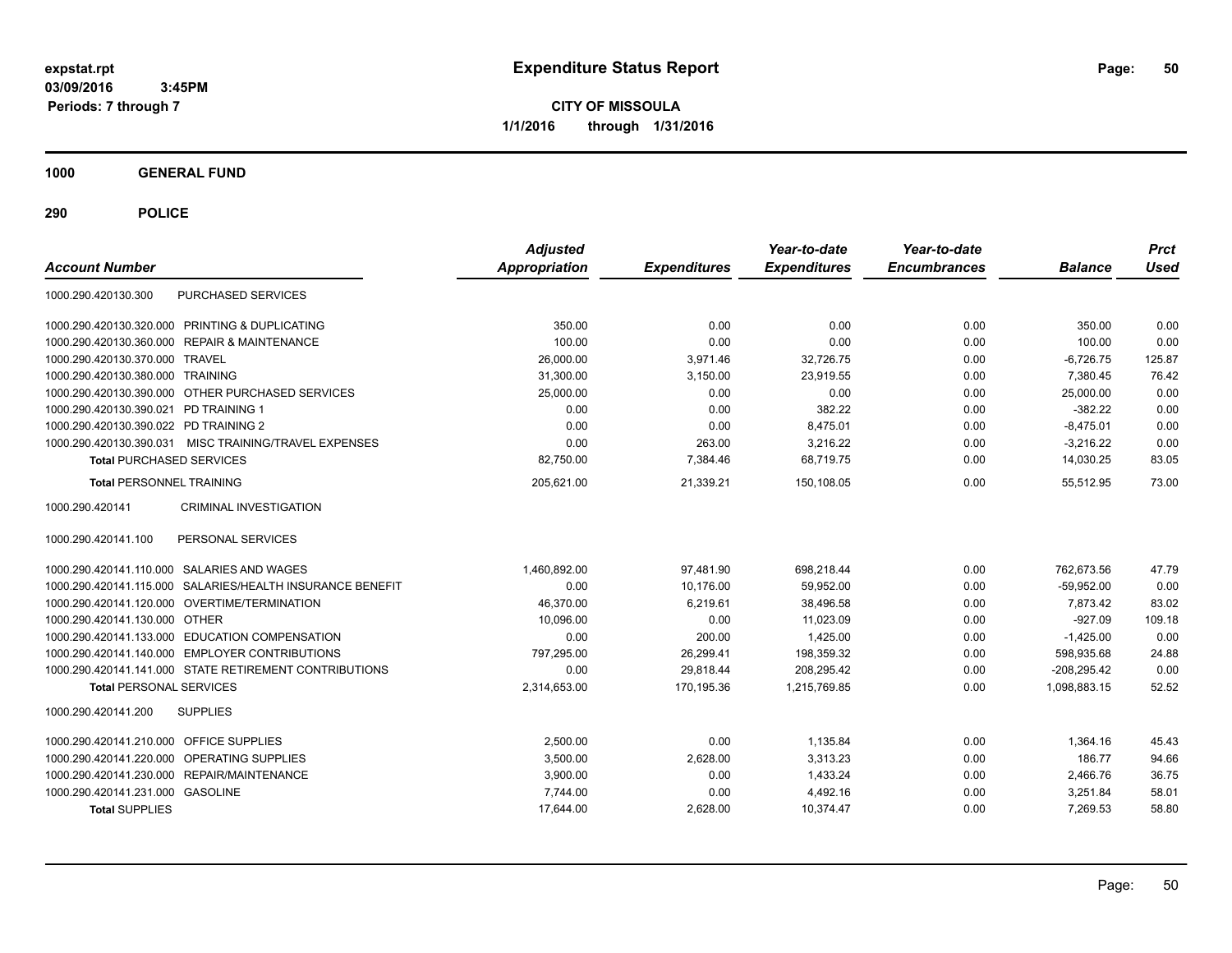**expstat.rpt**
**03/09/2016 3:45PM**
**Periods: 7 through 7**

# Expenditure Status Report

**CITY OF MISSOULA**
**1/1/2016 through 1/31/2016**

## 1000 GENERAL FUND

## 290 POLICE

| Account Number | | Adjusted Appropriation | Expenditures | Year-to-date Expenditures | Year-to-date Encumbrances | Balance | Prct Used |
|---|---|---|---|---|---|---|---|
| 1000.290.420130.300 | PURCHASED SERVICES | | | | | | |
| 1000.290.420130.320.000 | PRINTING & DUPLICATING | 350.00 | 0.00 | 0.00 | 0.00 | 350.00 | 0.00 |
| 1000.290.420130.360.000 | REPAIR & MAINTENANCE | 100.00 | 0.00 | 0.00 | 0.00 | 100.00 | 0.00 |
| 1000.290.420130.370.000 | TRAVEL | 26,000.00 | 3,971.46 | 32,726.75 | 0.00 | -6,726.75 | 125.87 |
| 1000.290.420130.380.000 | TRAINING | 31,300.00 | 3,150.00 | 23,919.55 | 0.00 | 7,380.45 | 76.42 |
| 1000.290.420130.390.000 | OTHER PURCHASED SERVICES | 25,000.00 | 0.00 | 0.00 | 0.00 | 25,000.00 | 0.00 |
| 1000.290.420130.390.021 | PD TRAINING 1 | 0.00 | 0.00 | 382.22 | 0.00 | -382.22 | 0.00 |
| 1000.290.420130.390.022 | PD TRAINING 2 | 0.00 | 0.00 | 8,475.01 | 0.00 | -8,475.01 | 0.00 |
| 1000.290.420130.390.031 | MISC TRAINING/TRAVEL EXPENSES | 0.00 | 263.00 | 3,216.22 | 0.00 | -3,216.22 | 0.00 |
| **Total** PURCHASED SERVICES | | 82,750.00 | 7,384.46 | 68,719.75 | 0.00 | 14,030.25 | 83.05 |
| **Total** PERSONNEL TRAINING | | 205,621.00 | 21,339.21 | 150,108.05 | 0.00 | 55,512.95 | 73.00 |
| 1000.290.420141 | CRIMINAL INVESTIGATION | | | | | | |
| 1000.290.420141.100 | PERSONAL SERVICES | | | | | | |
| 1000.290.420141.110.000 | SALARIES AND WAGES | 1,460,892.00 | 97,481.90 | 698,218.44 | 0.00 | 762,673.56 | 47.79 |
| 1000.290.420141.115.000 | SALARIES/HEALTH INSURANCE BENEFIT | 0.00 | 10,176.00 | 59,952.00 | 0.00 | -59,952.00 | 0.00 |
| 1000.290.420141.120.000 | OVERTIME/TERMINATION | 46,370.00 | 6,219.61 | 38,496.58 | 0.00 | 7,873.42 | 83.02 |
| 1000.290.420141.130.000 | OTHER | 10,096.00 | 0.00 | 11,023.09 | 0.00 | -927.09 | 109.18 |
| 1000.290.420141.133.000 | EDUCATION COMPENSATION | 0.00 | 200.00 | 1,425.00 | 0.00 | -1,425.00 | 0.00 |
| 1000.290.420141.140.000 | EMPLOYER CONTRIBUTIONS | 797,295.00 | 26,299.41 | 198,359.32 | 0.00 | 598,935.68 | 24.88 |
| 1000.290.420141.141.000 | STATE RETIREMENT CONTRIBUTIONS | 0.00 | 29,818.44 | 208,295.42 | 0.00 | -208,295.42 | 0.00 |
| **Total** PERSONAL SERVICES | | 2,314,653.00 | 170,195.36 | 1,215,769.85 | 0.00 | 1,098,883.15 | 52.52 |
| 1000.290.420141.200 | SUPPLIES | | | | | | |
| 1000.290.420141.210.000 | OFFICE SUPPLIES | 2,500.00 | 0.00 | 1,135.84 | 0.00 | 1,364.16 | 45.43 |
| 1000.290.420141.220.000 | OPERATING SUPPLIES | 3,500.00 | 2,628.00 | 3,313.23 | 0.00 | 186.77 | 94.66 |
| 1000.290.420141.230.000 | REPAIR/MAINTENANCE | 3,900.00 | 0.00 | 1,433.24 | 0.00 | 2,466.76 | 36.75 |
| 1000.290.420141.231.000 | GASOLINE | 7,744.00 | 0.00 | 4,492.16 | 0.00 | 3,251.84 | 58.01 |
| **Total** SUPPLIES | | 17,644.00 | 2,628.00 | 10,374.47 | 0.00 | 7,269.53 | 58.80 |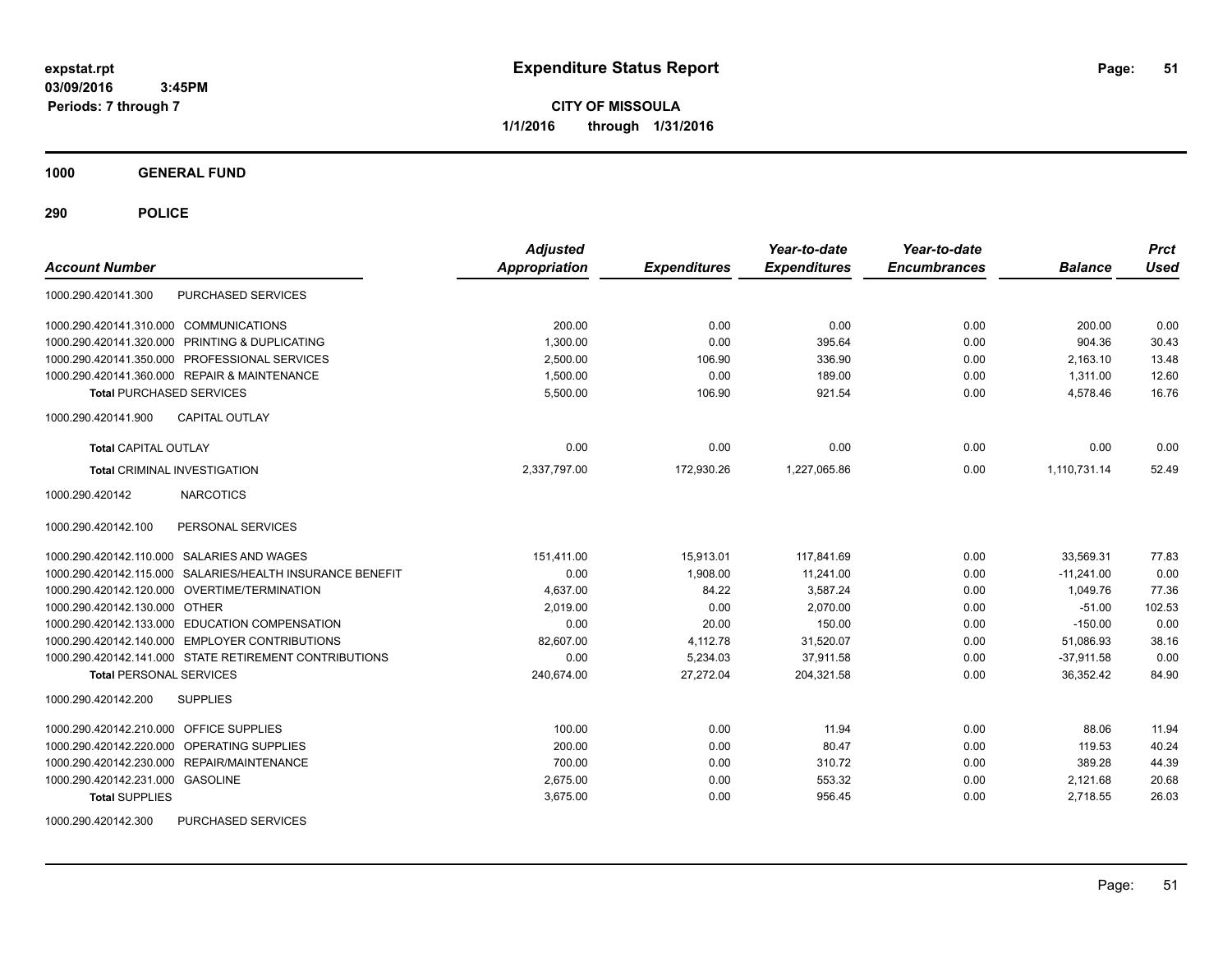# Expenditure Status Report

expstat.rpt
03/09/2016 3:45PM
Periods: 7 through 7

**CITY OF MISSOULA**
**1/1/2016 through 1/31/2016**

**1000 GENERAL FUND**

**290 POLICE**

| Account Number | | Adjusted Appropriation | Expenditures | Year-to-date Expenditures | Year-to-date Encumbrances | Balance | Prct Used |
|---|---|---|---|---|---|---|---|
| 1000.290.420141.300 | PURCHASED SERVICES | | | | | | |
| 1000.290.420141.310.000 | COMMUNICATIONS | 200.00 | 0.00 | 0.00 | 0.00 | 200.00 | 0.00 |
| 1000.290.420141.320.000 | PRINTING & DUPLICATING | 1,300.00 | 0.00 | 395.64 | 0.00 | 904.36 | 30.43 |
| 1000.290.420141.350.000 | PROFESSIONAL SERVICES | 2,500.00 | 106.90 | 336.90 | 0.00 | 2,163.10 | 13.48 |
| 1000.290.420141.360.000 | REPAIR & MAINTENANCE | 1,500.00 | 0.00 | 189.00 | 0.00 | 1,311.00 | 12.60 |
| **Total** PURCHASED SERVICES | | 5,500.00 | 106.90 | 921.54 | 0.00 | 4,578.46 | 16.76 |
| 1000.290.420141.900 | CAPITAL OUTLAY | | | | | | |
| **Total** CAPITAL OUTLAY | | 0.00 | 0.00 | 0.00 | 0.00 | 0.00 | 0.00 |
| **Total** CRIMINAL INVESTIGATION | | 2,337,797.00 | 172,930.26 | 1,227,065.86 | 0.00 | 1,110,731.14 | 52.49 |
| 1000.290.420142 | NARCOTICS | | | | | | |
| 1000.290.420142.100 | PERSONAL SERVICES | | | | | | |
| 1000.290.420142.110.000 | SALARIES AND WAGES | 151,411.00 | 15,913.01 | 117,841.69 | 0.00 | 33,569.31 | 77.83 |
| 1000.290.420142.115.000 | SALARIES/HEALTH INSURANCE BENEFIT | 0.00 | 1,908.00 | 11,241.00 | 0.00 | -11,241.00 | 0.00 |
| 1000.290.420142.120.000 | OVERTIME/TERMINATION | 4,637.00 | 84.22 | 3,587.24 | 0.00 | 1,049.76 | 77.36 |
| 1000.290.420142.130.000 | OTHER | 2,019.00 | 0.00 | 2,070.00 | 0.00 | -51.00 | 102.53 |
| 1000.290.420142.133.000 | EDUCATION COMPENSATION | 0.00 | 20.00 | 150.00 | 0.00 | -150.00 | 0.00 |
| 1000.290.420142.140.000 | EMPLOYER CONTRIBUTIONS | 82,607.00 | 4,112.78 | 31,520.07 | 0.00 | 51,086.93 | 38.16 |
| 1000.290.420142.141.000 | STATE RETIREMENT CONTRIBUTIONS | 0.00 | 5,234.03 | 37,911.58 | 0.00 | -37,911.58 | 0.00 |
| **Total** PERSONAL SERVICES | | 240,674.00 | 27,272.04 | 204,321.58 | 0.00 | 36,352.42 | 84.90 |
| 1000.290.420142.200 | SUPPLIES | | | | | | |
| 1000.290.420142.210.000 | OFFICE SUPPLIES | 100.00 | 0.00 | 11.94 | 0.00 | 88.06 | 11.94 |
| 1000.290.420142.220.000 | OPERATING SUPPLIES | 200.00 | 0.00 | 80.47 | 0.00 | 119.53 | 40.24 |
| 1000.290.420142.230.000 | REPAIR/MAINTENANCE | 700.00 | 0.00 | 310.72 | 0.00 | 389.28 | 44.39 |
| 1000.290.420142.231.000 | GASOLINE | 2,675.00 | 0.00 | 553.32 | 0.00 | 2,121.68 | 20.68 |
| **Total** SUPPLIES | | 3,675.00 | 0.00 | 956.45 | 0.00 | 2,718.55 | 26.03 |
| 1000.290.420142.300 | PURCHASED SERVICES | | | | | | |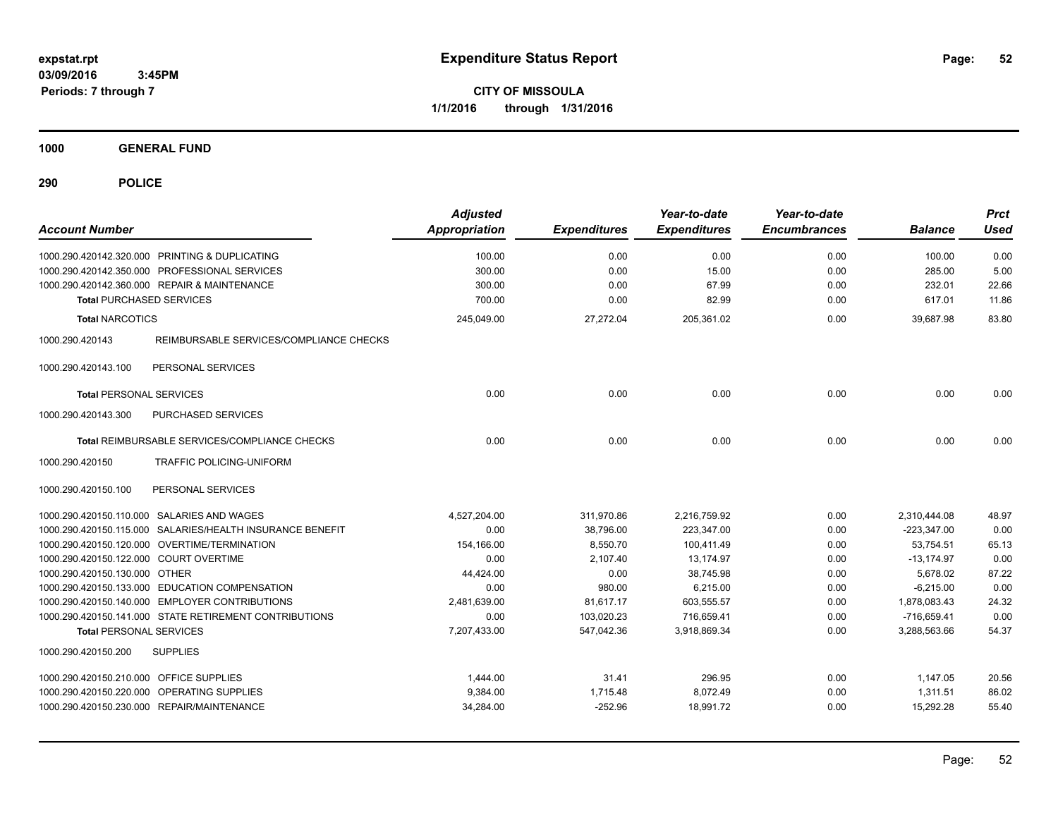**expstat.rpt**
**03/09/2016 3:45PM**
**Periods: 7 through 7**

# Expenditure Status Report

**CITY OF MISSOULA**
**1/1/2016 through 1/31/2016**

## 1000 GENERAL FUND

## 290 POLICE

| Account Number | | Adjusted Appropriation | Expenditures | Year-to-date Expenditures | Year-to-date Encumbrances | Balance | Prct Used |
|---|---|---|---|---|---|---|---|
| 1000.290.420142.320.000 | PRINTING & DUPLICATING | 100.00 | 0.00 | 0.00 | 0.00 | 100.00 | 0.00 |
| 1000.290.420142.350.000 | PROFESSIONAL SERVICES | 300.00 | 0.00 | 15.00 | 0.00 | 285.00 | 5.00 |
| 1000.290.420142.360.000 | REPAIR & MAINTENANCE | 300.00 | 0.00 | 67.99 | 0.00 | 232.01 | 22.66 |
| **Total** PURCHASED SERVICES | | 700.00 | 0.00 | 82.99 | 0.00 | 617.01 | 11.86 |
| **Total** NARCOTICS | | 245,049.00 | 27,272.04 | 205,361.02 | 0.00 | 39,687.98 | 83.80 |
| 1000.290.420143 | REIMBURSABLE SERVICES/COMPLIANCE CHECKS | | | | | | |
| 1000.290.420143.100 | PERSONAL SERVICES | | | | | | |
| **Total** PERSONAL SERVICES | | 0.00 | 0.00 | 0.00 | 0.00 | 0.00 | 0.00 |
| 1000.290.420143.300 | PURCHASED SERVICES | | | | | | |
| **Total** REIMBURSABLE SERVICES/COMPLIANCE CHECKS | | 0.00 | 0.00 | 0.00 | 0.00 | 0.00 | 0.00 |
| 1000.290.420150 | TRAFFIC POLICING-UNIFORM | | | | | | |
| 1000.290.420150.100 | PERSONAL SERVICES | | | | | | |
| 1000.290.420150.110.000 | SALARIES AND WAGES | 4,527,204.00 | 311,970.86 | 2,216,759.92 | 0.00 | 2,310,444.08 | 48.97 |
| 1000.290.420150.115.000 | SALARIES/HEALTH INSURANCE BENEFIT | 0.00 | 38,796.00 | 223,347.00 | 0.00 | -223,347.00 | 0.00 |
| 1000.290.420150.120.000 | OVERTIME/TERMINATION | 154,166.00 | 8,550.70 | 100,411.49 | 0.00 | 53,754.51 | 65.13 |
| 1000.290.420150.122.000 | COURT OVERTIME | 0.00 | 2,107.40 | 13,174.97 | 0.00 | -13,174.97 | 0.00 |
| 1000.290.420150.130.000 | OTHER | 44,424.00 | 0.00 | 38,745.98 | 0.00 | 5,678.02 | 87.22 |
| 1000.290.420150.133.000 | EDUCATION COMPENSATION | 0.00 | 980.00 | 6,215.00 | 0.00 | -6,215.00 | 0.00 |
| 1000.290.420150.140.000 | EMPLOYER CONTRIBUTIONS | 2,481,639.00 | 81,617.17 | 603,555.57 | 0.00 | 1,878,083.43 | 24.32 |
| 1000.290.420150.141.000 | STATE RETIREMENT CONTRIBUTIONS | 0.00 | 103,020.23 | 716,659.41 | 0.00 | -716,659.41 | 0.00 |
| **Total** PERSONAL SERVICES | | 7,207,433.00 | 547,042.36 | 3,918,869.34 | 0.00 | 3,288,563.66 | 54.37 |
| 1000.290.420150.200 | SUPPLIES | | | | | | |
| 1000.290.420150.210.000 | OFFICE SUPPLIES | 1,444.00 | 31.41 | 296.95 | 0.00 | 1,147.05 | 20.56 |
| 1000.290.420150.220.000 | OPERATING SUPPLIES | 9,384.00 | 1,715.48 | 8,072.49 | 0.00 | 1,311.51 | 86.02 |
| 1000.290.420150.230.000 | REPAIR/MAINTENANCE | 34,284.00 | -252.96 | 18,991.72 | 0.00 | 15,292.28 | 55.40 |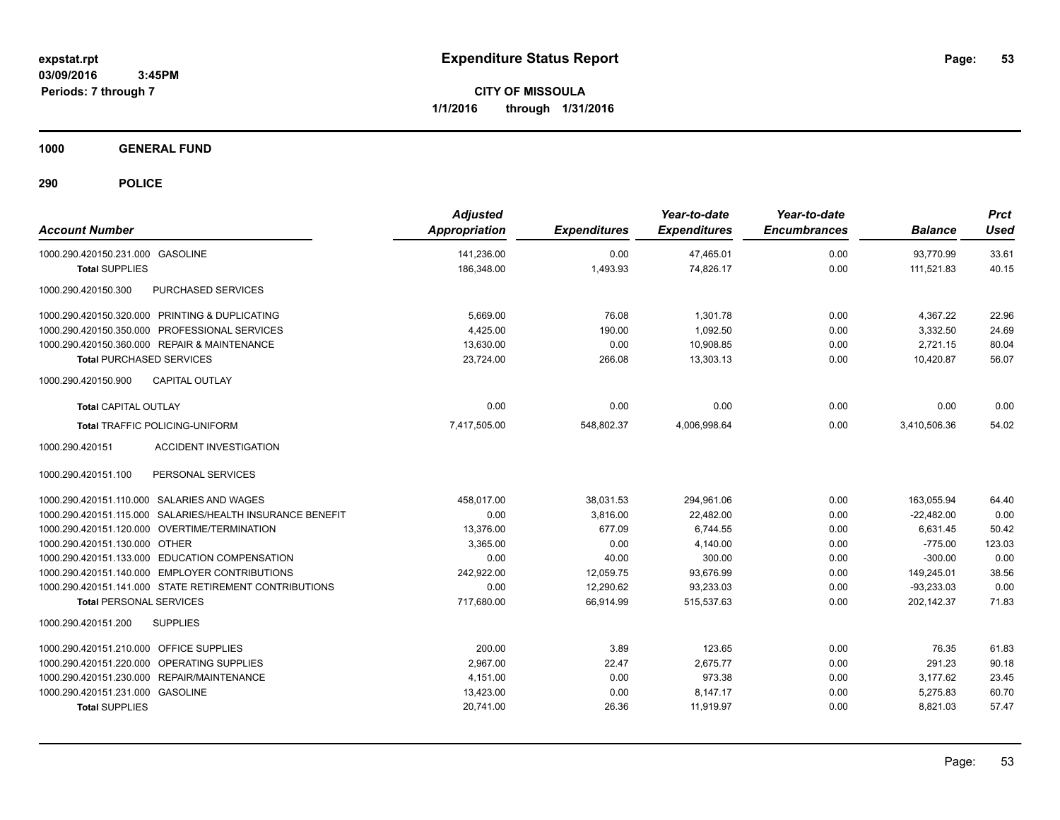**expstat.rpt**
**03/09/2016 3:45PM**
**Periods: 7 through 7**

# Expenditure Status Report

**CITY OF MISSOULA**
**1/1/2016 through 1/31/2016**

## 1000 GENERAL FUND

## 290 POLICE

| Account Number | Adjusted Appropriation | Expenditures | Year-to-date Expenditures | Year-to-date Encumbrances | Balance | Prct Used |
|---|---|---|---|---|---|---|
| 1000.290.420150.231.000 GASOLINE | 141,236.00 | 0.00 | 47,465.01 | 0.00 | 93,770.99 | 33.61 |
| **Total SUPPLIES** | 186,348.00 | 1,493.93 | 74,826.17 | 0.00 | 111,521.83 | 40.15 |
| 1000.290.420150.300 PURCHASED SERVICES | | | | | | |
| 1000.290.420150.320.000 PRINTING & DUPLICATING | 5,669.00 | 76.08 | 1,301.78 | 0.00 | 4,367.22 | 22.96 |
| 1000.290.420150.350.000 PROFESSIONAL SERVICES | 4,425.00 | 190.00 | 1,092.50 | 0.00 | 3,332.50 | 24.69 |
| 1000.290.420150.360.000 REPAIR & MAINTENANCE | 13,630.00 | 0.00 | 10,908.85 | 0.00 | 2,721.15 | 80.04 |
| **Total PURCHASED SERVICES** | 23,724.00 | 266.08 | 13,303.13 | 0.00 | 10,420.87 | 56.07 |
| 1000.290.420150.900 CAPITAL OUTLAY | | | | | | |
| **Total CAPITAL OUTLAY** | 0.00 | 0.00 | 0.00 | 0.00 | 0.00 | 0.00 |
| **Total TRAFFIC POLICING-UNIFORM** | 7,417,505.00 | 548,802.37 | 4,006,998.64 | 0.00 | 3,410,506.36 | 54.02 |
| 1000.290.420151 ACCIDENT INVESTIGATION | | | | | | |
| 1000.290.420151.100 PERSONAL SERVICES | | | | | | |
| 1000.290.420151.110.000 SALARIES AND WAGES | 458,017.00 | 38,031.53 | 294,961.06 | 0.00 | 163,055.94 | 64.40 |
| 1000.290.420151.115.000 SALARIES/HEALTH INSURANCE BENEFIT | 0.00 | 3,816.00 | 22,482.00 | 0.00 | -22,482.00 | 0.00 |
| 1000.290.420151.120.000 OVERTIME/TERMINATION | 13,376.00 | 677.09 | 6,744.55 | 0.00 | 6,631.45 | 50.42 |
| 1000.290.420151.130.000 OTHER | 3,365.00 | 0.00 | 4,140.00 | 0.00 | -775.00 | 123.03 |
| 1000.290.420151.133.000 EDUCATION COMPENSATION | 0.00 | 40.00 | 300.00 | 0.00 | -300.00 | 0.00 |
| 1000.290.420151.140.000 EMPLOYER CONTRIBUTIONS | 242,922.00 | 12,059.75 | 93,676.99 | 0.00 | 149,245.01 | 38.56 |
| 1000.290.420151.141.000 STATE RETIREMENT CONTRIBUTIONS | 0.00 | 12,290.62 | 93,233.03 | 0.00 | -93,233.03 | 0.00 |
| **Total PERSONAL SERVICES** | 717,680.00 | 66,914.99 | 515,537.63 | 0.00 | 202,142.37 | 71.83 |
| 1000.290.420151.200 SUPPLIES | | | | | | |
| 1000.290.420151.210.000 OFFICE SUPPLIES | 200.00 | 3.89 | 123.65 | 0.00 | 76.35 | 61.83 |
| 1000.290.420151.220.000 OPERATING SUPPLIES | 2,967.00 | 22.47 | 2,675.77 | 0.00 | 291.23 | 90.18 |
| 1000.290.420151.230.000 REPAIR/MAINTENANCE | 4,151.00 | 0.00 | 973.38 | 0.00 | 3,177.62 | 23.45 |
| 1000.290.420151.231.000 GASOLINE | 13,423.00 | 0.00 | 8,147.17 | 0.00 | 5,275.83 | 60.70 |
| **Total SUPPLIES** | 20,741.00 | 26.36 | 11,919.97 | 0.00 | 8,821.03 | 57.47 |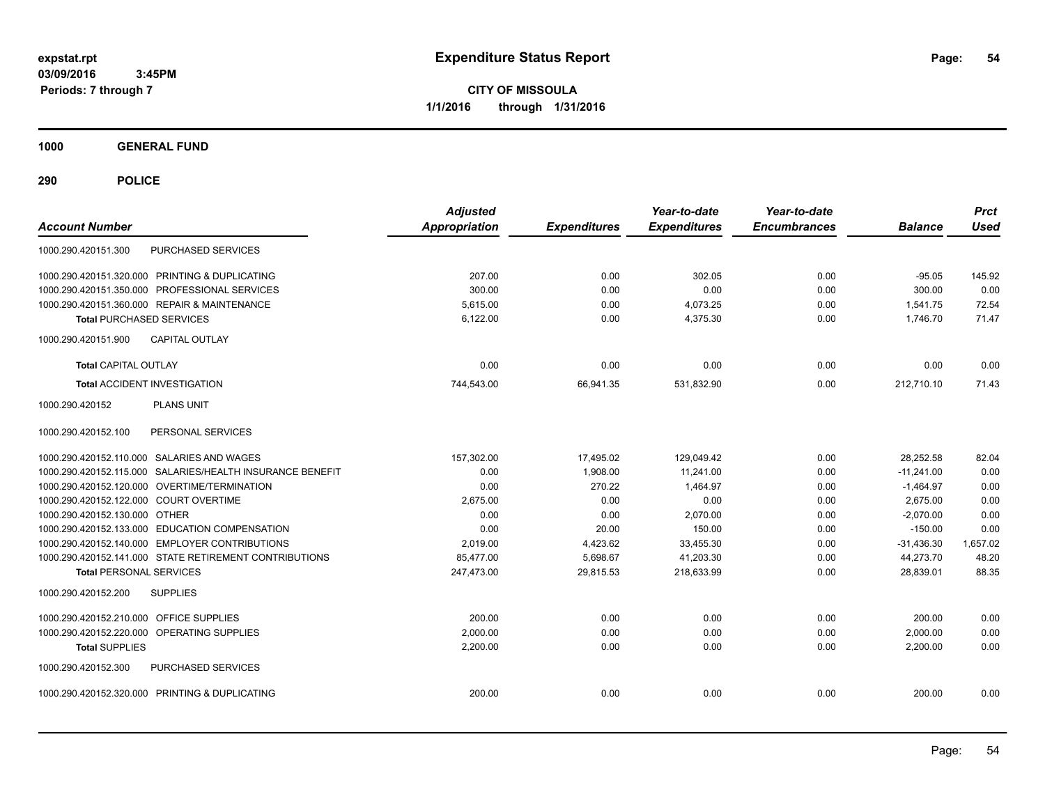# Expenditure Status Report

**CITY OF MISSOULA**
**1/1/2016 through 1/31/2016**

expstat.rpt
03/09/2016 3:45PM
Periods: 7 through 7

## 1000 GENERAL FUND

## 290 POLICE

| Account Number | Adjusted Appropriation | Expenditures | Year-to-date Expenditures | Year-to-date Encumbrances | Balance | Prct Used |
|---|---|---|---|---|---|---|
| 1000.290.420151.300 PURCHASED SERVICES | | | | | | |
| 1000.290.420151.320.000 PRINTING & DUPLICATING | 207.00 | 0.00 | 302.05 | 0.00 | -95.05 | 145.92 |
| 1000.290.420151.350.000 PROFESSIONAL SERVICES | 300.00 | 0.00 | 0.00 | 0.00 | 300.00 | 0.00 |
| 1000.290.420151.360.000 REPAIR & MAINTENANCE | 5,615.00 | 0.00 | 4,073.25 | 0.00 | 1,541.75 | 72.54 |
| **Total** PURCHASED SERVICES | 6,122.00 | 0.00 | 4,375.30 | 0.00 | 1,746.70 | 71.47 |
| 1000.290.420151.900 CAPITAL OUTLAY | | | | | | |
| **Total** CAPITAL OUTLAY | 0.00 | 0.00 | 0.00 | 0.00 | 0.00 | 0.00 |
| **Total** ACCIDENT INVESTIGATION | 744,543.00 | 66,941.35 | 531,832.90 | 0.00 | 212,710.10 | 71.43 |
| 1000.290.420152 PLANS UNIT | | | | | | |
| 1000.290.420152.100 PERSONAL SERVICES | | | | | | |
| 1000.290.420152.110.000 SALARIES AND WAGES | 157,302.00 | 17,495.02 | 129,049.42 | 0.00 | 28,252.58 | 82.04 |
| 1000.290.420152.115.000 SALARIES/HEALTH INSURANCE BENEFIT | 0.00 | 1,908.00 | 11,241.00 | 0.00 | -11,241.00 | 0.00 |
| 1000.290.420152.120.000 OVERTIME/TERMINATION | 0.00 | 270.22 | 1,464.97 | 0.00 | -1,464.97 | 0.00 |
| 1000.290.420152.122.000 COURT OVERTIME | 2,675.00 | 0.00 | 0.00 | 0.00 | 2,675.00 | 0.00 |
| 1000.290.420152.130.000 OTHER | 0.00 | 0.00 | 2,070.00 | 0.00 | -2,070.00 | 0.00 |
| 1000.290.420152.133.000 EDUCATION COMPENSATION | 0.00 | 20.00 | 150.00 | 0.00 | -150.00 | 0.00 |
| 1000.290.420152.140.000 EMPLOYER CONTRIBUTIONS | 2,019.00 | 4,423.62 | 33,455.30 | 0.00 | -31,436.30 | 1,657.02 |
| 1000.290.420152.141.000 STATE RETIREMENT CONTRIBUTIONS | 85,477.00 | 5,698.67 | 41,203.30 | 0.00 | 44,273.70 | 48.20 |
| **Total** PERSONAL SERVICES | 247,473.00 | 29,815.53 | 218,633.99 | 0.00 | 28,839.01 | 88.35 |
| 1000.290.420152.200 SUPPLIES | | | | | | |
| 1000.290.420152.210.000 OFFICE SUPPLIES | 200.00 | 0.00 | 0.00 | 0.00 | 200.00 | 0.00 |
| 1000.290.420152.220.000 OPERATING SUPPLIES | 2,000.00 | 0.00 | 0.00 | 0.00 | 2,000.00 | 0.00 |
| **Total** SUPPLIES | 2,200.00 | 0.00 | 0.00 | 0.00 | 2,200.00 | 0.00 |
| 1000.290.420152.300 PURCHASED SERVICES | | | | | | |
| 1000.290.420152.320.000 PRINTING & DUPLICATING | 200.00 | 0.00 | 0.00 | 0.00 | 200.00 | 0.00 |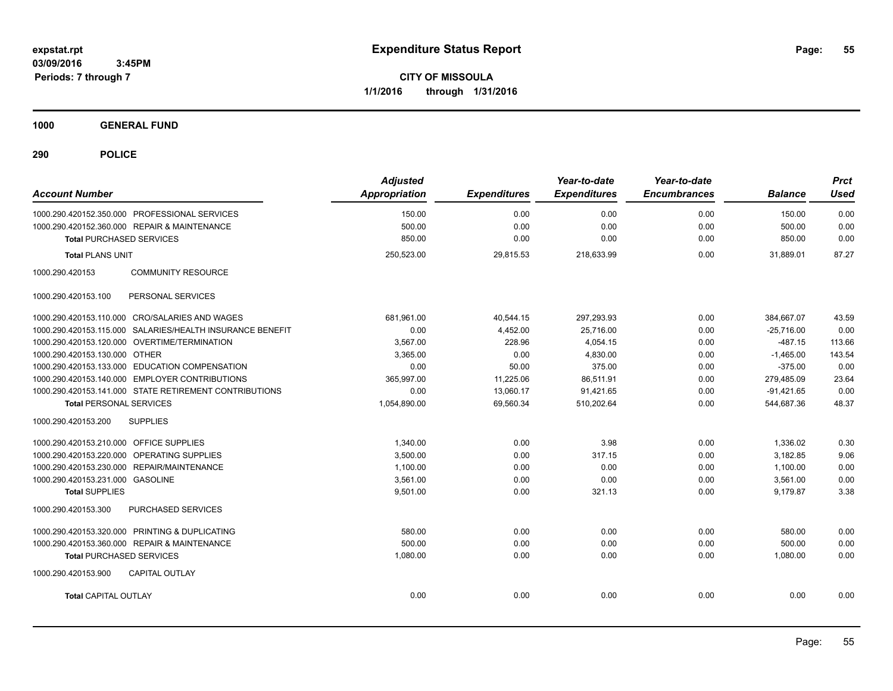expstat.rpt
03/09/2016 3:45PM
Periods: 7 through 7

# Expenditure Status Report

**CITY OF MISSOULA**
**1/1/2016 through 1/31/2016**

## 1000 GENERAL FUND

## 290 POLICE

| Account Number | Adjusted Appropriation | Expenditures | Year-to-date Expenditures | Year-to-date Encumbrances | Balance | Prct Used |
|---|---|---|---|---|---|---|
| 1000.290.420152.350.000 PROFESSIONAL SERVICES | 150.00 | 0.00 | 0.00 | 0.00 | 150.00 | 0.00 |
| 1000.290.420152.360.000 REPAIR & MAINTENANCE | 500.00 | 0.00 | 0.00 | 0.00 | 500.00 | 0.00 |
| **Total** PURCHASED SERVICES | 850.00 | 0.00 | 0.00 | 0.00 | 850.00 | 0.00 |
| **Total** PLANS UNIT | 250,523.00 | 29,815.53 | 218,633.99 | 0.00 | 31,889.01 | 87.27 |
| 1000.290.420153 COMMUNITY RESOURCE | | | | | | |
| 1000.290.420153.100 PERSONAL SERVICES | | | | | | |
| 1000.290.420153.110.000 CRO/SALARIES AND WAGES | 681,961.00 | 40,544.15 | 297,293.93 | 0.00 | 384,667.07 | 43.59 |
| 1000.290.420153.115.000 SALARIES/HEALTH INSURANCE BENEFIT | 0.00 | 4,452.00 | 25,716.00 | 0.00 | -25,716.00 | 0.00 |
| 1000.290.420153.120.000 OVERTIME/TERMINATION | 3,567.00 | 228.96 | 4,054.15 | 0.00 | -487.15 | 113.66 |
| 1000.290.420153.130.000 OTHER | 3,365.00 | 0.00 | 4,830.00 | 0.00 | -1,465.00 | 143.54 |
| 1000.290.420153.133.000 EDUCATION COMPENSATION | 0.00 | 50.00 | 375.00 | 0.00 | -375.00 | 0.00 |
| 1000.290.420153.140.000 EMPLOYER CONTRIBUTIONS | 365,997.00 | 11,225.06 | 86,511.91 | 0.00 | 279,485.09 | 23.64 |
| 1000.290.420153.141.000 STATE RETIREMENT CONTRIBUTIONS | 0.00 | 13,060.17 | 91,421.65 | 0.00 | -91,421.65 | 0.00 |
| **Total** PERSONAL SERVICES | 1,054,890.00 | 69,560.34 | 510,202.64 | 0.00 | 544,687.36 | 48.37 |
| 1000.290.420153.200 SUPPLIES | | | | | | |
| 1000.290.420153.210.000 OFFICE SUPPLIES | 1,340.00 | 0.00 | 3.98 | 0.00 | 1,336.02 | 0.30 |
| 1000.290.420153.220.000 OPERATING SUPPLIES | 3,500.00 | 0.00 | 317.15 | 0.00 | 3,182.85 | 9.06 |
| 1000.290.420153.230.000 REPAIR/MAINTENANCE | 1,100.00 | 0.00 | 0.00 | 0.00 | 1,100.00 | 0.00 |
| 1000.290.420153.231.000 GASOLINE | 3,561.00 | 0.00 | 0.00 | 0.00 | 3,561.00 | 0.00 |
| **Total** SUPPLIES | 9,501.00 | 0.00 | 321.13 | 0.00 | 9,179.87 | 3.38 |
| 1000.290.420153.300 PURCHASED SERVICES | | | | | | |
| 1000.290.420153.320.000 PRINTING & DUPLICATING | 580.00 | 0.00 | 0.00 | 0.00 | 580.00 | 0.00 |
| 1000.290.420153.360.000 REPAIR & MAINTENANCE | 500.00 | 0.00 | 0.00 | 0.00 | 500.00 | 0.00 |
| **Total** PURCHASED SERVICES | 1,080.00 | 0.00 | 0.00 | 0.00 | 1,080.00 | 0.00 |
| 1000.290.420153.900 CAPITAL OUTLAY | | | | | | |
| **Total** CAPITAL OUTLAY | 0.00 | 0.00 | 0.00 | 0.00 | 0.00 | 0.00 |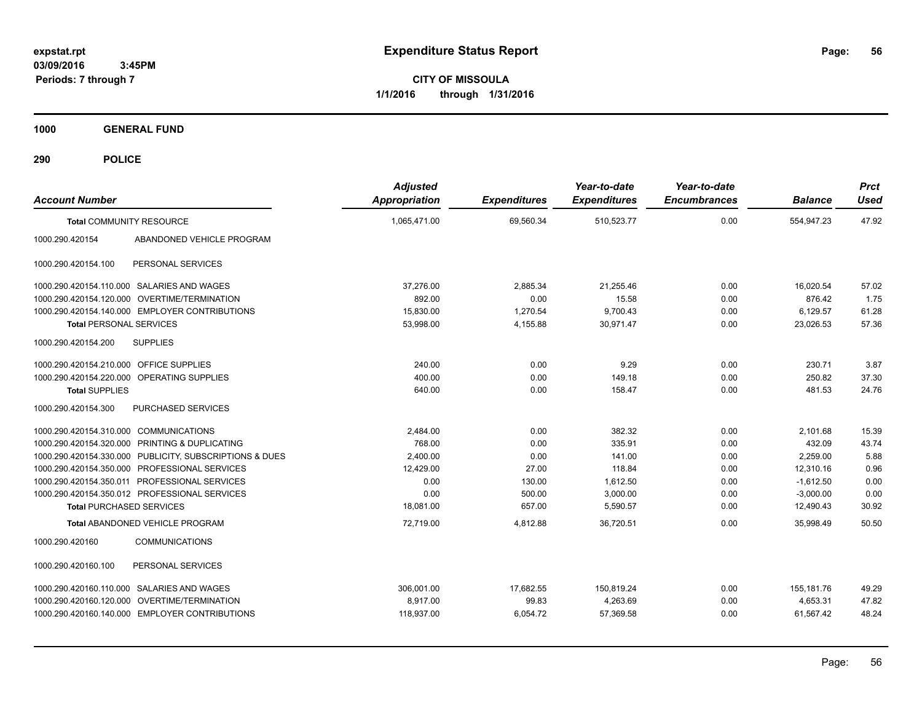**expstat.rpt**
**03/09/2016 3:45PM**
**Periods: 7 through 7**

# Expenditure Status Report

**CITY OF MISSOULA**
**1/1/2016 through 1/31/2016**

## 1000 GENERAL FUND

## 290 POLICE

| Account Number | | Adjusted Appropriation | Expenditures | Year-to-date Expenditures | Year-to-date Encumbrances | Balance | Prct Used |
|---|---|---|---|---|---|---|---|
| **Total** COMMUNITY RESOURCE | | 1,065,471.00 | 69,560.34 | 510,523.77 | 0.00 | 554,947.23 | 47.92 |
| 1000.290.420154 | ABANDONED VEHICLE PROGRAM | | | | | | |
| 1000.290.420154.100 | PERSONAL SERVICES | | | | | | |
| 1000.290.420154.110.000 | SALARIES AND WAGES | 37,276.00 | 2,885.34 | 21,255.46 | 0.00 | 16,020.54 | 57.02 |
| 1000.290.420154.120.000 | OVERTIME/TERMINATION | 892.00 | 0.00 | 15.58 | 0.00 | 876.42 | 1.75 |
| 1000.290.420154.140.000 | EMPLOYER CONTRIBUTIONS | 15,830.00 | 1,270.54 | 9,700.43 | 0.00 | 6,129.57 | 61.28 |
| **Total** PERSONAL SERVICES | | 53,998.00 | 4,155.88 | 30,971.47 | 0.00 | 23,026.53 | 57.36 |
| 1000.290.420154.200 | SUPPLIES | | | | | | |
| 1000.290.420154.210.000 | OFFICE SUPPLIES | 240.00 | 0.00 | 9.29 | 0.00 | 230.71 | 3.87 |
| 1000.290.420154.220.000 | OPERATING SUPPLIES | 400.00 | 0.00 | 149.18 | 0.00 | 250.82 | 37.30 |
| **Total** SUPPLIES | | 640.00 | 0.00 | 158.47 | 0.00 | 481.53 | 24.76 |
| 1000.290.420154.300 | PURCHASED SERVICES | | | | | | |
| 1000.290.420154.310.000 | COMMUNICATIONS | 2,484.00 | 0.00 | 382.32 | 0.00 | 2,101.68 | 15.39 |
| 1000.290.420154.320.000 | PRINTING & DUPLICATING | 768.00 | 0.00 | 335.91 | 0.00 | 432.09 | 43.74 |
| 1000.290.420154.330.000 | PUBLICITY, SUBSCRIPTIONS & DUES | 2,400.00 | 0.00 | 141.00 | 0.00 | 2,259.00 | 5.88 |
| 1000.290.420154.350.000 | PROFESSIONAL SERVICES | 12,429.00 | 27.00 | 118.84 | 0.00 | 12,310.16 | 0.96 |
| 1000.290.420154.350.011 | PROFESSIONAL SERVICES | 0.00 | 130.00 | 1,612.50 | 0.00 | -1,612.50 | 0.00 |
| 1000.290.420154.350.012 | PROFESSIONAL SERVICES | 0.00 | 500.00 | 3,000.00 | 0.00 | -3,000.00 | 0.00 |
| **Total** PURCHASED SERVICES | | 18,081.00 | 657.00 | 5,590.57 | 0.00 | 12,490.43 | 30.92 |
| **Total** ABANDONED VEHICLE PROGRAM | | 72,719.00 | 4,812.88 | 36,720.51 | 0.00 | 35,998.49 | 50.50 |
| 1000.290.420160 | COMMUNICATIONS | | | | | | |
| 1000.290.420160.100 | PERSONAL SERVICES | | | | | | |
| 1000.290.420160.110.000 | SALARIES AND WAGES | 306,001.00 | 17,682.55 | 150,819.24 | 0.00 | 155,181.76 | 49.29 |
| 1000.290.420160.120.000 | OVERTIME/TERMINATION | 8,917.00 | 99.83 | 4,263.69 | 0.00 | 4,653.31 | 47.82 |
| 1000.290.420160.140.000 | EMPLOYER CONTRIBUTIONS | 118,937.00 | 6,054.72 | 57,369.58 | 0.00 | 61,567.42 | 48.24 |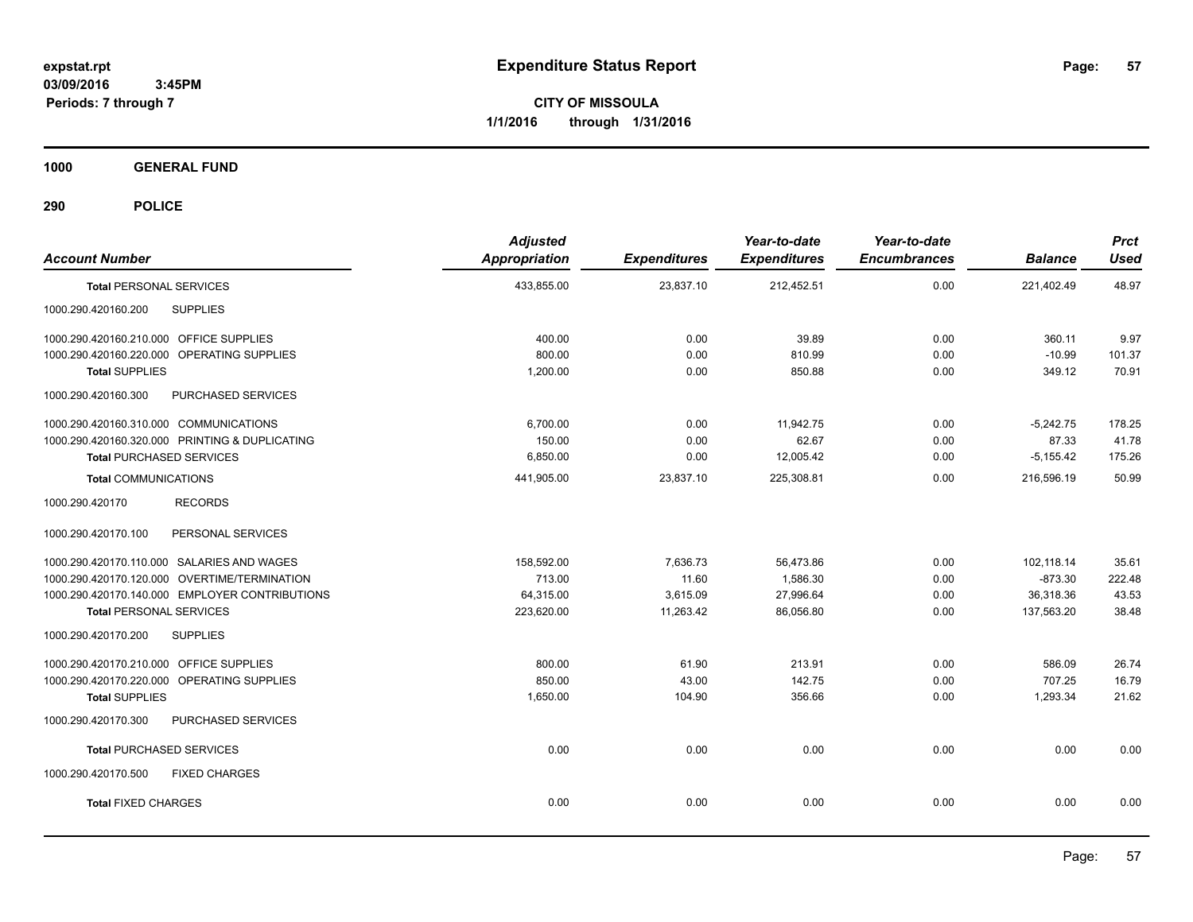**expstat.rpt**
**03/09/2016 3:45PM**
**Periods: 7 through 7**

# Expenditure Status Report

**CITY OF MISSOULA**
**1/1/2016 through 1/31/2016**

## 1000 GENERAL FUND

### 290 POLICE

| Account Number | Adjusted Appropriation | Expenditures | Year-to-date Expenditures | Year-to-date Encumbrances | Balance | Prct Used |
|---|---|---|---|---|---|---|
| **Total** PERSONAL SERVICES | 433,855.00 | 23,837.10 | 212,452.51 | 0.00 | 221,402.49 | 48.97 |
| 1000.290.420160.200 SUPPLIES | | | | | | |
| 1000.290.420160.210.000 OFFICE SUPPLIES | 400.00 | 0.00 | 39.89 | 0.00 | 360.11 | 9.97 |
| 1000.290.420160.220.000 OPERATING SUPPLIES | 800.00 | 0.00 | 810.99 | 0.00 | -10.99 | 101.37 |
| **Total** SUPPLIES | 1,200.00 | 0.00 | 850.88 | 0.00 | 349.12 | 70.91 |
| 1000.290.420160.300 PURCHASED SERVICES | | | | | | |
| 1000.290.420160.310.000 COMMUNICATIONS | 6,700.00 | 0.00 | 11,942.75 | 0.00 | -5,242.75 | 178.25 |
| 1000.290.420160.320.000 PRINTING & DUPLICATING | 150.00 | 0.00 | 62.67 | 0.00 | 87.33 | 41.78 |
| **Total** PURCHASED SERVICES | 6,850.00 | 0.00 | 12,005.42 | 0.00 | -5,155.42 | 175.26 |
| **Total** COMMUNICATIONS | 441,905.00 | 23,837.10 | 225,308.81 | 0.00 | 216,596.19 | 50.99 |
| 1000.290.420170 RECORDS | | | | | | |
| 1000.290.420170.100 PERSONAL SERVICES | | | | | | |
| 1000.290.420170.110.000 SALARIES AND WAGES | 158,592.00 | 7,636.73 | 56,473.86 | 0.00 | 102,118.14 | 35.61 |
| 1000.290.420170.120.000 OVERTIME/TERMINATION | 713.00 | 11.60 | 1,586.30 | 0.00 | -873.30 | 222.48 |
| 1000.290.420170.140.000 EMPLOYER CONTRIBUTIONS | 64,315.00 | 3,615.09 | 27,996.64 | 0.00 | 36,318.36 | 43.53 |
| **Total** PERSONAL SERVICES | 223,620.00 | 11,263.42 | 86,056.80 | 0.00 | 137,563.20 | 38.48 |
| 1000.290.420170.200 SUPPLIES | | | | | | |
| 1000.290.420170.210.000 OFFICE SUPPLIES | 800.00 | 61.90 | 213.91 | 0.00 | 586.09 | 26.74 |
| 1000.290.420170.220.000 OPERATING SUPPLIES | 850.00 | 43.00 | 142.75 | 0.00 | 707.25 | 16.79 |
| **Total** SUPPLIES | 1,650.00 | 104.90 | 356.66 | 0.00 | 1,293.34 | 21.62 |
| 1000.290.420170.300 PURCHASED SERVICES | | | | | | |
| **Total** PURCHASED SERVICES | 0.00 | 0.00 | 0.00 | 0.00 | 0.00 | 0.00 |
| 1000.290.420170.500 FIXED CHARGES | | | | | | |
| **Total** FIXED CHARGES | 0.00 | 0.00 | 0.00 | 0.00 | 0.00 | 0.00 |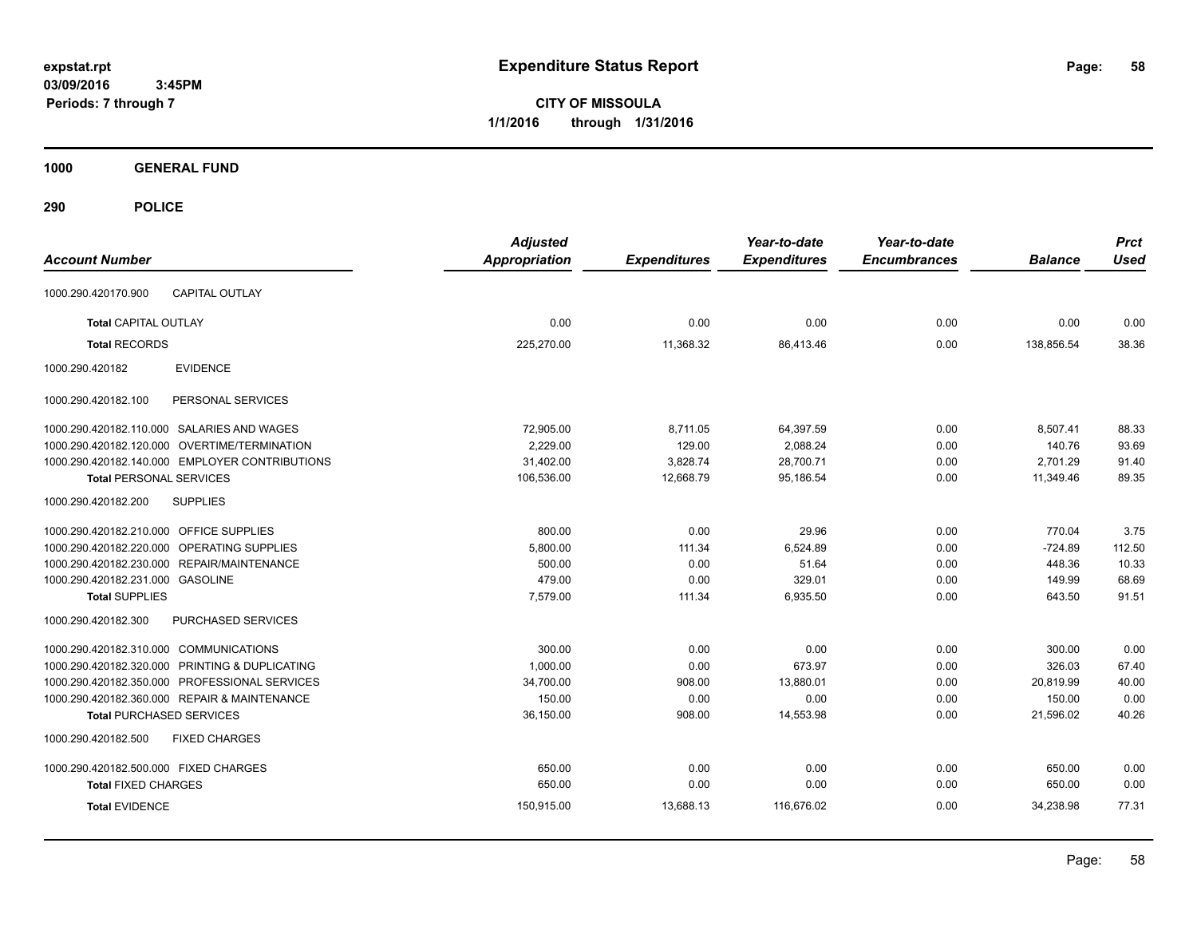# Expenditure Status Report

expstat.rpt
03/09/2016 3:45PM
Periods: 7 through 7

**CITY OF MISSOULA**
**1/1/2016 through 1/31/2016**

**1000 GENERAL FUND**

**290 POLICE**

| Account Number | | Adjusted Appropriation | Expenditures | Year-to-date Expenditures | Year-to-date Encumbrances | Balance | Prct Used |
|---|---|---|---|---|---|---|---|
| 1000.290.420170.900 | CAPITAL OUTLAY | | | | | | |
| **Total** CAPITAL OUTLAY | | 0.00 | 0.00 | 0.00 | 0.00 | 0.00 | 0.00 |
| **Total** RECORDS | | 225,270.00 | 11,368.32 | 86,413.46 | 0.00 | 138,856.54 | 38.36 |
| 1000.290.420182 | EVIDENCE | | | | | | |
| 1000.290.420182.100 | PERSONAL SERVICES | | | | | | |
| 1000.290.420182.110.000 | SALARIES AND WAGES | 72,905.00 | 8,711.05 | 64,397.59 | 0.00 | 8,507.41 | 88.33 |
| 1000.290.420182.120.000 | OVERTIME/TERMINATION | 2,229.00 | 129.00 | 2,088.24 | 0.00 | 140.76 | 93.69 |
| 1000.290.420182.140.000 | EMPLOYER CONTRIBUTIONS | 31,402.00 | 3,828.74 | 28,700.71 | 0.00 | 2,701.29 | 91.40 |
| **Total** PERSONAL SERVICES | | 106,536.00 | 12,668.79 | 95,186.54 | 0.00 | 11,349.46 | 89.35 |
| 1000.290.420182.200 | SUPPLIES | | | | | | |
| 1000.290.420182.210.000 | OFFICE SUPPLIES | 800.00 | 0.00 | 29.96 | 0.00 | 770.04 | 3.75 |
| 1000.290.420182.220.000 | OPERATING SUPPLIES | 5,800.00 | 111.34 | 6,524.89 | 0.00 | -724.89 | 112.50 |
| 1000.290.420182.230.000 | REPAIR/MAINTENANCE | 500.00 | 0.00 | 51.64 | 0.00 | 448.36 | 10.33 |
| 1000.290.420182.231.000 | GASOLINE | 479.00 | 0.00 | 329.01 | 0.00 | 149.99 | 68.69 |
| **Total** SUPPLIES | | 7,579.00 | 111.34 | 6,935.50 | 0.00 | 643.50 | 91.51 |
| 1000.290.420182.300 | PURCHASED SERVICES | | | | | | |
| 1000.290.420182.310.000 | COMMUNICATIONS | 300.00 | 0.00 | 0.00 | 0.00 | 300.00 | 0.00 |
| 1000.290.420182.320.000 | PRINTING & DUPLICATING | 1,000.00 | 0.00 | 673.97 | 0.00 | 326.03 | 67.40 |
| 1000.290.420182.350.000 | PROFESSIONAL SERVICES | 34,700.00 | 908.00 | 13,880.01 | 0.00 | 20,819.99 | 40.00 |
| 1000.290.420182.360.000 | REPAIR & MAINTENANCE | 150.00 | 0.00 | 0.00 | 0.00 | 150.00 | 0.00 |
| **Total** PURCHASED SERVICES | | 36,150.00 | 908.00 | 14,553.98 | 0.00 | 21,596.02 | 40.26 |
| 1000.290.420182.500 | FIXED CHARGES | | | | | | |
| 1000.290.420182.500.000 | FIXED CHARGES | 650.00 | 0.00 | 0.00 | 0.00 | 650.00 | 0.00 |
| **Total** FIXED CHARGES | | 650.00 | 0.00 | 0.00 | 0.00 | 650.00 | 0.00 |
| **Total** EVIDENCE | | 150,915.00 | 13,688.13 | 116,676.02 | 0.00 | 34,238.98 | 77.31 |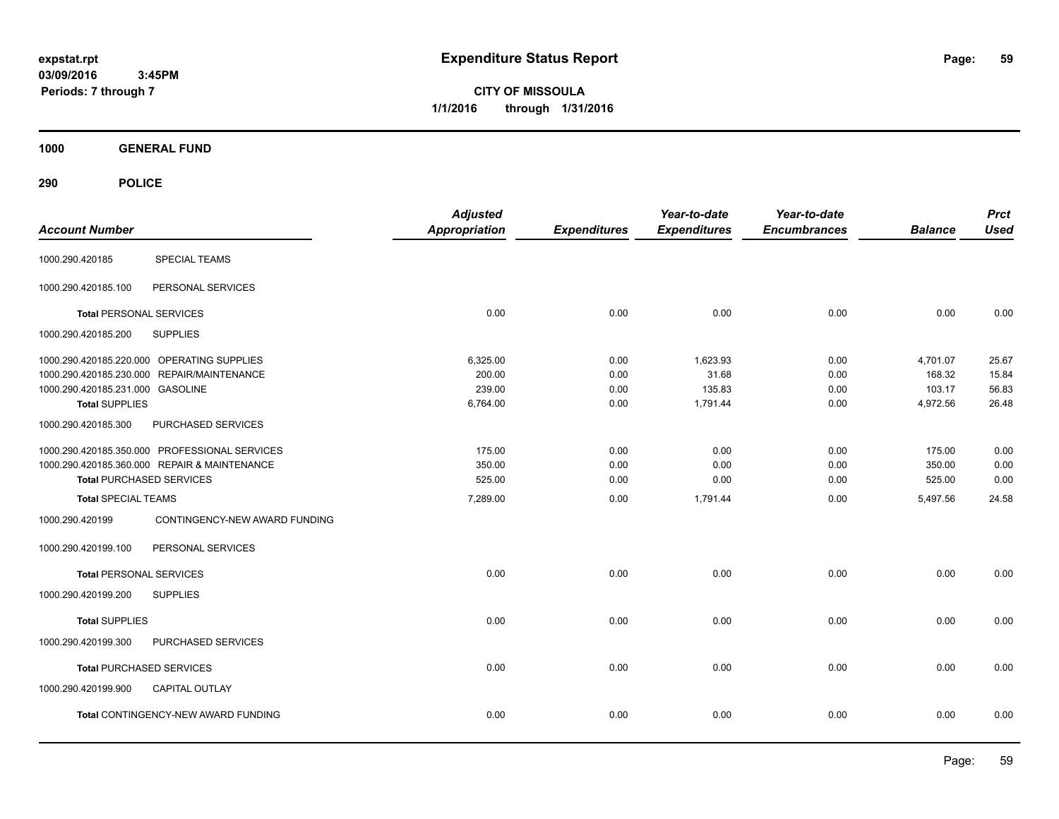# Expenditure Status Report

**expstat.rpt**
**03/09/2016 3:45PM**
**Periods: 7 through 7**

**CITY OF MISSOULA**
**1/1/2016 through 1/31/2016**

**1000 GENERAL FUND**

**290 POLICE**

| Account Number | | Adjusted Appropriation | Expenditures | Year-to-date Expenditures | Year-to-date Encumbrances | Balance | Prct Used |
|---|---|---|---|---|---|---|---|
| 1000.290.420185 | SPECIAL TEAMS | | | | | | |
| 1000.290.420185.100 | PERSONAL SERVICES | | | | | | |
| **Total** PERSONAL SERVICES | | 0.00 | 0.00 | 0.00 | 0.00 | 0.00 | 0.00 |
| 1000.290.420185.200 | SUPPLIES | | | | | | |
| 1000.290.420185.220.000 | OPERATING SUPPLIES | 6,325.00 | 0.00 | 1,623.93 | 0.00 | 4,701.07 | 25.67 |
| 1000.290.420185.230.000 | REPAIR/MAINTENANCE | 200.00 | 0.00 | 31.68 | 0.00 | 168.32 | 15.84 |
| 1000.290.420185.231.000 | GASOLINE | 239.00 | 0.00 | 135.83 | 0.00 | 103.17 | 56.83 |
| **Total SUPPLIES** | | 6,764.00 | 0.00 | 1,791.44 | 0.00 | 4,972.56 | 26.48 |
| 1000.290.420185.300 | PURCHASED SERVICES | | | | | | |
| 1000.290.420185.350.000 | PROFESSIONAL SERVICES | 175.00 | 0.00 | 0.00 | 0.00 | 175.00 | 0.00 |
| 1000.290.420185.360.000 | REPAIR & MAINTENANCE | 350.00 | 0.00 | 0.00 | 0.00 | 350.00 | 0.00 |
| **Total** PURCHASED SERVICES | | 525.00 | 0.00 | 0.00 | 0.00 | 525.00 | 0.00 |
| **Total** SPECIAL TEAMS | | 7,289.00 | 0.00 | 1,791.44 | 0.00 | 5,497.56 | 24.58 |
| 1000.290.420199 | CONTINGENCY-NEW AWARD FUNDING | | | | | | |
| 1000.290.420199.100 | PERSONAL SERVICES | | | | | | |
| **Total** PERSONAL SERVICES | | 0.00 | 0.00 | 0.00 | 0.00 | 0.00 | 0.00 |
| 1000.290.420199.200 | SUPPLIES | | | | | | |
| **Total SUPPLIES** | | 0.00 | 0.00 | 0.00 | 0.00 | 0.00 | 0.00 |
| 1000.290.420199.300 | PURCHASED SERVICES | | | | | | |
| **Total** PURCHASED SERVICES | | 0.00 | 0.00 | 0.00 | 0.00 | 0.00 | 0.00 |
| 1000.290.420199.900 | CAPITAL OUTLAY | | | | | | |
| **Total** CONTINGENCY-NEW AWARD FUNDING | | 0.00 | 0.00 | 0.00 | 0.00 | 0.00 | 0.00 |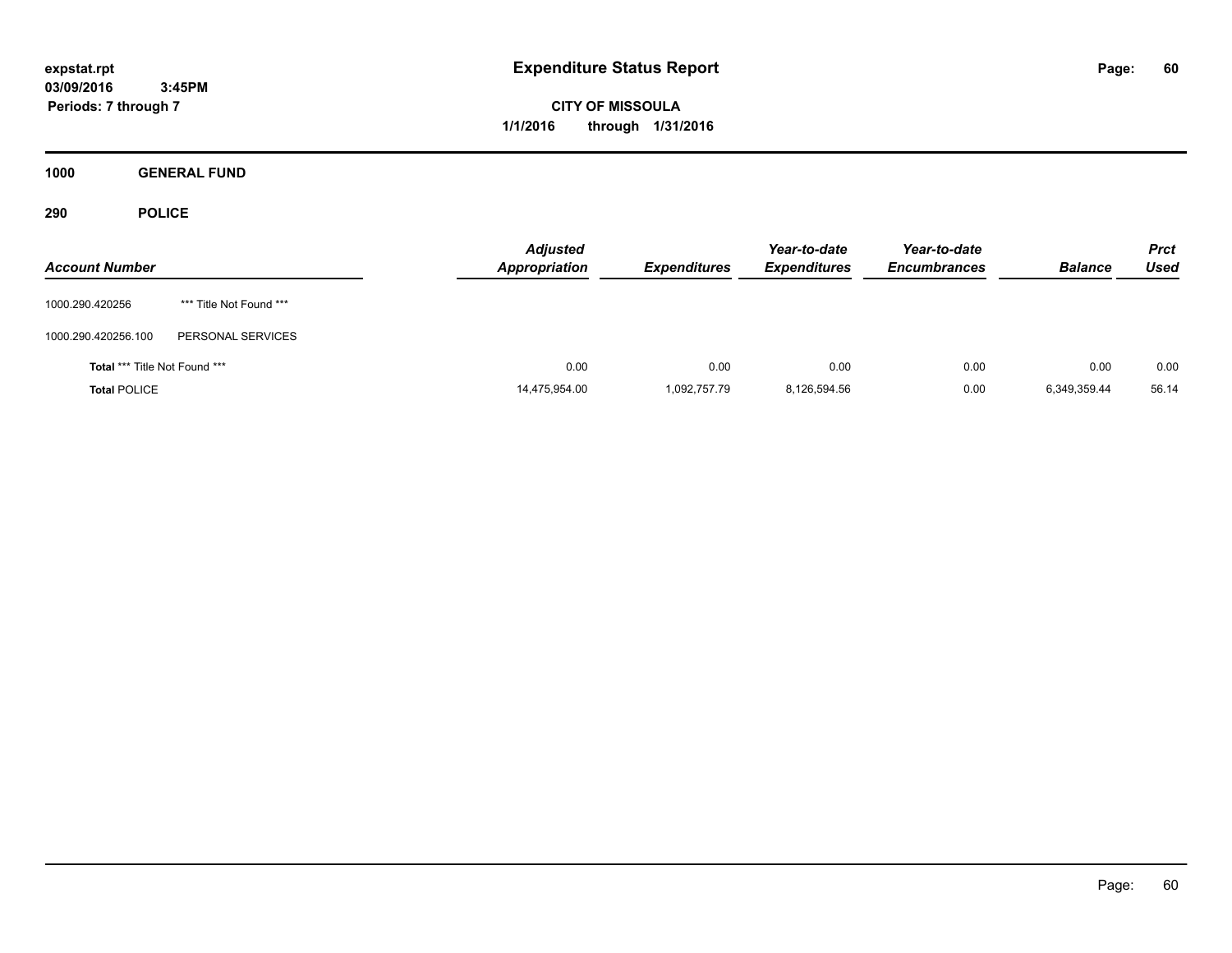# Expenditure Status Report

expstat.rpt
03/09/2016 3:45PM
Periods: 7 through 7

**CITY OF MISSOULA**
**1/1/2016 through 1/31/2016**

**1000 GENERAL FUND**

**290 POLICE**

| Account Number | | Adjusted Appropriation | Expenditures | Year-to-date Expenditures | Year-to-date Encumbrances | Balance | Prct Used |
|---|---|---|---|---|---|---|---|
| 1000.290.420256 | *** Title Not Found *** | | | | | | |
| 1000.290.420256.100 | PERSONAL SERVICES | | | | | | |
| **Total** *** Title Not Found *** | | 0.00 | 0.00 | 0.00 | 0.00 | 0.00 | 0.00 |
| **Total** POLICE | | 14,475,954.00 | 1,092,757.79 | 8,126,594.56 | 0.00 | 6,349,359.44 | 56.14 |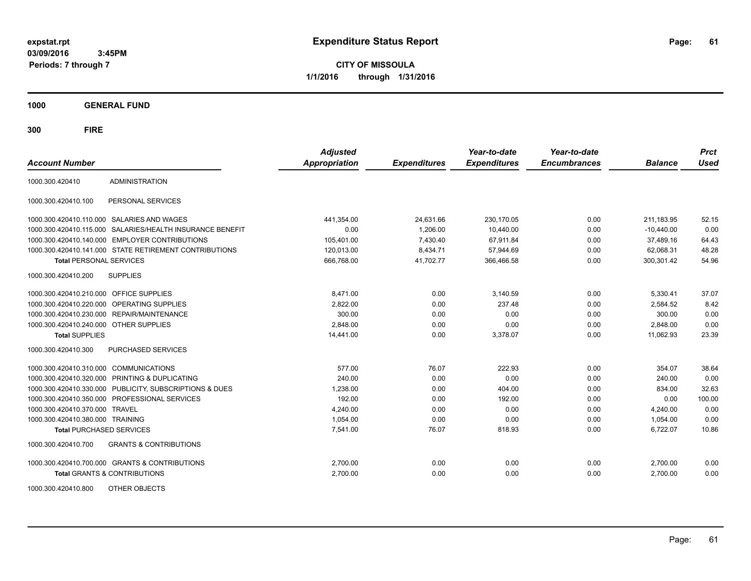**expstat.rpt**
**03/09/2016 3:45PM**
**Periods: 7 through 7**

# Expenditure Status Report

**CITY OF MISSOULA**
**1/1/2016 through 1/31/2016**

## 1000 GENERAL FUND

## 300 FIRE

| Account Number | | Adjusted Appropriation | Expenditures | Year-to-date Expenditures | Year-to-date Encumbrances | Balance | Prct Used |
|---|---|---|---|---|---|---|---|
| 1000.300.420410 | ADMINISTRATION | | | | | | |
| 1000.300.420410.100 | PERSONAL SERVICES | | | | | | |
| 1000.300.420410.110.000 | SALARIES AND WAGES | 441,354.00 | 24,631.66 | 230,170.05 | 0.00 | 211,183.95 | 52.15 |
| 1000.300.420410.115.000 | SALARIES/HEALTH INSURANCE BENEFIT | 0.00 | 1,206.00 | 10,440.00 | 0.00 | -10,440.00 | 0.00 |
| 1000.300.420410.140.000 | EMPLOYER CONTRIBUTIONS | 105,401.00 | 7,430.40 | 67,911.84 | 0.00 | 37,489.16 | 64.43 |
| 1000.300.420410.141.000 | STATE RETIREMENT CONTRIBUTIONS | 120,013.00 | 8,434.71 | 57,944.69 | 0.00 | 62,068.31 | 48.28 |
| **Total** PERSONAL SERVICES | | 666,768.00 | 41,702.77 | 366,466.58 | 0.00 | 300,301.42 | 54.96 |
| 1000.300.420410.200 | SUPPLIES | | | | | | |
| 1000.300.420410.210.000 | OFFICE SUPPLIES | 8,471.00 | 0.00 | 3,140.59 | 0.00 | 5,330.41 | 37.07 |
| 1000.300.420410.220.000 | OPERATING SUPPLIES | 2,822.00 | 0.00 | 237.48 | 0.00 | 2,584.52 | 8.42 |
| 1000.300.420410.230.000 | REPAIR/MAINTENANCE | 300.00 | 0.00 | 0.00 | 0.00 | 300.00 | 0.00 |
| 1000.300.420410.240.000 | OTHER SUPPLIES | 2,848.00 | 0.00 | 0.00 | 0.00 | 2,848.00 | 0.00 |
| **Total** SUPPLIES | | 14,441.00 | 0.00 | 3,378.07 | 0.00 | 11,062.93 | 23.39 |
| 1000.300.420410.300 | PURCHASED SERVICES | | | | | | |
| 1000.300.420410.310.000 | COMMUNICATIONS | 577.00 | 76.07 | 222.93 | 0.00 | 354.07 | 38.64 |
| 1000.300.420410.320.000 | PRINTING & DUPLICATING | 240.00 | 0.00 | 0.00 | 0.00 | 240.00 | 0.00 |
| 1000.300.420410.330.000 | PUBLICITY, SUBSCRIPTIONS & DUES | 1,238.00 | 0.00 | 404.00 | 0.00 | 834.00 | 32.63 |
| 1000.300.420410.350.000 | PROFESSIONAL SERVICES | 192.00 | 0.00 | 192.00 | 0.00 | 0.00 | 100.00 |
| 1000.300.420410.370.000 | TRAVEL | 4,240.00 | 0.00 | 0.00 | 0.00 | 4,240.00 | 0.00 |
| 1000.300.420410.380.000 | TRAINING | 1,054.00 | 0.00 | 0.00 | 0.00 | 1,054.00 | 0.00 |
| **Total** PURCHASED SERVICES | | 7,541.00 | 76.07 | 818.93 | 0.00 | 6,722.07 | 10.86 |
| 1000.300.420410.700 | GRANTS & CONTRIBUTIONS | | | | | | |
| 1000.300.420410.700.000 | GRANTS & CONTRIBUTIONS | 2,700.00 | 0.00 | 0.00 | 0.00 | 2,700.00 | 0.00 |
| **Total** GRANTS & CONTRIBUTIONS | | 2,700.00 | 0.00 | 0.00 | 0.00 | 2,700.00 | 0.00 |
| 1000.300.420410.800 | OTHER OBJECTS | | | | | | |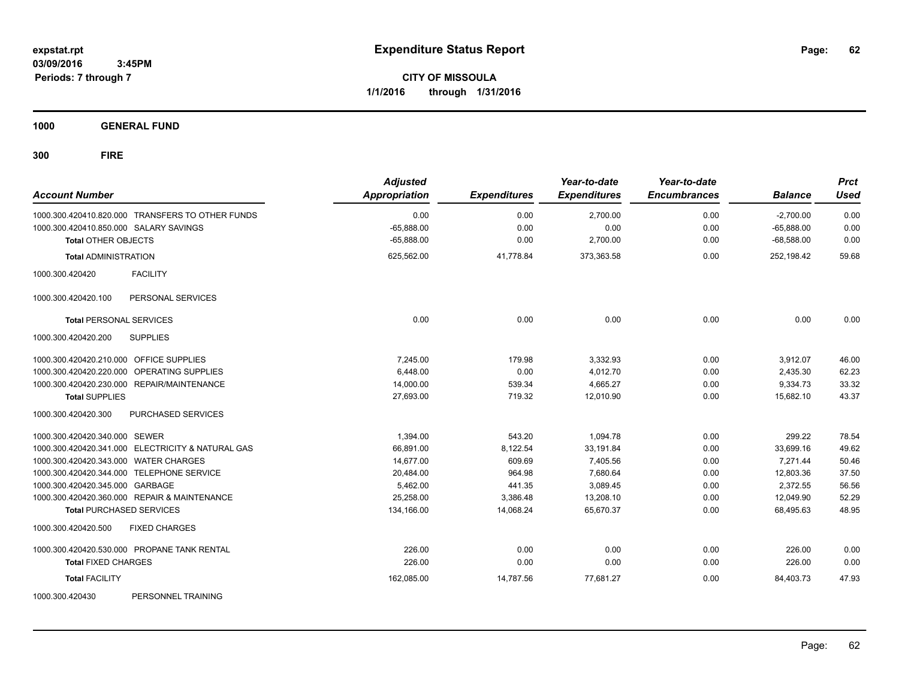# Expenditure Status Report

expstat.rpt
03/09/2016 3:45PM
Periods: 7 through 7

**CITY OF MISSOULA**
**1/1/2016 through 1/31/2016**

**1000 GENERAL FUND**

**300 FIRE**

| Account Number | Adjusted Appropriation | Expenditures | Year-to-date Expenditures | Year-to-date Encumbrances | Balance | Prct Used |
|---|---|---|---|---|---|---|
| 1000.300.420410.820.000 TRANSFERS TO OTHER FUNDS | 0.00 | 0.00 | 2,700.00 | 0.00 | -2,700.00 | 0.00 |
| 1000.300.420410.850.000 SALARY SAVINGS | -65,888.00 | 0.00 | 0.00 | 0.00 | -65,888.00 | 0.00 |
| **Total** OTHER OBJECTS | -65,888.00 | 0.00 | 2,700.00 | 0.00 | -68,588.00 | 0.00 |
| **Total** ADMINISTRATION | 625,562.00 | 41,778.84 | 373,363.58 | 0.00 | 252,198.42 | 59.68 |
| 1000.300.420420 FACILITY | | | | | | |
| 1000.300.420420.100 PERSONAL SERVICES | | | | | | |
| **Total** PERSONAL SERVICES | 0.00 | 0.00 | 0.00 | 0.00 | 0.00 | 0.00 |
| 1000.300.420420.200 SUPPLIES | | | | | | |
| 1000.300.420420.210.000 OFFICE SUPPLIES | 7,245.00 | 179.98 | 3,332.93 | 0.00 | 3,912.07 | 46.00 |
| 1000.300.420420.220.000 OPERATING SUPPLIES | 6,448.00 | 0.00 | 4,012.70 | 0.00 | 2,435.30 | 62.23 |
| 1000.300.420420.230.000 REPAIR/MAINTENANCE | 14,000.00 | 539.34 | 4,665.27 | 0.00 | 9,334.73 | 33.32 |
| **Total** SUPPLIES | 27,693.00 | 719.32 | 12,010.90 | 0.00 | 15,682.10 | 43.37 |
| 1000.300.420420.300 PURCHASED SERVICES | | | | | | |
| 1000.300.420420.340.000 SEWER | 1,394.00 | 543.20 | 1,094.78 | 0.00 | 299.22 | 78.54 |
| 1000.300.420420.341.000 ELECTRICITY & NATURAL GAS | 66,891.00 | 8,122.54 | 33,191.84 | 0.00 | 33,699.16 | 49.62 |
| 1000.300.420420.343.000 WATER CHARGES | 14,677.00 | 609.69 | 7,405.56 | 0.00 | 7,271.44 | 50.46 |
| 1000.300.420420.344.000 TELEPHONE SERVICE | 20,484.00 | 964.98 | 7,680.64 | 0.00 | 12,803.36 | 37.50 |
| 1000.300.420420.345.000 GARBAGE | 5,462.00 | 441.35 | 3,089.45 | 0.00 | 2,372.55 | 56.56 |
| 1000.300.420420.360.000 REPAIR & MAINTENANCE | 25,258.00 | 3,386.48 | 13,208.10 | 0.00 | 12,049.90 | 52.29 |
| **Total** PURCHASED SERVICES | 134,166.00 | 14,068.24 | 65,670.37 | 0.00 | 68,495.63 | 48.95 |
| 1000.300.420420.500 FIXED CHARGES | | | | | | |
| 1000.300.420420.530.000 PROPANE TANK RENTAL | 226.00 | 0.00 | 0.00 | 0.00 | 226.00 | 0.00 |
| **Total** FIXED CHARGES | 226.00 | 0.00 | 0.00 | 0.00 | 226.00 | 0.00 |
| **Total** FACILITY | 162,085.00 | 14,787.56 | 77,681.27 | 0.00 | 84,403.73 | 47.93 |
| 1000.300.420430 PERSONNEL TRAINING | | | | | | |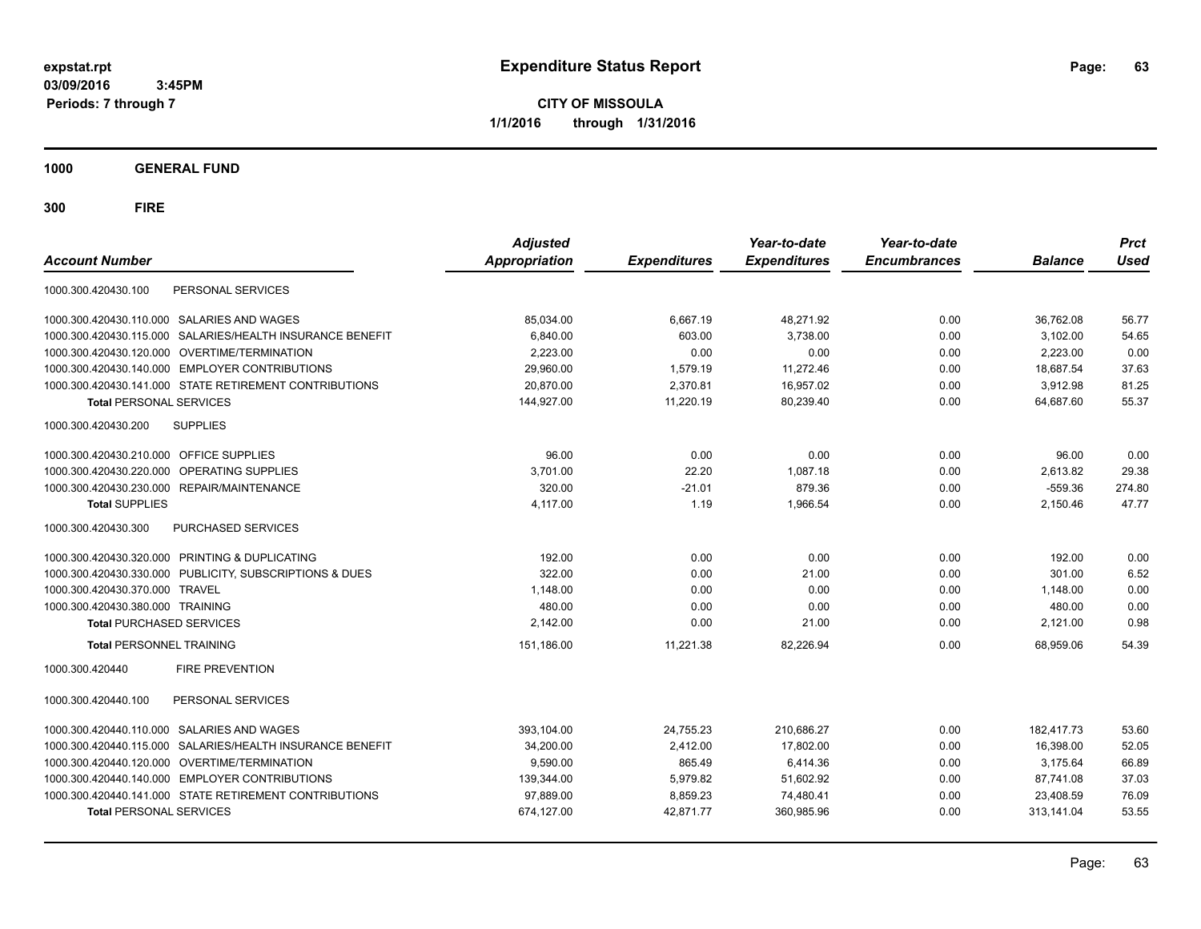expstat.rpt
03/09/2016 3:45PM
Periods: 7 through 7

# Expenditure Status Report

**CITY OF MISSOULA**
**1/1/2016 through 1/31/2016**

## 1000 GENERAL FUND

## 300 FIRE

| Account Number | | Adjusted Appropriation | Expenditures | Year-to-date Expenditures | Year-to-date Encumbrances | Balance | Prct Used |
|---|---|---|---|---|---|---|---|
| 1000.300.420430.100 | PERSONAL SERVICES | | | | | | |
| 1000.300.420430.110.000 | SALARIES AND WAGES | 85,034.00 | 6,667.19 | 48,271.92 | 0.00 | 36,762.08 | 56.77 |
| 1000.300.420430.115.000 | SALARIES/HEALTH INSURANCE BENEFIT | 6,840.00 | 603.00 | 3,738.00 | 0.00 | 3,102.00 | 54.65 |
| 1000.300.420430.120.000 | OVERTIME/TERMINATION | 2,223.00 | 0.00 | 0.00 | 0.00 | 2,223.00 | 0.00 |
| 1000.300.420430.140.000 | EMPLOYER CONTRIBUTIONS | 29,960.00 | 1,579.19 | 11,272.46 | 0.00 | 18,687.54 | 37.63 |
| 1000.300.420430.141.000 | STATE RETIREMENT CONTRIBUTIONS | 20,870.00 | 2,370.81 | 16,957.02 | 0.00 | 3,912.98 | 81.25 |
| **Total** PERSONAL SERVICES | | 144,927.00 | 11,220.19 | 80,239.40 | 0.00 | 64,687.60 | 55.37 |
| 1000.300.420430.200 | SUPPLIES | | | | | | |
| 1000.300.420430.210.000 | OFFICE SUPPLIES | 96.00 | 0.00 | 0.00 | 0.00 | 96.00 | 0.00 |
| 1000.300.420430.220.000 | OPERATING SUPPLIES | 3,701.00 | 22.20 | 1,087.18 | 0.00 | 2,613.82 | 29.38 |
| 1000.300.420430.230.000 | REPAIR/MAINTENANCE | 320.00 | -21.01 | 879.36 | 0.00 | -559.36 | 274.80 |
| **Total** SUPPLIES | | 4,117.00 | 1.19 | 1,966.54 | 0.00 | 2,150.46 | 47.77 |
| 1000.300.420430.300 | PURCHASED SERVICES | | | | | | |
| 1000.300.420430.320.000 | PRINTING & DUPLICATING | 192.00 | 0.00 | 0.00 | 0.00 | 192.00 | 0.00 |
| 1000.300.420430.330.000 | PUBLICITY, SUBSCRIPTIONS & DUES | 322.00 | 0.00 | 21.00 | 0.00 | 301.00 | 6.52 |
| 1000.300.420430.370.000 | TRAVEL | 1,148.00 | 0.00 | 0.00 | 0.00 | 1,148.00 | 0.00 |
| 1000.300.420430.380.000 | TRAINING | 480.00 | 0.00 | 0.00 | 0.00 | 480.00 | 0.00 |
| **Total** PURCHASED SERVICES | | 2,142.00 | 0.00 | 21.00 | 0.00 | 2,121.00 | 0.98 |
| **Total** PERSONNEL TRAINING | | 151,186.00 | 11,221.38 | 82,226.94 | 0.00 | 68,959.06 | 54.39 |
| 1000.300.420440 | FIRE PREVENTION | | | | | | |
| 1000.300.420440.100 | PERSONAL SERVICES | | | | | | |
| 1000.300.420440.110.000 | SALARIES AND WAGES | 393,104.00 | 24,755.23 | 210,686.27 | 0.00 | 182,417.73 | 53.60 |
| 1000.300.420440.115.000 | SALARIES/HEALTH INSURANCE BENEFIT | 34,200.00 | 2,412.00 | 17,802.00 | 0.00 | 16,398.00 | 52.05 |
| 1000.300.420440.120.000 | OVERTIME/TERMINATION | 9,590.00 | 865.49 | 6,414.36 | 0.00 | 3,175.64 | 66.89 |
| 1000.300.420440.140.000 | EMPLOYER CONTRIBUTIONS | 139,344.00 | 5,979.82 | 51,602.92 | 0.00 | 87,741.08 | 37.03 |
| 1000.300.420440.141.000 | STATE RETIREMENT CONTRIBUTIONS | 97,889.00 | 8,859.23 | 74,480.41 | 0.00 | 23,408.59 | 76.09 |
| **Total** PERSONAL SERVICES | | 674,127.00 | 42,871.77 | 360,985.96 | 0.00 | 313,141.04 | 53.55 |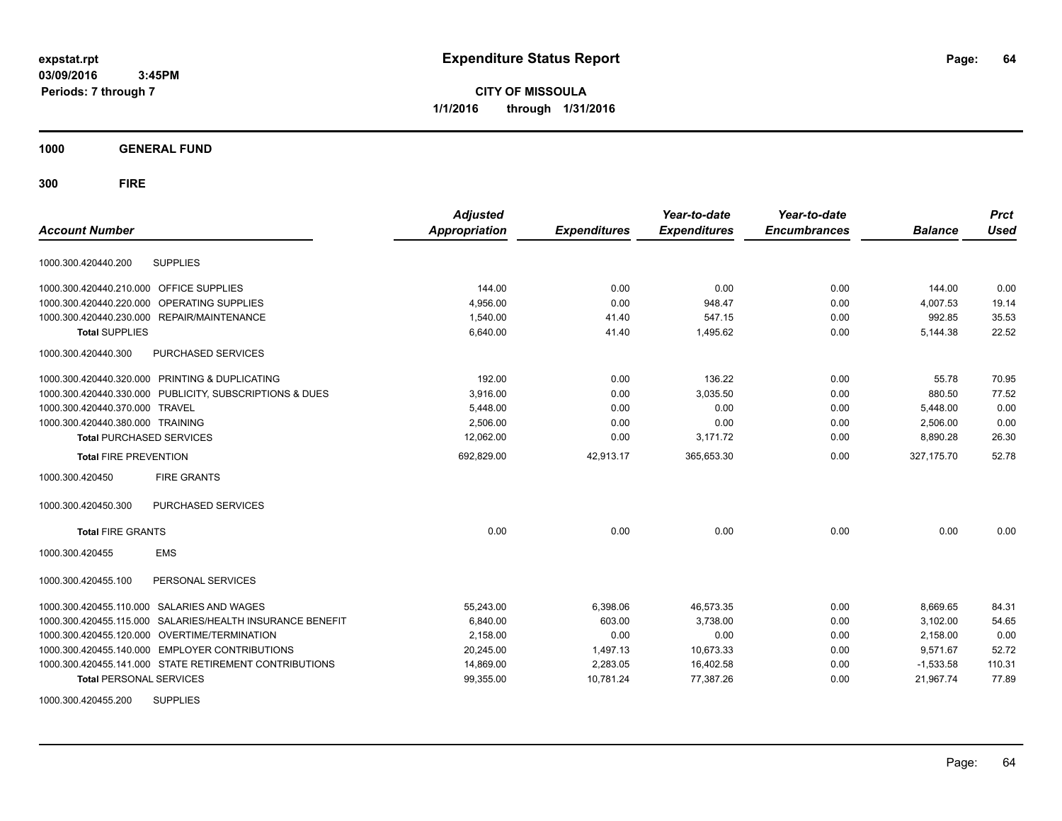# Expenditure Status Report

expstat.rpt
03/09/2016 3:45PM
Periods: 7 through 7

**CITY OF MISSOULA**
**1/1/2016 through 1/31/2016**

**1000 GENERAL FUND**

**300 FIRE**

| Account Number | | Adjusted Appropriation | Expenditures | Year-to-date Expenditures | Year-to-date Encumbrances | Balance | Prct Used |
|---|---|---|---|---|---|---|---|
| 1000.300.420440.200 | SUPPLIES | | | | | | |
| 1000.300.420440.210.000 | OFFICE SUPPLIES | 144.00 | 0.00 | 0.00 | 0.00 | 144.00 | 0.00 |
| 1000.300.420440.220.000 | OPERATING SUPPLIES | 4,956.00 | 0.00 | 948.47 | 0.00 | 4,007.53 | 19.14 |
| 1000.300.420440.230.000 | REPAIR/MAINTENANCE | 1,540.00 | 41.40 | 547.15 | 0.00 | 992.85 | 35.53 |
| **Total** SUPPLIES | | 6,640.00 | 41.40 | 1,495.62 | 0.00 | 5,144.38 | 22.52 |
| 1000.300.420440.300 | PURCHASED SERVICES | | | | | | |
| 1000.300.420440.320.000 | PRINTING & DUPLICATING | 192.00 | 0.00 | 136.22 | 0.00 | 55.78 | 70.95 |
| 1000.300.420440.330.000 | PUBLICITY, SUBSCRIPTIONS & DUES | 3,916.00 | 0.00 | 3,035.50 | 0.00 | 880.50 | 77.52 |
| 1000.300.420440.370.000 | TRAVEL | 5,448.00 | 0.00 | 0.00 | 0.00 | 5,448.00 | 0.00 |
| 1000.300.420440.380.000 | TRAINING | 2,506.00 | 0.00 | 0.00 | 0.00 | 2,506.00 | 0.00 |
| **Total** PURCHASED SERVICES | | 12,062.00 | 0.00 | 3,171.72 | 0.00 | 8,890.28 | 26.30 |
| **Total** FIRE PREVENTION | | 692,829.00 | 42,913.17 | 365,653.30 | 0.00 | 327,175.70 | 52.78 |
| 1000.300.420450 | FIRE GRANTS | | | | | | |
| 1000.300.420450.300 | PURCHASED SERVICES | | | | | | |
| **Total** FIRE GRANTS | | 0.00 | 0.00 | 0.00 | 0.00 | 0.00 | 0.00 |
| 1000.300.420455 | EMS | | | | | | |
| 1000.300.420455.100 | PERSONAL SERVICES | | | | | | |
| 1000.300.420455.110.000 | SALARIES AND WAGES | 55,243.00 | 6,398.06 | 46,573.35 | 0.00 | 8,669.65 | 84.31 |
| 1000.300.420455.115.000 | SALARIES/HEALTH INSURANCE BENEFIT | 6,840.00 | 603.00 | 3,738.00 | 0.00 | 3,102.00 | 54.65 |
| 1000.300.420455.120.000 | OVERTIME/TERMINATION | 2,158.00 | 0.00 | 0.00 | 0.00 | 2,158.00 | 0.00 |
| 1000.300.420455.140.000 | EMPLOYER CONTRIBUTIONS | 20,245.00 | 1,497.13 | 10,673.33 | 0.00 | 9,571.67 | 52.72 |
| 1000.300.420455.141.000 | STATE RETIREMENT CONTRIBUTIONS | 14,869.00 | 2,283.05 | 16,402.58 | 0.00 | -1,533.58 | 110.31 |
| **Total** PERSONAL SERVICES | | 99,355.00 | 10,781.24 | 77,387.26 | 0.00 | 21,967.74 | 77.89 |
| 1000.300.420455.200 | SUPPLIES | | | | | | |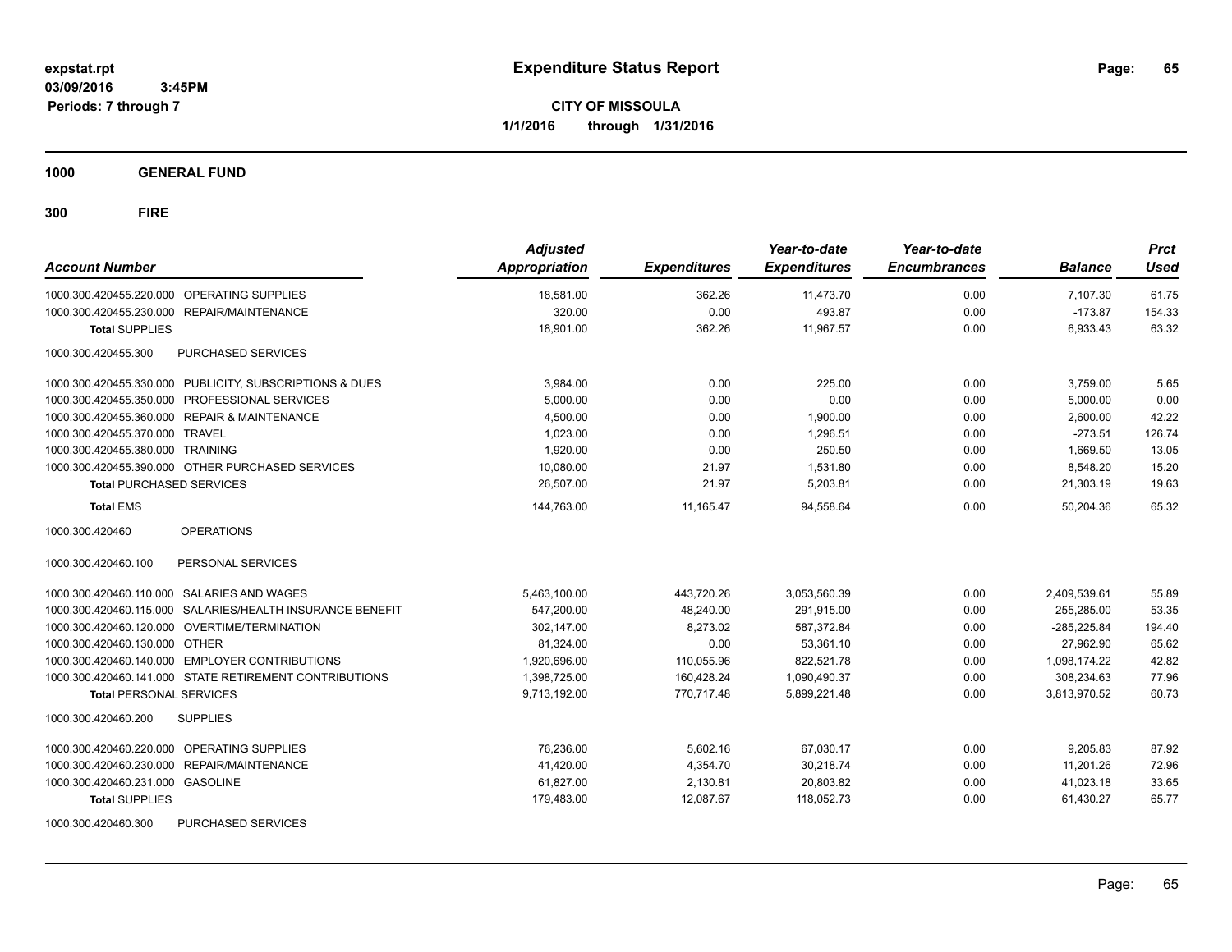# Expenditure Status Report

**CITY OF MISSOULA**

**1/1/2016 through 1/31/2016**

expstat.rpt
03/09/2016 3:45PM
Periods: 7 through 7

**1000 GENERAL FUND**

**300 FIRE**

| Account Number | | Adjusted Appropriation | Expenditures | Year-to-date Expenditures | Year-to-date Encumbrances | Balance | Prct Used |
|---|---|---|---|---|---|---|---|
| 1000.300.420455.220.000 | OPERATING SUPPLIES | 18,581.00 | 362.26 | 11,473.70 | 0.00 | 7,107.30 | 61.75 |
| 1000.300.420455.230.000 | REPAIR/MAINTENANCE | 320.00 | 0.00 | 493.87 | 0.00 | -173.87 | 154.33 |
| **Total** SUPPLIES | | 18,901.00 | 362.26 | 11,967.57 | 0.00 | 6,933.43 | 63.32 |
| 1000.300.420455.300 | PURCHASED SERVICES | | | | | | |
| 1000.300.420455.330.000 | PUBLICITY, SUBSCRIPTIONS & DUES | 3,984.00 | 0.00 | 225.00 | 0.00 | 3,759.00 | 5.65 |
| 1000.300.420455.350.000 | PROFESSIONAL SERVICES | 5,000.00 | 0.00 | 0.00 | 0.00 | 5,000.00 | 0.00 |
| 1000.300.420455.360.000 | REPAIR & MAINTENANCE | 4,500.00 | 0.00 | 1,900.00 | 0.00 | 2,600.00 | 42.22 |
| 1000.300.420455.370.000 | TRAVEL | 1,023.00 | 0.00 | 1,296.51 | 0.00 | -273.51 | 126.74 |
| 1000.300.420455.380.000 | TRAINING | 1,920.00 | 0.00 | 250.50 | 0.00 | 1,669.50 | 13.05 |
| 1000.300.420455.390.000 | OTHER PURCHASED SERVICES | 10,080.00 | 21.97 | 1,531.80 | 0.00 | 8,548.20 | 15.20 |
| **Total** PURCHASED SERVICES | | 26,507.00 | 21.97 | 5,203.81 | 0.00 | 21,303.19 | 19.63 |
| **Total** EMS | | 144,763.00 | 11,165.47 | 94,558.64 | 0.00 | 50,204.36 | 65.32 |
| 1000.300.420460 | OPERATIONS | | | | | | |
| 1000.300.420460.100 | PERSONAL SERVICES | | | | | | |
| 1000.300.420460.110.000 | SALARIES AND WAGES | 5,463,100.00 | 443,720.26 | 3,053,560.39 | 0.00 | 2,409,539.61 | 55.89 |
| 1000.300.420460.115.000 | SALARIES/HEALTH INSURANCE BENEFIT | 547,200.00 | 48,240.00 | 291,915.00 | 0.00 | 255,285.00 | 53.35 |
| 1000.300.420460.120.000 | OVERTIME/TERMINATION | 302,147.00 | 8,273.02 | 587,372.84 | 0.00 | -285,225.84 | 194.40 |
| 1000.300.420460.130.000 | OTHER | 81,324.00 | 0.00 | 53,361.10 | 0.00 | 27,962.90 | 65.62 |
| 1000.300.420460.140.000 | EMPLOYER CONTRIBUTIONS | 1,920,696.00 | 110,055.96 | 822,521.78 | 0.00 | 1,098,174.22 | 42.82 |
| 1000.300.420460.141.000 | STATE RETIREMENT CONTRIBUTIONS | 1,398,725.00 | 160,428.24 | 1,090,490.37 | 0.00 | 308,234.63 | 77.96 |
| **Total** PERSONAL SERVICES | | 9,713,192.00 | 770,717.48 | 5,899,221.48 | 0.00 | 3,813,970.52 | 60.73 |
| 1000.300.420460.200 | SUPPLIES | | | | | | |
| 1000.300.420460.220.000 | OPERATING SUPPLIES | 76,236.00 | 5,602.16 | 67,030.17 | 0.00 | 9,205.83 | 87.92 |
| 1000.300.420460.230.000 | REPAIR/MAINTENANCE | 41,420.00 | 4,354.70 | 30,218.74 | 0.00 | 11,201.26 | 72.96 |
| 1000.300.420460.231.000 | GASOLINE | 61,827.00 | 2,130.81 | 20,803.82 | 0.00 | 41,023.18 | 33.65 |
| **Total** SUPPLIES | | 179,483.00 | 12,087.67 | 118,052.73 | 0.00 | 61,430.27 | 65.77 |
| 1000.300.420460.300 | PURCHASED SERVICES | | | | | | |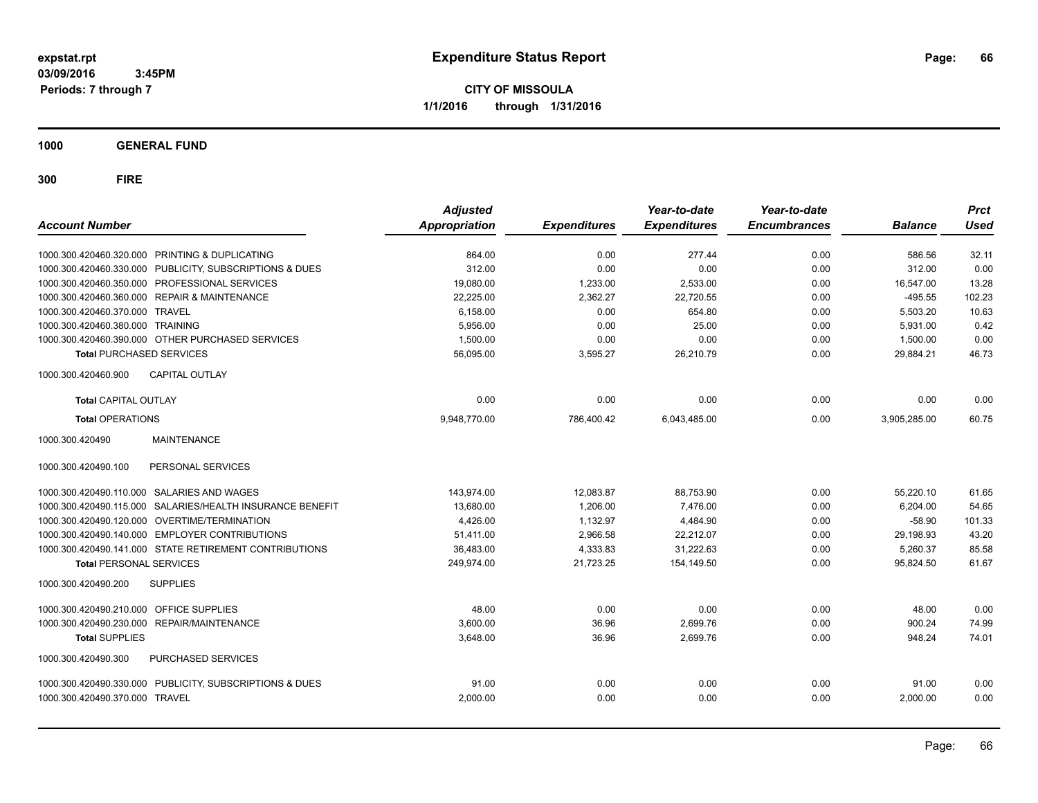# Expenditure Status Report

expstat.rpt
03/09/2016 3:45PM
Periods: 7 through 7

**CITY OF MISSOULA**
**1/1/2016 through 1/31/2016**

**1000 GENERAL FUND**

**300 FIRE**

| Account Number | | Adjusted Appropriation | Expenditures | Year-to-date Expenditures | Year-to-date Encumbrances | Balance | Prct Used |
|---|---|---|---|---|---|---|---|
| 1000.300.420460.320.000 | PRINTING & DUPLICATING | 864.00 | 0.00 | 277.44 | 0.00 | 586.56 | 32.11 |
| 1000.300.420460.330.000 | PUBLICITY, SUBSCRIPTIONS & DUES | 312.00 | 0.00 | 0.00 | 0.00 | 312.00 | 0.00 |
| 1000.300.420460.350.000 | PROFESSIONAL SERVICES | 19,080.00 | 1,233.00 | 2,533.00 | 0.00 | 16,547.00 | 13.28 |
| 1000.300.420460.360.000 | REPAIR & MAINTENANCE | 22,225.00 | 2,362.27 | 22,720.55 | 0.00 | -495.55 | 102.23 |
| 1000.300.420460.370.000 | TRAVEL | 6,158.00 | 0.00 | 654.80 | 0.00 | 5,503.20 | 10.63 |
| 1000.300.420460.380.000 | TRAINING | 5,956.00 | 0.00 | 25.00 | 0.00 | 5,931.00 | 0.42 |
| 1000.300.420460.390.000 | OTHER PURCHASED SERVICES | 1,500.00 | 0.00 | 0.00 | 0.00 | 1,500.00 | 0.00 |
| **Total** PURCHASED SERVICES | | 56,095.00 | 3,595.27 | 26,210.79 | 0.00 | 29,884.21 | 46.73 |
| 1000.300.420460.900 | CAPITAL OUTLAY | | | | | | |
| **Total** CAPITAL OUTLAY | | 0.00 | 0.00 | 0.00 | 0.00 | 0.00 | 0.00 |
| **Total** OPERATIONS | | 9,948,770.00 | 786,400.42 | 6,043,485.00 | 0.00 | 3,905,285.00 | 60.75 |
| 1000.300.420490 | MAINTENANCE | | | | | | |
| 1000.300.420490.100 | PERSONAL SERVICES | | | | | | |
| 1000.300.420490.110.000 | SALARIES AND WAGES | 143,974.00 | 12,083.87 | 88,753.90 | 0.00 | 55,220.10 | 61.65 |
| 1000.300.420490.115.000 | SALARIES/HEALTH INSURANCE BENEFIT | 13,680.00 | 1,206.00 | 7,476.00 | 0.00 | 6,204.00 | 54.65 |
| 1000.300.420490.120.000 | OVERTIME/TERMINATION | 4,426.00 | 1,132.97 | 4,484.90 | 0.00 | -58.90 | 101.33 |
| 1000.300.420490.140.000 | EMPLOYER CONTRIBUTIONS | 51,411.00 | 2,966.58 | 22,212.07 | 0.00 | 29,198.93 | 43.20 |
| 1000.300.420490.141.000 | STATE RETIREMENT CONTRIBUTIONS | 36,483.00 | 4,333.83 | 31,222.63 | 0.00 | 5,260.37 | 85.58 |
| **Total** PERSONAL SERVICES | | 249,974.00 | 21,723.25 | 154,149.50 | 0.00 | 95,824.50 | 61.67 |
| 1000.300.420490.200 | SUPPLIES | | | | | | |
| 1000.300.420490.210.000 | OFFICE SUPPLIES | 48.00 | 0.00 | 0.00 | 0.00 | 48.00 | 0.00 |
| 1000.300.420490.230.000 | REPAIR/MAINTENANCE | 3,600.00 | 36.96 | 2,699.76 | 0.00 | 900.24 | 74.99 |
| **Total** SUPPLIES | | 3,648.00 | 36.96 | 2,699.76 | 0.00 | 948.24 | 74.01 |
| 1000.300.420490.300 | PURCHASED SERVICES | | | | | | |
| 1000.300.420490.330.000 | PUBLICITY, SUBSCRIPTIONS & DUES | 91.00 | 0.00 | 0.00 | 0.00 | 91.00 | 0.00 |
| 1000.300.420490.370.000 | TRAVEL | 2,000.00 | 0.00 | 0.00 | 0.00 | 2,000.00 | 0.00 |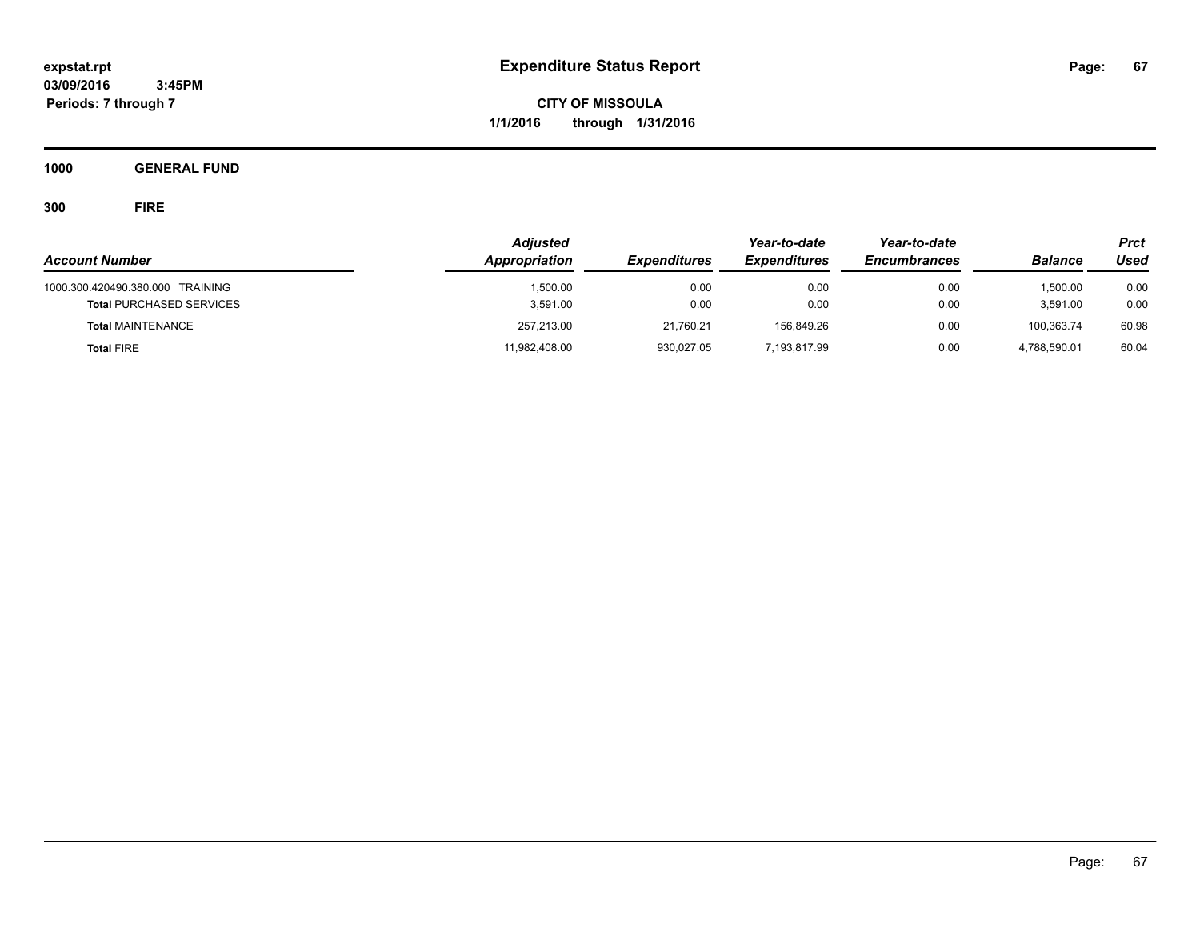# Expenditure Status Report

**expstat.rpt**
**03/09/2016 3:45PM**
**Periods: 7 through 7**

**CITY OF MISSOULA**
**1/1/2016 through 1/31/2016**

**1000 GENERAL FUND**

**300 FIRE**

| Account Number | Adjusted Appropriation | Expenditures | Year-to-date Expenditures | Year-to-date Encumbrances | Balance | Prct Used |
|---|---|---|---|---|---|---|
| 1000.300.420490.380.000 TRAINING | 1,500.00 | 0.00 | 0.00 | 0.00 | 1,500.00 | 0.00 |
| **Total** PURCHASED SERVICES | 3,591.00 | 0.00 | 0.00 | 0.00 | 3,591.00 | 0.00 |
| **Total** MAINTENANCE | 257,213.00 | 21,760.21 | 156,849.26 | 0.00 | 100,363.74 | 60.98 |
| **Total** FIRE | 11,982,408.00 | 930,027.05 | 7,193,817.99 | 0.00 | 4,788,590.01 | 60.04 |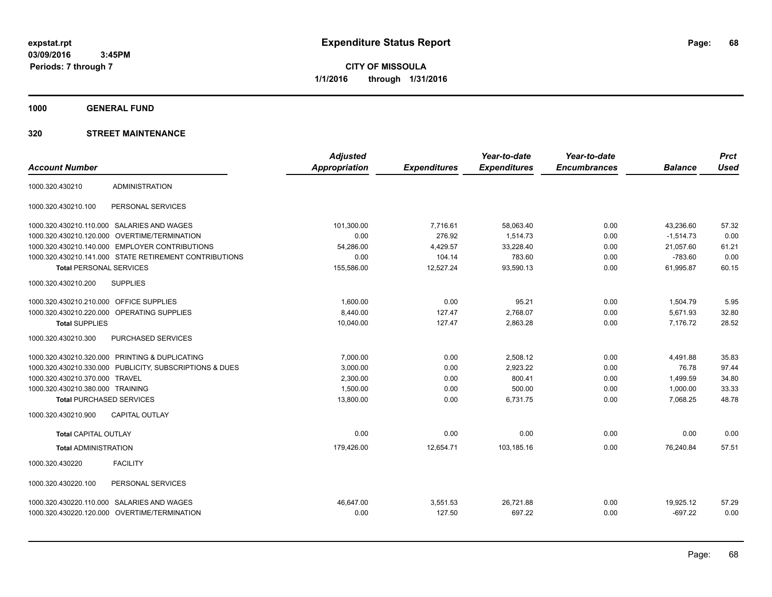**expstat.rpt**
**03/09/2016 3:45PM**
**Periods: 7 through 7**

# Expenditure Status Report

**CITY OF MISSOULA**
**1/1/2016 through 1/31/2016**

**1000 GENERAL FUND**

**320 STREET MAINTENANCE**

| Account Number | | Adjusted Appropriation | Expenditures | Year-to-date Expenditures | Year-to-date Encumbrances | Balance | Prct Used |
|---|---|---|---|---|---|---|---|
| 1000.320.430210 | ADMINISTRATION | | | | | | |
| 1000.320.430210.100 | PERSONAL SERVICES | | | | | | |
| 1000.320.430210.110.000 | SALARIES AND WAGES | 101,300.00 | 7,716.61 | 58,063.40 | 0.00 | 43,236.60 | 57.32 |
| 1000.320.430210.120.000 | OVERTIME/TERMINATION | 0.00 | 276.92 | 1,514.73 | 0.00 | -1,514.73 | 0.00 |
| 1000.320.430210.140.000 | EMPLOYER CONTRIBUTIONS | 54,286.00 | 4,429.57 | 33,228.40 | 0.00 | 21,057.60 | 61.21 |
| 1000.320.430210.141.000 | STATE RETIREMENT CONTRIBUTIONS | 0.00 | 104.14 | 783.60 | 0.00 | -783.60 | 0.00 |
| **Total** PERSONAL SERVICES | | 155,586.00 | 12,527.24 | 93,590.13 | 0.00 | 61,995.87 | 60.15 |
| 1000.320.430210.200 | SUPPLIES | | | | | | |
| 1000.320.430210.210.000 | OFFICE SUPPLIES | 1,600.00 | 0.00 | 95.21 | 0.00 | 1,504.79 | 5.95 |
| 1000.320.430210.220.000 | OPERATING SUPPLIES | 8,440.00 | 127.47 | 2,768.07 | 0.00 | 5,671.93 | 32.80 |
| **Total** SUPPLIES | | 10,040.00 | 127.47 | 2,863.28 | 0.00 | 7,176.72 | 28.52 |
| 1000.320.430210.300 | PURCHASED SERVICES | | | | | | |
| 1000.320.430210.320.000 | PRINTING & DUPLICATING | 7,000.00 | 0.00 | 2,508.12 | 0.00 | 4,491.88 | 35.83 |
| 1000.320.430210.330.000 | PUBLICITY, SUBSCRIPTIONS & DUES | 3,000.00 | 0.00 | 2,923.22 | 0.00 | 76.78 | 97.44 |
| 1000.320.430210.370.000 | TRAVEL | 2,300.00 | 0.00 | 800.41 | 0.00 | 1,499.59 | 34.80 |
| 1000.320.430210.380.000 | TRAINING | 1,500.00 | 0.00 | 500.00 | 0.00 | 1,000.00 | 33.33 |
| **Total** PURCHASED SERVICES | | 13,800.00 | 0.00 | 6,731.75 | 0.00 | 7,068.25 | 48.78 |
| 1000.320.430210.900 | CAPITAL OUTLAY | | | | | | |
| **Total** CAPITAL OUTLAY | | 0.00 | 0.00 | 0.00 | 0.00 | 0.00 | 0.00 |
| **Total** ADMINISTRATION | | 179,426.00 | 12,654.71 | 103,185.16 | 0.00 | 76,240.84 | 57.51 |
| 1000.320.430220 | FACILITY | | | | | | |
| 1000.320.430220.100 | PERSONAL SERVICES | | | | | | |
| 1000.320.430220.110.000 | SALARIES AND WAGES | 46,647.00 | 3,551.53 | 26,721.88 | 0.00 | 19,925.12 | 57.29 |
| 1000.320.430220.120.000 | OVERTIME/TERMINATION | 0.00 | 127.50 | 697.22 | 0.00 | -697.22 | 0.00 |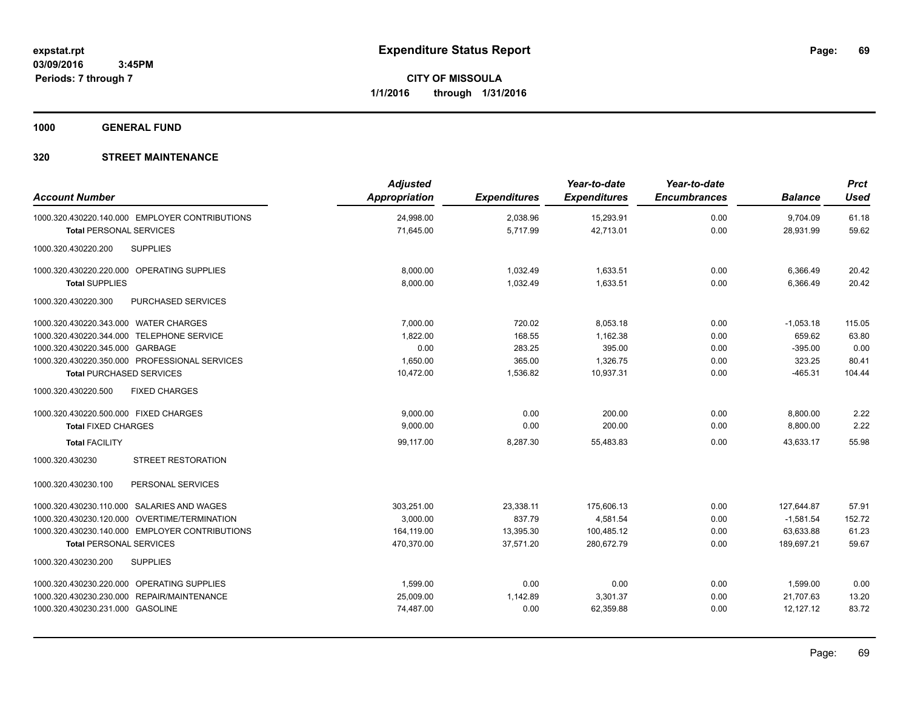**expstat.rpt**
**03/09/2016 3:45PM**
**Periods: 7 through 7**

# Expenditure Status Report

**CITY OF MISSOULA**
**1/1/2016 through 1/31/2016**

## 1000 GENERAL FUND

### 320 STREET MAINTENANCE

| Account Number | Adjusted Appropriation | Expenditures | Year-to-date Expenditures | Year-to-date Encumbrances | Balance | Prct Used |
|---|---|---|---|---|---|---|
| 1000.320.430220.140.000 EMPLOYER CONTRIBUTIONS | 24,998.00 | 2,038.96 | 15,293.91 | 0.00 | 9,704.09 | 61.18 |
| **Total** PERSONAL SERVICES | 71,645.00 | 5,717.99 | 42,713.01 | 0.00 | 28,931.99 | 59.62 |
| 1000.320.430220.200 SUPPLIES | | | | | | |
| 1000.320.430220.220.000 OPERATING SUPPLIES | 8,000.00 | 1,032.49 | 1,633.51 | 0.00 | 6,366.49 | 20.42 |
| **Total** SUPPLIES | 8,000.00 | 1,032.49 | 1,633.51 | 0.00 | 6,366.49 | 20.42 |
| 1000.320.430220.300 PURCHASED SERVICES | | | | | | |
| 1000.320.430220.343.000 WATER CHARGES | 7,000.00 | 720.02 | 8,053.18 | 0.00 | -1,053.18 | 115.05 |
| 1000.320.430220.344.000 TELEPHONE SERVICE | 1,822.00 | 168.55 | 1,162.38 | 0.00 | 659.62 | 63.80 |
| 1000.320.430220.345.000 GARBAGE | 0.00 | 283.25 | 395.00 | 0.00 | -395.00 | 0.00 |
| 1000.320.430220.350.000 PROFESSIONAL SERVICES | 1,650.00 | 365.00 | 1,326.75 | 0.00 | 323.25 | 80.41 |
| **Total** PURCHASED SERVICES | 10,472.00 | 1,536.82 | 10,937.31 | 0.00 | -465.31 | 104.44 |
| 1000.320.430220.500 FIXED CHARGES | | | | | | |
| 1000.320.430220.500.000 FIXED CHARGES | 9,000.00 | 0.00 | 200.00 | 0.00 | 8,800.00 | 2.22 |
| **Total** FIXED CHARGES | 9,000.00 | 0.00 | 200.00 | 0.00 | 8,800.00 | 2.22 |
| **Total** FACILITY | 99,117.00 | 8,287.30 | 55,483.83 | 0.00 | 43,633.17 | 55.98 |
| 1000.320.430230 STREET RESTORATION | | | | | | |
| 1000.320.430230.100 PERSONAL SERVICES | | | | | | |
| 1000.320.430230.110.000 SALARIES AND WAGES | 303,251.00 | 23,338.11 | 175,606.13 | 0.00 | 127,644.87 | 57.91 |
| 1000.320.430230.120.000 OVERTIME/TERMINATION | 3,000.00 | 837.79 | 4,581.54 | 0.00 | -1,581.54 | 152.72 |
| 1000.320.430230.140.000 EMPLOYER CONTRIBUTIONS | 164,119.00 | 13,395.30 | 100,485.12 | 0.00 | 63,633.88 | 61.23 |
| **Total** PERSONAL SERVICES | 470,370.00 | 37,571.20 | 280,672.79 | 0.00 | 189,697.21 | 59.67 |
| 1000.320.430230.200 SUPPLIES | | | | | | |
| 1000.320.430230.220.000 OPERATING SUPPLIES | 1,599.00 | 0.00 | 0.00 | 0.00 | 1,599.00 | 0.00 |
| 1000.320.430230.230.000 REPAIR/MAINTENANCE | 25,009.00 | 1,142.89 | 3,301.37 | 0.00 | 21,707.63 | 13.20 |
| 1000.320.430230.231.000 GASOLINE | 74,487.00 | 0.00 | 62,359.88 | 0.00 | 12,127.12 | 83.72 |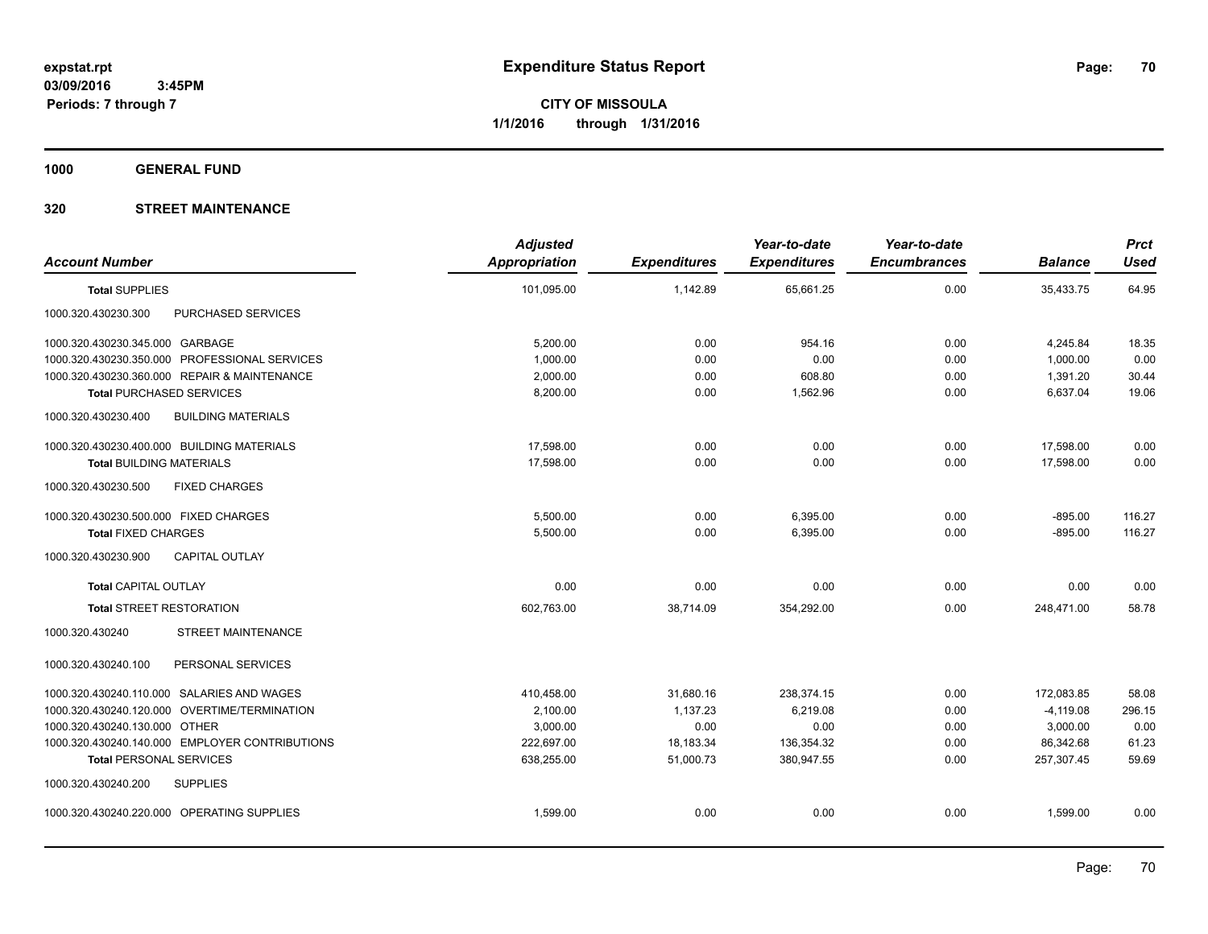# Expenditure Status Report

expstat.rpt
03/09/2016 3:45PM
Periods: 7 through 7

**CITY OF MISSOULA**
**1/1/2016 through 1/31/2016**

**1000 GENERAL FUND**

**320 STREET MAINTENANCE**

| Account Number | | Adjusted Appropriation | Expenditures | Year-to-date Expenditures | Year-to-date Encumbrances | Balance | Prct Used |
|---|---|---|---|---|---|---|---|
| **Total** SUPPLIES | | 101,095.00 | 1,142.89 | 65,661.25 | 0.00 | 35,433.75 | 64.95 |
| 1000.320.430230.300 | PURCHASED SERVICES | | | | | | |
| 1000.320.430230.345.000 | GARBAGE | 5,200.00 | 0.00 | 954.16 | 0.00 | 4,245.84 | 18.35 |
| 1000.320.430230.350.000 | PROFESSIONAL SERVICES | 1,000.00 | 0.00 | 0.00 | 0.00 | 1,000.00 | 0.00 |
| 1000.320.430230.360.000 | REPAIR & MAINTENANCE | 2,000.00 | 0.00 | 608.80 | 0.00 | 1,391.20 | 30.44 |
| **Total** PURCHASED SERVICES | | 8,200.00 | 0.00 | 1,562.96 | 0.00 | 6,637.04 | 19.06 |
| 1000.320.430230.400 | BUILDING MATERIALS | | | | | | |
| 1000.320.430230.400.000 | BUILDING MATERIALS | 17,598.00 | 0.00 | 0.00 | 0.00 | 17,598.00 | 0.00 |
| **Total** BUILDING MATERIALS | | 17,598.00 | 0.00 | 0.00 | 0.00 | 17,598.00 | 0.00 |
| 1000.320.430230.500 | FIXED CHARGES | | | | | | |
| 1000.320.430230.500.000 | FIXED CHARGES | 5,500.00 | 0.00 | 6,395.00 | 0.00 | -895.00 | 116.27 |
| **Total** FIXED CHARGES | | 5,500.00 | 0.00 | 6,395.00 | 0.00 | -895.00 | 116.27 |
| 1000.320.430230.900 | CAPITAL OUTLAY | | | | | | |
| **Total** CAPITAL OUTLAY | | 0.00 | 0.00 | 0.00 | 0.00 | 0.00 | 0.00 |
| **Total** STREET RESTORATION | | 602,763.00 | 38,714.09 | 354,292.00 | 0.00 | 248,471.00 | 58.78 |
| 1000.320.430240 | STREET MAINTENANCE | | | | | | |
| 1000.320.430240.100 | PERSONAL SERVICES | | | | | | |
| 1000.320.430240.110.000 | SALARIES AND WAGES | 410,458.00 | 31,680.16 | 238,374.15 | 0.00 | 172,083.85 | 58.08 |
| 1000.320.430240.120.000 | OVERTIME/TERMINATION | 2,100.00 | 1,137.23 | 6,219.08 | 0.00 | -4,119.08 | 296.15 |
| 1000.320.430240.130.000 | OTHER | 3,000.00 | 0.00 | 0.00 | 0.00 | 3,000.00 | 0.00 |
| 1000.320.430240.140.000 | EMPLOYER CONTRIBUTIONS | 222,697.00 | 18,183.34 | 136,354.32 | 0.00 | 86,342.68 | 61.23 |
| **Total** PERSONAL SERVICES | | 638,255.00 | 51,000.73 | 380,947.55 | 0.00 | 257,307.45 | 59.69 |
| 1000.320.430240.200 | SUPPLIES | | | | | | |
| 1000.320.430240.220.000 | OPERATING SUPPLIES | 1,599.00 | 0.00 | 0.00 | 0.00 | 1,599.00 | 0.00 |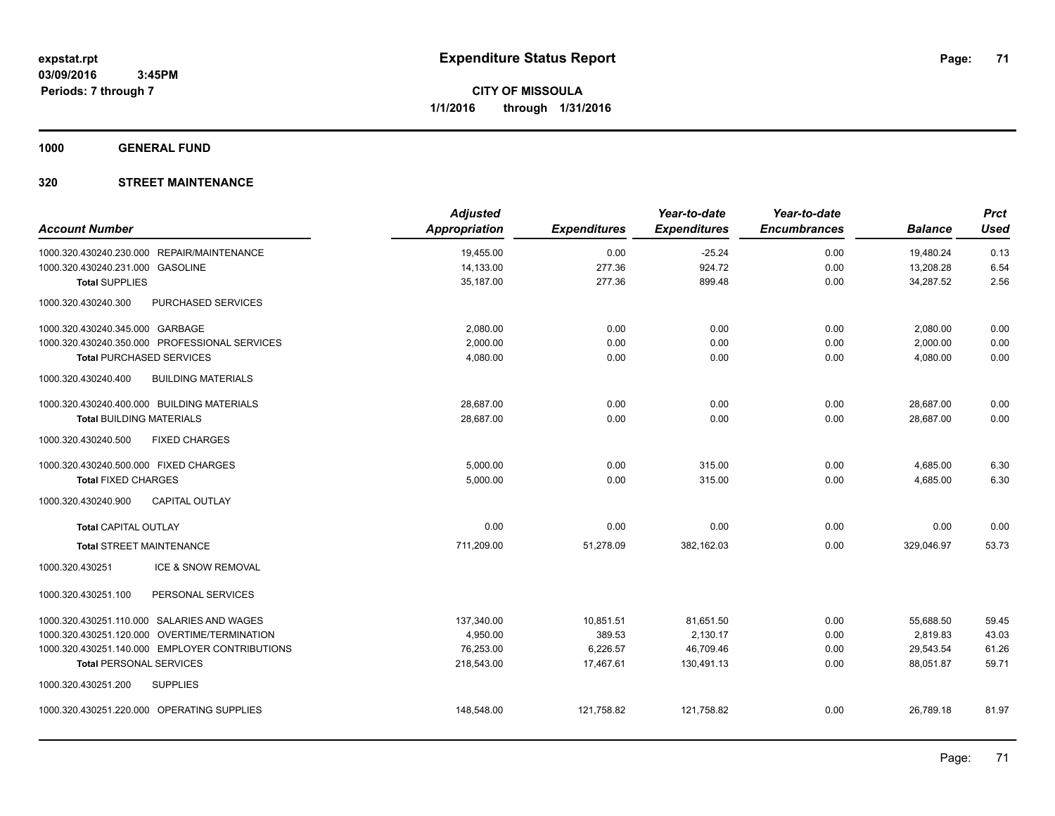**expstat.rpt**
**03/09/2016 3:45PM**
**Periods: 7 through 7**

# Expenditure Status Report

**CITY OF MISSOULA**
**1/1/2016 through 1/31/2016**

## 1000 GENERAL FUND

## 320 STREET MAINTENANCE

| Account Number | Adjusted Appropriation | Expenditures | Year-to-date Expenditures | Year-to-date Encumbrances | Balance | Prct Used |
|---|---|---|---|---|---|---|
| 1000.320.430240.230.000 REPAIR/MAINTENANCE | 19,455.00 | 0.00 | -25.24 | 0.00 | 19,480.24 | 0.13 |
| 1000.320.430240.231.000 GASOLINE | 14,133.00 | 277.36 | 924.72 | 0.00 | 13,208.28 | 6.54 |
| **Total** SUPPLIES | 35,187.00 | 277.36 | 899.48 | 0.00 | 34,287.52 | 2.56 |
| 1000.320.430240.300 PURCHASED SERVICES | | | | | | |
| 1000.320.430240.345.000 GARBAGE | 2,080.00 | 0.00 | 0.00 | 0.00 | 2,080.00 | 0.00 |
| 1000.320.430240.350.000 PROFESSIONAL SERVICES | 2,000.00 | 0.00 | 0.00 | 0.00 | 2,000.00 | 0.00 |
| **Total** PURCHASED SERVICES | 4,080.00 | 0.00 | 0.00 | 0.00 | 4,080.00 | 0.00 |
| 1000.320.430240.400 BUILDING MATERIALS | | | | | | |
| 1000.320.430240.400.000 BUILDING MATERIALS | 28,687.00 | 0.00 | 0.00 | 0.00 | 28,687.00 | 0.00 |
| **Total** BUILDING MATERIALS | 28,687.00 | 0.00 | 0.00 | 0.00 | 28,687.00 | 0.00 |
| 1000.320.430240.500 FIXED CHARGES | | | | | | |
| 1000.320.430240.500.000 FIXED CHARGES | 5,000.00 | 0.00 | 315.00 | 0.00 | 4,685.00 | 6.30 |
| **Total** FIXED CHARGES | 5,000.00 | 0.00 | 315.00 | 0.00 | 4,685.00 | 6.30 |
| 1000.320.430240.900 CAPITAL OUTLAY | | | | | | |
| **Total** CAPITAL OUTLAY | 0.00 | 0.00 | 0.00 | 0.00 | 0.00 | 0.00 |
| **Total** STREET MAINTENANCE | 711,209.00 | 51,278.09 | 382,162.03 | 0.00 | 329,046.97 | 53.73 |
| 1000.320.430251 ICE & SNOW REMOVAL | | | | | | |
| 1000.320.430251.100 PERSONAL SERVICES | | | | | | |
| 1000.320.430251.110.000 SALARIES AND WAGES | 137,340.00 | 10,851.51 | 81,651.50 | 0.00 | 55,688.50 | 59.45 |
| 1000.320.430251.120.000 OVERTIME/TERMINATION | 4,950.00 | 389.53 | 2,130.17 | 0.00 | 2,819.83 | 43.03 |
| 1000.320.430251.140.000 EMPLOYER CONTRIBUTIONS | 76,253.00 | 6,226.57 | 46,709.46 | 0.00 | 29,543.54 | 61.26 |
| **Total** PERSONAL SERVICES | 218,543.00 | 17,467.61 | 130,491.13 | 0.00 | 88,051.87 | 59.71 |
| 1000.320.430251.200 SUPPLIES | | | | | | |
| 1000.320.430251.220.000 OPERATING SUPPLIES | 148,548.00 | 121,758.82 | 121,758.82 | 0.00 | 26,789.18 | 81.97 |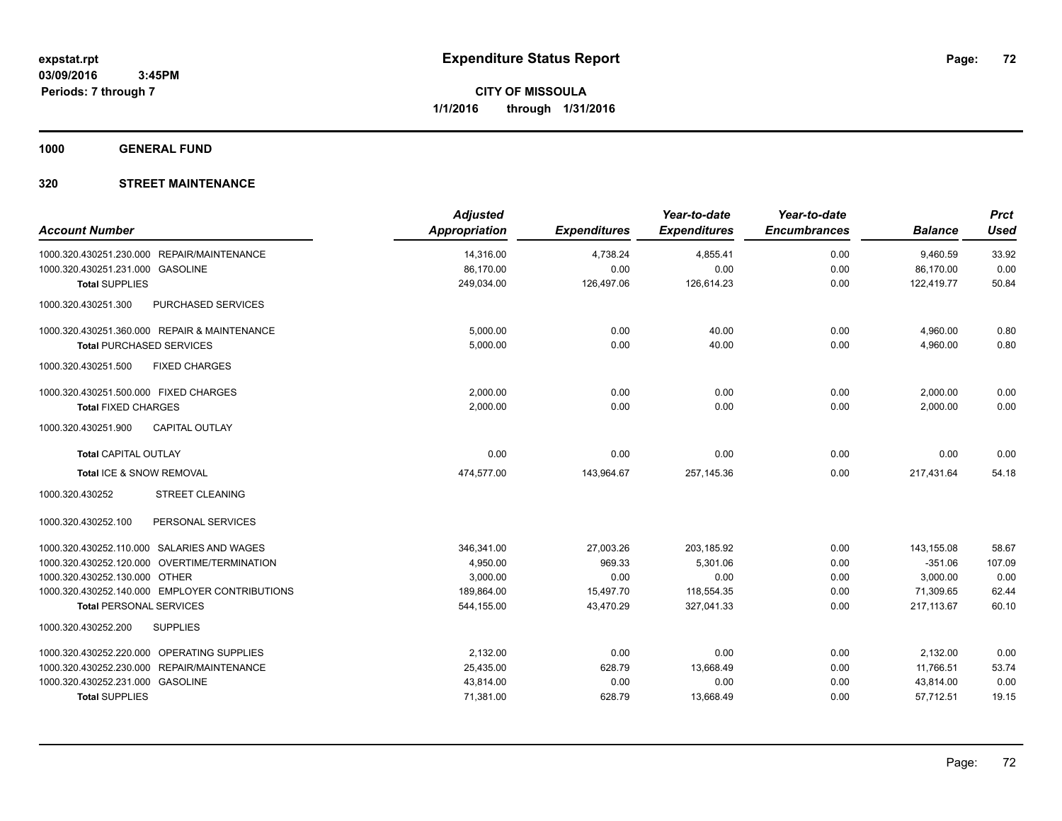**expstat.rpt**
**03/09/2016 3:45PM**
**Periods: 7 through 7**

# Expenditure Status Report

**CITY OF MISSOULA**
**1/1/2016 through 1/31/2016**

## 1000 GENERAL FUND

## 320 STREET MAINTENANCE

| Account Number | Adjusted Appropriation | Expenditures | Year-to-date Expenditures | Year-to-date Encumbrances | Balance | Prct Used |
|---|---|---|---|---|---|---|
| 1000.320.430251.230.000 REPAIR/MAINTENANCE | 14,316.00 | 4,738.24 | 4,855.41 | 0.00 | 9,460.59 | 33.92 |
| 1000.320.430251.231.000 GASOLINE | 86,170.00 | 0.00 | 0.00 | 0.00 | 86,170.00 | 0.00 |
| **Total** SUPPLIES | 249,034.00 | 126,497.06 | 126,614.23 | 0.00 | 122,419.77 | 50.84 |
| 1000.320.430251.300 PURCHASED SERVICES | | | | | | |
| 1000.320.430251.360.000 REPAIR & MAINTENANCE | 5,000.00 | 0.00 | 40.00 | 0.00 | 4,960.00 | 0.80 |
| **Total** PURCHASED SERVICES | 5,000.00 | 0.00 | 40.00 | 0.00 | 4,960.00 | 0.80 |
| 1000.320.430251.500 FIXED CHARGES | | | | | | |
| 1000.320.430251.500.000 FIXED CHARGES | 2,000.00 | 0.00 | 0.00 | 0.00 | 2,000.00 | 0.00 |
| **Total** FIXED CHARGES | 2,000.00 | 0.00 | 0.00 | 0.00 | 2,000.00 | 0.00 |
| 1000.320.430251.900 CAPITAL OUTLAY | | | | | | |
| **Total** CAPITAL OUTLAY | 0.00 | 0.00 | 0.00 | 0.00 | 0.00 | 0.00 |
| **Total** ICE & SNOW REMOVAL | 474,577.00 | 143,964.67 | 257,145.36 | 0.00 | 217,431.64 | 54.18 |
| 1000.320.430252 STREET CLEANING | | | | | | |
| 1000.320.430252.100 PERSONAL SERVICES | | | | | | |
| 1000.320.430252.110.000 SALARIES AND WAGES | 346,341.00 | 27,003.26 | 203,185.92 | 0.00 | 143,155.08 | 58.67 |
| 1000.320.430252.120.000 OVERTIME/TERMINATION | 4,950.00 | 969.33 | 5,301.06 | 0.00 | -351.06 | 107.09 |
| 1000.320.430252.130.000 OTHER | 3,000.00 | 0.00 | 0.00 | 0.00 | 3,000.00 | 0.00 |
| 1000.320.430252.140.000 EMPLOYER CONTRIBUTIONS | 189,864.00 | 15,497.70 | 118,554.35 | 0.00 | 71,309.65 | 62.44 |
| **Total** PERSONAL SERVICES | 544,155.00 | 43,470.29 | 327,041.33 | 0.00 | 217,113.67 | 60.10 |
| 1000.320.430252.200 SUPPLIES | | | | | | |
| 1000.320.430252.220.000 OPERATING SUPPLIES | 2,132.00 | 0.00 | 0.00 | 0.00 | 2,132.00 | 0.00 |
| 1000.320.430252.230.000 REPAIR/MAINTENANCE | 25,435.00 | 628.79 | 13,668.49 | 0.00 | 11,766.51 | 53.74 |
| 1000.320.430252.231.000 GASOLINE | 43,814.00 | 0.00 | 0.00 | 0.00 | 43,814.00 | 0.00 |
| **Total** SUPPLIES | 71,381.00 | 628.79 | 13,668.49 | 0.00 | 57,712.51 | 19.15 |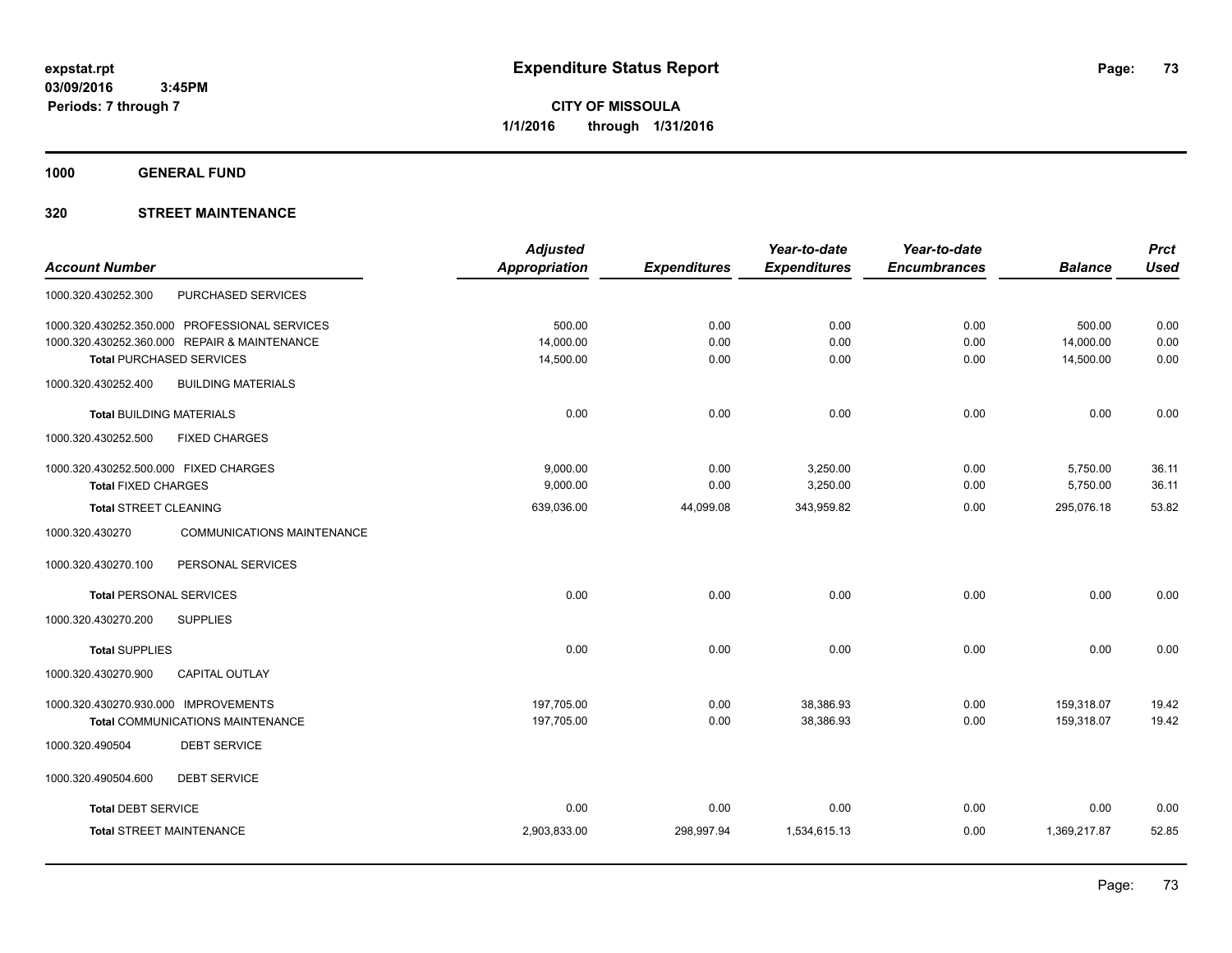expstat.rpt
03/09/2016 3:45PM
Periods: 7 through 7

# Expenditure Status Report

**CITY OF MISSOULA**
**1/1/2016 through 1/31/2016**

**1000 GENERAL FUND**

**320 STREET MAINTENANCE**

| Account Number | | Adjusted Appropriation | Expenditures | Year-to-date Expenditures | Year-to-date Encumbrances | Balance | Prct Used |
|---|---|---|---|---|---|---|---|
| 1000.320.430252.300 | PURCHASED SERVICES | | | | | | |
| 1000.320.430252.350.000 | PROFESSIONAL SERVICES | 500.00 | 0.00 | 0.00 | 0.00 | 500.00 | 0.00 |
| 1000.320.430252.360.000 | REPAIR & MAINTENANCE | 14,000.00 | 0.00 | 0.00 | 0.00 | 14,000.00 | 0.00 |
| **Total** PURCHASED SERVICES | | 14,500.00 | 0.00 | 0.00 | 0.00 | 14,500.00 | 0.00 |
| 1000.320.430252.400 | BUILDING MATERIALS | | | | | | |
| **Total** BUILDING MATERIALS | | 0.00 | 0.00 | 0.00 | 0.00 | 0.00 | 0.00 |
| 1000.320.430252.500 | FIXED CHARGES | | | | | | |
| 1000.320.430252.500.000 | FIXED CHARGES | 9,000.00 | 0.00 | 3,250.00 | 0.00 | 5,750.00 | 36.11 |
| **Total** FIXED CHARGES | | 9,000.00 | 0.00 | 3,250.00 | 0.00 | 5,750.00 | 36.11 |
| **Total** STREET CLEANING | | 639,036.00 | 44,099.08 | 343,959.82 | 0.00 | 295,076.18 | 53.82 |
| 1000.320.430270 | COMMUNICATIONS MAINTENANCE | | | | | | |
| 1000.320.430270.100 | PERSONAL SERVICES | | | | | | |
| **Total** PERSONAL SERVICES | | 0.00 | 0.00 | 0.00 | 0.00 | 0.00 | 0.00 |
| 1000.320.430270.200 | SUPPLIES | | | | | | |
| **Total** SUPPLIES | | 0.00 | 0.00 | 0.00 | 0.00 | 0.00 | 0.00 |
| 1000.320.430270.900 | CAPITAL OUTLAY | | | | | | |
| 1000.320.430270.930.000 | IMPROVEMENTS | 197,705.00 | 0.00 | 38,386.93 | 0.00 | 159,318.07 | 19.42 |
| **Total** COMMUNICATIONS MAINTENANCE | | 197,705.00 | 0.00 | 38,386.93 | 0.00 | 159,318.07 | 19.42 |
| 1000.320.490504 | DEBT SERVICE | | | | | | |
| 1000.320.490504.600 | DEBT SERVICE | | | | | | |
| **Total** DEBT SERVICE | | 0.00 | 0.00 | 0.00 | 0.00 | 0.00 | 0.00 |
| **Total** STREET MAINTENANCE | | 2,903,833.00 | 298,997.94 | 1,534,615.13 | 0.00 | 1,369,217.87 | 52.85 |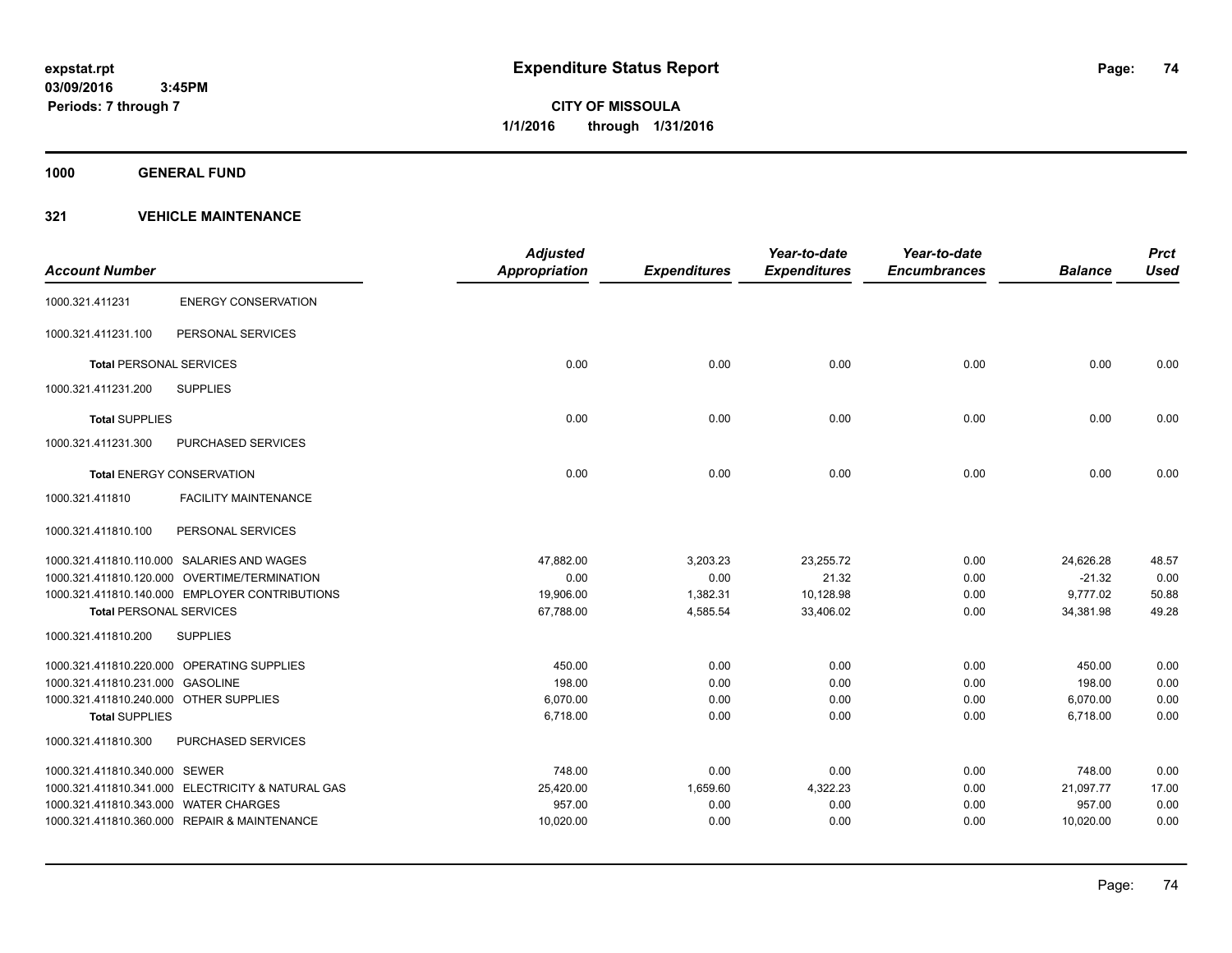expstat.rpt
03/09/2016 3:45PM
Periods: 7 through 7

# Expenditure Status Report

**CITY OF MISSOULA**
**1/1/2016 through 1/31/2016**

## 1000 GENERAL FUND

### 321 VEHICLE MAINTENANCE

| Account Number | | Adjusted Appropriation | Expenditures | Year-to-date Expenditures | Year-to-date Encumbrances | Balance | Prct Used |
|---|---|---|---|---|---|---|---|
| 1000.321.411231 | ENERGY CONSERVATION | | | | | | |
| 1000.321.411231.100 | PERSONAL SERVICES | | | | | | |
| **Total** PERSONAL SERVICES | | 0.00 | 0.00 | 0.00 | 0.00 | 0.00 | 0.00 |
| 1000.321.411231.200 | SUPPLIES | | | | | | |
| **Total** SUPPLIES | | 0.00 | 0.00 | 0.00 | 0.00 | 0.00 | 0.00 |
| 1000.321.411231.300 | PURCHASED SERVICES | | | | | | |
| **Total** ENERGY CONSERVATION | | 0.00 | 0.00 | 0.00 | 0.00 | 0.00 | 0.00 |
| 1000.321.411810 | FACILITY MAINTENANCE | | | | | | |
| 1000.321.411810.100 | PERSONAL SERVICES | | | | | | |
| 1000.321.411810.110.000 | SALARIES AND WAGES | 47,882.00 | 3,203.23 | 23,255.72 | 0.00 | 24,626.28 | 48.57 |
| 1000.321.411810.120.000 | OVERTIME/TERMINATION | 0.00 | 0.00 | 21.32 | 0.00 | -21.32 | 0.00 |
| 1000.321.411810.140.000 | EMPLOYER CONTRIBUTIONS | 19,906.00 | 1,382.31 | 10,128.98 | 0.00 | 9,777.02 | 50.88 |
| **Total** PERSONAL SERVICES | | 67,788.00 | 4,585.54 | 33,406.02 | 0.00 | 34,381.98 | 49.28 |
| 1000.321.411810.200 | SUPPLIES | | | | | | |
| 1000.321.411810.220.000 | OPERATING SUPPLIES | 450.00 | 0.00 | 0.00 | 0.00 | 450.00 | 0.00 |
| 1000.321.411810.231.000 | GASOLINE | 198.00 | 0.00 | 0.00 | 0.00 | 198.00 | 0.00 |
| 1000.321.411810.240.000 | OTHER SUPPLIES | 6,070.00 | 0.00 | 0.00 | 0.00 | 6,070.00 | 0.00 |
| **Total** SUPPLIES | | 6,718.00 | 0.00 | 0.00 | 0.00 | 6,718.00 | 0.00 |
| 1000.321.411810.300 | PURCHASED SERVICES | | | | | | |
| 1000.321.411810.340.000 | SEWER | 748.00 | 0.00 | 0.00 | 0.00 | 748.00 | 0.00 |
| 1000.321.411810.341.000 | ELECTRICITY & NATURAL GAS | 25,420.00 | 1,659.60 | 4,322.23 | 0.00 | 21,097.77 | 17.00 |
| 1000.321.411810.343.000 | WATER CHARGES | 957.00 | 0.00 | 0.00 | 0.00 | 957.00 | 0.00 |
| 1000.321.411810.360.000 | REPAIR & MAINTENANCE | 10,020.00 | 0.00 | 0.00 | 0.00 | 10,020.00 | 0.00 |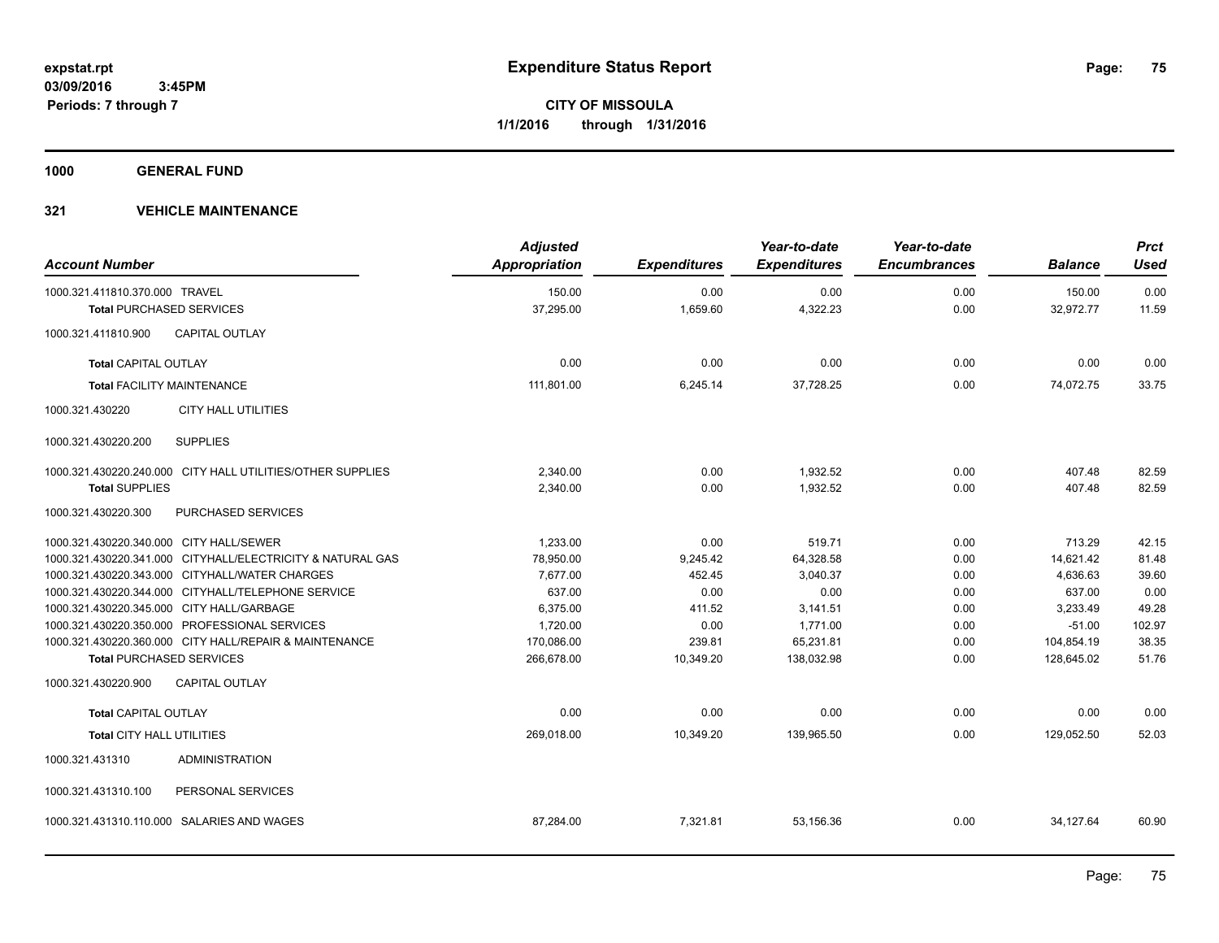**Expenditure Status Report**

**CITY OF MISSOULA**
**1/1/2016 through 1/31/2016**

expstat.rpt
03/09/2016 3:45PM
Periods: 7 through 7

## 1000 GENERAL FUND

## 321 VEHICLE MAINTENANCE

| Account Number | Adjusted Appropriation | Expenditures | Year-to-date Expenditures | Year-to-date Encumbrances | Balance | Prct Used |
|---|---|---|---|---|---|---|
| 1000.321.411810.370.000 TRAVEL | 150.00 | 0.00 | 0.00 | 0.00 | 150.00 | 0.00 |
| **Total** PURCHASED SERVICES | 37,295.00 | 1,659.60 | 4,322.23 | 0.00 | 32,972.77 | 11.59 |
| 1000.321.411810.900 CAPITAL OUTLAY | | | | | | |
| **Total** CAPITAL OUTLAY | 0.00 | 0.00 | 0.00 | 0.00 | 0.00 | 0.00 |
| **Total** FACILITY MAINTENANCE | 111,801.00 | 6,245.14 | 37,728.25 | 0.00 | 74,072.75 | 33.75 |
| 1000.321.430220 CITY HALL UTILITIES | | | | | | |
| 1000.321.430220.200 SUPPLIES | | | | | | |
| 1000.321.430220.240.000 CITY HALL UTILITIES/OTHER SUPPLIES | 2,340.00 | 0.00 | 1,932.52 | 0.00 | 407.48 | 82.59 |
| **Total** SUPPLIES | 2,340.00 | 0.00 | 1,932.52 | 0.00 | 407.48 | 82.59 |
| 1000.321.430220.300 PURCHASED SERVICES | | | | | | |
| 1000.321.430220.340.000 CITY HALL/SEWER | 1,233.00 | 0.00 | 519.71 | 0.00 | 713.29 | 42.15 |
| 1000.321.430220.341.000 CITYHALL/ELECTRICITY & NATURAL GAS | 78,950.00 | 9,245.42 | 64,328.58 | 0.00 | 14,621.42 | 81.48 |
| 1000.321.430220.343.000 CITYHALL/WATER CHARGES | 7,677.00 | 452.45 | 3,040.37 | 0.00 | 4,636.63 | 39.60 |
| 1000.321.430220.344.000 CITYHALL/TELEPHONE SERVICE | 637.00 | 0.00 | 0.00 | 0.00 | 637.00 | 0.00 |
| 1000.321.430220.345.000 CITY HALL/GARBAGE | 6,375.00 | 411.52 | 3,141.51 | 0.00 | 3,233.49 | 49.28 |
| 1000.321.430220.350.000 PROFESSIONAL SERVICES | 1,720.00 | 0.00 | 1,771.00 | 0.00 | -51.00 | 102.97 |
| 1000.321.430220.360.000 CITY HALL/REPAIR & MAINTENANCE | 170,086.00 | 239.81 | 65,231.81 | 0.00 | 104,854.19 | 38.35 |
| **Total** PURCHASED SERVICES | 266,678.00 | 10,349.20 | 138,032.98 | 0.00 | 128,645.02 | 51.76 |
| 1000.321.430220.900 CAPITAL OUTLAY | | | | | | |
| **Total** CAPITAL OUTLAY | 0.00 | 0.00 | 0.00 | 0.00 | 0.00 | 0.00 |
| **Total** CITY HALL UTILITIES | 269,018.00 | 10,349.20 | 139,965.50 | 0.00 | 129,052.50 | 52.03 |
| 1000.321.431310 ADMINISTRATION | | | | | | |
| 1000.321.431310.100 PERSONAL SERVICES | | | | | | |
| 1000.321.431310.110.000 SALARIES AND WAGES | 87,284.00 | 7,321.81 | 53,156.36 | 0.00 | 34,127.64 | 60.90 |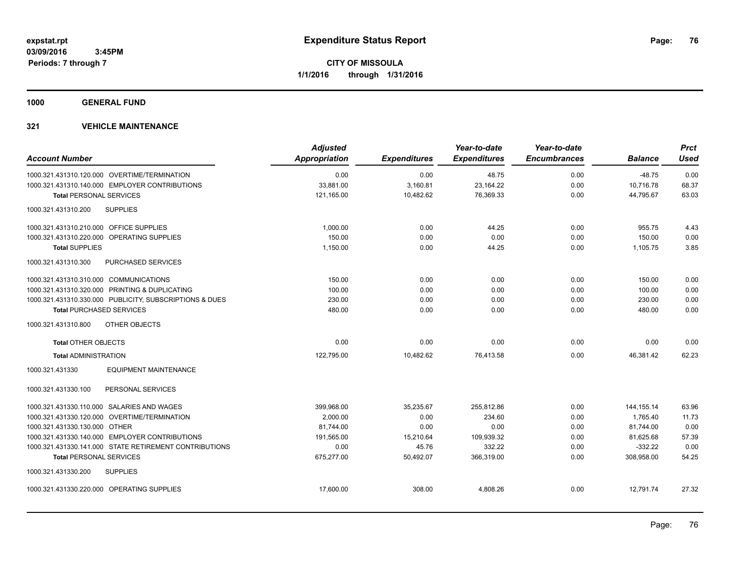**expstat.rpt**
**03/09/2016 3:45PM**
**Periods: 7 through 7**

# Expenditure Status Report

**CITY OF MISSOULA**
**1/1/2016 through 1/31/2016**

## 1000 GENERAL FUND

### 321 VEHICLE MAINTENANCE

| Account Number | Adjusted Appropriation | Expenditures | Year-to-date Expenditures | Year-to-date Encumbrances | Balance | Prct Used |
|---|---|---|---|---|---|---|
| 1000.321.431310.120.000 OVERTIME/TERMINATION | 0.00 | 0.00 | 48.75 | 0.00 | -48.75 | 0.00 |
| 1000.321.431310.140.000 EMPLOYER CONTRIBUTIONS | 33,881.00 | 3,160.81 | 23,164.22 | 0.00 | 10,716.78 | 68.37 |
| **Total** PERSONAL SERVICES | 121,165.00 | 10,482.62 | 76,369.33 | 0.00 | 44,795.67 | 63.03 |
| 1000.321.431310.200 SUPPLIES | | | | | | |
| 1000.321.431310.210.000 OFFICE SUPPLIES | 1,000.00 | 0.00 | 44.25 | 0.00 | 955.75 | 4.43 |
| 1000.321.431310.220.000 OPERATING SUPPLIES | 150.00 | 0.00 | 0.00 | 0.00 | 150.00 | 0.00 |
| **Total** SUPPLIES | 1,150.00 | 0.00 | 44.25 | 0.00 | 1,105.75 | 3.85 |
| 1000.321.431310.300 PURCHASED SERVICES | | | | | | |
| 1000.321.431310.310.000 COMMUNICATIONS | 150.00 | 0.00 | 0.00 | 0.00 | 150.00 | 0.00 |
| 1000.321.431310.320.000 PRINTING & DUPLICATING | 100.00 | 0.00 | 0.00 | 0.00 | 100.00 | 0.00 |
| 1000.321.431310.330.000 PUBLICITY, SUBSCRIPTIONS & DUES | 230.00 | 0.00 | 0.00 | 0.00 | 230.00 | 0.00 |
| **Total** PURCHASED SERVICES | 480.00 | 0.00 | 0.00 | 0.00 | 480.00 | 0.00 |
| 1000.321.431310.800 OTHER OBJECTS | | | | | | |
| **Total** OTHER OBJECTS | 0.00 | 0.00 | 0.00 | 0.00 | 0.00 | 0.00 |
| **Total** ADMINISTRATION | 122,795.00 | 10,482.62 | 76,413.58 | 0.00 | 46,381.42 | 62.23 |
| 1000.321.431330 EQUIPMENT MAINTENANCE | | | | | | |
| 1000.321.431330.100 PERSONAL SERVICES | | | | | | |
| 1000.321.431330.110.000 SALARIES AND WAGES | 399,968.00 | 35,235.67 | 255,812.86 | 0.00 | 144,155.14 | 63.96 |
| 1000.321.431330.120.000 OVERTIME/TERMINATION | 2,000.00 | 0.00 | 234.60 | 0.00 | 1,765.40 | 11.73 |
| 1000.321.431330.130.000 OTHER | 81,744.00 | 0.00 | 0.00 | 0.00 | 81,744.00 | 0.00 |
| 1000.321.431330.140.000 EMPLOYER CONTRIBUTIONS | 191,565.00 | 15,210.64 | 109,939.32 | 0.00 | 81,625.68 | 57.39 |
| 1000.321.431330.141.000 STATE RETIREMENT CONTRIBUTIONS | 0.00 | 45.76 | 332.22 | 0.00 | -332.22 | 0.00 |
| **Total** PERSONAL SERVICES | 675,277.00 | 50,492.07 | 366,319.00 | 0.00 | 308,958.00 | 54.25 |
| 1000.321.431330.200 SUPPLIES | | | | | | |
| 1000.321.431330.220.000 OPERATING SUPPLIES | 17,600.00 | 308.00 | 4,808.26 | 0.00 | 12,791.74 | 27.32 |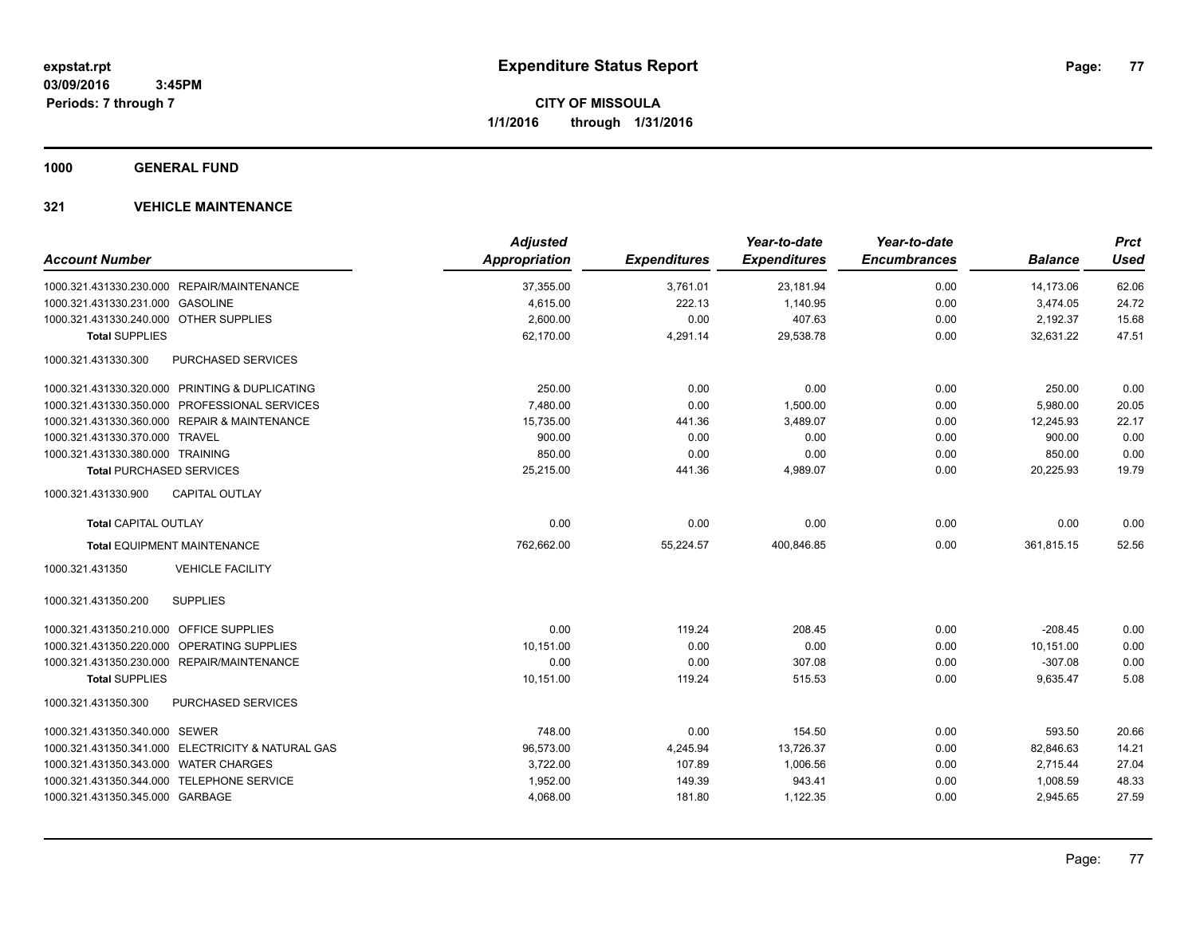**expstat.rpt**
**03/09/2016 3:45PM**
**Periods: 7 through 7**

# Expenditure Status Report

**CITY OF MISSOULA**
**1/1/2016 through 1/31/2016**

## 1000 GENERAL FUND

### 321 VEHICLE MAINTENANCE

| Account Number | | Adjusted Appropriation | Expenditures | Year-to-date Expenditures | Year-to-date Encumbrances | Balance | Prct Used |
|---|---|---|---|---|---|---|---|
| 1000.321.431330.230.000 | REPAIR/MAINTENANCE | 37,355.00 | 3,761.01 | 23,181.94 | 0.00 | 14,173.06 | 62.06 |
| 1000.321.431330.231.000 | GASOLINE | 4,615.00 | 222.13 | 1,140.95 | 0.00 | 3,474.05 | 24.72 |
| 1000.321.431330.240.000 | OTHER SUPPLIES | 2,600.00 | 0.00 | 407.63 | 0.00 | 2,192.37 | 15.68 |
| **Total** SUPPLIES | | 62,170.00 | 4,291.14 | 29,538.78 | 0.00 | 32,631.22 | 47.51 |
| 1000.321.431330.300 | PURCHASED SERVICES | | | | | | |
| 1000.321.431330.320.000 | PRINTING & DUPLICATING | 250.00 | 0.00 | 0.00 | 0.00 | 250.00 | 0.00 |
| 1000.321.431330.350.000 | PROFESSIONAL SERVICES | 7,480.00 | 0.00 | 1,500.00 | 0.00 | 5,980.00 | 20.05 |
| 1000.321.431330.360.000 | REPAIR & MAINTENANCE | 15,735.00 | 441.36 | 3,489.07 | 0.00 | 12,245.93 | 22.17 |
| 1000.321.431330.370.000 | TRAVEL | 900.00 | 0.00 | 0.00 | 0.00 | 900.00 | 0.00 |
| 1000.321.431330.380.000 | TRAINING | 850.00 | 0.00 | 0.00 | 0.00 | 850.00 | 0.00 |
| **Total** PURCHASED SERVICES | | 25,215.00 | 441.36 | 4,989.07 | 0.00 | 20,225.93 | 19.79 |
| 1000.321.431330.900 | CAPITAL OUTLAY | | | | | | |
| **Total** CAPITAL OUTLAY | | 0.00 | 0.00 | 0.00 | 0.00 | 0.00 | 0.00 |
| **Total** EQUIPMENT MAINTENANCE | | 762,662.00 | 55,224.57 | 400,846.85 | 0.00 | 361,815.15 | 52.56 |
| 1000.321.431350 | VEHICLE FACILITY | | | | | | |
| 1000.321.431350.200 | SUPPLIES | | | | | | |
| 1000.321.431350.210.000 | OFFICE SUPPLIES | 0.00 | 119.24 | 208.45 | 0.00 | -208.45 | 0.00 |
| 1000.321.431350.220.000 | OPERATING SUPPLIES | 10,151.00 | 0.00 | 0.00 | 0.00 | 10,151.00 | 0.00 |
| 1000.321.431350.230.000 | REPAIR/MAINTENANCE | 0.00 | 0.00 | 307.08 | 0.00 | -307.08 | 0.00 |
| **Total** SUPPLIES | | 10,151.00 | 119.24 | 515.53 | 0.00 | 9,635.47 | 5.08 |
| 1000.321.431350.300 | PURCHASED SERVICES | | | | | | |
| 1000.321.431350.340.000 | SEWER | 748.00 | 0.00 | 154.50 | 0.00 | 593.50 | 20.66 |
| 1000.321.431350.341.000 | ELECTRICITY & NATURAL GAS | 96,573.00 | 4,245.94 | 13,726.37 | 0.00 | 82,846.63 | 14.21 |
| 1000.321.431350.343.000 | WATER CHARGES | 3,722.00 | 107.89 | 1,006.56 | 0.00 | 2,715.44 | 27.04 |
| 1000.321.431350.344.000 | TELEPHONE SERVICE | 1,952.00 | 149.39 | 943.41 | 0.00 | 1,008.59 | 48.33 |
| 1000.321.431350.345.000 | GARBAGE | 4,068.00 | 181.80 | 1,122.35 | 0.00 | 2,945.65 | 27.59 |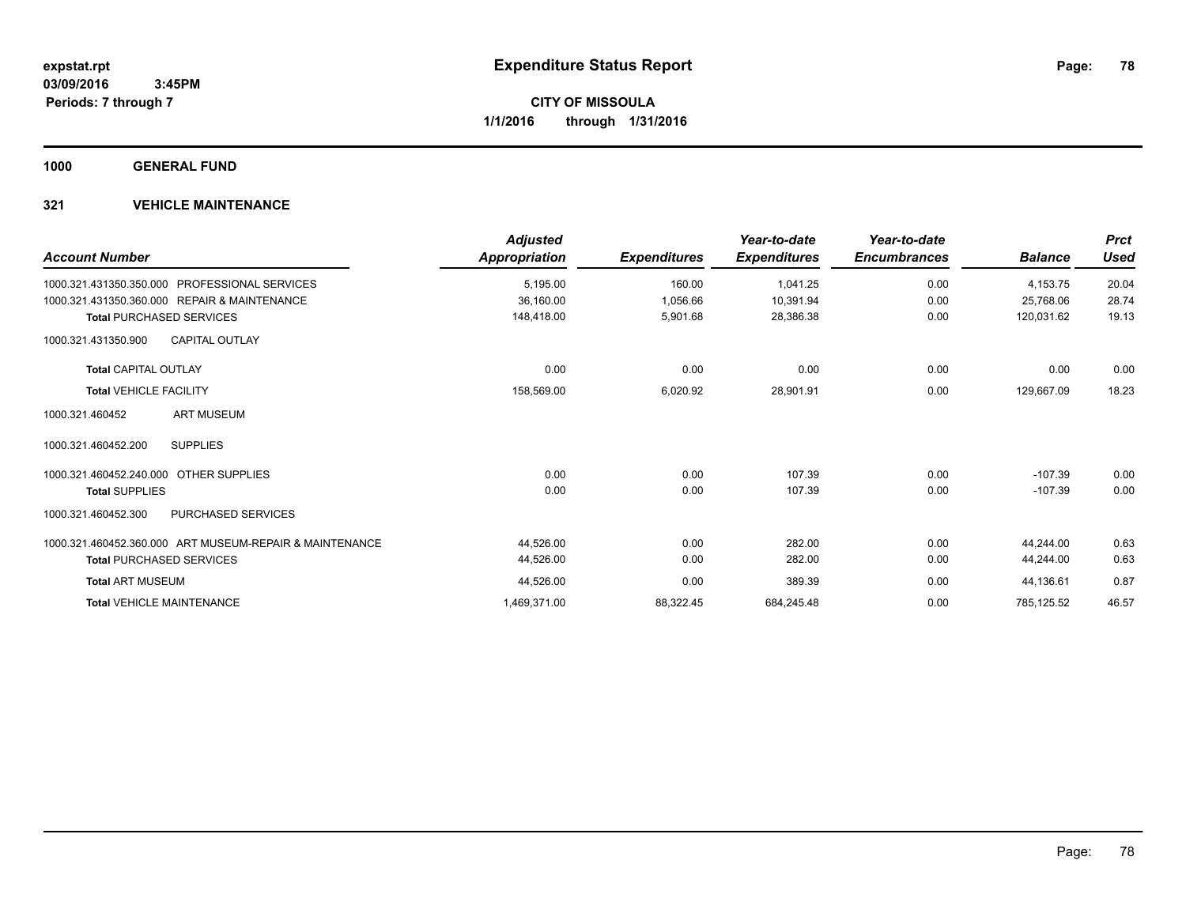# Expenditure Status Report

expstat.rpt
03/09/2016 3:45PM
Periods: 7 through 7

**CITY OF MISSOULA**
**1/1/2016 through 1/31/2016**

**1000 GENERAL FUND**

**321 VEHICLE MAINTENANCE**

| Account Number | Adjusted Appropriation | Expenditures | Year-to-date Expenditures | Year-to-date Encumbrances | Balance | Prct Used |
|---|---|---|---|---|---|---|
| 1000.321.431350.350.000 PROFESSIONAL SERVICES | 5,195.00 | 160.00 | 1,041.25 | 0.00 | 4,153.75 | 20.04 |
| 1000.321.431350.360.000 REPAIR & MAINTENANCE | 36,160.00 | 1,056.66 | 10,391.94 | 0.00 | 25,768.06 | 28.74 |
| **Total** PURCHASED SERVICES | 148,418.00 | 5,901.68 | 28,386.38 | 0.00 | 120,031.62 | 19.13 |
| 1000.321.431350.900 CAPITAL OUTLAY | | | | | | |
| **Total** CAPITAL OUTLAY | 0.00 | 0.00 | 0.00 | 0.00 | 0.00 | 0.00 |
| **Total** VEHICLE FACILITY | 158,569.00 | 6,020.92 | 28,901.91 | 0.00 | 129,667.09 | 18.23 |
| 1000.321.460452 ART MUSEUM | | | | | | |
| 1000.321.460452.200 SUPPLIES | | | | | | |
| 1000.321.460452.240.000 OTHER SUPPLIES | 0.00 | 0.00 | 107.39 | 0.00 | -107.39 | 0.00 |
| **Total** SUPPLIES | 0.00 | 0.00 | 107.39 | 0.00 | -107.39 | 0.00 |
| 1000.321.460452.300 PURCHASED SERVICES | | | | | | |
| 1000.321.460452.360.000 ART MUSEUM-REPAIR & MAINTENANCE | 44,526.00 | 0.00 | 282.00 | 0.00 | 44,244.00 | 0.63 |
| **Total** PURCHASED SERVICES | 44,526.00 | 0.00 | 282.00 | 0.00 | 44,244.00 | 0.63 |
| **Total** ART MUSEUM | 44,526.00 | 0.00 | 389.39 | 0.00 | 44,136.61 | 0.87 |
| **Total** VEHICLE MAINTENANCE | 1,469,371.00 | 88,322.45 | 684,245.48 | 0.00 | 785,125.52 | 46.57 |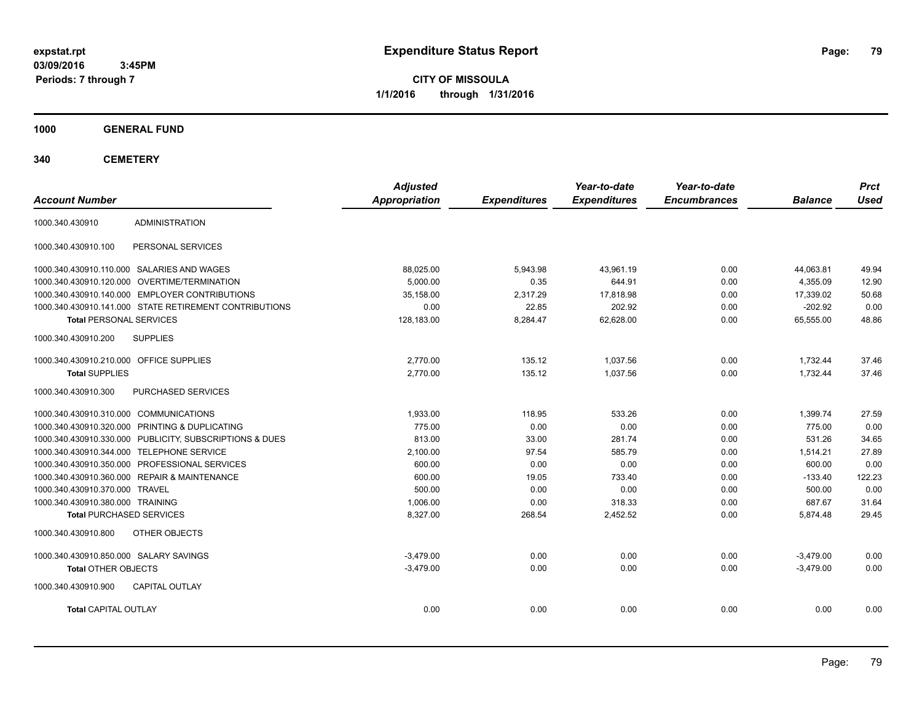# Expenditure Status Report

**CITY OF MISSOULA**
**1/1/2016 through 1/31/2016**

expstat.rpt
03/09/2016 3:45PM
Periods: 7 through 7

## 1000 GENERAL FUND

## 340 CEMETERY

| Account Number | | Adjusted Appropriation | Expenditures | Year-to-date Expenditures | Year-to-date Encumbrances | Balance | Prct Used |
|---|---|---|---|---|---|---|---|
| 1000.340.430910 | ADMINISTRATION | | | | | | |
| 1000.340.430910.100 | PERSONAL SERVICES | | | | | | |
| 1000.340.430910.110.000 | SALARIES AND WAGES | 88,025.00 | 5,943.98 | 43,961.19 | 0.00 | 44,063.81 | 49.94 |
| 1000.340.430910.120.000 | OVERTIME/TERMINATION | 5,000.00 | 0.35 | 644.91 | 0.00 | 4,355.09 | 12.90 |
| 1000.340.430910.140.000 | EMPLOYER CONTRIBUTIONS | 35,158.00 | 2,317.29 | 17,818.98 | 0.00 | 17,339.02 | 50.68 |
| 1000.340.430910.141.000 | STATE RETIREMENT CONTRIBUTIONS | 0.00 | 22.85 | 202.92 | 0.00 | -202.92 | 0.00 |
| **Total** PERSONAL SERVICES | | 128,183.00 | 8,284.47 | 62,628.00 | 0.00 | 65,555.00 | 48.86 |
| 1000.340.430910.200 | SUPPLIES | | | | | | |
| 1000.340.430910.210.000 | OFFICE SUPPLIES | 2,770.00 | 135.12 | 1,037.56 | 0.00 | 1,732.44 | 37.46 |
| **Total** SUPPLIES | | 2,770.00 | 135.12 | 1,037.56 | 0.00 | 1,732.44 | 37.46 |
| 1000.340.430910.300 | PURCHASED SERVICES | | | | | | |
| 1000.340.430910.310.000 | COMMUNICATIONS | 1,933.00 | 118.95 | 533.26 | 0.00 | 1,399.74 | 27.59 |
| 1000.340.430910.320.000 | PRINTING & DUPLICATING | 775.00 | 0.00 | 0.00 | 0.00 | 775.00 | 0.00 |
| 1000.340.430910.330.000 | PUBLICITY, SUBSCRIPTIONS & DUES | 813.00 | 33.00 | 281.74 | 0.00 | 531.26 | 34.65 |
| 1000.340.430910.344.000 | TELEPHONE SERVICE | 2,100.00 | 97.54 | 585.79 | 0.00 | 1,514.21 | 27.89 |
| 1000.340.430910.350.000 | PROFESSIONAL SERVICES | 600.00 | 0.00 | 0.00 | 0.00 | 600.00 | 0.00 |
| 1000.340.430910.360.000 | REPAIR & MAINTENANCE | 600.00 | 19.05 | 733.40 | 0.00 | -133.40 | 122.23 |
| 1000.340.430910.370.000 | TRAVEL | 500.00 | 0.00 | 0.00 | 0.00 | 500.00 | 0.00 |
| 1000.340.430910.380.000 | TRAINING | 1,006.00 | 0.00 | 318.33 | 0.00 | 687.67 | 31.64 |
| **Total** PURCHASED SERVICES | | 8,327.00 | 268.54 | 2,452.52 | 0.00 | 5,874.48 | 29.45 |
| 1000.340.430910.800 | OTHER OBJECTS | | | | | | |
| 1000.340.430910.850.000 | SALARY SAVINGS | -3,479.00 | 0.00 | 0.00 | 0.00 | -3,479.00 | 0.00 |
| **Total** OTHER OBJECTS | | -3,479.00 | 0.00 | 0.00 | 0.00 | -3,479.00 | 0.00 |
| 1000.340.430910.900 | CAPITAL OUTLAY | | | | | | |
| **Total** CAPITAL OUTLAY | | 0.00 | 0.00 | 0.00 | 0.00 | 0.00 | 0.00 |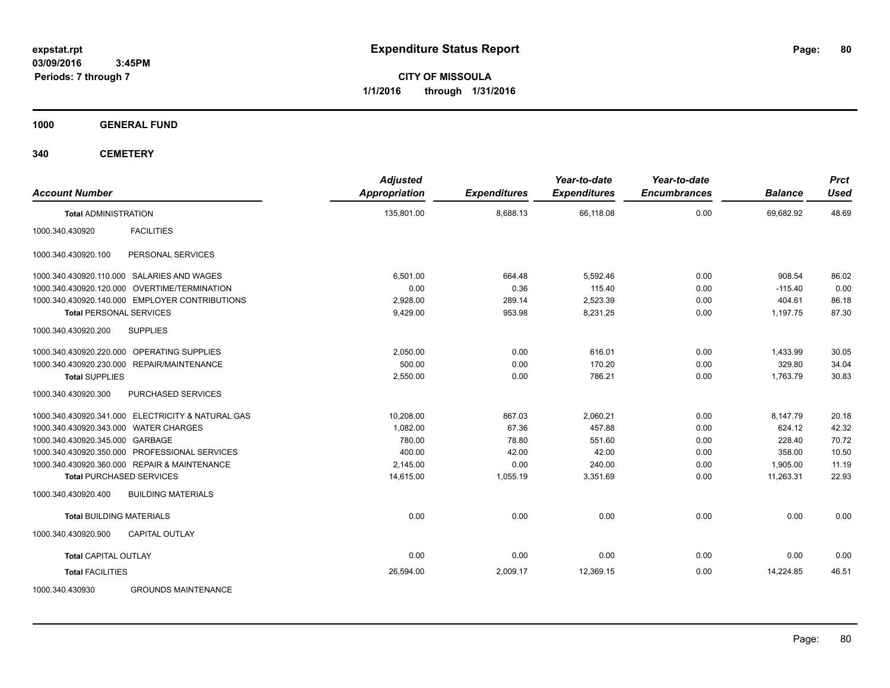**expstat.rpt**
**03/09/2016 3:45PM**
**Periods: 7 through 7**

# Expenditure Status Report

**CITY OF MISSOULA**
**1/1/2016 through 1/31/2016**

## 1000 GENERAL FUND

## 340 CEMETERY

| Account Number | | Adjusted Appropriation | Expenditures | Year-to-date Expenditures | Year-to-date Encumbrances | Balance | Prct Used |
|---|---|---|---|---|---|---|---|
| **Total** ADMINISTRATION | | 135,801.00 | 8,688.13 | 66,118.08 | 0.00 | 69,682.92 | 48.69 |
| 1000.340.430920 | FACILITIES | | | | | | |
| 1000.340.430920.100 | PERSONAL SERVICES | | | | | | |
| 1000.340.430920.110.000 | SALARIES AND WAGES | 6,501.00 | 664.48 | 5,592.46 | 0.00 | 908.54 | 86.02 |
| 1000.340.430920.120.000 | OVERTIME/TERMINATION | 0.00 | 0.36 | 115.40 | 0.00 | -115.40 | 0.00 |
| 1000.340.430920.140.000 | EMPLOYER CONTRIBUTIONS | 2,928.00 | 289.14 | 2,523.39 | 0.00 | 404.61 | 86.18 |
| **Total** PERSONAL SERVICES | | 9,429.00 | 953.98 | 8,231.25 | 0.00 | 1,197.75 | 87.30 |
| 1000.340.430920.200 | SUPPLIES | | | | | | |
| 1000.340.430920.220.000 | OPERATING SUPPLIES | 2,050.00 | 0.00 | 616.01 | 0.00 | 1,433.99 | 30.05 |
| 1000.340.430920.230.000 | REPAIR/MAINTENANCE | 500.00 | 0.00 | 170.20 | 0.00 | 329.80 | 34.04 |
| **Total** SUPPLIES | | 2,550.00 | 0.00 | 786.21 | 0.00 | 1,763.79 | 30.83 |
| 1000.340.430920.300 | PURCHASED SERVICES | | | | | | |
| 1000.340.430920.341.000 | ELECTRICITY & NATURAL GAS | 10,208.00 | 867.03 | 2,060.21 | 0.00 | 8,147.79 | 20.18 |
| 1000.340.430920.343.000 | WATER CHARGES | 1,082.00 | 67.36 | 457.88 | 0.00 | 624.12 | 42.32 |
| 1000.340.430920.345.000 | GARBAGE | 780.00 | 78.80 | 551.60 | 0.00 | 228.40 | 70.72 |
| 1000.340.430920.350.000 | PROFESSIONAL SERVICES | 400.00 | 42.00 | 42.00 | 0.00 | 358.00 | 10.50 |
| 1000.340.430920.360.000 | REPAIR & MAINTENANCE | 2,145.00 | 0.00 | 240.00 | 0.00 | 1,905.00 | 11.19 |
| **Total** PURCHASED SERVICES | | 14,615.00 | 1,055.19 | 3,351.69 | 0.00 | 11,263.31 | 22.93 |
| 1000.340.430920.400 | BUILDING MATERIALS | | | | | | |
| **Total** BUILDING MATERIALS | | 0.00 | 0.00 | 0.00 | 0.00 | 0.00 | 0.00 |
| 1000.340.430920.900 | CAPITAL OUTLAY | | | | | | |
| **Total** CAPITAL OUTLAY | | 0.00 | 0.00 | 0.00 | 0.00 | 0.00 | 0.00 |
| **Total** FACILITIES | | 26,594.00 | 2,009.17 | 12,369.15 | 0.00 | 14,224.85 | 46.51 |
| 1000.340.430930 | GROUNDS MAINTENANCE | | | | | | |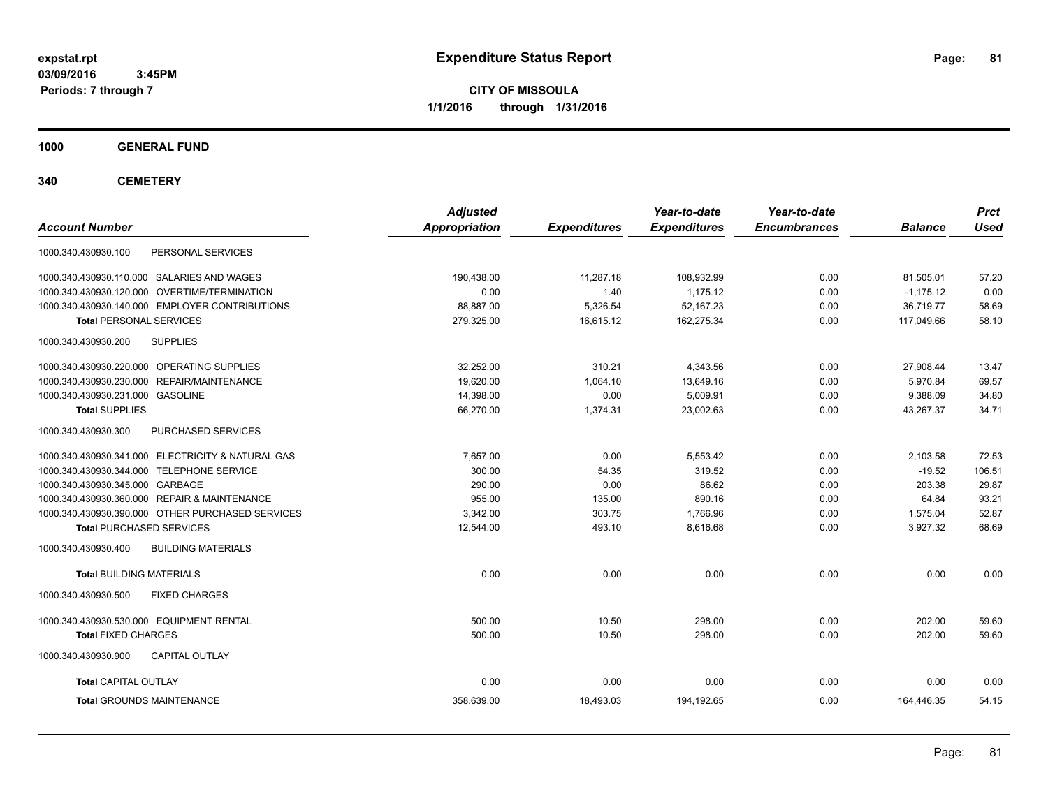# Expenditure Status Report

expstat.rpt
03/09/2016 3:45PM
Periods: 7 through 7

**CITY OF MISSOULA**
**1/1/2016 through 1/31/2016**

## 1000 GENERAL FUND

## 340 CEMETERY

| Account Number | Adjusted Appropriation | Expenditures | Year-to-date Expenditures | Year-to-date Encumbrances | Balance | Prct Used |
|---|---|---|---|---|---|---|
| 1000.340.430930.100 PERSONAL SERVICES | | | | | | |
| 1000.340.430930.110.000 SALARIES AND WAGES | 190,438.00 | 11,287.18 | 108,932.99 | 0.00 | 81,505.01 | 57.20 |
| 1000.340.430930.120.000 OVERTIME/TERMINATION | 0.00 | 1.40 | 1,175.12 | 0.00 | -1,175.12 | 0.00 |
| 1000.340.430930.140.000 EMPLOYER CONTRIBUTIONS | 88,887.00 | 5,326.54 | 52,167.23 | 0.00 | 36,719.77 | 58.69 |
| **Total** PERSONAL SERVICES | 279,325.00 | 16,615.12 | 162,275.34 | 0.00 | 117,049.66 | 58.10 |
| 1000.340.430930.200 SUPPLIES | | | | | | |
| 1000.340.430930.220.000 OPERATING SUPPLIES | 32,252.00 | 310.21 | 4,343.56 | 0.00 | 27,908.44 | 13.47 |
| 1000.340.430930.230.000 REPAIR/MAINTENANCE | 19,620.00 | 1,064.10 | 13,649.16 | 0.00 | 5,970.84 | 69.57 |
| 1000.340.430930.231.000 GASOLINE | 14,398.00 | 0.00 | 5,009.91 | 0.00 | 9,388.09 | 34.80 |
| **Total** SUPPLIES | 66,270.00 | 1,374.31 | 23,002.63 | 0.00 | 43,267.37 | 34.71 |
| 1000.340.430930.300 PURCHASED SERVICES | | | | | | |
| 1000.340.430930.341.000 ELECTRICITY & NATURAL GAS | 7,657.00 | 0.00 | 5,553.42 | 0.00 | 2,103.58 | 72.53 |
| 1000.340.430930.344.000 TELEPHONE SERVICE | 300.00 | 54.35 | 319.52 | 0.00 | -19.52 | 106.51 |
| 1000.340.430930.345.000 GARBAGE | 290.00 | 0.00 | 86.62 | 0.00 | 203.38 | 29.87 |
| 1000.340.430930.360.000 REPAIR & MAINTENANCE | 955.00 | 135.00 | 890.16 | 0.00 | 64.84 | 93.21 |
| 1000.340.430930.390.000 OTHER PURCHASED SERVICES | 3,342.00 | 303.75 | 1,766.96 | 0.00 | 1,575.04 | 52.87 |
| **Total** PURCHASED SERVICES | 12,544.00 | 493.10 | 8,616.68 | 0.00 | 3,927.32 | 68.69 |
| 1000.340.430930.400 BUILDING MATERIALS | | | | | | |
| **Total** BUILDING MATERIALS | 0.00 | 0.00 | 0.00 | 0.00 | 0.00 | 0.00 |
| 1000.340.430930.500 FIXED CHARGES | | | | | | |
| 1000.340.430930.530.000 EQUIPMENT RENTAL | 500.00 | 10.50 | 298.00 | 0.00 | 202.00 | 59.60 |
| **Total** FIXED CHARGES | 500.00 | 10.50 | 298.00 | 0.00 | 202.00 | 59.60 |
| 1000.340.430930.900 CAPITAL OUTLAY | | | | | | |
| **Total** CAPITAL OUTLAY | 0.00 | 0.00 | 0.00 | 0.00 | 0.00 | 0.00 |
| **Total** GROUNDS MAINTENANCE | 358,639.00 | 18,493.03 | 194,192.65 | 0.00 | 164,446.35 | 54.15 |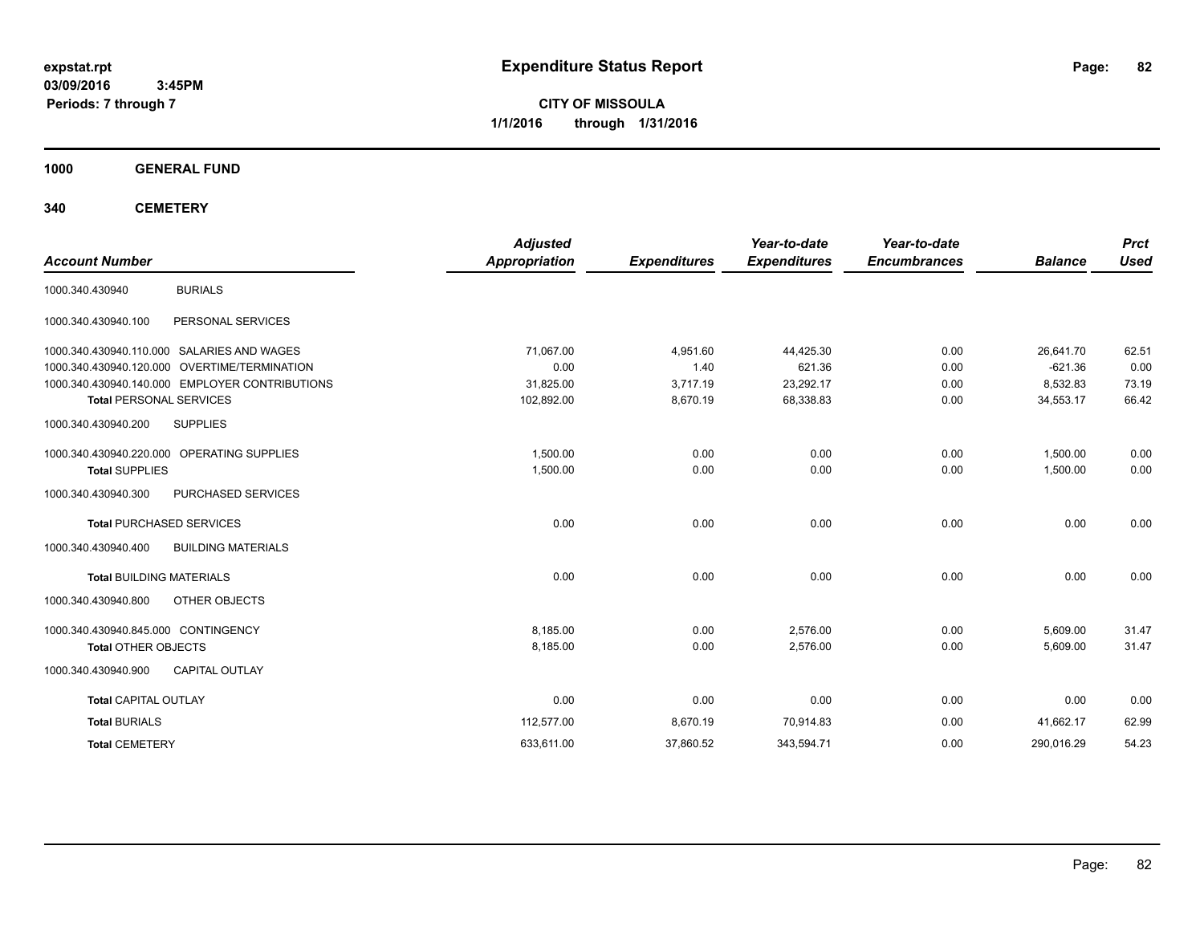expstat.rpt
03/09/2016 3:45PM
Periods: 7 through 7

# Expenditure Status Report

**CITY OF MISSOULA**
**1/1/2016 through 1/31/2016**

## 1000 GENERAL FUND

## 340 CEMETERY

| Account Number | | Adjusted Appropriation | Expenditures | Year-to-date Expenditures | Year-to-date Encumbrances | Balance | Prct Used |
|---|---|---|---|---|---|---|---|
| 1000.340.430940 | BURIALS | | | | | | |
| 1000.340.430940.100 | PERSONAL SERVICES | | | | | | |
| 1000.340.430940.110.000 | SALARIES AND WAGES | 71,067.00 | 4,951.60 | 44,425.30 | 0.00 | 26,641.70 | 62.51 |
| 1000.340.430940.120.000 | OVERTIME/TERMINATION | 0.00 | 1.40 | 621.36 | 0.00 | -621.36 | 0.00 |
| 1000.340.430940.140.000 | EMPLOYER CONTRIBUTIONS | 31,825.00 | 3,717.19 | 23,292.17 | 0.00 | 8,532.83 | 73.19 |
| **Total PERSONAL SERVICES** | | 102,892.00 | 8,670.19 | 68,338.83 | 0.00 | 34,553.17 | 66.42 |
| 1000.340.430940.200 | SUPPLIES | | | | | | |
| 1000.340.430940.220.000 | OPERATING SUPPLIES | 1,500.00 | 0.00 | 0.00 | 0.00 | 1,500.00 | 0.00 |
| **Total SUPPLIES** | | 1,500.00 | 0.00 | 0.00 | 0.00 | 1,500.00 | 0.00 |
| 1000.340.430940.300 | PURCHASED SERVICES | | | | | | |
| **Total PURCHASED SERVICES** | | 0.00 | 0.00 | 0.00 | 0.00 | 0.00 | 0.00 |
| 1000.340.430940.400 | BUILDING MATERIALS | | | | | | |
| **Total BUILDING MATERIALS** | | 0.00 | 0.00 | 0.00 | 0.00 | 0.00 | 0.00 |
| 1000.340.430940.800 | OTHER OBJECTS | | | | | | |
| 1000.340.430940.845.000 | CONTINGENCY | 8,185.00 | 0.00 | 2,576.00 | 0.00 | 5,609.00 | 31.47 |
| **Total OTHER OBJECTS** | | 8,185.00 | 0.00 | 2,576.00 | 0.00 | 5,609.00 | 31.47 |
| 1000.340.430940.900 | CAPITAL OUTLAY | | | | | | |
| **Total CAPITAL OUTLAY** | | 0.00 | 0.00 | 0.00 | 0.00 | 0.00 | 0.00 |
| **Total BURIALS** | | 112,577.00 | 8,670.19 | 70,914.83 | 0.00 | 41,662.17 | 62.99 |
| **Total CEMETERY** | | 633,611.00 | 37,860.52 | 343,594.71 | 0.00 | 290,016.29 | 54.23 |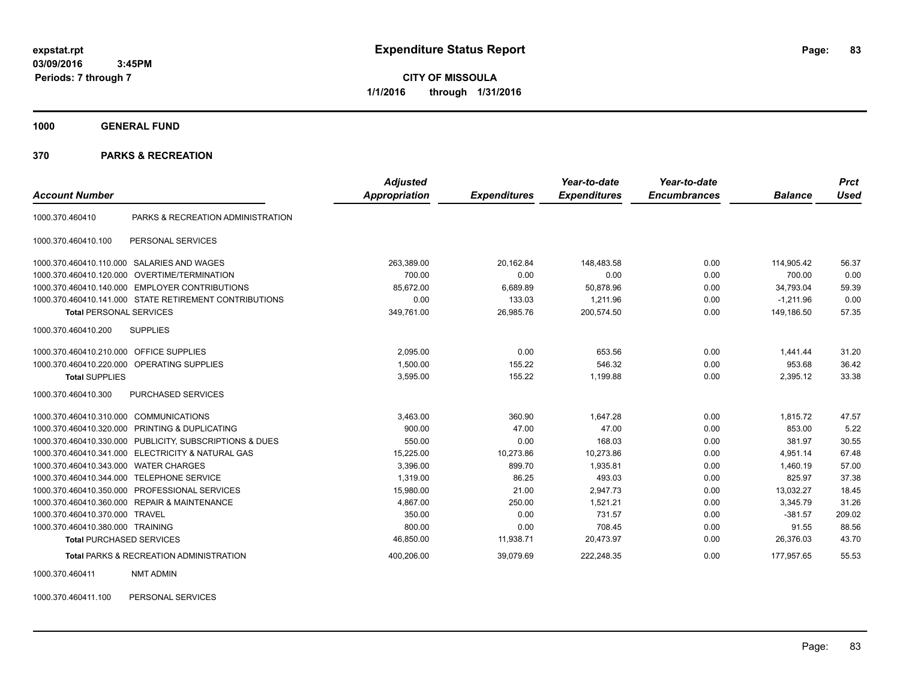**expstat.rpt**
**03/09/2016 3:45PM**
**Periods: 7 through 7**

# Expenditure Status Report

**CITY OF MISSOULA**
**1/1/2016 through 1/31/2016**

## 1000 GENERAL FUND

## 370 PARKS & RECREATION

| Account Number | | Adjusted Appropriation | Expenditures | Year-to-date Expenditures | Year-to-date Encumbrances | Balance | Prct Used |
|---|---|---|---|---|---|---|---|
| 1000.370.460410 | PARKS & RECREATION ADMINISTRATION | | | | | | |
| 1000.370.460410.100 | PERSONAL SERVICES | | | | | | |
| 1000.370.460410.110.000 | SALARIES AND WAGES | 263,389.00 | 20,162.84 | 148,483.58 | 0.00 | 114,905.42 | 56.37 |
| 1000.370.460410.120.000 | OVERTIME/TERMINATION | 700.00 | 0.00 | 0.00 | 0.00 | 700.00 | 0.00 |
| 1000.370.460410.140.000 | EMPLOYER CONTRIBUTIONS | 85,672.00 | 6,689.89 | 50,878.96 | 0.00 | 34,793.04 | 59.39 |
| 1000.370.460410.141.000 | STATE RETIREMENT CONTRIBUTIONS | 0.00 | 133.03 | 1,211.96 | 0.00 | -1,211.96 | 0.00 |
| **Total** PERSONAL SERVICES | | 349,761.00 | 26,985.76 | 200,574.50 | 0.00 | 149,186.50 | 57.35 |
| 1000.370.460410.200 | SUPPLIES | | | | | | |
| 1000.370.460410.210.000 | OFFICE SUPPLIES | 2,095.00 | 0.00 | 653.56 | 0.00 | 1,441.44 | 31.20 |
| 1000.370.460410.220.000 | OPERATING SUPPLIES | 1,500.00 | 155.22 | 546.32 | 0.00 | 953.68 | 36.42 |
| **Total SUPPLIES** | | 3,595.00 | 155.22 | 1,199.88 | 0.00 | 2,395.12 | 33.38 |
| 1000.370.460410.300 | PURCHASED SERVICES | | | | | | |
| 1000.370.460410.310.000 | COMMUNICATIONS | 3,463.00 | 360.90 | 1,647.28 | 0.00 | 1,815.72 | 47.57 |
| 1000.370.460410.320.000 | PRINTING & DUPLICATING | 900.00 | 47.00 | 47.00 | 0.00 | 853.00 | 5.22 |
| 1000.370.460410.330.000 | PUBLICITY, SUBSCRIPTIONS & DUES | 550.00 | 0.00 | 168.03 | 0.00 | 381.97 | 30.55 |
| 1000.370.460410.341.000 | ELECTRICITY & NATURAL GAS | 15,225.00 | 10,273.86 | 10,273.86 | 0.00 | 4,951.14 | 67.48 |
| 1000.370.460410.343.000 | WATER CHARGES | 3,396.00 | 899.70 | 1,935.81 | 0.00 | 1,460.19 | 57.00 |
| 1000.370.460410.344.000 | TELEPHONE SERVICE | 1,319.00 | 86.25 | 493.03 | 0.00 | 825.97 | 37.38 |
| 1000.370.460410.350.000 | PROFESSIONAL SERVICES | 15,980.00 | 21.00 | 2,947.73 | 0.00 | 13,032.27 | 18.45 |
| 1000.370.460410.360.000 | REPAIR & MAINTENANCE | 4,867.00 | 250.00 | 1,521.21 | 0.00 | 3,345.79 | 31.26 |
| 1000.370.460410.370.000 | TRAVEL | 350.00 | 0.00 | 731.57 | 0.00 | -381.57 | 209.02 |
| 1000.370.460410.380.000 | TRAINING | 800.00 | 0.00 | 708.45 | 0.00 | 91.55 | 88.56 |
| **Total** PURCHASED SERVICES | | 46,850.00 | 11,938.71 | 20,473.97 | 0.00 | 26,376.03 | 43.70 |
| **Total** PARKS & RECREATION ADMINISTRATION | | 400,206.00 | 39,079.69 | 222,248.35 | 0.00 | 177,957.65 | 55.53 |
| 1000.370.460411 | NMT ADMIN | | | | | | |
| 1000.370.460411.100 | PERSONAL SERVICES | | | | | | |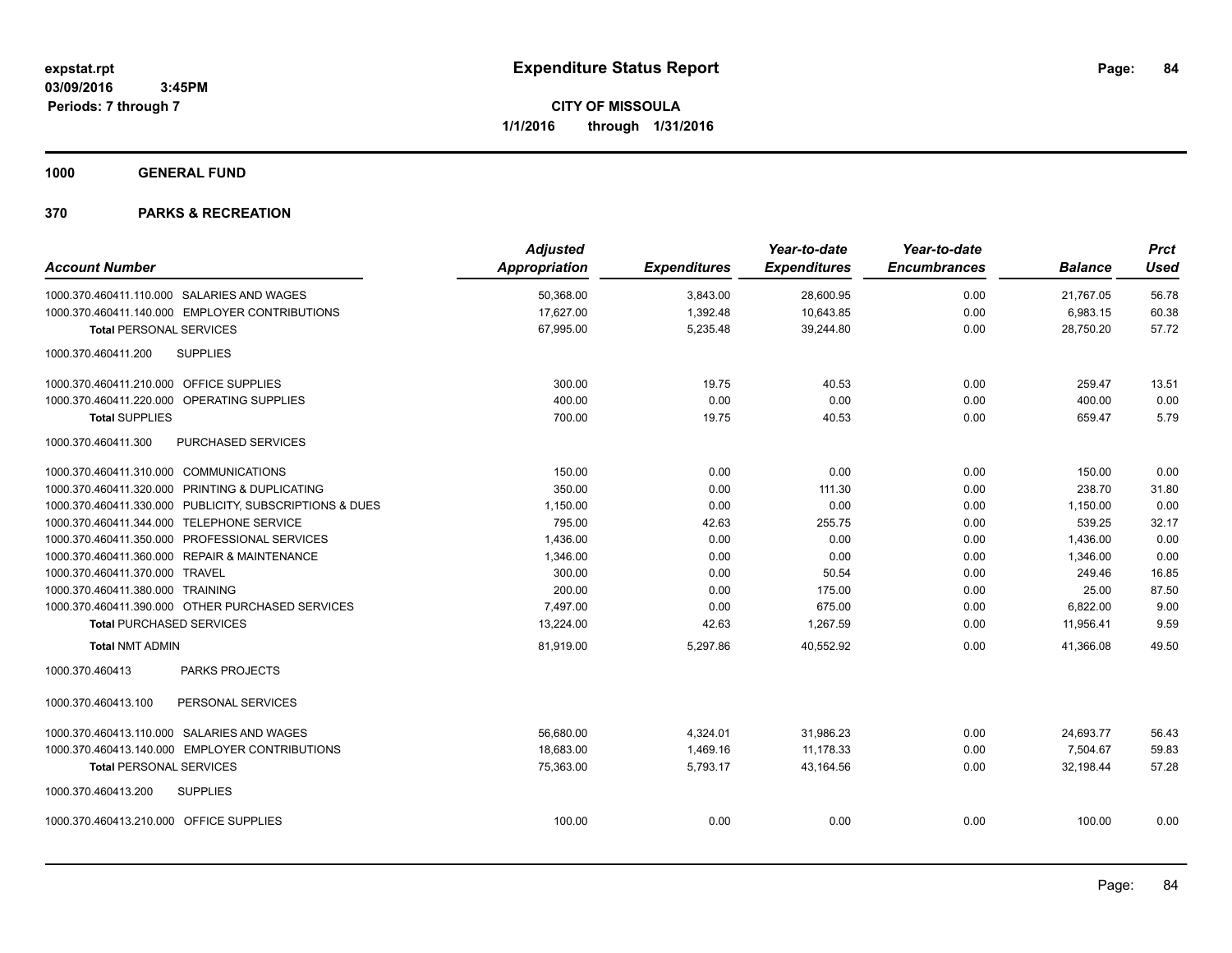**expstat.rpt**
**03/09/2016 3:45PM**
**Periods: 7 through 7**

# Expenditure Status Report

**CITY OF MISSOULA**
**1/1/2016 through 1/31/2016**

## 1000 GENERAL FUND

## 370 PARKS & RECREATION

| Account Number | | Adjusted Appropriation | Expenditures | Year-to-date Expenditures | Year-to-date Encumbrances | Balance | Prct Used |
|---|---|---|---|---|---|---|---|
| 1000.370.460411.110.000 | SALARIES AND WAGES | 50,368.00 | 3,843.00 | 28,600.95 | 0.00 | 21,767.05 | 56.78 |
| 1000.370.460411.140.000 | EMPLOYER CONTRIBUTIONS | 17,627.00 | 1,392.48 | 10,643.85 | 0.00 | 6,983.15 | 60.38 |
| **Total** PERSONAL SERVICES | | 67,995.00 | 5,235.48 | 39,244.80 | 0.00 | 28,750.20 | 57.72 |
| 1000.370.460411.200 | SUPPLIES | | | | | | |
| 1000.370.460411.210.000 | OFFICE SUPPLIES | 300.00 | 19.75 | 40.53 | 0.00 | 259.47 | 13.51 |
| 1000.370.460411.220.000 | OPERATING SUPPLIES | 400.00 | 0.00 | 0.00 | 0.00 | 400.00 | 0.00 |
| **Total SUPPLIES** | | 700.00 | 19.75 | 40.53 | 0.00 | 659.47 | 5.79 |
| 1000.370.460411.300 | PURCHASED SERVICES | | | | | | |
| 1000.370.460411.310.000 | COMMUNICATIONS | 150.00 | 0.00 | 0.00 | 0.00 | 150.00 | 0.00 |
| 1000.370.460411.320.000 | PRINTING & DUPLICATING | 350.00 | 0.00 | 111.30 | 0.00 | 238.70 | 31.80 |
| 1000.370.460411.330.000 | PUBLICITY, SUBSCRIPTIONS & DUES | 1,150.00 | 0.00 | 0.00 | 0.00 | 1,150.00 | 0.00 |
| 1000.370.460411.344.000 | TELEPHONE SERVICE | 795.00 | 42.63 | 255.75 | 0.00 | 539.25 | 32.17 |
| 1000.370.460411.350.000 | PROFESSIONAL SERVICES | 1,436.00 | 0.00 | 0.00 | 0.00 | 1,436.00 | 0.00 |
| 1000.370.460411.360.000 | REPAIR & MAINTENANCE | 1,346.00 | 0.00 | 0.00 | 0.00 | 1,346.00 | 0.00 |
| 1000.370.460411.370.000 | TRAVEL | 300.00 | 0.00 | 50.54 | 0.00 | 249.46 | 16.85 |
| 1000.370.460411.380.000 | TRAINING | 200.00 | 0.00 | 175.00 | 0.00 | 25.00 | 87.50 |
| 1000.370.460411.390.000 | OTHER PURCHASED SERVICES | 7,497.00 | 0.00 | 675.00 | 0.00 | 6,822.00 | 9.00 |
| **Total** PURCHASED SERVICES | | 13,224.00 | 42.63 | 1,267.59 | 0.00 | 11,956.41 | 9.59 |
| **Total** NMT ADMIN | | 81,919.00 | 5,297.86 | 40,552.92 | 0.00 | 41,366.08 | 49.50 |
| 1000.370.460413 | PARKS PROJECTS | | | | | | |
| 1000.370.460413.100 | PERSONAL SERVICES | | | | | | |
| 1000.370.460413.110.000 | SALARIES AND WAGES | 56,680.00 | 4,324.01 | 31,986.23 | 0.00 | 24,693.77 | 56.43 |
| 1000.370.460413.140.000 | EMPLOYER CONTRIBUTIONS | 18,683.00 | 1,469.16 | 11,178.33 | 0.00 | 7,504.67 | 59.83 |
| **Total** PERSONAL SERVICES | | 75,363.00 | 5,793.17 | 43,164.56 | 0.00 | 32,198.44 | 57.28 |
| 1000.370.460413.200 | SUPPLIES | | | | | | |
| 1000.370.460413.210.000 | OFFICE SUPPLIES | 100.00 | 0.00 | 0.00 | 0.00 | 100.00 | 0.00 |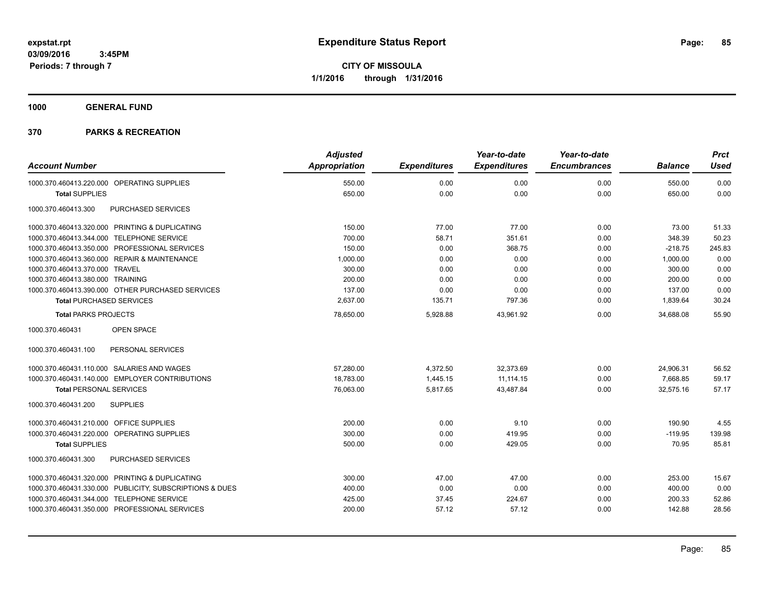# Expenditure Status Report

**CITY OF MISSOULA**

**1/1/2016 through 1/31/2016**

expstat.rpt
03/09/2016 3:45PM
Periods: 7 through 7

**1000 GENERAL FUND**

**370 PARKS & RECREATION**

| Account Number | Adjusted Appropriation | Expenditures | Year-to-date Expenditures | Year-to-date Encumbrances | Balance | Prct Used |
|---|---|---|---|---|---|---|
| 1000.370.460413.220.000 OPERATING SUPPLIES | 550.00 | 0.00 | 0.00 | 0.00 | 550.00 | 0.00 |
| **Total SUPPLIES** | 650.00 | 0.00 | 0.00 | 0.00 | 650.00 | 0.00 |
| 1000.370.460413.300 PURCHASED SERVICES | | | | | | |
| 1000.370.460413.320.000 PRINTING & DUPLICATING | 150.00 | 77.00 | 77.00 | 0.00 | 73.00 | 51.33 |
| 1000.370.460413.344.000 TELEPHONE SERVICE | 700.00 | 58.71 | 351.61 | 0.00 | 348.39 | 50.23 |
| 1000.370.460413.350.000 PROFESSIONAL SERVICES | 150.00 | 0.00 | 368.75 | 0.00 | -218.75 | 245.83 |
| 1000.370.460413.360.000 REPAIR & MAINTENANCE | 1,000.00 | 0.00 | 0.00 | 0.00 | 1,000.00 | 0.00 |
| 1000.370.460413.370.000 TRAVEL | 300.00 | 0.00 | 0.00 | 0.00 | 300.00 | 0.00 |
| 1000.370.460413.380.000 TRAINING | 200.00 | 0.00 | 0.00 | 0.00 | 200.00 | 0.00 |
| 1000.370.460413.390.000 OTHER PURCHASED SERVICES | 137.00 | 0.00 | 0.00 | 0.00 | 137.00 | 0.00 |
| **Total PURCHASED SERVICES** | 2,637.00 | 135.71 | 797.36 | 0.00 | 1,839.64 | 30.24 |
| **Total PARKS PROJECTS** | 78,650.00 | 5,928.88 | 43,961.92 | 0.00 | 34,688.08 | 55.90 |
| 1000.370.460431 OPEN SPACE | | | | | | |
| 1000.370.460431.100 PERSONAL SERVICES | | | | | | |
| 1000.370.460431.110.000 SALARIES AND WAGES | 57,280.00 | 4,372.50 | 32,373.69 | 0.00 | 24,906.31 | 56.52 |
| 1000.370.460431.140.000 EMPLOYER CONTRIBUTIONS | 18,783.00 | 1,445.15 | 11,114.15 | 0.00 | 7,668.85 | 59.17 |
| **Total PERSONAL SERVICES** | 76,063.00 | 5,817.65 | 43,487.84 | 0.00 | 32,575.16 | 57.17 |
| 1000.370.460431.200 SUPPLIES | | | | | | |
| 1000.370.460431.210.000 OFFICE SUPPLIES | 200.00 | 0.00 | 9.10 | 0.00 | 190.90 | 4.55 |
| 1000.370.460431.220.000 OPERATING SUPPLIES | 300.00 | 0.00 | 419.95 | 0.00 | -119.95 | 139.98 |
| **Total SUPPLIES** | 500.00 | 0.00 | 429.05 | 0.00 | 70.95 | 85.81 |
| 1000.370.460431.300 PURCHASED SERVICES | | | | | | |
| 1000.370.460431.320.000 PRINTING & DUPLICATING | 300.00 | 47.00 | 47.00 | 0.00 | 253.00 | 15.67 |
| 1000.370.460431.330.000 PUBLICITY, SUBSCRIPTIONS & DUES | 400.00 | 0.00 | 0.00 | 0.00 | 400.00 | 0.00 |
| 1000.370.460431.344.000 TELEPHONE SERVICE | 425.00 | 37.45 | 224.67 | 0.00 | 200.33 | 52.86 |
| 1000.370.460431.350.000 PROFESSIONAL SERVICES | 200.00 | 57.12 | 57.12 | 0.00 | 142.88 | 28.56 |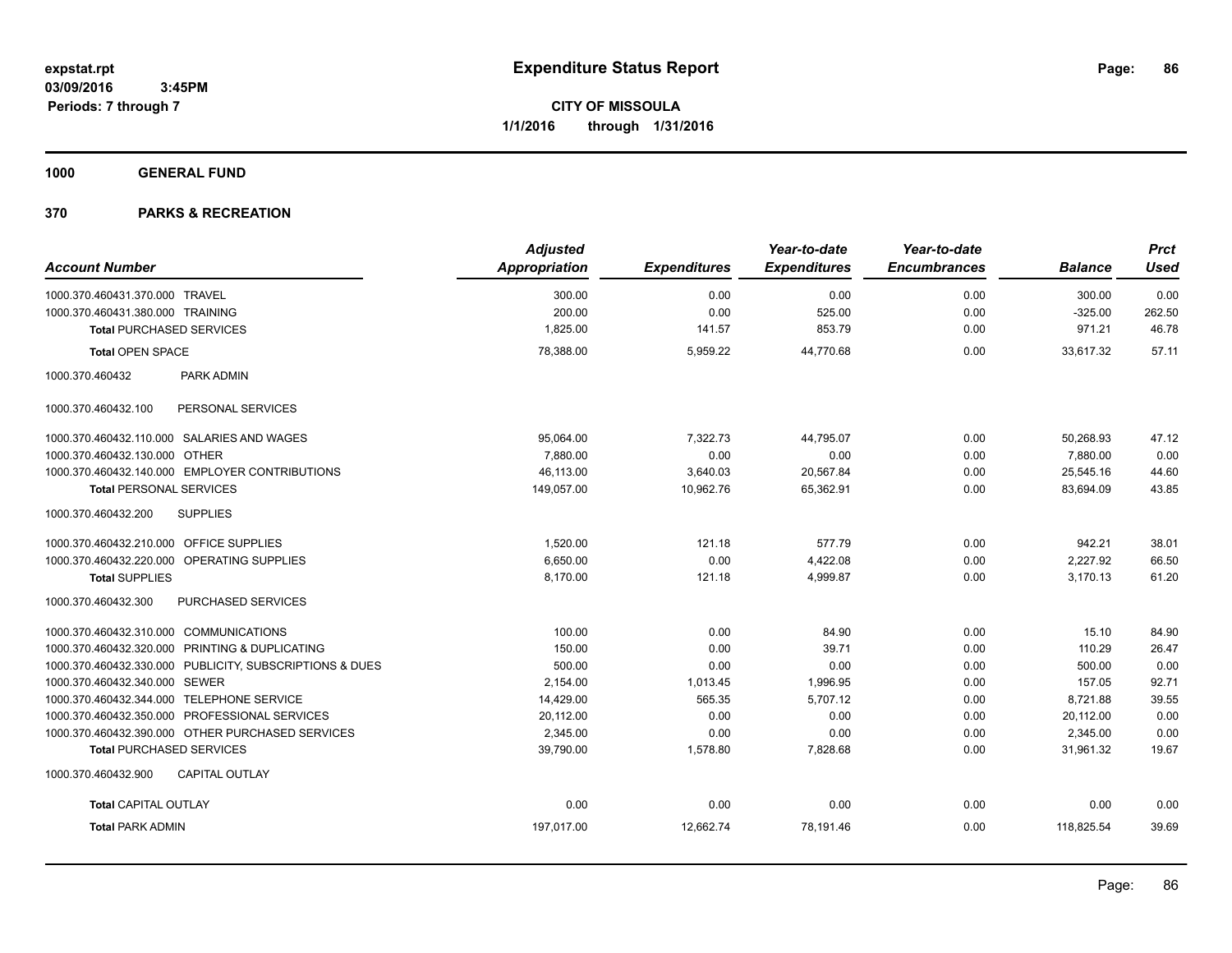**expstat.rpt**
**03/09/2016 3:45PM**
**Periods: 7 through 7**

# Expenditure Status Report

**CITY OF MISSOULA**
**1/1/2016 through 1/31/2016**

## 1000 GENERAL FUND

## 370 PARKS & RECREATION

| Account Number | Adjusted Appropriation | Expenditures | Year-to-date Expenditures | Year-to-date Encumbrances | Balance | Prct Used |
|---|---|---|---|---|---|---|
| 1000.370.460431.370.000 TRAVEL | 300.00 | 0.00 | 0.00 | 0.00 | 300.00 | 0.00 |
| 1000.370.460431.380.000 TRAINING | 200.00 | 0.00 | 525.00 | 0.00 | -325.00 | 262.50 |
| **Total** PURCHASED SERVICES | 1,825.00 | 141.57 | 853.79 | 0.00 | 971.21 | 46.78 |
| **Total** OPEN SPACE | 78,388.00 | 5,959.22 | 44,770.68 | 0.00 | 33,617.32 | 57.11 |
| 1000.370.460432 PARK ADMIN | | | | | | |
| 1000.370.460432.100 PERSONAL SERVICES | | | | | | |
| 1000.370.460432.110.000 SALARIES AND WAGES | 95,064.00 | 7,322.73 | 44,795.07 | 0.00 | 50,268.93 | 47.12 |
| 1000.370.460432.130.000 OTHER | 7,880.00 | 0.00 | 0.00 | 0.00 | 7,880.00 | 0.00 |
| 1000.370.460432.140.000 EMPLOYER CONTRIBUTIONS | 46,113.00 | 3,640.03 | 20,567.84 | 0.00 | 25,545.16 | 44.60 |
| **Total** PERSONAL SERVICES | 149,057.00 | 10,962.76 | 65,362.91 | 0.00 | 83,694.09 | 43.85 |
| 1000.370.460432.200 SUPPLIES | | | | | | |
| 1000.370.460432.210.000 OFFICE SUPPLIES | 1,520.00 | 121.18 | 577.79 | 0.00 | 942.21 | 38.01 |
| 1000.370.460432.220.000 OPERATING SUPPLIES | 6,650.00 | 0.00 | 4,422.08 | 0.00 | 2,227.92 | 66.50 |
| **Total** SUPPLIES | 8,170.00 | 121.18 | 4,999.87 | 0.00 | 3,170.13 | 61.20 |
| 1000.370.460432.300 PURCHASED SERVICES | | | | | | |
| 1000.370.460432.310.000 COMMUNICATIONS | 100.00 | 0.00 | 84.90 | 0.00 | 15.10 | 84.90 |
| 1000.370.460432.320.000 PRINTING & DUPLICATING | 150.00 | 0.00 | 39.71 | 0.00 | 110.29 | 26.47 |
| 1000.370.460432.330.000 PUBLICITY, SUBSCRIPTIONS & DUES | 500.00 | 0.00 | 0.00 | 0.00 | 500.00 | 0.00 |
| 1000.370.460432.340.000 SEWER | 2,154.00 | 1,013.45 | 1,996.95 | 0.00 | 157.05 | 92.71 |
| 1000.370.460432.344.000 TELEPHONE SERVICE | 14,429.00 | 565.35 | 5,707.12 | 0.00 | 8,721.88 | 39.55 |
| 1000.370.460432.350.000 PROFESSIONAL SERVICES | 20,112.00 | 0.00 | 0.00 | 0.00 | 20,112.00 | 0.00 |
| 1000.370.460432.390.000 OTHER PURCHASED SERVICES | 2,345.00 | 0.00 | 0.00 | 0.00 | 2,345.00 | 0.00 |
| **Total** PURCHASED SERVICES | 39,790.00 | 1,578.80 | 7,828.68 | 0.00 | 31,961.32 | 19.67 |
| 1000.370.460432.900 CAPITAL OUTLAY | | | | | | |
| **Total** CAPITAL OUTLAY | 0.00 | 0.00 | 0.00 | 0.00 | 0.00 | 0.00 |
| **Total** PARK ADMIN | 197,017.00 | 12,662.74 | 78,191.46 | 0.00 | 118,825.54 | 39.69 |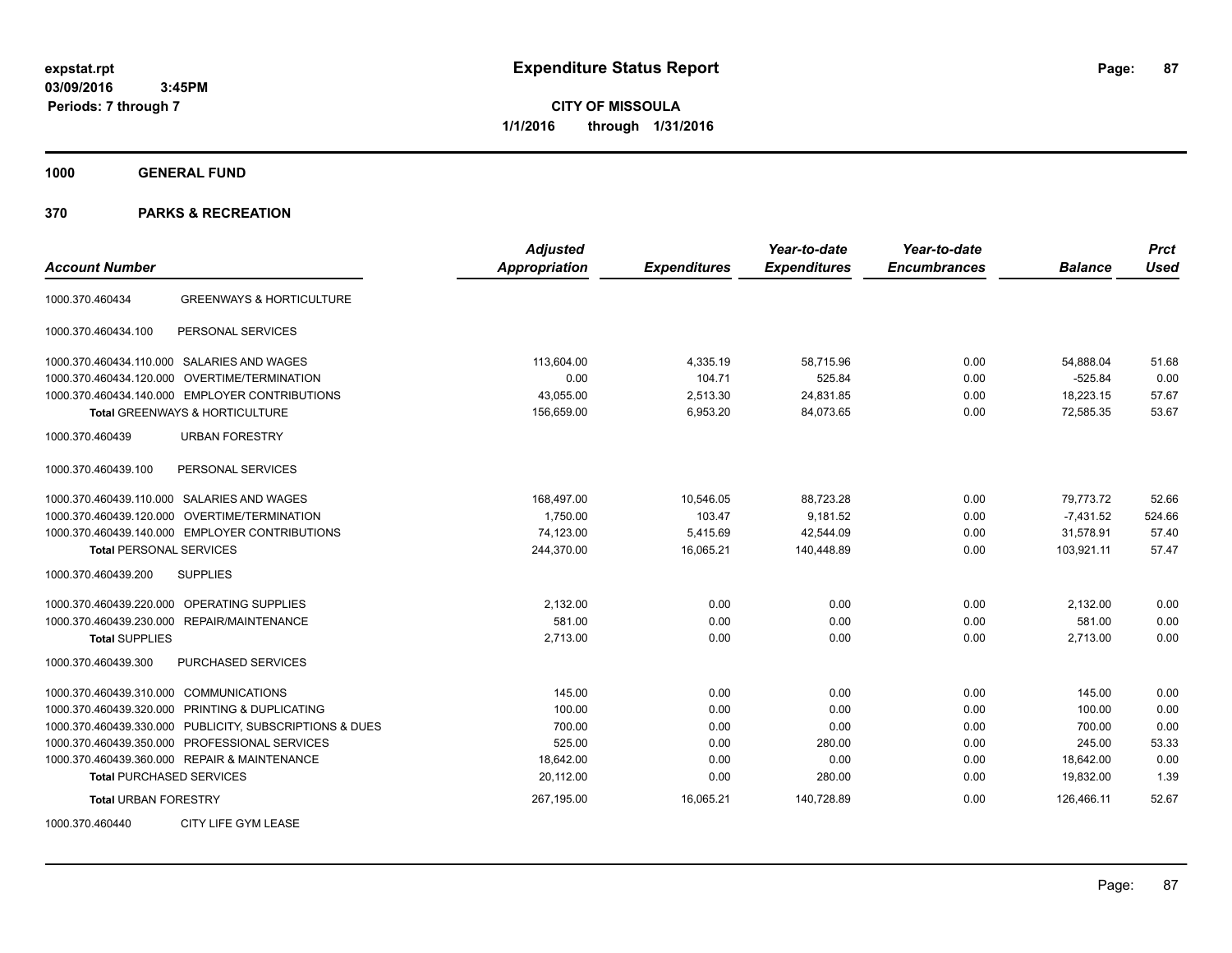expstat.rpt
03/09/2016 3:45PM
Periods: 7 through 7

# Expenditure Status Report

**CITY OF MISSOULA**
**1/1/2016 through 1/31/2016**

## 1000 GENERAL FUND

## 370 PARKS & RECREATION

| Account Number | | Adjusted Appropriation | Expenditures | Year-to-date Expenditures | Year-to-date Encumbrances | Balance | Prct Used |
|---|---|---|---|---|---|---|---|
| 1000.370.460434 | GREENWAYS & HORTICULTURE | | | | | | |
| 1000.370.460434.100 | PERSONAL SERVICES | | | | | | |
| 1000.370.460434.110.000 | SALARIES AND WAGES | 113,604.00 | 4,335.19 | 58,715.96 | 0.00 | 54,888.04 | 51.68 |
| 1000.370.460434.120.000 | OVERTIME/TERMINATION | 0.00 | 104.71 | 525.84 | 0.00 | -525.84 | 0.00 |
| 1000.370.460434.140.000 | EMPLOYER CONTRIBUTIONS | 43,055.00 | 2,513.30 | 24,831.85 | 0.00 | 18,223.15 | 57.67 |
| **Total** GREENWAYS & HORTICULTURE | | 156,659.00 | 6,953.20 | 84,073.65 | 0.00 | 72,585.35 | 53.67 |
| 1000.370.460439 | URBAN FORESTRY | | | | | | |
| 1000.370.460439.100 | PERSONAL SERVICES | | | | | | |
| 1000.370.460439.110.000 | SALARIES AND WAGES | 168,497.00 | 10,546.05 | 88,723.28 | 0.00 | 79,773.72 | 52.66 |
| 1000.370.460439.120.000 | OVERTIME/TERMINATION | 1,750.00 | 103.47 | 9,181.52 | 0.00 | -7,431.52 | 524.66 |
| 1000.370.460439.140.000 | EMPLOYER CONTRIBUTIONS | 74,123.00 | 5,415.69 | 42,544.09 | 0.00 | 31,578.91 | 57.40 |
| **Total** PERSONAL SERVICES | | 244,370.00 | 16,065.21 | 140,448.89 | 0.00 | 103,921.11 | 57.47 |
| 1000.370.460439.200 | SUPPLIES | | | | | | |
| 1000.370.460439.220.000 | OPERATING SUPPLIES | 2,132.00 | 0.00 | 0.00 | 0.00 | 2,132.00 | 0.00 |
| 1000.370.460439.230.000 | REPAIR/MAINTENANCE | 581.00 | 0.00 | 0.00 | 0.00 | 581.00 | 0.00 |
| **Total** SUPPLIES | | 2,713.00 | 0.00 | 0.00 | 0.00 | 2,713.00 | 0.00 |
| 1000.370.460439.300 | PURCHASED SERVICES | | | | | | |
| 1000.370.460439.310.000 | COMMUNICATIONS | 145.00 | 0.00 | 0.00 | 0.00 | 145.00 | 0.00 |
| 1000.370.460439.320.000 | PRINTING & DUPLICATING | 100.00 | 0.00 | 0.00 | 0.00 | 100.00 | 0.00 |
| 1000.370.460439.330.000 | PUBLICITY, SUBSCRIPTIONS & DUES | 700.00 | 0.00 | 0.00 | 0.00 | 700.00 | 0.00 |
| 1000.370.460439.350.000 | PROFESSIONAL SERVICES | 525.00 | 0.00 | 280.00 | 0.00 | 245.00 | 53.33 |
| 1000.370.460439.360.000 | REPAIR & MAINTENANCE | 18,642.00 | 0.00 | 0.00 | 0.00 | 18,642.00 | 0.00 |
| **Total** PURCHASED SERVICES | | 20,112.00 | 0.00 | 280.00 | 0.00 | 19,832.00 | 1.39 |
| **Total** URBAN FORESTRY | | 267,195.00 | 16,065.21 | 140,728.89 | 0.00 | 126,466.11 | 52.67 |
| 1000.370.460440 | CITY LIFE GYM LEASE | | | | | | |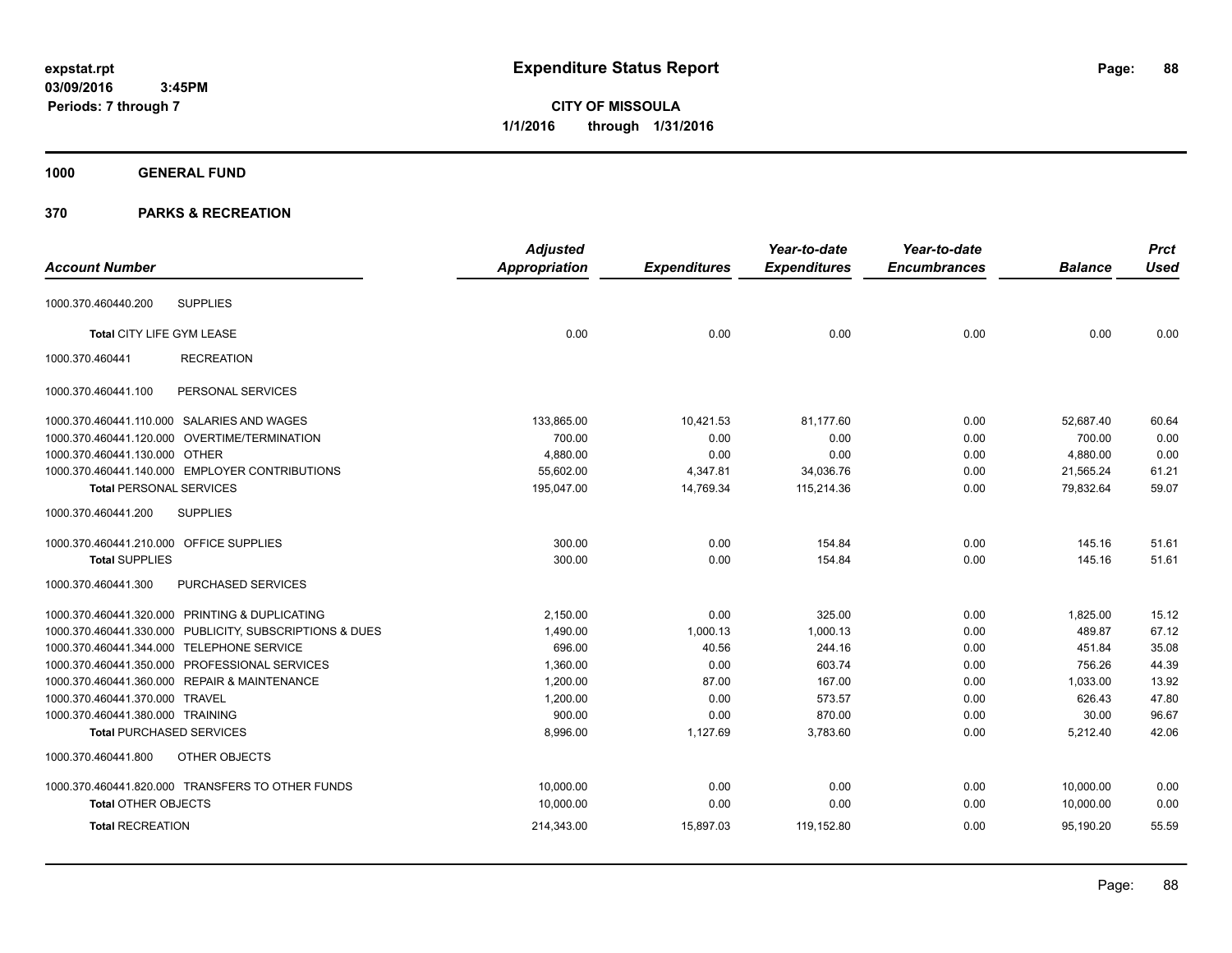# Expenditure Status Report

expstat.rpt
03/09/2016 3:45PM
Periods: 7 through 7

**CITY OF MISSOULA**
**1/1/2016 through 1/31/2016**

## 1000 GENERAL FUND

## 370 PARKS & RECREATION

| Account Number | Adjusted Appropriation | Expenditures | Year-to-date Expenditures | Year-to-date Encumbrances | Balance | Prct Used |
|---|---|---|---|---|---|---|
| 1000.370.460440.200 SUPPLIES | | | | | | |
| Total CITY LIFE GYM LEASE | 0.00 | 0.00 | 0.00 | 0.00 | 0.00 | 0.00 |
| 1000.370.460441 RECREATION | | | | | | |
| 1000.370.460441.100 PERSONAL SERVICES | | | | | | |
| 1000.370.460441.110.000 SALARIES AND WAGES | 133,865.00 | 10,421.53 | 81,177.60 | 0.00 | 52,687.40 | 60.64 |
| 1000.370.460441.120.000 OVERTIME/TERMINATION | 700.00 | 0.00 | 0.00 | 0.00 | 700.00 | 0.00 |
| 1000.370.460441.130.000 OTHER | 4,880.00 | 0.00 | 0.00 | 0.00 | 4,880.00 | 0.00 |
| 1000.370.460441.140.000 EMPLOYER CONTRIBUTIONS | 55,602.00 | 4,347.81 | 34,036.76 | 0.00 | 21,565.24 | 61.21 |
| Total PERSONAL SERVICES | 195,047.00 | 14,769.34 | 115,214.36 | 0.00 | 79,832.64 | 59.07 |
| 1000.370.460441.200 SUPPLIES | | | | | | |
| 1000.370.460441.210.000 OFFICE SUPPLIES | 300.00 | 0.00 | 154.84 | 0.00 | 145.16 | 51.61 |
| Total SUPPLIES | 300.00 | 0.00 | 154.84 | 0.00 | 145.16 | 51.61 |
| 1000.370.460441.300 PURCHASED SERVICES | | | | | | |
| 1000.370.460441.320.000 PRINTING & DUPLICATING | 2,150.00 | 0.00 | 325.00 | 0.00 | 1,825.00 | 15.12 |
| 1000.370.460441.330.000 PUBLICITY, SUBSCRIPTIONS & DUES | 1,490.00 | 1,000.13 | 1,000.13 | 0.00 | 489.87 | 67.12 |
| 1000.370.460441.344.000 TELEPHONE SERVICE | 696.00 | 40.56 | 244.16 | 0.00 | 451.84 | 35.08 |
| 1000.370.460441.350.000 PROFESSIONAL SERVICES | 1,360.00 | 0.00 | 603.74 | 0.00 | 756.26 | 44.39 |
| 1000.370.460441.360.000 REPAIR & MAINTENANCE | 1,200.00 | 87.00 | 167.00 | 0.00 | 1,033.00 | 13.92 |
| 1000.370.460441.370.000 TRAVEL | 1,200.00 | 0.00 | 573.57 | 0.00 | 626.43 | 47.80 |
| 1000.370.460441.380.000 TRAINING | 900.00 | 0.00 | 870.00 | 0.00 | 30.00 | 96.67 |
| Total PURCHASED SERVICES | 8,996.00 | 1,127.69 | 3,783.60 | 0.00 | 5,212.40 | 42.06 |
| 1000.370.460441.800 OTHER OBJECTS | | | | | | |
| 1000.370.460441.820.000 TRANSFERS TO OTHER FUNDS | 10,000.00 | 0.00 | 0.00 | 0.00 | 10,000.00 | 0.00 |
| Total OTHER OBJECTS | 10,000.00 | 0.00 | 0.00 | 0.00 | 10,000.00 | 0.00 |
| Total RECREATION | 214,343.00 | 15,897.03 | 119,152.80 | 0.00 | 95,190.20 | 55.59 |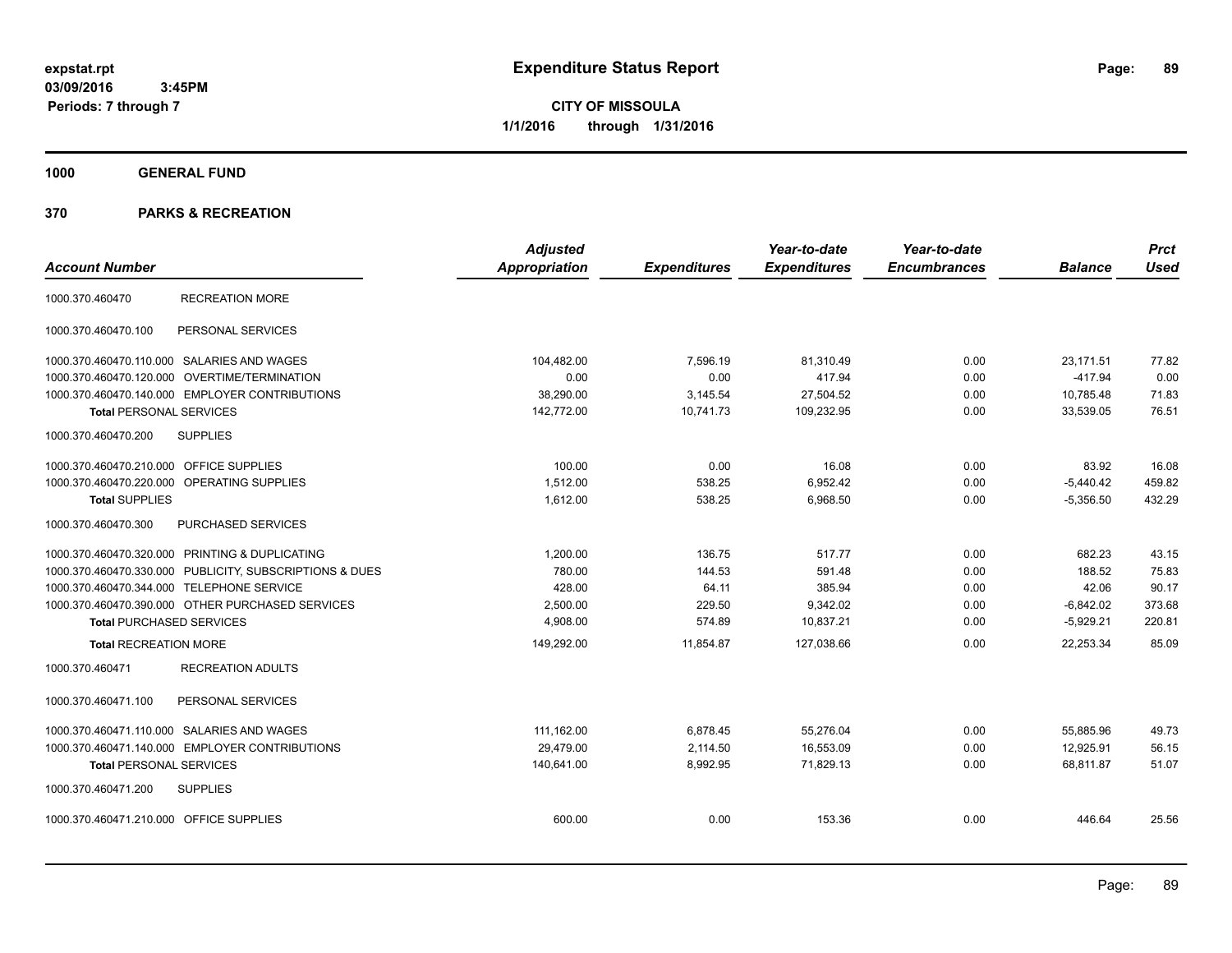**expstat.rpt**
**03/09/2016 3:45PM**
**Periods: 7 through 7**

# Expenditure Status Report

**CITY OF MISSOULA**
**1/1/2016 through 1/31/2016**

## 1000 GENERAL FUND

## 370 PARKS & RECREATION

| Account Number | | Adjusted Appropriation | Expenditures | Year-to-date Expenditures | Year-to-date Encumbrances | Balance | Prct Used |
|---|---|---|---|---|---|---|---|
| 1000.370.460470 | RECREATION MORE | | | | | | |
| 1000.370.460470.100 | PERSONAL SERVICES | | | | | | |
| 1000.370.460470.110.000 | SALARIES AND WAGES | 104,482.00 | 7,596.19 | 81,310.49 | 0.00 | 23,171.51 | 77.82 |
| 1000.370.460470.120.000 | OVERTIME/TERMINATION | 0.00 | 0.00 | 417.94 | 0.00 | -417.94 | 0.00 |
| 1000.370.460470.140.000 | EMPLOYER CONTRIBUTIONS | 38,290.00 | 3,145.54 | 27,504.52 | 0.00 | 10,785.48 | 71.83 |
| **Total** PERSONAL SERVICES | | 142,772.00 | 10,741.73 | 109,232.95 | 0.00 | 33,539.05 | 76.51 |
| 1000.370.460470.200 | SUPPLIES | | | | | | |
| 1000.370.460470.210.000 | OFFICE SUPPLIES | 100.00 | 0.00 | 16.08 | 0.00 | 83.92 | 16.08 |
| 1000.370.460470.220.000 | OPERATING SUPPLIES | 1,512.00 | 538.25 | 6,952.42 | 0.00 | -5,440.42 | 459.82 |
| **Total** SUPPLIES | | 1,612.00 | 538.25 | 6,968.50 | 0.00 | -5,356.50 | 432.29 |
| 1000.370.460470.300 | PURCHASED SERVICES | | | | | | |
| 1000.370.460470.320.000 | PRINTING & DUPLICATING | 1,200.00 | 136.75 | 517.77 | 0.00 | 682.23 | 43.15 |
| 1000.370.460470.330.000 | PUBLICITY, SUBSCRIPTIONS & DUES | 780.00 | 144.53 | 591.48 | 0.00 | 188.52 | 75.83 |
| 1000.370.460470.344.000 | TELEPHONE SERVICE | 428.00 | 64.11 | 385.94 | 0.00 | 42.06 | 90.17 |
| 1000.370.460470.390.000 | OTHER PURCHASED SERVICES | 2,500.00 | 229.50 | 9,342.02 | 0.00 | -6,842.02 | 373.68 |
| **Total** PURCHASED SERVICES | | 4,908.00 | 574.89 | 10,837.21 | 0.00 | -5,929.21 | 220.81 |
| **Total** RECREATION MORE | | 149,292.00 | 11,854.87 | 127,038.66 | 0.00 | 22,253.34 | 85.09 |
| 1000.370.460471 | RECREATION ADULTS | | | | | | |
| 1000.370.460471.100 | PERSONAL SERVICES | | | | | | |
| 1000.370.460471.110.000 | SALARIES AND WAGES | 111,162.00 | 6,878.45 | 55,276.04 | 0.00 | 55,885.96 | 49.73 |
| 1000.370.460471.140.000 | EMPLOYER CONTRIBUTIONS | 29,479.00 | 2,114.50 | 16,553.09 | 0.00 | 12,925.91 | 56.15 |
| **Total** PERSONAL SERVICES | | 140,641.00 | 8,992.95 | 71,829.13 | 0.00 | 68,811.87 | 51.07 |
| 1000.370.460471.200 | SUPPLIES | | | | | | |
| 1000.370.460471.210.000 | OFFICE SUPPLIES | 600.00 | 0.00 | 153.36 | 0.00 | 446.64 | 25.56 |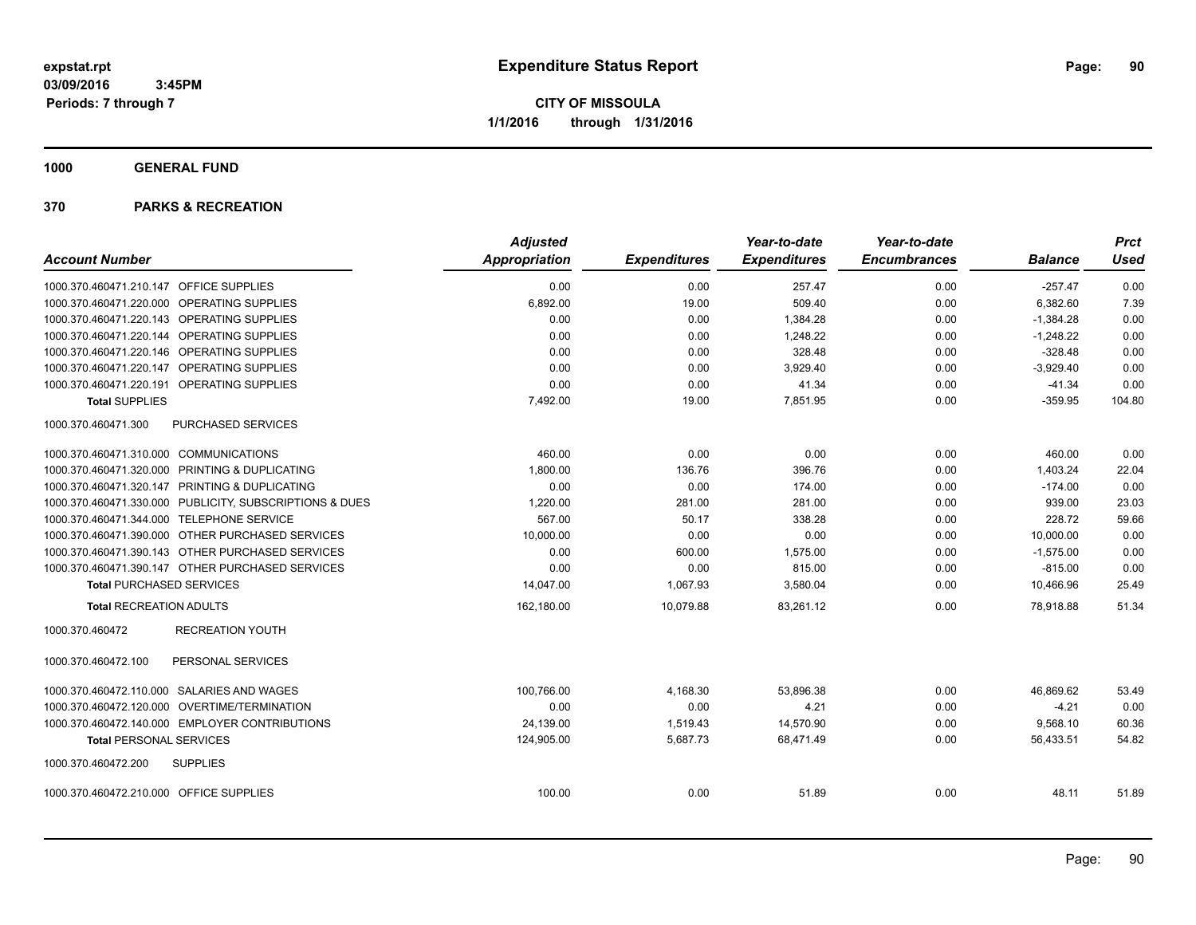expstat.rpt
03/09/2016 3:45PM
Periods: 7 through 7

# Expenditure Status Report

**CITY OF MISSOULA**
**1/1/2016 through 1/31/2016**

## 1000 GENERAL FUND

## 370 PARKS & RECREATION

| Account Number | Adjusted Appropriation | Expenditures | Year-to-date Expenditures | Year-to-date Encumbrances | Balance | Prct Used |
|---|---|---|---|---|---|---|
| 1000.370.460471.210.147 OFFICE SUPPLIES | 0.00 | 0.00 | 257.47 | 0.00 | -257.47 | 0.00 |
| 1000.370.460471.220.000 OPERATING SUPPLIES | 6,892.00 | 19.00 | 509.40 | 0.00 | 6,382.60 | 7.39 |
| 1000.370.460471.220.143 OPERATING SUPPLIES | 0.00 | 0.00 | 1,384.28 | 0.00 | -1,384.28 | 0.00 |
| 1000.370.460471.220.144 OPERATING SUPPLIES | 0.00 | 0.00 | 1,248.22 | 0.00 | -1,248.22 | 0.00 |
| 1000.370.460471.220.146 OPERATING SUPPLIES | 0.00 | 0.00 | 328.48 | 0.00 | -328.48 | 0.00 |
| 1000.370.460471.220.147 OPERATING SUPPLIES | 0.00 | 0.00 | 3,929.40 | 0.00 | -3,929.40 | 0.00 |
| 1000.370.460471.220.191 OPERATING SUPPLIES | 0.00 | 0.00 | 41.34 | 0.00 | -41.34 | 0.00 |
| **Total** SUPPLIES | 7,492.00 | 19.00 | 7,851.95 | 0.00 | -359.95 | 104.80 |
| 1000.370.460471.300 PURCHASED SERVICES | | | | | | |
| 1000.370.460471.310.000 COMMUNICATIONS | 460.00 | 0.00 | 0.00 | 0.00 | 460.00 | 0.00 |
| 1000.370.460471.320.000 PRINTING & DUPLICATING | 1,800.00 | 136.76 | 396.76 | 0.00 | 1,403.24 | 22.04 |
| 1000.370.460471.320.147 PRINTING & DUPLICATING | 0.00 | 0.00 | 174.00 | 0.00 | -174.00 | 0.00 |
| 1000.370.460471.330.000 PUBLICITY, SUBSCRIPTIONS & DUES | 1,220.00 | 281.00 | 281.00 | 0.00 | 939.00 | 23.03 |
| 1000.370.460471.344.000 TELEPHONE SERVICE | 567.00 | 50.17 | 338.28 | 0.00 | 228.72 | 59.66 |
| 1000.370.460471.390.000 OTHER PURCHASED SERVICES | 10,000.00 | 0.00 | 0.00 | 0.00 | 10,000.00 | 0.00 |
| 1000.370.460471.390.143 OTHER PURCHASED SERVICES | 0.00 | 600.00 | 1,575.00 | 0.00 | -1,575.00 | 0.00 |
| 1000.370.460471.390.147 OTHER PURCHASED SERVICES | 0.00 | 0.00 | 815.00 | 0.00 | -815.00 | 0.00 |
| **Total** PURCHASED SERVICES | 14,047.00 | 1,067.93 | 3,580.04 | 0.00 | 10,466.96 | 25.49 |
| **Total** RECREATION ADULTS | 162,180.00 | 10,079.88 | 83,261.12 | 0.00 | 78,918.88 | 51.34 |
| 1000.370.460472 RECREATION YOUTH | | | | | | |
| 1000.370.460472.100 PERSONAL SERVICES | | | | | | |
| 1000.370.460472.110.000 SALARIES AND WAGES | 100,766.00 | 4,168.30 | 53,896.38 | 0.00 | 46,869.62 | 53.49 |
| 1000.370.460472.120.000 OVERTIME/TERMINATION | 0.00 | 0.00 | 4.21 | 0.00 | -4.21 | 0.00 |
| 1000.370.460472.140.000 EMPLOYER CONTRIBUTIONS | 24,139.00 | 1,519.43 | 14,570.90 | 0.00 | 9,568.10 | 60.36 |
| **Total** PERSONAL SERVICES | 124,905.00 | 5,687.73 | 68,471.49 | 0.00 | 56,433.51 | 54.82 |
| 1000.370.460472.200 SUPPLIES | | | | | | |
| 1000.370.460472.210.000 OFFICE SUPPLIES | 100.00 | 0.00 | 51.89 | 0.00 | 48.11 | 51.89 |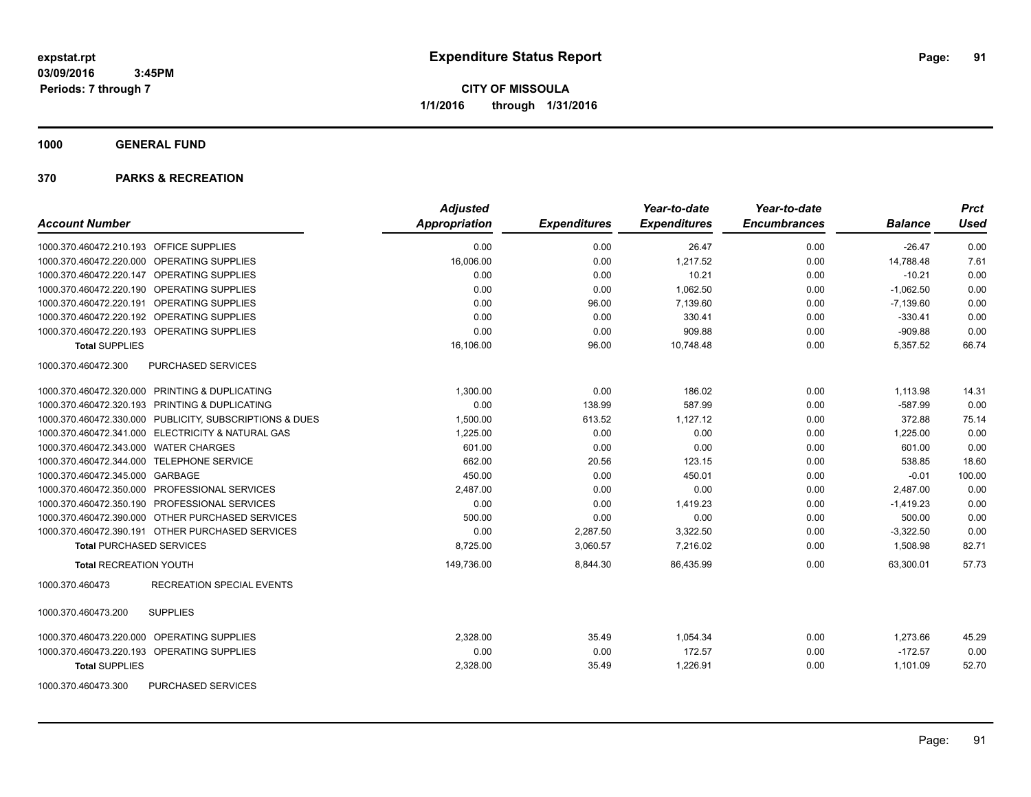expstat.rpt
03/09/2016 3:45PM
Periods: 7 through 7

# Expenditure Status Report

**CITY OF MISSOULA**
**1/1/2016 through 1/31/2016**

## 1000 GENERAL FUND

## 370 PARKS & RECREATION

| Account Number | | Adjusted Appropriation | Expenditures | Year-to-date Expenditures | Year-to-date Encumbrances | Balance | Prct Used |
|---|---|---|---|---|---|---|---|
| 1000.370.460472.210.193 | OFFICE SUPPLIES | 0.00 | 0.00 | 26.47 | 0.00 | -26.47 | 0.00 |
| 1000.370.460472.220.000 | OPERATING SUPPLIES | 16,006.00 | 0.00 | 1,217.52 | 0.00 | 14,788.48 | 7.61 |
| 1000.370.460472.220.147 | OPERATING SUPPLIES | 0.00 | 0.00 | 10.21 | 0.00 | -10.21 | 0.00 |
| 1000.370.460472.220.190 | OPERATING SUPPLIES | 0.00 | 0.00 | 1,062.50 | 0.00 | -1,062.50 | 0.00 |
| 1000.370.460472.220.191 | OPERATING SUPPLIES | 0.00 | 96.00 | 7,139.60 | 0.00 | -7,139.60 | 0.00 |
| 1000.370.460472.220.192 | OPERATING SUPPLIES | 0.00 | 0.00 | 330.41 | 0.00 | -330.41 | 0.00 |
| 1000.370.460472.220.193 | OPERATING SUPPLIES | 0.00 | 0.00 | 909.88 | 0.00 | -909.88 | 0.00 |
| **Total SUPPLIES** | | 16,106.00 | 96.00 | 10,748.48 | 0.00 | 5,357.52 | 66.74 |
| 1000.370.460472.300 | PURCHASED SERVICES | | | | | | |
| 1000.370.460472.320.000 | PRINTING & DUPLICATING | 1,300.00 | 0.00 | 186.02 | 0.00 | 1,113.98 | 14.31 |
| 1000.370.460472.320.193 | PRINTING & DUPLICATING | 0.00 | 138.99 | 587.99 | 0.00 | -587.99 | 0.00 |
| 1000.370.460472.330.000 | PUBLICITY, SUBSCRIPTIONS & DUES | 1,500.00 | 613.52 | 1,127.12 | 0.00 | 372.88 | 75.14 |
| 1000.370.460472.341.000 | ELECTRICITY & NATURAL GAS | 1,225.00 | 0.00 | 0.00 | 0.00 | 1,225.00 | 0.00 |
| 1000.370.460472.343.000 | WATER CHARGES | 601.00 | 0.00 | 0.00 | 0.00 | 601.00 | 0.00 |
| 1000.370.460472.344.000 | TELEPHONE SERVICE | 662.00 | 20.56 | 123.15 | 0.00 | 538.85 | 18.60 |
| 1000.370.460472.345.000 | GARBAGE | 450.00 | 0.00 | 450.01 | 0.00 | -0.01 | 100.00 |
| 1000.370.460472.350.000 | PROFESSIONAL SERVICES | 2,487.00 | 0.00 | 0.00 | 0.00 | 2,487.00 | 0.00 |
| 1000.370.460472.350.190 | PROFESSIONAL SERVICES | 0.00 | 0.00 | 1,419.23 | 0.00 | -1,419.23 | 0.00 |
| 1000.370.460472.390.000 | OTHER PURCHASED SERVICES | 500.00 | 0.00 | 0.00 | 0.00 | 500.00 | 0.00 |
| 1000.370.460472.390.191 | OTHER PURCHASED SERVICES | 0.00 | 2,287.50 | 3,322.50 | 0.00 | -3,322.50 | 0.00 |
| **Total PURCHASED SERVICES** | | 8,725.00 | 3,060.57 | 7,216.02 | 0.00 | 1,508.98 | 82.71 |
| **Total RECREATION YOUTH** | | 149,736.00 | 8,844.30 | 86,435.99 | 0.00 | 63,300.01 | 57.73 |
| 1000.370.460473 | RECREATION SPECIAL EVENTS | | | | | | |
| 1000.370.460473.200 | SUPPLIES | | | | | | |
| 1000.370.460473.220.000 | OPERATING SUPPLIES | 2,328.00 | 35.49 | 1,054.34 | 0.00 | 1,273.66 | 45.29 |
| 1000.370.460473.220.193 | OPERATING SUPPLIES | 0.00 | 0.00 | 172.57 | 0.00 | -172.57 | 0.00 |
| **Total SUPPLIES** | | 2,328.00 | 35.49 | 1,226.91 | 0.00 | 1,101.09 | 52.70 |
| 1000.370.460473.300 | PURCHASED SERVICES | | | | | | |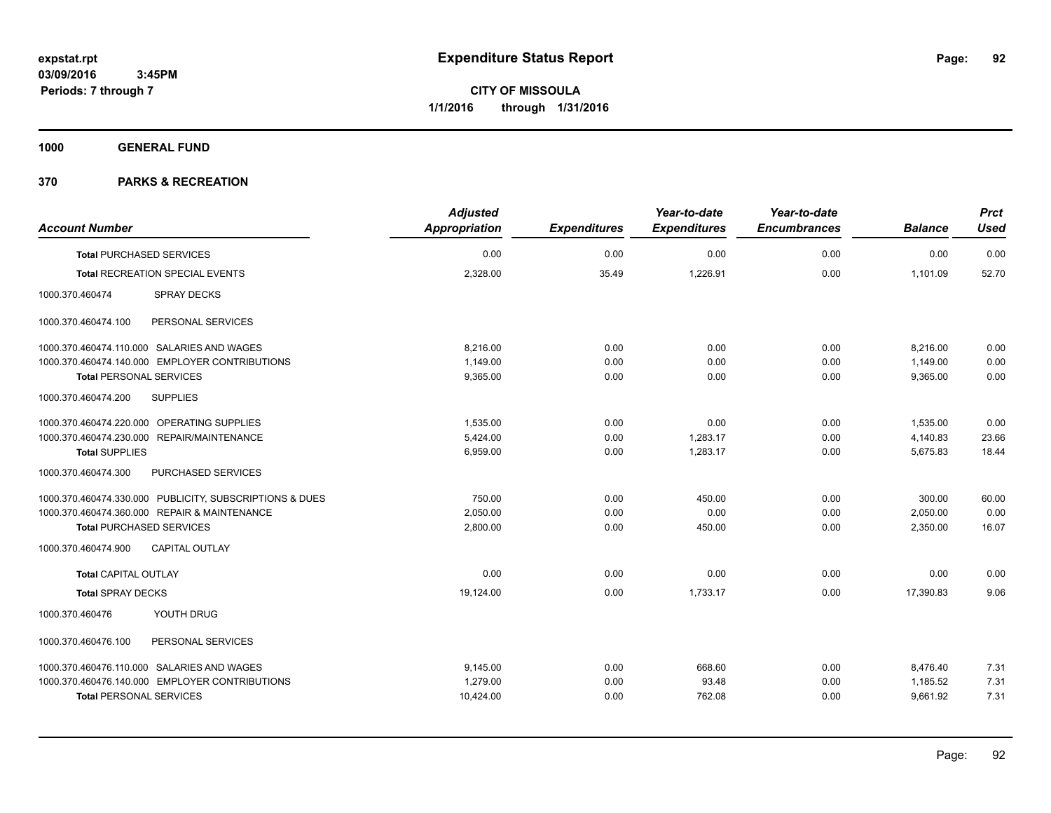**expstat.rpt**
**03/09/2016 3:45PM**
**Periods: 7 through 7**

# Expenditure Status Report

**CITY OF MISSOULA**
**1/1/2016 through 1/31/2016**

## 1000 GENERAL FUND

## 370 PARKS & RECREATION

| Account Number | | Adjusted Appropriation | Expenditures | Year-to-date Expenditures | Year-to-date Encumbrances | Balance | Prct Used |
|---|---|---|---|---|---|---|---|
| **Total** PURCHASED SERVICES | | 0.00 | 0.00 | 0.00 | 0.00 | 0.00 | 0.00 |
| **Total** RECREATION SPECIAL EVENTS | | 2,328.00 | 35.49 | 1,226.91 | 0.00 | 1,101.09 | 52.70 |
| 1000.370.460474 | SPRAY DECKS | | | | | | |
| 1000.370.460474.100 | PERSONAL SERVICES | | | | | | |
| 1000.370.460474.110.000 | SALARIES AND WAGES | 8,216.00 | 0.00 | 0.00 | 0.00 | 8,216.00 | 0.00 |
| 1000.370.460474.140.000 | EMPLOYER CONTRIBUTIONS | 1,149.00 | 0.00 | 0.00 | 0.00 | 1,149.00 | 0.00 |
| **Total** PERSONAL SERVICES | | 9,365.00 | 0.00 | 0.00 | 0.00 | 9,365.00 | 0.00 |
| 1000.370.460474.200 | SUPPLIES | | | | | | |
| 1000.370.460474.220.000 | OPERATING SUPPLIES | 1,535.00 | 0.00 | 0.00 | 0.00 | 1,535.00 | 0.00 |
| 1000.370.460474.230.000 | REPAIR/MAINTENANCE | 5,424.00 | 0.00 | 1,283.17 | 0.00 | 4,140.83 | 23.66 |
| **Total** SUPPLIES | | 6,959.00 | 0.00 | 1,283.17 | 0.00 | 5,675.83 | 18.44 |
| 1000.370.460474.300 | PURCHASED SERVICES | | | | | | |
| 1000.370.460474.330.000 | PUBLICITY, SUBSCRIPTIONS & DUES | 750.00 | 0.00 | 450.00 | 0.00 | 300.00 | 60.00 |
| 1000.370.460474.360.000 | REPAIR & MAINTENANCE | 2,050.00 | 0.00 | 0.00 | 0.00 | 2,050.00 | 0.00 |
| **Total** PURCHASED SERVICES | | 2,800.00 | 0.00 | 450.00 | 0.00 | 2,350.00 | 16.07 |
| 1000.370.460474.900 | CAPITAL OUTLAY | | | | | | |
| **Total** CAPITAL OUTLAY | | 0.00 | 0.00 | 0.00 | 0.00 | 0.00 | 0.00 |
| **Total** SPRAY DECKS | | 19,124.00 | 0.00 | 1,733.17 | 0.00 | 17,390.83 | 9.06 |
| 1000.370.460476 | YOUTH DRUG | | | | | | |
| 1000.370.460476.100 | PERSONAL SERVICES | | | | | | |
| 1000.370.460476.110.000 | SALARIES AND WAGES | 9,145.00 | 0.00 | 668.60 | 0.00 | 8,476.40 | 7.31 |
| 1000.370.460476.140.000 | EMPLOYER CONTRIBUTIONS | 1,279.00 | 0.00 | 93.48 | 0.00 | 1,185.52 | 7.31 |
| **Total** PERSONAL SERVICES | | 10,424.00 | 0.00 | 762.08 | 0.00 | 9,661.92 | 7.31 |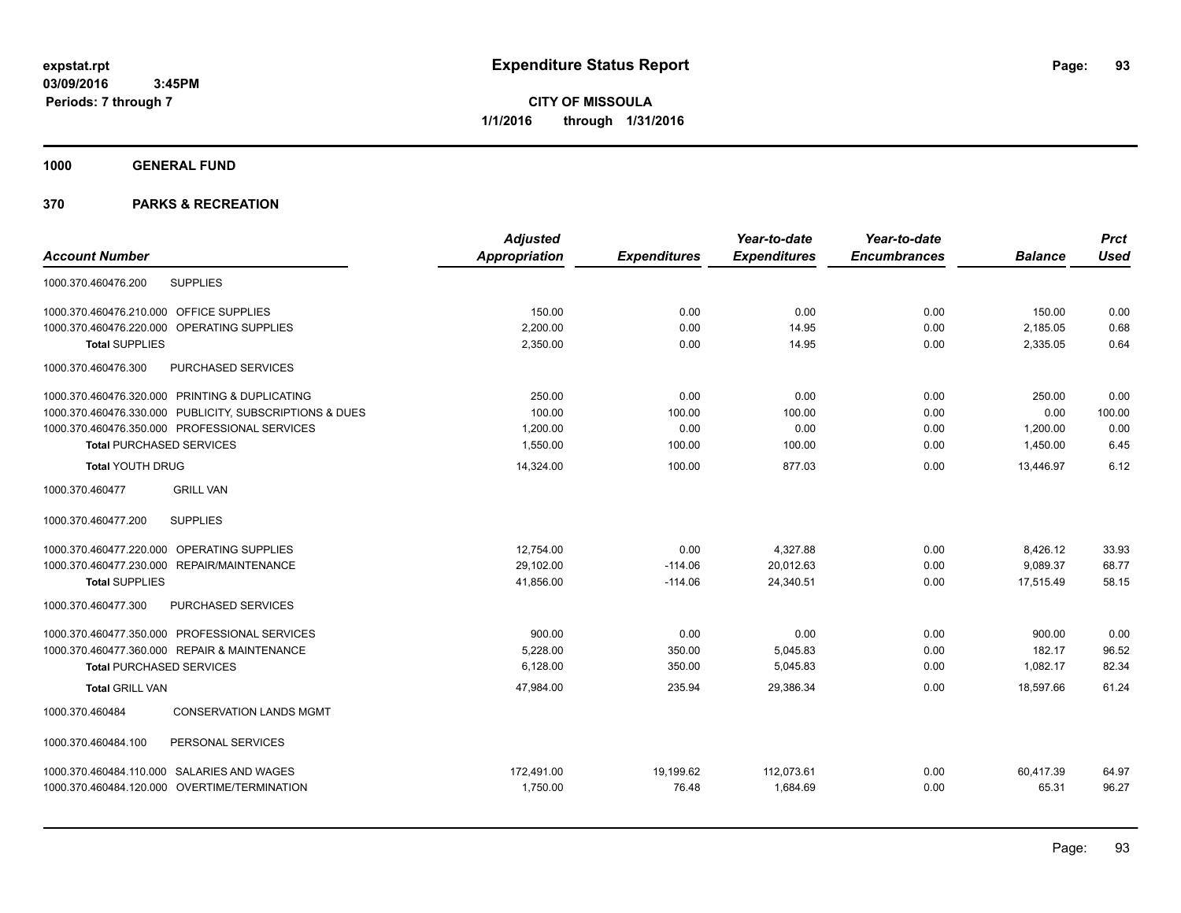expstat.rpt
03/09/2016 3:45PM
Periods: 7 through 7

# Expenditure Status Report

**CITY OF MISSOULA**
**1/1/2016 through 1/31/2016**

## 1000 GENERAL FUND

## 370 PARKS & RECREATION

| Account Number | Adjusted Appropriation | Expenditures | Year-to-date Expenditures | Year-to-date Encumbrances | Balance | Prct Used |
|---|---|---|---|---|---|---|
| 1000.370.460476.200 SUPPLIES | | | | | | |
| 1000.370.460476.210.000 OFFICE SUPPLIES | 150.00 | 0.00 | 0.00 | 0.00 | 150.00 | 0.00 |
| 1000.370.460476.220.000 OPERATING SUPPLIES | 2,200.00 | 0.00 | 14.95 | 0.00 | 2,185.05 | 0.68 |
| **Total SUPPLIES** | 2,350.00 | 0.00 | 14.95 | 0.00 | 2,335.05 | 0.64 |
| 1000.370.460476.300 PURCHASED SERVICES | | | | | | |
| 1000.370.460476.320.000 PRINTING & DUPLICATING | 250.00 | 0.00 | 0.00 | 0.00 | 250.00 | 0.00 |
| 1000.370.460476.330.000 PUBLICITY, SUBSCRIPTIONS & DUES | 100.00 | 100.00 | 100.00 | 0.00 | 0.00 | 100.00 |
| 1000.370.460476.350.000 PROFESSIONAL SERVICES | 1,200.00 | 0.00 | 0.00 | 0.00 | 1,200.00 | 0.00 |
| **Total PURCHASED SERVICES** | 1,550.00 | 100.00 | 100.00 | 0.00 | 1,450.00 | 6.45 |
| **Total YOUTH DRUG** | 14,324.00 | 100.00 | 877.03 | 0.00 | 13,446.97 | 6.12 |
| 1000.370.460477 GRILL VAN | | | | | | |
| 1000.370.460477.200 SUPPLIES | | | | | | |
| 1000.370.460477.220.000 OPERATING SUPPLIES | 12,754.00 | 0.00 | 4,327.88 | 0.00 | 8,426.12 | 33.93 |
| 1000.370.460477.230.000 REPAIR/MAINTENANCE | 29,102.00 | -114.06 | 20,012.63 | 0.00 | 9,089.37 | 68.77 |
| **Total SUPPLIES** | 41,856.00 | -114.06 | 24,340.51 | 0.00 | 17,515.49 | 58.15 |
| 1000.370.460477.300 PURCHASED SERVICES | | | | | | |
| 1000.370.460477.350.000 PROFESSIONAL SERVICES | 900.00 | 0.00 | 0.00 | 0.00 | 900.00 | 0.00 |
| 1000.370.460477.360.000 REPAIR & MAINTENANCE | 5,228.00 | 350.00 | 5,045.83 | 0.00 | 182.17 | 96.52 |
| **Total PURCHASED SERVICES** | 6,128.00 | 350.00 | 5,045.83 | 0.00 | 1,082.17 | 82.34 |
| **Total GRILL VAN** | 47,984.00 | 235.94 | 29,386.34 | 0.00 | 18,597.66 | 61.24 |
| 1000.370.460484 CONSERVATION LANDS MGMT | | | | | | |
| 1000.370.460484.100 PERSONAL SERVICES | | | | | | |
| 1000.370.460484.110.000 SALARIES AND WAGES | 172,491.00 | 19,199.62 | 112,073.61 | 0.00 | 60,417.39 | 64.97 |
| 1000.370.460484.120.000 OVERTIME/TERMINATION | 1,750.00 | 76.48 | 1,684.69 | 0.00 | 65.31 | 96.27 |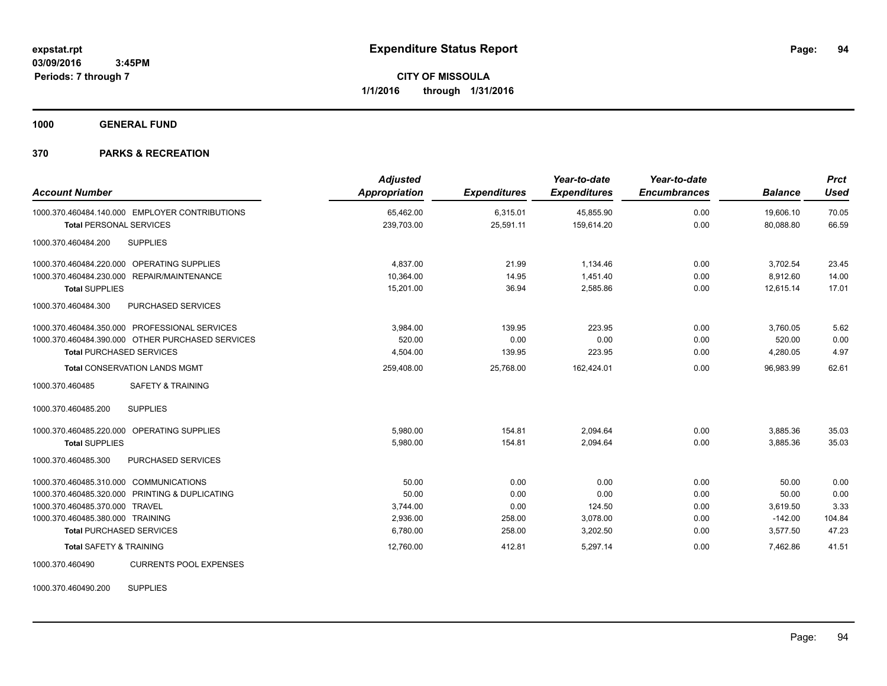**expstat.rpt**
**03/09/2016 3:45PM**
**Periods: 7 through 7**

# Expenditure Status Report

**CITY OF MISSOULA**
**1/1/2016 through 1/31/2016**

## 1000 GENERAL FUND

## 370 PARKS & RECREATION

| Account Number | Adjusted Appropriation | Expenditures | Year-to-date Expenditures | Year-to-date Encumbrances | Balance | Prct Used |
|---|---|---|---|---|---|---|
| 1000.370.460484.140.000 EMPLOYER CONTRIBUTIONS | 65,462.00 | 6,315.01 | 45,855.90 | 0.00 | 19,606.10 | 70.05 |
| **Total** PERSONAL SERVICES | 239,703.00 | 25,591.11 | 159,614.20 | 0.00 | 80,088.80 | 66.59 |
| 1000.370.460484.200 SUPPLIES | | | | | | |
| 1000.370.460484.220.000 OPERATING SUPPLIES | 4,837.00 | 21.99 | 1,134.46 | 0.00 | 3,702.54 | 23.45 |
| 1000.370.460484.230.000 REPAIR/MAINTENANCE | 10,364.00 | 14.95 | 1,451.40 | 0.00 | 8,912.60 | 14.00 |
| **Total** SUPPLIES | 15,201.00 | 36.94 | 2,585.86 | 0.00 | 12,615.14 | 17.01 |
| 1000.370.460484.300 PURCHASED SERVICES | | | | | | |
| 1000.370.460484.350.000 PROFESSIONAL SERVICES | 3,984.00 | 139.95 | 223.95 | 0.00 | 3,760.05 | 5.62 |
| 1000.370.460484.390.000 OTHER PURCHASED SERVICES | 520.00 | 0.00 | 0.00 | 0.00 | 520.00 | 0.00 |
| **Total** PURCHASED SERVICES | 4,504.00 | 139.95 | 223.95 | 0.00 | 4,280.05 | 4.97 |
| **Total** CONSERVATION LANDS MGMT | 259,408.00 | 25,768.00 | 162,424.01 | 0.00 | 96,983.99 | 62.61 |
| 1000.370.460485 SAFETY & TRAINING | | | | | | |
| 1000.370.460485.200 SUPPLIES | | | | | | |
| 1000.370.460485.220.000 OPERATING SUPPLIES | 5,980.00 | 154.81 | 2,094.64 | 0.00 | 3,885.36 | 35.03 |
| **Total** SUPPLIES | 5,980.00 | 154.81 | 2,094.64 | 0.00 | 3,885.36 | 35.03 |
| 1000.370.460485.300 PURCHASED SERVICES | | | | | | |
| 1000.370.460485.310.000 COMMUNICATIONS | 50.00 | 0.00 | 0.00 | 0.00 | 50.00 | 0.00 |
| 1000.370.460485.320.000 PRINTING & DUPLICATING | 50.00 | 0.00 | 0.00 | 0.00 | 50.00 | 0.00 |
| 1000.370.460485.370.000 TRAVEL | 3,744.00 | 0.00 | 124.50 | 0.00 | 3,619.50 | 3.33 |
| 1000.370.460485.380.000 TRAINING | 2,936.00 | 258.00 | 3,078.00 | 0.00 | -142.00 | 104.84 |
| **Total** PURCHASED SERVICES | 6,780.00 | 258.00 | 3,202.50 | 0.00 | 3,577.50 | 47.23 |
| **Total** SAFETY & TRAINING | 12,760.00 | 412.81 | 5,297.14 | 0.00 | 7,462.86 | 41.51 |
| 1000.370.460490 CURRENTS POOL EXPENSES | | | | | | |
| 1000.370.460490.200 SUPPLIES | | | | | | |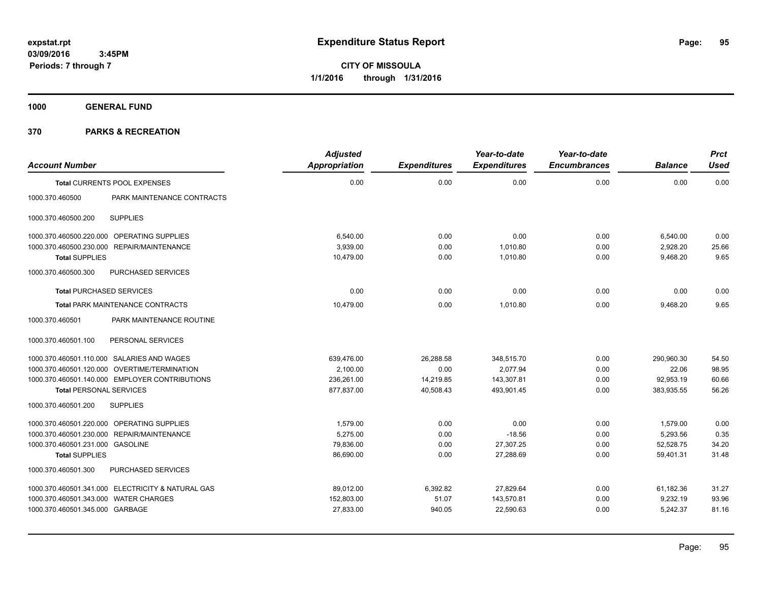# Expenditure Status Report

**CITY OF MISSOULA**

**1/1/2016 through 1/31/2016**

expstat.rpt
03/09/2016 3:45PM
Periods: 7 through 7

## 1000 GENERAL FUND

## 370 PARKS & RECREATION

| Account Number | | Adjusted Appropriation | Expenditures | Year-to-date Expenditures | Year-to-date Encumbrances | Balance | Prct Used |
|---|---|---|---|---|---|---|---|
| **Total** CURRENTS POOL EXPENSES | | 0.00 | 0.00 | 0.00 | 0.00 | 0.00 | 0.00 |
| 1000.370.460500 | PARK MAINTENANCE CONTRACTS | | | | | | |
| 1000.370.460500.200 | SUPPLIES | | | | | | |
| 1000.370.460500.220.000 | OPERATING SUPPLIES | 6,540.00 | 0.00 | 0.00 | 0.00 | 6,540.00 | 0.00 |
| 1000.370.460500.230.000 | REPAIR/MAINTENANCE | 3,939.00 | 0.00 | 1,010.80 | 0.00 | 2,928.20 | 25.66 |
| **Total** SUPPLIES | | 10,479.00 | 0.00 | 1,010.80 | 0.00 | 9,468.20 | 9.65 |
| 1000.370.460500.300 | PURCHASED SERVICES | | | | | | |
| **Total** PURCHASED SERVICES | | 0.00 | 0.00 | 0.00 | 0.00 | 0.00 | 0.00 |
| **Total** PARK MAINTENANCE CONTRACTS | | 10,479.00 | 0.00 | 1,010.80 | 0.00 | 9,468.20 | 9.65 |
| 1000.370.460501 | PARK MAINTENANCE ROUTINE | | | | | | |
| 1000.370.460501.100 | PERSONAL SERVICES | | | | | | |
| 1000.370.460501.110.000 | SALARIES AND WAGES | 639,476.00 | 26,288.58 | 348,515.70 | 0.00 | 290,960.30 | 54.50 |
| 1000.370.460501.120.000 | OVERTIME/TERMINATION | 2,100.00 | 0.00 | 2,077.94 | 0.00 | 22.06 | 98.95 |
| 1000.370.460501.140.000 | EMPLOYER CONTRIBUTIONS | 236,261.00 | 14,219.85 | 143,307.81 | 0.00 | 92,953.19 | 60.66 |
| **Total** PERSONAL SERVICES | | 877,837.00 | 40,508.43 | 493,901.45 | 0.00 | 383,935.55 | 56.26 |
| 1000.370.460501.200 | SUPPLIES | | | | | | |
| 1000.370.460501.220.000 | OPERATING SUPPLIES | 1,579.00 | 0.00 | 0.00 | 0.00 | 1,579.00 | 0.00 |
| 1000.370.460501.230.000 | REPAIR/MAINTENANCE | 5,275.00 | 0.00 | -18.56 | 0.00 | 5,293.56 | 0.35 |
| 1000.370.460501.231.000 | GASOLINE | 79,836.00 | 0.00 | 27,307.25 | 0.00 | 52,528.75 | 34.20 |
| **Total** SUPPLIES | | 86,690.00 | 0.00 | 27,288.69 | 0.00 | 59,401.31 | 31.48 |
| 1000.370.460501.300 | PURCHASED SERVICES | | | | | | |
| 1000.370.460501.341.000 | ELECTRICITY & NATURAL GAS | 89,012.00 | 6,392.82 | 27,829.64 | 0.00 | 61,182.36 | 31.27 |
| 1000.370.460501.343.000 | WATER CHARGES | 152,803.00 | 51.07 | 143,570.81 | 0.00 | 9,232.19 | 93.96 |
| 1000.370.460501.345.000 | GARBAGE | 27,833.00 | 940.05 | 22,590.63 | 0.00 | 5,242.37 | 81.16 |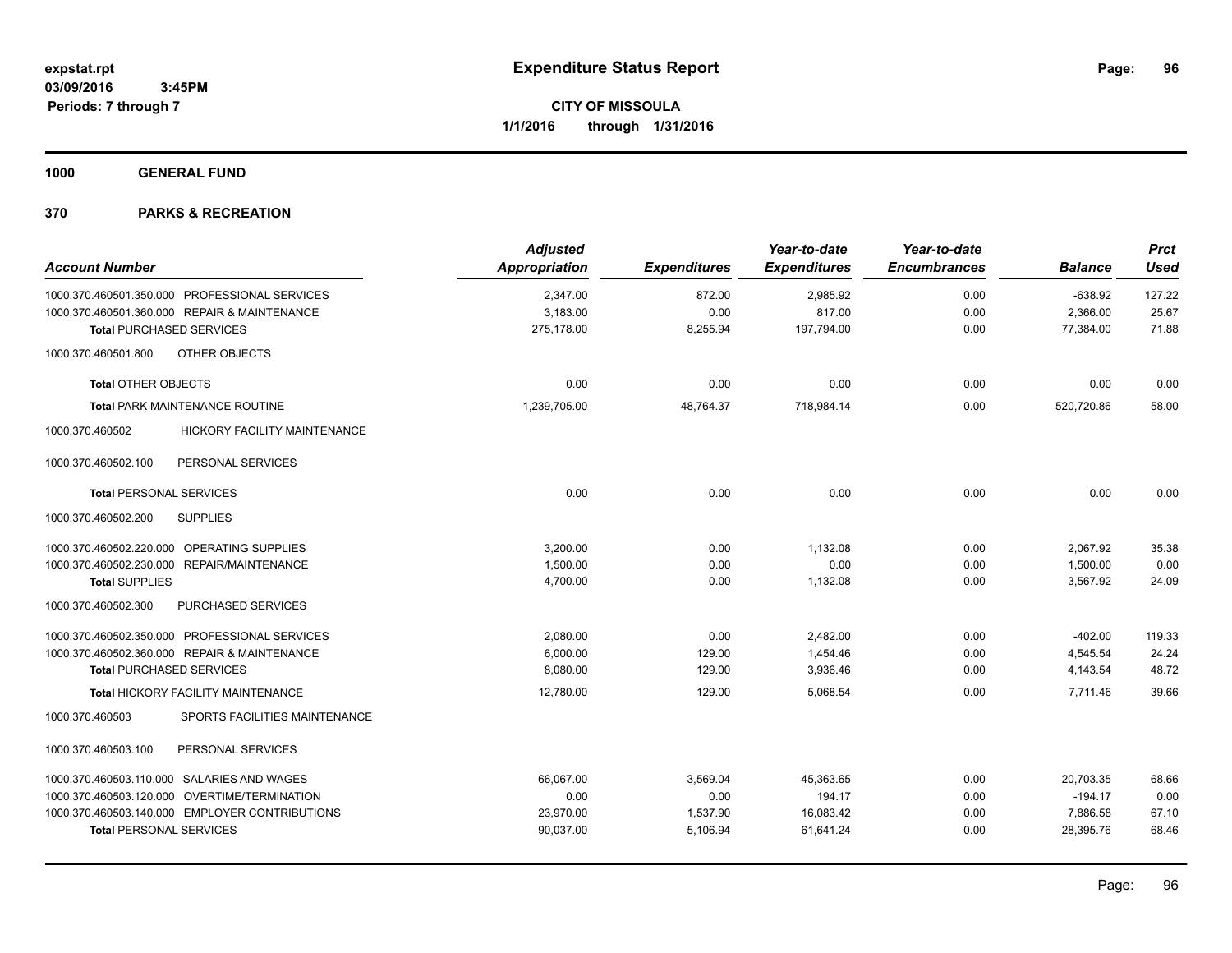**expstat.rpt**
**03/09/2016 3:45PM**
**Periods: 7 through 7**

# Expenditure Status Report

**CITY OF MISSOULA**
**1/1/2016 through 1/31/2016**

## 1000 GENERAL FUND

## 370 PARKS & RECREATION

| Account Number | | Adjusted Appropriation | Expenditures | Year-to-date Expenditures | Year-to-date Encumbrances | Balance | Prct Used |
|---|---|---|---|---|---|---|---|
| 1000.370.460501.350.000 | PROFESSIONAL SERVICES | 2,347.00 | 872.00 | 2,985.92 | 0.00 | -638.92 | 127.22 |
| 1000.370.460501.360.000 | REPAIR & MAINTENANCE | 3,183.00 | 0.00 | 817.00 | 0.00 | 2,366.00 | 25.67 |
| **Total** PURCHASED SERVICES | | 275,178.00 | 8,255.94 | 197,794.00 | 0.00 | 77,384.00 | 71.88 |
| 1000.370.460501.800 | OTHER OBJECTS | | | | | | |
| **Total** OTHER OBJECTS | | 0.00 | 0.00 | 0.00 | 0.00 | 0.00 | 0.00 |
| **Total** PARK MAINTENANCE ROUTINE | | 1,239,705.00 | 48,764.37 | 718,984.14 | 0.00 | 520,720.86 | 58.00 |
| 1000.370.460502 | HICKORY FACILITY MAINTENANCE | | | | | | |
| 1000.370.460502.100 | PERSONAL SERVICES | | | | | | |
| **Total** PERSONAL SERVICES | | 0.00 | 0.00 | 0.00 | 0.00 | 0.00 | 0.00 |
| 1000.370.460502.200 | SUPPLIES | | | | | | |
| 1000.370.460502.220.000 | OPERATING SUPPLIES | 3,200.00 | 0.00 | 1,132.08 | 0.00 | 2,067.92 | 35.38 |
| 1000.370.460502.230.000 | REPAIR/MAINTENANCE | 1,500.00 | 0.00 | 0.00 | 0.00 | 1,500.00 | 0.00 |
| **Total** SUPPLIES | | 4,700.00 | 0.00 | 1,132.08 | 0.00 | 3,567.92 | 24.09 |
| 1000.370.460502.300 | PURCHASED SERVICES | | | | | | |
| 1000.370.460502.350.000 | PROFESSIONAL SERVICES | 2,080.00 | 0.00 | 2,482.00 | 0.00 | -402.00 | 119.33 |
| 1000.370.460502.360.000 | REPAIR & MAINTENANCE | 6,000.00 | 129.00 | 1,454.46 | 0.00 | 4,545.54 | 24.24 |
| **Total** PURCHASED SERVICES | | 8,080.00 | 129.00 | 3,936.46 | 0.00 | 4,143.54 | 48.72 |
| **Total** HICKORY FACILITY MAINTENANCE | | 12,780.00 | 129.00 | 5,068.54 | 0.00 | 7,711.46 | 39.66 |
| 1000.370.460503 | SPORTS FACILITIES MAINTENANCE | | | | | | |
| 1000.370.460503.100 | PERSONAL SERVICES | | | | | | |
| 1000.370.460503.110.000 | SALARIES AND WAGES | 66,067.00 | 3,569.04 | 45,363.65 | 0.00 | 20,703.35 | 68.66 |
| 1000.370.460503.120.000 | OVERTIME/TERMINATION | 0.00 | 0.00 | 194.17 | 0.00 | -194.17 | 0.00 |
| 1000.370.460503.140.000 | EMPLOYER CONTRIBUTIONS | 23,970.00 | 1,537.90 | 16,083.42 | 0.00 | 7,886.58 | 67.10 |
| **Total** PERSONAL SERVICES | | 90,037.00 | 5,106.94 | 61,641.24 | 0.00 | 28,395.76 | 68.46 |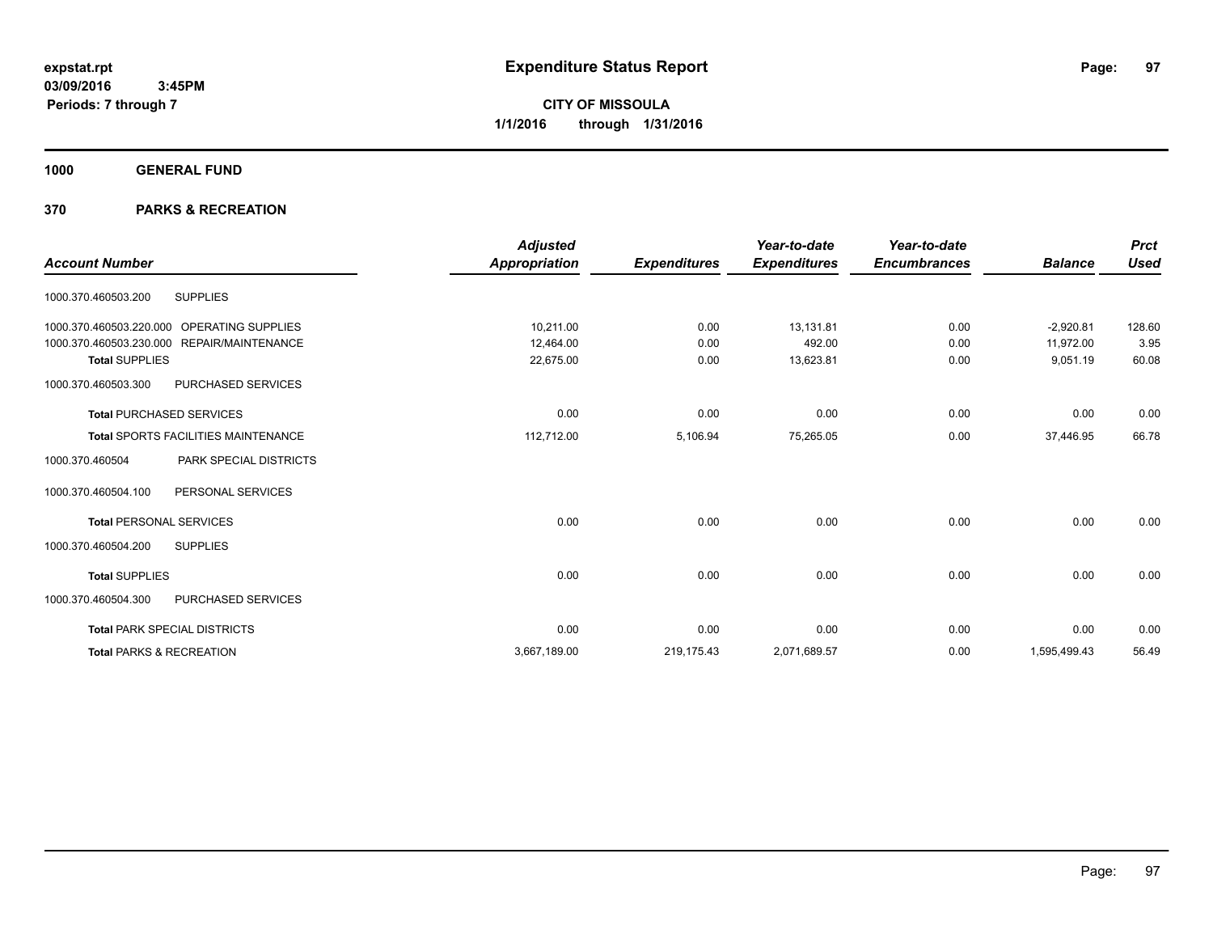**expstat.rpt**
**03/09/2016 3:45PM**
**Periods: 7 through 7**

# Expenditure Status Report

**CITY OF MISSOULA**
**1/1/2016 through 1/31/2016**

## 1000 GENERAL FUND

## 370 PARKS & RECREATION

| Account Number | | Adjusted Appropriation | Expenditures | Year-to-date Expenditures | Year-to-date Encumbrances | Balance | Prct Used |
|---|---|---|---|---|---|---|---|
| 1000.370.460503.200 | SUPPLIES | | | | | | |
| 1000.370.460503.220.000 | OPERATING SUPPLIES | 10,211.00 | 0.00 | 13,131.81 | 0.00 | -2,920.81 | 128.60 |
| 1000.370.460503.230.000 | REPAIR/MAINTENANCE | 12,464.00 | 0.00 | 492.00 | 0.00 | 11,972.00 | 3.95 |
| **Total** SUPPLIES | | 22,675.00 | 0.00 | 13,623.81 | 0.00 | 9,051.19 | 60.08 |
| 1000.370.460503.300 | PURCHASED SERVICES | | | | | | |
| **Total** PURCHASED SERVICES | | 0.00 | 0.00 | 0.00 | 0.00 | 0.00 | 0.00 |
| **Total** SPORTS FACILITIES MAINTENANCE | | 112,712.00 | 5,106.94 | 75,265.05 | 0.00 | 37,446.95 | 66.78 |
| 1000.370.460504 | PARK SPECIAL DISTRICTS | | | | | | |
| 1000.370.460504.100 | PERSONAL SERVICES | | | | | | |
| **Total** PERSONAL SERVICES | | 0.00 | 0.00 | 0.00 | 0.00 | 0.00 | 0.00 |
| 1000.370.460504.200 | SUPPLIES | | | | | | |
| **Total** SUPPLIES | | 0.00 | 0.00 | 0.00 | 0.00 | 0.00 | 0.00 |
| 1000.370.460504.300 | PURCHASED SERVICES | | | | | | |
| **Total** PARK SPECIAL DISTRICTS | | 0.00 | 0.00 | 0.00 | 0.00 | 0.00 | 0.00 |
| **Total** PARKS & RECREATION | | 3,667,189.00 | 219,175.43 | 2,071,689.57 | 0.00 | 1,595,499.43 | 56.49 |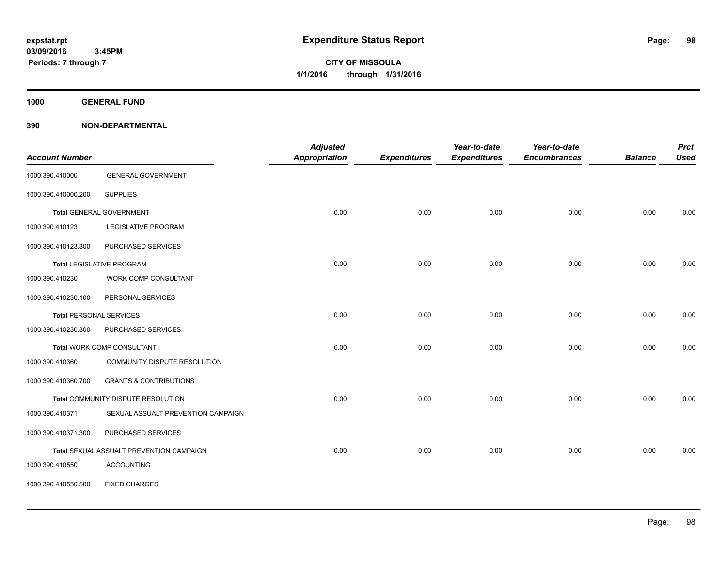expstat.rpt
03/09/2016 3:45PM
Periods: 7 through 7

# Expenditure Status Report

**CITY OF MISSOULA**
**1/1/2016 through 1/31/2016**

**1000 GENERAL FUND**

**390 NON-DEPARTMENTAL**

| Account Number | | Adjusted Appropriation | Expenditures | Year-to-date Expenditures | Year-to-date Encumbrances | Balance | Prct Used |
|---|---|---|---|---|---|---|---|
| 1000.390.410000 | GENERAL GOVERNMENT | | | | | | |
| 1000.390.410000.200 | SUPPLIES | | | | | | |
| Total GENERAL GOVERNMENT | | 0.00 | 0.00 | 0.00 | 0.00 | 0.00 | 0.00 |
| 1000.390.410123 | LEGISLATIVE PROGRAM | | | | | | |
| 1000.390.410123.300 | PURCHASED SERVICES | | | | | | |
| Total LEGISLATIVE PROGRAM | | 0.00 | 0.00 | 0.00 | 0.00 | 0.00 | 0.00 |
| 1000.390.410230 | WORK COMP CONSULTANT | | | | | | |
| 1000.390.410230.100 | PERSONAL SERVICES | | | | | | |
| Total PERSONAL SERVICES | | 0.00 | 0.00 | 0.00 | 0.00 | 0.00 | 0.00 |
| 1000.390.410230.300 | PURCHASED SERVICES | | | | | | |
| Total WORK COMP CONSULTANT | | 0.00 | 0.00 | 0.00 | 0.00 | 0.00 | 0.00 |
| 1000.390.410360 | COMMUNITY DISPUTE RESOLUTION | | | | | | |
| 1000.390.410360.700 | GRANTS & CONTRIBUTIONS | | | | | | |
| Total COMMUNITY DISPUTE RESOLUTION | | 0.00 | 0.00 | 0.00 | 0.00 | 0.00 | 0.00 |
| 1000.390.410371 | SEXUAL ASSUALT PREVENTION CAMPAIGN | | | | | | |
| 1000.390.410371.300 | PURCHASED SERVICES | | | | | | |
| Total SEXUAL ASSUALT PREVENTION CAMPAIGN | | 0.00 | 0.00 | 0.00 | 0.00 | 0.00 | 0.00 |
| 1000.390.410550 | ACCOUNTING | | | | | | |
| 1000.390.410550.500 | FIXED CHARGES | | | | | | |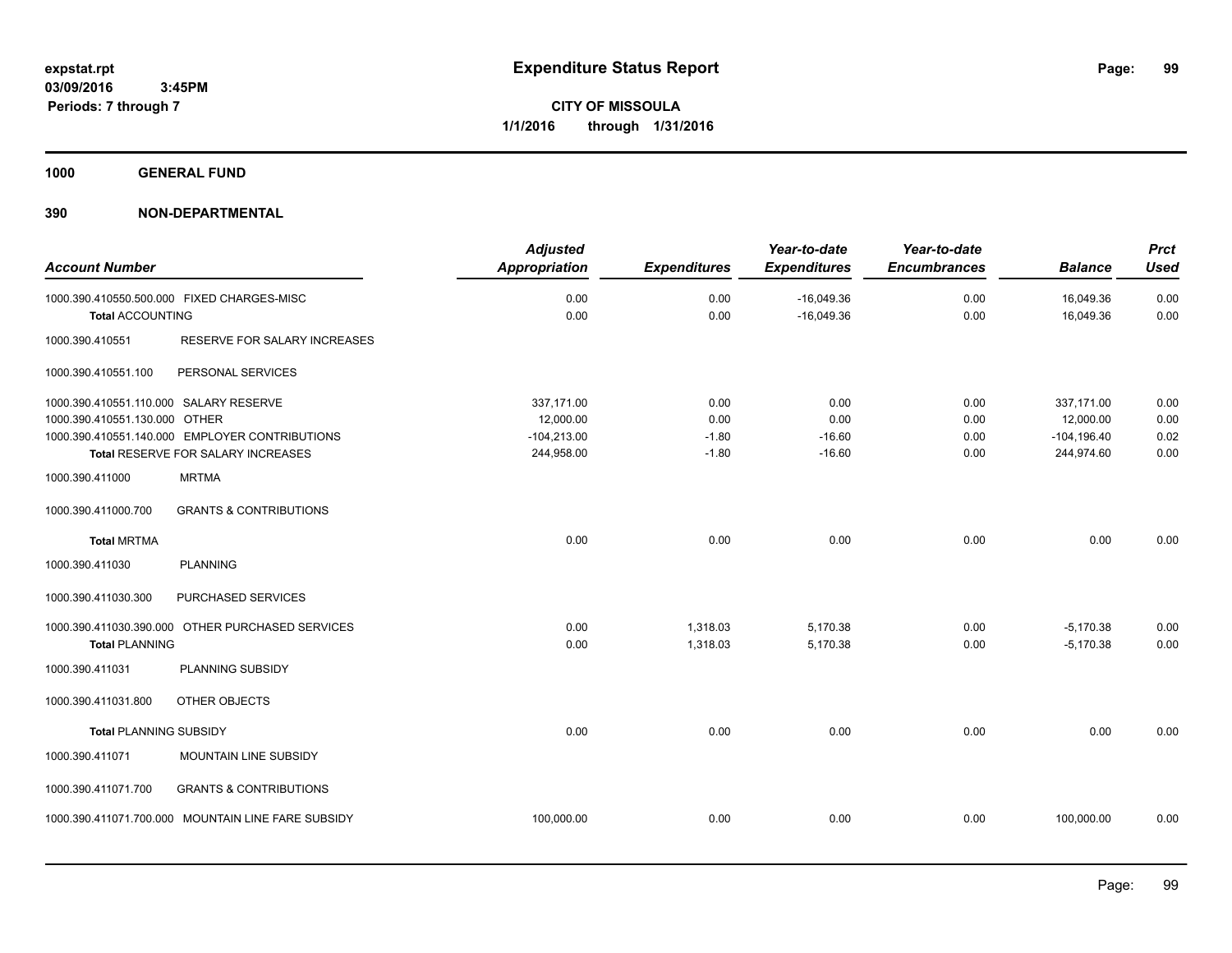# Expenditure Status Report

**CITY OF MISSOULA**
**1/1/2016 through 1/31/2016**

expstat.rpt
03/09/2016 3:45PM
Periods: 7 through 7

**1000 GENERAL FUND**

**390 NON-DEPARTMENTAL**

| Account Number | | Adjusted Appropriation | Expenditures | Year-to-date Expenditures | Year-to-date Encumbrances | Balance | Prct Used |
|---|---|---|---|---|---|---|---|
| 1000.390.410550.500.000 | FIXED CHARGES-MISC | 0.00 | 0.00 | -16,049.36 | 0.00 | 16,049.36 | 0.00 |
| **Total** ACCOUNTING | | 0.00 | 0.00 | -16,049.36 | 0.00 | 16,049.36 | 0.00 |
| 1000.390.410551 | RESERVE FOR SALARY INCREASES | | | | | | |
| 1000.390.410551.100 | PERSONAL SERVICES | | | | | | |
| 1000.390.410551.110.000 | SALARY RESERVE | 337,171.00 | 0.00 | 0.00 | 0.00 | 337,171.00 | 0.00 |
| 1000.390.410551.130.000 | OTHER | 12,000.00 | 0.00 | 0.00 | 0.00 | 12,000.00 | 0.00 |
| 1000.390.410551.140.000 | EMPLOYER CONTRIBUTIONS | -104,213.00 | -1.80 | -16.60 | 0.00 | -104,196.40 | 0.02 |
| **Total** RESERVE FOR SALARY INCREASES | | 244,958.00 | -1.80 | -16.60 | 0.00 | 244,974.60 | 0.00 |
| 1000.390.411000 | MRTMA | | | | | | |
| 1000.390.411000.700 | GRANTS & CONTRIBUTIONS | | | | | | |
| **Total** MRTMA | | 0.00 | 0.00 | 0.00 | 0.00 | 0.00 | 0.00 |
| 1000.390.411030 | PLANNING | | | | | | |
| 1000.390.411030.300 | PURCHASED SERVICES | | | | | | |
| 1000.390.411030.390.000 | OTHER PURCHASED SERVICES | 0.00 | 1,318.03 | 5,170.38 | 0.00 | -5,170.38 | 0.00 |
| **Total** PLANNING | | 0.00 | 1,318.03 | 5,170.38 | 0.00 | -5,170.38 | 0.00 |
| 1000.390.411031 | PLANNING SUBSIDY | | | | | | |
| 1000.390.411031.800 | OTHER OBJECTS | | | | | | |
| **Total** PLANNING SUBSIDY | | 0.00 | 0.00 | 0.00 | 0.00 | 0.00 | 0.00 |
| 1000.390.411071 | MOUNTAIN LINE SUBSIDY | | | | | | |
| 1000.390.411071.700 | GRANTS & CONTRIBUTIONS | | | | | | |
| 1000.390.411071.700.000 | MOUNTAIN LINE FARE SUBSIDY | 100,000.00 | 0.00 | 0.00 | 0.00 | 100,000.00 | 0.00 |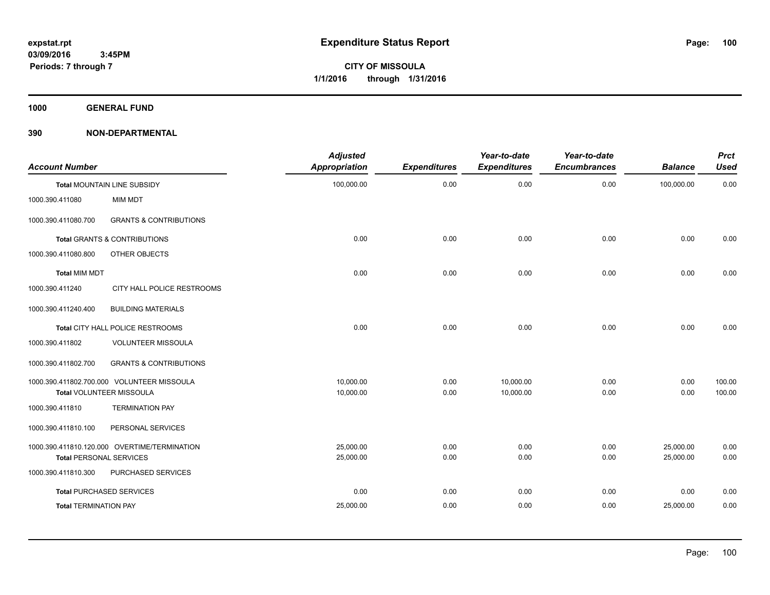# Expenditure Status Report

expstat.rpt
03/09/2016 3:45PM
Periods: 7 through 7

**CITY OF MISSOULA**
**1/1/2016 through 1/31/2016**

**1000 GENERAL FUND**

**390 NON-DEPARTMENTAL**

| Account Number | | Adjusted Appropriation | Expenditures | Year-to-date Expenditures | Year-to-date Encumbrances | Balance | Prct Used |
|---|---|---|---|---|---|---|---|
| **Total** MOUNTAIN LINE SUBSIDY | | 100,000.00 | 0.00 | 0.00 | 0.00 | 100,000.00 | 0.00 |
| 1000.390.411080 | MIM MDT | | | | | | |
| 1000.390.411080.700 | GRANTS & CONTRIBUTIONS | | | | | | |
| **Total** GRANTS & CONTRIBUTIONS | | 0.00 | 0.00 | 0.00 | 0.00 | 0.00 | 0.00 |
| 1000.390.411080.800 | OTHER OBJECTS | | | | | | |
| **Total** MIM MDT | | 0.00 | 0.00 | 0.00 | 0.00 | 0.00 | 0.00 |
| 1000.390.411240 | CITY HALL POLICE RESTROOMS | | | | | | |
| 1000.390.411240.400 | BUILDING MATERIALS | | | | | | |
| **Total** CITY HALL POLICE RESTROOMS | | 0.00 | 0.00 | 0.00 | 0.00 | 0.00 | 0.00 |
| 1000.390.411802 | VOLUNTEER MISSOULA | | | | | | |
| 1000.390.411802.700 | GRANTS & CONTRIBUTIONS | | | | | | |
| 1000.390.411802.700.000 | VOLUNTEER MISSOULA | 10,000.00 | 0.00 | 10,000.00 | 0.00 | 0.00 | 100.00 |
| **Total** VOLUNTEER MISSOULA | | 10,000.00 | 0.00 | 10,000.00 | 0.00 | 0.00 | 100.00 |
| 1000.390.411810 | TERMINATION PAY | | | | | | |
| 1000.390.411810.100 | PERSONAL SERVICES | | | | | | |
| 1000.390.411810.120.000 | OVERTIME/TERMINATION | 25,000.00 | 0.00 | 0.00 | 0.00 | 25,000.00 | 0.00 |
| **Total** PERSONAL SERVICES | | 25,000.00 | 0.00 | 0.00 | 0.00 | 25,000.00 | 0.00 |
| 1000.390.411810.300 | PURCHASED SERVICES | | | | | | |
| **Total** PURCHASED SERVICES | | 0.00 | 0.00 | 0.00 | 0.00 | 0.00 | 0.00 |
| **Total** TERMINATION PAY | | 25,000.00 | 0.00 | 0.00 | 0.00 | 25,000.00 | 0.00 |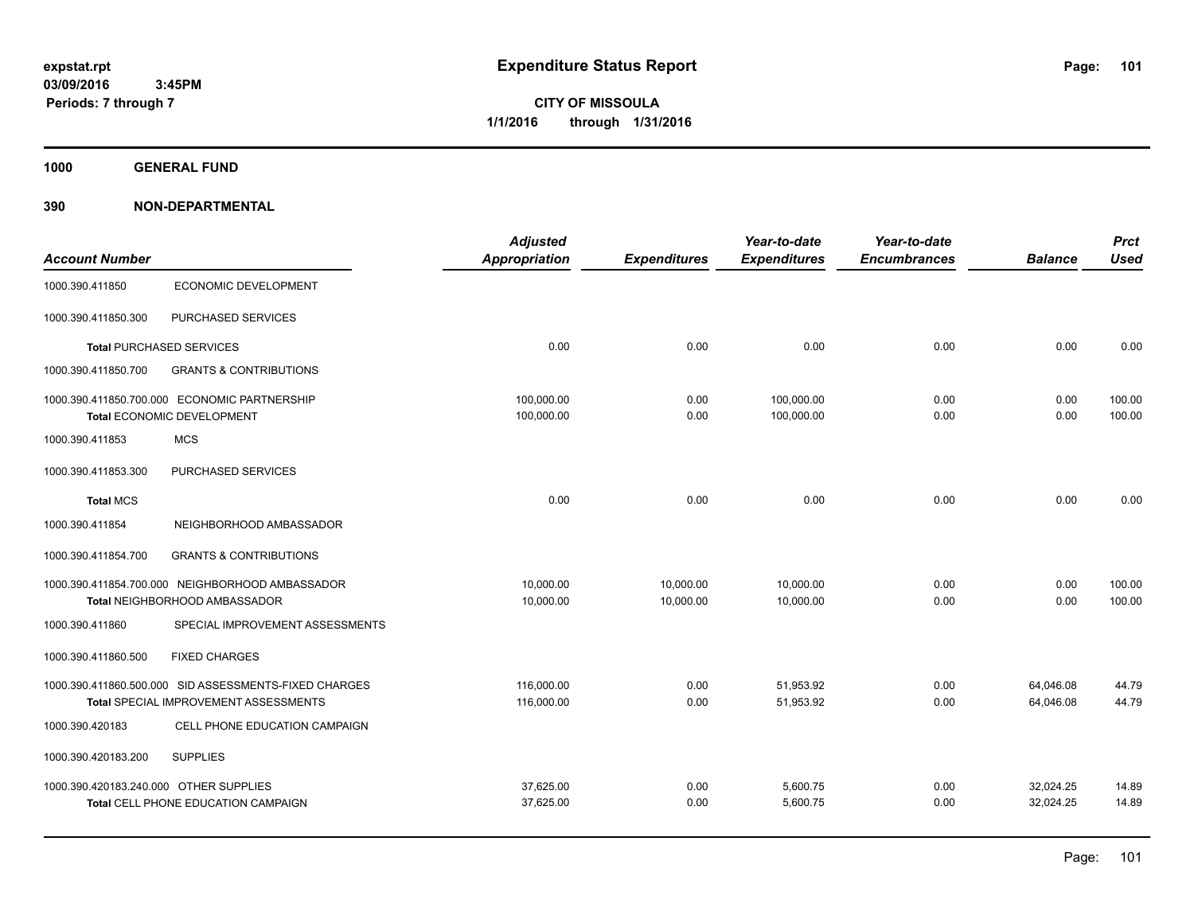# Expenditure Status Report

expstat.rpt
03/09/2016 3:45PM
Periods: 7 through 7

**CITY OF MISSOULA**
**1/1/2016 through 1/31/2016**

**1000 GENERAL FUND**

**390 NON-DEPARTMENTAL**

| Account Number | | Adjusted Appropriation | Expenditures | Year-to-date Expenditures | Year-to-date Encumbrances | Balance | Prct Used |
|---|---|---|---|---|---|---|---|
| 1000.390.411850 | ECONOMIC DEVELOPMENT | | | | | | |
| 1000.390.411850.300 | PURCHASED SERVICES | | | | | | |
| **Total** PURCHASED SERVICES | | 0.00 | 0.00 | 0.00 | 0.00 | 0.00 | 0.00 |
| 1000.390.411850.700 | GRANTS & CONTRIBUTIONS | | | | | | |
| 1000.390.411850.700.000 | ECONOMIC PARTNERSHIP | 100,000.00 | 0.00 | 100,000.00 | 0.00 | 0.00 | 100.00 |
| **Total** ECONOMIC DEVELOPMENT | | 100,000.00 | 0.00 | 100,000.00 | 0.00 | 0.00 | 100.00 |
| 1000.390.411853 | MCS | | | | | | |
| 1000.390.411853.300 | PURCHASED SERVICES | | | | | | |
| **Total** MCS | | 0.00 | 0.00 | 0.00 | 0.00 | 0.00 | 0.00 |
| 1000.390.411854 | NEIGHBORHOOD AMBASSADOR | | | | | | |
| 1000.390.411854.700 | GRANTS & CONTRIBUTIONS | | | | | | |
| 1000.390.411854.700.000 | NEIGHBORHOOD AMBASSADOR | 10,000.00 | 10,000.00 | 10,000.00 | 0.00 | 0.00 | 100.00 |
| **Total** NEIGHBORHOOD AMBASSADOR | | 10,000.00 | 10,000.00 | 10,000.00 | 0.00 | 0.00 | 100.00 |
| 1000.390.411860 | SPECIAL IMPROVEMENT ASSESSMENTS | | | | | | |
| 1000.390.411860.500 | FIXED CHARGES | | | | | | |
| 1000.390.411860.500.000 | SID ASSESSMENTS-FIXED CHARGES | 116,000.00 | 0.00 | 51,953.92 | 0.00 | 64,046.08 | 44.79 |
| **Total** SPECIAL IMPROVEMENT ASSESSMENTS | | 116,000.00 | 0.00 | 51,953.92 | 0.00 | 64,046.08 | 44.79 |
| 1000.390.420183 | CELL PHONE EDUCATION CAMPAIGN | | | | | | |
| 1000.390.420183.200 | SUPPLIES | | | | | | |
| 1000.390.420183.240.000 | OTHER SUPPLIES | 37,625.00 | 0.00 | 5,600.75 | 0.00 | 32,024.25 | 14.89 |
| **Total** CELL PHONE EDUCATION CAMPAIGN | | 37,625.00 | 0.00 | 5,600.75 | 0.00 | 32,024.25 | 14.89 |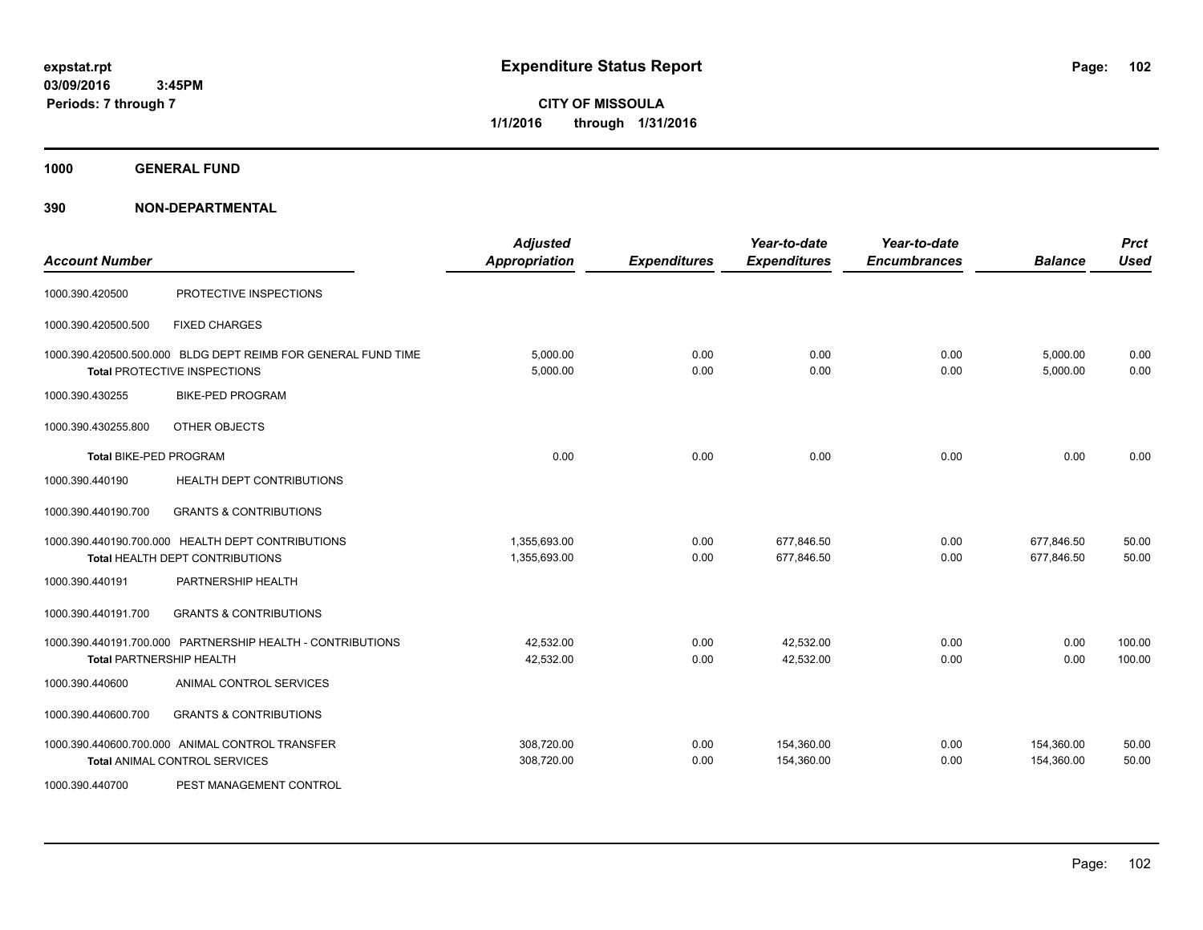# Expenditure Status Report

expstat.rpt
03/09/2016 3:45PM
Periods: 7 through 7

**CITY OF MISSOULA**
**1/1/2016 through 1/31/2016**

**1000 GENERAL FUND**

**390 NON-DEPARTMENTAL**

| Account Number | | Adjusted Appropriation | Expenditures | Year-to-date Expenditures | Year-to-date Encumbrances | Balance | Prct Used |
|---|---|---|---|---|---|---|---|
| 1000.390.420500 | PROTECTIVE INSPECTIONS | | | | | | |
| 1000.390.420500.500 | FIXED CHARGES | | | | | | |
| 1000.390.420500.500.000 | BLDG DEPT REIMB FOR GENERAL FUND TIME | 5,000.00 | 0.00 | 0.00 | 0.00 | 5,000.00 | 0.00 |
| **Total** PROTECTIVE INSPECTIONS | | 5,000.00 | 0.00 | 0.00 | 0.00 | 5,000.00 | 0.00 |
| 1000.390.430255 | BIKE-PED PROGRAM | | | | | | |
| 1000.390.430255.800 | OTHER OBJECTS | | | | | | |
| **Total** BIKE-PED PROGRAM | | 0.00 | 0.00 | 0.00 | 0.00 | 0.00 | 0.00 |
| 1000.390.440190 | HEALTH DEPT CONTRIBUTIONS | | | | | | |
| 1000.390.440190.700 | GRANTS & CONTRIBUTIONS | | | | | | |
| 1000.390.440190.700.000 | HEALTH DEPT CONTRIBUTIONS | 1,355,693.00 | 0.00 | 677,846.50 | 0.00 | 677,846.50 | 50.00 |
| **Total** HEALTH DEPT CONTRIBUTIONS | | 1,355,693.00 | 0.00 | 677,846.50 | 0.00 | 677,846.50 | 50.00 |
| 1000.390.440191 | PARTNERSHIP HEALTH | | | | | | |
| 1000.390.440191.700 | GRANTS & CONTRIBUTIONS | | | | | | |
| 1000.390.440191.700.000 | PARTNERSHIP HEALTH - CONTRIBUTIONS | 42,532.00 | 0.00 | 42,532.00 | 0.00 | 0.00 | 100.00 |
| **Total** PARTNERSHIP HEALTH | | 42,532.00 | 0.00 | 42,532.00 | 0.00 | 0.00 | 100.00 |
| 1000.390.440600 | ANIMAL CONTROL SERVICES | | | | | | |
| 1000.390.440600.700 | GRANTS & CONTRIBUTIONS | | | | | | |
| 1000.390.440600.700.000 | ANIMAL CONTROL TRANSFER | 308,720.00 | 0.00 | 154,360.00 | 0.00 | 154,360.00 | 50.00 |
| **Total** ANIMAL CONTROL SERVICES | | 308,720.00 | 0.00 | 154,360.00 | 0.00 | 154,360.00 | 50.00 |
| 1000.390.440700 | PEST MANAGEMENT CONTROL | | | | | | |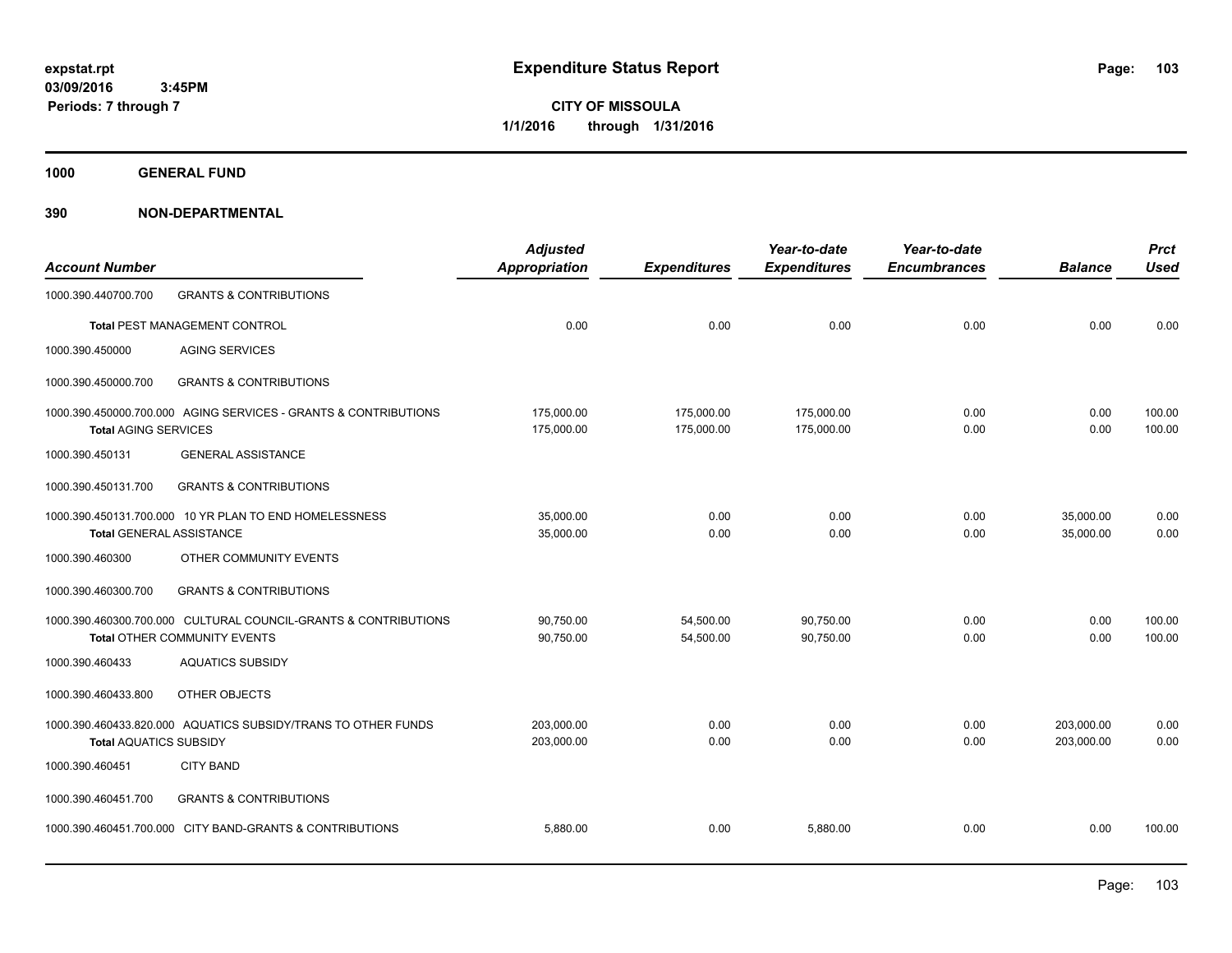**expstat.rpt**
**03/09/2016 3:45PM**
**Periods: 7 through 7**

# Expenditure Status Report

**CITY OF MISSOULA**
**1/1/2016 through 1/31/2016**

## 1000 GENERAL FUND

## 390 NON-DEPARTMENTAL

| Account Number | | Adjusted Appropriation | Expenditures | Year-to-date Expenditures | Year-to-date Encumbrances | Balance | Prct Used |
|---|---|---|---|---|---|---|---|
| 1000.390.440700.700 | GRANTS & CONTRIBUTIONS | | | | | | |
| **Total** PEST MANAGEMENT CONTROL | | 0.00 | 0.00 | 0.00 | 0.00 | 0.00 | 0.00 |
| 1000.390.450000 | AGING SERVICES | | | | | | |
| 1000.390.450000.700 | GRANTS & CONTRIBUTIONS | | | | | | |
| 1000.390.450000.700.000 | AGING SERVICES - GRANTS & CONTRIBUTIONS | 175,000.00 | 175,000.00 | 175,000.00 | 0.00 | 0.00 | 100.00 |
| **Total** AGING SERVICES | | 175,000.00 | 175,000.00 | 175,000.00 | 0.00 | 0.00 | 100.00 |
| 1000.390.450131 | GENERAL ASSISTANCE | | | | | | |
| 1000.390.450131.700 | GRANTS & CONTRIBUTIONS | | | | | | |
| 1000.390.450131.700.000 | 10 YR PLAN TO END HOMELESSNESS | 35,000.00 | 0.00 | 0.00 | 0.00 | 35,000.00 | 0.00 |
| **Total** GENERAL ASSISTANCE | | 35,000.00 | 0.00 | 0.00 | 0.00 | 35,000.00 | 0.00 |
| 1000.390.460300 | OTHER COMMUNITY EVENTS | | | | | | |
| 1000.390.460300.700 | GRANTS & CONTRIBUTIONS | | | | | | |
| 1000.390.460300.700.000 | CULTURAL COUNCIL-GRANTS & CONTRIBUTIONS | 90,750.00 | 54,500.00 | 90,750.00 | 0.00 | 0.00 | 100.00 |
| **Total** OTHER COMMUNITY EVENTS | | 90,750.00 | 54,500.00 | 90,750.00 | 0.00 | 0.00 | 100.00 |
| 1000.390.460433 | AQUATICS SUBSIDY | | | | | | |
| 1000.390.460433.800 | OTHER OBJECTS | | | | | | |
| 1000.390.460433.820.000 | AQUATICS SUBSIDY/TRANS TO OTHER FUNDS | 203,000.00 | 0.00 | 0.00 | 0.00 | 203,000.00 | 0.00 |
| **Total** AQUATICS SUBSIDY | | 203,000.00 | 0.00 | 0.00 | 0.00 | 203,000.00 | 0.00 |
| 1000.390.460451 | CITY BAND | | | | | | |
| 1000.390.460451.700 | GRANTS & CONTRIBUTIONS | | | | | | |
| 1000.390.460451.700.000 | CITY BAND-GRANTS & CONTRIBUTIONS | 5,880.00 | 0.00 | 5,880.00 | 0.00 | 0.00 | 100.00 |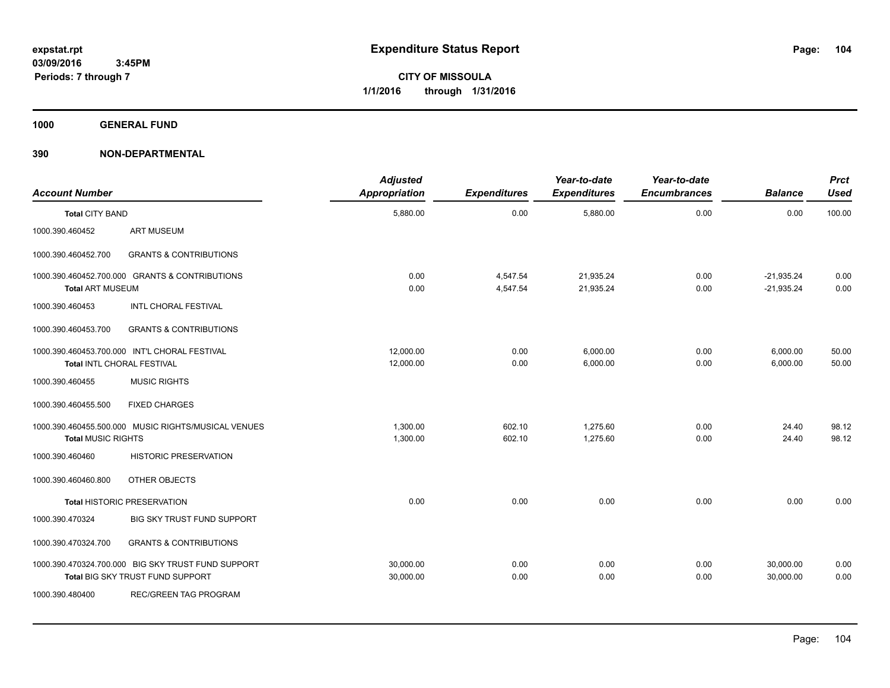# Expenditure Status Report

**expstat.rpt**
**03/09/2016 3:45PM**
**Periods: 7 through 7**

**CITY OF MISSOULA**
**1/1/2016 through 1/31/2016**

**1000 GENERAL FUND**

**390 NON-DEPARTMENTAL**

| Account Number | | Adjusted Appropriation | Expenditures | Year-to-date Expenditures | Year-to-date Encumbrances | Balance | Prct Used |
|---|---|---|---|---|---|---|---|
| **Total** CITY BAND | | 5,880.00 | 0.00 | 5,880.00 | 0.00 | 0.00 | 100.00 |
| 1000.390.460452 | ART MUSEUM | | | | | | |
| 1000.390.460452.700 | GRANTS & CONTRIBUTIONS | | | | | | |
| 1000.390.460452.700.000 | GRANTS & CONTRIBUTIONS | 0.00 | 4,547.54 | 21,935.24 | 0.00 | -21,935.24 | 0.00 |
| **Total** ART MUSEUM | | 0.00 | 4,547.54 | 21,935.24 | 0.00 | -21,935.24 | 0.00 |
| 1000.390.460453 | INTL CHORAL FESTIVAL | | | | | | |
| 1000.390.460453.700 | GRANTS & CONTRIBUTIONS | | | | | | |
| 1000.390.460453.700.000 | INT'L CHORAL FESTIVAL | 12,000.00 | 0.00 | 6,000.00 | 0.00 | 6,000.00 | 50.00 |
| **Total** INTL CHORAL FESTIVAL | | 12,000.00 | 0.00 | 6,000.00 | 0.00 | 6,000.00 | 50.00 |
| 1000.390.460455 | MUSIC RIGHTS | | | | | | |
| 1000.390.460455.500 | FIXED CHARGES | | | | | | |
| 1000.390.460455.500.000 | MUSIC RIGHTS/MUSICAL VENUES | 1,300.00 | 602.10 | 1,275.60 | 0.00 | 24.40 | 98.12 |
| **Total** MUSIC RIGHTS | | 1,300.00 | 602.10 | 1,275.60 | 0.00 | 24.40 | 98.12 |
| 1000.390.460460 | HISTORIC PRESERVATION | | | | | | |
| 1000.390.460460.800 | OTHER OBJECTS | | | | | | |
| **Total** HISTORIC PRESERVATION | | 0.00 | 0.00 | 0.00 | 0.00 | 0.00 | 0.00 |
| 1000.390.470324 | BIG SKY TRUST FUND SUPPORT | | | | | | |
| 1000.390.470324.700 | GRANTS & CONTRIBUTIONS | | | | | | |
| 1000.390.470324.700.000 | BIG SKY TRUST FUND SUPPORT | 30,000.00 | 0.00 | 0.00 | 0.00 | 30,000.00 | 0.00 |
| **Total** BIG SKY TRUST FUND SUPPORT | | 30,000.00 | 0.00 | 0.00 | 0.00 | 30,000.00 | 0.00 |
| 1000.390.480400 | REC/GREEN TAG PROGRAM | | | | | | |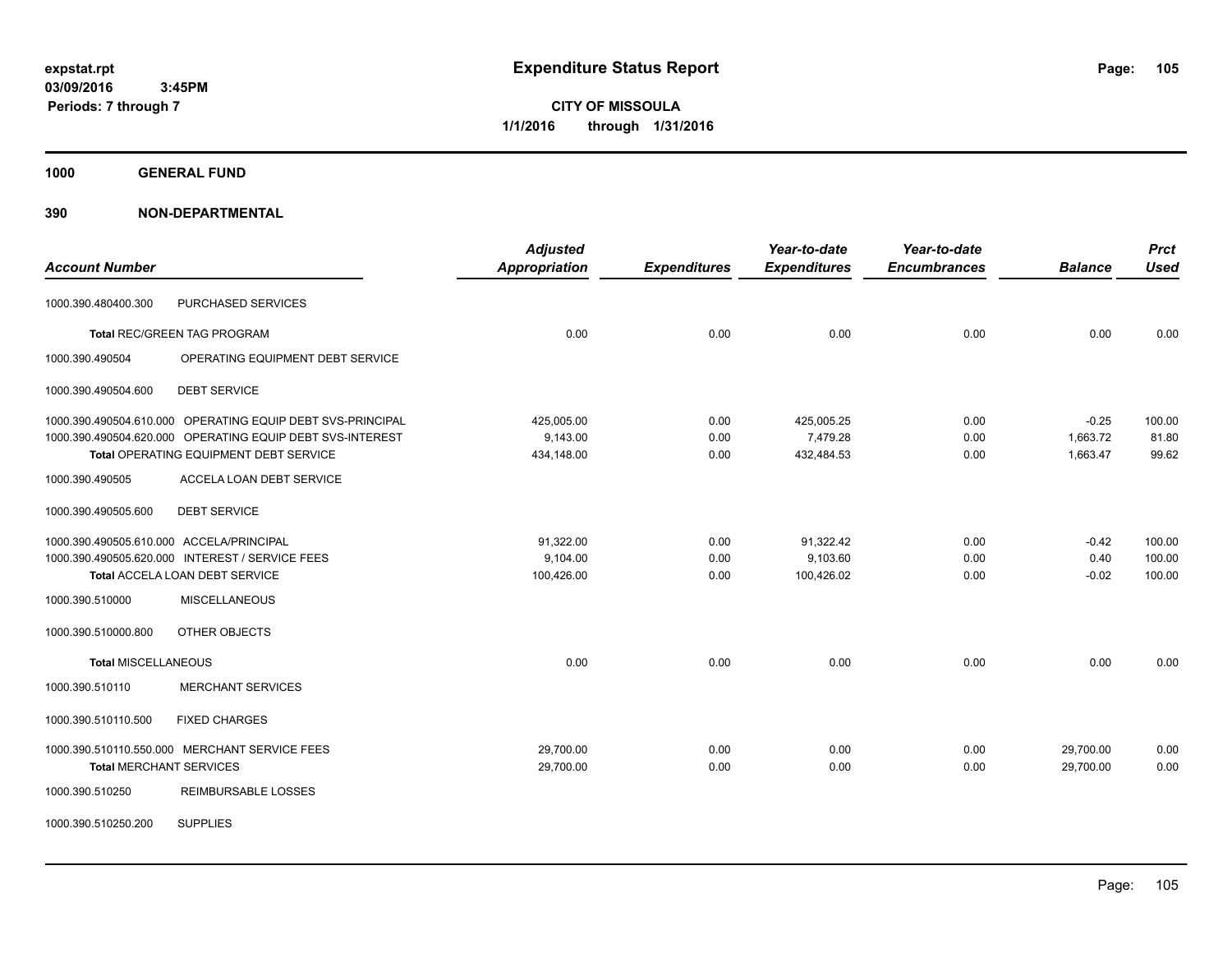# Expenditure Status Report

expstat.rpt
03/09/2016 3:45PM
Periods: 7 through 7

**CITY OF MISSOULA**
**1/1/2016 through 1/31/2016**

**1000 GENERAL FUND**

**390 NON-DEPARTMENTAL**

| Account Number | | Adjusted Appropriation | Expenditures | Year-to-date Expenditures | Year-to-date Encumbrances | Balance | Prct Used |
|---|---|---|---|---|---|---|---|
| 1000.390.480400.300 | PURCHASED SERVICES | | | | | | |
| **Total** REC/GREEN TAG PROGRAM | | 0.00 | 0.00 | 0.00 | 0.00 | 0.00 | 0.00 |
| 1000.390.490504 | OPERATING EQUIPMENT DEBT SERVICE | | | | | | |
| 1000.390.490504.600 | DEBT SERVICE | | | | | | |
| 1000.390.490504.610.000 | OPERATING EQUIP DEBT SVS-PRINCIPAL | 425,005.00 | 0.00 | 425,005.25 | 0.00 | -0.25 | 100.00 |
| 1000.390.490504.620.000 | OPERATING EQUIP DEBT SVS-INTEREST | 9,143.00 | 0.00 | 7,479.28 | 0.00 | 1,663.72 | 81.80 |
| **Total** OPERATING EQUIPMENT DEBT SERVICE | | 434,148.00 | 0.00 | 432,484.53 | 0.00 | 1,663.47 | 99.62 |
| 1000.390.490505 | ACCELA LOAN DEBT SERVICE | | | | | | |
| 1000.390.490505.600 | DEBT SERVICE | | | | | | |
| 1000.390.490505.610.000 | ACCELA/PRINCIPAL | 91,322.00 | 0.00 | 91,322.42 | 0.00 | -0.42 | 100.00 |
| 1000.390.490505.620.000 | INTEREST / SERVICE FEES | 9,104.00 | 0.00 | 9,103.60 | 0.00 | 0.40 | 100.00 |
| **Total** ACCELA LOAN DEBT SERVICE | | 100,426.00 | 0.00 | 100,426.02 | 0.00 | -0.02 | 100.00 |
| 1000.390.510000 | MISCELLANEOUS | | | | | | |
| 1000.390.510000.800 | OTHER OBJECTS | | | | | | |
| **Total** MISCELLANEOUS | | 0.00 | 0.00 | 0.00 | 0.00 | 0.00 | 0.00 |
| 1000.390.510110 | MERCHANT SERVICES | | | | | | |
| 1000.390.510110.500 | FIXED CHARGES | | | | | | |
| 1000.390.510110.550.000 | MERCHANT SERVICE FEES | 29,700.00 | 0.00 | 0.00 | 0.00 | 29,700.00 | 0.00 |
| **Total** MERCHANT SERVICES | | 29,700.00 | 0.00 | 0.00 | 0.00 | 29,700.00 | 0.00 |
| 1000.390.510250 | REIMBURSABLE LOSSES | | | | | | |
| 1000.390.510250.200 | SUPPLIES | | | | | | |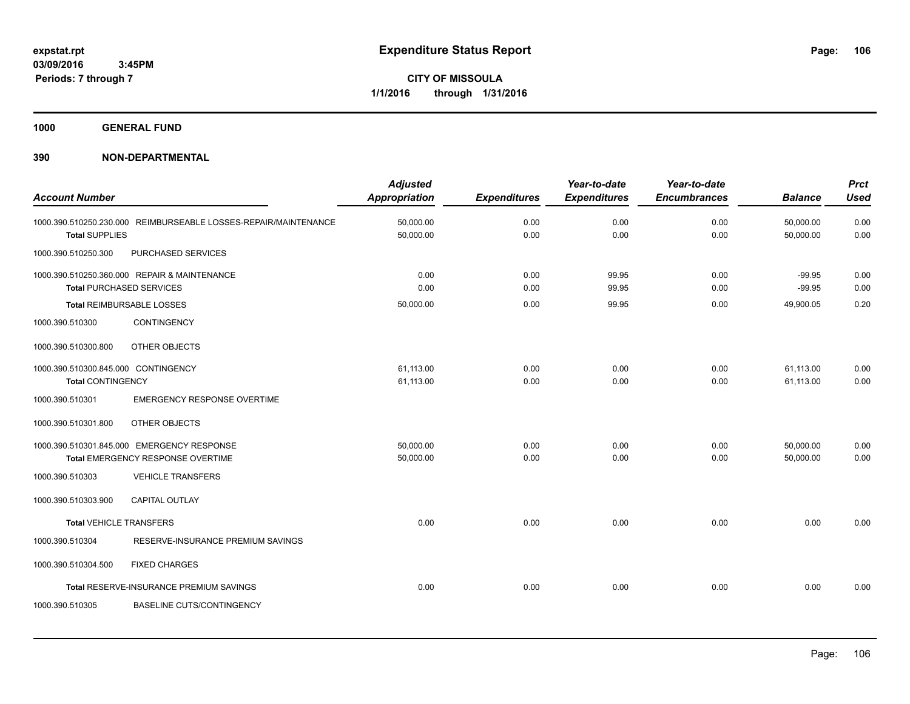# Expenditure Status Report

expstat.rpt
03/09/2016 3:45PM
Periods: 7 through 7

**CITY OF MISSOULA**
**1/1/2016 through 1/31/2016**

**1000 GENERAL FUND**

**390 NON-DEPARTMENTAL**

| Account Number | | Adjusted Appropriation | Expenditures | Year-to-date Expenditures | Year-to-date Encumbrances | Balance | Prct Used |
|---|---|---|---|---|---|---|---|
| 1000.390.510250.230.000 | REIMBURSEABLE LOSSES-REPAIR/MAINTENANCE | 50,000.00 | 0.00 | 0.00 | 0.00 | 50,000.00 | 0.00 |
| **Total** SUPPLIES | | 50,000.00 | 0.00 | 0.00 | 0.00 | 50,000.00 | 0.00 |
| 1000.390.510250.300 | PURCHASED SERVICES | | | | | | |
| 1000.390.510250.360.000 | REPAIR & MAINTENANCE | 0.00 | 0.00 | 99.95 | 0.00 | -99.95 | 0.00 |
| **Total** PURCHASED SERVICES | | 0.00 | 0.00 | 99.95 | 0.00 | -99.95 | 0.00 |
| **Total** REIMBURSABLE LOSSES | | 50,000.00 | 0.00 | 99.95 | 0.00 | 49,900.05 | 0.20 |
| 1000.390.510300 | CONTINGENCY | | | | | | |
| 1000.390.510300.800 | OTHER OBJECTS | | | | | | |
| 1000.390.510300.845.000 | CONTINGENCY | 61,113.00 | 0.00 | 0.00 | 0.00 | 61,113.00 | 0.00 |
| **Total** CONTINGENCY | | 61,113.00 | 0.00 | 0.00 | 0.00 | 61,113.00 | 0.00 |
| 1000.390.510301 | EMERGENCY RESPONSE OVERTIME | | | | | | |
| 1000.390.510301.800 | OTHER OBJECTS | | | | | | |
| 1000.390.510301.845.000 | EMERGENCY RESPONSE | 50,000.00 | 0.00 | 0.00 | 0.00 | 50,000.00 | 0.00 |
| **Total** EMERGENCY RESPONSE OVERTIME | | 50,000.00 | 0.00 | 0.00 | 0.00 | 50,000.00 | 0.00 |
| 1000.390.510303 | VEHICLE TRANSFERS | | | | | | |
| 1000.390.510303.900 | CAPITAL OUTLAY | | | | | | |
| **Total** VEHICLE TRANSFERS | | 0.00 | 0.00 | 0.00 | 0.00 | 0.00 | 0.00 |
| 1000.390.510304 | RESERVE-INSURANCE PREMIUM SAVINGS | | | | | | |
| 1000.390.510304.500 | FIXED CHARGES | | | | | | |
| **Total** RESERVE-INSURANCE PREMIUM SAVINGS | | 0.00 | 0.00 | 0.00 | 0.00 | 0.00 | 0.00 |
| 1000.390.510305 | BASELINE CUTS/CONTINGENCY | | | | | | |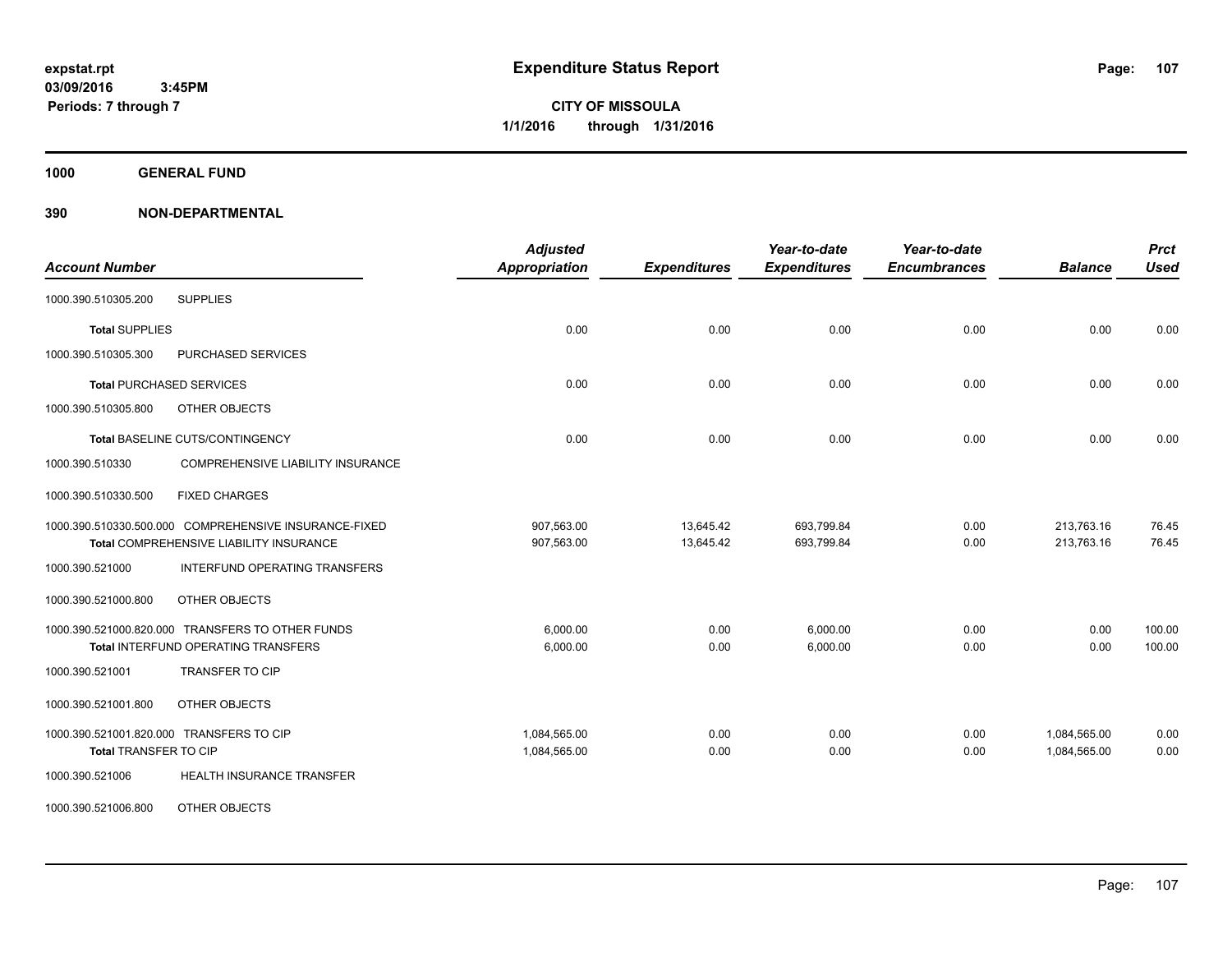# Expenditure Status Report

**CITY OF MISSOULA**
**1/1/2016 through 1/31/2016**

expstat.rpt
03/09/2016 3:45PM
Periods: 7 through 7

**1000 GENERAL FUND**

**390 NON-DEPARTMENTAL**

| Account Number | | Adjusted Appropriation | Expenditures | Year-to-date Expenditures | Year-to-date Encumbrances | Balance | Prct Used |
|---|---|---|---|---|---|---|---|
| 1000.390.510305.200 | SUPPLIES | | | | | | |
| **Total** SUPPLIES | | 0.00 | 0.00 | 0.00 | 0.00 | 0.00 | 0.00 |
| 1000.390.510305.300 | PURCHASED SERVICES | | | | | | |
| **Total** PURCHASED SERVICES | | 0.00 | 0.00 | 0.00 | 0.00 | 0.00 | 0.00 |
| 1000.390.510305.800 | OTHER OBJECTS | | | | | | |
| **Total** BASELINE CUTS/CONTINGENCY | | 0.00 | 0.00 | 0.00 | 0.00 | 0.00 | 0.00 |
| 1000.390.510330 | COMPREHENSIVE LIABILITY INSURANCE | | | | | | |
| 1000.390.510330.500 | FIXED CHARGES | | | | | | |
| 1000.390.510330.500.000 | COMPREHENSIVE INSURANCE-FIXED | 907,563.00 | 13,645.42 | 693,799.84 | 0.00 | 213,763.16 | 76.45 |
| **Total** COMPREHENSIVE LIABILITY INSURANCE | | 907,563.00 | 13,645.42 | 693,799.84 | 0.00 | 213,763.16 | 76.45 |
| 1000.390.521000 | INTERFUND OPERATING TRANSFERS | | | | | | |
| 1000.390.521000.800 | OTHER OBJECTS | | | | | | |
| 1000.390.521000.820.000 | TRANSFERS TO OTHER FUNDS | 6,000.00 | 0.00 | 6,000.00 | 0.00 | 0.00 | 100.00 |
| **Total** INTERFUND OPERATING TRANSFERS | | 6,000.00 | 0.00 | 6,000.00 | 0.00 | 0.00 | 100.00 |
| 1000.390.521001 | TRANSFER TO CIP | | | | | | |
| 1000.390.521001.800 | OTHER OBJECTS | | | | | | |
| 1000.390.521001.820.000 | TRANSFERS TO CIP | 1,084,565.00 | 0.00 | 0.00 | 0.00 | 1,084,565.00 | 0.00 |
| **Total** TRANSFER TO CIP | | 1,084,565.00 | 0.00 | 0.00 | 0.00 | 1,084,565.00 | 0.00 |
| 1000.390.521006 | HEALTH INSURANCE TRANSFER | | | | | | |
| 1000.390.521006.800 | OTHER OBJECTS | | | | | | |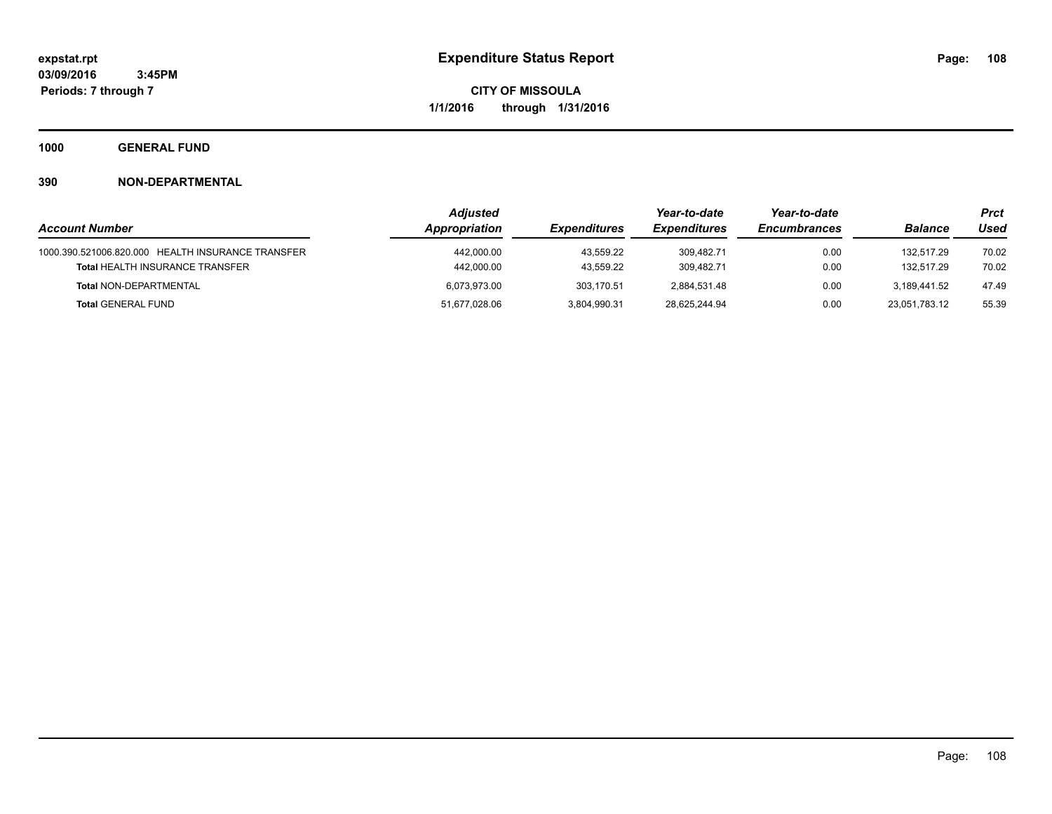expstat.rpt
03/09/2016 3:45PM
Periods: 7 through 7

# Expenditure Status Report

**CITY OF MISSOULA**
**1/1/2016 through 1/31/2016**

## 1000 GENERAL FUND

### 390 NON-DEPARTMENTAL

| Account Number | Adjusted Appropriation | Expenditures | Year-to-date Expenditures | Year-to-date Encumbrances | Balance | Prct Used |
|---|---|---|---|---|---|---|
| 1000.390.521006.820.000 HEALTH INSURANCE TRANSFER | 442,000.00 | 43,559.22 | 309,482.71 | 0.00 | 132,517.29 | 70.02 |
| **Total** HEALTH INSURANCE TRANSFER | 442,000.00 | 43,559.22 | 309,482.71 | 0.00 | 132,517.29 | 70.02 |
| **Total** NON-DEPARTMENTAL | 6,073,973.00 | 303,170.51 | 2,884,531.48 | 0.00 | 3,189,441.52 | 47.49 |
| **Total** GENERAL FUND | 51,677,028.06 | 3,804,990.31 | 28,625,244.94 | 0.00 | 23,051,783.12 | 55.39 |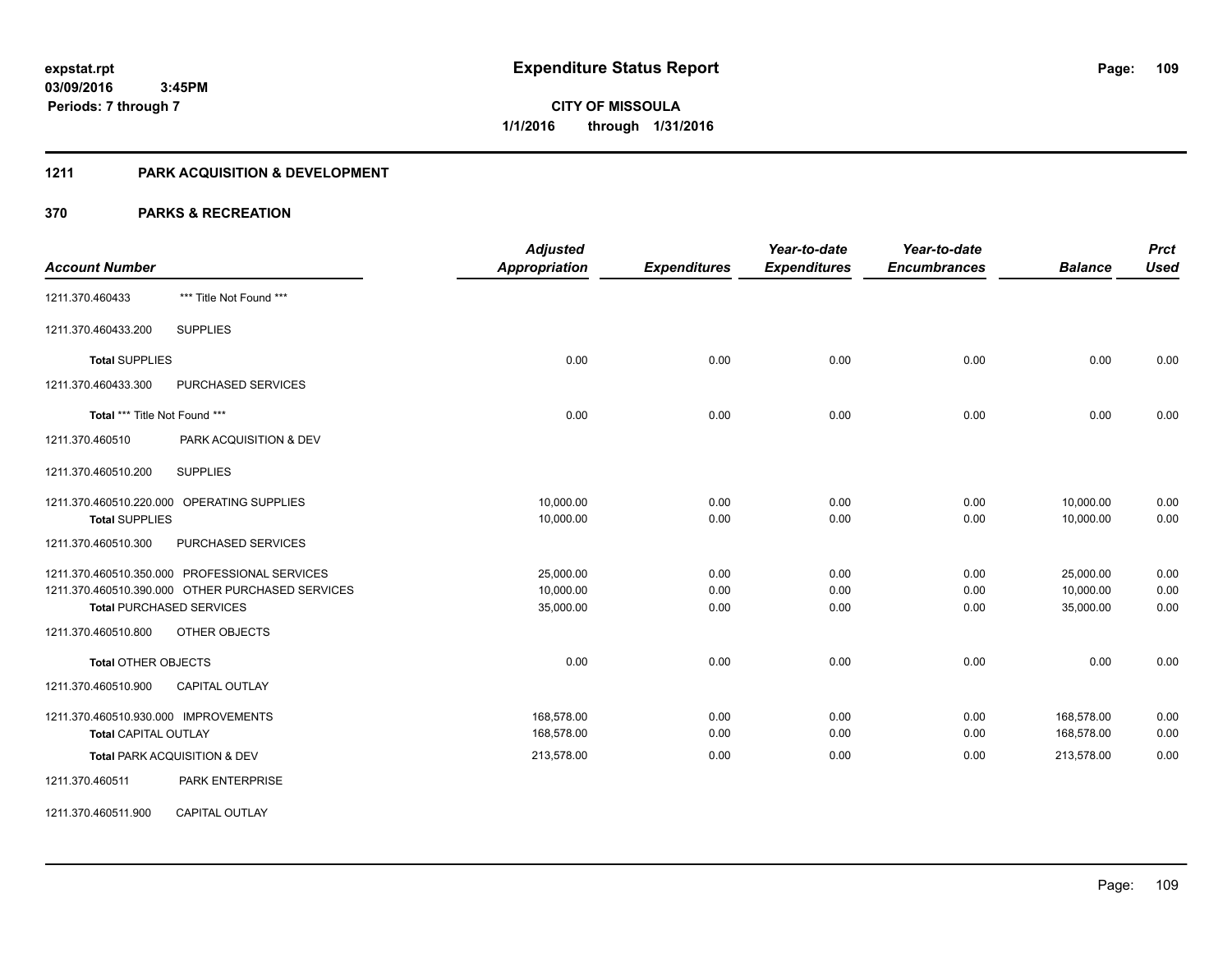# Expenditure Status Report

**CITY OF MISSOULA**
**1/1/2016 through 1/31/2016**

expstat.rpt
03/09/2016 3:45PM
Periods: 7 through 7

## 1211 PARK ACQUISITION & DEVELOPMENT

## 370 PARKS & RECREATION

| Account Number | | Adjusted Appropriation | Expenditures | Year-to-date Expenditures | Year-to-date Encumbrances | Balance | Prct Used |
|---|---|---|---|---|---|---|---|
| 1211.370.460433 | *** Title Not Found *** | | | | | | |
| 1211.370.460433.200 | SUPPLIES | | | | | | |
| **Total** SUPPLIES | | 0.00 | 0.00 | 0.00 | 0.00 | 0.00 | 0.00 |
| 1211.370.460433.300 | PURCHASED SERVICES | | | | | | |
| **Total** *** Title Not Found *** | | 0.00 | 0.00 | 0.00 | 0.00 | 0.00 | 0.00 |
| 1211.370.460510 | PARK ACQUISITION & DEV | | | | | | |
| 1211.370.460510.200 | SUPPLIES | | | | | | |
| 1211.370.460510.220.000 | OPERATING SUPPLIES | 10,000.00 | 0.00 | 0.00 | 0.00 | 10,000.00 | 0.00 |
| **Total** SUPPLIES | | 10,000.00 | 0.00 | 0.00 | 0.00 | 10,000.00 | 0.00 |
| 1211.370.460510.300 | PURCHASED SERVICES | | | | | | |
| 1211.370.460510.350.000 | PROFESSIONAL SERVICES | 25,000.00 | 0.00 | 0.00 | 0.00 | 25,000.00 | 0.00 |
| 1211.370.460510.390.000 | OTHER PURCHASED SERVICES | 10,000.00 | 0.00 | 0.00 | 0.00 | 10,000.00 | 0.00 |
| **Total** PURCHASED SERVICES | | 35,000.00 | 0.00 | 0.00 | 0.00 | 35,000.00 | 0.00 |
| 1211.370.460510.800 | OTHER OBJECTS | | | | | | |
| **Total** OTHER OBJECTS | | 0.00 | 0.00 | 0.00 | 0.00 | 0.00 | 0.00 |
| 1211.370.460510.900 | CAPITAL OUTLAY | | | | | | |
| 1211.370.460510.930.000 | IMPROVEMENTS | 168,578.00 | 0.00 | 0.00 | 0.00 | 168,578.00 | 0.00 |
| **Total** CAPITAL OUTLAY | | 168,578.00 | 0.00 | 0.00 | 0.00 | 168,578.00 | 0.00 |
| **Total** PARK ACQUISITION & DEV | | 213,578.00 | 0.00 | 0.00 | 0.00 | 213,578.00 | 0.00 |
| 1211.370.460511 | PARK ENTERPRISE | | | | | | |
| 1211.370.460511.900 | CAPITAL OUTLAY | | | | | | |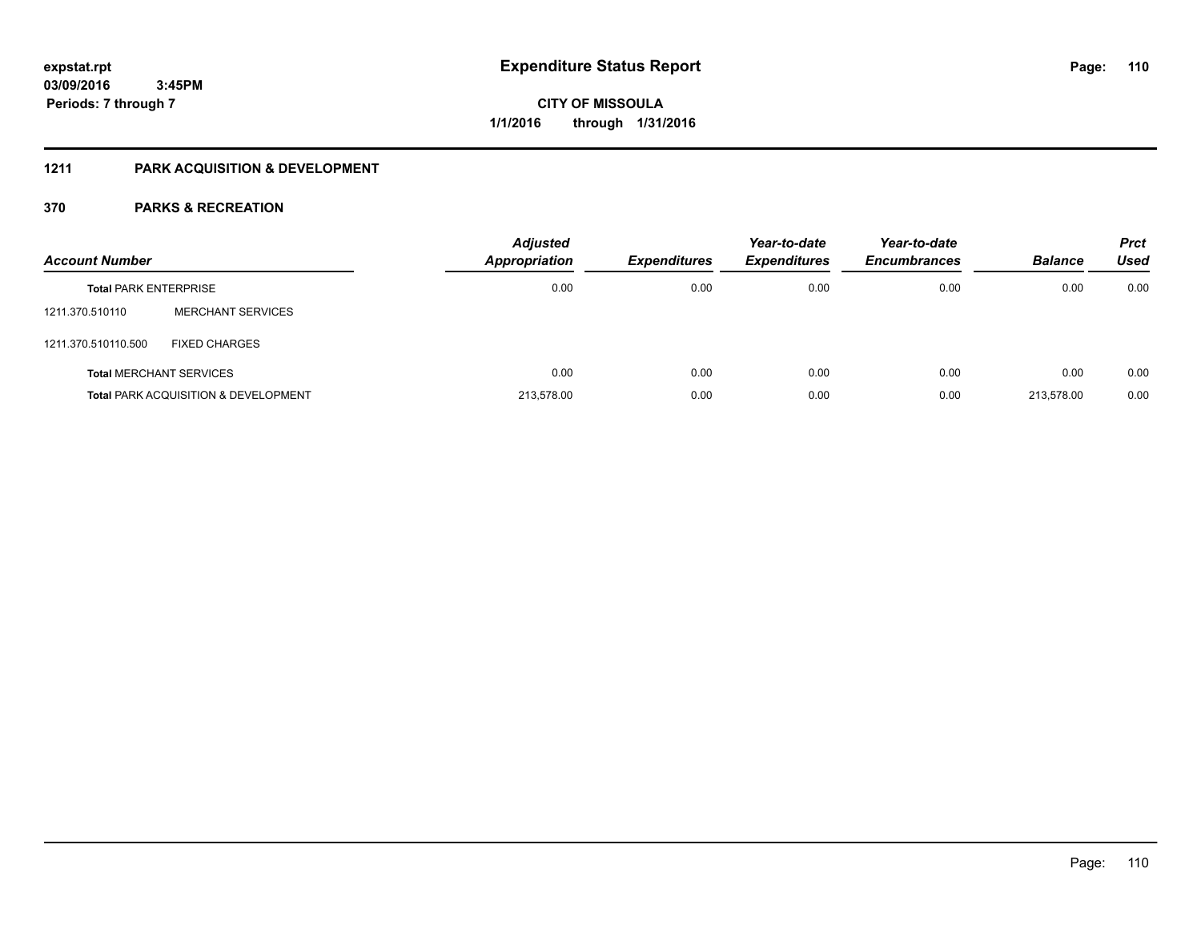**expstat.rpt**
**03/09/2016 3:45PM**
**Periods: 7 through 7**

# Expenditure Status Report

**CITY OF MISSOULA**
**1/1/2016 through 1/31/2016**

## 1211 PARK ACQUISITION & DEVELOPMENT

## 370 PARKS & RECREATION

| Account Number | | Adjusted Appropriation | Expenditures | Year-to-date Expenditures | Year-to-date Encumbrances | Balance | Prct Used |
|---|---|---|---|---|---|---|---|
| **Total** PARK ENTERPRISE | | 0.00 | 0.00 | 0.00 | 0.00 | 0.00 | 0.00 |
| 1211.370.510110 | MERCHANT SERVICES | | | | | | |
| 1211.370.510110.500 | FIXED CHARGES | | | | | | |
| **Total** MERCHANT SERVICES | | 0.00 | 0.00 | 0.00 | 0.00 | 0.00 | 0.00 |
| **Total** PARK ACQUISITION & DEVELOPMENT | | 213,578.00 | 0.00 | 0.00 | 0.00 | 213,578.00 | 0.00 |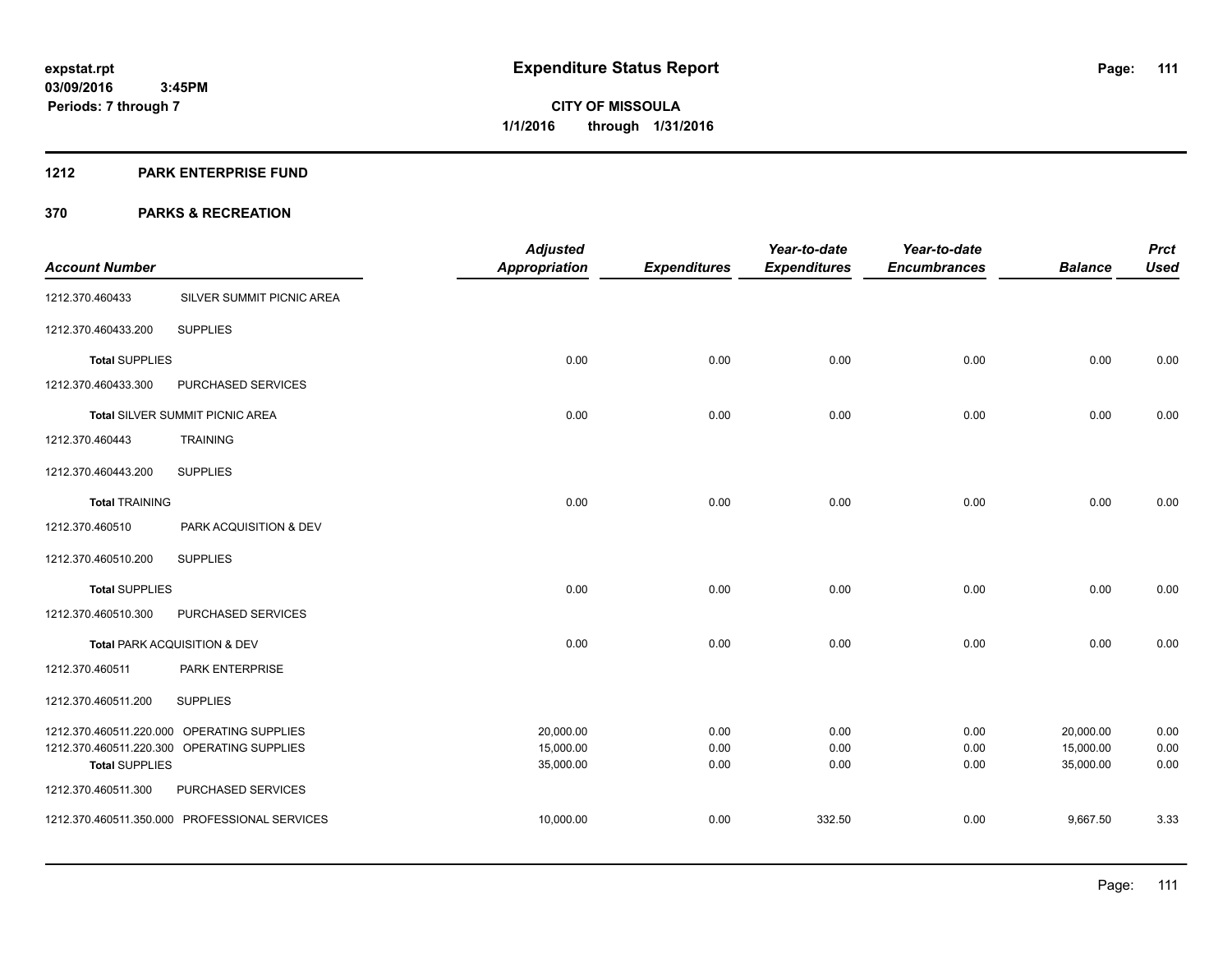# Expenditure Status Report

**CITY OF MISSOULA**

**1/1/2016 through 1/31/2016**

expstat.rpt
03/09/2016 3:45PM
Periods: 7 through 7

## 1212 PARK ENTERPRISE FUND

## 370 PARKS & RECREATION

| Account Number | | Adjusted Appropriation | Expenditures | Year-to-date Expenditures | Year-to-date Encumbrances | Balance | Prct Used |
|---|---|---|---|---|---|---|---|
| 1212.370.460433 | SILVER SUMMIT PICNIC AREA | | | | | | |
| 1212.370.460433.200 | SUPPLIES | | | | | | |
| **Total** SUPPLIES | | 0.00 | 0.00 | 0.00 | 0.00 | 0.00 | 0.00 |
| 1212.370.460433.300 | PURCHASED SERVICES | | | | | | |
| **Total** SILVER SUMMIT PICNIC AREA | | 0.00 | 0.00 | 0.00 | 0.00 | 0.00 | 0.00 |
| 1212.370.460443 | TRAINING | | | | | | |
| 1212.370.460443.200 | SUPPLIES | | | | | | |
| **Total** TRAINING | | 0.00 | 0.00 | 0.00 | 0.00 | 0.00 | 0.00 |
| 1212.370.460510 | PARK ACQUISITION & DEV | | | | | | |
| 1212.370.460510.200 | SUPPLIES | | | | | | |
| **Total** SUPPLIES | | 0.00 | 0.00 | 0.00 | 0.00 | 0.00 | 0.00 |
| 1212.370.460510.300 | PURCHASED SERVICES | | | | | | |
| **Total** PARK ACQUISITION & DEV | | 0.00 | 0.00 | 0.00 | 0.00 | 0.00 | 0.00 |
| 1212.370.460511 | PARK ENTERPRISE | | | | | | |
| 1212.370.460511.200 | SUPPLIES | | | | | | |
| 1212.370.460511.220.000 | OPERATING SUPPLIES | 20,000.00 | 0.00 | 0.00 | 0.00 | 20,000.00 | 0.00 |
| 1212.370.460511.220.300 | OPERATING SUPPLIES | 15,000.00 | 0.00 | 0.00 | 0.00 | 15,000.00 | 0.00 |
| **Total** SUPPLIES | | 35,000.00 | 0.00 | 0.00 | 0.00 | 35,000.00 | 0.00 |
| 1212.370.460511.300 | PURCHASED SERVICES | | | | | | |
| 1212.370.460511.350.000 | PROFESSIONAL SERVICES | 10,000.00 | 0.00 | 332.50 | 0.00 | 9,667.50 | 3.33 |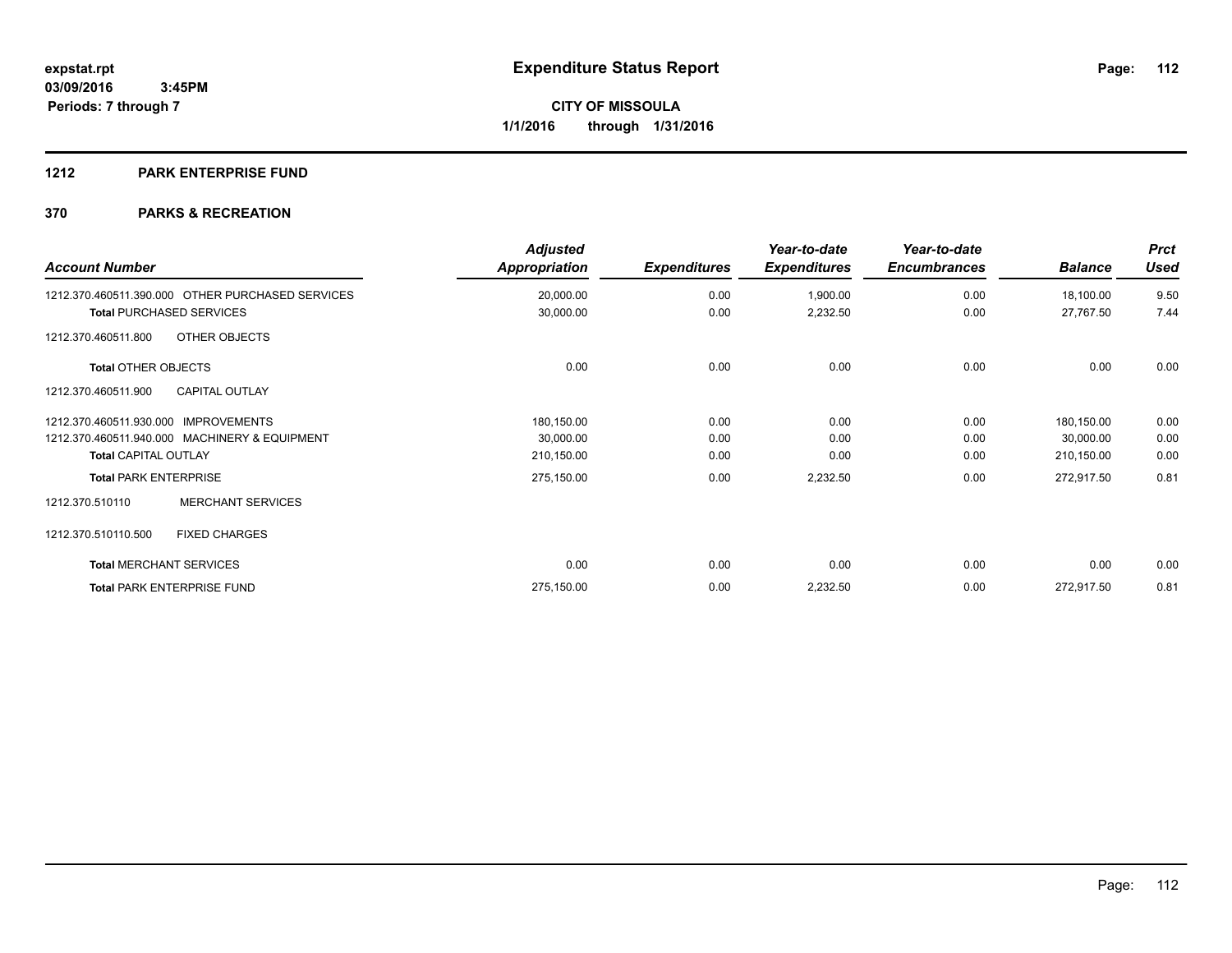**expstat.rpt**
**03/09/2016 3:45PM**
**Periods: 7 through 7**

# Expenditure Status Report

**CITY OF MISSOULA**
**1/1/2016 through 1/31/2016**

## 1212 PARK ENTERPRISE FUND

## 370 PARKS & RECREATION

| Account Number | Adjusted Appropriation | Expenditures | Year-to-date Expenditures | Year-to-date Encumbrances | Balance | Prct Used |
|---|---|---|---|---|---|---|
| 1212.370.460511.390.000 OTHER PURCHASED SERVICES | 20,000.00 | 0.00 | 1,900.00 | 0.00 | 18,100.00 | 9.50 |
| **Total** PURCHASED SERVICES | 30,000.00 | 0.00 | 2,232.50 | 0.00 | 27,767.50 | 7.44 |
| 1212.370.460511.800 OTHER OBJECTS | | | | | | |
| **Total** OTHER OBJECTS | 0.00 | 0.00 | 0.00 | 0.00 | 0.00 | 0.00 |
| 1212.370.460511.900 CAPITAL OUTLAY | | | | | | |
| 1212.370.460511.930.000 IMPROVEMENTS | 180,150.00 | 0.00 | 0.00 | 0.00 | 180,150.00 | 0.00 |
| 1212.370.460511.940.000 MACHINERY & EQUIPMENT | 30,000.00 | 0.00 | 0.00 | 0.00 | 30,000.00 | 0.00 |
| **Total** CAPITAL OUTLAY | 210,150.00 | 0.00 | 0.00 | 0.00 | 210,150.00 | 0.00 |
| **Total** PARK ENTERPRISE | 275,150.00 | 0.00 | 2,232.50 | 0.00 | 272,917.50 | 0.81 |
| 1212.370.510110 MERCHANT SERVICES | | | | | | |
| 1212.370.510110.500 FIXED CHARGES | | | | | | |
| **Total** MERCHANT SERVICES | 0.00 | 0.00 | 0.00 | 0.00 | 0.00 | 0.00 |
| **Total** PARK ENTERPRISE FUND | 275,150.00 | 0.00 | 2,232.50 | 0.00 | 272,917.50 | 0.81 |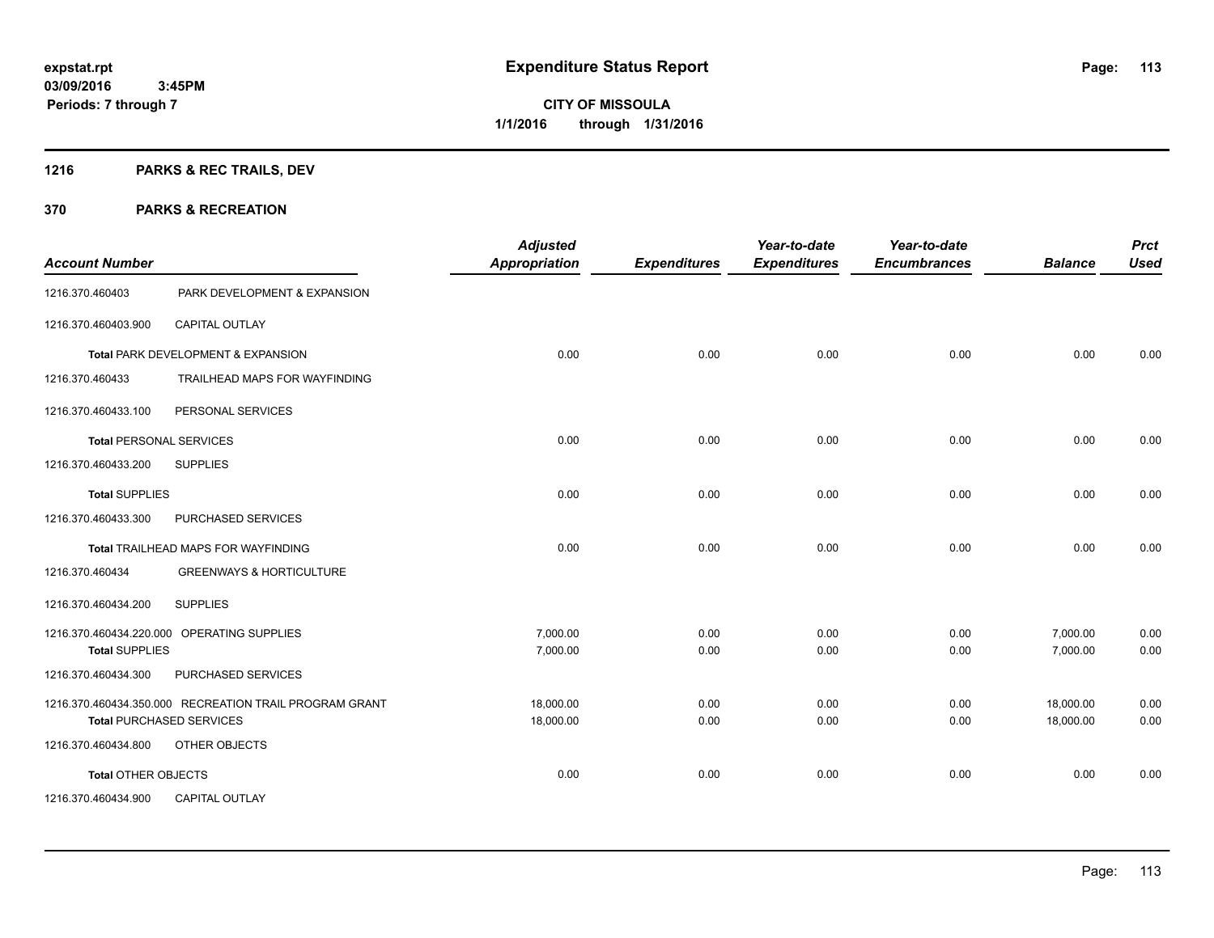# Expenditure Status Report

**expstat.rpt**
**03/09/2016 3:45PM**
**Periods: 7 through 7**

**CITY OF MISSOULA**
**1/1/2016 through 1/31/2016**

## 1216 PARKS & REC TRAILS, DEV

## 370 PARKS & RECREATION

| Account Number | | Adjusted Appropriation | Expenditures | Year-to-date Expenditures | Year-to-date Encumbrances | Balance | Prct Used |
|---|---|---|---|---|---|---|---|
| 1216.370.460403 | PARK DEVELOPMENT & EXPANSION | | | | | | |
| 1216.370.460403.900 | CAPITAL OUTLAY | | | | | | |
| **Total** PARK DEVELOPMENT & EXPANSION | | 0.00 | 0.00 | 0.00 | 0.00 | 0.00 | 0.00 |
| 1216.370.460433 | TRAILHEAD MAPS FOR WAYFINDING | | | | | | |
| 1216.370.460433.100 | PERSONAL SERVICES | | | | | | |
| **Total** PERSONAL SERVICES | | 0.00 | 0.00 | 0.00 | 0.00 | 0.00 | 0.00 |
| 1216.370.460433.200 | SUPPLIES | | | | | | |
| **Total** SUPPLIES | | 0.00 | 0.00 | 0.00 | 0.00 | 0.00 | 0.00 |
| 1216.370.460433.300 | PURCHASED SERVICES | | | | | | |
| **Total** TRAILHEAD MAPS FOR WAYFINDING | | 0.00 | 0.00 | 0.00 | 0.00 | 0.00 | 0.00 |
| 1216.370.460434 | GREENWAYS & HORTICULTURE | | | | | | |
| 1216.370.460434.200 | SUPPLIES | | | | | | |
| 1216.370.460434.220.000 | OPERATING SUPPLIES | 7,000.00 | 0.00 | 0.00 | 0.00 | 7,000.00 | 0.00 |
| **Total** SUPPLIES | | 7,000.00 | 0.00 | 0.00 | 0.00 | 7,000.00 | 0.00 |
| 1216.370.460434.300 | PURCHASED SERVICES | | | | | | |
| 1216.370.460434.350.000 | RECREATION TRAIL PROGRAM GRANT | 18,000.00 | 0.00 | 0.00 | 0.00 | 18,000.00 | 0.00 |
| **Total** PURCHASED SERVICES | | 18,000.00 | 0.00 | 0.00 | 0.00 | 18,000.00 | 0.00 |
| 1216.370.460434.800 | OTHER OBJECTS | | | | | | |
| **Total** OTHER OBJECTS | | 0.00 | 0.00 | 0.00 | 0.00 | 0.00 | 0.00 |
| 1216.370.460434.900 | CAPITAL OUTLAY | | | | | | |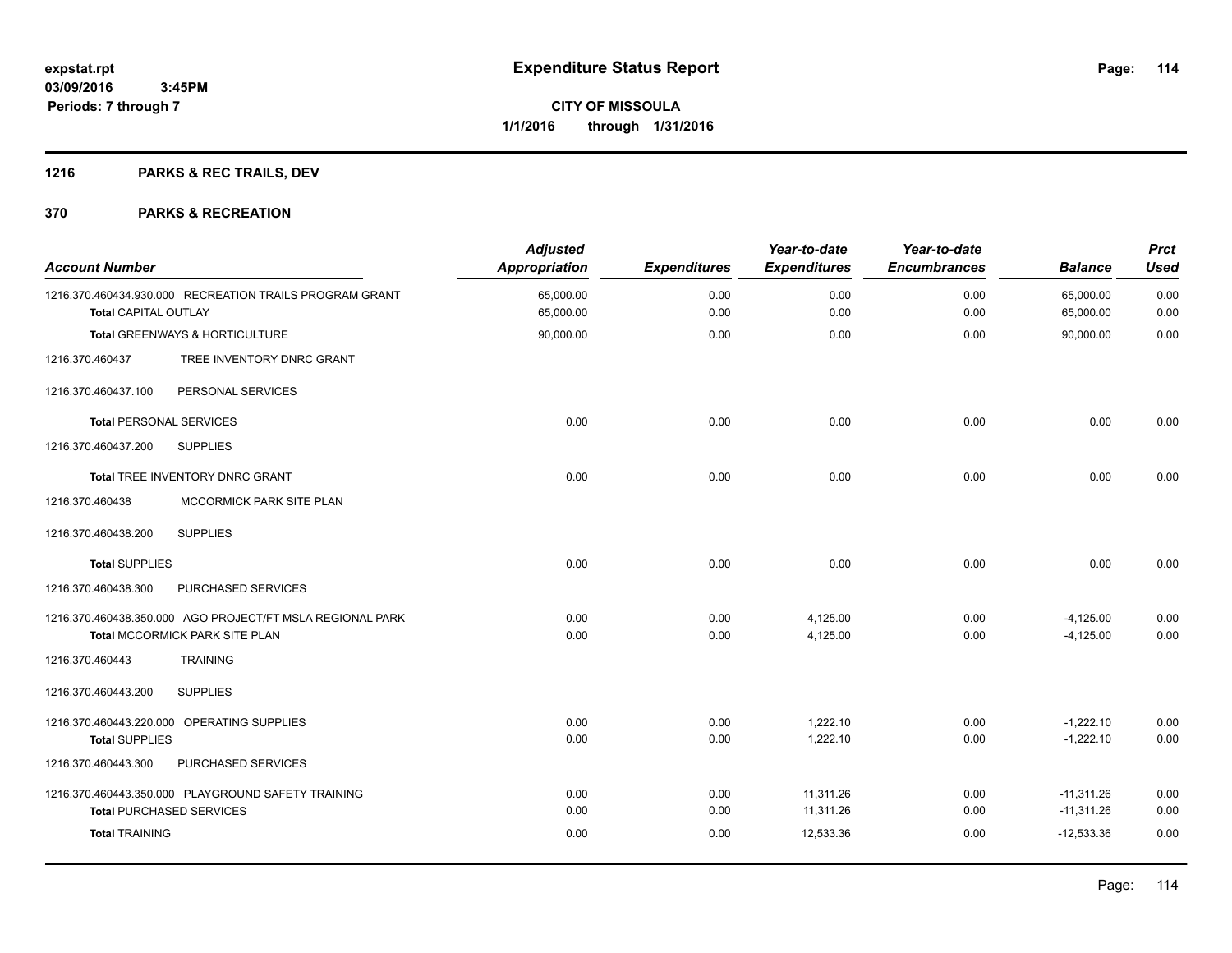**expstat.rpt**
**03/09/2016 3:45PM**
**Periods: 7 through 7**

# Expenditure Status Report

**CITY OF MISSOULA**
**1/1/2016 through 1/31/2016**

## 1216 PARKS & REC TRAILS, DEV

## 370 PARKS & RECREATION

| Account Number | Adjusted Appropriation | Expenditures | Year-to-date Expenditures | Year-to-date Encumbrances | Balance | Prct Used |
|---|---|---|---|---|---|---|
| 1216.370.460434.930.000 RECREATION TRAILS PROGRAM GRANT | 65,000.00 | 0.00 | 0.00 | 0.00 | 65,000.00 | 0.00 |
| **Total** CAPITAL OUTLAY | 65,000.00 | 0.00 | 0.00 | 0.00 | 65,000.00 | 0.00 |
| **Total** GREENWAYS & HORTICULTURE | 90,000.00 | 0.00 | 0.00 | 0.00 | 90,000.00 | 0.00 |
| 1216.370.460437 TREE INVENTORY DNRC GRANT | | | | | | |
| 1216.370.460437.100 PERSONAL SERVICES | | | | | | |
| **Total** PERSONAL SERVICES | 0.00 | 0.00 | 0.00 | 0.00 | 0.00 | 0.00 |
| 1216.370.460437.200 SUPPLIES | | | | | | |
| **Total** TREE INVENTORY DNRC GRANT | 0.00 | 0.00 | 0.00 | 0.00 | 0.00 | 0.00 |
| 1216.370.460438 MCCORMICK PARK SITE PLAN | | | | | | |
| 1216.370.460438.200 SUPPLIES | | | | | | |
| **Total** SUPPLIES | 0.00 | 0.00 | 0.00 | 0.00 | 0.00 | 0.00 |
| 1216.370.460438.300 PURCHASED SERVICES | | | | | | |
| 1216.370.460438.350.000 AGO PROJECT/FT MSLA REGIONAL PARK | 0.00 | 0.00 | 4,125.00 | 0.00 | -4,125.00 | 0.00 |
| **Total** MCCORMICK PARK SITE PLAN | 0.00 | 0.00 | 4,125.00 | 0.00 | -4,125.00 | 0.00 |
| 1216.370.460443 TRAINING | | | | | | |
| 1216.370.460443.200 SUPPLIES | | | | | | |
| 1216.370.460443.220.000 OPERATING SUPPLIES | 0.00 | 0.00 | 1,222.10 | 0.00 | -1,222.10 | 0.00 |
| **Total** SUPPLIES | 0.00 | 0.00 | 1,222.10 | 0.00 | -1,222.10 | 0.00 |
| 1216.370.460443.300 PURCHASED SERVICES | | | | | | |
| 1216.370.460443.350.000 PLAYGROUND SAFETY TRAINING | 0.00 | 0.00 | 11,311.26 | 0.00 | -11,311.26 | 0.00 |
| **Total** PURCHASED SERVICES | 0.00 | 0.00 | 11,311.26 | 0.00 | -11,311.26 | 0.00 |
| **Total** TRAINING | 0.00 | 0.00 | 12,533.36 | 0.00 | -12,533.36 | 0.00 |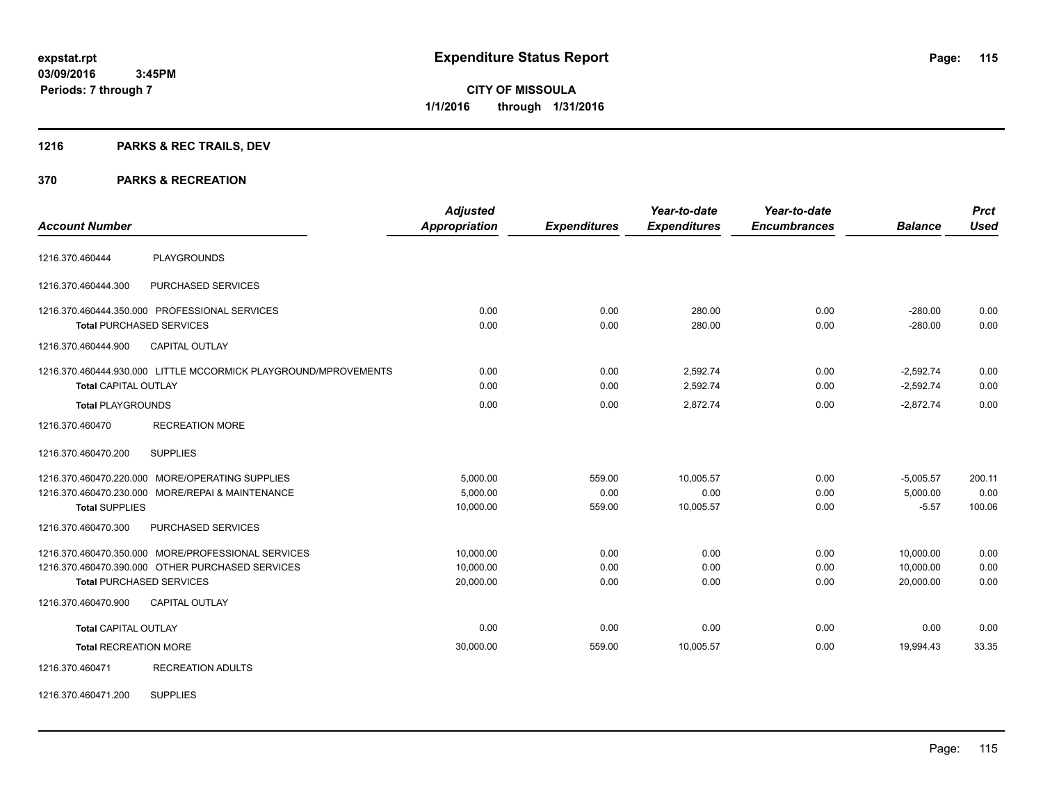# Expenditure Status Report

expstat.rpt
03/09/2016 3:45PM
Periods: 7 through 7

**CITY OF MISSOULA**
**1/1/2016 through 1/31/2016**

## 1216 PARKS & REC TRAILS, DEV

## 370 PARKS & RECREATION

| Account Number | | Adjusted Appropriation | Expenditures | Year-to-date Expenditures | Year-to-date Encumbrances | Balance | Prct Used |
|---|---|---|---|---|---|---|---|
| 1216.370.460444 | PLAYGROUNDS | | | | | | |
| 1216.370.460444.300 | PURCHASED SERVICES | | | | | | |
| 1216.370.460444.350.000 | PROFESSIONAL SERVICES | 0.00 | 0.00 | 280.00 | 0.00 | -280.00 | 0.00 |
| **Total** PURCHASED SERVICES | | 0.00 | 0.00 | 280.00 | 0.00 | -280.00 | 0.00 |
| 1216.370.460444.900 | CAPITAL OUTLAY | | | | | | |
| 1216.370.460444.930.000 | LITTLE MCCORMICK PLAYGROUND/MPROVEMENTS | 0.00 | 0.00 | 2,592.74 | 0.00 | -2,592.74 | 0.00 |
| **Total** CAPITAL OUTLAY | | 0.00 | 0.00 | 2,592.74 | 0.00 | -2,592.74 | 0.00 |
| **Total** PLAYGROUNDS | | 0.00 | 0.00 | 2,872.74 | 0.00 | -2,872.74 | 0.00 |
| 1216.370.460470 | RECREATION MORE | | | | | | |
| 1216.370.460470.200 | SUPPLIES | | | | | | |
| 1216.370.460470.220.000 | MORE/OPERATING SUPPLIES | 5,000.00 | 559.00 | 10,005.57 | 0.00 | -5,005.57 | 200.11 |
| 1216.370.460470.230.000 | MORE/REPAI & MAINTENANCE | 5,000.00 | 0.00 | 0.00 | 0.00 | 5,000.00 | 0.00 |
| **Total** SUPPLIES | | 10,000.00 | 559.00 | 10,005.57 | 0.00 | -5.57 | 100.06 |
| 1216.370.460470.300 | PURCHASED SERVICES | | | | | | |
| 1216.370.460470.350.000 | MORE/PROFESSIONAL SERVICES | 10,000.00 | 0.00 | 0.00 | 0.00 | 10,000.00 | 0.00 |
| 1216.370.460470.390.000 | OTHER PURCHASED SERVICES | 10,000.00 | 0.00 | 0.00 | 0.00 | 10,000.00 | 0.00 |
| **Total** PURCHASED SERVICES | | 20,000.00 | 0.00 | 0.00 | 0.00 | 20,000.00 | 0.00 |
| 1216.370.460470.900 | CAPITAL OUTLAY | | | | | | |
| **Total** CAPITAL OUTLAY | | 0.00 | 0.00 | 0.00 | 0.00 | 0.00 | 0.00 |
| **Total** RECREATION MORE | | 30,000.00 | 559.00 | 10,005.57 | 0.00 | 19,994.43 | 33.35 |
| 1216.370.460471 | RECREATION ADULTS | | | | | | |
| 1216.370.460471.200 | SUPPLIES | | | | | | |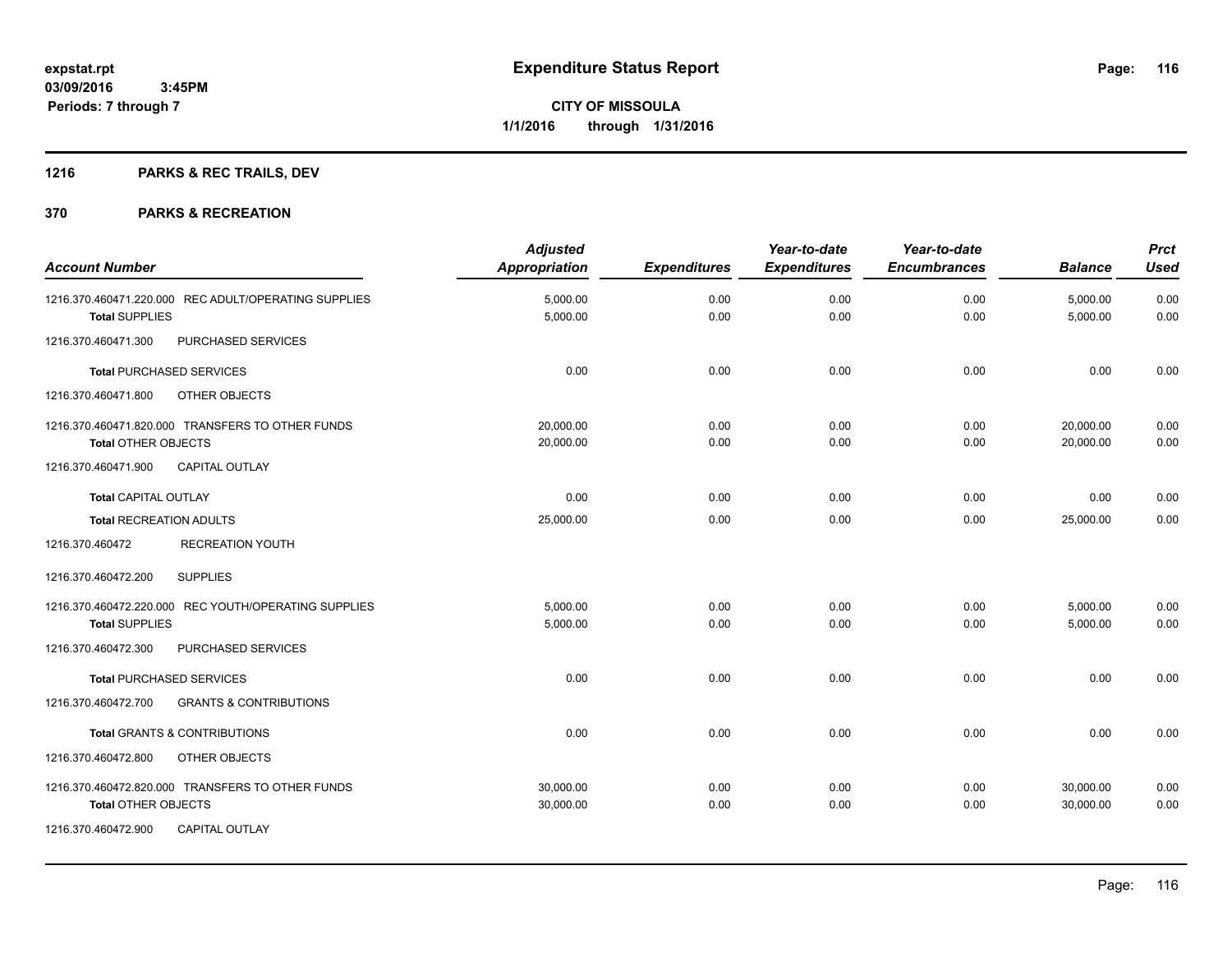# Expenditure Status Report

expstat.rpt
03/09/2016 3:45PM
Periods: 7 through 7

**CITY OF MISSOULA**
**1/1/2016 through 1/31/2016**

## 1216 PARKS & REC TRAILS, DEV

## 370 PARKS & RECREATION

| Account Number | Adjusted Appropriation | Expenditures | Year-to-date Expenditures | Year-to-date Encumbrances | Balance | Prct Used |
|---|---|---|---|---|---|---|
| 1216.370.460471.220.000 REC ADULT/OPERATING SUPPLIES | 5,000.00 | 0.00 | 0.00 | 0.00 | 5,000.00 | 0.00 |
| **Total** SUPPLIES | 5,000.00 | 0.00 | 0.00 | 0.00 | 5,000.00 | 0.00 |
| 1216.370.460471.300 PURCHASED SERVICES | | | | | | |
| **Total** PURCHASED SERVICES | 0.00 | 0.00 | 0.00 | 0.00 | 0.00 | 0.00 |
| 1216.370.460471.800 OTHER OBJECTS | | | | | | |
| 1216.370.460471.820.000 TRANSFERS TO OTHER FUNDS | 20,000.00 | 0.00 | 0.00 | 0.00 | 20,000.00 | 0.00 |
| **Total** OTHER OBJECTS | 20,000.00 | 0.00 | 0.00 | 0.00 | 20,000.00 | 0.00 |
| 1216.370.460471.900 CAPITAL OUTLAY | | | | | | |
| **Total** CAPITAL OUTLAY | 0.00 | 0.00 | 0.00 | 0.00 | 0.00 | 0.00 |
| **Total** RECREATION ADULTS | 25,000.00 | 0.00 | 0.00 | 0.00 | 25,000.00 | 0.00 |
| 1216.370.460472 RECREATION YOUTH | | | | | | |
| 1216.370.460472.200 SUPPLIES | | | | | | |
| 1216.370.460472.220.000 REC YOUTH/OPERATING SUPPLIES | 5,000.00 | 0.00 | 0.00 | 0.00 | 5,000.00 | 0.00 |
| **Total** SUPPLIES | 5,000.00 | 0.00 | 0.00 | 0.00 | 5,000.00 | 0.00 |
| 1216.370.460472.300 PURCHASED SERVICES | | | | | | |
| **Total** PURCHASED SERVICES | 0.00 | 0.00 | 0.00 | 0.00 | 0.00 | 0.00 |
| 1216.370.460472.700 GRANTS & CONTRIBUTIONS | | | | | | |
| **Total** GRANTS & CONTRIBUTIONS | 0.00 | 0.00 | 0.00 | 0.00 | 0.00 | 0.00 |
| 1216.370.460472.800 OTHER OBJECTS | | | | | | |
| 1216.370.460472.820.000 TRANSFERS TO OTHER FUNDS | 30,000.00 | 0.00 | 0.00 | 0.00 | 30,000.00 | 0.00 |
| **Total** OTHER OBJECTS | 30,000.00 | 0.00 | 0.00 | 0.00 | 30,000.00 | 0.00 |
| 1216.370.460472.900 CAPITAL OUTLAY | | | | | | |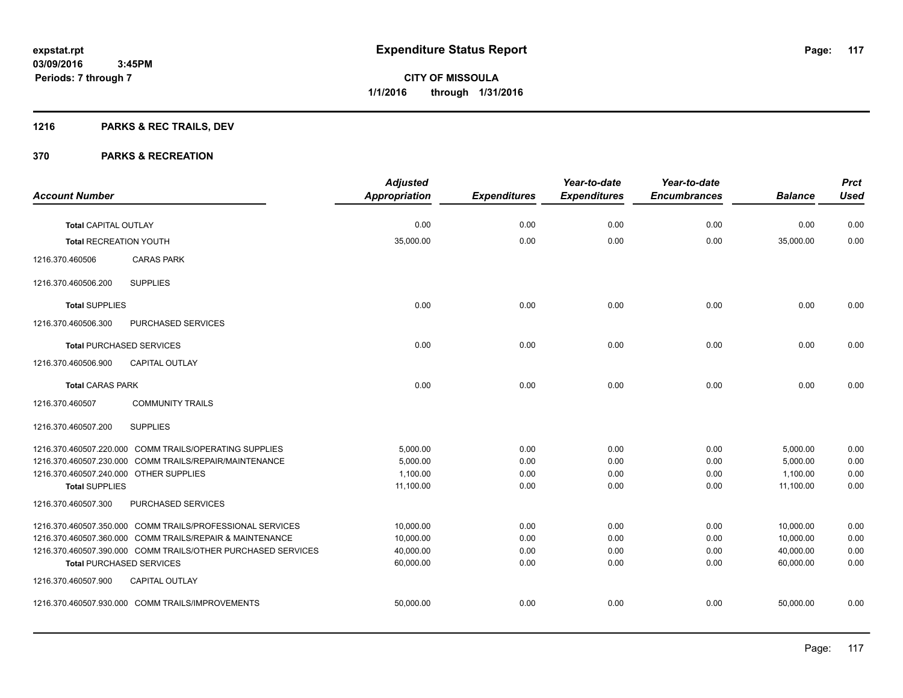# Expenditure Status Report

expstat.rpt
03/09/2016 3:45PM
Periods: 7 through 7

**CITY OF MISSOULA**
**1/1/2016 through 1/31/2016**

## 1216 PARKS & REC TRAILS, DEV

## 370 PARKS & RECREATION

| Account Number | Adjusted Appropriation | Expenditures | Year-to-date Expenditures | Year-to-date Encumbrances | Balance | Prct Used |
|---|---|---|---|---|---|---|
| **Total** CAPITAL OUTLAY | 0.00 | 0.00 | 0.00 | 0.00 | 0.00 | 0.00 |
| **Total** RECREATION YOUTH | 35,000.00 | 0.00 | 0.00 | 0.00 | 35,000.00 | 0.00 |
| 1216.370.460506 CARAS PARK | | | | | | |
| 1216.370.460506.200 SUPPLIES | | | | | | |
| **Total** SUPPLIES | 0.00 | 0.00 | 0.00 | 0.00 | 0.00 | 0.00 |
| 1216.370.460506.300 PURCHASED SERVICES | | | | | | |
| **Total** PURCHASED SERVICES | 0.00 | 0.00 | 0.00 | 0.00 | 0.00 | 0.00 |
| 1216.370.460506.900 CAPITAL OUTLAY | | | | | | |
| **Total** CARAS PARK | 0.00 | 0.00 | 0.00 | 0.00 | 0.00 | 0.00 |
| 1216.370.460507 COMMUNITY TRAILS | | | | | | |
| 1216.370.460507.200 SUPPLIES | | | | | | |
| 1216.370.460507.220.000 COMM TRAILS/OPERATING SUPPLIES | 5,000.00 | 0.00 | 0.00 | 0.00 | 5,000.00 | 0.00 |
| 1216.370.460507.230.000 COMM TRAILS/REPAIR/MAINTENANCE | 5,000.00 | 0.00 | 0.00 | 0.00 | 5,000.00 | 0.00 |
| 1216.370.460507.240.000 OTHER SUPPLIES | 1,100.00 | 0.00 | 0.00 | 0.00 | 1,100.00 | 0.00 |
| **Total** SUPPLIES | 11,100.00 | 0.00 | 0.00 | 0.00 | 11,100.00 | 0.00 |
| 1216.370.460507.300 PURCHASED SERVICES | | | | | | |
| 1216.370.460507.350.000 COMM TRAILS/PROFESSIONAL SERVICES | 10,000.00 | 0.00 | 0.00 | 0.00 | 10,000.00 | 0.00 |
| 1216.370.460507.360.000 COMM TRAILS/REPAIR & MAINTENANCE | 10,000.00 | 0.00 | 0.00 | 0.00 | 10,000.00 | 0.00 |
| 1216.370.460507.390.000 COMM TRAILS/OTHER PURCHASED SERVICES | 40,000.00 | 0.00 | 0.00 | 0.00 | 40,000.00 | 0.00 |
| **Total** PURCHASED SERVICES | 60,000.00 | 0.00 | 0.00 | 0.00 | 60,000.00 | 0.00 |
| 1216.370.460507.900 CAPITAL OUTLAY | | | | | | |
| 1216.370.460507.930.000 COMM TRAILS/IMPROVEMENTS | 50,000.00 | 0.00 | 0.00 | 0.00 | 50,000.00 | 0.00 |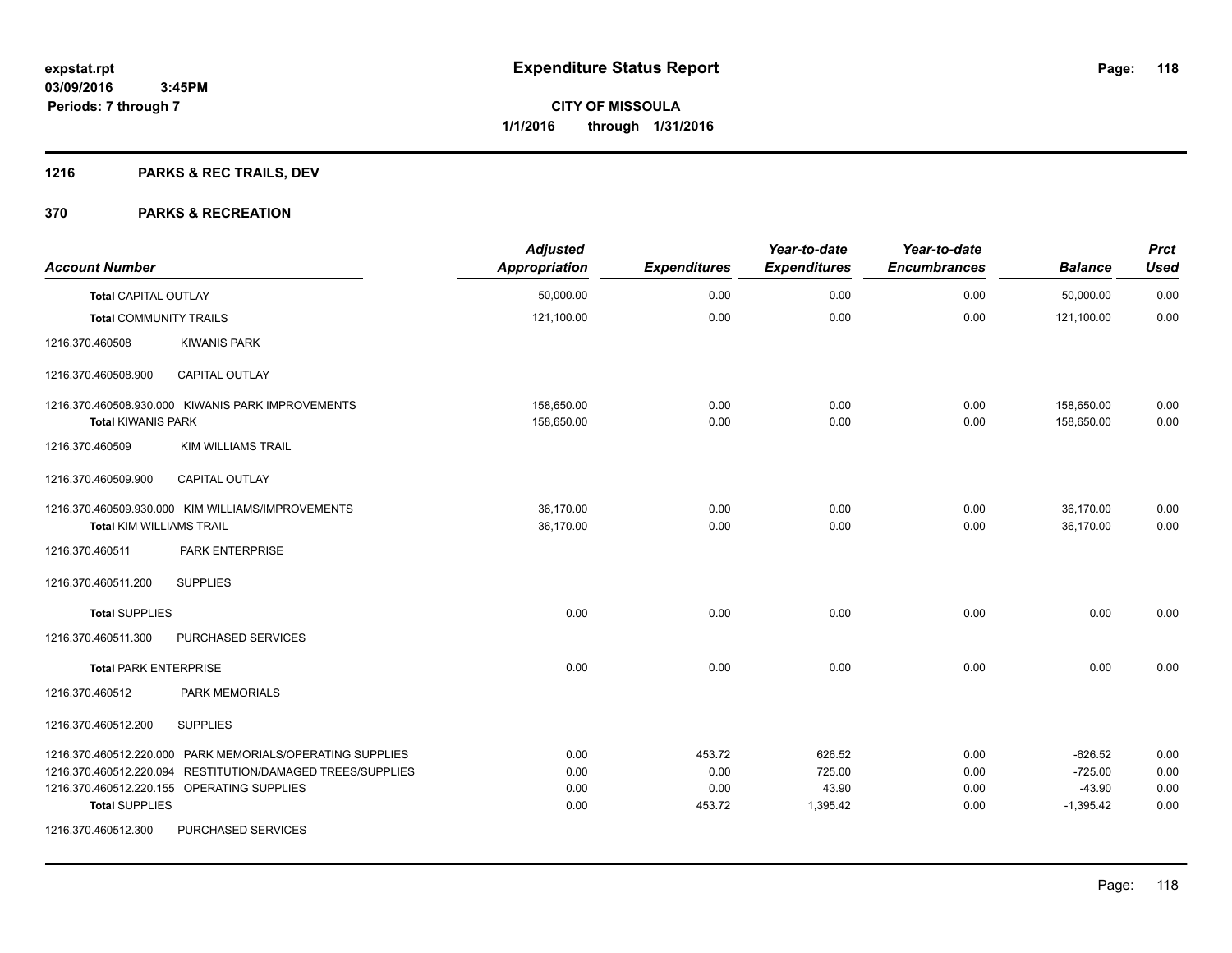# Expenditure Status Report

expstat.rpt
03/09/2016 3:45PM
Periods: 7 through 7

**CITY OF MISSOULA**
**1/1/2016 through 1/31/2016**

## 1216 PARKS & REC TRAILS, DEV

## 370 PARKS & RECREATION

| Account Number | | Adjusted Appropriation | Expenditures | Year-to-date Expenditures | Year-to-date Encumbrances | Balance | Prct Used |
|---|---|---|---|---|---|---|---|
| **Total** CAPITAL OUTLAY | | 50,000.00 | 0.00 | 0.00 | 0.00 | 50,000.00 | 0.00 |
| **Total** COMMUNITY TRAILS | | 121,100.00 | 0.00 | 0.00 | 0.00 | 121,100.00 | 0.00 |
| 1216.370.460508 | KIWANIS PARK | | | | | | |
| 1216.370.460508.900 | CAPITAL OUTLAY | | | | | | |
| 1216.370.460508.930.000 | KIWANIS PARK IMPROVEMENTS | 158,650.00 | 0.00 | 0.00 | 0.00 | 158,650.00 | 0.00 |
| **Total** KIWANIS PARK | | 158,650.00 | 0.00 | 0.00 | 0.00 | 158,650.00 | 0.00 |
| 1216.370.460509 | KIM WILLIAMS TRAIL | | | | | | |
| 1216.370.460509.900 | CAPITAL OUTLAY | | | | | | |
| 1216.370.460509.930.000 | KIM WILLIAMS/IMPROVEMENTS | 36,170.00 | 0.00 | 0.00 | 0.00 | 36,170.00 | 0.00 |
| **Total** KIM WILLIAMS TRAIL | | 36,170.00 | 0.00 | 0.00 | 0.00 | 36,170.00 | 0.00 |
| 1216.370.460511 | PARK ENTERPRISE | | | | | | |
| 1216.370.460511.200 | SUPPLIES | | | | | | |
| **Total** SUPPLIES | | 0.00 | 0.00 | 0.00 | 0.00 | 0.00 | 0.00 |
| 1216.370.460511.300 | PURCHASED SERVICES | | | | | | |
| **Total** PARK ENTERPRISE | | 0.00 | 0.00 | 0.00 | 0.00 | 0.00 | 0.00 |
| 1216.370.460512 | PARK MEMORIALS | | | | | | |
| 1216.370.460512.200 | SUPPLIES | | | | | | |
| 1216.370.460512.220.000 | PARK MEMORIALS/OPERATING SUPPLIES | 0.00 | 453.72 | 626.52 | 0.00 | -626.52 | 0.00 |
| 1216.370.460512.220.094 | RESTITUTION/DAMAGED TREES/SUPPLIES | 0.00 | 0.00 | 725.00 | 0.00 | -725.00 | 0.00 |
| 1216.370.460512.220.155 | OPERATING SUPPLIES | 0.00 | 0.00 | 43.90 | 0.00 | -43.90 | 0.00 |
| **Total** SUPPLIES | | 0.00 | 453.72 | 1,395.42 | 0.00 | -1,395.42 | 0.00 |
| 1216.370.460512.300 | PURCHASED SERVICES | | | | | | |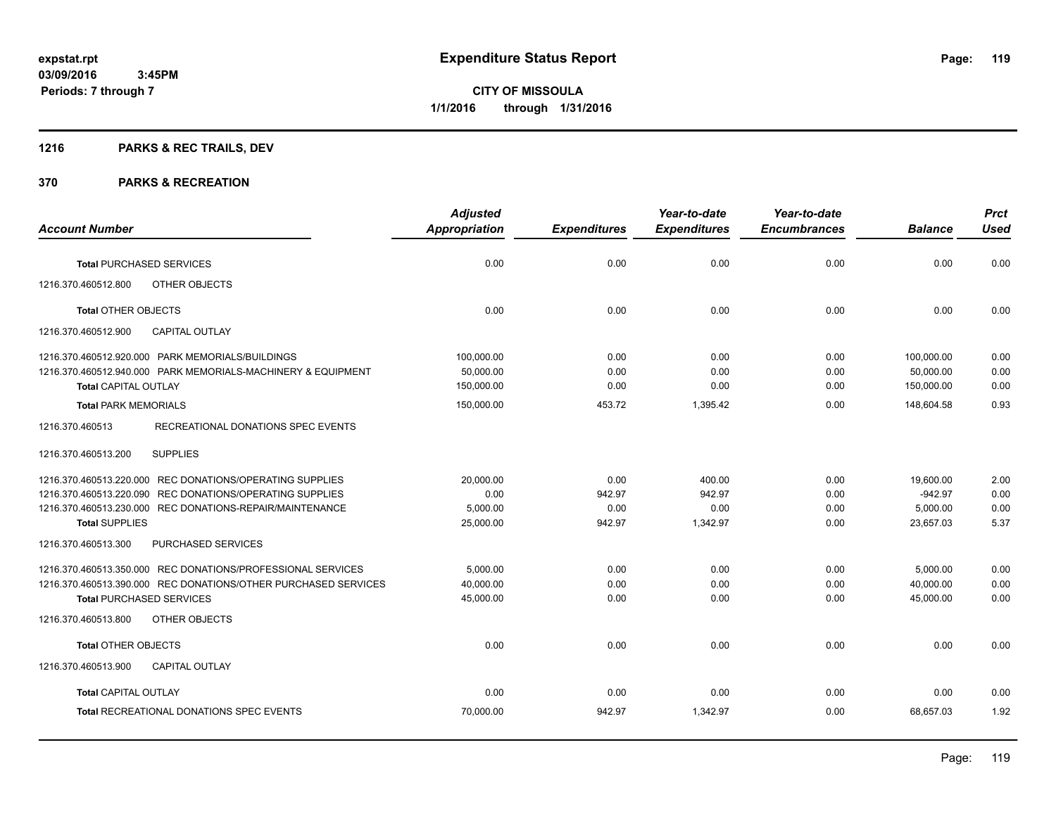# Expenditure Status Report

**CITY OF MISSOULA**
**1/1/2016 through 1/31/2016**

expstat.rpt
03/09/2016 3:45PM
Periods: 7 through 7

## 1216 PARKS & REC TRAILS, DEV

## 370 PARKS & RECREATION

| Account Number | Adjusted Appropriation | Expenditures | Year-to-date Expenditures | Year-to-date Encumbrances | Balance | Prct Used |
|---|---|---|---|---|---|---|
| **Total** PURCHASED SERVICES | 0.00 | 0.00 | 0.00 | 0.00 | 0.00 | 0.00 |
| 1216.370.460512.800 OTHER OBJECTS | | | | | | |
| **Total** OTHER OBJECTS | 0.00 | 0.00 | 0.00 | 0.00 | 0.00 | 0.00 |
| 1216.370.460512.900 CAPITAL OUTLAY | | | | | | |
| 1216.370.460512.920.000 PARK MEMORIALS/BUILDINGS | 100,000.00 | 0.00 | 0.00 | 0.00 | 100,000.00 | 0.00 |
| 1216.370.460512.940.000 PARK MEMORIALS-MACHINERY & EQUIPMENT | 50,000.00 | 0.00 | 0.00 | 0.00 | 50,000.00 | 0.00 |
| **Total** CAPITAL OUTLAY | 150,000.00 | 0.00 | 0.00 | 0.00 | 150,000.00 | 0.00 |
| **Total** PARK MEMORIALS | 150,000.00 | 453.72 | 1,395.42 | 0.00 | 148,604.58 | 0.93 |
| 1216.370.460513 RECREATIONAL DONATIONS SPEC EVENTS | | | | | | |
| 1216.370.460513.200 SUPPLIES | | | | | | |
| 1216.370.460513.220.000 REC DONATIONS/OPERATING SUPPLIES | 20,000.00 | 0.00 | 400.00 | 0.00 | 19,600.00 | 2.00 |
| 1216.370.460513.220.090 REC DONATIONS/OPERATING SUPPLIES | 0.00 | 942.97 | 942.97 | 0.00 | -942.97 | 0.00 |
| 1216.370.460513.230.000 REC DONATIONS-REPAIR/MAINTENANCE | 5,000.00 | 0.00 | 0.00 | 0.00 | 5,000.00 | 0.00 |
| **Total** SUPPLIES | 25,000.00 | 942.97 | 1,342.97 | 0.00 | 23,657.03 | 5.37 |
| 1216.370.460513.300 PURCHASED SERVICES | | | | | | |
| 1216.370.460513.350.000 REC DONATIONS/PROFESSIONAL SERVICES | 5,000.00 | 0.00 | 0.00 | 0.00 | 5,000.00 | 0.00 |
| 1216.370.460513.390.000 REC DONATIONS/OTHER PURCHASED SERVICES | 40,000.00 | 0.00 | 0.00 | 0.00 | 40,000.00 | 0.00 |
| **Total** PURCHASED SERVICES | 45,000.00 | 0.00 | 0.00 | 0.00 | 45,000.00 | 0.00 |
| 1216.370.460513.800 OTHER OBJECTS | | | | | | |
| **Total** OTHER OBJECTS | 0.00 | 0.00 | 0.00 | 0.00 | 0.00 | 0.00 |
| 1216.370.460513.900 CAPITAL OUTLAY | | | | | | |
| **Total** CAPITAL OUTLAY | 0.00 | 0.00 | 0.00 | 0.00 | 0.00 | 0.00 |
| **Total** RECREATIONAL DONATIONS SPEC EVENTS | 70,000.00 | 942.97 | 1,342.97 | 0.00 | 68,657.03 | 1.92 |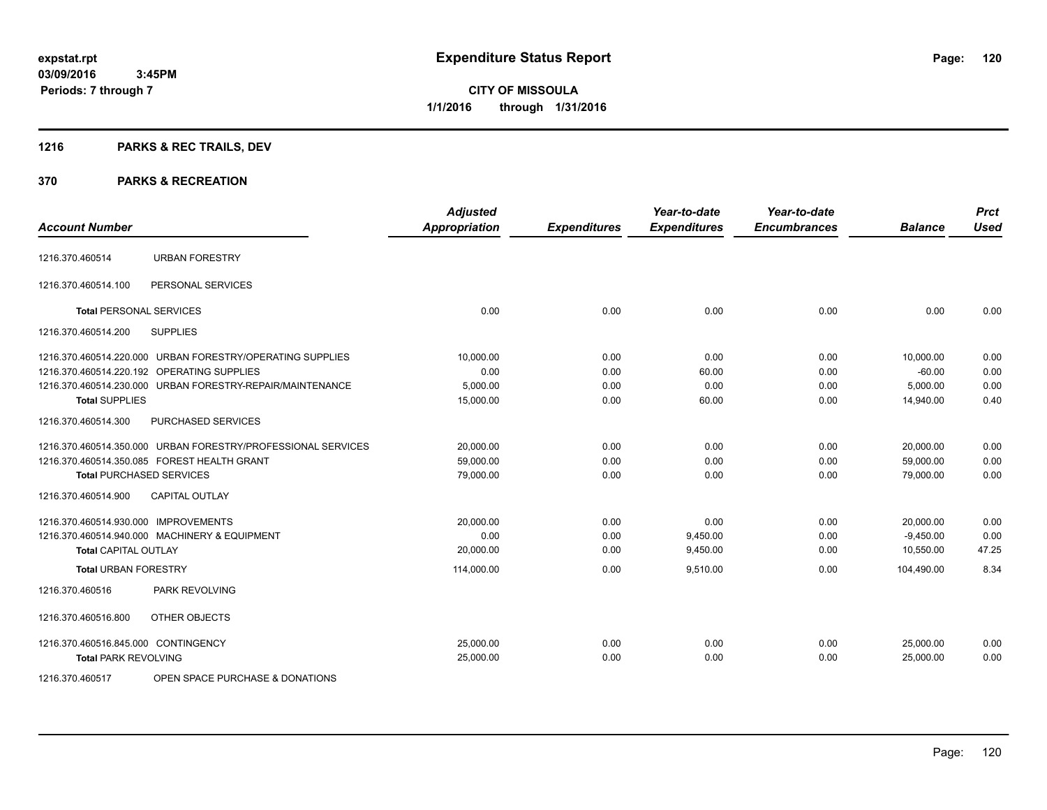expstat.rpt
03/09/2016 3:45PM
Periods: 7 through 7

# Expenditure Status Report

**CITY OF MISSOULA**
**1/1/2016 through 1/31/2016**

## 1216 PARKS & REC TRAILS, DEV

## 370 PARKS & RECREATION

| Account Number | | Adjusted Appropriation | Expenditures | Year-to-date Expenditures | Year-to-date Encumbrances | Balance | Prct Used |
|---|---|---|---|---|---|---|---|
| 1216.370.460514 | URBAN FORESTRY | | | | | | |
| 1216.370.460514.100 | PERSONAL SERVICES | | | | | | |
| **Total** PERSONAL SERVICES | | 0.00 | 0.00 | 0.00 | 0.00 | 0.00 | 0.00 |
| 1216.370.460514.200 | SUPPLIES | | | | | | |
| 1216.370.460514.220.000 | URBAN FORESTRY/OPERATING SUPPLIES | 10,000.00 | 0.00 | 0.00 | 0.00 | 10,000.00 | 0.00 |
| 1216.370.460514.220.192 | OPERATING SUPPLIES | 0.00 | 0.00 | 60.00 | 0.00 | -60.00 | 0.00 |
| 1216.370.460514.230.000 | URBAN FORESTRY-REPAIR/MAINTENANCE | 5,000.00 | 0.00 | 0.00 | 0.00 | 5,000.00 | 0.00 |
| **Total** SUPPLIES | | 15,000.00 | 0.00 | 60.00 | 0.00 | 14,940.00 | 0.40 |
| 1216.370.460514.300 | PURCHASED SERVICES | | | | | | |
| 1216.370.460514.350.000 | URBAN FORESTRY/PROFESSIONAL SERVICES | 20,000.00 | 0.00 | 0.00 | 0.00 | 20,000.00 | 0.00 |
| 1216.370.460514.350.085 | FOREST HEALTH GRANT | 59,000.00 | 0.00 | 0.00 | 0.00 | 59,000.00 | 0.00 |
| **Total** PURCHASED SERVICES | | 79,000.00 | 0.00 | 0.00 | 0.00 | 79,000.00 | 0.00 |
| 1216.370.460514.900 | CAPITAL OUTLAY | | | | | | |
| 1216.370.460514.930.000 | IMPROVEMENTS | 20,000.00 | 0.00 | 0.00 | 0.00 | 20,000.00 | 0.00 |
| 1216.370.460514.940.000 | MACHINERY & EQUIPMENT | 0.00 | 0.00 | 9,450.00 | 0.00 | -9,450.00 | 0.00 |
| **Total** CAPITAL OUTLAY | | 20,000.00 | 0.00 | 9,450.00 | 0.00 | 10,550.00 | 47.25 |
| **Total** URBAN FORESTRY | | 114,000.00 | 0.00 | 9,510.00 | 0.00 | 104,490.00 | 8.34 |
| 1216.370.460516 | PARK REVOLVING | | | | | | |
| 1216.370.460516.800 | OTHER OBJECTS | | | | | | |
| 1216.370.460516.845.000 | CONTINGENCY | 25,000.00 | 0.00 | 0.00 | 0.00 | 25,000.00 | 0.00 |
| **Total** PARK REVOLVING | | 25,000.00 | 0.00 | 0.00 | 0.00 | 25,000.00 | 0.00 |
| 1216.370.460517 | OPEN SPACE PURCHASE & DONATIONS | | | | | | |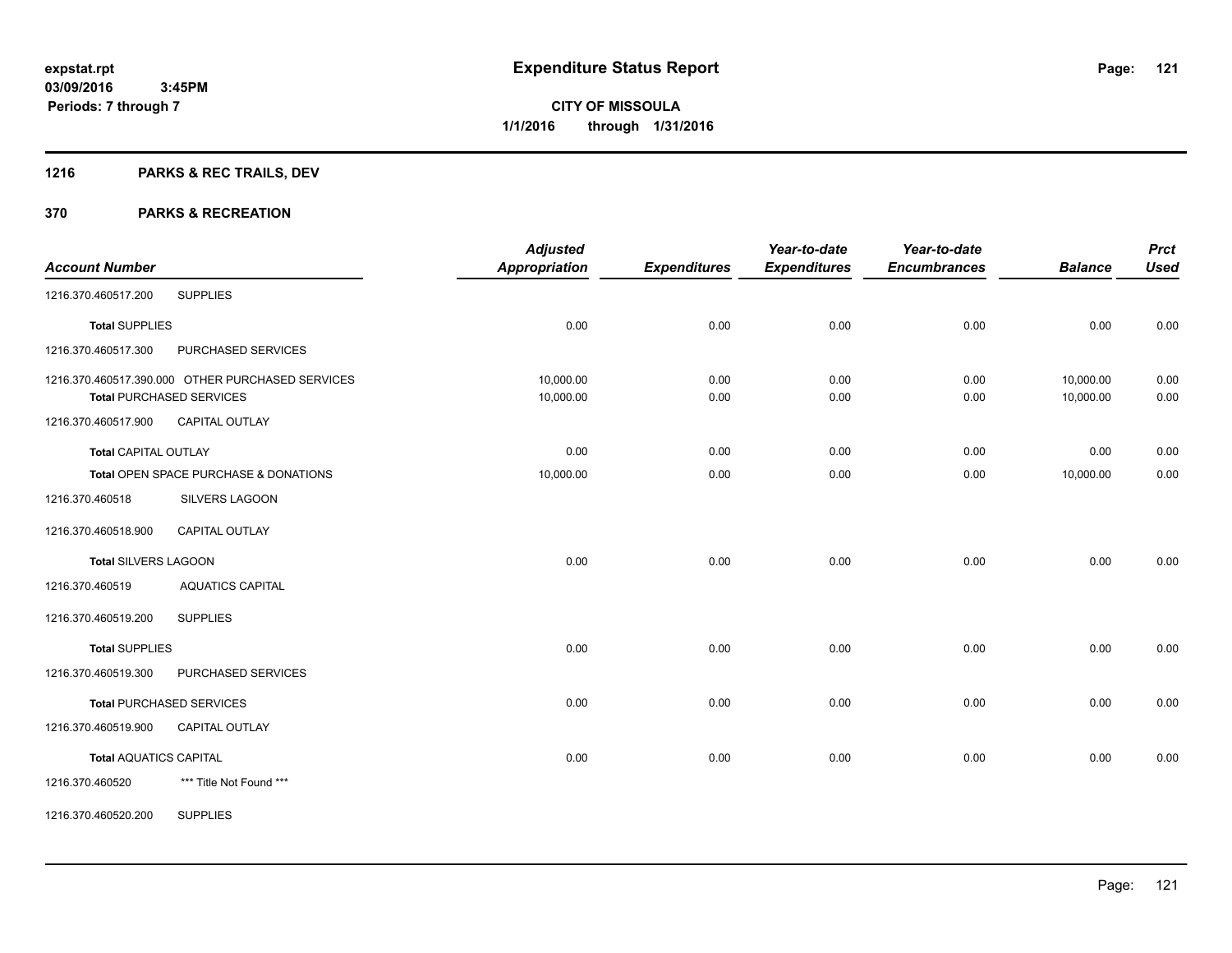**expstat.rpt**
**03/09/2016 3:45PM**
**Periods: 7 through 7**

# Expenditure Status Report

**CITY OF MISSOULA**
**1/1/2016 through 1/31/2016**

## 1216 PARKS & REC TRAILS, DEV

## 370 PARKS & RECREATION

| Account Number | | Adjusted Appropriation | Expenditures | Year-to-date Expenditures | Year-to-date Encumbrances | Balance | Prct Used |
|---|---|---|---|---|---|---|---|
| 1216.370.460517.200 | SUPPLIES | | | | | | |
| **Total** SUPPLIES | | 0.00 | 0.00 | 0.00 | 0.00 | 0.00 | 0.00 |
| 1216.370.460517.300 | PURCHASED SERVICES | | | | | | |
| 1216.370.460517.390.000 | OTHER PURCHASED SERVICES | 10,000.00 | 0.00 | 0.00 | 0.00 | 10,000.00 | 0.00 |
| **Total** PURCHASED SERVICES | | 10,000.00 | 0.00 | 0.00 | 0.00 | 10,000.00 | 0.00 |
| 1216.370.460517.900 | CAPITAL OUTLAY | | | | | | |
| **Total** CAPITAL OUTLAY | | 0.00 | 0.00 | 0.00 | 0.00 | 0.00 | 0.00 |
| **Total** OPEN SPACE PURCHASE & DONATIONS | | 10,000.00 | 0.00 | 0.00 | 0.00 | 10,000.00 | 0.00 |
| 1216.370.460518 | SILVERS LAGOON | | | | | | |
| 1216.370.460518.900 | CAPITAL OUTLAY | | | | | | |
| **Total** SILVERS LAGOON | | 0.00 | 0.00 | 0.00 | 0.00 | 0.00 | 0.00 |
| 1216.370.460519 | AQUATICS CAPITAL | | | | | | |
| 1216.370.460519.200 | SUPPLIES | | | | | | |
| **Total** SUPPLIES | | 0.00 | 0.00 | 0.00 | 0.00 | 0.00 | 0.00 |
| 1216.370.460519.300 | PURCHASED SERVICES | | | | | | |
| **Total** PURCHASED SERVICES | | 0.00 | 0.00 | 0.00 | 0.00 | 0.00 | 0.00 |
| 1216.370.460519.900 | CAPITAL OUTLAY | | | | | | |
| **Total** AQUATICS CAPITAL | | 0.00 | 0.00 | 0.00 | 0.00 | 0.00 | 0.00 |
| 1216.370.460520 | *** Title Not Found *** | | | | | | |
| 1216.370.460520.200 | SUPPLIES | | | | | | |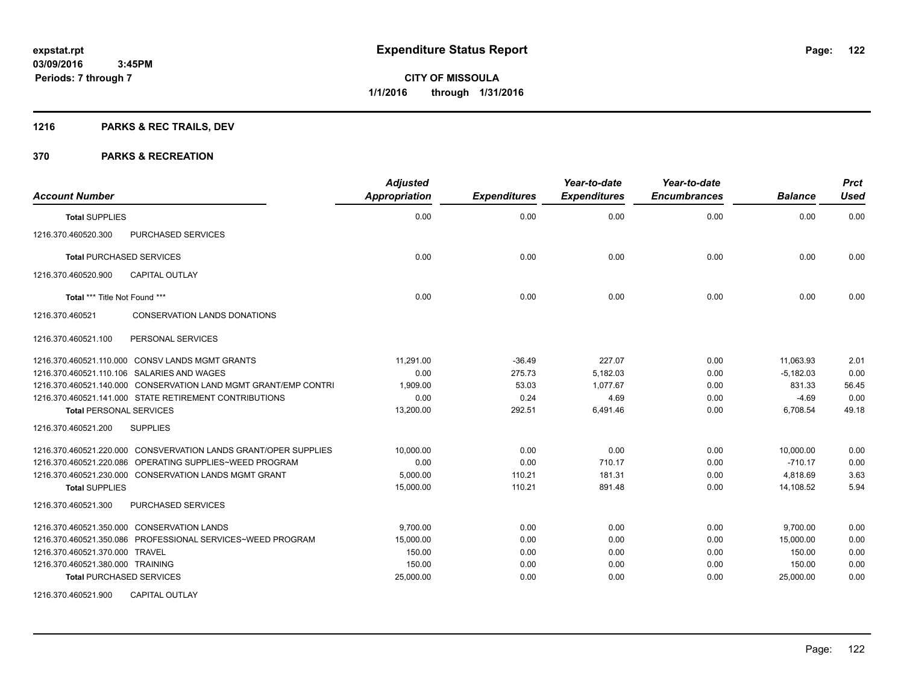# Expenditure Status Report

**expstat.rpt**
**03/09/2016 3:45PM**
**Periods: 7 through 7**

**CITY OF MISSOULA**
**1/1/2016 through 1/31/2016**

## 1216 PARKS & REC TRAILS, DEV

## 370 PARKS & RECREATION

| Account Number | Adjusted Appropriation | Expenditures | Year-to-date Expenditures | Year-to-date Encumbrances | Balance | Prct Used |
|---|---|---|---|---|---|---|
| **Total SUPPLIES** | 0.00 | 0.00 | 0.00 | 0.00 | 0.00 | 0.00 |
| 1216.370.460520.300 PURCHASED SERVICES | | | | | | |
| **Total PURCHASED SERVICES** | 0.00 | 0.00 | 0.00 | 0.00 | 0.00 | 0.00 |
| 1216.370.460520.900 CAPITAL OUTLAY | | | | | | |
| **Total *** Title Not Found *** ** | 0.00 | 0.00 | 0.00 | 0.00 | 0.00 | 0.00 |
| 1216.370.460521 CONSERVATION LANDS DONATIONS | | | | | | |
| 1216.370.460521.100 PERSONAL SERVICES | | | | | | |
| 1216.370.460521.110.000 CONSV LANDS MGMT GRANTS | 11,291.00 | -36.49 | 227.07 | 0.00 | 11,063.93 | 2.01 |
| 1216.370.460521.110.106 SALARIES AND WAGES | 0.00 | 275.73 | 5,182.03 | 0.00 | -5,182.03 | 0.00 |
| 1216.370.460521.140.000 CONSERVATION LAND MGMT GRANT/EMP CONTRI | 1,909.00 | 53.03 | 1,077.67 | 0.00 | 831.33 | 56.45 |
| 1216.370.460521.141.000 STATE RETIREMENT CONTRIBUTIONS | 0.00 | 0.24 | 4.69 | 0.00 | -4.69 | 0.00 |
| **Total PERSONAL SERVICES** | 13,200.00 | 292.51 | 6,491.46 | 0.00 | 6,708.54 | 49.18 |
| 1216.370.460521.200 SUPPLIES | | | | | | |
| 1216.370.460521.220.000 CONSVERVATION LANDS GRANT/OPER SUPPLIES | 10,000.00 | 0.00 | 0.00 | 0.00 | 10,000.00 | 0.00 |
| 1216.370.460521.220.086 OPERATING SUPPLIES~WEED PROGRAM | 0.00 | 0.00 | 710.17 | 0.00 | -710.17 | 0.00 |
| 1216.370.460521.230.000 CONSERVATION LANDS MGMT GRANT | 5,000.00 | 110.21 | 181.31 | 0.00 | 4,818.69 | 3.63 |
| **Total SUPPLIES** | 15,000.00 | 110.21 | 891.48 | 0.00 | 14,108.52 | 5.94 |
| 1216.370.460521.300 PURCHASED SERVICES | | | | | | |
| 1216.370.460521.350.000 CONSERVATION LANDS | 9,700.00 | 0.00 | 0.00 | 0.00 | 9,700.00 | 0.00 |
| 1216.370.460521.350.086 PROFESSIONAL SERVICES~WEED PROGRAM | 15,000.00 | 0.00 | 0.00 | 0.00 | 15,000.00 | 0.00 |
| 1216.370.460521.370.000 TRAVEL | 150.00 | 0.00 | 0.00 | 0.00 | 150.00 | 0.00 |
| 1216.370.460521.380.000 TRAINING | 150.00 | 0.00 | 0.00 | 0.00 | 150.00 | 0.00 |
| **Total PURCHASED SERVICES** | 25,000.00 | 0.00 | 0.00 | 0.00 | 25,000.00 | 0.00 |
| 1216.370.460521.900 CAPITAL OUTLAY | | | | | | |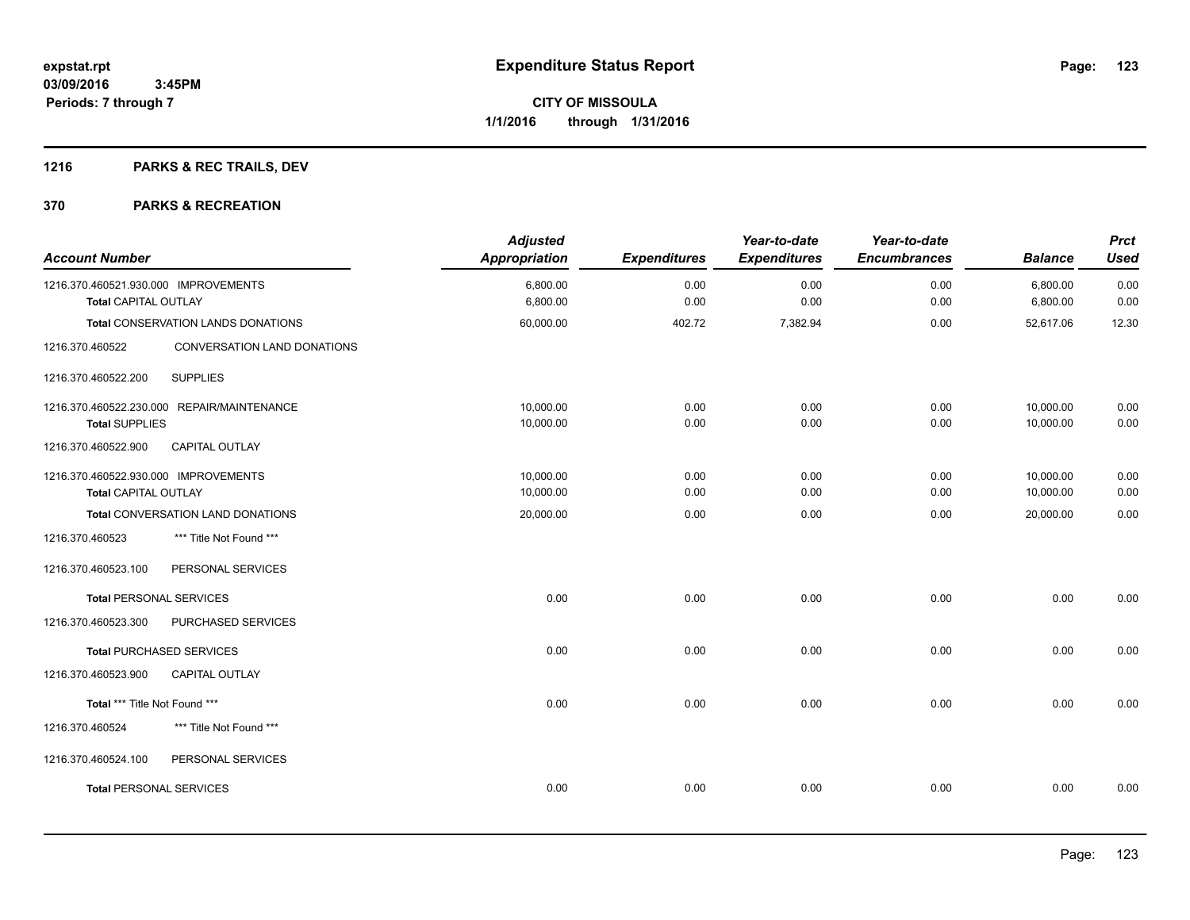**expstat.rpt**
**03/09/2016 3:45PM**
**Periods: 7 through 7**

# Expenditure Status Report

**CITY OF MISSOULA**
**1/1/2016 through 1/31/2016**

## 1216 PARKS & REC TRAILS, DEV

## 370 PARKS & RECREATION

| Account Number | | Adjusted Appropriation | Expenditures | Year-to-date Expenditures | Year-to-date Encumbrances | Balance | Prct Used |
|---|---|---|---|---|---|---|---|
| 1216.370.460521.930.000 IMPROVEMENTS | | 6,800.00 | 0.00 | 0.00 | 0.00 | 6,800.00 | 0.00 |
| **Total** CAPITAL OUTLAY | | 6,800.00 | 0.00 | 0.00 | 0.00 | 6,800.00 | 0.00 |
| **Total** CONSERVATION LANDS DONATIONS | | 60,000.00 | 402.72 | 7,382.94 | 0.00 | 52,617.06 | 12.30 |
| 1216.370.460522 | CONVERSATION LAND DONATIONS | | | | | | |
| 1216.370.460522.200 | SUPPLIES | | | | | | |
| 1216.370.460522.230.000 REPAIR/MAINTENANCE | | 10,000.00 | 0.00 | 0.00 | 0.00 | 10,000.00 | 0.00 |
| **Total** SUPPLIES | | 10,000.00 | 0.00 | 0.00 | 0.00 | 10,000.00 | 0.00 |
| 1216.370.460522.900 | CAPITAL OUTLAY | | | | | | |
| 1216.370.460522.930.000 IMPROVEMENTS | | 10,000.00 | 0.00 | 0.00 | 0.00 | 10,000.00 | 0.00 |
| **Total** CAPITAL OUTLAY | | 10,000.00 | 0.00 | 0.00 | 0.00 | 10,000.00 | 0.00 |
| **Total** CONVERSATION LAND DONATIONS | | 20,000.00 | 0.00 | 0.00 | 0.00 | 20,000.00 | 0.00 |
| 1216.370.460523 | *** Title Not Found *** | | | | | | |
| 1216.370.460523.100 | PERSONAL SERVICES | | | | | | |
| **Total** PERSONAL SERVICES | | 0.00 | 0.00 | 0.00 | 0.00 | 0.00 | 0.00 |
| 1216.370.460523.300 | PURCHASED SERVICES | | | | | | |
| **Total** PURCHASED SERVICES | | 0.00 | 0.00 | 0.00 | 0.00 | 0.00 | 0.00 |
| 1216.370.460523.900 | CAPITAL OUTLAY | | | | | | |
| **Total** *** Title Not Found *** | | 0.00 | 0.00 | 0.00 | 0.00 | 0.00 | 0.00 |
| 1216.370.460524 | *** Title Not Found *** | | | | | | |
| 1216.370.460524.100 | PERSONAL SERVICES | | | | | | |
| **Total** PERSONAL SERVICES | | 0.00 | 0.00 | 0.00 | 0.00 | 0.00 | 0.00 |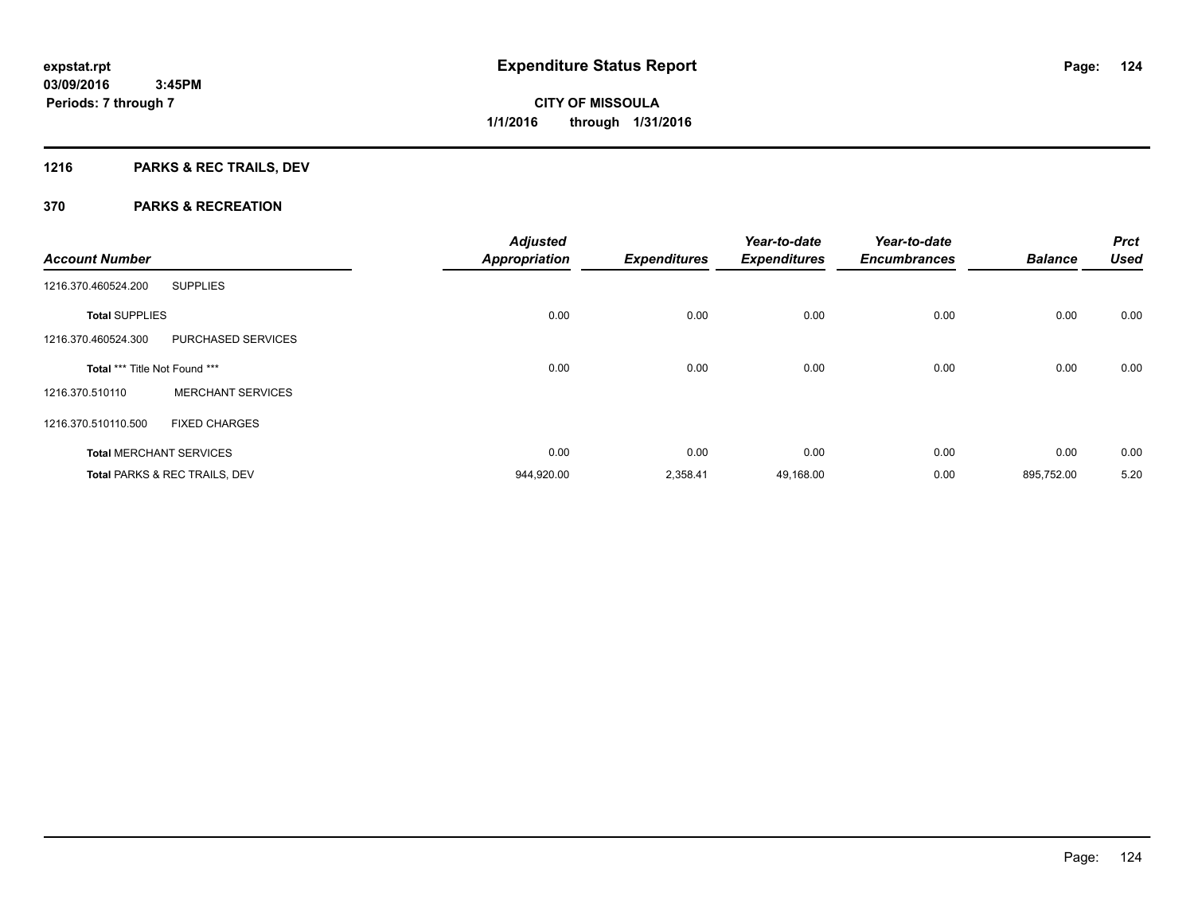# Expenditure Status Report

expstat.rpt
03/09/2016 3:45PM
Periods: 7 through 7

**CITY OF MISSOULA**
**1/1/2016 through 1/31/2016**

## 1216 PARKS & REC TRAILS, DEV

### 370 PARKS & RECREATION

| Account Number | | Adjusted Appropriation | Expenditures | Year-to-date Expenditures | Year-to-date Encumbrances | Balance | Prct Used |
|---|---|---|---|---|---|---|---|
| 1216.370.460524.200 | SUPPLIES | | | | | | |
| **Total** SUPPLIES | | 0.00 | 0.00 | 0.00 | 0.00 | 0.00 | 0.00 |
| 1216.370.460524.300 | PURCHASED SERVICES | | | | | | |
| **Total** *** Title Not Found *** | | 0.00 | 0.00 | 0.00 | 0.00 | 0.00 | 0.00 |
| 1216.370.510110 | MERCHANT SERVICES | | | | | | |
| 1216.370.510110.500 | FIXED CHARGES | | | | | | |
| **Total** MERCHANT SERVICES | | 0.00 | 0.00 | 0.00 | 0.00 | 0.00 | 0.00 |
| **Total** PARKS & REC TRAILS, DEV | | 944,920.00 | 2,358.41 | 49,168.00 | 0.00 | 895,752.00 | 5.20 |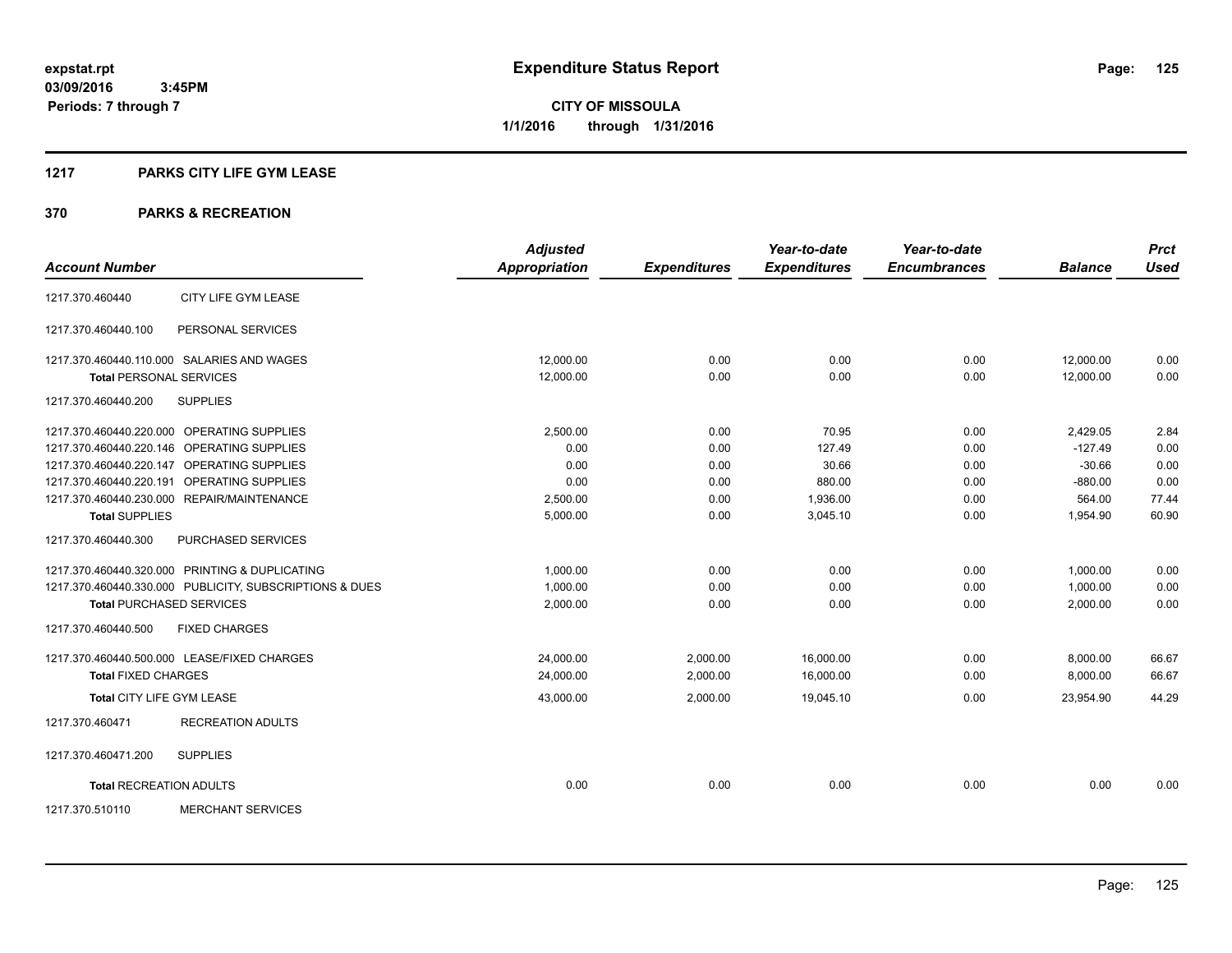# Expenditure Status Report

**CITY OF MISSOULA**
**1/1/2016 through 1/31/2016**

expstat.rpt
03/09/2016 3:45PM
Periods: 7 through 7

## 1217 PARKS CITY LIFE GYM LEASE

## 370 PARKS & RECREATION

| Account Number | | Adjusted Appropriation | Expenditures | Year-to-date Expenditures | Year-to-date Encumbrances | Balance | Prct Used |
|---|---|---|---|---|---|---|---|
| 1217.370.460440 | CITY LIFE GYM LEASE | | | | | | |
| 1217.370.460440.100 | PERSONAL SERVICES | | | | | | |
| 1217.370.460440.110.000 | SALARIES AND WAGES | 12,000.00 | 0.00 | 0.00 | 0.00 | 12,000.00 | 0.00 |
| **Total** PERSONAL SERVICES | | 12,000.00 | 0.00 | 0.00 | 0.00 | 12,000.00 | 0.00 |
| 1217.370.460440.200 | SUPPLIES | | | | | | |
| 1217.370.460440.220.000 | OPERATING SUPPLIES | 2,500.00 | 0.00 | 70.95 | 0.00 | 2,429.05 | 2.84 |
| 1217.370.460440.220.146 | OPERATING SUPPLIES | 0.00 | 0.00 | 127.49 | 0.00 | -127.49 | 0.00 |
| 1217.370.460440.220.147 | OPERATING SUPPLIES | 0.00 | 0.00 | 30.66 | 0.00 | -30.66 | 0.00 |
| 1217.370.460440.220.191 | OPERATING SUPPLIES | 0.00 | 0.00 | 880.00 | 0.00 | -880.00 | 0.00 |
| 1217.370.460440.230.000 | REPAIR/MAINTENANCE | 2,500.00 | 0.00 | 1,936.00 | 0.00 | 564.00 | 77.44 |
| **Total** SUPPLIES | | 5,000.00 | 0.00 | 3,045.10 | 0.00 | 1,954.90 | 60.90 |
| 1217.370.460440.300 | PURCHASED SERVICES | | | | | | |
| 1217.370.460440.320.000 | PRINTING & DUPLICATING | 1,000.00 | 0.00 | 0.00 | 0.00 | 1,000.00 | 0.00 |
| 1217.370.460440.330.000 | PUBLICITY, SUBSCRIPTIONS & DUES | 1,000.00 | 0.00 | 0.00 | 0.00 | 1,000.00 | 0.00 |
| **Total** PURCHASED SERVICES | | 2,000.00 | 0.00 | 0.00 | 0.00 | 2,000.00 | 0.00 |
| 1217.370.460440.500 | FIXED CHARGES | | | | | | |
| 1217.370.460440.500.000 | LEASE/FIXED CHARGES | 24,000.00 | 2,000.00 | 16,000.00 | 0.00 | 8,000.00 | 66.67 |
| **Total** FIXED CHARGES | | 24,000.00 | 2,000.00 | 16,000.00 | 0.00 | 8,000.00 | 66.67 |
| **Total** CITY LIFE GYM LEASE | | 43,000.00 | 2,000.00 | 19,045.10 | 0.00 | 23,954.90 | 44.29 |
| 1217.370.460471 | RECREATION ADULTS | | | | | | |
| 1217.370.460471.200 | SUPPLIES | | | | | | |
| **Total** RECREATION ADULTS | | 0.00 | 0.00 | 0.00 | 0.00 | 0.00 | 0.00 |
| 1217.370.510110 | MERCHANT SERVICES | | | | | | |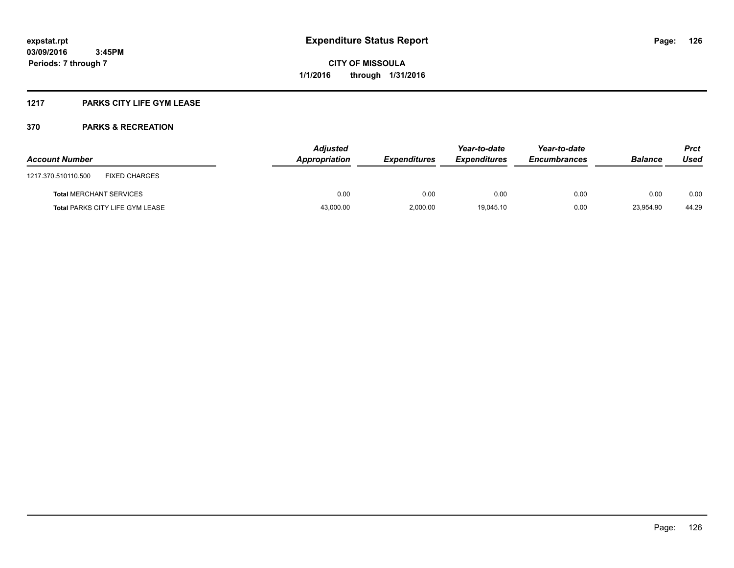# Expenditure Status Report

expstat.rpt
03/09/2016 3:45PM
Periods: 7 through 7

**CITY OF MISSOULA**
**1/1/2016 through 1/31/2016**

## 1217 PARKS CITY LIFE GYM LEASE

## 370 PARKS & RECREATION

| Account Number | | Adjusted Appropriation | Expenditures | Year-to-date Expenditures | Year-to-date Encumbrances | Balance | Prct Used |
|---|---|---|---|---|---|---|---|
| 1217.370.510110.500 | FIXED CHARGES | | | | | | |
| **Total** MERCHANT SERVICES | | 0.00 | 0.00 | 0.00 | 0.00 | 0.00 | 0.00 |
| **Total** PARKS CITY LIFE GYM LEASE | | 43,000.00 | 2,000.00 | 19,045.10 | 0.00 | 23,954.90 | 44.29 |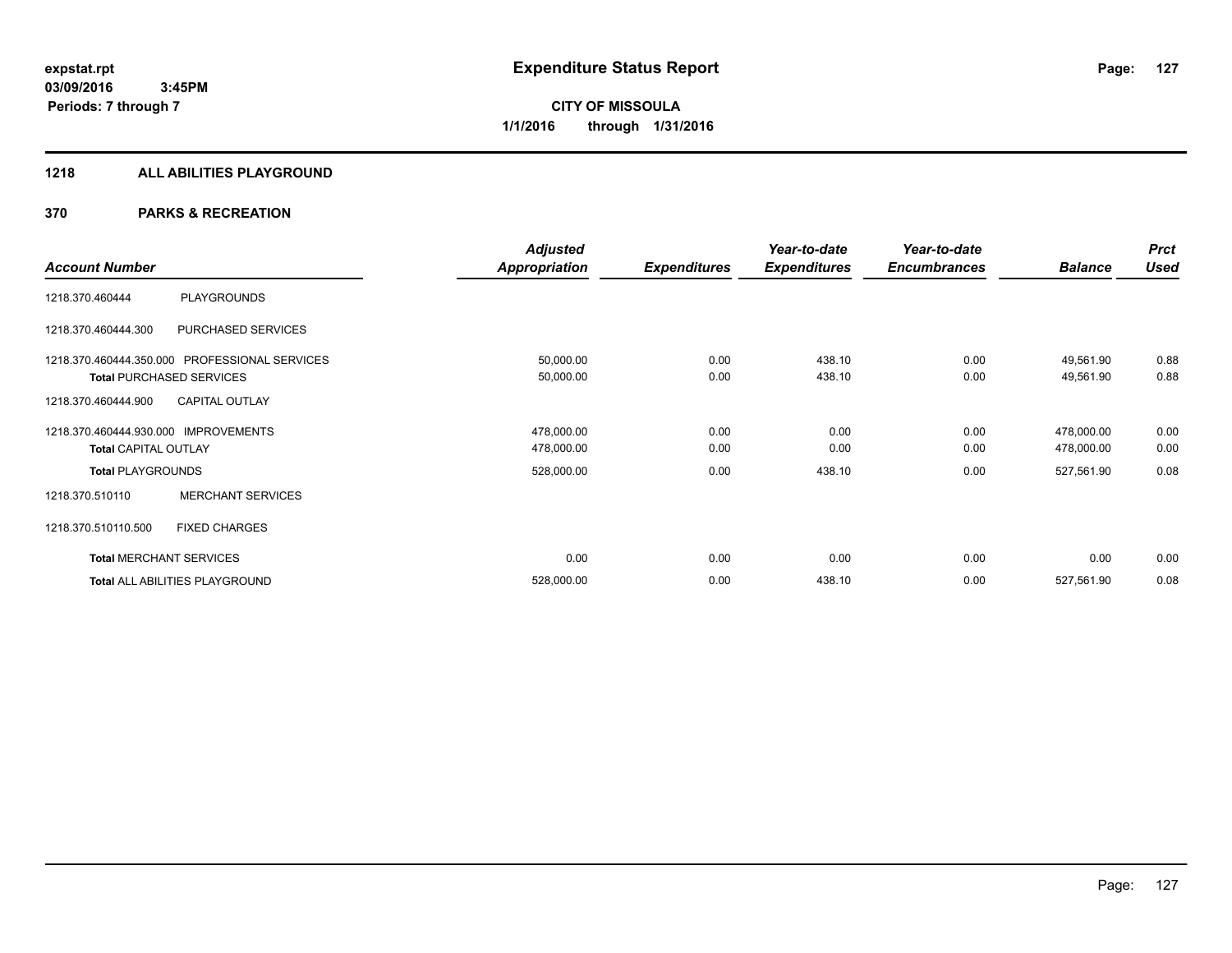# Expenditure Status Report

expstat.rpt
03/09/2016 3:45PM
Periods: 7 through 7

**CITY OF MISSOULA**
**1/1/2016 through 1/31/2016**

## 1218 ALL ABILITIES PLAYGROUND

## 370 PARKS & RECREATION

| Account Number | | Adjusted Appropriation | Expenditures | Year-to-date Expenditures | Year-to-date Encumbrances | Balance | Prct Used |
|---|---|---|---|---|---|---|---|
| 1218.370.460444 | PLAYGROUNDS | | | | | | |
| 1218.370.460444.300 | PURCHASED SERVICES | | | | | | |
| 1218.370.460444.350.000 | PROFESSIONAL SERVICES | 50,000.00 | 0.00 | 438.10 | 0.00 | 49,561.90 | 0.88 |
| **Total** PURCHASED SERVICES | | 50,000.00 | 0.00 | 438.10 | 0.00 | 49,561.90 | 0.88 |
| 1218.370.460444.900 | CAPITAL OUTLAY | | | | | | |
| 1218.370.460444.930.000 | IMPROVEMENTS | 478,000.00 | 0.00 | 0.00 | 0.00 | 478,000.00 | 0.00 |
| **Total** CAPITAL OUTLAY | | 478,000.00 | 0.00 | 0.00 | 0.00 | 478,000.00 | 0.00 |
| **Total** PLAYGROUNDS | | 528,000.00 | 0.00 | 438.10 | 0.00 | 527,561.90 | 0.08 |
| 1218.370.510110 | MERCHANT SERVICES | | | | | | |
| 1218.370.510110.500 | FIXED CHARGES | | | | | | |
| **Total** MERCHANT SERVICES | | 0.00 | 0.00 | 0.00 | 0.00 | 0.00 | 0.00 |
| **Total** ALL ABILITIES PLAYGROUND | | 528,000.00 | 0.00 | 438.10 | 0.00 | 527,561.90 | 0.08 |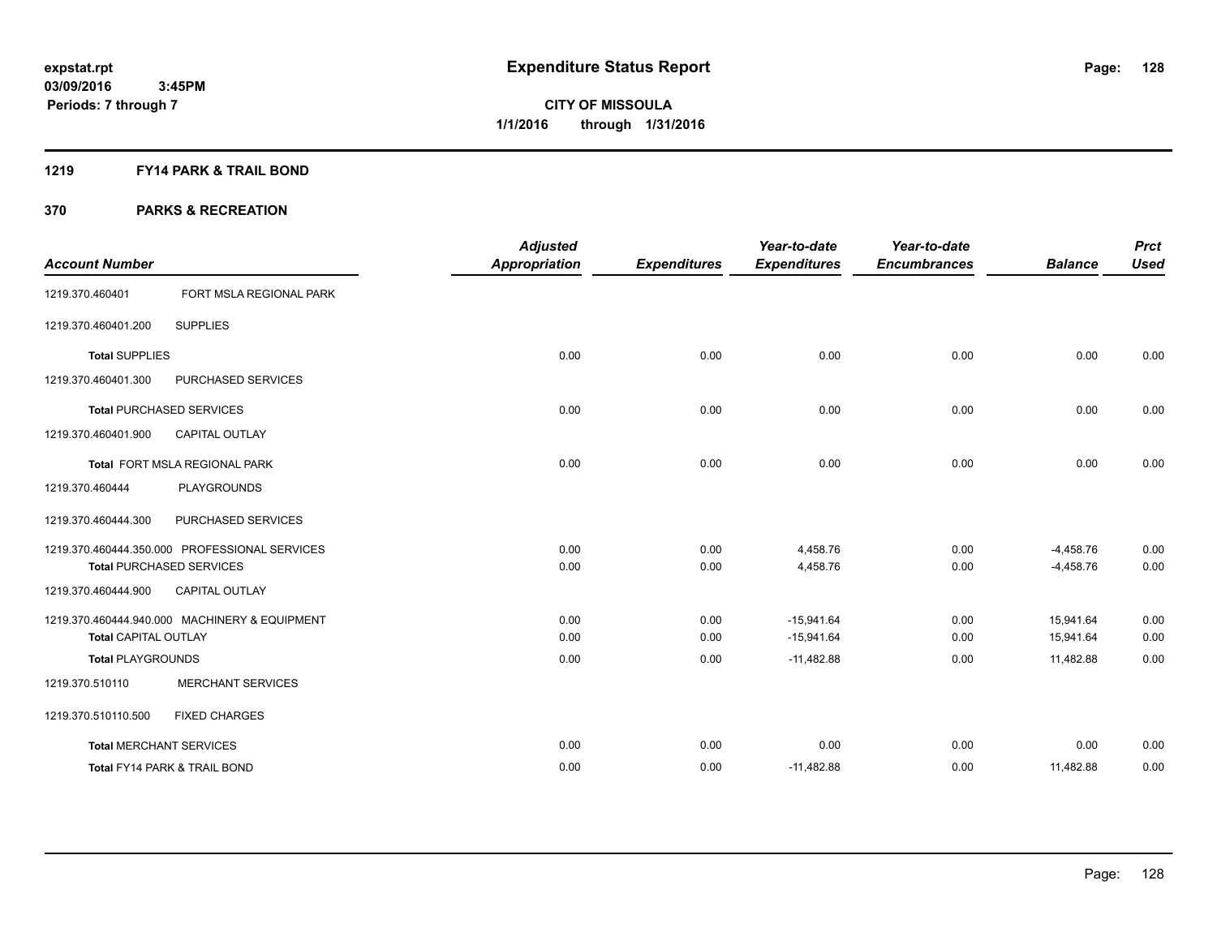expstat.rpt
03/09/2016 3:45PM
Periods: 7 through 7

# Expenditure Status Report

**CITY OF MISSOULA**
**1/1/2016 through 1/31/2016**

**1219 FY14 PARK & TRAIL BOND**

**370 PARKS & RECREATION**

| Account Number | | Adjusted Appropriation | Expenditures | Year-to-date Expenditures | Year-to-date Encumbrances | Balance | Prct Used |
|---|---|---|---|---|---|---|---|
| 1219.370.460401 | FORT MSLA REGIONAL PARK | | | | | | |
| 1219.370.460401.200 | SUPPLIES | | | | | | |
| **Total** SUPPLIES | | 0.00 | 0.00 | 0.00 | 0.00 | 0.00 | 0.00 |
| 1219.370.460401.300 | PURCHASED SERVICES | | | | | | |
| **Total** PURCHASED SERVICES | | 0.00 | 0.00 | 0.00 | 0.00 | 0.00 | 0.00 |
| 1219.370.460401.900 | CAPITAL OUTLAY | | | | | | |
| **Total** FORT MSLA REGIONAL PARK | | 0.00 | 0.00 | 0.00 | 0.00 | 0.00 | 0.00 |
| 1219.370.460444 | PLAYGROUNDS | | | | | | |
| 1219.370.460444.300 | PURCHASED SERVICES | | | | | | |
| 1219.370.460444.350.000 | PROFESSIONAL SERVICES | 0.00 | 0.00 | 4,458.76 | 0.00 | -4,458.76 | 0.00 |
| **Total** PURCHASED SERVICES | | 0.00 | 0.00 | 4,458.76 | 0.00 | -4,458.76 | 0.00 |
| 1219.370.460444.900 | CAPITAL OUTLAY | | | | | | |
| 1219.370.460444.940.000 | MACHINERY & EQUIPMENT | 0.00 | 0.00 | -15,941.64 | 0.00 | 15,941.64 | 0.00 |
| **Total** CAPITAL OUTLAY | | 0.00 | 0.00 | -15,941.64 | 0.00 | 15,941.64 | 0.00 |
| **Total** PLAYGROUNDS | | 0.00 | 0.00 | -11,482.88 | 0.00 | 11,482.88 | 0.00 |
| 1219.370.510110 | MERCHANT SERVICES | | | | | | |
| 1219.370.510110.500 | FIXED CHARGES | | | | | | |
| **Total** MERCHANT SERVICES | | 0.00 | 0.00 | 0.00 | 0.00 | 0.00 | 0.00 |
| **Total** FY14 PARK & TRAIL BOND | | 0.00 | 0.00 | -11,482.88 | 0.00 | 11,482.88 | 0.00 |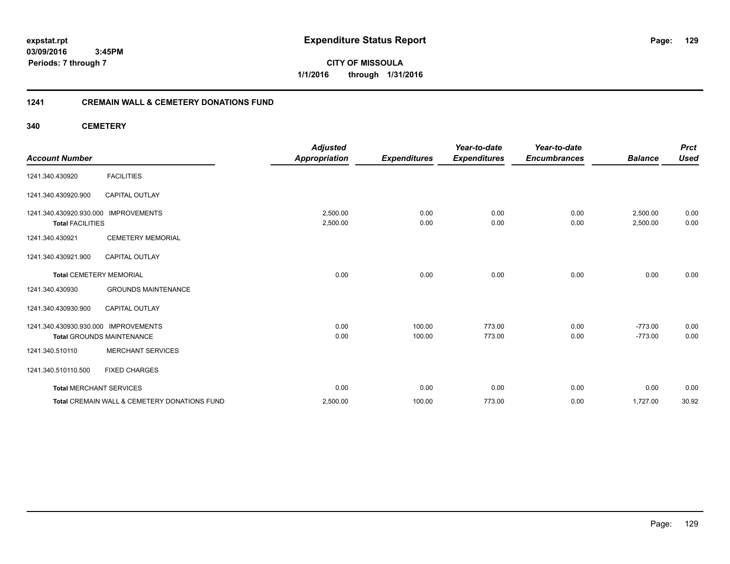**expstat.rpt**
**03/09/2016 3:45PM**
**Periods: 7 through 7**

# Expenditure Status Report

**CITY OF MISSOULA**
**1/1/2016 through 1/31/2016**

## 1241 CREMAIN WALL & CEMETERY DONATIONS FUND

### 340 CEMETERY

| Account Number | | Adjusted Appropriation | Expenditures | Year-to-date Expenditures | Year-to-date Encumbrances | Balance | Prct Used |
|---|---|---|---|---|---|---|---|
| 1241.340.430920 | FACILITIES | | | | | | |
| 1241.340.430920.900 | CAPITAL OUTLAY | | | | | | |
| 1241.340.430920.930.000 | IMPROVEMENTS | 2,500.00 | 0.00 | 0.00 | 0.00 | 2,500.00 | 0.00 |
| **Total** FACILITIES | | 2,500.00 | 0.00 | 0.00 | 0.00 | 2,500.00 | 0.00 |
| 1241.340.430921 | CEMETERY MEMORIAL | | | | | | |
| 1241.340.430921.900 | CAPITAL OUTLAY | | | | | | |
| **Total** CEMETERY MEMORIAL | | 0.00 | 0.00 | 0.00 | 0.00 | 0.00 | 0.00 |
| 1241.340.430930 | GROUNDS MAINTENANCE | | | | | | |
| 1241.340.430930.900 | CAPITAL OUTLAY | | | | | | |
| 1241.340.430930.930.000 | IMPROVEMENTS | 0.00 | 100.00 | 773.00 | 0.00 | -773.00 | 0.00 |
| **Total** GROUNDS MAINTENANCE | | 0.00 | 100.00 | 773.00 | 0.00 | -773.00 | 0.00 |
| 1241.340.510110 | MERCHANT SERVICES | | | | | | |
| 1241.340.510110.500 | FIXED CHARGES | | | | | | |
| **Total** MERCHANT SERVICES | | 0.00 | 0.00 | 0.00 | 0.00 | 0.00 | 0.00 |
| **Total** CREMAIN WALL & CEMETERY DONATIONS FUND | | 2,500.00 | 100.00 | 773.00 | 0.00 | 1,727.00 | 30.92 |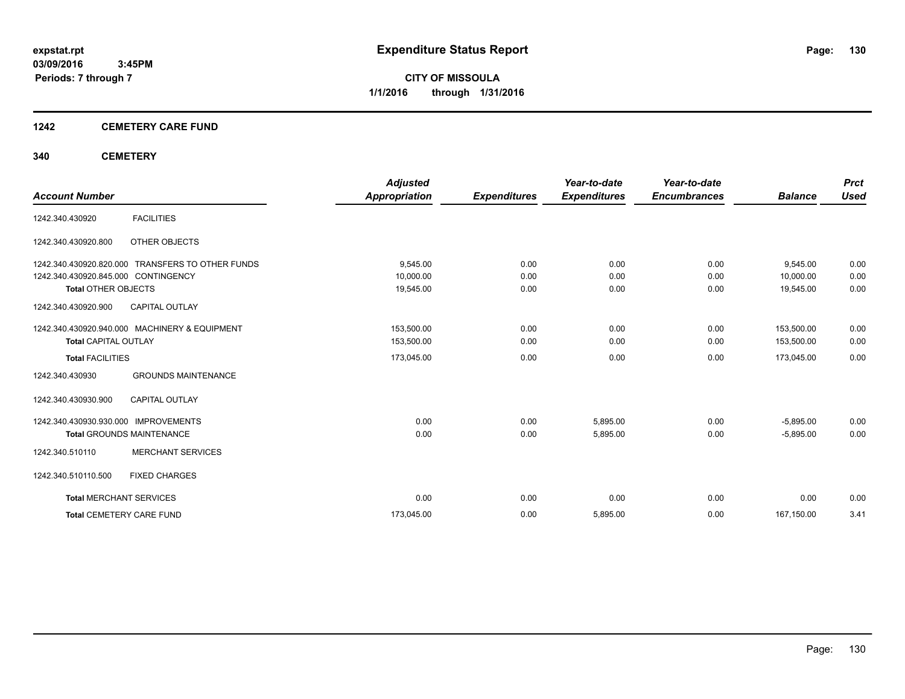expstat.rpt
03/09/2016 3:45PM
Periods: 7 through 7

# Expenditure Status Report

**CITY OF MISSOULA**
**1/1/2016 through 1/31/2016**

## 1242 CEMETERY CARE FUND

## 340 CEMETERY

| Account Number | | Adjusted Appropriation | Expenditures | Year-to-date Expenditures | Year-to-date Encumbrances | Balance | Prct Used |
|---|---|---|---|---|---|---|---|
| 1242.340.430920 | FACILITIES | | | | | | |
| 1242.340.430920.800 | OTHER OBJECTS | | | | | | |
| 1242.340.430920.820.000 | TRANSFERS TO OTHER FUNDS | 9,545.00 | 0.00 | 0.00 | 0.00 | 9,545.00 | 0.00 |
| 1242.340.430920.845.000 | CONTINGENCY | 10,000.00 | 0.00 | 0.00 | 0.00 | 10,000.00 | 0.00 |
| **Total OTHER OBJECTS** | | 19,545.00 | 0.00 | 0.00 | 0.00 | 19,545.00 | 0.00 |
| 1242.340.430920.900 | CAPITAL OUTLAY | | | | | | |
| 1242.340.430920.940.000 | MACHINERY & EQUIPMENT | 153,500.00 | 0.00 | 0.00 | 0.00 | 153,500.00 | 0.00 |
| **Total CAPITAL OUTLAY** | | 153,500.00 | 0.00 | 0.00 | 0.00 | 153,500.00 | 0.00 |
| **Total FACILITIES** | | 173,045.00 | 0.00 | 0.00 | 0.00 | 173,045.00 | 0.00 |
| 1242.340.430930 | GROUNDS MAINTENANCE | | | | | | |
| 1242.340.430930.900 | CAPITAL OUTLAY | | | | | | |
| 1242.340.430930.930.000 | IMPROVEMENTS | 0.00 | 0.00 | 5,895.00 | 0.00 | -5,895.00 | 0.00 |
| **Total GROUNDS MAINTENANCE** | | 0.00 | 0.00 | 5,895.00 | 0.00 | -5,895.00 | 0.00 |
| 1242.340.510110 | MERCHANT SERVICES | | | | | | |
| 1242.340.510110.500 | FIXED CHARGES | | | | | | |
| **Total MERCHANT SERVICES** | | 0.00 | 0.00 | 0.00 | 0.00 | 0.00 | 0.00 |
| **Total CEMETERY CARE FUND** | | 173,045.00 | 0.00 | 5,895.00 | 0.00 | 167,150.00 | 3.41 |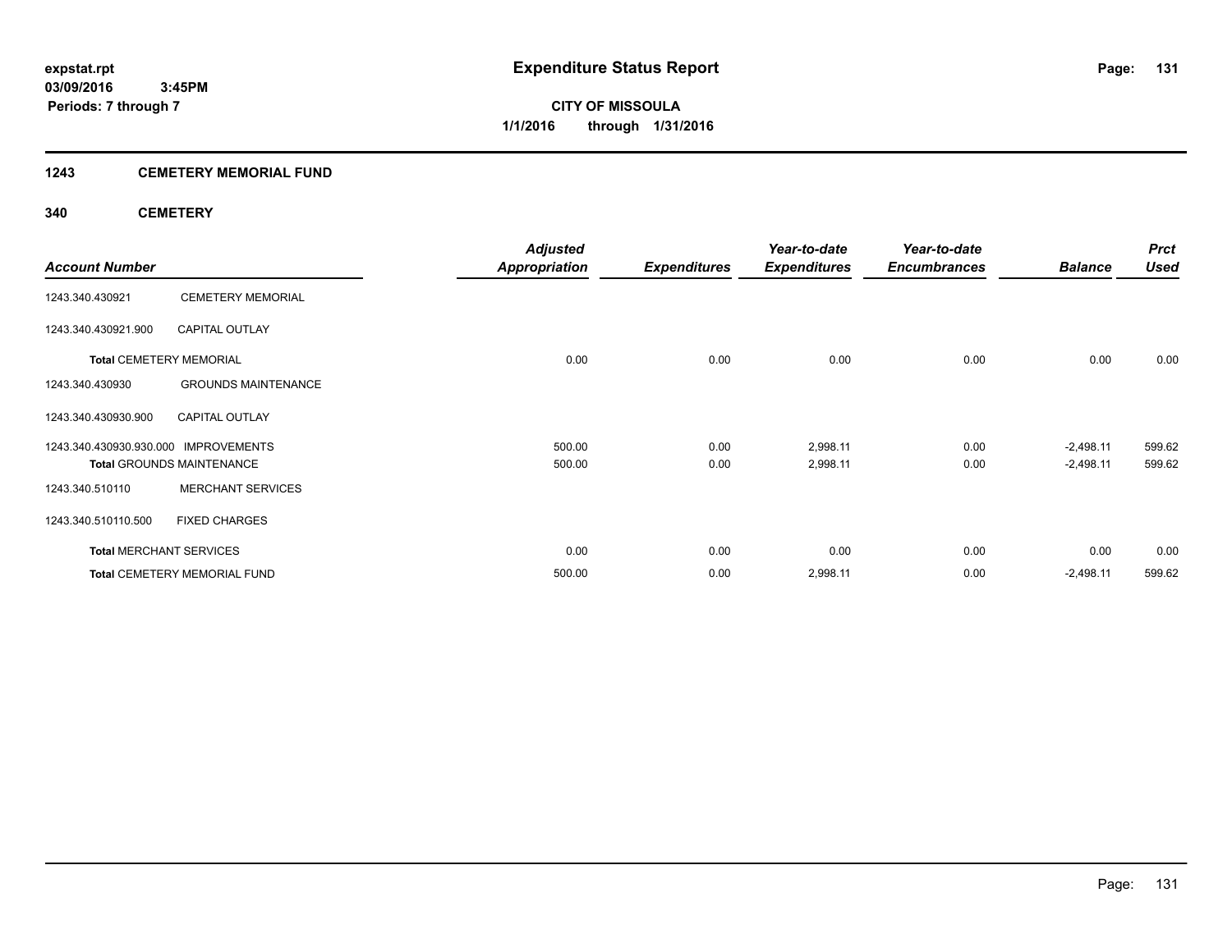**expstat.rpt**
**03/09/2016 3:45PM**
**Periods: 7 through 7**

# Expenditure Status Report

**CITY OF MISSOULA**
**1/1/2016 through 1/31/2016**

## 1243 CEMETERY MEMORIAL FUND

### 340 CEMETERY

| Account Number | | Adjusted Appropriation | Expenditures | Year-to-date Expenditures | Year-to-date Encumbrances | Balance | Prct Used |
|---|---|---|---|---|---|---|---|
| 1243.340.430921 | CEMETERY MEMORIAL | | | | | | |
| 1243.340.430921.900 | CAPITAL OUTLAY | | | | | | |
| **Total** CEMETERY MEMORIAL | | 0.00 | 0.00 | 0.00 | 0.00 | 0.00 | 0.00 |
| 1243.340.430930 | GROUNDS MAINTENANCE | | | | | | |
| 1243.340.430930.900 | CAPITAL OUTLAY | | | | | | |
| 1243.340.430930.930.000 | IMPROVEMENTS | 500.00 | 0.00 | 2,998.11 | 0.00 | -2,498.11 | 599.62 |
| **Total** GROUNDS MAINTENANCE | | 500.00 | 0.00 | 2,998.11 | 0.00 | -2,498.11 | 599.62 |
| 1243.340.510110 | MERCHANT SERVICES | | | | | | |
| 1243.340.510110.500 | FIXED CHARGES | | | | | | |
| **Total** MERCHANT SERVICES | | 0.00 | 0.00 | 0.00 | 0.00 | 0.00 | 0.00 |
| **Total** CEMETERY MEMORIAL FUND | | 500.00 | 0.00 | 2,998.11 | 0.00 | -2,498.11 | 599.62 |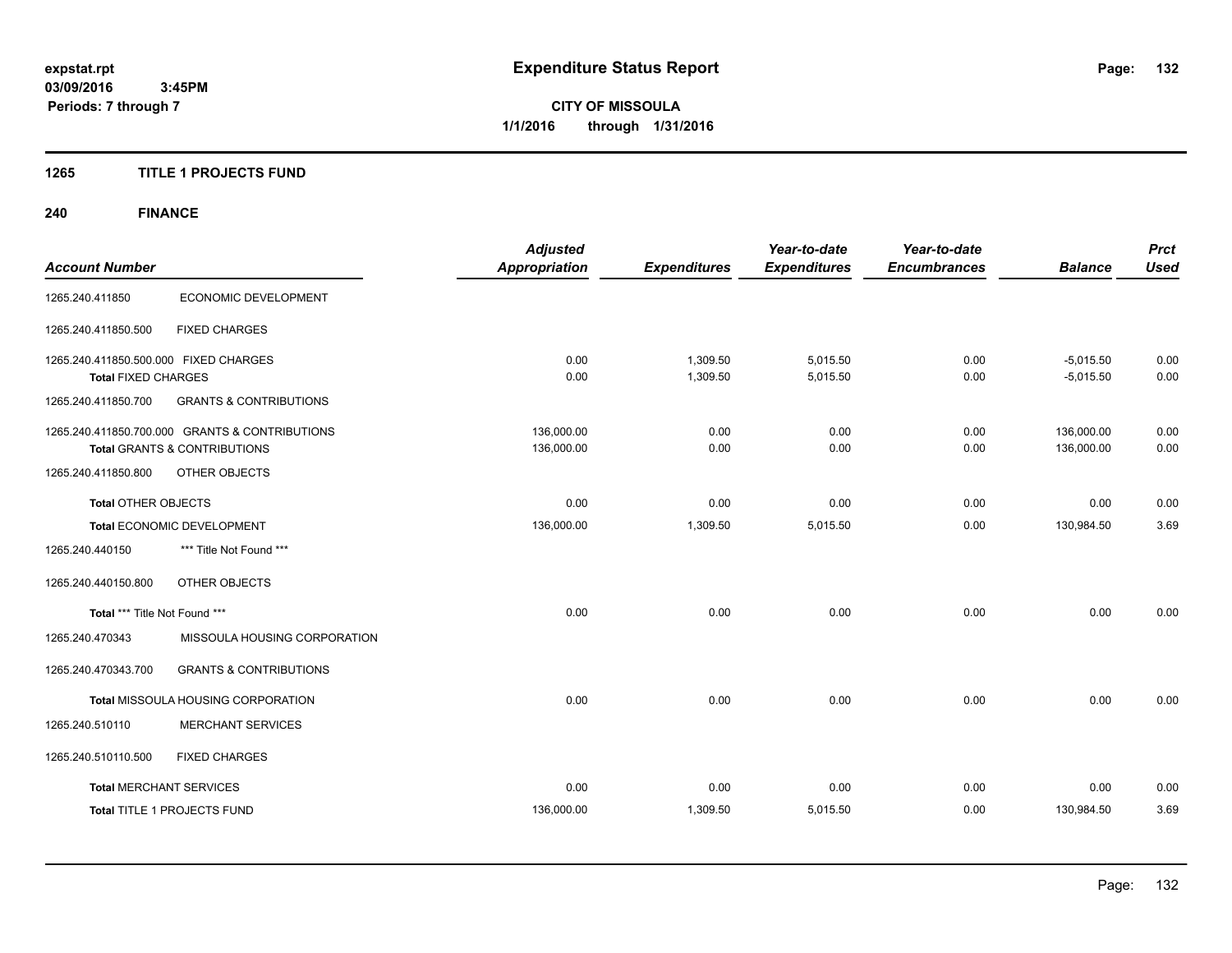expstat.rpt
03/09/2016 3:45PM
Periods: 7 through 7

# Expenditure Status Report

**CITY OF MISSOULA**
**1/1/2016 through 1/31/2016**

## 1265 TITLE 1 PROJECTS FUND

## 240 FINANCE

| Account Number | | Adjusted Appropriation | Expenditures | Year-to-date Expenditures | Year-to-date Encumbrances | Balance | Prct Used |
|---|---|---|---|---|---|---|---|
| 1265.240.411850 | ECONOMIC DEVELOPMENT | | | | | | |
| 1265.240.411850.500 | FIXED CHARGES | | | | | | |
| 1265.240.411850.500.000 FIXED CHARGES | | 0.00 | 1,309.50 | 5,015.50 | 0.00 | -5,015.50 | 0.00 |
| **Total** FIXED CHARGES | | 0.00 | 1,309.50 | 5,015.50 | 0.00 | -5,015.50 | 0.00 |
| 1265.240.411850.700 | GRANTS & CONTRIBUTIONS | | | | | | |
| 1265.240.411850.700.000 GRANTS & CONTRIBUTIONS | | 136,000.00 | 0.00 | 0.00 | 0.00 | 136,000.00 | 0.00 |
| **Total** GRANTS & CONTRIBUTIONS | | 136,000.00 | 0.00 | 0.00 | 0.00 | 136,000.00 | 0.00 |
| 1265.240.411850.800 | OTHER OBJECTS | | | | | | |
| **Total** OTHER OBJECTS | | 0.00 | 0.00 | 0.00 | 0.00 | 0.00 | 0.00 |
| **Total** ECONOMIC DEVELOPMENT | | 136,000.00 | 1,309.50 | 5,015.50 | 0.00 | 130,984.50 | 3.69 |
| 1265.240.440150 | *** Title Not Found *** | | | | | | |
| 1265.240.440150.800 | OTHER OBJECTS | | | | | | |
| **Total** *** Title Not Found *** | | 0.00 | 0.00 | 0.00 | 0.00 | 0.00 | 0.00 |
| 1265.240.470343 | MISSOULA HOUSING CORPORATION | | | | | | |
| 1265.240.470343.700 | GRANTS & CONTRIBUTIONS | | | | | | |
| **Total** MISSOULA HOUSING CORPORATION | | 0.00 | 0.00 | 0.00 | 0.00 | 0.00 | 0.00 |
| 1265.240.510110 | MERCHANT SERVICES | | | | | | |
| 1265.240.510110.500 | FIXED CHARGES | | | | | | |
| **Total** MERCHANT SERVICES | | 0.00 | 0.00 | 0.00 | 0.00 | 0.00 | 0.00 |
| **Total** TITLE 1 PROJECTS FUND | | 136,000.00 | 1,309.50 | 5,015.50 | 0.00 | 130,984.50 | 3.69 |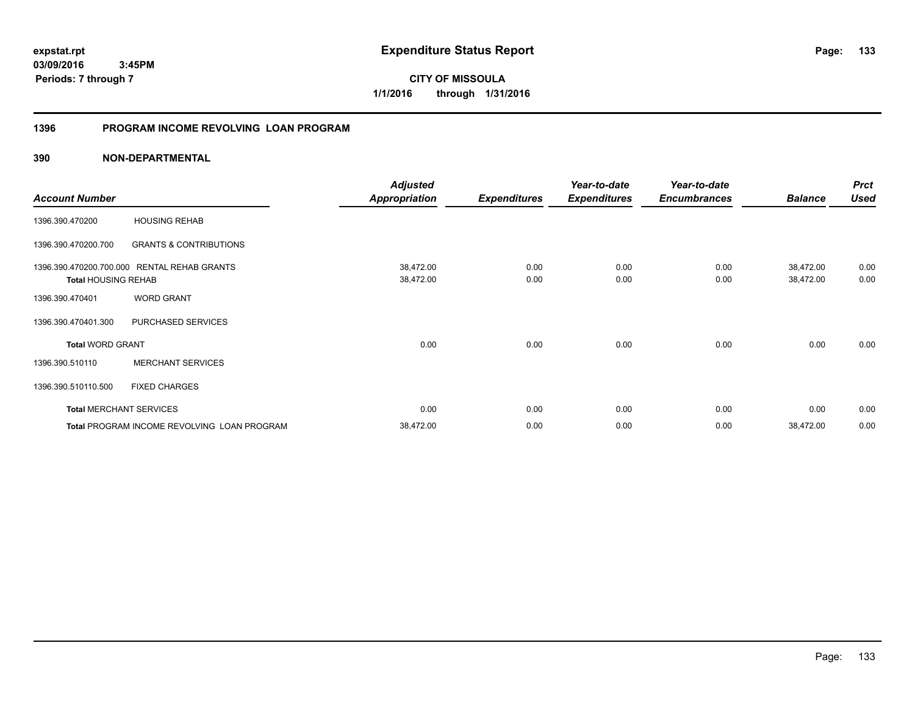**expstat.rpt**
**03/09/2016 3:45PM**
**Periods: 7 through 7**

# Expenditure Status Report

**CITY OF MISSOULA**
**1/1/2016 through 1/31/2016**

## 1396 PROGRAM INCOME REVOLVING LOAN PROGRAM

## 390 NON-DEPARTMENTAL

| Account Number | | Adjusted Appropriation | Expenditures | Year-to-date Expenditures | Year-to-date Encumbrances | Balance | Prct Used |
|---|---|---|---|---|---|---|---|
| 1396.390.470200 | HOUSING REHAB | | | | | | |
| 1396.390.470200.700 | GRANTS & CONTRIBUTIONS | | | | | | |
| 1396.390.470200.700.000 | RENTAL REHAB GRANTS | 38,472.00 | 0.00 | 0.00 | 0.00 | 38,472.00 | 0.00 |
| **Total** HOUSING REHAB | | 38,472.00 | 0.00 | 0.00 | 0.00 | 38,472.00 | 0.00 |
| 1396.390.470401 | WORD GRANT | | | | | | |
| 1396.390.470401.300 | PURCHASED SERVICES | | | | | | |
| **Total** WORD GRANT | | 0.00 | 0.00 | 0.00 | 0.00 | 0.00 | 0.00 |
| 1396.390.510110 | MERCHANT SERVICES | | | | | | |
| 1396.390.510110.500 | FIXED CHARGES | | | | | | |
| **Total** MERCHANT SERVICES | | 0.00 | 0.00 | 0.00 | 0.00 | 0.00 | 0.00 |
| **Total** PROGRAM INCOME REVOLVING LOAN PROGRAM | | 38,472.00 | 0.00 | 0.00 | 0.00 | 38,472.00 | 0.00 |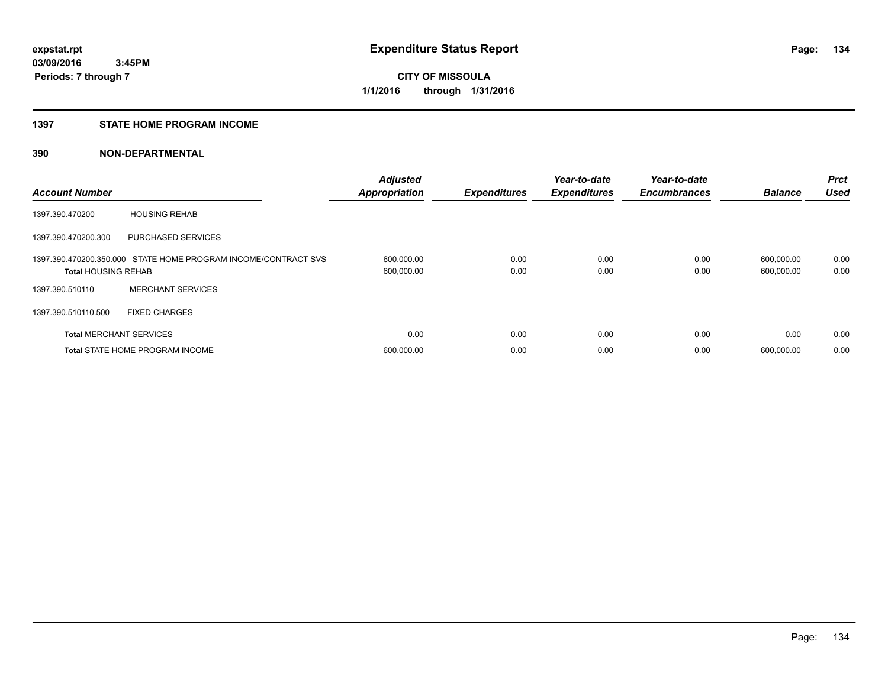# Expenditure Status Report

expstat.rpt
03/09/2016 3:45PM
Periods: 7 through 7

**CITY OF MISSOULA**
**1/1/2016 through 1/31/2016**

## 1397 STATE HOME PROGRAM INCOME

### 390 NON-DEPARTMENTAL

| Account Number | | Adjusted Appropriation | Expenditures | Year-to-date Expenditures | Year-to-date Encumbrances | Balance | Prct Used |
|---|---|---|---|---|---|---|---|
| 1397.390.470200 | HOUSING REHAB | | | | | | |
| 1397.390.470200.300 | PURCHASED SERVICES | | | | | | |
| 1397.390.470200.350.000 | STATE HOME PROGRAM INCOME/CONTRACT SVS | 600,000.00 | 0.00 | 0.00 | 0.00 | 600,000.00 | 0.00 |
| **Total** HOUSING REHAB | | 600,000.00 | 0.00 | 0.00 | 0.00 | 600,000.00 | 0.00 |
| 1397.390.510110 | MERCHANT SERVICES | | | | | | |
| 1397.390.510110.500 | FIXED CHARGES | | | | | | |
| **Total** MERCHANT SERVICES | | 0.00 | 0.00 | 0.00 | 0.00 | 0.00 | 0.00 |
| **Total** STATE HOME PROGRAM INCOME | | 600,000.00 | 0.00 | 0.00 | 0.00 | 600,000.00 | 0.00 |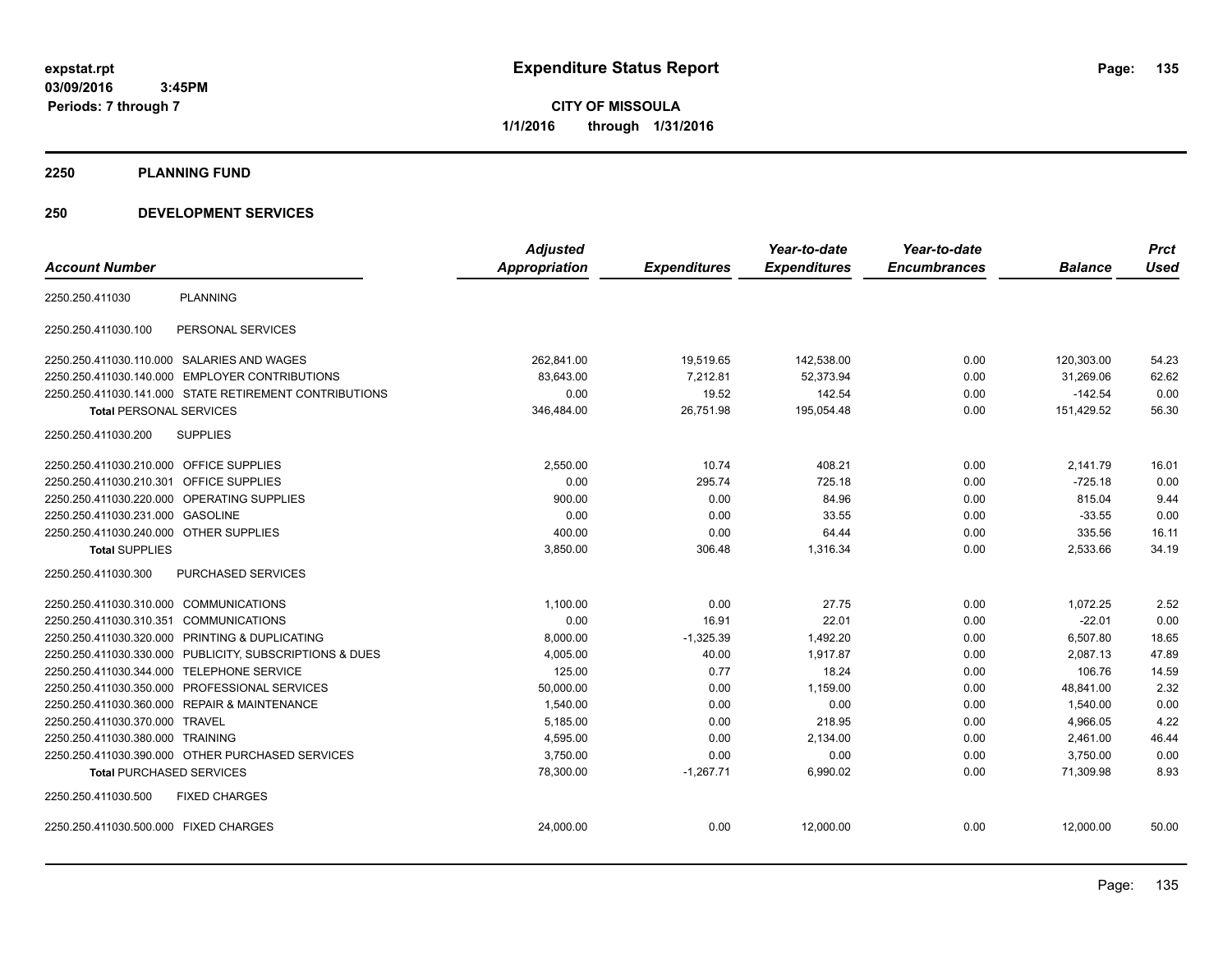**expstat.rpt**
**03/09/2016 3:45PM**
**Periods: 7 through 7**

# Expenditure Status Report

**CITY OF MISSOULA**
**1/1/2016 through 1/31/2016**

## 2250 PLANNING FUND

## 250 DEVELOPMENT SERVICES

| Account Number | | Adjusted Appropriation | Expenditures | Year-to-date Expenditures | Year-to-date Encumbrances | Balance | Prct Used |
|---|---|---|---|---|---|---|---|
| 2250.250.411030 | PLANNING | | | | | | |
| 2250.250.411030.100 | PERSONAL SERVICES | | | | | | |
| 2250.250.411030.110.000 | SALARIES AND WAGES | 262,841.00 | 19,519.65 | 142,538.00 | 0.00 | 120,303.00 | 54.23 |
| 2250.250.411030.140.000 | EMPLOYER CONTRIBUTIONS | 83,643.00 | 7,212.81 | 52,373.94 | 0.00 | 31,269.06 | 62.62 |
| 2250.250.411030.141.000 | STATE RETIREMENT CONTRIBUTIONS | 0.00 | 19.52 | 142.54 | 0.00 | -142.54 | 0.00 |
| **Total** PERSONAL SERVICES | | 346,484.00 | 26,751.98 | 195,054.48 | 0.00 | 151,429.52 | 56.30 |
| 2250.250.411030.200 | SUPPLIES | | | | | | |
| 2250.250.411030.210.000 | OFFICE SUPPLIES | 2,550.00 | 10.74 | 408.21 | 0.00 | 2,141.79 | 16.01 |
| 2250.250.411030.210.301 | OFFICE SUPPLIES | 0.00 | 295.74 | 725.18 | 0.00 | -725.18 | 0.00 |
| 2250.250.411030.220.000 | OPERATING SUPPLIES | 900.00 | 0.00 | 84.96 | 0.00 | 815.04 | 9.44 |
| 2250.250.411030.231.000 | GASOLINE | 0.00 | 0.00 | 33.55 | 0.00 | -33.55 | 0.00 |
| 2250.250.411030.240.000 | OTHER SUPPLIES | 400.00 | 0.00 | 64.44 | 0.00 | 335.56 | 16.11 |
| **Total** SUPPLIES | | 3,850.00 | 306.48 | 1,316.34 | 0.00 | 2,533.66 | 34.19 |
| 2250.250.411030.300 | PURCHASED SERVICES | | | | | | |
| 2250.250.411030.310.000 | COMMUNICATIONS | 1,100.00 | 0.00 | 27.75 | 0.00 | 1,072.25 | 2.52 |
| 2250.250.411030.310.351 | COMMUNICATIONS | 0.00 | 16.91 | 22.01 | 0.00 | -22.01 | 0.00 |
| 2250.250.411030.320.000 | PRINTING & DUPLICATING | 8,000.00 | -1,325.39 | 1,492.20 | 0.00 | 6,507.80 | 18.65 |
| 2250.250.411030.330.000 | PUBLICITY, SUBSCRIPTIONS & DUES | 4,005.00 | 40.00 | 1,917.87 | 0.00 | 2,087.13 | 47.89 |
| 2250.250.411030.344.000 | TELEPHONE SERVICE | 125.00 | 0.77 | 18.24 | 0.00 | 106.76 | 14.59 |
| 2250.250.411030.350.000 | PROFESSIONAL SERVICES | 50,000.00 | 0.00 | 1,159.00 | 0.00 | 48,841.00 | 2.32 |
| 2250.250.411030.360.000 | REPAIR & MAINTENANCE | 1,540.00 | 0.00 | 0.00 | 0.00 | 1,540.00 | 0.00 |
| 2250.250.411030.370.000 | TRAVEL | 5,185.00 | 0.00 | 218.95 | 0.00 | 4,966.05 | 4.22 |
| 2250.250.411030.380.000 | TRAINING | 4,595.00 | 0.00 | 2,134.00 | 0.00 | 2,461.00 | 46.44 |
| 2250.250.411030.390.000 | OTHER PURCHASED SERVICES | 3,750.00 | 0.00 | 0.00 | 0.00 | 3,750.00 | 0.00 |
| **Total** PURCHASED SERVICES | | 78,300.00 | -1,267.71 | 6,990.02 | 0.00 | 71,309.98 | 8.93 |
| 2250.250.411030.500 | FIXED CHARGES | | | | | | |
| 2250.250.411030.500.000 | FIXED CHARGES | 24,000.00 | 0.00 | 12,000.00 | 0.00 | 12,000.00 | 50.00 |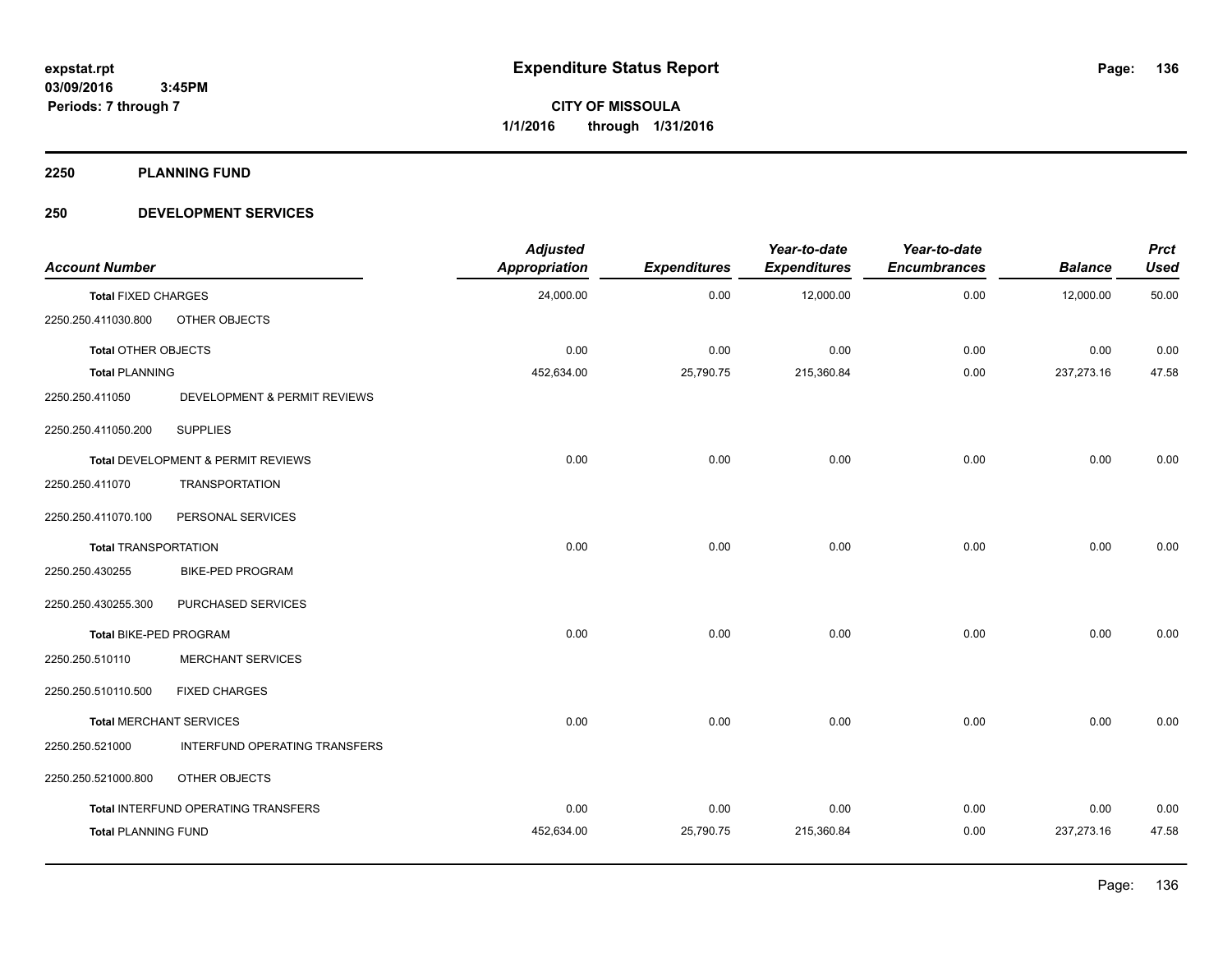# Expenditure Status Report

expstat.rpt
03/09/2016 3:45PM
Periods: 7 through 7

**CITY OF MISSOULA**
**1/1/2016 through 1/31/2016**

## 2250 PLANNING FUND

## 250 DEVELOPMENT SERVICES

| Account Number | | Adjusted Appropriation | Expenditures | Year-to-date Expenditures | Year-to-date Encumbrances | Balance | Prct Used |
|---|---|---|---|---|---|---|---|
| **Total FIXED CHARGES** | | 24,000.00 | 0.00 | 12,000.00 | 0.00 | 12,000.00 | 50.00 |
| 2250.250.411030.800 | OTHER OBJECTS | | | | | | |
| **Total OTHER OBJECTS** | | 0.00 | 0.00 | 0.00 | 0.00 | 0.00 | 0.00 |
| **Total PLANNING** | | 452,634.00 | 25,790.75 | 215,360.84 | 0.00 | 237,273.16 | 47.58 |
| 2250.250.411050 | DEVELOPMENT & PERMIT REVIEWS | | | | | | |
| 2250.250.411050.200 | SUPPLIES | | | | | | |
| **Total DEVELOPMENT & PERMIT REVIEWS** | | 0.00 | 0.00 | 0.00 | 0.00 | 0.00 | 0.00 |
| 2250.250.411070 | TRANSPORTATION | | | | | | |
| 2250.250.411070.100 | PERSONAL SERVICES | | | | | | |
| **Total TRANSPORTATION** | | 0.00 | 0.00 | 0.00 | 0.00 | 0.00 | 0.00 |
| 2250.250.430255 | BIKE-PED PROGRAM | | | | | | |
| 2250.250.430255.300 | PURCHASED SERVICES | | | | | | |
| **Total BIKE-PED PROGRAM** | | 0.00 | 0.00 | 0.00 | 0.00 | 0.00 | 0.00 |
| 2250.250.510110 | MERCHANT SERVICES | | | | | | |
| 2250.250.510110.500 | FIXED CHARGES | | | | | | |
| **Total MERCHANT SERVICES** | | 0.00 | 0.00 | 0.00 | 0.00 | 0.00 | 0.00 |
| 2250.250.521000 | INTERFUND OPERATING TRANSFERS | | | | | | |
| 2250.250.521000.800 | OTHER OBJECTS | | | | | | |
| **Total INTERFUND OPERATING TRANSFERS** | | 0.00 | 0.00 | 0.00 | 0.00 | 0.00 | 0.00 |
| **Total PLANNING FUND** | | 452,634.00 | 25,790.75 | 215,360.84 | 0.00 | 237,273.16 | 47.58 |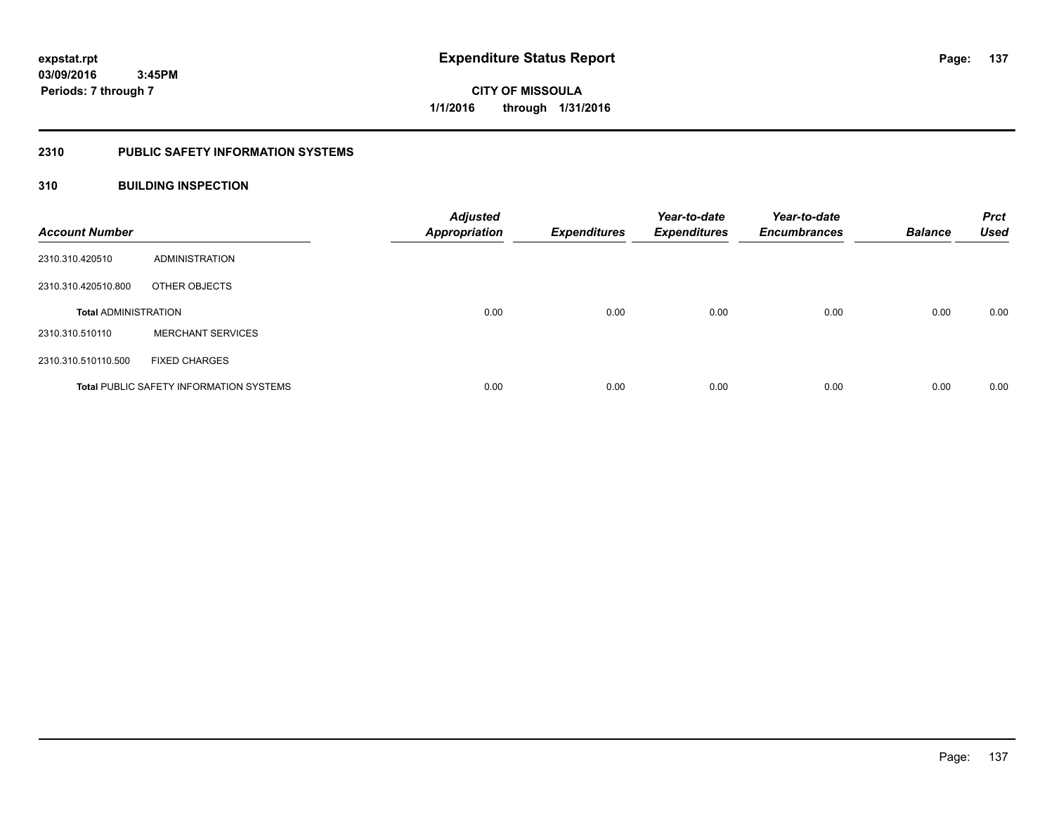# Expenditure Status Report

expstat.rpt
03/09/2016 3:45PM
Periods: 7 through 7

**CITY OF MISSOULA**
**1/1/2016 through 1/31/2016**

## 2310 PUBLIC SAFETY INFORMATION SYSTEMS

### 310 BUILDING INSPECTION

| Account Number | | Adjusted Appropriation | Expenditures | Year-to-date Expenditures | Year-to-date Encumbrances | Balance | Prct Used |
|---|---|---|---|---|---|---|---|
| 2310.310.420510 | ADMINISTRATION | | | | | | |
| 2310.310.420510.800 | OTHER OBJECTS | | | | | | |
| **Total** ADMINISTRATION | | 0.00 | 0.00 | 0.00 | 0.00 | 0.00 | 0.00 |
| 2310.310.510110 | MERCHANT SERVICES | | | | | | |
| 2310.310.510110.500 | FIXED CHARGES | | | | | | |
| **Total** PUBLIC SAFETY INFORMATION SYSTEMS | | 0.00 | 0.00 | 0.00 | 0.00 | 0.00 | 0.00 |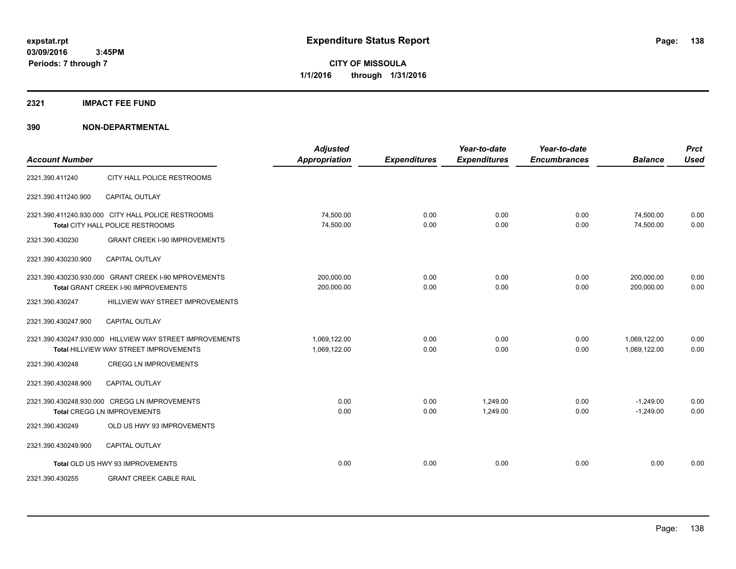**expstat.rpt**
**03/09/2016 3:45PM**
**Periods: 7 through 7**

# Expenditure Status Report

**CITY OF MISSOULA**
**1/1/2016 through 1/31/2016**

## 2321 IMPACT FEE FUND

## 390 NON-DEPARTMENTAL

| Account Number | | Adjusted Appropriation | Expenditures | Year-to-date Expenditures | Year-to-date Encumbrances | Balance | Prct Used |
|---|---|---|---|---|---|---|---|
| 2321.390.411240 | CITY HALL POLICE RESTROOMS | | | | | | |
| 2321.390.411240.900 | CAPITAL OUTLAY | | | | | | |
| 2321.390.411240.930.000 | CITY HALL POLICE RESTROOMS | 74,500.00 | 0.00 | 0.00 | 0.00 | 74,500.00 | 0.00 |
| | **Total** CITY HALL POLICE RESTROOMS | 74,500.00 | 0.00 | 0.00 | 0.00 | 74,500.00 | 0.00 |
| 2321.390.430230 | GRANT CREEK I-90 IMPROVEMENTS | | | | | | |
| 2321.390.430230.900 | CAPITAL OUTLAY | | | | | | |
| 2321.390.430230.930.000 | GRANT CREEK I-90 MPROVEMENTS | 200,000.00 | 0.00 | 0.00 | 0.00 | 200,000.00 | 0.00 |
| | **Total** GRANT CREEK I-90 IMPROVEMENTS | 200,000.00 | 0.00 | 0.00 | 0.00 | 200,000.00 | 0.00 |
| 2321.390.430247 | HILLVIEW WAY STREET IMPROVEMENTS | | | | | | |
| 2321.390.430247.900 | CAPITAL OUTLAY | | | | | | |
| 2321.390.430247.930.000 | HILLVIEW WAY STREET IMPROVEMENTS | 1,069,122.00 | 0.00 | 0.00 | 0.00 | 1,069,122.00 | 0.00 |
| | **Total** HILLVIEW WAY STREET IMPROVEMENTS | 1,069,122.00 | 0.00 | 0.00 | 0.00 | 1,069,122.00 | 0.00 |
| 2321.390.430248 | CREGG LN IMPROVEMENTS | | | | | | |
| 2321.390.430248.900 | CAPITAL OUTLAY | | | | | | |
| 2321.390.430248.930.000 | CREGG LN IMPROVEMENTS | 0.00 | 0.00 | 1,249.00 | 0.00 | -1,249.00 | 0.00 |
| | **Total** CREGG LN IMPROVEMENTS | 0.00 | 0.00 | 1,249.00 | 0.00 | -1,249.00 | 0.00 |
| 2321.390.430249 | OLD US HWY 93 IMPROVEMENTS | | | | | | |
| 2321.390.430249.900 | CAPITAL OUTLAY | | | | | | |
| | **Total** OLD US HWY 93 IMPROVEMENTS | 0.00 | 0.00 | 0.00 | 0.00 | 0.00 | 0.00 |
| 2321.390.430255 | GRANT CREEK CABLE RAIL | | | | | | |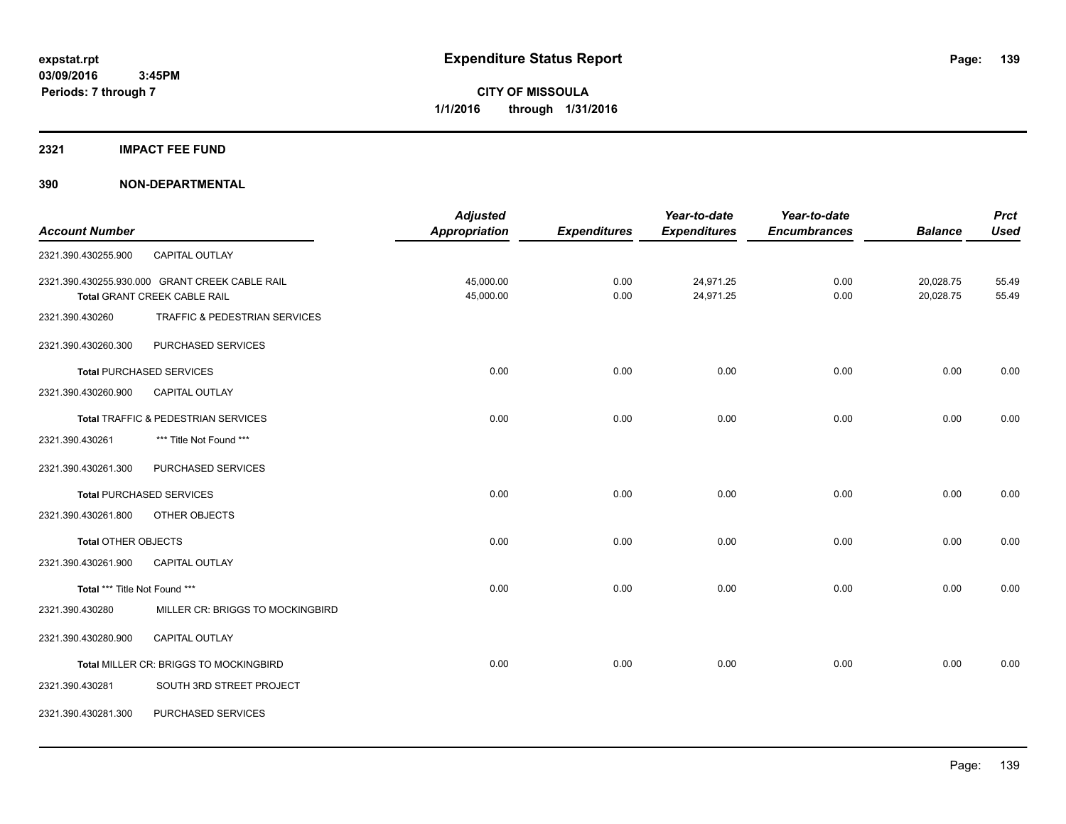**expstat.rpt**
**03/09/2016 3:45PM**
**Periods: 7 through 7**

# Expenditure Status Report

**CITY OF MISSOULA**
**1/1/2016 through 1/31/2016**

## 2321 IMPACT FEE FUND

## 390 NON-DEPARTMENTAL

| Account Number | | Adjusted Appropriation | Expenditures | Year-to-date Expenditures | Year-to-date Encumbrances | Balance | Prct Used |
|---|---|---|---|---|---|---|---|
| 2321.390.430255.900 | CAPITAL OUTLAY | | | | | | |
| 2321.390.430255.930.000 | GRANT CREEK CABLE RAIL | 45,000.00 | 0.00 | 24,971.25 | 0.00 | 20,028.75 | 55.49 |
| **Total** GRANT CREEK CABLE RAIL | | 45,000.00 | 0.00 | 24,971.25 | 0.00 | 20,028.75 | 55.49 |
| 2321.390.430260 | TRAFFIC & PEDESTRIAN SERVICES | | | | | | |
| 2321.390.430260.300 | PURCHASED SERVICES | | | | | | |
| **Total** PURCHASED SERVICES | | 0.00 | 0.00 | 0.00 | 0.00 | 0.00 | 0.00 |
| 2321.390.430260.900 | CAPITAL OUTLAY | | | | | | |
| **Total** TRAFFIC & PEDESTRIAN SERVICES | | 0.00 | 0.00 | 0.00 | 0.00 | 0.00 | 0.00 |
| 2321.390.430261 | *** Title Not Found *** | | | | | | |
| 2321.390.430261.300 | PURCHASED SERVICES | | | | | | |
| **Total** PURCHASED SERVICES | | 0.00 | 0.00 | 0.00 | 0.00 | 0.00 | 0.00 |
| 2321.390.430261.800 | OTHER OBJECTS | | | | | | |
| **Total** OTHER OBJECTS | | 0.00 | 0.00 | 0.00 | 0.00 | 0.00 | 0.00 |
| 2321.390.430261.900 | CAPITAL OUTLAY | | | | | | |
| **Total** *** Title Not Found *** | | 0.00 | 0.00 | 0.00 | 0.00 | 0.00 | 0.00 |
| 2321.390.430280 | MILLER CR: BRIGGS TO MOCKINGBIRD | | | | | | |
| 2321.390.430280.900 | CAPITAL OUTLAY | | | | | | |
| **Total** MILLER CR: BRIGGS TO MOCKINGBIRD | | 0.00 | 0.00 | 0.00 | 0.00 | 0.00 | 0.00 |
| 2321.390.430281 | SOUTH 3RD STREET PROJECT | | | | | | |
| 2321.390.430281.300 | PURCHASED SERVICES | | | | | | |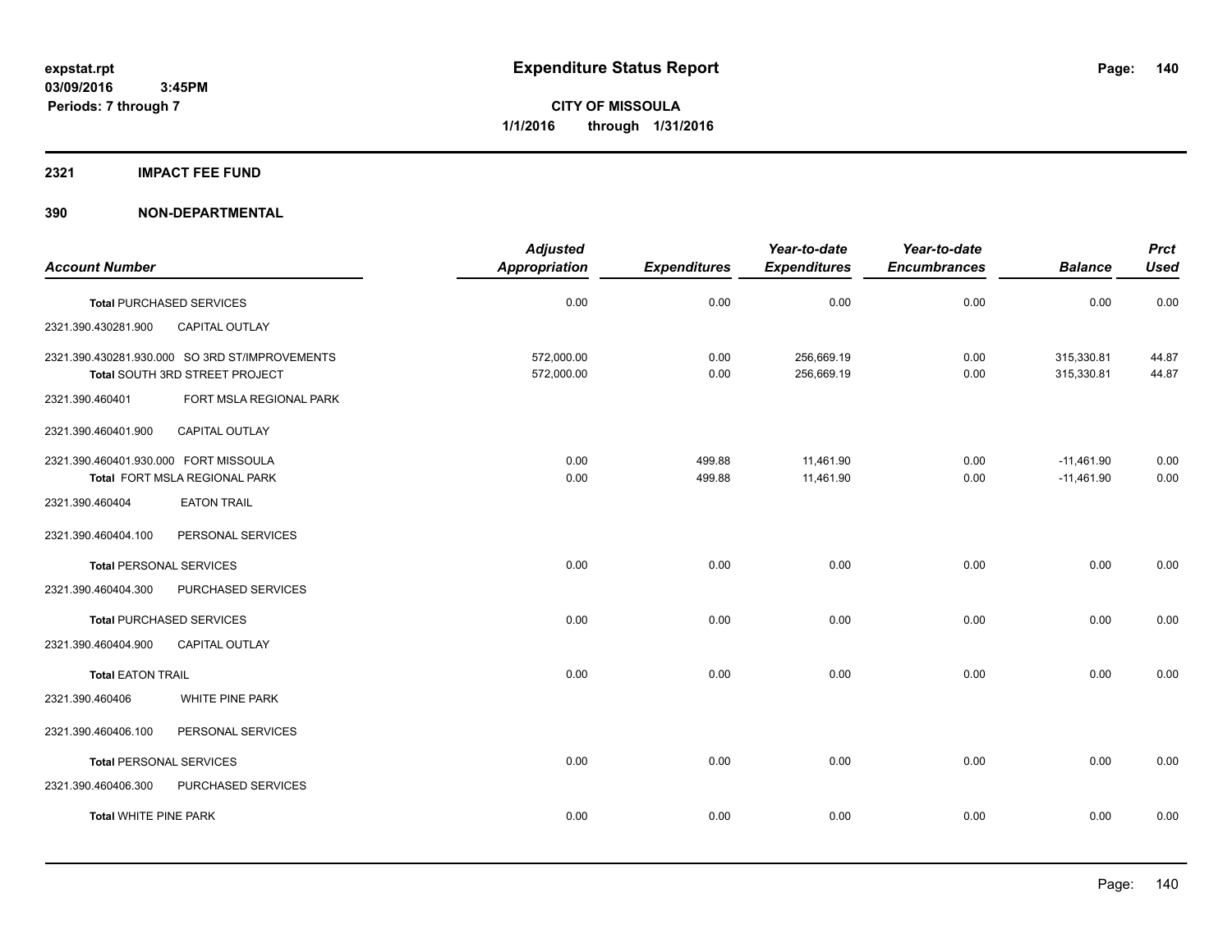**expstat.rpt**
**03/09/2016 3:45PM**
**Periods: 7 through 7**

# Expenditure Status Report

**CITY OF MISSOULA**
**1/1/2016 through 1/31/2016**

## 2321 IMPACT FEE FUND

## 390 NON-DEPARTMENTAL

| Account Number | | Adjusted Appropriation | Expenditures | Year-to-date Expenditures | Year-to-date Encumbrances | Balance | Prct Used |
|---|---|---|---|---|---|---|---|
| **Total** PURCHASED SERVICES | | 0.00 | 0.00 | 0.00 | 0.00 | 0.00 | 0.00 |
| 2321.390.430281.900 | CAPITAL OUTLAY | | | | | | |
| 2321.390.430281.930.000 | SO 3RD ST/IMPROVEMENTS | 572,000.00 | 0.00 | 256,669.19 | 0.00 | 315,330.81 | 44.87 |
| **Total** SOUTH 3RD STREET PROJECT | | 572,000.00 | 0.00 | 256,669.19 | 0.00 | 315,330.81 | 44.87 |
| 2321.390.460401 | FORT MSLA REGIONAL PARK | | | | | | |
| 2321.390.460401.900 | CAPITAL OUTLAY | | | | | | |
| 2321.390.460401.930.000 | FORT MISSOULA | 0.00 | 499.88 | 11,461.90 | 0.00 | -11,461.90 | 0.00 |
| **Total** FORT MSLA REGIONAL PARK | | 0.00 | 499.88 | 11,461.90 | 0.00 | -11,461.90 | 0.00 |
| 2321.390.460404 | EATON TRAIL | | | | | | |
| 2321.390.460404.100 | PERSONAL SERVICES | | | | | | |
| **Total** PERSONAL SERVICES | | 0.00 | 0.00 | 0.00 | 0.00 | 0.00 | 0.00 |
| 2321.390.460404.300 | PURCHASED SERVICES | | | | | | |
| **Total** PURCHASED SERVICES | | 0.00 | 0.00 | 0.00 | 0.00 | 0.00 | 0.00 |
| 2321.390.460404.900 | CAPITAL OUTLAY | | | | | | |
| **Total** EATON TRAIL | | 0.00 | 0.00 | 0.00 | 0.00 | 0.00 | 0.00 |
| 2321.390.460406 | WHITE PINE PARK | | | | | | |
| 2321.390.460406.100 | PERSONAL SERVICES | | | | | | |
| **Total** PERSONAL SERVICES | | 0.00 | 0.00 | 0.00 | 0.00 | 0.00 | 0.00 |
| 2321.390.460406.300 | PURCHASED SERVICES | | | | | | |
| **Total** WHITE PINE PARK | | 0.00 | 0.00 | 0.00 | 0.00 | 0.00 | 0.00 |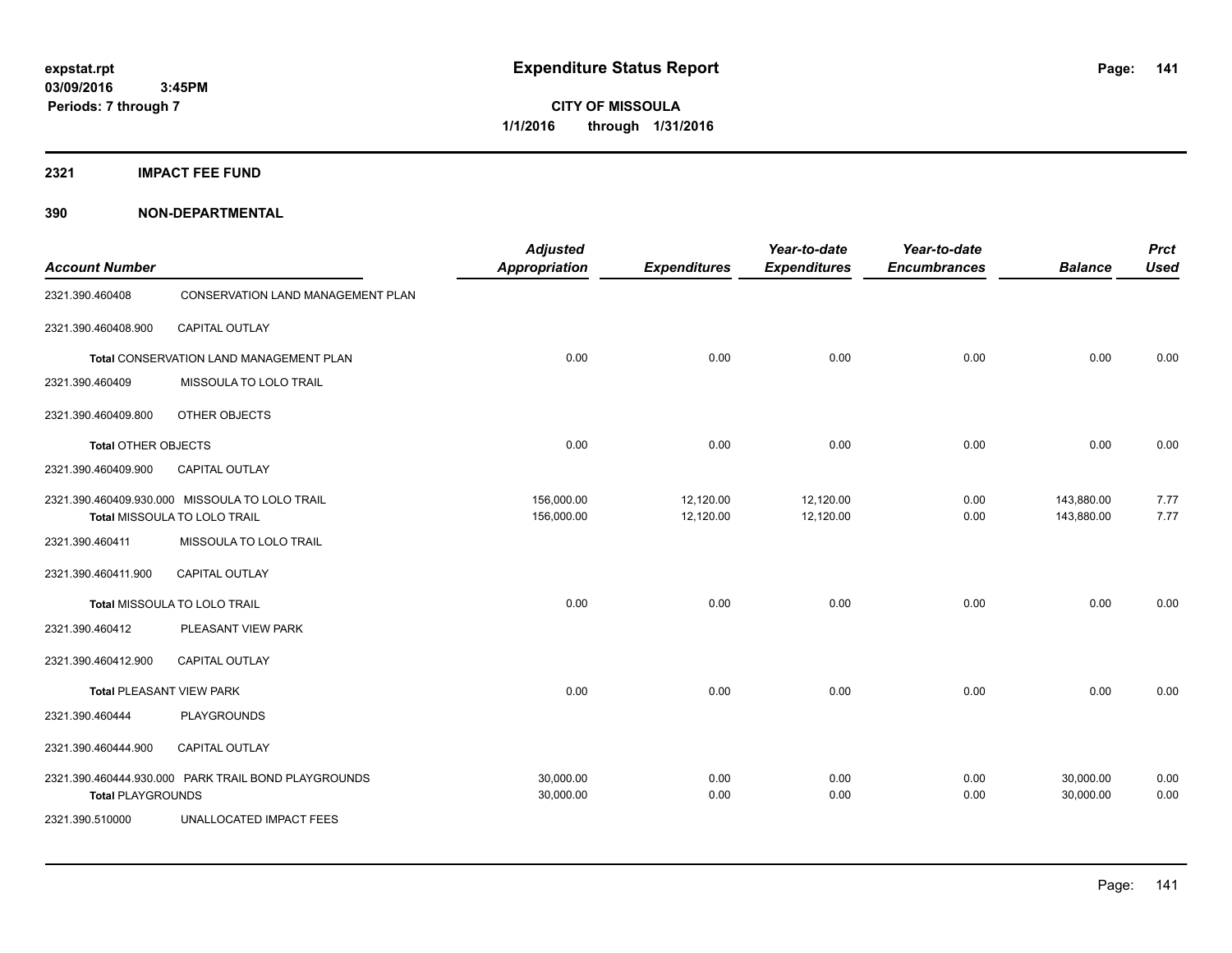# Expenditure Status Report

expstat.rpt
03/09/2016 3:45PM
Periods: 7 through 7

**CITY OF MISSOULA**
**1/1/2016 through 1/31/2016**

## 2321 IMPACT FEE FUND

## 390 NON-DEPARTMENTAL

| Account Number | | Adjusted Appropriation | Expenditures | Year-to-date Expenditures | Year-to-date Encumbrances | Balance | Prct Used |
|---|---|---|---|---|---|---|---|
| 2321.390.460408 | CONSERVATION LAND MANAGEMENT PLAN | | | | | | |
| 2321.390.460408.900 | CAPITAL OUTLAY | | | | | | |
| **Total** CONSERVATION LAND MANAGEMENT PLAN | | 0.00 | 0.00 | 0.00 | 0.00 | 0.00 | 0.00 |
| 2321.390.460409 | MISSOULA TO LOLO TRAIL | | | | | | |
| 2321.390.460409.800 | OTHER OBJECTS | | | | | | |
| **Total** OTHER OBJECTS | | 0.00 | 0.00 | 0.00 | 0.00 | 0.00 | 0.00 |
| 2321.390.460409.900 | CAPITAL OUTLAY | | | | | | |
| 2321.390.460409.930.000 | MISSOULA TO LOLO TRAIL | 156,000.00 | 12,120.00 | 12,120.00 | 0.00 | 143,880.00 | 7.77 |
| **Total** MISSOULA TO LOLO TRAIL | | 156,000.00 | 12,120.00 | 12,120.00 | 0.00 | 143,880.00 | 7.77 |
| 2321.390.460411 | MISSOULA TO LOLO TRAIL | | | | | | |
| 2321.390.460411.900 | CAPITAL OUTLAY | | | | | | |
| **Total** MISSOULA TO LOLO TRAIL | | 0.00 | 0.00 | 0.00 | 0.00 | 0.00 | 0.00 |
| 2321.390.460412 | PLEASANT VIEW PARK | | | | | | |
| 2321.390.460412.900 | CAPITAL OUTLAY | | | | | | |
| **Total** PLEASANT VIEW PARK | | 0.00 | 0.00 | 0.00 | 0.00 | 0.00 | 0.00 |
| 2321.390.460444 | PLAYGROUNDS | | | | | | |
| 2321.390.460444.900 | CAPITAL OUTLAY | | | | | | |
| 2321.390.460444.930.000 | PARK TRAIL BOND PLAYGROUNDS | 30,000.00 | 0.00 | 0.00 | 0.00 | 30,000.00 | 0.00 |
| **Total** PLAYGROUNDS | | 30,000.00 | 0.00 | 0.00 | 0.00 | 30,000.00 | 0.00 |
| 2321.390.510000 | UNALLOCATED IMPACT FEES | | | | | | |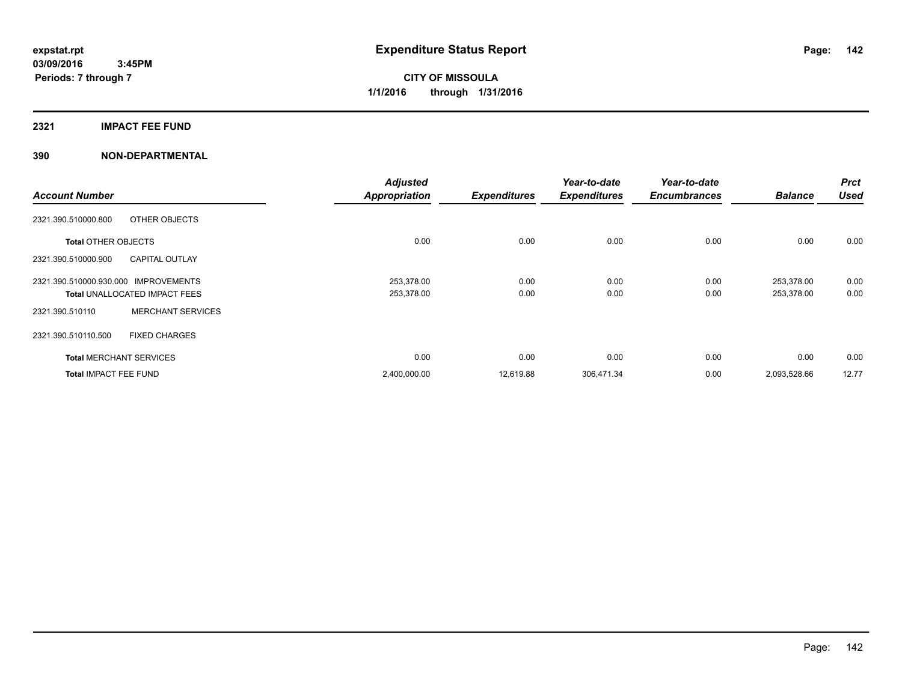# Expenditure Status Report

expstat.rpt
03/09/2016 3:45PM
Periods: 7 through 7

CITY OF MISSOULA
1/1/2016 through 1/31/2016

## 2321 IMPACT FEE FUND

### 390 NON-DEPARTMENTAL

| Account Number | | Adjusted Appropriation | Expenditures | Year-to-date Expenditures | Year-to-date Encumbrances | Balance | Prct Used |
|---|---|---|---|---|---|---|---|
| 2321.390.510000.800 | OTHER OBJECTS | | | | | | |
| **Total** OTHER OBJECTS | | 0.00 | 0.00 | 0.00 | 0.00 | 0.00 | 0.00 |
| 2321.390.510000.900 | CAPITAL OUTLAY | | | | | | |
| 2321.390.510000.930.000 | IMPROVEMENTS | 253,378.00 | 0.00 | 0.00 | 0.00 | 253,378.00 | 0.00 |
| **Total** UNALLOCATED IMPACT FEES | | 253,378.00 | 0.00 | 0.00 | 0.00 | 253,378.00 | 0.00 |
| 2321.390.510110 | MERCHANT SERVICES | | | | | | |
| 2321.390.510110.500 | FIXED CHARGES | | | | | | |
| **Total** MERCHANT SERVICES | | 0.00 | 0.00 | 0.00 | 0.00 | 0.00 | 0.00 |
| **Total** IMPACT FEE FUND | | 2,400,000.00 | 12,619.88 | 306,471.34 | 0.00 | 2,093,528.66 | 12.77 |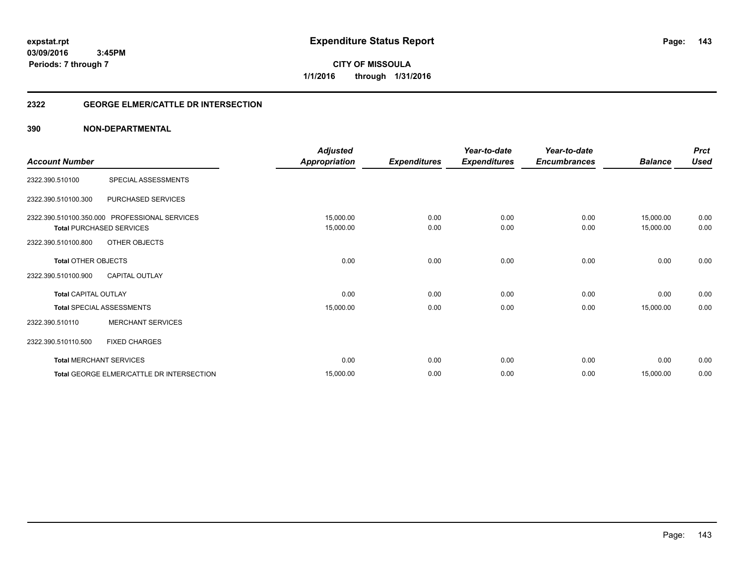**expstat.rpt**
**03/09/2016 3:45PM**
**Periods: 7 through 7**

# Expenditure Status Report

**CITY OF MISSOULA**
**1/1/2016 through 1/31/2016**

## 2322 GEORGE ELMER/CATTLE DR INTERSECTION

### 390 NON-DEPARTMENTAL

| Account Number | | Adjusted Appropriation | Expenditures | Year-to-date Expenditures | Year-to-date Encumbrances | Balance | Prct Used |
|---|---|---|---|---|---|---|---|
| 2322.390.510100 | SPECIAL ASSESSMENTS | | | | | | |
| 2322.390.510100.300 | PURCHASED SERVICES | | | | | | |
| 2322.390.510100.350.000 | PROFESSIONAL SERVICES | 15,000.00 | 0.00 | 0.00 | 0.00 | 15,000.00 | 0.00 |
| **Total** PURCHASED SERVICES | | 15,000.00 | 0.00 | 0.00 | 0.00 | 15,000.00 | 0.00 |
| 2322.390.510100.800 | OTHER OBJECTS | | | | | | |
| **Total** OTHER OBJECTS | | 0.00 | 0.00 | 0.00 | 0.00 | 0.00 | 0.00 |
| 2322.390.510100.900 | CAPITAL OUTLAY | | | | | | |
| **Total** CAPITAL OUTLAY | | 0.00 | 0.00 | 0.00 | 0.00 | 0.00 | 0.00 |
| **Total** SPECIAL ASSESSMENTS | | 15,000.00 | 0.00 | 0.00 | 0.00 | 15,000.00 | 0.00 |
| 2322.390.510110 | MERCHANT SERVICES | | | | | | |
| 2322.390.510110.500 | FIXED CHARGES | | | | | | |
| **Total** MERCHANT SERVICES | | 0.00 | 0.00 | 0.00 | 0.00 | 0.00 | 0.00 |
| **Total** GEORGE ELMER/CATTLE DR INTERSECTION | | 15,000.00 | 0.00 | 0.00 | 0.00 | 15,000.00 | 0.00 |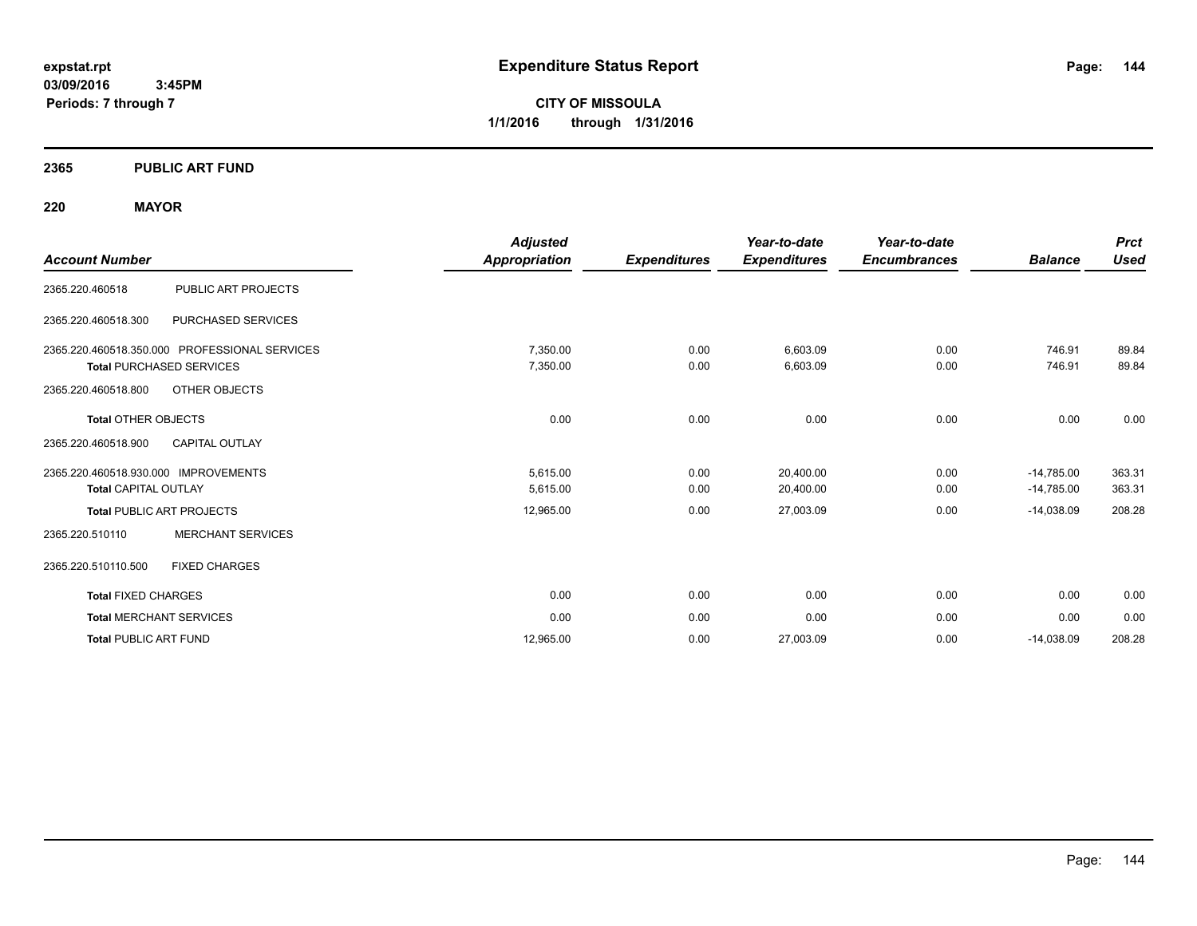expstat.rpt
03/09/2016 3:45PM
Periods: 7 through 7

# Expenditure Status Report

**CITY OF MISSOULA**
**1/1/2016 through 1/31/2016**

## 2365 PUBLIC ART FUND

## 220 MAYOR

| Account Number | | Adjusted Appropriation | Expenditures | Year-to-date Expenditures | Year-to-date Encumbrances | Balance | Prct Used |
|---|---|---|---|---|---|---|---|
| 2365.220.460518 | PUBLIC ART PROJECTS | | | | | | |
| 2365.220.460518.300 | PURCHASED SERVICES | | | | | | |
| 2365.220.460518.350.000 | PROFESSIONAL SERVICES | 7,350.00 | 0.00 | 6,603.09 | 0.00 | 746.91 | 89.84 |
| **Total** PURCHASED SERVICES | | 7,350.00 | 0.00 | 6,603.09 | 0.00 | 746.91 | 89.84 |
| 2365.220.460518.800 | OTHER OBJECTS | | | | | | |
| **Total** OTHER OBJECTS | | 0.00 | 0.00 | 0.00 | 0.00 | 0.00 | 0.00 |
| 2365.220.460518.900 | CAPITAL OUTLAY | | | | | | |
| 2365.220.460518.930.000 | IMPROVEMENTS | 5,615.00 | 0.00 | 20,400.00 | 0.00 | -14,785.00 | 363.31 |
| **Total** CAPITAL OUTLAY | | 5,615.00 | 0.00 | 20,400.00 | 0.00 | -14,785.00 | 363.31 |
| **Total** PUBLIC ART PROJECTS | | 12,965.00 | 0.00 | 27,003.09 | 0.00 | -14,038.09 | 208.28 |
| 2365.220.510110 | MERCHANT SERVICES | | | | | | |
| 2365.220.510110.500 | FIXED CHARGES | | | | | | |
| **Total** FIXED CHARGES | | 0.00 | 0.00 | 0.00 | 0.00 | 0.00 | 0.00 |
| **Total** MERCHANT SERVICES | | 0.00 | 0.00 | 0.00 | 0.00 | 0.00 | 0.00 |
| **Total** PUBLIC ART FUND | | 12,965.00 | 0.00 | 27,003.09 | 0.00 | -14,038.09 | 208.28 |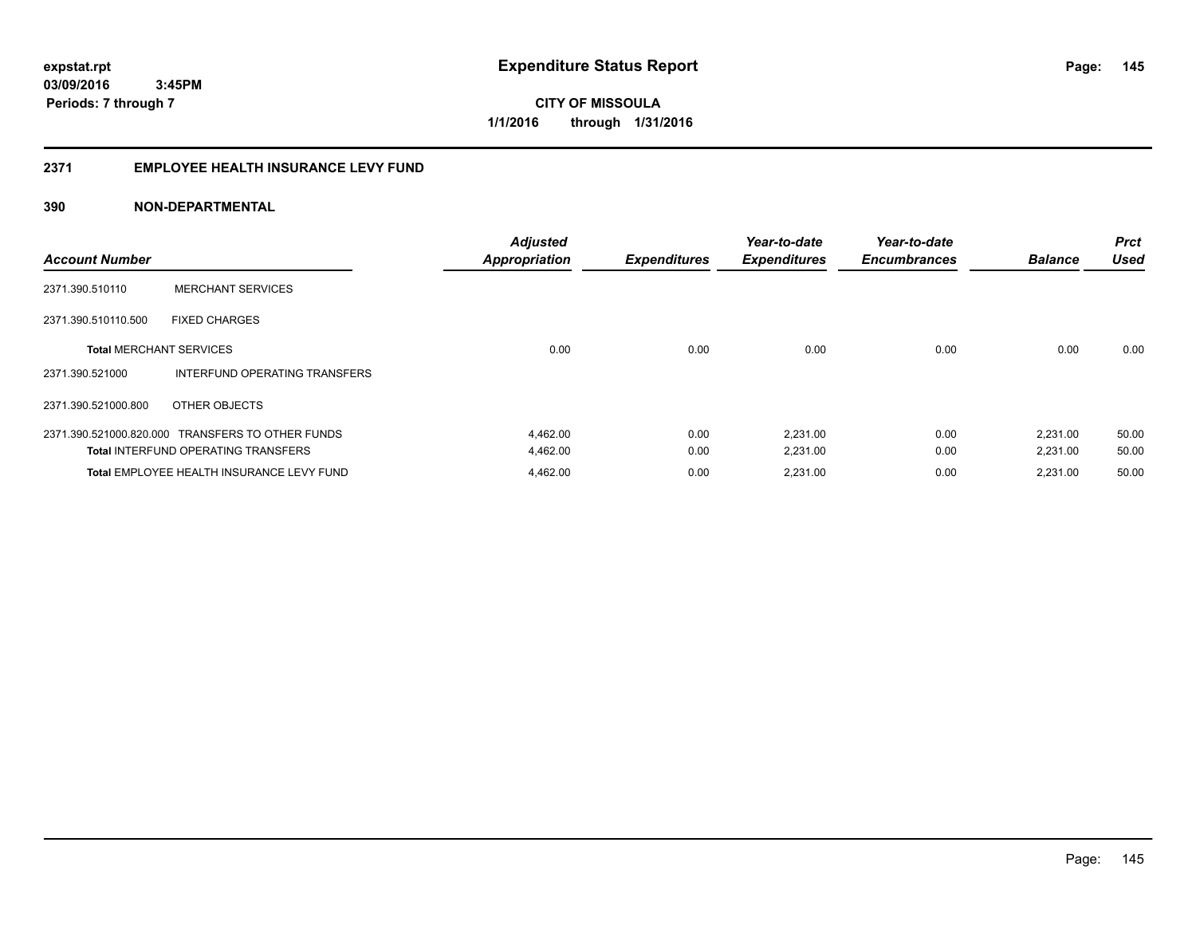# Expenditure Status Report

expstat.rpt
03/09/2016 3:45PM
Periods: 7 through 7

**CITY OF MISSOULA**
**1/1/2016 through 1/31/2016**

## 2371 EMPLOYEE HEALTH INSURANCE LEVY FUND

### 390 NON-DEPARTMENTAL

| Account Number | | Adjusted Appropriation | Expenditures | Year-to-date Expenditures | Year-to-date Encumbrances | Balance | Prct Used |
|---|---|---|---|---|---|---|---|
| 2371.390.510110 | MERCHANT SERVICES | | | | | | |
| 2371.390.510110.500 | FIXED CHARGES | | | | | | |
| **Total** MERCHANT SERVICES | | 0.00 | 0.00 | 0.00 | 0.00 | 0.00 | 0.00 |
| 2371.390.521000 | INTERFUND OPERATING TRANSFERS | | | | | | |
| 2371.390.521000.800 | OTHER OBJECTS | | | | | | |
| 2371.390.521000.820.000 | TRANSFERS TO OTHER FUNDS | 4,462.00 | 0.00 | 2,231.00 | 0.00 | 2,231.00 | 50.00 |
| **Total** INTERFUND OPERATING TRANSFERS | | 4,462.00 | 0.00 | 2,231.00 | 0.00 | 2,231.00 | 50.00 |
| **Total** EMPLOYEE HEALTH INSURANCE LEVY FUND | | 4,462.00 | 0.00 | 2,231.00 | 0.00 | 2,231.00 | 50.00 |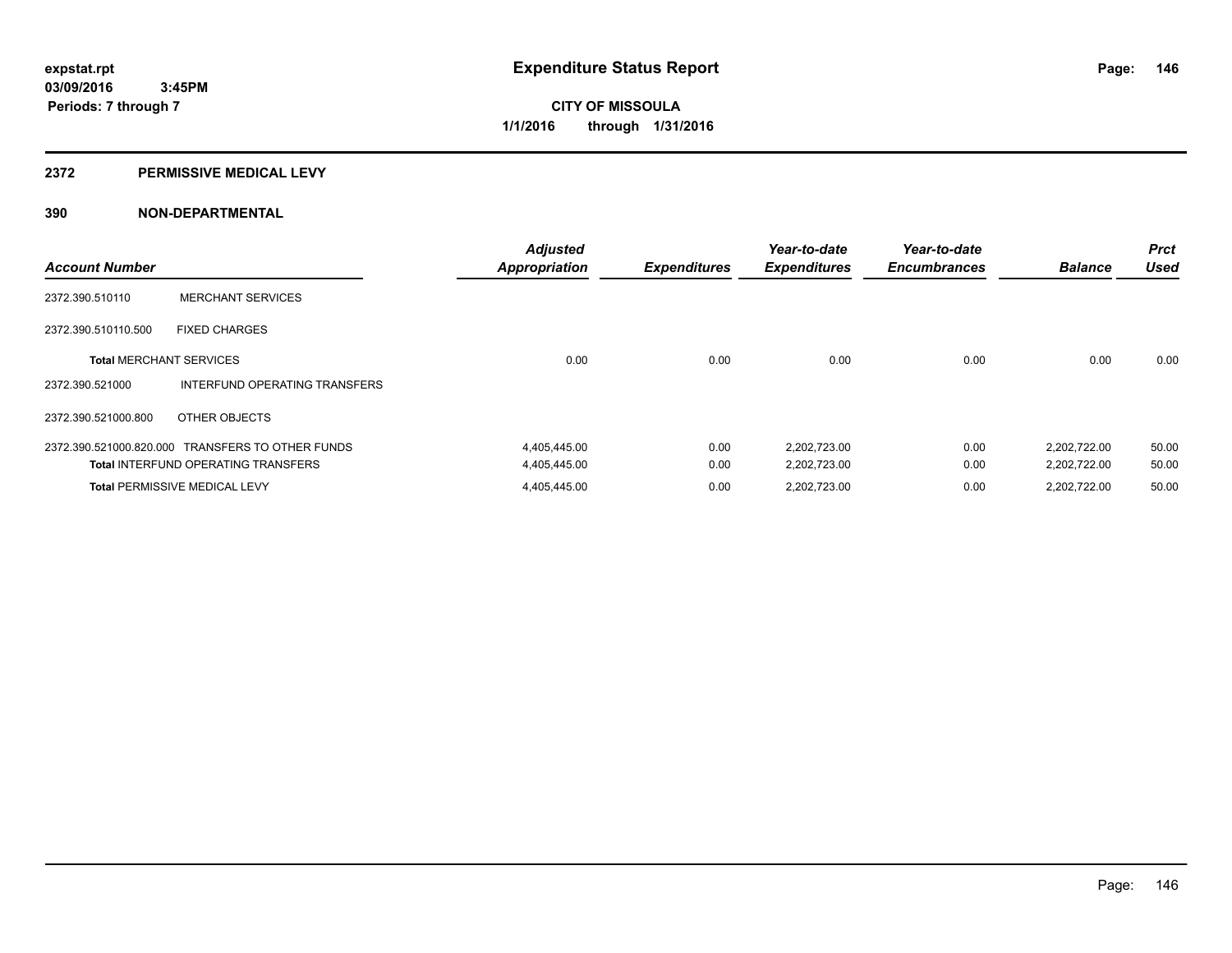expstat.rpt
03/09/2016 3:45PM
Periods: 7 through 7

# Expenditure Status Report

**CITY OF MISSOULA**
**1/1/2016 through 1/31/2016**

## 2372 PERMISSIVE MEDICAL LEVY

## 390 NON-DEPARTMENTAL

| Account Number | | Adjusted Appropriation | Expenditures | Year-to-date Expenditures | Year-to-date Encumbrances | Balance | Prct Used |
|---|---|---|---|---|---|---|---|
| 2372.390.510110 | MERCHANT SERVICES | | | | | | |
| 2372.390.510110.500 | FIXED CHARGES | | | | | | |
| **Total** MERCHANT SERVICES | | 0.00 | 0.00 | 0.00 | 0.00 | 0.00 | 0.00 |
| 2372.390.521000 | INTERFUND OPERATING TRANSFERS | | | | | | |
| 2372.390.521000.800 | OTHER OBJECTS | | | | | | |
| 2372.390.521000.820.000 | TRANSFERS TO OTHER FUNDS | 4,405,445.00 | 0.00 | 2,202,723.00 | 0.00 | 2,202,722.00 | 50.00 |
| **Total** INTERFUND OPERATING TRANSFERS | | 4,405,445.00 | 0.00 | 2,202,723.00 | 0.00 | 2,202,722.00 | 50.00 |
| **Total** PERMISSIVE MEDICAL LEVY | | 4,405,445.00 | 0.00 | 2,202,723.00 | 0.00 | 2,202,722.00 | 50.00 |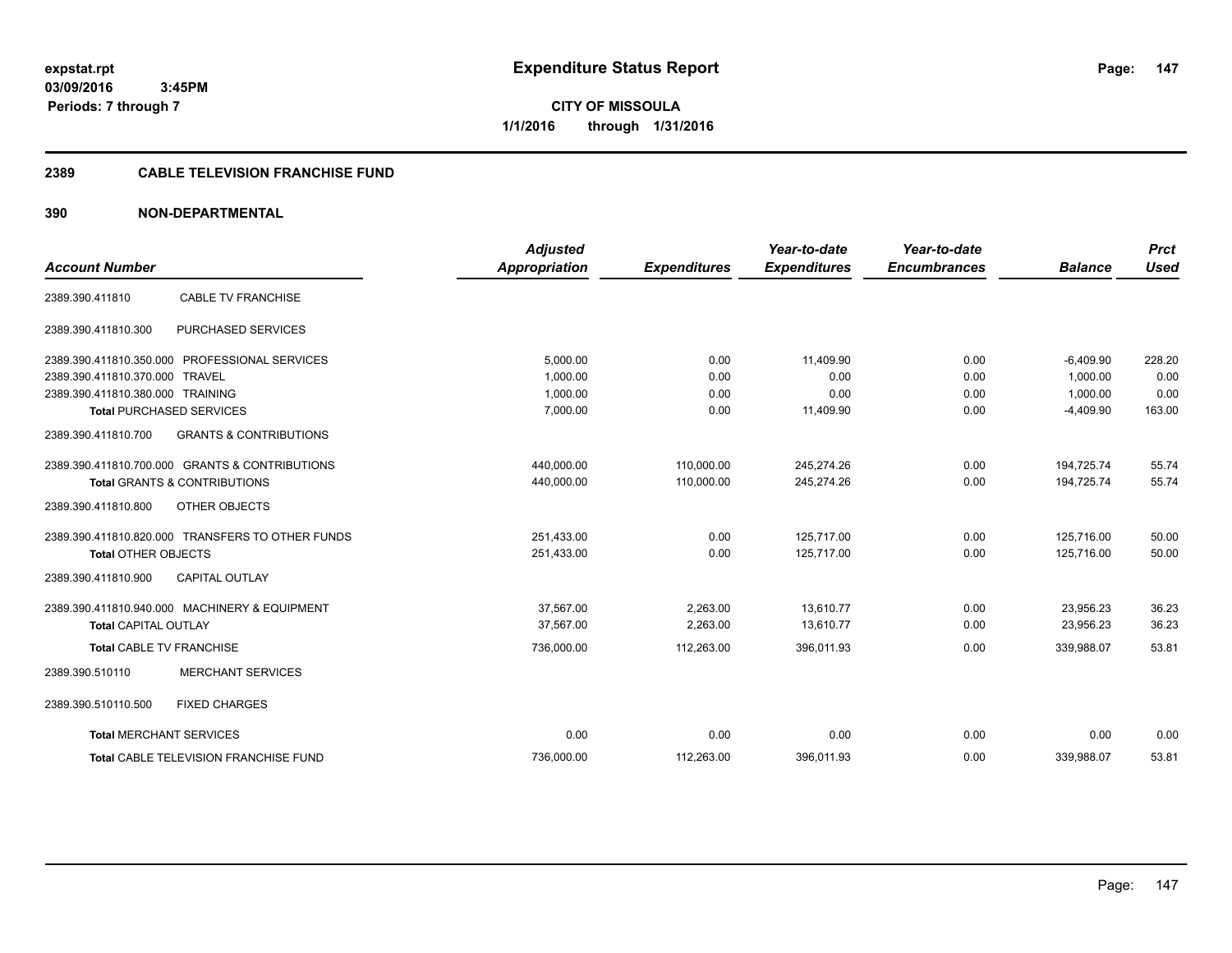**expstat.rpt**
**03/09/2016 3:45PM**
**Periods: 7 through 7**

# Expenditure Status Report

**CITY OF MISSOULA**
**1/1/2016 through 1/31/2016**

## 2389 CABLE TELEVISION FRANCHISE FUND

## 390 NON-DEPARTMENTAL

| Account Number | | Adjusted Appropriation | Expenditures | Year-to-date Expenditures | Year-to-date Encumbrances | Balance | Prct Used |
|---|---|---|---|---|---|---|---|
| 2389.390.411810 | CABLE TV FRANCHISE | | | | | | |
| 2389.390.411810.300 | PURCHASED SERVICES | | | | | | |
| 2389.390.411810.350.000 | PROFESSIONAL SERVICES | 5,000.00 | 0.00 | 11,409.90 | 0.00 | -6,409.90 | 228.20 |
| 2389.390.411810.370.000 | TRAVEL | 1,000.00 | 0.00 | 0.00 | 0.00 | 1,000.00 | 0.00 |
| 2389.390.411810.380.000 | TRAINING | 1,000.00 | 0.00 | 0.00 | 0.00 | 1,000.00 | 0.00 |
| **Total** PURCHASED SERVICES | | 7,000.00 | 0.00 | 11,409.90 | 0.00 | -4,409.90 | 163.00 |
| 2389.390.411810.700 | GRANTS & CONTRIBUTIONS | | | | | | |
| 2389.390.411810.700.000 | GRANTS & CONTRIBUTIONS | 440,000.00 | 110,000.00 | 245,274.26 | 0.00 | 194,725.74 | 55.74 |
| **Total** GRANTS & CONTRIBUTIONS | | 440,000.00 | 110,000.00 | 245,274.26 | 0.00 | 194,725.74 | 55.74 |
| 2389.390.411810.800 | OTHER OBJECTS | | | | | | |
| 2389.390.411810.820.000 | TRANSFERS TO OTHER FUNDS | 251,433.00 | 0.00 | 125,717.00 | 0.00 | 125,716.00 | 50.00 |
| **Total** OTHER OBJECTS | | 251,433.00 | 0.00 | 125,717.00 | 0.00 | 125,716.00 | 50.00 |
| 2389.390.411810.900 | CAPITAL OUTLAY | | | | | | |
| 2389.390.411810.940.000 | MACHINERY & EQUIPMENT | 37,567.00 | 2,263.00 | 13,610.77 | 0.00 | 23,956.23 | 36.23 |
| **Total** CAPITAL OUTLAY | | 37,567.00 | 2,263.00 | 13,610.77 | 0.00 | 23,956.23 | 36.23 |
| **Total** CABLE TV FRANCHISE | | 736,000.00 | 112,263.00 | 396,011.93 | 0.00 | 339,988.07 | 53.81 |
| 2389.390.510110 | MERCHANT SERVICES | | | | | | |
| 2389.390.510110.500 | FIXED CHARGES | | | | | | |
| **Total** MERCHANT SERVICES | | 0.00 | 0.00 | 0.00 | 0.00 | 0.00 | 0.00 |
| **Total** CABLE TELEVISION FRANCHISE FUND | | 736,000.00 | 112,263.00 | 396,011.93 | 0.00 | 339,988.07 | 53.81 |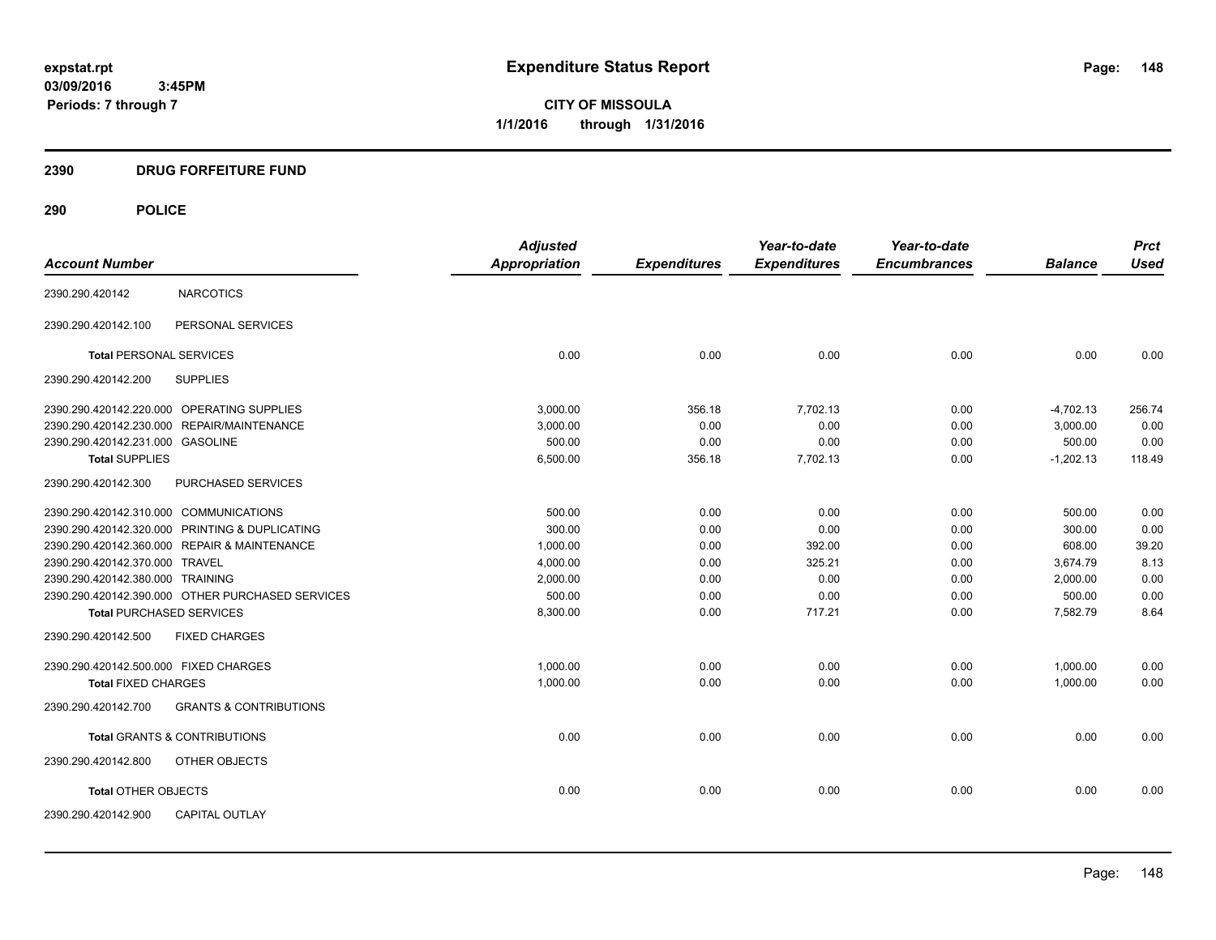# Expenditure Status Report

expstat.rpt
03/09/2016 3:45PM
Periods: 7 through 7

**CITY OF MISSOULA**
**1/1/2016 through 1/31/2016**

## 2390 DRUG FORFEITURE FUND

## 290 POLICE

| Account Number | | Adjusted Appropriation | Expenditures | Year-to-date Expenditures | Year-to-date Encumbrances | Balance | Prct Used |
|---|---|---|---|---|---|---|---|
| 2390.290.420142 | NARCOTICS | | | | | | |
| 2390.290.420142.100 | PERSONAL SERVICES | | | | | | |
| **Total** PERSONAL SERVICES | | 0.00 | 0.00 | 0.00 | 0.00 | 0.00 | 0.00 |
| 2390.290.420142.200 | SUPPLIES | | | | | | |
| 2390.290.420142.220.000 | OPERATING SUPPLIES | 3,000.00 | 356.18 | 7,702.13 | 0.00 | -4,702.13 | 256.74 |
| 2390.290.420142.230.000 | REPAIR/MAINTENANCE | 3,000.00 | 0.00 | 0.00 | 0.00 | 3,000.00 | 0.00 |
| 2390.290.420142.231.000 | GASOLINE | 500.00 | 0.00 | 0.00 | 0.00 | 500.00 | 0.00 |
| **Total SUPPLIES** | | 6,500.00 | 356.18 | 7,702.13 | 0.00 | -1,202.13 | 118.49 |
| 2390.290.420142.300 | PURCHASED SERVICES | | | | | | |
| 2390.290.420142.310.000 | COMMUNICATIONS | 500.00 | 0.00 | 0.00 | 0.00 | 500.00 | 0.00 |
| 2390.290.420142.320.000 | PRINTING & DUPLICATING | 300.00 | 0.00 | 0.00 | 0.00 | 300.00 | 0.00 |
| 2390.290.420142.360.000 | REPAIR & MAINTENANCE | 1,000.00 | 0.00 | 392.00 | 0.00 | 608.00 | 39.20 |
| 2390.290.420142.370.000 | TRAVEL | 4,000.00 | 0.00 | 325.21 | 0.00 | 3,674.79 | 8.13 |
| 2390.290.420142.380.000 | TRAINING | 2,000.00 | 0.00 | 0.00 | 0.00 | 2,000.00 | 0.00 |
| 2390.290.420142.390.000 | OTHER PURCHASED SERVICES | 500.00 | 0.00 | 0.00 | 0.00 | 500.00 | 0.00 |
| **Total PURCHASED SERVICES** | | 8,300.00 | 0.00 | 717.21 | 0.00 | 7,582.79 | 8.64 |
| 2390.290.420142.500 | FIXED CHARGES | | | | | | |
| 2390.290.420142.500.000 | FIXED CHARGES | 1,000.00 | 0.00 | 0.00 | 0.00 | 1,000.00 | 0.00 |
| **Total FIXED CHARGES** | | 1,000.00 | 0.00 | 0.00 | 0.00 | 1,000.00 | 0.00 |
| 2390.290.420142.700 | GRANTS & CONTRIBUTIONS | | | | | | |
| **Total** GRANTS & CONTRIBUTIONS | | 0.00 | 0.00 | 0.00 | 0.00 | 0.00 | 0.00 |
| 2390.290.420142.800 | OTHER OBJECTS | | | | | | |
| **Total** OTHER OBJECTS | | 0.00 | 0.00 | 0.00 | 0.00 | 0.00 | 0.00 |
| 2390.290.420142.900 | CAPITAL OUTLAY | | | | | | |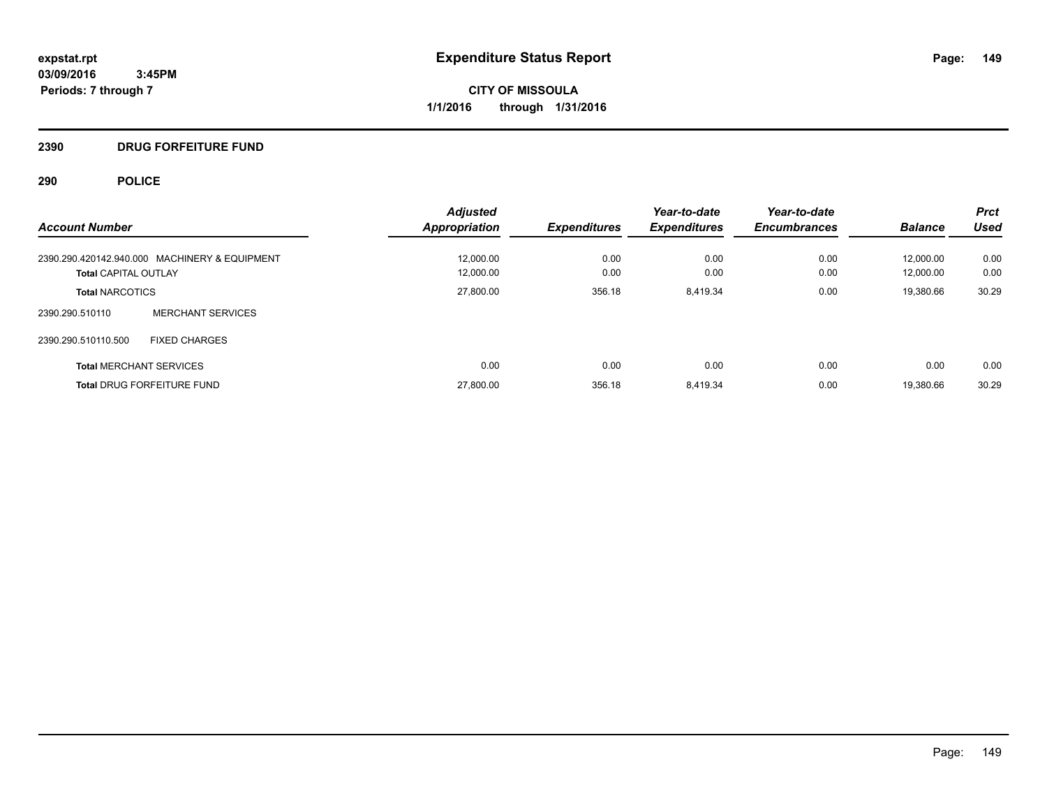**Expenditure Status Report**

**CITY OF MISSOULA**
**1/1/2016 through 1/31/2016**

expstat.rpt
03/09/2016 3:45PM
Periods: 7 through 7

## 2390 DRUG FORFEITURE FUND

### 290 POLICE

| Account Number | Adjusted Appropriation | Expenditures | Year-to-date Expenditures | Year-to-date Encumbrances | Balance | Prct Used |
|---|---|---|---|---|---|---|
| 2390.290.420142.940.000 MACHINERY & EQUIPMENT | 12,000.00 | 0.00 | 0.00 | 0.00 | 12,000.00 | 0.00 |
| **Total** CAPITAL OUTLAY | 12,000.00 | 0.00 | 0.00 | 0.00 | 12,000.00 | 0.00 |
| **Total** NARCOTICS | 27,800.00 | 356.18 | 8,419.34 | 0.00 | 19,380.66 | 30.29 |
| 2390.290.510110 MERCHANT SERVICES | | | | | | |
| 2390.290.510110.500 FIXED CHARGES | | | | | | |
| **Total** MERCHANT SERVICES | 0.00 | 0.00 | 0.00 | 0.00 | 0.00 | 0.00 |
| **Total** DRUG FORFEITURE FUND | 27,800.00 | 356.18 | 8,419.34 | 0.00 | 19,380.66 | 30.29 |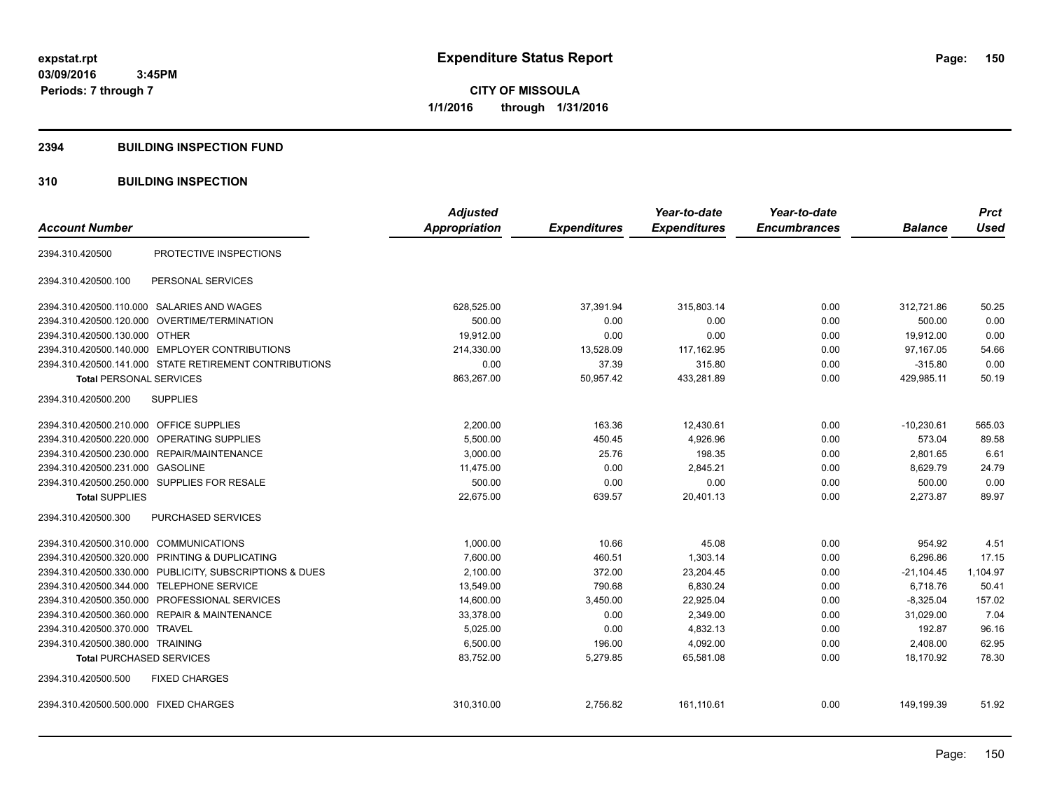# Expenditure Status Report

**CITY OF MISSOULA**
**1/1/2016 through 1/31/2016**

expstat.rpt
03/09/2016 3:45PM
Periods: 7 through 7

## 2394 BUILDING INSPECTION FUND

## 310 BUILDING INSPECTION

| Account Number | | Adjusted Appropriation | Expenditures | Year-to-date Expenditures | Year-to-date Encumbrances | Balance | Prct Used |
|---|---|---|---|---|---|---|---|
| 2394.310.420500 | PROTECTIVE INSPECTIONS | | | | | | |
| 2394.310.420500.100 | PERSONAL SERVICES | | | | | | |
| 2394.310.420500.110.000 | SALARIES AND WAGES | 628,525.00 | 37,391.94 | 315,803.14 | 0.00 | 312,721.86 | 50.25 |
| 2394.310.420500.120.000 | OVERTIME/TERMINATION | 500.00 | 0.00 | 0.00 | 0.00 | 500.00 | 0.00 |
| 2394.310.420500.130.000 | OTHER | 19,912.00 | 0.00 | 0.00 | 0.00 | 19,912.00 | 0.00 |
| 2394.310.420500.140.000 | EMPLOYER CONTRIBUTIONS | 214,330.00 | 13,528.09 | 117,162.95 | 0.00 | 97,167.05 | 54.66 |
| 2394.310.420500.141.000 | STATE RETIREMENT CONTRIBUTIONS | 0.00 | 37.39 | 315.80 | 0.00 | -315.80 | 0.00 |
| **Total** PERSONAL SERVICES | | 863,267.00 | 50,957.42 | 433,281.89 | 0.00 | 429,985.11 | 50.19 |
| 2394.310.420500.200 | SUPPLIES | | | | | | |
| 2394.310.420500.210.000 | OFFICE SUPPLIES | 2,200.00 | 163.36 | 12,430.61 | 0.00 | -10,230.61 | 565.03 |
| 2394.310.420500.220.000 | OPERATING SUPPLIES | 5,500.00 | 450.45 | 4,926.96 | 0.00 | 573.04 | 89.58 |
| 2394.310.420500.230.000 | REPAIR/MAINTENANCE | 3,000.00 | 25.76 | 198.35 | 0.00 | 2,801.65 | 6.61 |
| 2394.310.420500.231.000 | GASOLINE | 11,475.00 | 0.00 | 2,845.21 | 0.00 | 8,629.79 | 24.79 |
| 2394.310.420500.250.000 | SUPPLIES FOR RESALE | 500.00 | 0.00 | 0.00 | 0.00 | 500.00 | 0.00 |
| **Total** SUPPLIES | | 22,675.00 | 639.57 | 20,401.13 | 0.00 | 2,273.87 | 89.97 |
| 2394.310.420500.300 | PURCHASED SERVICES | | | | | | |
| 2394.310.420500.310.000 | COMMUNICATIONS | 1,000.00 | 10.66 | 45.08 | 0.00 | 954.92 | 4.51 |
| 2394.310.420500.320.000 | PRINTING & DUPLICATING | 7,600.00 | 460.51 | 1,303.14 | 0.00 | 6,296.86 | 17.15 |
| 2394.310.420500.330.000 | PUBLICITY, SUBSCRIPTIONS & DUES | 2,100.00 | 372.00 | 23,204.45 | 0.00 | -21,104.45 | 1,104.97 |
| 2394.310.420500.344.000 | TELEPHONE SERVICE | 13,549.00 | 790.68 | 6,830.24 | 0.00 | 6,718.76 | 50.41 |
| 2394.310.420500.350.000 | PROFESSIONAL SERVICES | 14,600.00 | 3,450.00 | 22,925.04 | 0.00 | -8,325.04 | 157.02 |
| 2394.310.420500.360.000 | REPAIR & MAINTENANCE | 33,378.00 | 0.00 | 2,349.00 | 0.00 | 31,029.00 | 7.04 |
| 2394.310.420500.370.000 | TRAVEL | 5,025.00 | 0.00 | 4,832.13 | 0.00 | 192.87 | 96.16 |
| 2394.310.420500.380.000 | TRAINING | 6,500.00 | 196.00 | 4,092.00 | 0.00 | 2,408.00 | 62.95 |
| **Total** PURCHASED SERVICES | | 83,752.00 | 5,279.85 | 65,581.08 | 0.00 | 18,170.92 | 78.30 |
| 2394.310.420500.500 | FIXED CHARGES | | | | | | |
| 2394.310.420500.500.000 | FIXED CHARGES | 310,310.00 | 2,756.82 | 161,110.61 | 0.00 | 149,199.39 | 51.92 |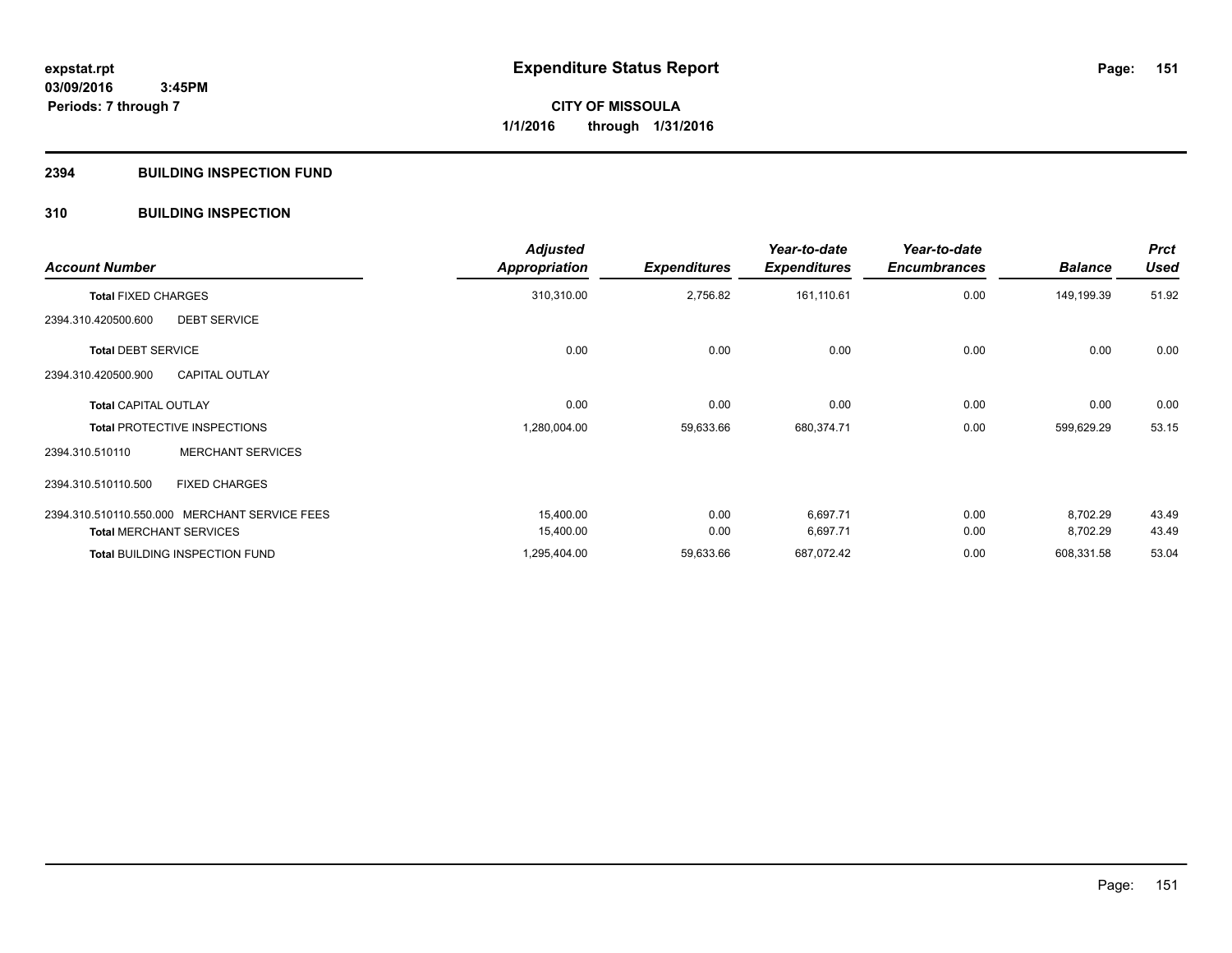**expstat.rpt**
**03/09/2016 3:45PM**
**Periods: 7 through 7**

# Expenditure Status Report

**CITY OF MISSOULA**
**1/1/2016 through 1/31/2016**

## 2394 BUILDING INSPECTION FUND

## 310 BUILDING INSPECTION

| Account Number | | Adjusted Appropriation | Expenditures | Year-to-date Expenditures | Year-to-date Encumbrances | Balance | Prct Used |
|---|---|---|---|---|---|---|---|
| **Total** FIXED CHARGES | | 310,310.00 | 2,756.82 | 161,110.61 | 0.00 | 149,199.39 | 51.92 |
| 2394.310.420500.600 | DEBT SERVICE | | | | | | |
| **Total** DEBT SERVICE | | 0.00 | 0.00 | 0.00 | 0.00 | 0.00 | 0.00 |
| 2394.310.420500.900 | CAPITAL OUTLAY | | | | | | |
| **Total** CAPITAL OUTLAY | | 0.00 | 0.00 | 0.00 | 0.00 | 0.00 | 0.00 |
| **Total** PROTECTIVE INSPECTIONS | | 1,280,004.00 | 59,633.66 | 680,374.71 | 0.00 | 599,629.29 | 53.15 |
| 2394.310.510110 | MERCHANT SERVICES | | | | | | |
| 2394.310.510110.500 | FIXED CHARGES | | | | | | |
| 2394.310.510110.550.000 | MERCHANT SERVICE FEES | 15,400.00 | 0.00 | 6,697.71 | 0.00 | 8,702.29 | 43.49 |
| **Total** MERCHANT SERVICES | | 15,400.00 | 0.00 | 6,697.71 | 0.00 | 8,702.29 | 43.49 |
| **Total** BUILDING INSPECTION FUND | | 1,295,404.00 | 59,633.66 | 687,072.42 | 0.00 | 608,331.58 | 53.04 |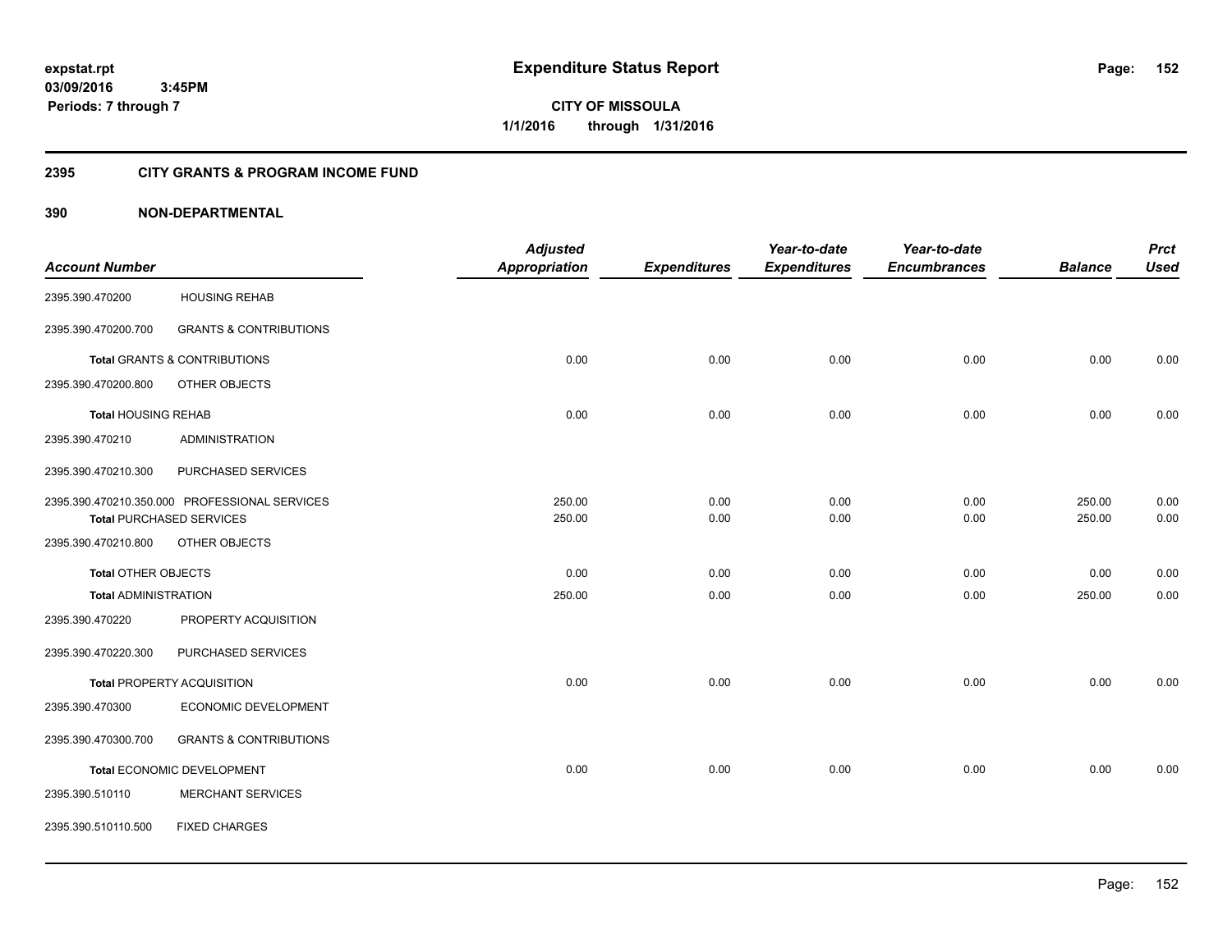**expstat.rpt**
**03/09/2016 3:45PM**
**Periods: 7 through 7**

# Expenditure Status Report

**CITY OF MISSOULA**
**1/1/2016 through 1/31/2016**

## 2395 CITY GRANTS & PROGRAM INCOME FUND

## 390 NON-DEPARTMENTAL

| Account Number | | Adjusted Appropriation | Expenditures | Year-to-date Expenditures | Year-to-date Encumbrances | Balance | Prct Used |
|---|---|---|---|---|---|---|---|
| 2395.390.470200 | HOUSING REHAB | | | | | | |
| 2395.390.470200.700 | GRANTS & CONTRIBUTIONS | | | | | | |
| **Total** GRANTS & CONTRIBUTIONS | | 0.00 | 0.00 | 0.00 | 0.00 | 0.00 | 0.00 |
| 2395.390.470200.800 | OTHER OBJECTS | | | | | | |
| **Total** HOUSING REHAB | | 0.00 | 0.00 | 0.00 | 0.00 | 0.00 | 0.00 |
| 2395.390.470210 | ADMINISTRATION | | | | | | |
| 2395.390.470210.300 | PURCHASED SERVICES | | | | | | |
| 2395.390.470210.350.000 | PROFESSIONAL SERVICES | 250.00 | 0.00 | 0.00 | 0.00 | 250.00 | 0.00 |
| **Total** PURCHASED SERVICES | | 250.00 | 0.00 | 0.00 | 0.00 | 250.00 | 0.00 |
| 2395.390.470210.800 | OTHER OBJECTS | | | | | | |
| **Total** OTHER OBJECTS | | 0.00 | 0.00 | 0.00 | 0.00 | 0.00 | 0.00 |
| **Total** ADMINISTRATION | | 250.00 | 0.00 | 0.00 | 0.00 | 250.00 | 0.00 |
| 2395.390.470220 | PROPERTY ACQUISITION | | | | | | |
| 2395.390.470220.300 | PURCHASED SERVICES | | | | | | |
| **Total** PROPERTY ACQUISITION | | 0.00 | 0.00 | 0.00 | 0.00 | 0.00 | 0.00 |
| 2395.390.470300 | ECONOMIC DEVELOPMENT | | | | | | |
| 2395.390.470300.700 | GRANTS & CONTRIBUTIONS | | | | | | |
| **Total** ECONOMIC DEVELOPMENT | | 0.00 | 0.00 | 0.00 | 0.00 | 0.00 | 0.00 |
| 2395.390.510110 | MERCHANT SERVICES | | | | | | |
| 2395.390.510110.500 | FIXED CHARGES | | | | | | |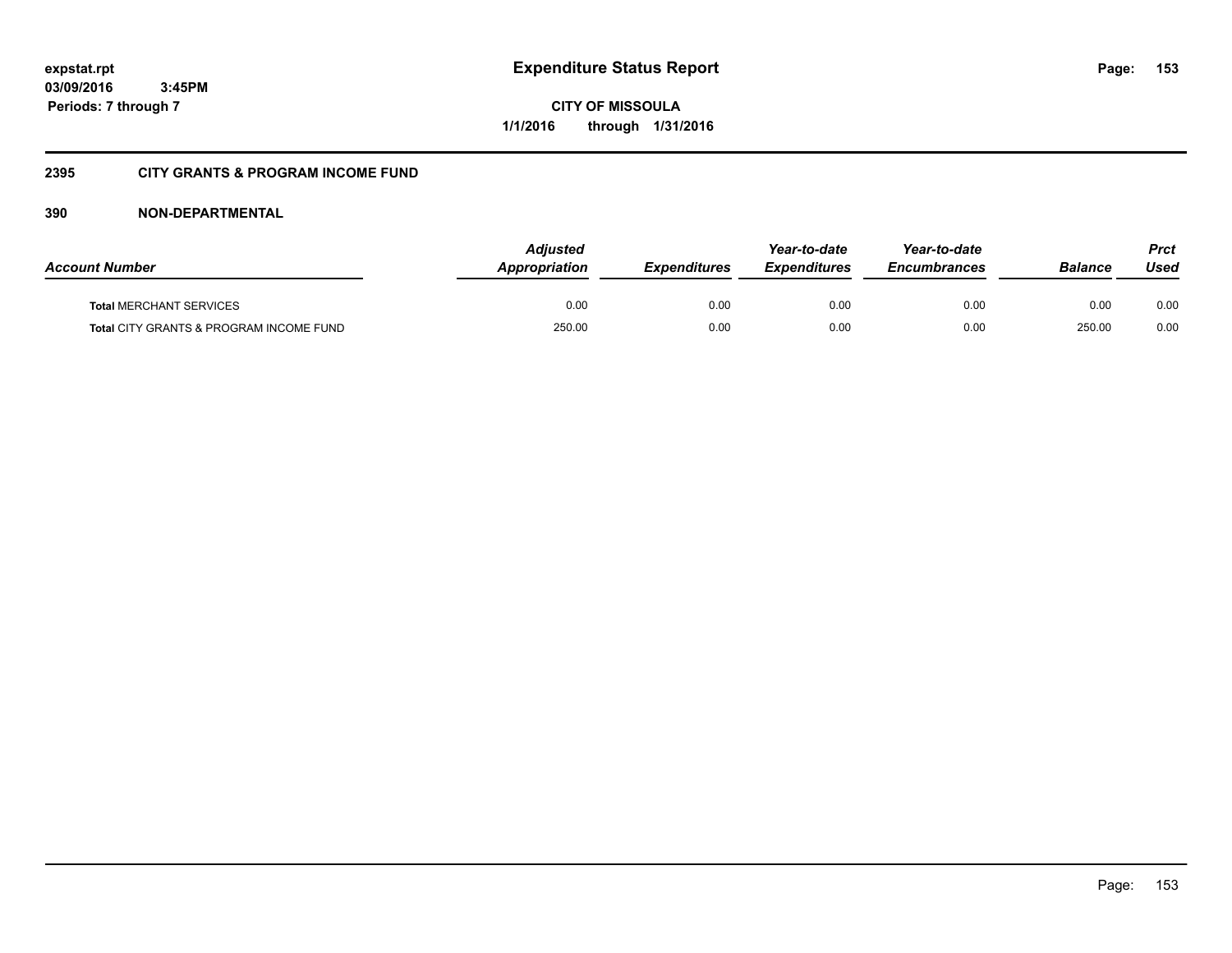**expstat.rpt**
**03/09/2016 3:45PM**
**Periods: 7 through 7**

# Expenditure Status Report

**CITY OF MISSOULA**
**1/1/2016 through 1/31/2016**

## 2395 CITY GRANTS & PROGRAM INCOME FUND

### 390 NON-DEPARTMENTAL

| Account Number | Adjusted Appropriation | Expenditures | Year-to-date Expenditures | Year-to-date Encumbrances | Balance | Prct Used |
|---|---|---|---|---|---|---|
| **Total** MERCHANT SERVICES | 0.00 | 0.00 | 0.00 | 0.00 | 0.00 | 0.00 |
| **Total** CITY GRANTS & PROGRAM INCOME FUND | 250.00 | 0.00 | 0.00 | 0.00 | 250.00 | 0.00 |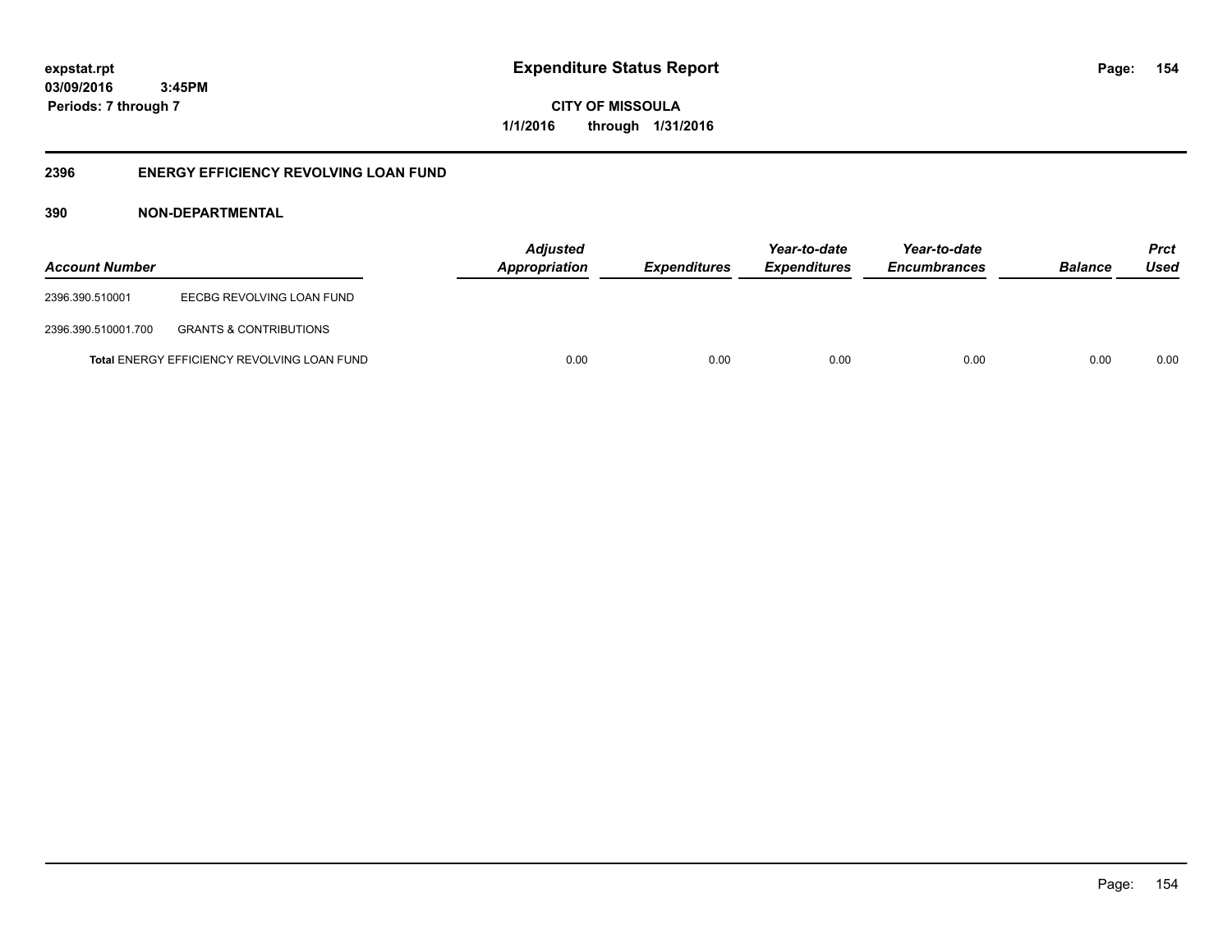expstat.rpt
03/09/2016 3:45PM
Periods: 7 through 7

# Expenditure Status Report

CITY OF MISSOULA
1/1/2016 through 1/31/2016

## 2396 ENERGY EFFICIENCY REVOLVING LOAN FUND

### 390 NON-DEPARTMENTAL

| Account Number | | Adjusted Appropriation | Expenditures | Year-to-date Expenditures | Year-to-date Encumbrances | Balance | Prct Used |
|---|---|---|---|---|---|---|---|
| 2396.390.510001 | EECBG REVOLVING LOAN FUND | | | | | | |
| 2396.390.510001.700 | GRANTS & CONTRIBUTIONS | | | | | | |
| **Total** ENERGY EFFICIENCY REVOLVING LOAN FUND | | 0.00 | 0.00 | 0.00 | 0.00 | 0.00 | 0.00 |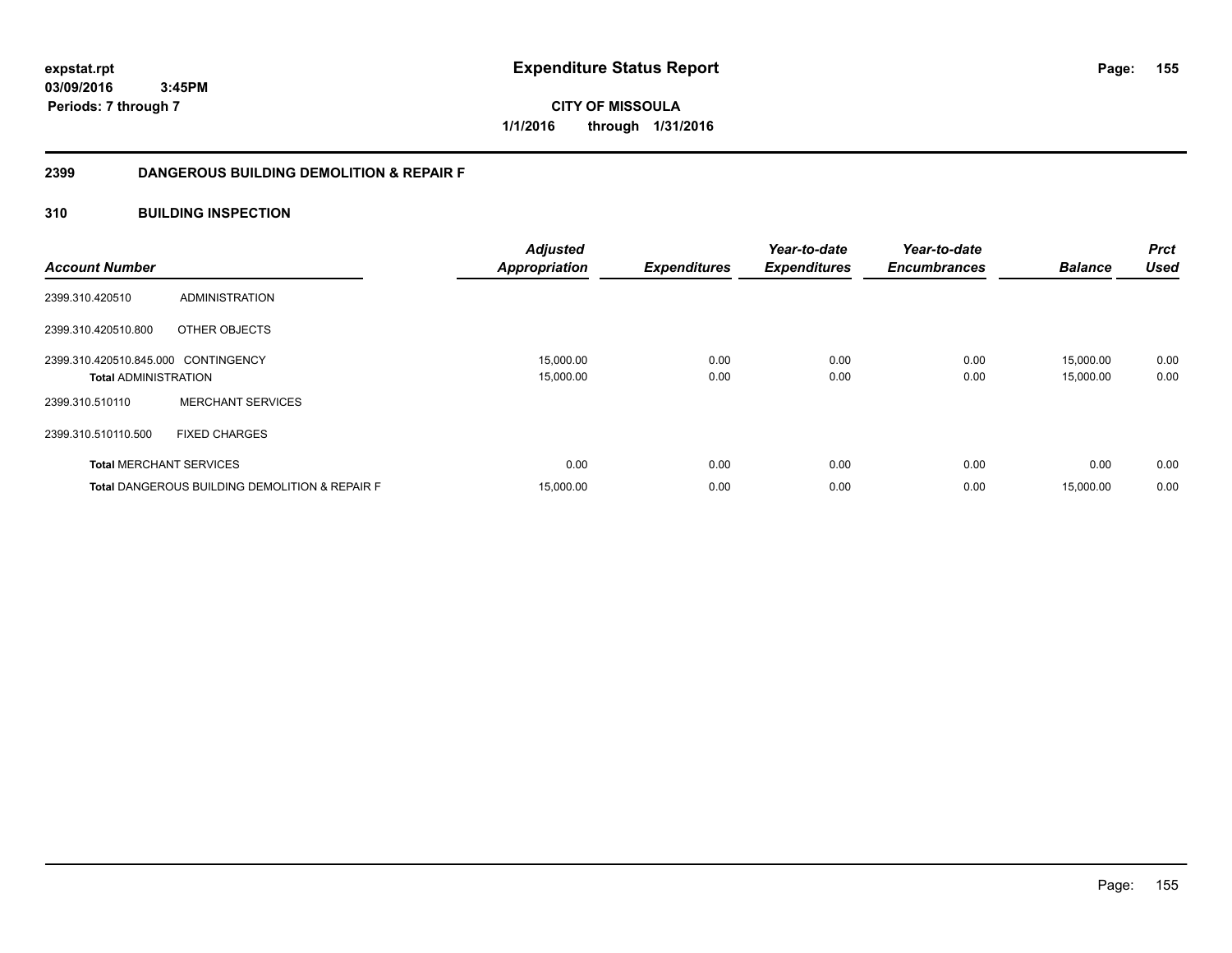# Expenditure Status Report

expstat.rpt
03/09/2016 3:45PM
Periods: 7 through 7

**CITY OF MISSOULA**
**1/1/2016 through 1/31/2016**

## 2399 DANGEROUS BUILDING DEMOLITION & REPAIR F

## 310 BUILDING INSPECTION

| Account Number | | Adjusted Appropriation | Expenditures | Year-to-date Expenditures | Year-to-date Encumbrances | Balance | Prct Used |
|---|---|---|---|---|---|---|---|
| 2399.310.420510 | ADMINISTRATION | | | | | | |
| 2399.310.420510.800 | OTHER OBJECTS | | | | | | |
| 2399.310.420510.845.000 | CONTINGENCY | 15,000.00 | 0.00 | 0.00 | 0.00 | 15,000.00 | 0.00 |
| **Total** ADMINISTRATION | | 15,000.00 | 0.00 | 0.00 | 0.00 | 15,000.00 | 0.00 |
| 2399.310.510110 | MERCHANT SERVICES | | | | | | |
| 2399.310.510110.500 | FIXED CHARGES | | | | | | |
| **Total** MERCHANT SERVICES | | 0.00 | 0.00 | 0.00 | 0.00 | 0.00 | 0.00 |
| **Total** DANGEROUS BUILDING DEMOLITION & REPAIR F | | 15,000.00 | 0.00 | 0.00 | 0.00 | 15,000.00 | 0.00 |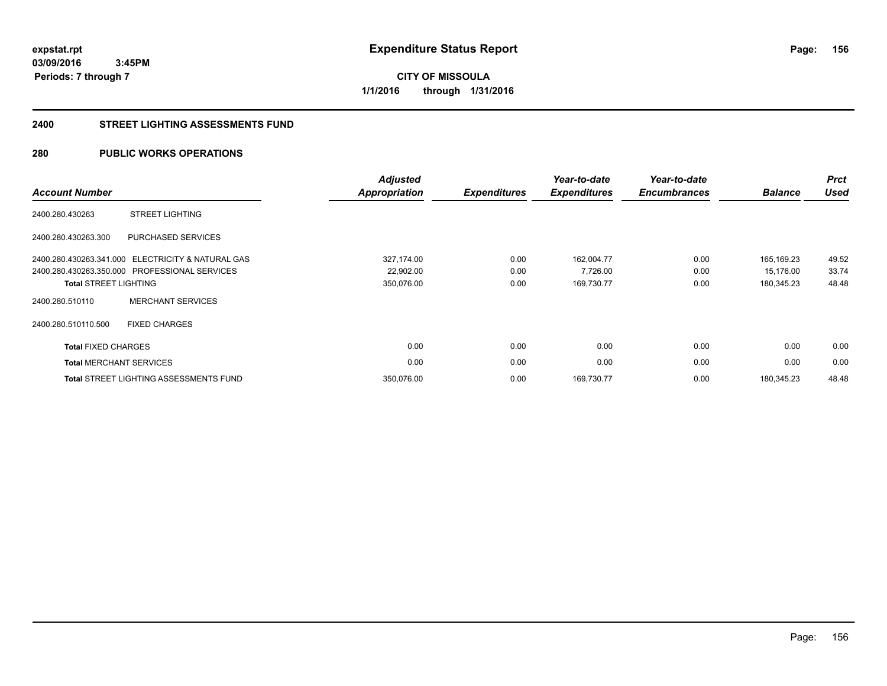# Expenditure Status Report

expstat.rpt
03/09/2016 3:45PM
Periods: 7 through 7

**CITY OF MISSOULA**
**1/1/2016 through 1/31/2016**

## 2400 STREET LIGHTING ASSESSMENTS FUND

## 280 PUBLIC WORKS OPERATIONS

| Account Number | | Adjusted Appropriation | Expenditures | Year-to-date Expenditures | Year-to-date Encumbrances | Balance | Prct Used |
|---|---|---|---|---|---|---|---|
| 2400.280.430263 | STREET LIGHTING | | | | | | |
| 2400.280.430263.300 | PURCHASED SERVICES | | | | | | |
| 2400.280.430263.341.000 | ELECTRICITY & NATURAL GAS | 327,174.00 | 0.00 | 162,004.77 | 0.00 | 165,169.23 | 49.52 |
| 2400.280.430263.350.000 | PROFESSIONAL SERVICES | 22,902.00 | 0.00 | 7,726.00 | 0.00 | 15,176.00 | 33.74 |
| **Total** STREET LIGHTING | | 350,076.00 | 0.00 | 169,730.77 | 0.00 | 180,345.23 | 48.48 |
| 2400.280.510110 | MERCHANT SERVICES | | | | | | |
| 2400.280.510110.500 | FIXED CHARGES | | | | | | |
| **Total** FIXED CHARGES | | 0.00 | 0.00 | 0.00 | 0.00 | 0.00 | 0.00 |
| **Total** MERCHANT SERVICES | | 0.00 | 0.00 | 0.00 | 0.00 | 0.00 | 0.00 |
| **Total** STREET LIGHTING ASSESSMENTS FUND | | 350,076.00 | 0.00 | 169,730.77 | 0.00 | 180,345.23 | 48.48 |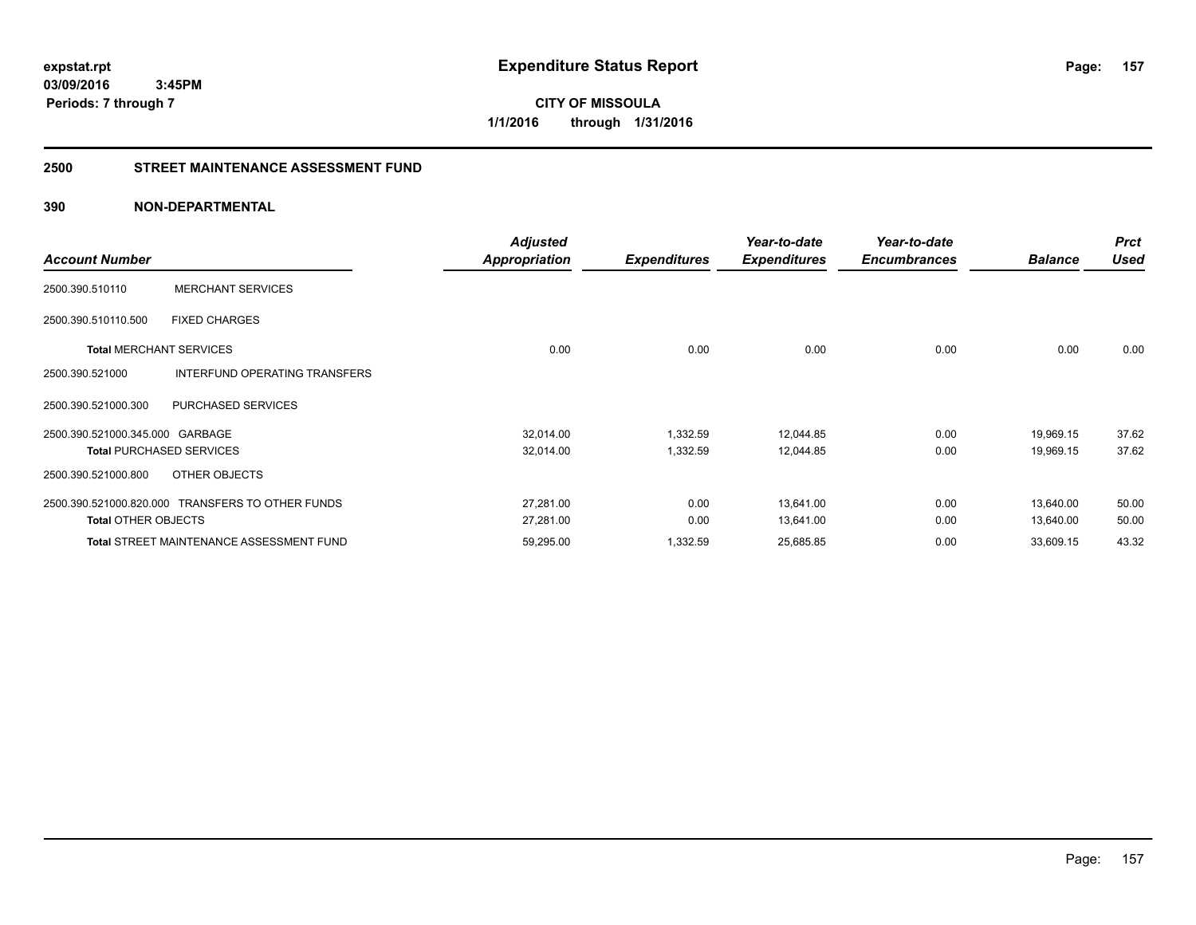**expstat.rpt**
**03/09/2016 3:45PM**
**Periods: 7 through 7**

# Expenditure Status Report

**CITY OF MISSOULA**
**1/1/2016 through 1/31/2016**

## 2500 STREET MAINTENANCE ASSESSMENT FUND

### 390 NON-DEPARTMENTAL

| Account Number | | Adjusted Appropriation | Expenditures | Year-to-date Expenditures | Year-to-date Encumbrances | Balance | Prct Used |
|---|---|---|---|---|---|---|---|
| 2500.390.510110 | MERCHANT SERVICES | | | | | | |
| 2500.390.510110.500 | FIXED CHARGES | | | | | | |
| **Total** MERCHANT SERVICES | | 0.00 | 0.00 | 0.00 | 0.00 | 0.00 | 0.00 |
| 2500.390.521000 | INTERFUND OPERATING TRANSFERS | | | | | | |
| 2500.390.521000.300 | PURCHASED SERVICES | | | | | | |
| 2500.390.521000.345.000 | GARBAGE | 32,014.00 | 1,332.59 | 12,044.85 | 0.00 | 19,969.15 | 37.62 |
| **Total** PURCHASED SERVICES | | 32,014.00 | 1,332.59 | 12,044.85 | 0.00 | 19,969.15 | 37.62 |
| 2500.390.521000.800 | OTHER OBJECTS | | | | | | |
| 2500.390.521000.820.000 | TRANSFERS TO OTHER FUNDS | 27,281.00 | 0.00 | 13,641.00 | 0.00 | 13,640.00 | 50.00 |
| **Total** OTHER OBJECTS | | 27,281.00 | 0.00 | 13,641.00 | 0.00 | 13,640.00 | 50.00 |
| **Total** STREET MAINTENANCE ASSESSMENT FUND | | 59,295.00 | 1,332.59 | 25,685.85 | 0.00 | 33,609.15 | 43.32 |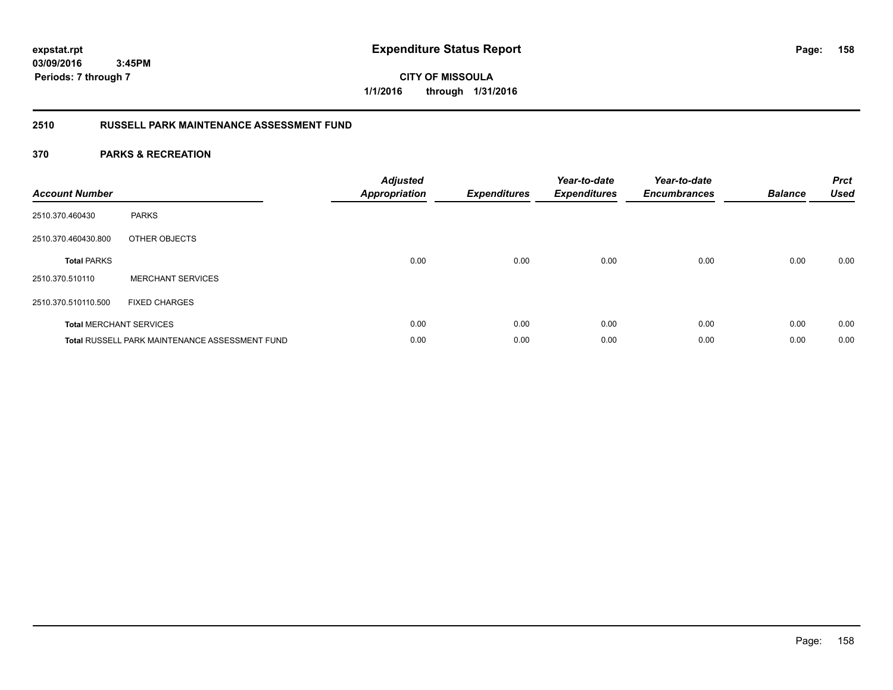expstat.rpt
03/09/2016 3:45PM
Periods: 7 through 7

# Expenditure Status Report

CITY OF MISSOULA
1/1/2016 through 1/31/2016

## 2510 RUSSELL PARK MAINTENANCE ASSESSMENT FUND

## 370 PARKS & RECREATION

| Account Number | | Adjusted Appropriation | Expenditures | Year-to-date Expenditures | Year-to-date Encumbrances | Balance | Prct Used |
|---|---|---|---|---|---|---|---|
| 2510.370.460430 | PARKS | | | | | | |
| 2510.370.460430.800 | OTHER OBJECTS | | | | | | |
| **Total** PARKS | | 0.00 | 0.00 | 0.00 | 0.00 | 0.00 | 0.00 |
| 2510.370.510110 | MERCHANT SERVICES | | | | | | |
| 2510.370.510110.500 | FIXED CHARGES | | | | | | |
| **Total** MERCHANT SERVICES | | 0.00 | 0.00 | 0.00 | 0.00 | 0.00 | 0.00 |
| **Total** RUSSELL PARK MAINTENANCE ASSESSMENT FUND | | 0.00 | 0.00 | 0.00 | 0.00 | 0.00 | 0.00 |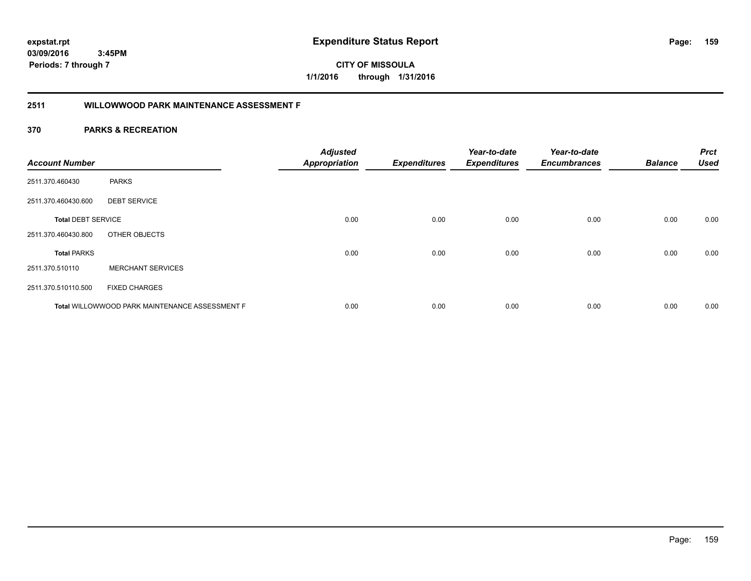expstat.rpt
03/09/2016 3:45PM
Periods: 7 through 7

# Expenditure Status Report

CITY OF MISSOULA
1/1/2016 through 1/31/2016

## 2511 WILLOWWOOD PARK MAINTENANCE ASSESSMENT F

## 370 PARKS & RECREATION

| Account Number | | Adjusted Appropriation | Expenditures | Year-to-date Expenditures | Year-to-date Encumbrances | Balance | Prct Used |
|---|---|---|---|---|---|---|---|
| 2511.370.460430 | PARKS | | | | | | |
| 2511.370.460430.600 | DEBT SERVICE | | | | | | |
| **Total** DEBT SERVICE | | 0.00 | 0.00 | 0.00 | 0.00 | 0.00 | 0.00 |
| 2511.370.460430.800 | OTHER OBJECTS | | | | | | |
| **Total** PARKS | | 0.00 | 0.00 | 0.00 | 0.00 | 0.00 | 0.00 |
| 2511.370.510110 | MERCHANT SERVICES | | | | | | |
| 2511.370.510110.500 | FIXED CHARGES | | | | | | |
| **Total** WILLOWWOOD PARK MAINTENANCE ASSESSMENT F | | 0.00 | 0.00 | 0.00 | 0.00 | 0.00 | 0.00 |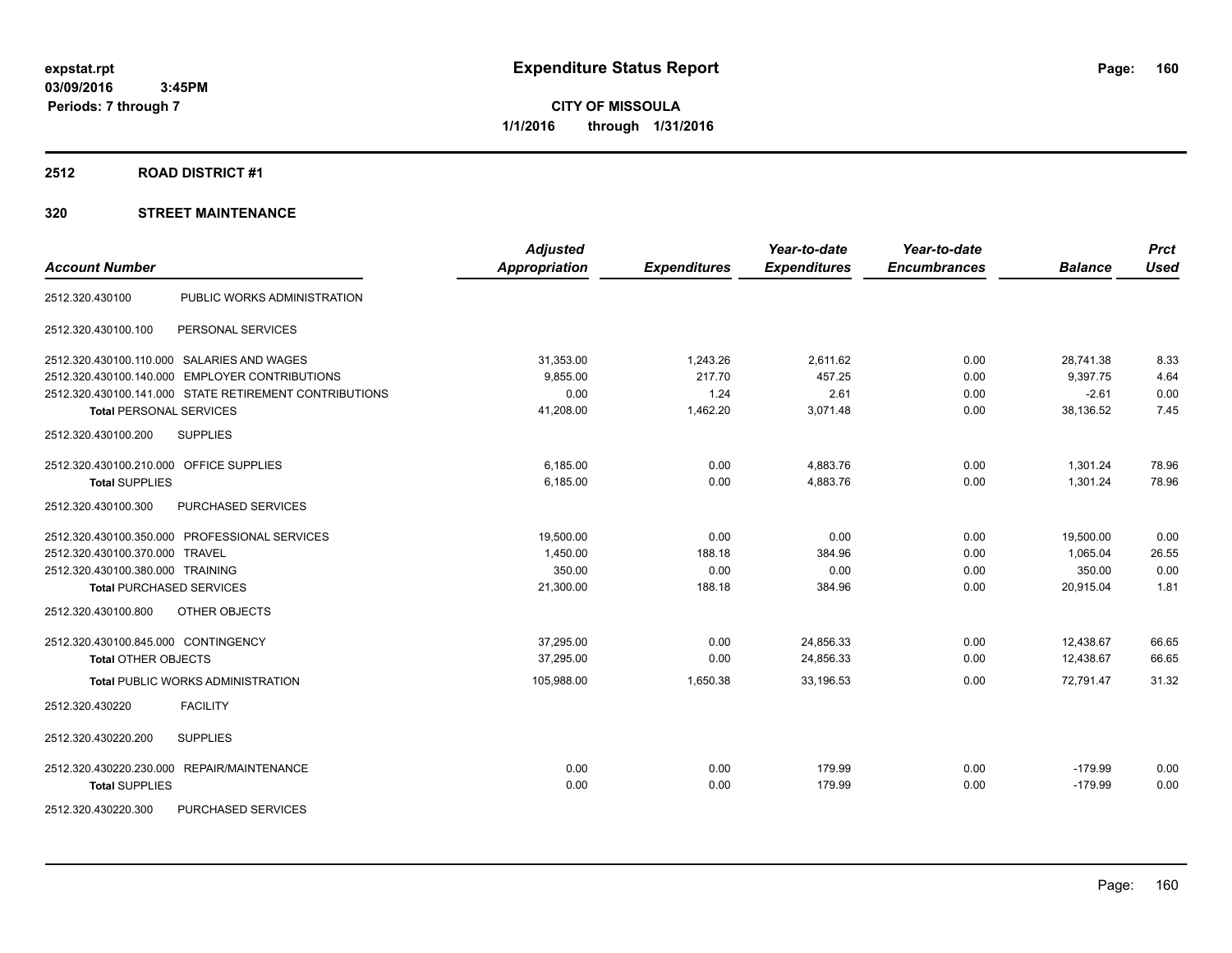expstat.rpt
03/09/2016 3:45PM
Periods: 7 through 7

# Expenditure Status Report

**CITY OF MISSOULA**
**1/1/2016 through 1/31/2016**

## 2512 ROAD DISTRICT #1

## 320 STREET MAINTENANCE

| Account Number | | Adjusted Appropriation | Expenditures | Year-to-date Expenditures | Year-to-date Encumbrances | Balance | Prct Used |
|---|---|---|---|---|---|---|---|
| 2512.320.430100 | PUBLIC WORKS ADMINISTRATION | | | | | | |
| 2512.320.430100.100 | PERSONAL SERVICES | | | | | | |
| 2512.320.430100.110.000 | SALARIES AND WAGES | 31,353.00 | 1,243.26 | 2,611.62 | 0.00 | 28,741.38 | 8.33 |
| 2512.320.430100.140.000 | EMPLOYER CONTRIBUTIONS | 9,855.00 | 217.70 | 457.25 | 0.00 | 9,397.75 | 4.64 |
| 2512.320.430100.141.000 | STATE RETIREMENT CONTRIBUTIONS | 0.00 | 1.24 | 2.61 | 0.00 | -2.61 | 0.00 |
| **Total** PERSONAL SERVICES | | 41,208.00 | 1,462.20 | 3,071.48 | 0.00 | 38,136.52 | 7.45 |
| 2512.320.430100.200 | SUPPLIES | | | | | | |
| 2512.320.430100.210.000 | OFFICE SUPPLIES | 6,185.00 | 0.00 | 4,883.76 | 0.00 | 1,301.24 | 78.96 |
| **Total** SUPPLIES | | 6,185.00 | 0.00 | 4,883.76 | 0.00 | 1,301.24 | 78.96 |
| 2512.320.430100.300 | PURCHASED SERVICES | | | | | | |
| 2512.320.430100.350.000 | PROFESSIONAL SERVICES | 19,500.00 | 0.00 | 0.00 | 0.00 | 19,500.00 | 0.00 |
| 2512.320.430100.370.000 | TRAVEL | 1,450.00 | 188.18 | 384.96 | 0.00 | 1,065.04 | 26.55 |
| 2512.320.430100.380.000 | TRAINING | 350.00 | 0.00 | 0.00 | 0.00 | 350.00 | 0.00 |
| **Total** PURCHASED SERVICES | | 21,300.00 | 188.18 | 384.96 | 0.00 | 20,915.04 | 1.81 |
| 2512.320.430100.800 | OTHER OBJECTS | | | | | | |
| 2512.320.430100.845.000 | CONTINGENCY | 37,295.00 | 0.00 | 24,856.33 | 0.00 | 12,438.67 | 66.65 |
| **Total** OTHER OBJECTS | | 37,295.00 | 0.00 | 24,856.33 | 0.00 | 12,438.67 | 66.65 |
| **Total** PUBLIC WORKS ADMINISTRATION | | 105,988.00 | 1,650.38 | 33,196.53 | 0.00 | 72,791.47 | 31.32 |
| 2512.320.430220 | FACILITY | | | | | | |
| 2512.320.430220.200 | SUPPLIES | | | | | | |
| 2512.320.430220.230.000 | REPAIR/MAINTENANCE | 0.00 | 0.00 | 179.99 | 0.00 | -179.99 | 0.00 |
| **Total** SUPPLIES | | 0.00 | 0.00 | 179.99 | 0.00 | -179.99 | 0.00 |
| 2512.320.430220.300 | PURCHASED SERVICES | | | | | | |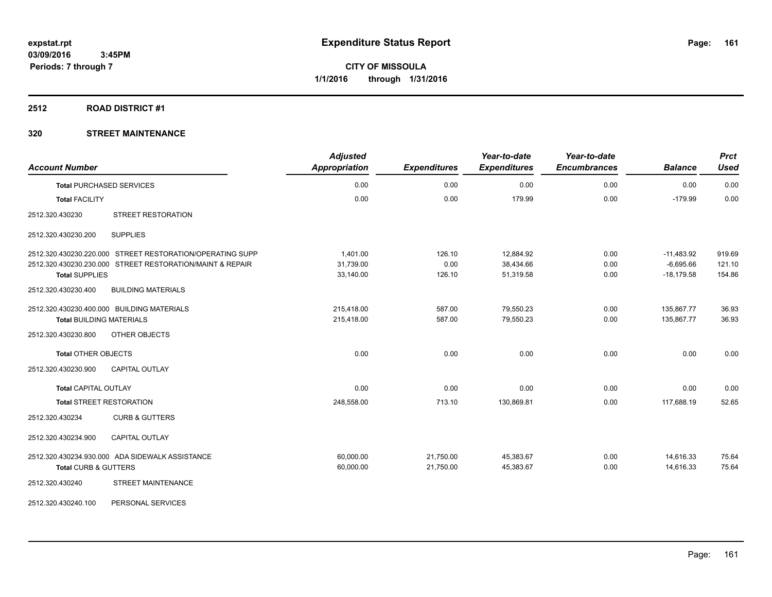**expstat.rpt**
**03/09/2016 3:45PM**
**Periods: 7 through 7**

# Expenditure Status Report

**CITY OF MISSOULA**
**1/1/2016 through 1/31/2016**

## 2512 ROAD DISTRICT #1

## 320 STREET MAINTENANCE

| Account Number | | Adjusted Appropriation | Expenditures | Year-to-date Expenditures | Year-to-date Encumbrances | Balance | Prct Used |
|---|---|---|---|---|---|---|---|
| **Total** PURCHASED SERVICES | | 0.00 | 0.00 | 0.00 | 0.00 | 0.00 | 0.00 |
| **Total** FACILITY | | 0.00 | 0.00 | 179.99 | 0.00 | -179.99 | 0.00 |
| 2512.320.430230 | STREET RESTORATION | | | | | | |
| 2512.320.430230.200 | SUPPLIES | | | | | | |
| 2512.320.430230.220.000 | STREET RESTORATION/OPERATING SUPP | 1,401.00 | 126.10 | 12,884.92 | 0.00 | -11,483.92 | 919.69 |
| 2512.320.430230.230.000 | STREET RESTORATION/MAINT & REPAIR | 31,739.00 | 0.00 | 38,434.66 | 0.00 | -6,695.66 | 121.10 |
| **Total** SUPPLIES | | 33,140.00 | 126.10 | 51,319.58 | 0.00 | -18,179.58 | 154.86 |
| 2512.320.430230.400 | BUILDING MATERIALS | | | | | | |
| 2512.320.430230.400.000 | BUILDING MATERIALS | 215,418.00 | 587.00 | 79,550.23 | 0.00 | 135,867.77 | 36.93 |
| **Total** BUILDING MATERIALS | | 215,418.00 | 587.00 | 79,550.23 | 0.00 | 135,867.77 | 36.93 |
| 2512.320.430230.800 | OTHER OBJECTS | | | | | | |
| **Total** OTHER OBJECTS | | 0.00 | 0.00 | 0.00 | 0.00 | 0.00 | 0.00 |
| 2512.320.430230.900 | CAPITAL OUTLAY | | | | | | |
| **Total** CAPITAL OUTLAY | | 0.00 | 0.00 | 0.00 | 0.00 | 0.00 | 0.00 |
| **Total** STREET RESTORATION | | 248,558.00 | 713.10 | 130,869.81 | 0.00 | 117,688.19 | 52.65 |
| 2512.320.430234 | CURB & GUTTERS | | | | | | |
| 2512.320.430234.900 | CAPITAL OUTLAY | | | | | | |
| 2512.320.430234.930.000 | ADA SIDEWALK ASSISTANCE | 60,000.00 | 21,750.00 | 45,383.67 | 0.00 | 14,616.33 | 75.64 |
| **Total** CURB & GUTTERS | | 60,000.00 | 21,750.00 | 45,383.67 | 0.00 | 14,616.33 | 75.64 |
| 2512.320.430240 | STREET MAINTENANCE | | | | | | |
| 2512.320.430240.100 | PERSONAL SERVICES | | | | | | |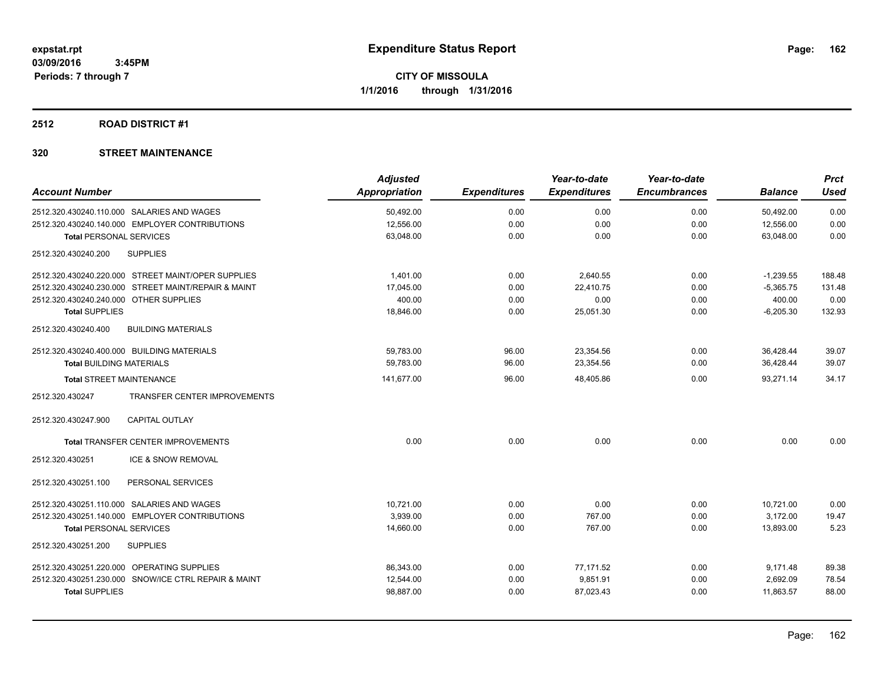**expstat.rpt**
**03/09/2016 3:45PM**
**Periods: 7 through 7**

# Expenditure Status Report

**CITY OF MISSOULA**
**1/1/2016 through 1/31/2016**

## 2512 ROAD DISTRICT #1

## 320 STREET MAINTENANCE

| Account Number | Adjusted Appropriation | Expenditures | Year-to-date Expenditures | Year-to-date Encumbrances | Balance | Prct Used |
|---|---|---|---|---|---|---|
| 2512.320.430240.110.000 SALARIES AND WAGES | 50,492.00 | 0.00 | 0.00 | 0.00 | 50,492.00 | 0.00 |
| 2512.320.430240.140.000 EMPLOYER CONTRIBUTIONS | 12,556.00 | 0.00 | 0.00 | 0.00 | 12,556.00 | 0.00 |
| **Total** PERSONAL SERVICES | 63,048.00 | 0.00 | 0.00 | 0.00 | 63,048.00 | 0.00 |
| 2512.320.430240.200 SUPPLIES | | | | | | |
| 2512.320.430240.220.000 STREET MAINT/OPER SUPPLIES | 1,401.00 | 0.00 | 2,640.55 | 0.00 | -1,239.55 | 188.48 |
| 2512.320.430240.230.000 STREET MAINT/REPAIR & MAINT | 17,045.00 | 0.00 | 22,410.75 | 0.00 | -5,365.75 | 131.48 |
| 2512.320.430240.240.000 OTHER SUPPLIES | 400.00 | 0.00 | 0.00 | 0.00 | 400.00 | 0.00 |
| **Total SUPPLIES** | 18,846.00 | 0.00 | 25,051.30 | 0.00 | -6,205.30 | 132.93 |
| 2512.320.430240.400 BUILDING MATERIALS | | | | | | |
| 2512.320.430240.400.000 BUILDING MATERIALS | 59,783.00 | 96.00 | 23,354.56 | 0.00 | 36,428.44 | 39.07 |
| **Total** BUILDING MATERIALS | 59,783.00 | 96.00 | 23,354.56 | 0.00 | 36,428.44 | 39.07 |
| **Total** STREET MAINTENANCE | 141,677.00 | 96.00 | 48,405.86 | 0.00 | 93,271.14 | 34.17 |
| 2512.320.430247 TRANSFER CENTER IMPROVEMENTS | | | | | | |
| 2512.320.430247.900 CAPITAL OUTLAY | | | | | | |
| **Total** TRANSFER CENTER IMPROVEMENTS | 0.00 | 0.00 | 0.00 | 0.00 | 0.00 | 0.00 |
| 2512.320.430251 ICE & SNOW REMOVAL | | | | | | |
| 2512.320.430251.100 PERSONAL SERVICES | | | | | | |
| 2512.320.430251.110.000 SALARIES AND WAGES | 10,721.00 | 0.00 | 0.00 | 0.00 | 10,721.00 | 0.00 |
| 2512.320.430251.140.000 EMPLOYER CONTRIBUTIONS | 3,939.00 | 0.00 | 767.00 | 0.00 | 3,172.00 | 19.47 |
| **Total** PERSONAL SERVICES | 14,660.00 | 0.00 | 767.00 | 0.00 | 13,893.00 | 5.23 |
| 2512.320.430251.200 SUPPLIES | | | | | | |
| 2512.320.430251.220.000 OPERATING SUPPLIES | 86,343.00 | 0.00 | 77,171.52 | 0.00 | 9,171.48 | 89.38 |
| 2512.320.430251.230.000 SNOW/ICE CTRL REPAIR & MAINT | 12,544.00 | 0.00 | 9,851.91 | 0.00 | 2,692.09 | 78.54 |
| **Total SUPPLIES** | 98,887.00 | 0.00 | 87,023.43 | 0.00 | 11,863.57 | 88.00 |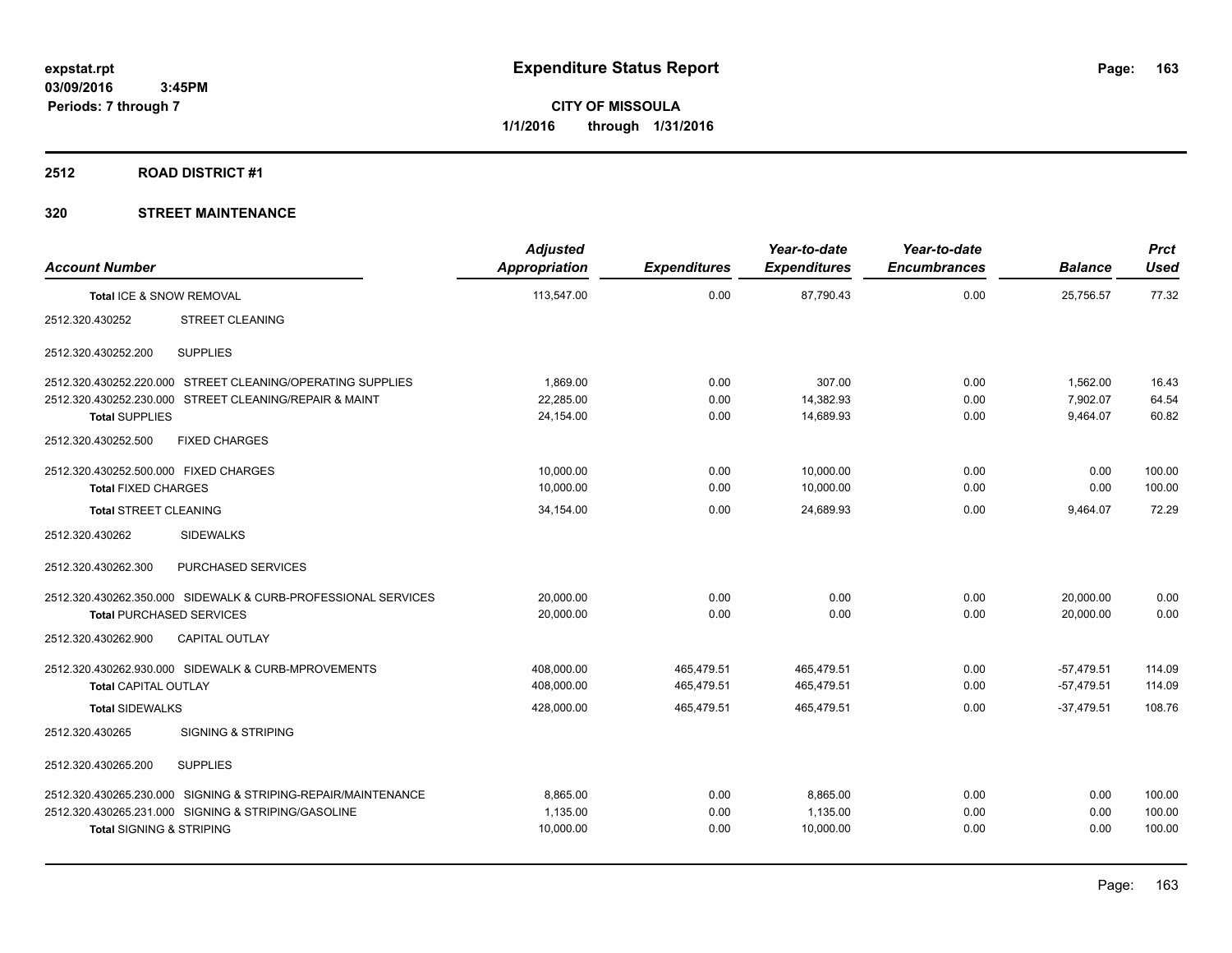**expstat.rpt**
**03/09/2016 3:45PM**
**Periods: 7 through 7**

# Expenditure Status Report

**CITY OF MISSOULA**
**1/1/2016 through 1/31/2016**

## 2512 ROAD DISTRICT #1

## 320 STREET MAINTENANCE

| Account Number | Adjusted Appropriation | Expenditures | Year-to-date Expenditures | Year-to-date Encumbrances | Balance | Prct Used |
|---|---|---|---|---|---|---|
| Total ICE & SNOW REMOVAL | 113,547.00 | 0.00 | 87,790.43 | 0.00 | 25,756.57 | 77.32 |
| 2512.320.430252 STREET CLEANING | | | | | | |
| 2512.320.430252.200 SUPPLIES | | | | | | |
| 2512.320.430252.220.000 STREET CLEANING/OPERATING SUPPLIES | 1,869.00 | 0.00 | 307.00 | 0.00 | 1,562.00 | 16.43 |
| 2512.320.430252.230.000 STREET CLEANING/REPAIR & MAINT | 22,285.00 | 0.00 | 14,382.93 | 0.00 | 7,902.07 | 64.54 |
| Total SUPPLIES | 24,154.00 | 0.00 | 14,689.93 | 0.00 | 9,464.07 | 60.82 |
| 2512.320.430252.500 FIXED CHARGES | | | | | | |
| 2512.320.430252.500.000 FIXED CHARGES | 10,000.00 | 0.00 | 10,000.00 | 0.00 | 0.00 | 100.00 |
| Total FIXED CHARGES | 10,000.00 | 0.00 | 10,000.00 | 0.00 | 0.00 | 100.00 |
| Total STREET CLEANING | 34,154.00 | 0.00 | 24,689.93 | 0.00 | 9,464.07 | 72.29 |
| 2512.320.430262 SIDEWALKS | | | | | | |
| 2512.320.430262.300 PURCHASED SERVICES | | | | | | |
| 2512.320.430262.350.000 SIDEWALK & CURB-PROFESSIONAL SERVICES | 20,000.00 | 0.00 | 0.00 | 0.00 | 20,000.00 | 0.00 |
| Total PURCHASED SERVICES | 20,000.00 | 0.00 | 0.00 | 0.00 | 20,000.00 | 0.00 |
| 2512.320.430262.900 CAPITAL OUTLAY | | | | | | |
| 2512.320.430262.930.000 SIDEWALK & CURB-MPROVEMENTS | 408,000.00 | 465,479.51 | 465,479.51 | 0.00 | -57,479.51 | 114.09 |
| Total CAPITAL OUTLAY | 408,000.00 | 465,479.51 | 465,479.51 | 0.00 | -57,479.51 | 114.09 |
| Total SIDEWALKS | 428,000.00 | 465,479.51 | 465,479.51 | 0.00 | -37,479.51 | 108.76 |
| 2512.320.430265 SIGNING & STRIPING | | | | | | |
| 2512.320.430265.200 SUPPLIES | | | | | | |
| 2512.320.430265.230.000 SIGNING & STRIPING-REPAIR/MAINTENANCE | 8,865.00 | 0.00 | 8,865.00 | 0.00 | 0.00 | 100.00 |
| 2512.320.430265.231.000 SIGNING & STRIPING/GASOLINE | 1,135.00 | 0.00 | 1,135.00 | 0.00 | 0.00 | 100.00 |
| Total SIGNING & STRIPING | 10,000.00 | 0.00 | 10,000.00 | 0.00 | 0.00 | 100.00 |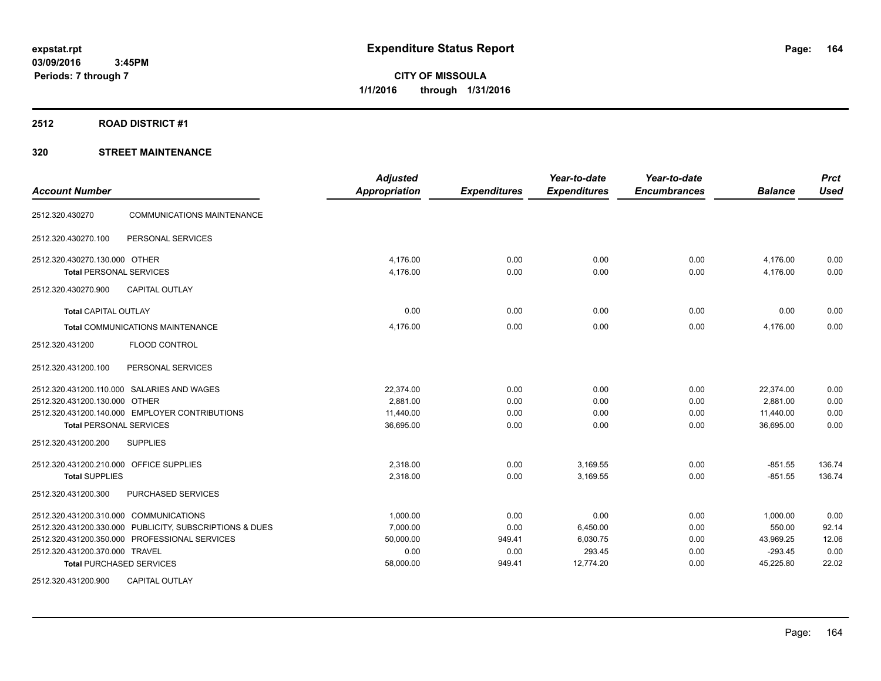expstat.rpt
03/09/2016 3:45PM
Periods: 7 through 7

# Expenditure Status Report

**CITY OF MISSOULA**
**1/1/2016 through 1/31/2016**

## 2512 ROAD DISTRICT #1

## 320 STREET MAINTENANCE

| Account Number | | Adjusted Appropriation | Expenditures | Year-to-date Expenditures | Year-to-date Encumbrances | Balance | Prct Used |
|---|---|---|---|---|---|---|---|
| 2512.320.430270 | COMMUNICATIONS MAINTENANCE | | | | | | |
| 2512.320.430270.100 | PERSONAL SERVICES | | | | | | |
| 2512.320.430270.130.000 | OTHER | 4,176.00 | 0.00 | 0.00 | 0.00 | 4,176.00 | 0.00 |
| **Total** PERSONAL SERVICES | | 4,176.00 | 0.00 | 0.00 | 0.00 | 4,176.00 | 0.00 |
| 2512.320.430270.900 | CAPITAL OUTLAY | | | | | | |
| **Total** CAPITAL OUTLAY | | 0.00 | 0.00 | 0.00 | 0.00 | 0.00 | 0.00 |
| **Total** COMMUNICATIONS MAINTENANCE | | 4,176.00 | 0.00 | 0.00 | 0.00 | 4,176.00 | 0.00 |
| 2512.320.431200 | FLOOD CONTROL | | | | | | |
| 2512.320.431200.100 | PERSONAL SERVICES | | | | | | |
| 2512.320.431200.110.000 | SALARIES AND WAGES | 22,374.00 | 0.00 | 0.00 | 0.00 | 22,374.00 | 0.00 |
| 2512.320.431200.130.000 | OTHER | 2,881.00 | 0.00 | 0.00 | 0.00 | 2,881.00 | 0.00 |
| 2512.320.431200.140.000 | EMPLOYER CONTRIBUTIONS | 11,440.00 | 0.00 | 0.00 | 0.00 | 11,440.00 | 0.00 |
| **Total** PERSONAL SERVICES | | 36,695.00 | 0.00 | 0.00 | 0.00 | 36,695.00 | 0.00 |
| 2512.320.431200.200 | SUPPLIES | | | | | | |
| 2512.320.431200.210.000 | OFFICE SUPPLIES | 2,318.00 | 0.00 | 3,169.55 | 0.00 | -851.55 | 136.74 |
| **Total** SUPPLIES | | 2,318.00 | 0.00 | 3,169.55 | 0.00 | -851.55 | 136.74 |
| 2512.320.431200.300 | PURCHASED SERVICES | | | | | | |
| 2512.320.431200.310.000 | COMMUNICATIONS | 1,000.00 | 0.00 | 0.00 | 0.00 | 1,000.00 | 0.00 |
| 2512.320.431200.330.000 | PUBLICITY, SUBSCRIPTIONS & DUES | 7,000.00 | 0.00 | 6,450.00 | 0.00 | 550.00 | 92.14 |
| 2512.320.431200.350.000 | PROFESSIONAL SERVICES | 50,000.00 | 949.41 | 6,030.75 | 0.00 | 43,969.25 | 12.06 |
| 2512.320.431200.370.000 | TRAVEL | 0.00 | 0.00 | 293.45 | 0.00 | -293.45 | 0.00 |
| **Total** PURCHASED SERVICES | | 58,000.00 | 949.41 | 12,774.20 | 0.00 | 45,225.80 | 22.02 |
| 2512.320.431200.900 | CAPITAL OUTLAY | | | | | | |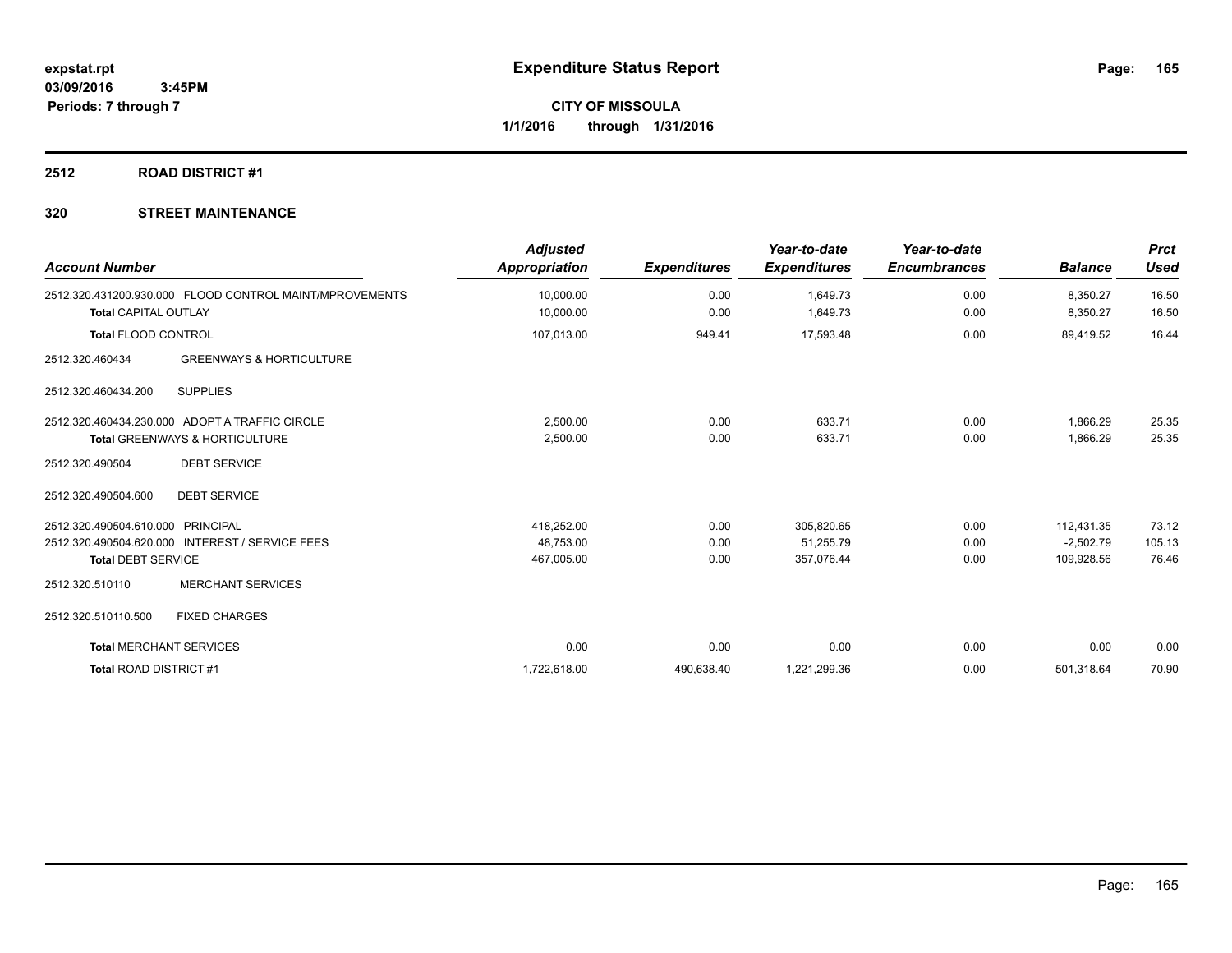**expstat.rpt**
**03/09/2016 3:45PM**
**Periods: 7 through 7**

# Expenditure Status Report

**CITY OF MISSOULA**
**1/1/2016 through 1/31/2016**

## 2512 ROAD DISTRICT #1

## 320 STREET MAINTENANCE

| Account Number | Adjusted Appropriation | Expenditures | Year-to-date Expenditures | Year-to-date Encumbrances | Balance | Prct Used |
|---|---|---|---|---|---|---|
| 2512.320.431200.930.000 FLOOD CONTROL MAINT/MPROVEMENTS | 10,000.00 | 0.00 | 1,649.73 | 0.00 | 8,350.27 | 16.50 |
| **Total** CAPITAL OUTLAY | 10,000.00 | 0.00 | 1,649.73 | 0.00 | 8,350.27 | 16.50 |
| **Total** FLOOD CONTROL | 107,013.00 | 949.41 | 17,593.48 | 0.00 | 89,419.52 | 16.44 |
| 2512.320.460434 GREENWAYS & HORTICULTURE | | | | | | |
| 2512.320.460434.200 SUPPLIES | | | | | | |
| 2512.320.460434.230.000 ADOPT A TRAFFIC CIRCLE | 2,500.00 | 0.00 | 633.71 | 0.00 | 1,866.29 | 25.35 |
| **Total** GREENWAYS & HORTICULTURE | 2,500.00 | 0.00 | 633.71 | 0.00 | 1,866.29 | 25.35 |
| 2512.320.490504 DEBT SERVICE | | | | | | |
| 2512.320.490504.600 DEBT SERVICE | | | | | | |
| 2512.320.490504.610.000 PRINCIPAL | 418,252.00 | 0.00 | 305,820.65 | 0.00 | 112,431.35 | 73.12 |
| 2512.320.490504.620.000 INTEREST / SERVICE FEES | 48,753.00 | 0.00 | 51,255.79 | 0.00 | -2,502.79 | 105.13 |
| **Total** DEBT SERVICE | 467,005.00 | 0.00 | 357,076.44 | 0.00 | 109,928.56 | 76.46 |
| 2512.320.510110 MERCHANT SERVICES | | | | | | |
| 2512.320.510110.500 FIXED CHARGES | | | | | | |
| **Total** MERCHANT SERVICES | 0.00 | 0.00 | 0.00 | 0.00 | 0.00 | 0.00 |
| **Total** ROAD DISTRICT #1 | 1,722,618.00 | 490,638.40 | 1,221,299.36 | 0.00 | 501,318.64 | 70.90 |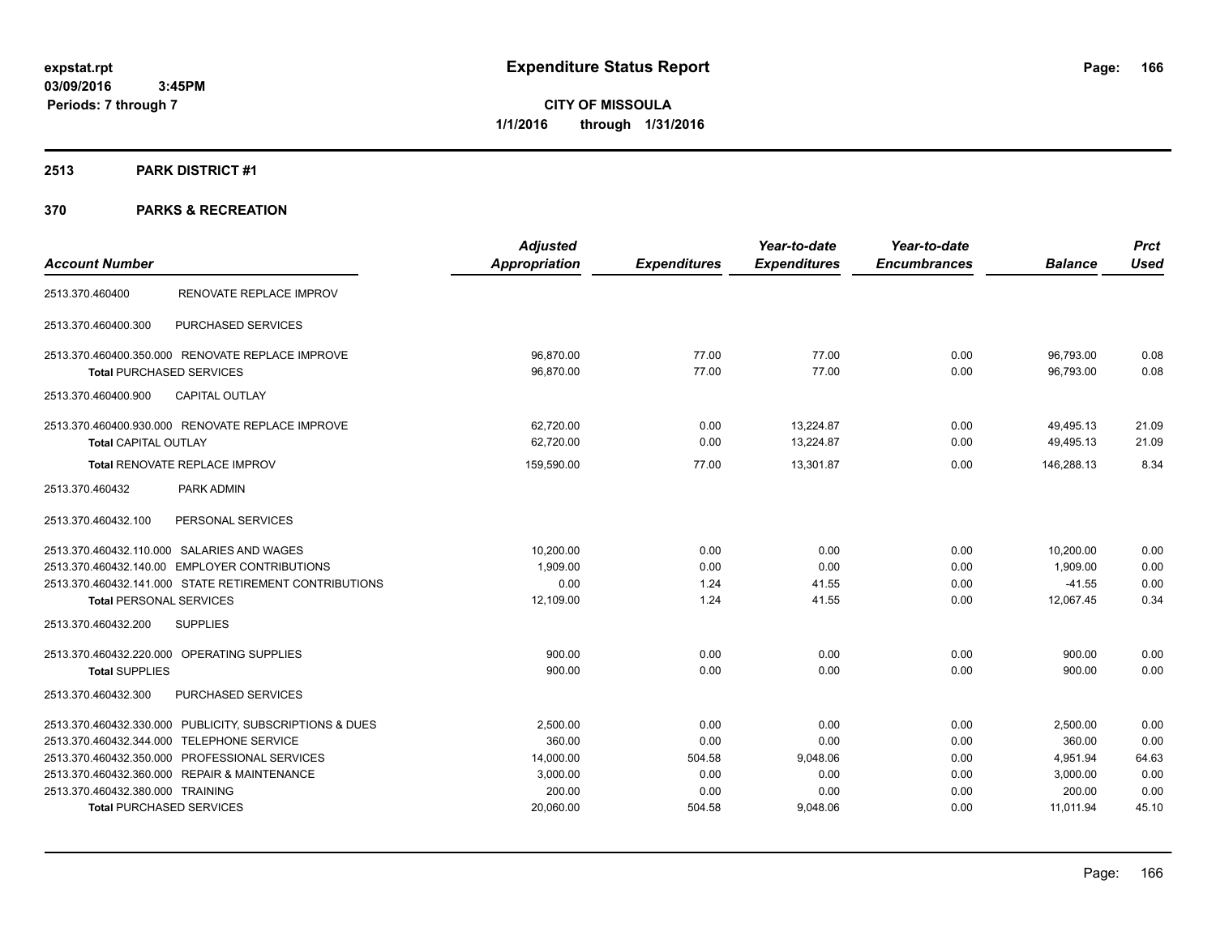expstat.rpt
03/09/2016 3:45PM
Periods: 7 through 7

# Expenditure Status Report

**CITY OF MISSOULA**
**1/1/2016 through 1/31/2016**

## 2513 PARK DISTRICT #1

## 370 PARKS & RECREATION

| Account Number | | Adjusted Appropriation | Expenditures | Year-to-date Expenditures | Year-to-date Encumbrances | Balance | Prct Used |
|---|---|---|---|---|---|---|---|
| 2513.370.460400 | RENOVATE REPLACE IMPROV | | | | | | |
| 2513.370.460400.300 | PURCHASED SERVICES | | | | | | |
| 2513.370.460400.350.000 | RENOVATE REPLACE IMPROVE | 96,870.00 | 77.00 | 77.00 | 0.00 | 96,793.00 | 0.08 |
| **Total** PURCHASED SERVICES | | 96,870.00 | 77.00 | 77.00 | 0.00 | 96,793.00 | 0.08 |
| 2513.370.460400.900 | CAPITAL OUTLAY | | | | | | |
| 2513.370.460400.930.000 | RENOVATE REPLACE IMPROVE | 62,720.00 | 0.00 | 13,224.87 | 0.00 | 49,495.13 | 21.09 |
| **Total** CAPITAL OUTLAY | | 62,720.00 | 0.00 | 13,224.87 | 0.00 | 49,495.13 | 21.09 |
| **Total** RENOVATE REPLACE IMPROV | | 159,590.00 | 77.00 | 13,301.87 | 0.00 | 146,288.13 | 8.34 |
| 2513.370.460432 | PARK ADMIN | | | | | | |
| 2513.370.460432.100 | PERSONAL SERVICES | | | | | | |
| 2513.370.460432.110.000 | SALARIES AND WAGES | 10,200.00 | 0.00 | 0.00 | 0.00 | 10,200.00 | 0.00 |
| 2513.370.460432.140.00 | EMPLOYER CONTRIBUTIONS | 1,909.00 | 0.00 | 0.00 | 0.00 | 1,909.00 | 0.00 |
| 2513.370.460432.141.000 | STATE RETIREMENT CONTRIBUTIONS | 0.00 | 1.24 | 41.55 | 0.00 | -41.55 | 0.00 |
| **Total** PERSONAL SERVICES | | 12,109.00 | 1.24 | 41.55 | 0.00 | 12,067.45 | 0.34 |
| 2513.370.460432.200 | SUPPLIES | | | | | | |
| 2513.370.460432.220.000 | OPERATING SUPPLIES | 900.00 | 0.00 | 0.00 | 0.00 | 900.00 | 0.00 |
| **Total** SUPPLIES | | 900.00 | 0.00 | 0.00 | 0.00 | 900.00 | 0.00 |
| 2513.370.460432.300 | PURCHASED SERVICES | | | | | | |
| 2513.370.460432.330.000 | PUBLICITY, SUBSCRIPTIONS & DUES | 2,500.00 | 0.00 | 0.00 | 0.00 | 2,500.00 | 0.00 |
| 2513.370.460432.344.000 | TELEPHONE SERVICE | 360.00 | 0.00 | 0.00 | 0.00 | 360.00 | 0.00 |
| 2513.370.460432.350.000 | PROFESSIONAL SERVICES | 14,000.00 | 504.58 | 9,048.06 | 0.00 | 4,951.94 | 64.63 |
| 2513.370.460432.360.000 | REPAIR & MAINTENANCE | 3,000.00 | 0.00 | 0.00 | 0.00 | 3,000.00 | 0.00 |
| 2513.370.460432.380.000 | TRAINING | 200.00 | 0.00 | 0.00 | 0.00 | 200.00 | 0.00 |
| **Total** PURCHASED SERVICES | | 20,060.00 | 504.58 | 9,048.06 | 0.00 | 11,011.94 | 45.10 |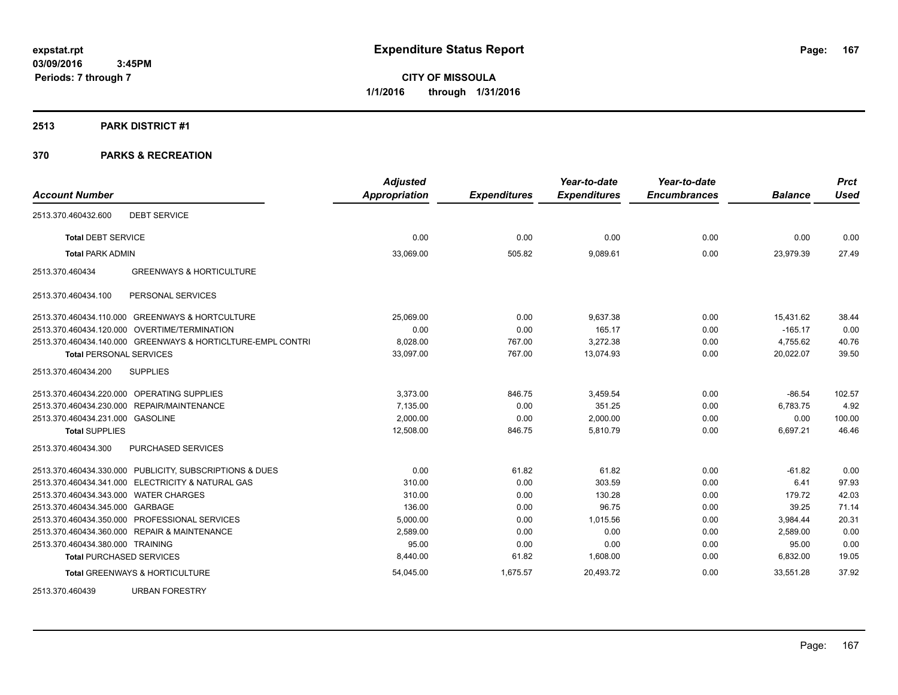# Expenditure Status Report

**CITY OF MISSOULA**
**1/1/2016 through 1/31/2016**

expstat.rpt
03/09/2016 3:45PM
Periods: 7 through 7

## 2513 PARK DISTRICT #1

## 370 PARKS & RECREATION

| Account Number | Adjusted Appropriation | Expenditures | Year-to-date Expenditures | Year-to-date Encumbrances | Balance | Prct Used |
|---|---|---|---|---|---|---|
| 2513.370.460432.600 DEBT SERVICE | | | | | | |
| **Total** DEBT SERVICE | 0.00 | 0.00 | 0.00 | 0.00 | 0.00 | 0.00 |
| **Total** PARK ADMIN | 33,069.00 | 505.82 | 9,089.61 | 0.00 | 23,979.39 | 27.49 |
| 2513.370.460434 GREENWAYS & HORTICULTURE | | | | | | |
| 2513.370.460434.100 PERSONAL SERVICES | | | | | | |
| 2513.370.460434.110.000 GREENWAYS & HORTCULTURE | 25,069.00 | 0.00 | 9,637.38 | 0.00 | 15,431.62 | 38.44 |
| 2513.370.460434.120.000 OVERTIME/TERMINATION | 0.00 | 0.00 | 165.17 | 0.00 | -165.17 | 0.00 |
| 2513.370.460434.140.000 GREENWAYS & HORTICLTURE-EMPL CONTRI | 8,028.00 | 767.00 | 3,272.38 | 0.00 | 4,755.62 | 40.76 |
| **Total** PERSONAL SERVICES | 33,097.00 | 767.00 | 13,074.93 | 0.00 | 20,022.07 | 39.50 |
| 2513.370.460434.200 SUPPLIES | | | | | | |
| 2513.370.460434.220.000 OPERATING SUPPLIES | 3,373.00 | 846.75 | 3,459.54 | 0.00 | -86.54 | 102.57 |
| 2513.370.460434.230.000 REPAIR/MAINTENANCE | 7,135.00 | 0.00 | 351.25 | 0.00 | 6,783.75 | 4.92 |
| 2513.370.460434.231.000 GASOLINE | 2,000.00 | 0.00 | 2,000.00 | 0.00 | 0.00 | 100.00 |
| **Total** SUPPLIES | 12,508.00 | 846.75 | 5,810.79 | 0.00 | 6,697.21 | 46.46 |
| 2513.370.460434.300 PURCHASED SERVICES | | | | | | |
| 2513.370.460434.330.000 PUBLICITY, SUBSCRIPTIONS & DUES | 0.00 | 61.82 | 61.82 | 0.00 | -61.82 | 0.00 |
| 2513.370.460434.341.000 ELECTRICITY & NATURAL GAS | 310.00 | 0.00 | 303.59 | 0.00 | 6.41 | 97.93 |
| 2513.370.460434.343.000 WATER CHARGES | 310.00 | 0.00 | 130.28 | 0.00 | 179.72 | 42.03 |
| 2513.370.460434.345.000 GARBAGE | 136.00 | 0.00 | 96.75 | 0.00 | 39.25 | 71.14 |
| 2513.370.460434.350.000 PROFESSIONAL SERVICES | 5,000.00 | 0.00 | 1,015.56 | 0.00 | 3,984.44 | 20.31 |
| 2513.370.460434.360.000 REPAIR & MAINTENANCE | 2,589.00 | 0.00 | 0.00 | 0.00 | 2,589.00 | 0.00 |
| 2513.370.460434.380.000 TRAINING | 95.00 | 0.00 | 0.00 | 0.00 | 95.00 | 0.00 |
| **Total** PURCHASED SERVICES | 8,440.00 | 61.82 | 1,608.00 | 0.00 | 6,832.00 | 19.05 |
| **Total** GREENWAYS & HORTICULTURE | 54,045.00 | 1,675.57 | 20,493.72 | 0.00 | 33,551.28 | 37.92 |
| 2513.370.460439 URBAN FORESTRY | | | | | | |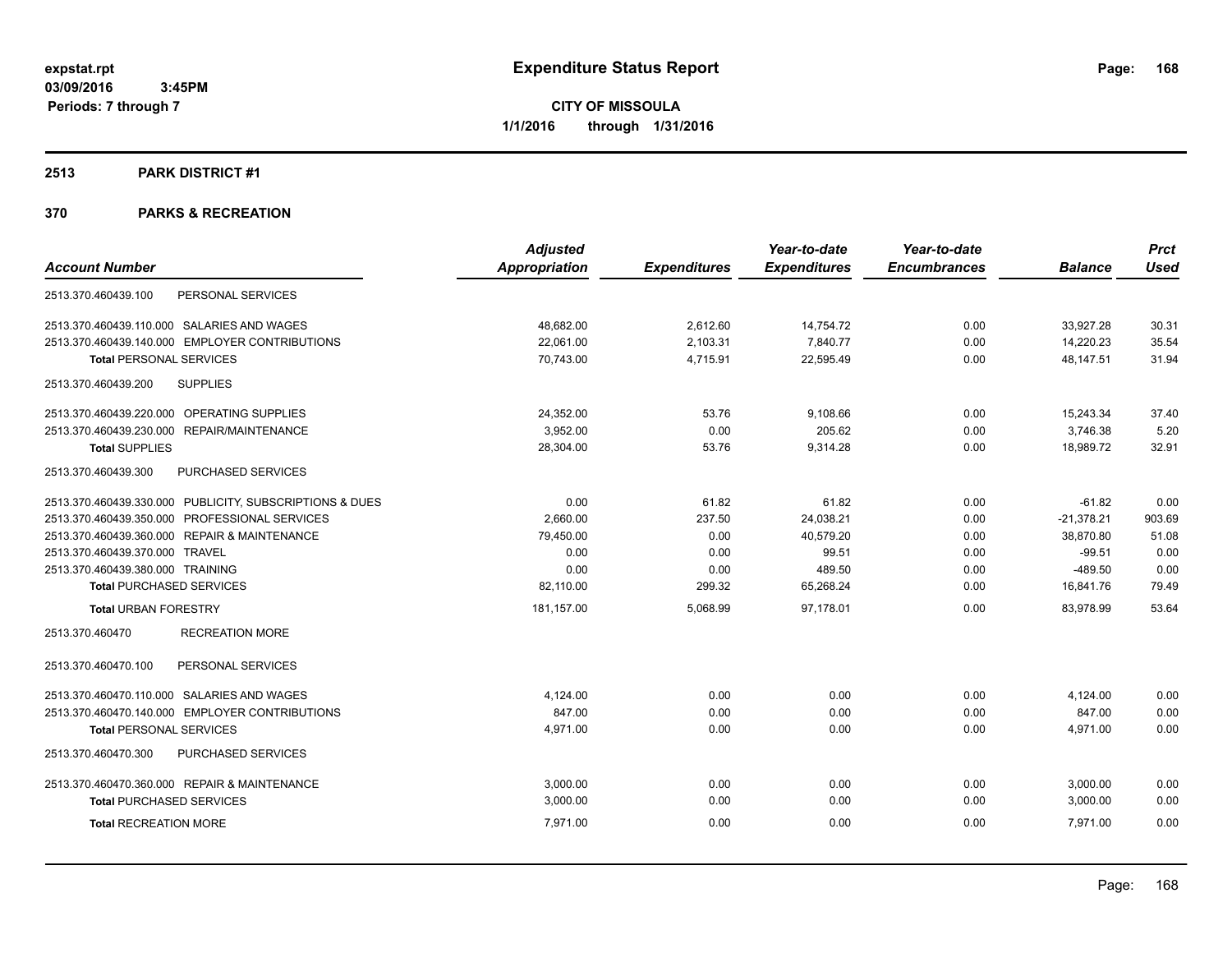expstat.rpt
03/09/2016 3:45PM
Periods: 7 through 7

# Expenditure Status Report

**CITY OF MISSOULA**
**1/1/2016 through 1/31/2016**

## 2513 PARK DISTRICT #1

## 370 PARKS & RECREATION

| Account Number | Adjusted Appropriation | Expenditures | Year-to-date Expenditures | Year-to-date Encumbrances | Balance | Prct Used |
|---|---|---|---|---|---|---|
| 2513.370.460439.100 PERSONAL SERVICES | | | | | | |
| 2513.370.460439.110.000 SALARIES AND WAGES | 48,682.00 | 2,612.60 | 14,754.72 | 0.00 | 33,927.28 | 30.31 |
| 2513.370.460439.140.000 EMPLOYER CONTRIBUTIONS | 22,061.00 | 2,103.31 | 7,840.77 | 0.00 | 14,220.23 | 35.54 |
| **Total** PERSONAL SERVICES | 70,743.00 | 4,715.91 | 22,595.49 | 0.00 | 48,147.51 | 31.94 |
| 2513.370.460439.200 SUPPLIES | | | | | | |
| 2513.370.460439.220.000 OPERATING SUPPLIES | 24,352.00 | 53.76 | 9,108.66 | 0.00 | 15,243.34 | 37.40 |
| 2513.370.460439.230.000 REPAIR/MAINTENANCE | 3,952.00 | 0.00 | 205.62 | 0.00 | 3,746.38 | 5.20 |
| **Total** SUPPLIES | 28,304.00 | 53.76 | 9,314.28 | 0.00 | 18,989.72 | 32.91 |
| 2513.370.460439.300 PURCHASED SERVICES | | | | | | |
| 2513.370.460439.330.000 PUBLICITY, SUBSCRIPTIONS & DUES | 0.00 | 61.82 | 61.82 | 0.00 | -61.82 | 0.00 |
| 2513.370.460439.350.000 PROFESSIONAL SERVICES | 2,660.00 | 237.50 | 24,038.21 | 0.00 | -21,378.21 | 903.69 |
| 2513.370.460439.360.000 REPAIR & MAINTENANCE | 79,450.00 | 0.00 | 40,579.20 | 0.00 | 38,870.80 | 51.08 |
| 2513.370.460439.370.000 TRAVEL | 0.00 | 0.00 | 99.51 | 0.00 | -99.51 | 0.00 |
| 2513.370.460439.380.000 TRAINING | 0.00 | 0.00 | 489.50 | 0.00 | -489.50 | 0.00 |
| **Total** PURCHASED SERVICES | 82,110.00 | 299.32 | 65,268.24 | 0.00 | 16,841.76 | 79.49 |
| **Total** URBAN FORESTRY | 181,157.00 | 5,068.99 | 97,178.01 | 0.00 | 83,978.99 | 53.64 |
| 2513.370.460470 RECREATION MORE | | | | | | |
| 2513.370.460470.100 PERSONAL SERVICES | | | | | | |
| 2513.370.460470.110.000 SALARIES AND WAGES | 4,124.00 | 0.00 | 0.00 | 0.00 | 4,124.00 | 0.00 |
| 2513.370.460470.140.000 EMPLOYER CONTRIBUTIONS | 847.00 | 0.00 | 0.00 | 0.00 | 847.00 | 0.00 |
| **Total** PERSONAL SERVICES | 4,971.00 | 0.00 | 0.00 | 0.00 | 4,971.00 | 0.00 |
| 2513.370.460470.300 PURCHASED SERVICES | | | | | | |
| 2513.370.460470.360.000 REPAIR & MAINTENANCE | 3,000.00 | 0.00 | 0.00 | 0.00 | 3,000.00 | 0.00 |
| **Total** PURCHASED SERVICES | 3,000.00 | 0.00 | 0.00 | 0.00 | 3,000.00 | 0.00 |
| **Total** RECREATION MORE | 7,971.00 | 0.00 | 0.00 | 0.00 | 7,971.00 | 0.00 |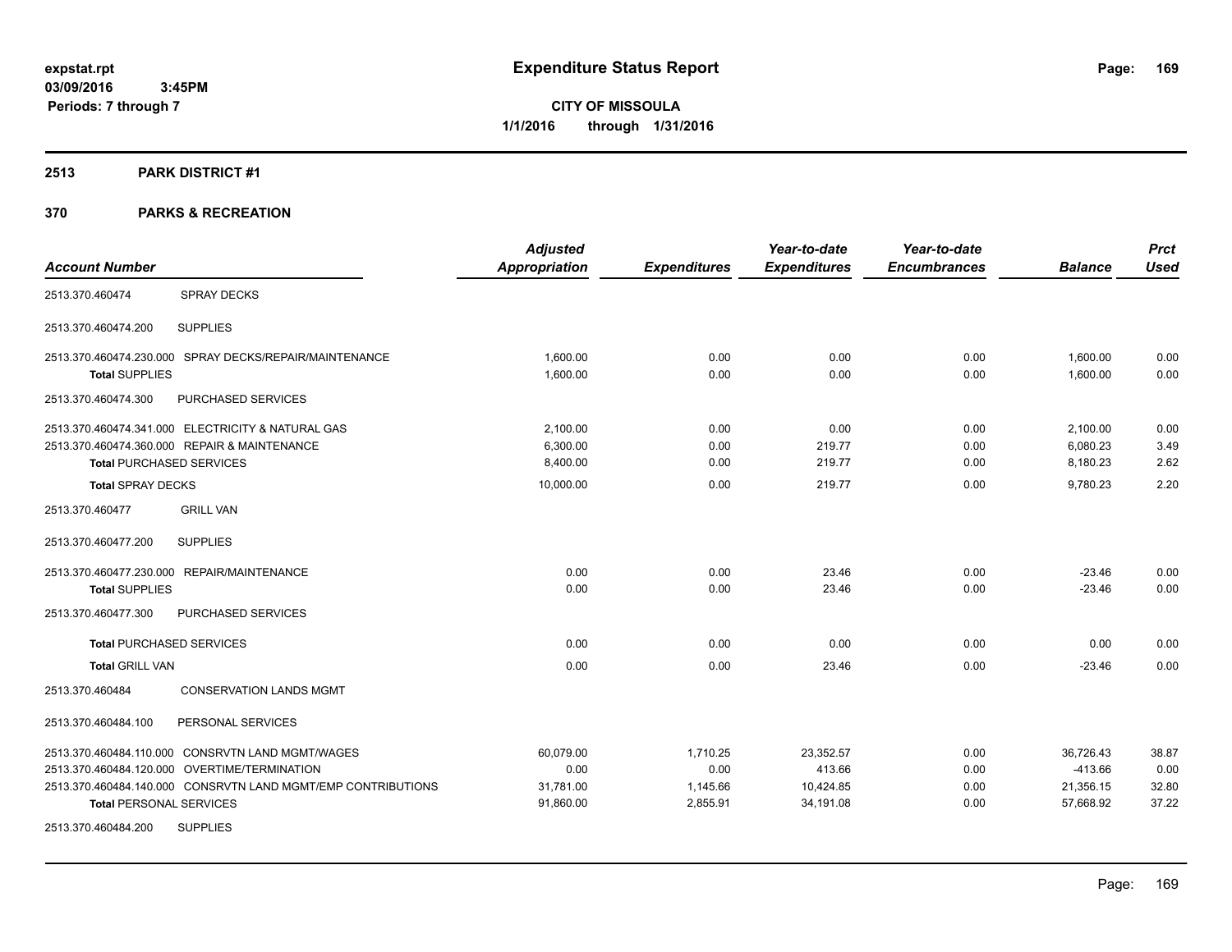**expstat.rpt**
**03/09/2016 3:45PM**
**Periods: 7 through 7**

# Expenditure Status Report

**CITY OF MISSOULA**
**1/1/2016 through 1/31/2016**

## 2513 PARK DISTRICT #1

## 370 PARKS & RECREATION

| Account Number | | Adjusted Appropriation | Expenditures | Year-to-date Expenditures | Year-to-date Encumbrances | Balance | Prct Used |
|---|---|---|---|---|---|---|---|
| 2513.370.460474 | SPRAY DECKS | | | | | | |
| 2513.370.460474.200 | SUPPLIES | | | | | | |
| 2513.370.460474.230.000 | SPRAY DECKS/REPAIR/MAINTENANCE | 1,600.00 | 0.00 | 0.00 | 0.00 | 1,600.00 | 0.00 |
| **Total** SUPPLIES | | 1,600.00 | 0.00 | 0.00 | 0.00 | 1,600.00 | 0.00 |
| 2513.370.460474.300 | PURCHASED SERVICES | | | | | | |
| 2513.370.460474.341.000 | ELECTRICITY & NATURAL GAS | 2,100.00 | 0.00 | 0.00 | 0.00 | 2,100.00 | 0.00 |
| 2513.370.460474.360.000 | REPAIR & MAINTENANCE | 6,300.00 | 0.00 | 219.77 | 0.00 | 6,080.23 | 3.49 |
| **Total** PURCHASED SERVICES | | 8,400.00 | 0.00 | 219.77 | 0.00 | 8,180.23 | 2.62 |
| **Total** SPRAY DECKS | | 10,000.00 | 0.00 | 219.77 | 0.00 | 9,780.23 | 2.20 |
| 2513.370.460477 | GRILL VAN | | | | | | |
| 2513.370.460477.200 | SUPPLIES | | | | | | |
| 2513.370.460477.230.000 | REPAIR/MAINTENANCE | 0.00 | 0.00 | 23.46 | 0.00 | -23.46 | 0.00 |
| **Total** SUPPLIES | | 0.00 | 0.00 | 23.46 | 0.00 | -23.46 | 0.00 |
| 2513.370.460477.300 | PURCHASED SERVICES | | | | | | |
| **Total** PURCHASED SERVICES | | 0.00 | 0.00 | 0.00 | 0.00 | 0.00 | 0.00 |
| **Total** GRILL VAN | | 0.00 | 0.00 | 23.46 | 0.00 | -23.46 | 0.00 |
| 2513.370.460484 | CONSERVATION LANDS MGMT | | | | | | |
| 2513.370.460484.100 | PERSONAL SERVICES | | | | | | |
| 2513.370.460484.110.000 | CONSRVTN LAND MGMT/WAGES | 60,079.00 | 1,710.25 | 23,352.57 | 0.00 | 36,726.43 | 38.87 |
| 2513.370.460484.120.000 | OVERTIME/TERMINATION | 0.00 | 0.00 | 413.66 | 0.00 | -413.66 | 0.00 |
| 2513.370.460484.140.000 | CONSRVTN LAND MGMT/EMP CONTRIBUTIONS | 31,781.00 | 1,145.66 | 10,424.85 | 0.00 | 21,356.15 | 32.80 |
| **Total** PERSONAL SERVICES | | 91,860.00 | 2,855.91 | 34,191.08 | 0.00 | 57,668.92 | 37.22 |
| 2513.370.460484.200 | SUPPLIES | | | | | | |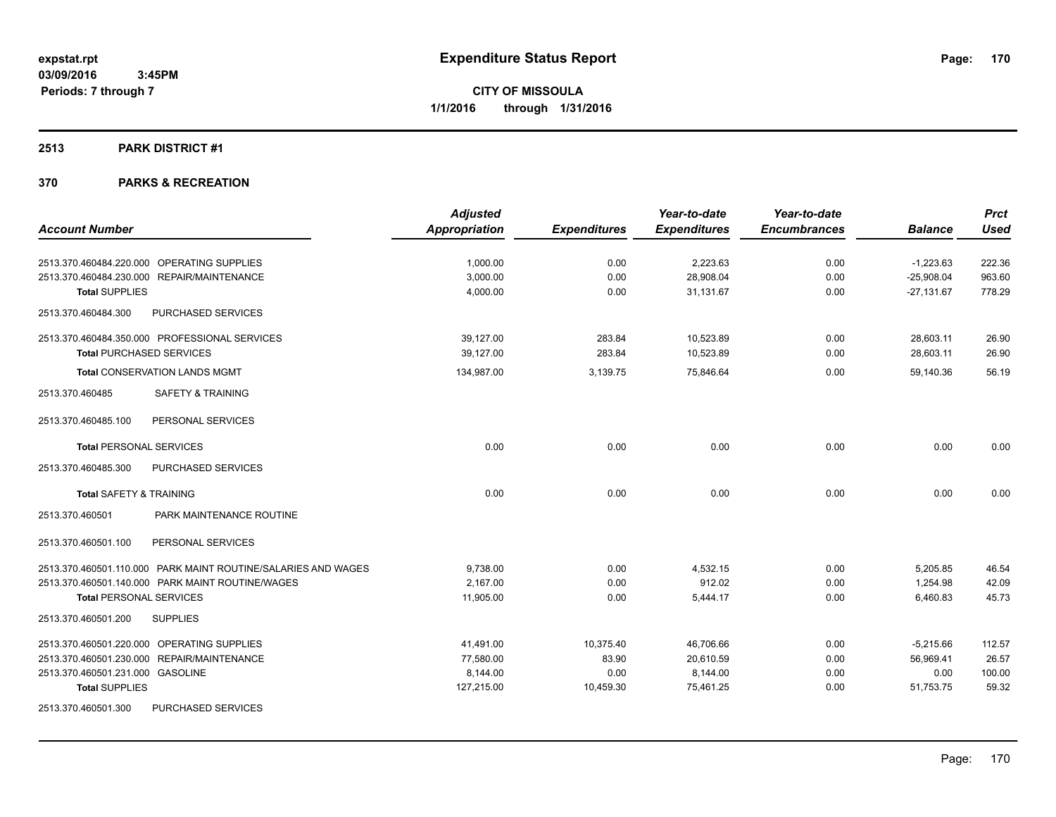# Expenditure Status Report

**CITY OF MISSOULA**

**1/1/2016 through 1/31/2016**

expstat.rpt
03/09/2016 3:45PM
Periods: 7 through 7

## 2513 PARK DISTRICT #1

## 370 PARKS & RECREATION

| Account Number | | Adjusted Appropriation | Expenditures | Year-to-date Expenditures | Year-to-date Encumbrances | Balance | Prct Used |
|---|---|---|---|---|---|---|---|
| 2513.370.460484.220.000 | OPERATING SUPPLIES | 1,000.00 | 0.00 | 2,223.63 | 0.00 | -1,223.63 | 222.36 |
| 2513.370.460484.230.000 | REPAIR/MAINTENANCE | 3,000.00 | 0.00 | 28,908.04 | 0.00 | -25,908.04 | 963.60 |
| **Total** SUPPLIES | | 4,000.00 | 0.00 | 31,131.67 | 0.00 | -27,131.67 | 778.29 |
| 2513.370.460484.300 | PURCHASED SERVICES | | | | | | |
| 2513.370.460484.350.000 | PROFESSIONAL SERVICES | 39,127.00 | 283.84 | 10,523.89 | 0.00 | 28,603.11 | 26.90 |
| **Total** PURCHASED SERVICES | | 39,127.00 | 283.84 | 10,523.89 | 0.00 | 28,603.11 | 26.90 |
| **Total** CONSERVATION LANDS MGMT | | 134,987.00 | 3,139.75 | 75,846.64 | 0.00 | 59,140.36 | 56.19 |
| 2513.370.460485 | SAFETY & TRAINING | | | | | | |
| 2513.370.460485.100 | PERSONAL SERVICES | | | | | | |
| **Total** PERSONAL SERVICES | | 0.00 | 0.00 | 0.00 | 0.00 | 0.00 | 0.00 |
| 2513.370.460485.300 | PURCHASED SERVICES | | | | | | |
| **Total** SAFETY & TRAINING | | 0.00 | 0.00 | 0.00 | 0.00 | 0.00 | 0.00 |
| 2513.370.460501 | PARK MAINTENANCE ROUTINE | | | | | | |
| 2513.370.460501.100 | PERSONAL SERVICES | | | | | | |
| 2513.370.460501.110.000 | PARK MAINT ROUTINE/SALARIES AND WAGES | 9,738.00 | 0.00 | 4,532.15 | 0.00 | 5,205.85 | 46.54 |
| 2513.370.460501.140.000 | PARK MAINT ROUTINE/WAGES | 2,167.00 | 0.00 | 912.02 | 0.00 | 1,254.98 | 42.09 |
| **Total** PERSONAL SERVICES | | 11,905.00 | 0.00 | 5,444.17 | 0.00 | 6,460.83 | 45.73 |
| 2513.370.460501.200 | SUPPLIES | | | | | | |
| 2513.370.460501.220.000 | OPERATING SUPPLIES | 41,491.00 | 10,375.40 | 46,706.66 | 0.00 | -5,215.66 | 112.57 |
| 2513.370.460501.230.000 | REPAIR/MAINTENANCE | 77,580.00 | 83.90 | 20,610.59 | 0.00 | 56,969.41 | 26.57 |
| 2513.370.460501.231.000 | GASOLINE | 8,144.00 | 0.00 | 8,144.00 | 0.00 | 0.00 | 100.00 |
| **Total** SUPPLIES | | 127,215.00 | 10,459.30 | 75,461.25 | 0.00 | 51,753.75 | 59.32 |
| 2513.370.460501.300 | PURCHASED SERVICES | | | | | | |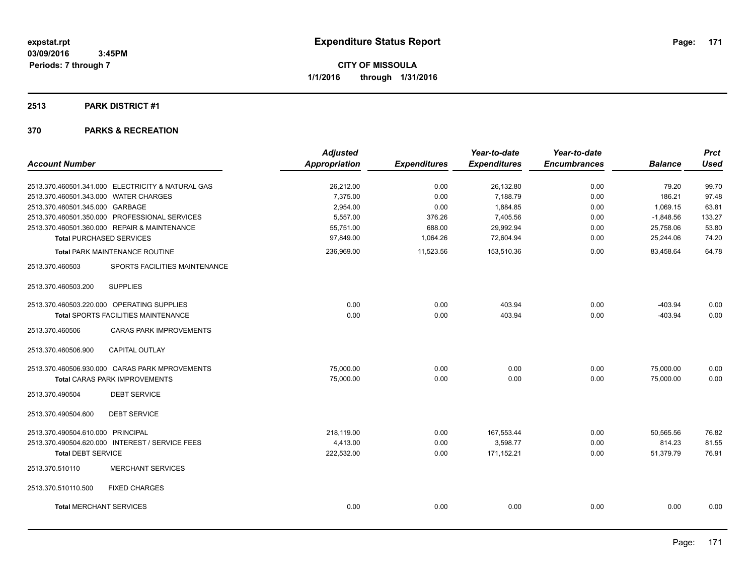# Expenditure Status Report

expstat.rpt
03/09/2016 3:45PM
Periods: 7 through 7

**CITY OF MISSOULA**
**1/1/2016 through 1/31/2016**

## 2513 PARK DISTRICT #1

## 370 PARKS & RECREATION

| Account Number | | Adjusted Appropriation | Expenditures | Year-to-date Expenditures | Year-to-date Encumbrances | Balance | Prct Used |
|---|---|---|---|---|---|---|---|
| 2513.370.460501.341.000 | ELECTRICITY & NATURAL GAS | 26,212.00 | 0.00 | 26,132.80 | 0.00 | 79.20 | 99.70 |
| 2513.370.460501.343.000 | WATER CHARGES | 7,375.00 | 0.00 | 7,188.79 | 0.00 | 186.21 | 97.48 |
| 2513.370.460501.345.000 | GARBAGE | 2,954.00 | 0.00 | 1,884.85 | 0.00 | 1,069.15 | 63.81 |
| 2513.370.460501.350.000 | PROFESSIONAL SERVICES | 5,557.00 | 376.26 | 7,405.56 | 0.00 | -1,848.56 | 133.27 |
| 2513.370.460501.360.000 | REPAIR & MAINTENANCE | 55,751.00 | 688.00 | 29,992.94 | 0.00 | 25,758.06 | 53.80 |
| **Total** PURCHASED SERVICES | | 97,849.00 | 1,064.26 | 72,604.94 | 0.00 | 25,244.06 | 74.20 |
| **Total** PARK MAINTENANCE ROUTINE | | 236,969.00 | 11,523.56 | 153,510.36 | 0.00 | 83,458.64 | 64.78 |
| 2513.370.460503 | SPORTS FACILITIES MAINTENANCE | | | | | | |
| 2513.370.460503.200 | SUPPLIES | | | | | | |
| 2513.370.460503.220.000 | OPERATING SUPPLIES | 0.00 | 0.00 | 403.94 | 0.00 | -403.94 | 0.00 |
| **Total** SPORTS FACILITIES MAINTENANCE | | 0.00 | 0.00 | 403.94 | 0.00 | -403.94 | 0.00 |
| 2513.370.460506 | CARAS PARK IMPROVEMENTS | | | | | | |
| 2513.370.460506.900 | CAPITAL OUTLAY | | | | | | |
| 2513.370.460506.930.000 | CARAS PARK MPROVEMENTS | 75,000.00 | 0.00 | 0.00 | 0.00 | 75,000.00 | 0.00 |
| **Total** CARAS PARK IMPROVEMENTS | | 75,000.00 | 0.00 | 0.00 | 0.00 | 75,000.00 | 0.00 |
| 2513.370.490504 | DEBT SERVICE | | | | | | |
| 2513.370.490504.600 | DEBT SERVICE | | | | | | |
| 2513.370.490504.610.000 | PRINCIPAL | 218,119.00 | 0.00 | 167,553.44 | 0.00 | 50,565.56 | 76.82 |
| 2513.370.490504.620.000 | INTEREST / SERVICE FEES | 4,413.00 | 0.00 | 3,598.77 | 0.00 | 814.23 | 81.55 |
| **Total** DEBT SERVICE | | 222,532.00 | 0.00 | 171,152.21 | 0.00 | 51,379.79 | 76.91 |
| 2513.370.510110 | MERCHANT SERVICES | | | | | | |
| 2513.370.510110.500 | FIXED CHARGES | | | | | | |
| **Total** MERCHANT SERVICES | | 0.00 | 0.00 | 0.00 | 0.00 | 0.00 | 0.00 |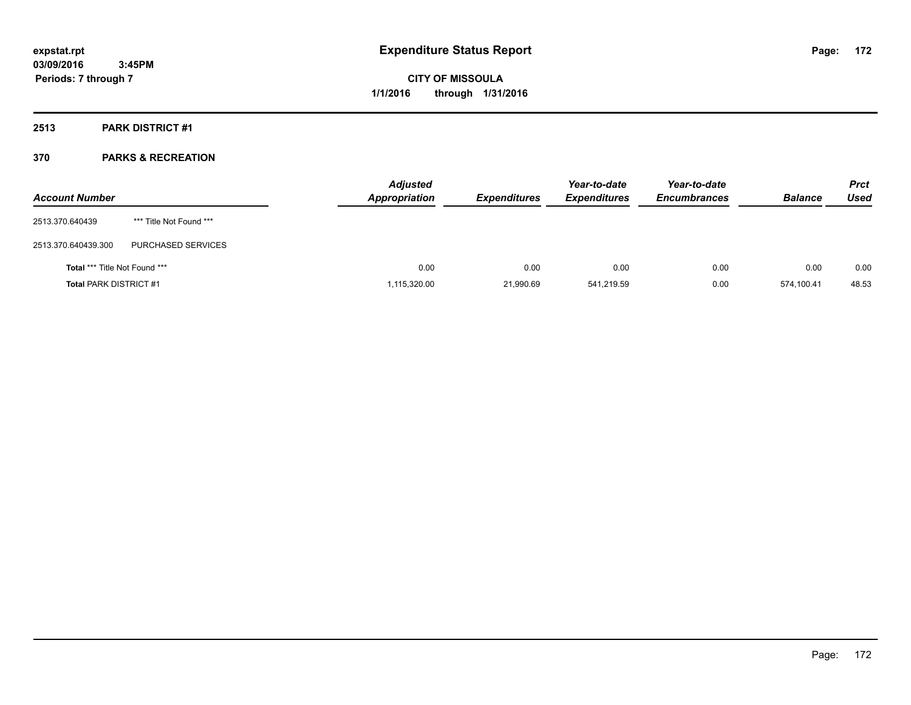## 2513 PARK DISTRICT #1

### 370 PARKS & RECREATION

| Account Number | | Adjusted Appropriation | Expenditures | Year-to-date Expenditures | Year-to-date Encumbrances | Balance | Prct Used |
|---|---|---|---|---|---|---|---|
| 2513.370.640439 | *** Title Not Found *** | | | | | | |
| 2513.370.640439.300 | PURCHASED SERVICES | | | | | | |
| **Total** *** Title Not Found *** | | 0.00 | 0.00 | 0.00 | 0.00 | 0.00 | 0.00 |
| **Total** PARK DISTRICT #1 | | 1,115,320.00 | 21,990.69 | 541,219.59 | 0.00 | 574,100.41 | 48.53 |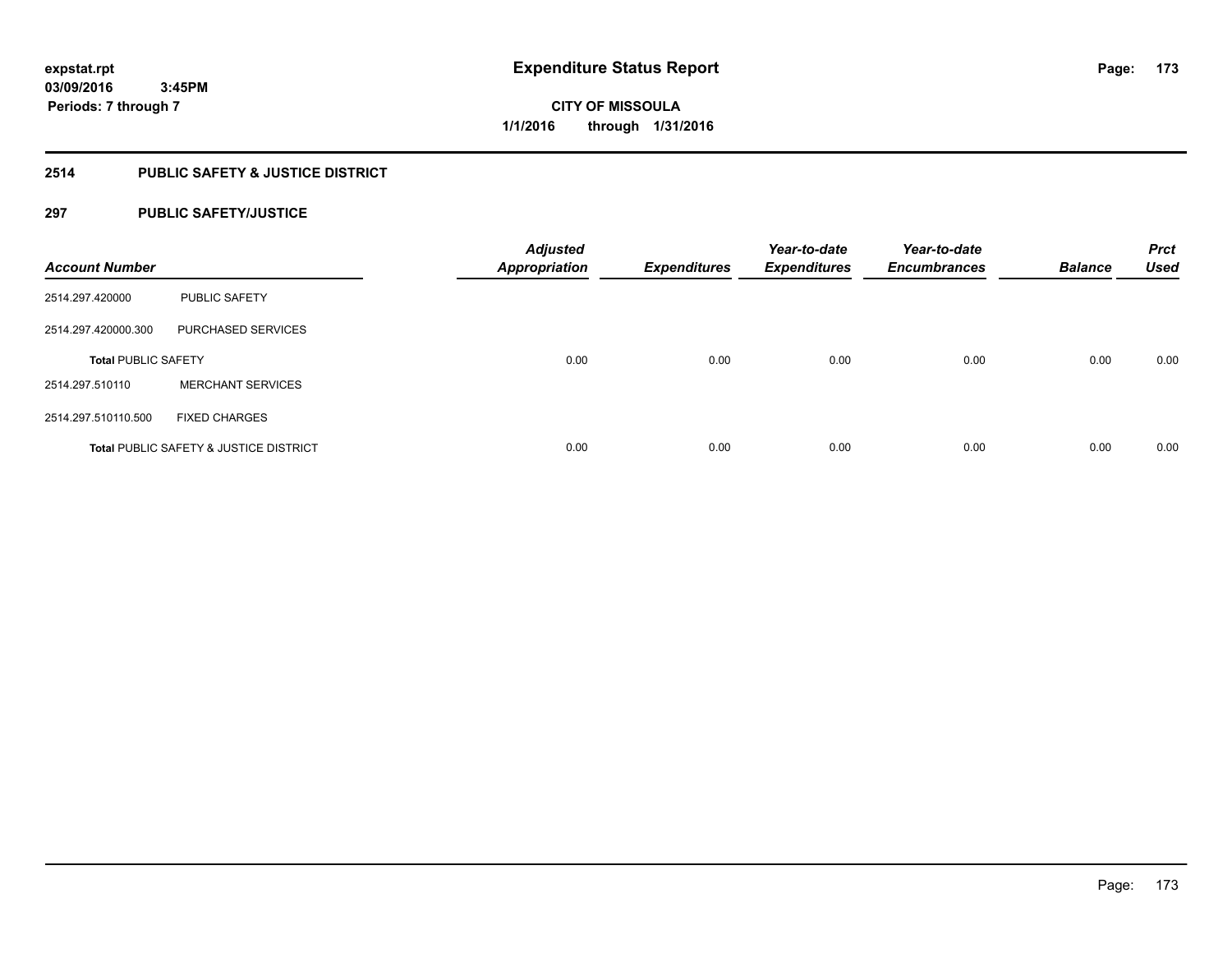# Expenditure Status Report

expstat.rpt
03/09/2016 3:45PM
Periods: 7 through 7

**CITY OF MISSOULA**
**1/1/2016 through 1/31/2016**

## 2514 PUBLIC SAFETY & JUSTICE DISTRICT

### 297 PUBLIC SAFETY/JUSTICE

| Account Number | | Adjusted Appropriation | Expenditures | Year-to-date Expenditures | Year-to-date Encumbrances | Balance | Prct Used |
|---|---|---|---|---|---|---|---|
| 2514.297.420000 | PUBLIC SAFETY | | | | | | |
| 2514.297.420000.300 | PURCHASED SERVICES | | | | | | |
| **Total** PUBLIC SAFETY | | 0.00 | 0.00 | 0.00 | 0.00 | 0.00 | 0.00 |
| 2514.297.510110 | MERCHANT SERVICES | | | | | | |
| 2514.297.510110.500 | FIXED CHARGES | | | | | | |
| **Total** PUBLIC SAFETY & JUSTICE DISTRICT | | 0.00 | 0.00 | 0.00 | 0.00 | 0.00 | 0.00 |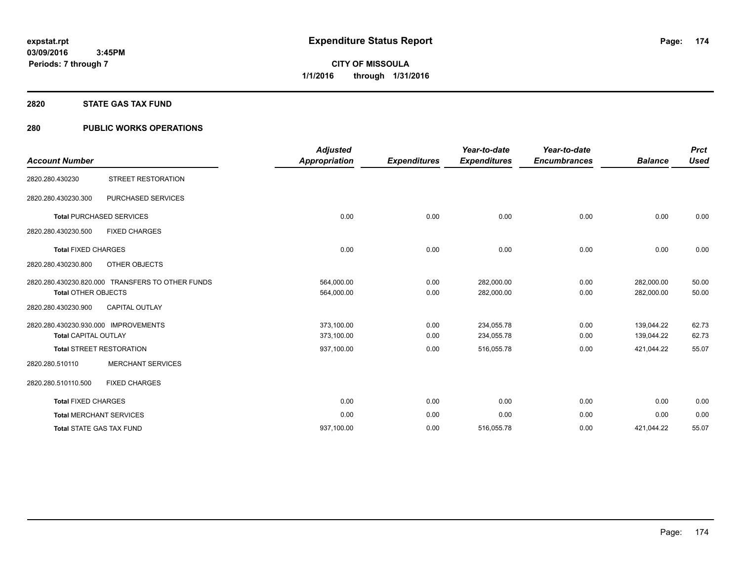# Expenditure Status Report

expstat.rpt
03/09/2016 3:45PM
Periods: 7 through 7

**CITY OF MISSOULA**
**1/1/2016 through 1/31/2016**

## 2820 STATE GAS TAX FUND

## 280 PUBLIC WORKS OPERATIONS

| Account Number | | Adjusted Appropriation | Expenditures | Year-to-date Expenditures | Year-to-date Encumbrances | Balance | Prct Used |
|---|---|---|---|---|---|---|---|
| 2820.280.430230 | STREET RESTORATION | | | | | | |
| 2820.280.430230.300 | PURCHASED SERVICES | | | | | | |
| **Total** PURCHASED SERVICES | | 0.00 | 0.00 | 0.00 | 0.00 | 0.00 | 0.00 |
| 2820.280.430230.500 | FIXED CHARGES | | | | | | |
| **Total** FIXED CHARGES | | 0.00 | 0.00 | 0.00 | 0.00 | 0.00 | 0.00 |
| 2820.280.430230.800 | OTHER OBJECTS | | | | | | |
| 2820.280.430230.820.000 | TRANSFERS TO OTHER FUNDS | 564,000.00 | 0.00 | 282,000.00 | 0.00 | 282,000.00 | 50.00 |
| **Total** OTHER OBJECTS | | 564,000.00 | 0.00 | 282,000.00 | 0.00 | 282,000.00 | 50.00 |
| 2820.280.430230.900 | CAPITAL OUTLAY | | | | | | |
| 2820.280.430230.930.000 | IMPROVEMENTS | 373,100.00 | 0.00 | 234,055.78 | 0.00 | 139,044.22 | 62.73 |
| **Total** CAPITAL OUTLAY | | 373,100.00 | 0.00 | 234,055.78 | 0.00 | 139,044.22 | 62.73 |
| **Total** STREET RESTORATION | | 937,100.00 | 0.00 | 516,055.78 | 0.00 | 421,044.22 | 55.07 |
| 2820.280.510110 | MERCHANT SERVICES | | | | | | |
| 2820.280.510110.500 | FIXED CHARGES | | | | | | |
| **Total** FIXED CHARGES | | 0.00 | 0.00 | 0.00 | 0.00 | 0.00 | 0.00 |
| **Total** MERCHANT SERVICES | | 0.00 | 0.00 | 0.00 | 0.00 | 0.00 | 0.00 |
| **Total** STATE GAS TAX FUND | | 937,100.00 | 0.00 | 516,055.78 | 0.00 | 421,044.22 | 55.07 |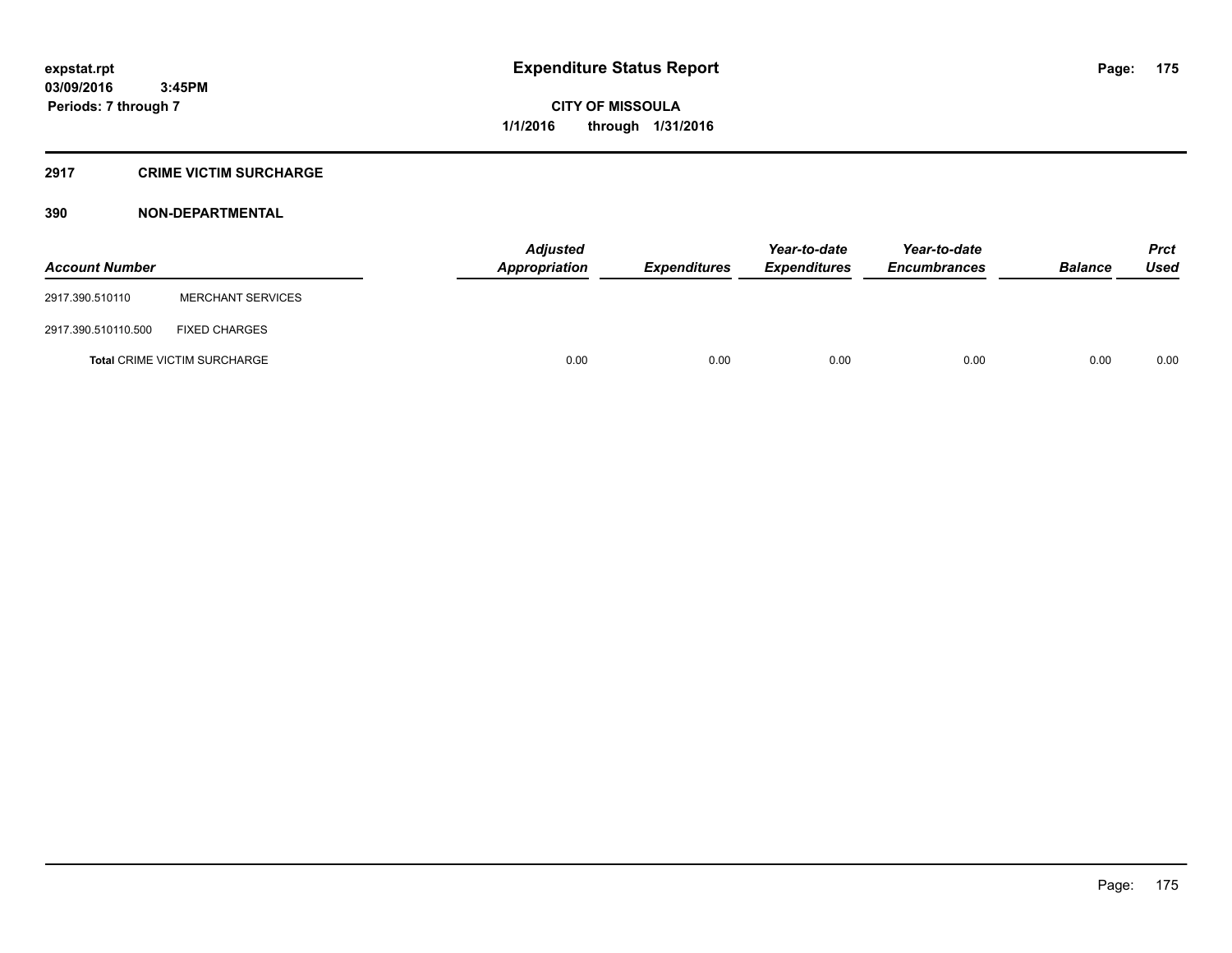# Expenditure Status Report

**CITY OF MISSOULA**
**1/1/2016 through 1/31/2016**

expstat.rpt
03/09/2016 3:45PM
Periods: 7 through 7

## 2917 CRIME VICTIM SURCHARGE

## 390 NON-DEPARTMENTAL

| Account Number | | Adjusted Appropriation | Expenditures | Year-to-date Expenditures | Year-to-date Encumbrances | Balance | Prct Used |
|---|---|---|---|---|---|---|---|
| 2917.390.510110 | MERCHANT SERVICES | | | | | | |
| 2917.390.510110.500 | FIXED CHARGES | | | | | | |
| **Total** CRIME VICTIM SURCHARGE | | 0.00 | 0.00 | 0.00 | 0.00 | 0.00 | 0.00 |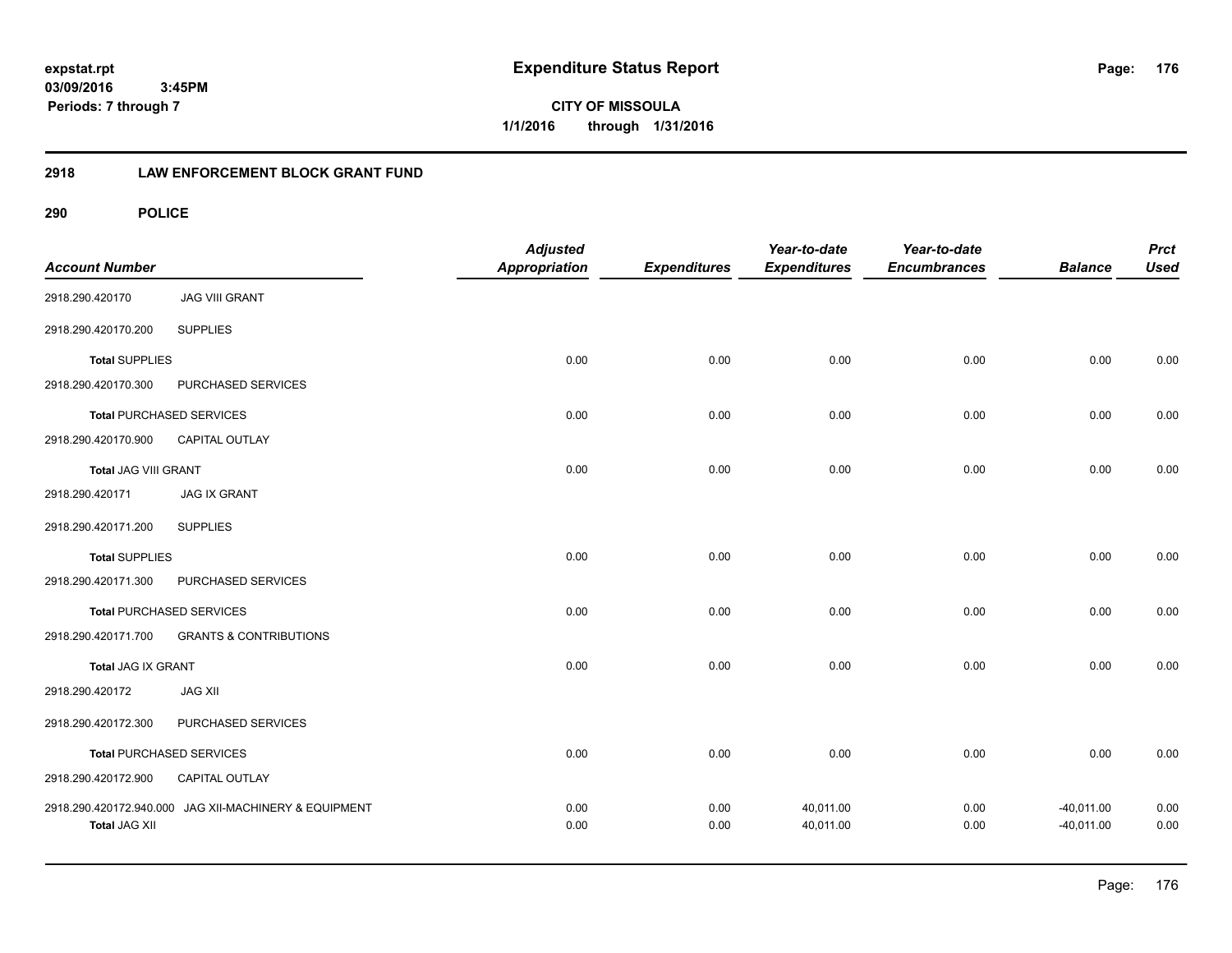**expstat.rpt**
**03/09/2016 3:45PM**
**Periods: 7 through 7**

# Expenditure Status Report

**CITY OF MISSOULA**
**1/1/2016 through 1/31/2016**

## 2918 LAW ENFORCEMENT BLOCK GRANT FUND

### 290 POLICE

| Account Number | | Adjusted Appropriation | Expenditures | Year-to-date Expenditures | Year-to-date Encumbrances | Balance | Prct Used |
|---|---|---|---|---|---|---|---|
| 2918.290.420170 | JAG VIII GRANT | | | | | | |
| 2918.290.420170.200 | SUPPLIES | | | | | | |
| **Total** SUPPLIES | | 0.00 | 0.00 | 0.00 | 0.00 | 0.00 | 0.00 |
| 2918.290.420170.300 | PURCHASED SERVICES | | | | | | |
| **Total** PURCHASED SERVICES | | 0.00 | 0.00 | 0.00 | 0.00 | 0.00 | 0.00 |
| 2918.290.420170.900 | CAPITAL OUTLAY | | | | | | |
| **Total** JAG VIII GRANT | | 0.00 | 0.00 | 0.00 | 0.00 | 0.00 | 0.00 |
| 2918.290.420171 | JAG IX GRANT | | | | | | |
| 2918.290.420171.200 | SUPPLIES | | | | | | |
| **Total** SUPPLIES | | 0.00 | 0.00 | 0.00 | 0.00 | 0.00 | 0.00 |
| 2918.290.420171.300 | PURCHASED SERVICES | | | | | | |
| **Total** PURCHASED SERVICES | | 0.00 | 0.00 | 0.00 | 0.00 | 0.00 | 0.00 |
| 2918.290.420171.700 | GRANTS & CONTRIBUTIONS | | | | | | |
| **Total** JAG IX GRANT | | 0.00 | 0.00 | 0.00 | 0.00 | 0.00 | 0.00 |
| 2918.290.420172 | JAG XII | | | | | | |
| 2918.290.420172.300 | PURCHASED SERVICES | | | | | | |
| **Total** PURCHASED SERVICES | | 0.00 | 0.00 | 0.00 | 0.00 | 0.00 | 0.00 |
| 2918.290.420172.900 | CAPITAL OUTLAY | | | | | | |
| 2918.290.420172.940.000 | JAG XII-MACHINERY & EQUIPMENT | 0.00 | 0.00 | 40,011.00 | 0.00 | -40,011.00 | 0.00 |
| **Total** JAG XII | | 0.00 | 0.00 | 40,011.00 | 0.00 | -40,011.00 | 0.00 |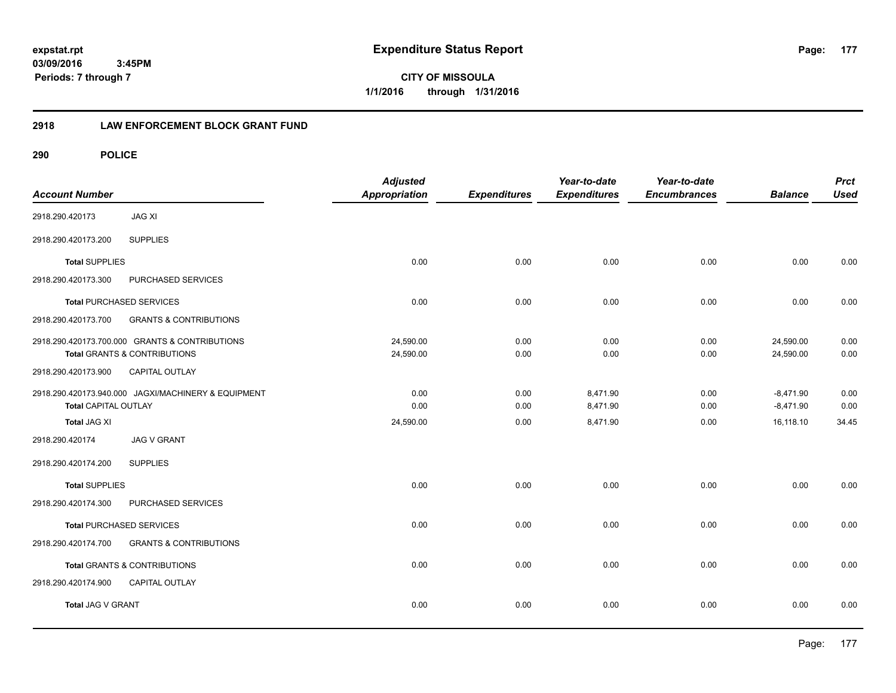**expstat.rpt**
**03/09/2016 3:45PM**
**Periods: 7 through 7**

# Expenditure Status Report

**CITY OF MISSOULA**
**1/1/2016 through 1/31/2016**

## 2918 LAW ENFORCEMENT BLOCK GRANT FUND

## 290 POLICE

| Account Number | | Adjusted Appropriation | Expenditures | Year-to-date Expenditures | Year-to-date Encumbrances | Balance | Prct Used |
|---|---|---|---|---|---|---|---|
| 2918.290.420173 | JAG XI | | | | | | |
| 2918.290.420173.200 | SUPPLIES | | | | | | |
| **Total** SUPPLIES | | 0.00 | 0.00 | 0.00 | 0.00 | 0.00 | 0.00 |
| 2918.290.420173.300 | PURCHASED SERVICES | | | | | | |
| **Total** PURCHASED SERVICES | | 0.00 | 0.00 | 0.00 | 0.00 | 0.00 | 0.00 |
| 2918.290.420173.700 | GRANTS & CONTRIBUTIONS | | | | | | |
| 2918.290.420173.700.000 GRANTS & CONTRIBUTIONS | | 24,590.00 | 0.00 | 0.00 | 0.00 | 24,590.00 | 0.00 |
| **Total** GRANTS & CONTRIBUTIONS | | 24,590.00 | 0.00 | 0.00 | 0.00 | 24,590.00 | 0.00 |
| 2918.290.420173.900 | CAPITAL OUTLAY | | | | | | |
| 2918.290.420173.940.000 JAGXI/MACHINERY & EQUIPMENT | | 0.00 | 0.00 | 8,471.90 | 0.00 | -8,471.90 | 0.00 |
| **Total** CAPITAL OUTLAY | | 0.00 | 0.00 | 8,471.90 | 0.00 | -8,471.90 | 0.00 |
| **Total** JAG XI | | 24,590.00 | 0.00 | 8,471.90 | 0.00 | 16,118.10 | 34.45 |
| 2918.290.420174 | JAG V GRANT | | | | | | |
| 2918.290.420174.200 | SUPPLIES | | | | | | |
| **Total** SUPPLIES | | 0.00 | 0.00 | 0.00 | 0.00 | 0.00 | 0.00 |
| 2918.290.420174.300 | PURCHASED SERVICES | | | | | | |
| **Total** PURCHASED SERVICES | | 0.00 | 0.00 | 0.00 | 0.00 | 0.00 | 0.00 |
| 2918.290.420174.700 | GRANTS & CONTRIBUTIONS | | | | | | |
| **Total** GRANTS & CONTRIBUTIONS | | 0.00 | 0.00 | 0.00 | 0.00 | 0.00 | 0.00 |
| 2918.290.420174.900 | CAPITAL OUTLAY | | | | | | |
| **Total** JAG V GRANT | | 0.00 | 0.00 | 0.00 | 0.00 | 0.00 | 0.00 |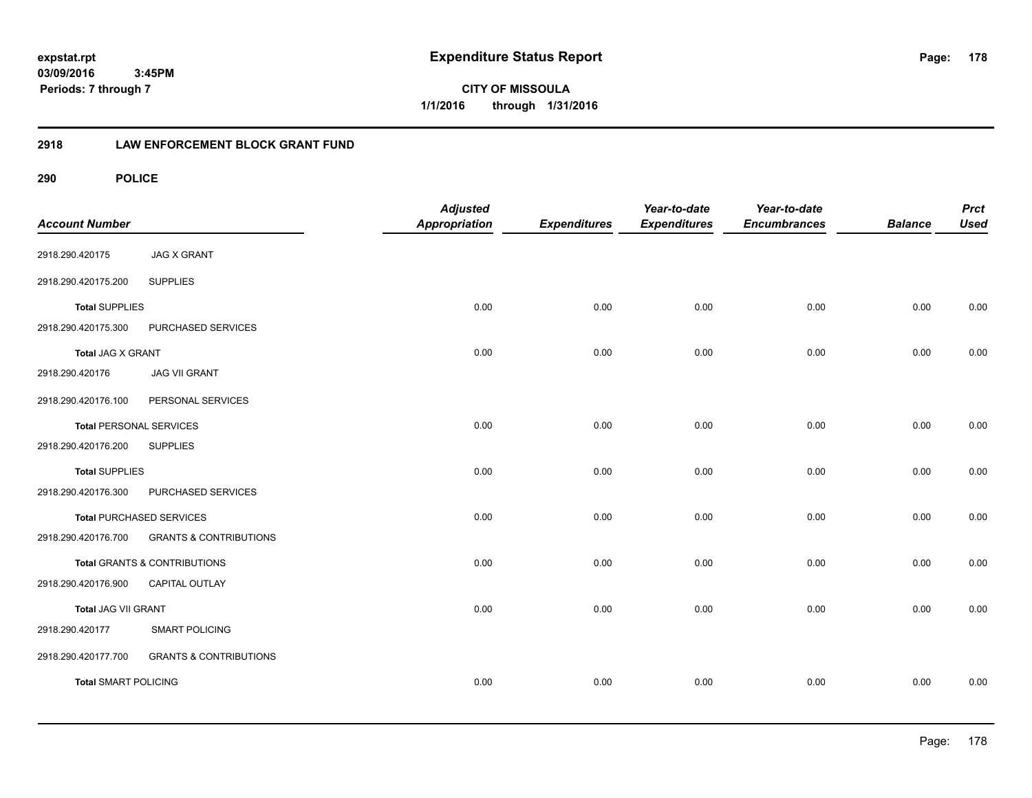# Expenditure Status Report

expstat.rpt
03/09/2016 3:45PM
Periods: 7 through 7

**CITY OF MISSOULA**
**1/1/2016 through 1/31/2016**

## 2918 LAW ENFORCEMENT BLOCK GRANT FUND

### 290 POLICE

| Account Number | | Adjusted Appropriation | Expenditures | Year-to-date Expenditures | Year-to-date Encumbrances | Balance | Prct Used |
|---|---|---|---|---|---|---|---|
| 2918.290.420175 | JAG X GRANT | | | | | | |
| 2918.290.420175.200 | SUPPLIES | | | | | | |
| **Total** SUPPLIES | | 0.00 | 0.00 | 0.00 | 0.00 | 0.00 | 0.00 |
| 2918.290.420175.300 | PURCHASED SERVICES | | | | | | |
| **Total** JAG X GRANT | | 0.00 | 0.00 | 0.00 | 0.00 | 0.00 | 0.00 |
| 2918.290.420176 | JAG VII GRANT | | | | | | |
| 2918.290.420176.100 | PERSONAL SERVICES | | | | | | |
| **Total** PERSONAL SERVICES | | 0.00 | 0.00 | 0.00 | 0.00 | 0.00 | 0.00 |
| 2918.290.420176.200 | SUPPLIES | | | | | | |
| **Total** SUPPLIES | | 0.00 | 0.00 | 0.00 | 0.00 | 0.00 | 0.00 |
| 2918.290.420176.300 | PURCHASED SERVICES | | | | | | |
| **Total** PURCHASED SERVICES | | 0.00 | 0.00 | 0.00 | 0.00 | 0.00 | 0.00 |
| 2918.290.420176.700 | GRANTS & CONTRIBUTIONS | | | | | | |
| **Total** GRANTS & CONTRIBUTIONS | | 0.00 | 0.00 | 0.00 | 0.00 | 0.00 | 0.00 |
| 2918.290.420176.900 | CAPITAL OUTLAY | | | | | | |
| **Total** JAG VII GRANT | | 0.00 | 0.00 | 0.00 | 0.00 | 0.00 | 0.00 |
| 2918.290.420177 | SMART POLICING | | | | | | |
| 2918.290.420177.700 | GRANTS & CONTRIBUTIONS | | | | | | |
| **Total** SMART POLICING | | 0.00 | 0.00 | 0.00 | 0.00 | 0.00 | 0.00 |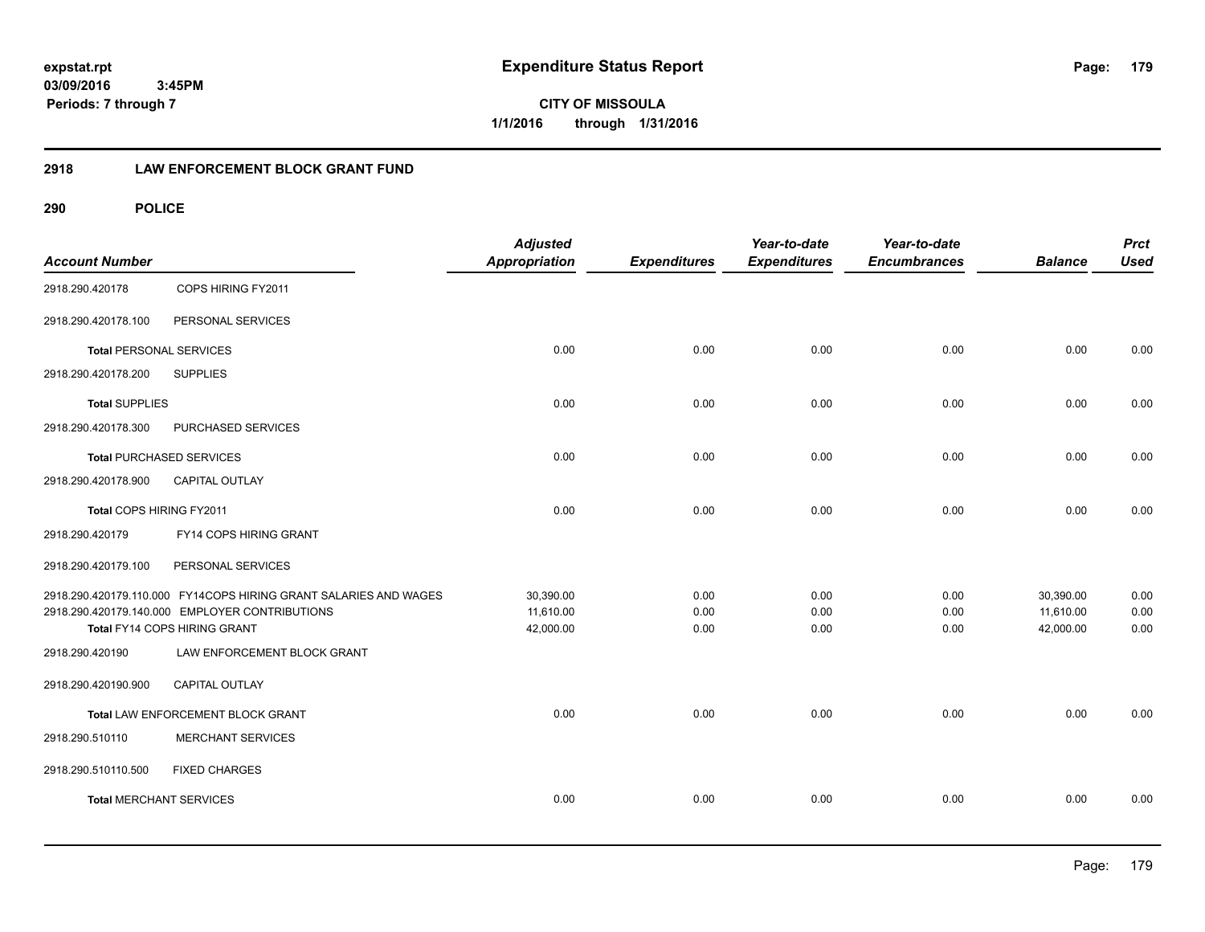**expstat.rpt**
**03/09/2016 3:45PM**
**Periods: 7 through 7**

# Expenditure Status Report

**CITY OF MISSOULA**
**1/1/2016 through 1/31/2016**

## 2918 LAW ENFORCEMENT BLOCK GRANT FUND

## 290 POLICE

| Account Number | | Adjusted Appropriation | Expenditures | Year-to-date Expenditures | Year-to-date Encumbrances | Balance | Prct Used |
|---|---|---|---|---|---|---|---|
| 2918.290.420178 | COPS HIRING FY2011 | | | | | | |
| 2918.290.420178.100 | PERSONAL SERVICES | | | | | | |
| **Total** PERSONAL SERVICES | | 0.00 | 0.00 | 0.00 | 0.00 | 0.00 | 0.00 |
| 2918.290.420178.200 | SUPPLIES | | | | | | |
| **Total** SUPPLIES | | 0.00 | 0.00 | 0.00 | 0.00 | 0.00 | 0.00 |
| 2918.290.420178.300 | PURCHASED SERVICES | | | | | | |
| **Total** PURCHASED SERVICES | | 0.00 | 0.00 | 0.00 | 0.00 | 0.00 | 0.00 |
| 2918.290.420178.900 | CAPITAL OUTLAY | | | | | | |
| Total COPS HIRING FY2011 | | 0.00 | 0.00 | 0.00 | 0.00 | 0.00 | 0.00 |
| 2918.290.420179 | FY14 COPS HIRING GRANT | | | | | | |
| 2918.290.420179.100 | PERSONAL SERVICES | | | | | | |
| 2918.290.420179.110.000 | FY14COPS HIRING GRANT SALARIES AND WAGES | 30,390.00 | 0.00 | 0.00 | 0.00 | 30,390.00 | 0.00 |
| 2918.290.420179.140.000 | EMPLOYER CONTRIBUTIONS | 11,610.00 | 0.00 | 0.00 | 0.00 | 11,610.00 | 0.00 |
| Total FY14 COPS HIRING GRANT | | 42,000.00 | 0.00 | 0.00 | 0.00 | 42,000.00 | 0.00 |
| 2918.290.420190 | LAW ENFORCEMENT BLOCK GRANT | | | | | | |
| 2918.290.420190.900 | CAPITAL OUTLAY | | | | | | |
| Total LAW ENFORCEMENT BLOCK GRANT | | 0.00 | 0.00 | 0.00 | 0.00 | 0.00 | 0.00 |
| 2918.290.510110 | MERCHANT SERVICES | | | | | | |
| 2918.290.510110.500 | FIXED CHARGES | | | | | | |
| **Total** MERCHANT SERVICES | | 0.00 | 0.00 | 0.00 | 0.00 | 0.00 | 0.00 |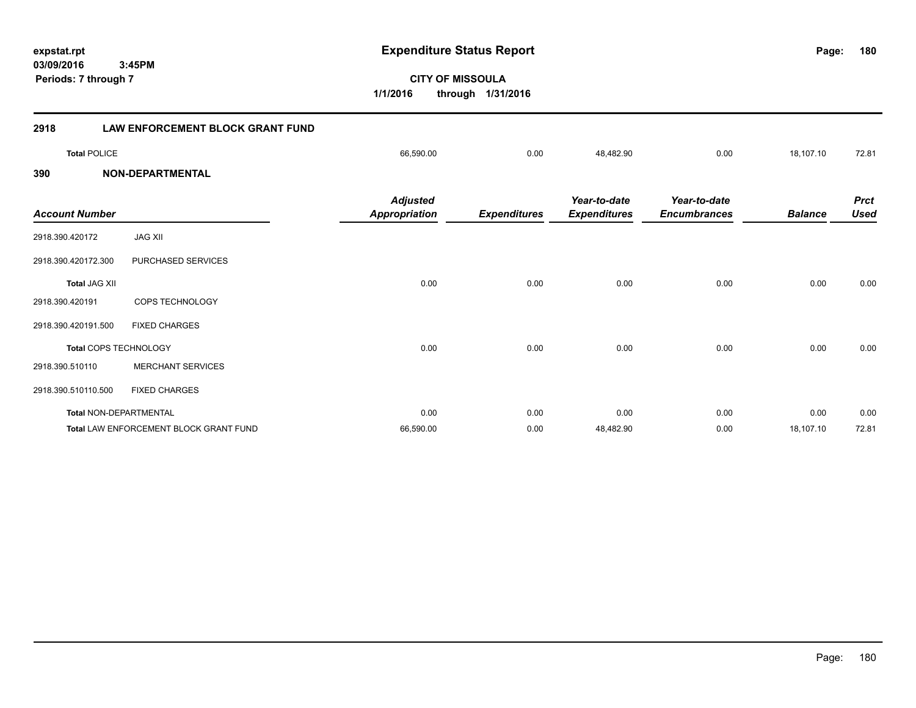expstat.rpt
03/09/2016 3:45PM
Periods: 7 through 7

# Expenditure Status Report

**CITY OF MISSOULA**
**1/1/2016 through 1/31/2016**

## 2918 LAW ENFORCEMENT BLOCK GRANT FUND

| | Adjusted Appropriation | Expenditures | Year-to-date Expenditures | Year-to-date Encumbrances | Balance | Prct Used |
|---|---|---|---|---|---|---|
| **Total** POLICE | 66,590.00 | 0.00 | 48,482.90 | 0.00 | 18,107.10 | 72.81 |

## 390 NON-DEPARTMENTAL

| Account Number | | Adjusted Appropriation | Expenditures | Year-to-date Expenditures | Year-to-date Encumbrances | Balance | Prct Used |
|---|---|---|---|---|---|---|---|
| 2918.390.420172 | JAG XII | | | | | | |
| 2918.390.420172.300 | PURCHASED SERVICES | | | | | | |
| **Total** JAG XII | | 0.00 | 0.00 | 0.00 | 0.00 | 0.00 | 0.00 |
| 2918.390.420191 | COPS TECHNOLOGY | | | | | | |
| 2918.390.420191.500 | FIXED CHARGES | | | | | | |
| **Total** COPS TECHNOLOGY | | 0.00 | 0.00 | 0.00 | 0.00 | 0.00 | 0.00 |
| 2918.390.510110 | MERCHANT SERVICES | | | | | | |
| 2918.390.510110.500 | FIXED CHARGES | | | | | | |
| **Total** NON-DEPARTMENTAL | | 0.00 | 0.00 | 0.00 | 0.00 | 0.00 | 0.00 |
| **Total** LAW ENFORCEMENT BLOCK GRANT FUND | | 66,590.00 | 0.00 | 48,482.90 | 0.00 | 18,107.10 | 72.81 |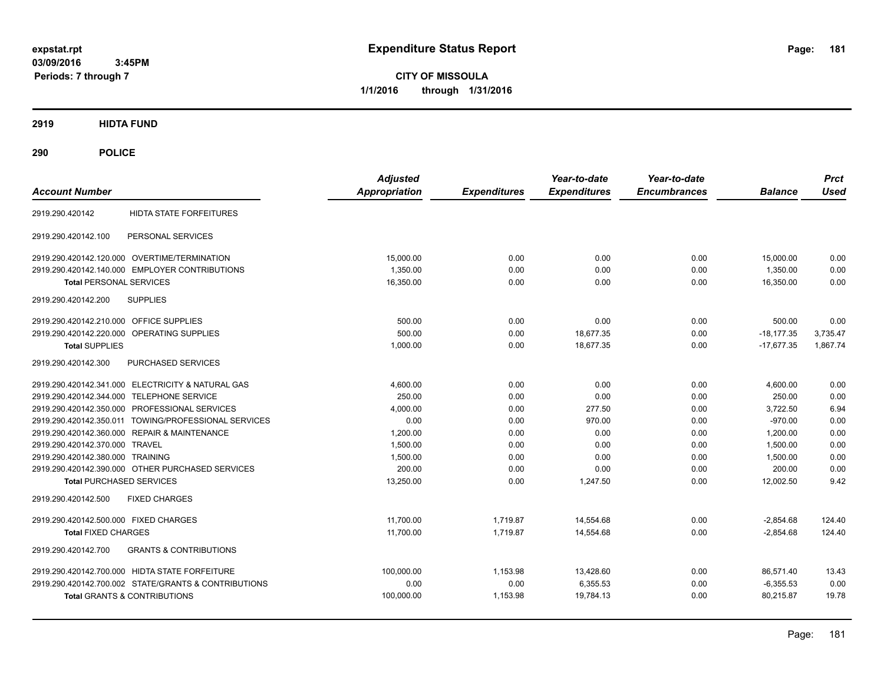expstat.rpt
03/09/2016 3:45PM
Periods: 7 through 7

# Expenditure Status Report

**CITY OF MISSOULA**
**1/1/2016 through 1/31/2016**

## 2919 HIDTA FUND

## 290 POLICE

| Account Number | | Adjusted Appropriation | Expenditures | Year-to-date Expenditures | Year-to-date Encumbrances | Balance | Prct Used |
|---|---|---|---|---|---|---|---|
| 2919.290.420142 | HIDTA STATE FORFEITURES | | | | | | |
| 2919.290.420142.100 | PERSONAL SERVICES | | | | | | |
| 2919.290.420142.120.000 | OVERTIME/TERMINATION | 15,000.00 | 0.00 | 0.00 | 0.00 | 15,000.00 | 0.00 |
| 2919.290.420142.140.000 | EMPLOYER CONTRIBUTIONS | 1,350.00 | 0.00 | 0.00 | 0.00 | 1,350.00 | 0.00 |
| **Total** PERSONAL SERVICES | | 16,350.00 | 0.00 | 0.00 | 0.00 | 16,350.00 | 0.00 |
| 2919.290.420142.200 | SUPPLIES | | | | | | |
| 2919.290.420142.210.000 | OFFICE SUPPLIES | 500.00 | 0.00 | 0.00 | 0.00 | 500.00 | 0.00 |
| 2919.290.420142.220.000 | OPERATING SUPPLIES | 500.00 | 0.00 | 18,677.35 | 0.00 | -18,177.35 | 3,735.47 |
| **Total** SUPPLIES | | 1,000.00 | 0.00 | 18,677.35 | 0.00 | -17,677.35 | 1,867.74 |
| 2919.290.420142.300 | PURCHASED SERVICES | | | | | | |
| 2919.290.420142.341.000 | ELECTRICITY & NATURAL GAS | 4,600.00 | 0.00 | 0.00 | 0.00 | 4,600.00 | 0.00 |
| 2919.290.420142.344.000 | TELEPHONE SERVICE | 250.00 | 0.00 | 0.00 | 0.00 | 250.00 | 0.00 |
| 2919.290.420142.350.000 | PROFESSIONAL SERVICES | 4,000.00 | 0.00 | 277.50 | 0.00 | 3,722.50 | 6.94 |
| 2919.290.420142.350.011 | TOWING/PROFESSIONAL SERVICES | 0.00 | 0.00 | 970.00 | 0.00 | -970.00 | 0.00 |
| 2919.290.420142.360.000 | REPAIR & MAINTENANCE | 1,200.00 | 0.00 | 0.00 | 0.00 | 1,200.00 | 0.00 |
| 2919.290.420142.370.000 | TRAVEL | 1,500.00 | 0.00 | 0.00 | 0.00 | 1,500.00 | 0.00 |
| 2919.290.420142.380.000 | TRAINING | 1,500.00 | 0.00 | 0.00 | 0.00 | 1,500.00 | 0.00 |
| 2919.290.420142.390.000 | OTHER PURCHASED SERVICES | 200.00 | 0.00 | 0.00 | 0.00 | 200.00 | 0.00 |
| **Total** PURCHASED SERVICES | | 13,250.00 | 0.00 | 1,247.50 | 0.00 | 12,002.50 | 9.42 |
| 2919.290.420142.500 | FIXED CHARGES | | | | | | |
| 2919.290.420142.500.000 | FIXED CHARGES | 11,700.00 | 1,719.87 | 14,554.68 | 0.00 | -2,854.68 | 124.40 |
| **Total** FIXED CHARGES | | 11,700.00 | 1,719.87 | 14,554.68 | 0.00 | -2,854.68 | 124.40 |
| 2919.290.420142.700 | GRANTS & CONTRIBUTIONS | | | | | | |
| 2919.290.420142.700.000 | HIDTA STATE FORFEITURE | 100,000.00 | 1,153.98 | 13,428.60 | 0.00 | 86,571.40 | 13.43 |
| 2919.290.420142.700.002 | STATE/GRANTS & CONTRIBUTIONS | 0.00 | 0.00 | 6,355.53 | 0.00 | -6,355.53 | 0.00 |
| **Total** GRANTS & CONTRIBUTIONS | | 100,000.00 | 1,153.98 | 19,784.13 | 0.00 | 80,215.87 | 19.78 |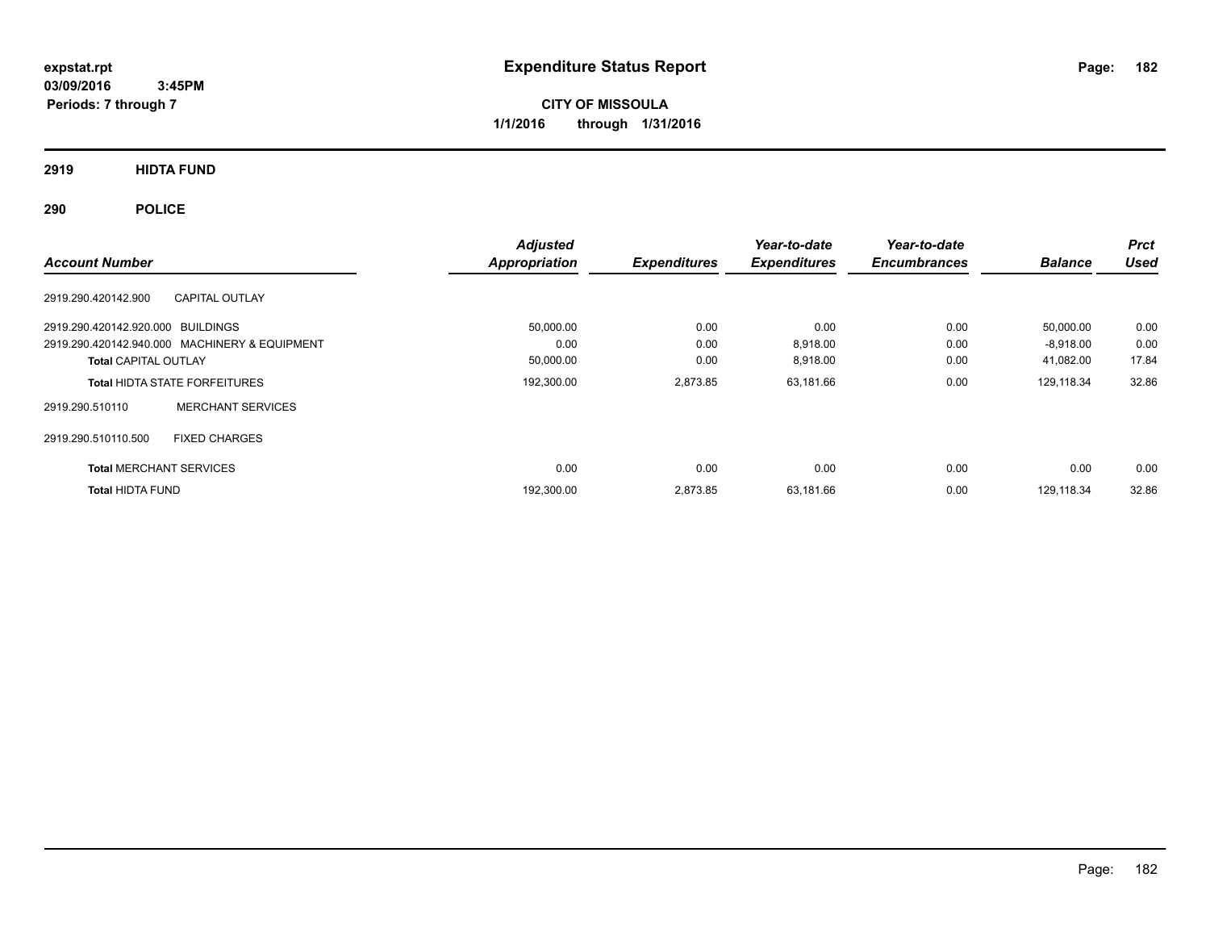expstat.rpt
03/09/2016 3:45PM
Periods: 7 through 7

# Expenditure Status Report

**CITY OF MISSOULA**
**1/1/2016 through 1/31/2016**

## 2919 HIDTA FUND

## 290 POLICE

| Account Number | | Adjusted Appropriation | Expenditures | Year-to-date Expenditures | Year-to-date Encumbrances | Balance | Prct Used |
|---|---|---|---|---|---|---|---|
| 2919.290.420142.900 | CAPITAL OUTLAY | | | | | | |
| 2919.290.420142.920.000 | BUILDINGS | 50,000.00 | 0.00 | 0.00 | 0.00 | 50,000.00 | 0.00 |
| 2919.290.420142.940.000 | MACHINERY & EQUIPMENT | 0.00 | 0.00 | 8,918.00 | 0.00 | -8,918.00 | 0.00 |
| **Total** CAPITAL OUTLAY | | 50,000.00 | 0.00 | 8,918.00 | 0.00 | 41,082.00 | 17.84 |
| **Total** HIDTA STATE FORFEITURES | | 192,300.00 | 2,873.85 | 63,181.66 | 0.00 | 129,118.34 | 32.86 |
| 2919.290.510110 | MERCHANT SERVICES | | | | | | |
| 2919.290.510110.500 | FIXED CHARGES | | | | | | |
| **Total** MERCHANT SERVICES | | 0.00 | 0.00 | 0.00 | 0.00 | 0.00 | 0.00 |
| **Total** HIDTA FUND | | 192,300.00 | 2,873.85 | 63,181.66 | 0.00 | 129,118.34 | 32.86 |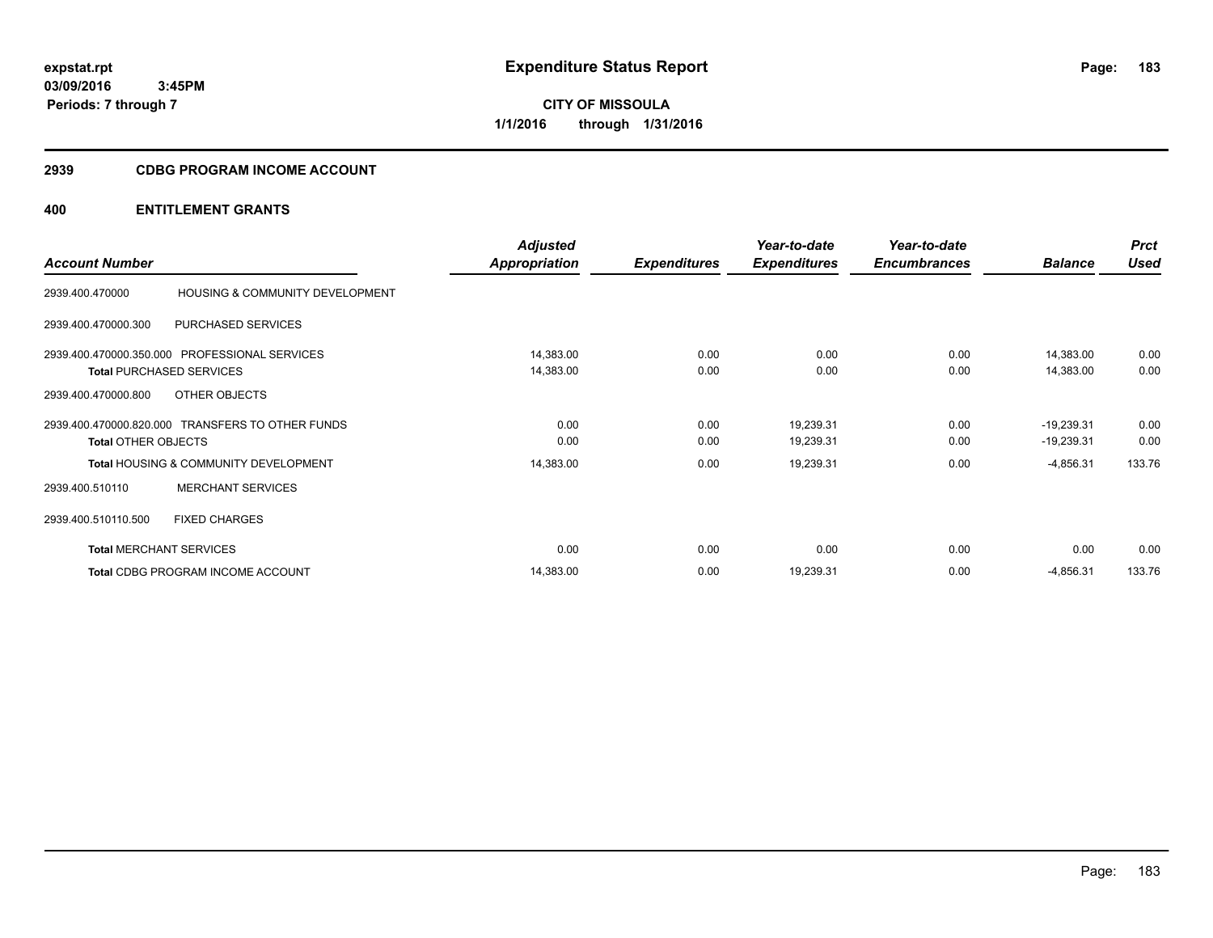**expstat.rpt**
**03/09/2016 3:45PM**
**Periods: 7 through 7**

# Expenditure Status Report

**CITY OF MISSOULA**
**1/1/2016 through 1/31/2016**

## 2939 CDBG PROGRAM INCOME ACCOUNT

## 400 ENTITLEMENT GRANTS

| Account Number | | Adjusted Appropriation | Expenditures | Year-to-date Expenditures | Year-to-date Encumbrances | Balance | Prct Used |
|---|---|---|---|---|---|---|---|
| 2939.400.470000 | HOUSING & COMMUNITY DEVELOPMENT | | | | | | |
| 2939.400.470000.300 | PURCHASED SERVICES | | | | | | |
| 2939.400.470000.350.000 | PROFESSIONAL SERVICES | 14,383.00 | 0.00 | 0.00 | 0.00 | 14,383.00 | 0.00 |
| **Total** PURCHASED SERVICES | | 14,383.00 | 0.00 | 0.00 | 0.00 | 14,383.00 | 0.00 |
| 2939.400.470000.800 | OTHER OBJECTS | | | | | | |
| 2939.400.470000.820.000 | TRANSFERS TO OTHER FUNDS | 0.00 | 0.00 | 19,239.31 | 0.00 | -19,239.31 | 0.00 |
| **Total** OTHER OBJECTS | | 0.00 | 0.00 | 19,239.31 | 0.00 | -19,239.31 | 0.00 |
| **Total** HOUSING & COMMUNITY DEVELOPMENT | | 14,383.00 | 0.00 | 19,239.31 | 0.00 | -4,856.31 | 133.76 |
| 2939.400.510110 | MERCHANT SERVICES | | | | | | |
| 2939.400.510110.500 | FIXED CHARGES | | | | | | |
| **Total** MERCHANT SERVICES | | 0.00 | 0.00 | 0.00 | 0.00 | 0.00 | 0.00 |
| **Total** CDBG PROGRAM INCOME ACCOUNT | | 14,383.00 | 0.00 | 19,239.31 | 0.00 | -4,856.31 | 133.76 |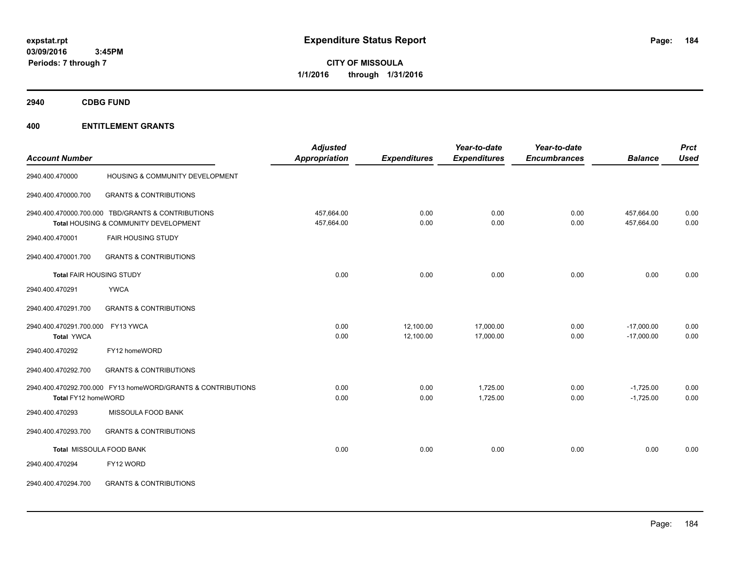**expstat.rpt**
**03/09/2016 3:45PM**
**Periods: 7 through 7**

# Expenditure Status Report

**CITY OF MISSOULA**
**1/1/2016 through 1/31/2016**

## 2940 CDBG FUND

## 400 ENTITLEMENT GRANTS

| Account Number | | Adjusted Appropriation | Expenditures | Year-to-date Expenditures | Year-to-date Encumbrances | Balance | Prct Used |
|---|---|---|---|---|---|---|---|
| 2940.400.470000 | HOUSING & COMMUNITY DEVELOPMENT | | | | | | |
| 2940.400.470000.700 | GRANTS & CONTRIBUTIONS | | | | | | |
| 2940.400.470000.700.000 | TBD/GRANTS & CONTRIBUTIONS | 457,664.00 | 0.00 | 0.00 | 0.00 | 457,664.00 | 0.00 |
| | Total HOUSING & COMMUNITY DEVELOPMENT | 457,664.00 | 0.00 | 0.00 | 0.00 | 457,664.00 | 0.00 |
| 2940.400.470001 | FAIR HOUSING STUDY | | | | | | |
| 2940.400.470001.700 | GRANTS & CONTRIBUTIONS | | | | | | |
| Total FAIR HOUSING STUDY | | 0.00 | 0.00 | 0.00 | 0.00 | 0.00 | 0.00 |
| 2940.400.470291 | YWCA | | | | | | |
| 2940.400.470291.700 | GRANTS & CONTRIBUTIONS | | | | | | |
| 2940.400.470291.700.000 | FY13 YWCA | 0.00 | 12,100.00 | 17,000.00 | 0.00 | -17,000.00 | 0.00 |
| Total YWCA | | 0.00 | 12,100.00 | 17,000.00 | 0.00 | -17,000.00 | 0.00 |
| 2940.400.470292 | FY12 homeWORD | | | | | | |
| 2940.400.470292.700 | GRANTS & CONTRIBUTIONS | | | | | | |
| 2940.400.470292.700.000 | FY13 homeWORD/GRANTS & CONTRIBUTIONS | 0.00 | 0.00 | 1,725.00 | 0.00 | -1,725.00 | 0.00 |
| Total FY12 homeWORD | | 0.00 | 0.00 | 1,725.00 | 0.00 | -1,725.00 | 0.00 |
| 2940.400.470293 | MISSOULA FOOD BANK | | | | | | |
| 2940.400.470293.700 | GRANTS & CONTRIBUTIONS | | | | | | |
| Total MISSOULA FOOD BANK | | 0.00 | 0.00 | 0.00 | 0.00 | 0.00 | 0.00 |
| 2940.400.470294 | FY12 WORD | | | | | | |
| 2940.400.470294.700 | GRANTS & CONTRIBUTIONS | | | | | | |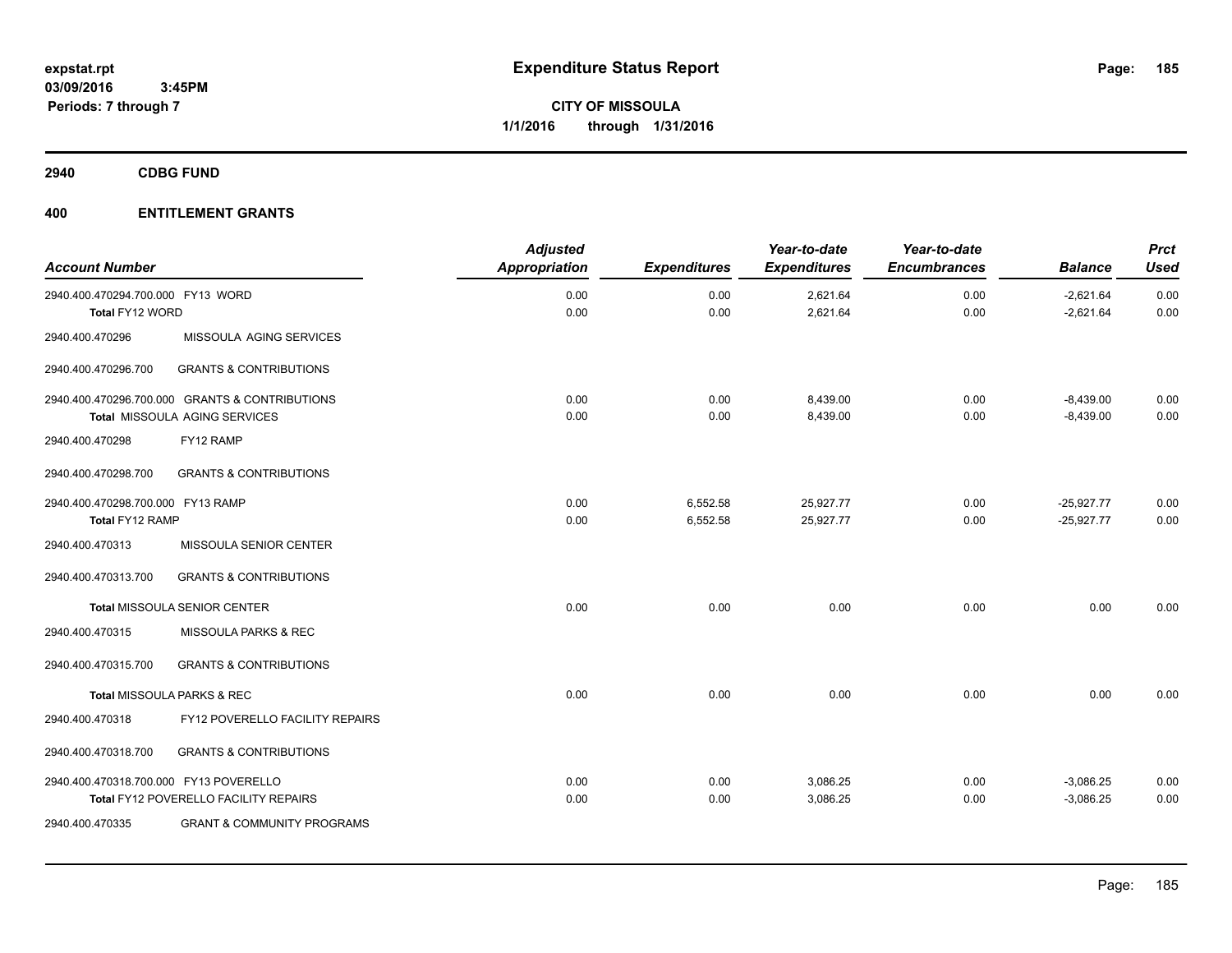expstat.rpt
03/09/2016 3:45PM
Periods: 7 through 7

# Expenditure Status Report

CITY OF MISSOULA
1/1/2016 through 1/31/2016

## 2940 CDBG FUND

## 400 ENTITLEMENT GRANTS

| Account Number | | Adjusted Appropriation | Expenditures | Year-to-date Expenditures | Year-to-date Encumbrances | Balance | Prct Used |
|---|---|---|---|---|---|---|---|
| 2940.400.470294.700.000 FY13 WORD | | 0.00 | 0.00 | 2,621.64 | 0.00 | -2,621.64 | 0.00 |
| Total FY12 WORD | | 0.00 | 0.00 | 2,621.64 | 0.00 | -2,621.64 | 0.00 |
| 2940.400.470296 | MISSOULA AGING SERVICES | | | | | | |
| 2940.400.470296.700 | GRANTS & CONTRIBUTIONS | | | | | | |
| 2940.400.470296.700.000 GRANTS & CONTRIBUTIONS | | 0.00 | 0.00 | 8,439.00 | 0.00 | -8,439.00 | 0.00 |
| Total MISSOULA AGING SERVICES | | 0.00 | 0.00 | 8,439.00 | 0.00 | -8,439.00 | 0.00 |
| 2940.400.470298 | FY12 RAMP | | | | | | |
| 2940.400.470298.700 | GRANTS & CONTRIBUTIONS | | | | | | |
| 2940.400.470298.700.000 FY13 RAMP | | 0.00 | 6,552.58 | 25,927.77 | 0.00 | -25,927.77 | 0.00 |
| Total FY12 RAMP | | 0.00 | 6,552.58 | 25,927.77 | 0.00 | -25,927.77 | 0.00 |
| 2940.400.470313 | MISSOULA SENIOR CENTER | | | | | | |
| 2940.400.470313.700 | GRANTS & CONTRIBUTIONS | | | | | | |
| Total MISSOULA SENIOR CENTER | | 0.00 | 0.00 | 0.00 | 0.00 | 0.00 | 0.00 |
| 2940.400.470315 | MISSOULA PARKS & REC | | | | | | |
| 2940.400.470315.700 | GRANTS & CONTRIBUTIONS | | | | | | |
| Total MISSOULA PARKS & REC | | 0.00 | 0.00 | 0.00 | 0.00 | 0.00 | 0.00 |
| 2940.400.470318 | FY12 POVERELLO FACILITY REPAIRS | | | | | | |
| 2940.400.470318.700 | GRANTS & CONTRIBUTIONS | | | | | | |
| 2940.400.470318.700.000 FY13 POVERELLO | | 0.00 | 0.00 | 3,086.25 | 0.00 | -3,086.25 | 0.00 |
| Total FY12 POVERELLO FACILITY REPAIRS | | 0.00 | 0.00 | 3,086.25 | 0.00 | -3,086.25 | 0.00 |
| 2940.400.470335 | GRANT & COMMUNITY PROGRAMS | | | | | | |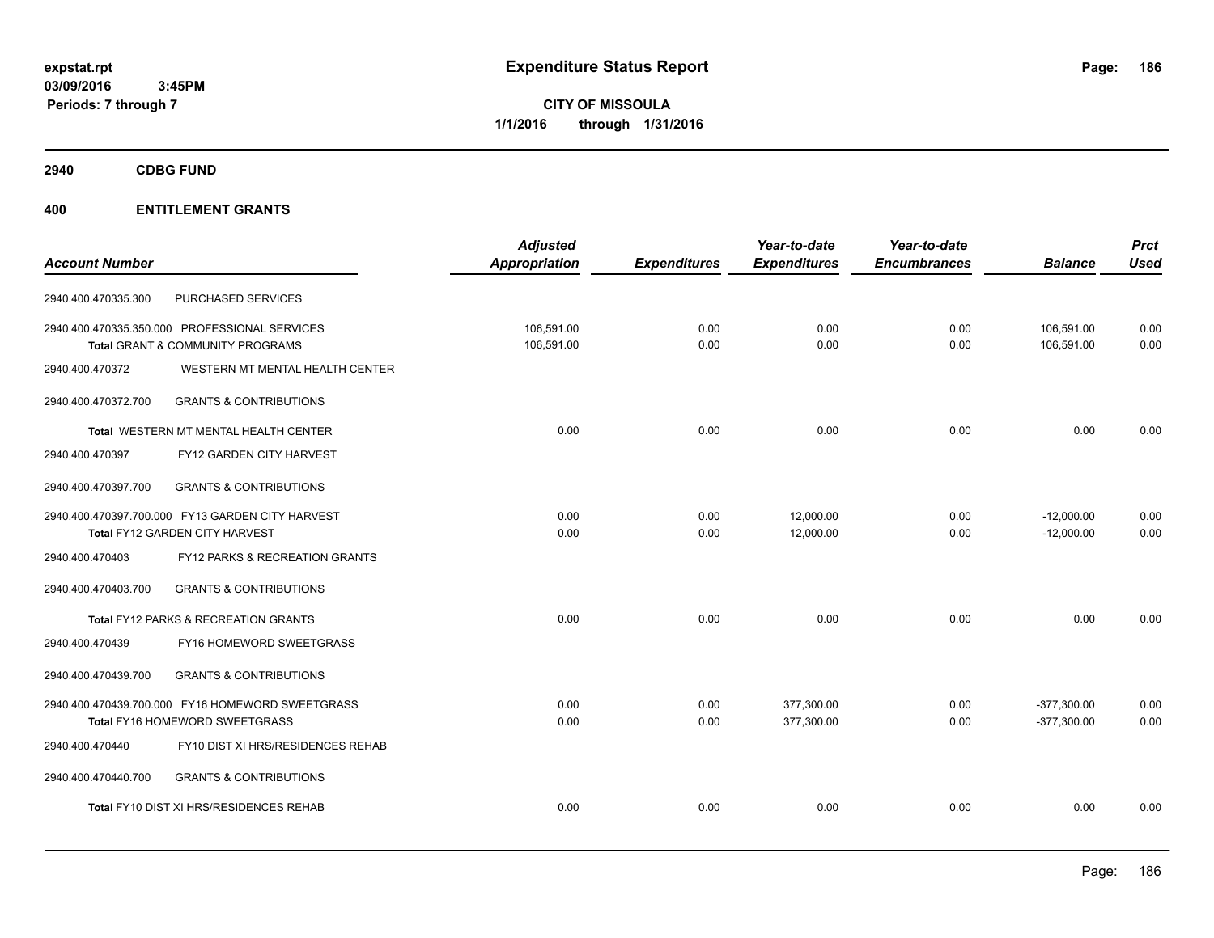**expstat.rpt**
**03/09/2016 3:45PM**
**Periods: 7 through 7**

# Expenditure Status Report

**CITY OF MISSOULA**
**1/1/2016 through 1/31/2016**

## 2940 CDBG FUND

## 400 ENTITLEMENT GRANTS

| Account Number | | Adjusted Appropriation | Expenditures | Year-to-date Expenditures | Year-to-date Encumbrances | Balance | Prct Used |
|---|---|---|---|---|---|---|---|
| 2940.400.470335.300 | PURCHASED SERVICES | | | | | | |
| 2940.400.470335.350.000 | PROFESSIONAL SERVICES | 106,591.00 | 0.00 | 0.00 | 0.00 | 106,591.00 | 0.00 |
| **Total** GRANT & COMMUNITY PROGRAMS | | 106,591.00 | 0.00 | 0.00 | 0.00 | 106,591.00 | 0.00 |
| 2940.400.470372 | WESTERN MT MENTAL HEALTH CENTER | | | | | | |
| 2940.400.470372.700 | GRANTS & CONTRIBUTIONS | | | | | | |
| **Total** WESTERN MT MENTAL HEALTH CENTER | | 0.00 | 0.00 | 0.00 | 0.00 | 0.00 | 0.00 |
| 2940.400.470397 | FY12 GARDEN CITY HARVEST | | | | | | |
| 2940.400.470397.700 | GRANTS & CONTRIBUTIONS | | | | | | |
| 2940.400.470397.700.000 | FY13 GARDEN CITY HARVEST | 0.00 | 0.00 | 12,000.00 | 0.00 | -12,000.00 | 0.00 |
| **Total** FY12 GARDEN CITY HARVEST | | 0.00 | 0.00 | 12,000.00 | 0.00 | -12,000.00 | 0.00 |
| 2940.400.470403 | FY12 PARKS & RECREATION GRANTS | | | | | | |
| 2940.400.470403.700 | GRANTS & CONTRIBUTIONS | | | | | | |
| **Total** FY12 PARKS & RECREATION GRANTS | | 0.00 | 0.00 | 0.00 | 0.00 | 0.00 | 0.00 |
| 2940.400.470439 | FY16 HOMEWORD SWEETGRASS | | | | | | |
| 2940.400.470439.700 | GRANTS & CONTRIBUTIONS | | | | | | |
| 2940.400.470439.700.000 | FY16 HOMEWORD SWEETGRASS | 0.00 | 0.00 | 377,300.00 | 0.00 | -377,300.00 | 0.00 |
| **Total** FY16 HOMEWORD SWEETGRASS | | 0.00 | 0.00 | 377,300.00 | 0.00 | -377,300.00 | 0.00 |
| 2940.400.470440 | FY10 DIST XI HRS/RESIDENCES REHAB | | | | | | |
| 2940.400.470440.700 | GRANTS & CONTRIBUTIONS | | | | | | |
| **Total** FY10 DIST XI HRS/RESIDENCES REHAB | | 0.00 | 0.00 | 0.00 | 0.00 | 0.00 | 0.00 |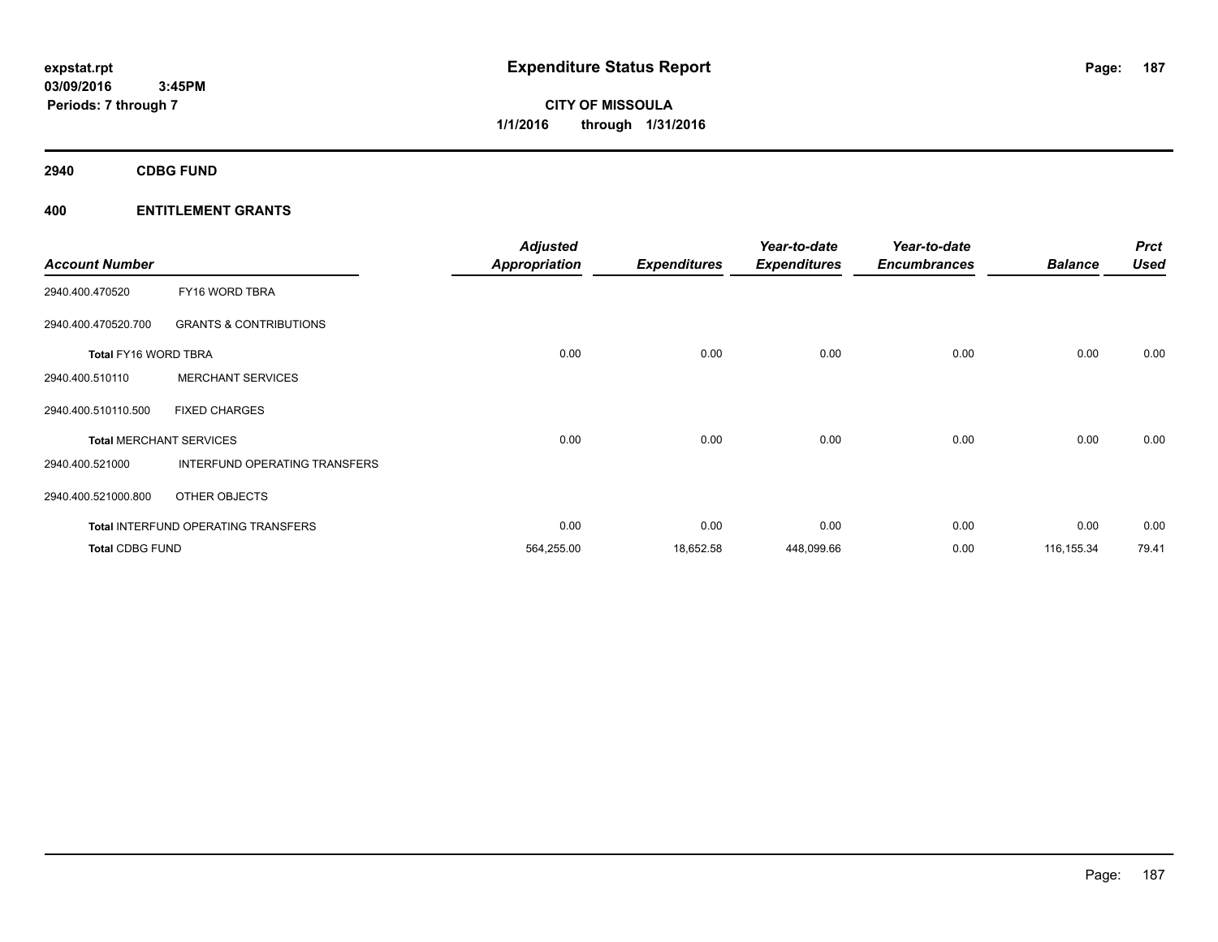# Expenditure Status Report

expstat.rpt
03/09/2016 3:45PM
Periods: 7 through 7

**CITY OF MISSOULA**
**1/1/2016 through 1/31/2016**

## 2940 CDBG FUND

### 400 ENTITLEMENT GRANTS

| Account Number | | Adjusted Appropriation | Expenditures | Year-to-date Expenditures | Year-to-date Encumbrances | Balance | Prct Used |
|---|---|---|---|---|---|---|---|
| 2940.400.470520 | FY16 WORD TBRA | | | | | | |
| 2940.400.470520.700 | GRANTS & CONTRIBUTIONS | | | | | | |
| **Total** FY16 WORD TBRA | | 0.00 | 0.00 | 0.00 | 0.00 | 0.00 | 0.00 |
| 2940.400.510110 | MERCHANT SERVICES | | | | | | |
| 2940.400.510110.500 | FIXED CHARGES | | | | | | |
| **Total** MERCHANT SERVICES | | 0.00 | 0.00 | 0.00 | 0.00 | 0.00 | 0.00 |
| 2940.400.521000 | INTERFUND OPERATING TRANSFERS | | | | | | |
| 2940.400.521000.800 | OTHER OBJECTS | | | | | | |
| **Total** INTERFUND OPERATING TRANSFERS | | 0.00 | 0.00 | 0.00 | 0.00 | 0.00 | 0.00 |
| **Total CDBG FUND** | | 564,255.00 | 18,652.58 | 448,099.66 | 0.00 | 116,155.34 | 79.41 |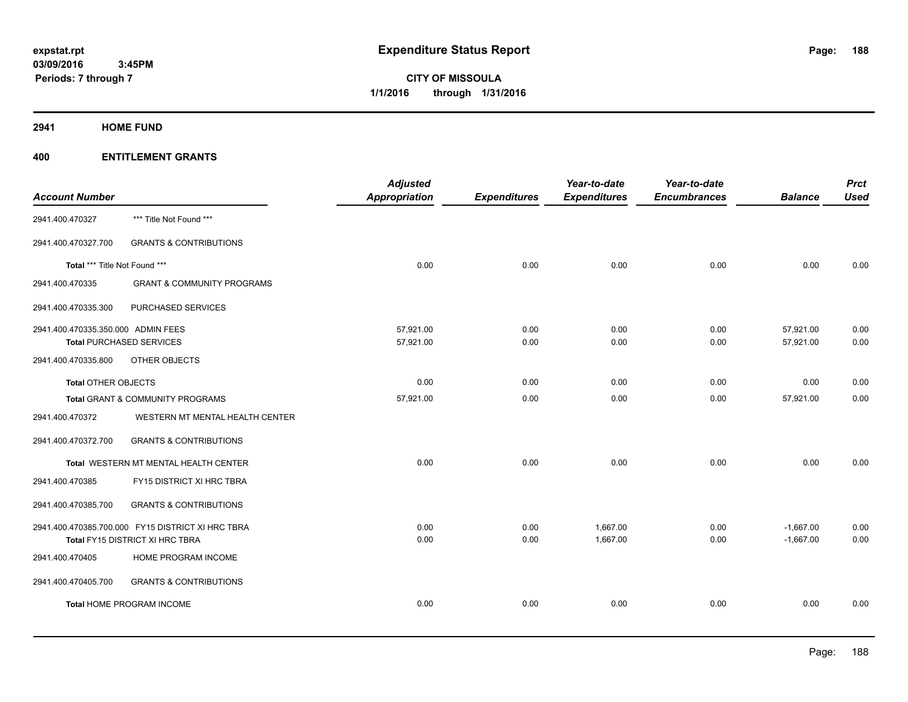**expstat.rpt**
**03/09/2016 3:45PM**
**Periods: 7 through 7**

# Expenditure Status Report

**CITY OF MISSOULA**
**1/1/2016 through 1/31/2016**

## 2941 HOME FUND

## 400 ENTITLEMENT GRANTS

| Account Number | | Adjusted Appropriation | Expenditures | Year-to-date Expenditures | Year-to-date Encumbrances | Balance | Prct Used |
|---|---|---|---|---|---|---|---|
| 2941.400.470327 | *** Title Not Found *** | | | | | | |
| 2941.400.470327.700 | GRANTS & CONTRIBUTIONS | | | | | | |
| Total *** Title Not Found *** | | 0.00 | 0.00 | 0.00 | 0.00 | 0.00 | 0.00 |
| 2941.400.470335 | GRANT & COMMUNITY PROGRAMS | | | | | | |
| 2941.400.470335.300 | PURCHASED SERVICES | | | | | | |
| 2941.400.470335.350.000 | ADMIN FEES | 57,921.00 | 0.00 | 0.00 | 0.00 | 57,921.00 | 0.00 |
| Total PURCHASED SERVICES | | 57,921.00 | 0.00 | 0.00 | 0.00 | 57,921.00 | 0.00 |
| 2941.400.470335.800 | OTHER OBJECTS | | | | | | |
| Total OTHER OBJECTS | | 0.00 | 0.00 | 0.00 | 0.00 | 0.00 | 0.00 |
| Total GRANT & COMMUNITY PROGRAMS | | 57,921.00 | 0.00 | 0.00 | 0.00 | 57,921.00 | 0.00 |
| 2941.400.470372 | WESTERN MT MENTAL HEALTH CENTER | | | | | | |
| 2941.400.470372.700 | GRANTS & CONTRIBUTIONS | | | | | | |
| Total WESTERN MT MENTAL HEALTH CENTER | | 0.00 | 0.00 | 0.00 | 0.00 | 0.00 | 0.00 |
| 2941.400.470385 | FY15 DISTRICT XI HRC TBRA | | | | | | |
| 2941.400.470385.700 | GRANTS & CONTRIBUTIONS | | | | | | |
| 2941.400.470385.700.000 | FY15 DISTRICT XI HRC TBRA | 0.00 | 0.00 | 1,667.00 | 0.00 | -1,667.00 | 0.00 |
| Total FY15 DISTRICT XI HRC TBRA | | 0.00 | 0.00 | 1,667.00 | 0.00 | -1,667.00 | 0.00 |
| 2941.400.470405 | HOME PROGRAM INCOME | | | | | | |
| 2941.400.470405.700 | GRANTS & CONTRIBUTIONS | | | | | | |
| Total HOME PROGRAM INCOME | | 0.00 | 0.00 | 0.00 | 0.00 | 0.00 | 0.00 |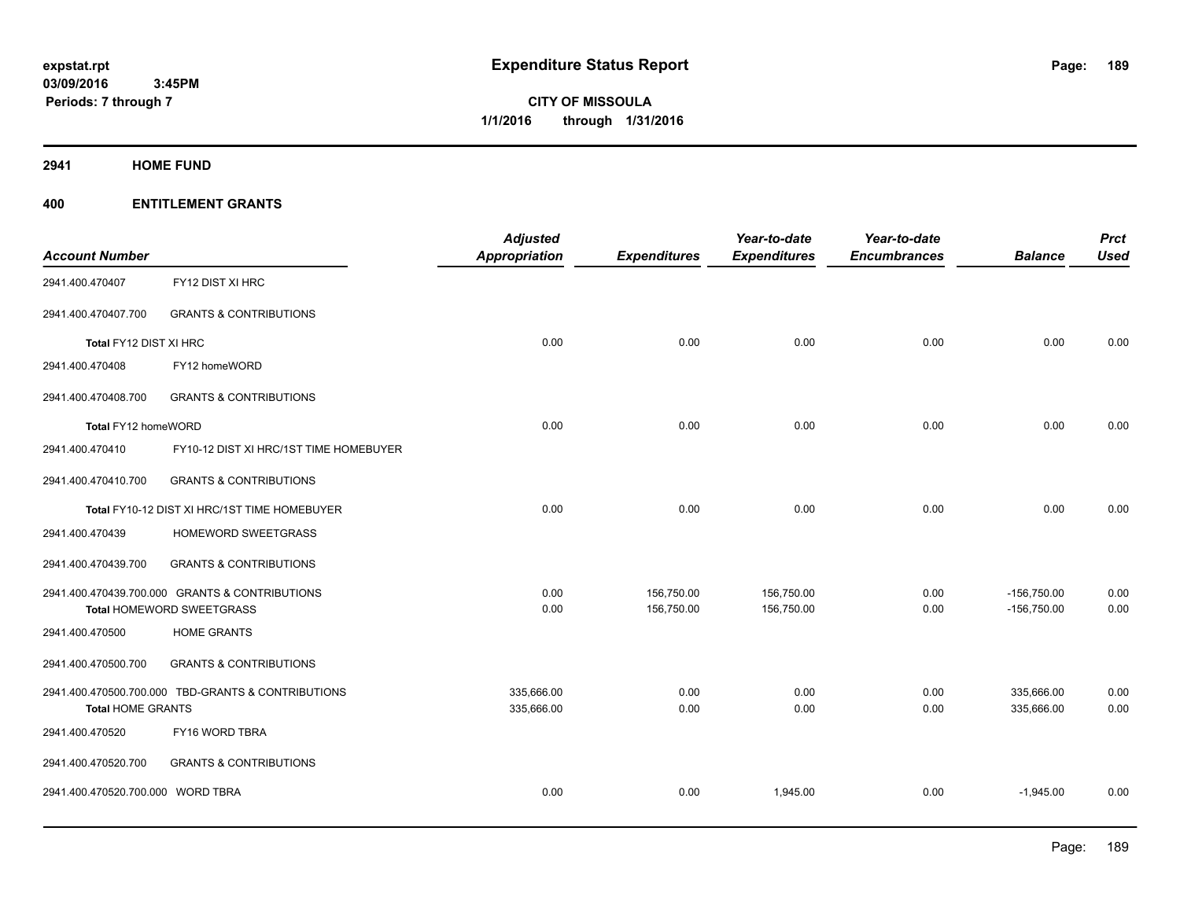**Expenditure Status Report**

**CITY OF MISSOULA**
**1/1/2016 through 1/31/2016**

expstat.rpt
03/09/2016 3:45PM
Periods: 7 through 7

## 2941 HOME FUND

### 400 ENTITLEMENT GRANTS

| Account Number | | Adjusted Appropriation | Expenditures | Year-to-date Expenditures | Year-to-date Encumbrances | Balance | Prct Used |
|---|---|---|---|---|---|---|---|
| 2941.400.470407 | FY12 DIST XI HRC | | | | | | |
| 2941.400.470407.700 | GRANTS & CONTRIBUTIONS | | | | | | |
| Total FY12 DIST XI HRC | | 0.00 | 0.00 | 0.00 | 0.00 | 0.00 | 0.00 |
| 2941.400.470408 | FY12 homeWORD | | | | | | |
| 2941.400.470408.700 | GRANTS & CONTRIBUTIONS | | | | | | |
| Total FY12 homeWORD | | 0.00 | 0.00 | 0.00 | 0.00 | 0.00 | 0.00 |
| 2941.400.470410 | FY10-12 DIST XI HRC/1ST TIME HOMEBUYER | | | | | | |
| 2941.400.470410.700 | GRANTS & CONTRIBUTIONS | | | | | | |
| Total FY10-12 DIST XI HRC/1ST TIME HOMEBUYER | | 0.00 | 0.00 | 0.00 | 0.00 | 0.00 | 0.00 |
| 2941.400.470439 | HOMEWORD SWEETGRASS | | | | | | |
| 2941.400.470439.700 | GRANTS & CONTRIBUTIONS | | | | | | |
| 2941.400.470439.700.000 | GRANTS & CONTRIBUTIONS | 0.00 | 156,750.00 | 156,750.00 | 0.00 | -156,750.00 | 0.00 |
| Total HOMEWORD SWEETGRASS | | 0.00 | 156,750.00 | 156,750.00 | 0.00 | -156,750.00 | 0.00 |
| 2941.400.470500 | HOME GRANTS | | | | | | |
| 2941.400.470500.700 | GRANTS & CONTRIBUTIONS | | | | | | |
| 2941.400.470500.700.000 | TBD-GRANTS & CONTRIBUTIONS | 335,666.00 | 0.00 | 0.00 | 0.00 | 335,666.00 | 0.00 |
| Total HOME GRANTS | | 335,666.00 | 0.00 | 0.00 | 0.00 | 335,666.00 | 0.00 |
| 2941.400.470520 | FY16 WORD TBRA | | | | | | |
| 2941.400.470520.700 | GRANTS & CONTRIBUTIONS | | | | | | |
| 2941.400.470520.700.000 | WORD TBRA | 0.00 | 0.00 | 1,945.00 | 0.00 | -1,945.00 | 0.00 |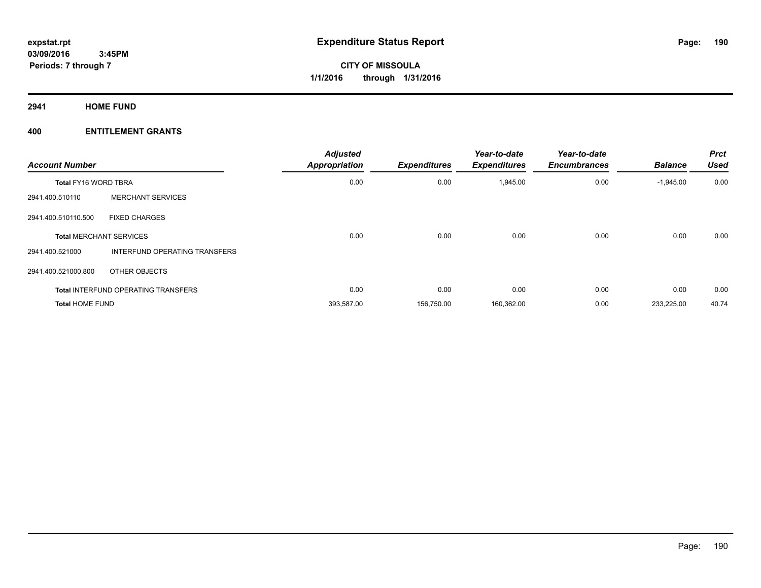**expstat.rpt**
**03/09/2016 3:45PM**
**Periods: 7 through 7**

# Expenditure Status Report

**CITY OF MISSOULA**
**1/1/2016 through 1/31/2016**

## 2941 HOME FUND

## 400 ENTITLEMENT GRANTS

| Account Number | | Adjusted Appropriation | Expenditures | Year-to-date Expenditures | Year-to-date Encumbrances | Balance | Prct Used |
|---|---|---|---|---|---|---|---|
| **Total** FY16 WORD TBRA | | 0.00 | 0.00 | 1,945.00 | 0.00 | -1,945.00 | 0.00 |
| 2941.400.510110 | MERCHANT SERVICES | | | | | | |
| 2941.400.510110.500 | FIXED CHARGES | | | | | | |
| **Total** MERCHANT SERVICES | | 0.00 | 0.00 | 0.00 | 0.00 | 0.00 | 0.00 |
| 2941.400.521000 | INTERFUND OPERATING TRANSFERS | | | | | | |
| 2941.400.521000.800 | OTHER OBJECTS | | | | | | |
| **Total** INTERFUND OPERATING TRANSFERS | | 0.00 | 0.00 | 0.00 | 0.00 | 0.00 | 0.00 |
| **Total** HOME FUND | | 393,587.00 | 156,750.00 | 160,362.00 | 0.00 | 233,225.00 | 40.74 |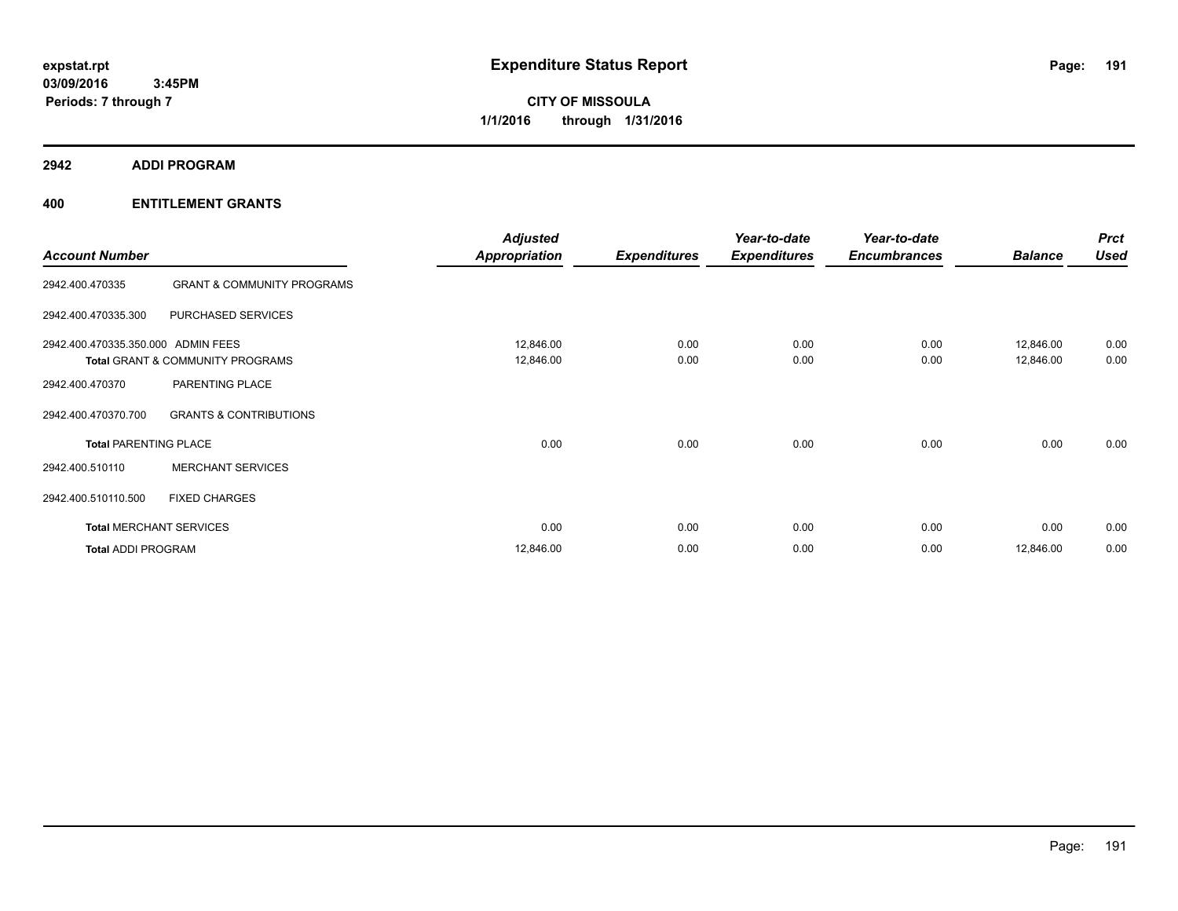# Expenditure Status Report

expstat.rpt
03/09/2016 3:45PM
Periods: 7 through 7

**CITY OF MISSOULA**
**1/1/2016 through 1/31/2016**

## 2942 ADDI PROGRAM

### 400 ENTITLEMENT GRANTS

| Account Number | | Adjusted Appropriation | Expenditures | Year-to-date Expenditures | Year-to-date Encumbrances | Balance | Prct Used |
|---|---|---|---|---|---|---|---|
| 2942.400.470335 | GRANT & COMMUNITY PROGRAMS | | | | | | |
| 2942.400.470335.300 | PURCHASED SERVICES | | | | | | |
| 2942.400.470335.350.000 | ADMIN FEES | 12,846.00 | 0.00 | 0.00 | 0.00 | 12,846.00 | 0.00 |
| **Total** GRANT & COMMUNITY PROGRAMS | | 12,846.00 | 0.00 | 0.00 | 0.00 | 12,846.00 | 0.00 |
| 2942.400.470370 | PARENTING PLACE | | | | | | |
| 2942.400.470370.700 | GRANTS & CONTRIBUTIONS | | | | | | |
| **Total** PARENTING PLACE | | 0.00 | 0.00 | 0.00 | 0.00 | 0.00 | 0.00 |
| 2942.400.510110 | MERCHANT SERVICES | | | | | | |
| 2942.400.510110.500 | FIXED CHARGES | | | | | | |
| **Total** MERCHANT SERVICES | | 0.00 | 0.00 | 0.00 | 0.00 | 0.00 | 0.00 |
| **Total** ADDI PROGRAM | | 12,846.00 | 0.00 | 0.00 | 0.00 | 12,846.00 | 0.00 |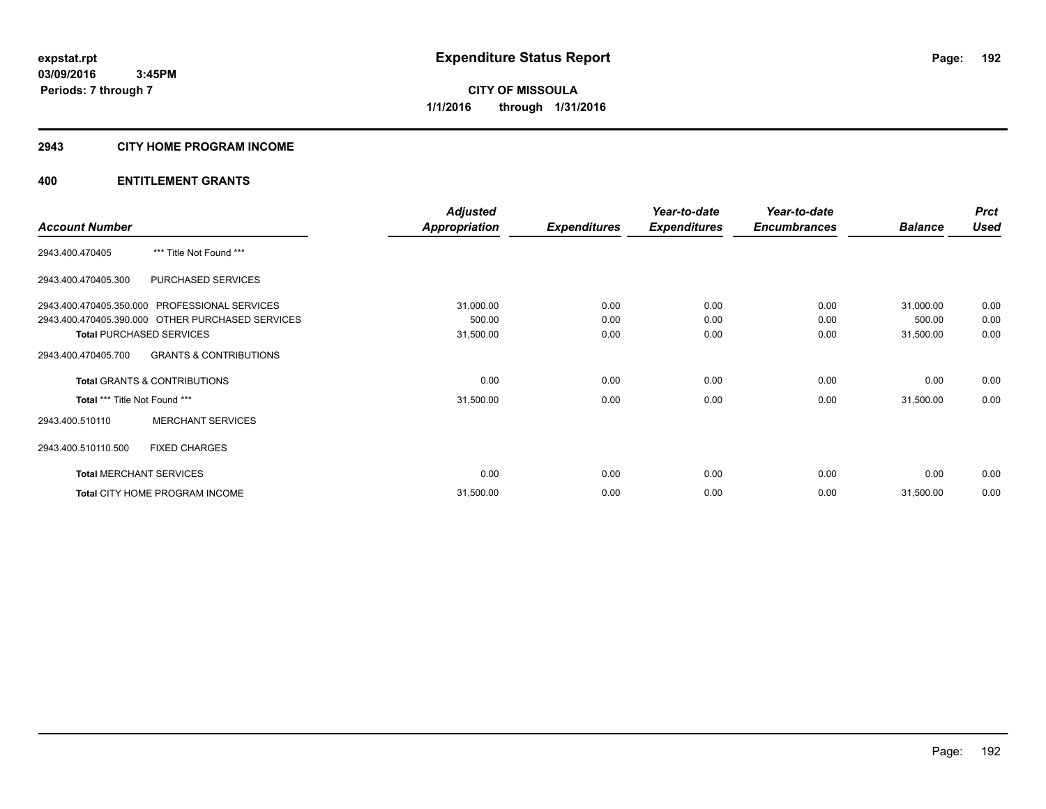# Expenditure Status Report

**CITY OF MISSOULA**

**1/1/2016 through 1/31/2016**

expstat.rpt
03/09/2016 3:45PM
Periods: 7 through 7

## 2943 CITY HOME PROGRAM INCOME

## 400 ENTITLEMENT GRANTS

| Account Number | | Adjusted Appropriation | Expenditures | Year-to-date Expenditures | Year-to-date Encumbrances | Balance | Prct Used |
|---|---|---|---|---|---|---|---|
| 2943.400.470405 | *** Title Not Found *** | | | | | | |
| 2943.400.470405.300 | PURCHASED SERVICES | | | | | | |
| 2943.400.470405.350.000 | PROFESSIONAL SERVICES | 31,000.00 | 0.00 | 0.00 | 0.00 | 31,000.00 | 0.00 |
| 2943.400.470405.390.000 | OTHER PURCHASED SERVICES | 500.00 | 0.00 | 0.00 | 0.00 | 500.00 | 0.00 |
| **Total** PURCHASED SERVICES | | 31,500.00 | 0.00 | 0.00 | 0.00 | 31,500.00 | 0.00 |
| 2943.400.470405.700 | GRANTS & CONTRIBUTIONS | | | | | | |
| **Total** GRANTS & CONTRIBUTIONS | | 0.00 | 0.00 | 0.00 | 0.00 | 0.00 | 0.00 |
| **Total** *** Title Not Found *** | | 31,500.00 | 0.00 | 0.00 | 0.00 | 31,500.00 | 0.00 |
| 2943.400.510110 | MERCHANT SERVICES | | | | | | |
| 2943.400.510110.500 | FIXED CHARGES | | | | | | |
| **Total** MERCHANT SERVICES | | 0.00 | 0.00 | 0.00 | 0.00 | 0.00 | 0.00 |
| **Total** CITY HOME PROGRAM INCOME | | 31,500.00 | 0.00 | 0.00 | 0.00 | 31,500.00 | 0.00 |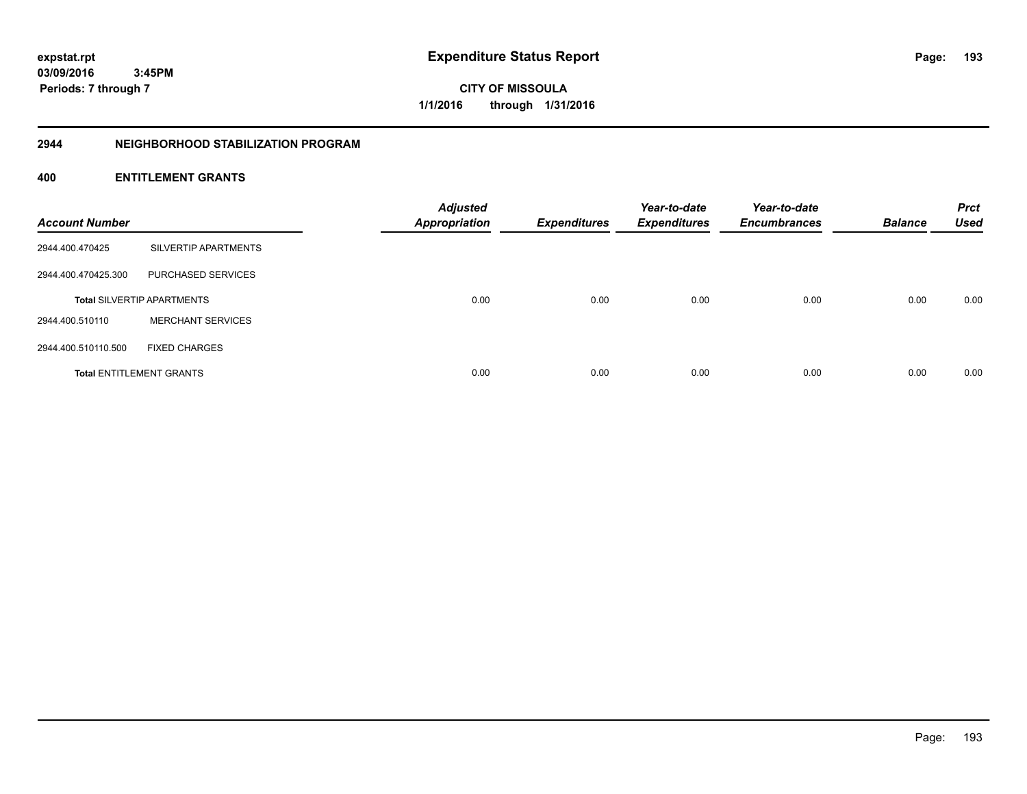expstat.rpt
03/09/2016 3:45PM
Periods: 7 through 7

# Expenditure Status Report

CITY OF MISSOULA
1/1/2016 through 1/31/2016

## 2944 NEIGHBORHOOD STABILIZATION PROGRAM

## 400 ENTITLEMENT GRANTS

| Account Number | | Adjusted Appropriation | Expenditures | Year-to-date Expenditures | Year-to-date Encumbrances | Balance | Prct Used |
|---|---|---|---|---|---|---|---|
| 2944.400.470425 | SILVERTIP APARTMENTS | | | | | | |
| 2944.400.470425.300 | PURCHASED SERVICES | | | | | | |
| **Total** SILVERTIP APARTMENTS | | 0.00 | 0.00 | 0.00 | 0.00 | 0.00 | 0.00 |
| 2944.400.510110 | MERCHANT SERVICES | | | | | | |
| 2944.400.510110.500 | FIXED CHARGES | | | | | | |
| **Total** ENTITLEMENT GRANTS | | 0.00 | 0.00 | 0.00 | 0.00 | 0.00 | 0.00 |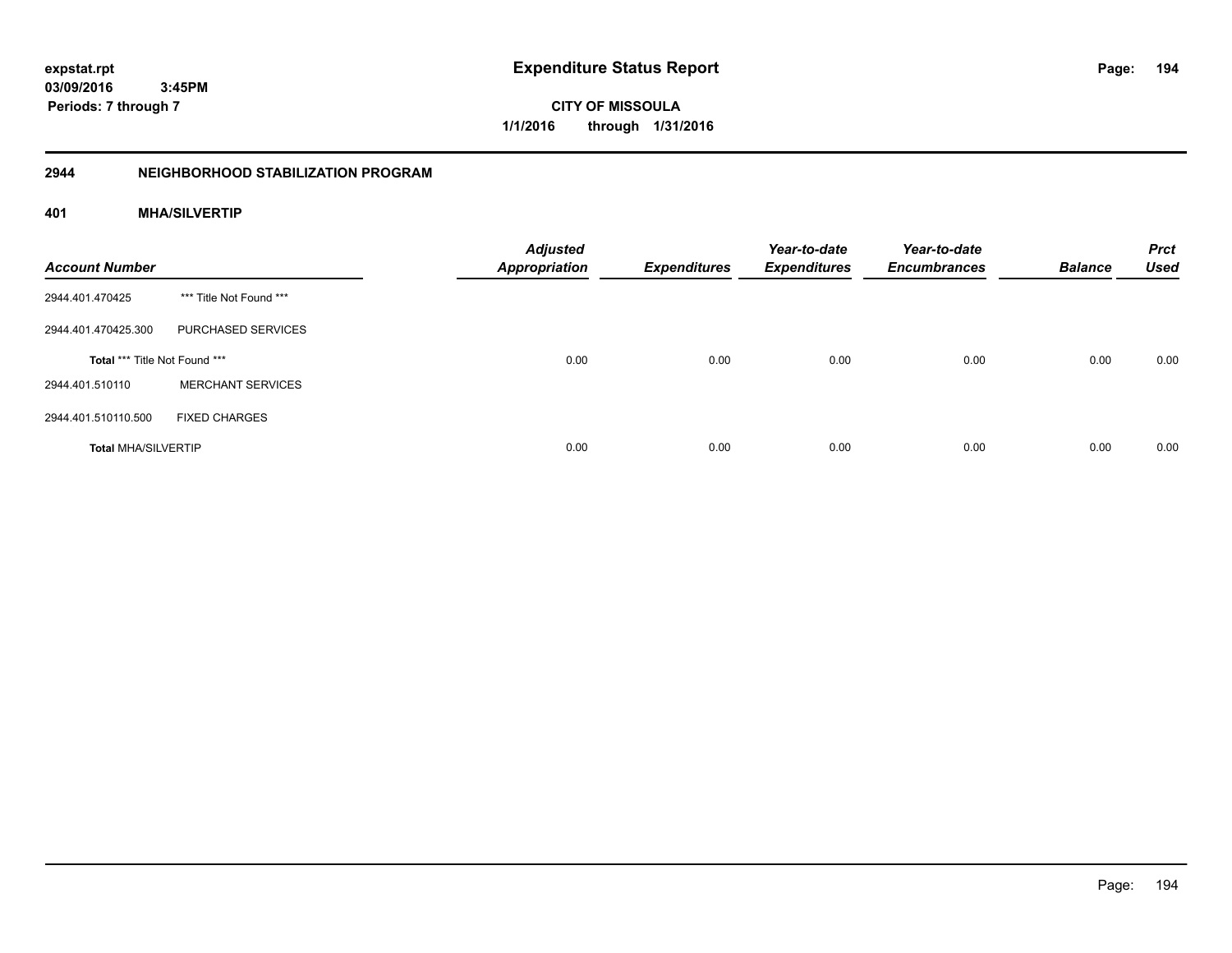**expstat.rpt**
**03/09/2016 3:45PM**
**Periods: 7 through 7**

# Expenditure Status Report

**CITY OF MISSOULA**
**1/1/2016 through 1/31/2016**

## 2944 NEIGHBORHOOD STABILIZATION PROGRAM

### 401 MHA/SILVERTIP

| Account Number | | Adjusted Appropriation | Expenditures | Year-to-date Expenditures | Year-to-date Encumbrances | Balance | Prct Used |
|---|---|---|---|---|---|---|---|
| 2944.401.470425 | *** Title Not Found *** | | | | | | |
| 2944.401.470425.300 | PURCHASED SERVICES | | | | | | |
| **Total** *** Title Not Found *** | | 0.00 | 0.00 | 0.00 | 0.00 | 0.00 | 0.00 |
| 2944.401.510110 | MERCHANT SERVICES | | | | | | |
| 2944.401.510110.500 | FIXED CHARGES | | | | | | |
| **Total MHA/SILVERTIP** | | 0.00 | 0.00 | 0.00 | 0.00 | 0.00 | 0.00 |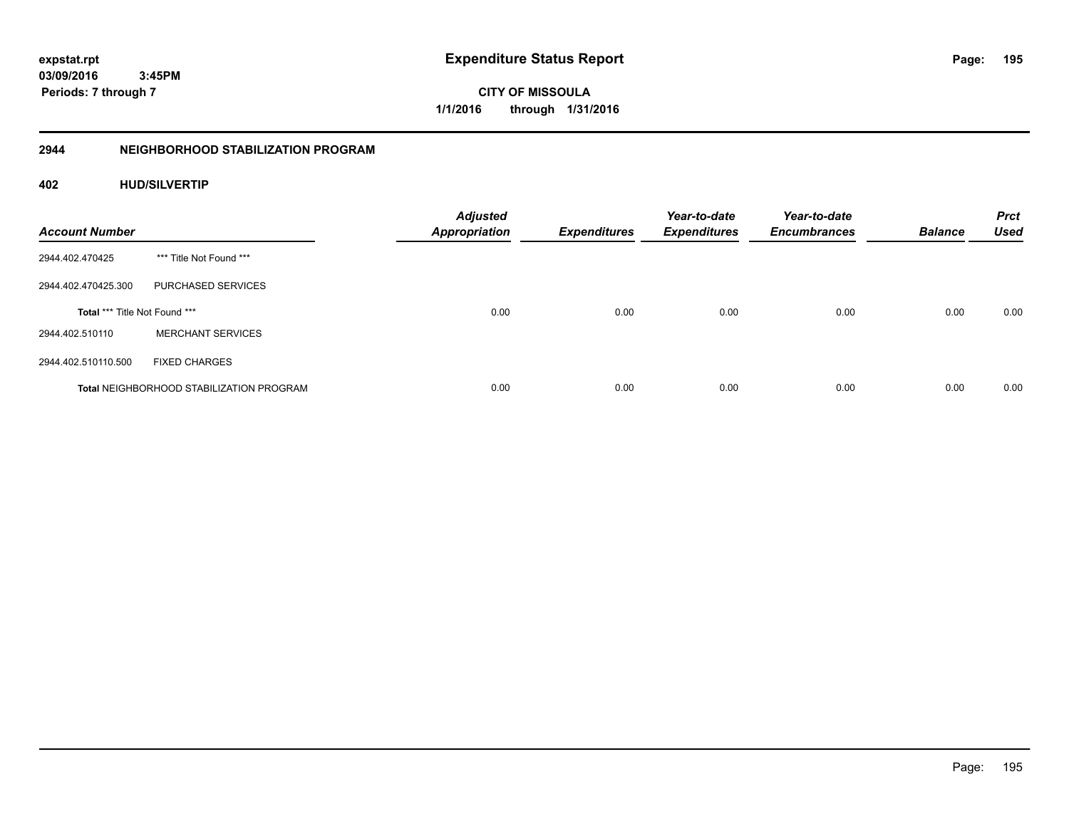expstat.rpt
03/09/2016 3:45PM
Periods: 7 through 7

# Expenditure Status Report

CITY OF MISSOULA
1/1/2016 through 1/31/2016

## 2944 NEIGHBORHOOD STABILIZATION PROGRAM

### 402 HUD/SILVERTIP

| Account Number | | Adjusted Appropriation | Expenditures | Year-to-date Expenditures | Year-to-date Encumbrances | Balance | Prct Used |
|---|---|---|---|---|---|---|---|
| 2944.402.470425 | *** Title Not Found *** | | | | | | |
| 2944.402.470425.300 | PURCHASED SERVICES | | | | | | |
| **Total** *** Title Not Found *** | | 0.00 | 0.00 | 0.00 | 0.00 | 0.00 | 0.00 |
| 2944.402.510110 | MERCHANT SERVICES | | | | | | |
| 2944.402.510110.500 | FIXED CHARGES | | | | | | |
| **Total** NEIGHBORHOOD STABILIZATION PROGRAM | | 0.00 | 0.00 | 0.00 | 0.00 | 0.00 | 0.00 |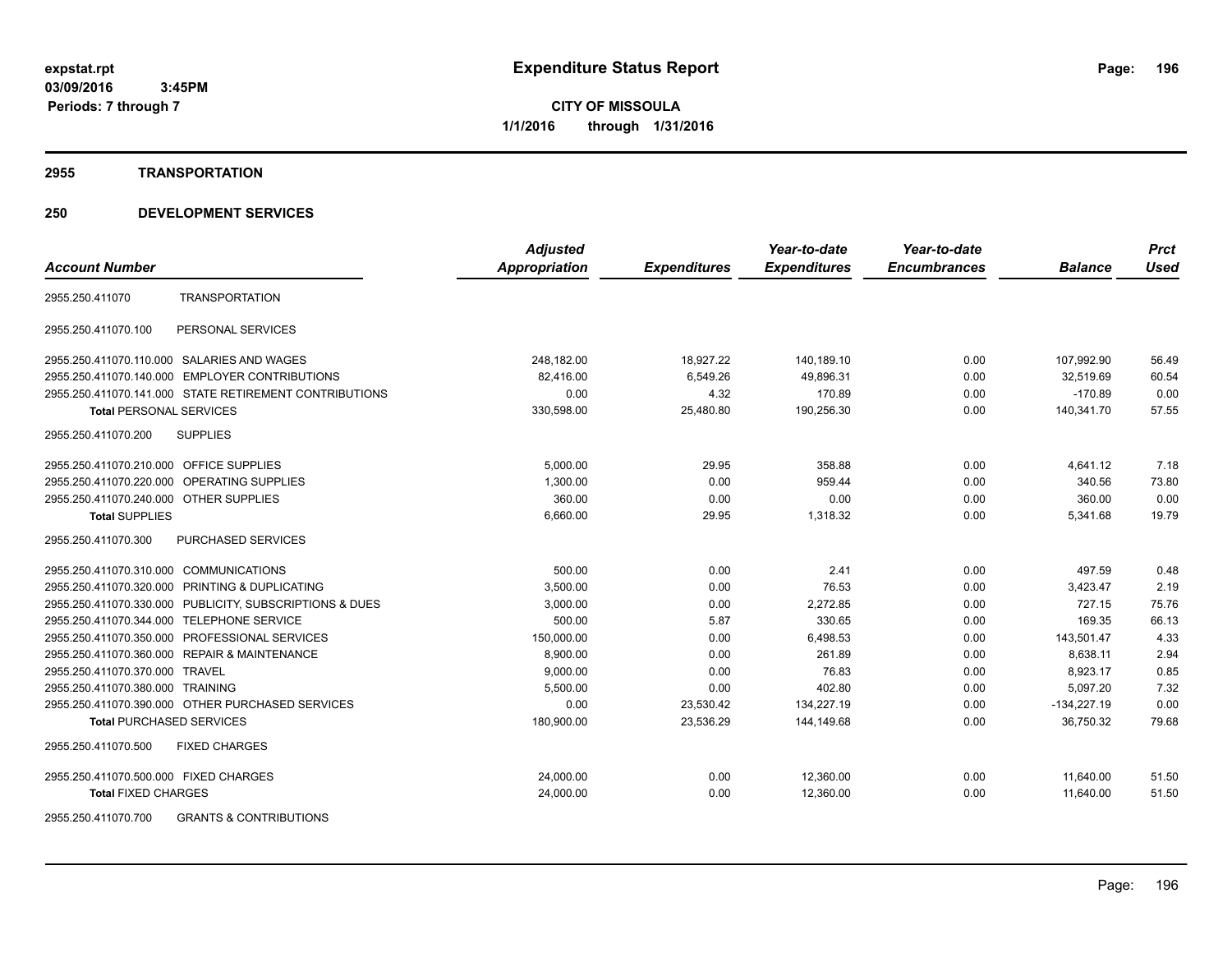**expstat.rpt**
**03/09/2016 3:45PM**
**Periods: 7 through 7**

# Expenditure Status Report

**CITY OF MISSOULA**
**1/1/2016 through 1/31/2016**

## 2955 TRANSPORTATION

## 250 DEVELOPMENT SERVICES

| Account Number | | Adjusted Appropriation | Expenditures | Year-to-date Expenditures | Year-to-date Encumbrances | Balance | Prct Used |
|---|---|---|---|---|---|---|---|
| 2955.250.411070 | TRANSPORTATION | | | | | | |
| 2955.250.411070.100 | PERSONAL SERVICES | | | | | | |
| 2955.250.411070.110.000 | SALARIES AND WAGES | 248,182.00 | 18,927.22 | 140,189.10 | 0.00 | 107,992.90 | 56.49 |
| 2955.250.411070.140.000 | EMPLOYER CONTRIBUTIONS | 82,416.00 | 6,549.26 | 49,896.31 | 0.00 | 32,519.69 | 60.54 |
| 2955.250.411070.141.000 | STATE RETIREMENT CONTRIBUTIONS | 0.00 | 4.32 | 170.89 | 0.00 | -170.89 | 0.00 |
| **Total** PERSONAL SERVICES | | 330,598.00 | 25,480.80 | 190,256.30 | 0.00 | 140,341.70 | 57.55 |
| 2955.250.411070.200 | SUPPLIES | | | | | | |
| 2955.250.411070.210.000 | OFFICE SUPPLIES | 5,000.00 | 29.95 | 358.88 | 0.00 | 4,641.12 | 7.18 |
| 2955.250.411070.220.000 | OPERATING SUPPLIES | 1,300.00 | 0.00 | 959.44 | 0.00 | 340.56 | 73.80 |
| 2955.250.411070.240.000 | OTHER SUPPLIES | 360.00 | 0.00 | 0.00 | 0.00 | 360.00 | 0.00 |
| **Total** SUPPLIES | | 6,660.00 | 29.95 | 1,318.32 | 0.00 | 5,341.68 | 19.79 |
| 2955.250.411070.300 | PURCHASED SERVICES | | | | | | |
| 2955.250.411070.310.000 | COMMUNICATIONS | 500.00 | 0.00 | 2.41 | 0.00 | 497.59 | 0.48 |
| 2955.250.411070.320.000 | PRINTING & DUPLICATING | 3,500.00 | 0.00 | 76.53 | 0.00 | 3,423.47 | 2.19 |
| 2955.250.411070.330.000 | PUBLICITY, SUBSCRIPTIONS & DUES | 3,000.00 | 0.00 | 2,272.85 | 0.00 | 727.15 | 75.76 |
| 2955.250.411070.344.000 | TELEPHONE SERVICE | 500.00 | 5.87 | 330.65 | 0.00 | 169.35 | 66.13 |
| 2955.250.411070.350.000 | PROFESSIONAL SERVICES | 150,000.00 | 0.00 | 6,498.53 | 0.00 | 143,501.47 | 4.33 |
| 2955.250.411070.360.000 | REPAIR & MAINTENANCE | 8,900.00 | 0.00 | 261.89 | 0.00 | 8,638.11 | 2.94 |
| 2955.250.411070.370.000 | TRAVEL | 9,000.00 | 0.00 | 76.83 | 0.00 | 8,923.17 | 0.85 |
| 2955.250.411070.380.000 | TRAINING | 5,500.00 | 0.00 | 402.80 | 0.00 | 5,097.20 | 7.32 |
| 2955.250.411070.390.000 | OTHER PURCHASED SERVICES | 0.00 | 23,530.42 | 134,227.19 | 0.00 | -134,227.19 | 0.00 |
| **Total** PURCHASED SERVICES | | 180,900.00 | 23,536.29 | 144,149.68 | 0.00 | 36,750.32 | 79.68 |
| 2955.250.411070.500 | FIXED CHARGES | | | | | | |
| 2955.250.411070.500.000 | FIXED CHARGES | 24,000.00 | 0.00 | 12,360.00 | 0.00 | 11,640.00 | 51.50 |
| **Total** FIXED CHARGES | | 24,000.00 | 0.00 | 12,360.00 | 0.00 | 11,640.00 | 51.50 |
| 2955.250.411070.700 | GRANTS & CONTRIBUTIONS | | | | | | |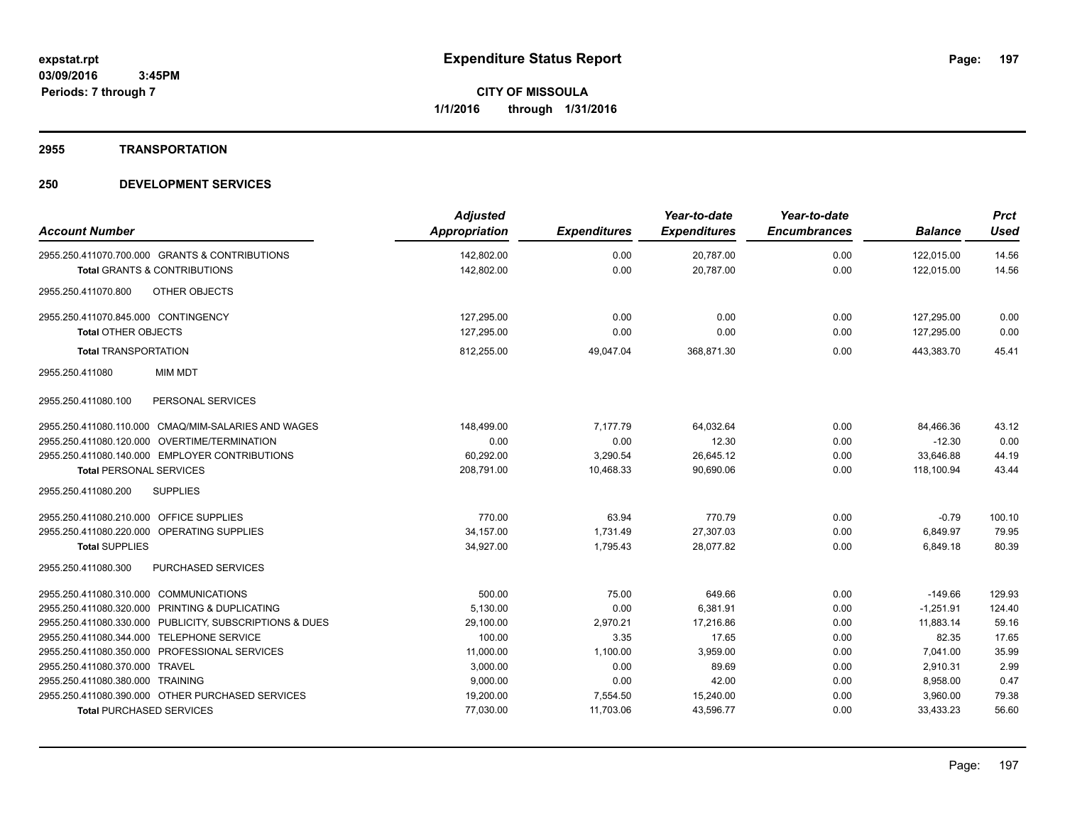**Expenditure Status Report**

**CITY OF MISSOULA**
**1/1/2016 through 1/31/2016**

expstat.rpt
03/09/2016 3:45PM
Periods: 7 through 7

## 2955 TRANSPORTATION

## 250 DEVELOPMENT SERVICES

| Account Number | Adjusted Appropriation | Expenditures | Year-to-date Expenditures | Year-to-date Encumbrances | Balance | Prct Used |
|---|---|---|---|---|---|---|
| 2955.250.411070.700.000 GRANTS & CONTRIBUTIONS | 142,802.00 | 0.00 | 20,787.00 | 0.00 | 122,015.00 | 14.56 |
| **Total** GRANTS & CONTRIBUTIONS | 142,802.00 | 0.00 | 20,787.00 | 0.00 | 122,015.00 | 14.56 |
| 2955.250.411070.800 OTHER OBJECTS | | | | | | |
| 2955.250.411070.845.000 CONTINGENCY | 127,295.00 | 0.00 | 0.00 | 0.00 | 127,295.00 | 0.00 |
| **Total** OTHER OBJECTS | 127,295.00 | 0.00 | 0.00 | 0.00 | 127,295.00 | 0.00 |
| **Total** TRANSPORTATION | 812,255.00 | 49,047.04 | 368,871.30 | 0.00 | 443,383.70 | 45.41 |
| 2955.250.411080 MIM MDT | | | | | | |
| 2955.250.411080.100 PERSONAL SERVICES | | | | | | |
| 2955.250.411080.110.000 CMAQ/MIM-SALARIES AND WAGES | 148,499.00 | 7,177.79 | 64,032.64 | 0.00 | 84,466.36 | 43.12 |
| 2955.250.411080.120.000 OVERTIME/TERMINATION | 0.00 | 0.00 | 12.30 | 0.00 | -12.30 | 0.00 |
| 2955.250.411080.140.000 EMPLOYER CONTRIBUTIONS | 60,292.00 | 3,290.54 | 26,645.12 | 0.00 | 33,646.88 | 44.19 |
| **Total** PERSONAL SERVICES | 208,791.00 | 10,468.33 | 90,690.06 | 0.00 | 118,100.94 | 43.44 |
| 2955.250.411080.200 SUPPLIES | | | | | | |
| 2955.250.411080.210.000 OFFICE SUPPLIES | 770.00 | 63.94 | 770.79 | 0.00 | -0.79 | 100.10 |
| 2955.250.411080.220.000 OPERATING SUPPLIES | 34,157.00 | 1,731.49 | 27,307.03 | 0.00 | 6,849.97 | 79.95 |
| **Total** SUPPLIES | 34,927.00 | 1,795.43 | 28,077.82 | 0.00 | 6,849.18 | 80.39 |
| 2955.250.411080.300 PURCHASED SERVICES | | | | | | |
| 2955.250.411080.310.000 COMMUNICATIONS | 500.00 | 75.00 | 649.66 | 0.00 | -149.66 | 129.93 |
| 2955.250.411080.320.000 PRINTING & DUPLICATING | 5,130.00 | 0.00 | 6,381.91 | 0.00 | -1,251.91 | 124.40 |
| 2955.250.411080.330.000 PUBLICITY, SUBSCRIPTIONS & DUES | 29,100.00 | 2,970.21 | 17,216.86 | 0.00 | 11,883.14 | 59.16 |
| 2955.250.411080.344.000 TELEPHONE SERVICE | 100.00 | 3.35 | 17.65 | 0.00 | 82.35 | 17.65 |
| 2955.250.411080.350.000 PROFESSIONAL SERVICES | 11,000.00 | 1,100.00 | 3,959.00 | 0.00 | 7,041.00 | 35.99 |
| 2955.250.411080.370.000 TRAVEL | 3,000.00 | 0.00 | 89.69 | 0.00 | 2,910.31 | 2.99 |
| 2955.250.411080.380.000 TRAINING | 9,000.00 | 0.00 | 42.00 | 0.00 | 8,958.00 | 0.47 |
| 2955.250.411080.390.000 OTHER PURCHASED SERVICES | 19,200.00 | 7,554.50 | 15,240.00 | 0.00 | 3,960.00 | 79.38 |
| **Total** PURCHASED SERVICES | 77,030.00 | 11,703.06 | 43,596.77 | 0.00 | 33,433.23 | 56.60 |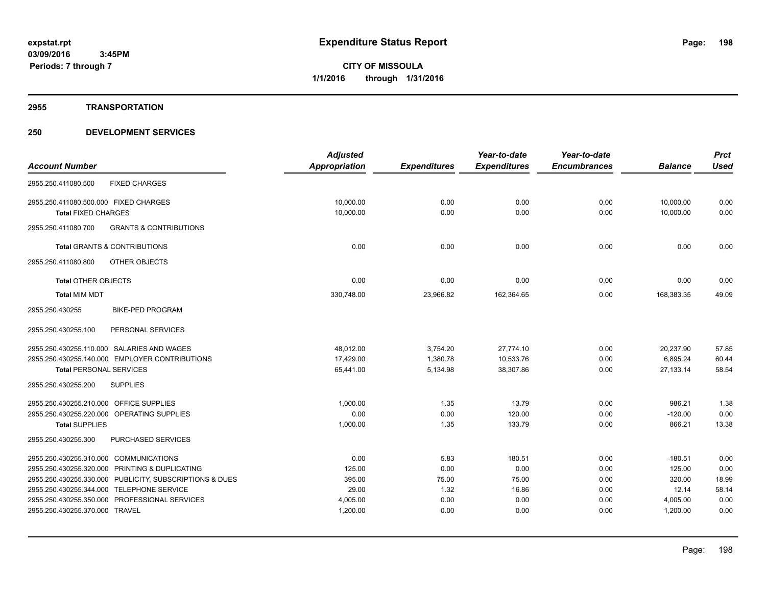# Expenditure Status Report

expstat.rpt
03/09/2016 3:45PM
Periods: 7 through 7

**CITY OF MISSOULA**
**1/1/2016 through 1/31/2016**

## 2955 TRANSPORTATION

## 250 DEVELOPMENT SERVICES

| Account Number | Adjusted Appropriation | Expenditures | Year-to-date Expenditures | Year-to-date Encumbrances | Balance | Prct Used |
|---|---|---|---|---|---|---|
| 2955.250.411080.500 FIXED CHARGES | | | | | | |
| 2955.250.411080.500.000 FIXED CHARGES | 10,000.00 | 0.00 | 0.00 | 0.00 | 10,000.00 | 0.00 |
| **Total** FIXED CHARGES | 10,000.00 | 0.00 | 0.00 | 0.00 | 10,000.00 | 0.00 |
| 2955.250.411080.700 GRANTS & CONTRIBUTIONS | | | | | | |
| **Total** GRANTS & CONTRIBUTIONS | 0.00 | 0.00 | 0.00 | 0.00 | 0.00 | 0.00 |
| 2955.250.411080.800 OTHER OBJECTS | | | | | | |
| **Total** OTHER OBJECTS | 0.00 | 0.00 | 0.00 | 0.00 | 0.00 | 0.00 |
| **Total** MIM MDT | 330,748.00 | 23,966.82 | 162,364.65 | 0.00 | 168,383.35 | 49.09 |
| 2955.250.430255 BIKE-PED PROGRAM | | | | | | |
| 2955.250.430255.100 PERSONAL SERVICES | | | | | | |
| 2955.250.430255.110.000 SALARIES AND WAGES | 48,012.00 | 3,754.20 | 27,774.10 | 0.00 | 20,237.90 | 57.85 |
| 2955.250.430255.140.000 EMPLOYER CONTRIBUTIONS | 17,429.00 | 1,380.78 | 10,533.76 | 0.00 | 6,895.24 | 60.44 |
| **Total** PERSONAL SERVICES | 65,441.00 | 5,134.98 | 38,307.86 | 0.00 | 27,133.14 | 58.54 |
| 2955.250.430255.200 SUPPLIES | | | | | | |
| 2955.250.430255.210.000 OFFICE SUPPLIES | 1,000.00 | 1.35 | 13.79 | 0.00 | 986.21 | 1.38 |
| 2955.250.430255.220.000 OPERATING SUPPLIES | 0.00 | 0.00 | 120.00 | 0.00 | -120.00 | 0.00 |
| **Total** SUPPLIES | 1,000.00 | 1.35 | 133.79 | 0.00 | 866.21 | 13.38 |
| 2955.250.430255.300 PURCHASED SERVICES | | | | | | |
| 2955.250.430255.310.000 COMMUNICATIONS | 0.00 | 5.83 | 180.51 | 0.00 | -180.51 | 0.00 |
| 2955.250.430255.320.000 PRINTING & DUPLICATING | 125.00 | 0.00 | 0.00 | 0.00 | 125.00 | 0.00 |
| 2955.250.430255.330.000 PUBLICITY, SUBSCRIPTIONS & DUES | 395.00 | 75.00 | 75.00 | 0.00 | 320.00 | 18.99 |
| 2955.250.430255.344.000 TELEPHONE SERVICE | 29.00 | 1.32 | 16.86 | 0.00 | 12.14 | 58.14 |
| 2955.250.430255.350.000 PROFESSIONAL SERVICES | 4,005.00 | 0.00 | 0.00 | 0.00 | 4,005.00 | 0.00 |
| 2955.250.430255.370.000 TRAVEL | 1,200.00 | 0.00 | 0.00 | 0.00 | 1,200.00 | 0.00 |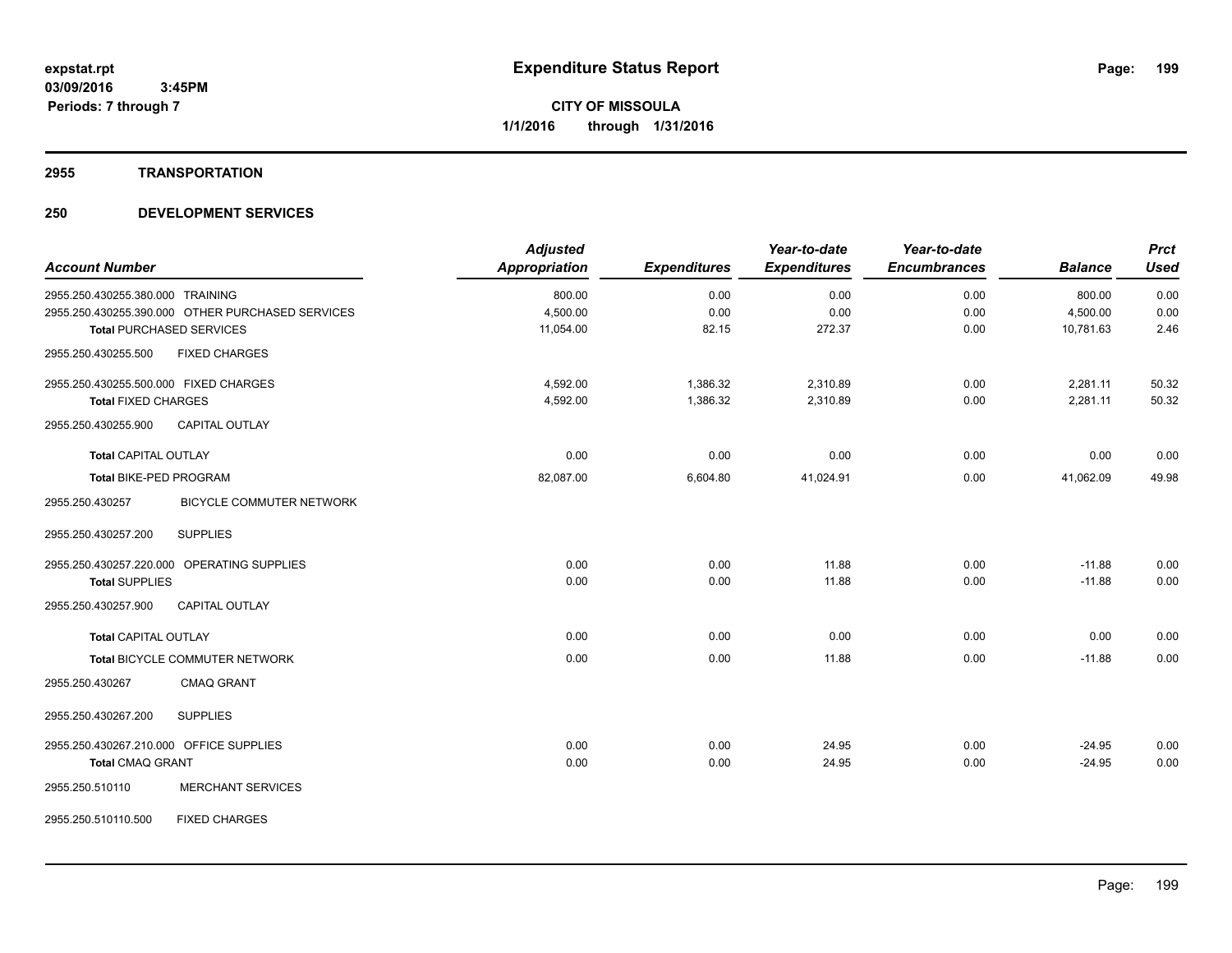**expstat.rpt**
**03/09/2016 3:45PM**
**Periods: 7 through 7**

# Expenditure Status Report

**CITY OF MISSOULA**
**1/1/2016 through 1/31/2016**

## 2955 TRANSPORTATION

## 250 DEVELOPMENT SERVICES

| Account Number | Adjusted Appropriation | Expenditures | Year-to-date Expenditures | Year-to-date Encumbrances | Balance | Prct Used |
|---|---|---|---|---|---|---|
| 2955.250.430255.380.000 TRAINING | 800.00 | 0.00 | 0.00 | 0.00 | 800.00 | 0.00 |
| 2955.250.430255.390.000 OTHER PURCHASED SERVICES | 4,500.00 | 0.00 | 0.00 | 0.00 | 4,500.00 | 0.00 |
| **Total** PURCHASED SERVICES | 11,054.00 | 82.15 | 272.37 | 0.00 | 10,781.63 | 2.46 |
| 2955.250.430255.500 FIXED CHARGES | | | | | | |
| 2955.250.430255.500.000 FIXED CHARGES | 4,592.00 | 1,386.32 | 2,310.89 | 0.00 | 2,281.11 | 50.32 |
| **Total** FIXED CHARGES | 4,592.00 | 1,386.32 | 2,310.89 | 0.00 | 2,281.11 | 50.32 |
| 2955.250.430255.900 CAPITAL OUTLAY | | | | | | |
| **Total** CAPITAL OUTLAY | 0.00 | 0.00 | 0.00 | 0.00 | 0.00 | 0.00 |
| **Total** BIKE-PED PROGRAM | 82,087.00 | 6,604.80 | 41,024.91 | 0.00 | 41,062.09 | 49.98 |
| 2955.250.430257 BICYCLE COMMUTER NETWORK | | | | | | |
| 2955.250.430257.200 SUPPLIES | | | | | | |
| 2955.250.430257.220.000 OPERATING SUPPLIES | 0.00 | 0.00 | 11.88 | 0.00 | -11.88 | 0.00 |
| **Total** SUPPLIES | 0.00 | 0.00 | 11.88 | 0.00 | -11.88 | 0.00 |
| 2955.250.430257.900 CAPITAL OUTLAY | | | | | | |
| **Total** CAPITAL OUTLAY | 0.00 | 0.00 | 0.00 | 0.00 | 0.00 | 0.00 |
| **Total** BICYCLE COMMUTER NETWORK | 0.00 | 0.00 | 11.88 | 0.00 | -11.88 | 0.00 |
| 2955.250.430267 CMAQ GRANT | | | | | | |
| 2955.250.430267.200 SUPPLIES | | | | | | |
| 2955.250.430267.210.000 OFFICE SUPPLIES | 0.00 | 0.00 | 24.95 | 0.00 | -24.95 | 0.00 |
| **Total** CMAQ GRANT | 0.00 | 0.00 | 24.95 | 0.00 | -24.95 | 0.00 |
| 2955.250.510110 MERCHANT SERVICES | | | | | | |
| 2955.250.510110.500 FIXED CHARGES | | | | | | |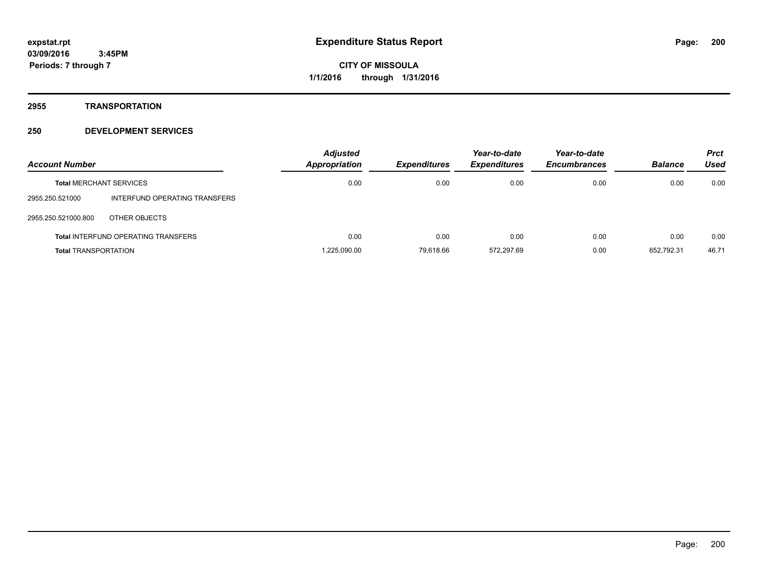# Expenditure Status Report

**expstat.rpt**
**03/09/2016 3:45PM**
**Periods: 7 through 7**

**CITY OF MISSOULA**
**1/1/2016 through 1/31/2016**

## 2955 TRANSPORTATION

## 250 DEVELOPMENT SERVICES

| Account Number | | Adjusted Appropriation | Expenditures | Year-to-date Expenditures | Year-to-date Encumbrances | Balance | Prct Used |
|---|---|---|---|---|---|---|---|
| **Total** MERCHANT SERVICES | | 0.00 | 0.00 | 0.00 | 0.00 | 0.00 | 0.00 |
| 2955.250.521000 | INTERFUND OPERATING TRANSFERS | | | | | | |
| 2955.250.521000.800 | OTHER OBJECTS | | | | | | |
| **Total** INTERFUND OPERATING TRANSFERS | | 0.00 | 0.00 | 0.00 | 0.00 | 0.00 | 0.00 |
| **Total** TRANSPORTATION | | 1,225,090.00 | 79,618.66 | 572,297.69 | 0.00 | 652,792.31 | 46.71 |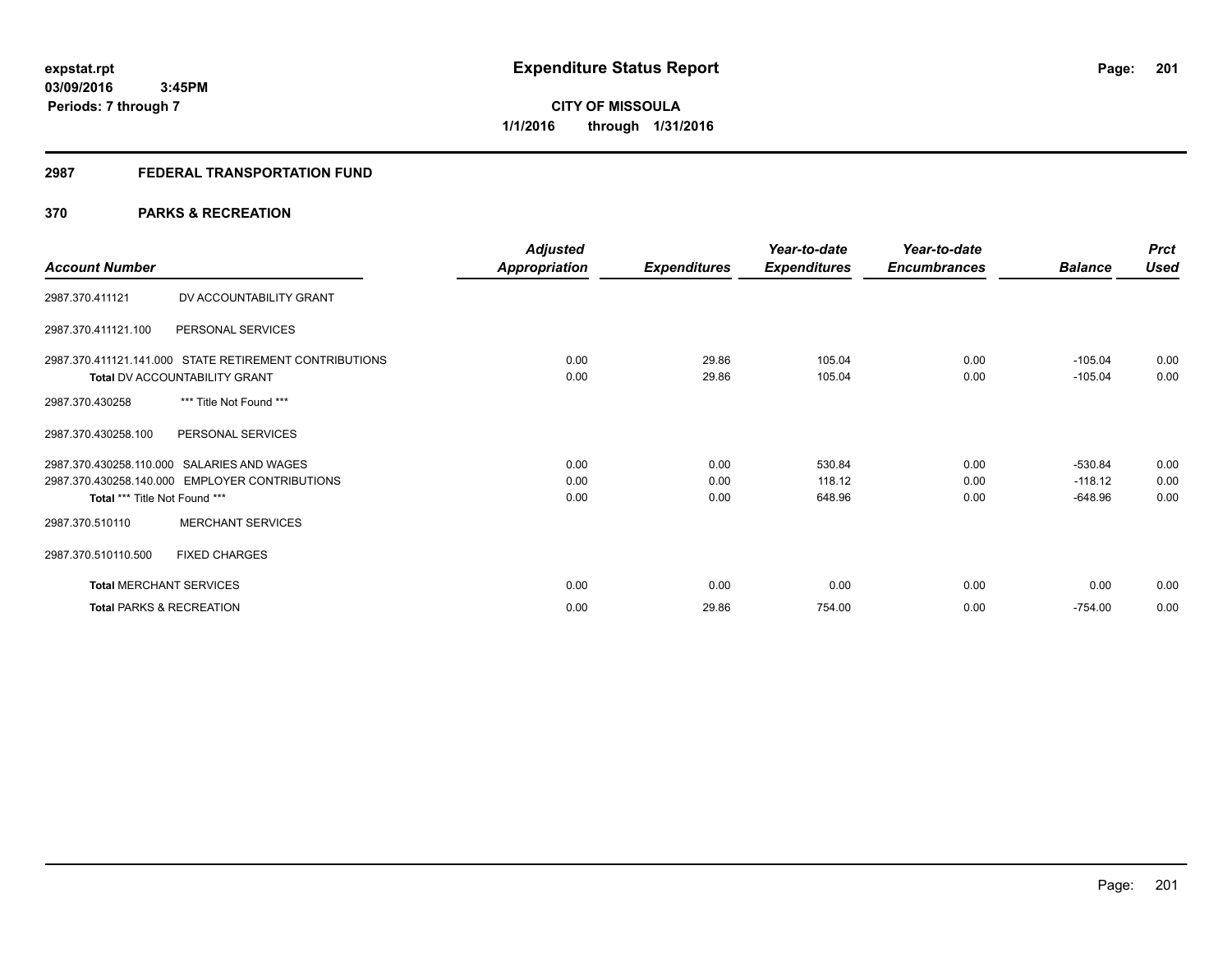**expstat.rpt**
**03/09/2016 3:45PM**
**Periods: 7 through 7**

# Expenditure Status Report

**CITY OF MISSOULA**
**1/1/2016 through 1/31/2016**

## 2987 FEDERAL TRANSPORTATION FUND

### 370 PARKS & RECREATION

| Account Number | | Adjusted Appropriation | Expenditures | Year-to-date Expenditures | Year-to-date Encumbrances | Balance | Prct Used |
|---|---|---|---|---|---|---|---|
| 2987.370.411121 | DV ACCOUNTABILITY GRANT | | | | | | |
| 2987.370.411121.100 | PERSONAL SERVICES | | | | | | |
| 2987.370.411121.141.000 | STATE RETIREMENT CONTRIBUTIONS | 0.00 | 29.86 | 105.04 | 0.00 | -105.04 | 0.00 |
| **Total** DV ACCOUNTABILITY GRANT | | 0.00 | 29.86 | 105.04 | 0.00 | -105.04 | 0.00 |
| 2987.370.430258 | *** Title Not Found *** | | | | | | |
| 2987.370.430258.100 | PERSONAL SERVICES | | | | | | |
| 2987.370.430258.110.000 | SALARIES AND WAGES | 0.00 | 0.00 | 530.84 | 0.00 | -530.84 | 0.00 |
| 2987.370.430258.140.000 | EMPLOYER CONTRIBUTIONS | 0.00 | 0.00 | 118.12 | 0.00 | -118.12 | 0.00 |
| **Total** *** Title Not Found *** | | 0.00 | 0.00 | 648.96 | 0.00 | -648.96 | 0.00 |
| 2987.370.510110 | MERCHANT SERVICES | | | | | | |
| 2987.370.510110.500 | FIXED CHARGES | | | | | | |
| **Total** MERCHANT SERVICES | | 0.00 | 0.00 | 0.00 | 0.00 | 0.00 | 0.00 |
| **Total** PARKS & RECREATION | | 0.00 | 29.86 | 754.00 | 0.00 | -754.00 | 0.00 |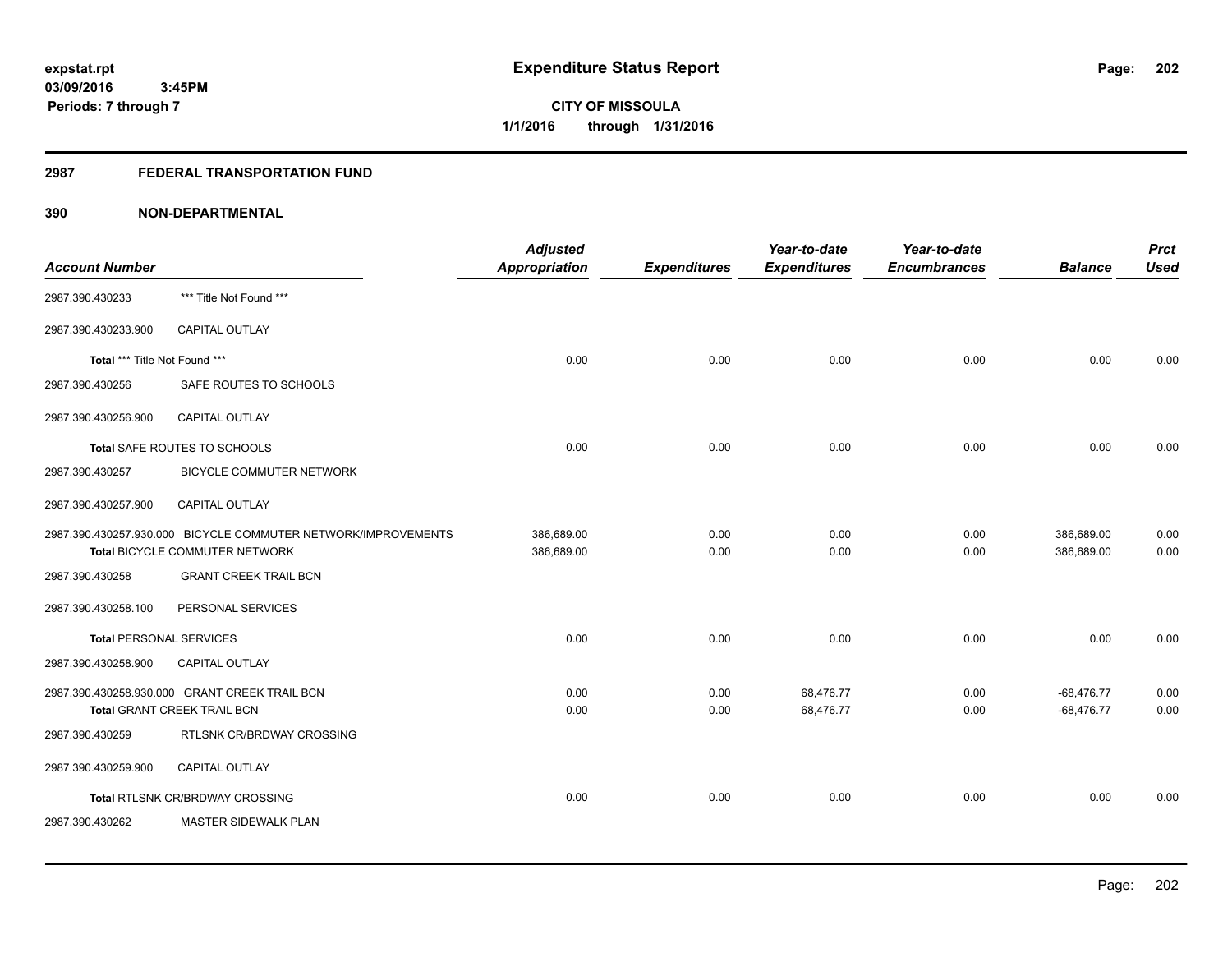**expstat.rpt**
**03/09/2016 3:45PM**
**Periods: 7 through 7**

# Expenditure Status Report

**CITY OF MISSOULA**
**1/1/2016 through 1/31/2016**

## 2987 FEDERAL TRANSPORTATION FUND

## 390 NON-DEPARTMENTAL

| Account Number | | Adjusted Appropriation | Expenditures | Year-to-date Expenditures | Year-to-date Encumbrances | Balance | Prct Used |
|---|---|---|---|---|---|---|---|
| 2987.390.430233 | *** Title Not Found *** | | | | | | |
| 2987.390.430233.900 | CAPITAL OUTLAY | | | | | | |
| Total *** Title Not Found *** | | 0.00 | 0.00 | 0.00 | 0.00 | 0.00 | 0.00 |
| 2987.390.430256 | SAFE ROUTES TO SCHOOLS | | | | | | |
| 2987.390.430256.900 | CAPITAL OUTLAY | | | | | | |
| Total SAFE ROUTES TO SCHOOLS | | 0.00 | 0.00 | 0.00 | 0.00 | 0.00 | 0.00 |
| 2987.390.430257 | BICYCLE COMMUTER NETWORK | | | | | | |
| 2987.390.430257.900 | CAPITAL OUTLAY | | | | | | |
| 2987.390.430257.930.000 | BICYCLE COMMUTER NETWORK/IMPROVEMENTS | 386,689.00 | 0.00 | 0.00 | 0.00 | 386,689.00 | 0.00 |
| Total BICYCLE COMMUTER NETWORK | | 386,689.00 | 0.00 | 0.00 | 0.00 | 386,689.00 | 0.00 |
| 2987.390.430258 | GRANT CREEK TRAIL BCN | | | | | | |
| 2987.390.430258.100 | PERSONAL SERVICES | | | | | | |
| Total PERSONAL SERVICES | | 0.00 | 0.00 | 0.00 | 0.00 | 0.00 | 0.00 |
| 2987.390.430258.900 | CAPITAL OUTLAY | | | | | | |
| 2987.390.430258.930.000 | GRANT CREEK TRAIL BCN | 0.00 | 0.00 | 68,476.77 | 0.00 | -68,476.77 | 0.00 |
| Total GRANT CREEK TRAIL BCN | | 0.00 | 0.00 | 68,476.77 | 0.00 | -68,476.77 | 0.00 |
| 2987.390.430259 | RTLSNK CR/BRDWAY CROSSING | | | | | | |
| 2987.390.430259.900 | CAPITAL OUTLAY | | | | | | |
| Total RTLSNK CR/BRDWAY CROSSING | | 0.00 | 0.00 | 0.00 | 0.00 | 0.00 | 0.00 |
| 2987.390.430262 | MASTER SIDEWALK PLAN | | | | | | |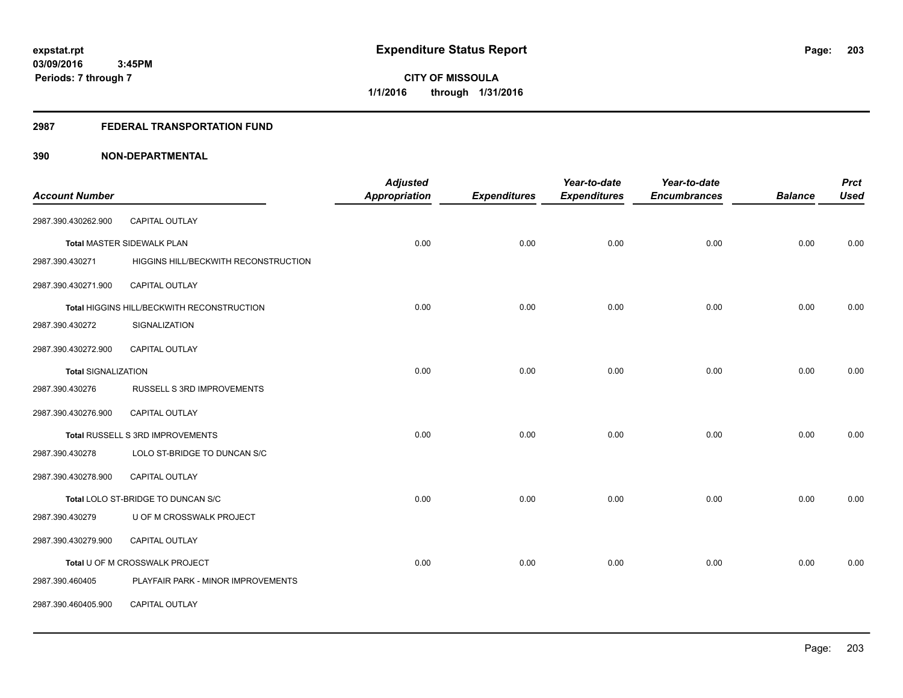**expstat.rpt**
**03/09/2016 3:45PM**
**Periods: 7 through 7**

# Expenditure Status Report

**CITY OF MISSOULA**
**1/1/2016 through 1/31/2016**

## 2987 FEDERAL TRANSPORTATION FUND

## 390 NON-DEPARTMENTAL

| Account Number | | Adjusted Appropriation | Expenditures | Year-to-date Expenditures | Year-to-date Encumbrances | Balance | Prct Used |
|---|---|---|---|---|---|---|---|
| 2987.390.430262.900 | CAPITAL OUTLAY | | | | | | |
| Total MASTER SIDEWALK PLAN | | 0.00 | 0.00 | 0.00 | 0.00 | 0.00 | 0.00 |
| 2987.390.430271 | HIGGINS HILL/BECKWITH RECONSTRUCTION | | | | | | |
| 2987.390.430271.900 | CAPITAL OUTLAY | | | | | | |
| Total HIGGINS HILL/BECKWITH RECONSTRUCTION | | 0.00 | 0.00 | 0.00 | 0.00 | 0.00 | 0.00 |
| 2987.390.430272 | SIGNALIZATION | | | | | | |
| 2987.390.430272.900 | CAPITAL OUTLAY | | | | | | |
| Total SIGNALIZATION | | 0.00 | 0.00 | 0.00 | 0.00 | 0.00 | 0.00 |
| 2987.390.430276 | RUSSELL S 3RD IMPROVEMENTS | | | | | | |
| 2987.390.430276.900 | CAPITAL OUTLAY | | | | | | |
| Total RUSSELL S 3RD IMPROVEMENTS | | 0.00 | 0.00 | 0.00 | 0.00 | 0.00 | 0.00 |
| 2987.390.430278 | LOLO ST-BRIDGE TO DUNCAN S/C | | | | | | |
| 2987.390.430278.900 | CAPITAL OUTLAY | | | | | | |
| Total LOLO ST-BRIDGE TO DUNCAN S/C | | 0.00 | 0.00 | 0.00 | 0.00 | 0.00 | 0.00 |
| 2987.390.430279 | U OF M CROSSWALK PROJECT | | | | | | |
| 2987.390.430279.900 | CAPITAL OUTLAY | | | | | | |
| Total U OF M CROSSWALK PROJECT | | 0.00 | 0.00 | 0.00 | 0.00 | 0.00 | 0.00 |
| 2987.390.460405 | PLAYFAIR PARK - MINOR IMPROVEMENTS | | | | | | |
| 2987.390.460405.900 | CAPITAL OUTLAY | | | | | | |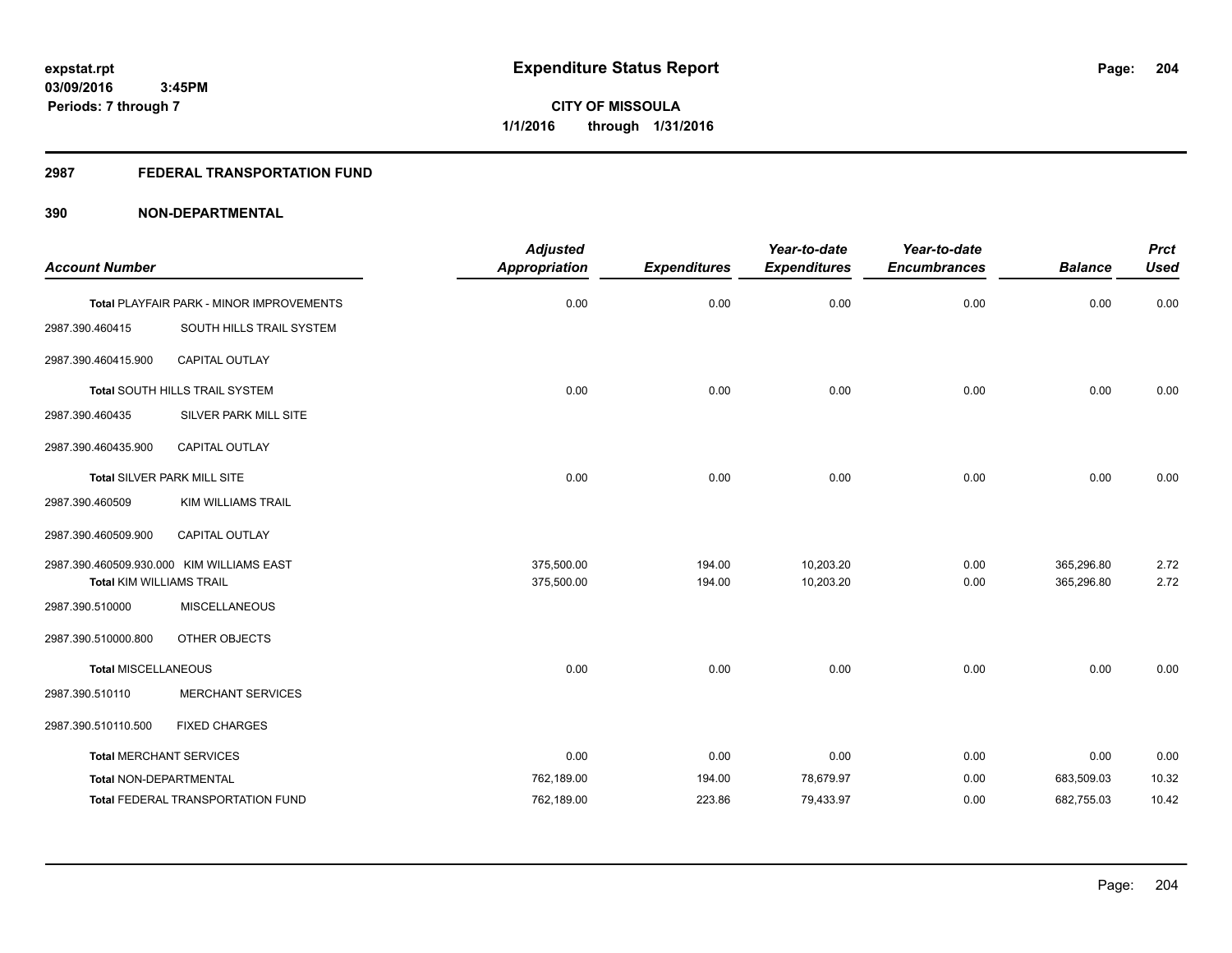expstat.rpt
03/09/2016 3:45PM
Periods: 7 through 7

# Expenditure Status Report

CITY OF MISSOULA
1/1/2016 through 1/31/2016

## 2987 FEDERAL TRANSPORTATION FUND

## 390 NON-DEPARTMENTAL

| Account Number | | Adjusted Appropriation | Expenditures | Year-to-date Expenditures | Year-to-date Encumbrances | Balance | Prct Used |
|---|---|---|---|---|---|---|---|
| Total PLAYFAIR PARK - MINOR IMPROVEMENTS | | 0.00 | 0.00 | 0.00 | 0.00 | 0.00 | 0.00 |
| 2987.390.460415 | SOUTH HILLS TRAIL SYSTEM | | | | | | |
| 2987.390.460415.900 | CAPITAL OUTLAY | | | | | | |
| Total SOUTH HILLS TRAIL SYSTEM | | 0.00 | 0.00 | 0.00 | 0.00 | 0.00 | 0.00 |
| 2987.390.460435 | SILVER PARK MILL SITE | | | | | | |
| 2987.390.460435.900 | CAPITAL OUTLAY | | | | | | |
| Total SILVER PARK MILL SITE | | 0.00 | 0.00 | 0.00 | 0.00 | 0.00 | 0.00 |
| 2987.390.460509 | KIM WILLIAMS TRAIL | | | | | | |
| 2987.390.460509.900 | CAPITAL OUTLAY | | | | | | |
| 2987.390.460509.930.000 | KIM WILLIAMS EAST | 375,500.00 | 194.00 | 10,203.20 | 0.00 | 365,296.80 | 2.72 |
| Total KIM WILLIAMS TRAIL | | 375,500.00 | 194.00 | 10,203.20 | 0.00 | 365,296.80 | 2.72 |
| 2987.390.510000 | MISCELLANEOUS | | | | | | |
| 2987.390.510000.800 | OTHER OBJECTS | | | | | | |
| Total MISCELLANEOUS | | 0.00 | 0.00 | 0.00 | 0.00 | 0.00 | 0.00 |
| 2987.390.510110 | MERCHANT SERVICES | | | | | | |
| 2987.390.510110.500 | FIXED CHARGES | | | | | | |
| Total MERCHANT SERVICES | | 0.00 | 0.00 | 0.00 | 0.00 | 0.00 | 0.00 |
| Total NON-DEPARTMENTAL | | 762,189.00 | 194.00 | 78,679.97 | 0.00 | 683,509.03 | 10.32 |
| Total FEDERAL TRANSPORTATION FUND | | 762,189.00 | 223.86 | 79,433.97 | 0.00 | 682,755.03 | 10.42 |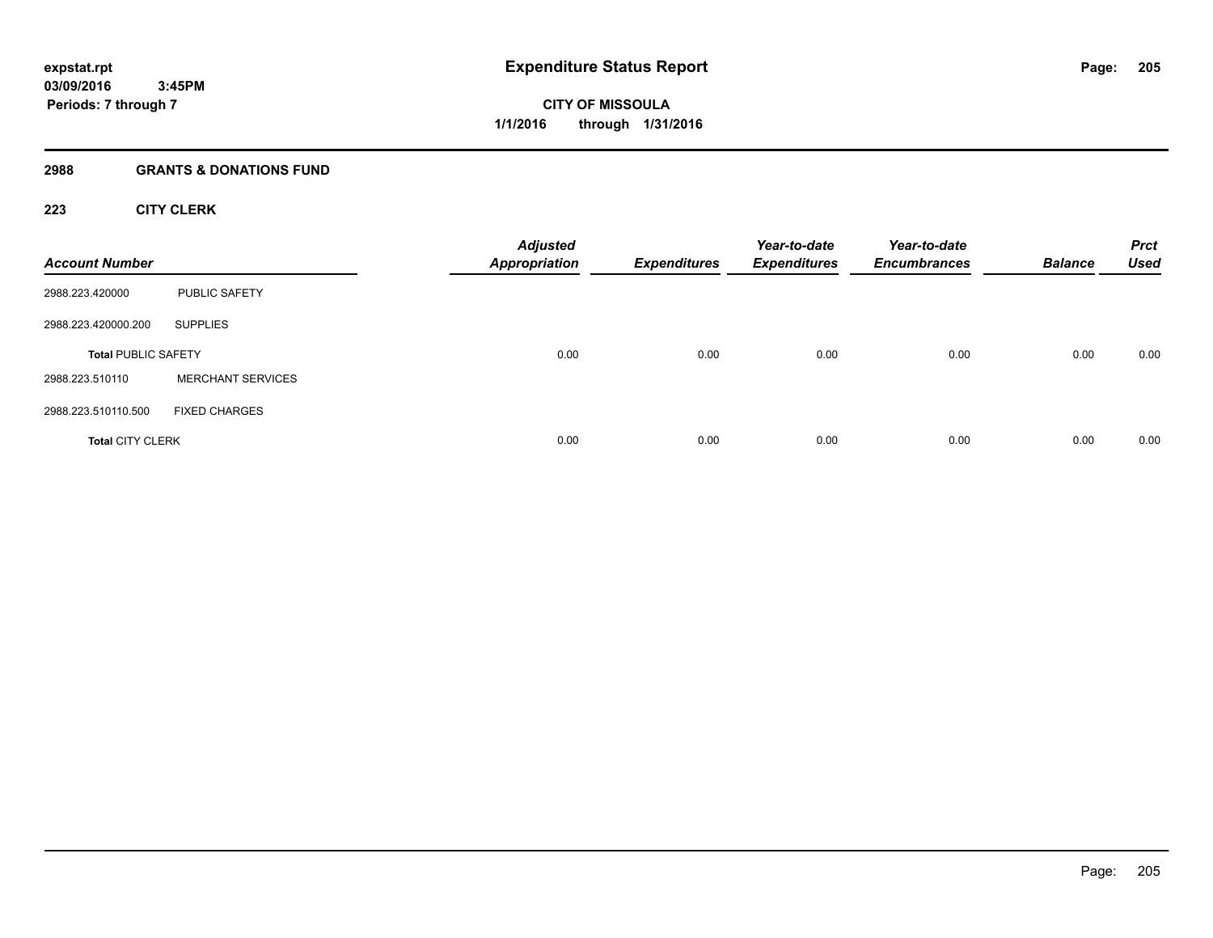**expstat.rpt**
**03/09/2016 3:45PM**
**Periods: 7 through 7**

# Expenditure Status Report

**CITY OF MISSOULA**
**1/1/2016 through 1/31/2016**

## 2988 GRANTS & DONATIONS FUND

### 223 CITY CLERK

| Account Number | | Adjusted Appropriation | Expenditures | Year-to-date Expenditures | Year-to-date Encumbrances | Balance | Prct Used |
|---|---|---|---|---|---|---|---|
| 2988.223.420000 | PUBLIC SAFETY | | | | | | |
| 2988.223.420000.200 | SUPPLIES | | | | | | |
| **Total** PUBLIC SAFETY | | 0.00 | 0.00 | 0.00 | 0.00 | 0.00 | 0.00 |
| 2988.223.510110 | MERCHANT SERVICES | | | | | | |
| 2988.223.510110.500 | FIXED CHARGES | | | | | | |
| **Total** CITY CLERK | | 0.00 | 0.00 | 0.00 | 0.00 | 0.00 | 0.00 |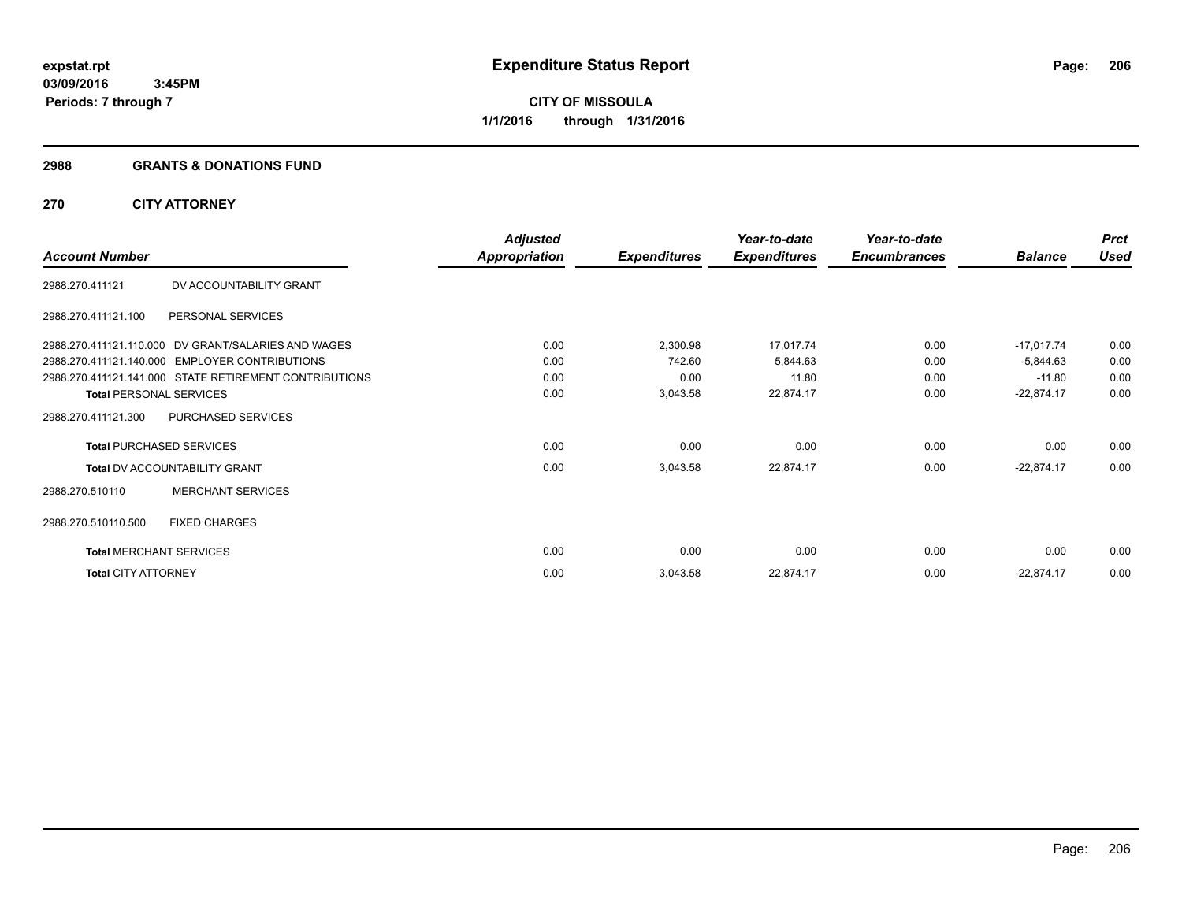**expstat.rpt**
**03/09/2016 3:45PM**
**Periods: 7 through 7**

# Expenditure Status Report

**CITY OF MISSOULA**
**1/1/2016 through 1/31/2016**

## 2988 GRANTS & DONATIONS FUND

## 270 CITY ATTORNEY

| Account Number | | Adjusted Appropriation | Expenditures | Year-to-date Expenditures | Year-to-date Encumbrances | Balance | Prct Used |
|---|---|---|---|---|---|---|---|
| 2988.270.411121 | DV ACCOUNTABILITY GRANT | | | | | | |
| 2988.270.411121.100 | PERSONAL SERVICES | | | | | | |
| 2988.270.411121.110.000 | DV GRANT/SALARIES AND WAGES | 0.00 | 2,300.98 | 17,017.74 | 0.00 | -17,017.74 | 0.00 |
| 2988.270.411121.140.000 | EMPLOYER CONTRIBUTIONS | 0.00 | 742.60 | 5,844.63 | 0.00 | -5,844.63 | 0.00 |
| 2988.270.411121.141.000 | STATE RETIREMENT CONTRIBUTIONS | 0.00 | 0.00 | 11.80 | 0.00 | -11.80 | 0.00 |
| **Total** PERSONAL SERVICES | | 0.00 | 3,043.58 | 22,874.17 | 0.00 | -22,874.17 | 0.00 |
| 2988.270.411121.300 | PURCHASED SERVICES | | | | | | |
| **Total** PURCHASED SERVICES | | 0.00 | 0.00 | 0.00 | 0.00 | 0.00 | 0.00 |
| **Total** DV ACCOUNTABILITY GRANT | | 0.00 | 3,043.58 | 22,874.17 | 0.00 | -22,874.17 | 0.00 |
| 2988.270.510110 | MERCHANT SERVICES | | | | | | |
| 2988.270.510110.500 | FIXED CHARGES | | | | | | |
| **Total** MERCHANT SERVICES | | 0.00 | 0.00 | 0.00 | 0.00 | 0.00 | 0.00 |
| **Total** CITY ATTORNEY | | 0.00 | 3,043.58 | 22,874.17 | 0.00 | -22,874.17 | 0.00 |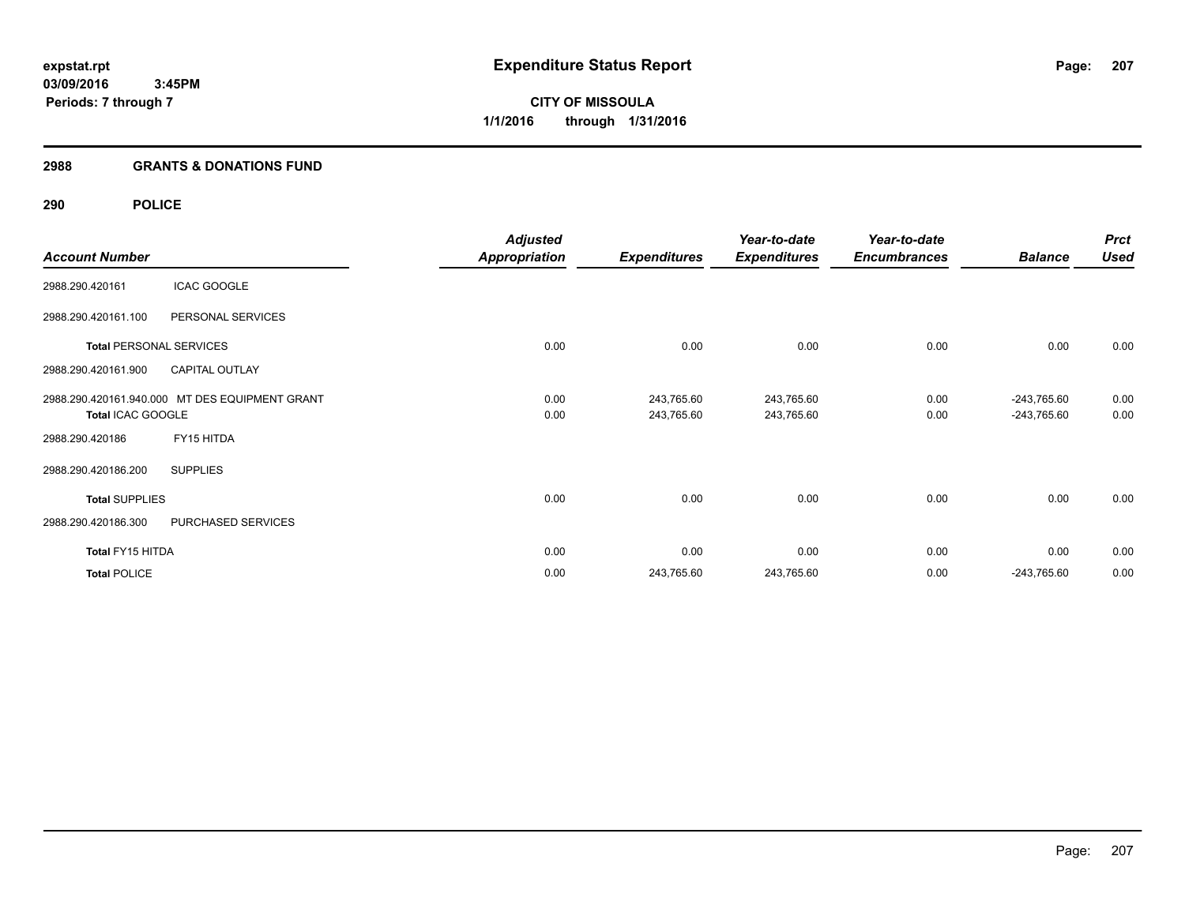# Expenditure Status Report

**expstat.rpt**
**03/09/2016 3:45PM**
**Periods: 7 through 7**

**CITY OF MISSOULA**
**1/1/2016 through 1/31/2016**

## 2988 GRANTS & DONATIONS FUND

### 290 POLICE

| Account Number | | Adjusted Appropriation | Expenditures | Year-to-date Expenditures | Year-to-date Encumbrances | Balance | Prct Used |
|---|---|---|---|---|---|---|---|
| 2988.290.420161 | ICAC GOOGLE | | | | | | |
| 2988.290.420161.100 | PERSONAL SERVICES | | | | | | |
| **Total** PERSONAL SERVICES | | 0.00 | 0.00 | 0.00 | 0.00 | 0.00 | 0.00 |
| 2988.290.420161.900 | CAPITAL OUTLAY | | | | | | |
| 2988.290.420161.940.000 | MT DES EQUIPMENT GRANT | 0.00 | 243,765.60 | 243,765.60 | 0.00 | -243,765.60 | 0.00 |
| **Total** ICAC GOOGLE | | 0.00 | 243,765.60 | 243,765.60 | 0.00 | -243,765.60 | 0.00 |
| 2988.290.420186 | FY15 HITDA | | | | | | |
| 2988.290.420186.200 | SUPPLIES | | | | | | |
| **Total** SUPPLIES | | 0.00 | 0.00 | 0.00 | 0.00 | 0.00 | 0.00 |
| 2988.290.420186.300 | PURCHASED SERVICES | | | | | | |
| **Total** FY15 HITDA | | 0.00 | 0.00 | 0.00 | 0.00 | 0.00 | 0.00 |
| **Total** POLICE | | 0.00 | 243,765.60 | 243,765.60 | 0.00 | -243,765.60 | 0.00 |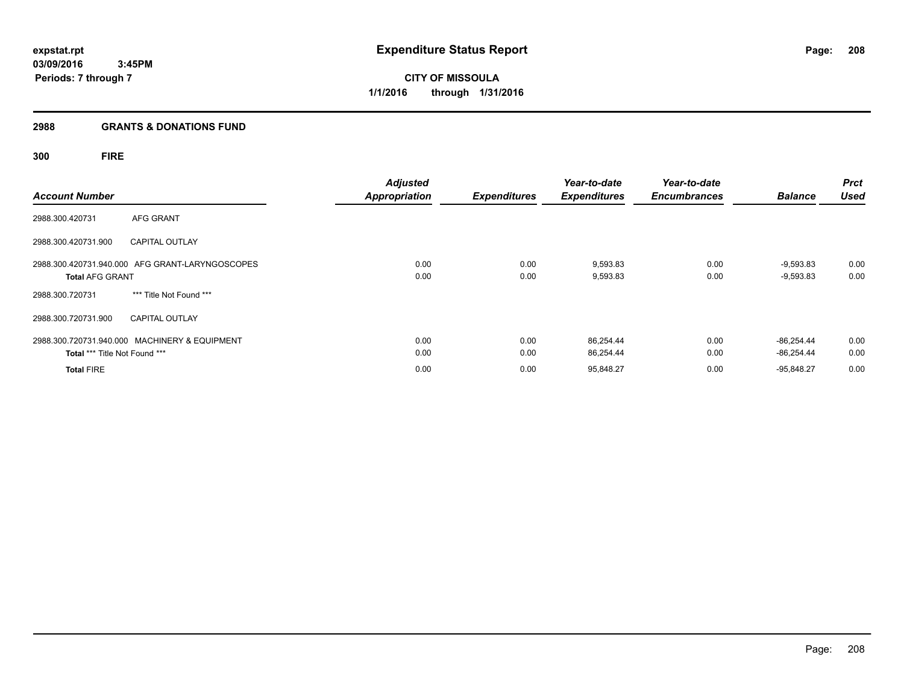**expstat.rpt**
**03/09/2016 3:45PM**
**Periods: 7 through 7**

# Expenditure Status Report

**CITY OF MISSOULA**
**1/1/2016 through 1/31/2016**

## 2988 GRANTS & DONATIONS FUND

### 300 FIRE

| Account Number | | Adjusted Appropriation | Expenditures | Year-to-date Expenditures | Year-to-date Encumbrances | Balance | Prct Used |
|---|---|---|---|---|---|---|---|
| 2988.300.420731 | AFG GRANT | | | | | | |
| 2988.300.420731.900 | CAPITAL OUTLAY | | | | | | |
| 2988.300.420731.940.000 | AFG GRANT-LARYNGOSCOPES | 0.00 | 0.00 | 9,593.83 | 0.00 | -9,593.83 | 0.00 |
| **Total** AFG GRANT | | 0.00 | 0.00 | 9,593.83 | 0.00 | -9,593.83 | 0.00 |
| 2988.300.720731 | *** Title Not Found *** | | | | | | |
| 2988.300.720731.900 | CAPITAL OUTLAY | | | | | | |
| 2988.300.720731.940.000 | MACHINERY & EQUIPMENT | 0.00 | 0.00 | 86,254.44 | 0.00 | -86,254.44 | 0.00 |
| **Total** *** Title Not Found *** | | 0.00 | 0.00 | 86,254.44 | 0.00 | -86,254.44 | 0.00 |
| **Total** FIRE | | 0.00 | 0.00 | 95,848.27 | 0.00 | -95,848.27 | 0.00 |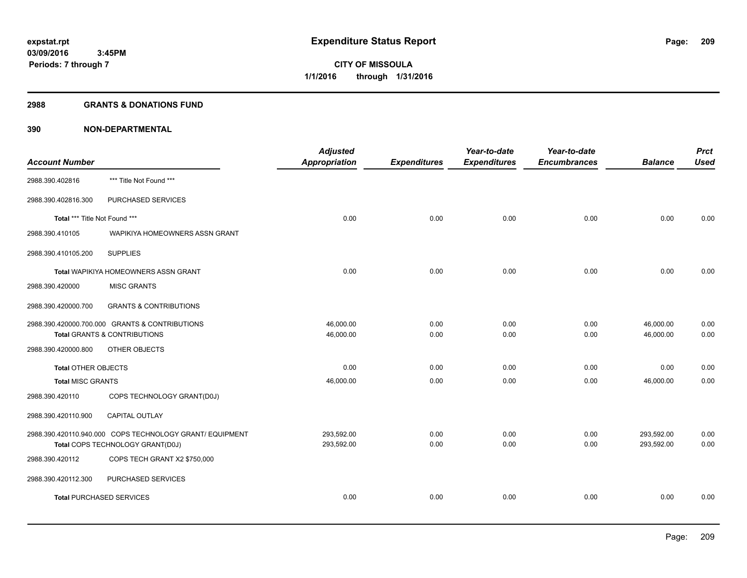**expstat.rpt**
**03/09/2016 3:45PM**
**Periods: 7 through 7**

# Expenditure Status Report

**CITY OF MISSOULA**
**1/1/2016 through 1/31/2016**

## 2988 GRANTS & DONATIONS FUND

## 390 NON-DEPARTMENTAL

| Account Number | | Adjusted Appropriation | Expenditures | Year-to-date Expenditures | Year-to-date Encumbrances | Balance | Prct Used |
|---|---|---|---|---|---|---|---|
| 2988.390.402816 | *** Title Not Found *** | | | | | | |
| 2988.390.402816.300 | PURCHASED SERVICES | | | | | | |
| **Total** *** Title Not Found *** | | 0.00 | 0.00 | 0.00 | 0.00 | 0.00 | 0.00 |
| 2988.390.410105 | WAPIKIYA HOMEOWNERS ASSN GRANT | | | | | | |
| 2988.390.410105.200 | SUPPLIES | | | | | | |
| **Total** WAPIKIYA HOMEOWNERS ASSN GRANT | | 0.00 | 0.00 | 0.00 | 0.00 | 0.00 | 0.00 |
| 2988.390.420000 | MISC GRANTS | | | | | | |
| 2988.390.420000.700 | GRANTS & CONTRIBUTIONS | | | | | | |
| 2988.390.420000.700.000 | GRANTS & CONTRIBUTIONS | 46,000.00 | 0.00 | 0.00 | 0.00 | 46,000.00 | 0.00 |
| **Total** GRANTS & CONTRIBUTIONS | | 46,000.00 | 0.00 | 0.00 | 0.00 | 46,000.00 | 0.00 |
| 2988.390.420000.800 | OTHER OBJECTS | | | | | | |
| **Total** OTHER OBJECTS | | 0.00 | 0.00 | 0.00 | 0.00 | 0.00 | 0.00 |
| **Total** MISC GRANTS | | 46,000.00 | 0.00 | 0.00 | 0.00 | 46,000.00 | 0.00 |
| 2988.390.420110 | COPS TECHNOLOGY GRANT(D0J) | | | | | | |
| 2988.390.420110.900 | CAPITAL OUTLAY | | | | | | |
| 2988.390.420110.940.000 | COPS TECHNOLOGY GRANT/ EQUIPMENT | 293,592.00 | 0.00 | 0.00 | 0.00 | 293,592.00 | 0.00 |
| **Total** COPS TECHNOLOGY GRANT(D0J) | | 293,592.00 | 0.00 | 0.00 | 0.00 | 293,592.00 | 0.00 |
| 2988.390.420112 | COPS TECH GRANT X2 $750,000 | | | | | | |
| 2988.390.420112.300 | PURCHASED SERVICES | | | | | | |
| **Total** PURCHASED SERVICES | | 0.00 | 0.00 | 0.00 | 0.00 | 0.00 | 0.00 |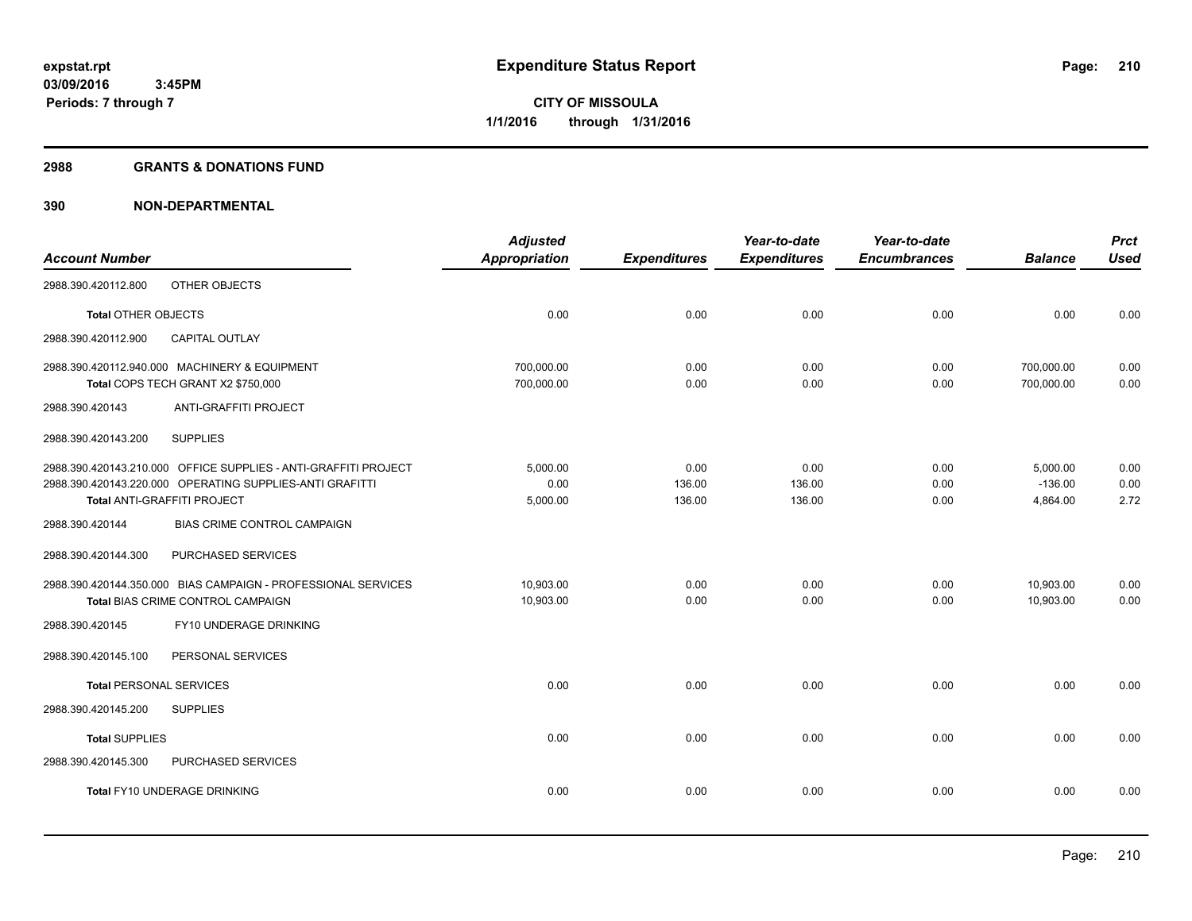**expstat.rpt**
**03/09/2016 3:45PM**
**Periods: 7 through 7**

# Expenditure Status Report

**CITY OF MISSOULA**
**1/1/2016 through 1/31/2016**

## 2988 GRANTS & DONATIONS FUND

## 390 NON-DEPARTMENTAL

| Account Number | Adjusted Appropriation | Expenditures | Year-to-date Expenditures | Year-to-date Encumbrances | Balance | Prct Used |
|---|---|---|---|---|---|---|
| 2988.390.420112.800 OTHER OBJECTS | | | | | | |
| **Total** OTHER OBJECTS | 0.00 | 0.00 | 0.00 | 0.00 | 0.00 | 0.00 |
| 2988.390.420112.900 CAPITAL OUTLAY | | | | | | |
| 2988.390.420112.940.000 MACHINERY & EQUIPMENT | 700,000.00 | 0.00 | 0.00 | 0.00 | 700,000.00 | 0.00 |
| **Total** COPS TECH GRANT X2 $750,000 | 700,000.00 | 0.00 | 0.00 | 0.00 | 700,000.00 | 0.00 |
| 2988.390.420143 ANTI-GRAFFITI PROJECT | | | | | | |
| 2988.390.420143.200 SUPPLIES | | | | | | |
| 2988.390.420143.210.000 OFFICE SUPPLIES - ANTI-GRAFFITI PROJECT | 5,000.00 | 0.00 | 0.00 | 0.00 | 5,000.00 | 0.00 |
| 2988.390.420143.220.000 OPERATING SUPPLIES-ANTI GRAFITTI | 0.00 | 136.00 | 136.00 | 0.00 | -136.00 | 0.00 |
| **Total** ANTI-GRAFFITI PROJECT | 5,000.00 | 136.00 | 136.00 | 0.00 | 4,864.00 | 2.72 |
| 2988.390.420144 BIAS CRIME CONTROL CAMPAIGN | | | | | | |
| 2988.390.420144.300 PURCHASED SERVICES | | | | | | |
| 2988.390.420144.350.000 BIAS CAMPAIGN - PROFESSIONAL SERVICES | 10,903.00 | 0.00 | 0.00 | 0.00 | 10,903.00 | 0.00 |
| **Total** BIAS CRIME CONTROL CAMPAIGN | 10,903.00 | 0.00 | 0.00 | 0.00 | 10,903.00 | 0.00 |
| 2988.390.420145 FY10 UNDERAGE DRINKING | | | | | | |
| 2988.390.420145.100 PERSONAL SERVICES | | | | | | |
| **Total** PERSONAL SERVICES | 0.00 | 0.00 | 0.00 | 0.00 | 0.00 | 0.00 |
| 2988.390.420145.200 SUPPLIES | | | | | | |
| **Total** SUPPLIES | 0.00 | 0.00 | 0.00 | 0.00 | 0.00 | 0.00 |
| 2988.390.420145.300 PURCHASED SERVICES | | | | | | |
| **Total** FY10 UNDERAGE DRINKING | 0.00 | 0.00 | 0.00 | 0.00 | 0.00 | 0.00 |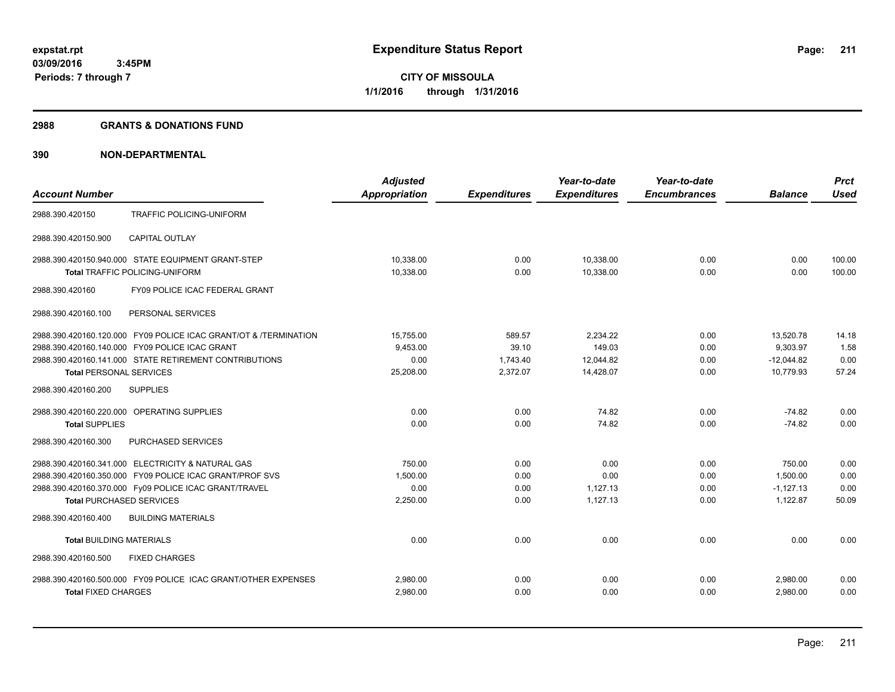expstat.rpt
03/09/2016 3:45PM
Periods: 7 through 7

# Expenditure Status Report

**CITY OF MISSOULA**
**1/1/2016 through 1/31/2016**

## 2988 GRANTS & DONATIONS FUND

## 390 NON-DEPARTMENTAL

| Account Number | | Adjusted Appropriation | Expenditures | Year-to-date Expenditures | Year-to-date Encumbrances | Balance | Prct Used |
|---|---|---|---|---|---|---|---|
| 2988.390.420150 | TRAFFIC POLICING-UNIFORM | | | | | | |
| 2988.390.420150.900 | CAPITAL OUTLAY | | | | | | |
| 2988.390.420150.940.000 | STATE EQUIPMENT GRANT-STEP | 10,338.00 | 0.00 | 10,338.00 | 0.00 | 0.00 | 100.00 |
| **Total** TRAFFIC POLICING-UNIFORM | | 10,338.00 | 0.00 | 10,338.00 | 0.00 | 0.00 | 100.00 |
| 2988.390.420160 | FY09 POLICE ICAC FEDERAL GRANT | | | | | | |
| 2988.390.420160.100 | PERSONAL SERVICES | | | | | | |
| 2988.390.420160.120.000 | FY09 POLICE ICAC GRANT/OT & /TERMINATION | 15,755.00 | 589.57 | 2,234.22 | 0.00 | 13,520.78 | 14.18 |
| 2988.390.420160.140.000 | FY09 POLICE ICAC GRANT | 9,453.00 | 39.10 | 149.03 | 0.00 | 9,303.97 | 1.58 |
| 2988.390.420160.141.000 | STATE RETIREMENT CONTRIBUTIONS | 0.00 | 1,743.40 | 12,044.82 | 0.00 | -12,044.82 | 0.00 |
| **Total** PERSONAL SERVICES | | 25,208.00 | 2,372.07 | 14,428.07 | 0.00 | 10,779.93 | 57.24 |
| 2988.390.420160.200 | SUPPLIES | | | | | | |
| 2988.390.420160.220.000 | OPERATING SUPPLIES | 0.00 | 0.00 | 74.82 | 0.00 | -74.82 | 0.00 |
| **Total** SUPPLIES | | 0.00 | 0.00 | 74.82 | 0.00 | -74.82 | 0.00 |
| 2988.390.420160.300 | PURCHASED SERVICES | | | | | | |
| 2988.390.420160.341.000 | ELECTRICITY & NATURAL GAS | 750.00 | 0.00 | 0.00 | 0.00 | 750.00 | 0.00 |
| 2988.390.420160.350.000 | FY09 POLICE ICAC GRANT/PROF SVS | 1,500.00 | 0.00 | 0.00 | 0.00 | 1,500.00 | 0.00 |
| 2988.390.420160.370.000 | Fy09 POLICE ICAC GRANT/TRAVEL | 0.00 | 0.00 | 1,127.13 | 0.00 | -1,127.13 | 0.00 |
| **Total** PURCHASED SERVICES | | 2,250.00 | 0.00 | 1,127.13 | 0.00 | 1,122.87 | 50.09 |
| 2988.390.420160.400 | BUILDING MATERIALS | | | | | | |
| **Total** BUILDING MATERIALS | | 0.00 | 0.00 | 0.00 | 0.00 | 0.00 | 0.00 |
| 2988.390.420160.500 | FIXED CHARGES | | | | | | |
| 2988.390.420160.500.000 | FY09 POLICE ICAC GRANT/OTHER EXPENSES | 2,980.00 | 0.00 | 0.00 | 0.00 | 2,980.00 | 0.00 |
| **Total** FIXED CHARGES | | 2,980.00 | 0.00 | 0.00 | 0.00 | 2,980.00 | 0.00 |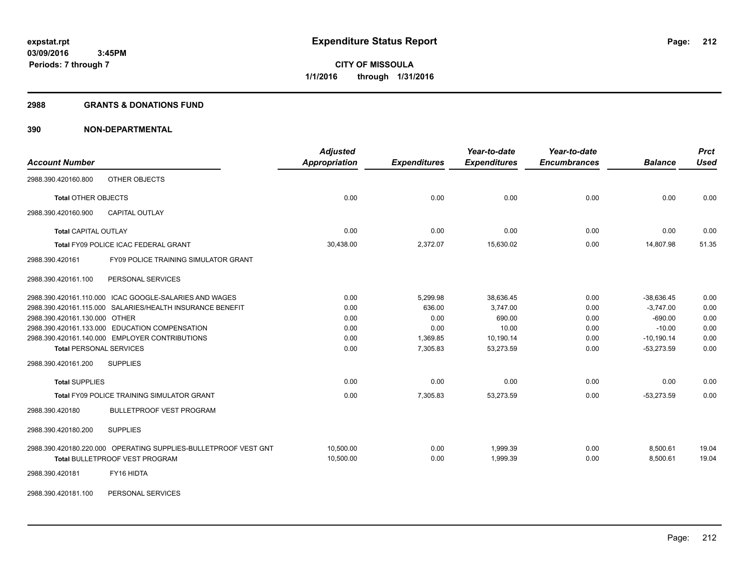**expstat.rpt**
**03/09/2016 3:45PM**
**Periods: 7 through 7**

# Expenditure Status Report

**CITY OF MISSOULA**
**1/1/2016 through 1/31/2016**

## 2988 GRANTS & DONATIONS FUND

## 390 NON-DEPARTMENTAL

| Account Number | Adjusted Appropriation | Expenditures | Year-to-date Expenditures | Year-to-date Encumbrances | Balance | Prct Used |
|---|---|---|---|---|---|---|
| 2988.390.420160.800 OTHER OBJECTS | | | | | | |
| **Total** OTHER OBJECTS | 0.00 | 0.00 | 0.00 | 0.00 | 0.00 | 0.00 |
| 2988.390.420160.900 CAPITAL OUTLAY | | | | | | |
| **Total** CAPITAL OUTLAY | 0.00 | 0.00 | 0.00 | 0.00 | 0.00 | 0.00 |
| **Total** FY09 POLICE ICAC FEDERAL GRANT | 30,438.00 | 2,372.07 | 15,630.02 | 0.00 | 14,807.98 | 51.35 |
| 2988.390.420161 FY09 POLICE TRAINING SIMULATOR GRANT | | | | | | |
| 2988.390.420161.100 PERSONAL SERVICES | | | | | | |
| 2988.390.420161.110.000 ICAC GOOGLE-SALARIES AND WAGES | 0.00 | 5,299.98 | 38,636.45 | 0.00 | -38,636.45 | 0.00 |
| 2988.390.420161.115.000 SALARIES/HEALTH INSURANCE BENEFIT | 0.00 | 636.00 | 3,747.00 | 0.00 | -3,747.00 | 0.00 |
| 2988.390.420161.130.000 OTHER | 0.00 | 0.00 | 690.00 | 0.00 | -690.00 | 0.00 |
| 2988.390.420161.133.000 EDUCATION COMPENSATION | 0.00 | 0.00 | 10.00 | 0.00 | -10.00 | 0.00 |
| 2988.390.420161.140.000 EMPLOYER CONTRIBUTIONS | 0.00 | 1,369.85 | 10,190.14 | 0.00 | -10,190.14 | 0.00 |
| **Total** PERSONAL SERVICES | 0.00 | 7,305.83 | 53,273.59 | 0.00 | -53,273.59 | 0.00 |
| 2988.390.420161.200 SUPPLIES | | | | | | |
| **Total** SUPPLIES | 0.00 | 0.00 | 0.00 | 0.00 | 0.00 | 0.00 |
| **Total** FY09 POLICE TRAINING SIMULATOR GRANT | 0.00 | 7,305.83 | 53,273.59 | 0.00 | -53,273.59 | 0.00 |
| 2988.390.420180 BULLETPROOF VEST PROGRAM | | | | | | |
| 2988.390.420180.200 SUPPLIES | | | | | | |
| 2988.390.420180.220.000 OPERATING SUPPLIES-BULLETPROOF VEST GNT | 10,500.00 | 0.00 | 1,999.39 | 0.00 | 8,500.61 | 19.04 |
| **Total** BULLETPROOF VEST PROGRAM | 10,500.00 | 0.00 | 1,999.39 | 0.00 | 8,500.61 | 19.04 |
| 2988.390.420181 FY16 HIDTA | | | | | | |
| 2988.390.420181.100 PERSONAL SERVICES | | | | | | |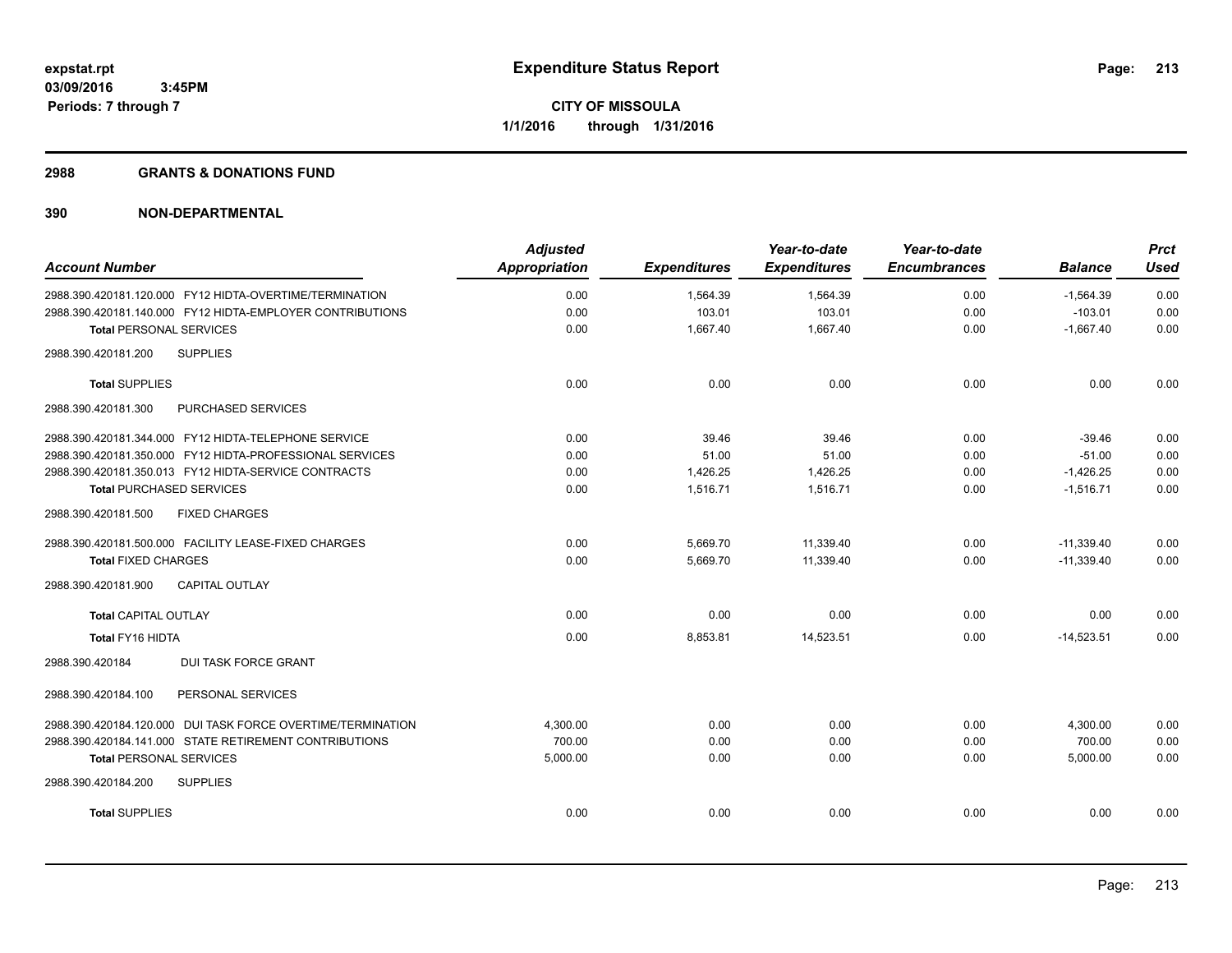**expstat.rpt**
**03/09/2016 3:45PM**
**Periods: 7 through 7**

# Expenditure Status Report

**CITY OF MISSOULA**
**1/1/2016 through 1/31/2016**

## 2988 GRANTS & DONATIONS FUND

## 390 NON-DEPARTMENTAL

| Account Number | Adjusted Appropriation | Expenditures | Year-to-date Expenditures | Year-to-date Encumbrances | Balance | Prct Used |
|---|---|---|---|---|---|---|
| 2988.390.420181.120.000 FY12 HIDTA-OVERTIME/TERMINATION | 0.00 | 1,564.39 | 1,564.39 | 0.00 | -1,564.39 | 0.00 |
| 2988.390.420181.140.000 FY12 HIDTA-EMPLOYER CONTRIBUTIONS | 0.00 | 103.01 | 103.01 | 0.00 | -103.01 | 0.00 |
| **Total** PERSONAL SERVICES | 0.00 | 1,667.40 | 1,667.40 | 0.00 | -1,667.40 | 0.00 |
| 2988.390.420181.200 SUPPLIES | | | | | | |
| **Total** SUPPLIES | 0.00 | 0.00 | 0.00 | 0.00 | 0.00 | 0.00 |
| 2988.390.420181.300 PURCHASED SERVICES | | | | | | |
| 2988.390.420181.344.000 FY12 HIDTA-TELEPHONE SERVICE | 0.00 | 39.46 | 39.46 | 0.00 | -39.46 | 0.00 |
| 2988.390.420181.350.000 FY12 HIDTA-PROFESSIONAL SERVICES | 0.00 | 51.00 | 51.00 | 0.00 | -51.00 | 0.00 |
| 2988.390.420181.350.013 FY12 HIDTA-SERVICE CONTRACTS | 0.00 | 1,426.25 | 1,426.25 | 0.00 | -1,426.25 | 0.00 |
| **Total** PURCHASED SERVICES | 0.00 | 1,516.71 | 1,516.71 | 0.00 | -1,516.71 | 0.00 |
| 2988.390.420181.500 FIXED CHARGES | | | | | | |
| 2988.390.420181.500.000 FACILITY LEASE-FIXED CHARGES | 0.00 | 5,669.70 | 11,339.40 | 0.00 | -11,339.40 | 0.00 |
| **Total** FIXED CHARGES | 0.00 | 5,669.70 | 11,339.40 | 0.00 | -11,339.40 | 0.00 |
| 2988.390.420181.900 CAPITAL OUTLAY | | | | | | |
| **Total** CAPITAL OUTLAY | 0.00 | 0.00 | 0.00 | 0.00 | 0.00 | 0.00 |
| **Total** FY16 HIDTA | 0.00 | 8,853.81 | 14,523.51 | 0.00 | -14,523.51 | 0.00 |
| 2988.390.420184 DUI TASK FORCE GRANT | | | | | | |
| 2988.390.420184.100 PERSONAL SERVICES | | | | | | |
| 2988.390.420184.120.000 DUI TASK FORCE OVERTIME/TERMINATION | 4,300.00 | 0.00 | 0.00 | 0.00 | 4,300.00 | 0.00 |
| 2988.390.420184.141.000 STATE RETIREMENT CONTRIBUTIONS | 700.00 | 0.00 | 0.00 | 0.00 | 700.00 | 0.00 |
| **Total** PERSONAL SERVICES | 5,000.00 | 0.00 | 0.00 | 0.00 | 5,000.00 | 0.00 |
| 2988.390.420184.200 SUPPLIES | | | | | | |
| **Total** SUPPLIES | 0.00 | 0.00 | 0.00 | 0.00 | 0.00 | 0.00 |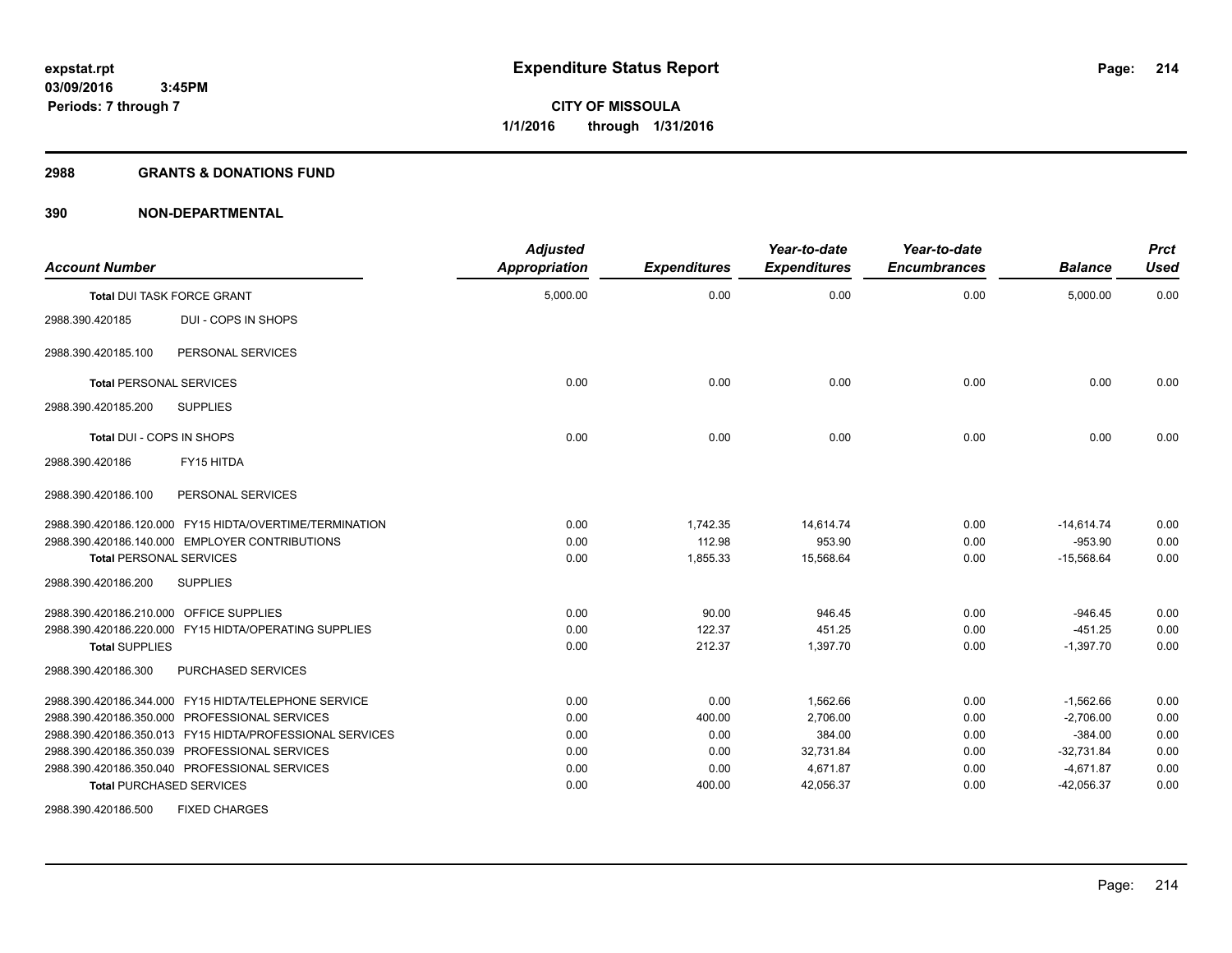# Expenditure Status Report

expstat.rpt
03/09/2016 3:45PM
Periods: 7 through 7

**CITY OF MISSOULA**
**1/1/2016 through 1/31/2016**

## 2988 GRANTS & DONATIONS FUND

## 390 NON-DEPARTMENTAL

| Account Number | | Adjusted Appropriation | Expenditures | Year-to-date Expenditures | Year-to-date Encumbrances | Balance | Prct Used |
|---|---|---|---|---|---|---|---|
| **Total** DUI TASK FORCE GRANT | | 5,000.00 | 0.00 | 0.00 | 0.00 | 5,000.00 | 0.00 |
| 2988.390.420185 | DUI - COPS IN SHOPS | | | | | | |
| 2988.390.420185.100 | PERSONAL SERVICES | | | | | | |
| **Total** PERSONAL SERVICES | | 0.00 | 0.00 | 0.00 | 0.00 | 0.00 | 0.00 |
| 2988.390.420185.200 | SUPPLIES | | | | | | |
| **Total** DUI - COPS IN SHOPS | | 0.00 | 0.00 | 0.00 | 0.00 | 0.00 | 0.00 |
| 2988.390.420186 | FY15 HITDA | | | | | | |
| 2988.390.420186.100 | PERSONAL SERVICES | | | | | | |
| 2988.390.420186.120.000 | FY15 HIDTA/OVERTIME/TERMINATION | 0.00 | 1,742.35 | 14,614.74 | 0.00 | -14,614.74 | 0.00 |
| 2988.390.420186.140.000 | EMPLOYER CONTRIBUTIONS | 0.00 | 112.98 | 953.90 | 0.00 | -953.90 | 0.00 |
| **Total** PERSONAL SERVICES | | 0.00 | 1,855.33 | 15,568.64 | 0.00 | -15,568.64 | 0.00 |
| 2988.390.420186.200 | SUPPLIES | | | | | | |
| 2988.390.420186.210.000 | OFFICE SUPPLIES | 0.00 | 90.00 | 946.45 | 0.00 | -946.45 | 0.00 |
| 2988.390.420186.220.000 | FY15 HIDTA/OPERATING SUPPLIES | 0.00 | 122.37 | 451.25 | 0.00 | -451.25 | 0.00 |
| **Total** SUPPLIES | | 0.00 | 212.37 | 1,397.70 | 0.00 | -1,397.70 | 0.00 |
| 2988.390.420186.300 | PURCHASED SERVICES | | | | | | |
| 2988.390.420186.344.000 | FY15 HIDTA/TELEPHONE SERVICE | 0.00 | 0.00 | 1,562.66 | 0.00 | -1,562.66 | 0.00 |
| 2988.390.420186.350.000 | PROFESSIONAL SERVICES | 0.00 | 400.00 | 2,706.00 | 0.00 | -2,706.00 | 0.00 |
| 2988.390.420186.350.013 | FY15 HIDTA/PROFESSIONAL SERVICES | 0.00 | 0.00 | 384.00 | 0.00 | -384.00 | 0.00 |
| 2988.390.420186.350.039 | PROFESSIONAL SERVICES | 0.00 | 0.00 | 32,731.84 | 0.00 | -32,731.84 | 0.00 |
| 2988.390.420186.350.040 | PROFESSIONAL SERVICES | 0.00 | 0.00 | 4,671.87 | 0.00 | -4,671.87 | 0.00 |
| **Total** PURCHASED SERVICES | | 0.00 | 400.00 | 42,056.37 | 0.00 | -42,056.37 | 0.00 |
| 2988.390.420186.500 | FIXED CHARGES | | | | | | |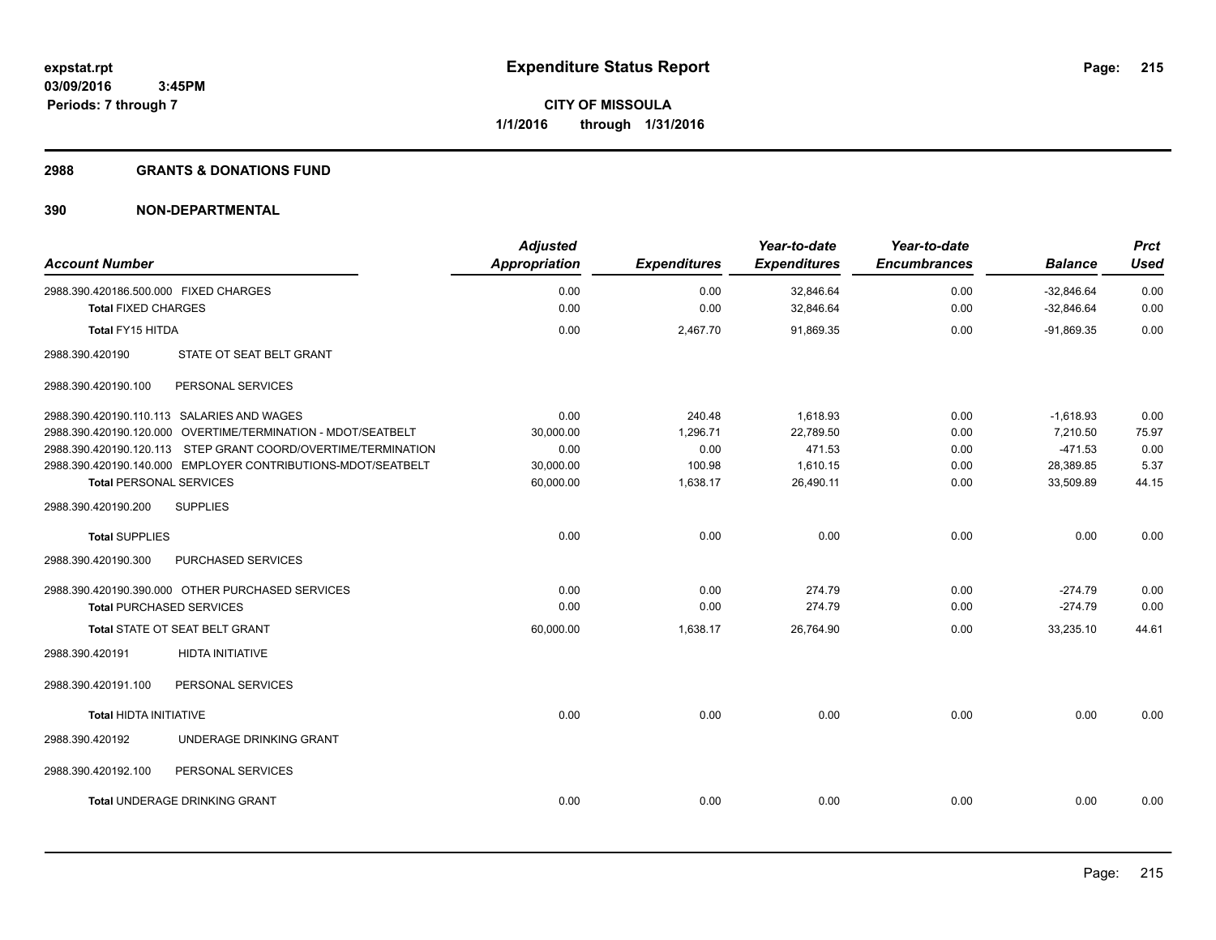expstat.rpt
03/09/2016 3:45PM
Periods: 7 through 7

# Expenditure Status Report

**CITY OF MISSOULA**
**1/1/2016 through 1/31/2016**

## 2988 GRANTS & DONATIONS FUND

## 390 NON-DEPARTMENTAL

| Account Number | | Adjusted Appropriation | Expenditures | Year-to-date Expenditures | Year-to-date Encumbrances | Balance | Prct Used |
|---|---|---|---|---|---|---|---|
| 2988.390.420186.500.000 | FIXED CHARGES | 0.00 | 0.00 | 32,846.64 | 0.00 | -32,846.64 | 0.00 |
| **Total** FIXED CHARGES | | 0.00 | 0.00 | 32,846.64 | 0.00 | -32,846.64 | 0.00 |
| **Total** FY15 HITDA | | 0.00 | 2,467.70 | 91,869.35 | 0.00 | -91,869.35 | 0.00 |
| 2988.390.420190 | STATE OT SEAT BELT GRANT | | | | | | |
| 2988.390.420190.100 | PERSONAL SERVICES | | | | | | |
| 2988.390.420190.110.113 | SALARIES AND WAGES | 0.00 | 240.48 | 1,618.93 | 0.00 | -1,618.93 | 0.00 |
| 2988.390.420190.120.000 | OVERTIME/TERMINATION - MDOT/SEATBELT | 30,000.00 | 1,296.71 | 22,789.50 | 0.00 | 7,210.50 | 75.97 |
| 2988.390.420190.120.113 | STEP GRANT COORD/OVERTIME/TERMINATION | 0.00 | 0.00 | 471.53 | 0.00 | -471.53 | 0.00 |
| 2988.390.420190.140.000 | EMPLOYER CONTRIBUTIONS-MDOT/SEATBELT | 30,000.00 | 100.98 | 1,610.15 | 0.00 | 28,389.85 | 5.37 |
| **Total** PERSONAL SERVICES | | 60,000.00 | 1,638.17 | 26,490.11 | 0.00 | 33,509.89 | 44.15 |
| 2988.390.420190.200 | SUPPLIES | | | | | | |
| **Total** SUPPLIES | | 0.00 | 0.00 | 0.00 | 0.00 | 0.00 | 0.00 |
| 2988.390.420190.300 | PURCHASED SERVICES | | | | | | |
| 2988.390.420190.390.000 | OTHER PURCHASED SERVICES | 0.00 | 0.00 | 274.79 | 0.00 | -274.79 | 0.00 |
| **Total** PURCHASED SERVICES | | 0.00 | 0.00 | 274.79 | 0.00 | -274.79 | 0.00 |
| **Total** STATE OT SEAT BELT GRANT | | 60,000.00 | 1,638.17 | 26,764.90 | 0.00 | 33,235.10 | 44.61 |
| 2988.390.420191 | HIDTA INITIATIVE | | | | | | |
| 2988.390.420191.100 | PERSONAL SERVICES | | | | | | |
| **Total** HIDTA INITIATIVE | | 0.00 | 0.00 | 0.00 | 0.00 | 0.00 | 0.00 |
| 2988.390.420192 | UNDERAGE DRINKING GRANT | | | | | | |
| 2988.390.420192.100 | PERSONAL SERVICES | | | | | | |
| **Total** UNDERAGE DRINKING GRANT | | 0.00 | 0.00 | 0.00 | 0.00 | 0.00 | 0.00 |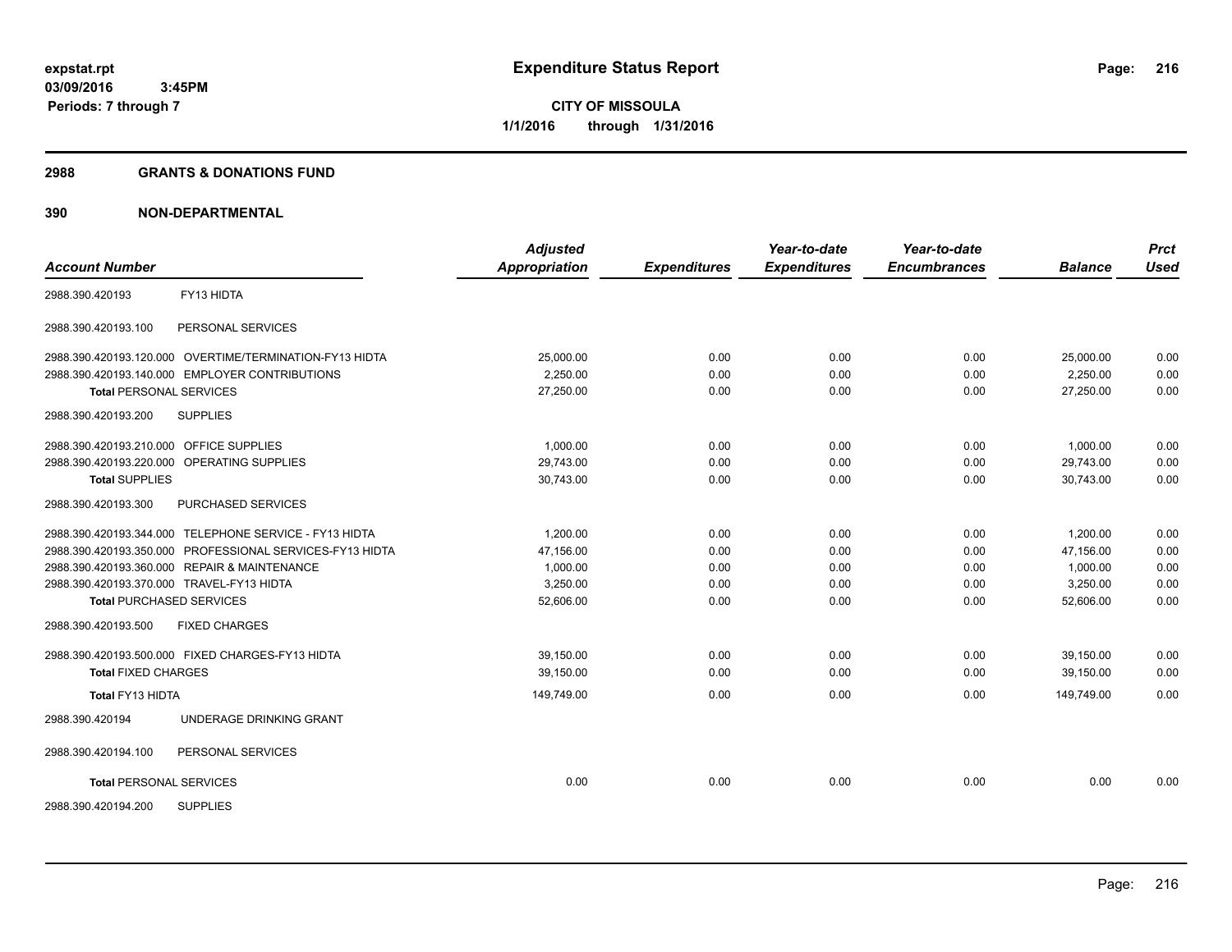**expstat.rpt**
**03/09/2016 3:45PM**
**Periods: 7 through 7**

# Expenditure Status Report

**CITY OF MISSOULA**
**1/1/2016 through 1/31/2016**

## 2988 GRANTS & DONATIONS FUND

## 390 NON-DEPARTMENTAL

| Account Number | | Adjusted Appropriation | Expenditures | Year-to-date Expenditures | Year-to-date Encumbrances | Balance | Prct Used |
|---|---|---|---|---|---|---|---|
| 2988.390.420193 | FY13 HIDTA | | | | | | |
| 2988.390.420193.100 | PERSONAL SERVICES | | | | | | |
| 2988.390.420193.120.000 | OVERTIME/TERMINATION-FY13 HIDTA | 25,000.00 | 0.00 | 0.00 | 0.00 | 25,000.00 | 0.00 |
| 2988.390.420193.140.000 | EMPLOYER CONTRIBUTIONS | 2,250.00 | 0.00 | 0.00 | 0.00 | 2,250.00 | 0.00 |
| **Total** PERSONAL SERVICES | | 27,250.00 | 0.00 | 0.00 | 0.00 | 27,250.00 | 0.00 |
| 2988.390.420193.200 | SUPPLIES | | | | | | |
| 2988.390.420193.210.000 | OFFICE SUPPLIES | 1,000.00 | 0.00 | 0.00 | 0.00 | 1,000.00 | 0.00 |
| 2988.390.420193.220.000 | OPERATING SUPPLIES | 29,743.00 | 0.00 | 0.00 | 0.00 | 29,743.00 | 0.00 |
| **Total** SUPPLIES | | 30,743.00 | 0.00 | 0.00 | 0.00 | 30,743.00 | 0.00 |
| 2988.390.420193.300 | PURCHASED SERVICES | | | | | | |
| 2988.390.420193.344.000 | TELEPHONE SERVICE - FY13 HIDTA | 1,200.00 | 0.00 | 0.00 | 0.00 | 1,200.00 | 0.00 |
| 2988.390.420193.350.000 | PROFESSIONAL SERVICES-FY13 HIDTA | 47,156.00 | 0.00 | 0.00 | 0.00 | 47,156.00 | 0.00 |
| 2988.390.420193.360.000 | REPAIR & MAINTENANCE | 1,000.00 | 0.00 | 0.00 | 0.00 | 1,000.00 | 0.00 |
| 2988.390.420193.370.000 | TRAVEL-FY13 HIDTA | 3,250.00 | 0.00 | 0.00 | 0.00 | 3,250.00 | 0.00 |
| **Total** PURCHASED SERVICES | | 52,606.00 | 0.00 | 0.00 | 0.00 | 52,606.00 | 0.00 |
| 2988.390.420193.500 | FIXED CHARGES | | | | | | |
| 2988.390.420193.500.000 | FIXED CHARGES-FY13 HIDTA | 39,150.00 | 0.00 | 0.00 | 0.00 | 39,150.00 | 0.00 |
| **Total** FIXED CHARGES | | 39,150.00 | 0.00 | 0.00 | 0.00 | 39,150.00 | 0.00 |
| **Total** FY13 HIDTA | | 149,749.00 | 0.00 | 0.00 | 0.00 | 149,749.00 | 0.00 |
| 2988.390.420194 | UNDERAGE DRINKING GRANT | | | | | | |
| 2988.390.420194.100 | PERSONAL SERVICES | | | | | | |
| **Total** PERSONAL SERVICES | | 0.00 | 0.00 | 0.00 | 0.00 | 0.00 | 0.00 |
| 2988.390.420194.200 | SUPPLIES | | | | | | |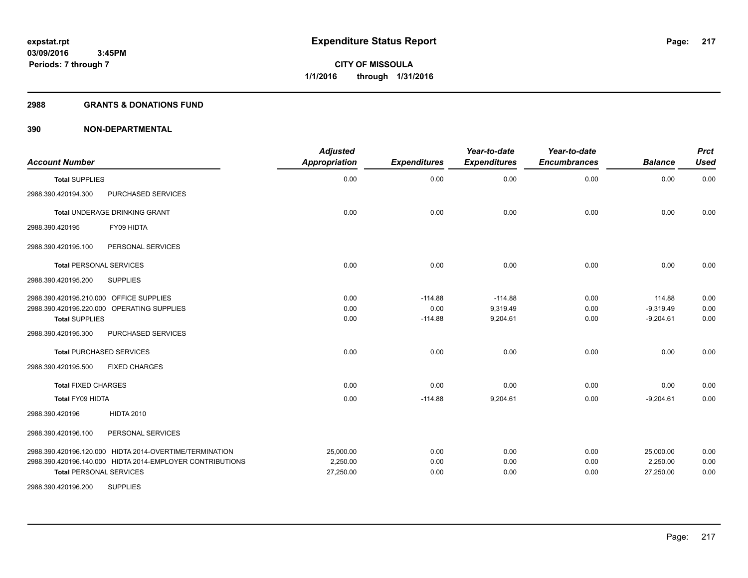**expstat.rpt**
**03/09/2016 3:45PM**
**Periods: 7 through 7**

# Expenditure Status Report

**CITY OF MISSOULA**
**1/1/2016 through 1/31/2016**

## 2988 GRANTS & DONATIONS FUND

## 390 NON-DEPARTMENTAL

| Account Number | Adjusted Appropriation | Expenditures | Year-to-date Expenditures | Year-to-date Encumbrances | Balance | Prct Used |
|---|---|---|---|---|---|---|
| **Total** SUPPLIES | 0.00 | 0.00 | 0.00 | 0.00 | 0.00 | 0.00 |
| 2988.390.420194.300 PURCHASED SERVICES | | | | | | |
| **Total** UNDERAGE DRINKING GRANT | 0.00 | 0.00 | 0.00 | 0.00 | 0.00 | 0.00 |
| 2988.390.420195 FY09 HIDTA | | | | | | |
| 2988.390.420195.100 PERSONAL SERVICES | | | | | | |
| **Total** PERSONAL SERVICES | 0.00 | 0.00 | 0.00 | 0.00 | 0.00 | 0.00 |
| 2988.390.420195.200 SUPPLIES | | | | | | |
| 2988.390.420195.210.000 OFFICE SUPPLIES | 0.00 | -114.88 | -114.88 | 0.00 | 114.88 | 0.00 |
| 2988.390.420195.220.000 OPERATING SUPPLIES | 0.00 | 0.00 | 9,319.49 | 0.00 | -9,319.49 | 0.00 |
| **Total** SUPPLIES | 0.00 | -114.88 | 9,204.61 | 0.00 | -9,204.61 | 0.00 |
| 2988.390.420195.300 PURCHASED SERVICES | | | | | | |
| **Total** PURCHASED SERVICES | 0.00 | 0.00 | 0.00 | 0.00 | 0.00 | 0.00 |
| 2988.390.420195.500 FIXED CHARGES | | | | | | |
| **Total** FIXED CHARGES | 0.00 | 0.00 | 0.00 | 0.00 | 0.00 | 0.00 |
| **Total** FY09 HIDTA | 0.00 | -114.88 | 9,204.61 | 0.00 | -9,204.61 | 0.00 |
| 2988.390.420196 HIDTA 2010 | | | | | | |
| 2988.390.420196.100 PERSONAL SERVICES | | | | | | |
| 2988.390.420196.120.000 HIDTA 2014-OVERTIME/TERMINATION | 25,000.00 | 0.00 | 0.00 | 0.00 | 25,000.00 | 0.00 |
| 2988.390.420196.140.000 HIDTA 2014-EMPLOYER CONTRIBUTIONS | 2,250.00 | 0.00 | 0.00 | 0.00 | 2,250.00 | 0.00 |
| **Total** PERSONAL SERVICES | 27,250.00 | 0.00 | 0.00 | 0.00 | 27,250.00 | 0.00 |
| 2988.390.420196.200 SUPPLIES | | | | | | |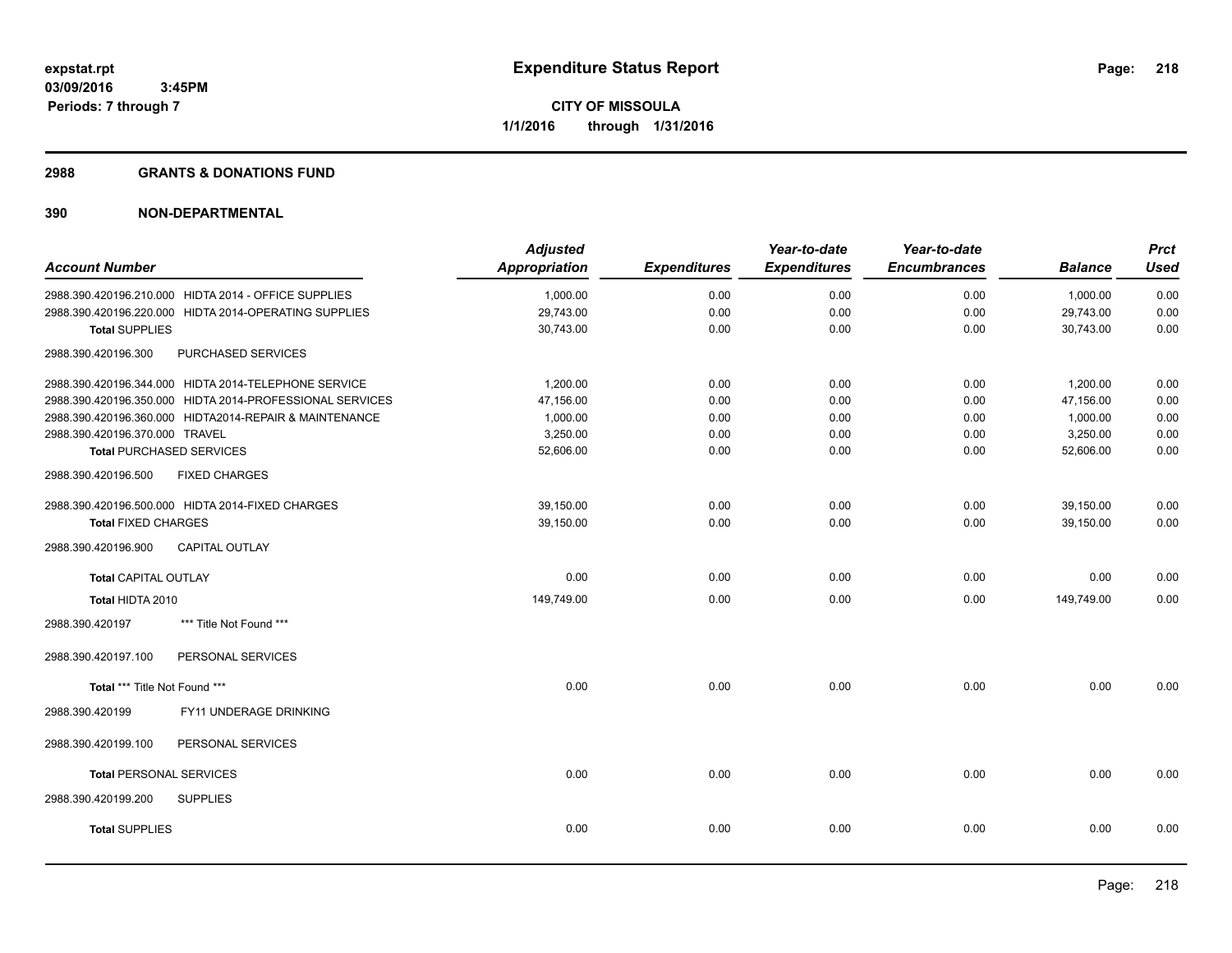**expstat.rpt**
**03/09/2016 3:45PM**
**Periods: 7 through 7**

# Expenditure Status Report

**CITY OF MISSOULA**
**1/1/2016 through 1/31/2016**

## 2988 GRANTS & DONATIONS FUND

## 390 NON-DEPARTMENTAL

| Account Number | Adjusted Appropriation | Expenditures | Year-to-date Expenditures | Year-to-date Encumbrances | Balance | Prct Used |
|---|---|---|---|---|---|---|
| 2988.390.420196.210.000 HIDTA 2014 - OFFICE SUPPLIES | 1,000.00 | 0.00 | 0.00 | 0.00 | 1,000.00 | 0.00 |
| 2988.390.420196.220.000 HIDTA 2014-OPERATING SUPPLIES | 29,743.00 | 0.00 | 0.00 | 0.00 | 29,743.00 | 0.00 |
| **Total** SUPPLIES | 30,743.00 | 0.00 | 0.00 | 0.00 | 30,743.00 | 0.00 |
| 2988.390.420196.300 PURCHASED SERVICES | | | | | | |
| 2988.390.420196.344.000 HIDTA 2014-TELEPHONE SERVICE | 1,200.00 | 0.00 | 0.00 | 0.00 | 1,200.00 | 0.00 |
| 2988.390.420196.350.000 HIDTA 2014-PROFESSIONAL SERVICES | 47,156.00 | 0.00 | 0.00 | 0.00 | 47,156.00 | 0.00 |
| 2988.390.420196.360.000 HIDTA2014-REPAIR & MAINTENANCE | 1,000.00 | 0.00 | 0.00 | 0.00 | 1,000.00 | 0.00 |
| 2988.390.420196.370.000 TRAVEL | 3,250.00 | 0.00 | 0.00 | 0.00 | 3,250.00 | 0.00 |
| **Total** PURCHASED SERVICES | 52,606.00 | 0.00 | 0.00 | 0.00 | 52,606.00 | 0.00 |
| 2988.390.420196.500 FIXED CHARGES | | | | | | |
| 2988.390.420196.500.000 HIDTA 2014-FIXED CHARGES | 39,150.00 | 0.00 | 0.00 | 0.00 | 39,150.00 | 0.00 |
| **Total** FIXED CHARGES | 39,150.00 | 0.00 | 0.00 | 0.00 | 39,150.00 | 0.00 |
| 2988.390.420196.900 CAPITAL OUTLAY | | | | | | |
| **Total** CAPITAL OUTLAY | 0.00 | 0.00 | 0.00 | 0.00 | 0.00 | 0.00 |
| **Total HIDTA 2010** | 149,749.00 | 0.00 | 0.00 | 0.00 | 149,749.00 | 0.00 |
| 2988.390.420197 \*\*\* Title Not Found \*\*\* | | | | | | |
| 2988.390.420197.100 PERSONAL SERVICES | | | | | | |
| **Total** \*\*\* Title Not Found \*\*\* | 0.00 | 0.00 | 0.00 | 0.00 | 0.00 | 0.00 |
| 2988.390.420199 FY11 UNDERAGE DRINKING | | | | | | |
| 2988.390.420199.100 PERSONAL SERVICES | | | | | | |
| **Total** PERSONAL SERVICES | 0.00 | 0.00 | 0.00 | 0.00 | 0.00 | 0.00 |
| 2988.390.420199.200 SUPPLIES | | | | | | |
| **Total** SUPPLIES | 0.00 | 0.00 | 0.00 | 0.00 | 0.00 | 0.00 |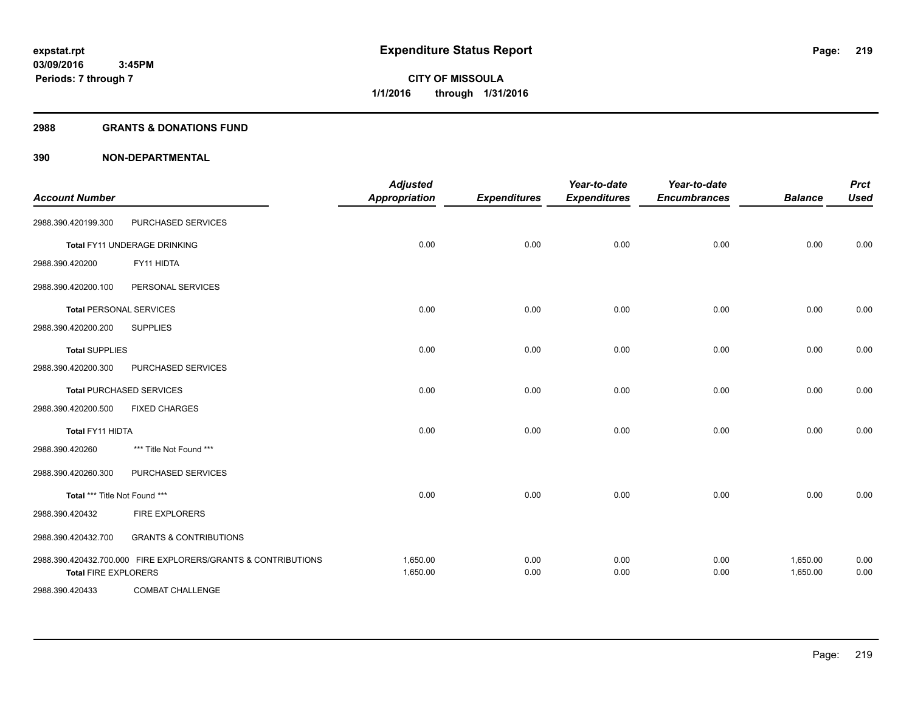# Expenditure Status Report

**CITY OF MISSOULA**

**1/1/2016 through 1/31/2016**

expstat.rpt
03/09/2016 3:45PM
Periods: 7 through 7

## 2988 GRANTS & DONATIONS FUND

## 390 NON-DEPARTMENTAL

| Account Number | | Adjusted Appropriation | Expenditures | Year-to-date Expenditures | Year-to-date Encumbrances | Balance | Prct Used |
|---|---|---|---|---|---|---|---|
| 2988.390.420199.300 | PURCHASED SERVICES | | | | | | |
| Total FY11 UNDERAGE DRINKING | | 0.00 | 0.00 | 0.00 | 0.00 | 0.00 | 0.00 |
| 2988.390.420200 | FY11 HIDTA | | | | | | |
| 2988.390.420200.100 | PERSONAL SERVICES | | | | | | |
| Total PERSONAL SERVICES | | 0.00 | 0.00 | 0.00 | 0.00 | 0.00 | 0.00 |
| 2988.390.420200.200 | SUPPLIES | | | | | | |
| Total SUPPLIES | | 0.00 | 0.00 | 0.00 | 0.00 | 0.00 | 0.00 |
| 2988.390.420200.300 | PURCHASED SERVICES | | | | | | |
| Total PURCHASED SERVICES | | 0.00 | 0.00 | 0.00 | 0.00 | 0.00 | 0.00 |
| 2988.390.420200.500 | FIXED CHARGES | | | | | | |
| Total FY11 HIDTA | | 0.00 | 0.00 | 0.00 | 0.00 | 0.00 | 0.00 |
| 2988.390.420260 | *** Title Not Found *** | | | | | | |
| 2988.390.420260.300 | PURCHASED SERVICES | | | | | | |
| Total *** Title Not Found *** | | 0.00 | 0.00 | 0.00 | 0.00 | 0.00 | 0.00 |
| 2988.390.420432 | FIRE EXPLORERS | | | | | | |
| 2988.390.420432.700 | GRANTS & CONTRIBUTIONS | | | | | | |
| 2988.390.420432.700.000 | FIRE EXPLORERS/GRANTS & CONTRIBUTIONS | 1,650.00 | 0.00 | 0.00 | 0.00 | 1,650.00 | 0.00 |
| Total FIRE EXPLORERS | | 1,650.00 | 0.00 | 0.00 | 0.00 | 1,650.00 | 0.00 |
| 2988.390.420433 | COMBAT CHALLENGE | | | | | | |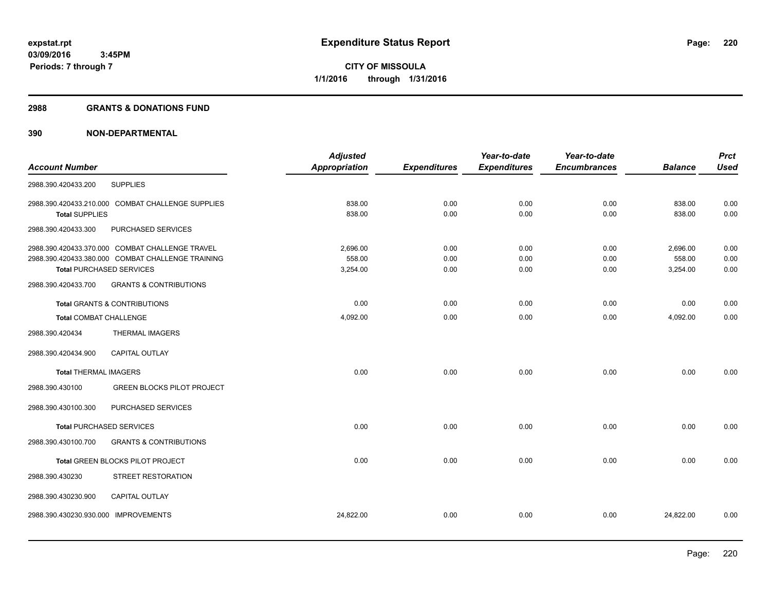**expstat.rpt**
**03/09/2016 3:45PM**
**Periods: 7 through 7**

# Expenditure Status Report

**CITY OF MISSOULA**
**1/1/2016 through 1/31/2016**

## 2988 GRANTS & DONATIONS FUND

## 390 NON-DEPARTMENTAL

| Account Number | | Adjusted Appropriation | Expenditures | Year-to-date Expenditures | Year-to-date Encumbrances | Balance | Prct Used |
|---|---|---|---|---|---|---|---|
| 2988.390.420433.200 | SUPPLIES | | | | | | |
| 2988.390.420433.210.000 | COMBAT CHALLENGE SUPPLIES | 838.00 | 0.00 | 0.00 | 0.00 | 838.00 | 0.00 |
| **Total** SUPPLIES | | 838.00 | 0.00 | 0.00 | 0.00 | 838.00 | 0.00 |
| 2988.390.420433.300 | PURCHASED SERVICES | | | | | | |
| 2988.390.420433.370.000 | COMBAT CHALLENGE TRAVEL | 2,696.00 | 0.00 | 0.00 | 0.00 | 2,696.00 | 0.00 |
| 2988.390.420433.380.000 | COMBAT CHALLENGE TRAINING | 558.00 | 0.00 | 0.00 | 0.00 | 558.00 | 0.00 |
| **Total** PURCHASED SERVICES | | 3,254.00 | 0.00 | 0.00 | 0.00 | 3,254.00 | 0.00 |
| 2988.390.420433.700 | GRANTS & CONTRIBUTIONS | | | | | | |
| **Total** GRANTS & CONTRIBUTIONS | | 0.00 | 0.00 | 0.00 | 0.00 | 0.00 | 0.00 |
| **Total** COMBAT CHALLENGE | | 4,092.00 | 0.00 | 0.00 | 0.00 | 4,092.00 | 0.00 |
| 2988.390.420434 | THERMAL IMAGERS | | | | | | |
| 2988.390.420434.900 | CAPITAL OUTLAY | | | | | | |
| **Total** THERMAL IMAGERS | | 0.00 | 0.00 | 0.00 | 0.00 | 0.00 | 0.00 |
| 2988.390.430100 | GREEN BLOCKS PILOT PROJECT | | | | | | |
| 2988.390.430100.300 | PURCHASED SERVICES | | | | | | |
| **Total** PURCHASED SERVICES | | 0.00 | 0.00 | 0.00 | 0.00 | 0.00 | 0.00 |
| 2988.390.430100.700 | GRANTS & CONTRIBUTIONS | | | | | | |
| **Total** GREEN BLOCKS PILOT PROJECT | | 0.00 | 0.00 | 0.00 | 0.00 | 0.00 | 0.00 |
| 2988.390.430230 | STREET RESTORATION | | | | | | |
| 2988.390.430230.900 | CAPITAL OUTLAY | | | | | | |
| 2988.390.430230.930.000 | IMPROVEMENTS | 24,822.00 | 0.00 | 0.00 | 0.00 | 24,822.00 | 0.00 |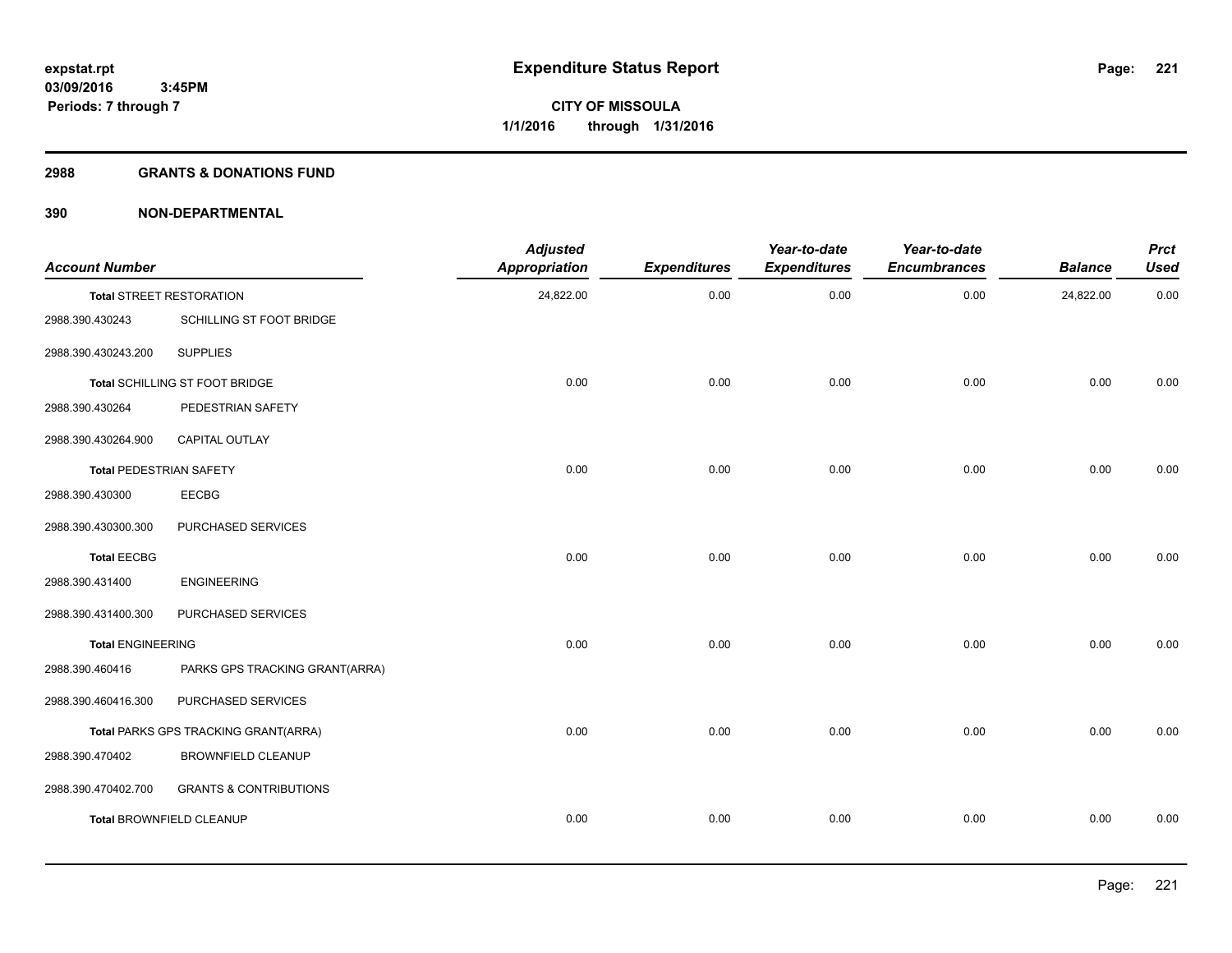expstat.rpt
03/09/2016 3:45PM
Periods: 7 through 7

# Expenditure Status Report

CITY OF MISSOULA
1/1/2016 through 1/31/2016

## 2988 GRANTS & DONATIONS FUND

## 390 NON-DEPARTMENTAL

| Account Number | | Adjusted Appropriation | Expenditures | Year-to-date Expenditures | Year-to-date Encumbrances | Balance | Prct Used |
|---|---|---|---|---|---|---|---|
| **Total** STREET RESTORATION | | 24,822.00 | 0.00 | 0.00 | 0.00 | 24,822.00 | 0.00 |
| 2988.390.430243 | SCHILLING ST FOOT BRIDGE | | | | | | |
| 2988.390.430243.200 | SUPPLIES | | | | | | |
| **Total** SCHILLING ST FOOT BRIDGE | | 0.00 | 0.00 | 0.00 | 0.00 | 0.00 | 0.00 |
| 2988.390.430264 | PEDESTRIAN SAFETY | | | | | | |
| 2988.390.430264.900 | CAPITAL OUTLAY | | | | | | |
| **Total** PEDESTRIAN SAFETY | | 0.00 | 0.00 | 0.00 | 0.00 | 0.00 | 0.00 |
| 2988.390.430300 | EECBG | | | | | | |
| 2988.390.430300.300 | PURCHASED SERVICES | | | | | | |
| **Total** EECBG | | 0.00 | 0.00 | 0.00 | 0.00 | 0.00 | 0.00 |
| 2988.390.431400 | ENGINEERING | | | | | | |
| 2988.390.431400.300 | PURCHASED SERVICES | | | | | | |
| **Total** ENGINEERING | | 0.00 | 0.00 | 0.00 | 0.00 | 0.00 | 0.00 |
| 2988.390.460416 | PARKS GPS TRACKING GRANT(ARRA) | | | | | | |
| 2988.390.460416.300 | PURCHASED SERVICES | | | | | | |
| **Total** PARKS GPS TRACKING GRANT(ARRA) | | 0.00 | 0.00 | 0.00 | 0.00 | 0.00 | 0.00 |
| 2988.390.470402 | BROWNFIELD CLEANUP | | | | | | |
| 2988.390.470402.700 | GRANTS & CONTRIBUTIONS | | | | | | |
| **Total** BROWNFIELD CLEANUP | | 0.00 | 0.00 | 0.00 | 0.00 | 0.00 | 0.00 |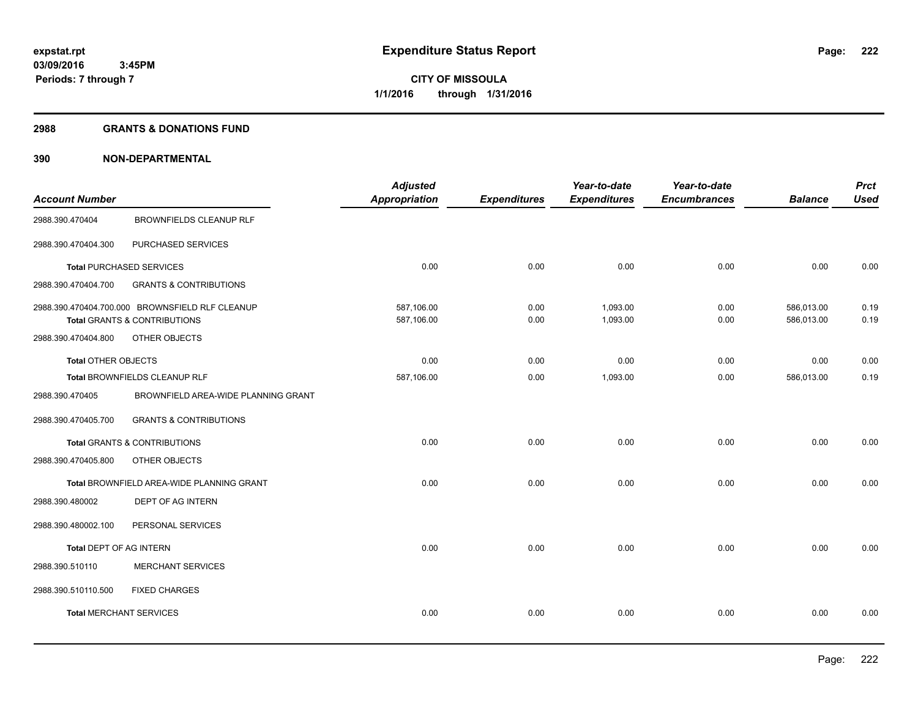# Expenditure Status Report

**CITY OF MISSOULA**
**1/1/2016 through 1/31/2016**

expstat.rpt
03/09/2016 3:45PM
Periods: 7 through 7

## 2988 GRANTS & DONATIONS FUND

## 390 NON-DEPARTMENTAL

| Account Number | | Adjusted Appropriation | Expenditures | Year-to-date Expenditures | Year-to-date Encumbrances | Balance | Prct Used |
|---|---|---|---|---|---|---|---|
| 2988.390.470404 | BROWNFIELDS CLEANUP RLF | | | | | | |
| 2988.390.470404.300 | PURCHASED SERVICES | | | | | | |
| **Total** PURCHASED SERVICES | | 0.00 | 0.00 | 0.00 | 0.00 | 0.00 | 0.00 |
| 2988.390.470404.700 | GRANTS & CONTRIBUTIONS | | | | | | |
| 2988.390.470404.700.000 | BROWNSFIELD RLF CLEANUP | 587,106.00 | 0.00 | 1,093.00 | 0.00 | 586,013.00 | 0.19 |
| **Total** GRANTS & CONTRIBUTIONS | | 587,106.00 | 0.00 | 1,093.00 | 0.00 | 586,013.00 | 0.19 |
| 2988.390.470404.800 | OTHER OBJECTS | | | | | | |
| **Total** OTHER OBJECTS | | 0.00 | 0.00 | 0.00 | 0.00 | 0.00 | 0.00 |
| **Total** BROWNFIELDS CLEANUP RLF | | 587,106.00 | 0.00 | 1,093.00 | 0.00 | 586,013.00 | 0.19 |
| 2988.390.470405 | BROWNFIELD AREA-WIDE PLANNING GRANT | | | | | | |
| 2988.390.470405.700 | GRANTS & CONTRIBUTIONS | | | | | | |
| **Total** GRANTS & CONTRIBUTIONS | | 0.00 | 0.00 | 0.00 | 0.00 | 0.00 | 0.00 |
| 2988.390.470405.800 | OTHER OBJECTS | | | | | | |
| **Total** BROWNFIELD AREA-WIDE PLANNING GRANT | | 0.00 | 0.00 | 0.00 | 0.00 | 0.00 | 0.00 |
| 2988.390.480002 | DEPT OF AG INTERN | | | | | | |
| 2988.390.480002.100 | PERSONAL SERVICES | | | | | | |
| **Total** DEPT OF AG INTERN | | 0.00 | 0.00 | 0.00 | 0.00 | 0.00 | 0.00 |
| 2988.390.510110 | MERCHANT SERVICES | | | | | | |
| 2988.390.510110.500 | FIXED CHARGES | | | | | | |
| **Total** MERCHANT SERVICES | | 0.00 | 0.00 | 0.00 | 0.00 | 0.00 | 0.00 |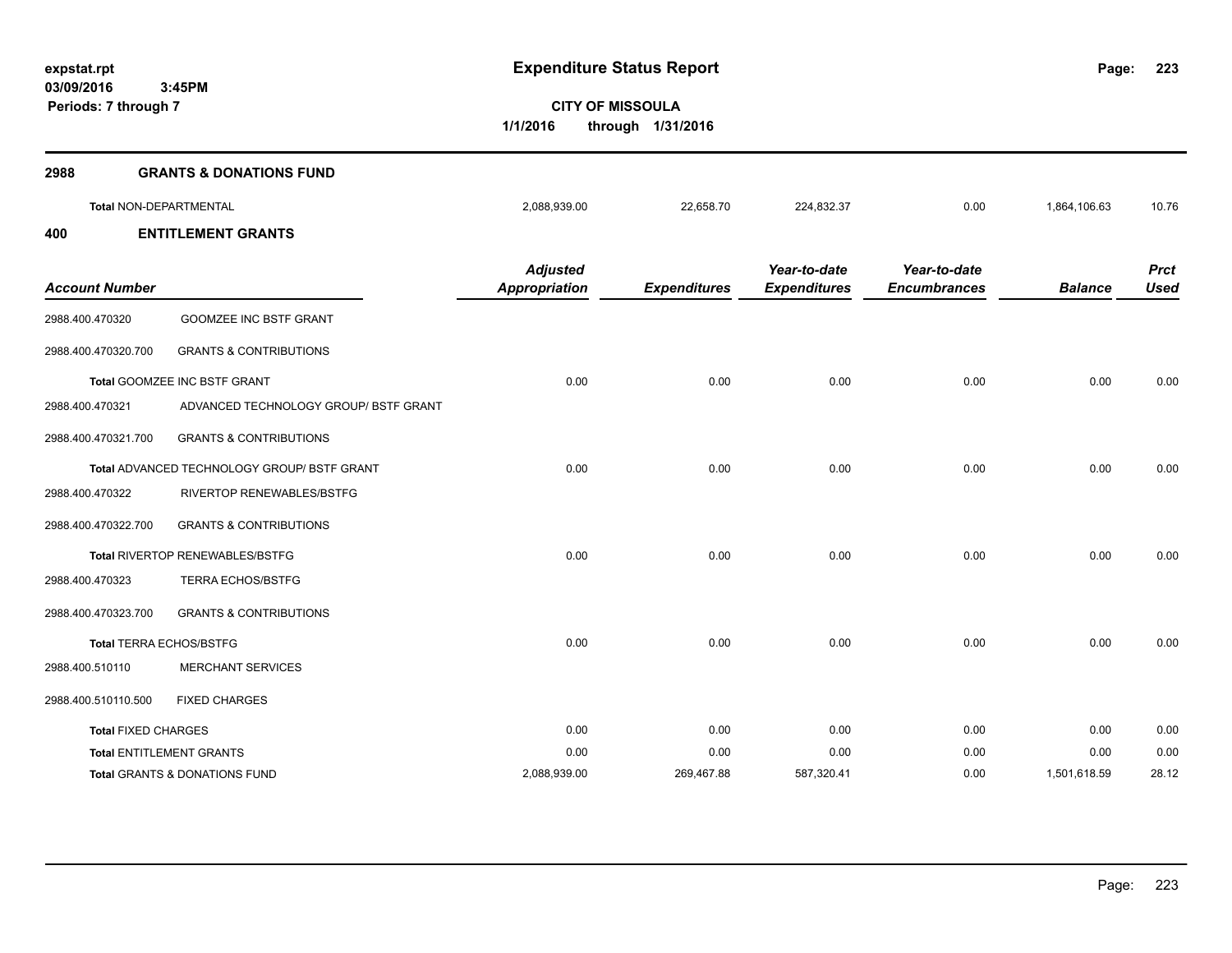# Expenditure Status Report

**CITY OF MISSOULA**

**1/1/2016 through 1/31/2016**

expstat.rpt
03/09/2016 3:45PM
Periods: 7 through 7

## 2988 GRANTS & DONATIONS FUND

| | Adjusted Appropriation | Expenditures | Year-to-date Expenditures | Year-to-date Encumbrances | Balance | Prct Used |
|---|---|---|---|---|---|---|
| **Total NON-DEPARTMENTAL** | 2,088,939.00 | 22,658.70 | 224,832.37 | 0.00 | 1,864,106.63 | 10.76 |

## 400 ENTITLEMENT GRANTS

| Account Number | | Adjusted Appropriation | Expenditures | Year-to-date Expenditures | Year-to-date Encumbrances | Balance | Prct Used |
|---|---|---|---|---|---|---|---|
| 2988.400.470320 | GOOMZEE INC BSTF GRANT | | | | | | |
| 2988.400.470320.700 | GRANTS & CONTRIBUTIONS | | | | | | |
| **Total GOOMZEE INC BSTF GRANT** | | 0.00 | 0.00 | 0.00 | 0.00 | 0.00 | 0.00 |
| 2988.400.470321 | ADVANCED TECHNOLOGY GROUP/ BSTF GRANT | | | | | | |
| 2988.400.470321.700 | GRANTS & CONTRIBUTIONS | | | | | | |
| **Total ADVANCED TECHNOLOGY GROUP/ BSTF GRANT** | | 0.00 | 0.00 | 0.00 | 0.00 | 0.00 | 0.00 |
| 2988.400.470322 | RIVERTOP RENEWABLES/BSTFG | | | | | | |
| 2988.400.470322.700 | GRANTS & CONTRIBUTIONS | | | | | | |
| **Total RIVERTOP RENEWABLES/BSTFG** | | 0.00 | 0.00 | 0.00 | 0.00 | 0.00 | 0.00 |
| 2988.400.470323 | TERRA ECHOS/BSTFG | | | | | | |
| 2988.400.470323.700 | GRANTS & CONTRIBUTIONS | | | | | | |
| **Total TERRA ECHOS/BSTFG** | | 0.00 | 0.00 | 0.00 | 0.00 | 0.00 | 0.00 |
| 2988.400.510110 | MERCHANT SERVICES | | | | | | |
| 2988.400.510110.500 | FIXED CHARGES | | | | | | |
| **Total FIXED CHARGES** | | 0.00 | 0.00 | 0.00 | 0.00 | 0.00 | 0.00 |
| **Total ENTITLEMENT GRANTS** | | 0.00 | 0.00 | 0.00 | 0.00 | 0.00 | 0.00 |
| **Total GRANTS & DONATIONS FUND** | | 2,088,939.00 | 269,467.88 | 587,320.41 | 0.00 | 1,501,618.59 | 28.12 |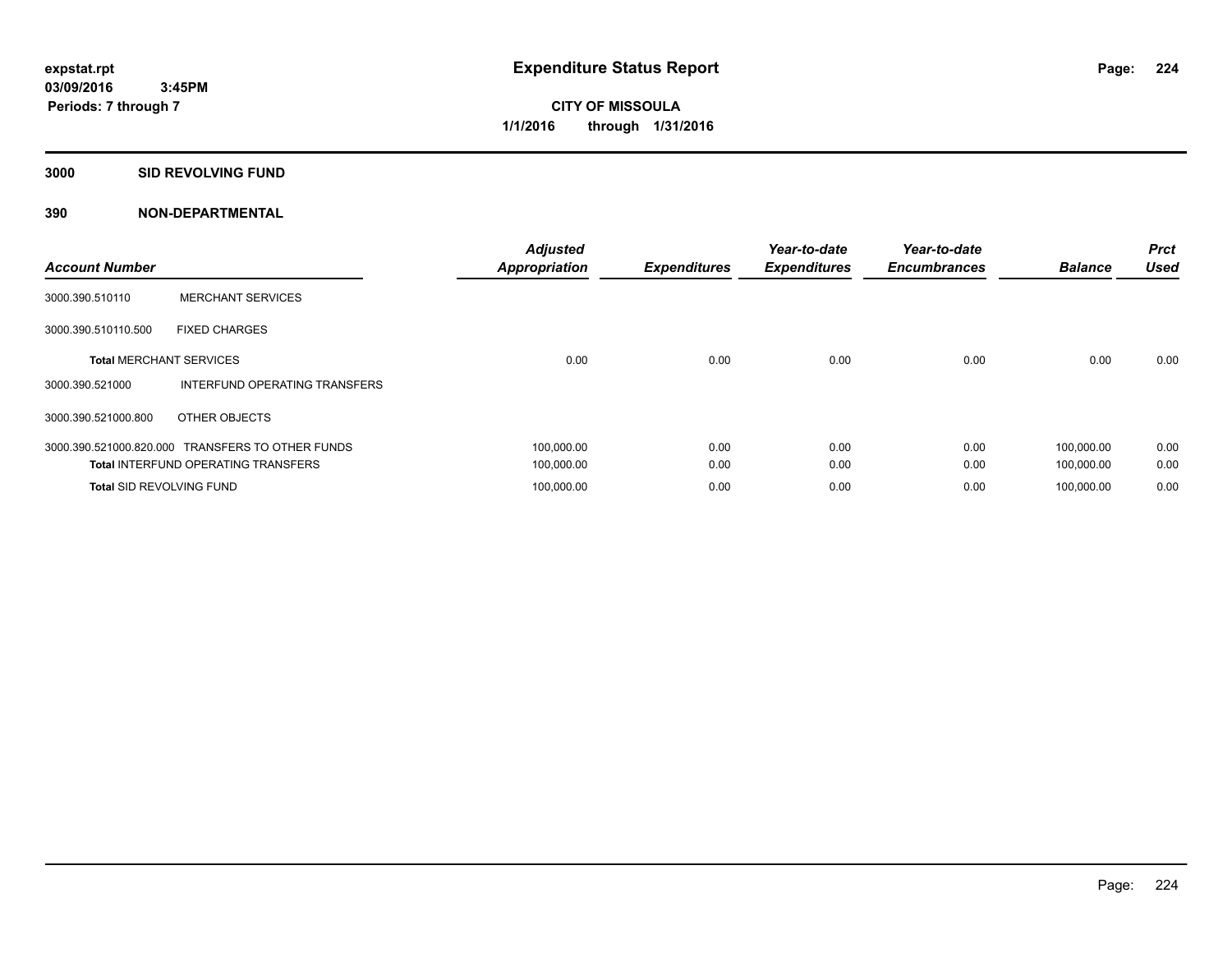**expstat.rpt**
**03/09/2016 3:45PM**
**Periods: 7 through 7**

# Expenditure Status Report

**CITY OF MISSOULA**
**1/1/2016 through 1/31/2016**

## 3000 SID REVOLVING FUND

### 390 NON-DEPARTMENTAL

| Account Number | | Adjusted Appropriation | Expenditures | Year-to-date Expenditures | Year-to-date Encumbrances | Balance | Prct Used |
|---|---|---|---|---|---|---|---|
| 3000.390.510110 | MERCHANT SERVICES | | | | | | |
| 3000.390.510110.500 | FIXED CHARGES | | | | | | |
| **Total** MERCHANT SERVICES | | 0.00 | 0.00 | 0.00 | 0.00 | 0.00 | 0.00 |
| 3000.390.521000 | INTERFUND OPERATING TRANSFERS | | | | | | |
| 3000.390.521000.800 | OTHER OBJECTS | | | | | | |
| 3000.390.521000.820.000 | TRANSFERS TO OTHER FUNDS | 100,000.00 | 0.00 | 0.00 | 0.00 | 100,000.00 | 0.00 |
| **Total** INTERFUND OPERATING TRANSFERS | | 100,000.00 | 0.00 | 0.00 | 0.00 | 100,000.00 | 0.00 |
| **Total** SID REVOLVING FUND | | 100,000.00 | 0.00 | 0.00 | 0.00 | 100,000.00 | 0.00 |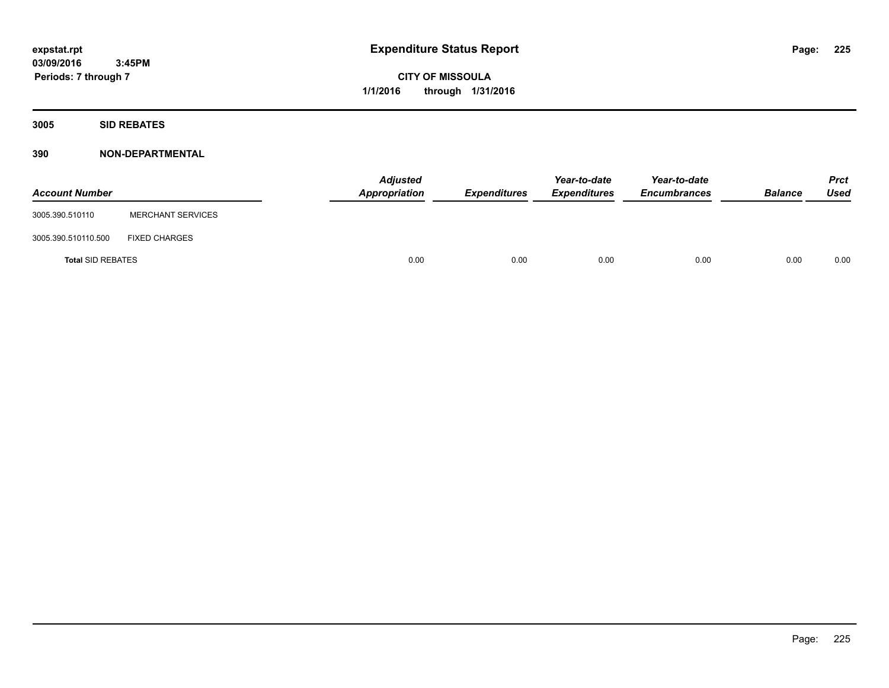# Expenditure Status Report

**CITY OF MISSOULA**
**1/1/2016 through 1/31/2016**

expstat.rpt
03/09/2016 3:45PM
Periods: 7 through 7

## 3005 SID REBATES

## 390 NON-DEPARTMENTAL

| Account Number | | Adjusted Appropriation | Expenditures | Year-to-date Expenditures | Year-to-date Encumbrances | Balance | Prct Used |
|---|---|---|---|---|---|---|---|
| 3005.390.510110 | MERCHANT SERVICES | | | | | | |
| 3005.390.510110.500 | FIXED CHARGES | | | | | | |
| **Total** SID REBATES | | 0.00 | 0.00 | 0.00 | 0.00 | 0.00 | 0.00 |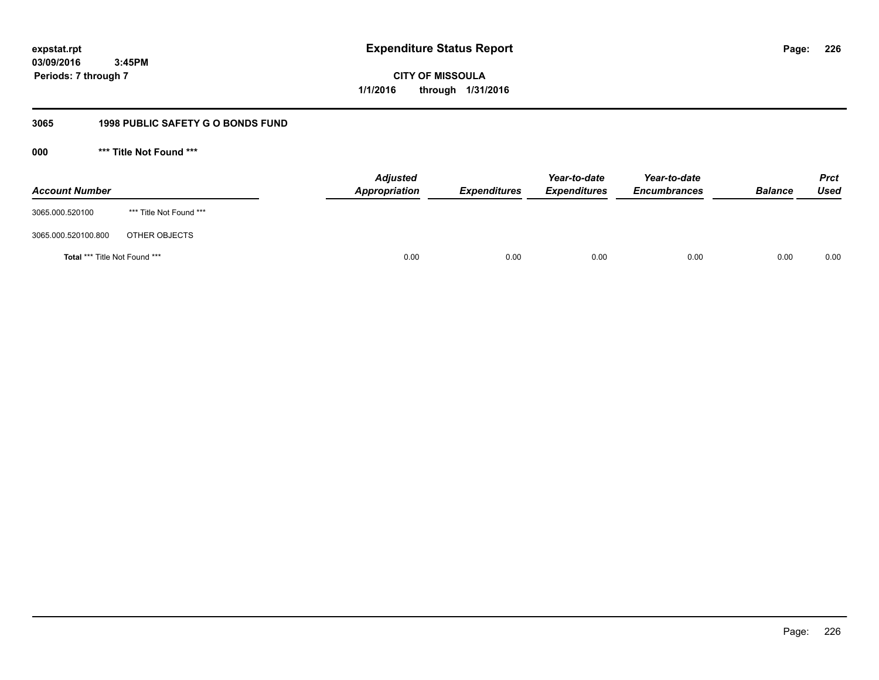expstat.rpt
03/09/2016 3:45PM
Periods: 7 through 7

# Expenditure Status Report

**CITY OF MISSOULA**
**1/1/2016 through 1/31/2016**

## 3065 1998 PUBLIC SAFETY G O BONDS FUND

### 000 *** Title Not Found ***

| Account Number | | Adjusted Appropriation | Expenditures | Year-to-date Expenditures | Year-to-date Encumbrances | Balance | Prct Used |
|---|---|---|---|---|---|---|---|
| 3065.000.520100 | *** Title Not Found *** | | | | | | |
| 3065.000.520100.800 | OTHER OBJECTS | | | | | | |
| **Total** *** Title Not Found *** | | 0.00 | 0.00 | 0.00 | 0.00 | 0.00 | 0.00 |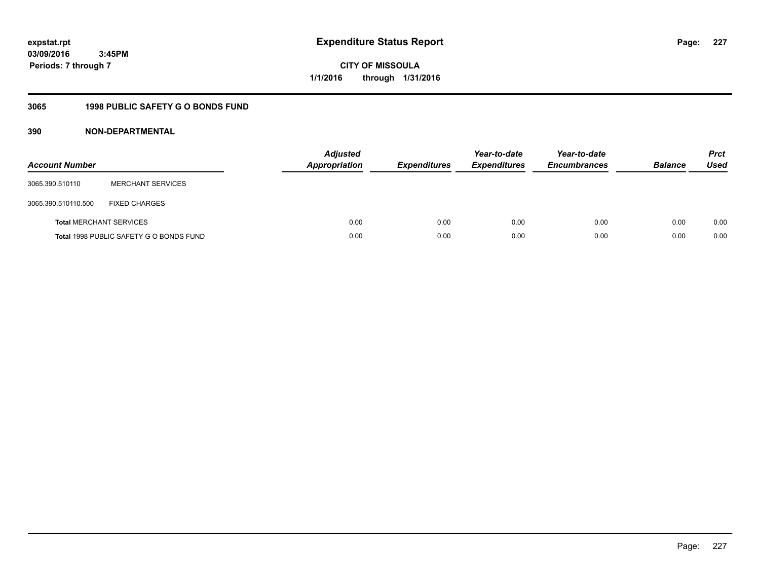# Expenditure Status Report

expstat.rpt
03/09/2016 3:45PM
Periods: 7 through 7

**CITY OF MISSOULA**
**1/1/2016 through 1/31/2016**

## 3065 1998 PUBLIC SAFETY G O BONDS FUND

### 390 NON-DEPARTMENTAL

| Account Number | | Adjusted Appropriation | Expenditures | Year-to-date Expenditures | Year-to-date Encumbrances | Balance | Prct Used |
|---|---|---|---|---|---|---|---|
| 3065.390.510110 | MERCHANT SERVICES | | | | | | |
| 3065.390.510110.500 | FIXED CHARGES | | | | | | |
| **Total** MERCHANT SERVICES | | 0.00 | 0.00 | 0.00 | 0.00 | 0.00 | 0.00 |
| **Total** 1998 PUBLIC SAFETY G O BONDS FUND | | 0.00 | 0.00 | 0.00 | 0.00 | 0.00 | 0.00 |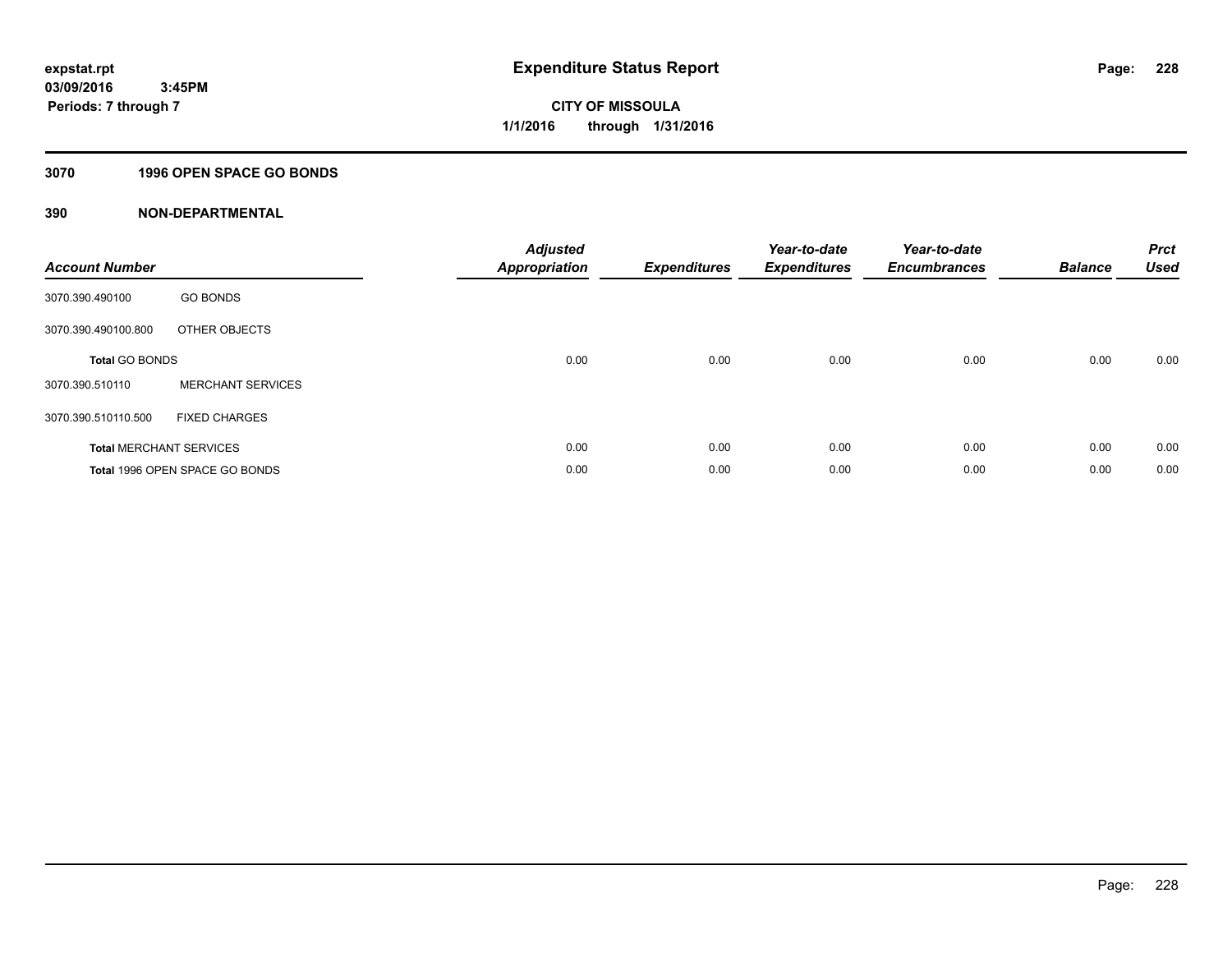expstat.rpt
03/09/2016 3:45PM
Periods: 7 through 7

# Expenditure Status Report

**CITY OF MISSOULA**
**1/1/2016 through 1/31/2016**

## 3070 1996 OPEN SPACE GO BONDS

## 390 NON-DEPARTMENTAL

| Account Number | | Adjusted Appropriation | Expenditures | Year-to-date Expenditures | Year-to-date Encumbrances | Balance | Prct Used |
|---|---|---|---|---|---|---|---|
| 3070.390.490100 | GO BONDS | | | | | | |
| 3070.390.490100.800 | OTHER OBJECTS | | | | | | |
| **Total** GO BONDS | | 0.00 | 0.00 | 0.00 | 0.00 | 0.00 | 0.00 |
| 3070.390.510110 | MERCHANT SERVICES | | | | | | |
| 3070.390.510110.500 | FIXED CHARGES | | | | | | |
| **Total** MERCHANT SERVICES | | 0.00 | 0.00 | 0.00 | 0.00 | 0.00 | 0.00 |
| **Total** 1996 OPEN SPACE GO BONDS | | 0.00 | 0.00 | 0.00 | 0.00 | 0.00 | 0.00 |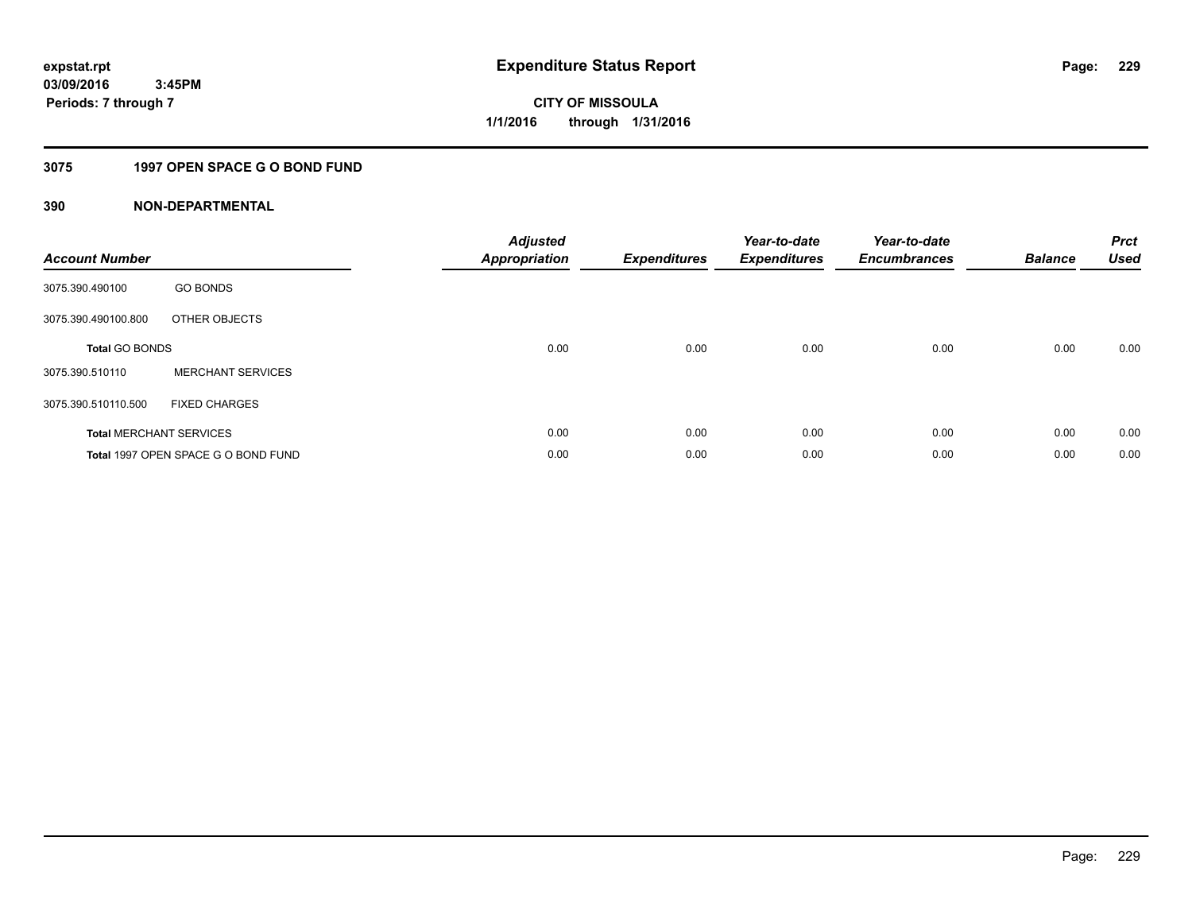expstat.rpt
03/09/2016 3:45PM
Periods: 7 through 7

# Expenditure Status Report

CITY OF MISSOULA
1/1/2016 through 1/31/2016

## 3075 1997 OPEN SPACE G O BOND FUND

## 390 NON-DEPARTMENTAL

| Account Number | | Adjusted Appropriation | Expenditures | Year-to-date Expenditures | Year-to-date Encumbrances | Balance | Prct Used |
|---|---|---|---|---|---|---|---|
| 3075.390.490100 | GO BONDS | | | | | | |
| 3075.390.490100.800 | OTHER OBJECTS | | | | | | |
| **Total** GO BONDS | | 0.00 | 0.00 | 0.00 | 0.00 | 0.00 | 0.00 |
| 3075.390.510110 | MERCHANT SERVICES | | | | | | |
| 3075.390.510110.500 | FIXED CHARGES | | | | | | |
| **Total** MERCHANT SERVICES | | 0.00 | 0.00 | 0.00 | 0.00 | 0.00 | 0.00 |
| **Total** 1997 OPEN SPACE G O BOND FUND | | 0.00 | 0.00 | 0.00 | 0.00 | 0.00 | 0.00 |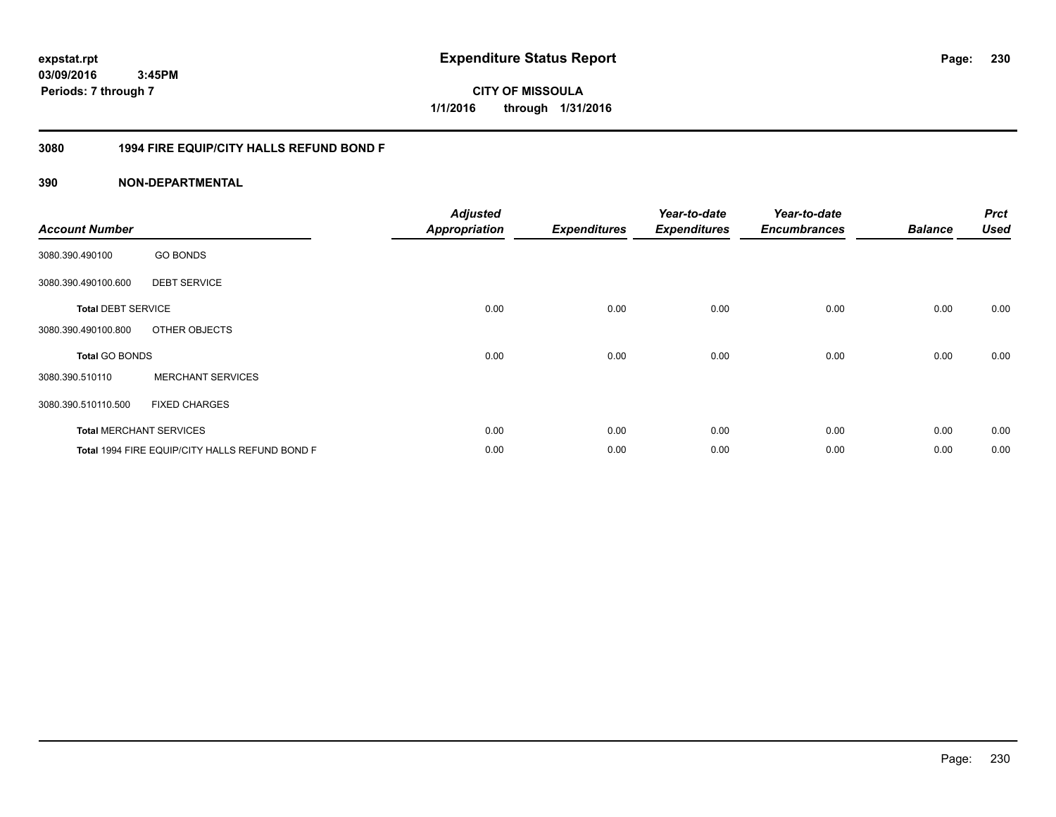# Expenditure Status Report

expstat.rpt
03/09/2016 3:45PM
Periods: 7 through 7

**CITY OF MISSOULA**
**1/1/2016 through 1/31/2016**

## 3080 1994 FIRE EQUIP/CITY HALLS REFUND BOND F

## 390 NON-DEPARTMENTAL

| Account Number | | Adjusted Appropriation | Expenditures | Year-to-date Expenditures | Year-to-date Encumbrances | Balance | Prct Used |
|---|---|---|---|---|---|---|---|
| 3080.390.490100 | GO BONDS | | | | | | |
| 3080.390.490100.600 | DEBT SERVICE | | | | | | |
| **Total** DEBT SERVICE | | 0.00 | 0.00 | 0.00 | 0.00 | 0.00 | 0.00 |
| 3080.390.490100.800 | OTHER OBJECTS | | | | | | |
| **Total** GO BONDS | | 0.00 | 0.00 | 0.00 | 0.00 | 0.00 | 0.00 |
| 3080.390.510110 | MERCHANT SERVICES | | | | | | |
| 3080.390.510110.500 | FIXED CHARGES | | | | | | |
| **Total** MERCHANT SERVICES | | 0.00 | 0.00 | 0.00 | 0.00 | 0.00 | 0.00 |
| **Total** 1994 FIRE EQUIP/CITY HALLS REFUND BOND F | | 0.00 | 0.00 | 0.00 | 0.00 | 0.00 | 0.00 |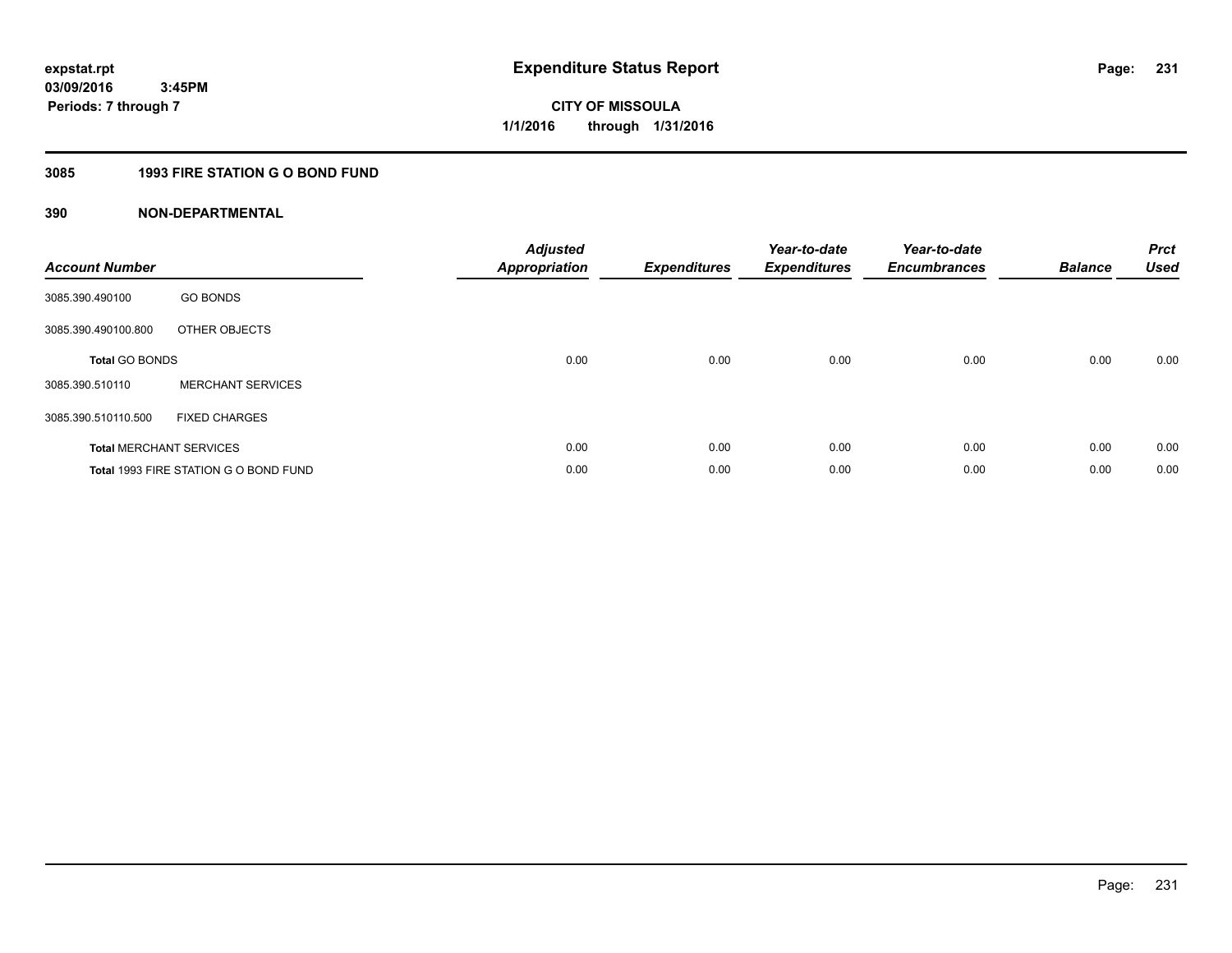expstat.rpt
03/09/2016 3:45PM
Periods: 7 through 7

# Expenditure Status Report

CITY OF MISSOULA
1/1/2016 through 1/31/2016

## 3085 1993 FIRE STATION G O BOND FUND

### 390 NON-DEPARTMENTAL

| Account Number | | Adjusted Appropriation | Expenditures | Year-to-date Expenditures | Year-to-date Encumbrances | Balance | Prct Used |
|---|---|---|---|---|---|---|---|
| 3085.390.490100 | GO BONDS | | | | | | |
| 3085.390.490100.800 | OTHER OBJECTS | | | | | | |
| **Total** GO BONDS | | 0.00 | 0.00 | 0.00 | 0.00 | 0.00 | 0.00 |
| 3085.390.510110 | MERCHANT SERVICES | | | | | | |
| 3085.390.510110.500 | FIXED CHARGES | | | | | | |
| **Total** MERCHANT SERVICES | | 0.00 | 0.00 | 0.00 | 0.00 | 0.00 | 0.00 |
| **Total** 1993 FIRE STATION G O BOND FUND | | 0.00 | 0.00 | 0.00 | 0.00 | 0.00 | 0.00 |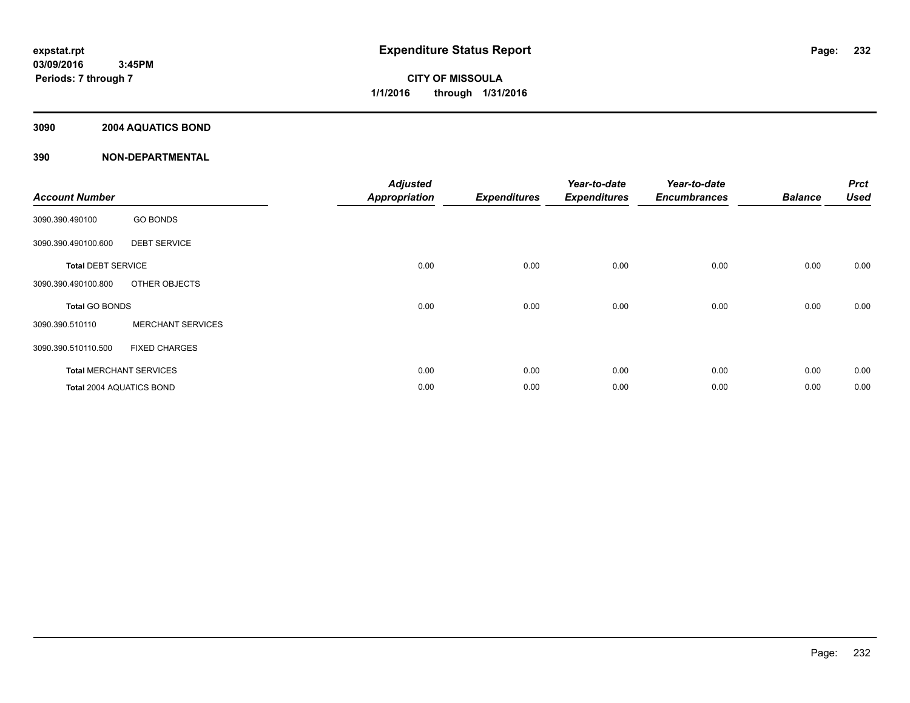# Expenditure Status Report

**CITY OF MISSOULA**

**1/1/2016 through 1/31/2016**

expstat.rpt
03/09/2016 3:45PM
Periods: 7 through 7

## 3090 2004 AQUATICS BOND

## 390 NON-DEPARTMENTAL

| Account Number | | Adjusted Appropriation | Expenditures | Year-to-date Expenditures | Year-to-date Encumbrances | Balance | Prct Used |
|---|---|---|---|---|---|---|---|
| 3090.390.490100 | GO BONDS | | | | | | |
| 3090.390.490100.600 | DEBT SERVICE | | | | | | |
| **Total** DEBT SERVICE | | 0.00 | 0.00 | 0.00 | 0.00 | 0.00 | 0.00 |
| 3090.390.490100.800 | OTHER OBJECTS | | | | | | |
| **Total** GO BONDS | | 0.00 | 0.00 | 0.00 | 0.00 | 0.00 | 0.00 |
| 3090.390.510110 | MERCHANT SERVICES | | | | | | |
| 3090.390.510110.500 | FIXED CHARGES | | | | | | |
| **Total** MERCHANT SERVICES | | 0.00 | 0.00 | 0.00 | 0.00 | 0.00 | 0.00 |
| **Total** 2004 AQUATICS BOND | | 0.00 | 0.00 | 0.00 | 0.00 | 0.00 | 0.00 |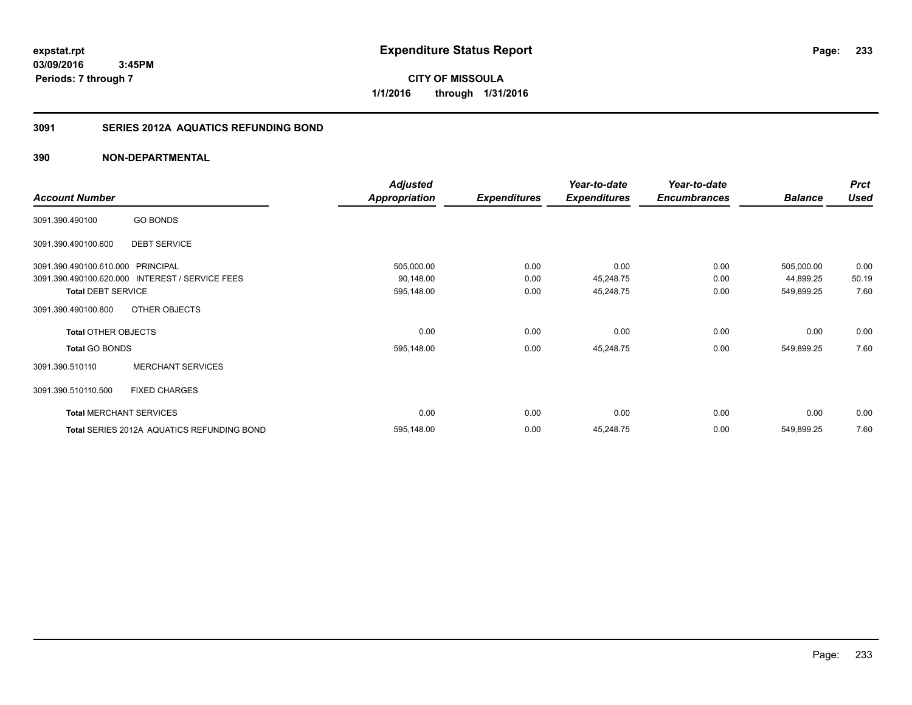# Expenditure Status Report

**CITY OF MISSOULA**

**1/1/2016 through 1/31/2016**

expstat.rpt
03/09/2016 3:45PM
Periods: 7 through 7

## 3091 SERIES 2012A AQUATICS REFUNDING BOND

## 390 NON-DEPARTMENTAL

| Account Number | | Adjusted Appropriation | Expenditures | Year-to-date Expenditures | Year-to-date Encumbrances | Balance | Prct Used |
|---|---|---|---|---|---|---|---|
| 3091.390.490100 | GO BONDS | | | | | | |
| 3091.390.490100.600 | DEBT SERVICE | | | | | | |
| 3091.390.490100.610.000 | PRINCIPAL | 505,000.00 | 0.00 | 0.00 | 0.00 | 505,000.00 | 0.00 |
| 3091.390.490100.620.000 | INTEREST / SERVICE FEES | 90,148.00 | 0.00 | 45,248.75 | 0.00 | 44,899.25 | 50.19 |
| **Total** DEBT SERVICE | | 595,148.00 | 0.00 | 45,248.75 | 0.00 | 549,899.25 | 7.60 |
| 3091.390.490100.800 | OTHER OBJECTS | | | | | | |
| **Total** OTHER OBJECTS | | 0.00 | 0.00 | 0.00 | 0.00 | 0.00 | 0.00 |
| **Total** GO BONDS | | 595,148.00 | 0.00 | 45,248.75 | 0.00 | 549,899.25 | 7.60 |
| 3091.390.510110 | MERCHANT SERVICES | | | | | | |
| 3091.390.510110.500 | FIXED CHARGES | | | | | | |
| **Total** MERCHANT SERVICES | | 0.00 | 0.00 | 0.00 | 0.00 | 0.00 | 0.00 |
| **Total** SERIES 2012A AQUATICS REFUNDING BOND | | 595,148.00 | 0.00 | 45,248.75 | 0.00 | 549,899.25 | 7.60 |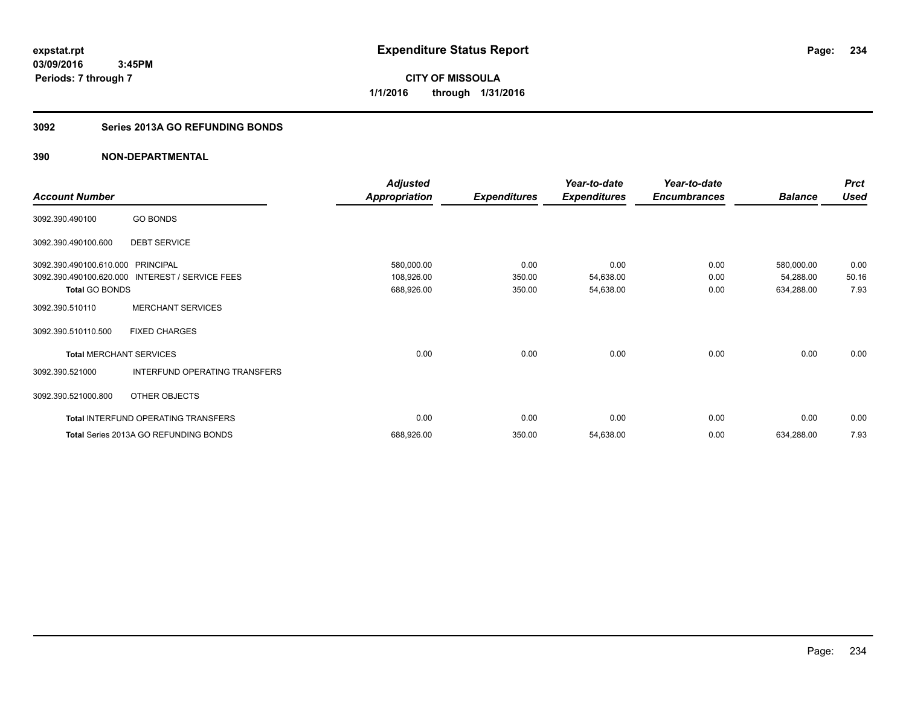expstat.rpt
03/09/2016 3:45PM
Periods: 7 through 7

# Expenditure Status Report

CITY OF MISSOULA
1/1/2016 through 1/31/2016

## 3092 Series 2013A GO REFUNDING BONDS

## 390 NON-DEPARTMENTAL

| Account Number | | Adjusted Appropriation | Expenditures | Year-to-date Expenditures | Year-to-date Encumbrances | Balance | Prct Used |
|---|---|---|---|---|---|---|---|
| 3092.390.490100 | GO BONDS | | | | | | |
| 3092.390.490100.600 | DEBT SERVICE | | | | | | |
| 3092.390.490100.610.000 | PRINCIPAL | 580,000.00 | 0.00 | 0.00 | 0.00 | 580,000.00 | 0.00 |
| 3092.390.490100.620.000 | INTEREST / SERVICE FEES | 108,926.00 | 350.00 | 54,638.00 | 0.00 | 54,288.00 | 50.16 |
| **Total** GO BONDS | | 688,926.00 | 350.00 | 54,638.00 | 0.00 | 634,288.00 | 7.93 |
| 3092.390.510110 | MERCHANT SERVICES | | | | | | |
| 3092.390.510110.500 | FIXED CHARGES | | | | | | |
| **Total** MERCHANT SERVICES | | 0.00 | 0.00 | 0.00 | 0.00 | 0.00 | 0.00 |
| 3092.390.521000 | INTERFUND OPERATING TRANSFERS | | | | | | |
| 3092.390.521000.800 | OTHER OBJECTS | | | | | | |
| **Total** INTERFUND OPERATING TRANSFERS | | 0.00 | 0.00 | 0.00 | 0.00 | 0.00 | 0.00 |
| **Total** Series 2013A GO REFUNDING BONDS | | 688,926.00 | 350.00 | 54,638.00 | 0.00 | 634,288.00 | 7.93 |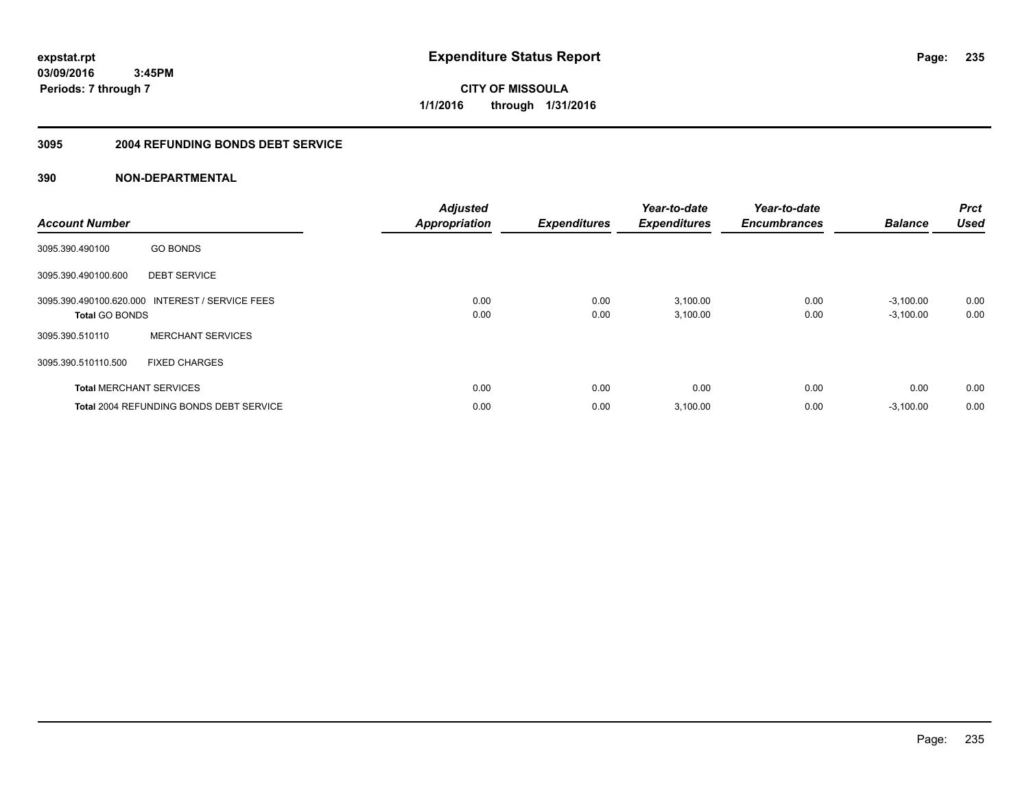**expstat.rpt**
**03/09/2016 3:45PM**
**Periods: 7 through 7**

# Expenditure Status Report

**CITY OF MISSOULA**
**1/1/2016 through 1/31/2016**

## 3095 2004 REFUNDING BONDS DEBT SERVICE

### 390 NON-DEPARTMENTAL

| Account Number | | Adjusted Appropriation | Expenditures | Year-to-date Expenditures | Year-to-date Encumbrances | Balance | Prct Used |
|---|---|---|---|---|---|---|---|
| 3095.390.490100 | GO BONDS | | | | | | |
| 3095.390.490100.600 | DEBT SERVICE | | | | | | |
| 3095.390.490100.620.000 | INTEREST / SERVICE FEES | 0.00 | 0.00 | 3,100.00 | 0.00 | -3,100.00 | 0.00 |
| **Total** GO BONDS | | 0.00 | 0.00 | 3,100.00 | 0.00 | -3,100.00 | 0.00 |
| 3095.390.510110 | MERCHANT SERVICES | | | | | | |
| 3095.390.510110.500 | FIXED CHARGES | | | | | | |
| **Total** MERCHANT SERVICES | | 0.00 | 0.00 | 0.00 | 0.00 | 0.00 | 0.00 |
| **Total** 2004 REFUNDING BONDS DEBT SERVICE | | 0.00 | 0.00 | 3,100.00 | 0.00 | -3,100.00 | 0.00 |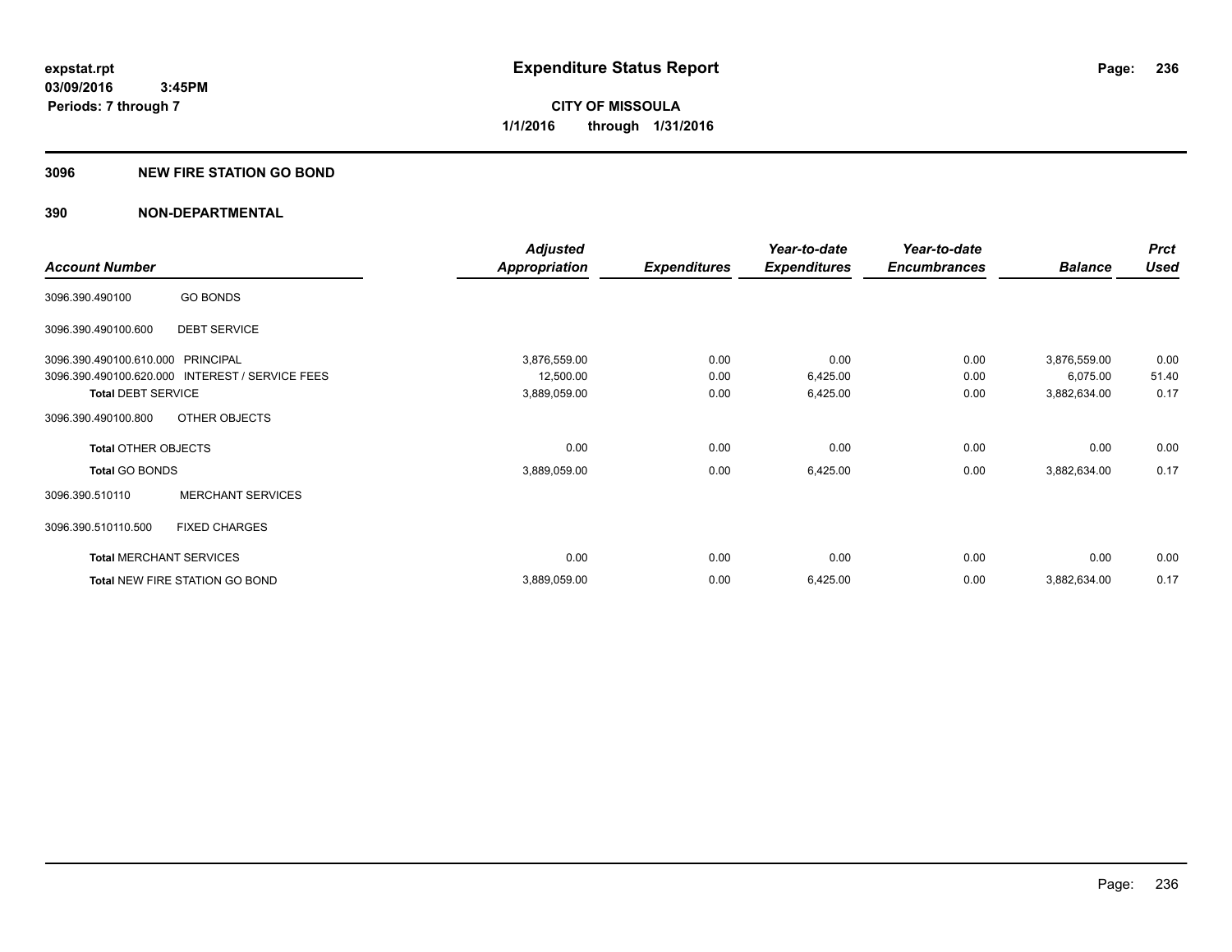expstat.rpt
03/09/2016 3:45PM
Periods: 7 through 7

# Expenditure Status Report

CITY OF MISSOULA
1/1/2016 through 1/31/2016

## 3096 NEW FIRE STATION GO BOND

## 390 NON-DEPARTMENTAL

| Account Number | | Adjusted Appropriation | Expenditures | Year-to-date Expenditures | Year-to-date Encumbrances | Balance | Prct Used |
|---|---|---|---|---|---|---|---|
| 3096.390.490100 | GO BONDS | | | | | | |
| 3096.390.490100.600 | DEBT SERVICE | | | | | | |
| 3096.390.490100.610.000 | PRINCIPAL | 3,876,559.00 | 0.00 | 0.00 | 0.00 | 3,876,559.00 | 0.00 |
| 3096.390.490100.620.000 | INTEREST / SERVICE FEES | 12,500.00 | 0.00 | 6,425.00 | 0.00 | 6,075.00 | 51.40 |
| **Total** DEBT SERVICE | | 3,889,059.00 | 0.00 | 6,425.00 | 0.00 | 3,882,634.00 | 0.17 |
| 3096.390.490100.800 | OTHER OBJECTS | | | | | | |
| **Total** OTHER OBJECTS | | 0.00 | 0.00 | 0.00 | 0.00 | 0.00 | 0.00 |
| **Total** GO BONDS | | 3,889,059.00 | 0.00 | 6,425.00 | 0.00 | 3,882,634.00 | 0.17 |
| 3096.390.510110 | MERCHANT SERVICES | | | | | | |
| 3096.390.510110.500 | FIXED CHARGES | | | | | | |
| **Total** MERCHANT SERVICES | | 0.00 | 0.00 | 0.00 | 0.00 | 0.00 | 0.00 |
| **Total** NEW FIRE STATION GO BOND | | 3,889,059.00 | 0.00 | 6,425.00 | 0.00 | 3,882,634.00 | 0.17 |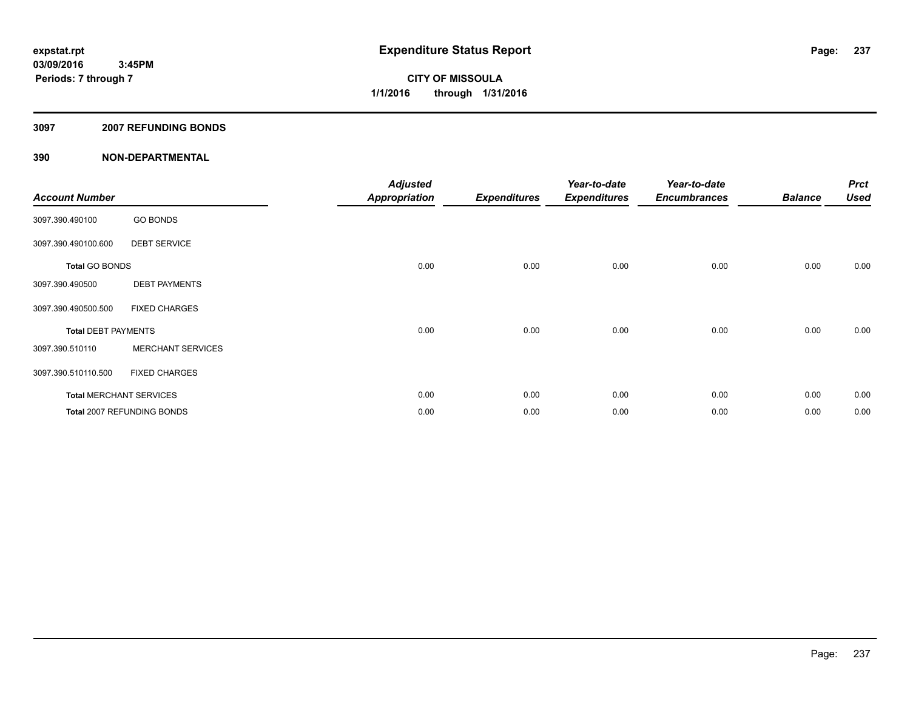expstat.rpt
03/09/2016 3:45PM
Periods: 7 through 7

# Expenditure Status Report

**CITY OF MISSOULA**
**1/1/2016 through 1/31/2016**

## 3097 2007 REFUNDING BONDS

## 390 NON-DEPARTMENTAL

| Account Number | | Adjusted Appropriation | Expenditures | Year-to-date Expenditures | Year-to-date Encumbrances | Balance | Prct Used |
|---|---|---|---|---|---|---|---|
| 3097.390.490100 | GO BONDS | | | | | | |
| 3097.390.490100.600 | DEBT SERVICE | | | | | | |
| **Total** GO BONDS | | 0.00 | 0.00 | 0.00 | 0.00 | 0.00 | 0.00 |
| 3097.390.490500 | DEBT PAYMENTS | | | | | | |
| 3097.390.490500.500 | FIXED CHARGES | | | | | | |
| **Total** DEBT PAYMENTS | | 0.00 | 0.00 | 0.00 | 0.00 | 0.00 | 0.00 |
| 3097.390.510110 | MERCHANT SERVICES | | | | | | |
| 3097.390.510110.500 | FIXED CHARGES | | | | | | |
| **Total** MERCHANT SERVICES | | 0.00 | 0.00 | 0.00 | 0.00 | 0.00 | 0.00 |
| **Total** 2007 REFUNDING BONDS | | 0.00 | 0.00 | 0.00 | 0.00 | 0.00 | 0.00 |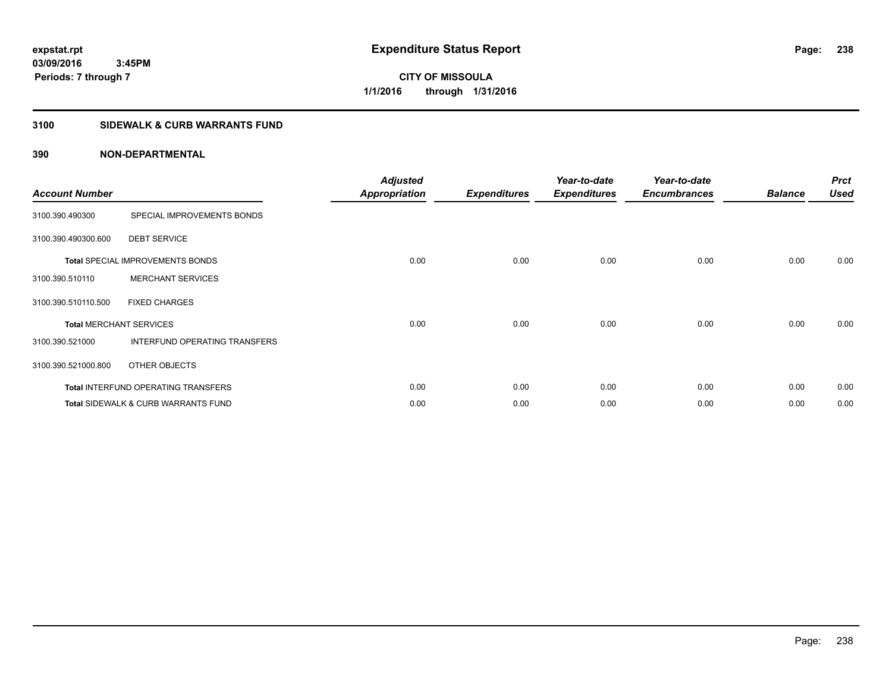**Expenditure Status Report**

**CITY OF MISSOULA**
**1/1/2016 through 1/31/2016**

expstat.rpt
03/09/2016 3:45PM
Periods: 7 through 7

## 3100 SIDEWALK & CURB WARRANTS FUND

### 390 NON-DEPARTMENTAL

| Account Number | | Adjusted Appropriation | Expenditures | Year-to-date Expenditures | Year-to-date Encumbrances | Balance | Prct Used |
|---|---|---|---|---|---|---|---|
| 3100.390.490300 | SPECIAL IMPROVEMENTS BONDS | | | | | | |
| 3100.390.490300.600 | DEBT SERVICE | | | | | | |
| Total SPECIAL IMPROVEMENTS BONDS | | 0.00 | 0.00 | 0.00 | 0.00 | 0.00 | 0.00 |
| 3100.390.510110 | MERCHANT SERVICES | | | | | | |
| 3100.390.510110.500 | FIXED CHARGES | | | | | | |
| Total MERCHANT SERVICES | | 0.00 | 0.00 | 0.00 | 0.00 | 0.00 | 0.00 |
| 3100.390.521000 | INTERFUND OPERATING TRANSFERS | | | | | | |
| 3100.390.521000.800 | OTHER OBJECTS | | | | | | |
| Total INTERFUND OPERATING TRANSFERS | | 0.00 | 0.00 | 0.00 | 0.00 | 0.00 | 0.00 |
| Total SIDEWALK & CURB WARRANTS FUND | | 0.00 | 0.00 | 0.00 | 0.00 | 0.00 | 0.00 |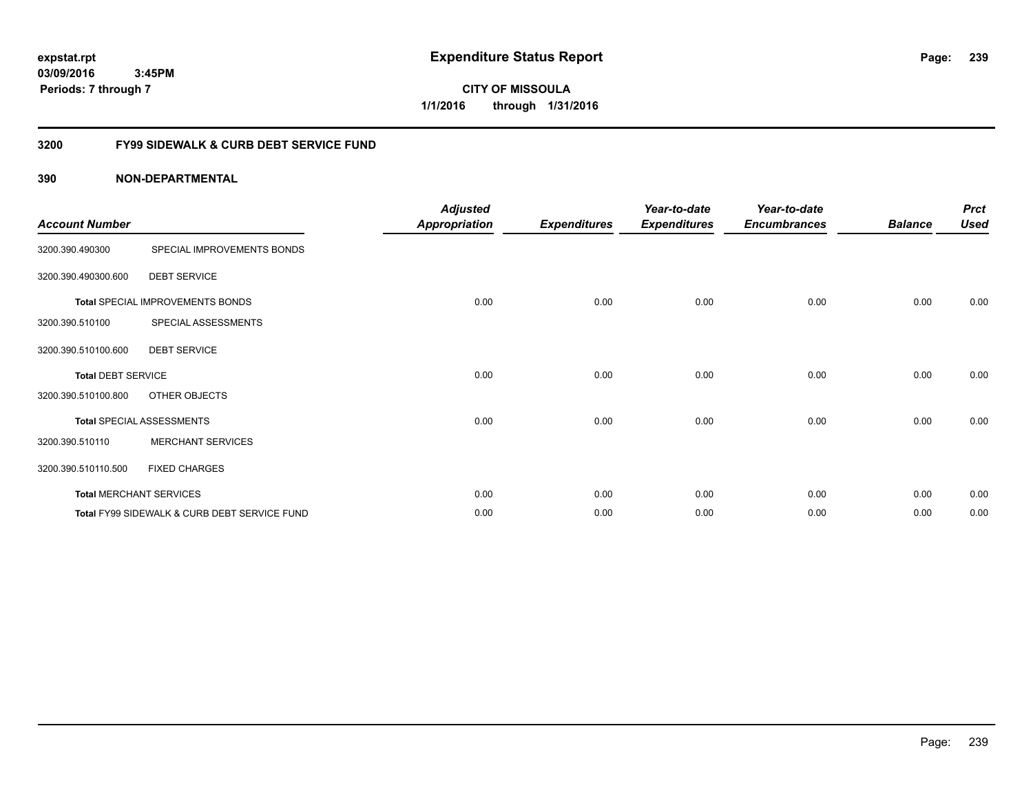expstat.rpt
03/09/2016 3:45PM
Periods: 7 through 7

# Expenditure Status Report

CITY OF MISSOULA
1/1/2016 through 1/31/2016

## 3200 FY99 SIDEWALK & CURB DEBT SERVICE FUND

### 390 NON-DEPARTMENTAL

| Account Number | | Adjusted Appropriation | Expenditures | Year-to-date Expenditures | Year-to-date Encumbrances | Balance | Prct Used |
|---|---|---|---|---|---|---|---|
| 3200.390.490300 | SPECIAL IMPROVEMENTS BONDS | | | | | | |
| 3200.390.490300.600 | DEBT SERVICE | | | | | | |
| **Total** SPECIAL IMPROVEMENTS BONDS | | 0.00 | 0.00 | 0.00 | 0.00 | 0.00 | 0.00 |
| 3200.390.510100 | SPECIAL ASSESSMENTS | | | | | | |
| 3200.390.510100.600 | DEBT SERVICE | | | | | | |
| **Total** DEBT SERVICE | | 0.00 | 0.00 | 0.00 | 0.00 | 0.00 | 0.00 |
| 3200.390.510100.800 | OTHER OBJECTS | | | | | | |
| **Total** SPECIAL ASSESSMENTS | | 0.00 | 0.00 | 0.00 | 0.00 | 0.00 | 0.00 |
| 3200.390.510110 | MERCHANT SERVICES | | | | | | |
| 3200.390.510110.500 | FIXED CHARGES | | | | | | |
| **Total** MERCHANT SERVICES | | 0.00 | 0.00 | 0.00 | 0.00 | 0.00 | 0.00 |
| **Total** FY99 SIDEWALK & CURB DEBT SERVICE FUND | | 0.00 | 0.00 | 0.00 | 0.00 | 0.00 | 0.00 |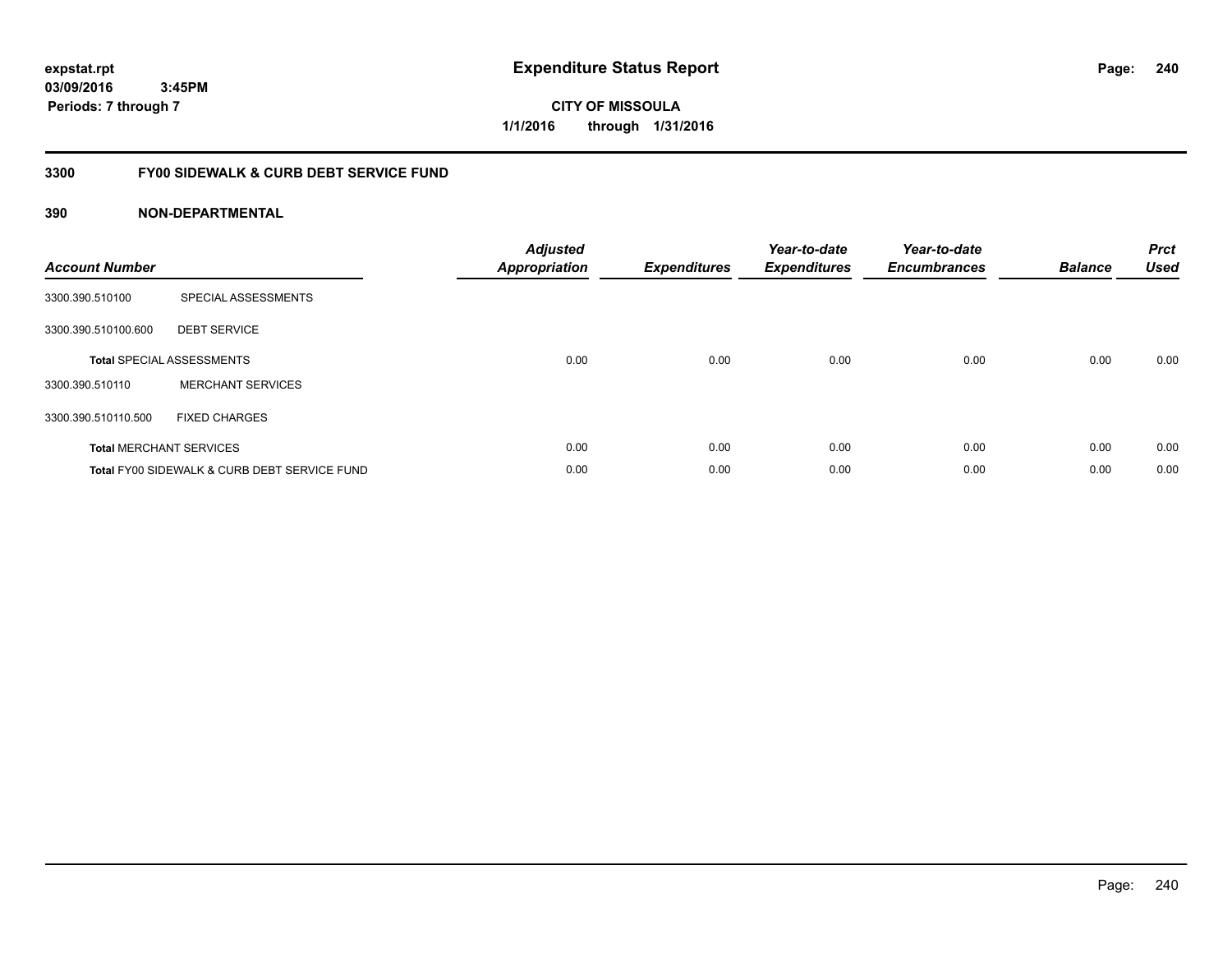**expstat.rpt**
**03/09/2016 3:45PM**
**Periods: 7 through 7**

# Expenditure Status Report

**CITY OF MISSOULA**
**1/1/2016 through 1/31/2016**

## 3300 FY00 SIDEWALK & CURB DEBT SERVICE FUND

### 390 NON-DEPARTMENTAL

| Account Number | | Adjusted Appropriation | Expenditures | Year-to-date Expenditures | Year-to-date Encumbrances | Balance | Prct Used |
|---|---|---|---|---|---|---|---|
| 3300.390.510100 | SPECIAL ASSESSMENTS | | | | | | |
| 3300.390.510100.600 | DEBT SERVICE | | | | | | |
| **Total** SPECIAL ASSESSMENTS | | 0.00 | 0.00 | 0.00 | 0.00 | 0.00 | 0.00 |
| 3300.390.510110 | MERCHANT SERVICES | | | | | | |
| 3300.390.510110.500 | FIXED CHARGES | | | | | | |
| **Total** MERCHANT SERVICES | | 0.00 | 0.00 | 0.00 | 0.00 | 0.00 | 0.00 |
| **Total** FY00 SIDEWALK & CURB DEBT SERVICE FUND | | 0.00 | 0.00 | 0.00 | 0.00 | 0.00 | 0.00 |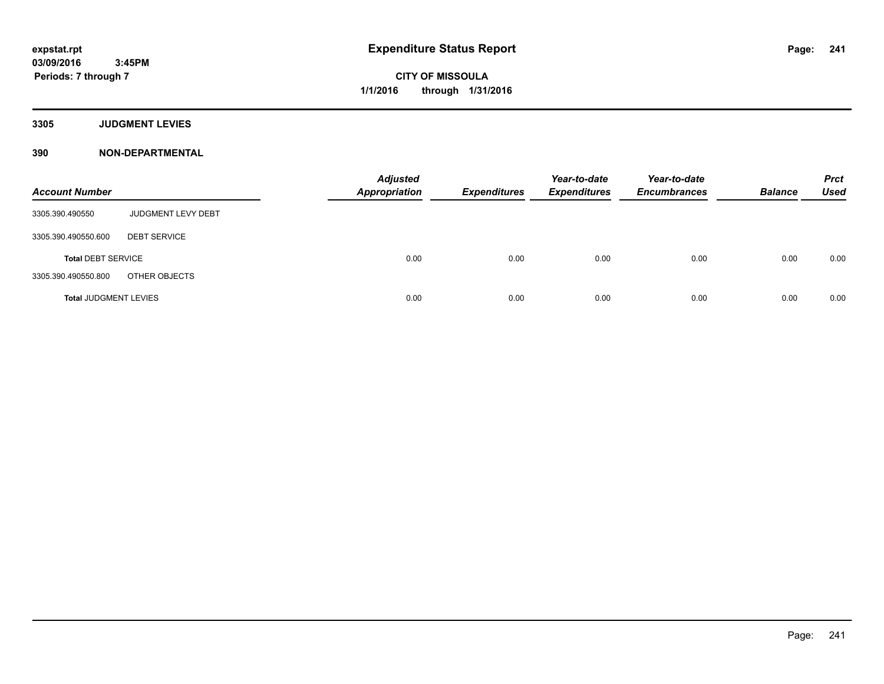**Expenditure Status Report**

**CITY OF MISSOULA**

**1/1/2016 through 1/31/2016**

expstat.rpt
03/09/2016 3:45PM
Periods: 7 through 7

**3305 JUDGMENT LEVIES**

**390 NON-DEPARTMENTAL**

| Account Number | | Adjusted Appropriation | Expenditures | Year-to-date Expenditures | Year-to-date Encumbrances | Balance | Prct Used |
|---|---|---|---|---|---|---|---|
| 3305.390.490550 | JUDGMENT LEVY DEBT | | | | | | |
| 3305.390.490550.600 | DEBT SERVICE | | | | | | |
| **Total** DEBT SERVICE | | 0.00 | 0.00 | 0.00 | 0.00 | 0.00 | 0.00 |
| 3305.390.490550.800 | OTHER OBJECTS | | | | | | |
| **Total** JUDGMENT LEVIES | | 0.00 | 0.00 | 0.00 | 0.00 | 0.00 | 0.00 |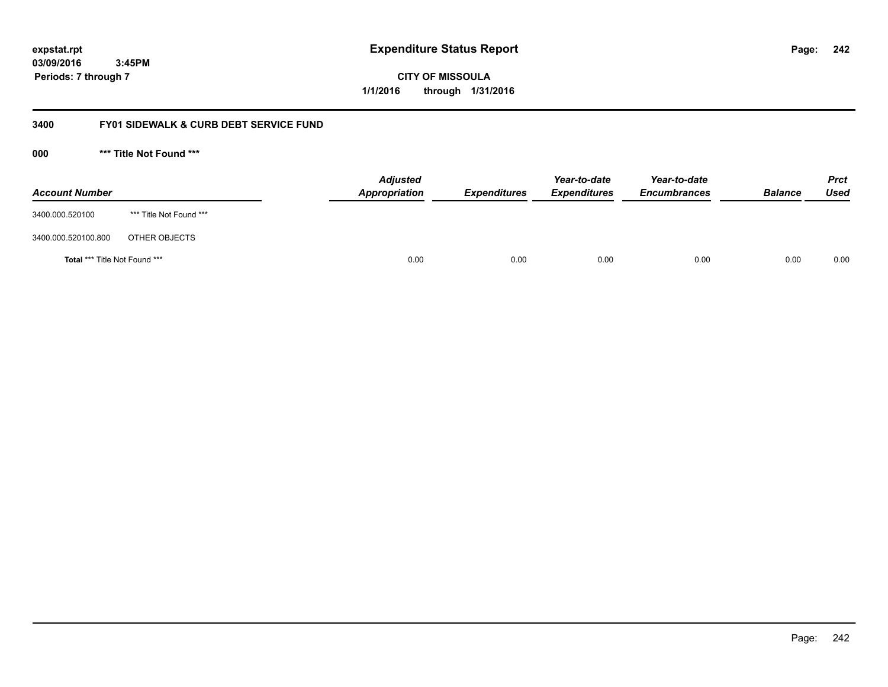expstat.rpt
03/09/2016 3:45PM
Periods: 7 through 7

# Expenditure Status Report

CITY OF MISSOULA
1/1/2016 through 1/31/2016

## 3400 FY01 SIDEWALK & CURB DEBT SERVICE FUND

### 000 *** Title Not Found ***

| Account Number | | Adjusted Appropriation | Expenditures | Year-to-date Expenditures | Year-to-date Encumbrances | Balance | Prct Used |
|---|---|---|---|---|---|---|---|
| 3400.000.520100 | *** Title Not Found *** | | | | | | |
| 3400.000.520100.800 | OTHER OBJECTS | | | | | | |
| **Total** *** Title Not Found *** | | 0.00 | 0.00 | 0.00 | 0.00 | 0.00 | 0.00 |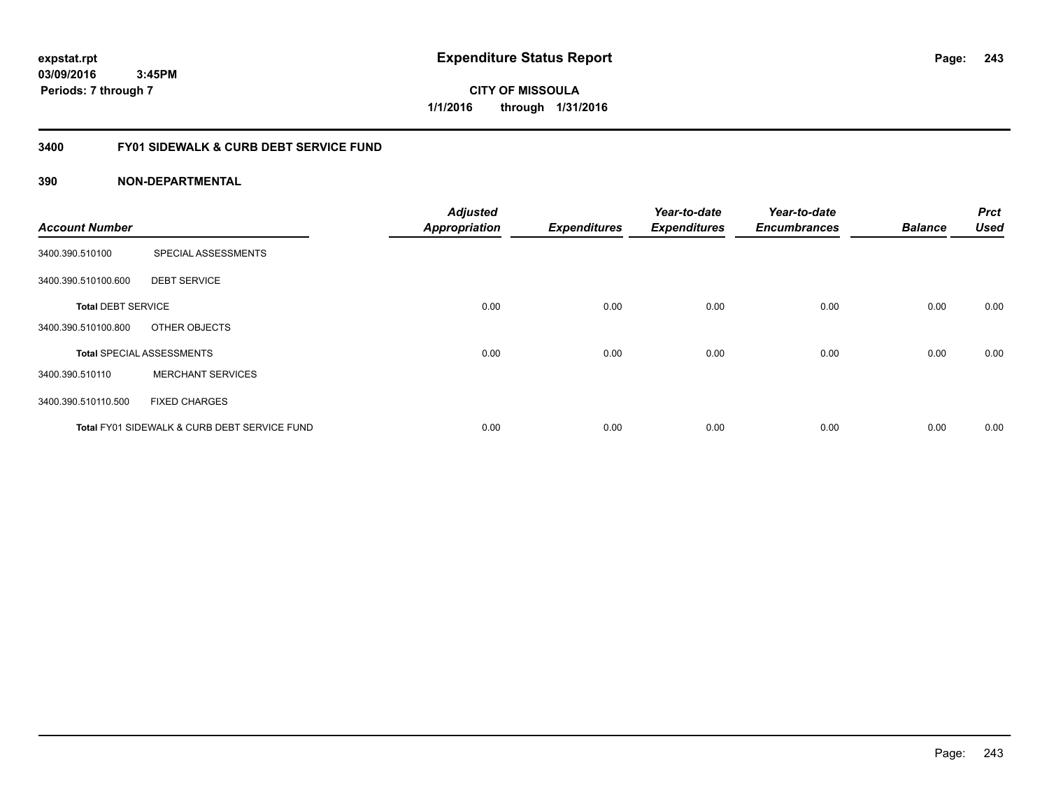expstat.rpt
03/09/2016 3:45PM
Periods: 7 through 7

# Expenditure Status Report

CITY OF MISSOULA
1/1/2016 through 1/31/2016

## 3400 FY01 SIDEWALK & CURB DEBT SERVICE FUND

### 390 NON-DEPARTMENTAL

| Account Number | | Adjusted Appropriation | Expenditures | Year-to-date Expenditures | Year-to-date Encumbrances | Balance | Prct Used |
|---|---|---|---|---|---|---|---|
| 3400.390.510100 | SPECIAL ASSESSMENTS | | | | | | |
| 3400.390.510100.600 | DEBT SERVICE | | | | | | |
| **Total** DEBT SERVICE | | 0.00 | 0.00 | 0.00 | 0.00 | 0.00 | 0.00 |
| 3400.390.510100.800 | OTHER OBJECTS | | | | | | |
| **Total** SPECIAL ASSESSMENTS | | 0.00 | 0.00 | 0.00 | 0.00 | 0.00 | 0.00 |
| 3400.390.510110 | MERCHANT SERVICES | | | | | | |
| 3400.390.510110.500 | FIXED CHARGES | | | | | | |
| **Total** FY01 SIDEWALK & CURB DEBT SERVICE FUND | | 0.00 | 0.00 | 0.00 | 0.00 | 0.00 | 0.00 |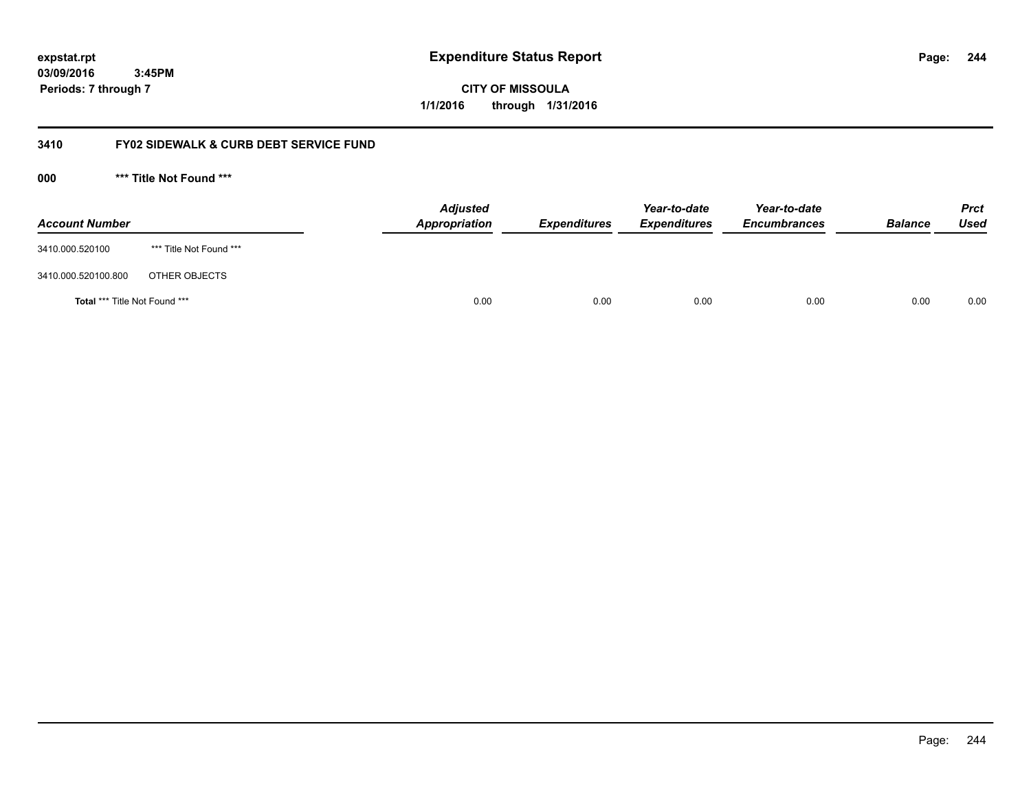expstat.rpt
03/09/2016 3:45PM
Periods: 7 through 7

# Expenditure Status Report

CITY OF MISSOULA
1/1/2016 through 1/31/2016

## 3410 FY02 SIDEWALK & CURB DEBT SERVICE FUND

### 000 *** Title Not Found ***

| Account Number | | Adjusted Appropriation | Expenditures | Year-to-date Expenditures | Year-to-date Encumbrances | Balance | Prct Used |
|---|---|---|---|---|---|---|---|
| 3410.000.520100 | *** Title Not Found *** | | | | | | |
| 3410.000.520100.800 | OTHER OBJECTS | | | | | | |
| **Total** *** Title Not Found *** | | 0.00 | 0.00 | 0.00 | 0.00 | 0.00 | 0.00 |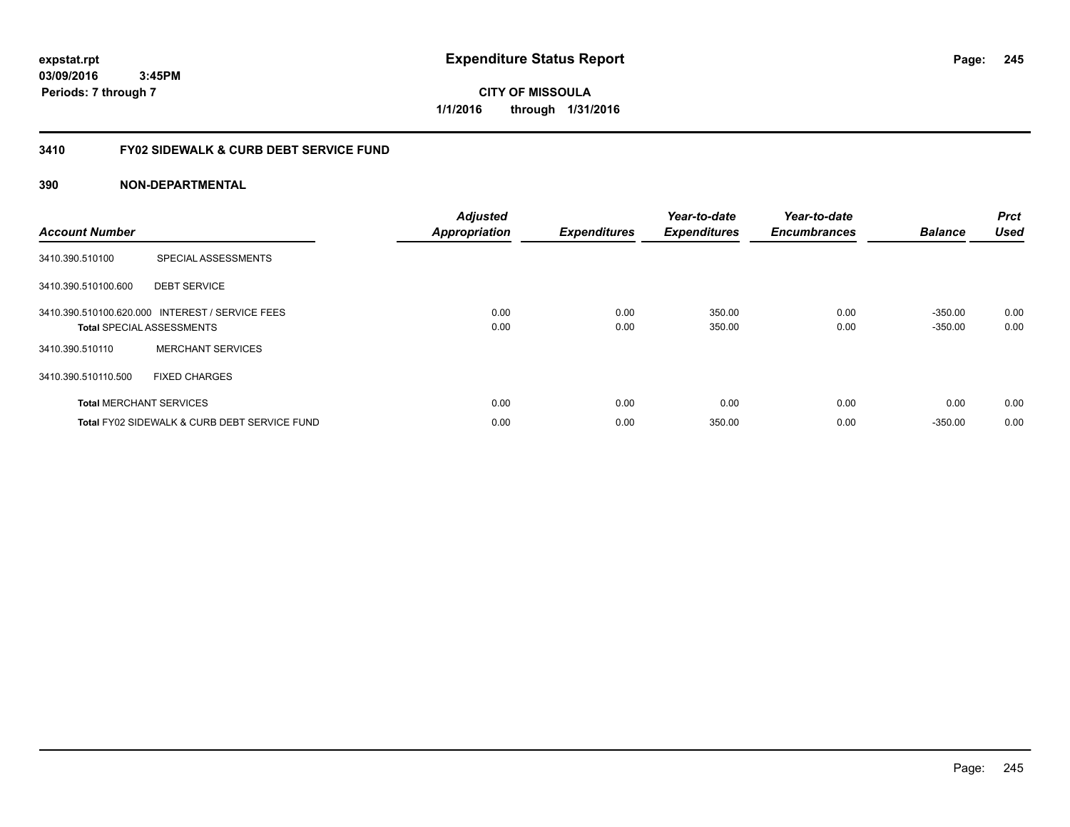**expstat.rpt**
**03/09/2016 3:45PM**
**Periods: 7 through 7**

# Expenditure Status Report

**CITY OF MISSOULA**
**1/1/2016 through 1/31/2016**

## 3410 FY02 SIDEWALK & CURB DEBT SERVICE FUND

### 390 NON-DEPARTMENTAL

| Account Number | | Adjusted Appropriation | Expenditures | Year-to-date Expenditures | Year-to-date Encumbrances | Balance | Prct Used |
|---|---|---|---|---|---|---|---|
| 3410.390.510100 | SPECIAL ASSESSMENTS | | | | | | |
| 3410.390.510100.600 | DEBT SERVICE | | | | | | |
| 3410.390.510100.620.000 | INTEREST / SERVICE FEES | 0.00 | 0.00 | 350.00 | 0.00 | -350.00 | 0.00 |
| **Total** SPECIAL ASSESSMENTS | | 0.00 | 0.00 | 350.00 | 0.00 | -350.00 | 0.00 |
| 3410.390.510110 | MERCHANT SERVICES | | | | | | |
| 3410.390.510110.500 | FIXED CHARGES | | | | | | |
| **Total** MERCHANT SERVICES | | 0.00 | 0.00 | 0.00 | 0.00 | 0.00 | 0.00 |
| **Total** FY02 SIDEWALK & CURB DEBT SERVICE FUND | | 0.00 | 0.00 | 350.00 | 0.00 | -350.00 | 0.00 |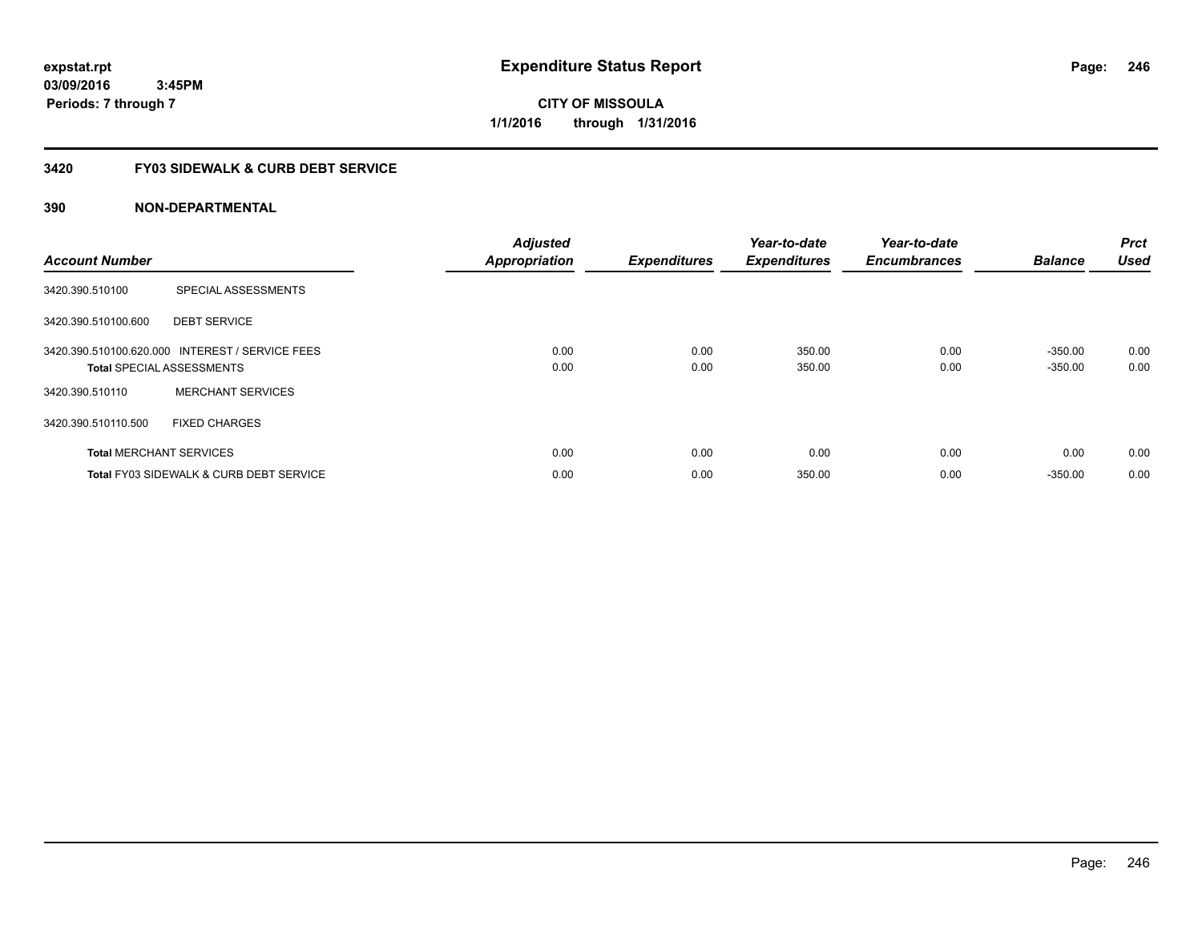**expstat.rpt**
**03/09/2016 3:45PM**
**Periods: 7 through 7**

# Expenditure Status Report

**CITY OF MISSOULA**
**1/1/2016 through 1/31/2016**

## 3420 FY03 SIDEWALK & CURB DEBT SERVICE

### 390 NON-DEPARTMENTAL

| Account Number | | Adjusted Appropriation | Expenditures | Year-to-date Expenditures | Year-to-date Encumbrances | Balance | Prct Used |
|---|---|---|---|---|---|---|---|
| 3420.390.510100 | SPECIAL ASSESSMENTS | | | | | | |
| 3420.390.510100.600 | DEBT SERVICE | | | | | | |
| 3420.390.510100.620.000 | INTEREST / SERVICE FEES | 0.00 | 0.00 | 350.00 | 0.00 | -350.00 | 0.00 |
| **Total** SPECIAL ASSESSMENTS | | 0.00 | 0.00 | 350.00 | 0.00 | -350.00 | 0.00 |
| 3420.390.510110 | MERCHANT SERVICES | | | | | | |
| 3420.390.510110.500 | FIXED CHARGES | | | | | | |
| **Total** MERCHANT SERVICES | | 0.00 | 0.00 | 0.00 | 0.00 | 0.00 | 0.00 |
| **Total** FY03 SIDEWALK & CURB DEBT SERVICE | | 0.00 | 0.00 | 350.00 | 0.00 | -350.00 | 0.00 |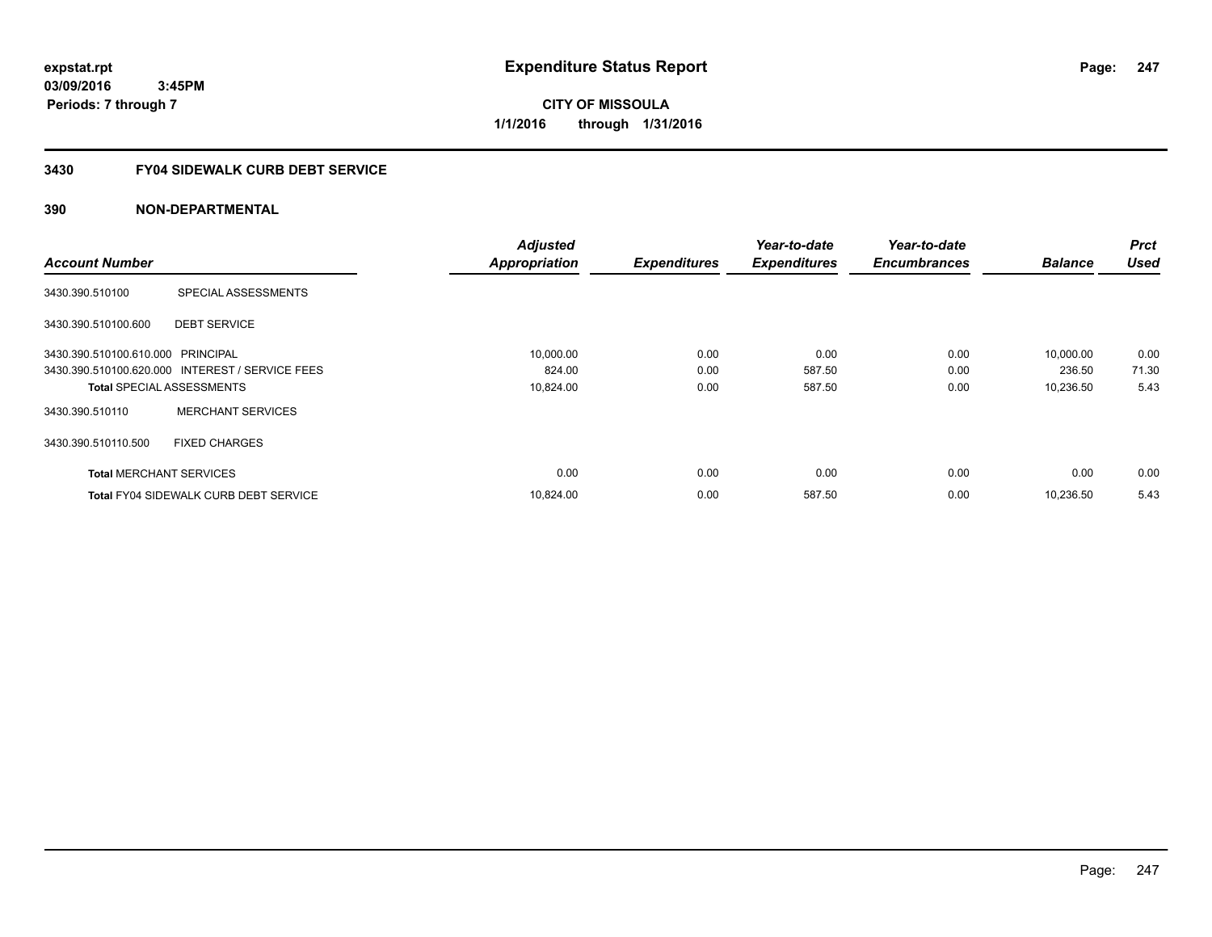**expstat.rpt**
**03/09/2016 3:45PM**
**Periods: 7 through 7**

# Expenditure Status Report

**CITY OF MISSOULA**
**1/1/2016 through 1/31/2016**

## 3430 FY04 SIDEWALK CURB DEBT SERVICE

### 390 NON-DEPARTMENTAL

| Account Number | | Adjusted Appropriation | Expenditures | Year-to-date Expenditures | Year-to-date Encumbrances | Balance | Prct Used |
|---|---|---|---|---|---|---|---|
| 3430.390.510100 | SPECIAL ASSESSMENTS | | | | | | |
| 3430.390.510100.600 | DEBT SERVICE | | | | | | |
| 3430.390.510100.610.000 | PRINCIPAL | 10,000.00 | 0.00 | 0.00 | 0.00 | 10,000.00 | 0.00 |
| 3430.390.510100.620.000 | INTEREST / SERVICE FEES | 824.00 | 0.00 | 587.50 | 0.00 | 236.50 | 71.30 |
| **Total** SPECIAL ASSESSMENTS | | 10,824.00 | 0.00 | 587.50 | 0.00 | 10,236.50 | 5.43 |
| 3430.390.510110 | MERCHANT SERVICES | | | | | | |
| 3430.390.510110.500 | FIXED CHARGES | | | | | | |
| **Total** MERCHANT SERVICES | | 0.00 | 0.00 | 0.00 | 0.00 | 0.00 | 0.00 |
| **Total** FY04 SIDEWALK CURB DEBT SERVICE | | 10,824.00 | 0.00 | 587.50 | 0.00 | 10,236.50 | 5.43 |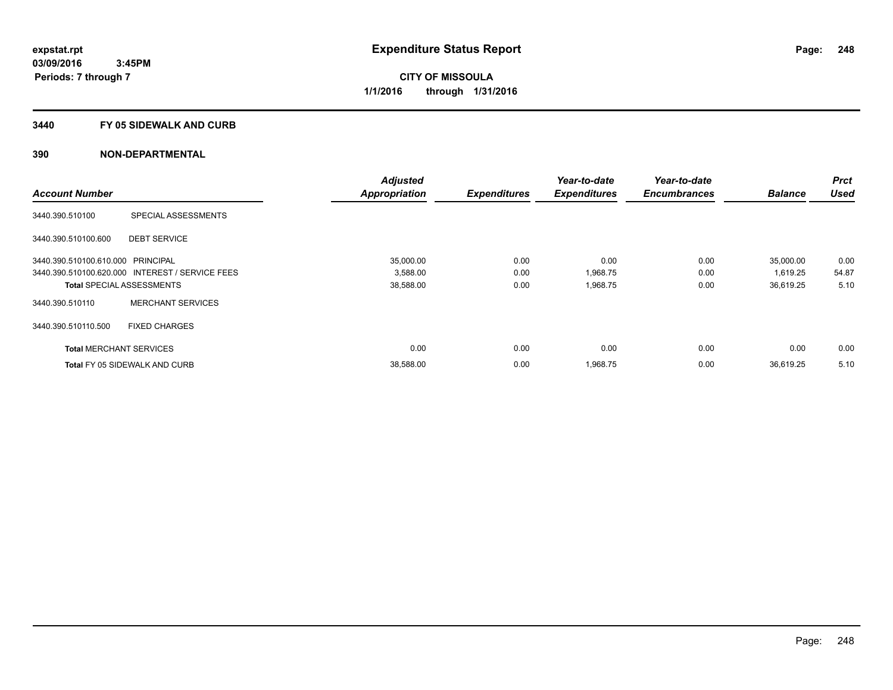expstat.rpt
03/09/2016 3:45PM
Periods: 7 through 7

# Expenditure Status Report

CITY OF MISSOULA
1/1/2016 through 1/31/2016

## 3440 FY 05 SIDEWALK AND CURB

## 390 NON-DEPARTMENTAL

| Account Number | | Adjusted Appropriation | Expenditures | Year-to-date Expenditures | Year-to-date Encumbrances | Balance | Prct Used |
|---|---|---|---|---|---|---|---|
| 3440.390.510100 | SPECIAL ASSESSMENTS | | | | | | |
| 3440.390.510100.600 | DEBT SERVICE | | | | | | |
| 3440.390.510100.610.000 | PRINCIPAL | 35,000.00 | 0.00 | 0.00 | 0.00 | 35,000.00 | 0.00 |
| 3440.390.510100.620.000 | INTEREST / SERVICE FEES | 3,588.00 | 0.00 | 1,968.75 | 0.00 | 1,619.25 | 54.87 |
| **Total** SPECIAL ASSESSMENTS | | 38,588.00 | 0.00 | 1,968.75 | 0.00 | 36,619.25 | 5.10 |
| 3440.390.510110 | MERCHANT SERVICES | | | | | | |
| 3440.390.510110.500 | FIXED CHARGES | | | | | | |
| **Total** MERCHANT SERVICES | | 0.00 | 0.00 | 0.00 | 0.00 | 0.00 | 0.00 |
| **Total** FY 05 SIDEWALK AND CURB | | 38,588.00 | 0.00 | 1,968.75 | 0.00 | 36,619.25 | 5.10 |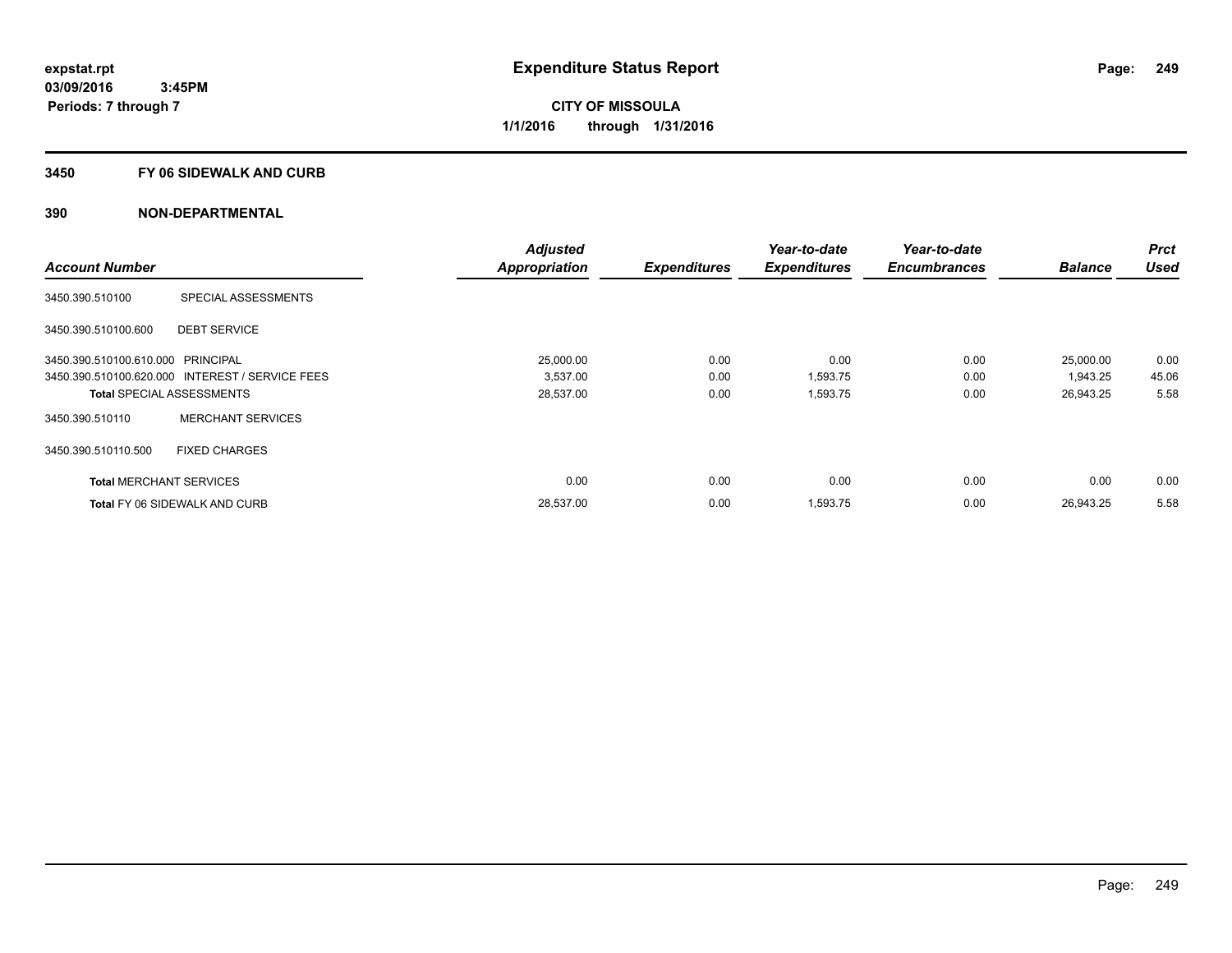expstat.rpt
03/09/2016 3:45PM
Periods: 7 through 7

# Expenditure Status Report

**CITY OF MISSOULA**
**1/1/2016 through 1/31/2016**

## 3450 FY 06 SIDEWALK AND CURB

## 390 NON-DEPARTMENTAL

| Account Number | | Adjusted Appropriation | Expenditures | Year-to-date Expenditures | Year-to-date Encumbrances | Balance | Prct Used |
|---|---|---|---|---|---|---|---|
| 3450.390.510100 | SPECIAL ASSESSMENTS | | | | | | |
| 3450.390.510100.600 | DEBT SERVICE | | | | | | |
| 3450.390.510100.610.000 | PRINCIPAL | 25,000.00 | 0.00 | 0.00 | 0.00 | 25,000.00 | 0.00 |
| 3450.390.510100.620.000 | INTEREST / SERVICE FEES | 3,537.00 | 0.00 | 1,593.75 | 0.00 | 1,943.25 | 45.06 |
| **Total** SPECIAL ASSESSMENTS | | 28,537.00 | 0.00 | 1,593.75 | 0.00 | 26,943.25 | 5.58 |
| 3450.390.510110 | MERCHANT SERVICES | | | | | | |
| 3450.390.510110.500 | FIXED CHARGES | | | | | | |
| **Total** MERCHANT SERVICES | | 0.00 | 0.00 | 0.00 | 0.00 | 0.00 | 0.00 |
| **Total** FY 06 SIDEWALK AND CURB | | 28,537.00 | 0.00 | 1,593.75 | 0.00 | 26,943.25 | 5.58 |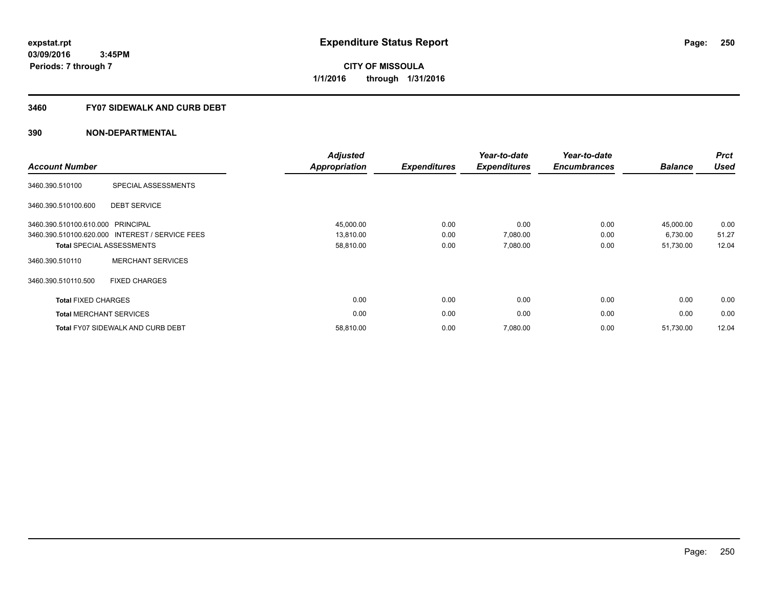# Expenditure Status Report

expstat.rpt
03/09/2016 3:45PM
Periods: 7 through 7

**CITY OF MISSOULA**
**1/1/2016 through 1/31/2016**

## 3460 FY07 SIDEWALK AND CURB DEBT

### 390 NON-DEPARTMENTAL

| Account Number | | Adjusted Appropriation | Expenditures | Year-to-date Expenditures | Year-to-date Encumbrances | Balance | Prct Used |
|---|---|---|---|---|---|---|---|
| 3460.390.510100 | SPECIAL ASSESSMENTS | | | | | | |
| 3460.390.510100.600 | DEBT SERVICE | | | | | | |
| 3460.390.510100.610.000 | PRINCIPAL | 45,000.00 | 0.00 | 0.00 | 0.00 | 45,000.00 | 0.00 |
| 3460.390.510100.620.000 | INTEREST / SERVICE FEES | 13,810.00 | 0.00 | 7,080.00 | 0.00 | 6,730.00 | 51.27 |
| **Total** SPECIAL ASSESSMENTS | | 58,810.00 | 0.00 | 7,080.00 | 0.00 | 51,730.00 | 12.04 |
| 3460.390.510110 | MERCHANT SERVICES | | | | | | |
| 3460.390.510110.500 | FIXED CHARGES | | | | | | |
| **Total** FIXED CHARGES | | 0.00 | 0.00 | 0.00 | 0.00 | 0.00 | 0.00 |
| **Total** MERCHANT SERVICES | | 0.00 | 0.00 | 0.00 | 0.00 | 0.00 | 0.00 |
| **Total** FY07 SIDEWALK AND CURB DEBT | | 58,810.00 | 0.00 | 7,080.00 | 0.00 | 51,730.00 | 12.04 |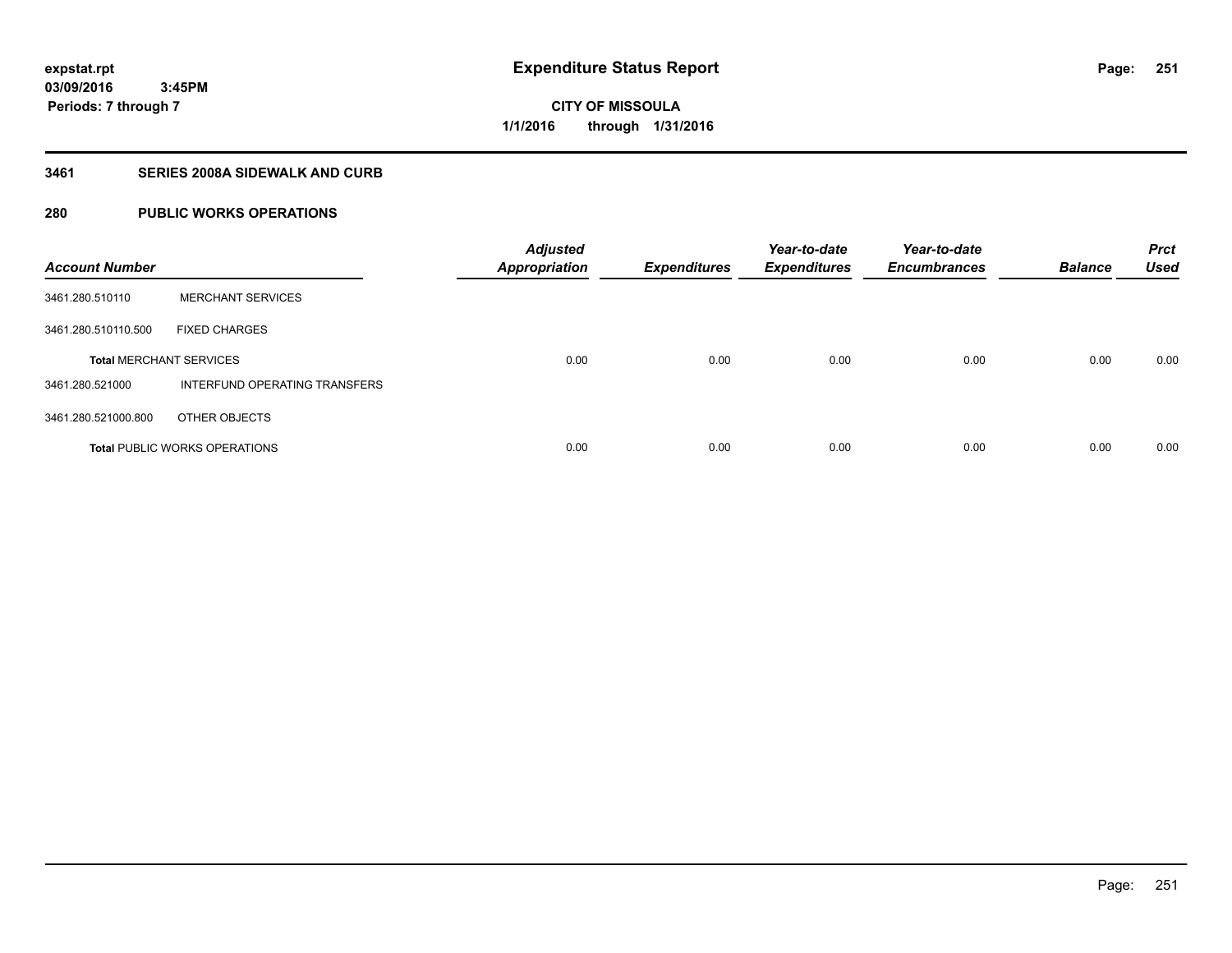**expstat.rpt**
**03/09/2016 3:45PM**
**Periods: 7 through 7**

# Expenditure Status Report

**CITY OF MISSOULA**
**1/1/2016 through 1/31/2016**

## 3461 SERIES 2008A SIDEWALK AND CURB

## 280 PUBLIC WORKS OPERATIONS

| Account Number | | Adjusted Appropriation | Expenditures | Year-to-date Expenditures | Year-to-date Encumbrances | Balance | Prct Used |
|---|---|---|---|---|---|---|---|
| 3461.280.510110 | MERCHANT SERVICES | | | | | | |
| 3461.280.510110.500 | FIXED CHARGES | | | | | | |
| **Total** MERCHANT SERVICES | | 0.00 | 0.00 | 0.00 | 0.00 | 0.00 | 0.00 |
| 3461.280.521000 | INTERFUND OPERATING TRANSFERS | | | | | | |
| 3461.280.521000.800 | OTHER OBJECTS | | | | | | |
| **Total** PUBLIC WORKS OPERATIONS | | 0.00 | 0.00 | 0.00 | 0.00 | 0.00 | 0.00 |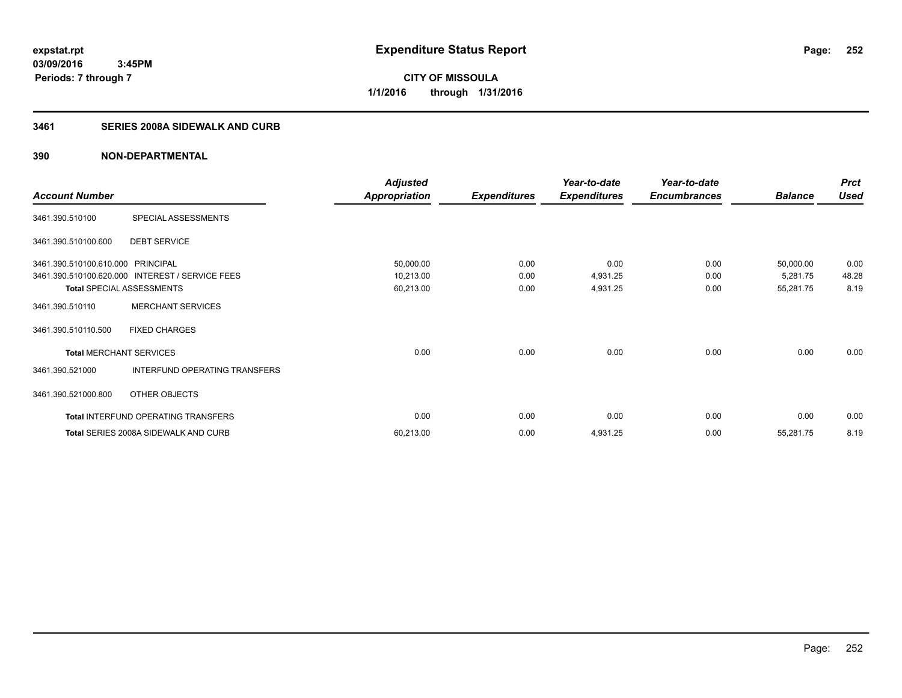**expstat.rpt**
**03/09/2016 3:45PM**
**Periods: 7 through 7**

# Expenditure Status Report

**CITY OF MISSOULA**
**1/1/2016 through 1/31/2016**

## 3461 SERIES 2008A SIDEWALK AND CURB

## 390 NON-DEPARTMENTAL

| Account Number | | Adjusted Appropriation | Expenditures | Year-to-date Expenditures | Year-to-date Encumbrances | Balance | Prct Used |
|---|---|---|---|---|---|---|---|
| 3461.390.510100 | SPECIAL ASSESSMENTS | | | | | | |
| 3461.390.510100.600 | DEBT SERVICE | | | | | | |
| 3461.390.510100.610.000 | PRINCIPAL | 50,000.00 | 0.00 | 0.00 | 0.00 | 50,000.00 | 0.00 |
| 3461.390.510100.620.000 | INTEREST / SERVICE FEES | 10,213.00 | 0.00 | 4,931.25 | 0.00 | 5,281.75 | 48.28 |
| **Total** SPECIAL ASSESSMENTS | | 60,213.00 | 0.00 | 4,931.25 | 0.00 | 55,281.75 | 8.19 |
| 3461.390.510110 | MERCHANT SERVICES | | | | | | |
| 3461.390.510110.500 | FIXED CHARGES | | | | | | |
| **Total** MERCHANT SERVICES | | 0.00 | 0.00 | 0.00 | 0.00 | 0.00 | 0.00 |
| 3461.390.521000 | INTERFUND OPERATING TRANSFERS | | | | | | |
| 3461.390.521000.800 | OTHER OBJECTS | | | | | | |
| **Total** INTERFUND OPERATING TRANSFERS | | 0.00 | 0.00 | 0.00 | 0.00 | 0.00 | 0.00 |
| **Total** SERIES 2008A SIDEWALK AND CURB | | 60,213.00 | 0.00 | 4,931.25 | 0.00 | 55,281.75 | 8.19 |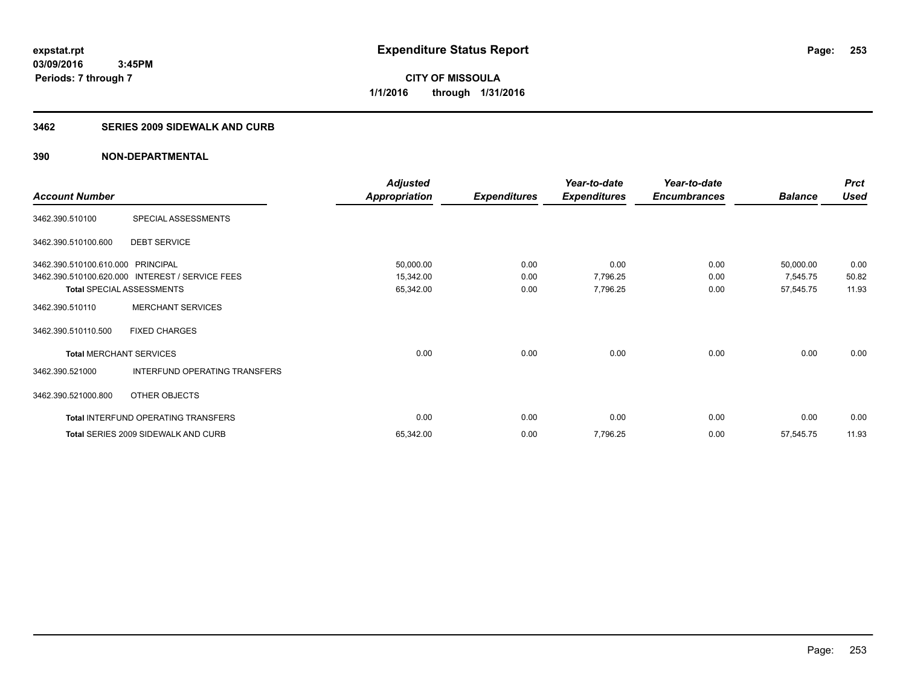# Expenditure Status Report

expstat.rpt
03/09/2016 3:45PM
Periods: 7 through 7

**CITY OF MISSOULA**
**1/1/2016 through 1/31/2016**

## 3462 SERIES 2009 SIDEWALK AND CURB

### 390 NON-DEPARTMENTAL

| Account Number | | Adjusted Appropriation | Expenditures | Year-to-date Expenditures | Year-to-date Encumbrances | Balance | Prct Used |
|---|---|---|---|---|---|---|---|
| 3462.390.510100 | SPECIAL ASSESSMENTS | | | | | | |
| 3462.390.510100.600 | DEBT SERVICE | | | | | | |
| 3462.390.510100.610.000 | PRINCIPAL | 50,000.00 | 0.00 | 0.00 | 0.00 | 50,000.00 | 0.00 |
| 3462.390.510100.620.000 | INTEREST / SERVICE FEES | 15,342.00 | 0.00 | 7,796.25 | 0.00 | 7,545.75 | 50.82 |
| **Total** SPECIAL ASSESSMENTS | | 65,342.00 | 0.00 | 7,796.25 | 0.00 | 57,545.75 | 11.93 |
| 3462.390.510110 | MERCHANT SERVICES | | | | | | |
| 3462.390.510110.500 | FIXED CHARGES | | | | | | |
| **Total** MERCHANT SERVICES | | 0.00 | 0.00 | 0.00 | 0.00 | 0.00 | 0.00 |
| 3462.390.521000 | INTERFUND OPERATING TRANSFERS | | | | | | |
| 3462.390.521000.800 | OTHER OBJECTS | | | | | | |
| **Total** INTERFUND OPERATING TRANSFERS | | 0.00 | 0.00 | 0.00 | 0.00 | 0.00 | 0.00 |
| **Total** SERIES 2009 SIDEWALK AND CURB | | 65,342.00 | 0.00 | 7,796.25 | 0.00 | 57,545.75 | 11.93 |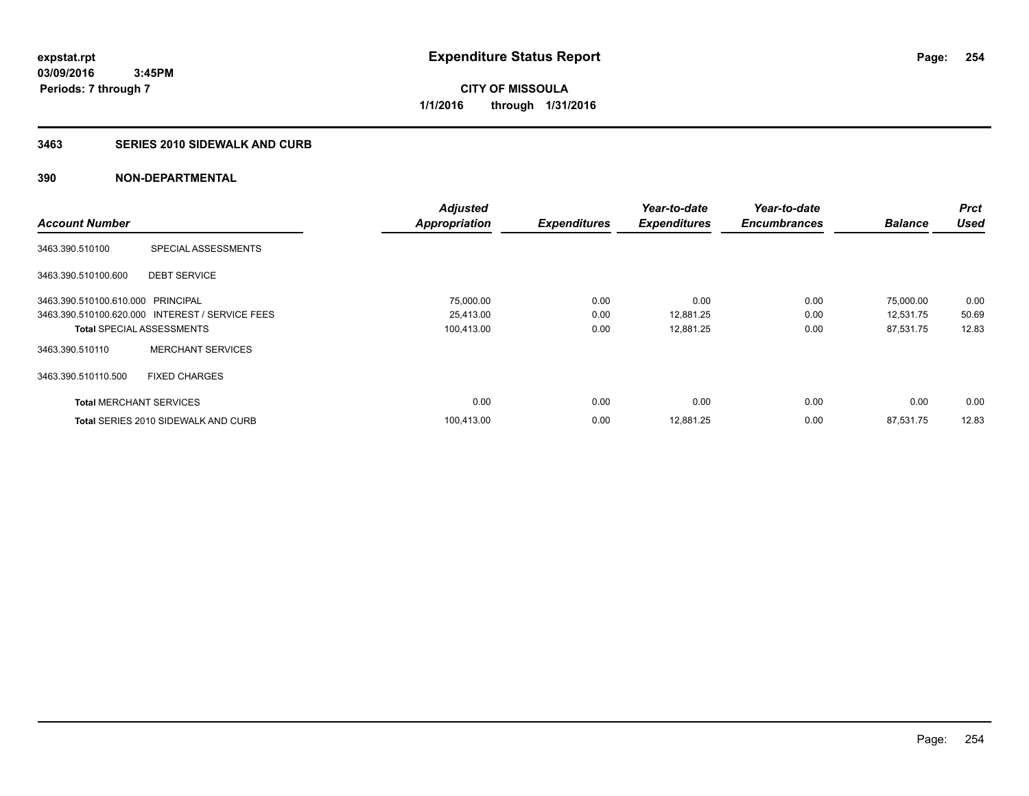# Expenditure Status Report

expstat.rpt
03/09/2016 3:45PM
Periods: 7 through 7

**CITY OF MISSOULA**
**1/1/2016 through 1/31/2016**

## 3463 SERIES 2010 SIDEWALK AND CURB

## 390 NON-DEPARTMENTAL

| Account Number | | Adjusted Appropriation | Expenditures | Year-to-date Expenditures | Year-to-date Encumbrances | Balance | Prct Used |
|---|---|---|---|---|---|---|---|
| 3463.390.510100 | SPECIAL ASSESSMENTS | | | | | | |
| 3463.390.510100.600 | DEBT SERVICE | | | | | | |
| 3463.390.510100.610.000 | PRINCIPAL | 75,000.00 | 0.00 | 0.00 | 0.00 | 75,000.00 | 0.00 |
| 3463.390.510100.620.000 | INTEREST / SERVICE FEES | 25,413.00 | 0.00 | 12,881.25 | 0.00 | 12,531.75 | 50.69 |
| **Total** SPECIAL ASSESSMENTS | | 100,413.00 | 0.00 | 12,881.25 | 0.00 | 87,531.75 | 12.83 |
| 3463.390.510110 | MERCHANT SERVICES | | | | | | |
| 3463.390.510110.500 | FIXED CHARGES | | | | | | |
| **Total** MERCHANT SERVICES | | 0.00 | 0.00 | 0.00 | 0.00 | 0.00 | 0.00 |
| **Total** SERIES 2010 SIDEWALK AND CURB | | 100,413.00 | 0.00 | 12,881.25 | 0.00 | 87,531.75 | 12.83 |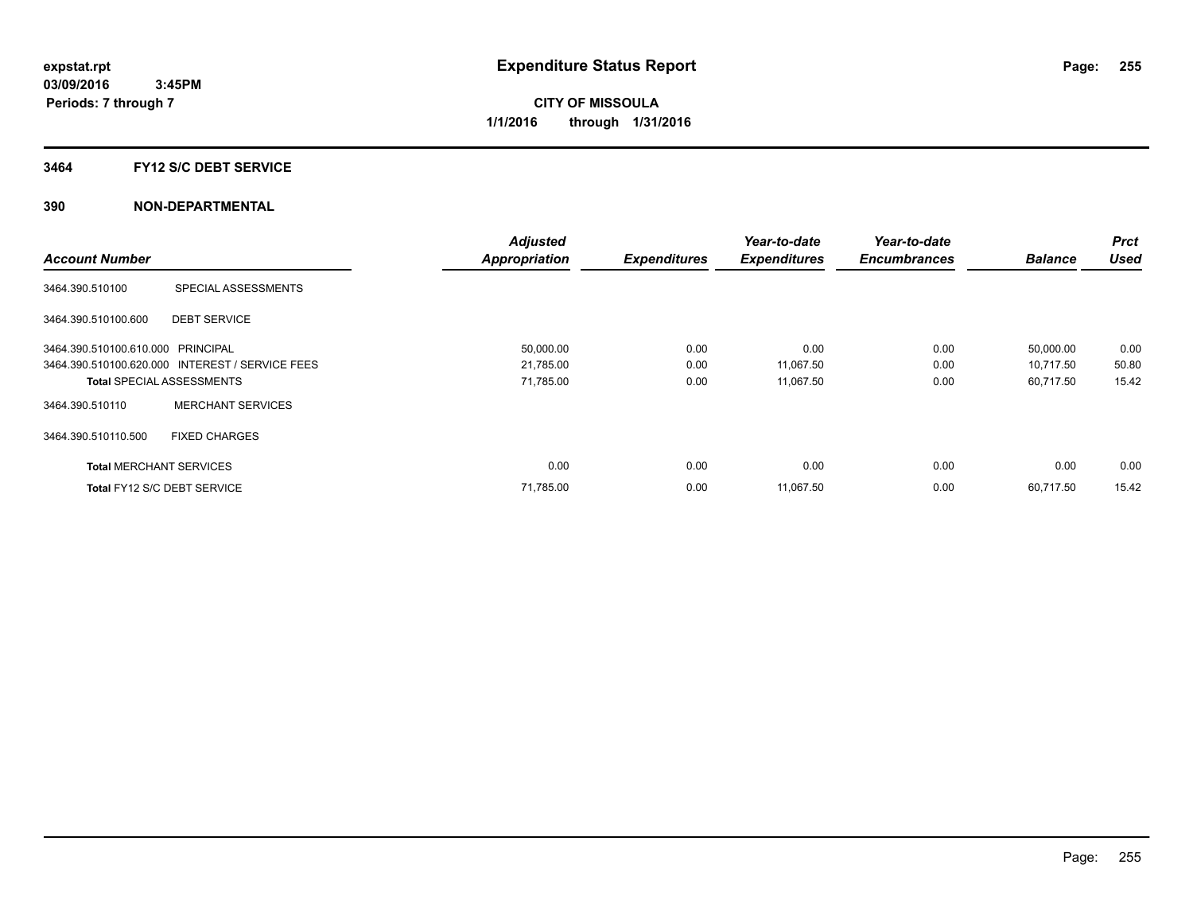# Expenditure Status Report

expstat.rpt
03/09/2016 3:45PM
Periods: 7 through 7

**CITY OF MISSOULA**
**1/1/2016 through 1/31/2016**

## 3464 FY12 S/C DEBT SERVICE

### 390 NON-DEPARTMENTAL

| Account Number | | Adjusted Appropriation | Expenditures | Year-to-date Expenditures | Year-to-date Encumbrances | Balance | Prct Used |
|---|---|---|---|---|---|---|---|
| 3464.390.510100 | SPECIAL ASSESSMENTS | | | | | | |
| 3464.390.510100.600 | DEBT SERVICE | | | | | | |
| 3464.390.510100.610.000 | PRINCIPAL | 50,000.00 | 0.00 | 0.00 | 0.00 | 50,000.00 | 0.00 |
| 3464.390.510100.620.000 | INTEREST / SERVICE FEES | 21,785.00 | 0.00 | 11,067.50 | 0.00 | 10,717.50 | 50.80 |
| **Total** SPECIAL ASSESSMENTS | | 71,785.00 | 0.00 | 11,067.50 | 0.00 | 60,717.50 | 15.42 |
| 3464.390.510110 | MERCHANT SERVICES | | | | | | |
| 3464.390.510110.500 | FIXED CHARGES | | | | | | |
| **Total** MERCHANT SERVICES | | 0.00 | 0.00 | 0.00 | 0.00 | 0.00 | 0.00 |
| **Total** FY12 S/C DEBT SERVICE | | 71,785.00 | 0.00 | 11,067.50 | 0.00 | 60,717.50 | 15.42 |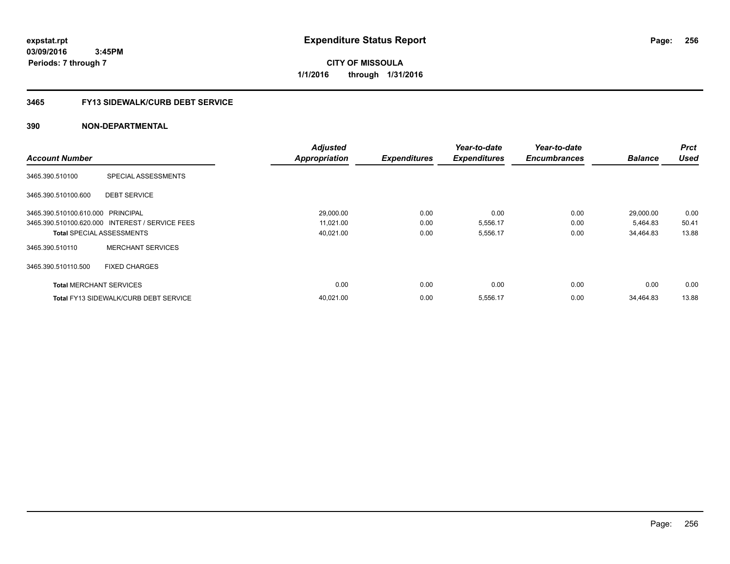**expstat.rpt**
**03/09/2016 3:45PM**
**Periods: 7 through 7**

# Expenditure Status Report

**CITY OF MISSOULA**
**1/1/2016 through 1/31/2016**

## 3465 FY13 SIDEWALK/CURB DEBT SERVICE

## 390 NON-DEPARTMENTAL

| Account Number | | Adjusted Appropriation | Expenditures | Year-to-date Expenditures | Year-to-date Encumbrances | Balance | Prct Used |
|---|---|---|---|---|---|---|---|
| 3465.390.510100 | SPECIAL ASSESSMENTS | | | | | | |
| 3465.390.510100.600 | DEBT SERVICE | | | | | | |
| 3465.390.510100.610.000 | PRINCIPAL | 29,000.00 | 0.00 | 0.00 | 0.00 | 29,000.00 | 0.00 |
| 3465.390.510100.620.000 | INTEREST / SERVICE FEES | 11,021.00 | 0.00 | 5,556.17 | 0.00 | 5,464.83 | 50.41 |
| **Total** SPECIAL ASSESSMENTS | | 40,021.00 | 0.00 | 5,556.17 | 0.00 | 34,464.83 | 13.88 |
| 3465.390.510110 | MERCHANT SERVICES | | | | | | |
| 3465.390.510110.500 | FIXED CHARGES | | | | | | |
| **Total** MERCHANT SERVICES | | 0.00 | 0.00 | 0.00 | 0.00 | 0.00 | 0.00 |
| **Total** FY13 SIDEWALK/CURB DEBT SERVICE | | 40,021.00 | 0.00 | 5,556.17 | 0.00 | 34,464.83 | 13.88 |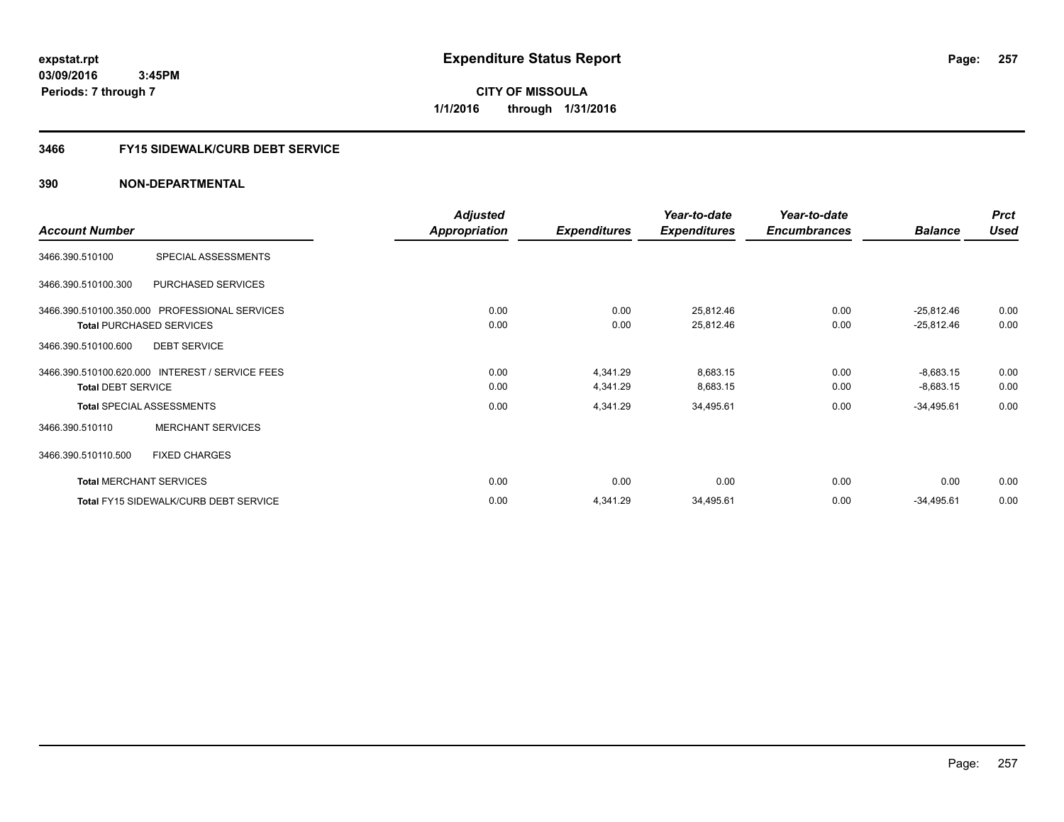expstat.rpt
03/09/2016 3:45PM
Periods: 7 through 7

# Expenditure Status Report

**CITY OF MISSOULA**
**1/1/2016 through 1/31/2016**

## 3466 FY15 SIDEWALK/CURB DEBT SERVICE

### 390 NON-DEPARTMENTAL

| Account Number | | Adjusted Appropriation | Expenditures | Year-to-date Expenditures | Year-to-date Encumbrances | Balance | Prct Used |
|---|---|---|---|---|---|---|---|
| 3466.390.510100 | SPECIAL ASSESSMENTS | | | | | | |
| 3466.390.510100.300 | PURCHASED SERVICES | | | | | | |
| 3466.390.510100.350.000 | PROFESSIONAL SERVICES | 0.00 | 0.00 | 25,812.46 | 0.00 | -25,812.46 | 0.00 |
| **Total** PURCHASED SERVICES | | 0.00 | 0.00 | 25,812.46 | 0.00 | -25,812.46 | 0.00 |
| 3466.390.510100.600 | DEBT SERVICE | | | | | | |
| 3466.390.510100.620.000 | INTEREST / SERVICE FEES | 0.00 | 4,341.29 | 8,683.15 | 0.00 | -8,683.15 | 0.00 |
| **Total** DEBT SERVICE | | 0.00 | 4,341.29 | 8,683.15 | 0.00 | -8,683.15 | 0.00 |
| **Total** SPECIAL ASSESSMENTS | | 0.00 | 4,341.29 | 34,495.61 | 0.00 | -34,495.61 | 0.00 |
| 3466.390.510110 | MERCHANT SERVICES | | | | | | |
| 3466.390.510110.500 | FIXED CHARGES | | | | | | |
| **Total** MERCHANT SERVICES | | 0.00 | 0.00 | 0.00 | 0.00 | 0.00 | 0.00 |
| **Total** FY15 SIDEWALK/CURB DEBT SERVICE | | 0.00 | 4,341.29 | 34,495.61 | 0.00 | -34,495.61 | 0.00 |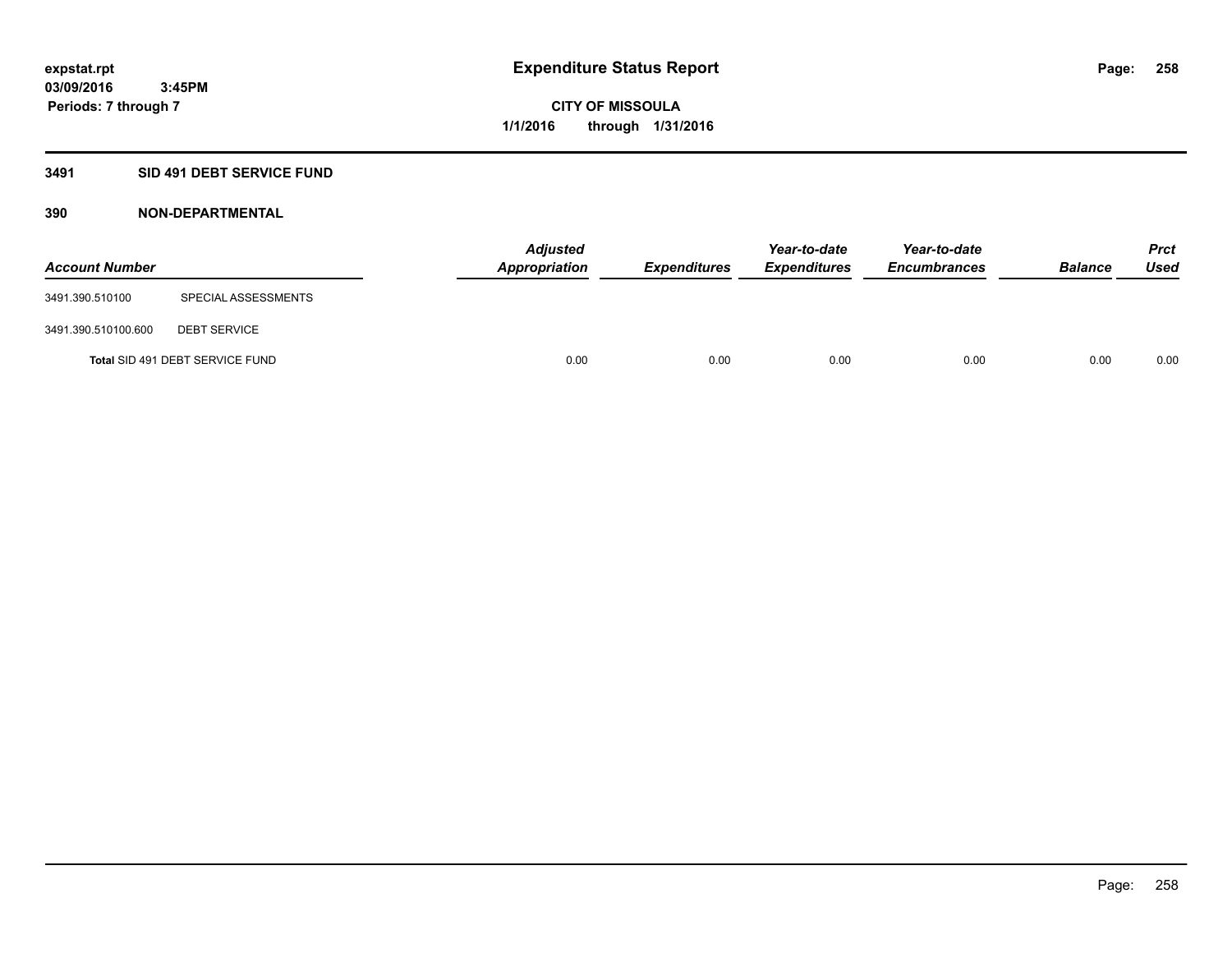**Expenditure Status Report**

**CITY OF MISSOULA**
**1/1/2016 through 1/31/2016**

**expstat.rpt**
**03/09/2016 3:45PM**
**Periods: 7 through 7**

## 3491 SID 491 DEBT SERVICE FUND

### 390 NON-DEPARTMENTAL

| Account Number | | Adjusted Appropriation | Expenditures | Year-to-date Expenditures | Year-to-date Encumbrances | Balance | Prct Used |
|---|---|---|---|---|---|---|---|
| 3491.390.510100 | SPECIAL ASSESSMENTS | | | | | | |
| 3491.390.510100.600 | DEBT SERVICE | | | | | | |
| **Total** SID 491 DEBT SERVICE FUND | | 0.00 | 0.00 | 0.00 | 0.00 | 0.00 | 0.00 |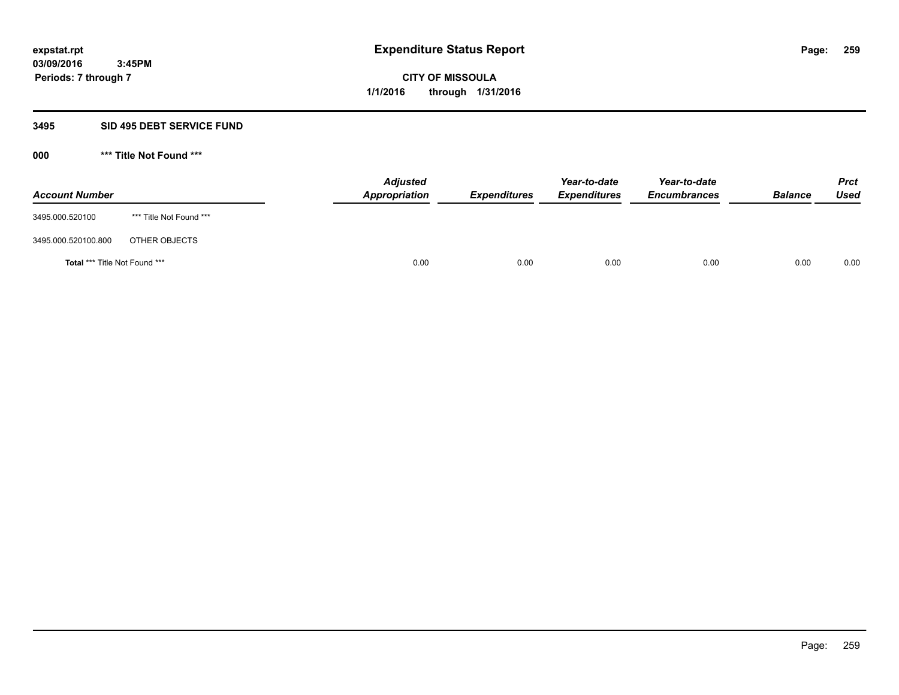expstat.rpt
03/09/2016 3:45PM
Periods: 7 through 7

# Expenditure Status Report

CITY OF MISSOULA
1/1/2016 through 1/31/2016

## 3495 SID 495 DEBT SERVICE FUND

### 000 *** Title Not Found ***

| Account Number | | Adjusted Appropriation | Expenditures | Year-to-date Expenditures | Year-to-date Encumbrances | Balance | Prct Used |
|---|---|---|---|---|---|---|---|
| 3495.000.520100 | *** Title Not Found *** | | | | | | |
| 3495.000.520100.800 | OTHER OBJECTS | | | | | | |
| **Total** *** Title Not Found *** | | 0.00 | 0.00 | 0.00 | 0.00 | 0.00 | 0.00 |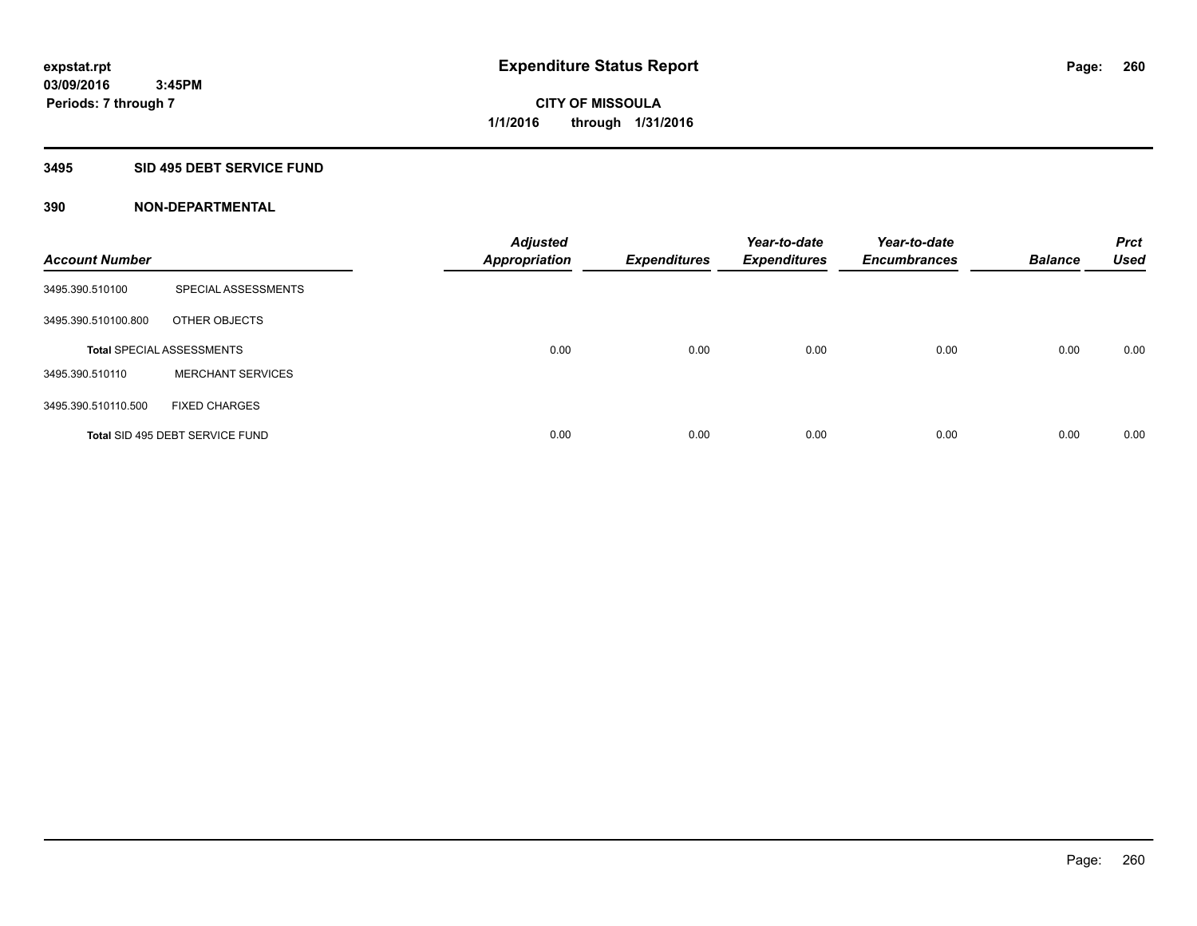**expstat.rpt**
**03/09/2016 3:45PM**
**Periods: 7 through 7**

# Expenditure Status Report

**CITY OF MISSOULA**
**1/1/2016 through 1/31/2016**

## 3495 SID 495 DEBT SERVICE FUND

## 390 NON-DEPARTMENTAL

| Account Number | | Adjusted Appropriation | Expenditures | Year-to-date Expenditures | Year-to-date Encumbrances | Balance | Prct Used |
|---|---|---|---|---|---|---|---|
| 3495.390.510100 | SPECIAL ASSESSMENTS | | | | | | |
| 3495.390.510100.800 | OTHER OBJECTS | | | | | | |
| **Total** SPECIAL ASSESSMENTS | | 0.00 | 0.00 | 0.00 | 0.00 | 0.00 | 0.00 |
| 3495.390.510110 | MERCHANT SERVICES | | | | | | |
| 3495.390.510110.500 | FIXED CHARGES | | | | | | |
| **Total** SID 495 DEBT SERVICE FUND | | 0.00 | 0.00 | 0.00 | 0.00 | 0.00 | 0.00 |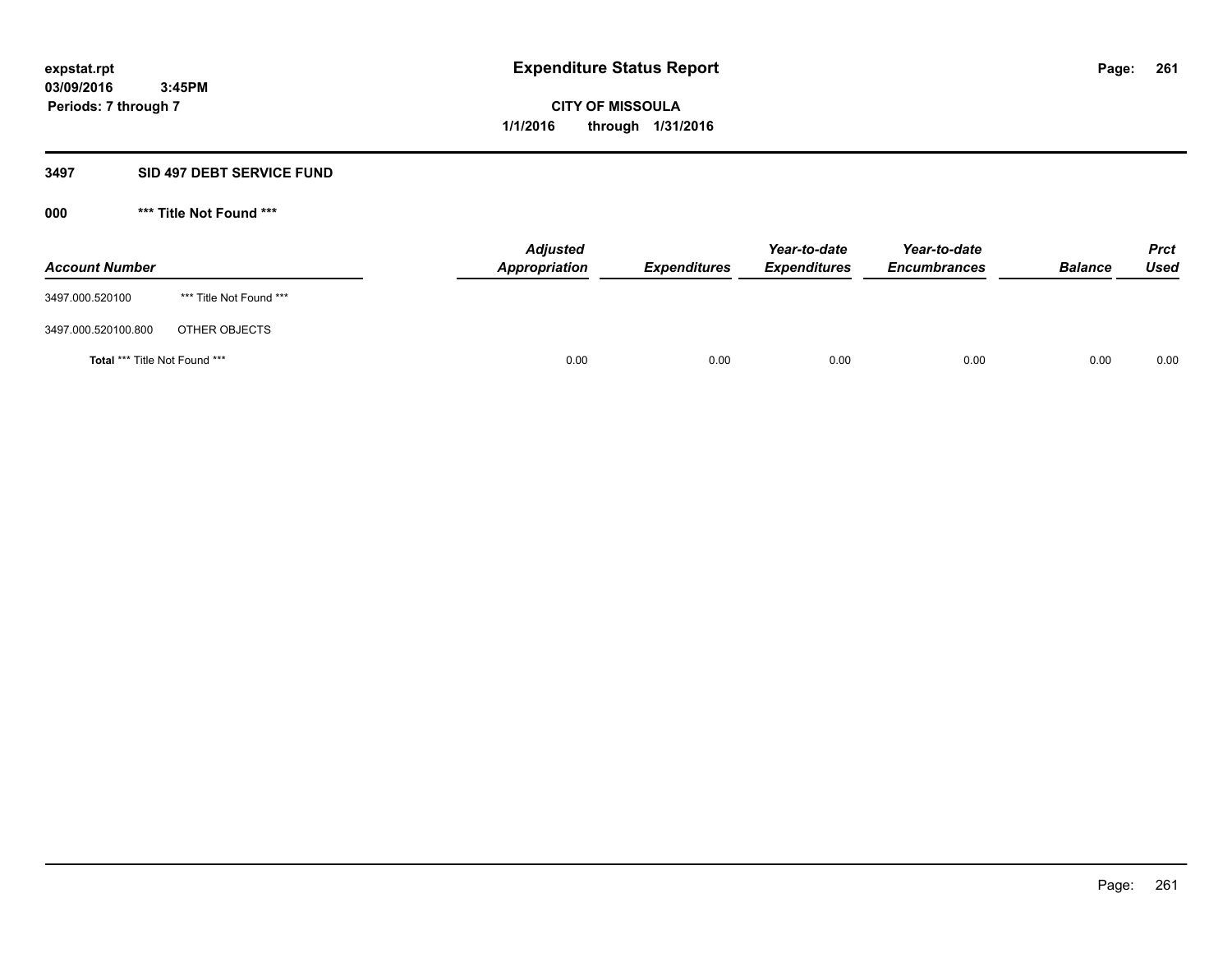# Expenditure Status Report

expstat.rpt
03/09/2016 3:45PM
Periods: 7 through 7

**CITY OF MISSOULA**
**1/1/2016 through 1/31/2016**

## 3497 SID 497 DEBT SERVICE FUND

### 000 *** Title Not Found ***

| Account Number | | Adjusted Appropriation | Expenditures | Year-to-date Expenditures | Year-to-date Encumbrances | Balance | Prct Used |
|---|---|---|---|---|---|---|---|
| 3497.000.520100 | *** Title Not Found *** | | | | | | |
| 3497.000.520100.800 | OTHER OBJECTS | | | | | | |
| **Total** *** Title Not Found *** | | 0.00 | 0.00 | 0.00 | 0.00 | 0.00 | 0.00 |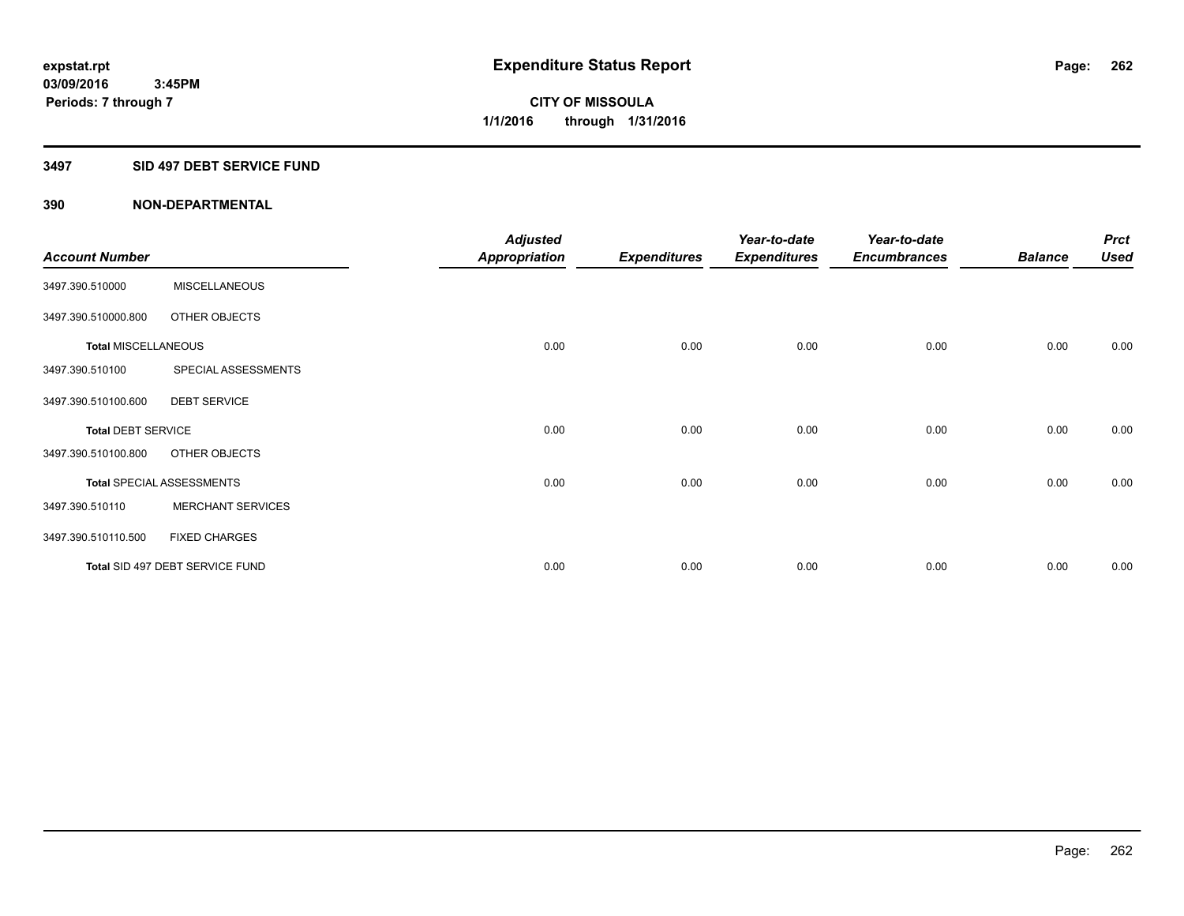**expstat.rpt**
**03/09/2016 3:45PM**
**Periods: 7 through 7**

# Expenditure Status Report

**CITY OF MISSOULA**
**1/1/2016 through 1/31/2016**

## 3497 SID 497 DEBT SERVICE FUND

### 390 NON-DEPARTMENTAL

| Account Number | | Adjusted Appropriation | Expenditures | Year-to-date Expenditures | Year-to-date Encumbrances | Balance | Prct Used |
|---|---|---|---|---|---|---|---|
| 3497.390.510000 | MISCELLANEOUS | | | | | | |
| 3497.390.510000.800 | OTHER OBJECTS | | | | | | |
| **Total** MISCELLANEOUS | | 0.00 | 0.00 | 0.00 | 0.00 | 0.00 | 0.00 |
| 3497.390.510100 | SPECIAL ASSESSMENTS | | | | | | |
| 3497.390.510100.600 | DEBT SERVICE | | | | | | |
| **Total** DEBT SERVICE | | 0.00 | 0.00 | 0.00 | 0.00 | 0.00 | 0.00 |
| 3497.390.510100.800 | OTHER OBJECTS | | | | | | |
| **Total** SPECIAL ASSESSMENTS | | 0.00 | 0.00 | 0.00 | 0.00 | 0.00 | 0.00 |
| 3497.390.510110 | MERCHANT SERVICES | | | | | | |
| 3497.390.510110.500 | FIXED CHARGES | | | | | | |
| **Total** SID 497 DEBT SERVICE FUND | | 0.00 | 0.00 | 0.00 | 0.00 | 0.00 | 0.00 |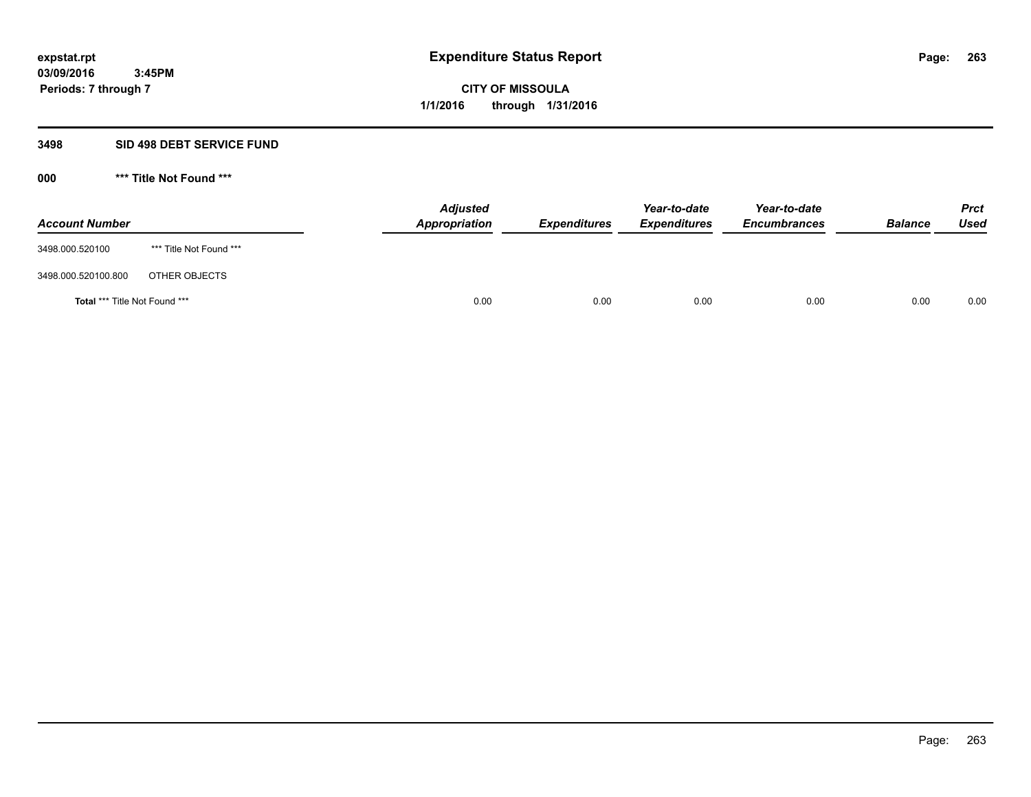# Expenditure Status Report

**CITY OF MISSOULA**

**1/1/2016 through 1/31/2016**

expstat.rpt
03/09/2016 3:45PM
Periods: 7 through 7

## 3498 SID 498 DEBT SERVICE FUND

### 000 *** Title Not Found ***

| Account Number | | Adjusted Appropriation | Expenditures | Year-to-date Expenditures | Year-to-date Encumbrances | Balance | Prct Used |
|---|---|---|---|---|---|---|---|
| 3498.000.520100 | *** Title Not Found *** | | | | | | |
| 3498.000.520100.800 | OTHER OBJECTS | | | | | | |
| **Total** *** Title Not Found *** | | 0.00 | 0.00 | 0.00 | 0.00 | 0.00 | 0.00 |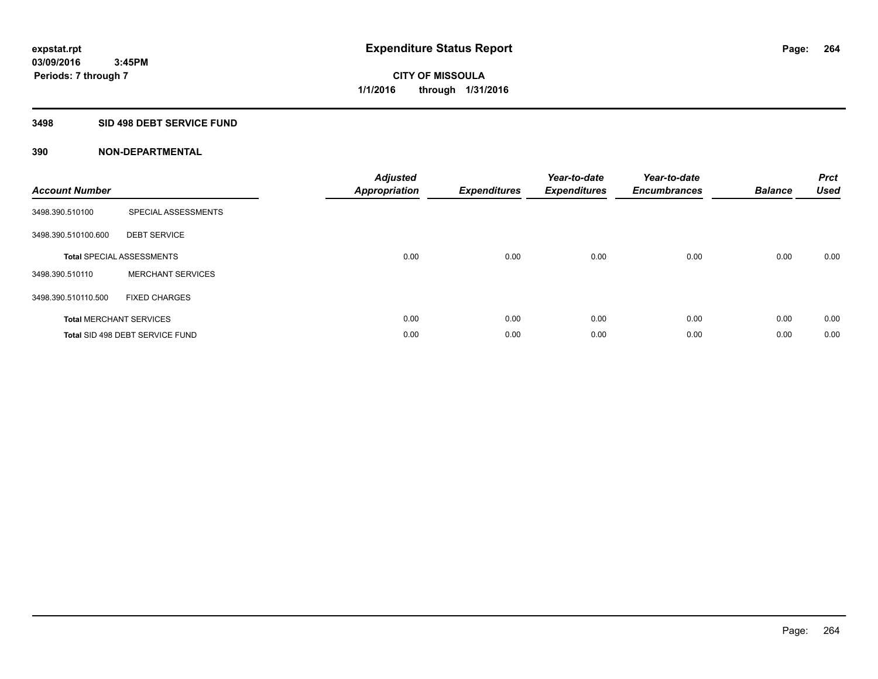# Expenditure Status Report

expstat.rpt
03/09/2016 3:45PM
Periods: 7 through 7

**CITY OF MISSOULA**
**1/1/2016 through 1/31/2016**

## 3498 SID 498 DEBT SERVICE FUND

### 390 NON-DEPARTMENTAL

| Account Number | | Adjusted Appropriation | Expenditures | Year-to-date Expenditures | Year-to-date Encumbrances | Balance | Prct Used |
|---|---|---|---|---|---|---|---|
| 3498.390.510100 | SPECIAL ASSESSMENTS | | | | | | |
| 3498.390.510100.600 | DEBT SERVICE | | | | | | |
| **Total** SPECIAL ASSESSMENTS | | 0.00 | 0.00 | 0.00 | 0.00 | 0.00 | 0.00 |
| 3498.390.510110 | MERCHANT SERVICES | | | | | | |
| 3498.390.510110.500 | FIXED CHARGES | | | | | | |
| **Total** MERCHANT SERVICES | | 0.00 | 0.00 | 0.00 | 0.00 | 0.00 | 0.00 |
| **Total** SID 498 DEBT SERVICE FUND | | 0.00 | 0.00 | 0.00 | 0.00 | 0.00 | 0.00 |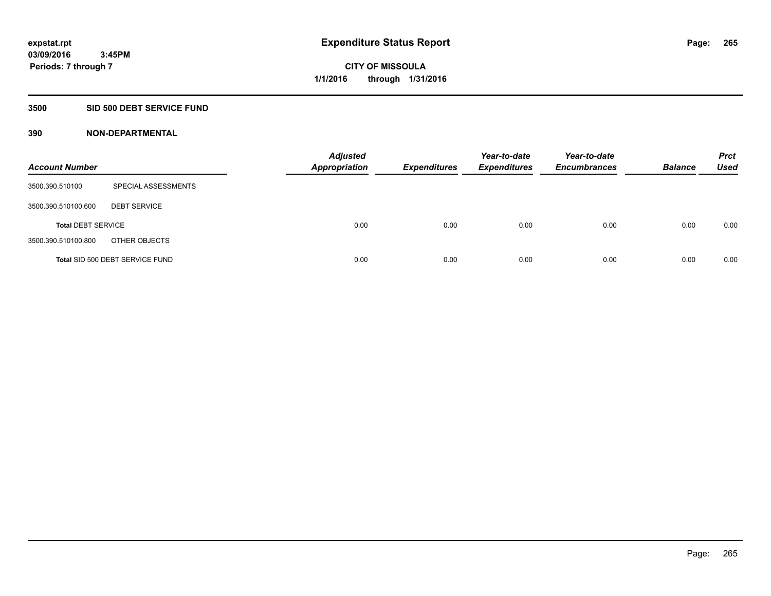**expstat.rpt**
**03/09/2016 3:45PM**
**Periods: 7 through 7**

# Expenditure Status Report

**CITY OF MISSOULA**
**1/1/2016 through 1/31/2016**

## 3500 SID 500 DEBT SERVICE FUND

## 390 NON-DEPARTMENTAL

| Account Number | | Adjusted Appropriation | Expenditures | Year-to-date Expenditures | Year-to-date Encumbrances | Balance | Prct Used |
|---|---|---|---|---|---|---|---|
| 3500.390.510100 | SPECIAL ASSESSMENTS | | | | | | |
| 3500.390.510100.600 | DEBT SERVICE | | | | | | |
| **Total** DEBT SERVICE | | 0.00 | 0.00 | 0.00 | 0.00 | 0.00 | 0.00 |
| 3500.390.510100.800 | OTHER OBJECTS | | | | | | |
| **Total** SID 500 DEBT SERVICE FUND | | 0.00 | 0.00 | 0.00 | 0.00 | 0.00 | 0.00 |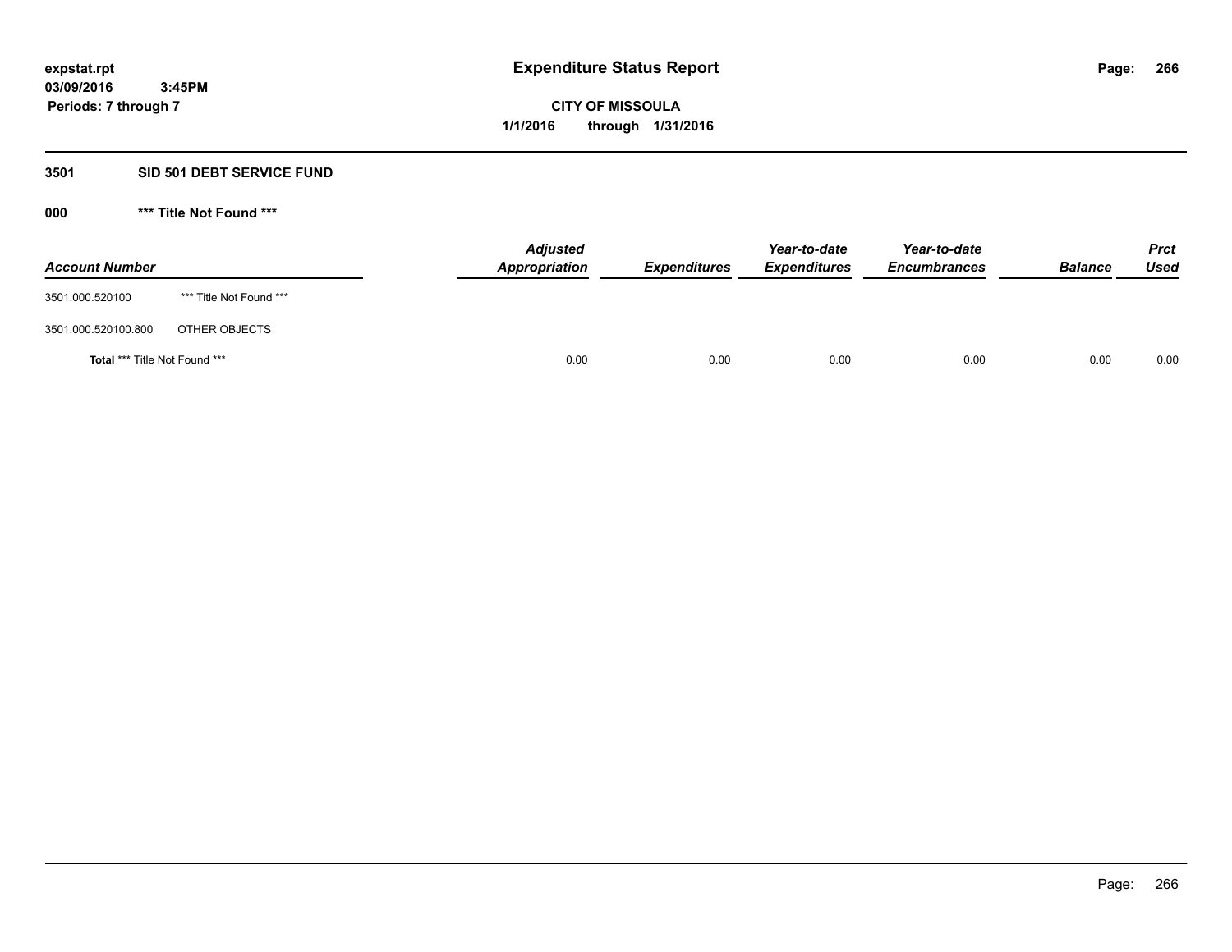expstat.rpt
03/09/2016 3:45PM
Periods: 7 through 7

# Expenditure Status Report

CITY OF MISSOULA
1/1/2016 through 1/31/2016

## 3501 SID 501 DEBT SERVICE FUND

### 000 *** Title Not Found ***

| Account Number | | Adjusted Appropriation | Expenditures | Year-to-date Expenditures | Year-to-date Encumbrances | Balance | Prct Used |
|---|---|---|---|---|---|---|---|
| 3501.000.520100 | *** Title Not Found *** | | | | | | |
| 3501.000.520100.800 | OTHER OBJECTS | | | | | | |
| **Total** *** Title Not Found *** | | 0.00 | 0.00 | 0.00 | 0.00 | 0.00 | 0.00 |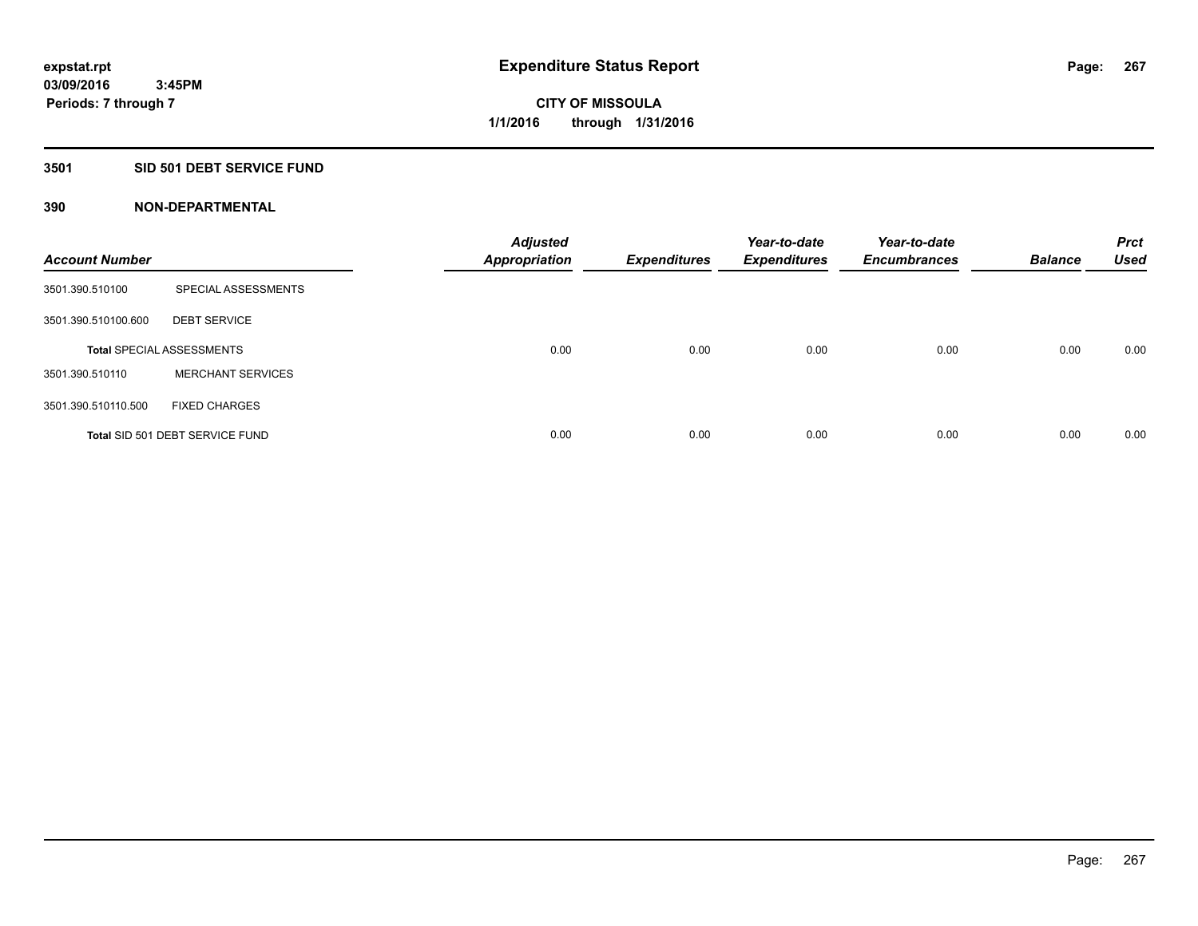# Expenditure Status Report

**CITY OF MISSOULA**

**1/1/2016 through 1/31/2016**

expstat.rpt
03/09/2016 3:45PM
Periods: 7 through 7

## 3501 SID 501 DEBT SERVICE FUND

### 390 NON-DEPARTMENTAL

| Account Number | | Adjusted Appropriation | Expenditures | Year-to-date Expenditures | Year-to-date Encumbrances | Balance | Prct Used |
|---|---|---|---|---|---|---|---|
| 3501.390.510100 | SPECIAL ASSESSMENTS | | | | | | |
| 3501.390.510100.600 | DEBT SERVICE | | | | | | |
| **Total** SPECIAL ASSESSMENTS | | 0.00 | 0.00 | 0.00 | 0.00 | 0.00 | 0.00 |
| 3501.390.510110 | MERCHANT SERVICES | | | | | | |
| 3501.390.510110.500 | FIXED CHARGES | | | | | | |
| **Total** SID 501 DEBT SERVICE FUND | | 0.00 | 0.00 | 0.00 | 0.00 | 0.00 | 0.00 |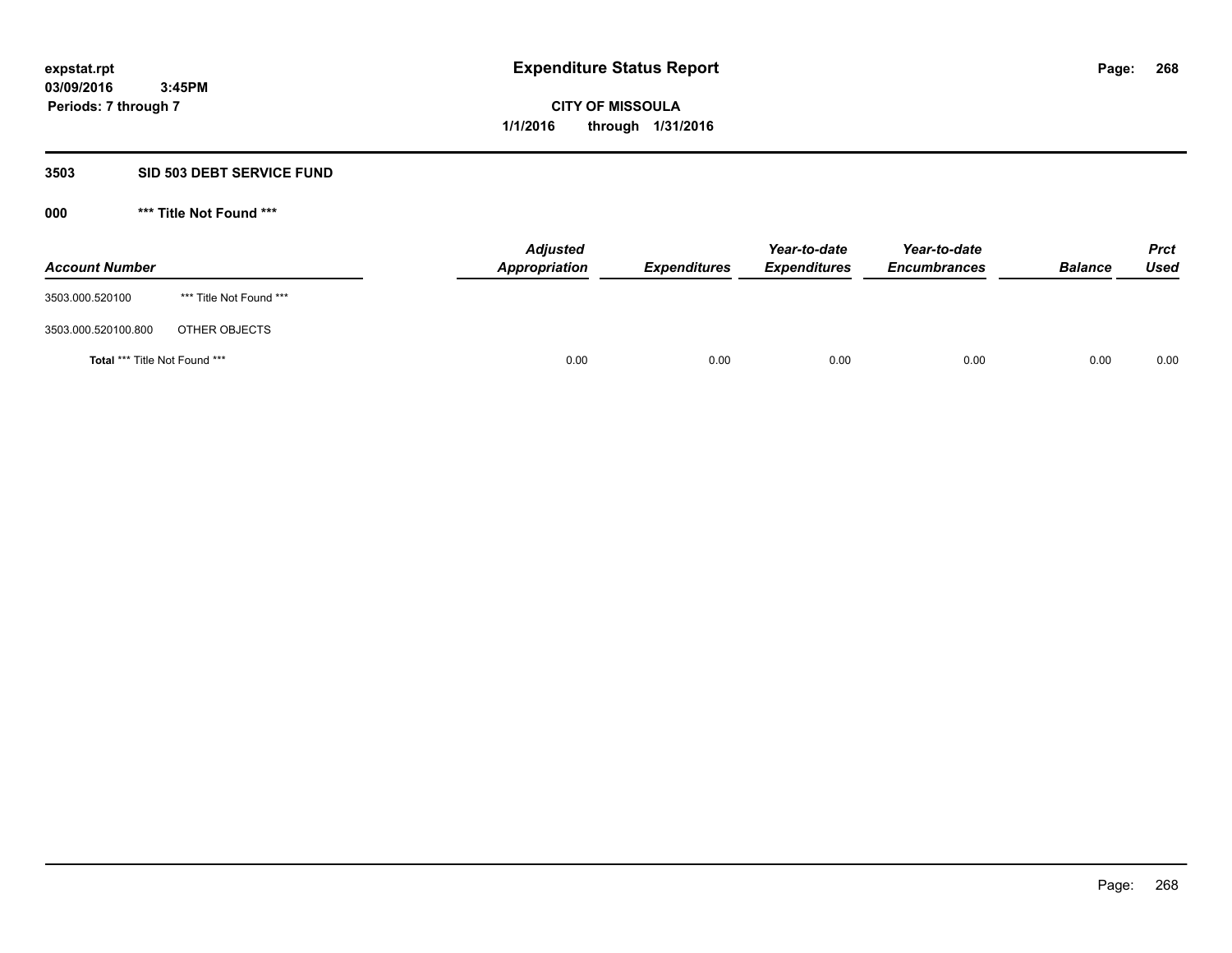expstat.rpt
03/09/2016 3:45PM
Periods: 7 through 7

# Expenditure Status Report

**CITY OF MISSOULA**
**1/1/2016 through 1/31/2016**

## 3503 SID 503 DEBT SERVICE FUND

### 000 *** Title Not Found ***

| Account Number | | Adjusted Appropriation | Expenditures | Year-to-date Expenditures | Year-to-date Encumbrances | Balance | Prct Used |
|---|---|---|---|---|---|---|---|
| 3503.000.520100 | *** Title Not Found *** | | | | | | |
| 3503.000.520100.800 | OTHER OBJECTS | | | | | | |
| **Total** *** Title Not Found *** | | 0.00 | 0.00 | 0.00 | 0.00 | 0.00 | 0.00 |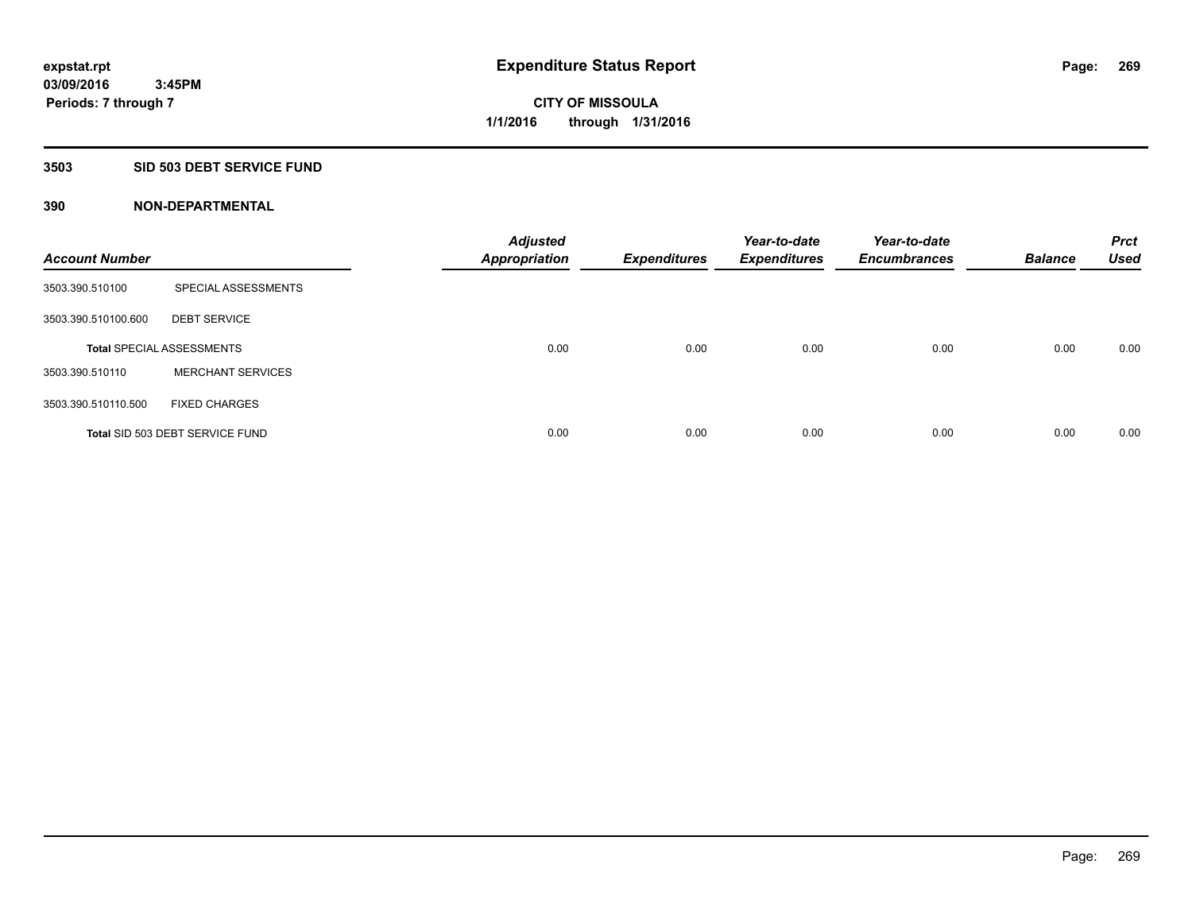# Expenditure Status Report

**CITY OF MISSOULA**

**1/1/2016 through 1/31/2016**

expstat.rpt
03/09/2016 3:45PM
Periods: 7 through 7

## 3503 SID 503 DEBT SERVICE FUND

### 390 NON-DEPARTMENTAL

| Account Number | | Adjusted Appropriation | Expenditures | Year-to-date Expenditures | Year-to-date Encumbrances | Balance | Prct Used |
|---|---|---|---|---|---|---|---|
| 3503.390.510100 | SPECIAL ASSESSMENTS | | | | | | |
| 3503.390.510100.600 | DEBT SERVICE | | | | | | |
| Total SPECIAL ASSESSMENTS | | 0.00 | 0.00 | 0.00 | 0.00 | 0.00 | 0.00 |
| 3503.390.510110 | MERCHANT SERVICES | | | | | | |
| 3503.390.510110.500 | FIXED CHARGES | | | | | | |
| Total SID 503 DEBT SERVICE FUND | | 0.00 | 0.00 | 0.00 | 0.00 | 0.00 | 0.00 |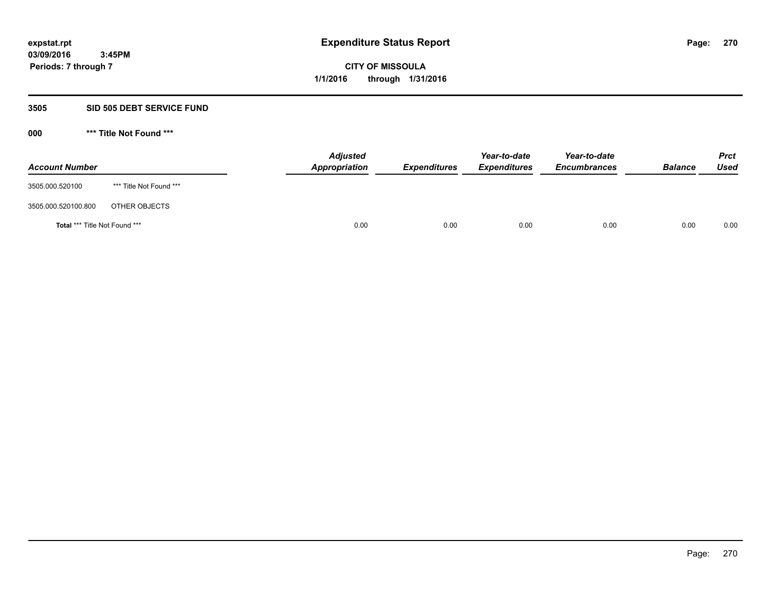# Expenditure Status Report

**CITY OF MISSOULA**

**1/1/2016 through 1/31/2016**

expstat.rpt
03/09/2016 3:45PM
Periods: 7 through 7

## 3505 SID 505 DEBT SERVICE FUND

### 000 *** Title Not Found ***

| Account Number | | Adjusted Appropriation | Expenditures | Year-to-date Expenditures | Year-to-date Encumbrances | Balance | Prct Used |
|---|---|---|---|---|---|---|---|
| 3505.000.520100 | *** Title Not Found *** | | | | | | |
| 3505.000.520100.800 | OTHER OBJECTS | | | | | | |
| **Total** *** Title Not Found *** | | 0.00 | 0.00 | 0.00 | 0.00 | 0.00 | 0.00 |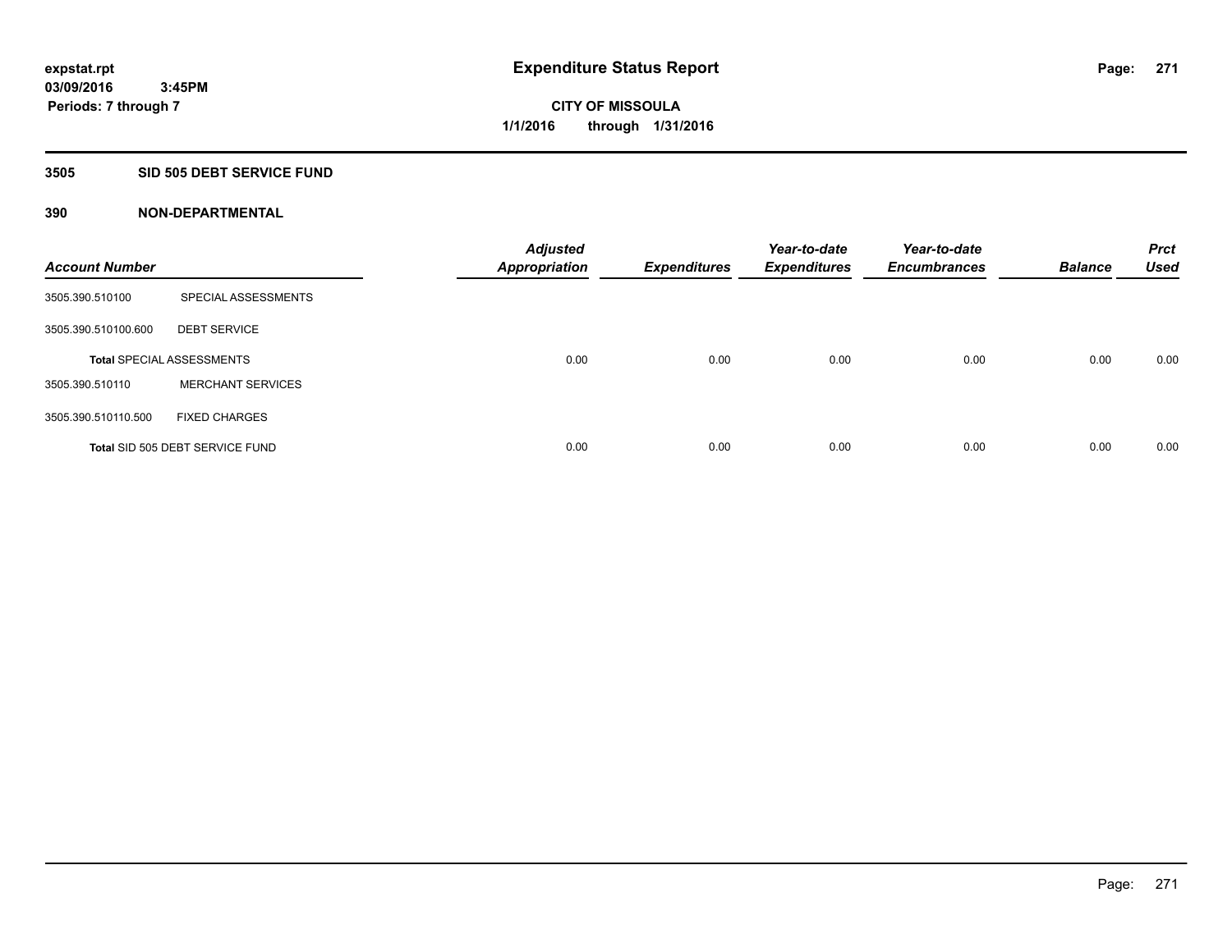**expstat.rpt**
**03/09/2016 3:45PM**
**Periods: 7 through 7**

# Expenditure Status Report

**CITY OF MISSOULA**
**1/1/2016 through 1/31/2016**

## 3505 SID 505 DEBT SERVICE FUND

## 390 NON-DEPARTMENTAL

| Account Number | | Adjusted Appropriation | Expenditures | Year-to-date Expenditures | Year-to-date Encumbrances | Balance | Prct Used |
|---|---|---|---|---|---|---|---|
| 3505.390.510100 | SPECIAL ASSESSMENTS | | | | | | |
| 3505.390.510100.600 | DEBT SERVICE | | | | | | |
| Total SPECIAL ASSESSMENTS | | 0.00 | 0.00 | 0.00 | 0.00 | 0.00 | 0.00 |
| 3505.390.510110 | MERCHANT SERVICES | | | | | | |
| 3505.390.510110.500 | FIXED CHARGES | | | | | | |
| Total SID 505 DEBT SERVICE FUND | | 0.00 | 0.00 | 0.00 | 0.00 | 0.00 | 0.00 |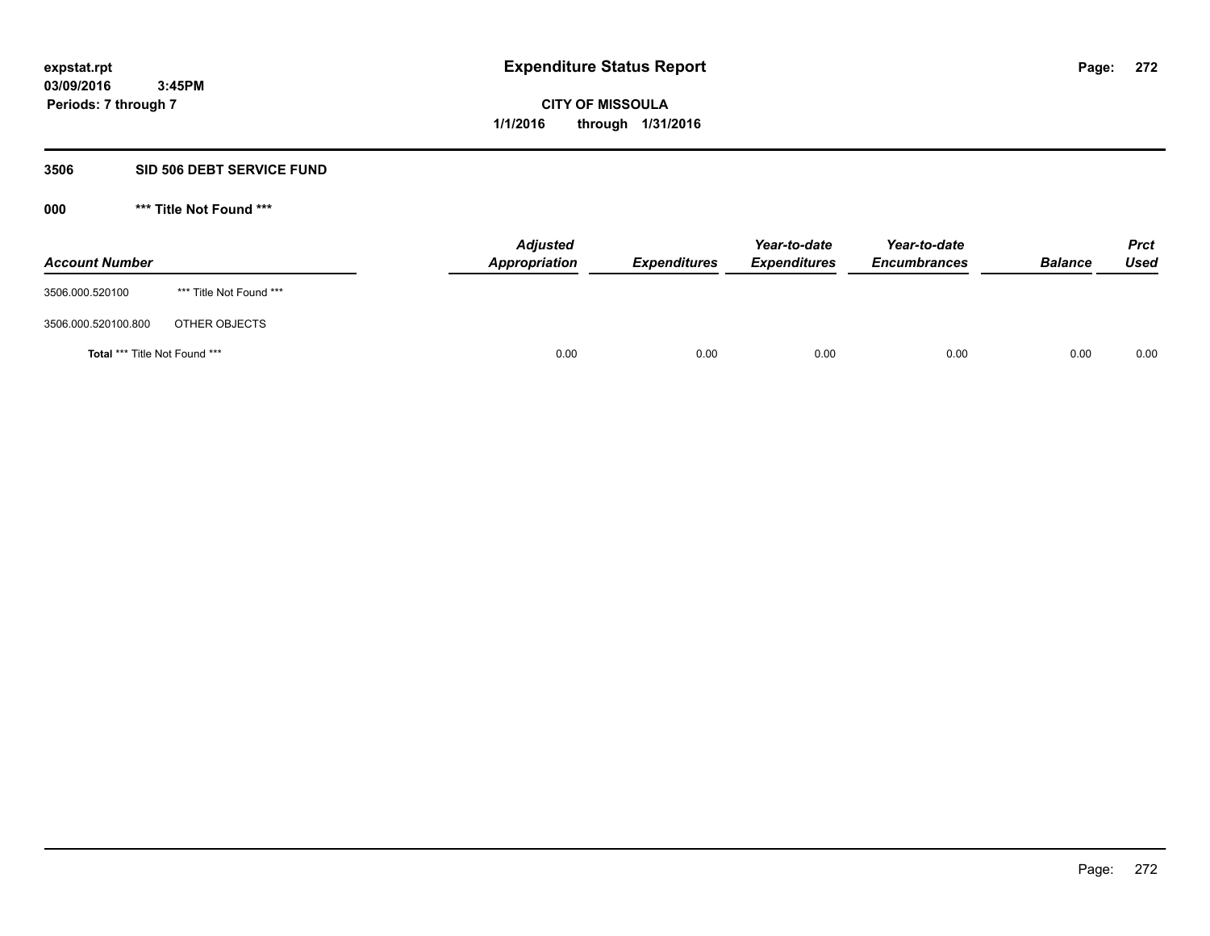expstat.rpt
03/09/2016 3:45PM
Periods: 7 through 7

# Expenditure Status Report

**CITY OF MISSOULA**
**1/1/2016 through 1/31/2016**

## 3506 SID 506 DEBT SERVICE FUND

### 000 *** Title Not Found ***

| Account Number | | Adjusted Appropriation | Expenditures | Year-to-date Expenditures | Year-to-date Encumbrances | Balance | Prct Used |
|---|---|---|---|---|---|---|---|
| 3506.000.520100 | *** Title Not Found *** | | | | | | |
| 3506.000.520100.800 | OTHER OBJECTS | | | | | | |
| **Total** *** Title Not Found *** | | 0.00 | 0.00 | 0.00 | 0.00 | 0.00 | 0.00 |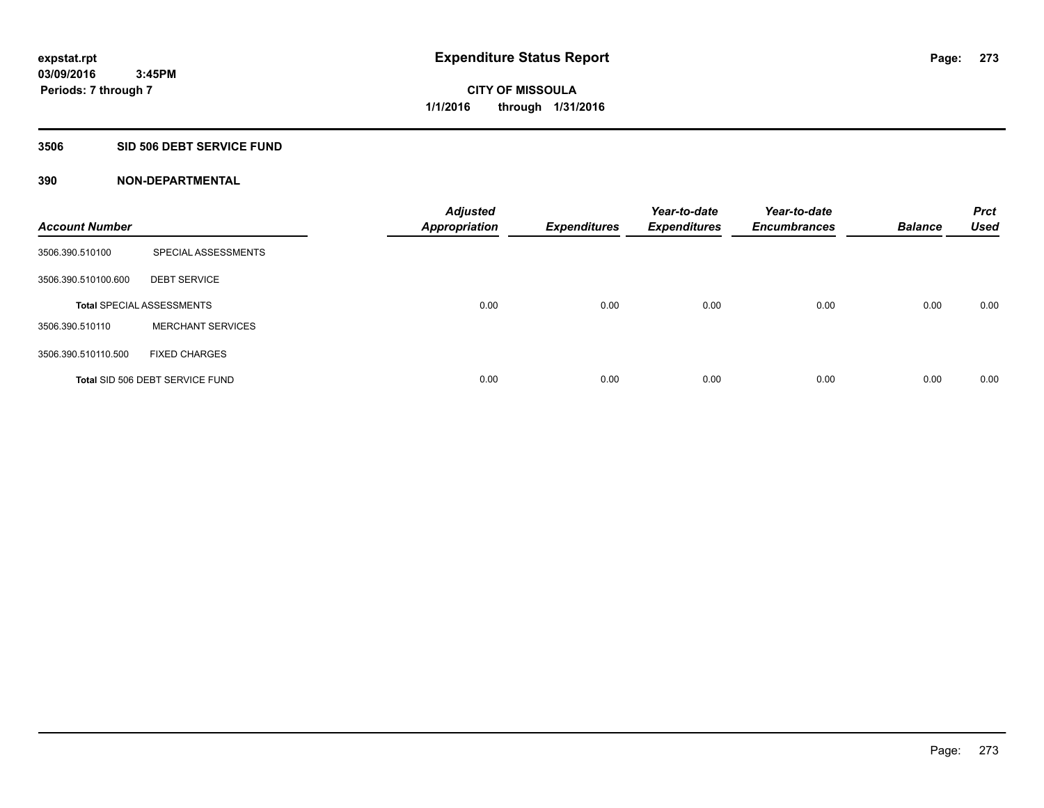# Expenditure Status Report

expstat.rpt
03/09/2016 3:45PM
Periods: 7 through 7

**CITY OF MISSOULA**
**1/1/2016 through 1/31/2016**

## 3506 SID 506 DEBT SERVICE FUND

### 390 NON-DEPARTMENTAL

| Account Number | | Adjusted Appropriation | Expenditures | Year-to-date Expenditures | Year-to-date Encumbrances | Balance | Prct Used |
|---|---|---|---|---|---|---|---|
| 3506.390.510100 | SPECIAL ASSESSMENTS | | | | | | |
| 3506.390.510100.600 | DEBT SERVICE | | | | | | |
| Total SPECIAL ASSESSMENTS | | 0.00 | 0.00 | 0.00 | 0.00 | 0.00 | 0.00 |
| 3506.390.510110 | MERCHANT SERVICES | | | | | | |
| 3506.390.510110.500 | FIXED CHARGES | | | | | | |
| Total SID 506 DEBT SERVICE FUND | | 0.00 | 0.00 | 0.00 | 0.00 | 0.00 | 0.00 |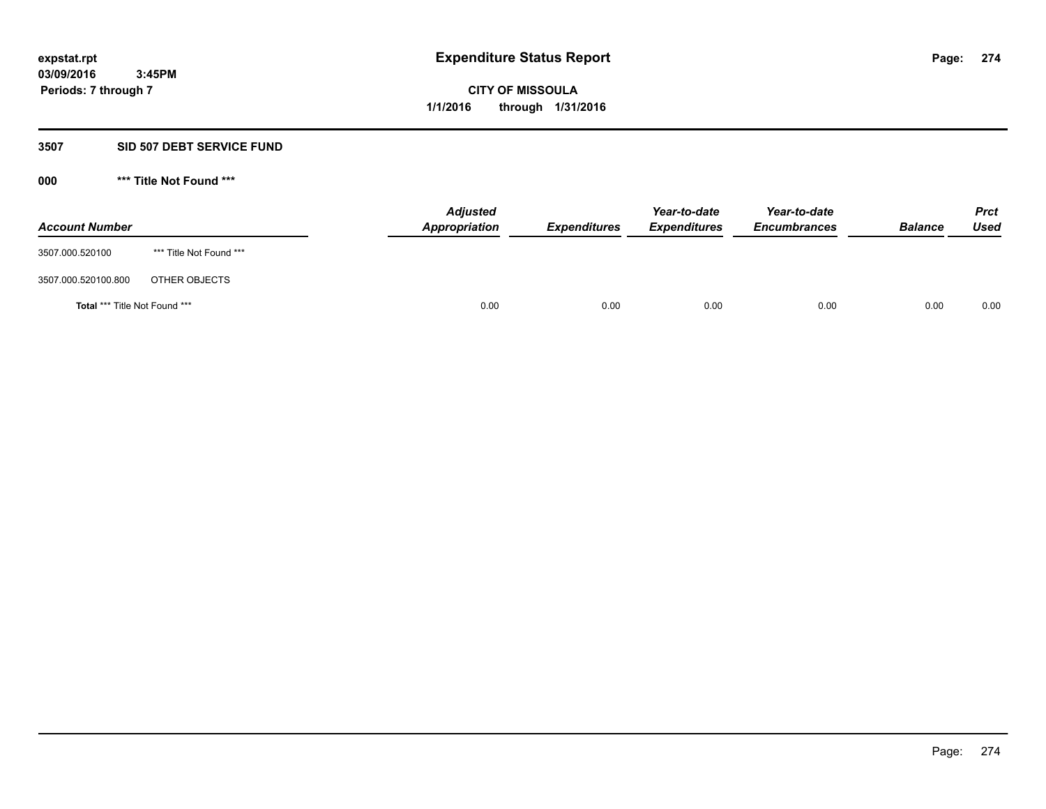**expstat.rpt**
**03/09/2016 3:45PM**
**Periods: 7 through 7**

# Expenditure Status Report

**CITY OF MISSOULA**
**1/1/2016 through 1/31/2016**

## 3507 SID 507 DEBT SERVICE FUND

### 000 *** Title Not Found ***

| Account Number | | Adjusted Appropriation | Expenditures | Year-to-date Expenditures | Year-to-date Encumbrances | Balance | Prct Used |
|---|---|---|---|---|---|---|---|
| 3507.000.520100 | *** Title Not Found *** | | | | | | |
| 3507.000.520100.800 | OTHER OBJECTS | | | | | | |
| **Total** *** Title Not Found *** | | 0.00 | 0.00 | 0.00 | 0.00 | 0.00 | 0.00 |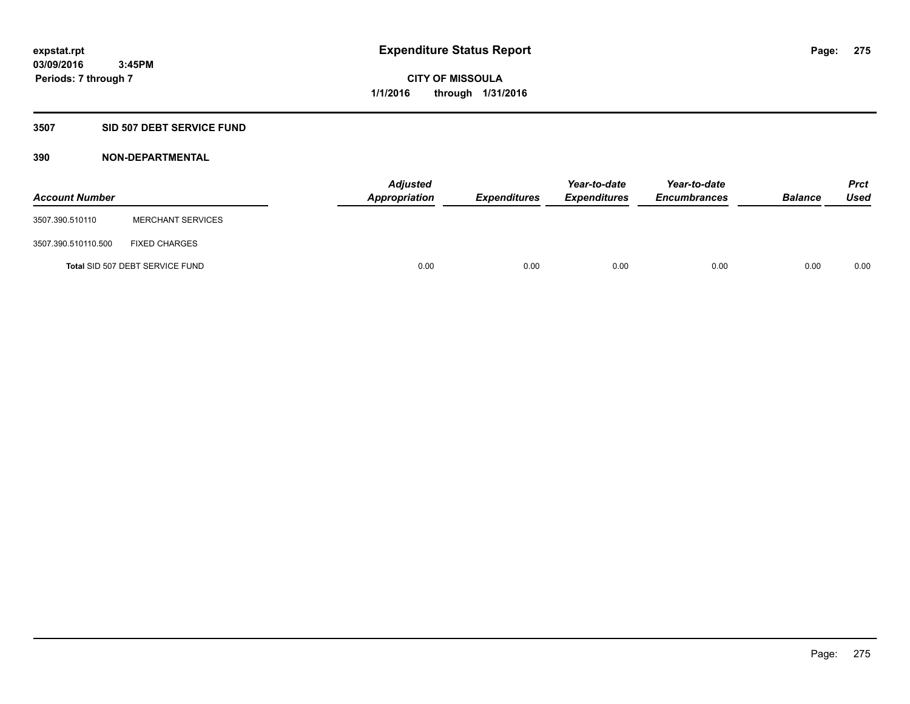**expstat.rpt**
**03/09/2016 3:45PM**
**Periods: 7 through 7**

# Expenditure Status Report

**CITY OF MISSOULA**
**1/1/2016 through 1/31/2016**

## 3507 SID 507 DEBT SERVICE FUND

### 390 NON-DEPARTMENTAL

| Account Number | | Adjusted Appropriation | Expenditures | Year-to-date Expenditures | Year-to-date Encumbrances | Balance | Prct Used |
|---|---|---|---|---|---|---|---|
| 3507.390.510110 | MERCHANT SERVICES | | | | | | |
| 3507.390.510110.500 | FIXED CHARGES | | | | | | |
| **Total** SID 507 DEBT SERVICE FUND | | 0.00 | 0.00 | 0.00 | 0.00 | 0.00 | 0.00 |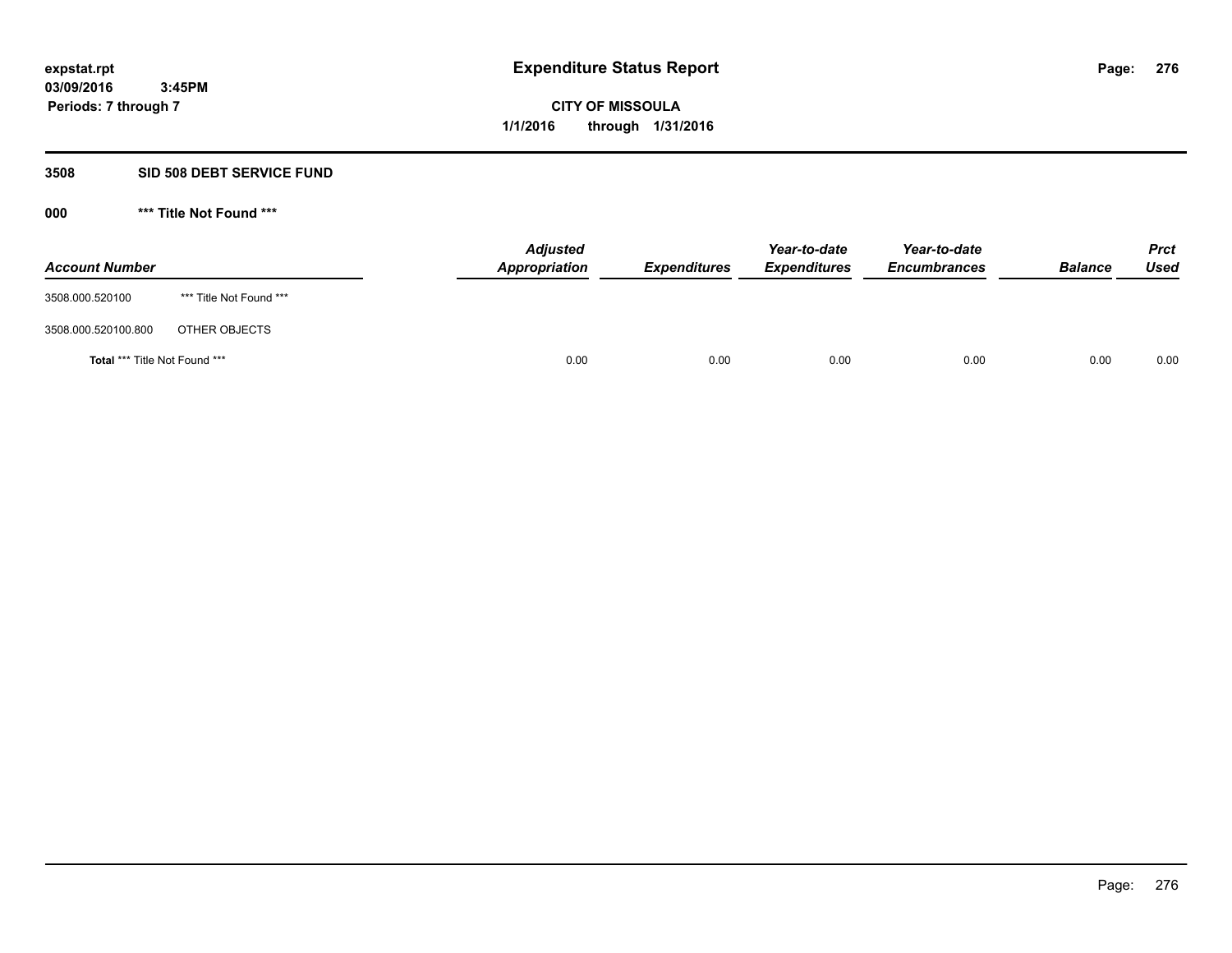**Expenditure Status Report**

**CITY OF MISSOULA**

**1/1/2016 through 1/31/2016**

expstat.rpt
03/09/2016 3:45PM
Periods: 7 through 7

## 3508 SID 508 DEBT SERVICE FUND

### 000 *** Title Not Found ***

| Account Number | | Adjusted Appropriation | Expenditures | Year-to-date Expenditures | Year-to-date Encumbrances | Balance | Prct Used |
|---|---|---|---|---|---|---|---|
| 3508.000.520100 | *** Title Not Found *** | | | | | | |
| 3508.000.520100.800 | OTHER OBJECTS | | | | | | |
| **Total** *** Title Not Found *** | | 0.00 | 0.00 | 0.00 | 0.00 | 0.00 | 0.00 |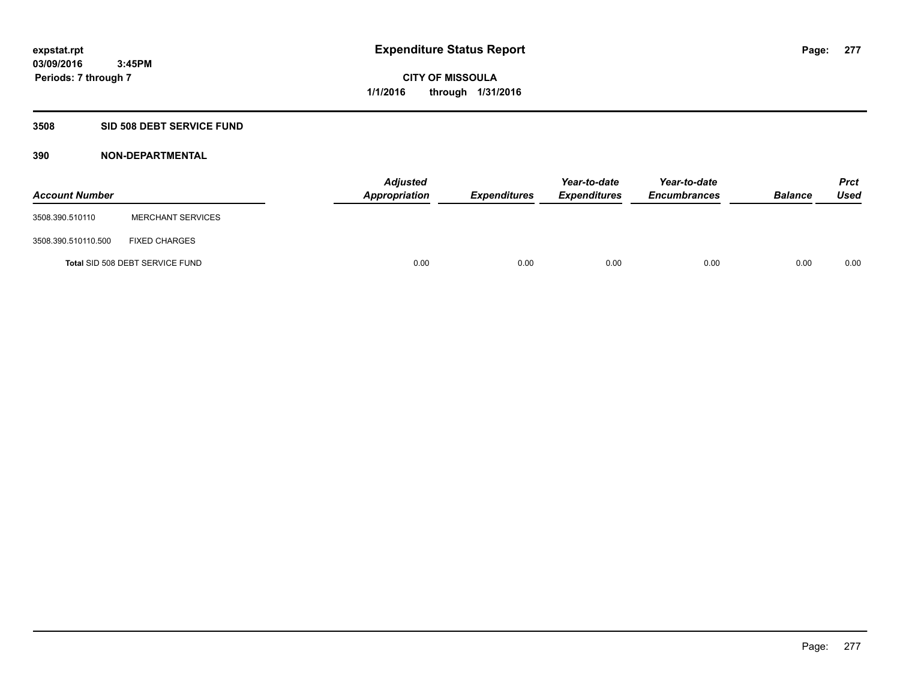expstat.rpt
03/09/2016 3:45PM
Periods: 7 through 7

# Expenditure Status Report

CITY OF MISSOULA
1/1/2016 through 1/31/2016

## 3508 SID 508 DEBT SERVICE FUND

### 390 NON-DEPARTMENTAL

| Account Number | | *Adjusted Appropriation* | *Expenditures* | *Year-to-date Expenditures* | *Year-to-date Encumbrances* | *Balance* | *Prct Used* |
|---|---|---|---|---|---|---|---|
| 3508.390.510110 | MERCHANT SERVICES | | | | | | |
| 3508.390.510110.500 | FIXED CHARGES | | | | | | |
| **Total** SID 508 DEBT SERVICE FUND | | 0.00 | 0.00 | 0.00 | 0.00 | 0.00 | 0.00 |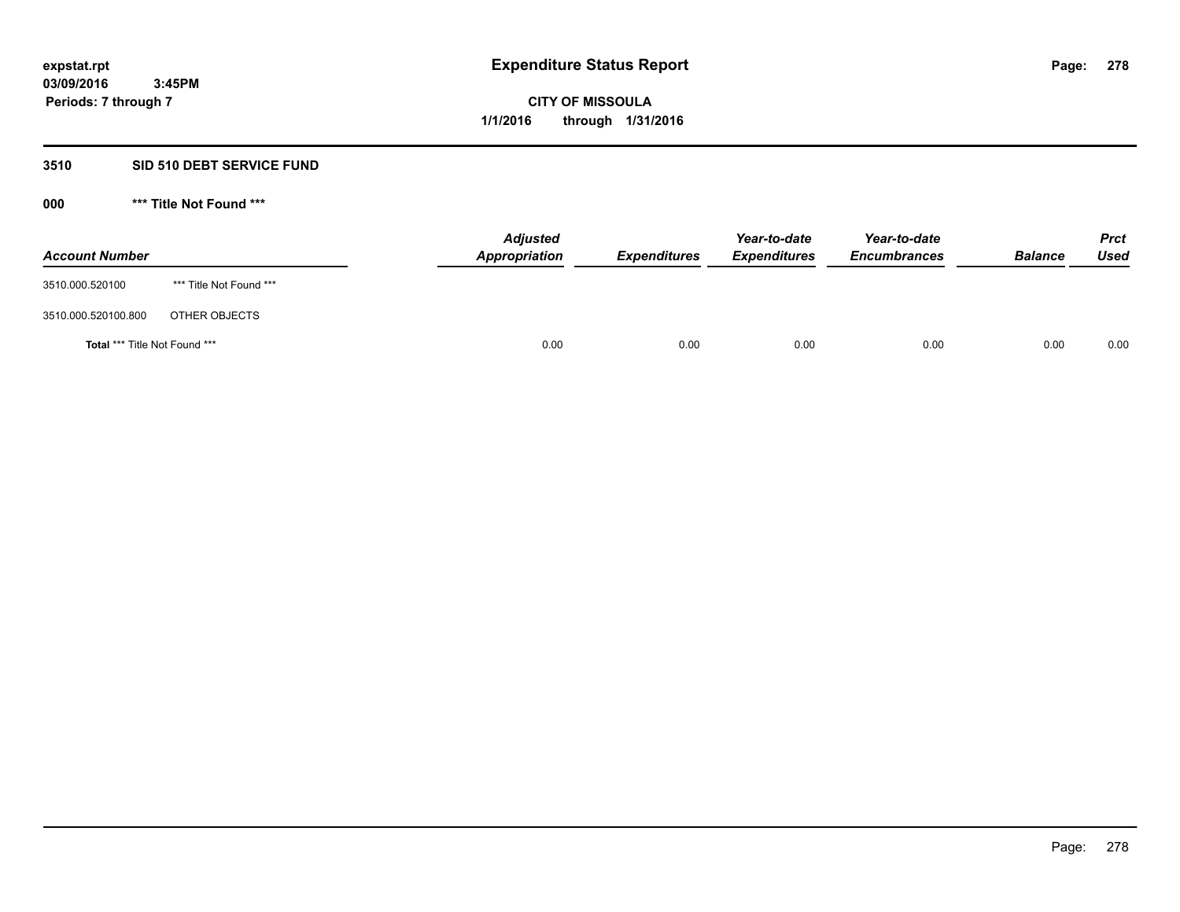# Expenditure Status Report

**expstat.rpt**
**03/09/2016 3:45PM**
**Periods: 7 through 7**

**CITY OF MISSOULA**
**1/1/2016 through 1/31/2016**

## 3510 SID 510 DEBT SERVICE FUND

### 000 *** Title Not Found ***

| Account Number | | Adjusted Appropriation | Expenditures | Year-to-date Expenditures | Year-to-date Encumbrances | Balance | Prct Used |
|---|---|---|---|---|---|---|---|
| 3510.000.520100 | *** Title Not Found *** | | | | | | |
| 3510.000.520100.800 | OTHER OBJECTS | | | | | | |
| **Total** *** Title Not Found *** | | 0.00 | 0.00 | 0.00 | 0.00 | 0.00 | 0.00 |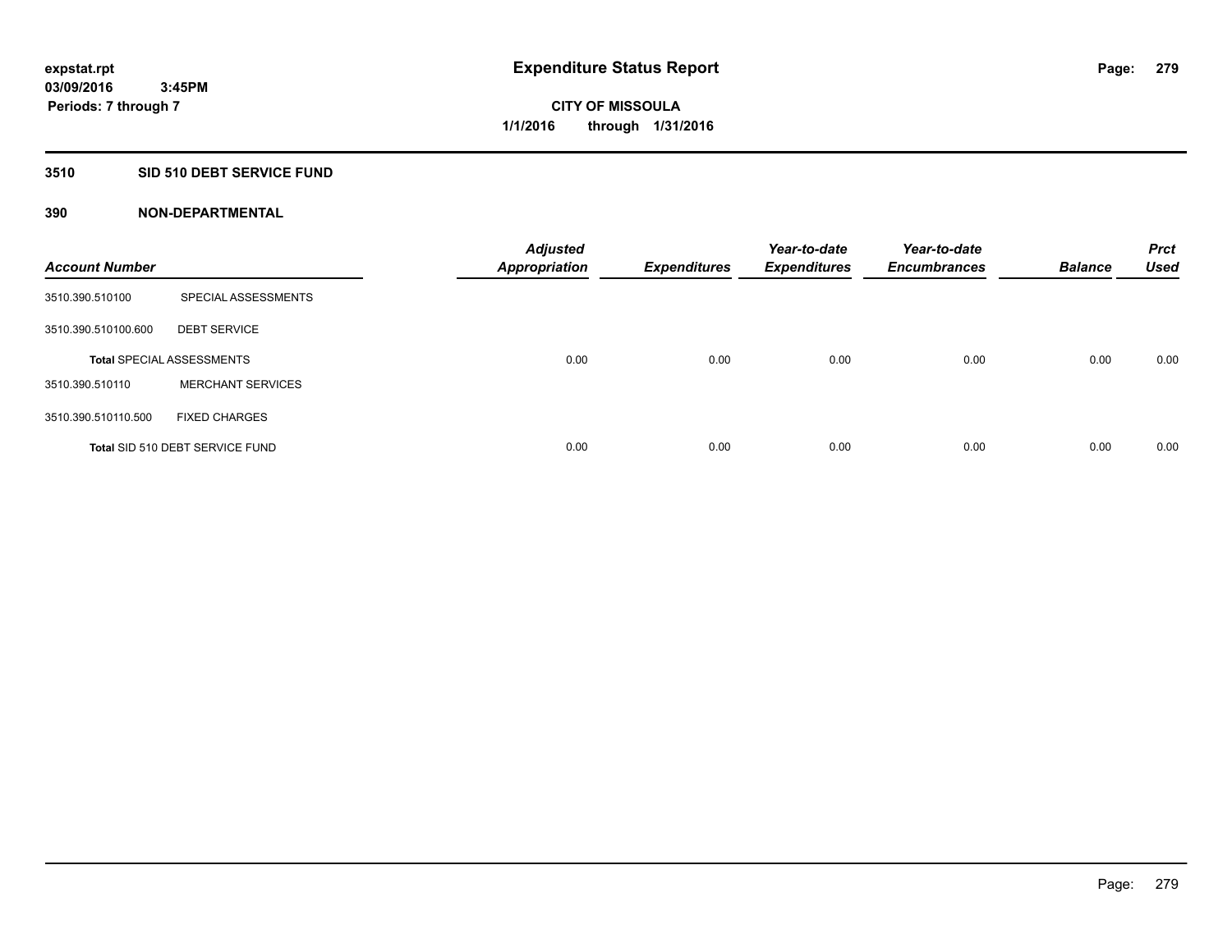# Expenditure Status Report

expstat.rpt
03/09/2016 3:45PM
Periods: 7 through 7

**CITY OF MISSOULA**
**1/1/2016 through 1/31/2016**

## 3510 SID 510 DEBT SERVICE FUND

### 390 NON-DEPARTMENTAL

| Account Number | | Adjusted Appropriation | Expenditures | Year-to-date Expenditures | Year-to-date Encumbrances | Balance | Prct Used |
|---|---|---|---|---|---|---|---|
| 3510.390.510100 | SPECIAL ASSESSMENTS | | | | | | |
| 3510.390.510100.600 | DEBT SERVICE | | | | | | |
| **Total** SPECIAL ASSESSMENTS | | 0.00 | 0.00 | 0.00 | 0.00 | 0.00 | 0.00 |
| 3510.390.510110 | MERCHANT SERVICES | | | | | | |
| 3510.390.510110.500 | FIXED CHARGES | | | | | | |
| **Total** SID 510 DEBT SERVICE FUND | | 0.00 | 0.00 | 0.00 | 0.00 | 0.00 | 0.00 |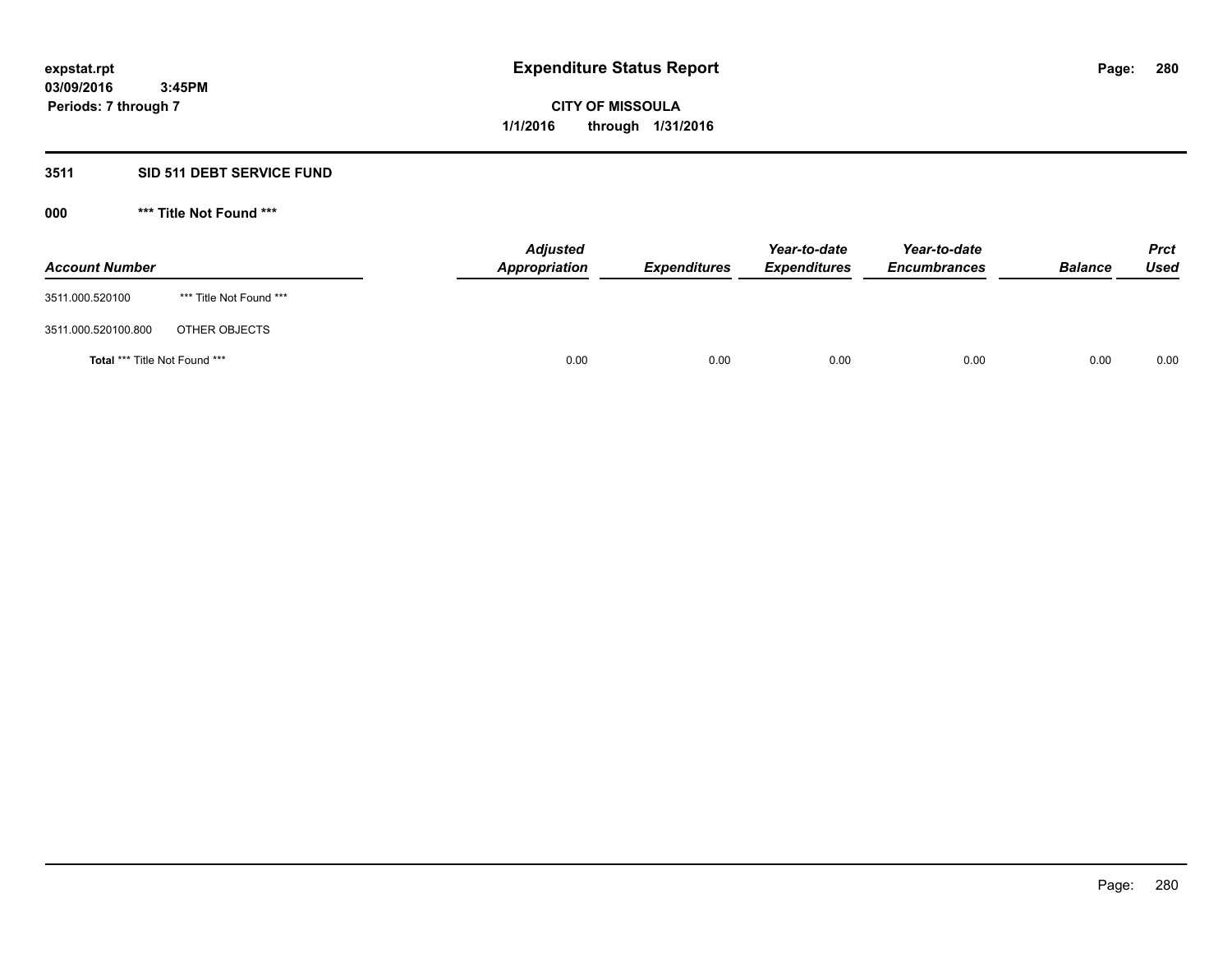# Expenditure Status Report

**CITY OF MISSOULA**
**1/1/2016 through 1/31/2016**

expstat.rpt
03/09/2016 3:45PM
Periods: 7 through 7

## 3511 SID 511 DEBT SERVICE FUND

### 000 *** Title Not Found ***

| Account Number | | Adjusted Appropriation | Expenditures | Year-to-date Expenditures | Year-to-date Encumbrances | Balance | Prct Used |
|---|---|---|---|---|---|---|---|
| 3511.000.520100 | *** Title Not Found *** | | | | | | |
| 3511.000.520100.800 | OTHER OBJECTS | | | | | | |
| **Total** *** Title Not Found *** | | 0.00 | 0.00 | 0.00 | 0.00 | 0.00 | 0.00 |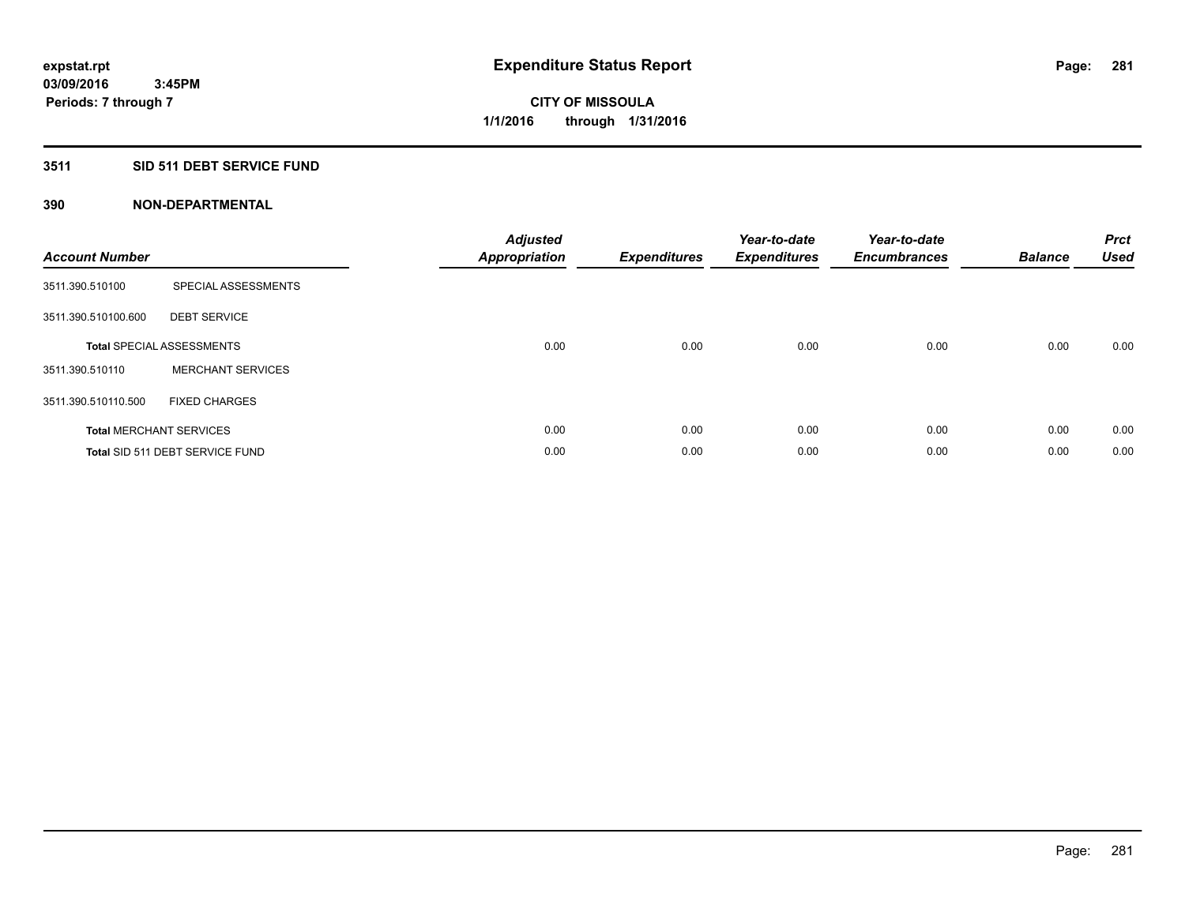**expstat.rpt**
**03/09/2016 3:45PM**
**Periods: 7 through 7**

# Expenditure Status Report

**CITY OF MISSOULA**
**1/1/2016 through 1/31/2016**

## 3511 SID 511 DEBT SERVICE FUND

## 390 NON-DEPARTMENTAL

| Account Number | | Adjusted Appropriation | Expenditures | Year-to-date Expenditures | Year-to-date Encumbrances | Balance | Prct Used |
|---|---|---|---|---|---|---|---|
| 3511.390.510100 | SPECIAL ASSESSMENTS | | | | | | |
| 3511.390.510100.600 | DEBT SERVICE | | | | | | |
| **Total** SPECIAL ASSESSMENTS | | 0.00 | 0.00 | 0.00 | 0.00 | 0.00 | 0.00 |
| 3511.390.510110 | MERCHANT SERVICES | | | | | | |
| 3511.390.510110.500 | FIXED CHARGES | | | | | | |
| **Total** MERCHANT SERVICES | | 0.00 | 0.00 | 0.00 | 0.00 | 0.00 | 0.00 |
| **Total** SID 511 DEBT SERVICE FUND | | 0.00 | 0.00 | 0.00 | 0.00 | 0.00 | 0.00 |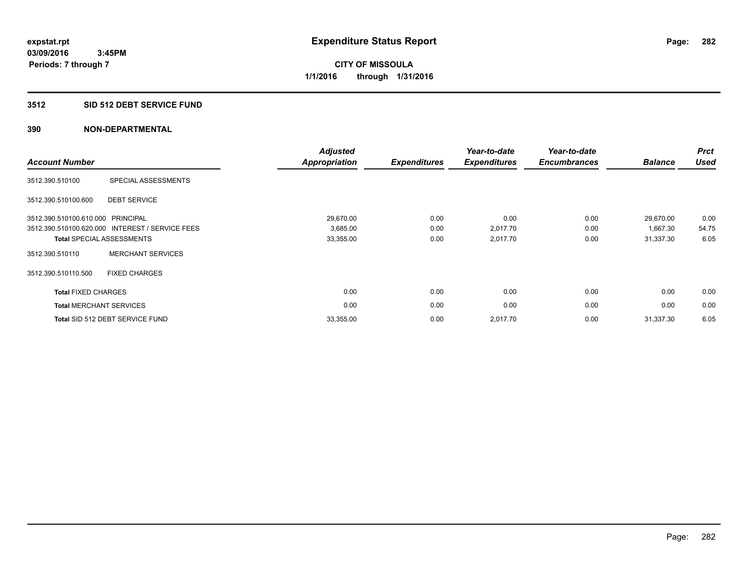**expstat.rpt**
**03/09/2016 3:45PM**
**Periods: 7 through 7**

# Expenditure Status Report

**CITY OF MISSOULA**
**1/1/2016 through 1/31/2016**

## 3512 SID 512 DEBT SERVICE FUND

## 390 NON-DEPARTMENTAL

| Account Number | | Adjusted Appropriation | Expenditures | Year-to-date Expenditures | Year-to-date Encumbrances | Balance | Prct Used |
|---|---|---|---|---|---|---|---|
| 3512.390.510100 | SPECIAL ASSESSMENTS | | | | | | |
| 3512.390.510100.600 | DEBT SERVICE | | | | | | |
| 3512.390.510100.610.000 | PRINCIPAL | 29,670.00 | 0.00 | 0.00 | 0.00 | 29,670.00 | 0.00 |
| 3512.390.510100.620.000 | INTEREST / SERVICE FEES | 3,685.00 | 0.00 | 2,017.70 | 0.00 | 1,667.30 | 54.75 |
| **Total** SPECIAL ASSESSMENTS | | 33,355.00 | 0.00 | 2,017.70 | 0.00 | 31,337.30 | 6.05 |
| 3512.390.510110 | MERCHANT SERVICES | | | | | | |
| 3512.390.510110.500 | FIXED CHARGES | | | | | | |
| **Total** FIXED CHARGES | | 0.00 | 0.00 | 0.00 | 0.00 | 0.00 | 0.00 |
| **Total** MERCHANT SERVICES | | 0.00 | 0.00 | 0.00 | 0.00 | 0.00 | 0.00 |
| **Total** SID 512 DEBT SERVICE FUND | | 33,355.00 | 0.00 | 2,017.70 | 0.00 | 31,337.30 | 6.05 |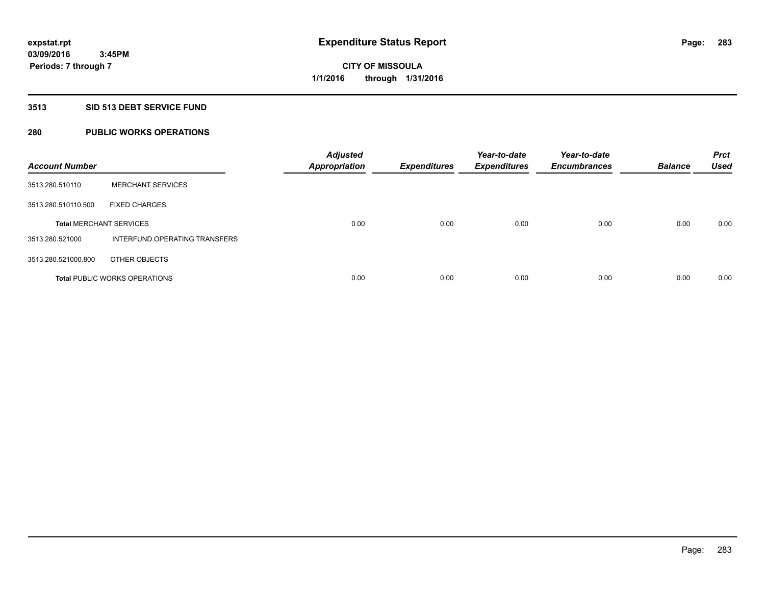# Expenditure Status Report

expstat.rpt
03/09/2016 3:45PM
Periods: 7 through 7

**CITY OF MISSOULA**
**1/1/2016 through 1/31/2016**

## 3513 SID 513 DEBT SERVICE FUND

## 280 PUBLIC WORKS OPERATIONS

| Account Number | | Adjusted Appropriation | Expenditures | Year-to-date Expenditures | Year-to-date Encumbrances | Balance | Prct Used |
|---|---|---|---|---|---|---|---|
| 3513.280.510110 | MERCHANT SERVICES | | | | | | |
| 3513.280.510110.500 | FIXED CHARGES | | | | | | |
| **Total** MERCHANT SERVICES | | 0.00 | 0.00 | 0.00 | 0.00 | 0.00 | 0.00 |
| 3513.280.521000 | INTERFUND OPERATING TRANSFERS | | | | | | |
| 3513.280.521000.800 | OTHER OBJECTS | | | | | | |
| **Total** PUBLIC WORKS OPERATIONS | | 0.00 | 0.00 | 0.00 | 0.00 | 0.00 | 0.00 |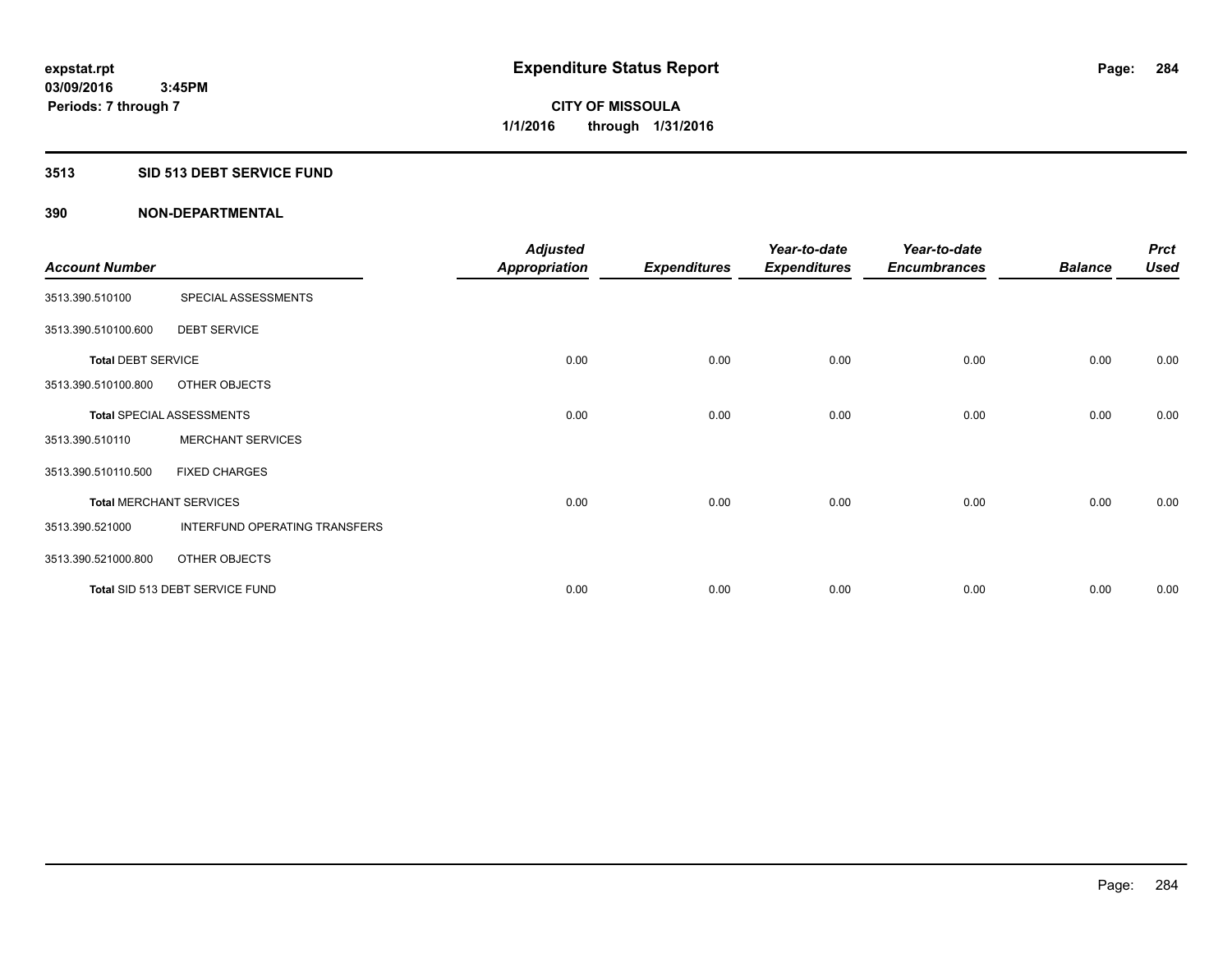# Expenditure Status Report

expstat.rpt
03/09/2016 3:45PM
Periods: 7 through 7

**CITY OF MISSOULA**
**1/1/2016 through 1/31/2016**

## 3513 SID 513 DEBT SERVICE FUND

### 390 NON-DEPARTMENTAL

| Account Number | | Adjusted Appropriation | Expenditures | Year-to-date Expenditures | Year-to-date Encumbrances | Balance | Prct Used |
|---|---|---|---|---|---|---|---|
| 3513.390.510100 | SPECIAL ASSESSMENTS | | | | | | |
| 3513.390.510100.600 | DEBT SERVICE | | | | | | |
| **Total** DEBT SERVICE | | 0.00 | 0.00 | 0.00 | 0.00 | 0.00 | 0.00 |
| 3513.390.510100.800 | OTHER OBJECTS | | | | | | |
| **Total** SPECIAL ASSESSMENTS | | 0.00 | 0.00 | 0.00 | 0.00 | 0.00 | 0.00 |
| 3513.390.510110 | MERCHANT SERVICES | | | | | | |
| 3513.390.510110.500 | FIXED CHARGES | | | | | | |
| **Total** MERCHANT SERVICES | | 0.00 | 0.00 | 0.00 | 0.00 | 0.00 | 0.00 |
| 3513.390.521000 | INTERFUND OPERATING TRANSFERS | | | | | | |
| 3513.390.521000.800 | OTHER OBJECTS | | | | | | |
| **Total** SID 513 DEBT SERVICE FUND | | 0.00 | 0.00 | 0.00 | 0.00 | 0.00 | 0.00 |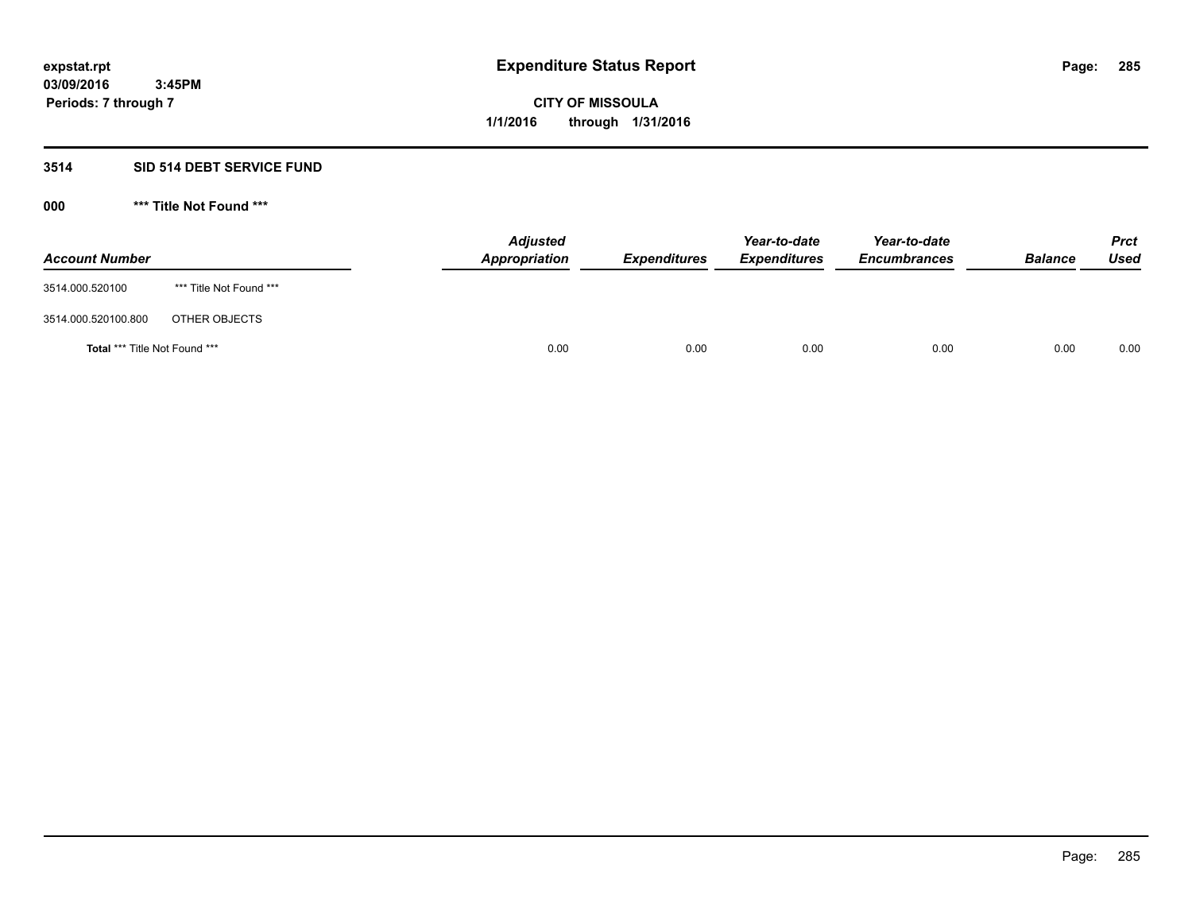expstat.rpt
03/09/2016 3:45PM
Periods: 7 through 7

# Expenditure Status Report

**CITY OF MISSOULA**
**1/1/2016 through 1/31/2016**

## 3514 SID 514 DEBT SERVICE FUND

### 000 *** Title Not Found ***

| Account Number | | Adjusted Appropriation | Expenditures | Year-to-date Expenditures | Year-to-date Encumbrances | Balance | Prct Used |
|---|---|---|---|---|---|---|---|
| 3514.000.520100 | *** Title Not Found *** | | | | | | |
| 3514.000.520100.800 | OTHER OBJECTS | | | | | | |
| **Total** *** Title Not Found *** | | 0.00 | 0.00 | 0.00 | 0.00 | 0.00 | 0.00 |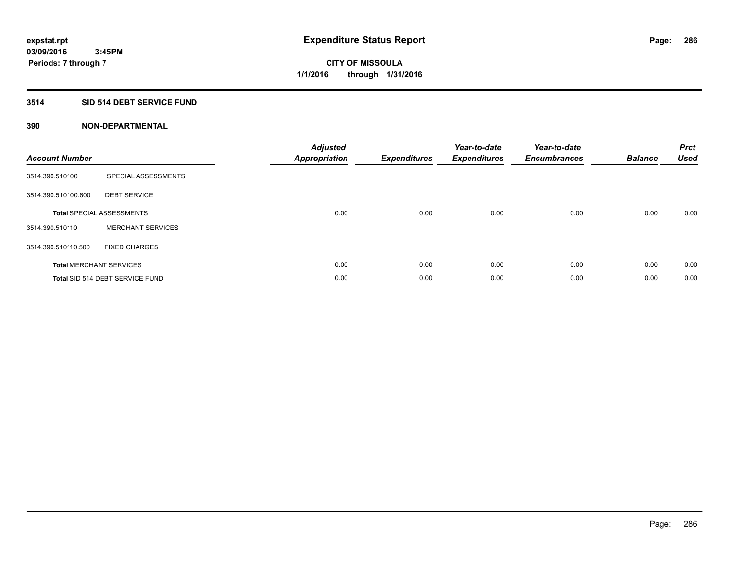**Expenditure Status Report**

**CITY OF MISSOULA**
**1/1/2016 through 1/31/2016**

expstat.rpt
03/09/2016 3:45PM
Periods: 7 through 7

## 3514 SID 514 DEBT SERVICE FUND

### 390 NON-DEPARTMENTAL

| Account Number | | Adjusted Appropriation | Expenditures | Year-to-date Expenditures | Year-to-date Encumbrances | Balance | Prct Used |
|---|---|---|---|---|---|---|---|
| 3514.390.510100 | SPECIAL ASSESSMENTS | | | | | | |
| 3514.390.510100.600 | DEBT SERVICE | | | | | | |
| **Total** SPECIAL ASSESSMENTS | | 0.00 | 0.00 | 0.00 | 0.00 | 0.00 | 0.00 |
| 3514.390.510110 | MERCHANT SERVICES | | | | | | |
| 3514.390.510110.500 | FIXED CHARGES | | | | | | |
| **Total** MERCHANT SERVICES | | 0.00 | 0.00 | 0.00 | 0.00 | 0.00 | 0.00 |
| **Total** SID 514 DEBT SERVICE FUND | | 0.00 | 0.00 | 0.00 | 0.00 | 0.00 | 0.00 |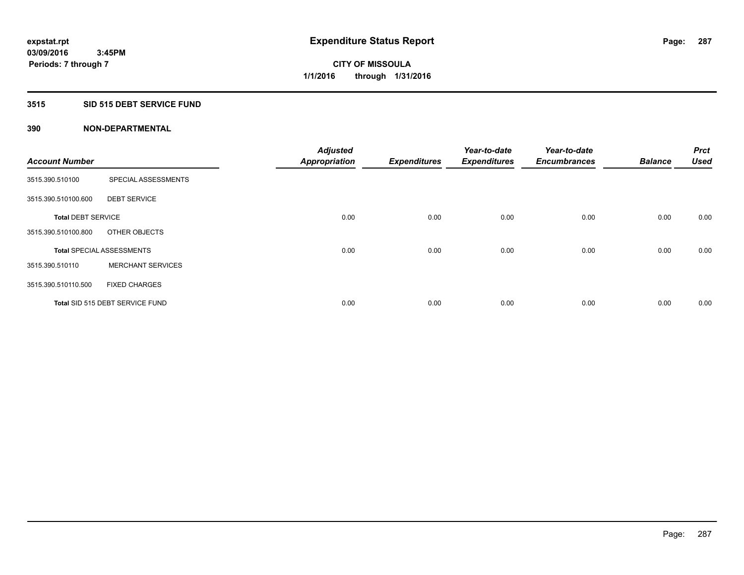# Expenditure Status Report

expstat.rpt
03/09/2016 3:45PM
Periods: 7 through 7

**CITY OF MISSOULA**
**1/1/2016 through 1/31/2016**

## 3515 SID 515 DEBT SERVICE FUND

### 390 NON-DEPARTMENTAL

| Account Number | | Adjusted Appropriation | Expenditures | Year-to-date Expenditures | Year-to-date Encumbrances | Balance | Prct Used |
|---|---|---|---|---|---|---|---|
| 3515.390.510100 | SPECIAL ASSESSMENTS | | | | | | |
| 3515.390.510100.600 | DEBT SERVICE | | | | | | |
| **Total** DEBT SERVICE | | 0.00 | 0.00 | 0.00 | 0.00 | 0.00 | 0.00 |
| 3515.390.510100.800 | OTHER OBJECTS | | | | | | |
| **Total** SPECIAL ASSESSMENTS | | 0.00 | 0.00 | 0.00 | 0.00 | 0.00 | 0.00 |
| 3515.390.510110 | MERCHANT SERVICES | | | | | | |
| 3515.390.510110.500 | FIXED CHARGES | | | | | | |
| **Total** SID 515 DEBT SERVICE FUND | | 0.00 | 0.00 | 0.00 | 0.00 | 0.00 | 0.00 |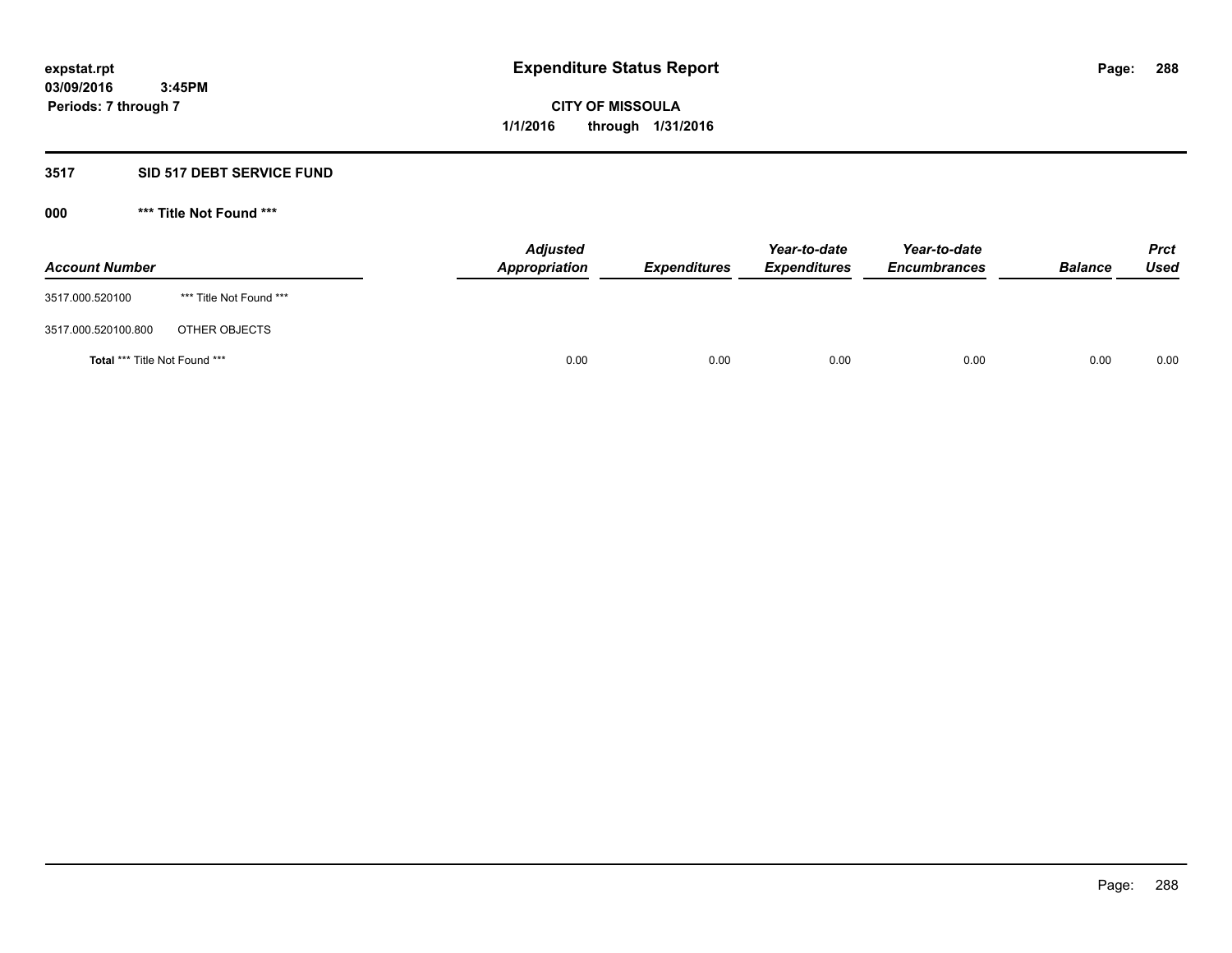expstat.rpt
03/09/2016 3:45PM
Periods: 7 through 7

# Expenditure Status Report

**CITY OF MISSOULA**
**1/1/2016 through 1/31/2016**

## 3517 SID 517 DEBT SERVICE FUND

### 000 *** Title Not Found ***

| Account Number | | Adjusted Appropriation | Expenditures | Year-to-date Expenditures | Year-to-date Encumbrances | Balance | Prct Used |
|---|---|---|---|---|---|---|---|
| 3517.000.520100 | *** Title Not Found *** | | | | | | |
| 3517.000.520100.800 | OTHER OBJECTS | | | | | | |
| **Total** *** Title Not Found *** | | 0.00 | 0.00 | 0.00 | 0.00 | 0.00 | 0.00 |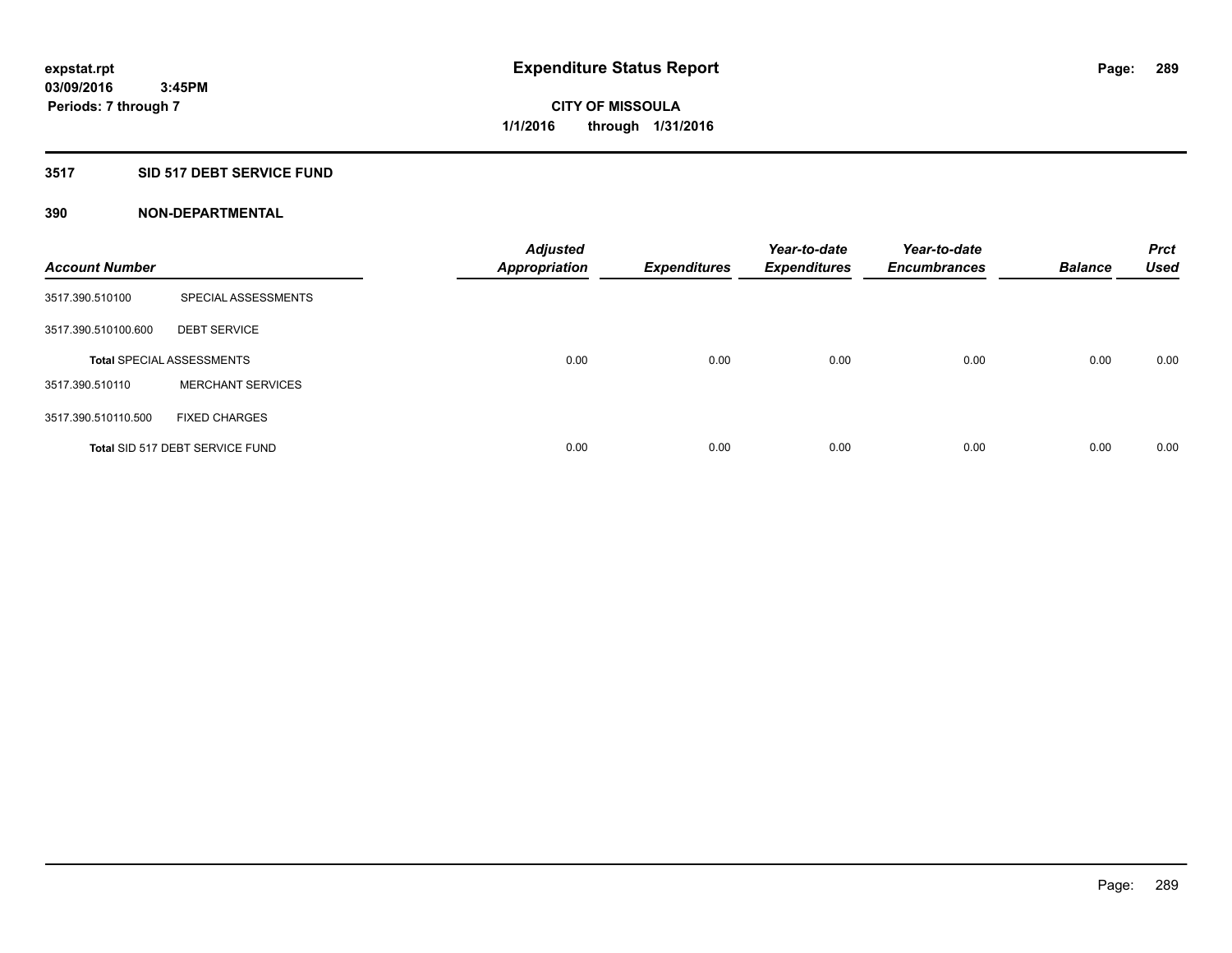**expstat.rpt**
**03/09/2016 3:45PM**
**Periods: 7 through 7**

# Expenditure Status Report

**CITY OF MISSOULA**
**1/1/2016 through 1/31/2016**

## 3517 SID 517 DEBT SERVICE FUND

### 390 NON-DEPARTMENTAL

| Account Number | | Adjusted Appropriation | Expenditures | Year-to-date Expenditures | Year-to-date Encumbrances | Balance | Prct Used |
|---|---|---|---|---|---|---|---|
| 3517.390.510100 | SPECIAL ASSESSMENTS | | | | | | |
| 3517.390.510100.600 | DEBT SERVICE | | | | | | |
| **Total** SPECIAL ASSESSMENTS | | 0.00 | 0.00 | 0.00 | 0.00 | 0.00 | 0.00 |
| 3517.390.510110 | MERCHANT SERVICES | | | | | | |
| 3517.390.510110.500 | FIXED CHARGES | | | | | | |
| **Total** SID 517 DEBT SERVICE FUND | | 0.00 | 0.00 | 0.00 | 0.00 | 0.00 | 0.00 |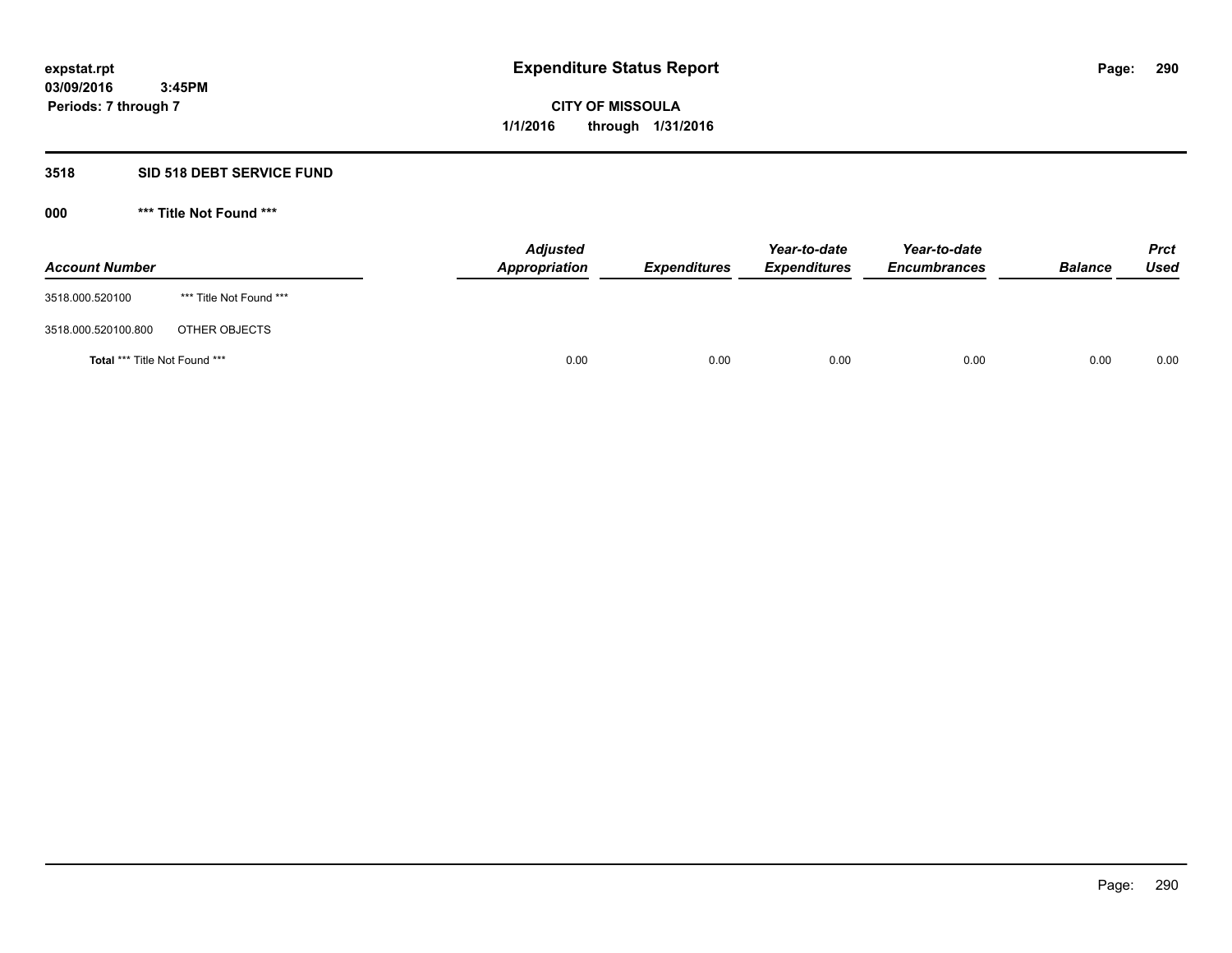**expstat.rpt**
**03/09/2016 3:45PM**
**Periods: 7 through 7**

# Expenditure Status Report

**CITY OF MISSOULA**
**1/1/2016 through 1/31/2016**

## 3518 SID 518 DEBT SERVICE FUND

### 000 *** Title Not Found ***

| Account Number | | Adjusted Appropriation | Expenditures | Year-to-date Expenditures | Year-to-date Encumbrances | Balance | Prct Used |
|---|---|---|---|---|---|---|---|
| 3518.000.520100 | *** Title Not Found *** | | | | | | |
| 3518.000.520100.800 | OTHER OBJECTS | | | | | | |
| **Total** *** Title Not Found *** | | 0.00 | 0.00 | 0.00 | 0.00 | 0.00 | 0.00 |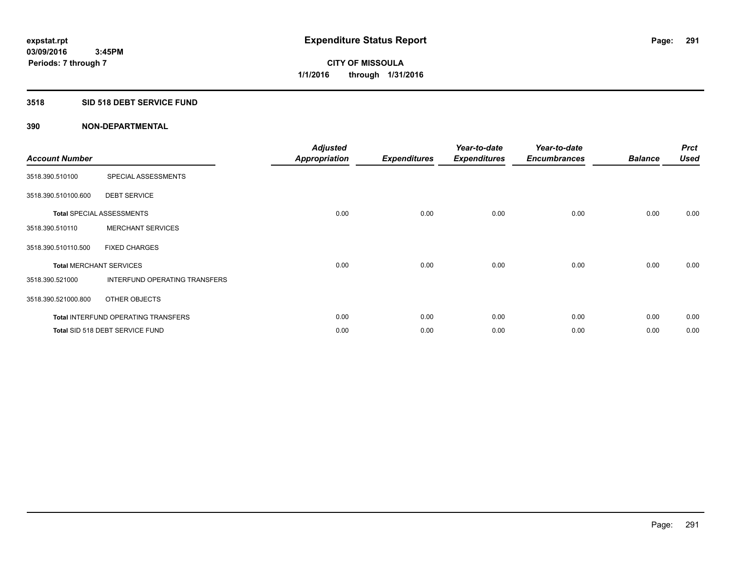# Expenditure Status Report

expstat.rpt
03/09/2016 3:45PM
Periods: 7 through 7

**CITY OF MISSOULA**
**1/1/2016 through 1/31/2016**

## 3518 SID 518 DEBT SERVICE FUND

### 390 NON-DEPARTMENTAL

| Account Number | | Adjusted Appropriation | Expenditures | Year-to-date Expenditures | Year-to-date Encumbrances | Balance | Prct Used |
|---|---|---|---|---|---|---|---|
| 3518.390.510100 | SPECIAL ASSESSMENTS | | | | | | |
| 3518.390.510100.600 | DEBT SERVICE | | | | | | |
| **Total** SPECIAL ASSESSMENTS | | 0.00 | 0.00 | 0.00 | 0.00 | 0.00 | 0.00 |
| 3518.390.510110 | MERCHANT SERVICES | | | | | | |
| 3518.390.510110.500 | FIXED CHARGES | | | | | | |
| **Total** MERCHANT SERVICES | | 0.00 | 0.00 | 0.00 | 0.00 | 0.00 | 0.00 |
| 3518.390.521000 | INTERFUND OPERATING TRANSFERS | | | | | | |
| 3518.390.521000.800 | OTHER OBJECTS | | | | | | |
| **Total** INTERFUND OPERATING TRANSFERS | | 0.00 | 0.00 | 0.00 | 0.00 | 0.00 | 0.00 |
| **Total** SID 518 DEBT SERVICE FUND | | 0.00 | 0.00 | 0.00 | 0.00 | 0.00 | 0.00 |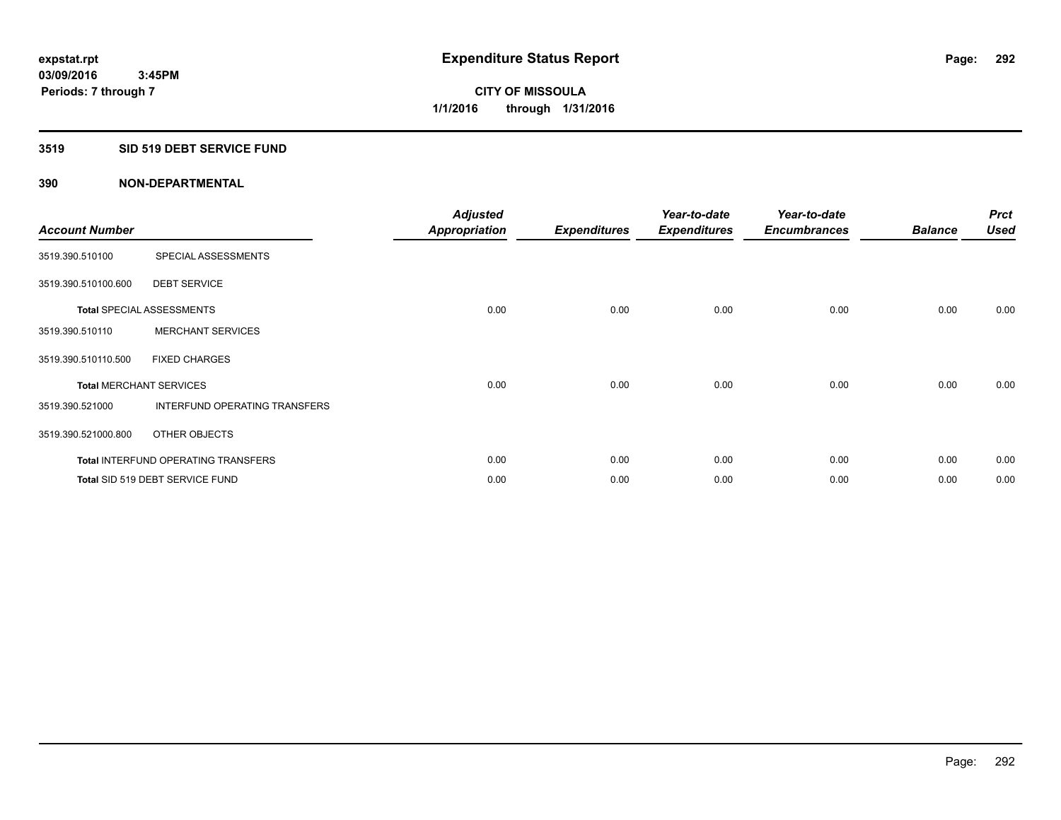# Expenditure Status Report

**CITY OF MISSOULA**
**1/1/2016 through 1/31/2016**

expstat.rpt
03/09/2016 3:45PM
Periods: 7 through 7

## 3519 SID 519 DEBT SERVICE FUND

## 390 NON-DEPARTMENTAL

| Account Number | | Adjusted Appropriation | Expenditures | Year-to-date Expenditures | Year-to-date Encumbrances | Balance | Prct Used |
|---|---|---|---|---|---|---|---|
| 3519.390.510100 | SPECIAL ASSESSMENTS | | | | | | |
| 3519.390.510100.600 | DEBT SERVICE | | | | | | |
| **Total** SPECIAL ASSESSMENTS | | 0.00 | 0.00 | 0.00 | 0.00 | 0.00 | 0.00 |
| 3519.390.510110 | MERCHANT SERVICES | | | | | | |
| 3519.390.510110.500 | FIXED CHARGES | | | | | | |
| **Total** MERCHANT SERVICES | | 0.00 | 0.00 | 0.00 | 0.00 | 0.00 | 0.00 |
| 3519.390.521000 | INTERFUND OPERATING TRANSFERS | | | | | | |
| 3519.390.521000.800 | OTHER OBJECTS | | | | | | |
| **Total** INTERFUND OPERATING TRANSFERS | | 0.00 | 0.00 | 0.00 | 0.00 | 0.00 | 0.00 |
| **Total** SID 519 DEBT SERVICE FUND | | 0.00 | 0.00 | 0.00 | 0.00 | 0.00 | 0.00 |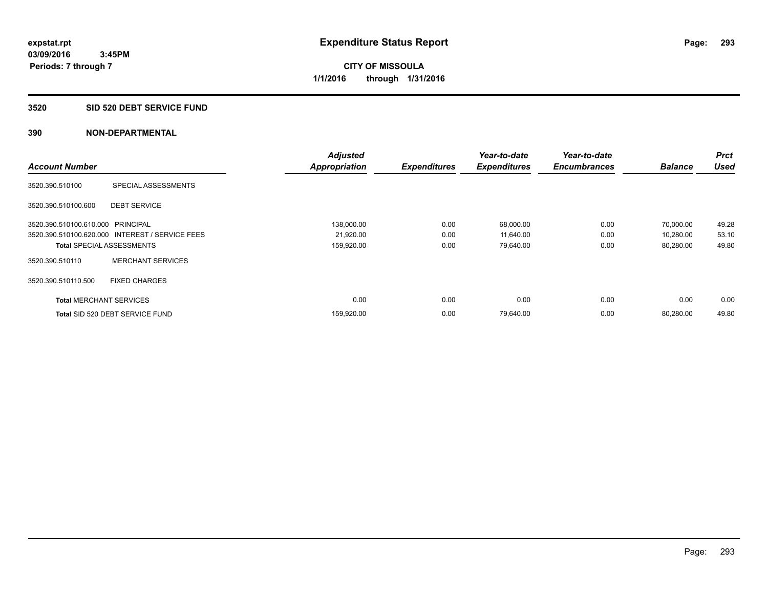expstat.rpt
03/09/2016 3:45PM
Periods: 7 through 7

# Expenditure Status Report

CITY OF MISSOULA
1/1/2016 through 1/31/2016

## 3520 SID 520 DEBT SERVICE FUND

## 390 NON-DEPARTMENTAL

| Account Number | | Adjusted Appropriation | Expenditures | Year-to-date Expenditures | Year-to-date Encumbrances | Balance | Prct Used |
|---|---|---|---|---|---|---|---|
| 3520.390.510100 | SPECIAL ASSESSMENTS | | | | | | |
| 3520.390.510100.600 | DEBT SERVICE | | | | | | |
| 3520.390.510100.610.000 | PRINCIPAL | 138,000.00 | 0.00 | 68,000.00 | 0.00 | 70,000.00 | 49.28 |
| 3520.390.510100.620.000 | INTEREST / SERVICE FEES | 21,920.00 | 0.00 | 11,640.00 | 0.00 | 10,280.00 | 53.10 |
| **Total** SPECIAL ASSESSMENTS | | 159,920.00 | 0.00 | 79,640.00 | 0.00 | 80,280.00 | 49.80 |
| 3520.390.510110 | MERCHANT SERVICES | | | | | | |
| 3520.390.510110.500 | FIXED CHARGES | | | | | | |
| **Total** MERCHANT SERVICES | | 0.00 | 0.00 | 0.00 | 0.00 | 0.00 | 0.00 |
| **Total** SID 520 DEBT SERVICE FUND | | 159,920.00 | 0.00 | 79,640.00 | 0.00 | 80,280.00 | 49.80 |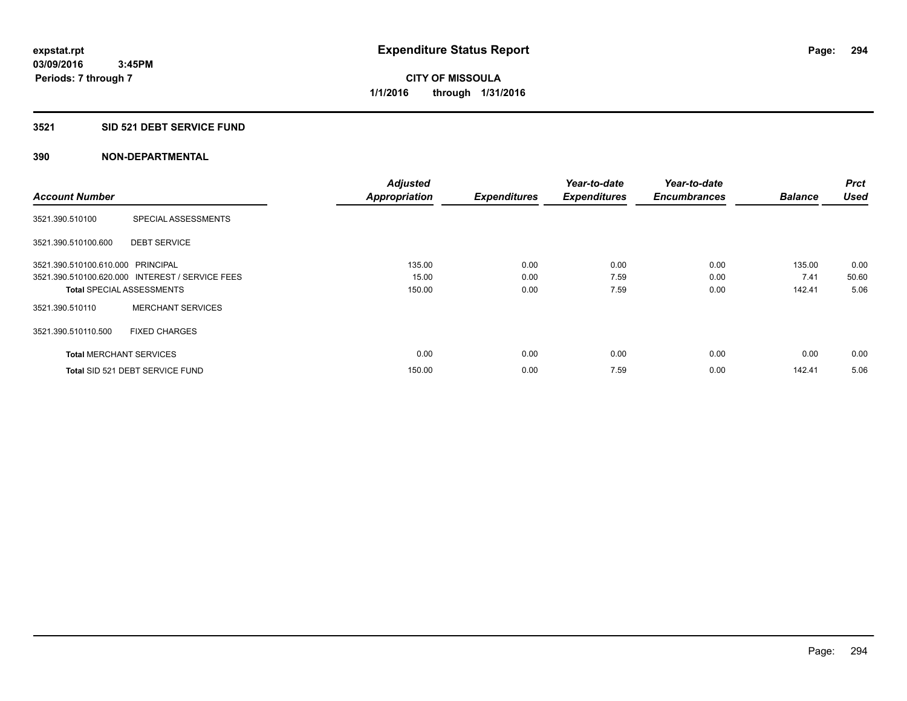expstat.rpt
03/09/2016 3:45PM
Periods: 7 through 7

# Expenditure Status Report

CITY OF MISSOULA
1/1/2016 through 1/31/2016

## 3521 SID 521 DEBT SERVICE FUND

## 390 NON-DEPARTMENTAL

| Account Number | | Adjusted Appropriation | Expenditures | Year-to-date Expenditures | Year-to-date Encumbrances | Balance | Prct Used |
|---|---|---|---|---|---|---|---|
| 3521.390.510100 | SPECIAL ASSESSMENTS | | | | | | |
| 3521.390.510100.600 | DEBT SERVICE | | | | | | |
| 3521.390.510100.610.000 | PRINCIPAL | 135.00 | 0.00 | 0.00 | 0.00 | 135.00 | 0.00 |
| 3521.390.510100.620.000 | INTEREST / SERVICE FEES | 15.00 | 0.00 | 7.59 | 0.00 | 7.41 | 50.60 |
| **Total** SPECIAL ASSESSMENTS | | 150.00 | 0.00 | 7.59 | 0.00 | 142.41 | 5.06 |
| 3521.390.510110 | MERCHANT SERVICES | | | | | | |
| 3521.390.510110.500 | FIXED CHARGES | | | | | | |
| **Total** MERCHANT SERVICES | | 0.00 | 0.00 | 0.00 | 0.00 | 0.00 | 0.00 |
| **Total** SID 521 DEBT SERVICE FUND | | 150.00 | 0.00 | 7.59 | 0.00 | 142.41 | 5.06 |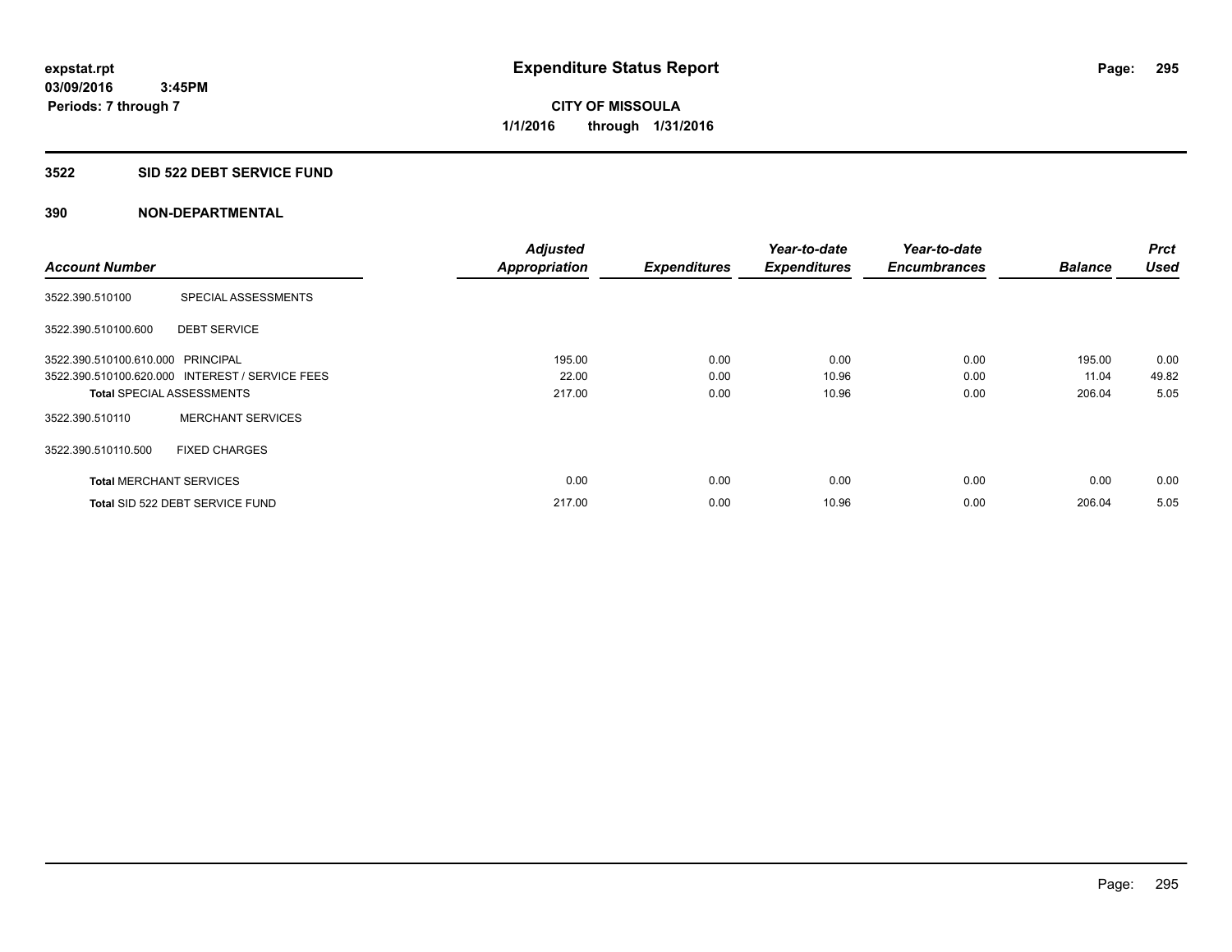# Expenditure Status Report

expstat.rpt
03/09/2016 3:45PM
Periods: 7 through 7

**CITY OF MISSOULA**
**1/1/2016 through 1/31/2016**

## 3522 SID 522 DEBT SERVICE FUND

### 390 NON-DEPARTMENTAL

| Account Number | | Adjusted Appropriation | Expenditures | Year-to-date Expenditures | Year-to-date Encumbrances | Balance | Prct Used |
|---|---|---|---|---|---|---|---|
| 3522.390.510100 | SPECIAL ASSESSMENTS | | | | | | |
| 3522.390.510100.600 | DEBT SERVICE | | | | | | |
| 3522.390.510100.610.000 | PRINCIPAL | 195.00 | 0.00 | 0.00 | 0.00 | 195.00 | 0.00 |
| 3522.390.510100.620.000 | INTEREST / SERVICE FEES | 22.00 | 0.00 | 10.96 | 0.00 | 11.04 | 49.82 |
| **Total** SPECIAL ASSESSMENTS | | 217.00 | 0.00 | 10.96 | 0.00 | 206.04 | 5.05 |
| 3522.390.510110 | MERCHANT SERVICES | | | | | | |
| 3522.390.510110.500 | FIXED CHARGES | | | | | | |
| **Total** MERCHANT SERVICES | | 0.00 | 0.00 | 0.00 | 0.00 | 0.00 | 0.00 |
| **Total** SID 522 DEBT SERVICE FUND | | 217.00 | 0.00 | 10.96 | 0.00 | 206.04 | 5.05 |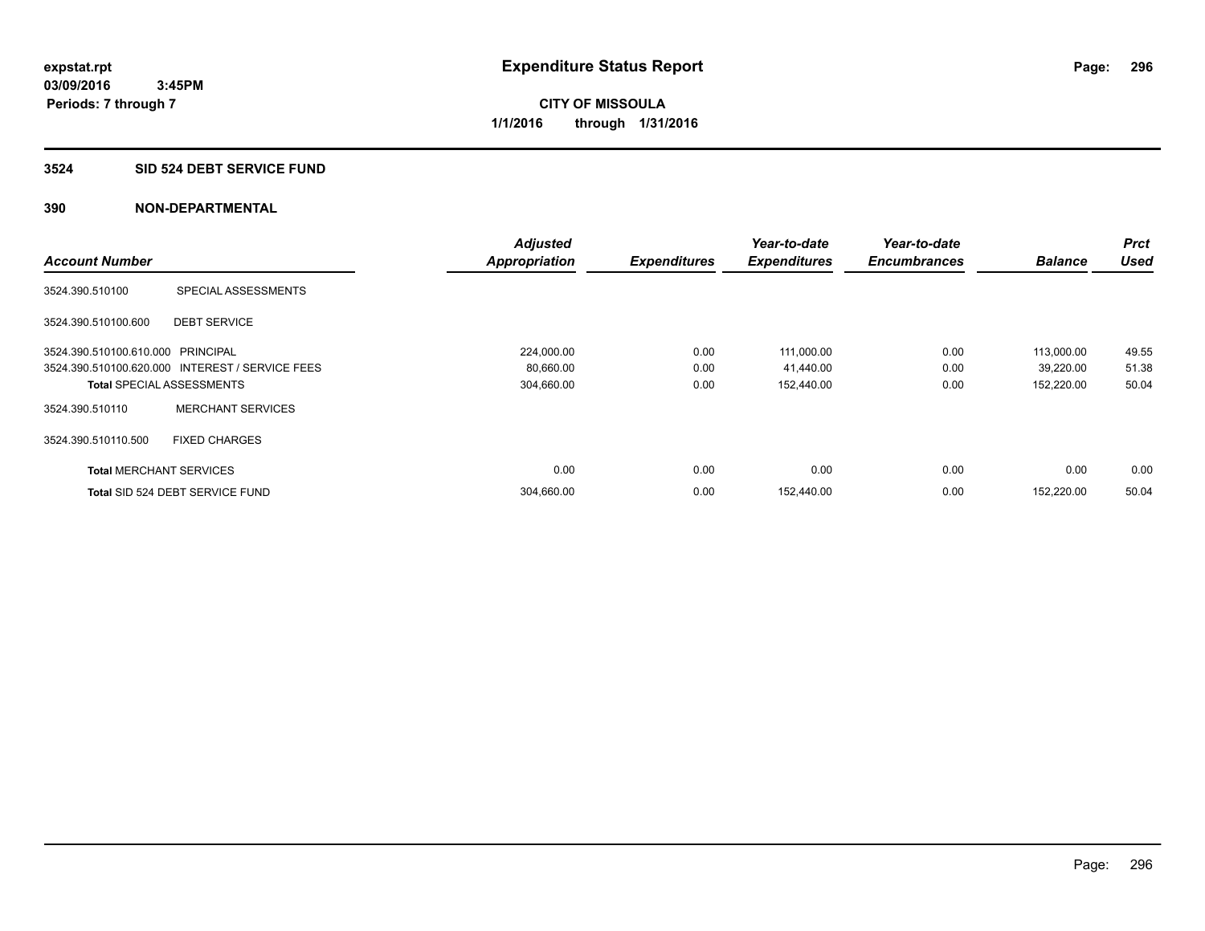expstat.rpt
03/09/2016 3:45PM
Periods: 7 through 7

# Expenditure Status Report

**CITY OF MISSOULA**
**1/1/2016 through 1/31/2016**

## 3524 SID 524 DEBT SERVICE FUND

### 390 NON-DEPARTMENTAL

| Account Number | | Adjusted Appropriation | Expenditures | Year-to-date Expenditures | Year-to-date Encumbrances | Balance | Prct Used |
|---|---|---|---|---|---|---|---|
| 3524.390.510100 | SPECIAL ASSESSMENTS | | | | | | |
| 3524.390.510100.600 | DEBT SERVICE | | | | | | |
| 3524.390.510100.610.000 | PRINCIPAL | 224,000.00 | 0.00 | 111,000.00 | 0.00 | 113,000.00 | 49.55 |
| 3524.390.510100.620.000 | INTEREST / SERVICE FEES | 80,660.00 | 0.00 | 41,440.00 | 0.00 | 39,220.00 | 51.38 |
| **Total** SPECIAL ASSESSMENTS | | 304,660.00 | 0.00 | 152,440.00 | 0.00 | 152,220.00 | 50.04 |
| 3524.390.510110 | MERCHANT SERVICES | | | | | | |
| 3524.390.510110.500 | FIXED CHARGES | | | | | | |
| **Total** MERCHANT SERVICES | | 0.00 | 0.00 | 0.00 | 0.00 | 0.00 | 0.00 |
| **Total** SID 524 DEBT SERVICE FUND | | 304,660.00 | 0.00 | 152,440.00 | 0.00 | 152,220.00 | 50.04 |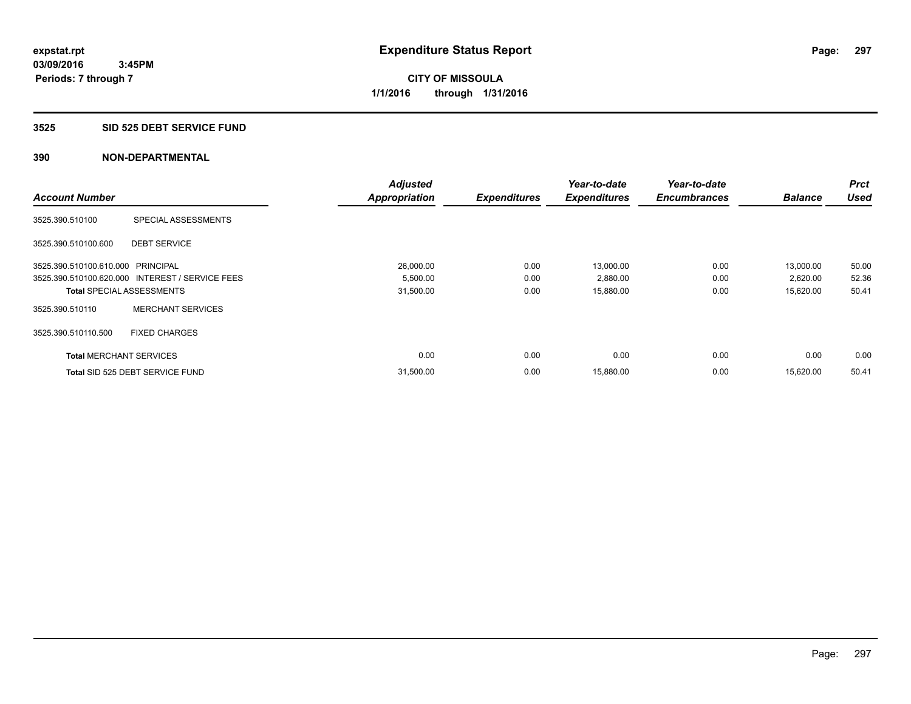expstat.rpt
03/09/2016 3:45PM
Periods: 7 through 7

# Expenditure Status Report

**CITY OF MISSOULA**
**1/1/2016 through 1/31/2016**

## 3525 SID 525 DEBT SERVICE FUND

### 390 NON-DEPARTMENTAL

| Account Number | | Adjusted Appropriation | Expenditures | Year-to-date Expenditures | Year-to-date Encumbrances | Balance | Prct Used |
|---|---|---|---|---|---|---|---|
| 3525.390.510100 | SPECIAL ASSESSMENTS | | | | | | |
| 3525.390.510100.600 | DEBT SERVICE | | | | | | |
| 3525.390.510100.610.000 | PRINCIPAL | 26,000.00 | 0.00 | 13,000.00 | 0.00 | 13,000.00 | 50.00 |
| 3525.390.510100.620.000 | INTEREST / SERVICE FEES | 5,500.00 | 0.00 | 2,880.00 | 0.00 | 2,620.00 | 52.36 |
| **Total** SPECIAL ASSESSMENTS | | 31,500.00 | 0.00 | 15,880.00 | 0.00 | 15,620.00 | 50.41 |
| 3525.390.510110 | MERCHANT SERVICES | | | | | | |
| 3525.390.510110.500 | FIXED CHARGES | | | | | | |
| **Total** MERCHANT SERVICES | | 0.00 | 0.00 | 0.00 | 0.00 | 0.00 | 0.00 |
| **Total** SID 525 DEBT SERVICE FUND | | 31,500.00 | 0.00 | 15,880.00 | 0.00 | 15,620.00 | 50.41 |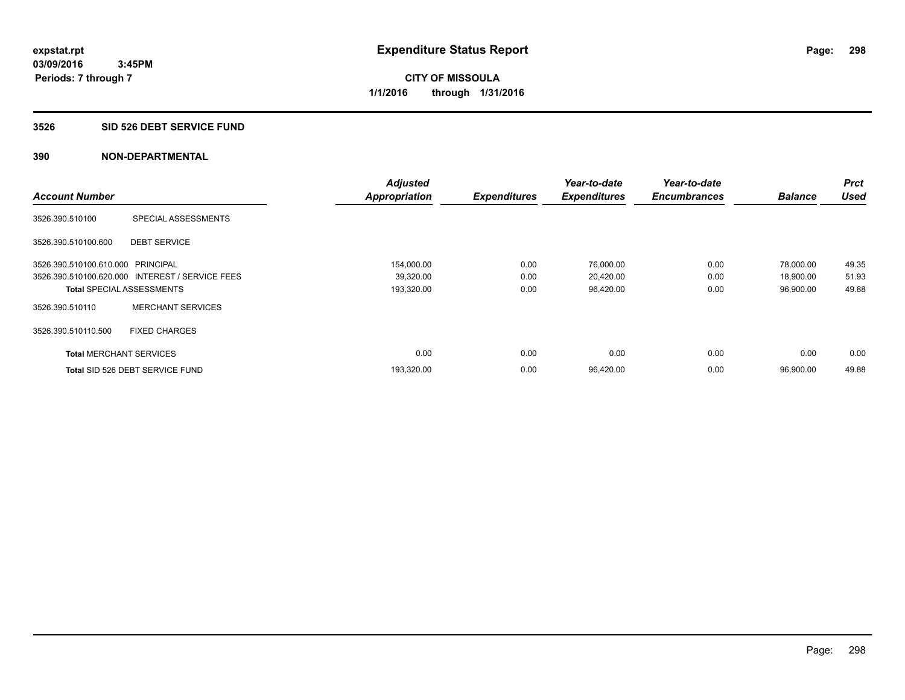expstat.rpt
03/09/2016 3:45PM
Periods: 7 through 7

# Expenditure Status Report

**CITY OF MISSOULA**
**1/1/2016 through 1/31/2016**

## 3526 SID 526 DEBT SERVICE FUND

### 390 NON-DEPARTMENTAL

| Account Number | | Adjusted Appropriation | Expenditures | Year-to-date Expenditures | Year-to-date Encumbrances | Balance | Prct Used |
|---|---|---|---|---|---|---|---|
| 3526.390.510100 | SPECIAL ASSESSMENTS | | | | | | |
| 3526.390.510100.600 | DEBT SERVICE | | | | | | |
| 3526.390.510100.610.000 | PRINCIPAL | 154,000.00 | 0.00 | 76,000.00 | 0.00 | 78,000.00 | 49.35 |
| 3526.390.510100.620.000 | INTEREST / SERVICE FEES | 39,320.00 | 0.00 | 20,420.00 | 0.00 | 18,900.00 | 51.93 |
| **Total** SPECIAL ASSESSMENTS | | 193,320.00 | 0.00 | 96,420.00 | 0.00 | 96,900.00 | 49.88 |
| 3526.390.510110 | MERCHANT SERVICES | | | | | | |
| 3526.390.510110.500 | FIXED CHARGES | | | | | | |
| **Total** MERCHANT SERVICES | | 0.00 | 0.00 | 0.00 | 0.00 | 0.00 | 0.00 |
| **Total** SID 526 DEBT SERVICE FUND | | 193,320.00 | 0.00 | 96,420.00 | 0.00 | 96,900.00 | 49.88 |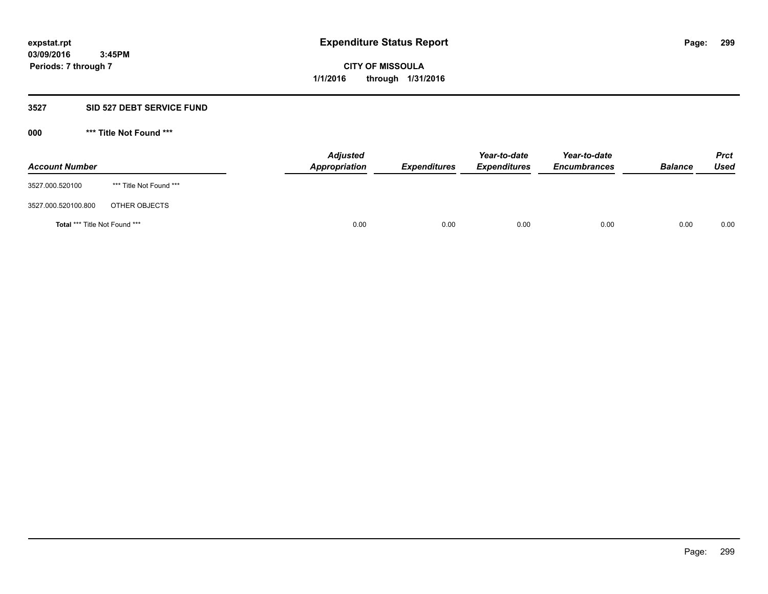# Expenditure Status Report

expstat.rpt
03/09/2016 3:45PM
Periods: 7 through 7

**CITY OF MISSOULA**
**1/1/2016 through 1/31/2016**

## 3527 SID 527 DEBT SERVICE FUND

### 000 *** Title Not Found ***

| Account Number | | Adjusted Appropriation | Expenditures | Year-to-date Expenditures | Year-to-date Encumbrances | Balance | Prct Used |
|---|---|---|---|---|---|---|---|
| 3527.000.520100 | *** Title Not Found *** | | | | | | |
| 3527.000.520100.800 | OTHER OBJECTS | | | | | | |
| **Total** *** Title Not Found *** | | 0.00 | 0.00 | 0.00 | 0.00 | 0.00 | 0.00 |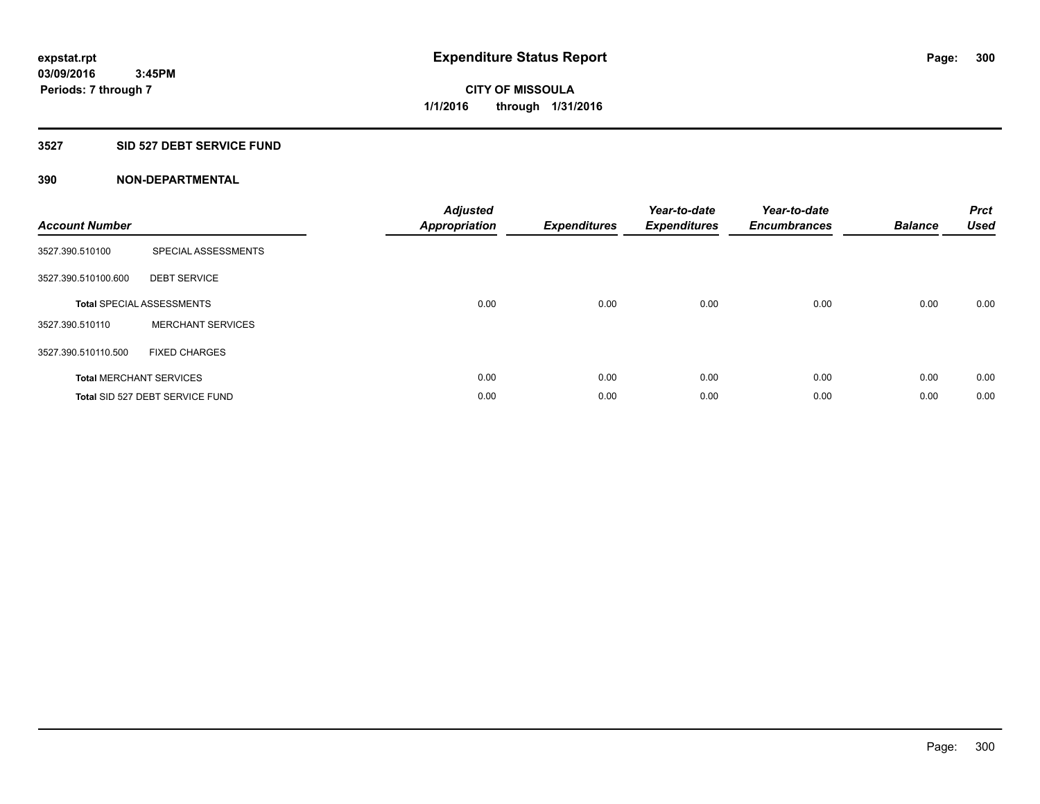expstat.rpt
03/09/2016 3:45PM
Periods: 7 through 7

# Expenditure Status Report

CITY OF MISSOULA
1/1/2016 through 1/31/2016

## 3527 SID 527 DEBT SERVICE FUND

## 390 NON-DEPARTMENTAL

| Account Number | | Adjusted Appropriation | Expenditures | Year-to-date Expenditures | Year-to-date Encumbrances | Balance | Prct Used |
|---|---|---|---|---|---|---|---|
| 3527.390.510100 | SPECIAL ASSESSMENTS | | | | | | |
| 3527.390.510100.600 | DEBT SERVICE | | | | | | |
| **Total** SPECIAL ASSESSMENTS | | 0.00 | 0.00 | 0.00 | 0.00 | 0.00 | 0.00 |
| 3527.390.510110 | MERCHANT SERVICES | | | | | | |
| 3527.390.510110.500 | FIXED CHARGES | | | | | | |
| **Total** MERCHANT SERVICES | | 0.00 | 0.00 | 0.00 | 0.00 | 0.00 | 0.00 |
| **Total** SID 527 DEBT SERVICE FUND | | 0.00 | 0.00 | 0.00 | 0.00 | 0.00 | 0.00 |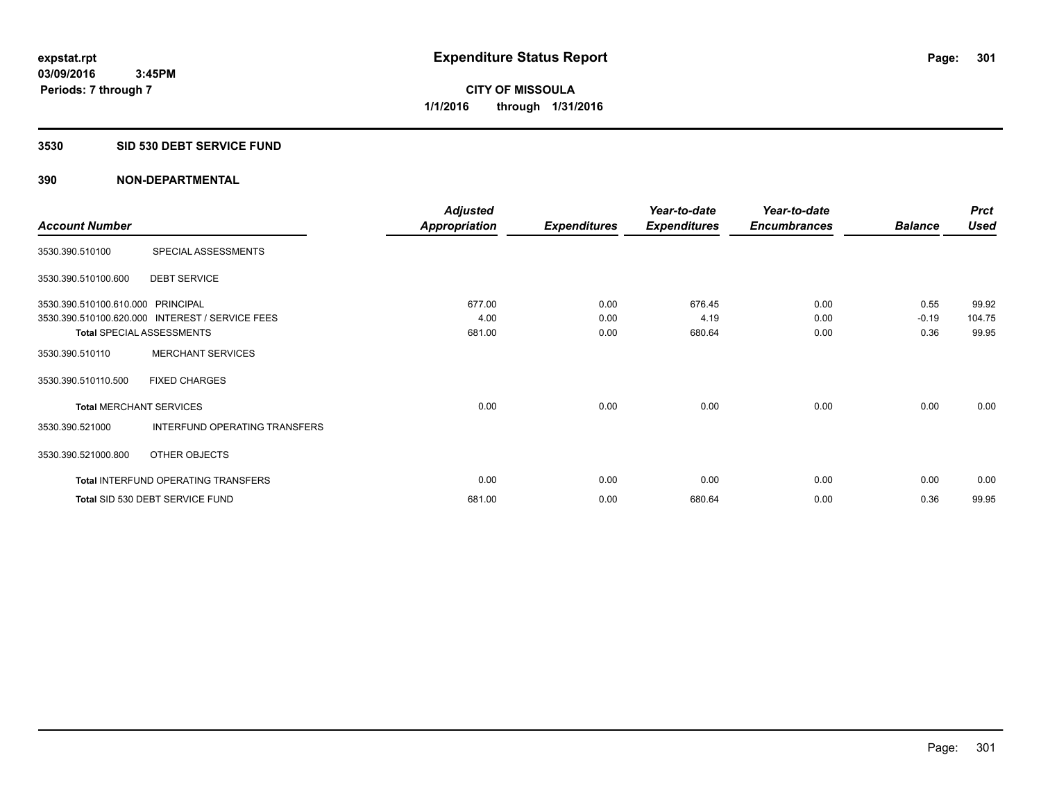expstat.rpt
03/09/2016 3:45PM
Periods: 7 through 7

# Expenditure Status Report

CITY OF MISSOULA
1/1/2016 through 1/31/2016

## 3530 SID 530 DEBT SERVICE FUND

## 390 NON-DEPARTMENTAL

| Account Number | | Adjusted Appropriation | Expenditures | Year-to-date Expenditures | Year-to-date Encumbrances | Balance | Prct Used |
|---|---|---|---|---|---|---|---|
| 3530.390.510100 | SPECIAL ASSESSMENTS | | | | | | |
| 3530.390.510100.600 | DEBT SERVICE | | | | | | |
| 3530.390.510100.610.000 | PRINCIPAL | 677.00 | 0.00 | 676.45 | 0.00 | 0.55 | 99.92 |
| 3530.390.510100.620.000 | INTEREST / SERVICE FEES | 4.00 | 0.00 | 4.19 | 0.00 | -0.19 | 104.75 |
| **Total** SPECIAL ASSESSMENTS | | 681.00 | 0.00 | 680.64 | 0.00 | 0.36 | 99.95 |
| 3530.390.510110 | MERCHANT SERVICES | | | | | | |
| 3530.390.510110.500 | FIXED CHARGES | | | | | | |
| **Total** MERCHANT SERVICES | | 0.00 | 0.00 | 0.00 | 0.00 | 0.00 | 0.00 |
| 3530.390.521000 | INTERFUND OPERATING TRANSFERS | | | | | | |
| 3530.390.521000.800 | OTHER OBJECTS | | | | | | |
| **Total** INTERFUND OPERATING TRANSFERS | | 0.00 | 0.00 | 0.00 | 0.00 | 0.00 | 0.00 |
| **Total** SID 530 DEBT SERVICE FUND | | 681.00 | 0.00 | 680.64 | 0.00 | 0.36 | 99.95 |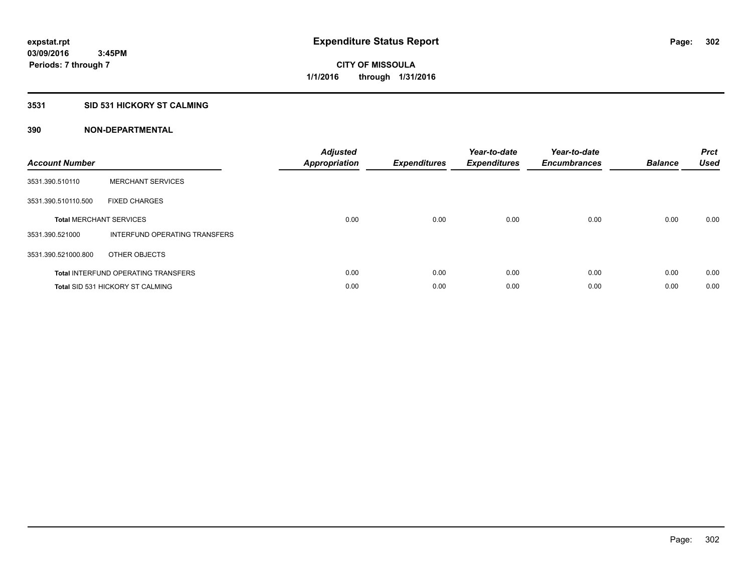expstat.rpt
03/09/2016 3:45PM
Periods: 7 through 7

# Expenditure Status Report

CITY OF MISSOULA
1/1/2016 through 1/31/2016

### 3531 SID 531 HICKORY ST CALMING

### 390 NON-DEPARTMENTAL

| Account Number | | Adjusted Appropriation | Expenditures | Year-to-date Expenditures | Year-to-date Encumbrances | Balance | Prct Used |
|---|---|---|---|---|---|---|---|
| 3531.390.510110 | MERCHANT SERVICES | | | | | | |
| 3531.390.510110.500 | FIXED CHARGES | | | | | | |
| **Total** MERCHANT SERVICES | | 0.00 | 0.00 | 0.00 | 0.00 | 0.00 | 0.00 |
| 3531.390.521000 | INTERFUND OPERATING TRANSFERS | | | | | | |
| 3531.390.521000.800 | OTHER OBJECTS | | | | | | |
| **Total** INTERFUND OPERATING TRANSFERS | | 0.00 | 0.00 | 0.00 | 0.00 | 0.00 | 0.00 |
| **Total** SID 531 HICKORY ST CALMING | | 0.00 | 0.00 | 0.00 | 0.00 | 0.00 | 0.00 |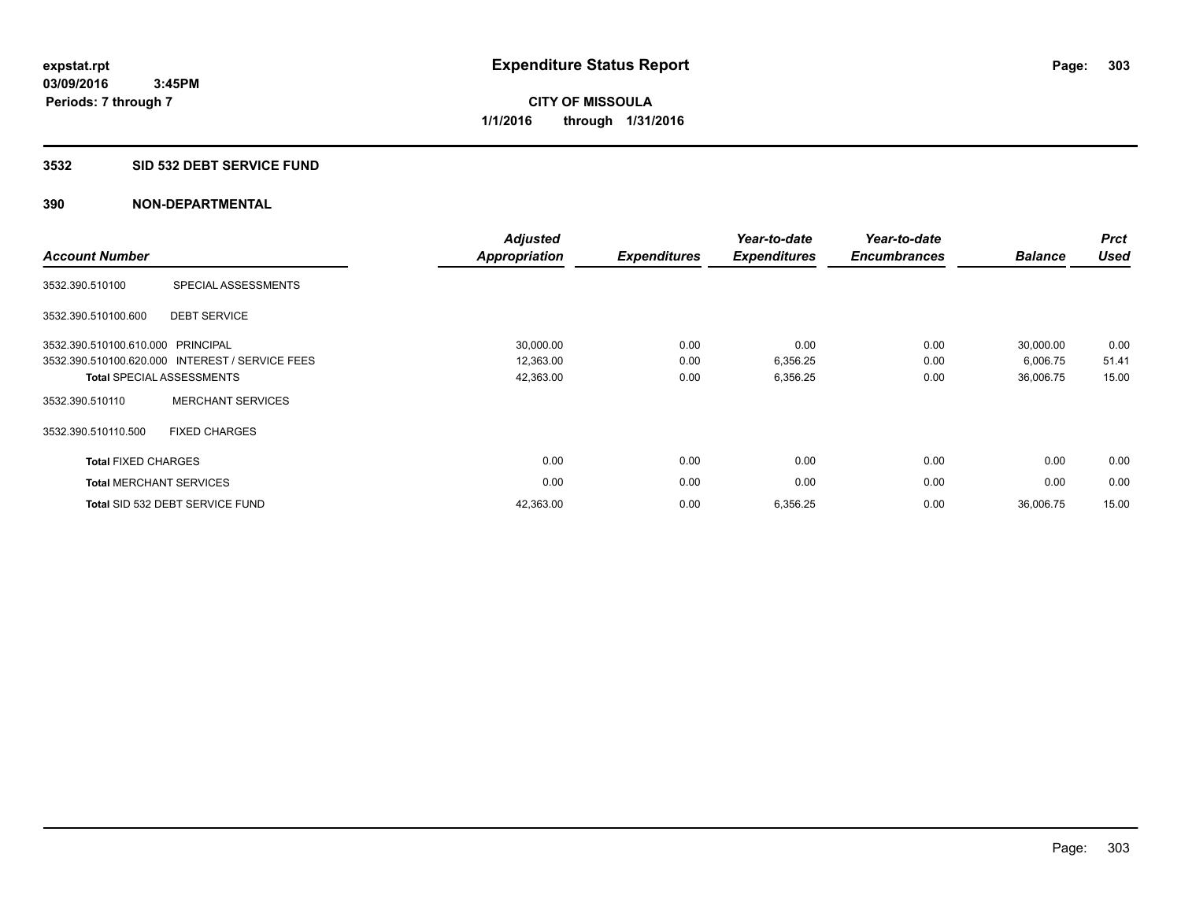expstat.rpt
03/09/2016 3:45PM
Periods: 7 through 7

# Expenditure Status Report

**CITY OF MISSOULA**
**1/1/2016 through 1/31/2016**

## 3532 SID 532 DEBT SERVICE FUND

## 390 NON-DEPARTMENTAL

| Account Number | | Adjusted Appropriation | Expenditures | Year-to-date Expenditures | Year-to-date Encumbrances | Balance | Prct Used |
|---|---|---|---|---|---|---|---|
| 3532.390.510100 | SPECIAL ASSESSMENTS | | | | | | |
| 3532.390.510100.600 | DEBT SERVICE | | | | | | |
| 3532.390.510100.610.000 | PRINCIPAL | 30,000.00 | 0.00 | 0.00 | 0.00 | 30,000.00 | 0.00 |
| 3532.390.510100.620.000 | INTEREST / SERVICE FEES | 12,363.00 | 0.00 | 6,356.25 | 0.00 | 6,006.75 | 51.41 |
| **Total** SPECIAL ASSESSMENTS | | 42,363.00 | 0.00 | 6,356.25 | 0.00 | 36,006.75 | 15.00 |
| 3532.390.510110 | MERCHANT SERVICES | | | | | | |
| 3532.390.510110.500 | FIXED CHARGES | | | | | | |
| **Total** FIXED CHARGES | | 0.00 | 0.00 | 0.00 | 0.00 | 0.00 | 0.00 |
| **Total** MERCHANT SERVICES | | 0.00 | 0.00 | 0.00 | 0.00 | 0.00 | 0.00 |
| **Total** SID 532 DEBT SERVICE FUND | | 42,363.00 | 0.00 | 6,356.25 | 0.00 | 36,006.75 | 15.00 |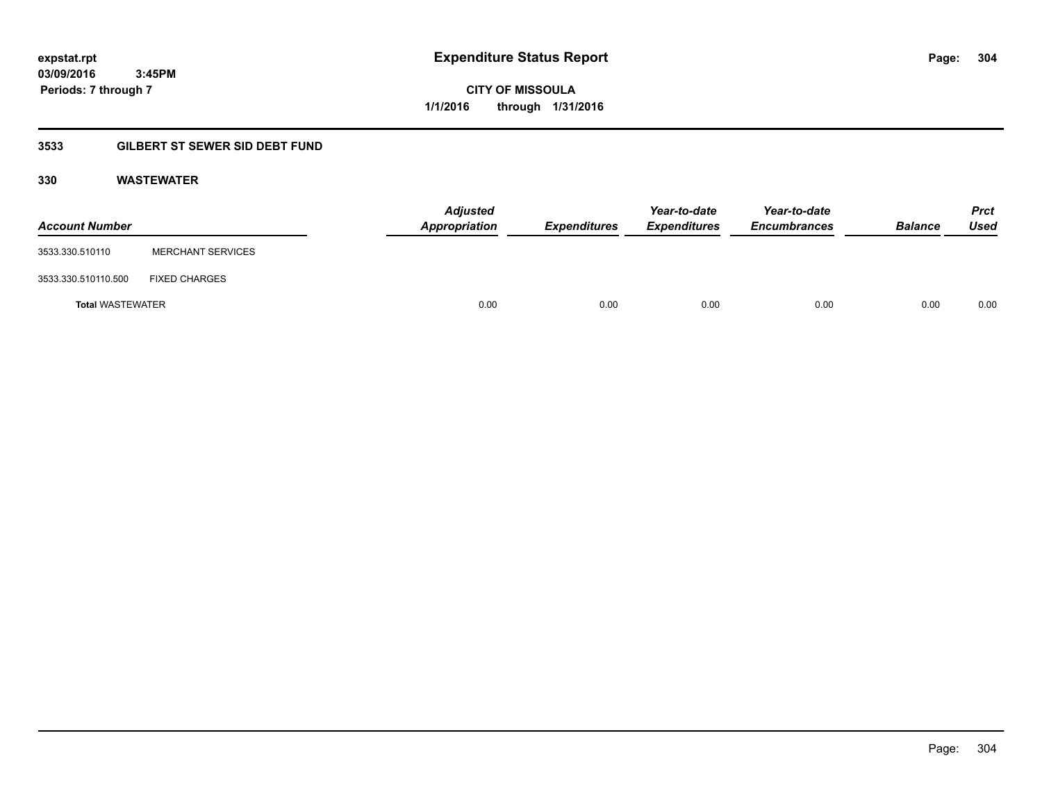**expstat.rpt**
**03/09/2016 3:45PM**
**Periods: 7 through 7**

# Expenditure Status Report

**CITY OF MISSOULA**
**1/1/2016 through 1/31/2016**

## 3533 GILBERT ST SEWER SID DEBT FUND

### 330 WASTEWATER

| Account Number | | Adjusted Appropriation | Expenditures | Year-to-date Expenditures | Year-to-date Encumbrances | Balance | Prct Used |
|---|---|---|---|---|---|---|---|
| 3533.330.510110 | MERCHANT SERVICES | | | | | | |
| 3533.330.510110.500 | FIXED CHARGES | | | | | | |
| **Total** WASTEWATER | | 0.00 | 0.00 | 0.00 | 0.00 | 0.00 | 0.00 |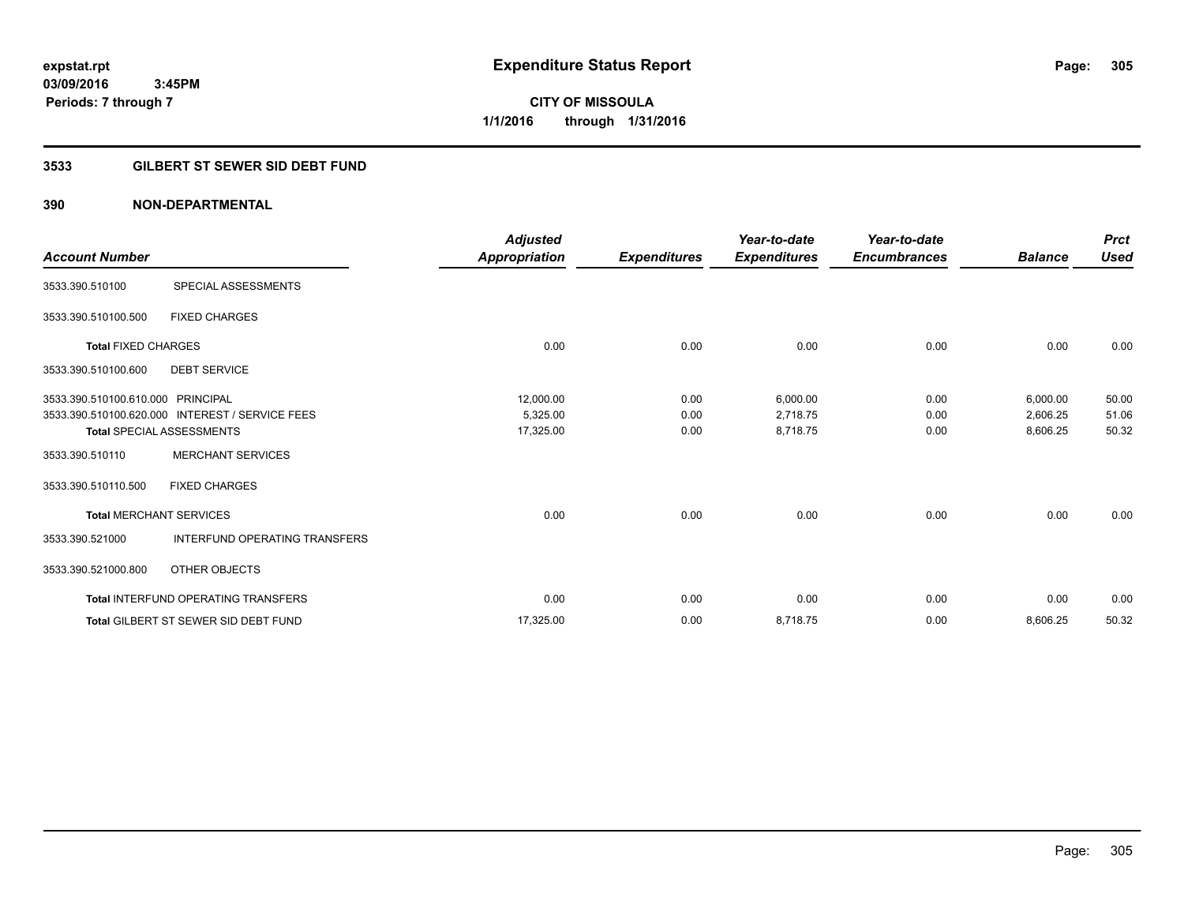expstat.rpt
03/09/2016 3:45PM
Periods: 7 through 7

# Expenditure Status Report

**CITY OF MISSOULA**
**1/1/2016 through 1/31/2016**

## 3533 GILBERT ST SEWER SID DEBT FUND

### 390 NON-DEPARTMENTAL

| Account Number | | Adjusted Appropriation | Expenditures | Year-to-date Expenditures | Year-to-date Encumbrances | Balance | Prct Used |
|---|---|---|---|---|---|---|---|
| 3533.390.510100 | SPECIAL ASSESSMENTS | | | | | | |
| 3533.390.510100.500 | FIXED CHARGES | | | | | | |
| **Total** FIXED CHARGES | | 0.00 | 0.00 | 0.00 | 0.00 | 0.00 | 0.00 |
| 3533.390.510100.600 | DEBT SERVICE | | | | | | |
| 3533.390.510100.610.000 | PRINCIPAL | 12,000.00 | 0.00 | 6,000.00 | 0.00 | 6,000.00 | 50.00 |
| 3533.390.510100.620.000 | INTEREST / SERVICE FEES | 5,325.00 | 0.00 | 2,718.75 | 0.00 | 2,606.25 | 51.06 |
| **Total** SPECIAL ASSESSMENTS | | 17,325.00 | 0.00 | 8,718.75 | 0.00 | 8,606.25 | 50.32 |
| 3533.390.510110 | MERCHANT SERVICES | | | | | | |
| 3533.390.510110.500 | FIXED CHARGES | | | | | | |
| **Total** MERCHANT SERVICES | | 0.00 | 0.00 | 0.00 | 0.00 | 0.00 | 0.00 |
| 3533.390.521000 | INTERFUND OPERATING TRANSFERS | | | | | | |
| 3533.390.521000.800 | OTHER OBJECTS | | | | | | |
| **Total** INTERFUND OPERATING TRANSFERS | | 0.00 | 0.00 | 0.00 | 0.00 | 0.00 | 0.00 |
| **Total** GILBERT ST SEWER SID DEBT FUND | | 17,325.00 | 0.00 | 8,718.75 | 0.00 | 8,606.25 | 50.32 |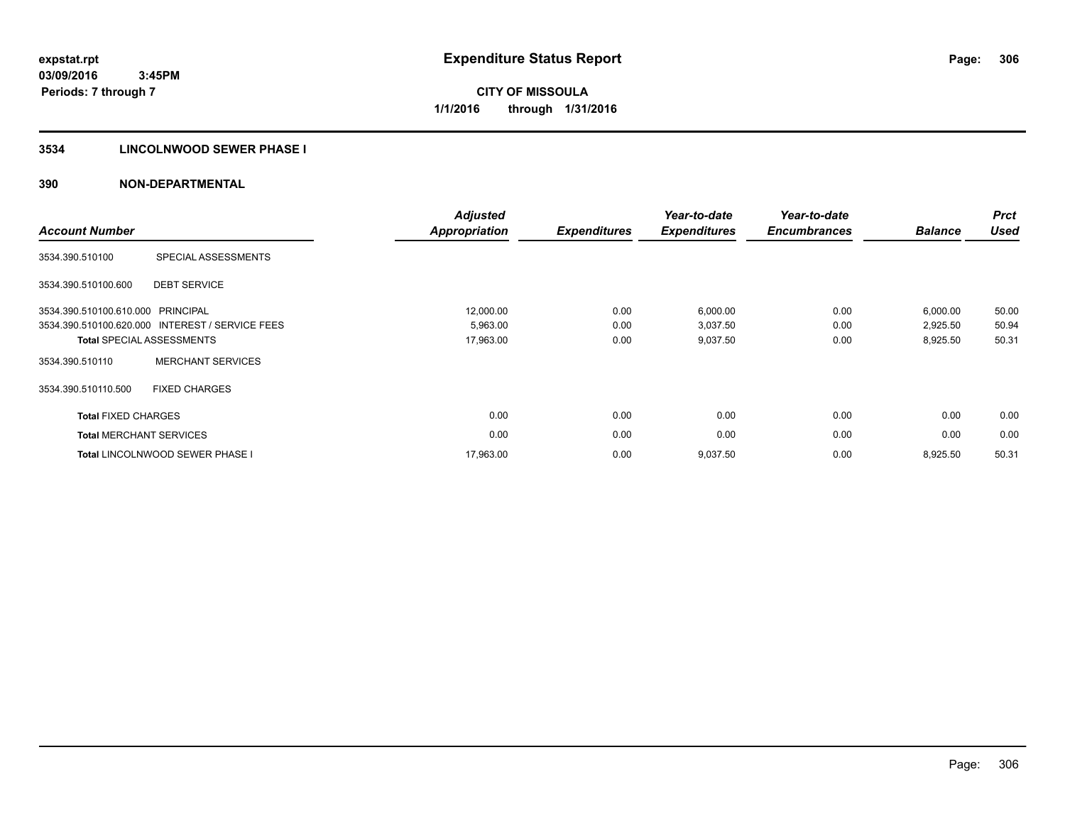expstat.rpt
03/09/2016 3:45PM
Periods: 7 through 7

# Expenditure Status Report

CITY OF MISSOULA
1/1/2016 through 1/31/2016

## 3534 LINCOLNWOOD SEWER PHASE I

## 390 NON-DEPARTMENTAL

| Account Number | | Adjusted Appropriation | Expenditures | Year-to-date Expenditures | Year-to-date Encumbrances | Balance | Prct Used |
|---|---|---|---|---|---|---|---|
| 3534.390.510100 | SPECIAL ASSESSMENTS | | | | | | |
| 3534.390.510100.600 | DEBT SERVICE | | | | | | |
| 3534.390.510100.610.000 | PRINCIPAL | 12,000.00 | 0.00 | 6,000.00 | 0.00 | 6,000.00 | 50.00 |
| 3534.390.510100.620.000 | INTEREST / SERVICE FEES | 5,963.00 | 0.00 | 3,037.50 | 0.00 | 2,925.50 | 50.94 |
| **Total** SPECIAL ASSESSMENTS | | 17,963.00 | 0.00 | 9,037.50 | 0.00 | 8,925.50 | 50.31 |
| 3534.390.510110 | MERCHANT SERVICES | | | | | | |
| 3534.390.510110.500 | FIXED CHARGES | | | | | | |
| **Total** FIXED CHARGES | | 0.00 | 0.00 | 0.00 | 0.00 | 0.00 | 0.00 |
| **Total** MERCHANT SERVICES | | 0.00 | 0.00 | 0.00 | 0.00 | 0.00 | 0.00 |
| **Total** LINCOLNWOOD SEWER PHASE I | | 17,963.00 | 0.00 | 9,037.50 | 0.00 | 8,925.50 | 50.31 |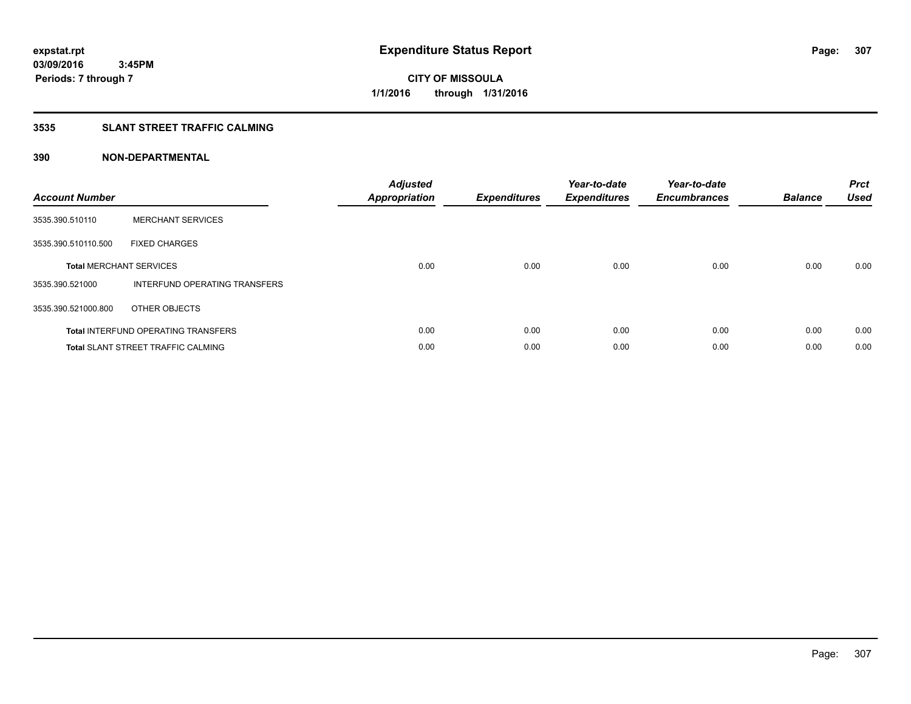# Expenditure Status Report

**CITY OF MISSOULA**

**1/1/2016 through 1/31/2016**

expstat.rpt
03/09/2016 3:45PM
Periods: 7 through 7

## 3535 SLANT STREET TRAFFIC CALMING

## 390 NON-DEPARTMENTAL

| Account Number | | Adjusted Appropriation | Expenditures | Year-to-date Expenditures | Year-to-date Encumbrances | Balance | Prct Used |
|---|---|---|---|---|---|---|---|
| 3535.390.510110 | MERCHANT SERVICES | | | | | | |
| 3535.390.510110.500 | FIXED CHARGES | | | | | | |
| **Total** MERCHANT SERVICES | | 0.00 | 0.00 | 0.00 | 0.00 | 0.00 | 0.00 |
| 3535.390.521000 | INTERFUND OPERATING TRANSFERS | | | | | | |
| 3535.390.521000.800 | OTHER OBJECTS | | | | | | |
| **Total** INTERFUND OPERATING TRANSFERS | | 0.00 | 0.00 | 0.00 | 0.00 | 0.00 | 0.00 |
| **Total** SLANT STREET TRAFFIC CALMING | | 0.00 | 0.00 | 0.00 | 0.00 | 0.00 | 0.00 |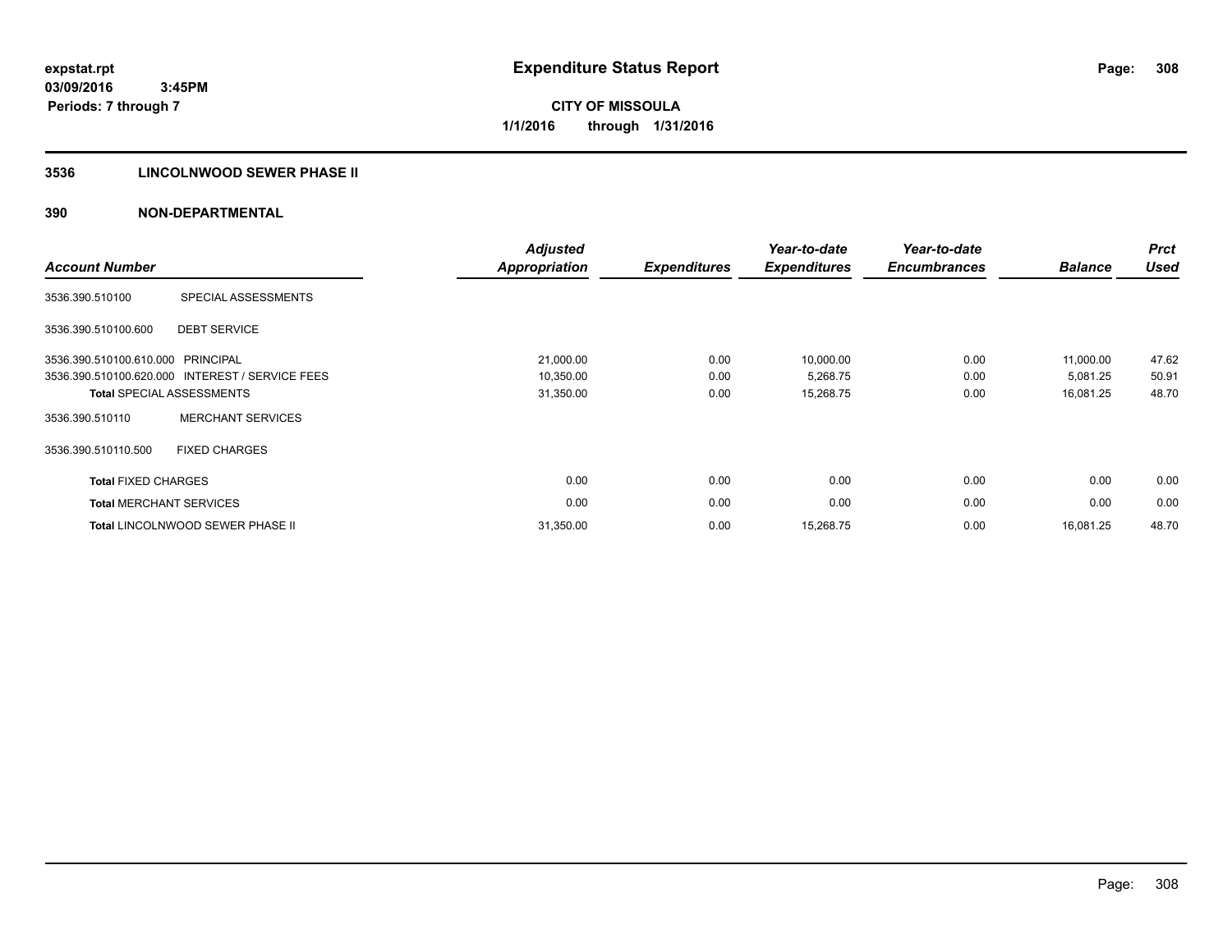expstat.rpt
03/09/2016 3:45PM
Periods: 7 through 7

# Expenditure Status Report

**CITY OF MISSOULA**
**1/1/2016 through 1/31/2016**

## 3536 LINCOLNWOOD SEWER PHASE II

## 390 NON-DEPARTMENTAL

| Account Number | | Adjusted Appropriation | Expenditures | Year-to-date Expenditures | Year-to-date Encumbrances | Balance | Prct Used |
|---|---|---|---|---|---|---|---|
| 3536.390.510100 | SPECIAL ASSESSMENTS | | | | | | |
| 3536.390.510100.600 | DEBT SERVICE | | | | | | |
| 3536.390.510100.610.000 | PRINCIPAL | 21,000.00 | 0.00 | 10,000.00 | 0.00 | 11,000.00 | 47.62 |
| 3536.390.510100.620.000 | INTEREST / SERVICE FEES | 10,350.00 | 0.00 | 5,268.75 | 0.00 | 5,081.25 | 50.91 |
| **Total** SPECIAL ASSESSMENTS | | 31,350.00 | 0.00 | 15,268.75 | 0.00 | 16,081.25 | 48.70 |
| 3536.390.510110 | MERCHANT SERVICES | | | | | | |
| 3536.390.510110.500 | FIXED CHARGES | | | | | | |
| **Total** FIXED CHARGES | | 0.00 | 0.00 | 0.00 | 0.00 | 0.00 | 0.00 |
| **Total** MERCHANT SERVICES | | 0.00 | 0.00 | 0.00 | 0.00 | 0.00 | 0.00 |
| **Total** LINCOLNWOOD SEWER PHASE II | | 31,350.00 | 0.00 | 15,268.75 | 0.00 | 16,081.25 | 48.70 |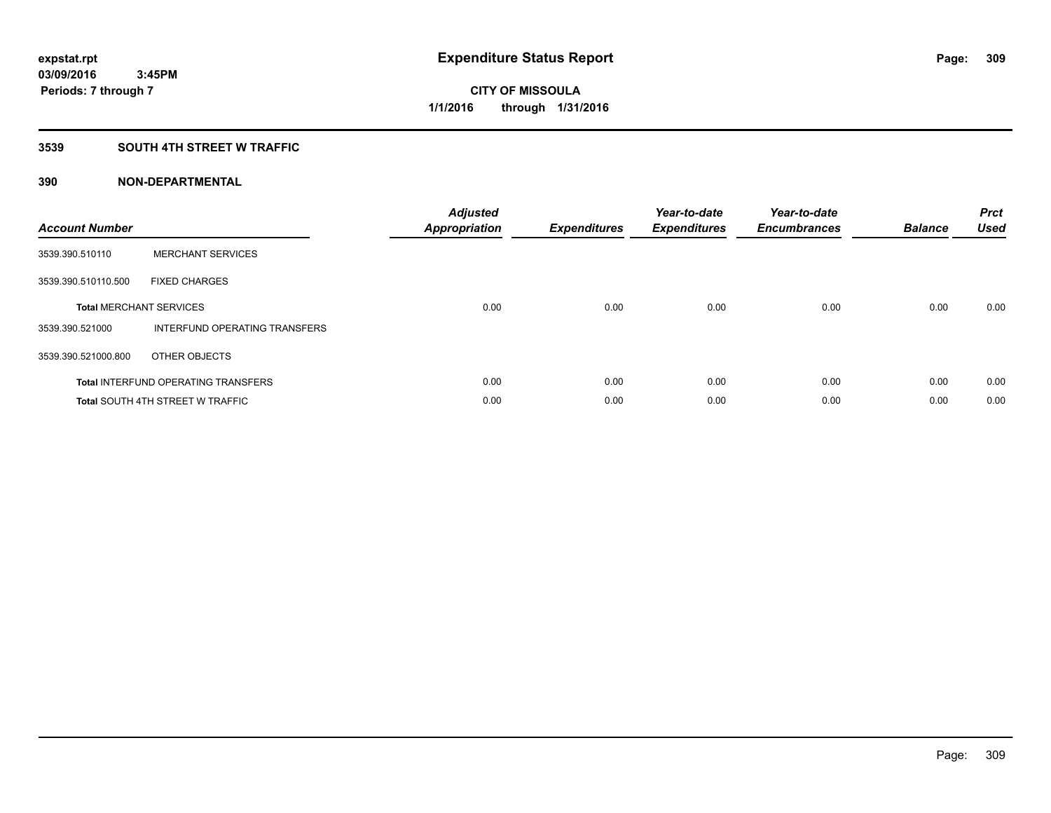**Expenditure Status Report**

**CITY OF MISSOULA**
**1/1/2016 through 1/31/2016**

expstat.rpt
03/09/2016 3:45PM
Periods: 7 through 7

## 3539 SOUTH 4TH STREET W TRAFFIC

## 390 NON-DEPARTMENTAL

| Account Number | | Adjusted Appropriation | Expenditures | Year-to-date Expenditures | Year-to-date Encumbrances | Balance | Prct Used |
|---|---|---|---|---|---|---|---|
| 3539.390.510110 | MERCHANT SERVICES | | | | | | |
| 3539.390.510110.500 | FIXED CHARGES | | | | | | |
| **Total** MERCHANT SERVICES | | 0.00 | 0.00 | 0.00 | 0.00 | 0.00 | 0.00 |
| 3539.390.521000 | INTERFUND OPERATING TRANSFERS | | | | | | |
| 3539.390.521000.800 | OTHER OBJECTS | | | | | | |
| **Total** INTERFUND OPERATING TRANSFERS | | 0.00 | 0.00 | 0.00 | 0.00 | 0.00 | 0.00 |
| **Total** SOUTH 4TH STREET W TRAFFIC | | 0.00 | 0.00 | 0.00 | 0.00 | 0.00 | 0.00 |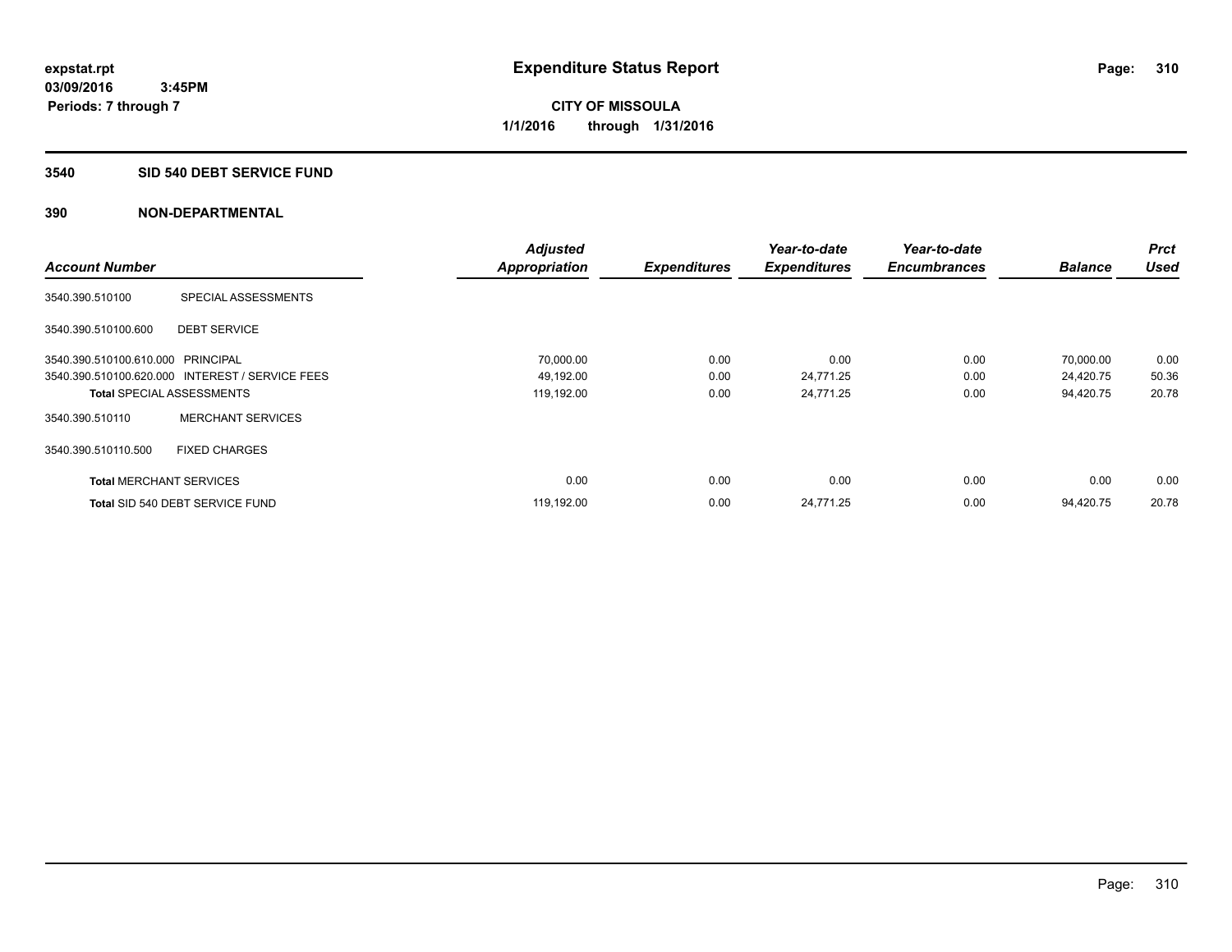**expstat.rpt**
**03/09/2016 3:45PM**
**Periods: 7 through 7**

# Expenditure Status Report

**CITY OF MISSOULA**
**1/1/2016 through 1/31/2016**

## 3540 SID 540 DEBT SERVICE FUND

## 390 NON-DEPARTMENTAL

| Account Number | | Adjusted Appropriation | Expenditures | Year-to-date Expenditures | Year-to-date Encumbrances | Balance | Prct Used |
|---|---|---|---|---|---|---|---|
| 3540.390.510100 | SPECIAL ASSESSMENTS | | | | | | |
| 3540.390.510100.600 | DEBT SERVICE | | | | | | |
| 3540.390.510100.610.000 | PRINCIPAL | 70,000.00 | 0.00 | 0.00 | 0.00 | 70,000.00 | 0.00 |
| 3540.390.510100.620.000 | INTEREST / SERVICE FEES | 49,192.00 | 0.00 | 24,771.25 | 0.00 | 24,420.75 | 50.36 |
| **Total** SPECIAL ASSESSMENTS | | 119,192.00 | 0.00 | 24,771.25 | 0.00 | 94,420.75 | 20.78 |
| 3540.390.510110 | MERCHANT SERVICES | | | | | | |
| 3540.390.510110.500 | FIXED CHARGES | | | | | | |
| **Total** MERCHANT SERVICES | | 0.00 | 0.00 | 0.00 | 0.00 | 0.00 | 0.00 |
| **Total** SID 540 DEBT SERVICE FUND | | 119,192.00 | 0.00 | 24,771.25 | 0.00 | 94,420.75 | 20.78 |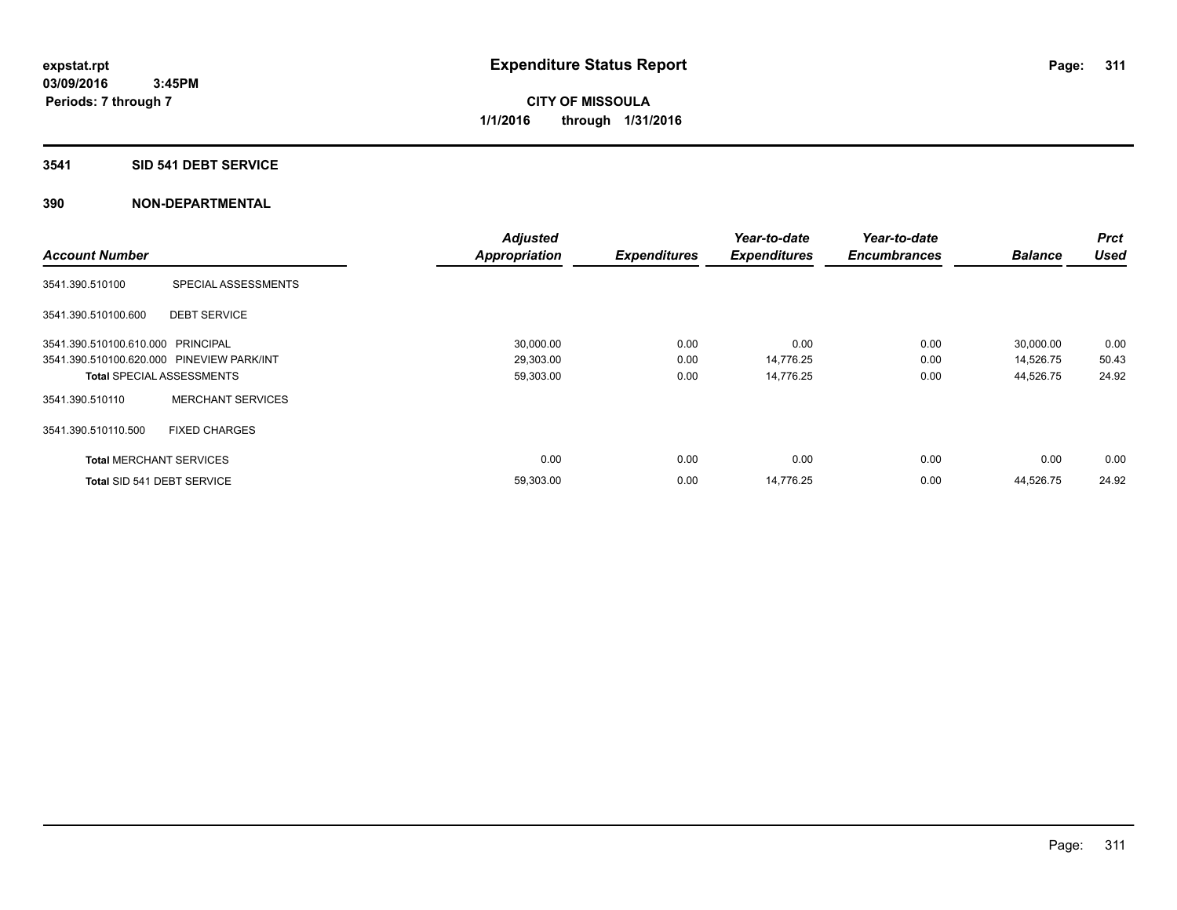expstat.rpt
03/09/2016 3:45PM
Periods: 7 through 7

# Expenditure Status Report

**CITY OF MISSOULA**
**1/1/2016 through 1/31/2016**

## 3541 SID 541 DEBT SERVICE

## 390 NON-DEPARTMENTAL

| Account Number | | Adjusted Appropriation | Expenditures | Year-to-date Expenditures | Year-to-date Encumbrances | Balance | Prct Used |
|---|---|---|---|---|---|---|---|
| 3541.390.510100 | SPECIAL ASSESSMENTS | | | | | | |
| 3541.390.510100.600 | DEBT SERVICE | | | | | | |
| 3541.390.510100.610.000 | PRINCIPAL | 30,000.00 | 0.00 | 0.00 | 0.00 | 30,000.00 | 0.00 |
| 3541.390.510100.620.000 | PINEVIEW PARK/INT | 29,303.00 | 0.00 | 14,776.25 | 0.00 | 14,526.75 | 50.43 |
| **Total** SPECIAL ASSESSMENTS | | 59,303.00 | 0.00 | 14,776.25 | 0.00 | 44,526.75 | 24.92 |
| 3541.390.510110 | MERCHANT SERVICES | | | | | | |
| 3541.390.510110.500 | FIXED CHARGES | | | | | | |
| **Total** MERCHANT SERVICES | | 0.00 | 0.00 | 0.00 | 0.00 | 0.00 | 0.00 |
| **Total** SID 541 DEBT SERVICE | | 59,303.00 | 0.00 | 14,776.25 | 0.00 | 44,526.75 | 24.92 |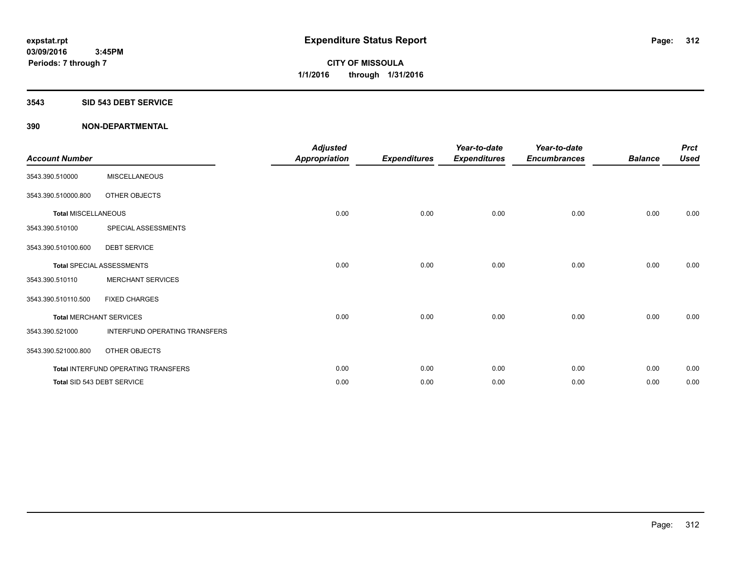**expstat.rpt**
**03/09/2016 3:45PM**
**Periods: 7 through 7**

# Expenditure Status Report

**CITY OF MISSOULA**
**1/1/2016 through 1/31/2016**

## 3543 SID 543 DEBT SERVICE

## 390 NON-DEPARTMENTAL

| Account Number | | Adjusted Appropriation | Expenditures | Year-to-date Expenditures | Year-to-date Encumbrances | Balance | Prct Used |
|---|---|---|---|---|---|---|---|
| 3543.390.510000 | MISCELLANEOUS | | | | | | |
| 3543.390.510000.800 | OTHER OBJECTS | | | | | | |
| **Total** MISCELLANEOUS | | 0.00 | 0.00 | 0.00 | 0.00 | 0.00 | 0.00 |
| 3543.390.510100 | SPECIAL ASSESSMENTS | | | | | | |
| 3543.390.510100.600 | DEBT SERVICE | | | | | | |
| **Total** SPECIAL ASSESSMENTS | | 0.00 | 0.00 | 0.00 | 0.00 | 0.00 | 0.00 |
| 3543.390.510110 | MERCHANT SERVICES | | | | | | |
| 3543.390.510110.500 | FIXED CHARGES | | | | | | |
| **Total** MERCHANT SERVICES | | 0.00 | 0.00 | 0.00 | 0.00 | 0.00 | 0.00 |
| 3543.390.521000 | INTERFUND OPERATING TRANSFERS | | | | | | |
| 3543.390.521000.800 | OTHER OBJECTS | | | | | | |
| **Total** INTERFUND OPERATING TRANSFERS | | 0.00 | 0.00 | 0.00 | 0.00 | 0.00 | 0.00 |
| **Total** SID 543 DEBT SERVICE | | 0.00 | 0.00 | 0.00 | 0.00 | 0.00 | 0.00 |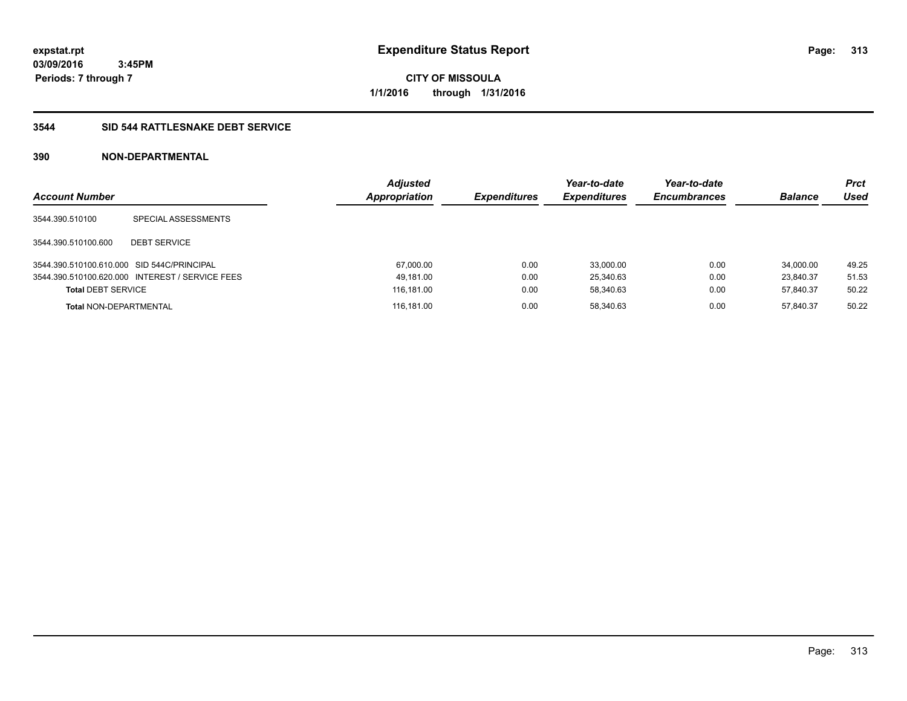**expstat.rpt**
**03/09/2016 3:45PM**
**Periods: 7 through 7**

# Expenditure Status Report

**CITY OF MISSOULA**
**1/1/2016 through 1/31/2016**

## 3544 SID 544 RATTLESNAKE DEBT SERVICE

## 390 NON-DEPARTMENTAL

| Account Number | | Adjusted Appropriation | Expenditures | Year-to-date Expenditures | Year-to-date Encumbrances | Balance | Prct Used |
|---|---|---|---|---|---|---|---|
| 3544.390.510100 | SPECIAL ASSESSMENTS | | | | | | |
| 3544.390.510100.600 | DEBT SERVICE | | | | | | |
| 3544.390.510100.610.000 | SID 544C/PRINCIPAL | 67,000.00 | 0.00 | 33,000.00 | 0.00 | 34,000.00 | 49.25 |
| 3544.390.510100.620.000 | INTEREST / SERVICE FEES | 49,181.00 | 0.00 | 25,340.63 | 0.00 | 23,840.37 | 51.53 |
| **Total** DEBT SERVICE | | 116,181.00 | 0.00 | 58,340.63 | 0.00 | 57,840.37 | 50.22 |
| **Total** NON-DEPARTMENTAL | | 116,181.00 | 0.00 | 58,340.63 | 0.00 | 57,840.37 | 50.22 |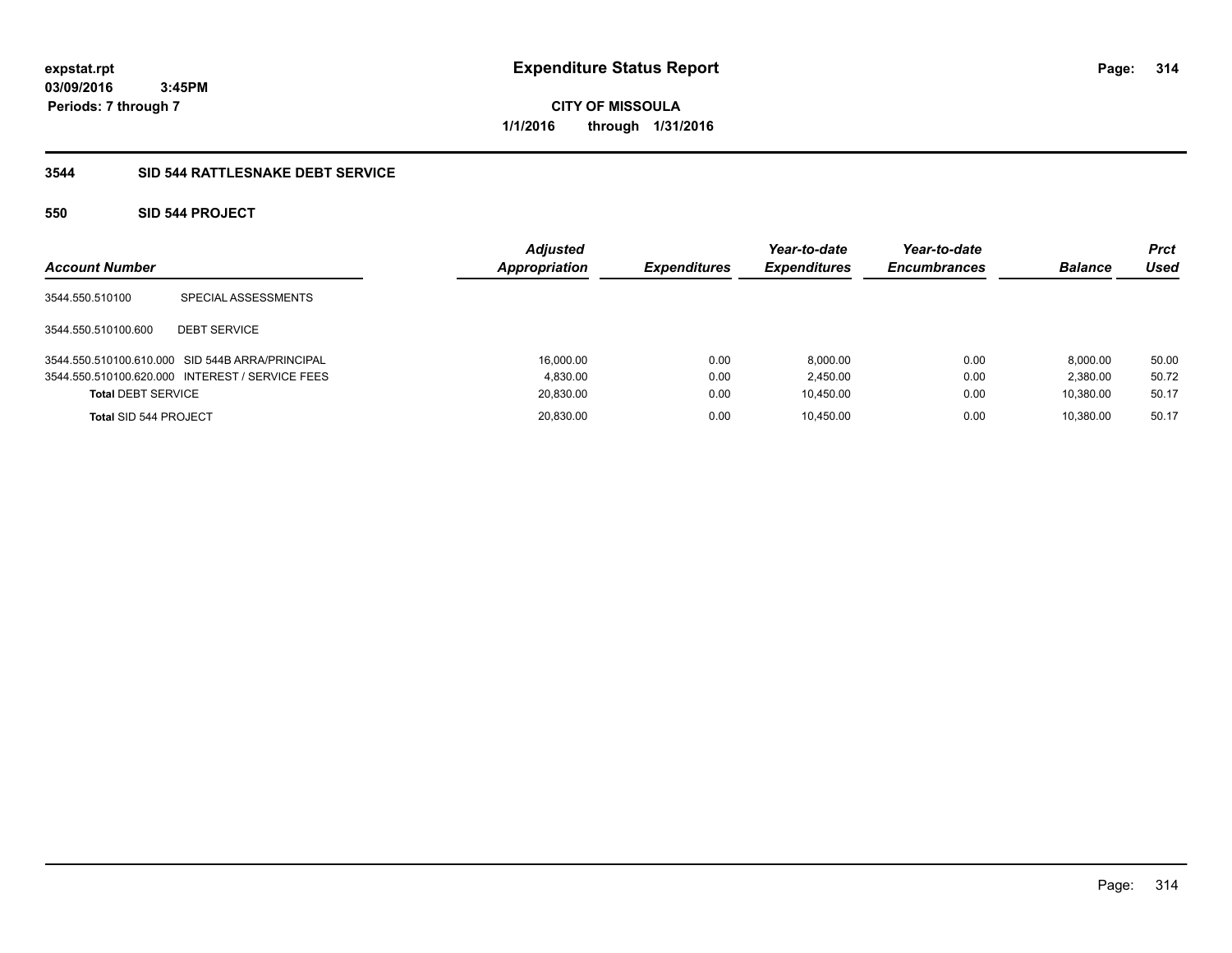**expstat.rpt**
**03/09/2016 3:45PM**
**Periods: 7 through 7**

# Expenditure Status Report

**CITY OF MISSOULA**
**1/1/2016 through 1/31/2016**

## 3544 SID 544 RATTLESNAKE DEBT SERVICE

### 550 SID 544 PROJECT

| Account Number | | Adjusted Appropriation | Expenditures | Year-to-date Expenditures | Year-to-date Encumbrances | Balance | Prct Used |
|---|---|---|---|---|---|---|---|
| 3544.550.510100 | SPECIAL ASSESSMENTS | | | | | | |
| 3544.550.510100.600 | DEBT SERVICE | | | | | | |
| 3544.550.510100.610.000 | SID 544B ARRA/PRINCIPAL | 16,000.00 | 0.00 | 8,000.00 | 0.00 | 8,000.00 | 50.00 |
| 3544.550.510100.620.000 | INTEREST / SERVICE FEES | 4,830.00 | 0.00 | 2,450.00 | 0.00 | 2,380.00 | 50.72 |
| **Total** DEBT SERVICE | | 20,830.00 | 0.00 | 10,450.00 | 0.00 | 10,380.00 | 50.17 |
| **Total** SID 544 PROJECT | | 20,830.00 | 0.00 | 10,450.00 | 0.00 | 10,380.00 | 50.17 |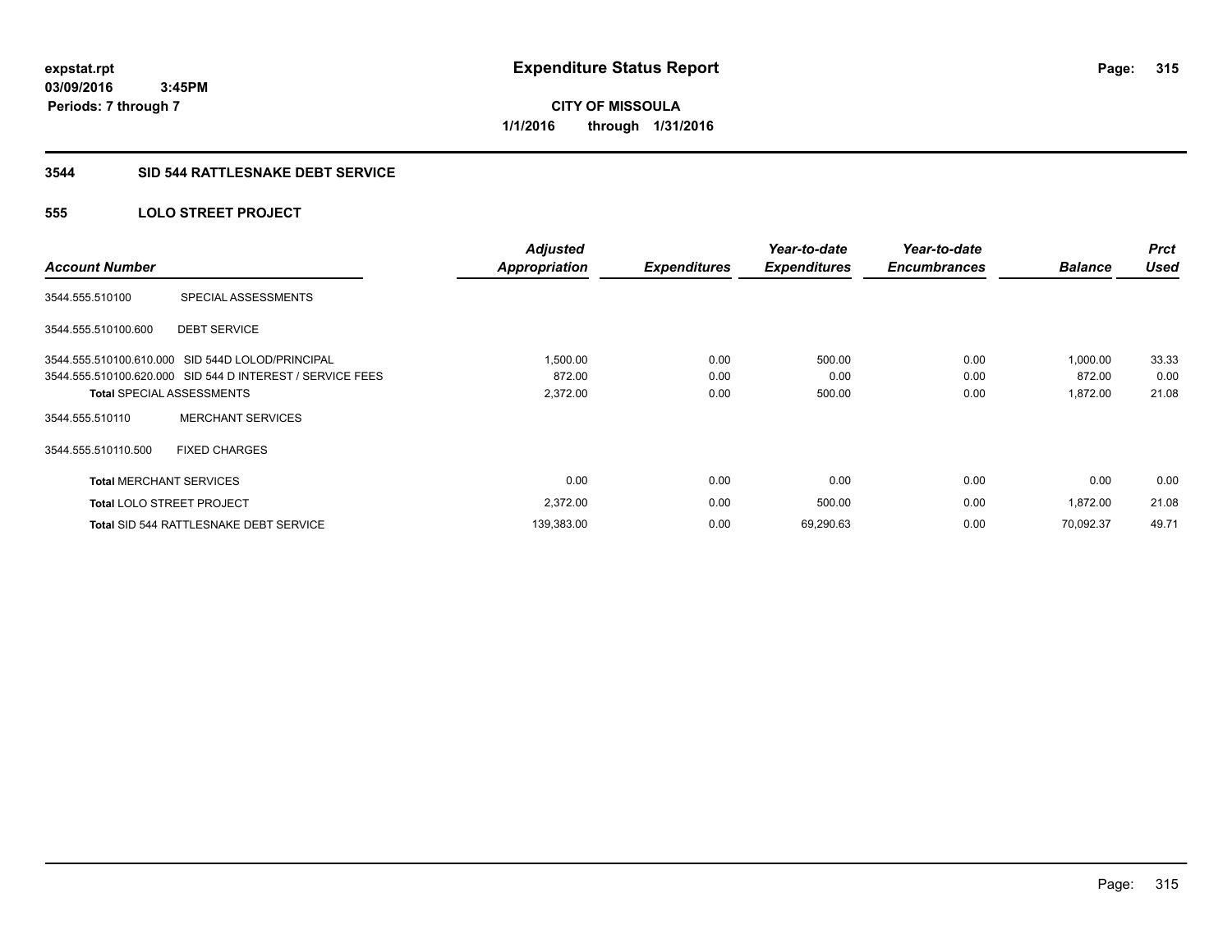**expstat.rpt**
**03/09/2016 3:45PM**
**Periods: 7 through 7**

# Expenditure Status Report

**CITY OF MISSOULA**
**1/1/2016 through 1/31/2016**

## 3544 SID 544 RATTLESNAKE DEBT SERVICE

### 555 LOLO STREET PROJECT

| Account Number | | Adjusted Appropriation | Expenditures | Year-to-date Expenditures | Year-to-date Encumbrances | Balance | Prct Used |
|---|---|---|---|---|---|---|---|
| 3544.555.510100 | SPECIAL ASSESSMENTS | | | | | | |
| 3544.555.510100.600 | DEBT SERVICE | | | | | | |
| 3544.555.510100.610.000 | SID 544D LOLOD/PRINCIPAL | 1,500.00 | 0.00 | 500.00 | 0.00 | 1,000.00 | 33.33 |
| 3544.555.510100.620.000 | SID 544 D INTEREST / SERVICE FEES | 872.00 | 0.00 | 0.00 | 0.00 | 872.00 | 0.00 |
| **Total** SPECIAL ASSESSMENTS | | 2,372.00 | 0.00 | 500.00 | 0.00 | 1,872.00 | 21.08 |
| 3544.555.510110 | MERCHANT SERVICES | | | | | | |
| 3544.555.510110.500 | FIXED CHARGES | | | | | | |
| **Total** MERCHANT SERVICES | | 0.00 | 0.00 | 0.00 | 0.00 | 0.00 | 0.00 |
| **Total** LOLO STREET PROJECT | | 2,372.00 | 0.00 | 500.00 | 0.00 | 1,872.00 | 21.08 |
| **Total** SID 544 RATTLESNAKE DEBT SERVICE | | 139,383.00 | 0.00 | 69,290.63 | 0.00 | 70,092.37 | 49.71 |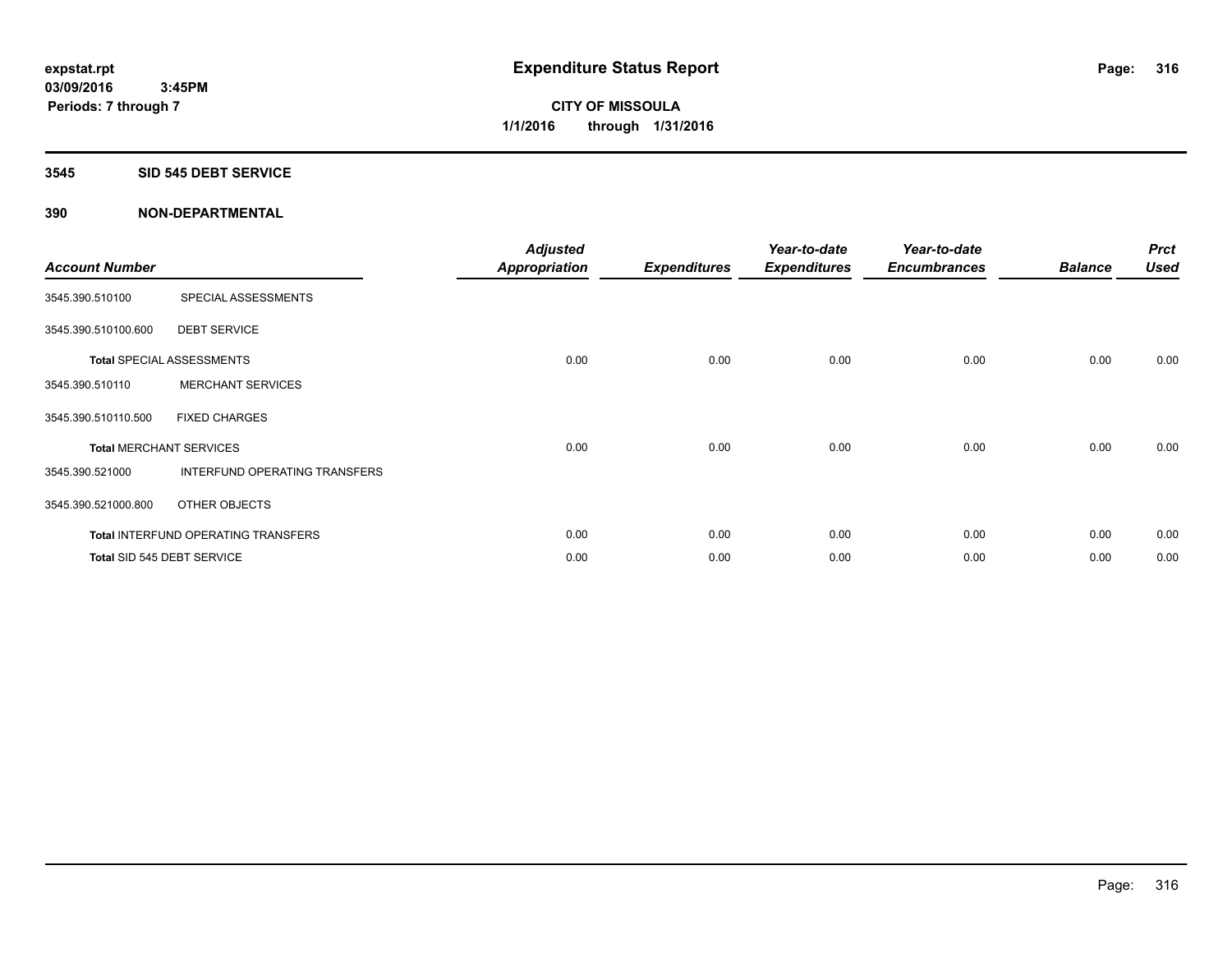**expstat.rpt**
**03/09/2016 3:45PM**
**Periods: 7 through 7**

# Expenditure Status Report

**CITY OF MISSOULA**
**1/1/2016 through 1/31/2016**

## 3545 SID 545 DEBT SERVICE

## 390 NON-DEPARTMENTAL

| Account Number | | Adjusted Appropriation | Expenditures | Year-to-date Expenditures | Year-to-date Encumbrances | Balance | Prct Used |
|---|---|---|---|---|---|---|---|
| 3545.390.510100 | SPECIAL ASSESSMENTS | | | | | | |
| 3545.390.510100.600 | DEBT SERVICE | | | | | | |
| **Total** SPECIAL ASSESSMENTS | | 0.00 | 0.00 | 0.00 | 0.00 | 0.00 | 0.00 |
| 3545.390.510110 | MERCHANT SERVICES | | | | | | |
| 3545.390.510110.500 | FIXED CHARGES | | | | | | |
| **Total** MERCHANT SERVICES | | 0.00 | 0.00 | 0.00 | 0.00 | 0.00 | 0.00 |
| 3545.390.521000 | INTERFUND OPERATING TRANSFERS | | | | | | |
| 3545.390.521000.800 | OTHER OBJECTS | | | | | | |
| **Total** INTERFUND OPERATING TRANSFERS | | 0.00 | 0.00 | 0.00 | 0.00 | 0.00 | 0.00 |
| **Total** SID 545 DEBT SERVICE | | 0.00 | 0.00 | 0.00 | 0.00 | 0.00 | 0.00 |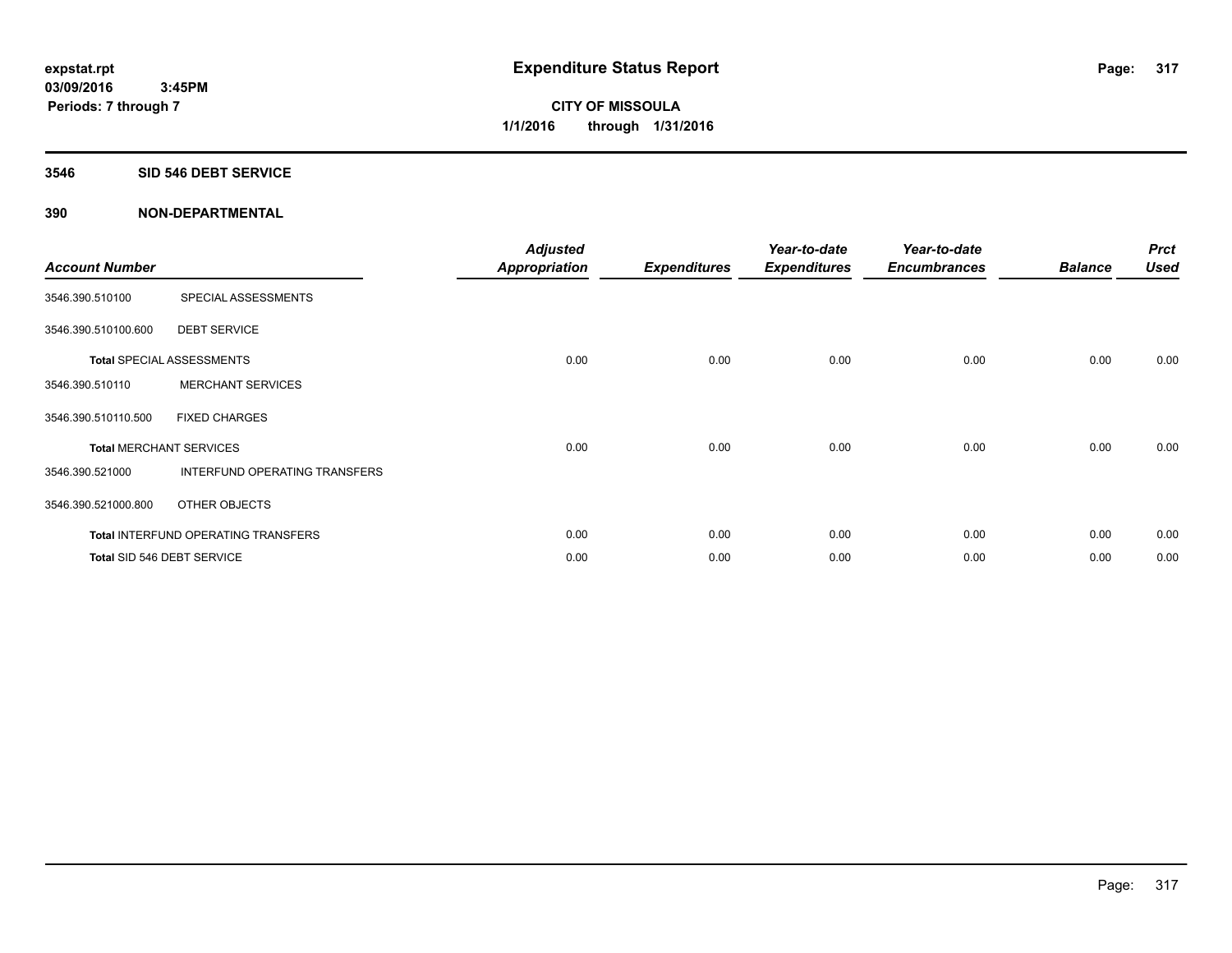**expstat.rpt**
**03/09/2016 3:45PM**
**Periods: 7 through 7**

# Expenditure Status Report

**CITY OF MISSOULA**
**1/1/2016 through 1/31/2016**

## 3546 SID 546 DEBT SERVICE

## 390 NON-DEPARTMENTAL

| Account Number | | Adjusted Appropriation | Expenditures | Year-to-date Expenditures | Year-to-date Encumbrances | Balance | Prct Used |
|---|---|---|---|---|---|---|---|
| 3546.390.510100 | SPECIAL ASSESSMENTS | | | | | | |
| 3546.390.510100.600 | DEBT SERVICE | | | | | | |
| **Total** SPECIAL ASSESSMENTS | | 0.00 | 0.00 | 0.00 | 0.00 | 0.00 | 0.00 |
| 3546.390.510110 | MERCHANT SERVICES | | | | | | |
| 3546.390.510110.500 | FIXED CHARGES | | | | | | |
| **Total** MERCHANT SERVICES | | 0.00 | 0.00 | 0.00 | 0.00 | 0.00 | 0.00 |
| 3546.390.521000 | INTERFUND OPERATING TRANSFERS | | | | | | |
| 3546.390.521000.800 | OTHER OBJECTS | | | | | | |
| **Total** INTERFUND OPERATING TRANSFERS | | 0.00 | 0.00 | 0.00 | 0.00 | 0.00 | 0.00 |
| **Total** SID 546 DEBT SERVICE | | 0.00 | 0.00 | 0.00 | 0.00 | 0.00 | 0.00 |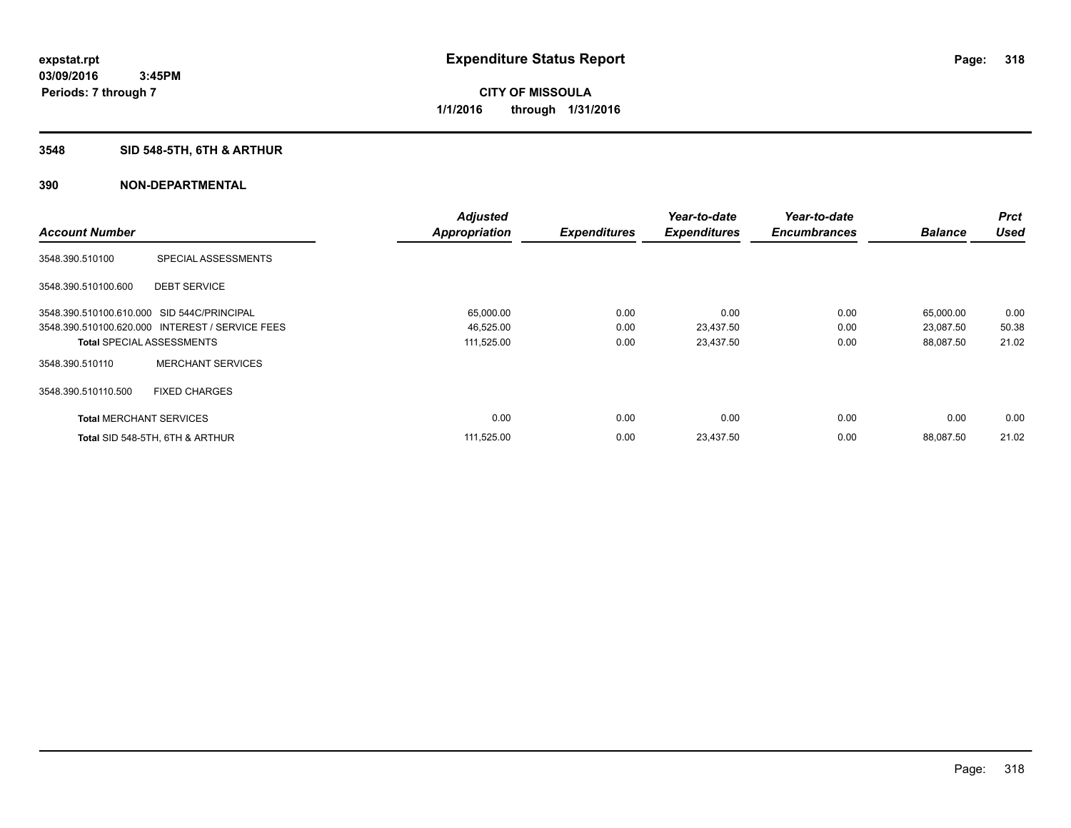**expstat.rpt**
**03/09/2016 3:45PM**
**Periods: 7 through 7**

# Expenditure Status Report

**CITY OF MISSOULA**
**1/1/2016 through 1/31/2016**

## 3548 SID 548-5TH, 6TH & ARTHUR

### 390 NON-DEPARTMENTAL

| Account Number | | Adjusted Appropriation | Expenditures | Year-to-date Expenditures | Year-to-date Encumbrances | Balance | Prct Used |
|---|---|---|---|---|---|---|---|
| 3548.390.510100 | SPECIAL ASSESSMENTS | | | | | | |
| 3548.390.510100.600 | DEBT SERVICE | | | | | | |
| 3548.390.510100.610.000 | SID 544C/PRINCIPAL | 65,000.00 | 0.00 | 0.00 | 0.00 | 65,000.00 | 0.00 |
| 3548.390.510100.620.000 | INTEREST / SERVICE FEES | 46,525.00 | 0.00 | 23,437.50 | 0.00 | 23,087.50 | 50.38 |
| **Total** SPECIAL ASSESSMENTS | | 111,525.00 | 0.00 | 23,437.50 | 0.00 | 88,087.50 | 21.02 |
| 3548.390.510110 | MERCHANT SERVICES | | | | | | |
| 3548.390.510110.500 | FIXED CHARGES | | | | | | |
| **Total** MERCHANT SERVICES | | 0.00 | 0.00 | 0.00 | 0.00 | 0.00 | 0.00 |
| **Total** SID 548-5TH, 6TH & ARTHUR | | 111,525.00 | 0.00 | 23,437.50 | 0.00 | 88,087.50 | 21.02 |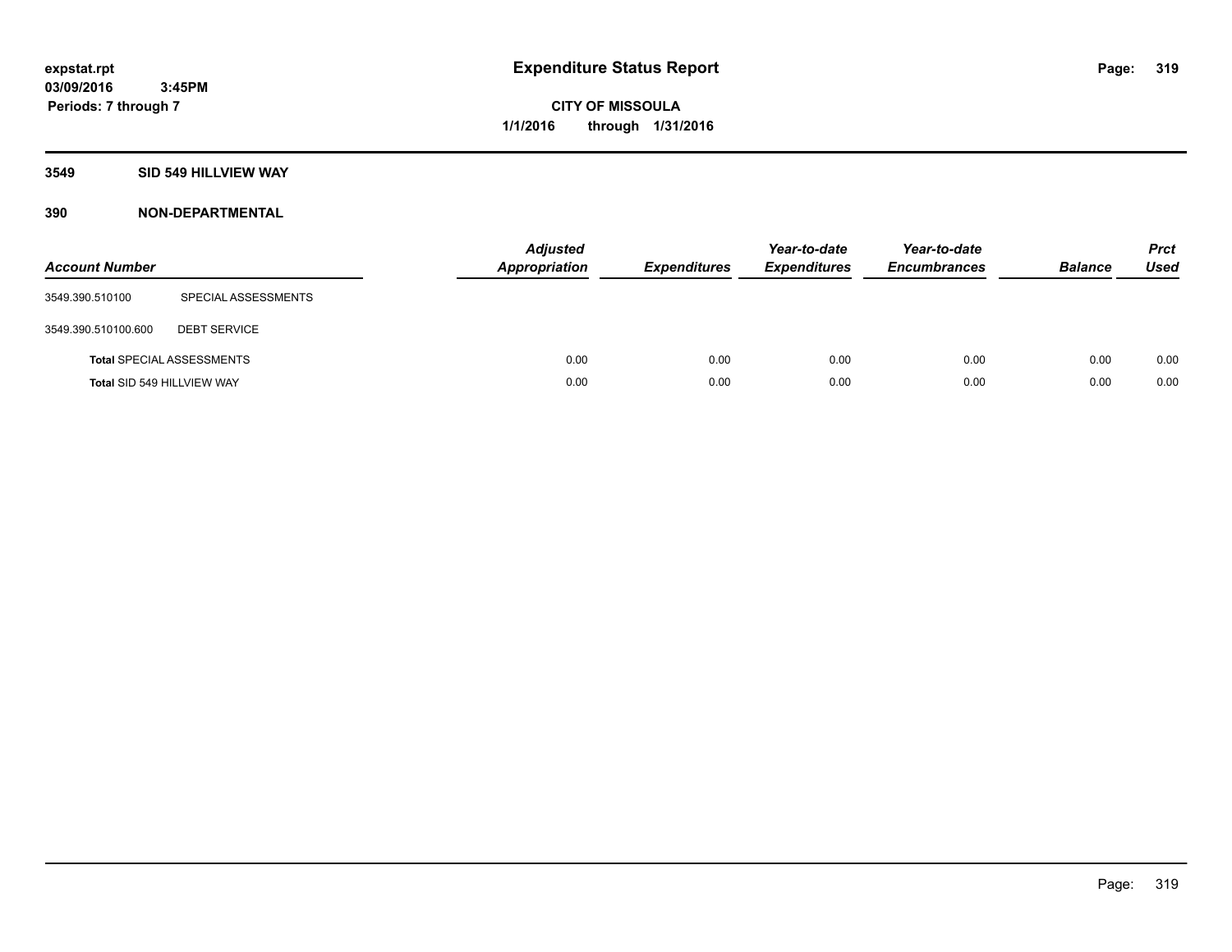# Expenditure Status Report

expstat.rpt
03/09/2016 3:45PM
Periods: 7 through 7

**CITY OF MISSOULA**
**1/1/2016 through 1/31/2016**

## 3549 SID 549 HILLVIEW WAY

### 390 NON-DEPARTMENTAL

| Account Number | | Adjusted Appropriation | Expenditures | Year-to-date Expenditures | Year-to-date Encumbrances | Balance | Prct Used |
|---|---|---|---|---|---|---|---|
| 3549.390.510100 | SPECIAL ASSESSMENTS | | | | | | |
| 3549.390.510100.600 | DEBT SERVICE | | | | | | |
| **Total** SPECIAL ASSESSMENTS | | 0.00 | 0.00 | 0.00 | 0.00 | 0.00 | 0.00 |
| **Total** SID 549 HILLVIEW WAY | | 0.00 | 0.00 | 0.00 | 0.00 | 0.00 | 0.00 |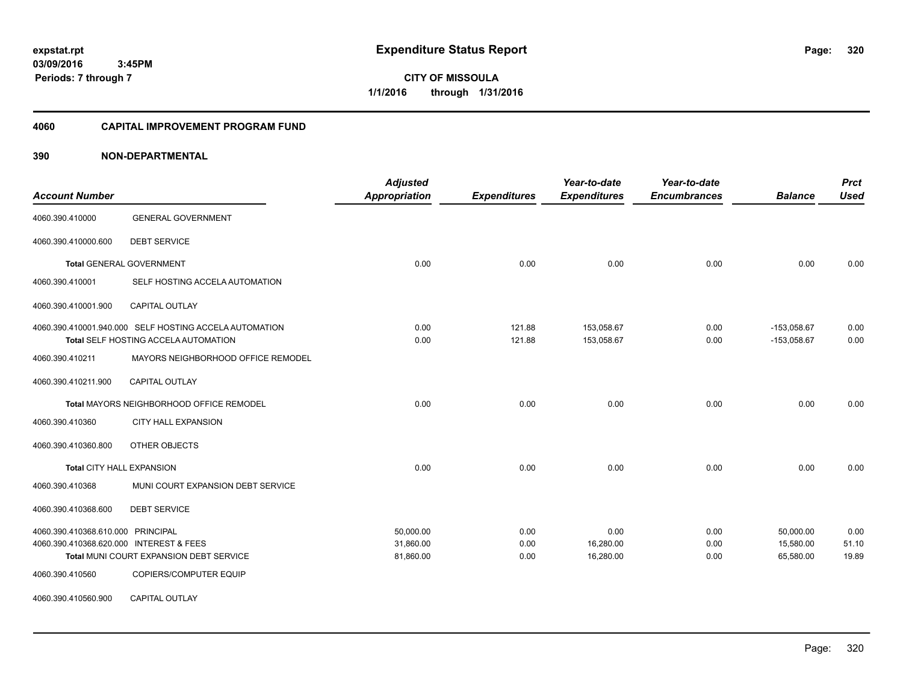# Expenditure Status Report

**CITY OF MISSOULA**
**1/1/2016 through 1/31/2016**

expstat.rpt
03/09/2016 3:45PM
Periods: 7 through 7

## 4060 CAPITAL IMPROVEMENT PROGRAM FUND

## 390 NON-DEPARTMENTAL

| Account Number | | Adjusted Appropriation | Expenditures | Year-to-date Expenditures | Year-to-date Encumbrances | Balance | Prct Used |
|---|---|---|---|---|---|---|---|
| 4060.390.410000 | GENERAL GOVERNMENT | | | | | | |
| 4060.390.410000.600 | DEBT SERVICE | | | | | | |
| **Total** GENERAL GOVERNMENT | | 0.00 | 0.00 | 0.00 | 0.00 | 0.00 | 0.00 |
| 4060.390.410001 | SELF HOSTING ACCELA AUTOMATION | | | | | | |
| 4060.390.410001.900 | CAPITAL OUTLAY | | | | | | |
| 4060.390.410001.940.000 | SELF HOSTING ACCELA AUTOMATION | 0.00 | 121.88 | 153,058.67 | 0.00 | -153,058.67 | 0.00 |
| **Total** SELF HOSTING ACCELA AUTOMATION | | 0.00 | 121.88 | 153,058.67 | 0.00 | -153,058.67 | 0.00 |
| 4060.390.410211 | MAYORS NEIGHBORHOOD OFFICE REMODEL | | | | | | |
| 4060.390.410211.900 | CAPITAL OUTLAY | | | | | | |
| **Total** MAYORS NEIGHBORHOOD OFFICE REMODEL | | 0.00 | 0.00 | 0.00 | 0.00 | 0.00 | 0.00 |
| 4060.390.410360 | CITY HALL EXPANSION | | | | | | |
| 4060.390.410360.800 | OTHER OBJECTS | | | | | | |
| **Total** CITY HALL EXPANSION | | 0.00 | 0.00 | 0.00 | 0.00 | 0.00 | 0.00 |
| 4060.390.410368 | MUNI COURT EXPANSION DEBT SERVICE | | | | | | |
| 4060.390.410368.600 | DEBT SERVICE | | | | | | |
| 4060.390.410368.610.000 | PRINCIPAL | 50,000.00 | 0.00 | 0.00 | 0.00 | 50,000.00 | 0.00 |
| 4060.390.410368.620.000 | INTEREST & FEES | 31,860.00 | 0.00 | 16,280.00 | 0.00 | 15,580.00 | 51.10 |
| **Total** MUNI COURT EXPANSION DEBT SERVICE | | 81,860.00 | 0.00 | 16,280.00 | 0.00 | 65,580.00 | 19.89 |
| 4060.390.410560 | COPIERS/COMPUTER EQUIP | | | | | | |
| 4060.390.410560.900 | CAPITAL OUTLAY | | | | | | |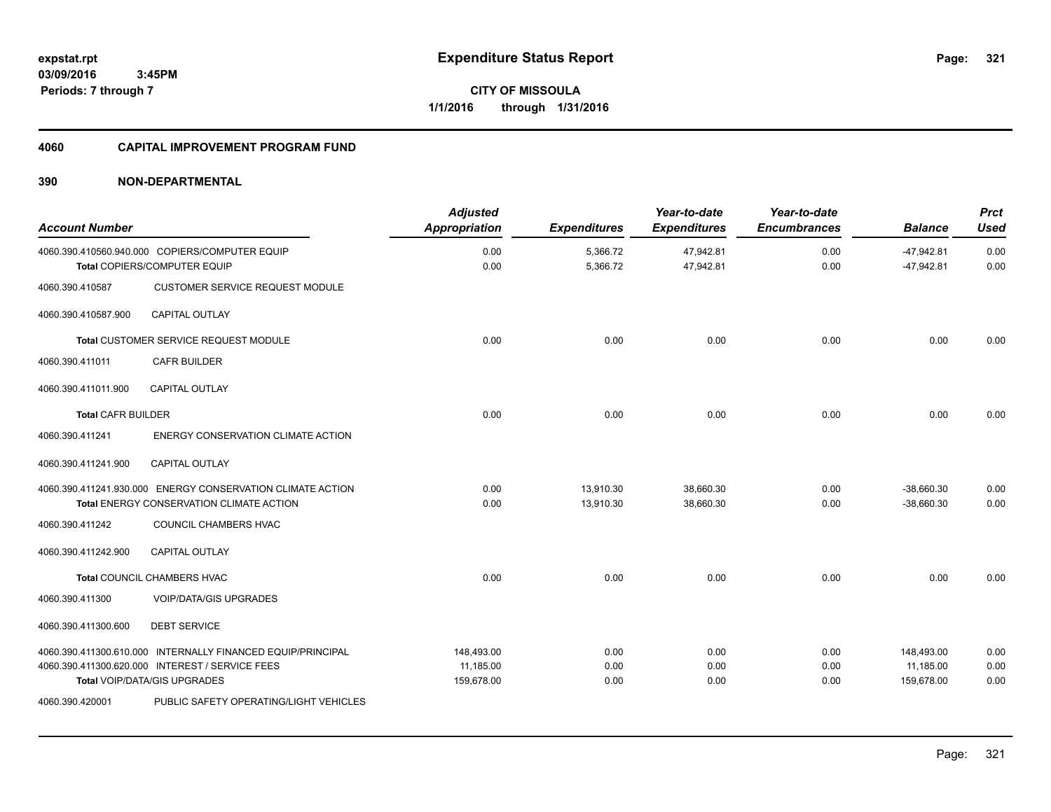**expstat.rpt**
**03/09/2016 3:45PM**
**Periods: 7 through 7**

# Expenditure Status Report

**CITY OF MISSOULA**
**1/1/2016 through 1/31/2016**

## 4060 CAPITAL IMPROVEMENT PROGRAM FUND

## 390 NON-DEPARTMENTAL

| Account Number | | Adjusted Appropriation | Expenditures | Year-to-date Expenditures | Year-to-date Encumbrances | Balance | Prct Used |
|---|---|---|---|---|---|---|---|
| 4060.390.410560.940.000 | COPIERS/COMPUTER EQUIP | 0.00 | 5,366.72 | 47,942.81 | 0.00 | -47,942.81 | 0.00 |
| | **Total** COPIERS/COMPUTER EQUIP | 0.00 | 5,366.72 | 47,942.81 | 0.00 | -47,942.81 | 0.00 |
| 4060.390.410587 | CUSTOMER SERVICE REQUEST MODULE | | | | | | |
| 4060.390.410587.900 | CAPITAL OUTLAY | | | | | | |
| | **Total** CUSTOMER SERVICE REQUEST MODULE | 0.00 | 0.00 | 0.00 | 0.00 | 0.00 | 0.00 |
| 4060.390.411011 | CAFR BUILDER | | | | | | |
| 4060.390.411011.900 | CAPITAL OUTLAY | | | | | | |
| | **Total** CAFR BUILDER | 0.00 | 0.00 | 0.00 | 0.00 | 0.00 | 0.00 |
| 4060.390.411241 | ENERGY CONSERVATION CLIMATE ACTION | | | | | | |
| 4060.390.411241.900 | CAPITAL OUTLAY | | | | | | |
| 4060.390.411241.930.000 | ENERGY CONSERVATION CLIMATE ACTION | 0.00 | 13,910.30 | 38,660.30 | 0.00 | -38,660.30 | 0.00 |
| | **Total** ENERGY CONSERVATION CLIMATE ACTION | 0.00 | 13,910.30 | 38,660.30 | 0.00 | -38,660.30 | 0.00 |
| 4060.390.411242 | COUNCIL CHAMBERS HVAC | | | | | | |
| 4060.390.411242.900 | CAPITAL OUTLAY | | | | | | |
| | **Total** COUNCIL CHAMBERS HVAC | 0.00 | 0.00 | 0.00 | 0.00 | 0.00 | 0.00 |
| 4060.390.411300 | VOIP/DATA/GIS UPGRADES | | | | | | |
| 4060.390.411300.600 | DEBT SERVICE | | | | | | |
| 4060.390.411300.610.000 | INTERNALLY FINANCED EQUIP/PRINCIPAL | 148,493.00 | 0.00 | 0.00 | 0.00 | 148,493.00 | 0.00 |
| 4060.390.411300.620.000 | INTEREST / SERVICE FEES | 11,185.00 | 0.00 | 0.00 | 0.00 | 11,185.00 | 0.00 |
| | **Total** VOIP/DATA/GIS UPGRADES | 159,678.00 | 0.00 | 0.00 | 0.00 | 159,678.00 | 0.00 |
| 4060.390.420001 | PUBLIC SAFETY OPERATING/LIGHT VEHICLES | | | | | | |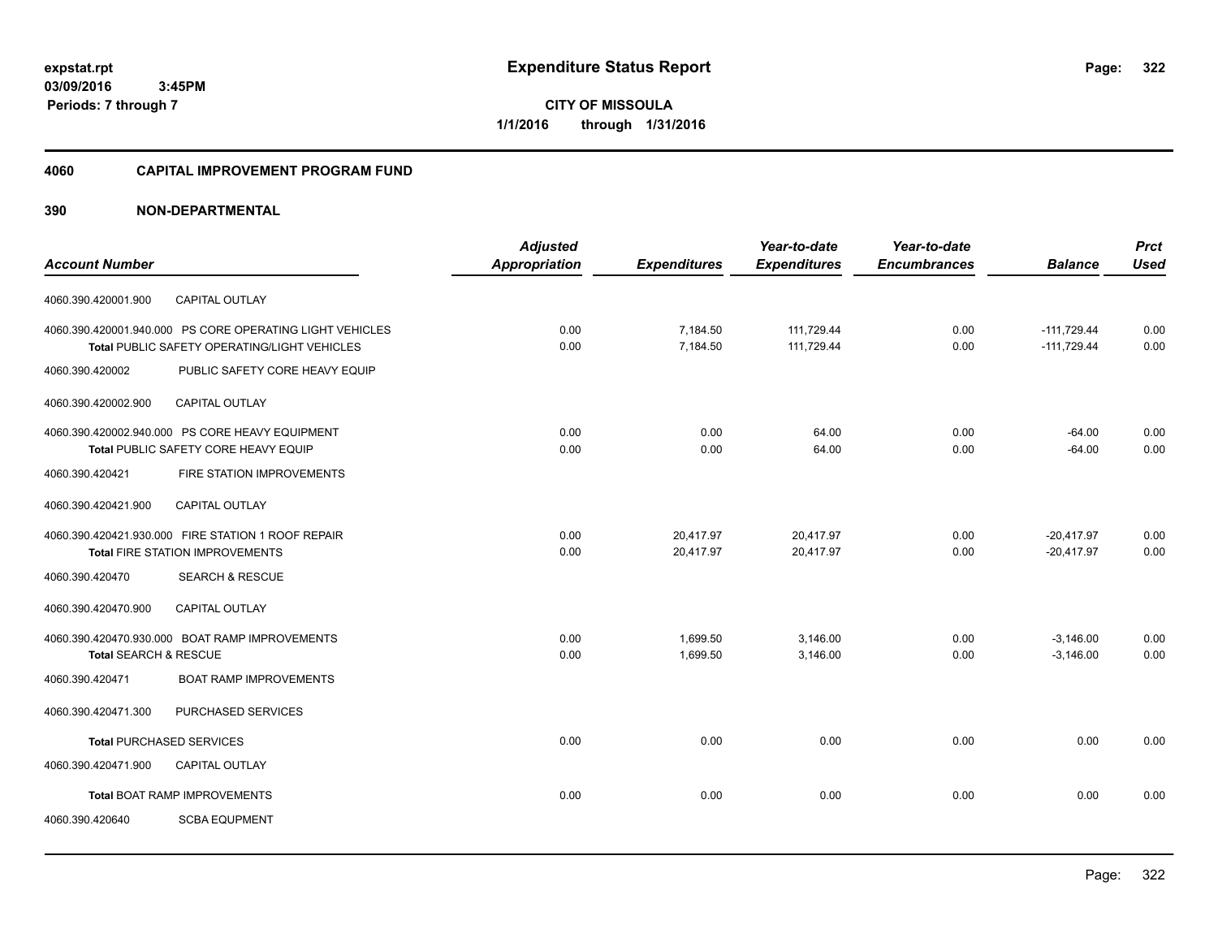**expstat.rpt**
**03/09/2016 3:45PM**
**Periods: 7 through 7**

# Expenditure Status Report

**CITY OF MISSOULA**
**1/1/2016 through 1/31/2016**

## 4060 CAPITAL IMPROVEMENT PROGRAM FUND

## 390 NON-DEPARTMENTAL

| Account Number | | Adjusted Appropriation | Expenditures | Year-to-date Expenditures | Year-to-date Encumbrances | Balance | Prct Used |
|---|---|---|---|---|---|---|---|
| 4060.390.420001.900 | CAPITAL OUTLAY | | | | | | |
| 4060.390.420001.940.000 | PS CORE OPERATING LIGHT VEHICLES | 0.00 | 7,184.50 | 111,729.44 | 0.00 | -111,729.44 | 0.00 |
| **Total** PUBLIC SAFETY OPERATING/LIGHT VEHICLES | | 0.00 | 7,184.50 | 111,729.44 | 0.00 | -111,729.44 | 0.00 |
| 4060.390.420002 | PUBLIC SAFETY CORE HEAVY EQUIP | | | | | | |
| 4060.390.420002.900 | CAPITAL OUTLAY | | | | | | |
| 4060.390.420002.940.000 | PS CORE HEAVY EQUIPMENT | 0.00 | 0.00 | 64.00 | 0.00 | -64.00 | 0.00 |
| **Total** PUBLIC SAFETY CORE HEAVY EQUIP | | 0.00 | 0.00 | 64.00 | 0.00 | -64.00 | 0.00 |
| 4060.390.420421 | FIRE STATION IMPROVEMENTS | | | | | | |
| 4060.390.420421.900 | CAPITAL OUTLAY | | | | | | |
| 4060.390.420421.930.000 | FIRE STATION 1 ROOF REPAIR | 0.00 | 20,417.97 | 20,417.97 | 0.00 | -20,417.97 | 0.00 |
| **Total** FIRE STATION IMPROVEMENTS | | 0.00 | 20,417.97 | 20,417.97 | 0.00 | -20,417.97 | 0.00 |
| 4060.390.420470 | SEARCH & RESCUE | | | | | | |
| 4060.390.420470.900 | CAPITAL OUTLAY | | | | | | |
| 4060.390.420470.930.000 | BOAT RAMP IMPROVEMENTS | 0.00 | 1,699.50 | 3,146.00 | 0.00 | -3,146.00 | 0.00 |
| **Total** SEARCH & RESCUE | | 0.00 | 1,699.50 | 3,146.00 | 0.00 | -3,146.00 | 0.00 |
| 4060.390.420471 | BOAT RAMP IMPROVEMENTS | | | | | | |
| 4060.390.420471.300 | PURCHASED SERVICES | | | | | | |
| **Total** PURCHASED SERVICES | | 0.00 | 0.00 | 0.00 | 0.00 | 0.00 | 0.00 |
| 4060.390.420471.900 | CAPITAL OUTLAY | | | | | | |
| **Total** BOAT RAMP IMPROVEMENTS | | 0.00 | 0.00 | 0.00 | 0.00 | 0.00 | 0.00 |
| 4060.390.420640 | SCBA EQUPMENT | | | | | | |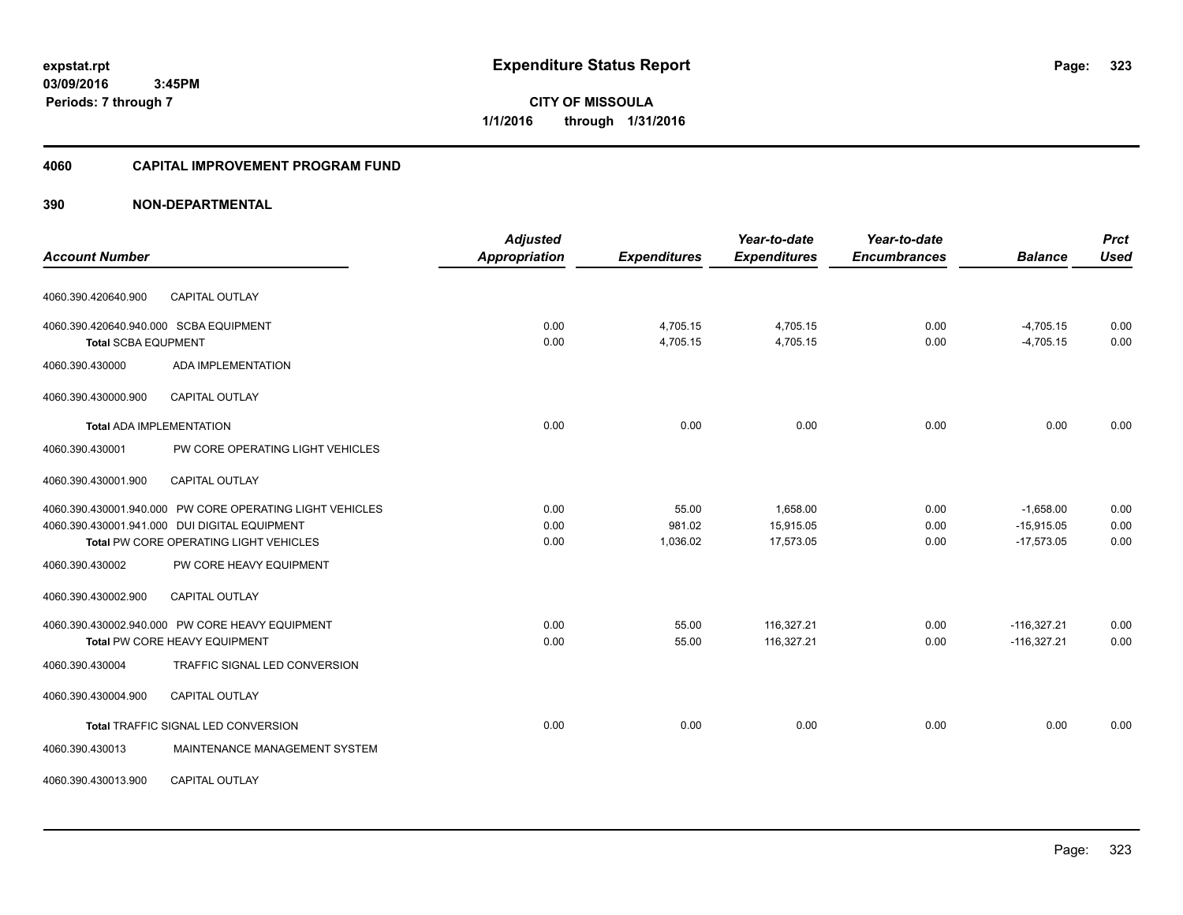**expstat.rpt**
**03/09/2016 3:45PM**
**Periods: 7 through 7**

# Expenditure Status Report

**CITY OF MISSOULA**
**1/1/2016 through 1/31/2016**

## 4060 CAPITAL IMPROVEMENT PROGRAM FUND

## 390 NON-DEPARTMENTAL

| Account Number | | Adjusted Appropriation | Expenditures | Year-to-date Expenditures | Year-to-date Encumbrances | Balance | Prct Used |
|---|---|---|---|---|---|---|---|
| 4060.390.420640.900 | CAPITAL OUTLAY | | | | | | |
| 4060.390.420640.940.000 SCBA EQUIPMENT | | 0.00 | 4,705.15 | 4,705.15 | 0.00 | -4,705.15 | 0.00 |
| **Total** SCBA EQUPMENT | | 0.00 | 4,705.15 | 4,705.15 | 0.00 | -4,705.15 | 0.00 |
| 4060.390.430000 | ADA IMPLEMENTATION | | | | | | |
| 4060.390.430000.900 | CAPITAL OUTLAY | | | | | | |
| **Total** ADA IMPLEMENTATION | | 0.00 | 0.00 | 0.00 | 0.00 | 0.00 | 0.00 |
| 4060.390.430001 | PW CORE OPERATING LIGHT VEHICLES | | | | | | |
| 4060.390.430001.900 | CAPITAL OUTLAY | | | | | | |
| 4060.390.430001.940.000 PW CORE OPERATING LIGHT VEHICLES | | 0.00 | 55.00 | 1,658.00 | 0.00 | -1,658.00 | 0.00 |
| 4060.390.430001.941.000 DUI DIGITAL EQUIPMENT | | 0.00 | 981.02 | 15,915.05 | 0.00 | -15,915.05 | 0.00 |
| **Total** PW CORE OPERATING LIGHT VEHICLES | | 0.00 | 1,036.02 | 17,573.05 | 0.00 | -17,573.05 | 0.00 |
| 4060.390.430002 | PW CORE HEAVY EQUIPMENT | | | | | | |
| 4060.390.430002.900 | CAPITAL OUTLAY | | | | | | |
| 4060.390.430002.940.000 PW CORE HEAVY EQUIPMENT | | 0.00 | 55.00 | 116,327.21 | 0.00 | -116,327.21 | 0.00 |
| **Total** PW CORE HEAVY EQUIPMENT | | 0.00 | 55.00 | 116,327.21 | 0.00 | -116,327.21 | 0.00 |
| 4060.390.430004 | TRAFFIC SIGNAL LED CONVERSION | | | | | | |
| 4060.390.430004.900 | CAPITAL OUTLAY | | | | | | |
| **Total** TRAFFIC SIGNAL LED CONVERSION | | 0.00 | 0.00 | 0.00 | 0.00 | 0.00 | 0.00 |
| 4060.390.430013 | MAINTENANCE MANAGEMENT SYSTEM | | | | | | |
| 4060.390.430013.900 | CAPITAL OUTLAY | | | | | | |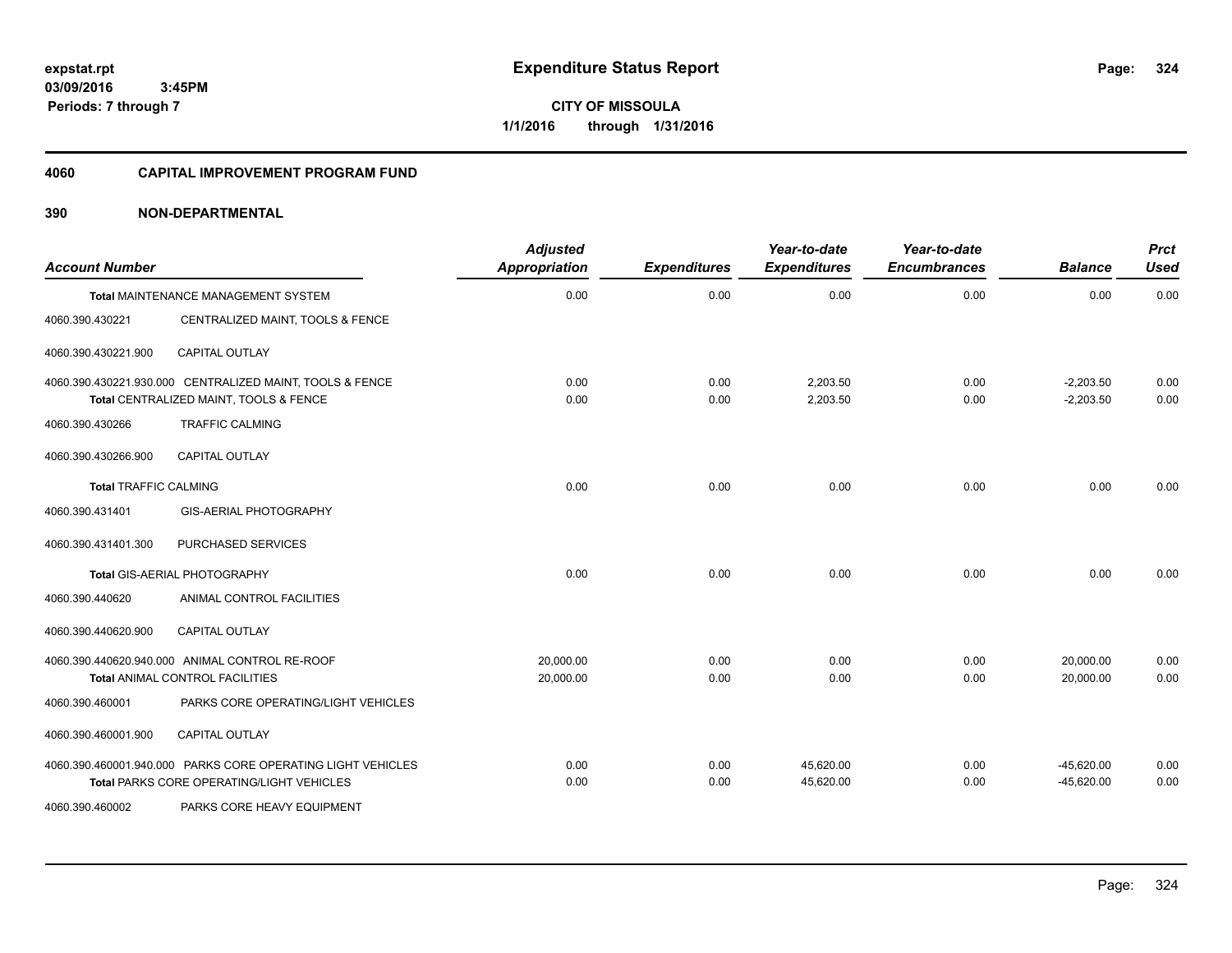# Expenditure Status Report

expstat.rpt
03/09/2016 3:45PM
Periods: 7 through 7

**CITY OF MISSOULA**
**1/1/2016 through 1/31/2016**

## 4060 CAPITAL IMPROVEMENT PROGRAM FUND

## 390 NON-DEPARTMENTAL

| Account Number | | Adjusted Appropriation | Expenditures | Year-to-date Expenditures | Year-to-date Encumbrances | Balance | Prct Used |
|---|---|---|---|---|---|---|---|
| **Total** MAINTENANCE MANAGEMENT SYSTEM | | 0.00 | 0.00 | 0.00 | 0.00 | 0.00 | 0.00 |
| 4060.390.430221 | CENTRALIZED MAINT, TOOLS & FENCE | | | | | | |
| 4060.390.430221.900 | CAPITAL OUTLAY | | | | | | |
| 4060.390.430221.930.000 | CENTRALIZED MAINT, TOOLS & FENCE | 0.00 | 0.00 | 2,203.50 | 0.00 | -2,203.50 | 0.00 |
| **Total** CENTRALIZED MAINT, TOOLS & FENCE | | 0.00 | 0.00 | 2,203.50 | 0.00 | -2,203.50 | 0.00 |
| 4060.390.430266 | TRAFFIC CALMING | | | | | | |
| 4060.390.430266.900 | CAPITAL OUTLAY | | | | | | |
| **Total** TRAFFIC CALMING | | 0.00 | 0.00 | 0.00 | 0.00 | 0.00 | 0.00 |
| 4060.390.431401 | GIS-AERIAL PHOTOGRAPHY | | | | | | |
| 4060.390.431401.300 | PURCHASED SERVICES | | | | | | |
| **Total** GIS-AERIAL PHOTOGRAPHY | | 0.00 | 0.00 | 0.00 | 0.00 | 0.00 | 0.00 |
| 4060.390.440620 | ANIMAL CONTROL FACILITIES | | | | | | |
| 4060.390.440620.900 | CAPITAL OUTLAY | | | | | | |
| 4060.390.440620.940.000 | ANIMAL CONTROL RE-ROOF | 20,000.00 | 0.00 | 0.00 | 0.00 | 20,000.00 | 0.00 |
| **Total** ANIMAL CONTROL FACILITIES | | 20,000.00 | 0.00 | 0.00 | 0.00 | 20,000.00 | 0.00 |
| 4060.390.460001 | PARKS CORE OPERATING/LIGHT VEHICLES | | | | | | |
| 4060.390.460001.900 | CAPITAL OUTLAY | | | | | | |
| 4060.390.460001.940.000 | PARKS CORE OPERATING LIGHT VEHICLES | 0.00 | 0.00 | 45,620.00 | 0.00 | -45,620.00 | 0.00 |
| **Total** PARKS CORE OPERATING/LIGHT VEHICLES | | 0.00 | 0.00 | 45,620.00 | 0.00 | -45,620.00 | 0.00 |
| 4060.390.460002 | PARKS CORE HEAVY EQUIPMENT | | | | | | |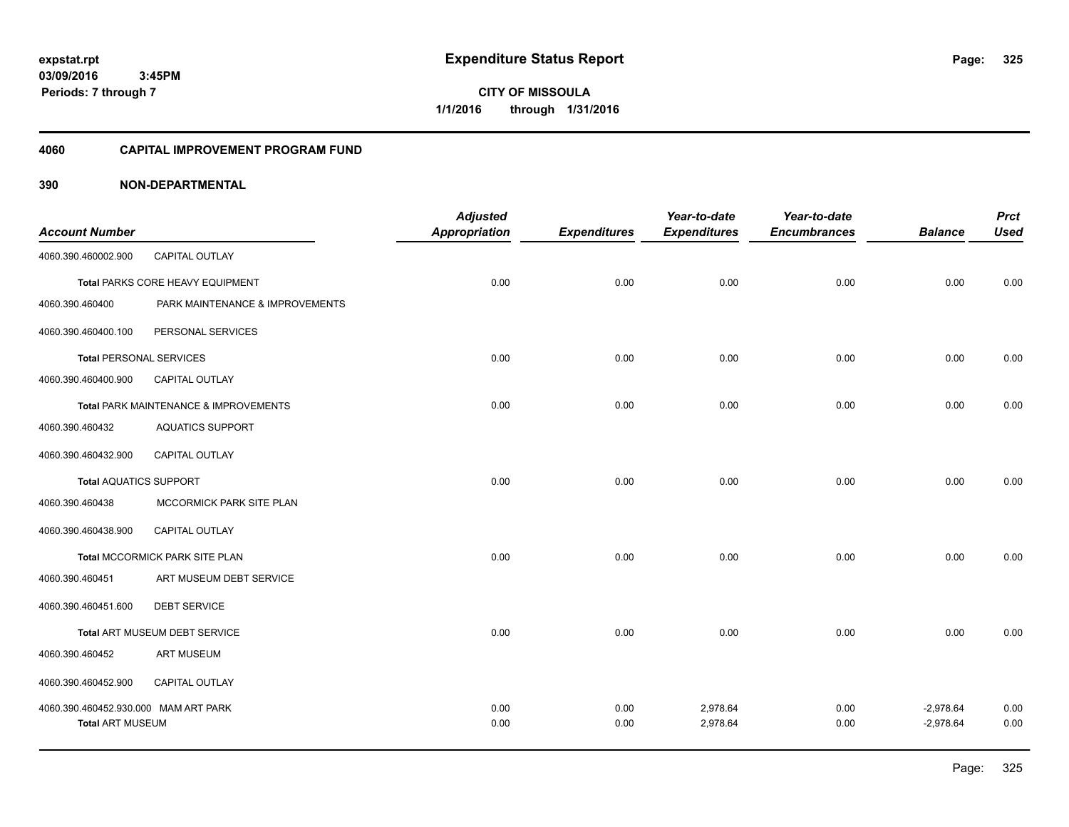# Expenditure Status Report

expstat.rpt
03/09/2016 3:45PM
Periods: 7 through 7

**CITY OF MISSOULA**
**1/1/2016 through 1/31/2016**

## 4060 CAPITAL IMPROVEMENT PROGRAM FUND

### 390 NON-DEPARTMENTAL

| Account Number | | Adjusted Appropriation | Expenditures | Year-to-date Expenditures | Year-to-date Encumbrances | Balance | Prct Used |
|---|---|---|---|---|---|---|---|
| 4060.390.460002.900 | CAPITAL OUTLAY | | | | | | |
| Total PARKS CORE HEAVY EQUIPMENT | | 0.00 | 0.00 | 0.00 | 0.00 | 0.00 | 0.00 |
| 4060.390.460400 | PARK MAINTENANCE & IMPROVEMENTS | | | | | | |
| 4060.390.460400.100 | PERSONAL SERVICES | | | | | | |
| Total PERSONAL SERVICES | | 0.00 | 0.00 | 0.00 | 0.00 | 0.00 | 0.00 |
| 4060.390.460400.900 | CAPITAL OUTLAY | | | | | | |
| Total PARK MAINTENANCE & IMPROVEMENTS | | 0.00 | 0.00 | 0.00 | 0.00 | 0.00 | 0.00 |
| 4060.390.460432 | AQUATICS SUPPORT | | | | | | |
| 4060.390.460432.900 | CAPITAL OUTLAY | | | | | | |
| Total AQUATICS SUPPORT | | 0.00 | 0.00 | 0.00 | 0.00 | 0.00 | 0.00 |
| 4060.390.460438 | MCCORMICK PARK SITE PLAN | | | | | | |
| 4060.390.460438.900 | CAPITAL OUTLAY | | | | | | |
| Total MCCORMICK PARK SITE PLAN | | 0.00 | 0.00 | 0.00 | 0.00 | 0.00 | 0.00 |
| 4060.390.460451 | ART MUSEUM DEBT SERVICE | | | | | | |
| 4060.390.460451.600 | DEBT SERVICE | | | | | | |
| Total ART MUSEUM DEBT SERVICE | | 0.00 | 0.00 | 0.00 | 0.00 | 0.00 | 0.00 |
| 4060.390.460452 | ART MUSEUM | | | | | | |
| 4060.390.460452.900 | CAPITAL OUTLAY | | | | | | |
| 4060.390.460452.930.000 | MAM ART PARK | 0.00 | 0.00 | 2,978.64 | 0.00 | -2,978.64 | 0.00 |
| Total ART MUSEUM | | 0.00 | 0.00 | 2,978.64 | 0.00 | -2,978.64 | 0.00 |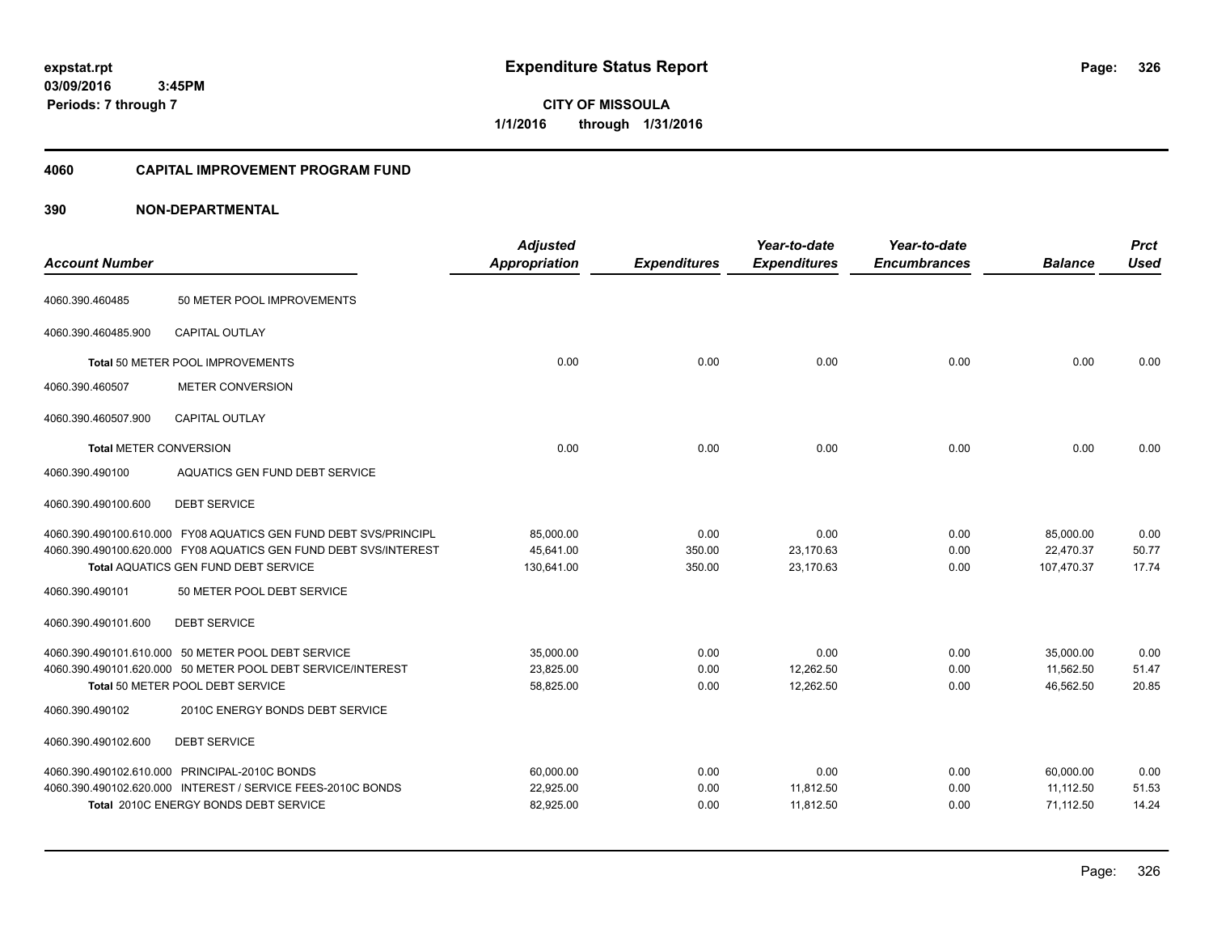# Expenditure Status Report

**CITY OF MISSOULA**

**1/1/2016 through 1/31/2016**

expstat.rpt
03/09/2016 3:45PM
Periods: 7 through 7

## 4060 CAPITAL IMPROVEMENT PROGRAM FUND

## 390 NON-DEPARTMENTAL

| Account Number | | Adjusted Appropriation | Expenditures | Year-to-date Expenditures | Year-to-date Encumbrances | Balance | Prct Used |
|---|---|---|---|---|---|---|---|
| 4060.390.460485 | 50 METER POOL IMPROVEMENTS | | | | | | |
| 4060.390.460485.900 | CAPITAL OUTLAY | | | | | | |
| | **Total** 50 METER POOL IMPROVEMENTS | 0.00 | 0.00 | 0.00 | 0.00 | 0.00 | 0.00 |
| 4060.390.460507 | METER CONVERSION | | | | | | |
| 4060.390.460507.900 | CAPITAL OUTLAY | | | | | | |
| | **Total** METER CONVERSION | 0.00 | 0.00 | 0.00 | 0.00 | 0.00 | 0.00 |
| 4060.390.490100 | AQUATICS GEN FUND DEBT SERVICE | | | | | | |
| 4060.390.490100.600 | DEBT SERVICE | | | | | | |
| 4060.390.490100.610.000 | FY08 AQUATICS GEN FUND DEBT SVS/PRINCIPL | 85,000.00 | 0.00 | 0.00 | 0.00 | 85,000.00 | 0.00 |
| 4060.390.490100.620.000 | FY08 AQUATICS GEN FUND DEBT SVS/INTEREST | 45,641.00 | 350.00 | 23,170.63 | 0.00 | 22,470.37 | 50.77 |
| | **Total** AQUATICS GEN FUND DEBT SERVICE | 130,641.00 | 350.00 | 23,170.63 | 0.00 | 107,470.37 | 17.74 |
| 4060.390.490101 | 50 METER POOL DEBT SERVICE | | | | | | |
| 4060.390.490101.600 | DEBT SERVICE | | | | | | |
| 4060.390.490101.610.000 | 50 METER POOL DEBT SERVICE | 35,000.00 | 0.00 | 0.00 | 0.00 | 35,000.00 | 0.00 |
| 4060.390.490101.620.000 | 50 METER POOL DEBT SERVICE/INTEREST | 23,825.00 | 0.00 | 12,262.50 | 0.00 | 11,562.50 | 51.47 |
| | **Total** 50 METER POOL DEBT SERVICE | 58,825.00 | 0.00 | 12,262.50 | 0.00 | 46,562.50 | 20.85 |
| 4060.390.490102 | 2010C ENERGY BONDS DEBT SERVICE | | | | | | |
| 4060.390.490102.600 | DEBT SERVICE | | | | | | |
| 4060.390.490102.610.000 | PRINCIPAL-2010C BONDS | 60,000.00 | 0.00 | 0.00 | 0.00 | 60,000.00 | 0.00 |
| 4060.390.490102.620.000 | INTEREST / SERVICE FEES-2010C BONDS | 22,925.00 | 0.00 | 11,812.50 | 0.00 | 11,112.50 | 51.53 |
| | **Total** 2010C ENERGY BONDS DEBT SERVICE | 82,925.00 | 0.00 | 11,812.50 | 0.00 | 71,112.50 | 14.24 |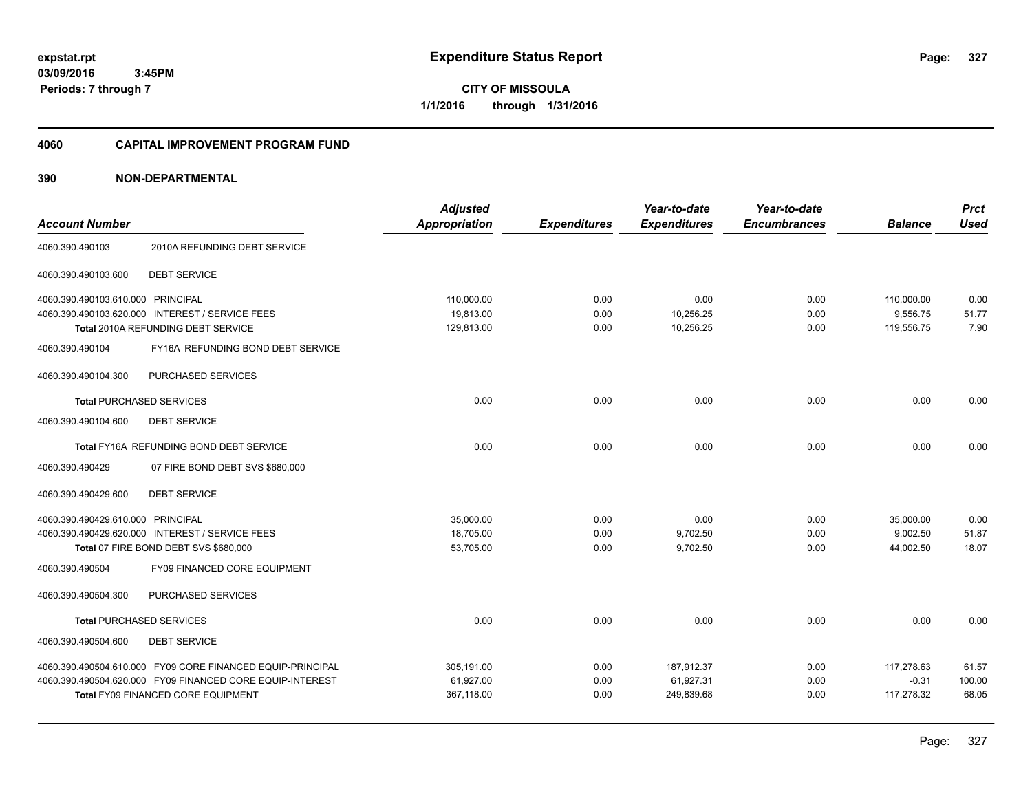**expstat.rpt**
**03/09/2016 3:45PM**
**Periods: 7 through 7**

# Expenditure Status Report

**CITY OF MISSOULA**
**1/1/2016 through 1/31/2016**

## 4060 CAPITAL IMPROVEMENT PROGRAM FUND

## 390 NON-DEPARTMENTAL

| Account Number | | Adjusted Appropriation | Expenditures | Year-to-date Expenditures | Year-to-date Encumbrances | Balance | Prct Used |
|---|---|---|---|---|---|---|---|
| 4060.390.490103 | 2010A REFUNDING DEBT SERVICE | | | | | | |
| 4060.390.490103.600 | DEBT SERVICE | | | | | | |
| 4060.390.490103.610.000 | PRINCIPAL | 110,000.00 | 0.00 | 0.00 | 0.00 | 110,000.00 | 0.00 |
| 4060.390.490103.620.000 | INTEREST / SERVICE FEES | 19,813.00 | 0.00 | 10,256.25 | 0.00 | 9,556.75 | 51.77 |
| **Total** 2010A REFUNDING DEBT SERVICE | | 129,813.00 | 0.00 | 10,256.25 | 0.00 | 119,556.75 | 7.90 |
| 4060.390.490104 | FY16A REFUNDING BOND DEBT SERVICE | | | | | | |
| 4060.390.490104.300 | PURCHASED SERVICES | | | | | | |
| **Total** PURCHASED SERVICES | | 0.00 | 0.00 | 0.00 | 0.00 | 0.00 | 0.00 |
| 4060.390.490104.600 | DEBT SERVICE | | | | | | |
| **Total** FY16A REFUNDING BOND DEBT SERVICE | | 0.00 | 0.00 | 0.00 | 0.00 | 0.00 | 0.00 |
| 4060.390.490429 | 07 FIRE BOND DEBT SVS $680,000 | | | | | | |
| 4060.390.490429.600 | DEBT SERVICE | | | | | | |
| 4060.390.490429.610.000 | PRINCIPAL | 35,000.00 | 0.00 | 0.00 | 0.00 | 35,000.00 | 0.00 |
| 4060.390.490429.620.000 | INTEREST / SERVICE FEES | 18,705.00 | 0.00 | 9,702.50 | 0.00 | 9,002.50 | 51.87 |
| **Total** 07 FIRE BOND DEBT SVS $680,000 | | 53,705.00 | 0.00 | 9,702.50 | 0.00 | 44,002.50 | 18.07 |
| 4060.390.490504 | FY09 FINANCED CORE EQUIPMENT | | | | | | |
| 4060.390.490504.300 | PURCHASED SERVICES | | | | | | |
| **Total** PURCHASED SERVICES | | 0.00 | 0.00 | 0.00 | 0.00 | 0.00 | 0.00 |
| 4060.390.490504.600 | DEBT SERVICE | | | | | | |
| 4060.390.490504.610.000 | FY09 CORE FINANCED EQUIP-PRINCIPAL | 305,191.00 | 0.00 | 187,912.37 | 0.00 | 117,278.63 | 61.57 |
| 4060.390.490504.620.000 | FY09 FINANCED CORE EQUIP-INTEREST | 61,927.00 | 0.00 | 61,927.31 | 0.00 | -0.31 | 100.00 |
| **Total** FY09 FINANCED CORE EQUIPMENT | | 367,118.00 | 0.00 | 249,839.68 | 0.00 | 117,278.32 | 68.05 |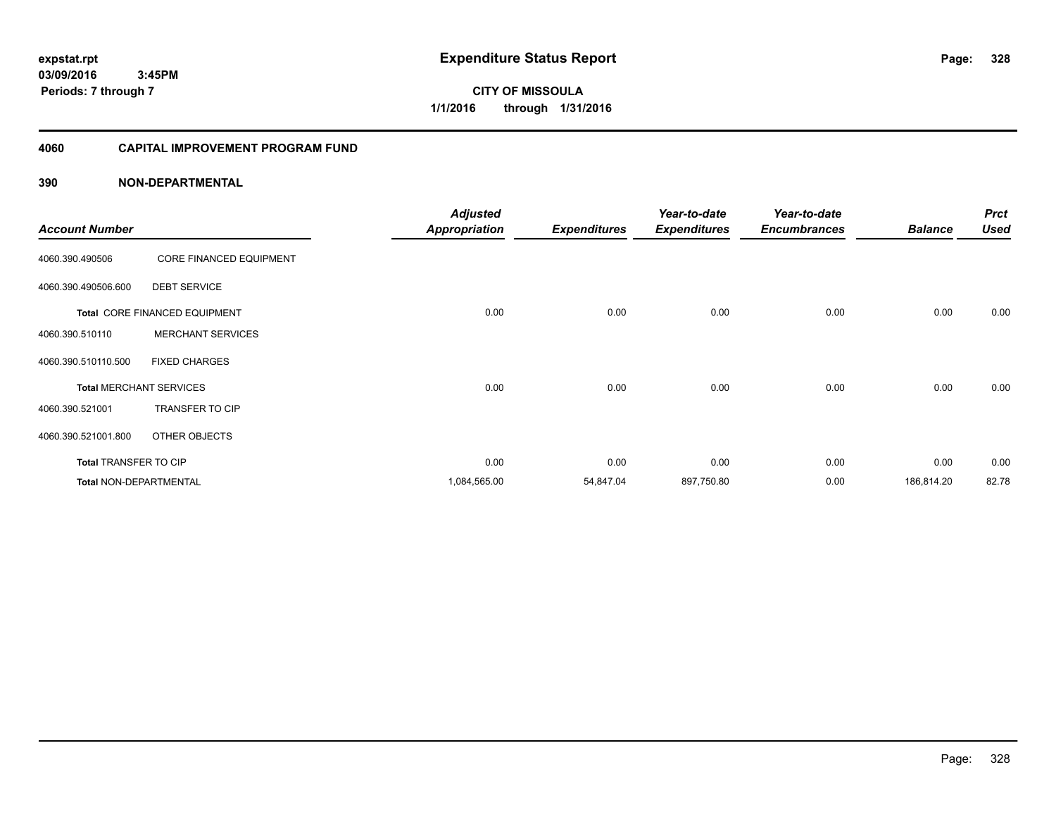# Expenditure Status Report

expstat.rpt
03/09/2016 3:45PM
Periods: 7 through 7

CITY OF MISSOULA
1/1/2016 through 1/31/2016

## 4060 CAPITAL IMPROVEMENT PROGRAM FUND

### 390 NON-DEPARTMENTAL

| Account Number | | Adjusted Appropriation | Expenditures | Year-to-date Expenditures | Year-to-date Encumbrances | Balance | Prct Used |
|---|---|---|---|---|---|---|---|
| 4060.390.490506 | CORE FINANCED EQUIPMENT | | | | | | |
| 4060.390.490506.600 | DEBT SERVICE | | | | | | |
| Total CORE FINANCED EQUIPMENT | | 0.00 | 0.00 | 0.00 | 0.00 | 0.00 | 0.00 |
| 4060.390.510110 | MERCHANT SERVICES | | | | | | |
| 4060.390.510110.500 | FIXED CHARGES | | | | | | |
| Total MERCHANT SERVICES | | 0.00 | 0.00 | 0.00 | 0.00 | 0.00 | 0.00 |
| 4060.390.521001 | TRANSFER TO CIP | | | | | | |
| 4060.390.521001.800 | OTHER OBJECTS | | | | | | |
| Total TRANSFER TO CIP | | 0.00 | 0.00 | 0.00 | 0.00 | 0.00 | 0.00 |
| Total NON-DEPARTMENTAL | | 1,084,565.00 | 54,847.04 | 897,750.80 | 0.00 | 186,814.20 | 82.78 |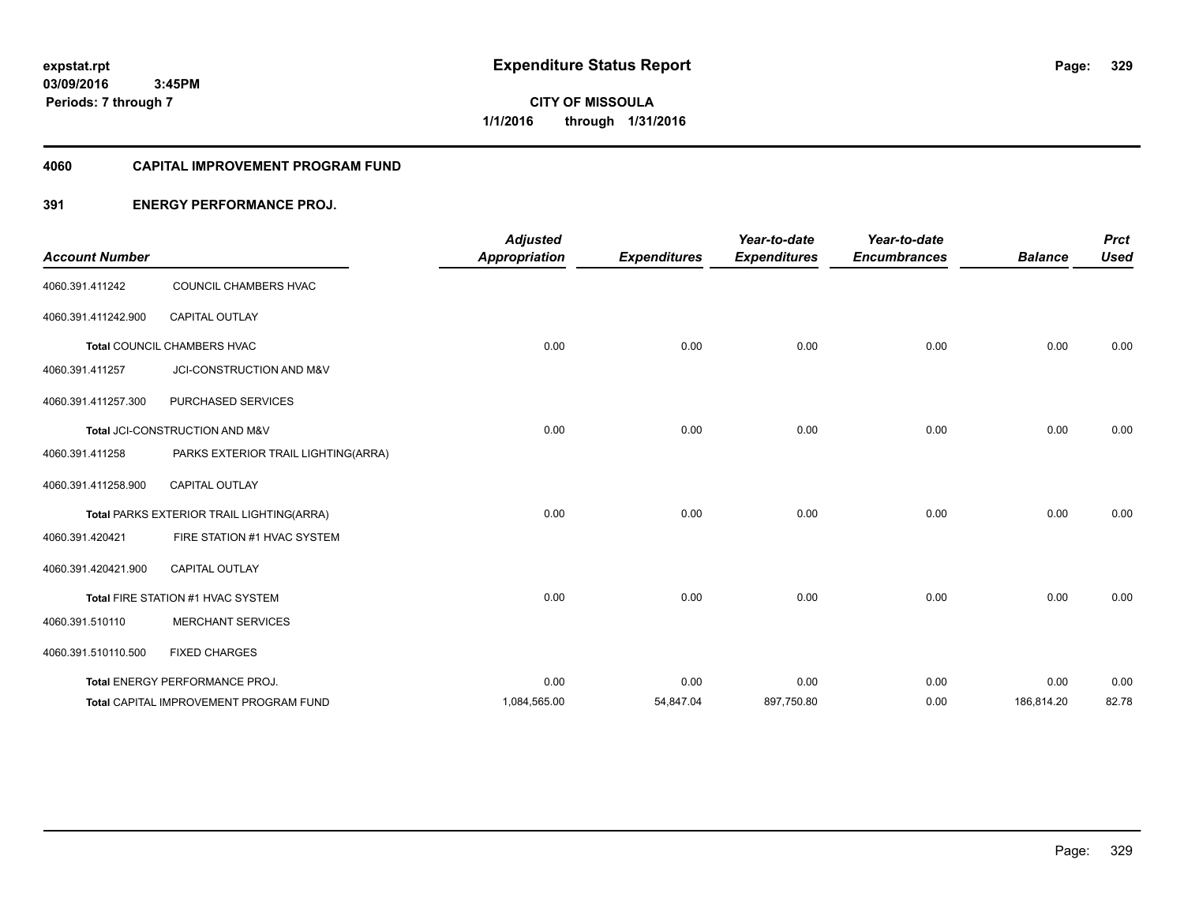expstat.rpt
03/09/2016 3:45PM
Periods: 7 through 7

# Expenditure Status Report

**CITY OF MISSOULA**
**1/1/2016 through 1/31/2016**

## 4060 CAPITAL IMPROVEMENT PROGRAM FUND

### 391 ENERGY PERFORMANCE PROJ.

| Account Number | | Adjusted Appropriation | Expenditures | Year-to-date Expenditures | Year-to-date Encumbrances | Balance | Prct Used |
|---|---|---|---|---|---|---|---|
| 4060.391.411242 | COUNCIL CHAMBERS HVAC | | | | | | |
| 4060.391.411242.900 | CAPITAL OUTLAY | | | | | | |
| Total COUNCIL CHAMBERS HVAC | | 0.00 | 0.00 | 0.00 | 0.00 | 0.00 | 0.00 |
| 4060.391.411257 | JCI-CONSTRUCTION AND M&V | | | | | | |
| 4060.391.411257.300 | PURCHASED SERVICES | | | | | | |
| Total JCI-CONSTRUCTION AND M&V | | 0.00 | 0.00 | 0.00 | 0.00 | 0.00 | 0.00 |
| 4060.391.411258 | PARKS EXTERIOR TRAIL LIGHTING(ARRA) | | | | | | |
| 4060.391.411258.900 | CAPITAL OUTLAY | | | | | | |
| Total PARKS EXTERIOR TRAIL LIGHTING(ARRA) | | 0.00 | 0.00 | 0.00 | 0.00 | 0.00 | 0.00 |
| 4060.391.420421 | FIRE STATION #1 HVAC SYSTEM | | | | | | |
| 4060.391.420421.900 | CAPITAL OUTLAY | | | | | | |
| Total FIRE STATION #1 HVAC SYSTEM | | 0.00 | 0.00 | 0.00 | 0.00 | 0.00 | 0.00 |
| 4060.391.510110 | MERCHANT SERVICES | | | | | | |
| 4060.391.510110.500 | FIXED CHARGES | | | | | | |
| Total ENERGY PERFORMANCE PROJ. | | 0.00 | 0.00 | 0.00 | 0.00 | 0.00 | 0.00 |
| Total CAPITAL IMPROVEMENT PROGRAM FUND | | 1,084,565.00 | 54,847.04 | 897,750.80 | 0.00 | 186,814.20 | 82.78 |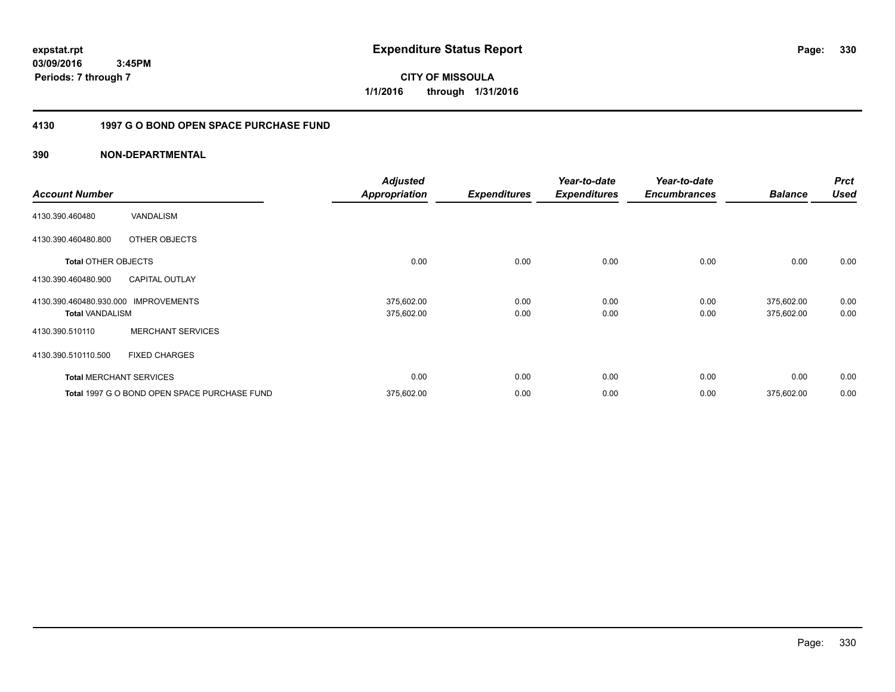**expstat.rpt**
**03/09/2016 3:45PM**
**Periods: 7 through 7**

# Expenditure Status Report

**CITY OF MISSOULA**
**1/1/2016 through 1/31/2016**

## 4130 1997 G O BOND OPEN SPACE PURCHASE FUND

### 390 NON-DEPARTMENTAL

| Account Number | | Adjusted Appropriation | Expenditures | Year-to-date Expenditures | Year-to-date Encumbrances | Balance | Prct Used |
|---|---|---|---|---|---|---|---|
| 4130.390.460480 | VANDALISM | | | | | | |
| 4130.390.460480.800 | OTHER OBJECTS | | | | | | |
| **Total** OTHER OBJECTS | | 0.00 | 0.00 | 0.00 | 0.00 | 0.00 | 0.00 |
| 4130.390.460480.900 | CAPITAL OUTLAY | | | | | | |
| 4130.390.460480.930.000 | IMPROVEMENTS | 375,602.00 | 0.00 | 0.00 | 0.00 | 375,602.00 | 0.00 |
| **Total** VANDALISM | | 375,602.00 | 0.00 | 0.00 | 0.00 | 375,602.00 | 0.00 |
| 4130.390.510110 | MERCHANT SERVICES | | | | | | |
| 4130.390.510110.500 | FIXED CHARGES | | | | | | |
| **Total** MERCHANT SERVICES | | 0.00 | 0.00 | 0.00 | 0.00 | 0.00 | 0.00 |
| **Total** 1997 G O BOND OPEN SPACE PURCHASE FUND | | 375,602.00 | 0.00 | 0.00 | 0.00 | 375,602.00 | 0.00 |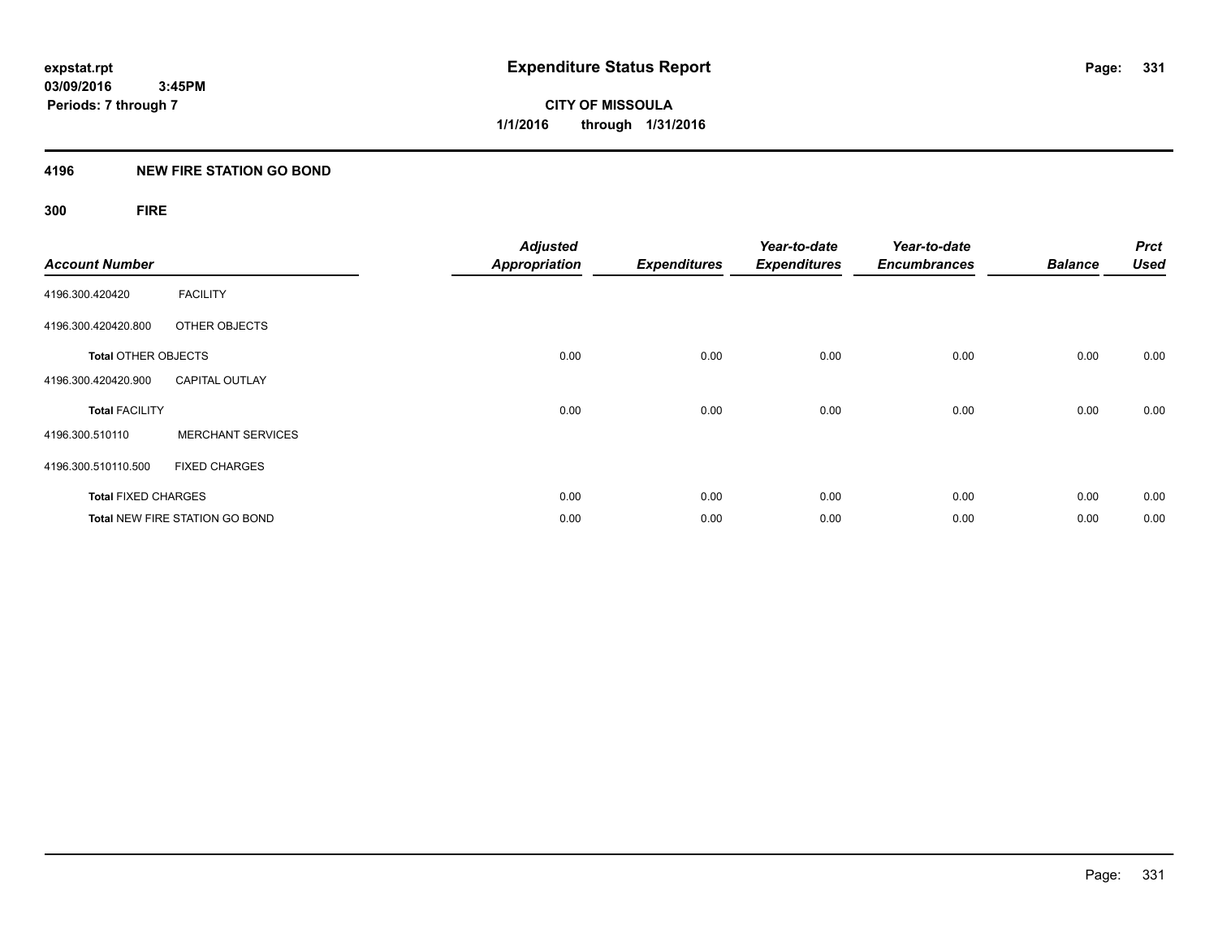# Expenditure Status Report

expstat.rpt
03/09/2016 3:45PM
Periods: 7 through 7

**CITY OF MISSOULA**
**1/1/2016 through 1/31/2016**

## 4196 NEW FIRE STATION GO BOND

### 300 FIRE

| Account Number | | Adjusted Appropriation | Expenditures | Year-to-date Expenditures | Year-to-date Encumbrances | Balance | Prct Used |
|---|---|---|---|---|---|---|---|
| 4196.300.420420 | FACILITY | | | | | | |
| 4196.300.420420.800 | OTHER OBJECTS | | | | | | |
| **Total** OTHER OBJECTS | | 0.00 | 0.00 | 0.00 | 0.00 | 0.00 | 0.00 |
| 4196.300.420420.900 | CAPITAL OUTLAY | | | | | | |
| **Total** FACILITY | | 0.00 | 0.00 | 0.00 | 0.00 | 0.00 | 0.00 |
| 4196.300.510110 | MERCHANT SERVICES | | | | | | |
| 4196.300.510110.500 | FIXED CHARGES | | | | | | |
| **Total** FIXED CHARGES | | 0.00 | 0.00 | 0.00 | 0.00 | 0.00 | 0.00 |
| **Total** NEW FIRE STATION GO BOND | | 0.00 | 0.00 | 0.00 | 0.00 | 0.00 | 0.00 |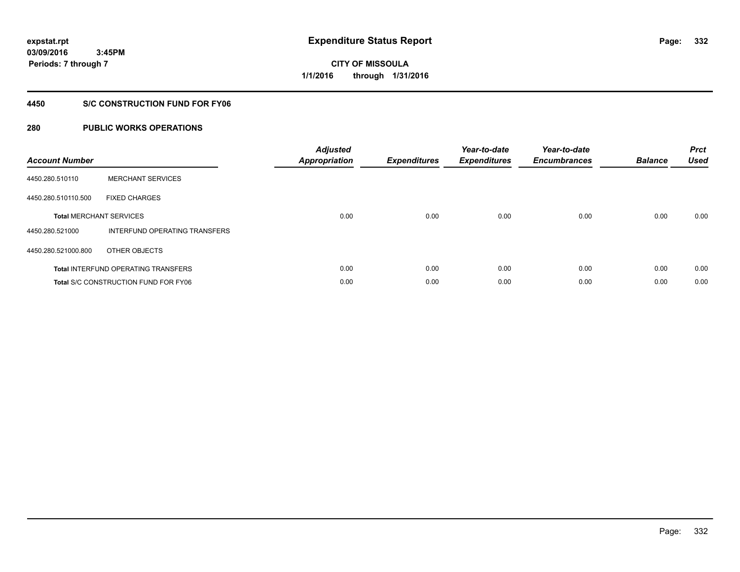**expstat.rpt**
**03/09/2016 3:45PM**
**Periods: 7 through 7**

# Expenditure Status Report

**CITY OF MISSOULA**
**1/1/2016 through 1/31/2016**

## 4450 S/C CONSTRUCTION FUND FOR FY06

## 280 PUBLIC WORKS OPERATIONS

| Account Number | | Adjusted Appropriation | Expenditures | Year-to-date Expenditures | Year-to-date Encumbrances | Balance | Prct Used |
|---|---|---|---|---|---|---|---|
| 4450.280.510110 | MERCHANT SERVICES | | | | | | |
| 4450.280.510110.500 | FIXED CHARGES | | | | | | |
| **Total** MERCHANT SERVICES | | 0.00 | 0.00 | 0.00 | 0.00 | 0.00 | 0.00 |
| 4450.280.521000 | INTERFUND OPERATING TRANSFERS | | | | | | |
| 4450.280.521000.800 | OTHER OBJECTS | | | | | | |
| **Total** INTERFUND OPERATING TRANSFERS | | 0.00 | 0.00 | 0.00 | 0.00 | 0.00 | 0.00 |
| **Total** S/C CONSTRUCTION FUND FOR FY06 | | 0.00 | 0.00 | 0.00 | 0.00 | 0.00 | 0.00 |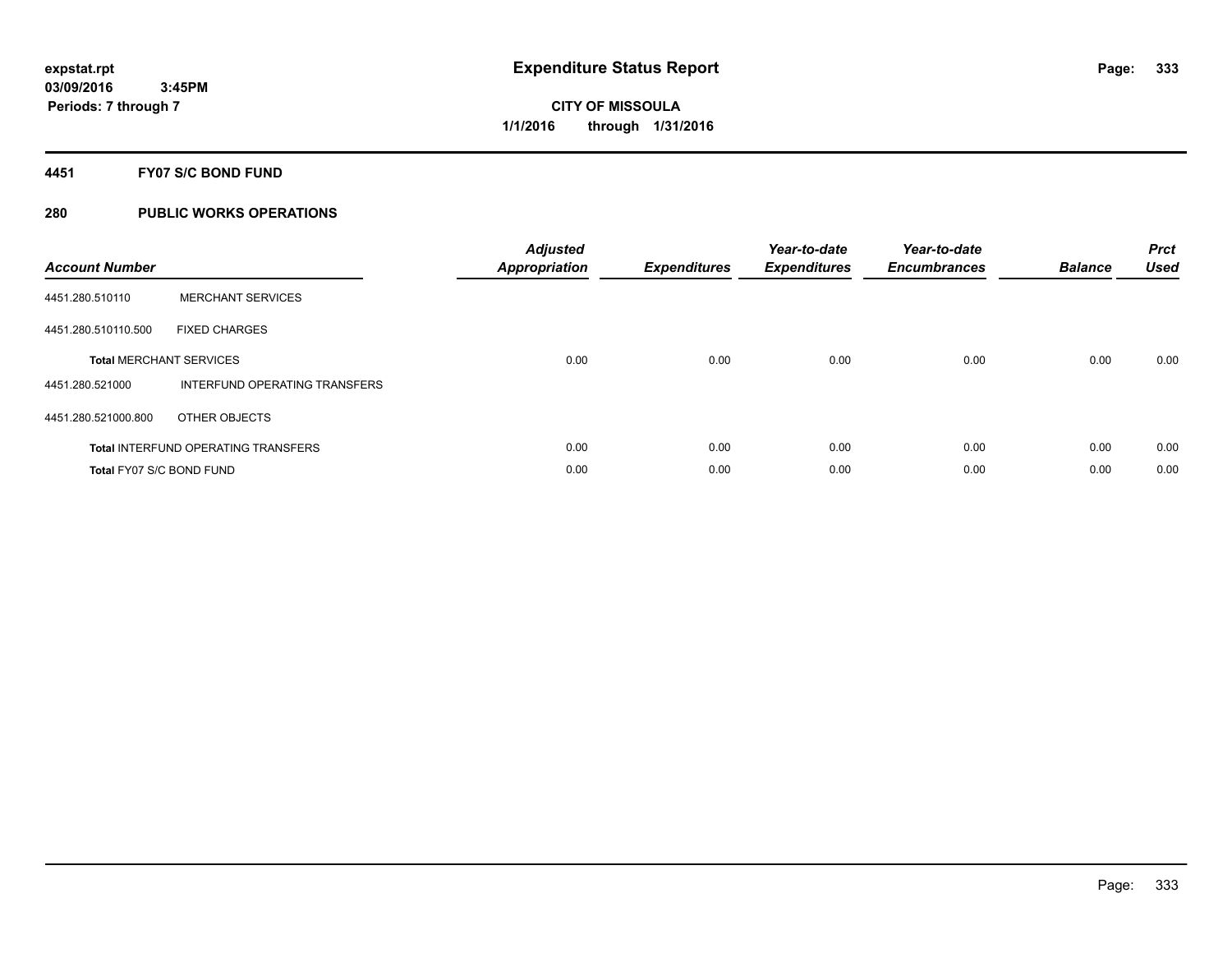**expstat.rpt**
**03/09/2016 3:45PM**
**Periods: 7 through 7**

# Expenditure Status Report

**CITY OF MISSOULA**
**1/1/2016 through 1/31/2016**

## 4451 FY07 S/C BOND FUND

## 280 PUBLIC WORKS OPERATIONS

| Account Number | | Adjusted Appropriation | Expenditures | Year-to-date Expenditures | Year-to-date Encumbrances | Balance | Prct Used |
|---|---|---|---|---|---|---|---|
| 4451.280.510110 | MERCHANT SERVICES | | | | | | |
| 4451.280.510110.500 | FIXED CHARGES | | | | | | |
| **Total** MERCHANT SERVICES | | 0.00 | 0.00 | 0.00 | 0.00 | 0.00 | 0.00 |
| 4451.280.521000 | INTERFUND OPERATING TRANSFERS | | | | | | |
| 4451.280.521000.800 | OTHER OBJECTS | | | | | | |
| **Total** INTERFUND OPERATING TRANSFERS | | 0.00 | 0.00 | 0.00 | 0.00 | 0.00 | 0.00 |
| **Total** FY07 S/C BOND FUND | | 0.00 | 0.00 | 0.00 | 0.00 | 0.00 | 0.00 |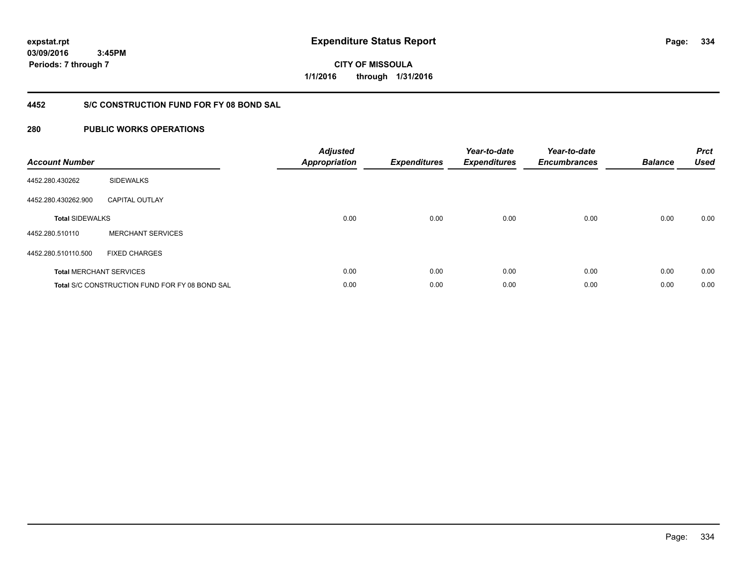expstat.rpt
03/09/2016 3:45PM
Periods: 7 through 7

# Expenditure Status Report

CITY OF MISSOULA
1/1/2016 through 1/31/2016

## 4452 S/C CONSTRUCTION FUND FOR FY 08 BOND SAL

## 280 PUBLIC WORKS OPERATIONS

| Account Number | | Adjusted Appropriation | Expenditures | Year-to-date Expenditures | Year-to-date Encumbrances | Balance | Prct Used |
|---|---|---|---|---|---|---|---|
| 4452.280.430262 | SIDEWALKS | | | | | | |
| 4452.280.430262.900 | CAPITAL OUTLAY | | | | | | |
| **Total** SIDEWALKS | | 0.00 | 0.00 | 0.00 | 0.00 | 0.00 | 0.00 |
| 4452.280.510110 | MERCHANT SERVICES | | | | | | |
| 4452.280.510110.500 | FIXED CHARGES | | | | | | |
| **Total** MERCHANT SERVICES | | 0.00 | 0.00 | 0.00 | 0.00 | 0.00 | 0.00 |
| **Total** S/C CONSTRUCTION FUND FOR FY 08 BOND SAL | | 0.00 | 0.00 | 0.00 | 0.00 | 0.00 | 0.00 |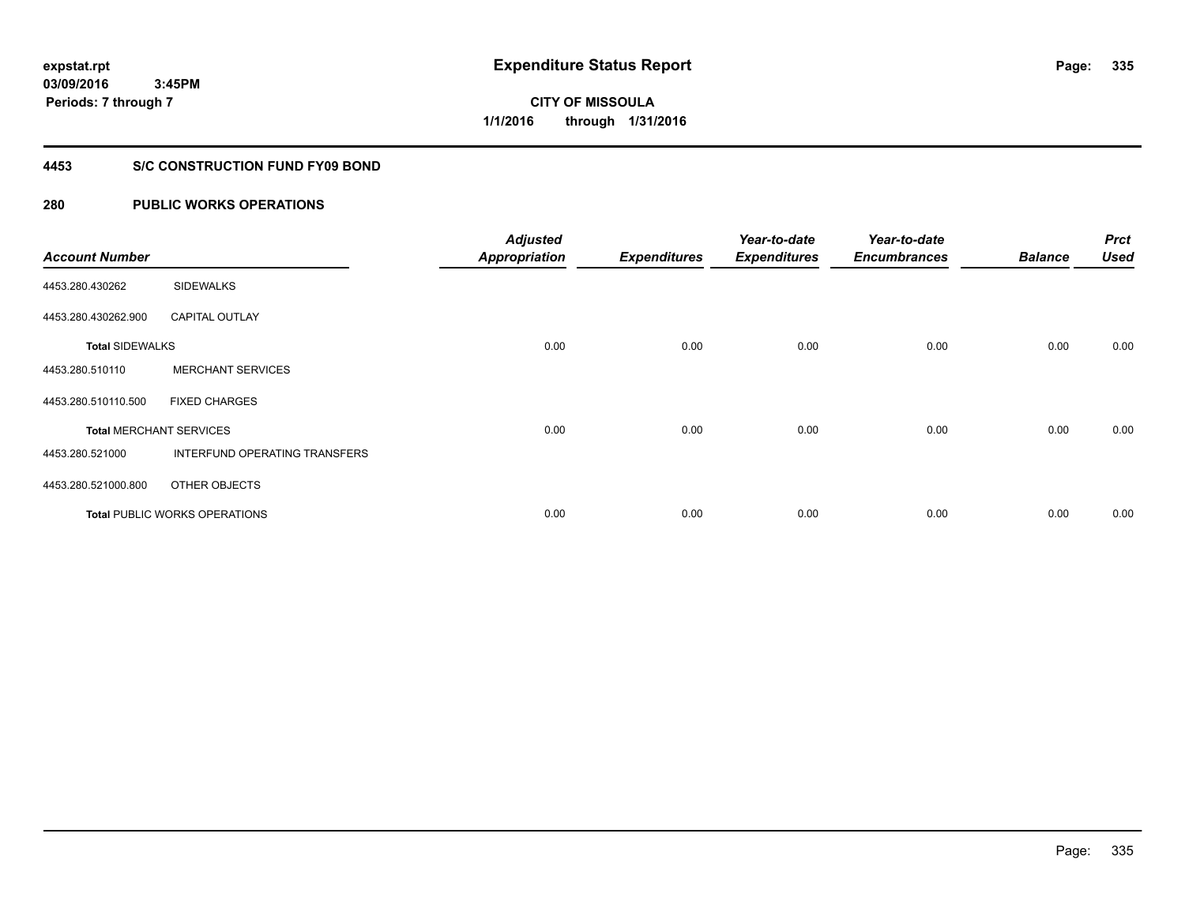# Expenditure Status Report

expstat.rpt
03/09/2016 3:45PM
Periods: 7 through 7

**CITY OF MISSOULA**
**1/1/2016 through 1/31/2016**

## 4453 S/C CONSTRUCTION FUND FY09 BOND

## 280 PUBLIC WORKS OPERATIONS

| Account Number | | Adjusted Appropriation | Expenditures | Year-to-date Expenditures | Year-to-date Encumbrances | Balance | Prct Used |
|---|---|---|---|---|---|---|---|
| 4453.280.430262 | SIDEWALKS | | | | | | |
| 4453.280.430262.900 | CAPITAL OUTLAY | | | | | | |
| **Total** SIDEWALKS | | 0.00 | 0.00 | 0.00 | 0.00 | 0.00 | 0.00 |
| 4453.280.510110 | MERCHANT SERVICES | | | | | | |
| 4453.280.510110.500 | FIXED CHARGES | | | | | | |
| **Total** MERCHANT SERVICES | | 0.00 | 0.00 | 0.00 | 0.00 | 0.00 | 0.00 |
| 4453.280.521000 | INTERFUND OPERATING TRANSFERS | | | | | | |
| 4453.280.521000.800 | OTHER OBJECTS | | | | | | |
| **Total** PUBLIC WORKS OPERATIONS | | 0.00 | 0.00 | 0.00 | 0.00 | 0.00 | 0.00 |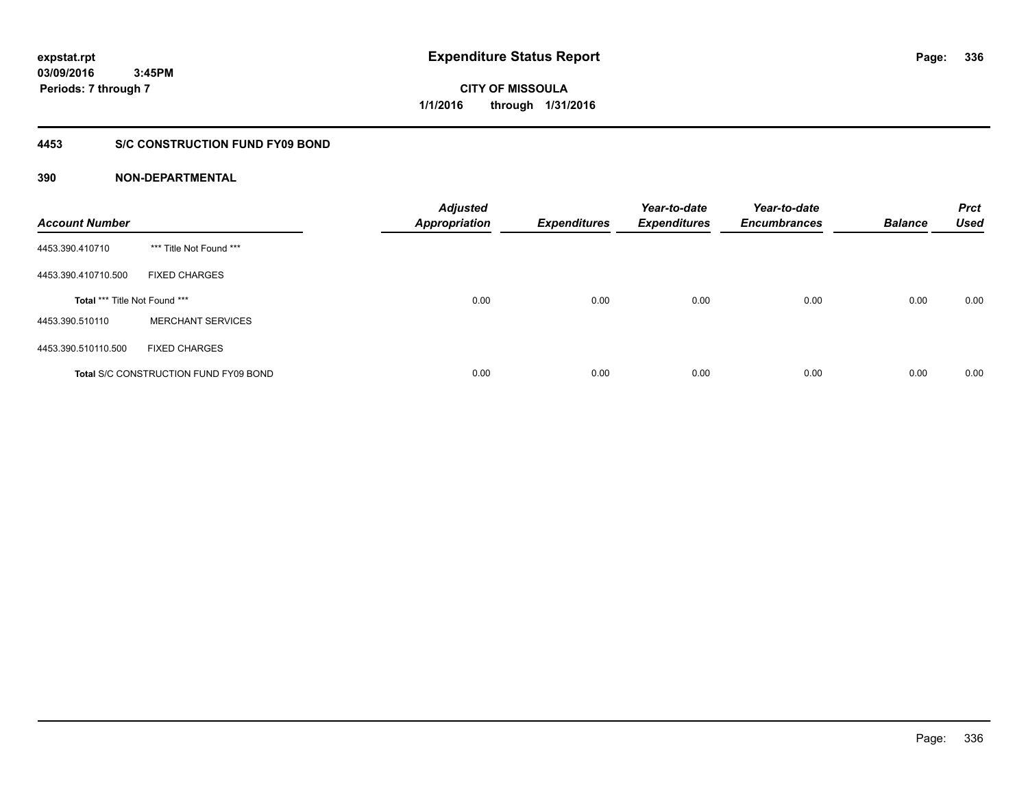**expstat.rpt**
**03/09/2016 3:45PM**
**Periods: 7 through 7**

# Expenditure Status Report

**CITY OF MISSOULA**
**1/1/2016 through 1/31/2016**

## 4453 S/C CONSTRUCTION FUND FY09 BOND

### 390 NON-DEPARTMENTAL

| Account Number | | Adjusted Appropriation | Expenditures | Year-to-date Expenditures | Year-to-date Encumbrances | Balance | Prct Used |
|---|---|---|---|---|---|---|---|
| 4453.390.410710 | *** Title Not Found *** | | | | | | |
| 4453.390.410710.500 | FIXED CHARGES | | | | | | |
| **Total** *** Title Not Found *** | | 0.00 | 0.00 | 0.00 | 0.00 | 0.00 | 0.00 |
| 4453.390.510110 | MERCHANT SERVICES | | | | | | |
| 4453.390.510110.500 | FIXED CHARGES | | | | | | |
| **Total** S/C CONSTRUCTION FUND FY09 BOND | | 0.00 | 0.00 | 0.00 | 0.00 | 0.00 | 0.00 |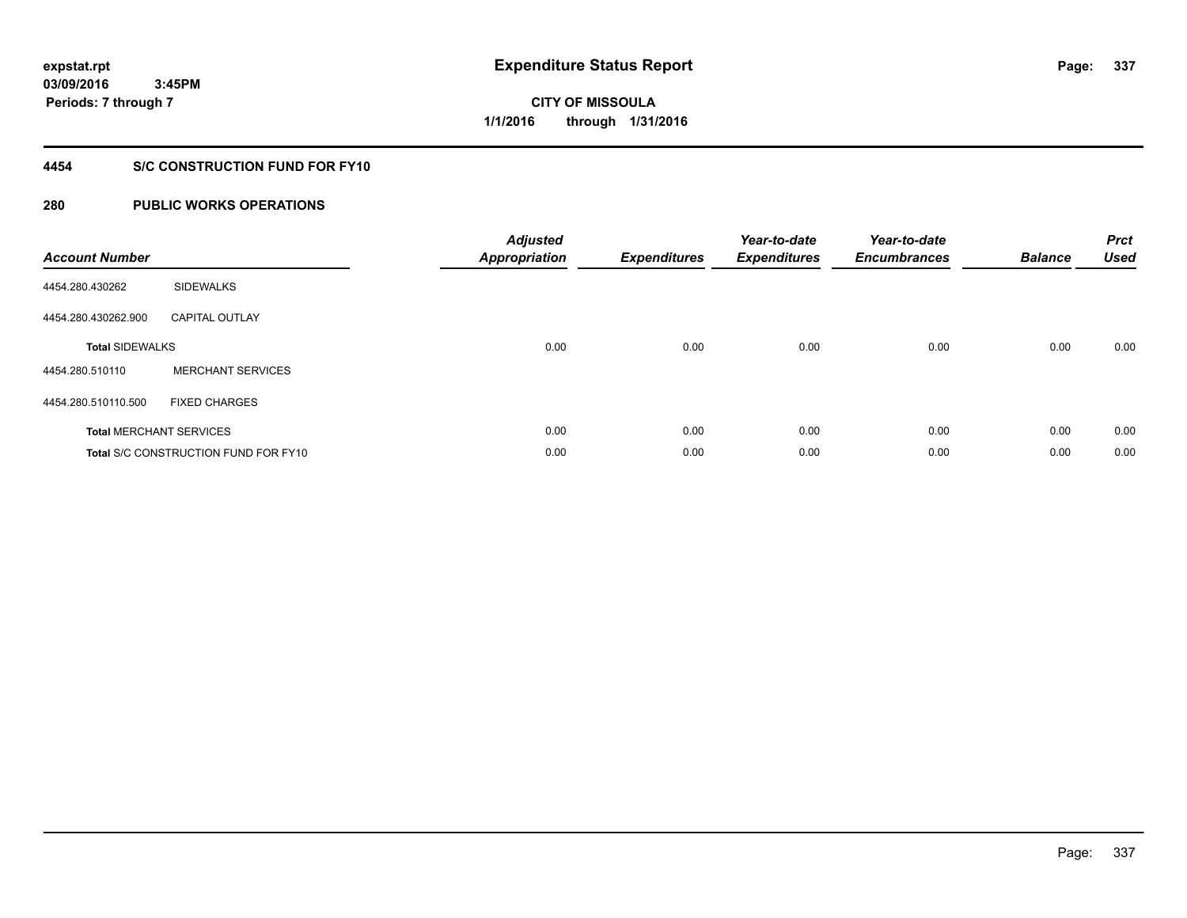expstat.rpt
03/09/2016 3:45PM
Periods: 7 through 7

# Expenditure Status Report

CITY OF MISSOULA
1/1/2016 through 1/31/2016

## 4454 S/C CONSTRUCTION FUND FOR FY10

## 280 PUBLIC WORKS OPERATIONS

| Account Number | | Adjusted Appropriation | Expenditures | Year-to-date Expenditures | Year-to-date Encumbrances | Balance | Prct Used |
|---|---|---|---|---|---|---|---|
| 4454.280.430262 | SIDEWALKS | | | | | | |
| 4454.280.430262.900 | CAPITAL OUTLAY | | | | | | |
| **Total** SIDEWALKS | | 0.00 | 0.00 | 0.00 | 0.00 | 0.00 | 0.00 |
| 4454.280.510110 | MERCHANT SERVICES | | | | | | |
| 4454.280.510110.500 | FIXED CHARGES | | | | | | |
| **Total** MERCHANT SERVICES | | 0.00 | 0.00 | 0.00 | 0.00 | 0.00 | 0.00 |
| **Total** S/C CONSTRUCTION FUND FOR FY10 | | 0.00 | 0.00 | 0.00 | 0.00 | 0.00 | 0.00 |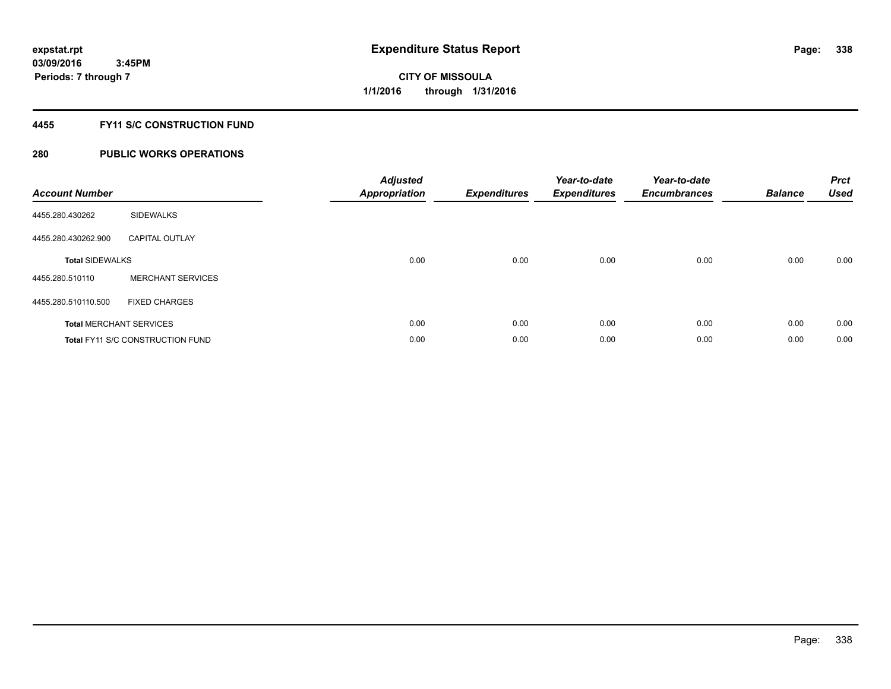expstat.rpt
03/09/2016 3:45PM
Periods: 7 through 7

# Expenditure Status Report

CITY OF MISSOULA
1/1/2016 through 1/31/2016

## 4455 FY11 S/C CONSTRUCTION FUND

## 280 PUBLIC WORKS OPERATIONS

| Account Number | | Adjusted Appropriation | Expenditures | Year-to-date Expenditures | Year-to-date Encumbrances | Balance | Prct Used |
|---|---|---|---|---|---|---|---|
| 4455.280.430262 | SIDEWALKS | | | | | | |
| 4455.280.430262.900 | CAPITAL OUTLAY | | | | | | |
| **Total** SIDEWALKS | | 0.00 | 0.00 | 0.00 | 0.00 | 0.00 | 0.00 |
| 4455.280.510110 | MERCHANT SERVICES | | | | | | |
| 4455.280.510110.500 | FIXED CHARGES | | | | | | |
| **Total** MERCHANT SERVICES | | 0.00 | 0.00 | 0.00 | 0.00 | 0.00 | 0.00 |
| **Total** FY11 S/C CONSTRUCTION FUND | | 0.00 | 0.00 | 0.00 | 0.00 | 0.00 | 0.00 |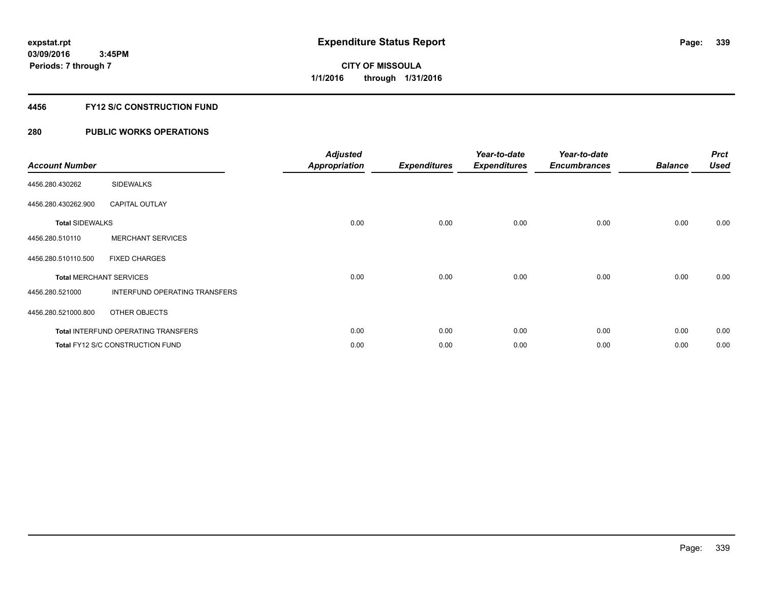# Expenditure Status Report

expstat.rpt
03/09/2016 3:45PM
Periods: 7 through 7

**CITY OF MISSOULA**
**1/1/2016 through 1/31/2016**

## 4456 FY12 S/C CONSTRUCTION FUND

### 280 PUBLIC WORKS OPERATIONS

| Account Number | | Adjusted Appropriation | Expenditures | Year-to-date Expenditures | Year-to-date Encumbrances | Balance | Prct Used |
|---|---|---|---|---|---|---|---|
| 4456.280.430262 | SIDEWALKS | | | | | | |
| 4456.280.430262.900 | CAPITAL OUTLAY | | | | | | |
| Total SIDEWALKS | | 0.00 | 0.00 | 0.00 | 0.00 | 0.00 | 0.00 |
| 4456.280.510110 | MERCHANT SERVICES | | | | | | |
| 4456.280.510110.500 | FIXED CHARGES | | | | | | |
| Total MERCHANT SERVICES | | 0.00 | 0.00 | 0.00 | 0.00 | 0.00 | 0.00 |
| 4456.280.521000 | INTERFUND OPERATING TRANSFERS | | | | | | |
| 4456.280.521000.800 | OTHER OBJECTS | | | | | | |
| Total INTERFUND OPERATING TRANSFERS | | 0.00 | 0.00 | 0.00 | 0.00 | 0.00 | 0.00 |
| Total FY12 S/C CONSTRUCTION FUND | | 0.00 | 0.00 | 0.00 | 0.00 | 0.00 | 0.00 |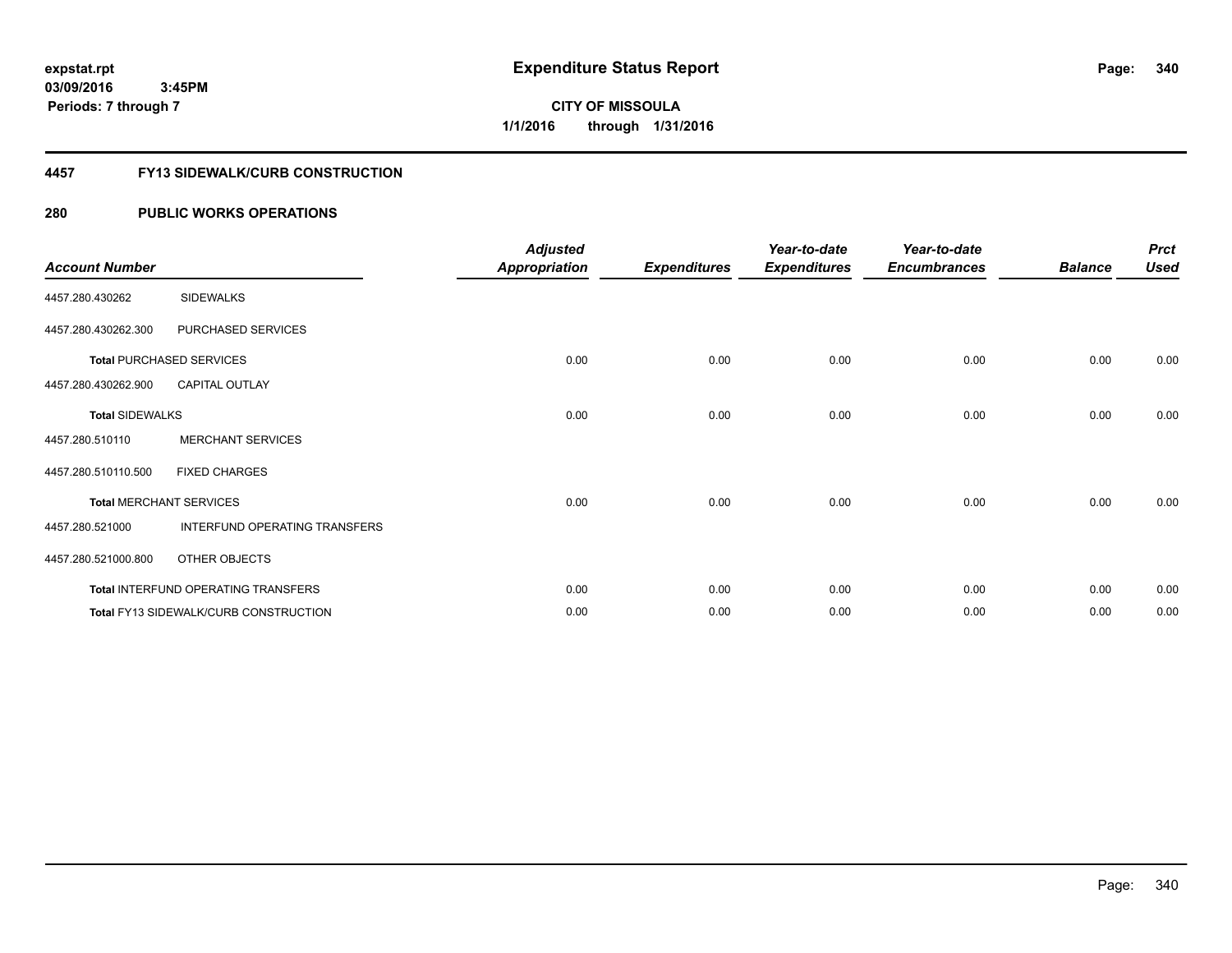# Expenditure Status Report

expstat.rpt
03/09/2016 3:45PM
Periods: 7 through 7

**CITY OF MISSOULA**
**1/1/2016 through 1/31/2016**

## 4457 FY13 SIDEWALK/CURB CONSTRUCTION

## 280 PUBLIC WORKS OPERATIONS

| Account Number | | Adjusted Appropriation | Expenditures | Year-to-date Expenditures | Year-to-date Encumbrances | Balance | Prct Used |
|---|---|---|---|---|---|---|---|
| 4457.280.430262 | SIDEWALKS | | | | | | |
| 4457.280.430262.300 | PURCHASED SERVICES | | | | | | |
| **Total** PURCHASED SERVICES | | 0.00 | 0.00 | 0.00 | 0.00 | 0.00 | 0.00 |
| 4457.280.430262.900 | CAPITAL OUTLAY | | | | | | |
| **Total** SIDEWALKS | | 0.00 | 0.00 | 0.00 | 0.00 | 0.00 | 0.00 |
| 4457.280.510110 | MERCHANT SERVICES | | | | | | |
| 4457.280.510110.500 | FIXED CHARGES | | | | | | |
| **Total** MERCHANT SERVICES | | 0.00 | 0.00 | 0.00 | 0.00 | 0.00 | 0.00 |
| 4457.280.521000 | INTERFUND OPERATING TRANSFERS | | | | | | |
| 4457.280.521000.800 | OTHER OBJECTS | | | | | | |
| **Total** INTERFUND OPERATING TRANSFERS | | 0.00 | 0.00 | 0.00 | 0.00 | 0.00 | 0.00 |
| **Total** FY13 SIDEWALK/CURB CONSTRUCTION | | 0.00 | 0.00 | 0.00 | 0.00 | 0.00 | 0.00 |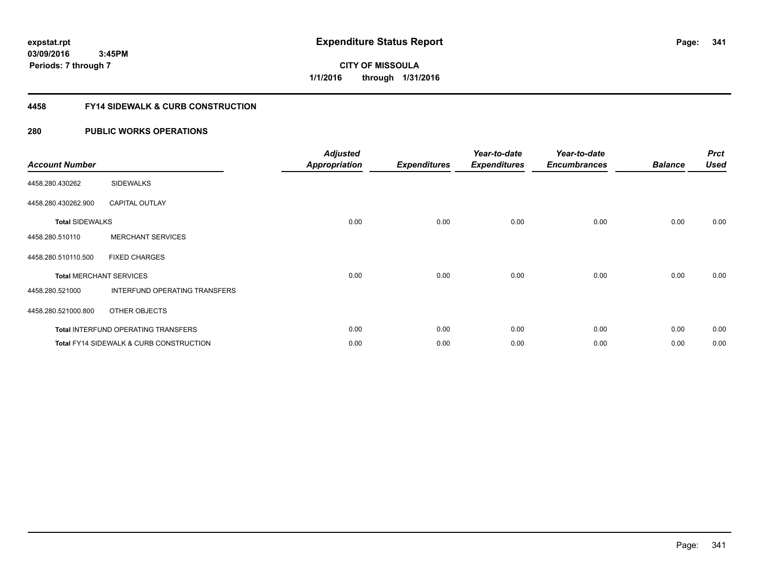**expstat.rpt**
**03/09/2016 3:45PM**
**Periods: 7 through 7**

# Expenditure Status Report

**CITY OF MISSOULA**
**1/1/2016 through 1/31/2016**

## 4458 FY14 SIDEWALK & CURB CONSTRUCTION

### 280 PUBLIC WORKS OPERATIONS

| Account Number | | Adjusted Appropriation | Expenditures | Year-to-date Expenditures | Year-to-date Encumbrances | Balance | Prct Used |
|---|---|---|---|---|---|---|---|
| 4458.280.430262 | SIDEWALKS | | | | | | |
| 4458.280.430262.900 | CAPITAL OUTLAY | | | | | | |
| **Total** SIDEWALKS | | 0.00 | 0.00 | 0.00 | 0.00 | 0.00 | 0.00 |
| 4458.280.510110 | MERCHANT SERVICES | | | | | | |
| 4458.280.510110.500 | FIXED CHARGES | | | | | | |
| **Total** MERCHANT SERVICES | | 0.00 | 0.00 | 0.00 | 0.00 | 0.00 | 0.00 |
| 4458.280.521000 | INTERFUND OPERATING TRANSFERS | | | | | | |
| 4458.280.521000.800 | OTHER OBJECTS | | | | | | |
| **Total** INTERFUND OPERATING TRANSFERS | | 0.00 | 0.00 | 0.00 | 0.00 | 0.00 | 0.00 |
| **Total** FY14 SIDEWALK & CURB CONSTRUCTION | | 0.00 | 0.00 | 0.00 | 0.00 | 0.00 | 0.00 |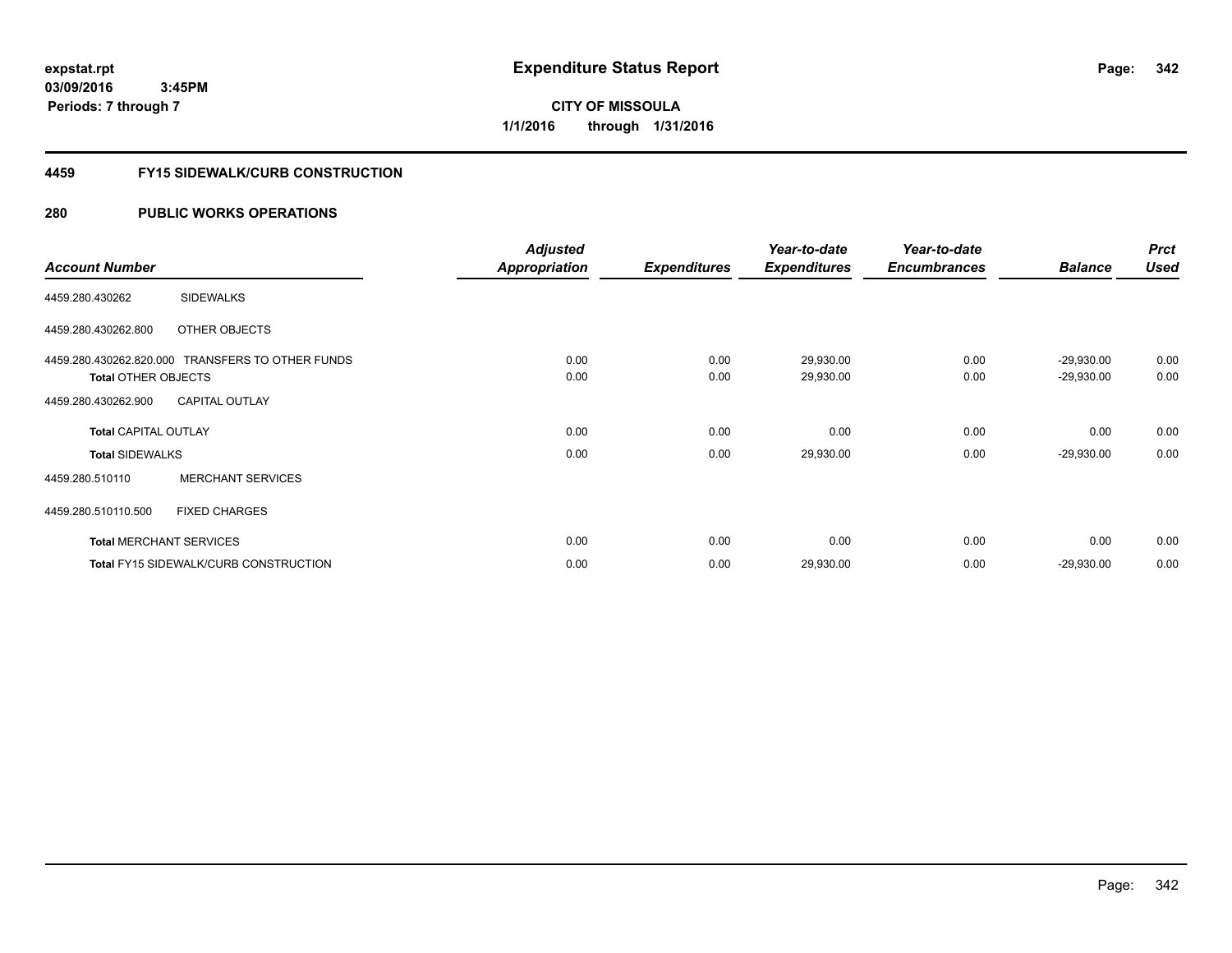expstat.rpt
03/09/2016 3:45PM
Periods: 7 through 7

# Expenditure Status Report

**CITY OF MISSOULA**
**1/1/2016 through 1/31/2016**

## 4459 FY15 SIDEWALK/CURB CONSTRUCTION

## 280 PUBLIC WORKS OPERATIONS

| Account Number | | Adjusted Appropriation | Expenditures | Year-to-date Expenditures | Year-to-date Encumbrances | Balance | Prct Used |
|---|---|---|---|---|---|---|---|
| 4459.280.430262 | SIDEWALKS | | | | | | |
| 4459.280.430262.800 | OTHER OBJECTS | | | | | | |
| 4459.280.430262.820.000 | TRANSFERS TO OTHER FUNDS | 0.00 | 0.00 | 29,930.00 | 0.00 | -29,930.00 | 0.00 |
| **Total** OTHER OBJECTS | | 0.00 | 0.00 | 29,930.00 | 0.00 | -29,930.00 | 0.00 |
| 4459.280.430262.900 | CAPITAL OUTLAY | | | | | | |
| **Total** CAPITAL OUTLAY | | 0.00 | 0.00 | 0.00 | 0.00 | 0.00 | 0.00 |
| **Total** SIDEWALKS | | 0.00 | 0.00 | 29,930.00 | 0.00 | -29,930.00 | 0.00 |
| 4459.280.510110 | MERCHANT SERVICES | | | | | | |
| 4459.280.510110.500 | FIXED CHARGES | | | | | | |
| **Total** MERCHANT SERVICES | | 0.00 | 0.00 | 0.00 | 0.00 | 0.00 | 0.00 |
| **Total** FY15 SIDEWALK/CURB CONSTRUCTION | | 0.00 | 0.00 | 29,930.00 | 0.00 | -29,930.00 | 0.00 |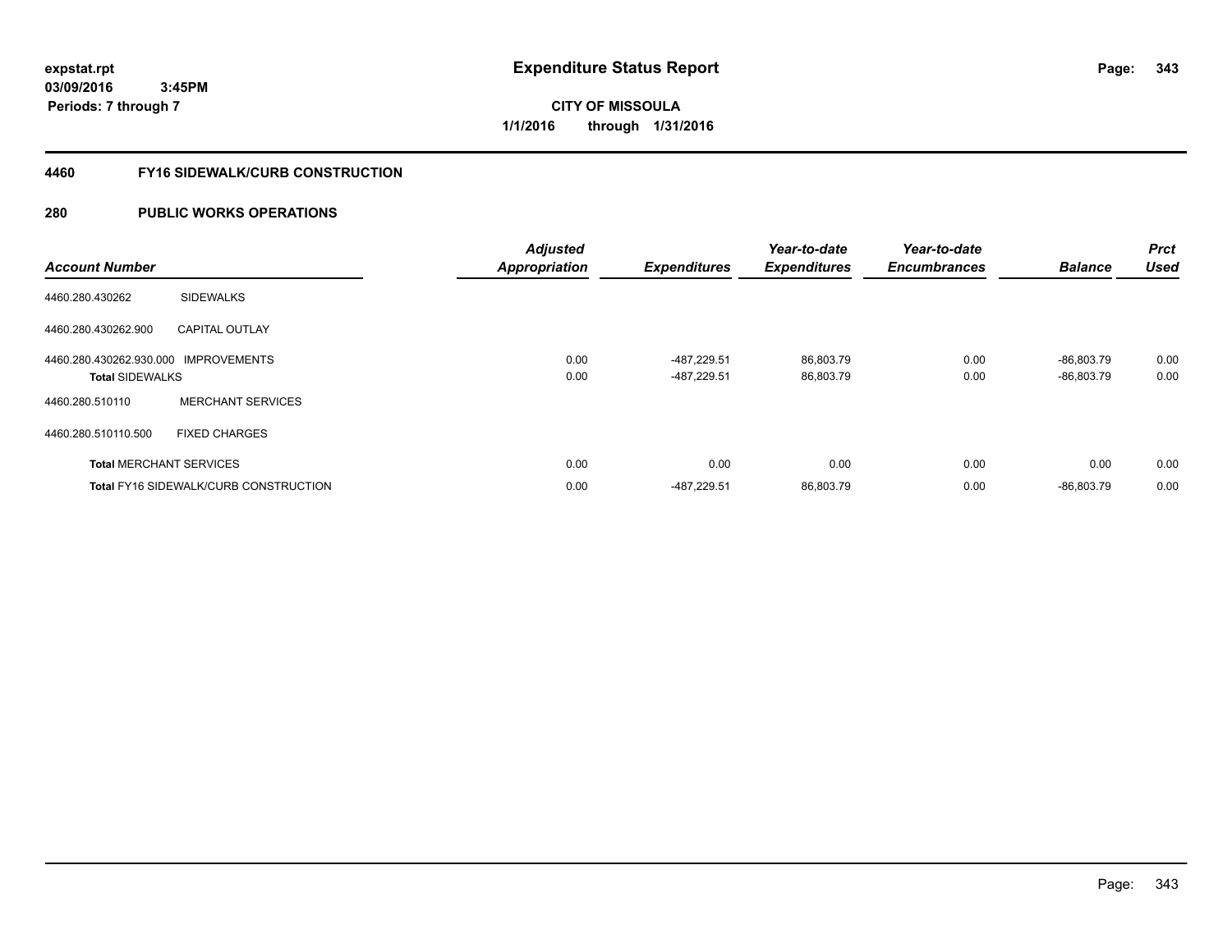**Expenditure Status Report**

**CITY OF MISSOULA**

**1/1/2016 through 1/31/2016**

expstat.rpt
03/09/2016 3:45PM
Periods: 7 through 7

## 4460 FY16 SIDEWALK/CURB CONSTRUCTION

## 280 PUBLIC WORKS OPERATIONS

| Account Number | | Adjusted Appropriation | Expenditures | Year-to-date Expenditures | Year-to-date Encumbrances | Balance | Prct Used |
|---|---|---|---|---|---|---|---|
| 4460.280.430262 | SIDEWALKS | | | | | | |
| 4460.280.430262.900 | CAPITAL OUTLAY | | | | | | |
| 4460.280.430262.930.000 | IMPROVEMENTS | 0.00 | -487,229.51 | 86,803.79 | 0.00 | -86,803.79 | 0.00 |
| **Total** SIDEWALKS | | 0.00 | -487,229.51 | 86,803.79 | 0.00 | -86,803.79 | 0.00 |
| 4460.280.510110 | MERCHANT SERVICES | | | | | | |
| 4460.280.510110.500 | FIXED CHARGES | | | | | | |
| **Total** MERCHANT SERVICES | | 0.00 | 0.00 | 0.00 | 0.00 | 0.00 | 0.00 |
| **Total** FY16 SIDEWALK/CURB CONSTRUCTION | | 0.00 | -487,229.51 | 86,803.79 | 0.00 | -86,803.79 | 0.00 |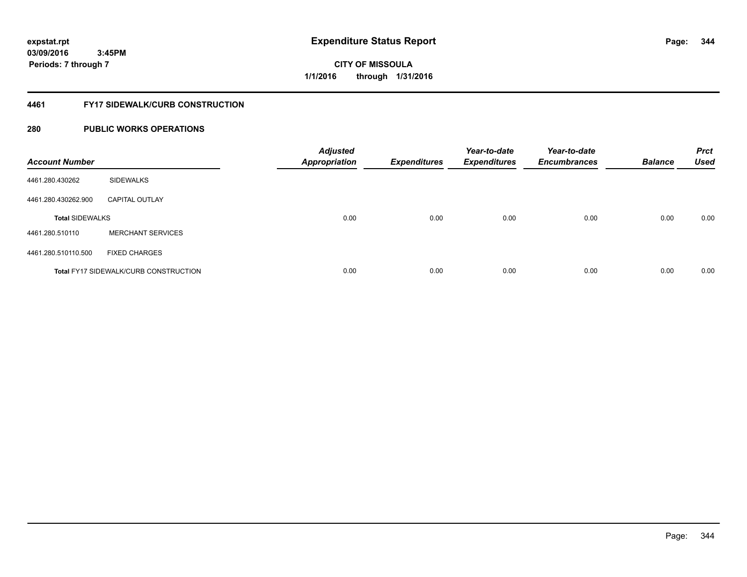# Expenditure Status Report

expstat.rpt
03/09/2016 3:45PM
Periods: 7 through 7

**CITY OF MISSOULA**
**1/1/2016 through 1/31/2016**

## 4461 FY17 SIDEWALK/CURB CONSTRUCTION

## 280 PUBLIC WORKS OPERATIONS

| Account Number | | Adjusted Appropriation | Expenditures | Year-to-date Expenditures | Year-to-date Encumbrances | Balance | Prct Used |
|---|---|---|---|---|---|---|---|
| 4461.280.430262 | SIDEWALKS | | | | | | |
| 4461.280.430262.900 | CAPITAL OUTLAY | | | | | | |
| **Total SIDEWALKS** | | 0.00 | 0.00 | 0.00 | 0.00 | 0.00 | 0.00 |
| 4461.280.510110 | MERCHANT SERVICES | | | | | | |
| 4461.280.510110.500 | FIXED CHARGES | | | | | | |
| **Total FY17 SIDEWALK/CURB CONSTRUCTION** | | 0.00 | 0.00 | 0.00 | 0.00 | 0.00 | 0.00 |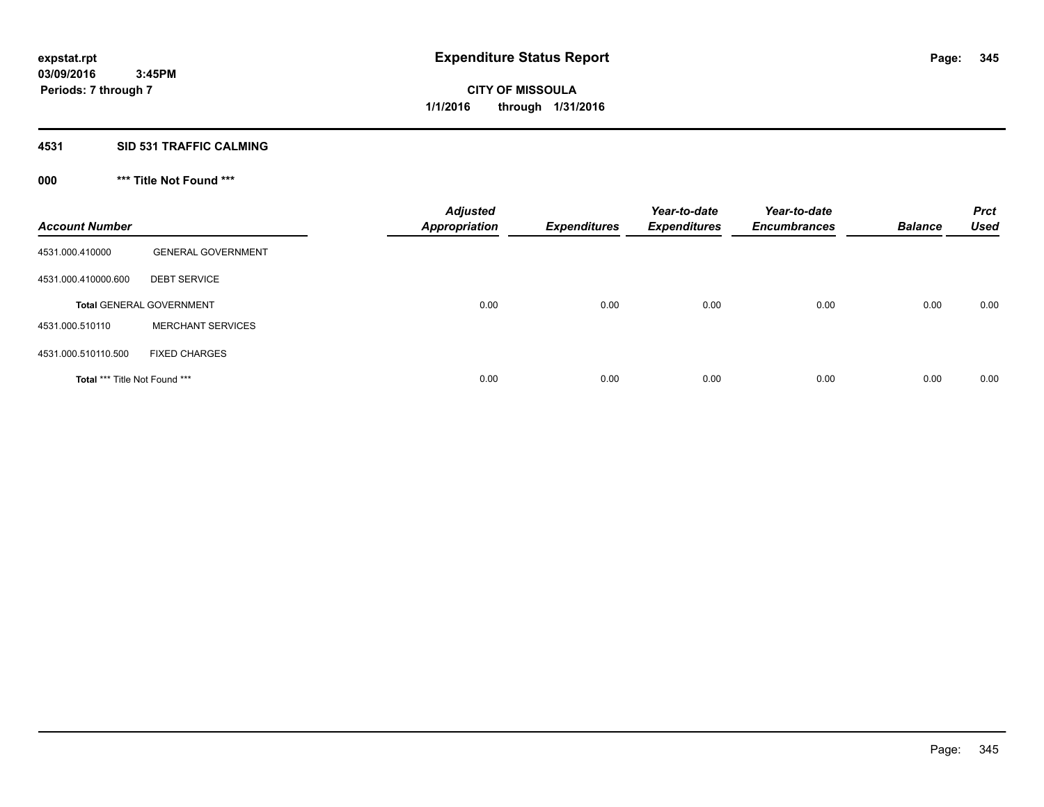expstat.rpt
03/09/2016 3:45PM
Periods: 7 through 7

# Expenditure Status Report

**CITY OF MISSOULA**
**1/1/2016 through 1/31/2016**

## 4531 SID 531 TRAFFIC CALMING

### 000 *** Title Not Found ***

| Account Number | | Adjusted Appropriation | Expenditures | Year-to-date Expenditures | Year-to-date Encumbrances | Balance | Prct Used |
|---|---|---|---|---|---|---|---|
| 4531.000.410000 | GENERAL GOVERNMENT | | | | | | |
| 4531.000.410000.600 | DEBT SERVICE | | | | | | |
| **Total** GENERAL GOVERNMENT | | 0.00 | 0.00 | 0.00 | 0.00 | 0.00 | 0.00 |
| 4531.000.510110 | MERCHANT SERVICES | | | | | | |
| 4531.000.510110.500 | FIXED CHARGES | | | | | | |
| **Total** *** Title Not Found *** | | 0.00 | 0.00 | 0.00 | 0.00 | 0.00 | 0.00 |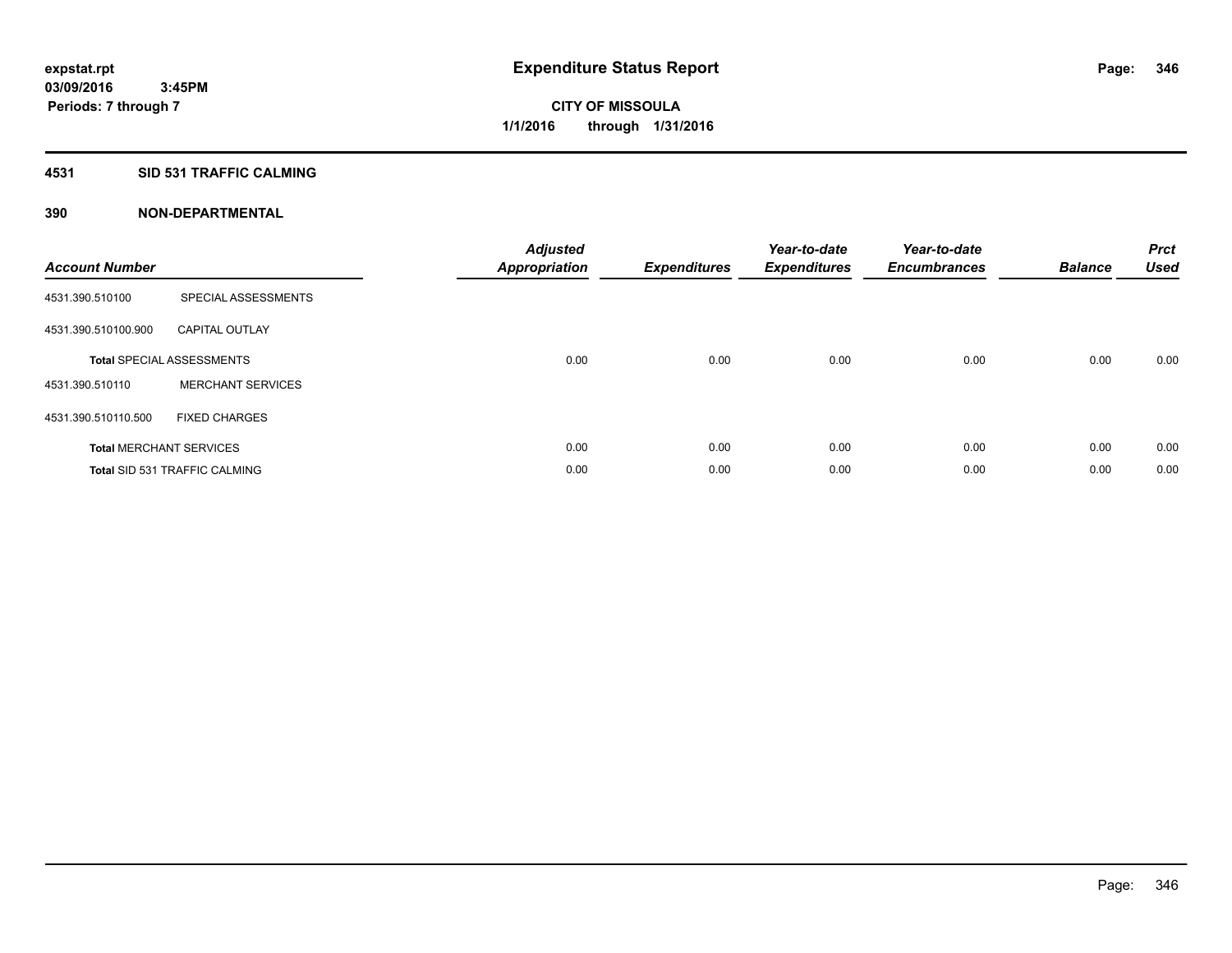**expstat.rpt**
**03/09/2016 3:45PM**
**Periods: 7 through 7**

# Expenditure Status Report

**CITY OF MISSOULA**
**1/1/2016 through 1/31/2016**

## 4531 SID 531 TRAFFIC CALMING

### 390 NON-DEPARTMENTAL

| Account Number | | Adjusted Appropriation | Expenditures | Year-to-date Expenditures | Year-to-date Encumbrances | Balance | Prct Used |
|---|---|---|---|---|---|---|---|
| 4531.390.510100 | SPECIAL ASSESSMENTS | | | | | | |
| 4531.390.510100.900 | CAPITAL OUTLAY | | | | | | |
| **Total** SPECIAL ASSESSMENTS | | 0.00 | 0.00 | 0.00 | 0.00 | 0.00 | 0.00 |
| 4531.390.510110 | MERCHANT SERVICES | | | | | | |
| 4531.390.510110.500 | FIXED CHARGES | | | | | | |
| **Total** MERCHANT SERVICES | | 0.00 | 0.00 | 0.00 | 0.00 | 0.00 | 0.00 |
| **Total** SID 531 TRAFFIC CALMING | | 0.00 | 0.00 | 0.00 | 0.00 | 0.00 | 0.00 |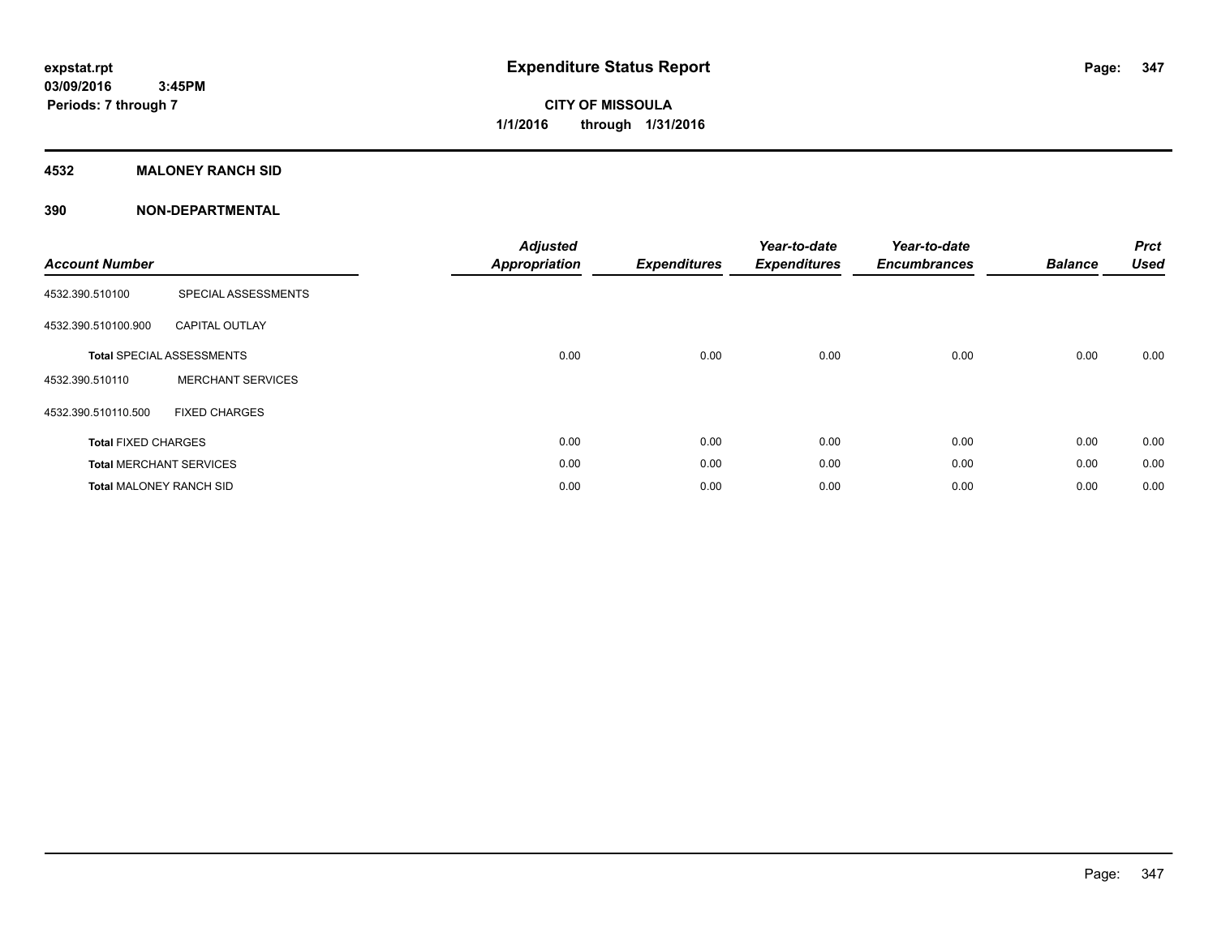**expstat.rpt**
**03/09/2016 3:45PM**
**Periods: 7 through 7**

# Expenditure Status Report

**CITY OF MISSOULA**
**1/1/2016 through 1/31/2016**

## 4532 MALONEY RANCH SID

## 390 NON-DEPARTMENTAL

| Account Number | | Adjusted Appropriation | Expenditures | Year-to-date Expenditures | Year-to-date Encumbrances | Balance | Prct Used |
|---|---|---|---|---|---|---|---|
| 4532.390.510100 | SPECIAL ASSESSMENTS | | | | | | |
| 4532.390.510100.900 | CAPITAL OUTLAY | | | | | | |
| **Total** SPECIAL ASSESSMENTS | | 0.00 | 0.00 | 0.00 | 0.00 | 0.00 | 0.00 |
| 4532.390.510110 | MERCHANT SERVICES | | | | | | |
| 4532.390.510110.500 | FIXED CHARGES | | | | | | |
| **Total** FIXED CHARGES | | 0.00 | 0.00 | 0.00 | 0.00 | 0.00 | 0.00 |
| **Total** MERCHANT SERVICES | | 0.00 | 0.00 | 0.00 | 0.00 | 0.00 | 0.00 |
| **Total** MALONEY RANCH SID | | 0.00 | 0.00 | 0.00 | 0.00 | 0.00 | 0.00 |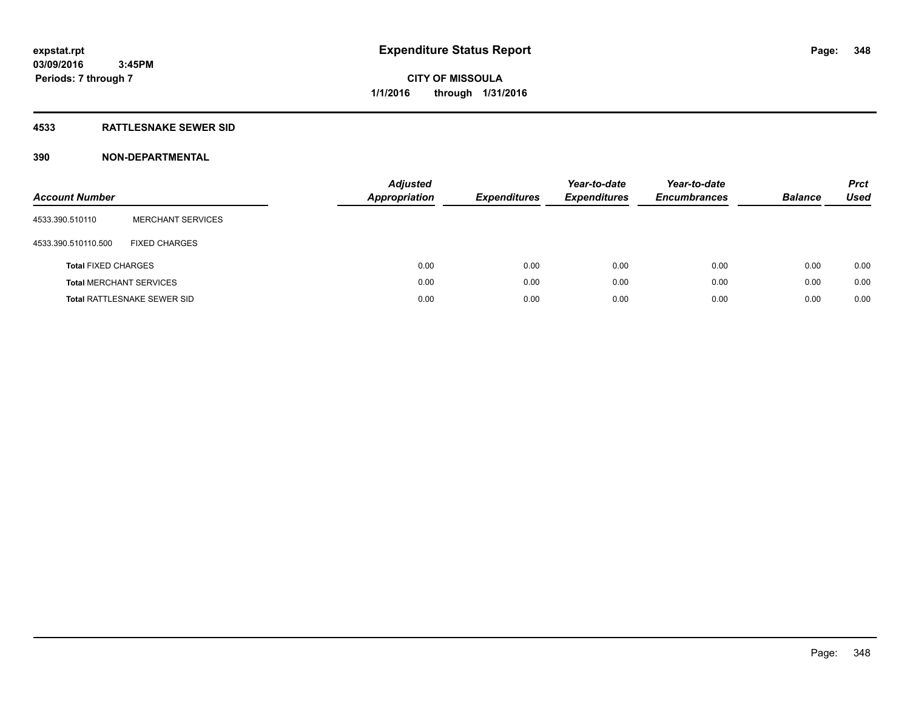# Expenditure Status Report

expstat.rpt
03/09/2016 3:45PM
Periods: 7 through 7

**CITY OF MISSOULA**
**1/1/2016 through 1/31/2016**

## 4533 RATTLESNAKE SEWER SID

## 390 NON-DEPARTMENTAL

| Account Number | | Adjusted Appropriation | Expenditures | Year-to-date Expenditures | Year-to-date Encumbrances | Balance | Prct Used |
|---|---|---|---|---|---|---|---|
| 4533.390.510110 | MERCHANT SERVICES | | | | | | |
| 4533.390.510110.500 | FIXED CHARGES | | | | | | |
| **Total** FIXED CHARGES | | 0.00 | 0.00 | 0.00 | 0.00 | 0.00 | 0.00 |
| **Total** MERCHANT SERVICES | | 0.00 | 0.00 | 0.00 | 0.00 | 0.00 | 0.00 |
| **Total** RATTLESNAKE SEWER SID | | 0.00 | 0.00 | 0.00 | 0.00 | 0.00 | 0.00 |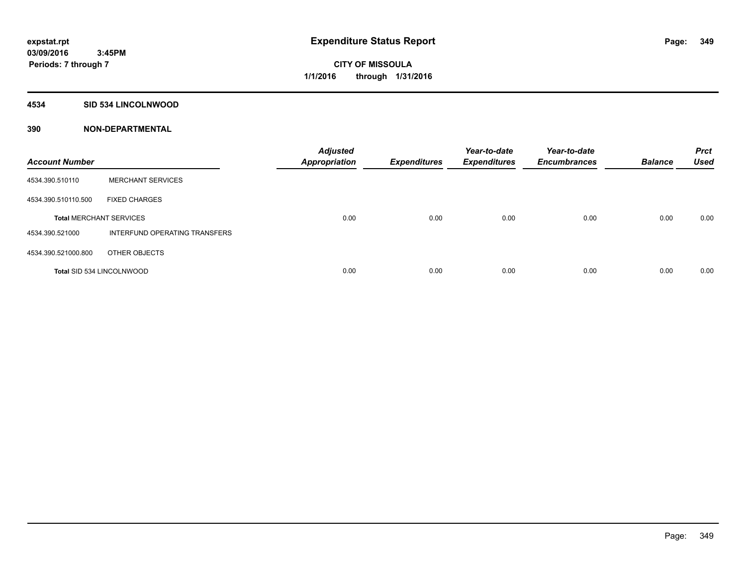**expstat.rpt**
**03/09/2016 3:45PM**
**Periods: 7 through 7**

# Expenditure Status Report

**CITY OF MISSOULA**
**1/1/2016 through 1/31/2016**

## 4534 SID 534 LINCOLNWOOD

## 390 NON-DEPARTMENTAL

| Account Number | | Adjusted Appropriation | Expenditures | Year-to-date Expenditures | Year-to-date Encumbrances | Balance | Prct Used |
|---|---|---|---|---|---|---|---|
| 4534.390.510110 | MERCHANT SERVICES | | | | | | |
| 4534.390.510110.500 | FIXED CHARGES | | | | | | |
| **Total** MERCHANT SERVICES | | 0.00 | 0.00 | 0.00 | 0.00 | 0.00 | 0.00 |
| 4534.390.521000 | INTERFUND OPERATING TRANSFERS | | | | | | |
| 4534.390.521000.800 | OTHER OBJECTS | | | | | | |
| **Total** SID 534 LINCOLNWOOD | | 0.00 | 0.00 | 0.00 | 0.00 | 0.00 | 0.00 |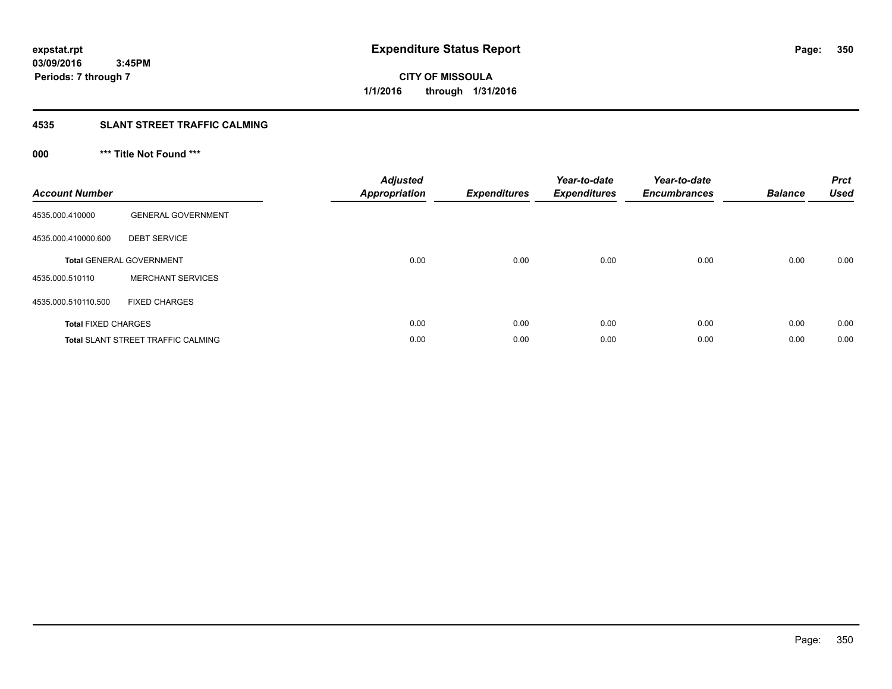# Expenditure Status Report

expstat.rpt
03/09/2016 3:45PM
Periods: 7 through 7

**CITY OF MISSOULA**
**1/1/2016 through 1/31/2016**

## 4535 SLANT STREET TRAFFIC CALMING

### 000 *** Title Not Found ***

| Account Number | | Adjusted Appropriation | Expenditures | Year-to-date Expenditures | Year-to-date Encumbrances | Balance | Prct Used |
|---|---|---|---|---|---|---|---|
| 4535.000.410000 | GENERAL GOVERNMENT | | | | | | |
| 4535.000.410000.600 | DEBT SERVICE | | | | | | |
| **Total** GENERAL GOVERNMENT | | 0.00 | 0.00 | 0.00 | 0.00 | 0.00 | 0.00 |
| 4535.000.510110 | MERCHANT SERVICES | | | | | | |
| 4535.000.510110.500 | FIXED CHARGES | | | | | | |
| **Total** FIXED CHARGES | | 0.00 | 0.00 | 0.00 | 0.00 | 0.00 | 0.00 |
| **Total** SLANT STREET TRAFFIC CALMING | | 0.00 | 0.00 | 0.00 | 0.00 | 0.00 | 0.00 |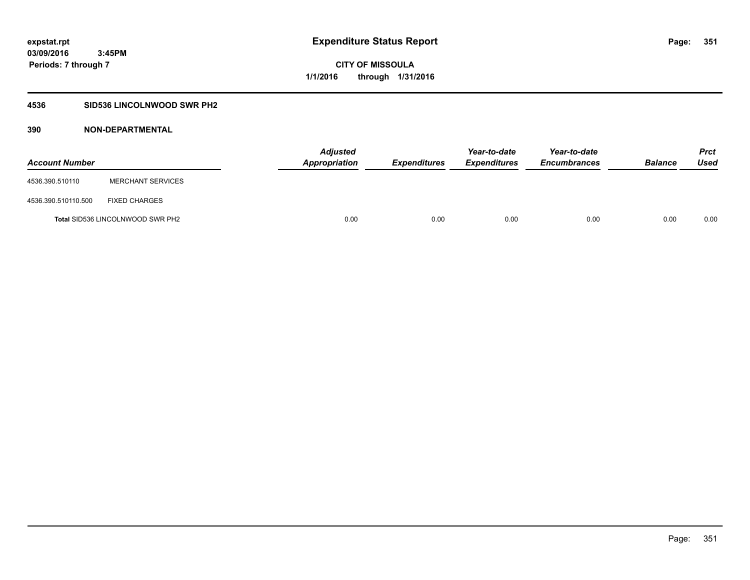# Expenditure Status Report

expstat.rpt
03/09/2016 3:45PM
Periods: 7 through 7

**CITY OF MISSOULA**
**1/1/2016 through 1/31/2016**

## 4536 SID536 LINCOLNWOOD SWR PH2

### 390 NON-DEPARTMENTAL

| Account Number | | Adjusted Appropriation | Expenditures | Year-to-date Expenditures | Year-to-date Encumbrances | Balance | Prct Used |
|---|---|---|---|---|---|---|---|
| 4536.390.510110 | MERCHANT SERVICES | | | | | | |
| 4536.390.510110.500 | FIXED CHARGES | | | | | | |
| **Total** SID536 LINCOLNWOOD SWR PH2 | | 0.00 | 0.00 | 0.00 | 0.00 | 0.00 | 0.00 |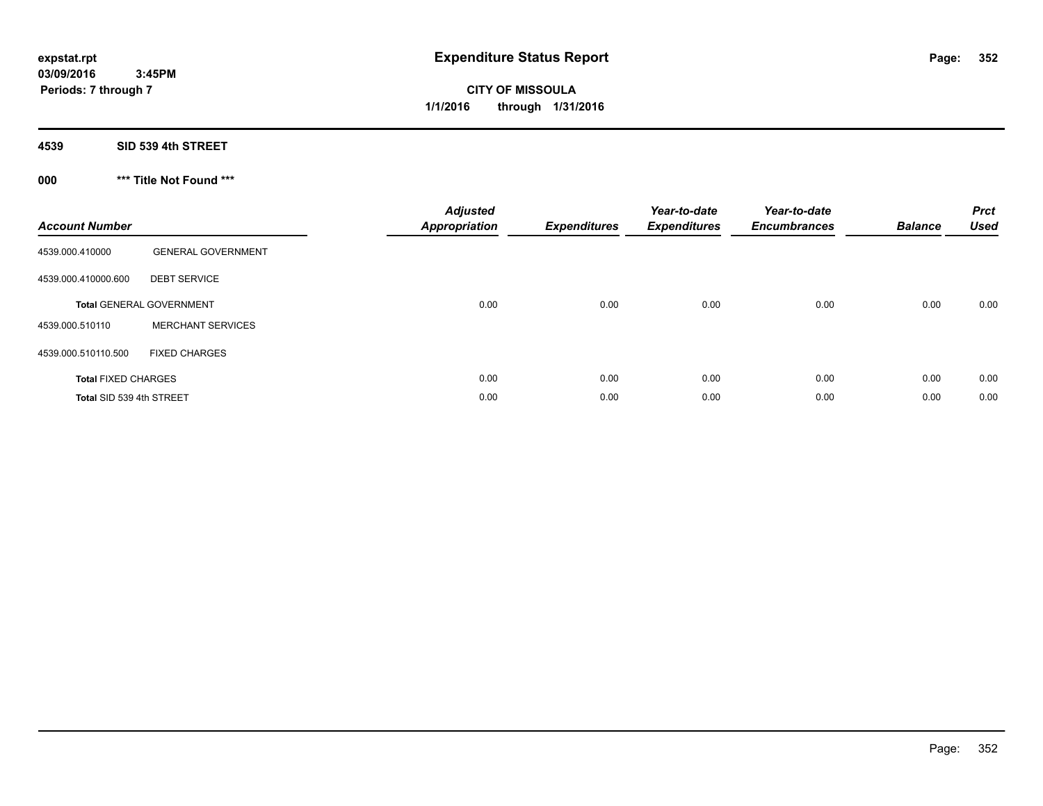**expstat.rpt**
**03/09/2016 3:45PM**
**Periods: 7 through 7**

# Expenditure Status Report

**CITY OF MISSOULA**
**1/1/2016 through 1/31/2016**

## 4539 SID 539 4th STREET

### 000 \*\*\* Title Not Found \*\*\*

| Account Number | | Adjusted Appropriation | Expenditures | Year-to-date Expenditures | Year-to-date Encumbrances | Balance | Prct Used |
|---|---|---|---|---|---|---|---|
| 4539.000.410000 | GENERAL GOVERNMENT | | | | | | |
| 4539.000.410000.600 | DEBT SERVICE | | | | | | |
| **Total** GENERAL GOVERNMENT | | 0.00 | 0.00 | 0.00 | 0.00 | 0.00 | 0.00 |
| 4539.000.510110 | MERCHANT SERVICES | | | | | | |
| 4539.000.510110.500 | FIXED CHARGES | | | | | | |
| **Total** FIXED CHARGES | | 0.00 | 0.00 | 0.00 | 0.00 | 0.00 | 0.00 |
| **Total** SID 539 4th STREET | | 0.00 | 0.00 | 0.00 | 0.00 | 0.00 | 0.00 |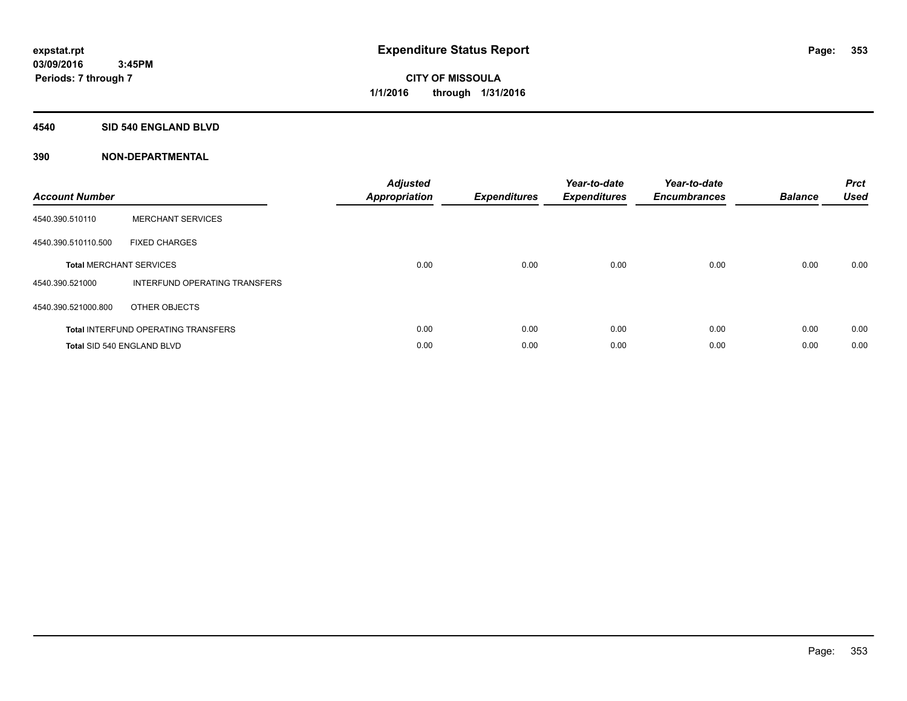# Expenditure Status Report

expstat.rpt
03/09/2016 3:45PM
Periods: 7 through 7

**CITY OF MISSOULA**
**1/1/2016 through 1/31/2016**

## 4540 SID 540 ENGLAND BLVD

### 390 NON-DEPARTMENTAL

| Account Number | | Adjusted Appropriation | Expenditures | Year-to-date Expenditures | Year-to-date Encumbrances | Balance | Prct Used |
|---|---|---|---|---|---|---|---|
| 4540.390.510110 | MERCHANT SERVICES | | | | | | |
| 4540.390.510110.500 | FIXED CHARGES | | | | | | |
| **Total** MERCHANT SERVICES | | 0.00 | 0.00 | 0.00 | 0.00 | 0.00 | 0.00 |
| 4540.390.521000 | INTERFUND OPERATING TRANSFERS | | | | | | |
| 4540.390.521000.800 | OTHER OBJECTS | | | | | | |
| **Total** INTERFUND OPERATING TRANSFERS | | 0.00 | 0.00 | 0.00 | 0.00 | 0.00 | 0.00 |
| **Total** SID 540 ENGLAND BLVD | | 0.00 | 0.00 | 0.00 | 0.00 | 0.00 | 0.00 |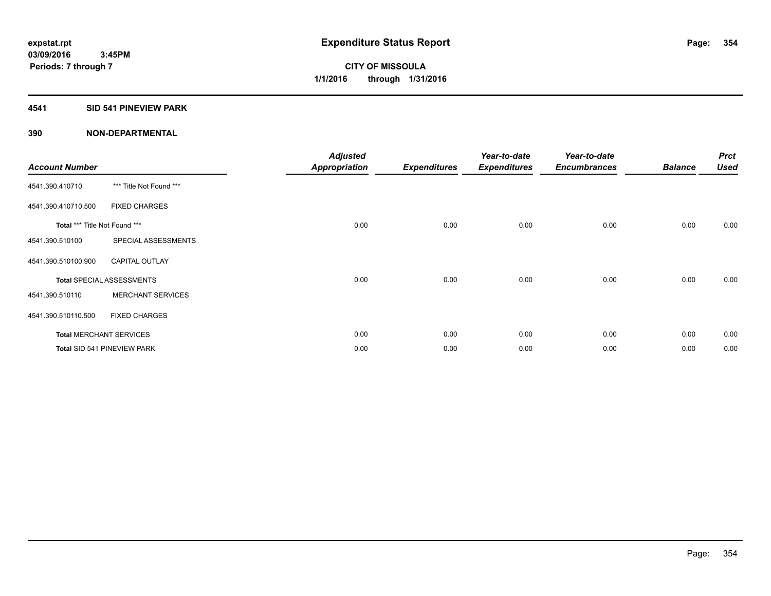**expstat.rpt**
**03/09/2016 3:45PM**
**Periods: 7 through 7**

# Expenditure Status Report

**CITY OF MISSOULA**
**1/1/2016 through 1/31/2016**

## 4541 SID 541 PINEVIEW PARK

## 390 NON-DEPARTMENTAL

| Account Number | | Adjusted Appropriation | Expenditures | Year-to-date Expenditures | Year-to-date Encumbrances | Balance | Prct Used |
|---|---|---|---|---|---|---|---|
| 4541.390.410710 | *** Title Not Found *** | | | | | | |
| 4541.390.410710.500 | FIXED CHARGES | | | | | | |
| **Total** *** Title Not Found *** | | 0.00 | 0.00 | 0.00 | 0.00 | 0.00 | 0.00 |
| 4541.390.510100 | SPECIAL ASSESSMENTS | | | | | | |
| 4541.390.510100.900 | CAPITAL OUTLAY | | | | | | |
| **Total** SPECIAL ASSESSMENTS | | 0.00 | 0.00 | 0.00 | 0.00 | 0.00 | 0.00 |
| 4541.390.510110 | MERCHANT SERVICES | | | | | | |
| 4541.390.510110.500 | FIXED CHARGES | | | | | | |
| **Total** MERCHANT SERVICES | | 0.00 | 0.00 | 0.00 | 0.00 | 0.00 | 0.00 |
| **Total** SID 541 PINEVIEW PARK | | 0.00 | 0.00 | 0.00 | 0.00 | 0.00 | 0.00 |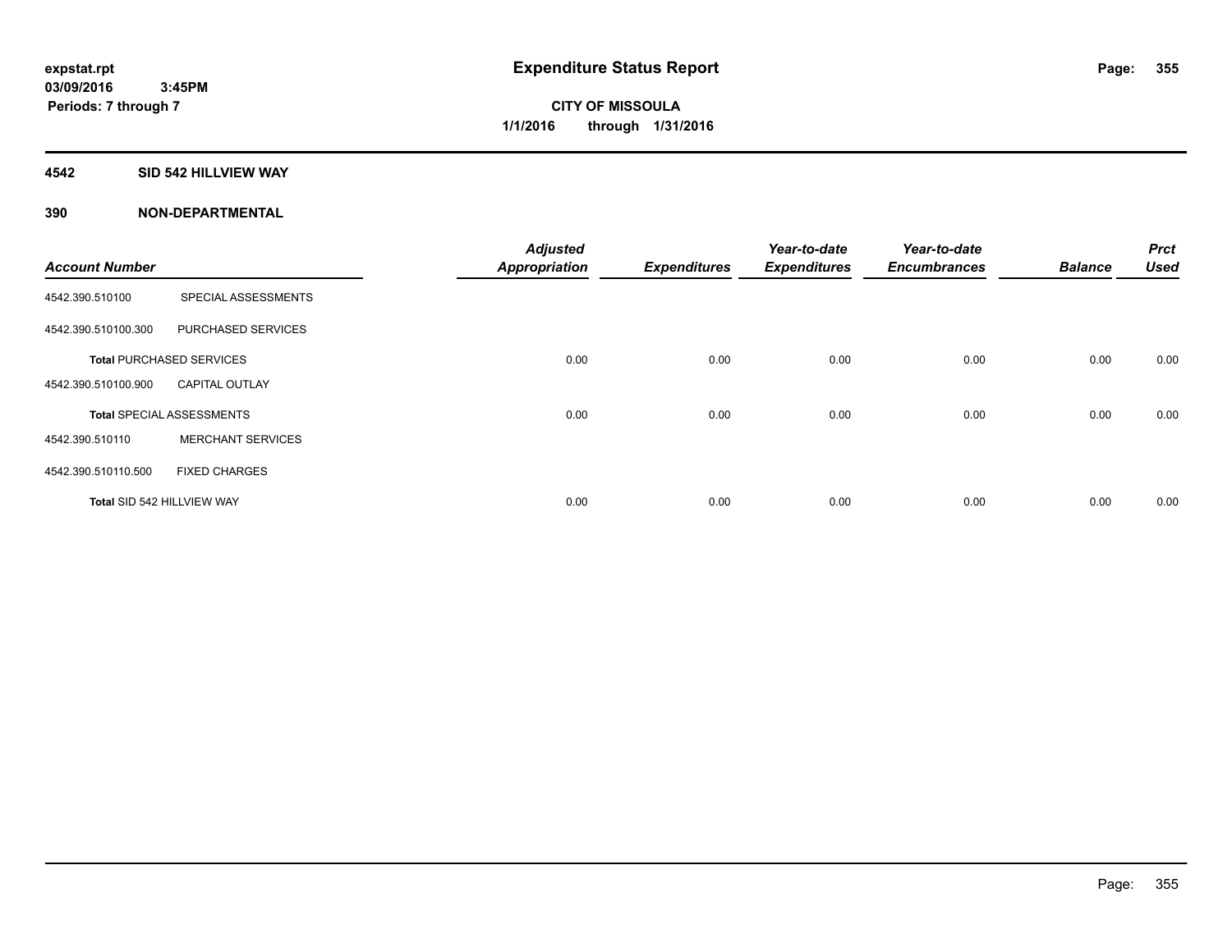# Expenditure Status Report

**expstat.rpt**
**03/09/2016 3:45PM**
**Periods: 7 through 7**

**CITY OF MISSOULA**
**1/1/2016 through 1/31/2016**

## 4542 SID 542 HILLVIEW WAY

### 390 NON-DEPARTMENTAL

| Account Number | | Adjusted Appropriation | Expenditures | Year-to-date Expenditures | Year-to-date Encumbrances | Balance | Prct Used |
|---|---|---|---|---|---|---|---|
| 4542.390.510100 | SPECIAL ASSESSMENTS | | | | | | |
| 4542.390.510100.300 | PURCHASED SERVICES | | | | | | |
| **Total** PURCHASED SERVICES | | 0.00 | 0.00 | 0.00 | 0.00 | 0.00 | 0.00 |
| 4542.390.510100.900 | CAPITAL OUTLAY | | | | | | |
| **Total** SPECIAL ASSESSMENTS | | 0.00 | 0.00 | 0.00 | 0.00 | 0.00 | 0.00 |
| 4542.390.510110 | MERCHANT SERVICES | | | | | | |
| 4542.390.510110.500 | FIXED CHARGES | | | | | | |
| **Total** SID 542 HILLVIEW WAY | | 0.00 | 0.00 | 0.00 | 0.00 | 0.00 | 0.00 |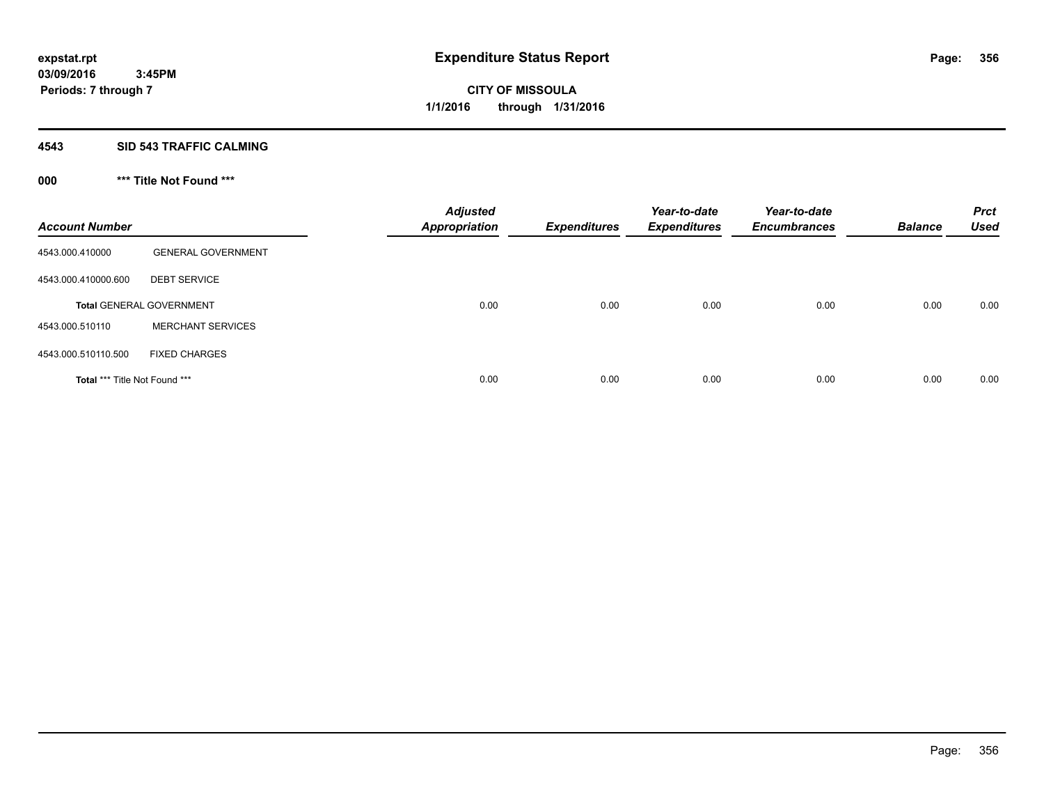# Expenditure Status Report

**CITY OF MISSOULA**
**1/1/2016 through 1/31/2016**

expstat.rpt
03/09/2016 3:45PM
Periods: 7 through 7

## 4543 SID 543 TRAFFIC CALMING

### 000 *** Title Not Found ***

| Account Number | | Adjusted Appropriation | Expenditures | Year-to-date Expenditures | Year-to-date Encumbrances | Balance | Prct Used |
|---|---|---|---|---|---|---|---|
| 4543.000.410000 | GENERAL GOVERNMENT | | | | | | |
| 4543.000.410000.600 | DEBT SERVICE | | | | | | |
| **Total** GENERAL GOVERNMENT | | 0.00 | 0.00 | 0.00 | 0.00 | 0.00 | 0.00 |
| 4543.000.510110 | MERCHANT SERVICES | | | | | | |
| 4543.000.510110.500 | FIXED CHARGES | | | | | | |
| **Total** *** Title Not Found *** | | 0.00 | 0.00 | 0.00 | 0.00 | 0.00 | 0.00 |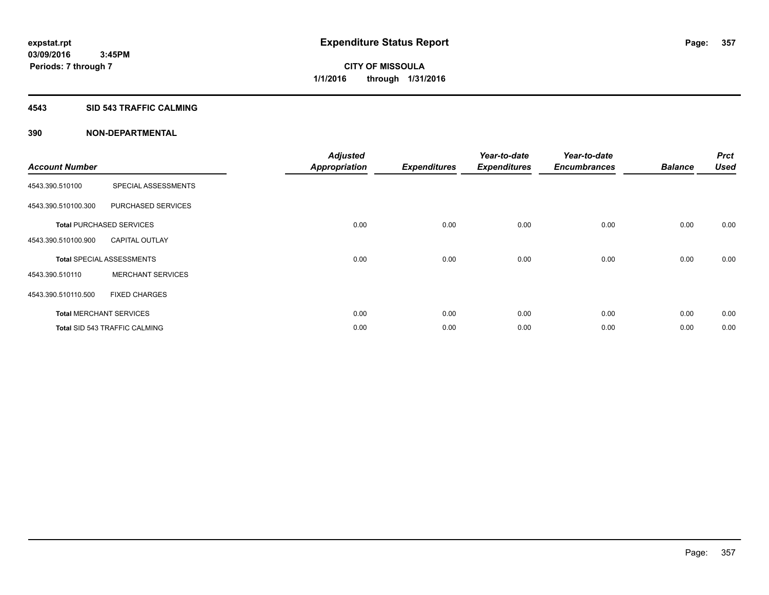# Expenditure Status Report

**CITY OF MISSOULA**

**1/1/2016 through 1/31/2016**

expstat.rpt
03/09/2016 3:45PM
Periods: 7 through 7

## 4543 SID 543 TRAFFIC CALMING

## 390 NON-DEPARTMENTAL

| Account Number | | Adjusted Appropriation | Expenditures | Year-to-date Expenditures | Year-to-date Encumbrances | Balance | Prct Used |
|---|---|---|---|---|---|---|---|
| 4543.390.510100 | SPECIAL ASSESSMENTS | | | | | | |
| 4543.390.510100.300 | PURCHASED SERVICES | | | | | | |
| **Total** PURCHASED SERVICES | | 0.00 | 0.00 | 0.00 | 0.00 | 0.00 | 0.00 |
| 4543.390.510100.900 | CAPITAL OUTLAY | | | | | | |
| **Total** SPECIAL ASSESSMENTS | | 0.00 | 0.00 | 0.00 | 0.00 | 0.00 | 0.00 |
| 4543.390.510110 | MERCHANT SERVICES | | | | | | |
| 4543.390.510110.500 | FIXED CHARGES | | | | | | |
| **Total** MERCHANT SERVICES | | 0.00 | 0.00 | 0.00 | 0.00 | 0.00 | 0.00 |
| **Total** SID 543 TRAFFIC CALMING | | 0.00 | 0.00 | 0.00 | 0.00 | 0.00 | 0.00 |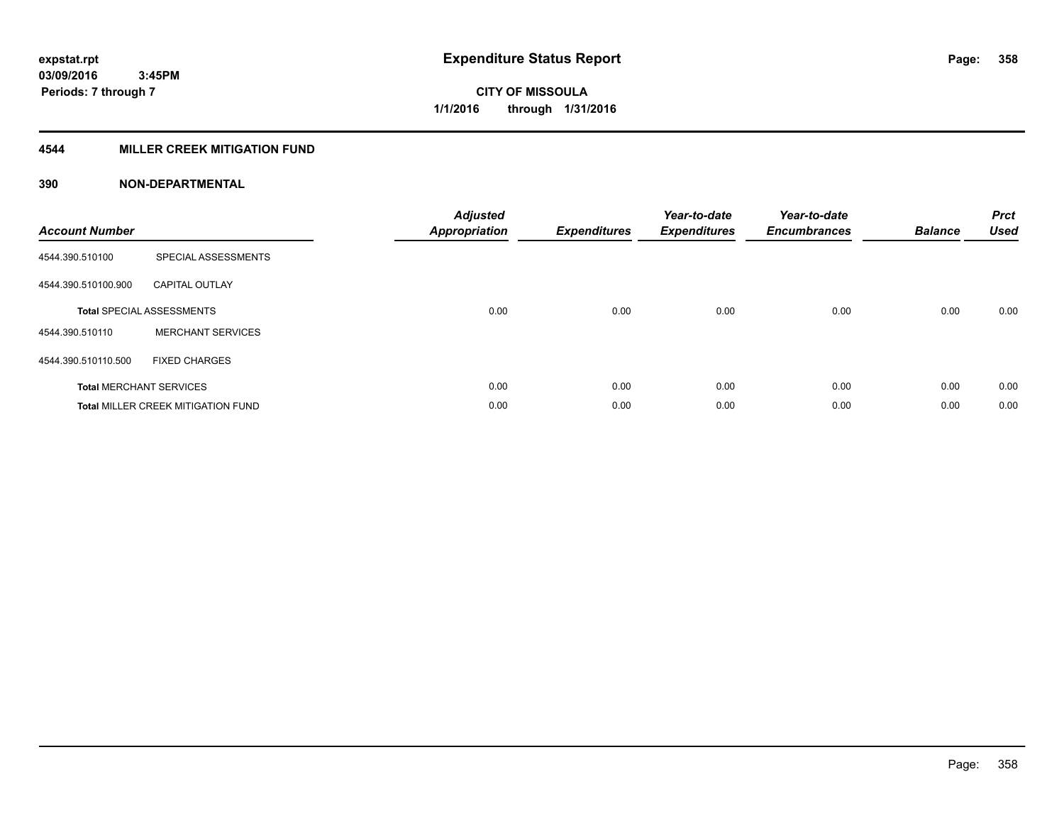# Expenditure Status Report

expstat.rpt
03/09/2016 3:45PM
Periods: 7 through 7

**CITY OF MISSOULA**
**1/1/2016 through 1/31/2016**

## 4544 MILLER CREEK MITIGATION FUND

## 390 NON-DEPARTMENTAL

| Account Number | | Adjusted Appropriation | Expenditures | Year-to-date Expenditures | Year-to-date Encumbrances | Balance | Prct Used |
|---|---|---|---|---|---|---|---|
| 4544.390.510100 | SPECIAL ASSESSMENTS | | | | | | |
| 4544.390.510100.900 | CAPITAL OUTLAY | | | | | | |
| **Total** SPECIAL ASSESSMENTS | | 0.00 | 0.00 | 0.00 | 0.00 | 0.00 | 0.00 |
| 4544.390.510110 | MERCHANT SERVICES | | | | | | |
| 4544.390.510110.500 | FIXED CHARGES | | | | | | |
| **Total** MERCHANT SERVICES | | 0.00 | 0.00 | 0.00 | 0.00 | 0.00 | 0.00 |
| **Total** MILLER CREEK MITIGATION FUND | | 0.00 | 0.00 | 0.00 | 0.00 | 0.00 | 0.00 |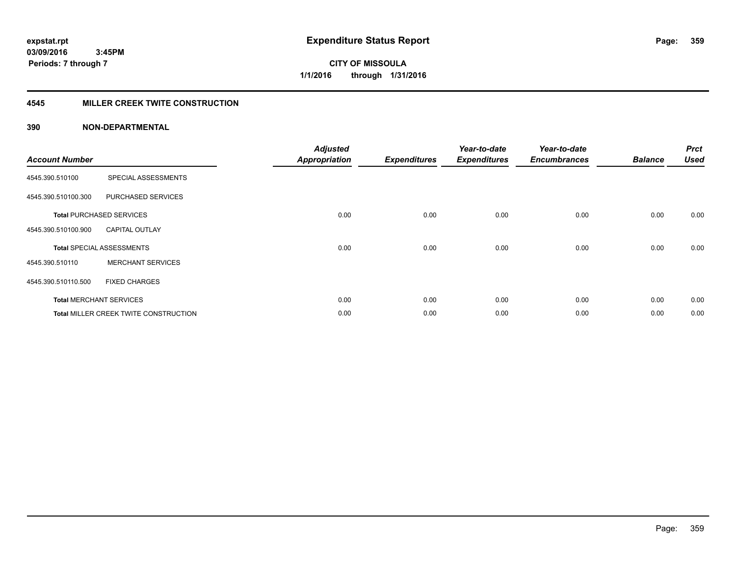**expstat.rpt**
**03/09/2016 3:45PM**
**Periods: 7 through 7**

# Expenditure Status Report

**CITY OF MISSOULA**
**1/1/2016 through 1/31/2016**

## 4545 MILLER CREEK TWITE CONSTRUCTION

### 390 NON-DEPARTMENTAL

| Account Number | | Adjusted Appropriation | Expenditures | Year-to-date Expenditures | Year-to-date Encumbrances | Balance | Prct Used |
|---|---|---|---|---|---|---|---|
| 4545.390.510100 | SPECIAL ASSESSMENTS | | | | | | |
| 4545.390.510100.300 | PURCHASED SERVICES | | | | | | |
| **Total** PURCHASED SERVICES | | 0.00 | 0.00 | 0.00 | 0.00 | 0.00 | 0.00 |
| 4545.390.510100.900 | CAPITAL OUTLAY | | | | | | |
| **Total** SPECIAL ASSESSMENTS | | 0.00 | 0.00 | 0.00 | 0.00 | 0.00 | 0.00 |
| 4545.390.510110 | MERCHANT SERVICES | | | | | | |
| 4545.390.510110.500 | FIXED CHARGES | | | | | | |
| **Total** MERCHANT SERVICES | | 0.00 | 0.00 | 0.00 | 0.00 | 0.00 | 0.00 |
| **Total** MILLER CREEK TWITE CONSTRUCTION | | 0.00 | 0.00 | 0.00 | 0.00 | 0.00 | 0.00 |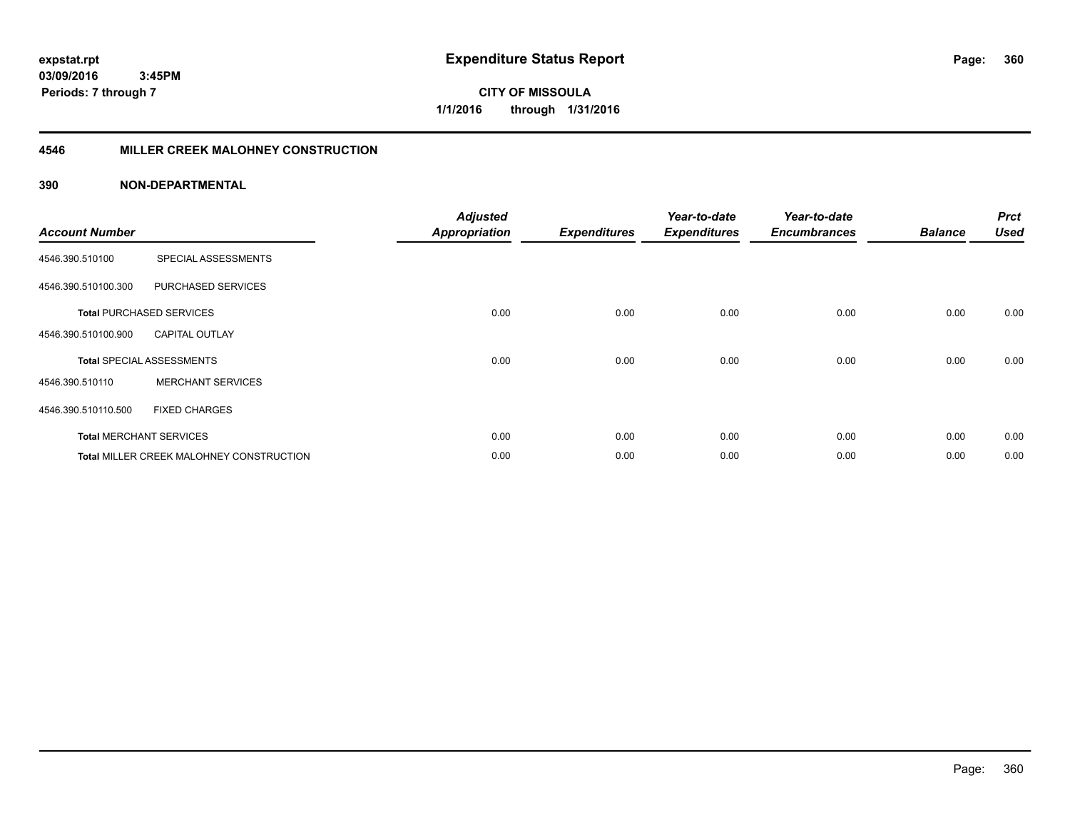# Expenditure Status Report

expstat.rpt
03/09/2016 3:45PM
Periods: 7 through 7

CITY OF MISSOULA
1/1/2016 through 1/31/2016

## 4546 MILLER CREEK MALOHNEY CONSTRUCTION

### 390 NON-DEPARTMENTAL

| Account Number | | Adjusted Appropriation | Expenditures | Year-to-date Expenditures | Year-to-date Encumbrances | Balance | Prct Used |
|---|---|---|---|---|---|---|---|
| 4546.390.510100 | SPECIAL ASSESSMENTS | | | | | | |
| 4546.390.510100.300 | PURCHASED SERVICES | | | | | | |
| **Total** PURCHASED SERVICES | | 0.00 | 0.00 | 0.00 | 0.00 | 0.00 | 0.00 |
| 4546.390.510100.900 | CAPITAL OUTLAY | | | | | | |
| **Total** SPECIAL ASSESSMENTS | | 0.00 | 0.00 | 0.00 | 0.00 | 0.00 | 0.00 |
| 4546.390.510110 | MERCHANT SERVICES | | | | | | |
| 4546.390.510110.500 | FIXED CHARGES | | | | | | |
| **Total** MERCHANT SERVICES | | 0.00 | 0.00 | 0.00 | 0.00 | 0.00 | 0.00 |
| **Total** MILLER CREEK MALOHNEY CONSTRUCTION | | 0.00 | 0.00 | 0.00 | 0.00 | 0.00 | 0.00 |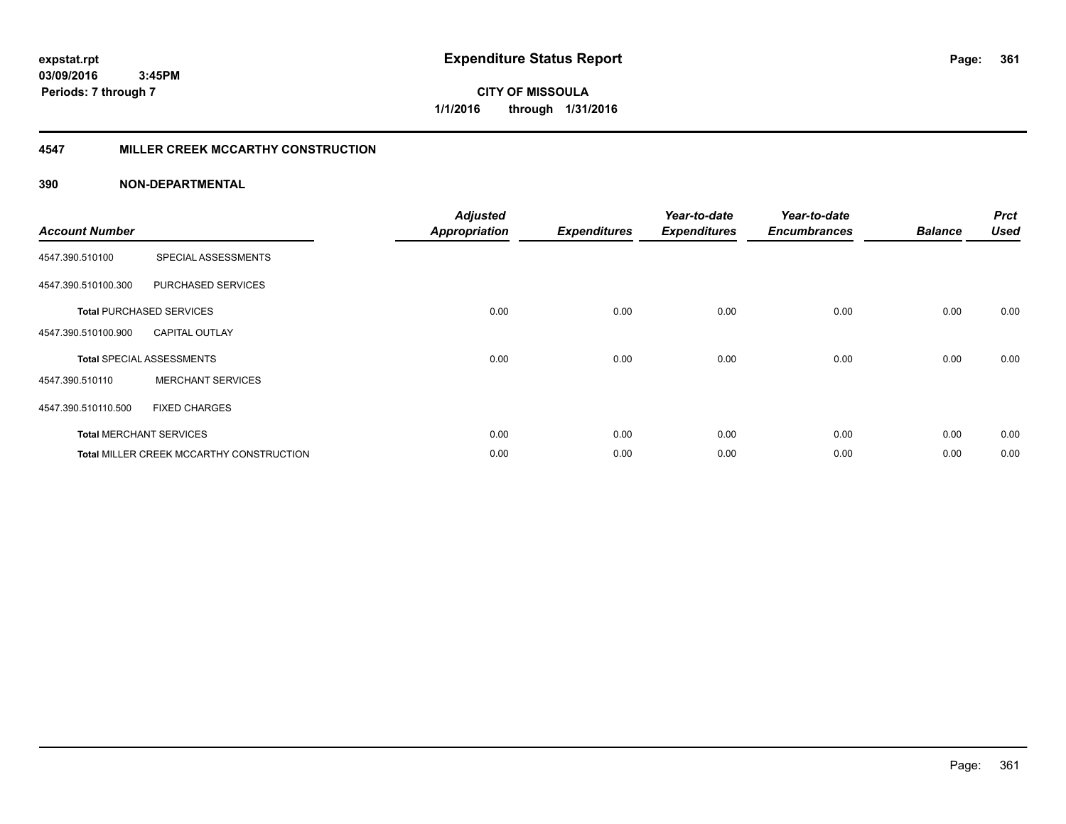expstat.rpt
03/09/2016 3:45PM
Periods: 7 through 7

# Expenditure Status Report

CITY OF MISSOULA
1/1/2016 through 1/31/2016

## 4547 MILLER CREEK MCCARTHY CONSTRUCTION

### 390 NON-DEPARTMENTAL

| Account Number | | Adjusted Appropriation | Expenditures | Year-to-date Expenditures | Year-to-date Encumbrances | Balance | Prct Used |
|---|---|---|---|---|---|---|---|
| 4547.390.510100 | SPECIAL ASSESSMENTS | | | | | | |
| 4547.390.510100.300 | PURCHASED SERVICES | | | | | | |
| **Total** PURCHASED SERVICES | | 0.00 | 0.00 | 0.00 | 0.00 | 0.00 | 0.00 |
| 4547.390.510100.900 | CAPITAL OUTLAY | | | | | | |
| **Total** SPECIAL ASSESSMENTS | | 0.00 | 0.00 | 0.00 | 0.00 | 0.00 | 0.00 |
| 4547.390.510110 | MERCHANT SERVICES | | | | | | |
| 4547.390.510110.500 | FIXED CHARGES | | | | | | |
| **Total** MERCHANT SERVICES | | 0.00 | 0.00 | 0.00 | 0.00 | 0.00 | 0.00 |
| **Total** MILLER CREEK MCCARTHY CONSTRUCTION | | 0.00 | 0.00 | 0.00 | 0.00 | 0.00 | 0.00 |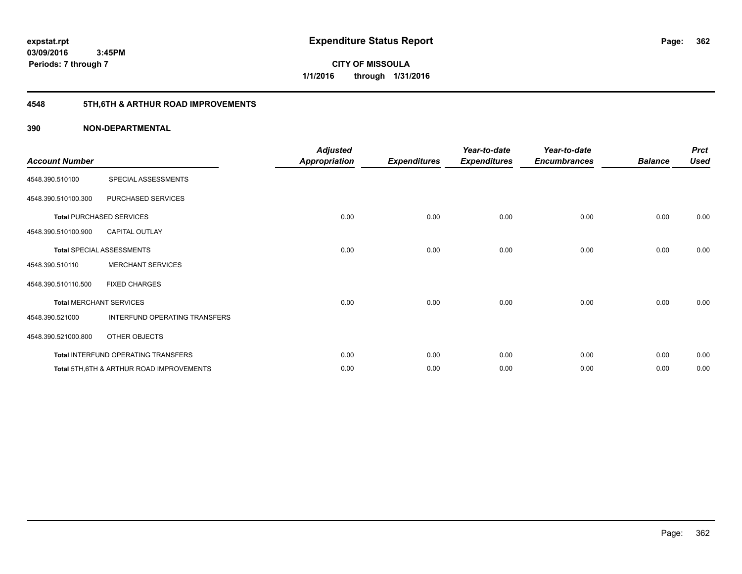expstat.rpt
03/09/2016 3:45PM
Periods: 7 through 7

# Expenditure Status Report

CITY OF MISSOULA
1/1/2016 through 1/31/2016

## 4548 5TH,6TH & ARTHUR ROAD IMPROVEMENTS

## 390 NON-DEPARTMENTAL

| Account Number | | Adjusted Appropriation | Expenditures | Year-to-date Expenditures | Year-to-date Encumbrances | Balance | Prct Used |
|---|---|---|---|---|---|---|---|
| 4548.390.510100 | SPECIAL ASSESSMENTS | | | | | | |
| 4548.390.510100.300 | PURCHASED SERVICES | | | | | | |
| **Total** PURCHASED SERVICES | | 0.00 | 0.00 | 0.00 | 0.00 | 0.00 | 0.00 |
| 4548.390.510100.900 | CAPITAL OUTLAY | | | | | | |
| **Total** SPECIAL ASSESSMENTS | | 0.00 | 0.00 | 0.00 | 0.00 | 0.00 | 0.00 |
| 4548.390.510110 | MERCHANT SERVICES | | | | | | |
| 4548.390.510110.500 | FIXED CHARGES | | | | | | |
| **Total** MERCHANT SERVICES | | 0.00 | 0.00 | 0.00 | 0.00 | 0.00 | 0.00 |
| 4548.390.521000 | INTERFUND OPERATING TRANSFERS | | | | | | |
| 4548.390.521000.800 | OTHER OBJECTS | | | | | | |
| **Total** INTERFUND OPERATING TRANSFERS | | 0.00 | 0.00 | 0.00 | 0.00 | 0.00 | 0.00 |
| **Total** 5TH,6TH & ARTHUR ROAD IMPROVEMENTS | | 0.00 | 0.00 | 0.00 | 0.00 | 0.00 | 0.00 |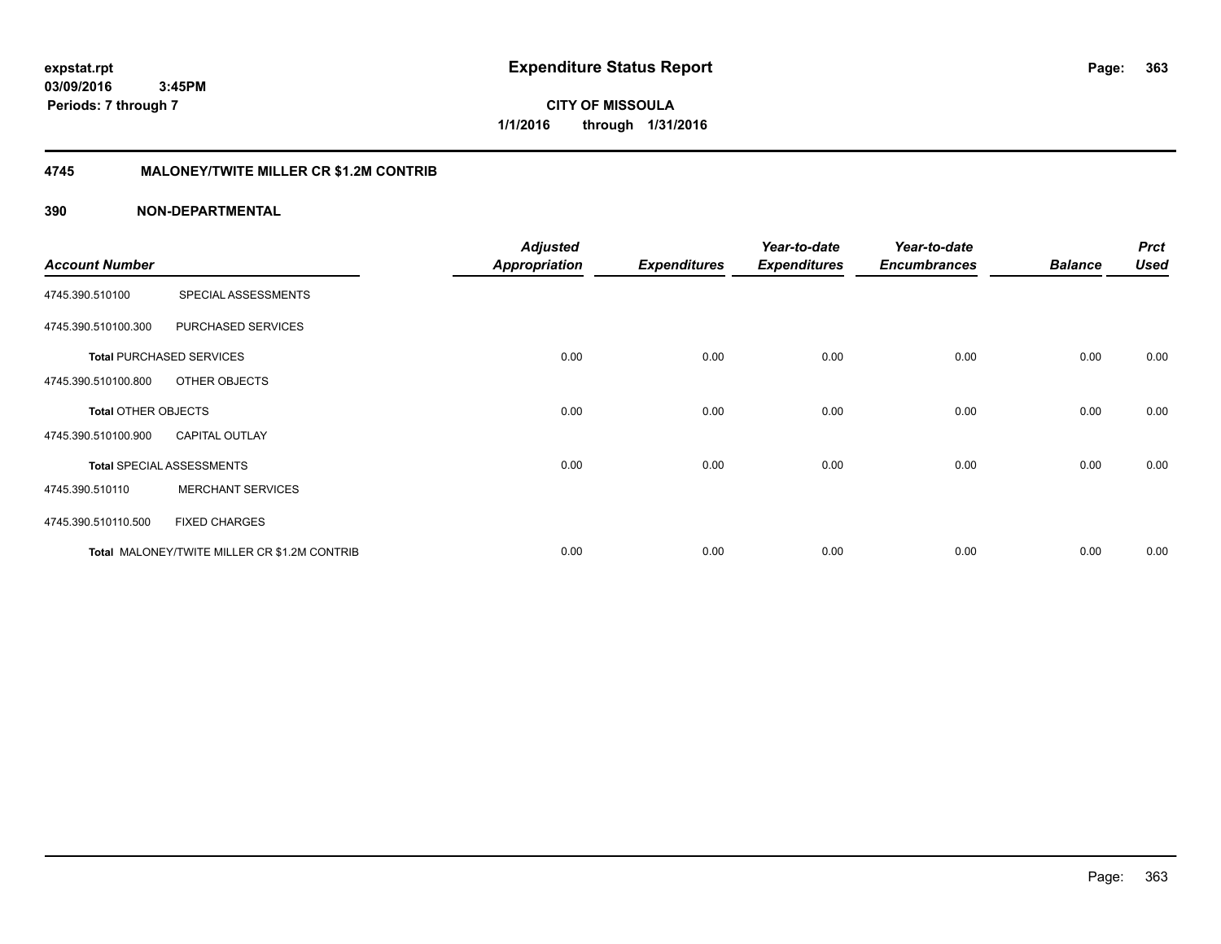**expstat.rpt**
**03/09/2016 3:45PM**
**Periods: 7 through 7**

# Expenditure Status Report

**CITY OF MISSOULA**
**1/1/2016 through 1/31/2016**

## 4745 MALONEY/TWITE MILLER CR $1.2M CONTRIB

### 390 NON-DEPARTMENTAL

| Account Number | | Adjusted Appropriation | Expenditures | Year-to-date Expenditures | Year-to-date Encumbrances | Balance | Prct Used |
|---|---|---|---|---|---|---|---|
| 4745.390.510100 | SPECIAL ASSESSMENTS | | | | | | |
| 4745.390.510100.300 | PURCHASED SERVICES | | | | | | |
| **Total** PURCHASED SERVICES | | 0.00 | 0.00 | 0.00 | 0.00 | 0.00 | 0.00 |
| 4745.390.510100.800 | OTHER OBJECTS | | | | | | |
| **Total** OTHER OBJECTS | | 0.00 | 0.00 | 0.00 | 0.00 | 0.00 | 0.00 |
| 4745.390.510100.900 | CAPITAL OUTLAY | | | | | | |
| **Total** SPECIAL ASSESSMENTS | | 0.00 | 0.00 | 0.00 | 0.00 | 0.00 | 0.00 |
| 4745.390.510110 | MERCHANT SERVICES | | | | | | |
| 4745.390.510110.500 | FIXED CHARGES | | | | | | |
| **Total** MALONEY/TWITE MILLER CR $1.2M CONTRIB | | 0.00 | 0.00 | 0.00 | 0.00 | 0.00 | 0.00 |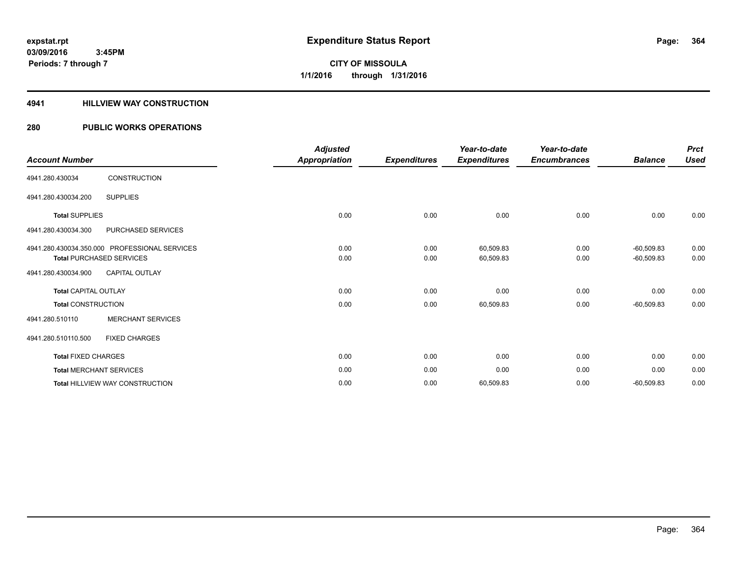expstat.rpt
03/09/2016 3:45PM
Periods: 7 through 7

# Expenditure Status Report

CITY OF MISSOULA
1/1/2016 through 1/31/2016

## 4941 HILLVIEW WAY CONSTRUCTION

## 280 PUBLIC WORKS OPERATIONS

| Account Number | | Adjusted Appropriation | Expenditures | Year-to-date Expenditures | Year-to-date Encumbrances | Balance | Prct Used |
|---|---|---|---|---|---|---|---|
| 4941.280.430034 | CONSTRUCTION | | | | | | |
| 4941.280.430034.200 | SUPPLIES | | | | | | |
| Total SUPPLIES | | 0.00 | 0.00 | 0.00 | 0.00 | 0.00 | 0.00 |
| 4941.280.430034.300 | PURCHASED SERVICES | | | | | | |
| 4941.280.430034.350.000 | PROFESSIONAL SERVICES | 0.00 | 0.00 | 60,509.83 | 0.00 | -60,509.83 | 0.00 |
| Total PURCHASED SERVICES | | 0.00 | 0.00 | 60,509.83 | 0.00 | -60,509.83 | 0.00 |
| 4941.280.430034.900 | CAPITAL OUTLAY | | | | | | |
| Total CAPITAL OUTLAY | | 0.00 | 0.00 | 0.00 | 0.00 | 0.00 | 0.00 |
| Total CONSTRUCTION | | 0.00 | 0.00 | 60,509.83 | 0.00 | -60,509.83 | 0.00 |
| 4941.280.510110 | MERCHANT SERVICES | | | | | | |
| 4941.280.510110.500 | FIXED CHARGES | | | | | | |
| Total FIXED CHARGES | | 0.00 | 0.00 | 0.00 | 0.00 | 0.00 | 0.00 |
| Total MERCHANT SERVICES | | 0.00 | 0.00 | 0.00 | 0.00 | 0.00 | 0.00 |
| Total HILLVIEW WAY CONSTRUCTION | | 0.00 | 0.00 | 60,509.83 | 0.00 | -60,509.83 | 0.00 |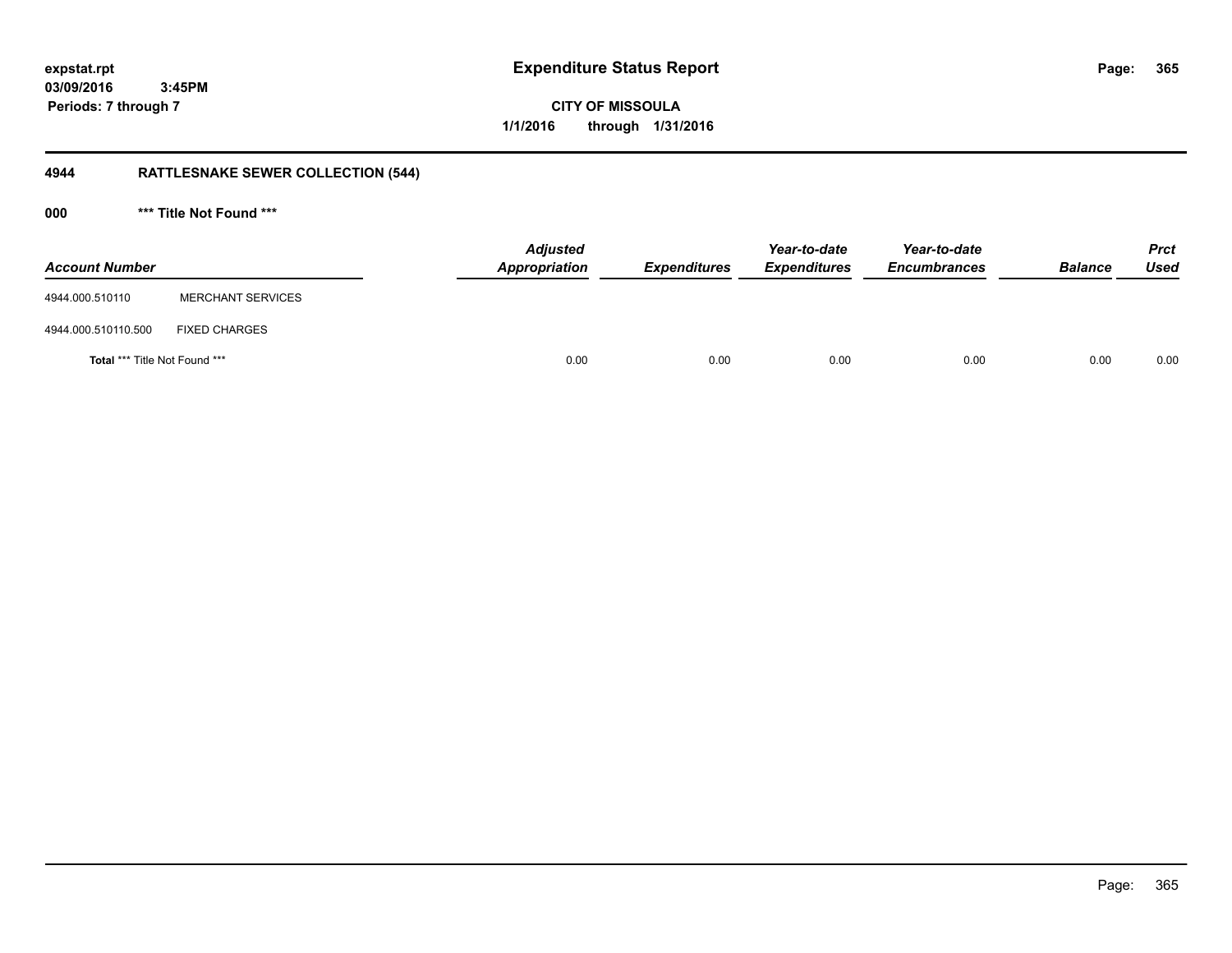**expstat.rpt**
**03/09/2016 3:45PM**
**Periods: 7 through 7**

# Expenditure Status Report

**CITY OF MISSOULA**
**1/1/2016 through 1/31/2016**

## 4944 RATTLESNAKE SEWER COLLECTION (544)

### 000 *** Title Not Found ***

| Account Number | | Adjusted Appropriation | Expenditures | Year-to-date Expenditures | Year-to-date Encumbrances | Balance | Prct Used |
|---|---|---|---|---|---|---|---|
| 4944.000.510110 | MERCHANT SERVICES | | | | | | |
| 4944.000.510110.500 | FIXED CHARGES | | | | | | |
| **Total** *** Title Not Found *** | | 0.00 | 0.00 | 0.00 | 0.00 | 0.00 | 0.00 |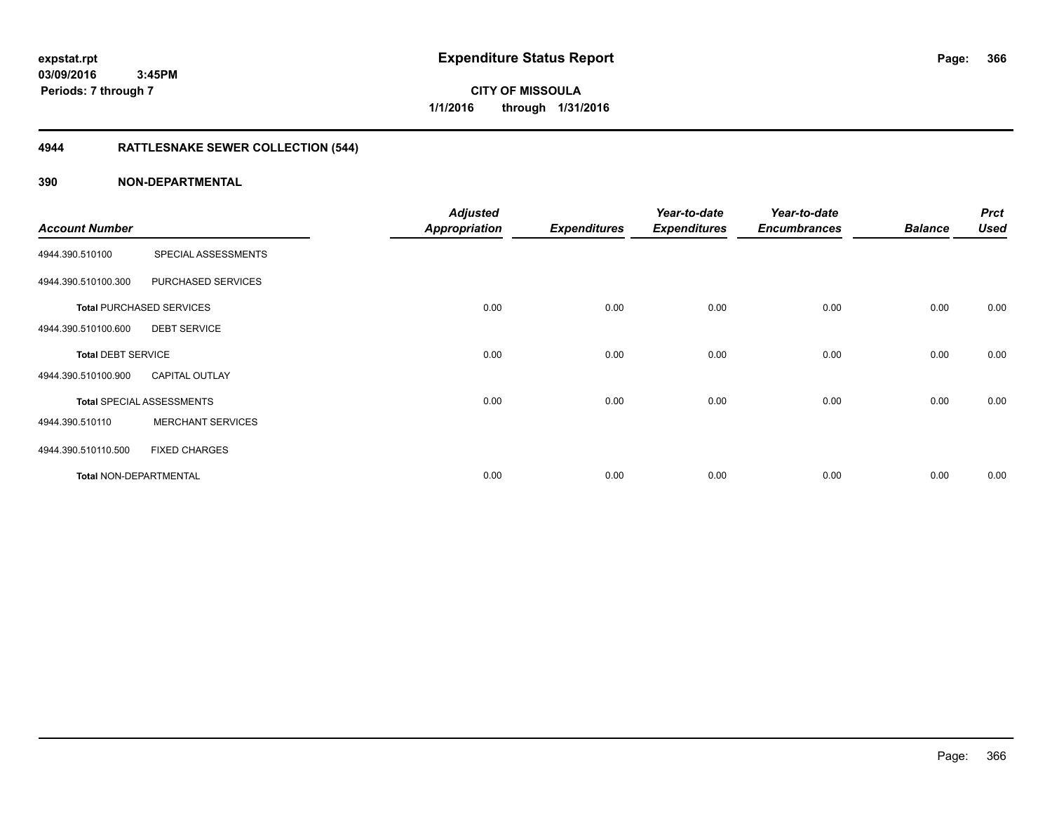# Expenditure Status Report

expstat.rpt
03/09/2016 3:45PM
Periods: 7 through 7

**CITY OF MISSOULA**
**1/1/2016 through 1/31/2016**

## 4944 RATTLESNAKE SEWER COLLECTION (544)

## 390 NON-DEPARTMENTAL

| Account Number | | Adjusted Appropriation | Expenditures | Year-to-date Expenditures | Year-to-date Encumbrances | Balance | Prct Used |
|---|---|---|---|---|---|---|---|
| 4944.390.510100 | SPECIAL ASSESSMENTS | | | | | | |
| 4944.390.510100.300 | PURCHASED SERVICES | | | | | | |
| **Total** PURCHASED SERVICES | | 0.00 | 0.00 | 0.00 | 0.00 | 0.00 | 0.00 |
| 4944.390.510100.600 | DEBT SERVICE | | | | | | |
| **Total** DEBT SERVICE | | 0.00 | 0.00 | 0.00 | 0.00 | 0.00 | 0.00 |
| 4944.390.510100.900 | CAPITAL OUTLAY | | | | | | |
| **Total** SPECIAL ASSESSMENTS | | 0.00 | 0.00 | 0.00 | 0.00 | 0.00 | 0.00 |
| 4944.390.510110 | MERCHANT SERVICES | | | | | | |
| 4944.390.510110.500 | FIXED CHARGES | | | | | | |
| **Total** NON-DEPARTMENTAL | | 0.00 | 0.00 | 0.00 | 0.00 | 0.00 | 0.00 |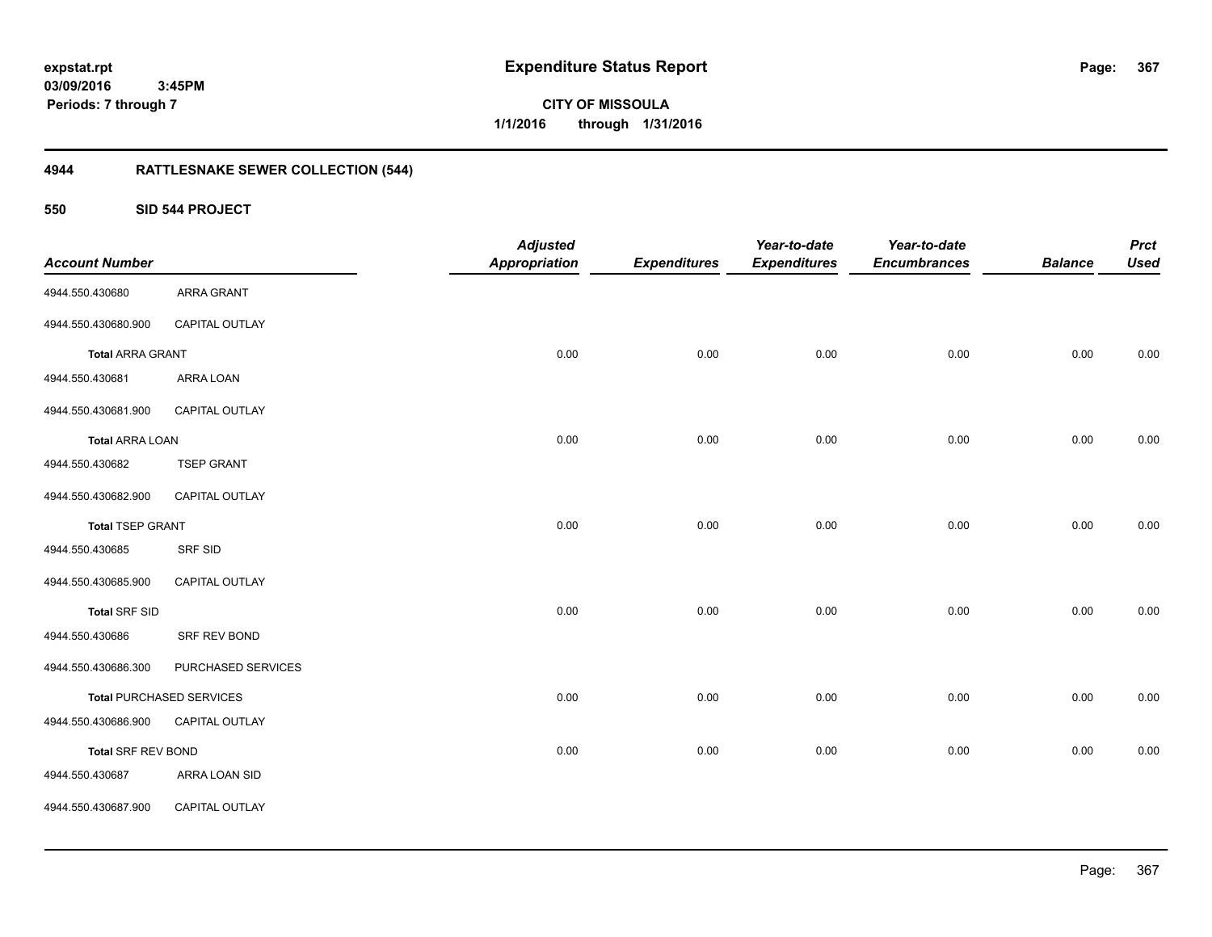expstat.rpt
03/09/2016 3:45PM
Periods: 7 through 7

# Expenditure Status Report

**CITY OF MISSOULA**
1/1/2016 through 1/31/2016

## 4944 RATTLESNAKE SEWER COLLECTION (544)

### 550 SID 544 PROJECT

| Account Number | | Adjusted Appropriation | Expenditures | Year-to-date Expenditures | Year-to-date Encumbrances | Balance | Prct Used |
|---|---|---|---|---|---|---|---|
| 4944.550.430680 | ARRA GRANT | | | | | | |
| 4944.550.430680.900 | CAPITAL OUTLAY | | | | | | |
| **Total** ARRA GRANT | | 0.00 | 0.00 | 0.00 | 0.00 | 0.00 | 0.00 |
| 4944.550.430681 | ARRA LOAN | | | | | | |
| 4944.550.430681.900 | CAPITAL OUTLAY | | | | | | |
| **Total** ARRA LOAN | | 0.00 | 0.00 | 0.00 | 0.00 | 0.00 | 0.00 |
| 4944.550.430682 | TSEP GRANT | | | | | | |
| 4944.550.430682.900 | CAPITAL OUTLAY | | | | | | |
| **Total** TSEP GRANT | | 0.00 | 0.00 | 0.00 | 0.00 | 0.00 | 0.00 |
| 4944.550.430685 | SRF SID | | | | | | |
| 4944.550.430685.900 | CAPITAL OUTLAY | | | | | | |
| **Total** SRF SID | | 0.00 | 0.00 | 0.00 | 0.00 | 0.00 | 0.00 |
| 4944.550.430686 | SRF REV BOND | | | | | | |
| 4944.550.430686.300 | PURCHASED SERVICES | | | | | | |
| **Total** PURCHASED SERVICES | | 0.00 | 0.00 | 0.00 | 0.00 | 0.00 | 0.00 |
| 4944.550.430686.900 | CAPITAL OUTLAY | | | | | | |
| **Total** SRF REV BOND | | 0.00 | 0.00 | 0.00 | 0.00 | 0.00 | 0.00 |
| 4944.550.430687 | ARRA LOAN SID | | | | | | |
| 4944.550.430687.900 | CAPITAL OUTLAY | | | | | | |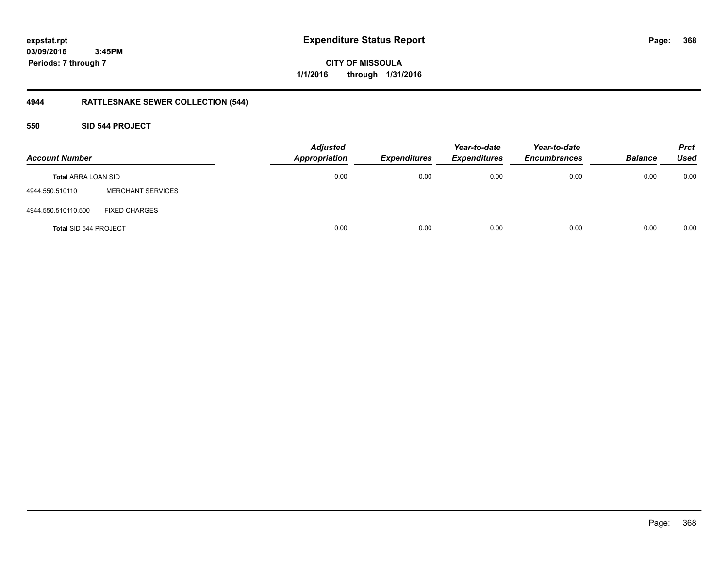# Expenditure Status Report

expstat.rpt
03/09/2016 3:45PM
Periods: 7 through 7

CITY OF MISSOULA
1/1/2016 through 1/31/2016

## 4944 RATTLESNAKE SEWER COLLECTION (544)

### 550 SID 544 PROJECT

| Account Number | | Adjusted Appropriation | Expenditures | Year-to-date Expenditures | Year-to-date Encumbrances | Balance | Prct Used |
|---|---|---|---|---|---|---|---|
| **Total** ARRA LOAN SID | | 0.00 | 0.00 | 0.00 | 0.00 | 0.00 | 0.00 |
| 4944.550.510110 | MERCHANT SERVICES | | | | | | |
| 4944.550.510110.500 | FIXED CHARGES | | | | | | |
| **Total** SID 544 PROJECT | | 0.00 | 0.00 | 0.00 | 0.00 | 0.00 | 0.00 |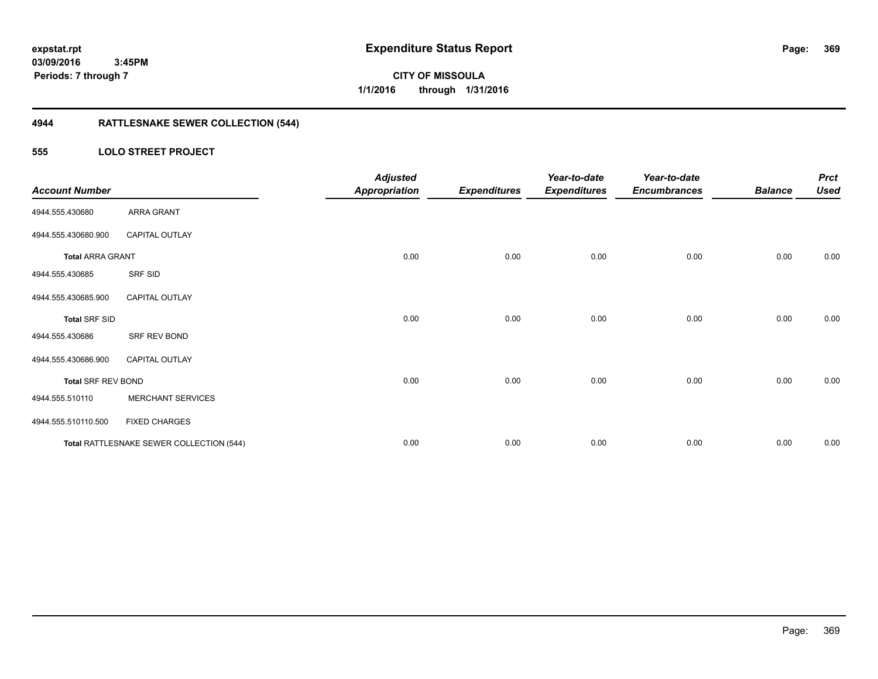**expstat.rpt**
**03/09/2016 3:45PM**
**Periods: 7 through 7**

# Expenditure Status Report

**CITY OF MISSOULA**
**1/1/2016 through 1/31/2016**

## 4944 RATTLESNAKE SEWER COLLECTION (544)

## 555 LOLO STREET PROJECT

| Account Number | | Adjusted Appropriation | Expenditures | Year-to-date Expenditures | Year-to-date Encumbrances | Balance | Prct Used |
|---|---|---|---|---|---|---|---|
| 4944.555.430680 | ARRA GRANT | | | | | | |
| 4944.555.430680.900 | CAPITAL OUTLAY | | | | | | |
| **Total** ARRA GRANT | | 0.00 | 0.00 | 0.00 | 0.00 | 0.00 | 0.00 |
| 4944.555.430685 | SRF SID | | | | | | |
| 4944.555.430685.900 | CAPITAL OUTLAY | | | | | | |
| **Total** SRF SID | | 0.00 | 0.00 | 0.00 | 0.00 | 0.00 | 0.00 |
| 4944.555.430686 | SRF REV BOND | | | | | | |
| 4944.555.430686.900 | CAPITAL OUTLAY | | | | | | |
| **Total** SRF REV BOND | | 0.00 | 0.00 | 0.00 | 0.00 | 0.00 | 0.00 |
| 4944.555.510110 | MERCHANT SERVICES | | | | | | |
| 4944.555.510110.500 | FIXED CHARGES | | | | | | |
| **Total** RATTLESNAKE SEWER COLLECTION (544) | | 0.00 | 0.00 | 0.00 | 0.00 | 0.00 | 0.00 |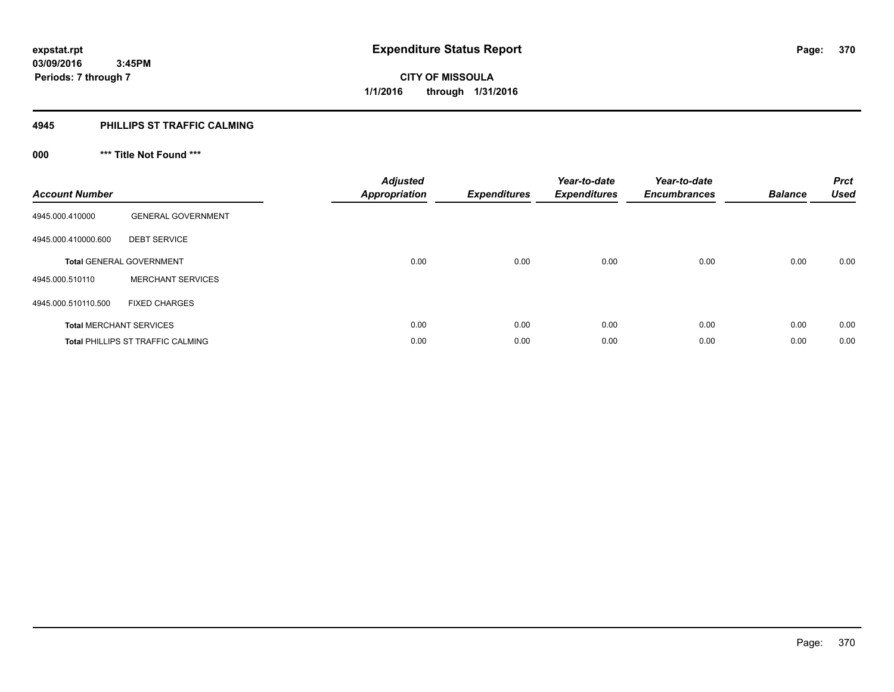expstat.rpt
03/09/2016 3:45PM
Periods: 7 through 7

# Expenditure Status Report

**CITY OF MISSOULA**
**1/1/2016 through 1/31/2016**

## 4945 PHILLIPS ST TRAFFIC CALMING

### 000 *** Title Not Found ***

| Account Number | | Adjusted Appropriation | Expenditures | Year-to-date Expenditures | Year-to-date Encumbrances | Balance | Prct Used |
|---|---|---|---|---|---|---|---|
| 4945.000.410000 | GENERAL GOVERNMENT | | | | | | |
| 4945.000.410000.600 | DEBT SERVICE | | | | | | |
| **Total** GENERAL GOVERNMENT | | 0.00 | 0.00 | 0.00 | 0.00 | 0.00 | 0.00 |
| 4945.000.510110 | MERCHANT SERVICES | | | | | | |
| 4945.000.510110.500 | FIXED CHARGES | | | | | | |
| **Total** MERCHANT SERVICES | | 0.00 | 0.00 | 0.00 | 0.00 | 0.00 | 0.00 |
| **Total** PHILLIPS ST TRAFFIC CALMING | | 0.00 | 0.00 | 0.00 | 0.00 | 0.00 | 0.00 |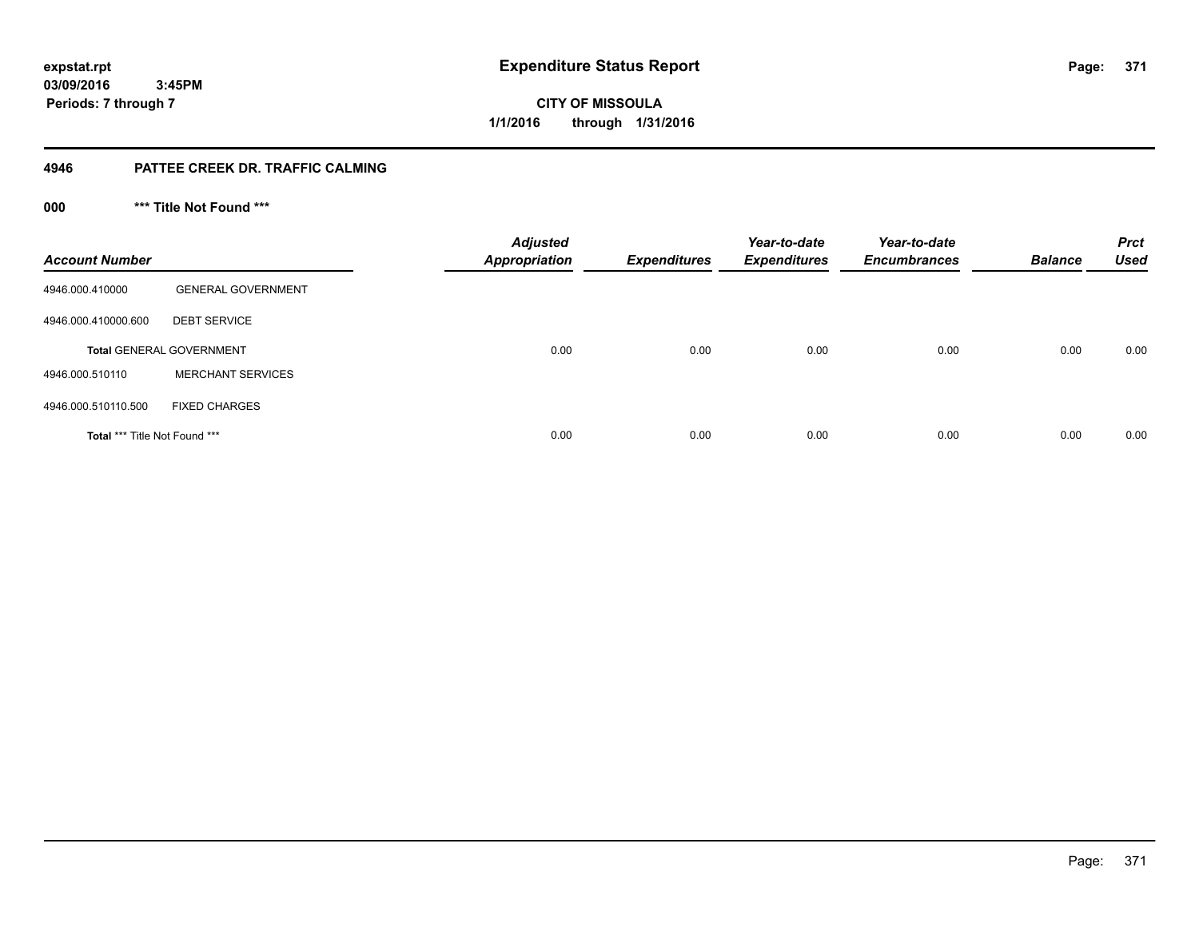expstat.rpt
03/09/2016 3:45PM
Periods: 7 through 7

# Expenditure Status Report

CITY OF MISSOULA
1/1/2016 through 1/31/2016

## 4946 PATTEE CREEK DR. TRAFFIC CALMING

### 000 *** Title Not Found ***

| Account Number | | Adjusted Appropriation | Expenditures | Year-to-date Expenditures | Year-to-date Encumbrances | Balance | Prct Used |
|---|---|---|---|---|---|---|---|
| 4946.000.410000 | GENERAL GOVERNMENT | | | | | | |
| 4946.000.410000.600 | DEBT SERVICE | | | | | | |
| **Total** GENERAL GOVERNMENT | | 0.00 | 0.00 | 0.00 | 0.00 | 0.00 | 0.00 |
| 4946.000.510110 | MERCHANT SERVICES | | | | | | |
| 4946.000.510110.500 | FIXED CHARGES | | | | | | |
| **Total** *** Title Not Found *** | | 0.00 | 0.00 | 0.00 | 0.00 | 0.00 | 0.00 |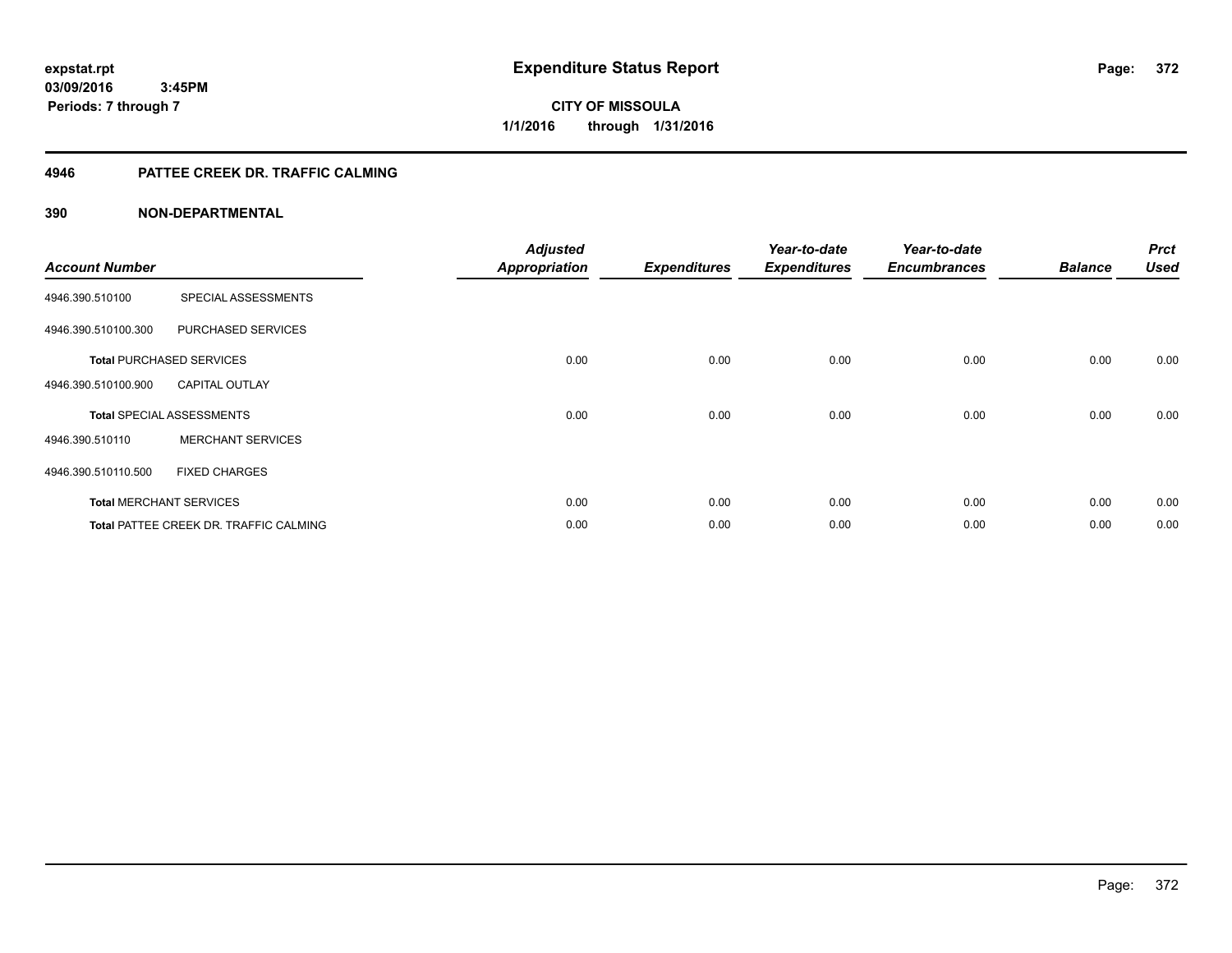expstat.rpt
03/09/2016 3:45PM
Periods: 7 through 7

# Expenditure Status Report

CITY OF MISSOULA
1/1/2016 through 1/31/2016

## 4946 PATTEE CREEK DR. TRAFFIC CALMING

## 390 NON-DEPARTMENTAL

| Account Number | | Adjusted Appropriation | Expenditures | Year-to-date Expenditures | Year-to-date Encumbrances | Balance | Prct Used |
|---|---|---|---|---|---|---|---|
| 4946.390.510100 | SPECIAL ASSESSMENTS | | | | | | |
| 4946.390.510100.300 | PURCHASED SERVICES | | | | | | |
| **Total** PURCHASED SERVICES | | 0.00 | 0.00 | 0.00 | 0.00 | 0.00 | 0.00 |
| 4946.390.510100.900 | CAPITAL OUTLAY | | | | | | |
| **Total** SPECIAL ASSESSMENTS | | 0.00 | 0.00 | 0.00 | 0.00 | 0.00 | 0.00 |
| 4946.390.510110 | MERCHANT SERVICES | | | | | | |
| 4946.390.510110.500 | FIXED CHARGES | | | | | | |
| **Total** MERCHANT SERVICES | | 0.00 | 0.00 | 0.00 | 0.00 | 0.00 | 0.00 |
| **Total** PATTEE CREEK DR. TRAFFIC CALMING | | 0.00 | 0.00 | 0.00 | 0.00 | 0.00 | 0.00 |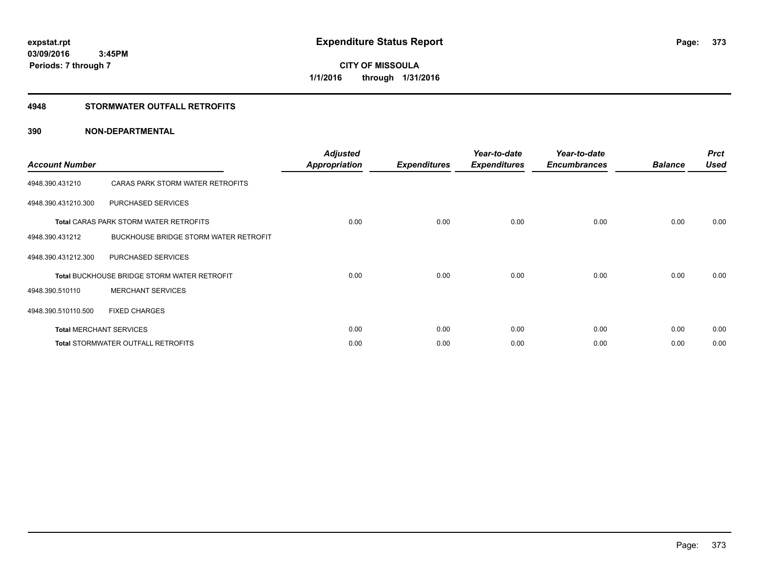# Expenditure Status Report

**CITY OF MISSOULA**

**1/1/2016 through 1/31/2016**

expstat.rpt
03/09/2016 3:45PM
Periods: 7 through 7

## 4948 STORMWATER OUTFALL RETROFITS

### 390 NON-DEPARTMENTAL

| Account Number | | Adjusted Appropriation | Expenditures | Year-to-date Expenditures | Year-to-date Encumbrances | Balance | Prct Used |
|---|---|---|---|---|---|---|---|
| 4948.390.431210 | CARAS PARK STORM WATER RETROFITS | | | | | | |
| 4948.390.431210.300 | PURCHASED SERVICES | | | | | | |
| **Total** CARAS PARK STORM WATER RETROFITS | | 0.00 | 0.00 | 0.00 | 0.00 | 0.00 | 0.00 |
| 4948.390.431212 | BUCKHOUSE BRIDGE STORM WATER RETROFIT | | | | | | |
| 4948.390.431212.300 | PURCHASED SERVICES | | | | | | |
| **Total** BUCKHOUSE BRIDGE STORM WATER RETROFIT | | 0.00 | 0.00 | 0.00 | 0.00 | 0.00 | 0.00 |
| 4948.390.510110 | MERCHANT SERVICES | | | | | | |
| 4948.390.510110.500 | FIXED CHARGES | | | | | | |
| **Total** MERCHANT SERVICES | | 0.00 | 0.00 | 0.00 | 0.00 | 0.00 | 0.00 |
| **Total** STORMWATER OUTFALL RETROFITS | | 0.00 | 0.00 | 0.00 | 0.00 | 0.00 | 0.00 |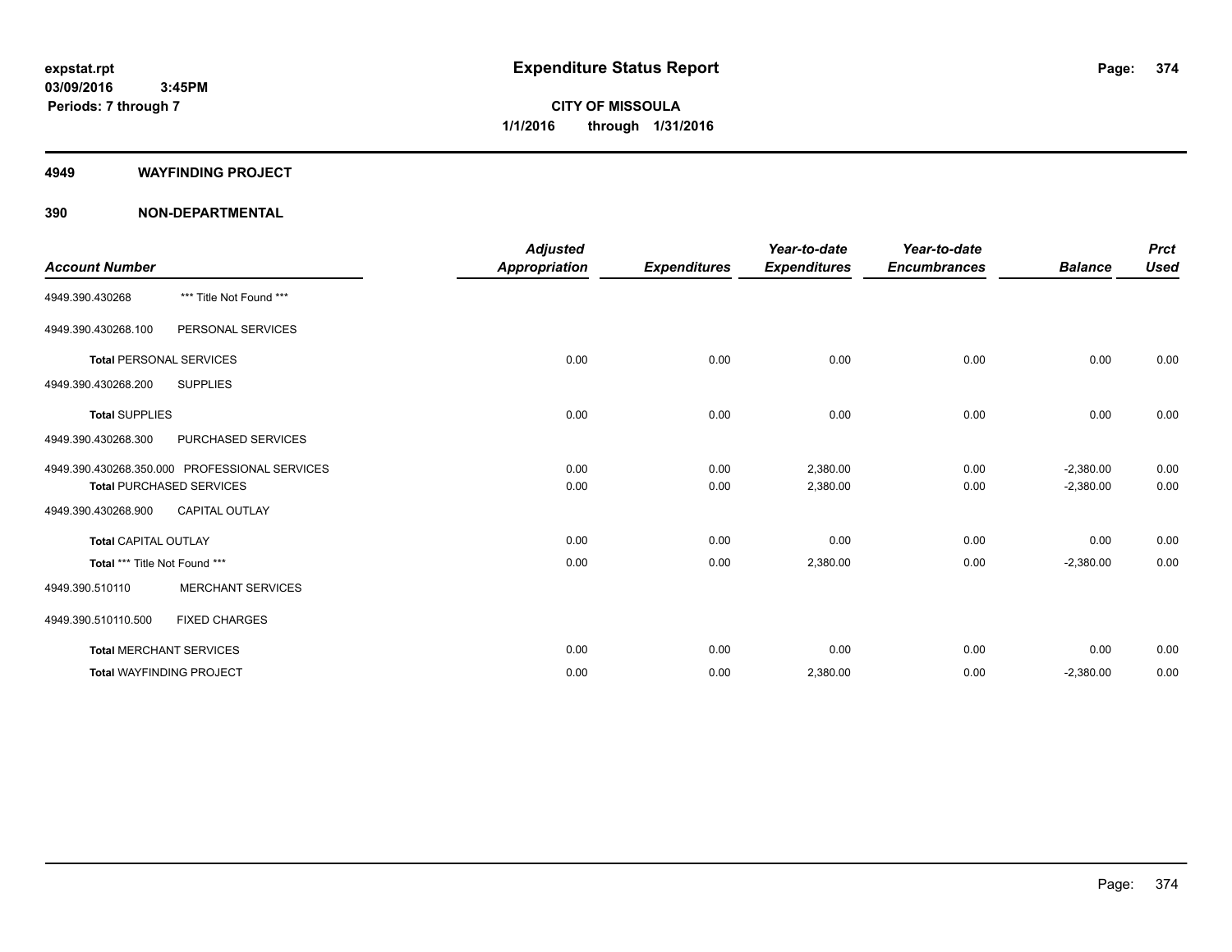# Expenditure Status Report

expstat.rpt
03/09/2016 3:45PM
Periods: 7 through 7

**CITY OF MISSOULA**
**1/1/2016 through 1/31/2016**

## 4949 WAYFINDING PROJECT

## 390 NON-DEPARTMENTAL

| Account Number | | Adjusted Appropriation | Expenditures | Year-to-date Expenditures | Year-to-date Encumbrances | Balance | Prct Used |
|---|---|---|---|---|---|---|---|
| 4949.390.430268 | *** Title Not Found *** | | | | | | |
| 4949.390.430268.100 | PERSONAL SERVICES | | | | | | |
| **Total** PERSONAL SERVICES | | 0.00 | 0.00 | 0.00 | 0.00 | 0.00 | 0.00 |
| 4949.390.430268.200 | SUPPLIES | | | | | | |
| **Total** SUPPLIES | | 0.00 | 0.00 | 0.00 | 0.00 | 0.00 | 0.00 |
| 4949.390.430268.300 | PURCHASED SERVICES | | | | | | |
| 4949.390.430268.350.000 | PROFESSIONAL SERVICES | 0.00 | 0.00 | 2,380.00 | 0.00 | -2,380.00 | 0.00 |
| **Total** PURCHASED SERVICES | | 0.00 | 0.00 | 2,380.00 | 0.00 | -2,380.00 | 0.00 |
| 4949.390.430268.900 | CAPITAL OUTLAY | | | | | | |
| **Total** CAPITAL OUTLAY | | 0.00 | 0.00 | 0.00 | 0.00 | 0.00 | 0.00 |
| **Total** *** Title Not Found *** | | 0.00 | 0.00 | 2,380.00 | 0.00 | -2,380.00 | 0.00 |
| 4949.390.510110 | MERCHANT SERVICES | | | | | | |
| 4949.390.510110.500 | FIXED CHARGES | | | | | | |
| **Total** MERCHANT SERVICES | | 0.00 | 0.00 | 0.00 | 0.00 | 0.00 | 0.00 |
| **Total** WAYFINDING PROJECT | | 0.00 | 0.00 | 2,380.00 | 0.00 | -2,380.00 | 0.00 |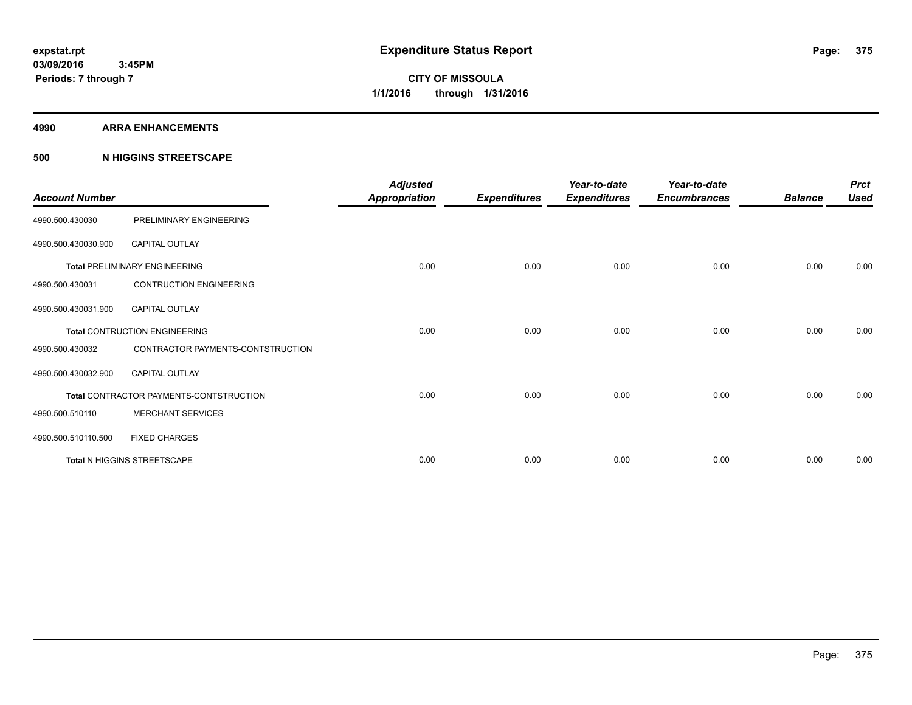**expstat.rpt**
**03/09/2016 3:45PM**
**Periods: 7 through 7**

# Expenditure Status Report

**CITY OF MISSOULA**
**1/1/2016 through 1/31/2016**

## 4990 ARRA ENHANCEMENTS

### 500 N HIGGINS STREETSCAPE

| Account Number | | Adjusted Appropriation | Expenditures | Year-to-date Expenditures | Year-to-date Encumbrances | Balance | Prct Used |
|---|---|---|---|---|---|---|---|
| 4990.500.430030 | PRELIMINARY ENGINEERING | | | | | | |
| 4990.500.430030.900 | CAPITAL OUTLAY | | | | | | |
| **Total** PRELIMINARY ENGINEERING | | 0.00 | 0.00 | 0.00 | 0.00 | 0.00 | 0.00 |
| 4990.500.430031 | CONTRUCTION ENGINEERING | | | | | | |
| 4990.500.430031.900 | CAPITAL OUTLAY | | | | | | |
| **Total** CONTRUCTION ENGINEERING | | 0.00 | 0.00 | 0.00 | 0.00 | 0.00 | 0.00 |
| 4990.500.430032 | CONTRACTOR PAYMENTS-CONTSTRUCTION | | | | | | |
| 4990.500.430032.900 | CAPITAL OUTLAY | | | | | | |
| **Total** CONTRACTOR PAYMENTS-CONTSTRUCTION | | 0.00 | 0.00 | 0.00 | 0.00 | 0.00 | 0.00 |
| 4990.500.510110 | MERCHANT SERVICES | | | | | | |
| 4990.500.510110.500 | FIXED CHARGES | | | | | | |
| **Total** N HIGGINS STREETSCAPE | | 0.00 | 0.00 | 0.00 | 0.00 | 0.00 | 0.00 |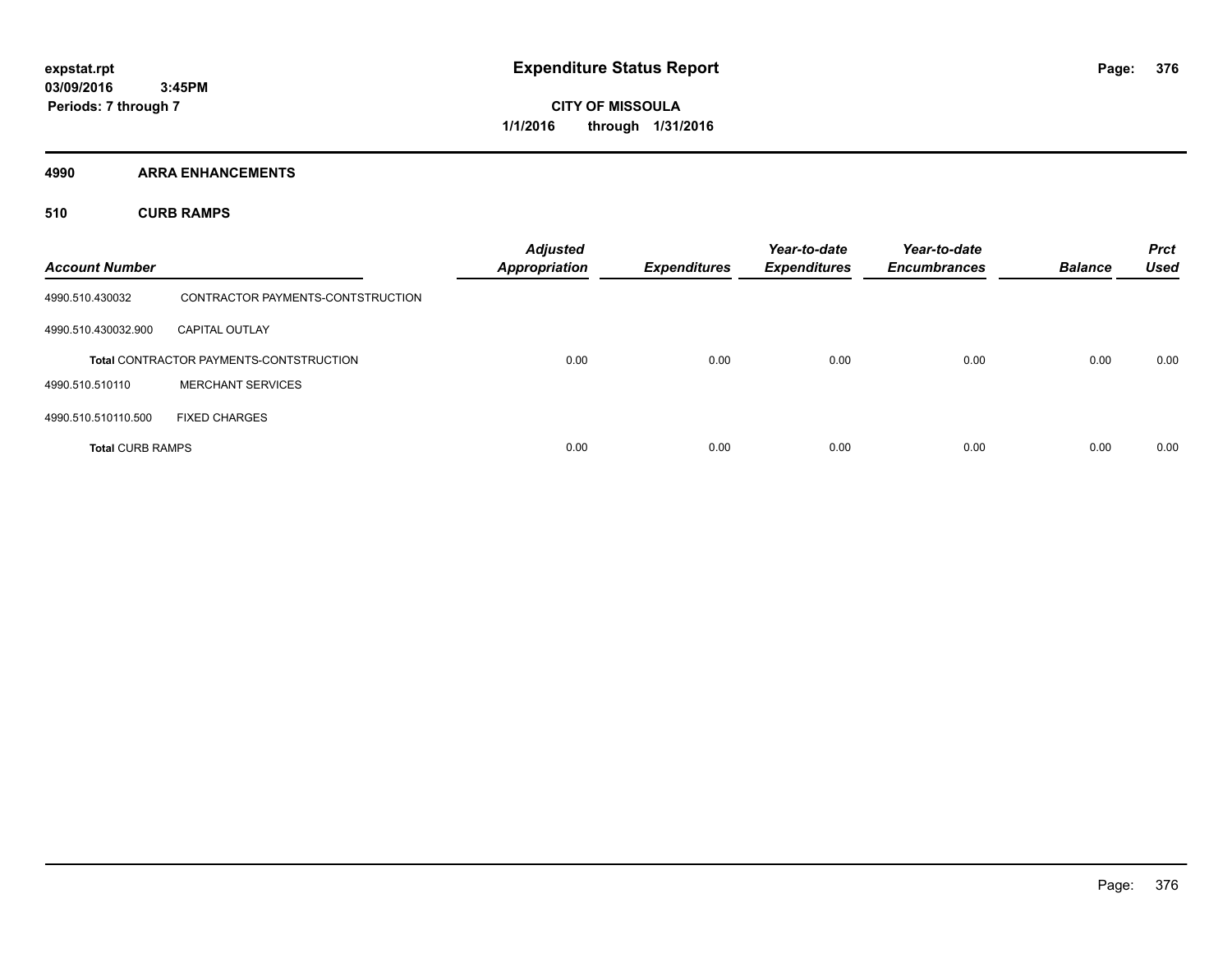**expstat.rpt**
**03/09/2016 3:45PM**
**Periods: 7 through 7**

# Expenditure Status Report

**CITY OF MISSOULA**
**1/1/2016 through 1/31/2016**

## 4990 ARRA ENHANCEMENTS

### 510 CURB RAMPS

| Account Number | | Adjusted Appropriation | Expenditures | Year-to-date Expenditures | Year-to-date Encumbrances | Balance | Prct Used |
|---|---|---|---|---|---|---|---|
| 4990.510.430032 | CONTRACTOR PAYMENTS-CONTSTRUCTION | | | | | | |
| 4990.510.430032.900 | CAPITAL OUTLAY | | | | | | |
| **Total** CONTRACTOR PAYMENTS-CONTSTRUCTION | | 0.00 | 0.00 | 0.00 | 0.00 | 0.00 | 0.00 |
| 4990.510.510110 | MERCHANT SERVICES | | | | | | |
| 4990.510.510110.500 | FIXED CHARGES | | | | | | |
| **Total** CURB RAMPS | | 0.00 | 0.00 | 0.00 | 0.00 | 0.00 | 0.00 |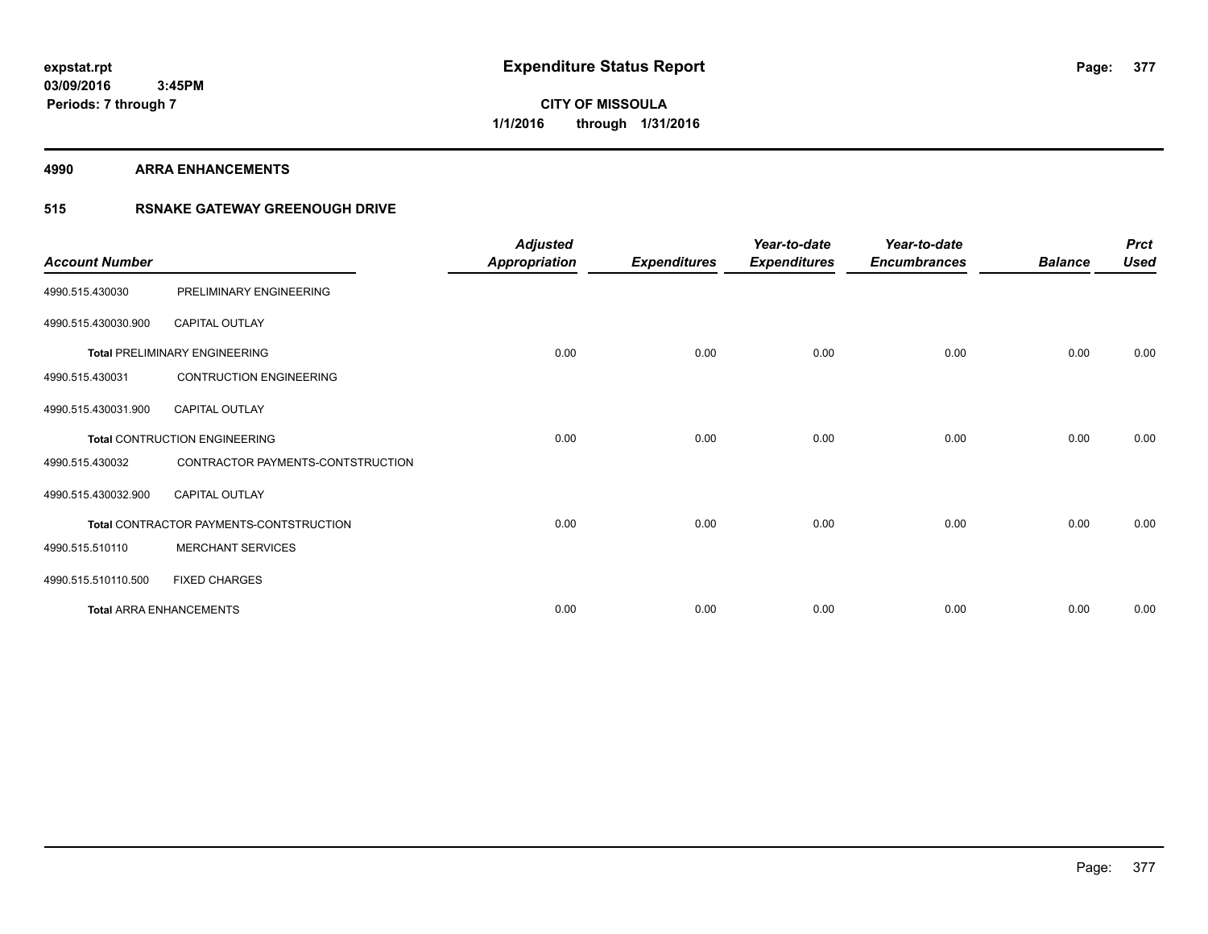expstat.rpt
03/09/2016 3:45PM
Periods: 7 through 7

# Expenditure Status Report

CITY OF MISSOULA
1/1/2016 through 1/31/2016

## 4990 ARRA ENHANCEMENTS

### 515 RSNAKE GATEWAY GREENOUGH DRIVE

| Account Number | | Adjusted Appropriation | Expenditures | Year-to-date Expenditures | Year-to-date Encumbrances | Balance | Prct Used |
|---|---|---|---|---|---|---|---|
| 4990.515.430030 | PRELIMINARY ENGINEERING | | | | | | |
| 4990.515.430030.900 | CAPITAL OUTLAY | | | | | | |
| **Total** PRELIMINARY ENGINEERING | | 0.00 | 0.00 | 0.00 | 0.00 | 0.00 | 0.00 |
| 4990.515.430031 | CONTRUCTION ENGINEERING | | | | | | |
| 4990.515.430031.900 | CAPITAL OUTLAY | | | | | | |
| **Total** CONTRUCTION ENGINEERING | | 0.00 | 0.00 | 0.00 | 0.00 | 0.00 | 0.00 |
| 4990.515.430032 | CONTRACTOR PAYMENTS-CONTSTRUCTION | | | | | | |
| 4990.515.430032.900 | CAPITAL OUTLAY | | | | | | |
| **Total** CONTRACTOR PAYMENTS-CONTSTRUCTION | | 0.00 | 0.00 | 0.00 | 0.00 | 0.00 | 0.00 |
| 4990.515.510110 | MERCHANT SERVICES | | | | | | |
| 4990.515.510110.500 | FIXED CHARGES | | | | | | |
| **Total** ARRA ENHANCEMENTS | | 0.00 | 0.00 | 0.00 | 0.00 | 0.00 | 0.00 |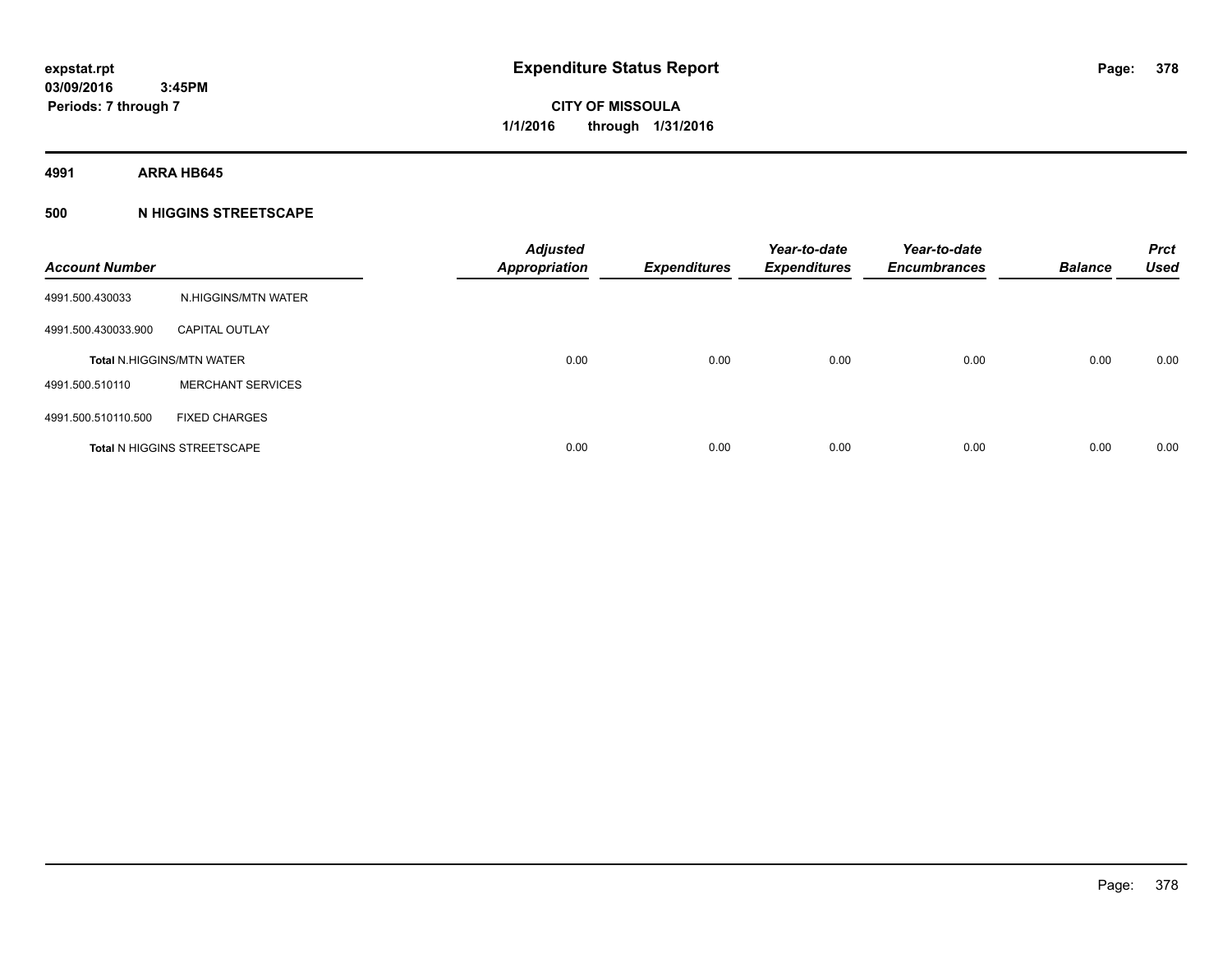**Expenditure Status Report**

**CITY OF MISSOULA**
**1/1/2016 through 1/31/2016**

expstat.rpt
03/09/2016 3:45PM
Periods: 7 through 7

**4991 ARRA HB645**

**500 N HIGGINS STREETSCAPE**

| Account Number | | Adjusted Appropriation | Expenditures | Year-to-date Expenditures | Year-to-date Encumbrances | Balance | Prct Used |
|---|---|---|---|---|---|---|---|
| 4991.500.430033 | N.HIGGINS/MTN WATER | | | | | | |
| 4991.500.430033.900 | CAPITAL OUTLAY | | | | | | |
| Total N.HIGGINS/MTN WATER | | 0.00 | 0.00 | 0.00 | 0.00 | 0.00 | 0.00 |
| 4991.500.510110 | MERCHANT SERVICES | | | | | | |
| 4991.500.510110.500 | FIXED CHARGES | | | | | | |
| Total N HIGGINS STREETSCAPE | | 0.00 | 0.00 | 0.00 | 0.00 | 0.00 | 0.00 |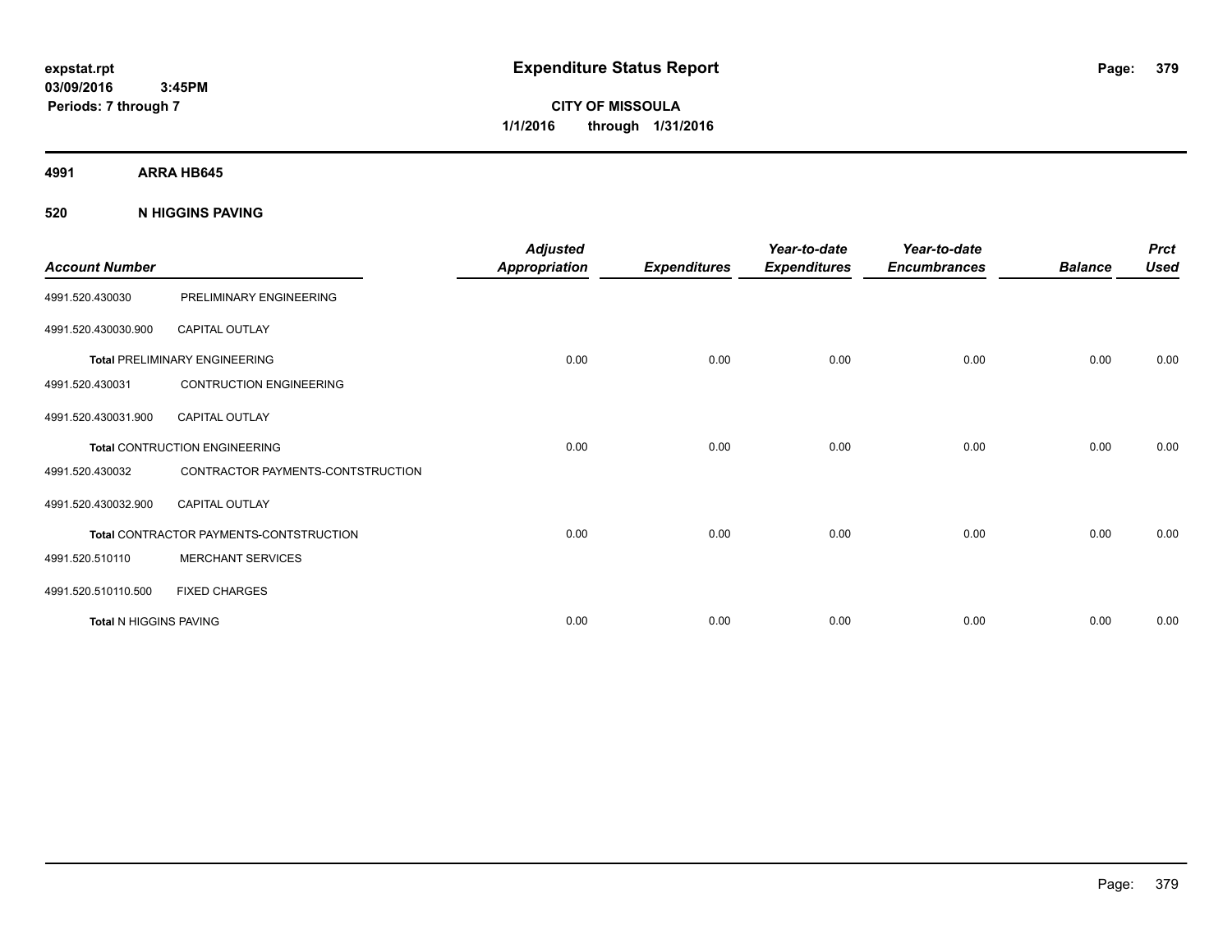# Expenditure Status Report

expstat.rpt
03/09/2016 3:45PM
Periods: 7 through 7

**CITY OF MISSOULA**
**1/1/2016 through 1/31/2016**

## 4991 ARRA HB645

### 520 N HIGGINS PAVING

| Account Number | | Adjusted Appropriation | Expenditures | Year-to-date Expenditures | Year-to-date Encumbrances | Balance | Prct Used |
|---|---|---|---|---|---|---|---|
| 4991.520.430030 | PRELIMINARY ENGINEERING | | | | | | |
| 4991.520.430030.900 | CAPITAL OUTLAY | | | | | | |
| **Total** PRELIMINARY ENGINEERING | | 0.00 | 0.00 | 0.00 | 0.00 | 0.00 | 0.00 |
| 4991.520.430031 | CONTRUCTION ENGINEERING | | | | | | |
| 4991.520.430031.900 | CAPITAL OUTLAY | | | | | | |
| **Total** CONTRUCTION ENGINEERING | | 0.00 | 0.00 | 0.00 | 0.00 | 0.00 | 0.00 |
| 4991.520.430032 | CONTRACTOR PAYMENTS-CONTSTRUCTION | | | | | | |
| 4991.520.430032.900 | CAPITAL OUTLAY | | | | | | |
| **Total** CONTRACTOR PAYMENTS-CONTSTRUCTION | | 0.00 | 0.00 | 0.00 | 0.00 | 0.00 | 0.00 |
| 4991.520.510110 | MERCHANT SERVICES | | | | | | |
| 4991.520.510110.500 | FIXED CHARGES | | | | | | |
| **Total** N HIGGINS PAVING | | 0.00 | 0.00 | 0.00 | 0.00 | 0.00 | 0.00 |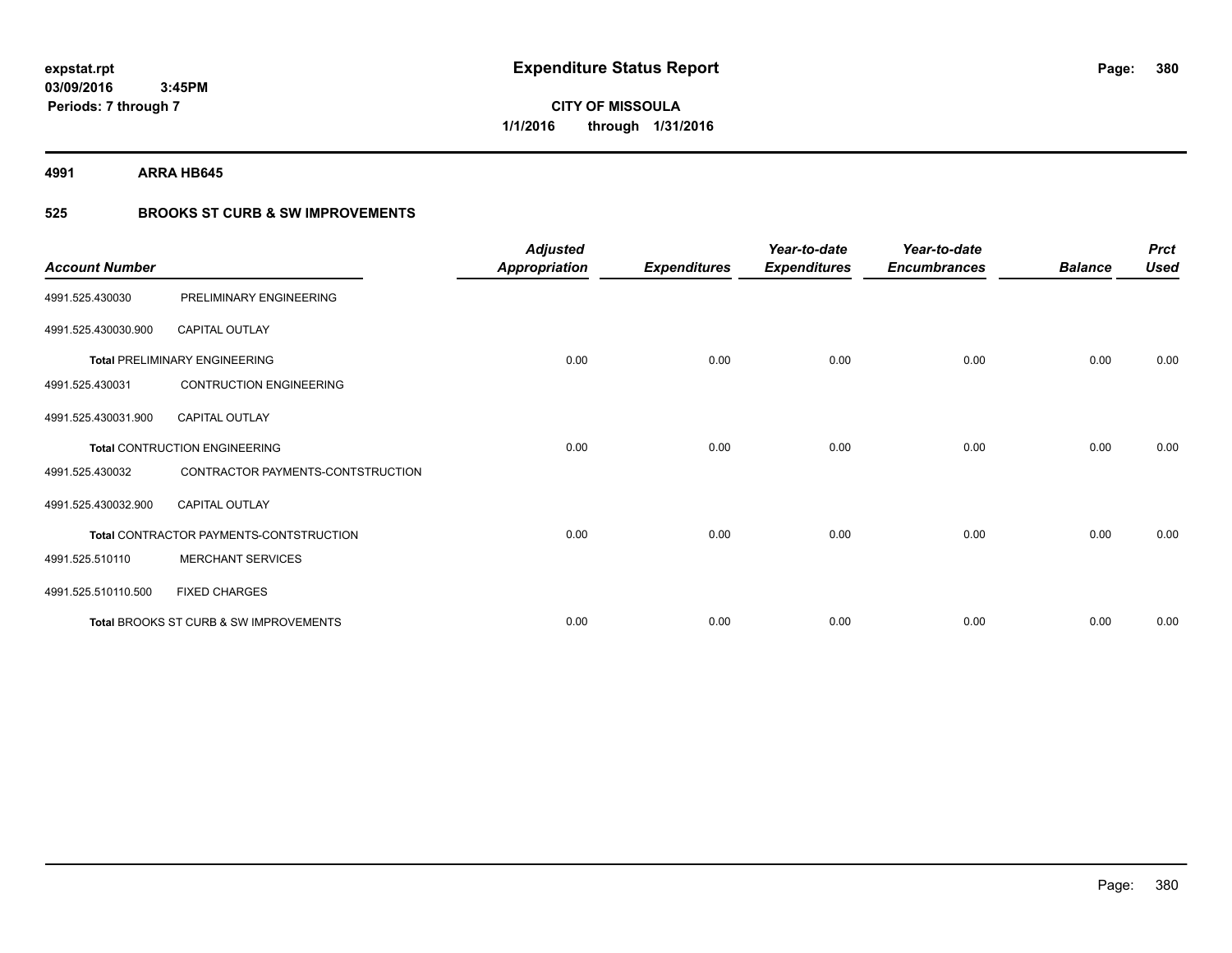**expstat.rpt**
**03/09/2016 3:45PM**
**Periods: 7 through 7**

# Expenditure Status Report

**CITY OF MISSOULA**
**1/1/2016 through 1/31/2016**

## 4991 ARRA HB645

### 525 BROOKS ST CURB & SW IMPROVEMENTS

| Account Number | | Adjusted Appropriation | Expenditures | Year-to-date Expenditures | Year-to-date Encumbrances | Balance | Prct Used |
|---|---|---|---|---|---|---|---|
| 4991.525.430030 | PRELIMINARY ENGINEERING | | | | | | |
| 4991.525.430030.900 | CAPITAL OUTLAY | | | | | | |
| **Total** PRELIMINARY ENGINEERING | | 0.00 | 0.00 | 0.00 | 0.00 | 0.00 | 0.00 |
| 4991.525.430031 | CONTRUCTION ENGINEERING | | | | | | |
| 4991.525.430031.900 | CAPITAL OUTLAY | | | | | | |
| **Total** CONTRUCTION ENGINEERING | | 0.00 | 0.00 | 0.00 | 0.00 | 0.00 | 0.00 |
| 4991.525.430032 | CONTRACTOR PAYMENTS-CONTSTRUCTION | | | | | | |
| 4991.525.430032.900 | CAPITAL OUTLAY | | | | | | |
| **Total** CONTRACTOR PAYMENTS-CONTSTRUCTION | | 0.00 | 0.00 | 0.00 | 0.00 | 0.00 | 0.00 |
| 4991.525.510110 | MERCHANT SERVICES | | | | | | |
| 4991.525.510110.500 | FIXED CHARGES | | | | | | |
| **Total** BROOKS ST CURB & SW IMPROVEMENTS | | 0.00 | 0.00 | 0.00 | 0.00 | 0.00 | 0.00 |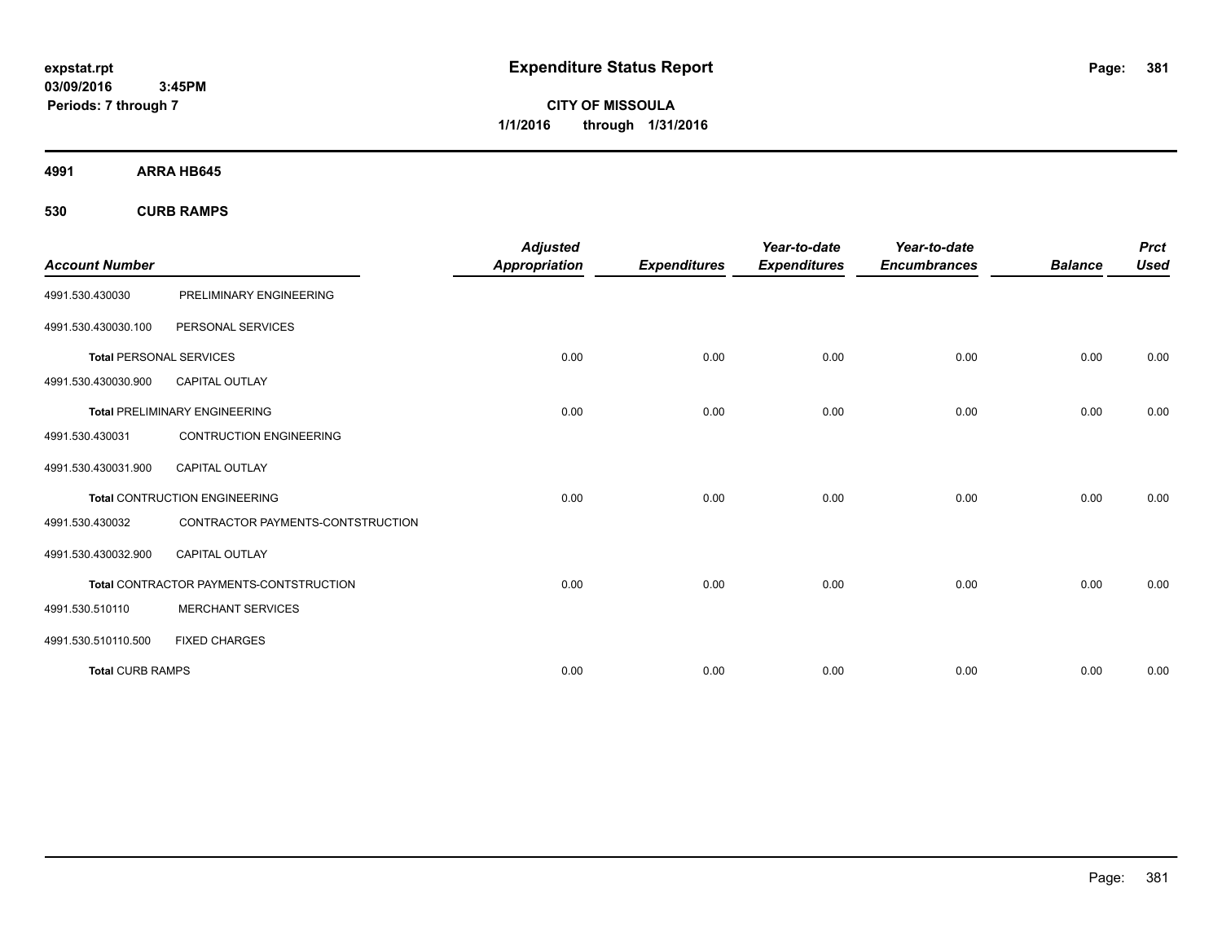# Expenditure Status Report

expstat.rpt
03/09/2016 3:45PM
Periods: 7 through 7

**CITY OF MISSOULA**
**1/1/2016 through 1/31/2016**

## 4991 ARRA HB645

### 530 CURB RAMPS

| Account Number | | Adjusted Appropriation | Expenditures | Year-to-date Expenditures | Year-to-date Encumbrances | Balance | Prct Used |
|---|---|---|---|---|---|---|---|
| 4991.530.430030 | PRELIMINARY ENGINEERING | | | | | | |
| 4991.530.430030.100 | PERSONAL SERVICES | | | | | | |
| **Total** PERSONAL SERVICES | | 0.00 | 0.00 | 0.00 | 0.00 | 0.00 | 0.00 |
| 4991.530.430030.900 | CAPITAL OUTLAY | | | | | | |
| **Total** PRELIMINARY ENGINEERING | | 0.00 | 0.00 | 0.00 | 0.00 | 0.00 | 0.00 |
| 4991.530.430031 | CONTRUCTION ENGINEERING | | | | | | |
| 4991.530.430031.900 | CAPITAL OUTLAY | | | | | | |
| **Total** CONTRUCTION ENGINEERING | | 0.00 | 0.00 | 0.00 | 0.00 | 0.00 | 0.00 |
| 4991.530.430032 | CONTRACTOR PAYMENTS-CONTSTRUCTION | | | | | | |
| 4991.530.430032.900 | CAPITAL OUTLAY | | | | | | |
| **Total** CONTRACTOR PAYMENTS-CONTSTRUCTION | | 0.00 | 0.00 | 0.00 | 0.00 | 0.00 | 0.00 |
| 4991.530.510110 | MERCHANT SERVICES | | | | | | |
| 4991.530.510110.500 | FIXED CHARGES | | | | | | |
| **Total** CURB RAMPS | | 0.00 | 0.00 | 0.00 | 0.00 | 0.00 | 0.00 |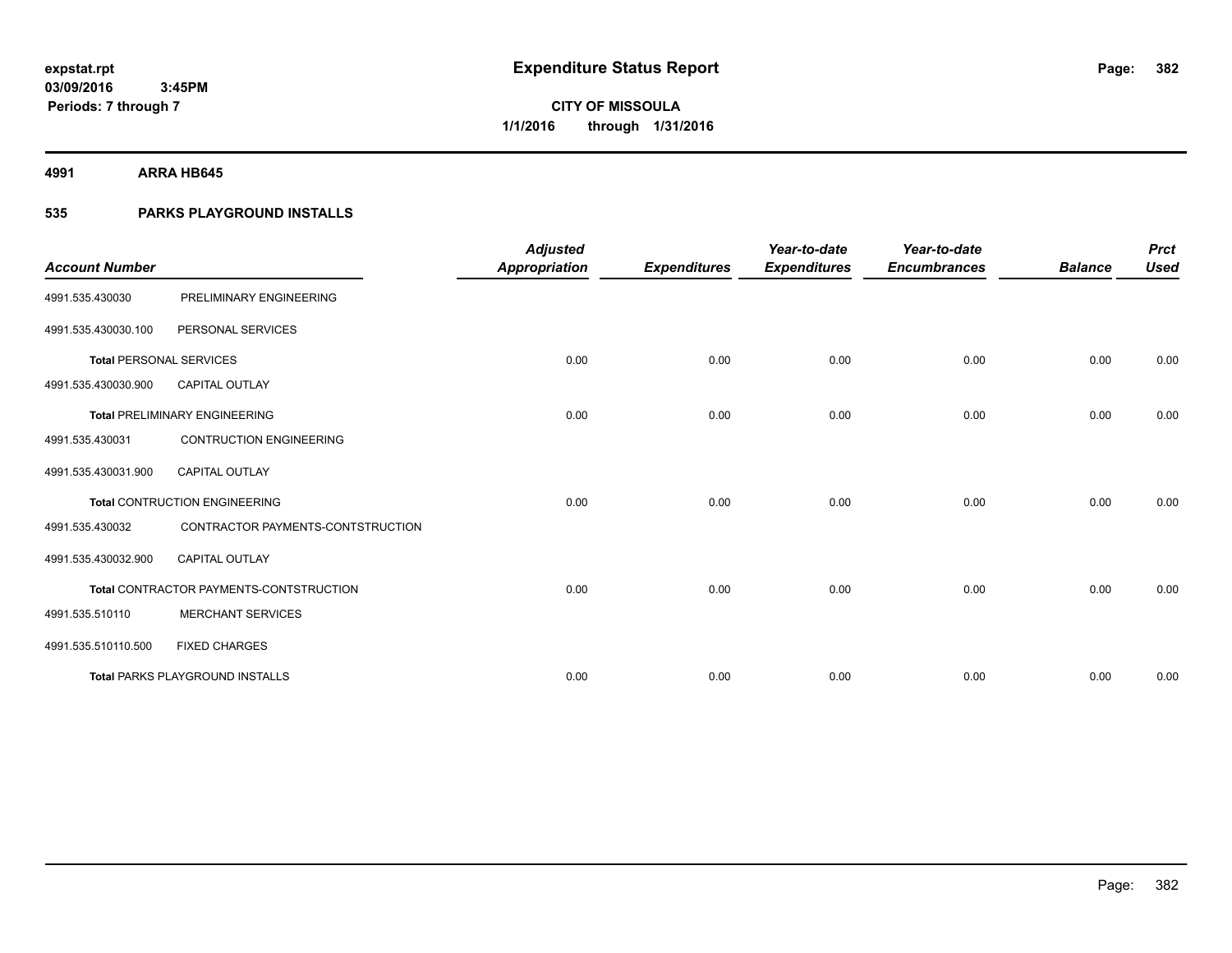**expstat.rpt**
**03/09/2016 3:45PM**
**Periods: 7 through 7**

# Expenditure Status Report

**CITY OF MISSOULA**
**1/1/2016 through 1/31/2016**

## 4991 ARRA HB645

## 535 PARKS PLAYGROUND INSTALLS

| Account Number | | Adjusted Appropriation | Expenditures | Year-to-date Expenditures | Year-to-date Encumbrances | Balance | Prct Used |
|---|---|---|---|---|---|---|---|
| 4991.535.430030 | PRELIMINARY ENGINEERING | | | | | | |
| 4991.535.430030.100 | PERSONAL SERVICES | | | | | | |
| **Total** PERSONAL SERVICES | | 0.00 | 0.00 | 0.00 | 0.00 | 0.00 | 0.00 |
| 4991.535.430030.900 | CAPITAL OUTLAY | | | | | | |
| **Total** PRELIMINARY ENGINEERING | | 0.00 | 0.00 | 0.00 | 0.00 | 0.00 | 0.00 |
| 4991.535.430031 | CONTRUCTION ENGINEERING | | | | | | |
| 4991.535.430031.900 | CAPITAL OUTLAY | | | | | | |
| **Total** CONTRUCTION ENGINEERING | | 0.00 | 0.00 | 0.00 | 0.00 | 0.00 | 0.00 |
| 4991.535.430032 | CONTRACTOR PAYMENTS-CONTSTRUCTION | | | | | | |
| 4991.535.430032.900 | CAPITAL OUTLAY | | | | | | |
| **Total** CONTRACTOR PAYMENTS-CONTSTRUCTION | | 0.00 | 0.00 | 0.00 | 0.00 | 0.00 | 0.00 |
| 4991.535.510110 | MERCHANT SERVICES | | | | | | |
| 4991.535.510110.500 | FIXED CHARGES | | | | | | |
| **Total** PARKS PLAYGROUND INSTALLS | | 0.00 | 0.00 | 0.00 | 0.00 | 0.00 | 0.00 |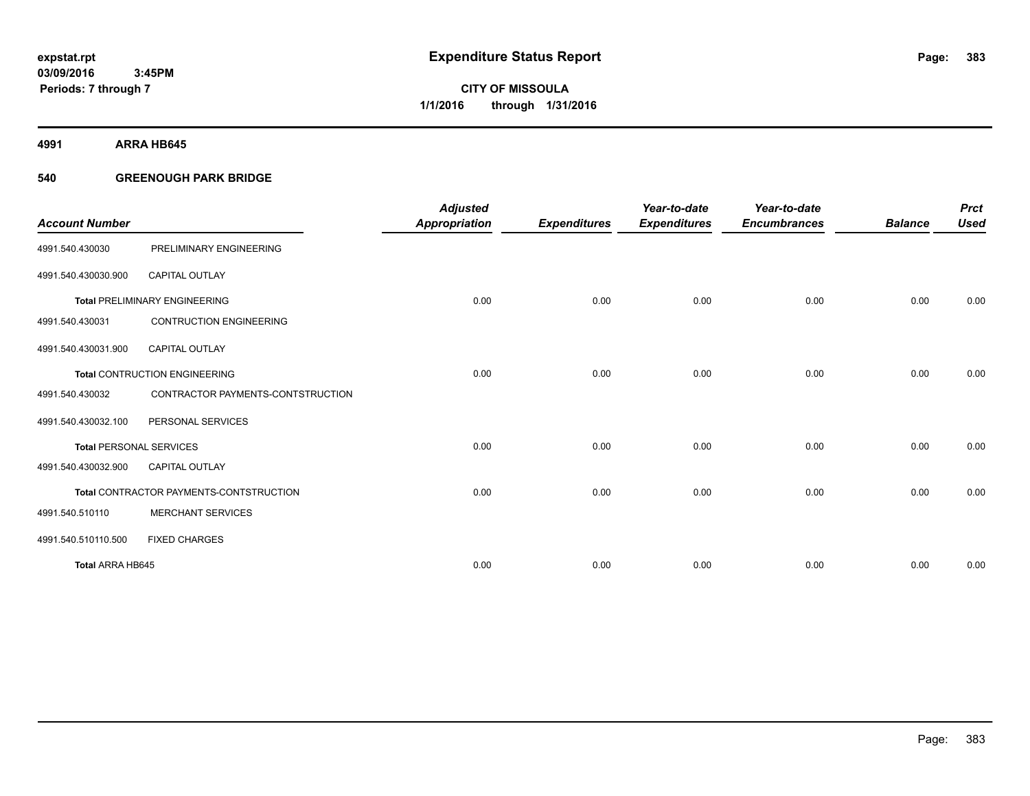**expstat.rpt**
**03/09/2016 3:45PM**
**Periods: 7 through 7**

# Expenditure Status Report

**CITY OF MISSOULA**
**1/1/2016 through 1/31/2016**

## 4991 ARRA HB645

### 540 GREENOUGH PARK BRIDGE

| Account Number | | Adjusted Appropriation | Expenditures | Year-to-date Expenditures | Year-to-date Encumbrances | Balance | Prct Used |
|---|---|---|---|---|---|---|---|
| 4991.540.430030 | PRELIMINARY ENGINEERING | | | | | | |
| 4991.540.430030.900 | CAPITAL OUTLAY | | | | | | |
| **Total** PRELIMINARY ENGINEERING | | 0.00 | 0.00 | 0.00 | 0.00 | 0.00 | 0.00 |
| 4991.540.430031 | CONTRUCTION ENGINEERING | | | | | | |
| 4991.540.430031.900 | CAPITAL OUTLAY | | | | | | |
| **Total** CONTRUCTION ENGINEERING | | 0.00 | 0.00 | 0.00 | 0.00 | 0.00 | 0.00 |
| 4991.540.430032 | CONTRACTOR PAYMENTS-CONTSTRUCTION | | | | | | |
| 4991.540.430032.100 | PERSONAL SERVICES | | | | | | |
| **Total** PERSONAL SERVICES | | 0.00 | 0.00 | 0.00 | 0.00 | 0.00 | 0.00 |
| 4991.540.430032.900 | CAPITAL OUTLAY | | | | | | |
| **Total** CONTRACTOR PAYMENTS-CONTSTRUCTION | | 0.00 | 0.00 | 0.00 | 0.00 | 0.00 | 0.00 |
| 4991.540.510110 | MERCHANT SERVICES | | | | | | |
| 4991.540.510110.500 | FIXED CHARGES | | | | | | |
| **Total ARRA HB645** | | 0.00 | 0.00 | 0.00 | 0.00 | 0.00 | 0.00 |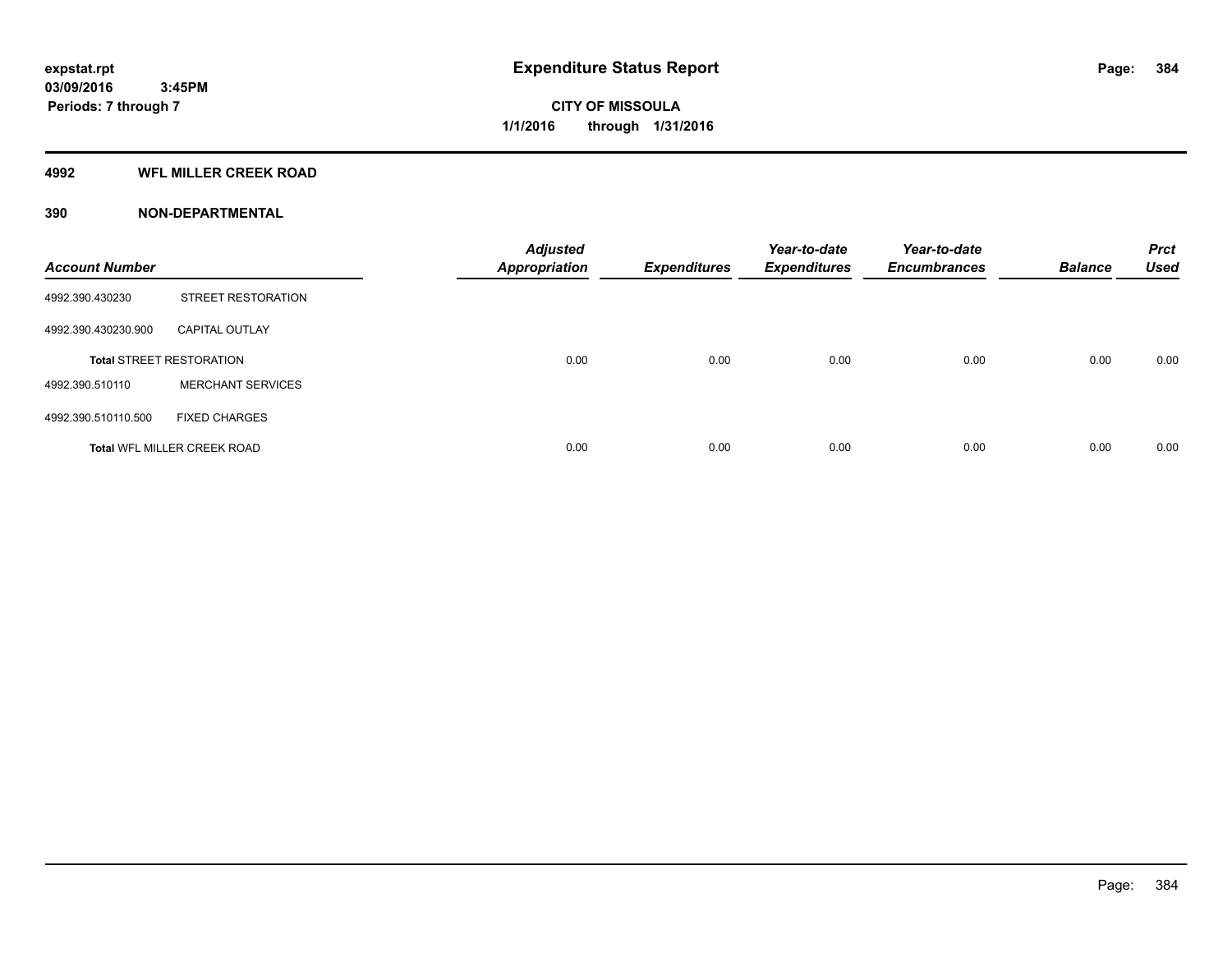expstat.rpt
03/09/2016 3:45PM
Periods: 7 through 7

# Expenditure Status Report

**CITY OF MISSOULA**
**1/1/2016 through 1/31/2016**

## 4992 WFL MILLER CREEK ROAD

## 390 NON-DEPARTMENTAL

| Account Number | | Adjusted Appropriation | Expenditures | Year-to-date Expenditures | Year-to-date Encumbrances | Balance | Prct Used |
|---|---|---|---|---|---|---|---|
| 4992.390.430230 | STREET RESTORATION | | | | | | |
| 4992.390.430230.900 | CAPITAL OUTLAY | | | | | | |
| **Total** STREET RESTORATION | | 0.00 | 0.00 | 0.00 | 0.00 | 0.00 | 0.00 |
| 4992.390.510110 | MERCHANT SERVICES | | | | | | |
| 4992.390.510110.500 | FIXED CHARGES | | | | | | |
| **Total** WFL MILLER CREEK ROAD | | 0.00 | 0.00 | 0.00 | 0.00 | 0.00 | 0.00 |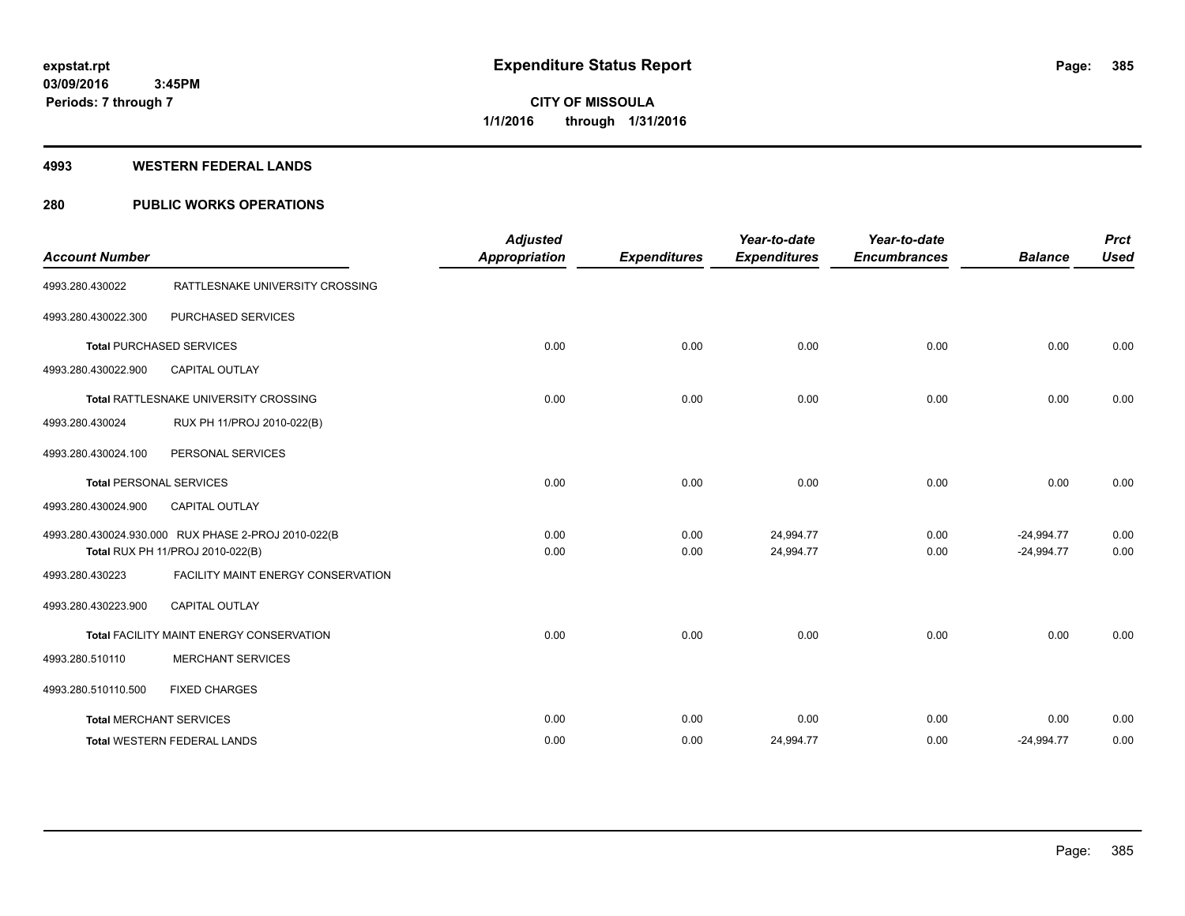expstat.rpt
03/09/2016 3:45PM
Periods: 7 through 7

# Expenditure Status Report

CITY OF MISSOULA
1/1/2016 through 1/31/2016

## 4993 WESTERN FEDERAL LANDS

## 280 PUBLIC WORKS OPERATIONS

| Account Number | | Adjusted Appropriation | Expenditures | Year-to-date Expenditures | Year-to-date Encumbrances | Balance | Prct Used |
|---|---|---|---|---|---|---|---|
| 4993.280.430022 | RATTLESNAKE UNIVERSITY CROSSING | | | | | | |
| 4993.280.430022.300 | PURCHASED SERVICES | | | | | | |
| **Total** PURCHASED SERVICES | | 0.00 | 0.00 | 0.00 | 0.00 | 0.00 | 0.00 |
| 4993.280.430022.900 | CAPITAL OUTLAY | | | | | | |
| **Total** RATTLESNAKE UNIVERSITY CROSSING | | 0.00 | 0.00 | 0.00 | 0.00 | 0.00 | 0.00 |
| 4993.280.430024 | RUX PH 11/PROJ 2010-022(B) | | | | | | |
| 4993.280.430024.100 | PERSONAL SERVICES | | | | | | |
| **Total** PERSONAL SERVICES | | 0.00 | 0.00 | 0.00 | 0.00 | 0.00 | 0.00 |
| 4993.280.430024.900 | CAPITAL OUTLAY | | | | | | |
| 4993.280.430024.930.000 | RUX PHASE 2-PROJ 2010-022(B | 0.00 | 0.00 | 24,994.77 | 0.00 | -24,994.77 | 0.00 |
| **Total** RUX PH 11/PROJ 2010-022(B) | | 0.00 | 0.00 | 24,994.77 | 0.00 | -24,994.77 | 0.00 |
| 4993.280.430223 | FACILITY MAINT ENERGY CONSERVATION | | | | | | |
| 4993.280.430223.900 | CAPITAL OUTLAY | | | | | | |
| **Total** FACILITY MAINT ENERGY CONSERVATION | | 0.00 | 0.00 | 0.00 | 0.00 | 0.00 | 0.00 |
| 4993.280.510110 | MERCHANT SERVICES | | | | | | |
| 4993.280.510110.500 | FIXED CHARGES | | | | | | |
| **Total** MERCHANT SERVICES | | 0.00 | 0.00 | 0.00 | 0.00 | 0.00 | 0.00 |
| **Total** WESTERN FEDERAL LANDS | | 0.00 | 0.00 | 24,994.77 | 0.00 | -24,994.77 | 0.00 |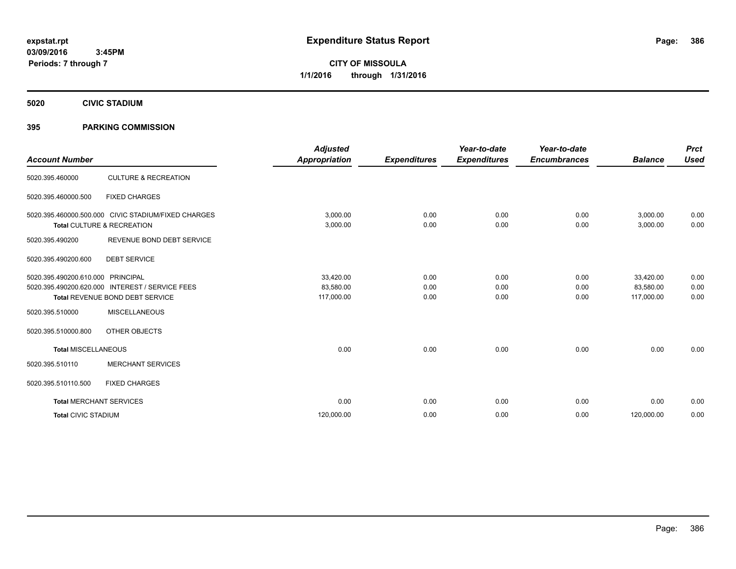expstat.rpt
03/09/2016 3:45PM
Periods: 7 through 7

# Expenditure Status Report

**CITY OF MISSOULA**
**1/1/2016 through 1/31/2016**

## 5020 CIVIC STADIUM

## 395 PARKING COMMISSION

| Account Number | | Adjusted Appropriation | Expenditures | Year-to-date Expenditures | Year-to-date Encumbrances | Balance | Prct Used |
|---|---|---|---|---|---|---|---|
| 5020.395.460000 | CULTURE & RECREATION | | | | | | |
| 5020.395.460000.500 | FIXED CHARGES | | | | | | |
| 5020.395.460000.500.000 | CIVIC STADIUM/FIXED CHARGES | 3,000.00 | 0.00 | 0.00 | 0.00 | 3,000.00 | 0.00 |
| Total CULTURE & RECREATION | | 3,000.00 | 0.00 | 0.00 | 0.00 | 3,000.00 | 0.00 |
| 5020.395.490200 | REVENUE BOND DEBT SERVICE | | | | | | |
| 5020.395.490200.600 | DEBT SERVICE | | | | | | |
| 5020.395.490200.610.000 | PRINCIPAL | 33,420.00 | 0.00 | 0.00 | 0.00 | 33,420.00 | 0.00 |
| 5020.395.490200.620.000 | INTEREST / SERVICE FEES | 83,580.00 | 0.00 | 0.00 | 0.00 | 83,580.00 | 0.00 |
| Total REVENUE BOND DEBT SERVICE | | 117,000.00 | 0.00 | 0.00 | 0.00 | 117,000.00 | 0.00 |
| 5020.395.510000 | MISCELLANEOUS | | | | | | |
| 5020.395.510000.800 | OTHER OBJECTS | | | | | | |
| Total MISCELLANEOUS | | 0.00 | 0.00 | 0.00 | 0.00 | 0.00 | 0.00 |
| 5020.395.510110 | MERCHANT SERVICES | | | | | | |
| 5020.395.510110.500 | FIXED CHARGES | | | | | | |
| Total MERCHANT SERVICES | | 0.00 | 0.00 | 0.00 | 0.00 | 0.00 | 0.00 |
| Total CIVIC STADIUM | | 120,000.00 | 0.00 | 0.00 | 0.00 | 120,000.00 | 0.00 |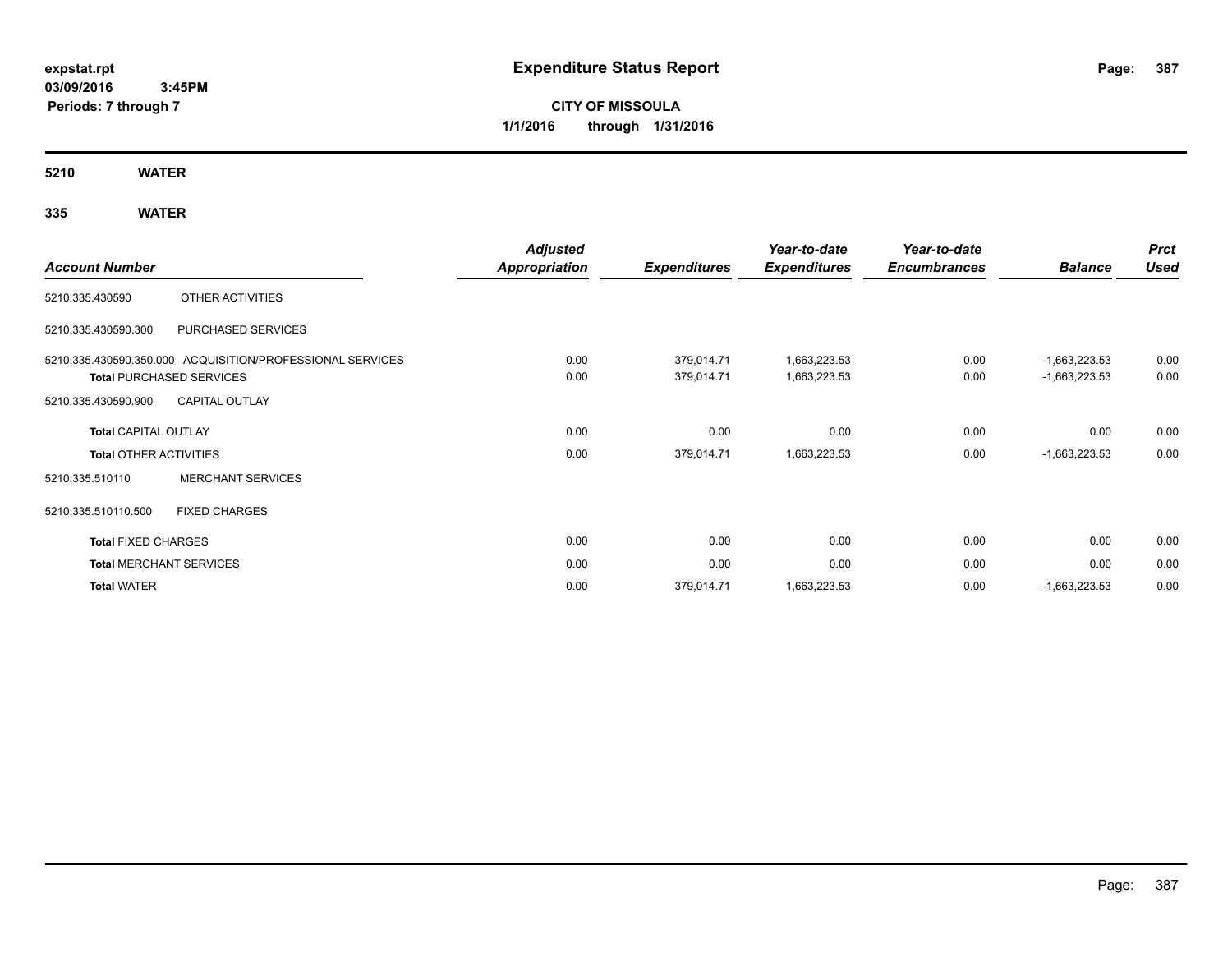expstat.rpt
03/09/2016 3:45PM
Periods: 7 through 7

# Expenditure Status Report

CITY OF MISSOULA
1/1/2016 through 1/31/2016

**5210 WATER**

**335 WATER**

| Account Number | | Adjusted Appropriation | Expenditures | Year-to-date Expenditures | Year-to-date Encumbrances | Balance | Prct Used |
|---|---|---|---|---|---|---|---|
| 5210.335.430590 | OTHER ACTIVITIES | | | | | | |
| 5210.335.430590.300 | PURCHASED SERVICES | | | | | | |
| 5210.335.430590.350.000 | ACQUISITION/PROFESSIONAL SERVICES | 0.00 | 379,014.71 | 1,663,223.53 | 0.00 | -1,663,223.53 | 0.00 |
| Total PURCHASED SERVICES | | 0.00 | 379,014.71 | 1,663,223.53 | 0.00 | -1,663,223.53 | 0.00 |
| 5210.335.430590.900 | CAPITAL OUTLAY | | | | | | |
| Total CAPITAL OUTLAY | | 0.00 | 0.00 | 0.00 | 0.00 | 0.00 | 0.00 |
| Total OTHER ACTIVITIES | | 0.00 | 379,014.71 | 1,663,223.53 | 0.00 | -1,663,223.53 | 0.00 |
| 5210.335.510110 | MERCHANT SERVICES | | | | | | |
| 5210.335.510110.500 | FIXED CHARGES | | | | | | |
| Total FIXED CHARGES | | 0.00 | 0.00 | 0.00 | 0.00 | 0.00 | 0.00 |
| Total MERCHANT SERVICES | | 0.00 | 0.00 | 0.00 | 0.00 | 0.00 | 0.00 |
| Total WATER | | 0.00 | 379,014.71 | 1,663,223.53 | 0.00 | -1,663,223.53 | 0.00 |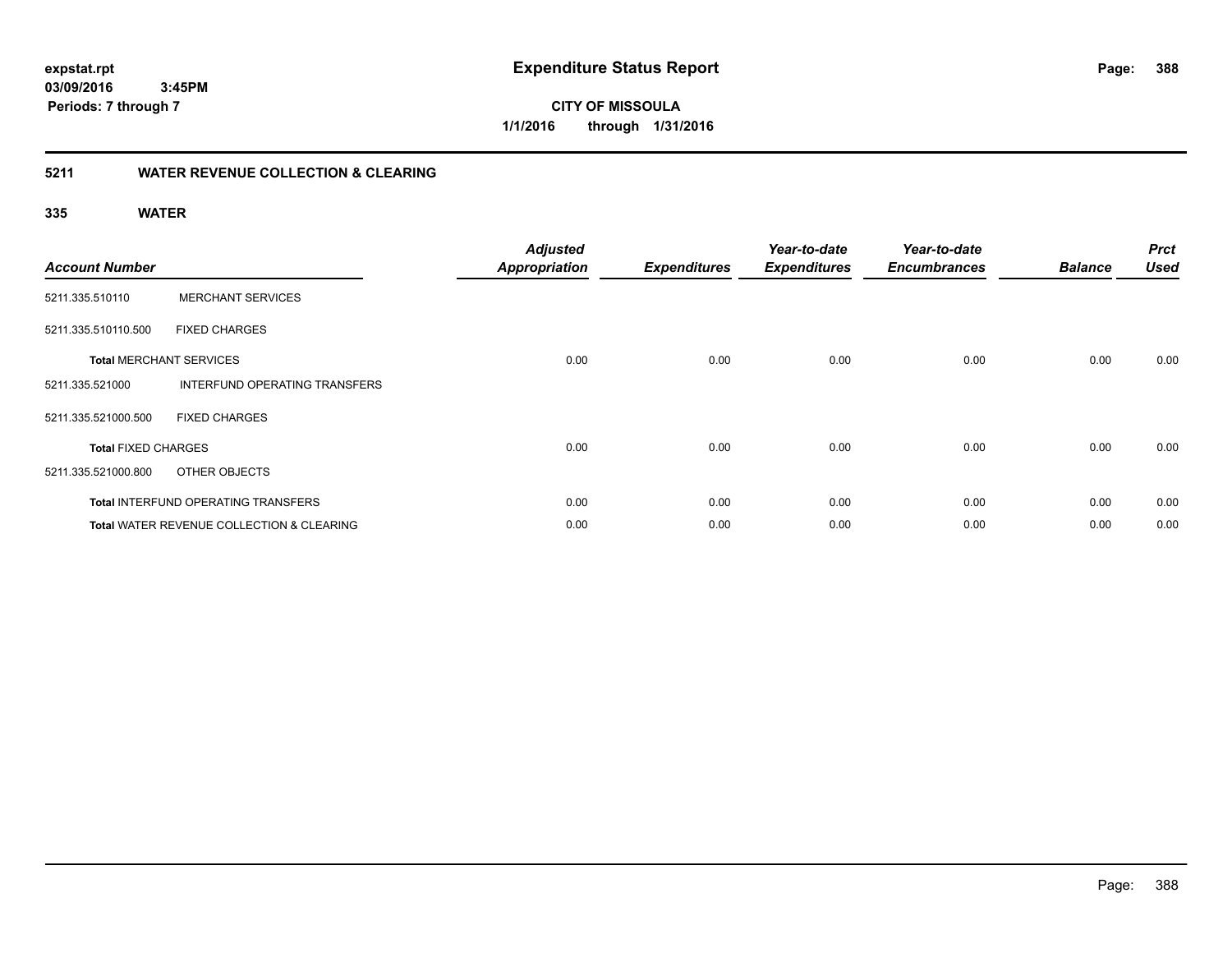**expstat.rpt**
**03/09/2016 3:45PM**
**Periods: 7 through 7**

# Expenditure Status Report

**CITY OF MISSOULA**
**1/1/2016 through 1/31/2016**

## 5211 WATER REVENUE COLLECTION & CLEARING

### 335 WATER

| Account Number | | Adjusted Appropriation | Expenditures | Year-to-date Expenditures | Year-to-date Encumbrances | Balance | Prct Used |
|---|---|---|---|---|---|---|---|
| 5211.335.510110 | MERCHANT SERVICES | | | | | | |
| 5211.335.510110.500 | FIXED CHARGES | | | | | | |
| **Total** MERCHANT SERVICES | | 0.00 | 0.00 | 0.00 | 0.00 | 0.00 | 0.00 |
| 5211.335.521000 | INTERFUND OPERATING TRANSFERS | | | | | | |
| 5211.335.521000.500 | FIXED CHARGES | | | | | | |
| **Total** FIXED CHARGES | | 0.00 | 0.00 | 0.00 | 0.00 | 0.00 | 0.00 |
| 5211.335.521000.800 | OTHER OBJECTS | | | | | | |
| **Total** INTERFUND OPERATING TRANSFERS | | 0.00 | 0.00 | 0.00 | 0.00 | 0.00 | 0.00 |
| **Total** WATER REVENUE COLLECTION & CLEARING | | 0.00 | 0.00 | 0.00 | 0.00 | 0.00 | 0.00 |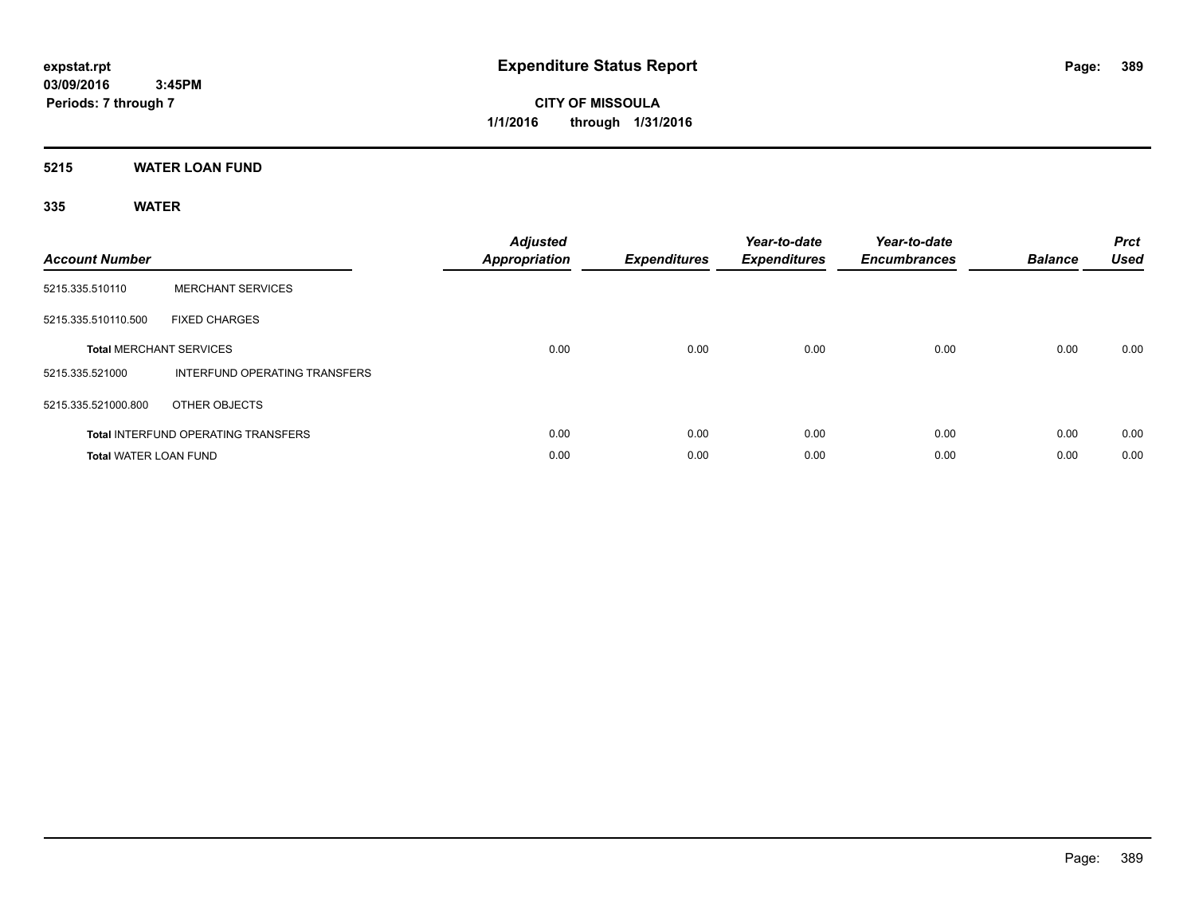expstat.rpt
03/09/2016 3:45PM
Periods: 7 through 7

# Expenditure Status Report

**CITY OF MISSOULA**
**1/1/2016 through 1/31/2016**

## 5215 WATER LOAN FUND

### 335 WATER

| Account Number | | Adjusted Appropriation | Expenditures | Year-to-date Expenditures | Year-to-date Encumbrances | Balance | Prct Used |
|---|---|---|---|---|---|---|---|
| 5215.335.510110 | MERCHANT SERVICES | | | | | | |
| 5215.335.510110.500 | FIXED CHARGES | | | | | | |
| **Total** MERCHANT SERVICES | | 0.00 | 0.00 | 0.00 | 0.00 | 0.00 | 0.00 |
| 5215.335.521000 | INTERFUND OPERATING TRANSFERS | | | | | | |
| 5215.335.521000.800 | OTHER OBJECTS | | | | | | |
| **Total** INTERFUND OPERATING TRANSFERS | | 0.00 | 0.00 | 0.00 | 0.00 | 0.00 | 0.00 |
| **Total** WATER LOAN FUND | | 0.00 | 0.00 | 0.00 | 0.00 | 0.00 | 0.00 |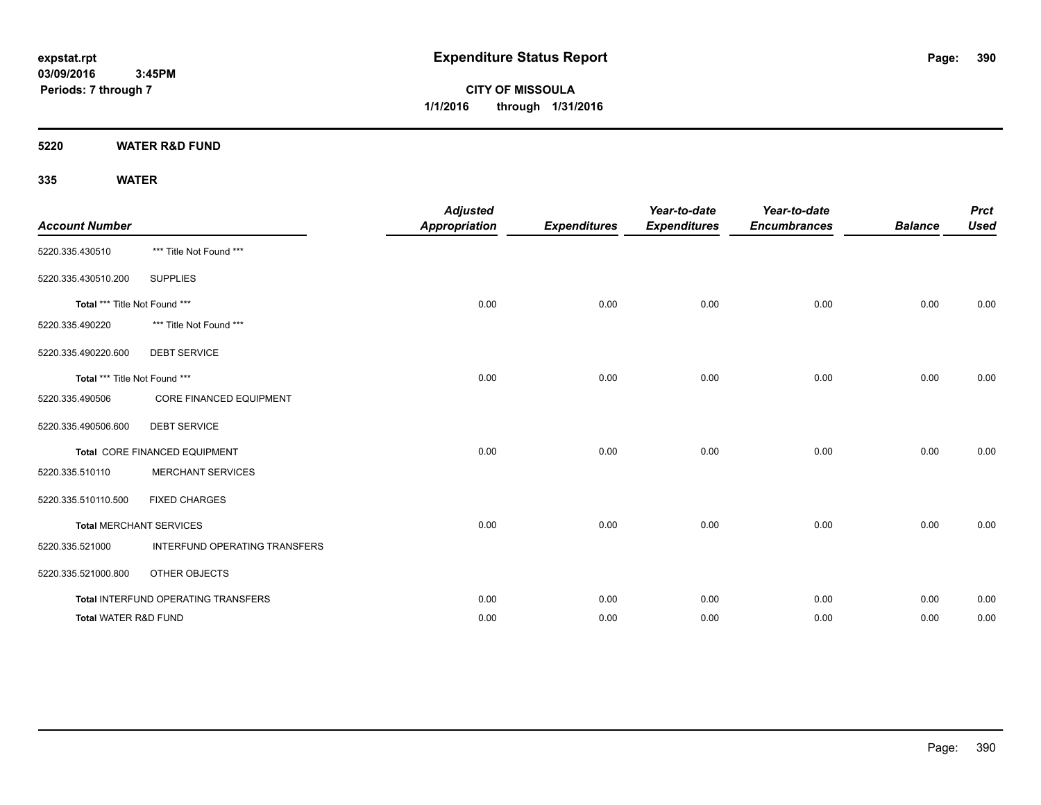expstat.rpt
03/09/2016 3:45PM
Periods: 7 through 7

# Expenditure Status Report

**CITY OF MISSOULA**
**1/1/2016 through 1/31/2016**

## 5220 WATER R&D FUND

## 335 WATER

| Account Number | | Adjusted Appropriation | Expenditures | Year-to-date Expenditures | Year-to-date Encumbrances | Balance | Prct Used |
|---|---|---|---|---|---|---|---|
| 5220.335.430510 | *** Title Not Found *** | | | | | | |
| 5220.335.430510.200 | SUPPLIES | | | | | | |
| Total *** Title Not Found *** | | 0.00 | 0.00 | 0.00 | 0.00 | 0.00 | 0.00 |
| 5220.335.490220 | *** Title Not Found *** | | | | | | |
| 5220.335.490220.600 | DEBT SERVICE | | | | | | |
| Total *** Title Not Found *** | | 0.00 | 0.00 | 0.00 | 0.00 | 0.00 | 0.00 |
| 5220.335.490506 | CORE FINANCED EQUIPMENT | | | | | | |
| 5220.335.490506.600 | DEBT SERVICE | | | | | | |
| Total CORE FINANCED EQUIPMENT | | 0.00 | 0.00 | 0.00 | 0.00 | 0.00 | 0.00 |
| 5220.335.510110 | MERCHANT SERVICES | | | | | | |
| 5220.335.510110.500 | FIXED CHARGES | | | | | | |
| Total MERCHANT SERVICES | | 0.00 | 0.00 | 0.00 | 0.00 | 0.00 | 0.00 |
| 5220.335.521000 | INTERFUND OPERATING TRANSFERS | | | | | | |
| 5220.335.521000.800 | OTHER OBJECTS | | | | | | |
| Total INTERFUND OPERATING TRANSFERS | | 0.00 | 0.00 | 0.00 | 0.00 | 0.00 | 0.00 |
| Total WATER R&D FUND | | 0.00 | 0.00 | 0.00 | 0.00 | 0.00 | 0.00 |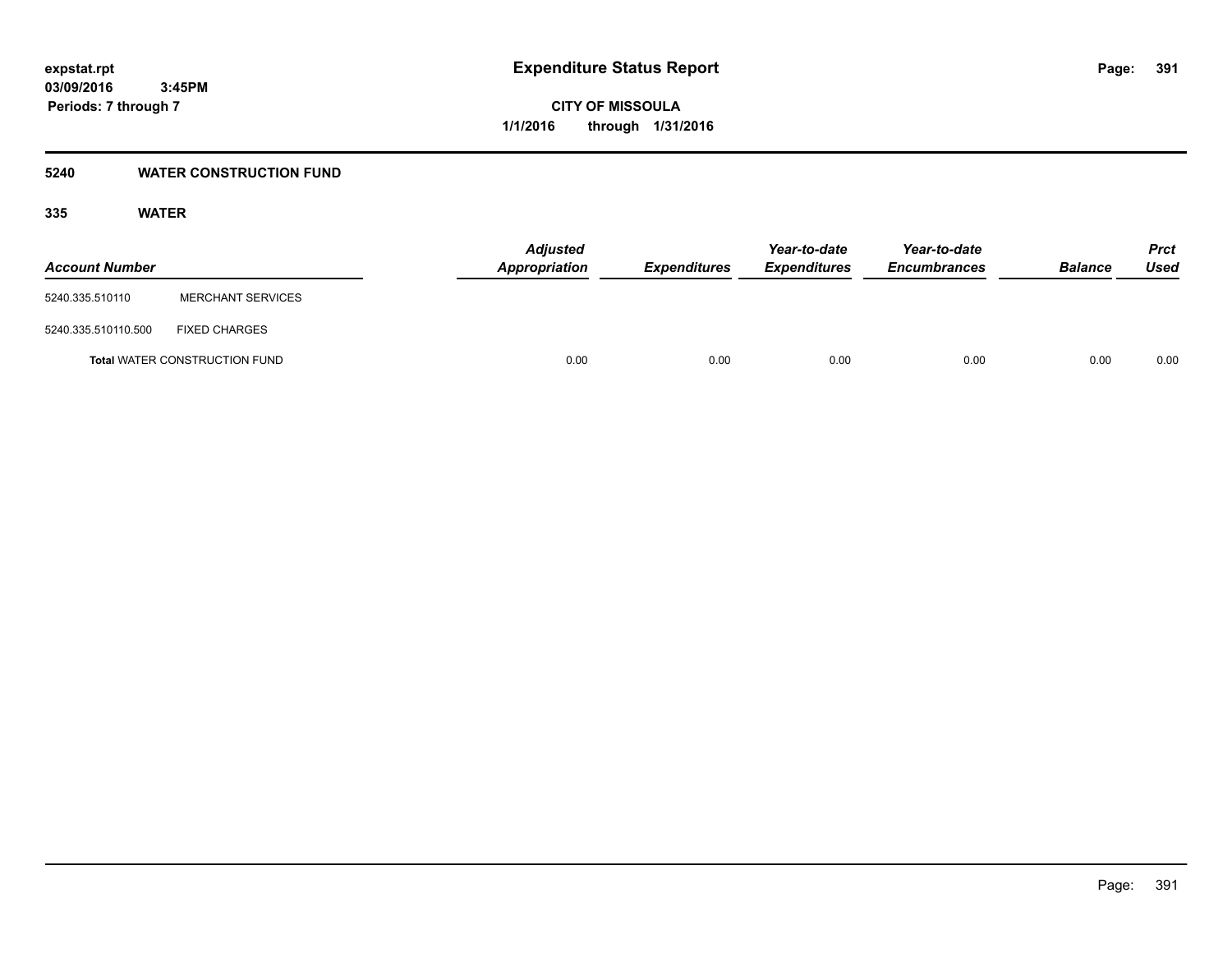# Expenditure Status Report

**CITY OF MISSOULA**
**1/1/2016 through 1/31/2016**

expstat.rpt
03/09/2016 3:45PM
Periods: 7 through 7

## 5240 WATER CONSTRUCTION FUND

### 335 WATER

| Account Number | | Adjusted Appropriation | Expenditures | Year-to-date Expenditures | Year-to-date Encumbrances | Balance | Prct Used |
|---|---|---|---|---|---|---|---|
| 5240.335.510110 | MERCHANT SERVICES | | | | | | |
| 5240.335.510110.500 | FIXED CHARGES | | | | | | |
| **Total** WATER CONSTRUCTION FUND | | 0.00 | 0.00 | 0.00 | 0.00 | 0.00 | 0.00 |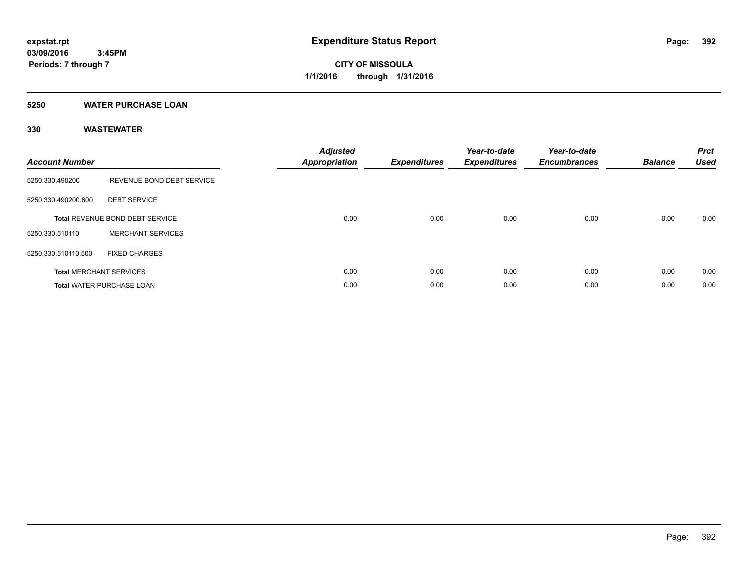expstat.rpt
03/09/2016 3:45PM
Periods: 7 through 7

# Expenditure Status Report

CITY OF MISSOULA
1/1/2016 through 1/31/2016

## 5250 WATER PURCHASE LOAN

## 330 WASTEWATER

| Account Number | | Adjusted Appropriation | Expenditures | Year-to-date Expenditures | Year-to-date Encumbrances | Balance | Prct Used |
|---|---|---|---|---|---|---|---|
| 5250.330.490200 | REVENUE BOND DEBT SERVICE | | | | | | |
| 5250.330.490200.600 | DEBT SERVICE | | | | | | |
| Total REVENUE BOND DEBT SERVICE | | 0.00 | 0.00 | 0.00 | 0.00 | 0.00 | 0.00 |
| 5250.330.510110 | MERCHANT SERVICES | | | | | | |
| 5250.330.510110.500 | FIXED CHARGES | | | | | | |
| Total MERCHANT SERVICES | | 0.00 | 0.00 | 0.00 | 0.00 | 0.00 | 0.00 |
| Total WATER PURCHASE LOAN | | 0.00 | 0.00 | 0.00 | 0.00 | 0.00 | 0.00 |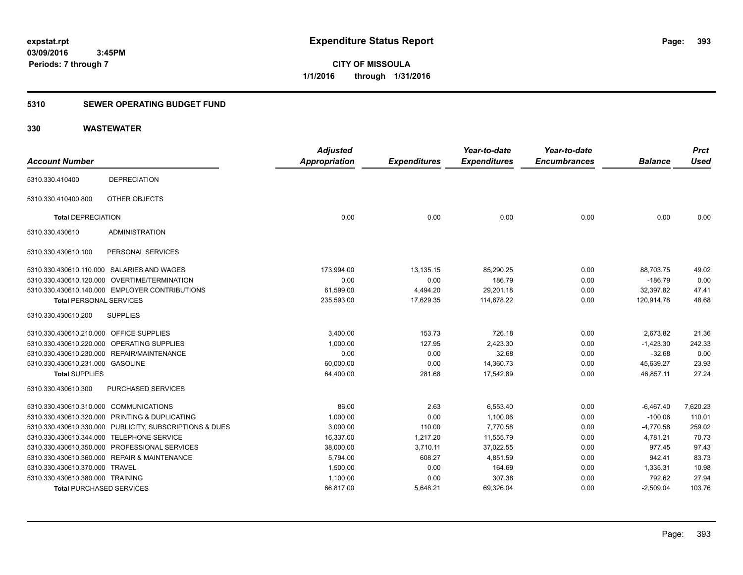# Expenditure Status Report

**CITY OF MISSOULA**
**1/1/2016 through 1/31/2016**

expstat.rpt
03/09/2016 3:45PM
Periods: 7 through 7

## 5310 SEWER OPERATING BUDGET FUND

## 330 WASTEWATER

| Account Number | | Adjusted Appropriation | Expenditures | Year-to-date Expenditures | Year-to-date Encumbrances | Balance | Prct Used |
|---|---|---|---|---|---|---|---|
| 5310.330.410400 | DEPRECIATION | | | | | | |
| 5310.330.410400.800 | OTHER OBJECTS | | | | | | |
| **Total** DEPRECIATION | | 0.00 | 0.00 | 0.00 | 0.00 | 0.00 | 0.00 |
| 5310.330.430610 | ADMINISTRATION | | | | | | |
| 5310.330.430610.100 | PERSONAL SERVICES | | | | | | |
| 5310.330.430610.110.000 | SALARIES AND WAGES | 173,994.00 | 13,135.15 | 85,290.25 | 0.00 | 88,703.75 | 49.02 |
| 5310.330.430610.120.000 | OVERTIME/TERMINATION | 0.00 | 0.00 | 186.79 | 0.00 | -186.79 | 0.00 |
| 5310.330.430610.140.000 | EMPLOYER CONTRIBUTIONS | 61,599.00 | 4,494.20 | 29,201.18 | 0.00 | 32,397.82 | 47.41 |
| **Total** PERSONAL SERVICES | | 235,593.00 | 17,629.35 | 114,678.22 | 0.00 | 120,914.78 | 48.68 |
| 5310.330.430610.200 | SUPPLIES | | | | | | |
| 5310.330.430610.210.000 | OFFICE SUPPLIES | 3,400.00 | 153.73 | 726.18 | 0.00 | 2,673.82 | 21.36 |
| 5310.330.430610.220.000 | OPERATING SUPPLIES | 1,000.00 | 127.95 | 2,423.30 | 0.00 | -1,423.30 | 242.33 |
| 5310.330.430610.230.000 | REPAIR/MAINTENANCE | 0.00 | 0.00 | 32.68 | 0.00 | -32.68 | 0.00 |
| 5310.330.430610.231.000 | GASOLINE | 60,000.00 | 0.00 | 14,360.73 | 0.00 | 45,639.27 | 23.93 |
| **Total** SUPPLIES | | 64,400.00 | 281.68 | 17,542.89 | 0.00 | 46,857.11 | 27.24 |
| 5310.330.430610.300 | PURCHASED SERVICES | | | | | | |
| 5310.330.430610.310.000 | COMMUNICATIONS | 86.00 | 2.63 | 6,553.40 | 0.00 | -6,467.40 | 7,620.23 |
| 5310.330.430610.320.000 | PRINTING & DUPLICATING | 1,000.00 | 0.00 | 1,100.06 | 0.00 | -100.06 | 110.01 |
| 5310.330.430610.330.000 | PUBLICITY, SUBSCRIPTIONS & DUES | 3,000.00 | 110.00 | 7,770.58 | 0.00 | -4,770.58 | 259.02 |
| 5310.330.430610.344.000 | TELEPHONE SERVICE | 16,337.00 | 1,217.20 | 11,555.79 | 0.00 | 4,781.21 | 70.73 |
| 5310.330.430610.350.000 | PROFESSIONAL SERVICES | 38,000.00 | 3,710.11 | 37,022.55 | 0.00 | 977.45 | 97.43 |
| 5310.330.430610.360.000 | REPAIR & MAINTENANCE | 5,794.00 | 608.27 | 4,851.59 | 0.00 | 942.41 | 83.73 |
| 5310.330.430610.370.000 | TRAVEL | 1,500.00 | 0.00 | 164.69 | 0.00 | 1,335.31 | 10.98 |
| 5310.330.430610.380.000 | TRAINING | 1,100.00 | 0.00 | 307.38 | 0.00 | 792.62 | 27.94 |
| **Total** PURCHASED SERVICES | | 66,817.00 | 5,648.21 | 69,326.04 | 0.00 | -2,509.04 | 103.76 |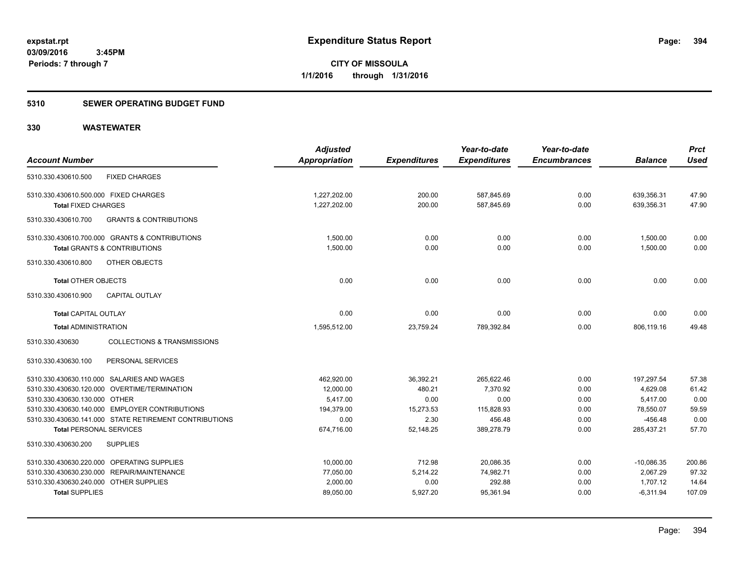**expstat.rpt**
**03/09/2016 3:45PM**
**Periods: 7 through 7**

# Expenditure Status Report

**CITY OF MISSOULA**
**1/1/2016 through 1/31/2016**

## 5310 SEWER OPERATING BUDGET FUND

## 330 WASTEWATER

| Account Number | Adjusted Appropriation | Expenditures | Year-to-date Expenditures | Year-to-date Encumbrances | Balance | Prct Used |
|---|---|---|---|---|---|---|
| 5310.330.430610.500 FIXED CHARGES | | | | | | |
| 5310.330.430610.500.000 FIXED CHARGES | 1,227,202.00 | 200.00 | 587,845.69 | 0.00 | 639,356.31 | 47.90 |
| **Total** FIXED CHARGES | 1,227,202.00 | 200.00 | 587,845.69 | 0.00 | 639,356.31 | 47.90 |
| 5310.330.430610.700 GRANTS & CONTRIBUTIONS | | | | | | |
| 5310.330.430610.700.000 GRANTS & CONTRIBUTIONS | 1,500.00 | 0.00 | 0.00 | 0.00 | 1,500.00 | 0.00 |
| **Total** GRANTS & CONTRIBUTIONS | 1,500.00 | 0.00 | 0.00 | 0.00 | 1,500.00 | 0.00 |
| 5310.330.430610.800 OTHER OBJECTS | | | | | | |
| **Total** OTHER OBJECTS | 0.00 | 0.00 | 0.00 | 0.00 | 0.00 | 0.00 |
| 5310.330.430610.900 CAPITAL OUTLAY | | | | | | |
| **Total** CAPITAL OUTLAY | 0.00 | 0.00 | 0.00 | 0.00 | 0.00 | 0.00 |
| **Total** ADMINISTRATION | 1,595,512.00 | 23,759.24 | 789,392.84 | 0.00 | 806,119.16 | 49.48 |
| 5310.330.430630 COLLECTIONS & TRANSMISSIONS | | | | | | |
| 5310.330.430630.100 PERSONAL SERVICES | | | | | | |
| 5310.330.430630.110.000 SALARIES AND WAGES | 462,920.00 | 36,392.21 | 265,622.46 | 0.00 | 197,297.54 | 57.38 |
| 5310.330.430630.120.000 OVERTIME/TERMINATION | 12,000.00 | 480.21 | 7,370.92 | 0.00 | 4,629.08 | 61.42 |
| 5310.330.430630.130.000 OTHER | 5,417.00 | 0.00 | 0.00 | 0.00 | 5,417.00 | 0.00 |
| 5310.330.430630.140.000 EMPLOYER CONTRIBUTIONS | 194,379.00 | 15,273.53 | 115,828.93 | 0.00 | 78,550.07 | 59.59 |
| 5310.330.430630.141.000 STATE RETIREMENT CONTRIBUTIONS | 0.00 | 2.30 | 456.48 | 0.00 | -456.48 | 0.00 |
| **Total** PERSONAL SERVICES | 674,716.00 | 52,148.25 | 389,278.79 | 0.00 | 285,437.21 | 57.70 |
| 5310.330.430630.200 SUPPLIES | | | | | | |
| 5310.330.430630.220.000 OPERATING SUPPLIES | 10,000.00 | 712.98 | 20,086.35 | 0.00 | -10,086.35 | 200.86 |
| 5310.330.430630.230.000 REPAIR/MAINTENANCE | 77,050.00 | 5,214.22 | 74,982.71 | 0.00 | 2,067.29 | 97.32 |
| 5310.330.430630.240.000 OTHER SUPPLIES | 2,000.00 | 0.00 | 292.88 | 0.00 | 1,707.12 | 14.64 |
| **Total** SUPPLIES | 89,050.00 | 5,927.20 | 95,361.94 | 0.00 | -6,311.94 | 107.09 |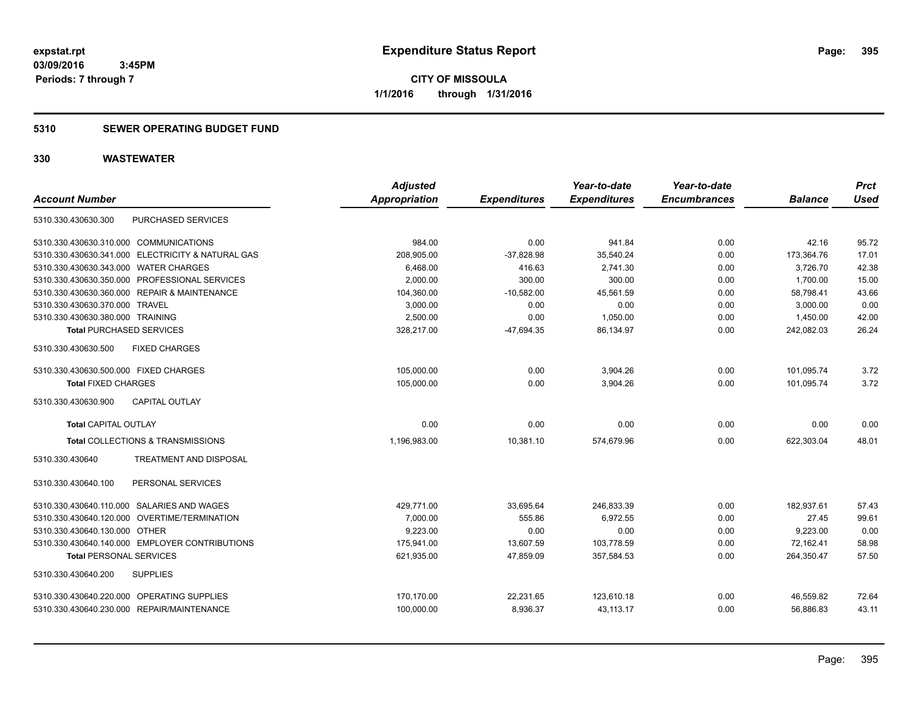expstat.rpt
03/09/2016 3:45PM
Periods: 7 through 7

# Expenditure Status Report

**CITY OF MISSOULA**
**1/1/2016 through 1/31/2016**

## 5310 SEWER OPERATING BUDGET FUND

## 330 WASTEWATER

| Account Number | Adjusted Appropriation | Expenditures | Year-to-date Expenditures | Year-to-date Encumbrances | Balance | Prct Used |
|---|---|---|---|---|---|---|
| 5310.330.430630.300 PURCHASED SERVICES | | | | | | |
| 5310.330.430630.310.000 COMMUNICATIONS | 984.00 | 0.00 | 941.84 | 0.00 | 42.16 | 95.72 |
| 5310.330.430630.341.000 ELECTRICITY & NATURAL GAS | 208,905.00 | -37,828.98 | 35,540.24 | 0.00 | 173,364.76 | 17.01 |
| 5310.330.430630.343.000 WATER CHARGES | 6,468.00 | 416.63 | 2,741.30 | 0.00 | 3,726.70 | 42.38 |
| 5310.330.430630.350.000 PROFESSIONAL SERVICES | 2,000.00 | 300.00 | 300.00 | 0.00 | 1,700.00 | 15.00 |
| 5310.330.430630.360.000 REPAIR & MAINTENANCE | 104,360.00 | -10,582.00 | 45,561.59 | 0.00 | 58,798.41 | 43.66 |
| 5310.330.430630.370.000 TRAVEL | 3,000.00 | 0.00 | 0.00 | 0.00 | 3,000.00 | 0.00 |
| 5310.330.430630.380.000 TRAINING | 2,500.00 | 0.00 | 1,050.00 | 0.00 | 1,450.00 | 42.00 |
| **Total PURCHASED SERVICES** | 328,217.00 | -47,694.35 | 86,134.97 | 0.00 | 242,082.03 | 26.24 |
| 5310.330.430630.500 FIXED CHARGES | | | | | | |
| 5310.330.430630.500.000 FIXED CHARGES | 105,000.00 | 0.00 | 3,904.26 | 0.00 | 101,095.74 | 3.72 |
| **Total FIXED CHARGES** | 105,000.00 | 0.00 | 3,904.26 | 0.00 | 101,095.74 | 3.72 |
| 5310.330.430630.900 CAPITAL OUTLAY | | | | | | |
| **Total CAPITAL OUTLAY** | 0.00 | 0.00 | 0.00 | 0.00 | 0.00 | 0.00 |
| **Total COLLECTIONS & TRANSMISSIONS** | 1,196,983.00 | 10,381.10 | 574,679.96 | 0.00 | 622,303.04 | 48.01 |
| 5310.330.430640 TREATMENT AND DISPOSAL | | | | | | |
| 5310.330.430640.100 PERSONAL SERVICES | | | | | | |
| 5310.330.430640.110.000 SALARIES AND WAGES | 429,771.00 | 33,695.64 | 246,833.39 | 0.00 | 182,937.61 | 57.43 |
| 5310.330.430640.120.000 OVERTIME/TERMINATION | 7,000.00 | 555.86 | 6,972.55 | 0.00 | 27.45 | 99.61 |
| 5310.330.430640.130.000 OTHER | 9,223.00 | 0.00 | 0.00 | 0.00 | 9,223.00 | 0.00 |
| 5310.330.430640.140.000 EMPLOYER CONTRIBUTIONS | 175,941.00 | 13,607.59 | 103,778.59 | 0.00 | 72,162.41 | 58.98 |
| **Total PERSONAL SERVICES** | 621,935.00 | 47,859.09 | 357,584.53 | 0.00 | 264,350.47 | 57.50 |
| 5310.330.430640.200 SUPPLIES | | | | | | |
| 5310.330.430640.220.000 OPERATING SUPPLIES | 170,170.00 | 22,231.65 | 123,610.18 | 0.00 | 46,559.82 | 72.64 |
| 5310.330.430640.230.000 REPAIR/MAINTENANCE | 100,000.00 | 8,936.37 | 43,113.17 | 0.00 | 56,886.83 | 43.11 |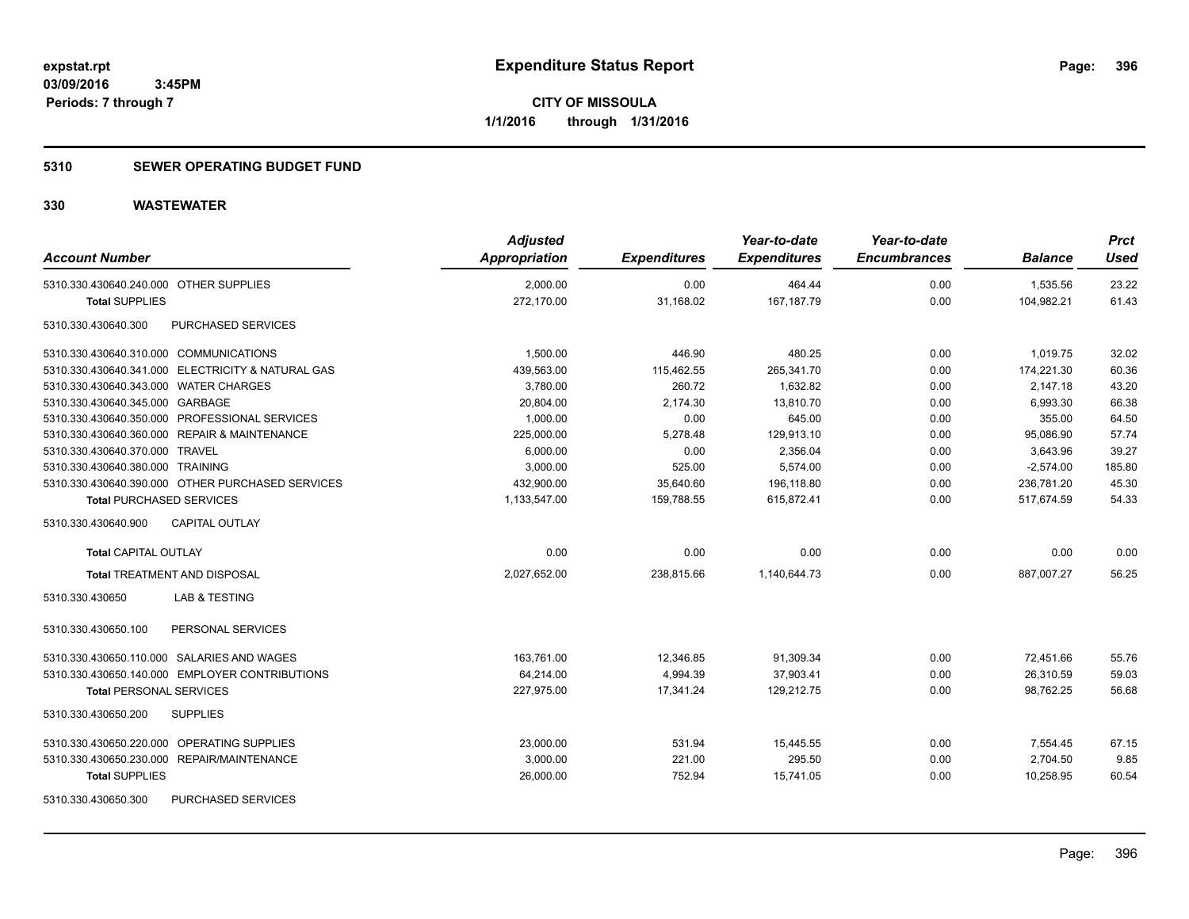# Expenditure Status Report

expstat.rpt
03/09/2016 3:45PM
Periods: 7 through 7

**CITY OF MISSOULA**
**1/1/2016 through 1/31/2016**

## 5310 SEWER OPERATING BUDGET FUND

## 330 WASTEWATER

| Account Number | Adjusted Appropriation | Expenditures | Year-to-date Expenditures | Year-to-date Encumbrances | Balance | Prct Used |
|---|---|---|---|---|---|---|
| 5310.330.430640.240.000 OTHER SUPPLIES | 2,000.00 | 0.00 | 464.44 | 0.00 | 1,535.56 | 23.22 |
| **Total** SUPPLIES | 272,170.00 | 31,168.02 | 167,187.79 | 0.00 | 104,982.21 | 61.43 |
| 5310.330.430640.300 PURCHASED SERVICES | | | | | | |
| 5310.330.430640.310.000 COMMUNICATIONS | 1,500.00 | 446.90 | 480.25 | 0.00 | 1,019.75 | 32.02 |
| 5310.330.430640.341.000 ELECTRICITY & NATURAL GAS | 439,563.00 | 115,462.55 | 265,341.70 | 0.00 | 174,221.30 | 60.36 |
| 5310.330.430640.343.000 WATER CHARGES | 3,780.00 | 260.72 | 1,632.82 | 0.00 | 2,147.18 | 43.20 |
| 5310.330.430640.345.000 GARBAGE | 20,804.00 | 2,174.30 | 13,810.70 | 0.00 | 6,993.30 | 66.38 |
| 5310.330.430640.350.000 PROFESSIONAL SERVICES | 1,000.00 | 0.00 | 645.00 | 0.00 | 355.00 | 64.50 |
| 5310.330.430640.360.000 REPAIR & MAINTENANCE | 225,000.00 | 5,278.48 | 129,913.10 | 0.00 | 95,086.90 | 57.74 |
| 5310.330.430640.370.000 TRAVEL | 6,000.00 | 0.00 | 2,356.04 | 0.00 | 3,643.96 | 39.27 |
| 5310.330.430640.380.000 TRAINING | 3,000.00 | 525.00 | 5,574.00 | 0.00 | -2,574.00 | 185.80 |
| 5310.330.430640.390.000 OTHER PURCHASED SERVICES | 432,900.00 | 35,640.60 | 196,118.80 | 0.00 | 236,781.20 | 45.30 |
| **Total** PURCHASED SERVICES | 1,133,547.00 | 159,788.55 | 615,872.41 | 0.00 | 517,674.59 | 54.33 |
| 5310.330.430640.900 CAPITAL OUTLAY | | | | | | |
| **Total** CAPITAL OUTLAY | 0.00 | 0.00 | 0.00 | 0.00 | 0.00 | 0.00 |
| **Total** TREATMENT AND DISPOSAL | 2,027,652.00 | 238,815.66 | 1,140,644.73 | 0.00 | 887,007.27 | 56.25 |
| 5310.330.430650 LAB & TESTING | | | | | | |
| 5310.330.430650.100 PERSONAL SERVICES | | | | | | |
| 5310.330.430650.110.000 SALARIES AND WAGES | 163,761.00 | 12,346.85 | 91,309.34 | 0.00 | 72,451.66 | 55.76 |
| 5310.330.430650.140.000 EMPLOYER CONTRIBUTIONS | 64,214.00 | 4,994.39 | 37,903.41 | 0.00 | 26,310.59 | 59.03 |
| **Total** PERSONAL SERVICES | 227,975.00 | 17,341.24 | 129,212.75 | 0.00 | 98,762.25 | 56.68 |
| 5310.330.430650.200 SUPPLIES | | | | | | |
| 5310.330.430650.220.000 OPERATING SUPPLIES | 23,000.00 | 531.94 | 15,445.55 | 0.00 | 7,554.45 | 67.15 |
| 5310.330.430650.230.000 REPAIR/MAINTENANCE | 3,000.00 | 221.00 | 295.50 | 0.00 | 2,704.50 | 9.85 |
| **Total** SUPPLIES | 26,000.00 | 752.94 | 15,741.05 | 0.00 | 10,258.95 | 60.54 |
| 5310.330.430650.300 PURCHASED SERVICES | | | | | | |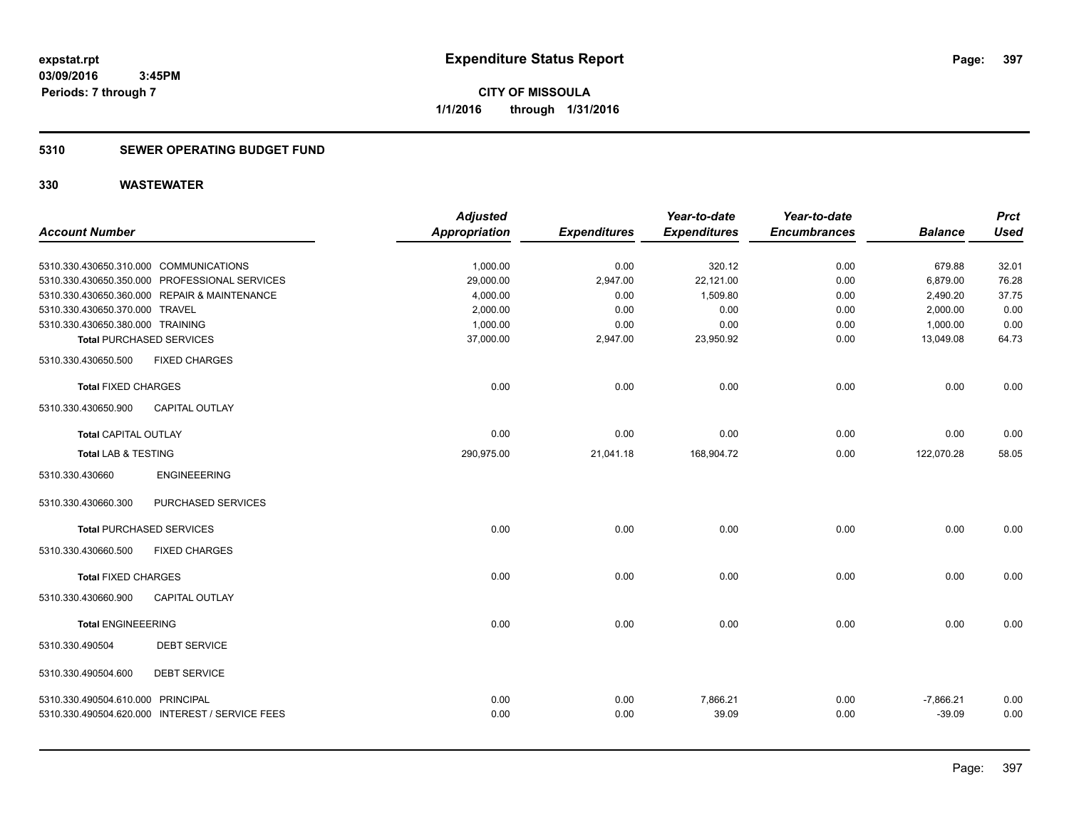**expstat.rpt**
**03/09/2016 3:45PM**
**Periods: 7 through 7**

# Expenditure Status Report

**CITY OF MISSOULA**
**1/1/2016 through 1/31/2016**

## 5310 SEWER OPERATING BUDGET FUND

## 330 WASTEWATER

| Account Number | | Adjusted Appropriation | Expenditures | Year-to-date Expenditures | Year-to-date Encumbrances | Balance | Prct Used |
|---|---|---|---|---|---|---|---|
| 5310.330.430650.310.000 | COMMUNICATIONS | 1,000.00 | 0.00 | 320.12 | 0.00 | 679.88 | 32.01 |
| 5310.330.430650.350.000 | PROFESSIONAL SERVICES | 29,000.00 | 2,947.00 | 22,121.00 | 0.00 | 6,879.00 | 76.28 |
| 5310.330.430650.360.000 | REPAIR & MAINTENANCE | 4,000.00 | 0.00 | 1,509.80 | 0.00 | 2,490.20 | 37.75 |
| 5310.330.430650.370.000 | TRAVEL | 2,000.00 | 0.00 | 0.00 | 0.00 | 2,000.00 | 0.00 |
| 5310.330.430650.380.000 | TRAINING | 1,000.00 | 0.00 | 0.00 | 0.00 | 1,000.00 | 0.00 |
| **Total** PURCHASED SERVICES | | 37,000.00 | 2,947.00 | 23,950.92 | 0.00 | 13,049.08 | 64.73 |
| 5310.330.430650.500 | FIXED CHARGES | | | | | | |
| **Total** FIXED CHARGES | | 0.00 | 0.00 | 0.00 | 0.00 | 0.00 | 0.00 |
| 5310.330.430650.900 | CAPITAL OUTLAY | | | | | | |
| **Total** CAPITAL OUTLAY | | 0.00 | 0.00 | 0.00 | 0.00 | 0.00 | 0.00 |
| **Total LAB & TESTING** | | 290,975.00 | 21,041.18 | 168,904.72 | 0.00 | 122,070.28 | 58.05 |
| 5310.330.430660 | ENGINEEERING | | | | | | |
| 5310.330.430660.300 | PURCHASED SERVICES | | | | | | |
| **Total** PURCHASED SERVICES | | 0.00 | 0.00 | 0.00 | 0.00 | 0.00 | 0.00 |
| 5310.330.430660.500 | FIXED CHARGES | | | | | | |
| **Total** FIXED CHARGES | | 0.00 | 0.00 | 0.00 | 0.00 | 0.00 | 0.00 |
| 5310.330.430660.900 | CAPITAL OUTLAY | | | | | | |
| **Total** ENGINEEERING | | 0.00 | 0.00 | 0.00 | 0.00 | 0.00 | 0.00 |
| 5310.330.490504 | DEBT SERVICE | | | | | | |
| 5310.330.490504.600 | DEBT SERVICE | | | | | | |
| 5310.330.490504.610.000 | PRINCIPAL | 0.00 | 0.00 | 7,866.21 | 0.00 | -7,866.21 | 0.00 |
| 5310.330.490504.620.000 | INTEREST / SERVICE FEES | 0.00 | 0.00 | 39.09 | 0.00 | -39.09 | 0.00 |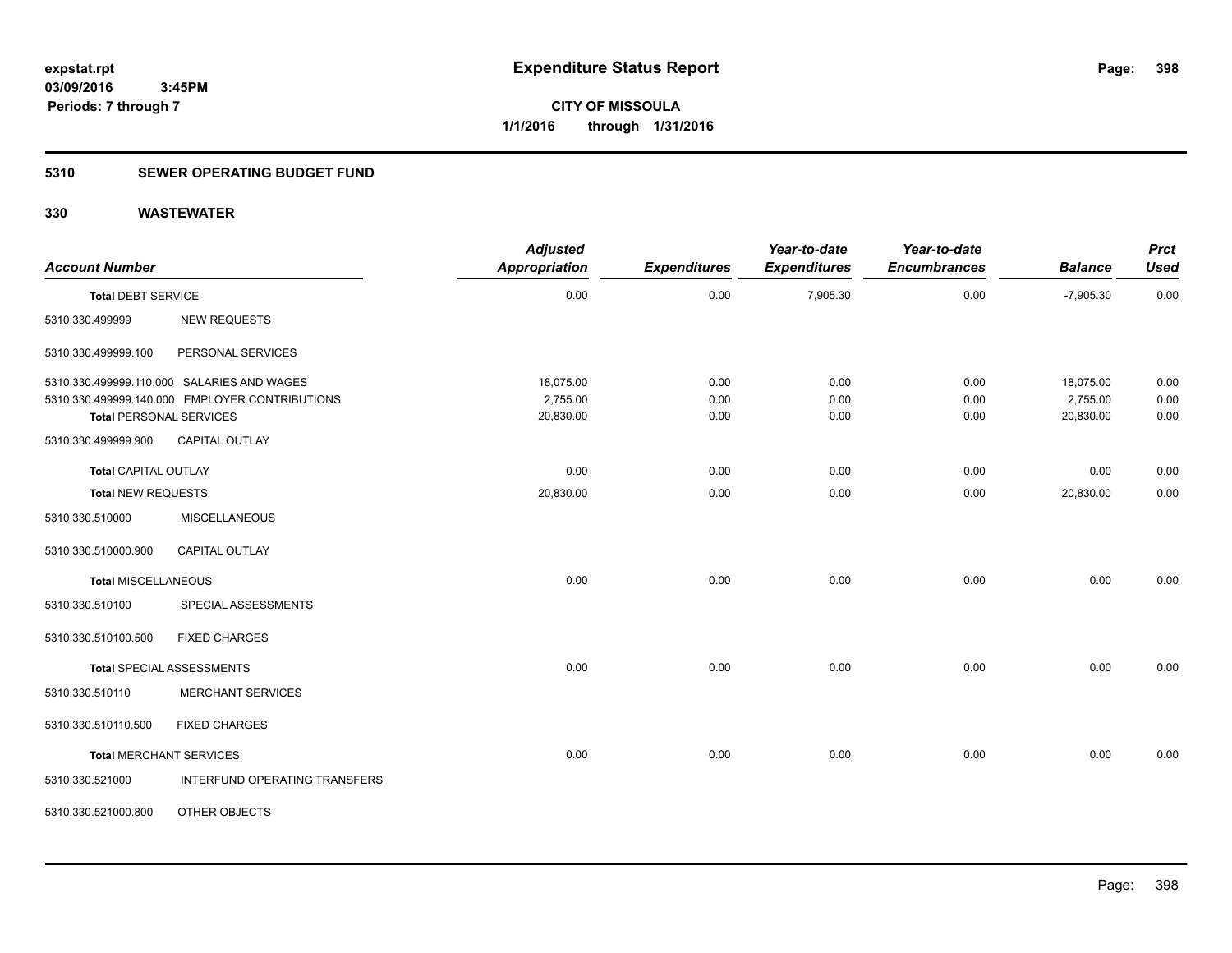# Expenditure Status Report

**expstat.rpt**
**03/09/2016 3:45PM**
**Periods: 7 through 7**

**CITY OF MISSOULA**
**1/1/2016 through 1/31/2016**

## 5310 SEWER OPERATING BUDGET FUND

## 330 WASTEWATER

| Account Number | | Adjusted Appropriation | Expenditures | Year-to-date Expenditures | Year-to-date Encumbrances | Balance | Prct Used |
|---|---|---|---|---|---|---|---|
| **Total DEBT SERVICE** | | 0.00 | 0.00 | 7,905.30 | 0.00 | -7,905.30 | 0.00 |
| 5310.330.499999 | NEW REQUESTS | | | | | | |
| 5310.330.499999.100 | PERSONAL SERVICES | | | | | | |
| 5310.330.499999.110.000 | SALARIES AND WAGES | 18,075.00 | 0.00 | 0.00 | 0.00 | 18,075.00 | 0.00 |
| 5310.330.499999.140.000 | EMPLOYER CONTRIBUTIONS | 2,755.00 | 0.00 | 0.00 | 0.00 | 2,755.00 | 0.00 |
| **Total PERSONAL SERVICES** | | 20,830.00 | 0.00 | 0.00 | 0.00 | 20,830.00 | 0.00 |
| 5310.330.499999.900 | CAPITAL OUTLAY | | | | | | |
| **Total CAPITAL OUTLAY** | | 0.00 | 0.00 | 0.00 | 0.00 | 0.00 | 0.00 |
| **Total NEW REQUESTS** | | 20,830.00 | 0.00 | 0.00 | 0.00 | 20,830.00 | 0.00 |
| 5310.330.510000 | MISCELLANEOUS | | | | | | |
| 5310.330.510000.900 | CAPITAL OUTLAY | | | | | | |
| **Total MISCELLANEOUS** | | 0.00 | 0.00 | 0.00 | 0.00 | 0.00 | 0.00 |
| 5310.330.510100 | SPECIAL ASSESSMENTS | | | | | | |
| 5310.330.510100.500 | FIXED CHARGES | | | | | | |
| **Total SPECIAL ASSESSMENTS** | | 0.00 | 0.00 | 0.00 | 0.00 | 0.00 | 0.00 |
| 5310.330.510110 | MERCHANT SERVICES | | | | | | |
| 5310.330.510110.500 | FIXED CHARGES | | | | | | |
| **Total MERCHANT SERVICES** | | 0.00 | 0.00 | 0.00 | 0.00 | 0.00 | 0.00 |
| 5310.330.521000 | INTERFUND OPERATING TRANSFERS | | | | | | |
| 5310.330.521000.800 | OTHER OBJECTS | | | | | | |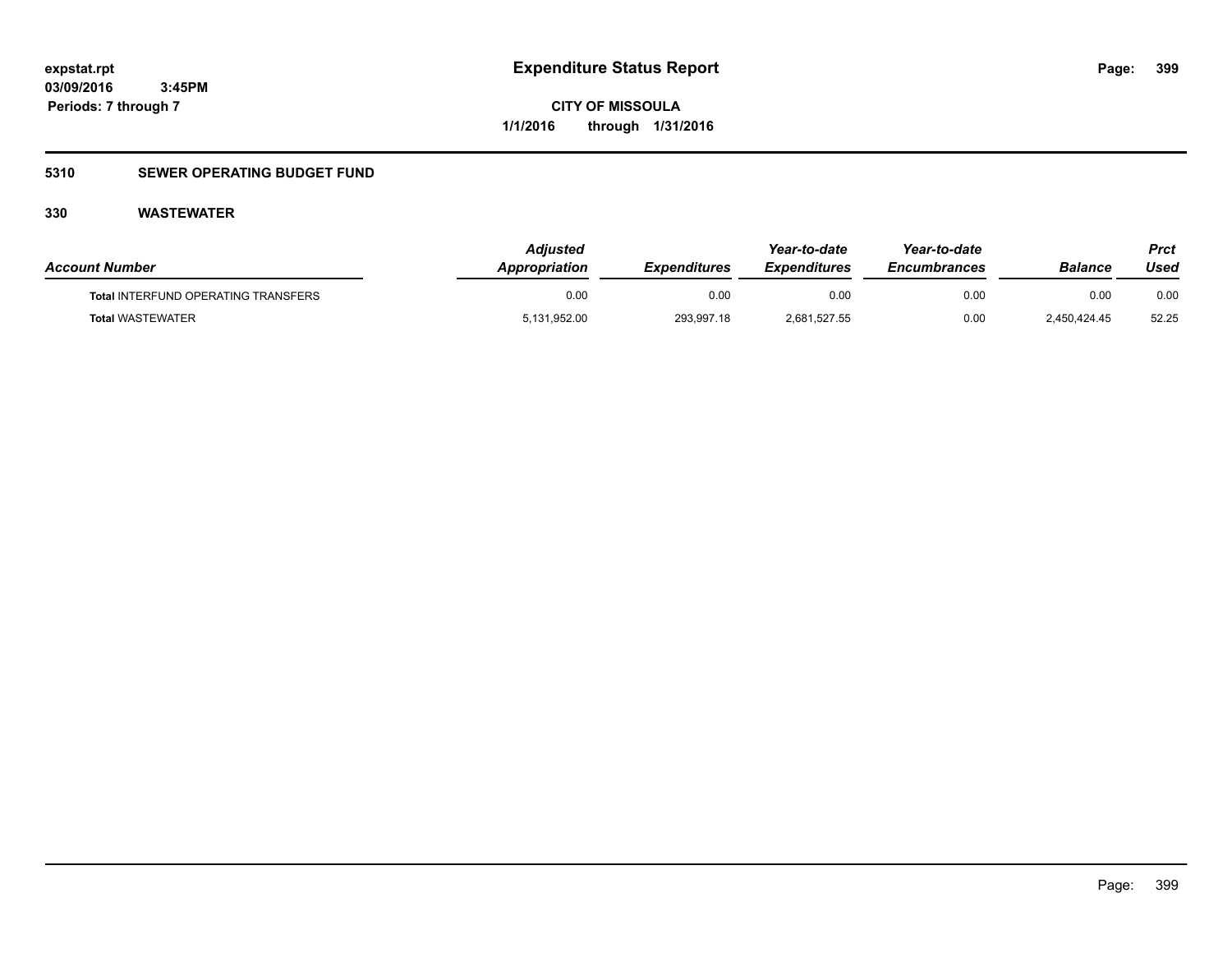# Expenditure Status Report

expstat.rpt
03/09/2016 3:45PM
Periods: 7 through 7

**CITY OF MISSOULA**
**1/1/2016 through 1/31/2016**

## 5310 SEWER OPERATING BUDGET FUND

### 330 WASTEWATER

| Account Number | Adjusted Appropriation | Expenditures | Year-to-date Expenditures | Year-to-date Encumbrances | Balance | Prct Used |
|---|---|---|---|---|---|---|
| **Total** INTERFUND OPERATING TRANSFERS | 0.00 | 0.00 | 0.00 | 0.00 | 0.00 | 0.00 |
| **Total** WASTEWATER | 5,131,952.00 | 293,997.18 | 2,681,527.55 | 0.00 | 2,450,424.45 | 52.25 |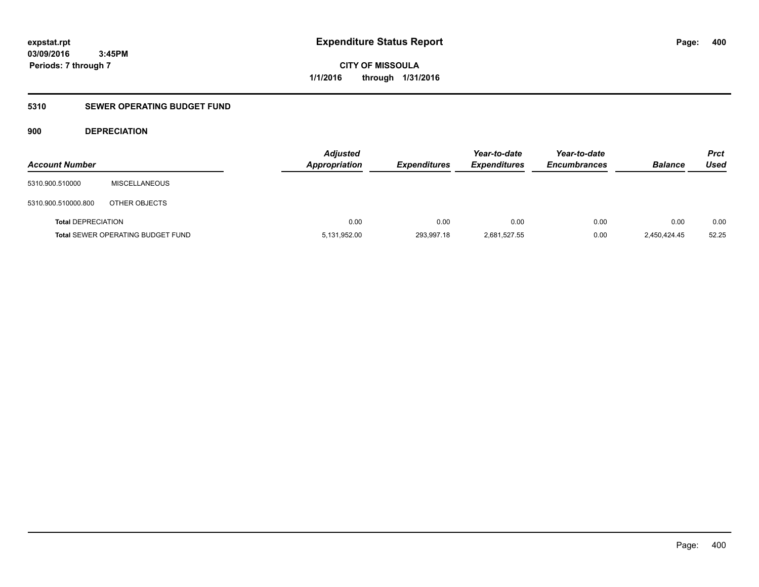expstat.rpt
03/09/2016 3:45PM
Periods: 7 through 7

# Expenditure Status Report

CITY OF MISSOULA
1/1/2016 through 1/31/2016

## 5310 SEWER OPERATING BUDGET FUND

### 900 DEPRECIATION

| Account Number | | Adjusted Appropriation | Expenditures | Year-to-date Expenditures | Year-to-date Encumbrances | Balance | Prct Used |
|---|---|---|---|---|---|---|---|
| 5310.900.510000 | MISCELLANEOUS | | | | | | |
| 5310.900.510000.800 | OTHER OBJECTS | | | | | | |
| **Total** DEPRECIATION | | 0.00 | 0.00 | 0.00 | 0.00 | 0.00 | 0.00 |
| **Total** SEWER OPERATING BUDGET FUND | | 5,131,952.00 | 293,997.18 | 2,681,527.55 | 0.00 | 2,450,424.45 | 52.25 |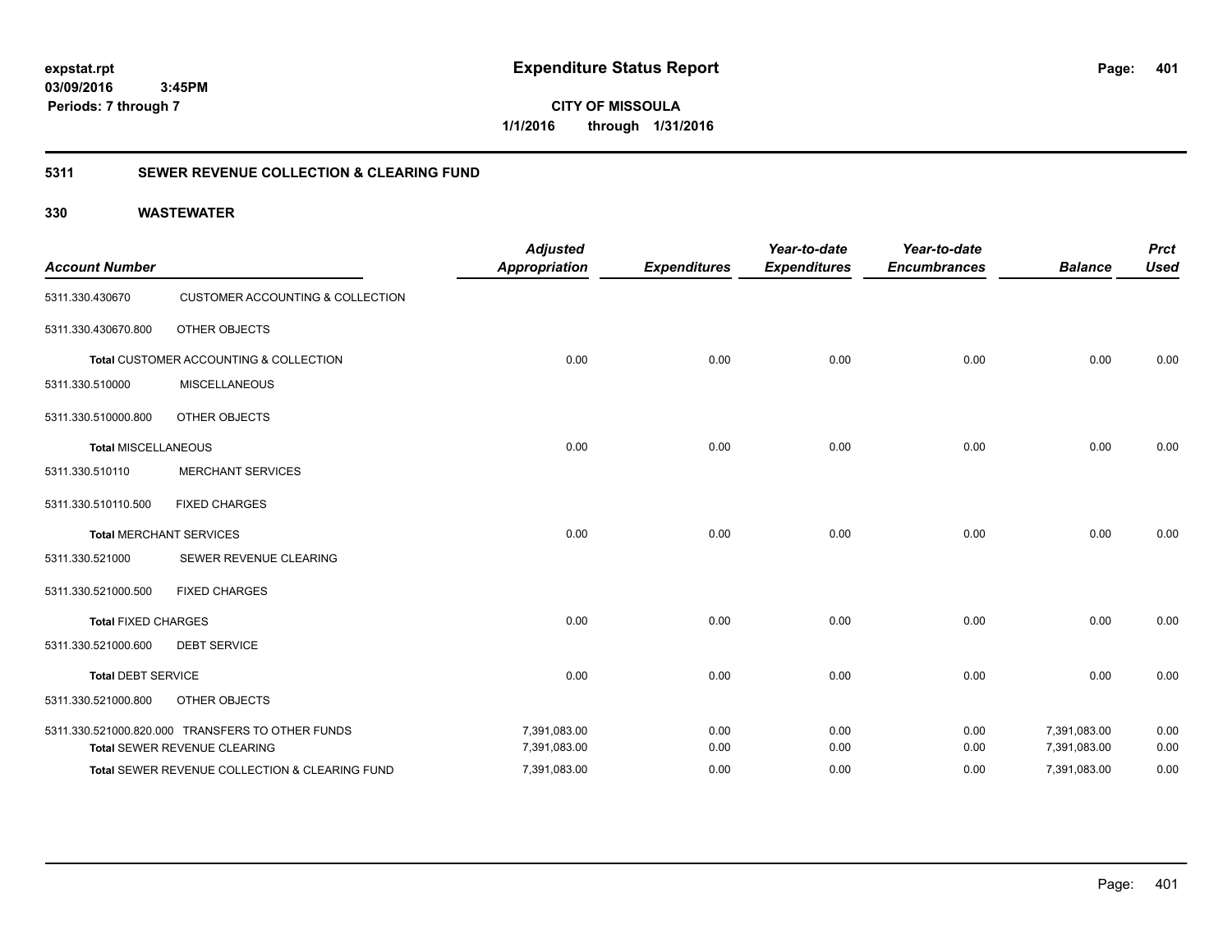**expstat.rpt**
**03/09/2016 3:45PM**
**Periods: 7 through 7**

# Expenditure Status Report

**CITY OF MISSOULA**
**1/1/2016 through 1/31/2016**

## 5311 SEWER REVENUE COLLECTION & CLEARING FUND

## 330 WASTEWATER

| Account Number | | Adjusted Appropriation | Expenditures | Year-to-date Expenditures | Year-to-date Encumbrances | Balance | Prct Used |
|---|---|---|---|---|---|---|---|
| 5311.330.430670 | CUSTOMER ACCOUNTING & COLLECTION | | | | | | |
| 5311.330.430670.800 | OTHER OBJECTS | | | | | | |
| **Total** CUSTOMER ACCOUNTING & COLLECTION | | 0.00 | 0.00 | 0.00 | 0.00 | 0.00 | 0.00 |
| 5311.330.510000 | MISCELLANEOUS | | | | | | |
| 5311.330.510000.800 | OTHER OBJECTS | | | | | | |
| **Total** MISCELLANEOUS | | 0.00 | 0.00 | 0.00 | 0.00 | 0.00 | 0.00 |
| 5311.330.510110 | MERCHANT SERVICES | | | | | | |
| 5311.330.510110.500 | FIXED CHARGES | | | | | | |
| **Total** MERCHANT SERVICES | | 0.00 | 0.00 | 0.00 | 0.00 | 0.00 | 0.00 |
| 5311.330.521000 | SEWER REVENUE CLEARING | | | | | | |
| 5311.330.521000.500 | FIXED CHARGES | | | | | | |
| **Total** FIXED CHARGES | | 0.00 | 0.00 | 0.00 | 0.00 | 0.00 | 0.00 |
| 5311.330.521000.600 | DEBT SERVICE | | | | | | |
| **Total** DEBT SERVICE | | 0.00 | 0.00 | 0.00 | 0.00 | 0.00 | 0.00 |
| 5311.330.521000.800 | OTHER OBJECTS | | | | | | |
| 5311.330.521000.820.000 | TRANSFERS TO OTHER FUNDS | 7,391,083.00 | 0.00 | 0.00 | 0.00 | 7,391,083.00 | 0.00 |
| **Total** SEWER REVENUE CLEARING | | 7,391,083.00 | 0.00 | 0.00 | 0.00 | 7,391,083.00 | 0.00 |
| **Total** SEWER REVENUE COLLECTION & CLEARING FUND | | 7,391,083.00 | 0.00 | 0.00 | 0.00 | 7,391,083.00 | 0.00 |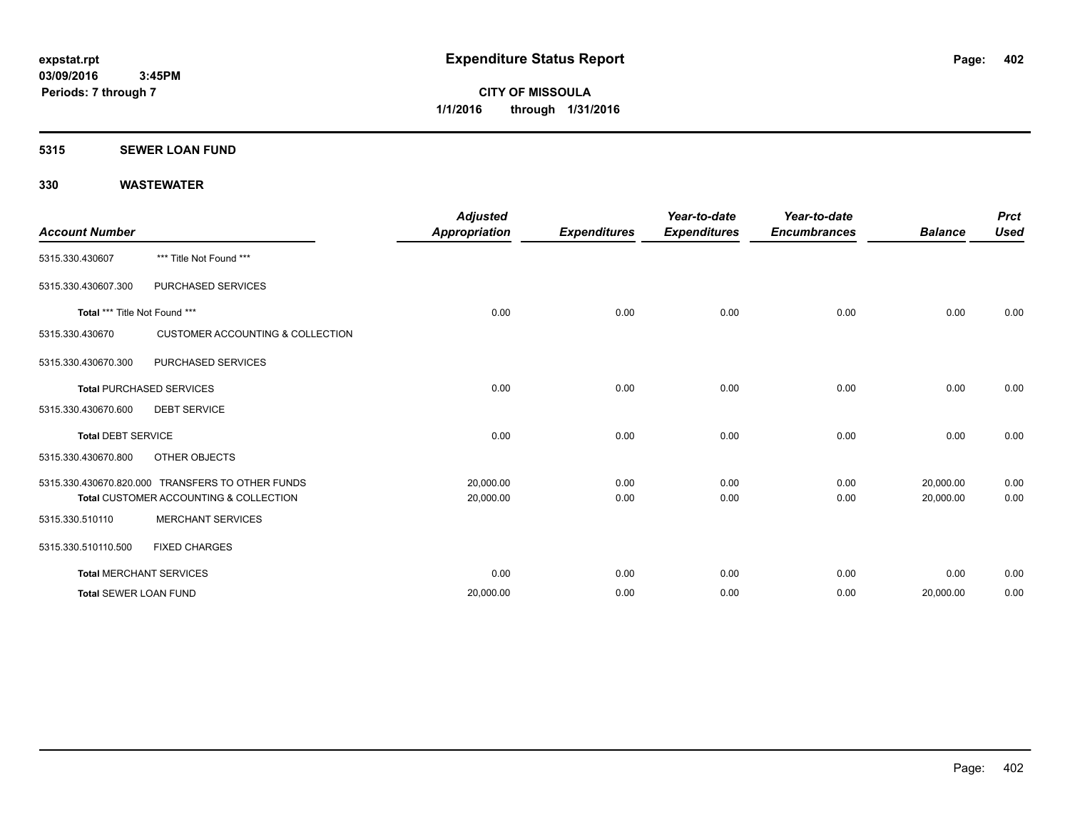**expstat.rpt**
**03/09/2016 3:45PM**
**Periods: 7 through 7**

# Expenditure Status Report

**CITY OF MISSOULA**
**1/1/2016 through 1/31/2016**

## 5315 SEWER LOAN FUND

## 330 WASTEWATER

| Account Number | | Adjusted Appropriation | Expenditures | Year-to-date Expenditures | Year-to-date Encumbrances | Balance | Prct Used |
|---|---|---|---|---|---|---|---|
| 5315.330.430607 | *** Title Not Found *** | | | | | | |
| 5315.330.430607.300 | PURCHASED SERVICES | | | | | | |
| **Total** *** Title Not Found *** | | 0.00 | 0.00 | 0.00 | 0.00 | 0.00 | 0.00 |
| 5315.330.430670 | CUSTOMER ACCOUNTING & COLLECTION | | | | | | |
| 5315.330.430670.300 | PURCHASED SERVICES | | | | | | |
| **Total** PURCHASED SERVICES | | 0.00 | 0.00 | 0.00 | 0.00 | 0.00 | 0.00 |
| 5315.330.430670.600 | DEBT SERVICE | | | | | | |
| **Total** DEBT SERVICE | | 0.00 | 0.00 | 0.00 | 0.00 | 0.00 | 0.00 |
| 5315.330.430670.800 | OTHER OBJECTS | | | | | | |
| 5315.330.430670.820.000 | TRANSFERS TO OTHER FUNDS | 20,000.00 | 0.00 | 0.00 | 0.00 | 20,000.00 | 0.00 |
| **Total** CUSTOMER ACCOUNTING & COLLECTION | | 20,000.00 | 0.00 | 0.00 | 0.00 | 20,000.00 | 0.00 |
| 5315.330.510110 | MERCHANT SERVICES | | | | | | |
| 5315.330.510110.500 | FIXED CHARGES | | | | | | |
| **Total** MERCHANT SERVICES | | 0.00 | 0.00 | 0.00 | 0.00 | 0.00 | 0.00 |
| **Total** SEWER LOAN FUND | | 20,000.00 | 0.00 | 0.00 | 0.00 | 20,000.00 | 0.00 |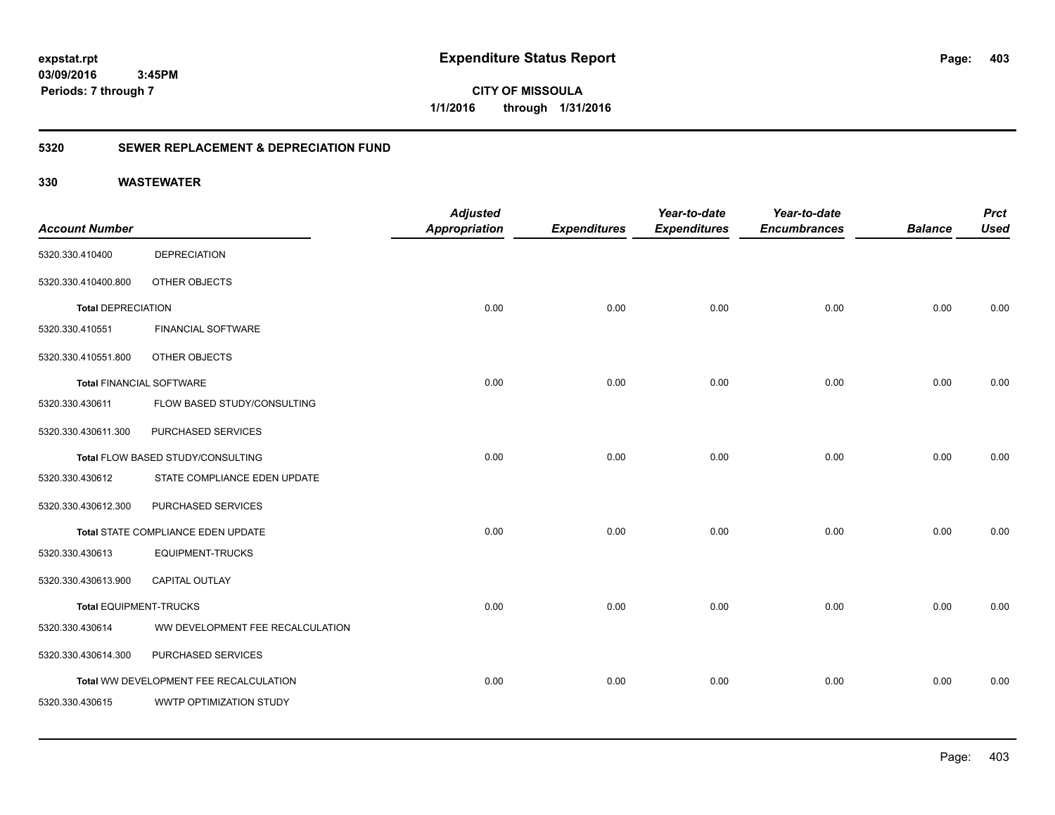**expstat.rpt**
**03/09/2016 3:45PM**
**Periods: 7 through 7**

# Expenditure Status Report

**CITY OF MISSOULA**
**1/1/2016 through 1/31/2016**

## 5320 SEWER REPLACEMENT & DEPRECIATION FUND

## 330 WASTEWATER

| Account Number | | Adjusted Appropriation | Expenditures | Year-to-date Expenditures | Year-to-date Encumbrances | Balance | Prct Used |
|---|---|---|---|---|---|---|---|
| 5320.330.410400 | DEPRECIATION | | | | | | |
| 5320.330.410400.800 | OTHER OBJECTS | | | | | | |
| **Total** DEPRECIATION | | 0.00 | 0.00 | 0.00 | 0.00 | 0.00 | 0.00 |
| 5320.330.410551 | FINANCIAL SOFTWARE | | | | | | |
| 5320.330.410551.800 | OTHER OBJECTS | | | | | | |
| **Total** FINANCIAL SOFTWARE | | 0.00 | 0.00 | 0.00 | 0.00 | 0.00 | 0.00 |
| 5320.330.430611 | FLOW BASED STUDY/CONSULTING | | | | | | |
| 5320.330.430611.300 | PURCHASED SERVICES | | | | | | |
| **Total** FLOW BASED STUDY/CONSULTING | | 0.00 | 0.00 | 0.00 | 0.00 | 0.00 | 0.00 |
| 5320.330.430612 | STATE COMPLIANCE EDEN UPDATE | | | | | | |
| 5320.330.430612.300 | PURCHASED SERVICES | | | | | | |
| **Total** STATE COMPLIANCE EDEN UPDATE | | 0.00 | 0.00 | 0.00 | 0.00 | 0.00 | 0.00 |
| 5320.330.430613 | EQUIPMENT-TRUCKS | | | | | | |
| 5320.330.430613.900 | CAPITAL OUTLAY | | | | | | |
| **Total** EQUIPMENT-TRUCKS | | 0.00 | 0.00 | 0.00 | 0.00 | 0.00 | 0.00 |
| 5320.330.430614 | WW DEVELOPMENT FEE RECALCULATION | | | | | | |
| 5320.330.430614.300 | PURCHASED SERVICES | | | | | | |
| **Total** WW DEVELOPMENT FEE RECALCULATION | | 0.00 | 0.00 | 0.00 | 0.00 | 0.00 | 0.00 |
| 5320.330.430615 | WWTP OPTIMIZATION STUDY | | | | | | |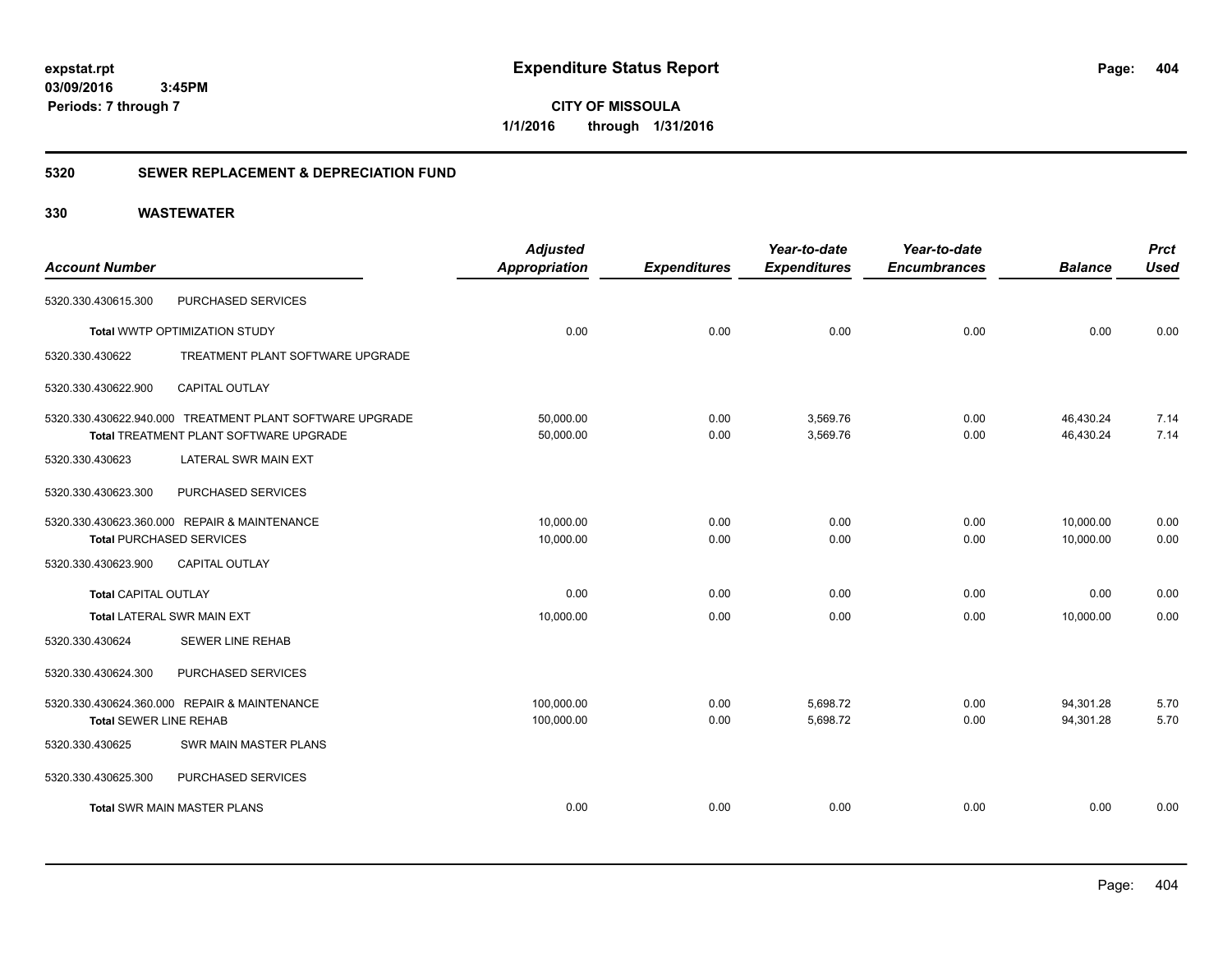**expstat.rpt**
**03/09/2016 3:45PM**
**Periods: 7 through 7**

# Expenditure Status Report

**CITY OF MISSOULA**
**1/1/2016 through 1/31/2016**

## 5320 SEWER REPLACEMENT & DEPRECIATION FUND

### 330 WASTEWATER

| Account Number | | Adjusted Appropriation | Expenditures | Year-to-date Expenditures | Year-to-date Encumbrances | Balance | Prct Used |
|---|---|---|---|---|---|---|---|
| 5320.330.430615.300 | PURCHASED SERVICES | | | | | | |
| **Total** WWTP OPTIMIZATION STUDY | | 0.00 | 0.00 | 0.00 | 0.00 | 0.00 | 0.00 |
| 5320.330.430622 | TREATMENT PLANT SOFTWARE UPGRADE | | | | | | |
| 5320.330.430622.900 | CAPITAL OUTLAY | | | | | | |
| 5320.330.430622.940.000 | TREATMENT PLANT SOFTWARE UPGRADE | 50,000.00 | 0.00 | 3,569.76 | 0.00 | 46,430.24 | 7.14 |
| **Total** TREATMENT PLANT SOFTWARE UPGRADE | | 50,000.00 | 0.00 | 3,569.76 | 0.00 | 46,430.24 | 7.14 |
| 5320.330.430623 | LATERAL SWR MAIN EXT | | | | | | |
| 5320.330.430623.300 | PURCHASED SERVICES | | | | | | |
| 5320.330.430623.360.000 | REPAIR & MAINTENANCE | 10,000.00 | 0.00 | 0.00 | 0.00 | 10,000.00 | 0.00 |
| **Total** PURCHASED SERVICES | | 10,000.00 | 0.00 | 0.00 | 0.00 | 10,000.00 | 0.00 |
| 5320.330.430623.900 | CAPITAL OUTLAY | | | | | | |
| **Total** CAPITAL OUTLAY | | 0.00 | 0.00 | 0.00 | 0.00 | 0.00 | 0.00 |
| **Total** LATERAL SWR MAIN EXT | | 10,000.00 | 0.00 | 0.00 | 0.00 | 10,000.00 | 0.00 |
| 5320.330.430624 | SEWER LINE REHAB | | | | | | |
| 5320.330.430624.300 | PURCHASED SERVICES | | | | | | |
| 5320.330.430624.360.000 | REPAIR & MAINTENANCE | 100,000.00 | 0.00 | 5,698.72 | 0.00 | 94,301.28 | 5.70 |
| **Total** SEWER LINE REHAB | | 100,000.00 | 0.00 | 5,698.72 | 0.00 | 94,301.28 | 5.70 |
| 5320.330.430625 | SWR MAIN MASTER PLANS | | | | | | |
| 5320.330.430625.300 | PURCHASED SERVICES | | | | | | |
| **Total** SWR MAIN MASTER PLANS | | 0.00 | 0.00 | 0.00 | 0.00 | 0.00 | 0.00 |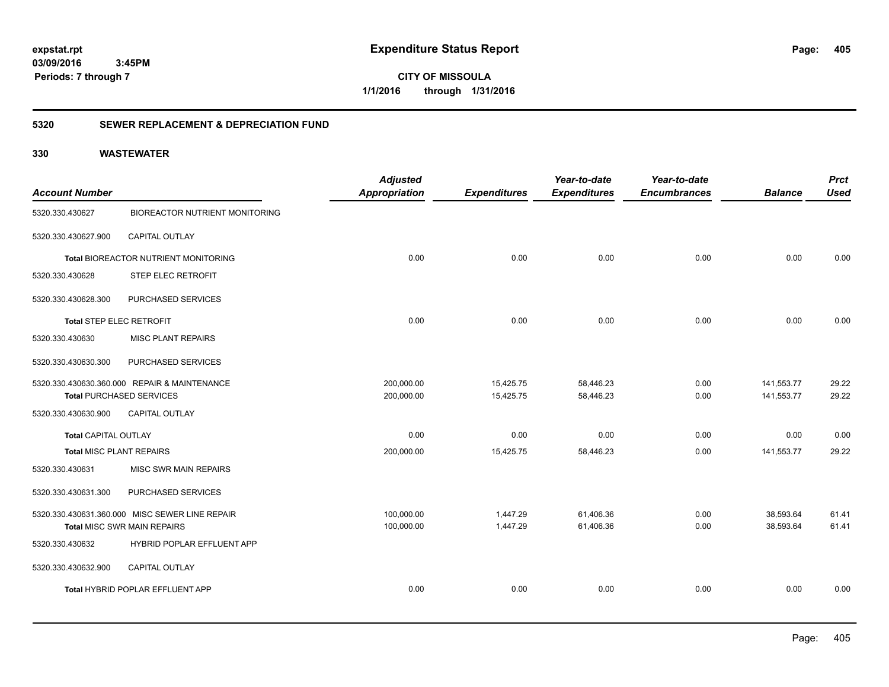**expstat.rpt**
**03/09/2016 3:45PM**
**Periods: 7 through 7**

# Expenditure Status Report

**CITY OF MISSOULA**
**1/1/2016 through 1/31/2016**

## 5320 SEWER REPLACEMENT & DEPRECIATION FUND

## 330 WASTEWATER

| Account Number | | Adjusted Appropriation | Expenditures | Year-to-date Expenditures | Year-to-date Encumbrances | Balance | Prct Used |
|---|---|---|---|---|---|---|---|
| 5320.330.430627 | BIOREACTOR NUTRIENT MONITORING | | | | | | |
| 5320.330.430627.900 | CAPITAL OUTLAY | | | | | | |
| **Total** BIOREACTOR NUTRIENT MONITORING | | 0.00 | 0.00 | 0.00 | 0.00 | 0.00 | 0.00 |
| 5320.330.430628 | STEP ELEC RETROFIT | | | | | | |
| 5320.330.430628.300 | PURCHASED SERVICES | | | | | | |
| **Total** STEP ELEC RETROFIT | | 0.00 | 0.00 | 0.00 | 0.00 | 0.00 | 0.00 |
| 5320.330.430630 | MISC PLANT REPAIRS | | | | | | |
| 5320.330.430630.300 | PURCHASED SERVICES | | | | | | |
| 5320.330.430630.360.000 | REPAIR & MAINTENANCE | 200,000.00 | 15,425.75 | 58,446.23 | 0.00 | 141,553.77 | 29.22 |
| **Total** PURCHASED SERVICES | | 200,000.00 | 15,425.75 | 58,446.23 | 0.00 | 141,553.77 | 29.22 |
| 5320.330.430630.900 | CAPITAL OUTLAY | | | | | | |
| **Total** CAPITAL OUTLAY | | 0.00 | 0.00 | 0.00 | 0.00 | 0.00 | 0.00 |
| **Total** MISC PLANT REPAIRS | | 200,000.00 | 15,425.75 | 58,446.23 | 0.00 | 141,553.77 | 29.22 |
| 5320.330.430631 | MISC SWR MAIN REPAIRS | | | | | | |
| 5320.330.430631.300 | PURCHASED SERVICES | | | | | | |
| 5320.330.430631.360.000 | MISC SEWER LINE REPAIR | 100,000.00 | 1,447.29 | 61,406.36 | 0.00 | 38,593.64 | 61.41 |
| **Total** MISC SWR MAIN REPAIRS | | 100,000.00 | 1,447.29 | 61,406.36 | 0.00 | 38,593.64 | 61.41 |
| 5320.330.430632 | HYBRID POPLAR EFFLUENT APP | | | | | | |
| 5320.330.430632.900 | CAPITAL OUTLAY | | | | | | |
| **Total** HYBRID POPLAR EFFLUENT APP | | 0.00 | 0.00 | 0.00 | 0.00 | 0.00 | 0.00 |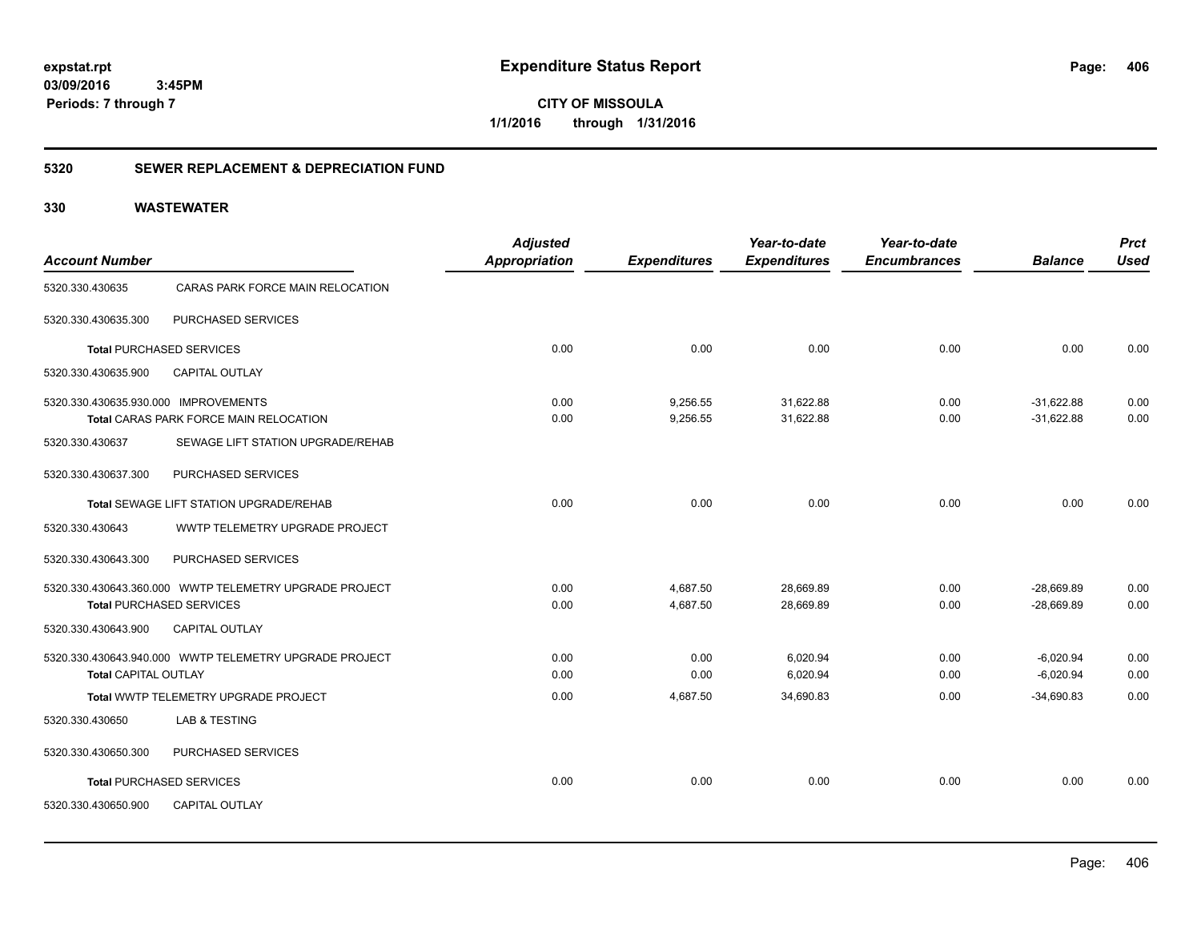**expstat.rpt**
**03/09/2016 3:45PM**
**Periods: 7 through 7**

# Expenditure Status Report

**CITY OF MISSOULA**
**1/1/2016 through 1/31/2016**

## 5320 SEWER REPLACEMENT & DEPRECIATION FUND

## 330 WASTEWATER

| Account Number | | Adjusted Appropriation | Expenditures | Year-to-date Expenditures | Year-to-date Encumbrances | Balance | Prct Used |
|---|---|---|---|---|---|---|---|
| 5320.330.430635 | CARAS PARK FORCE MAIN RELOCATION | | | | | | |
| 5320.330.430635.300 | PURCHASED SERVICES | | | | | | |
| **Total** PURCHASED SERVICES | | 0.00 | 0.00 | 0.00 | 0.00 | 0.00 | 0.00 |
| 5320.330.430635.900 | CAPITAL OUTLAY | | | | | | |
| 5320.330.430635.930.000 IMPROVEMENTS | | 0.00 | 9,256.55 | 31,622.88 | 0.00 | -31,622.88 | 0.00 |
| **Total** CARAS PARK FORCE MAIN RELOCATION | | 0.00 | 9,256.55 | 31,622.88 | 0.00 | -31,622.88 | 0.00 |
| 5320.330.430637 | SEWAGE LIFT STATION UPGRADE/REHAB | | | | | | |
| 5320.330.430637.300 | PURCHASED SERVICES | | | | | | |
| **Total** SEWAGE LIFT STATION UPGRADE/REHAB | | 0.00 | 0.00 | 0.00 | 0.00 | 0.00 | 0.00 |
| 5320.330.430643 | WWTP TELEMETRY UPGRADE PROJECT | | | | | | |
| 5320.330.430643.300 | PURCHASED SERVICES | | | | | | |
| 5320.330.430643.360.000 WWTP TELEMETRY UPGRADE PROJECT | | 0.00 | 4,687.50 | 28,669.89 | 0.00 | -28,669.89 | 0.00 |
| **Total** PURCHASED SERVICES | | 0.00 | 4,687.50 | 28,669.89 | 0.00 | -28,669.89 | 0.00 |
| 5320.330.430643.900 | CAPITAL OUTLAY | | | | | | |
| 5320.330.430643.940.000 WWTP TELEMETRY UPGRADE PROJECT | | 0.00 | 0.00 | 6,020.94 | 0.00 | -6,020.94 | 0.00 |
| **Total** CAPITAL OUTLAY | | 0.00 | 0.00 | 6,020.94 | 0.00 | -6,020.94 | 0.00 |
| **Total** WWTP TELEMETRY UPGRADE PROJECT | | 0.00 | 4,687.50 | 34,690.83 | 0.00 | -34,690.83 | 0.00 |
| 5320.330.430650 | LAB & TESTING | | | | | | |
| 5320.330.430650.300 | PURCHASED SERVICES | | | | | | |
| **Total** PURCHASED SERVICES | | 0.00 | 0.00 | 0.00 | 0.00 | 0.00 | 0.00 |
| 5320.330.430650.900 | CAPITAL OUTLAY | | | | | | |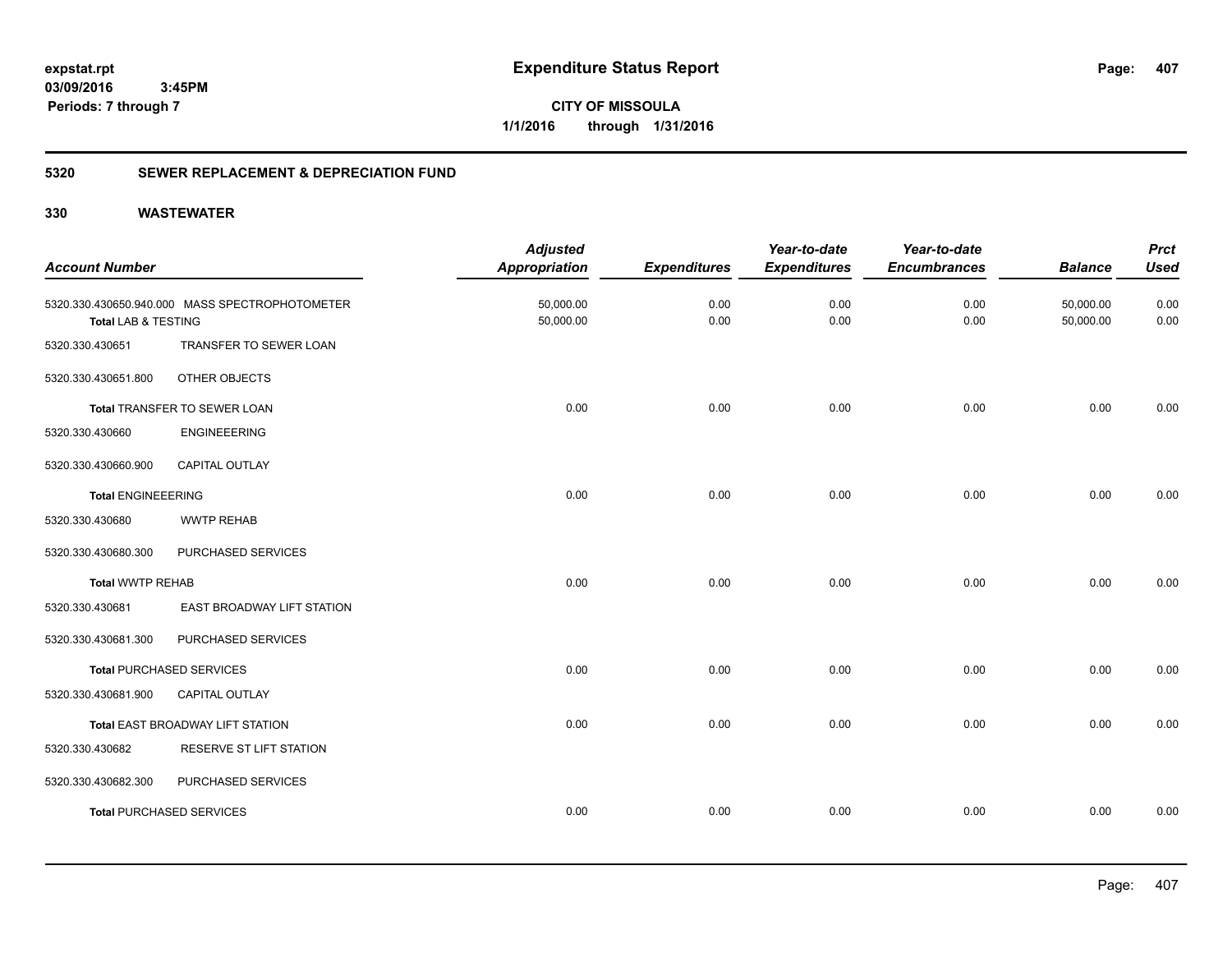# Expenditure Status Report

**CITY OF MISSOULA**

**1/1/2016 through 1/31/2016**

expstat.rpt
03/09/2016 3:45PM
Periods: 7 through 7

## 5320 SEWER REPLACEMENT & DEPRECIATION FUND

### 330 WASTEWATER

| Account Number | | Adjusted Appropriation | Expenditures | Year-to-date Expenditures | Year-to-date Encumbrances | Balance | Prct Used |
|---|---|---|---|---|---|---|---|
| 5320.330.430650.940.000 | MASS SPECTROPHOTOMETER | 50,000.00 | 0.00 | 0.00 | 0.00 | 50,000.00 | 0.00 |
| **Total LAB & TESTING** | | 50,000.00 | 0.00 | 0.00 | 0.00 | 50,000.00 | 0.00 |
| 5320.330.430651 | TRANSFER TO SEWER LOAN | | | | | | |
| 5320.330.430651.800 | OTHER OBJECTS | | | | | | |
| **Total TRANSFER TO SEWER LOAN** | | 0.00 | 0.00 | 0.00 | 0.00 | 0.00 | 0.00 |
| 5320.330.430660 | ENGINEEERING | | | | | | |
| 5320.330.430660.900 | CAPITAL OUTLAY | | | | | | |
| **Total ENGINEEERING** | | 0.00 | 0.00 | 0.00 | 0.00 | 0.00 | 0.00 |
| 5320.330.430680 | WWTP REHAB | | | | | | |
| 5320.330.430680.300 | PURCHASED SERVICES | | | | | | |
| **Total WWTP REHAB** | | 0.00 | 0.00 | 0.00 | 0.00 | 0.00 | 0.00 |
| 5320.330.430681 | EAST BROADWAY LIFT STATION | | | | | | |
| 5320.330.430681.300 | PURCHASED SERVICES | | | | | | |
| **Total PURCHASED SERVICES** | | 0.00 | 0.00 | 0.00 | 0.00 | 0.00 | 0.00 |
| 5320.330.430681.900 | CAPITAL OUTLAY | | | | | | |
| **Total EAST BROADWAY LIFT STATION** | | 0.00 | 0.00 | 0.00 | 0.00 | 0.00 | 0.00 |
| 5320.330.430682 | RESERVE ST LIFT STATION | | | | | | |
| 5320.330.430682.300 | PURCHASED SERVICES | | | | | | |
| **Total PURCHASED SERVICES** | | 0.00 | 0.00 | 0.00 | 0.00 | 0.00 | 0.00 |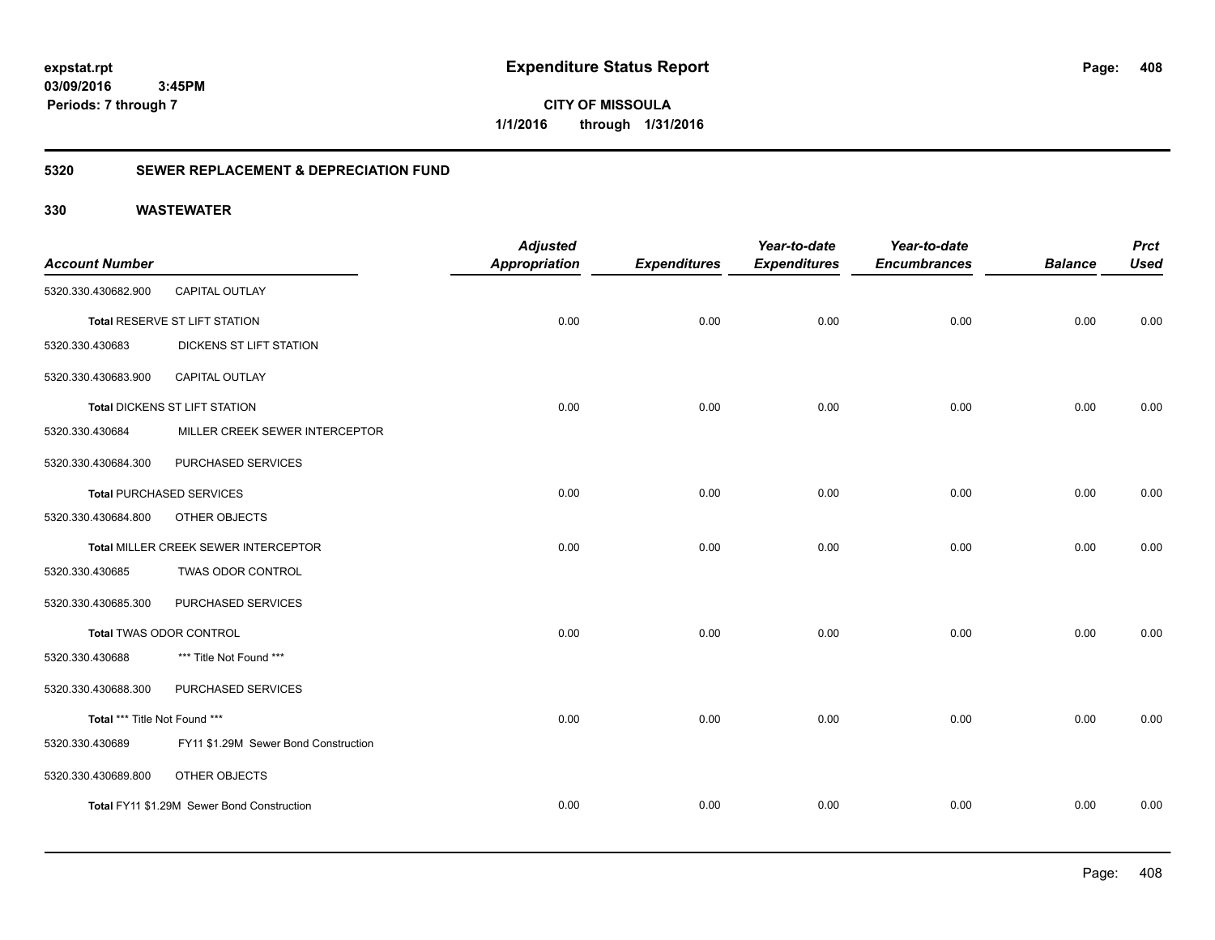**expstat.rpt**
**03/09/2016 3:45PM**
**Periods: 7 through 7**

# Expenditure Status Report

**CITY OF MISSOULA**
**1/1/2016 through 1/31/2016**

## 5320 SEWER REPLACEMENT & DEPRECIATION FUND

## 330 WASTEWATER

| Account Number | | Adjusted Appropriation | Expenditures | Year-to-date Expenditures | Year-to-date Encumbrances | Balance | Prct Used |
|---|---|---|---|---|---|---|---|
| 5320.330.430682.900 | CAPITAL OUTLAY | | | | | | |
| **Total** RESERVE ST LIFT STATION | | 0.00 | 0.00 | 0.00 | 0.00 | 0.00 | 0.00 |
| 5320.330.430683 | DICKENS ST LIFT STATION | | | | | | |
| 5320.330.430683.900 | CAPITAL OUTLAY | | | | | | |
| **Total** DICKENS ST LIFT STATION | | 0.00 | 0.00 | 0.00 | 0.00 | 0.00 | 0.00 |
| 5320.330.430684 | MILLER CREEK SEWER INTERCEPTOR | | | | | | |
| 5320.330.430684.300 | PURCHASED SERVICES | | | | | | |
| **Total** PURCHASED SERVICES | | 0.00 | 0.00 | 0.00 | 0.00 | 0.00 | 0.00 |
| 5320.330.430684.800 | OTHER OBJECTS | | | | | | |
| **Total** MILLER CREEK SEWER INTERCEPTOR | | 0.00 | 0.00 | 0.00 | 0.00 | 0.00 | 0.00 |
| 5320.330.430685 | TWAS ODOR CONTROL | | | | | | |
| 5320.330.430685.300 | PURCHASED SERVICES | | | | | | |
| **Total** TWAS ODOR CONTROL | | 0.00 | 0.00 | 0.00 | 0.00 | 0.00 | 0.00 |
| 5320.330.430688 | *** Title Not Found *** | | | | | | |
| 5320.330.430688.300 | PURCHASED SERVICES | | | | | | |
| **Total** *** Title Not Found *** | | 0.00 | 0.00 | 0.00 | 0.00 | 0.00 | 0.00 |
| 5320.330.430689 | FY11 $1.29M Sewer Bond Construction | | | | | | |
| 5320.330.430689.800 | OTHER OBJECTS | | | | | | |
| **Total** FY11 $1.29M Sewer Bond Construction | | 0.00 | 0.00 | 0.00 | 0.00 | 0.00 | 0.00 |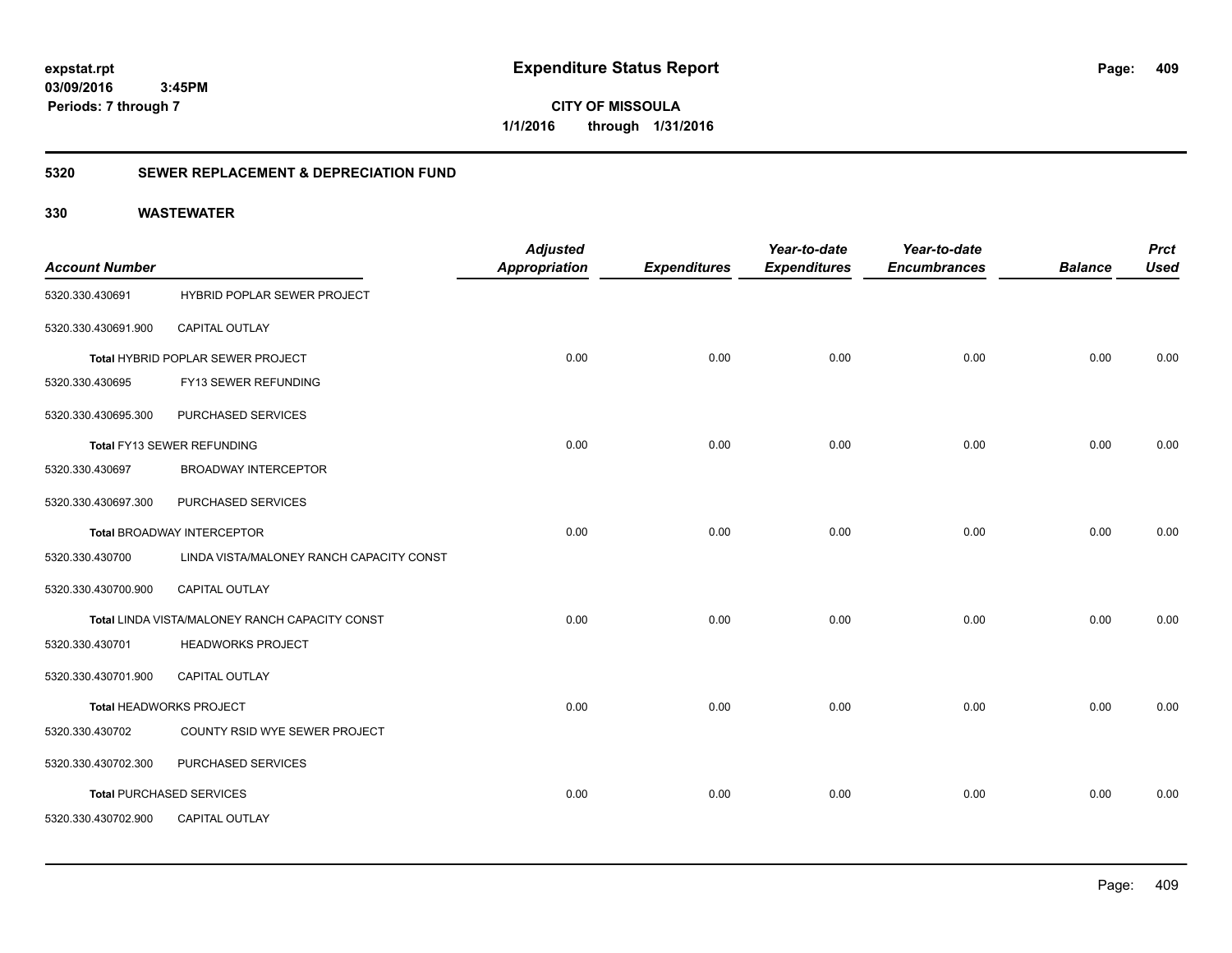**expstat.rpt**
**03/09/2016 3:45PM**
**Periods: 7 through 7**

# Expenditure Status Report

**CITY OF MISSOULA**
**1/1/2016 through 1/31/2016**

## 5320 SEWER REPLACEMENT & DEPRECIATION FUND

## 330 WASTEWATER

| Account Number | | Adjusted Appropriation | Expenditures | Year-to-date Expenditures | Year-to-date Encumbrances | Balance | Prct Used |
|---|---|---|---|---|---|---|---|
| 5320.330.430691 | HYBRID POPLAR SEWER PROJECT | | | | | | |
| 5320.330.430691.900 | CAPITAL OUTLAY | | | | | | |
| | **Total** HYBRID POPLAR SEWER PROJECT | 0.00 | 0.00 | 0.00 | 0.00 | 0.00 | 0.00 |
| 5320.330.430695 | FY13 SEWER REFUNDING | | | | | | |
| 5320.330.430695.300 | PURCHASED SERVICES | | | | | | |
| | **Total** FY13 SEWER REFUNDING | 0.00 | 0.00 | 0.00 | 0.00 | 0.00 | 0.00 |
| 5320.330.430697 | BROADWAY INTERCEPTOR | | | | | | |
| 5320.330.430697.300 | PURCHASED SERVICES | | | | | | |
| | **Total** BROADWAY INTERCEPTOR | 0.00 | 0.00 | 0.00 | 0.00 | 0.00 | 0.00 |
| 5320.330.430700 | LINDA VISTA/MALONEY RANCH CAPACITY CONST | | | | | | |
| 5320.330.430700.900 | CAPITAL OUTLAY | | | | | | |
| | **Total** LINDA VISTA/MALONEY RANCH CAPACITY CONST | 0.00 | 0.00 | 0.00 | 0.00 | 0.00 | 0.00 |
| 5320.330.430701 | HEADWORKS PROJECT | | | | | | |
| 5320.330.430701.900 | CAPITAL OUTLAY | | | | | | |
| | **Total** HEADWORKS PROJECT | 0.00 | 0.00 | 0.00 | 0.00 | 0.00 | 0.00 |
| 5320.330.430702 | COUNTY RSID WYE SEWER PROJECT | | | | | | |
| 5320.330.430702.300 | PURCHASED SERVICES | | | | | | |
| | **Total** PURCHASED SERVICES | 0.00 | 0.00 | 0.00 | 0.00 | 0.00 | 0.00 |
| 5320.330.430702.900 | CAPITAL OUTLAY | | | | | | |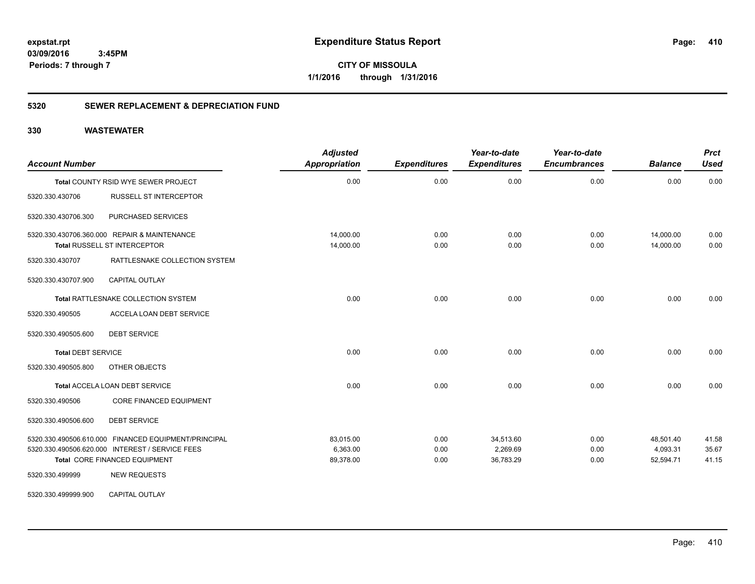**expstat.rpt**
**03/09/2016 3:45PM**
**Periods: 7 through 7**

# Expenditure Status Report

**CITY OF MISSOULA**
**1/1/2016 through 1/31/2016**

## 5320 SEWER REPLACEMENT & DEPRECIATION FUND

### 330 WASTEWATER

| Account Number | | Adjusted Appropriation | Expenditures | Year-to-date Expenditures | Year-to-date Encumbrances | Balance | Prct Used |
|---|---|---|---|---|---|---|---|
| Total COUNTY RSID WYE SEWER PROJECT | | 0.00 | 0.00 | 0.00 | 0.00 | 0.00 | 0.00 |
| 5320.330.430706 | RUSSELL ST INTERCEPTOR | | | | | | |
| 5320.330.430706.300 | PURCHASED SERVICES | | | | | | |
| 5320.330.430706.360.000 | REPAIR & MAINTENANCE | 14,000.00 | 0.00 | 0.00 | 0.00 | 14,000.00 | 0.00 |
| Total RUSSELL ST INTERCEPTOR | | 14,000.00 | 0.00 | 0.00 | 0.00 | 14,000.00 | 0.00 |
| 5320.330.430707 | RATTLESNAKE COLLECTION SYSTEM | | | | | | |
| 5320.330.430707.900 | CAPITAL OUTLAY | | | | | | |
| Total RATTLESNAKE COLLECTION SYSTEM | | 0.00 | 0.00 | 0.00 | 0.00 | 0.00 | 0.00 |
| 5320.330.490505 | ACCELA LOAN DEBT SERVICE | | | | | | |
| 5320.330.490505.600 | DEBT SERVICE | | | | | | |
| Total DEBT SERVICE | | 0.00 | 0.00 | 0.00 | 0.00 | 0.00 | 0.00 |
| 5320.330.490505.800 | OTHER OBJECTS | | | | | | |
| Total ACCELA LOAN DEBT SERVICE | | 0.00 | 0.00 | 0.00 | 0.00 | 0.00 | 0.00 |
| 5320.330.490506 | CORE FINANCED EQUIPMENT | | | | | | |
| 5320.330.490506.600 | DEBT SERVICE | | | | | | |
| 5320.330.490506.610.000 | FINANCED EQUIPMENT/PRINCIPAL | 83,015.00 | 0.00 | 34,513.60 | 0.00 | 48,501.40 | 41.58 |
| 5320.330.490506.620.000 | INTEREST / SERVICE FEES | 6,363.00 | 0.00 | 2,269.69 | 0.00 | 4,093.31 | 35.67 |
| Total CORE FINANCED EQUIPMENT | | 89,378.00 | 0.00 | 36,783.29 | 0.00 | 52,594.71 | 41.15 |
| 5320.330.499999 | NEW REQUESTS | | | | | | |
| 5320.330.499999.900 | CAPITAL OUTLAY | | | | | | |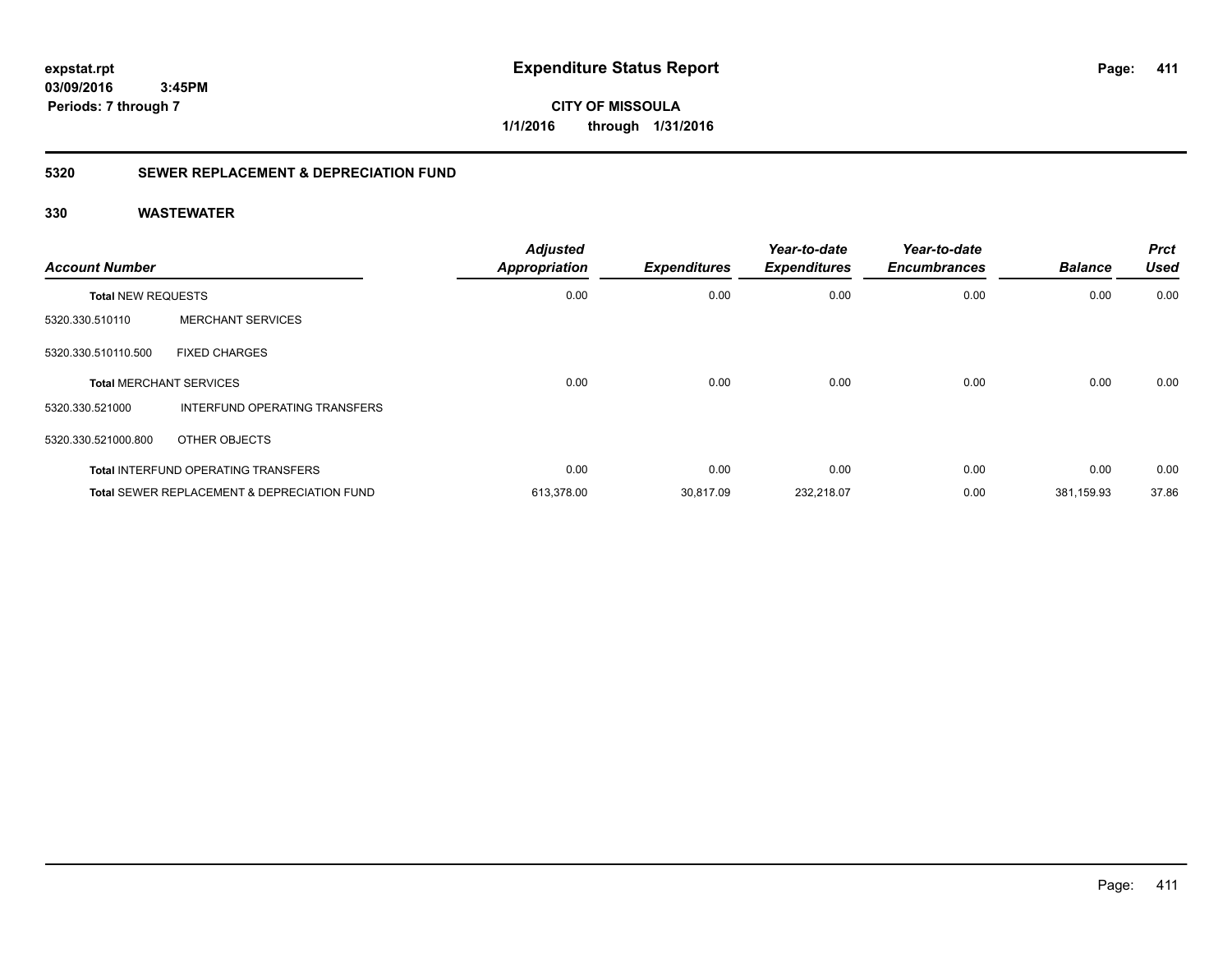**expstat.rpt**
**03/09/2016 3:45PM**
**Periods: 7 through 7**

# Expenditure Status Report

**CITY OF MISSOULA**
**1/1/2016 through 1/31/2016**

## 5320 SEWER REPLACEMENT & DEPRECIATION FUND

### 330 WASTEWATER

| Account Number | | Adjusted Appropriation | Expenditures | Year-to-date Expenditures | Year-to-date Encumbrances | Balance | Prct Used |
|---|---|---|---|---|---|---|---|
| **Total** NEW REQUESTS | | 0.00 | 0.00 | 0.00 | 0.00 | 0.00 | 0.00 |
| 5320.330.510110 | MERCHANT SERVICES | | | | | | |
| 5320.330.510110.500 | FIXED CHARGES | | | | | | |
| **Total** MERCHANT SERVICES | | 0.00 | 0.00 | 0.00 | 0.00 | 0.00 | 0.00 |
| 5320.330.521000 | INTERFUND OPERATING TRANSFERS | | | | | | |
| 5320.330.521000.800 | OTHER OBJECTS | | | | | | |
| **Total** INTERFUND OPERATING TRANSFERS | | 0.00 | 0.00 | 0.00 | 0.00 | 0.00 | 0.00 |
| **Total** SEWER REPLACEMENT & DEPRECIATION FUND | | 613,378.00 | 30,817.09 | 232,218.07 | 0.00 | 381,159.93 | 37.86 |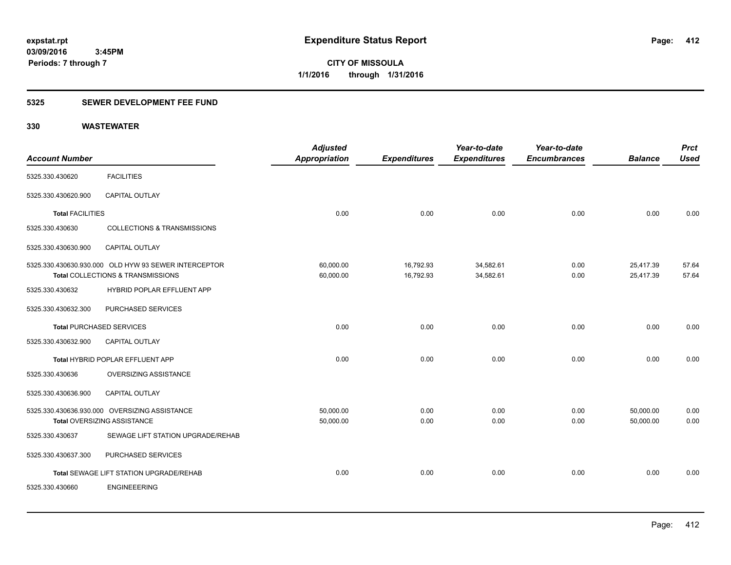**expstat.rpt**
**03/09/2016 3:45PM**
**Periods: 7 through 7**

# Expenditure Status Report

**CITY OF MISSOULA**
**1/1/2016 through 1/31/2016**

## 5325 SEWER DEVELOPMENT FEE FUND

## 330 WASTEWATER

| Account Number | | Adjusted Appropriation | Expenditures | Year-to-date Expenditures | Year-to-date Encumbrances | Balance | Prct Used |
|---|---|---|---|---|---|---|---|
| 5325.330.430620 | FACILITIES | | | | | | |
| 5325.330.430620.900 | CAPITAL OUTLAY | | | | | | |
| **Total** FACILITIES | | 0.00 | 0.00 | 0.00 | 0.00 | 0.00 | 0.00 |
| 5325.330.430630 | COLLECTIONS & TRANSMISSIONS | | | | | | |
| 5325.330.430630.900 | CAPITAL OUTLAY | | | | | | |
| 5325.330.430630.930.000 | OLD HYW 93 SEWER INTERCEPTOR | 60,000.00 | 16,792.93 | 34,582.61 | 0.00 | 25,417.39 | 57.64 |
| **Total** COLLECTIONS & TRANSMISSIONS | | 60,000.00 | 16,792.93 | 34,582.61 | 0.00 | 25,417.39 | 57.64 |
| 5325.330.430632 | HYBRID POPLAR EFFLUENT APP | | | | | | |
| 5325.330.430632.300 | PURCHASED SERVICES | | | | | | |
| **Total** PURCHASED SERVICES | | 0.00 | 0.00 | 0.00 | 0.00 | 0.00 | 0.00 |
| 5325.330.430632.900 | CAPITAL OUTLAY | | | | | | |
| **Total** HYBRID POPLAR EFFLUENT APP | | 0.00 | 0.00 | 0.00 | 0.00 | 0.00 | 0.00 |
| 5325.330.430636 | OVERSIZING ASSISTANCE | | | | | | |
| 5325.330.430636.900 | CAPITAL OUTLAY | | | | | | |
| 5325.330.430636.930.000 | OVERSIZING ASSISTANCE | 50,000.00 | 0.00 | 0.00 | 0.00 | 50,000.00 | 0.00 |
| **Total** OVERSIZING ASSISTANCE | | 50,000.00 | 0.00 | 0.00 | 0.00 | 50,000.00 | 0.00 |
| 5325.330.430637 | SEWAGE LIFT STATION UPGRADE/REHAB | | | | | | |
| 5325.330.430637.300 | PURCHASED SERVICES | | | | | | |
| **Total** SEWAGE LIFT STATION UPGRADE/REHAB | | 0.00 | 0.00 | 0.00 | 0.00 | 0.00 | 0.00 |
| 5325.330.430660 | ENGINEEERING | | | | | | |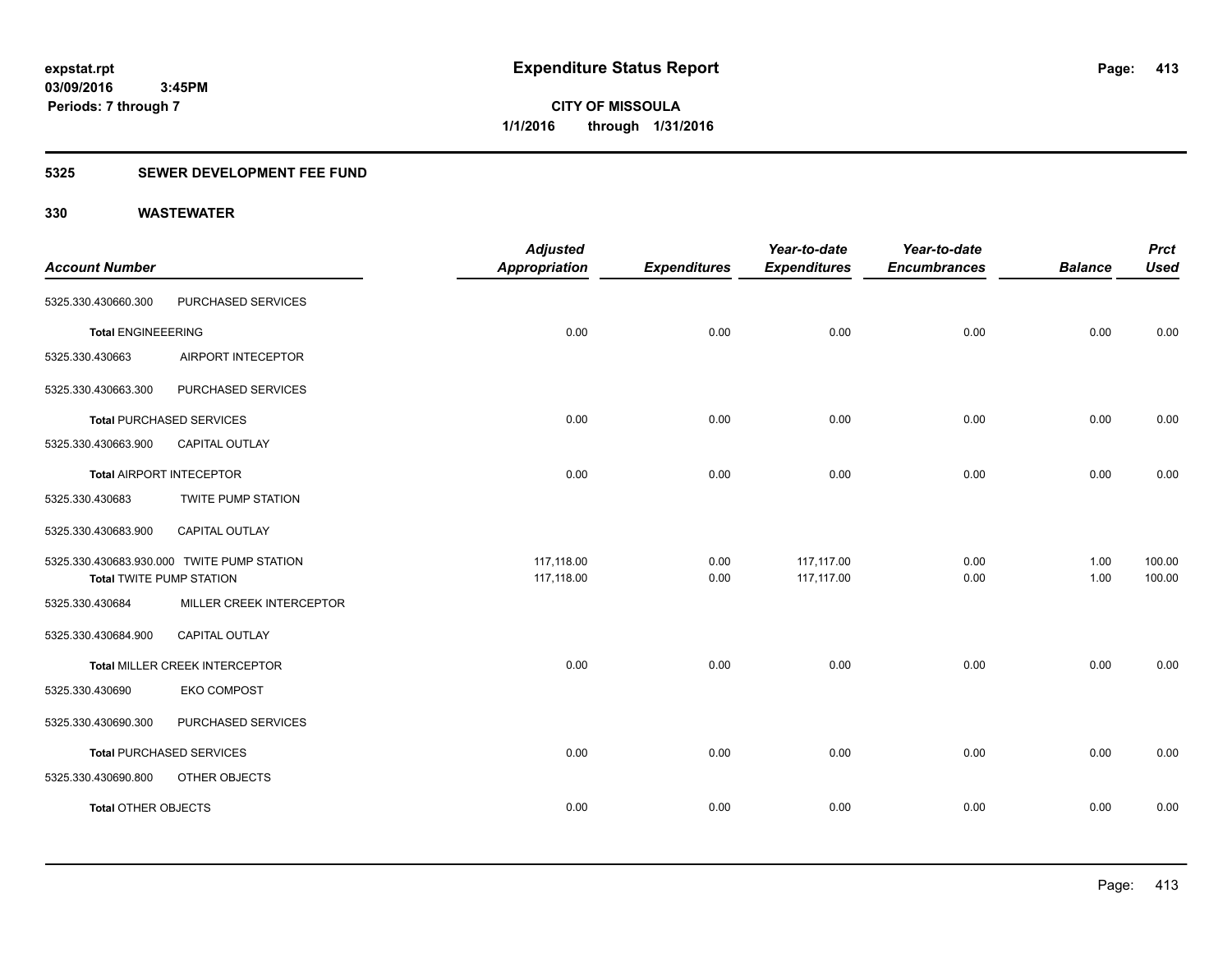# Expenditure Status Report

expstat.rpt
03/09/2016 3:45PM
Periods: 7 through 7

**CITY OF MISSOULA**
**1/1/2016 through 1/31/2016**

## 5325 SEWER DEVELOPMENT FEE FUND

## 330 WASTEWATER

| Account Number | | Adjusted Appropriation | Expenditures | Year-to-date Expenditures | Year-to-date Encumbrances | Balance | Prct Used |
|---|---|---|---|---|---|---|---|
| 5325.330.430660.300 | PURCHASED SERVICES | | | | | | |
| **Total** ENGINEEERING | | 0.00 | 0.00 | 0.00 | 0.00 | 0.00 | 0.00 |
| 5325.330.430663 | AIRPORT INTECEPTOR | | | | | | |
| 5325.330.430663.300 | PURCHASED SERVICES | | | | | | |
| **Total** PURCHASED SERVICES | | 0.00 | 0.00 | 0.00 | 0.00 | 0.00 | 0.00 |
| 5325.330.430663.900 | CAPITAL OUTLAY | | | | | | |
| **Total** AIRPORT INTECEPTOR | | 0.00 | 0.00 | 0.00 | 0.00 | 0.00 | 0.00 |
| 5325.330.430683 | TWITE PUMP STATION | | | | | | |
| 5325.330.430683.900 | CAPITAL OUTLAY | | | | | | |
| 5325.330.430683.930.000 | TWITE PUMP STATION | 117,118.00 | 0.00 | 117,117.00 | 0.00 | 1.00 | 100.00 |
| **Total** TWITE PUMP STATION | | 117,118.00 | 0.00 | 117,117.00 | 0.00 | 1.00 | 100.00 |
| 5325.330.430684 | MILLER CREEK INTERCEPTOR | | | | | | |
| 5325.330.430684.900 | CAPITAL OUTLAY | | | | | | |
| **Total** MILLER CREEK INTERCEPTOR | | 0.00 | 0.00 | 0.00 | 0.00 | 0.00 | 0.00 |
| 5325.330.430690 | EKO COMPOST | | | | | | |
| 5325.330.430690.300 | PURCHASED SERVICES | | | | | | |
| **Total** PURCHASED SERVICES | | 0.00 | 0.00 | 0.00 | 0.00 | 0.00 | 0.00 |
| 5325.330.430690.800 | OTHER OBJECTS | | | | | | |
| **Total** OTHER OBJECTS | | 0.00 | 0.00 | 0.00 | 0.00 | 0.00 | 0.00 |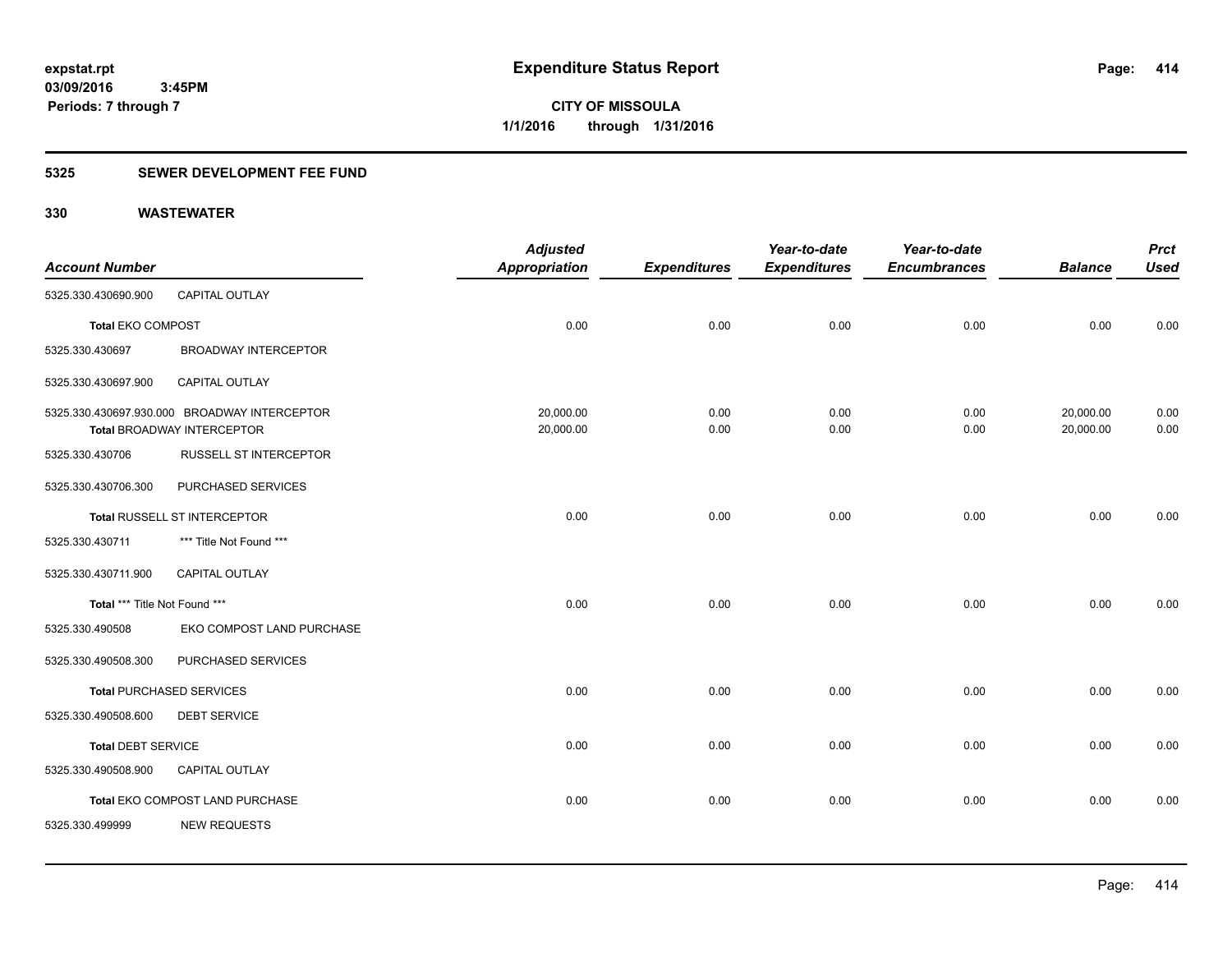**Expenditure Status Report**

**CITY OF MISSOULA**
**1/1/2016 through 1/31/2016**

expstat.rpt
03/09/2016 3:45PM
Periods: 7 through 7

## 5325 SEWER DEVELOPMENT FEE FUND

## 330 WASTEWATER

| Account Number | | Adjusted Appropriation | Expenditures | Year-to-date Expenditures | Year-to-date Encumbrances | Balance | Prct Used |
|---|---|---|---|---|---|---|---|
| 5325.330.430690.900 | CAPITAL OUTLAY | | | | | | |
| **Total** EKO COMPOST | | 0.00 | 0.00 | 0.00 | 0.00 | 0.00 | 0.00 |
| 5325.330.430697 | BROADWAY INTERCEPTOR | | | | | | |
| 5325.330.430697.900 | CAPITAL OUTLAY | | | | | | |
| 5325.330.430697.930.000 | BROADWAY INTERCEPTOR | 20,000.00 | 0.00 | 0.00 | 0.00 | 20,000.00 | 0.00 |
| **Total** BROADWAY INTERCEPTOR | | 20,000.00 | 0.00 | 0.00 | 0.00 | 20,000.00 | 0.00 |
| 5325.330.430706 | RUSSELL ST INTERCEPTOR | | | | | | |
| 5325.330.430706.300 | PURCHASED SERVICES | | | | | | |
| **Total** RUSSELL ST INTERCEPTOR | | 0.00 | 0.00 | 0.00 | 0.00 | 0.00 | 0.00 |
| 5325.330.430711 | *** Title Not Found *** | | | | | | |
| 5325.330.430711.900 | CAPITAL OUTLAY | | | | | | |
| **Total** *** Title Not Found *** | | 0.00 | 0.00 | 0.00 | 0.00 | 0.00 | 0.00 |
| 5325.330.490508 | EKO COMPOST LAND PURCHASE | | | | | | |
| 5325.330.490508.300 | PURCHASED SERVICES | | | | | | |
| **Total PURCHASED SERVICES** | | 0.00 | 0.00 | 0.00 | 0.00 | 0.00 | 0.00 |
| 5325.330.490508.600 | DEBT SERVICE | | | | | | |
| **Total DEBT SERVICE** | | 0.00 | 0.00 | 0.00 | 0.00 | 0.00 | 0.00 |
| 5325.330.490508.900 | CAPITAL OUTLAY | | | | | | |
| **Total** EKO COMPOST LAND PURCHASE | | 0.00 | 0.00 | 0.00 | 0.00 | 0.00 | 0.00 |
| 5325.330.499999 | NEW REQUESTS | | | | | | |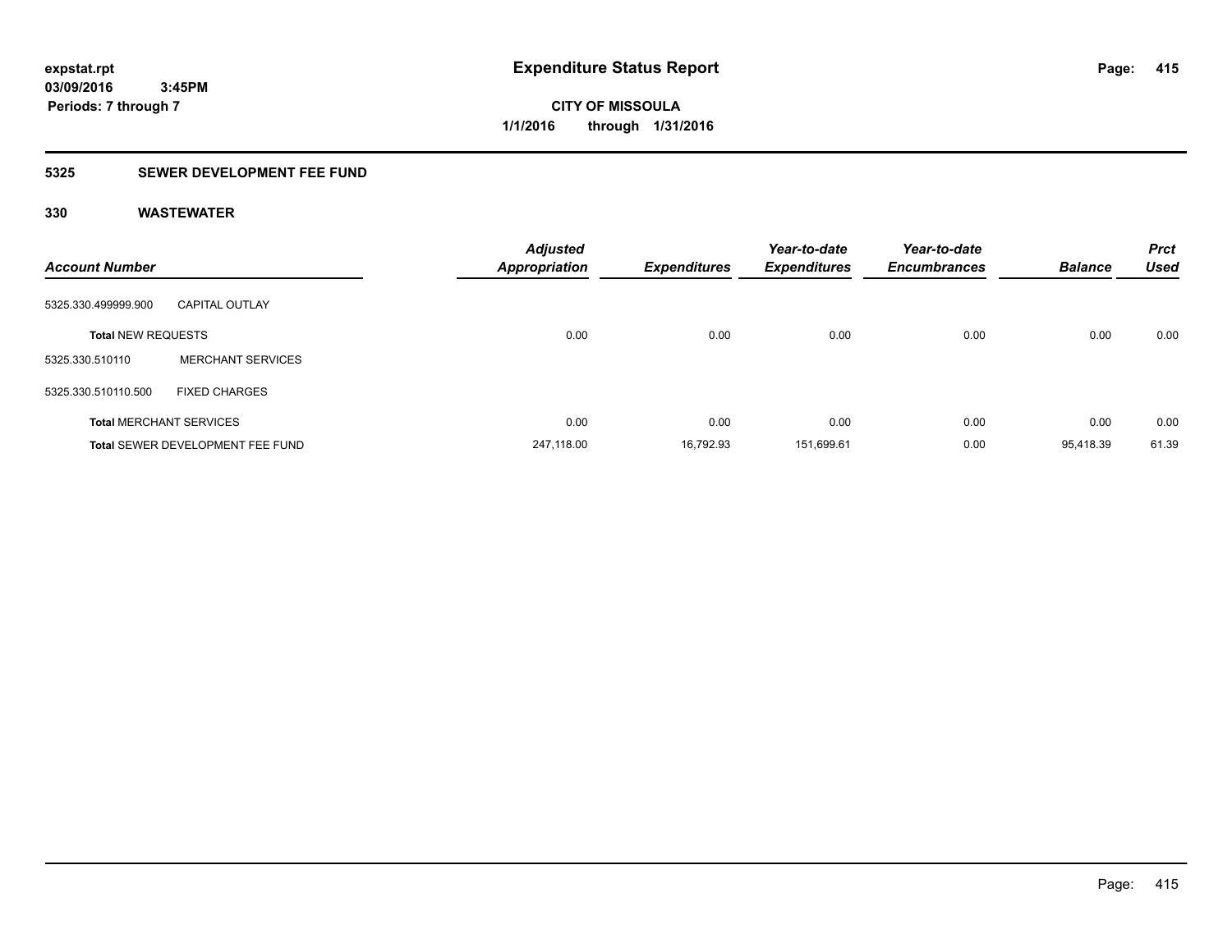# Expenditure Status Report

expstat.rpt
03/09/2016 3:45PM
Periods: 7 through 7

**CITY OF MISSOULA**
**1/1/2016 through 1/31/2016**

## 5325 SEWER DEVELOPMENT FEE FUND

### 330 WASTEWATER

| Account Number | | Adjusted Appropriation | Expenditures | Year-to-date Expenditures | Year-to-date Encumbrances | Balance | Prct Used |
|---|---|---|---|---|---|---|---|
| 5325.330.499999.900 | CAPITAL OUTLAY | | | | | | |
| **Total** NEW REQUESTS | | 0.00 | 0.00 | 0.00 | 0.00 | 0.00 | 0.00 |
| 5325.330.510110 | MERCHANT SERVICES | | | | | | |
| 5325.330.510110.500 | FIXED CHARGES | | | | | | |
| **Total** MERCHANT SERVICES | | 0.00 | 0.00 | 0.00 | 0.00 | 0.00 | 0.00 |
| **Total** SEWER DEVELOPMENT FEE FUND | | 247,118.00 | 16,792.93 | 151,699.61 | 0.00 | 95,418.39 | 61.39 |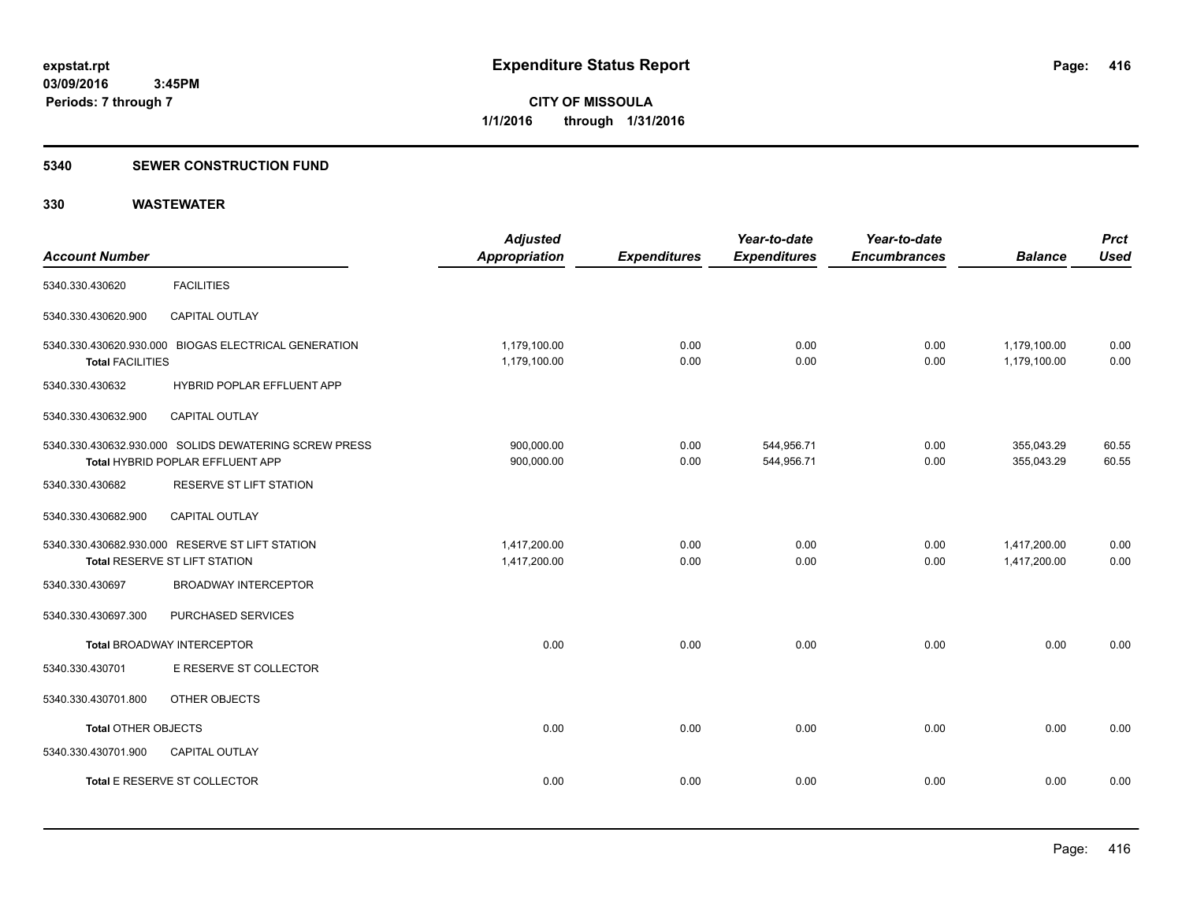# Expenditure Status Report

**CITY OF MISSOULA**
**1/1/2016 through 1/31/2016**

expstat.rpt
03/09/2016 3:45PM
Periods: 7 through 7

## 5340 SEWER CONSTRUCTION FUND

## 330 WASTEWATER

| Account Number | | Adjusted Appropriation | Expenditures | Year-to-date Expenditures | Year-to-date Encumbrances | Balance | Prct Used |
|---|---|---|---|---|---|---|---|
| 5340.330.430620 | FACILITIES | | | | | | |
| 5340.330.430620.900 | CAPITAL OUTLAY | | | | | | |
| 5340.330.430620.930.000 | BIOGAS ELECTRICAL GENERATION | 1,179,100.00 | 0.00 | 0.00 | 0.00 | 1,179,100.00 | 0.00 |
| Total FACILITIES | | 1,179,100.00 | 0.00 | 0.00 | 0.00 | 1,179,100.00 | 0.00 |
| 5340.330.430632 | HYBRID POPLAR EFFLUENT APP | | | | | | |
| 5340.330.430632.900 | CAPITAL OUTLAY | | | | | | |
| 5340.330.430632.930.000 | SOLIDS DEWATERING SCREW PRESS | 900,000.00 | 0.00 | 544,956.71 | 0.00 | 355,043.29 | 60.55 |
| Total HYBRID POPLAR EFFLUENT APP | | 900,000.00 | 0.00 | 544,956.71 | 0.00 | 355,043.29 | 60.55 |
| 5340.330.430682 | RESERVE ST LIFT STATION | | | | | | |
| 5340.330.430682.900 | CAPITAL OUTLAY | | | | | | |
| 5340.330.430682.930.000 | RESERVE ST LIFT STATION | 1,417,200.00 | 0.00 | 0.00 | 0.00 | 1,417,200.00 | 0.00 |
| Total RESERVE ST LIFT STATION | | 1,417,200.00 | 0.00 | 0.00 | 0.00 | 1,417,200.00 | 0.00 |
| 5340.330.430697 | BROADWAY INTERCEPTOR | | | | | | |
| 5340.330.430697.300 | PURCHASED SERVICES | | | | | | |
| Total BROADWAY INTERCEPTOR | | 0.00 | 0.00 | 0.00 | 0.00 | 0.00 | 0.00 |
| 5340.330.430701 | E RESERVE ST COLLECTOR | | | | | | |
| 5340.330.430701.800 | OTHER OBJECTS | | | | | | |
| Total OTHER OBJECTS | | 0.00 | 0.00 | 0.00 | 0.00 | 0.00 | 0.00 |
| 5340.330.430701.900 | CAPITAL OUTLAY | | | | | | |
| Total E RESERVE ST COLLECTOR | | 0.00 | 0.00 | 0.00 | 0.00 | 0.00 | 0.00 |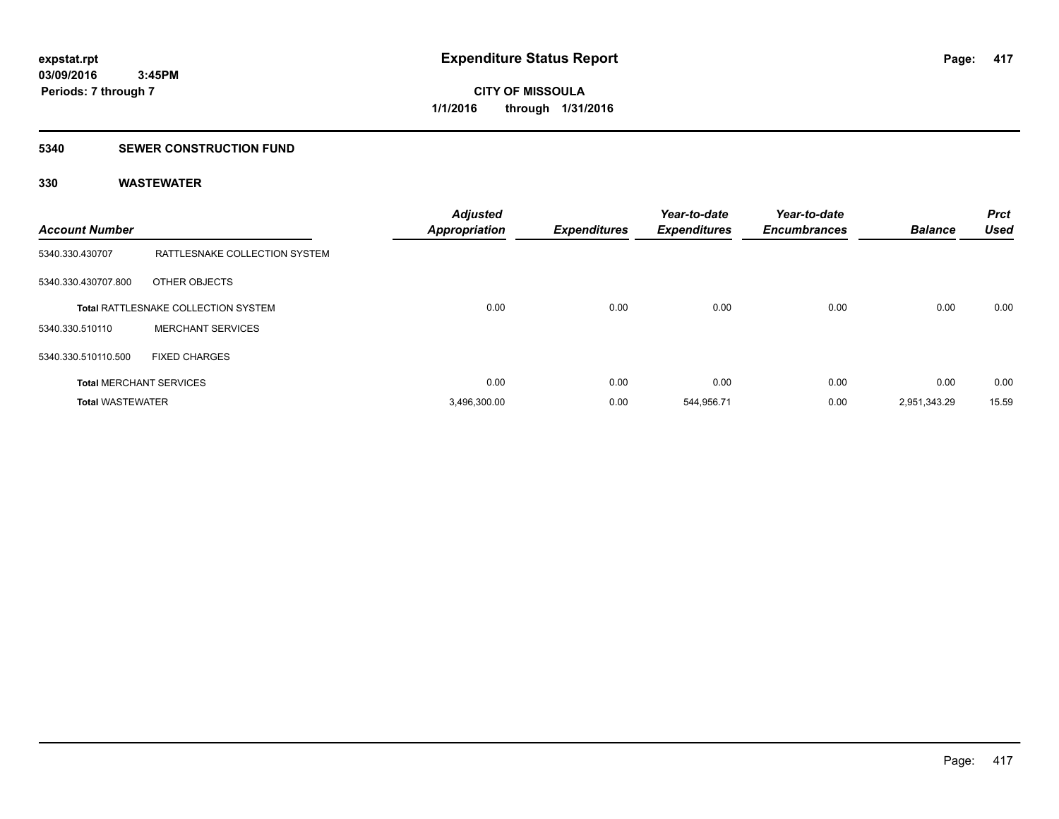**expstat.rpt**
**03/09/2016 3:45PM**
**Periods: 7 through 7**

# Expenditure Status Report

**CITY OF MISSOULA**
**1/1/2016 through 1/31/2016**

## 5340 SEWER CONSTRUCTION FUND

## 330 WASTEWATER

| Account Number | | Adjusted Appropriation | Expenditures | Year-to-date Expenditures | Year-to-date Encumbrances | Balance | Prct Used |
|---|---|---|---|---|---|---|---|
| 5340.330.430707 | RATTLESNAKE COLLECTION SYSTEM | | | | | | |
| 5340.330.430707.800 | OTHER OBJECTS | | | | | | |
| **Total** RATTLESNAKE COLLECTION SYSTEM | | 0.00 | 0.00 | 0.00 | 0.00 | 0.00 | 0.00 |
| 5340.330.510110 | MERCHANT SERVICES | | | | | | |
| 5340.330.510110.500 | FIXED CHARGES | | | | | | |
| **Total** MERCHANT SERVICES | | 0.00 | 0.00 | 0.00 | 0.00 | 0.00 | 0.00 |
| **Total** WASTEWATER | | 3,496,300.00 | 0.00 | 544,956.71 | 0.00 | 2,951,343.29 | 15.59 |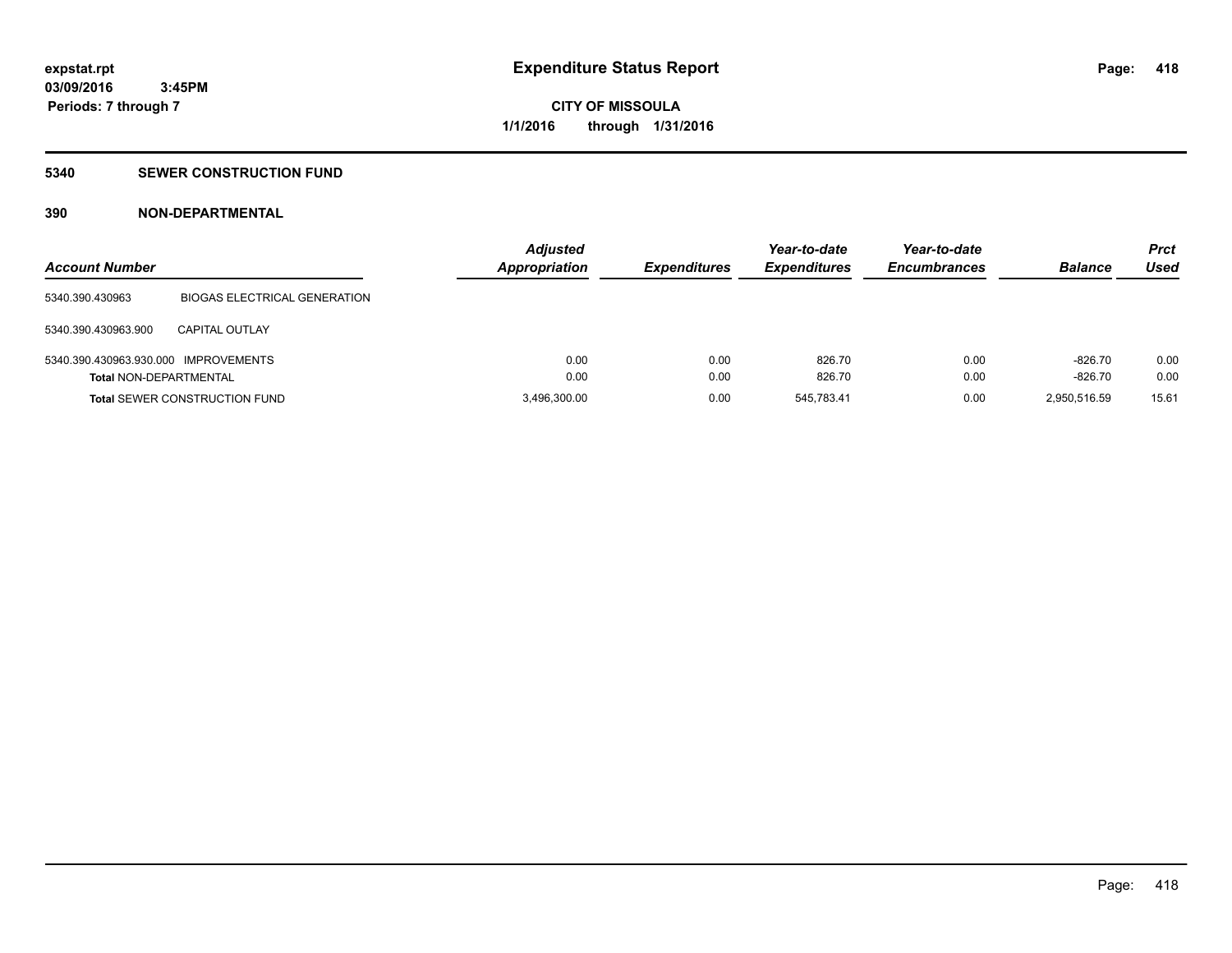# Expenditure Status Report

**expstat.rpt**
**03/09/2016 3:45PM**
**Periods: 7 through 7**

**CITY OF MISSOULA**
**1/1/2016 through 1/31/2016**

## 5340 SEWER CONSTRUCTION FUND

### 390 NON-DEPARTMENTAL

| Account Number | | Adjusted Appropriation | Expenditures | Year-to-date Expenditures | Year-to-date Encumbrances | Balance | Prct Used |
|---|---|---|---|---|---|---|---|
| 5340.390.430963 | BIOGAS ELECTRICAL GENERATION | | | | | | |
| 5340.390.430963.900 | CAPITAL OUTLAY | | | | | | |
| 5340.390.430963.930.000 | IMPROVEMENTS | 0.00 | 0.00 | 826.70 | 0.00 | -826.70 | 0.00 |
| **Total** NON-DEPARTMENTAL | | 0.00 | 0.00 | 826.70 | 0.00 | -826.70 | 0.00 |
| **Total** SEWER CONSTRUCTION FUND | | 3,496,300.00 | 0.00 | 545,783.41 | 0.00 | 2,950,516.59 | 15.61 |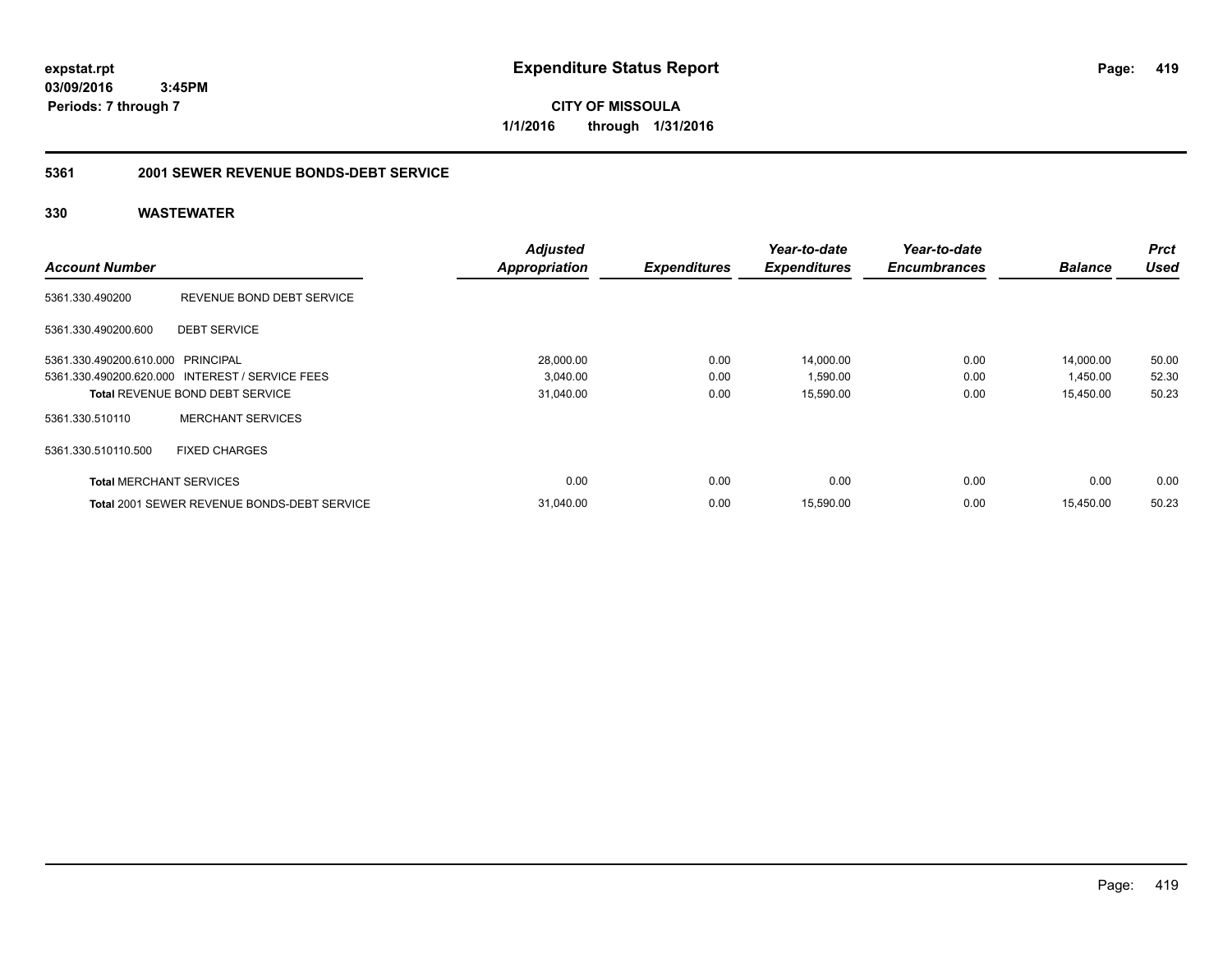expstat.rpt
03/09/2016 3:45PM
Periods: 7 through 7

# Expenditure Status Report

**CITY OF MISSOULA**
**1/1/2016 through 1/31/2016**

## 5361 2001 SEWER REVENUE BONDS-DEBT SERVICE

## 330 WASTEWATER

| Account Number | | Adjusted Appropriation | Expenditures | Year-to-date Expenditures | Year-to-date Encumbrances | Balance | Prct Used |
|---|---|---|---|---|---|---|---|
| 5361.330.490200 | REVENUE BOND DEBT SERVICE | | | | | | |
| 5361.330.490200.600 | DEBT SERVICE | | | | | | |
| 5361.330.490200.610.000 | PRINCIPAL | 28,000.00 | 0.00 | 14,000.00 | 0.00 | 14,000.00 | 50.00 |
| 5361.330.490200.620.000 | INTEREST / SERVICE FEES | 3,040.00 | 0.00 | 1,590.00 | 0.00 | 1,450.00 | 52.30 |
| **Total** REVENUE BOND DEBT SERVICE | | 31,040.00 | 0.00 | 15,590.00 | 0.00 | 15,450.00 | 50.23 |
| 5361.330.510110 | MERCHANT SERVICES | | | | | | |
| 5361.330.510110.500 | FIXED CHARGES | | | | | | |
| **Total** MERCHANT SERVICES | | 0.00 | 0.00 | 0.00 | 0.00 | 0.00 | 0.00 |
| **Total** 2001 SEWER REVENUE BONDS-DEBT SERVICE | | 31,040.00 | 0.00 | 15,590.00 | 0.00 | 15,450.00 | 50.23 |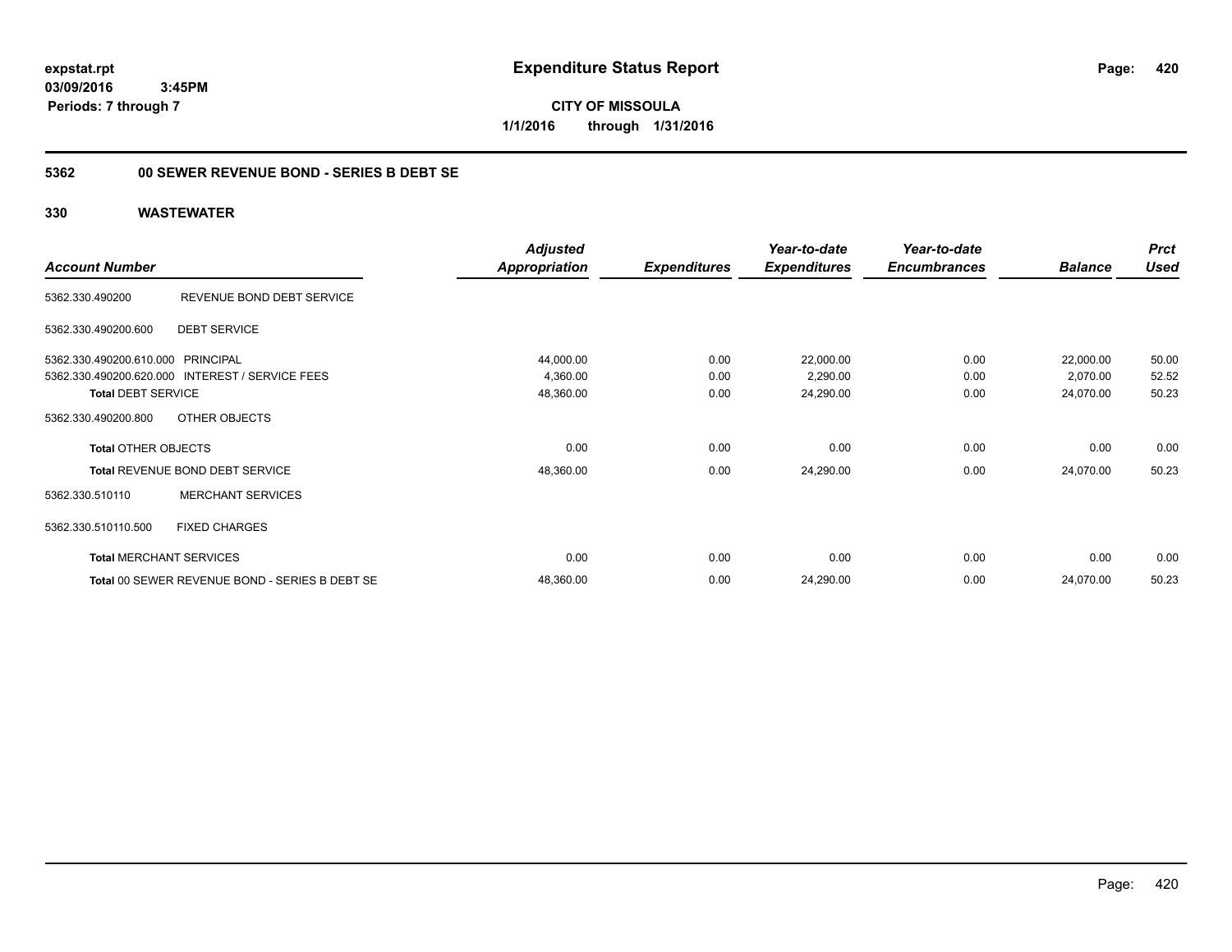**expstat.rpt**
**03/09/2016 3:45PM**
**Periods: 7 through 7**

# Expenditure Status Report

**CITY OF MISSOULA**
**1/1/2016 through 1/31/2016**

## 5362 00 SEWER REVENUE BOND - SERIES B DEBT SE

### 330 WASTEWATER

| Account Number | | Adjusted Appropriation | Expenditures | Year-to-date Expenditures | Year-to-date Encumbrances | Balance | Prct Used |
|---|---|---|---|---|---|---|---|
| 5362.330.490200 | REVENUE BOND DEBT SERVICE | | | | | | |
| 5362.330.490200.600 | DEBT SERVICE | | | | | | |
| 5362.330.490200.610.000 | PRINCIPAL | 44,000.00 | 0.00 | 22,000.00 | 0.00 | 22,000.00 | 50.00 |
| 5362.330.490200.620.000 | INTEREST / SERVICE FEES | 4,360.00 | 0.00 | 2,290.00 | 0.00 | 2,070.00 | 52.52 |
| **Total DEBT SERVICE** | | 48,360.00 | 0.00 | 24,290.00 | 0.00 | 24,070.00 | 50.23 |
| 5362.330.490200.800 | OTHER OBJECTS | | | | | | |
| **Total OTHER OBJECTS** | | 0.00 | 0.00 | 0.00 | 0.00 | 0.00 | 0.00 |
| **Total REVENUE BOND DEBT SERVICE** | | 48,360.00 | 0.00 | 24,290.00 | 0.00 | 24,070.00 | 50.23 |
| 5362.330.510110 | MERCHANT SERVICES | | | | | | |
| 5362.330.510110.500 | FIXED CHARGES | | | | | | |
| **Total MERCHANT SERVICES** | | 0.00 | 0.00 | 0.00 | 0.00 | 0.00 | 0.00 |
| **Total 00 SEWER REVENUE BOND - SERIES B DEBT SE** | | 48,360.00 | 0.00 | 24,290.00 | 0.00 | 24,070.00 | 50.23 |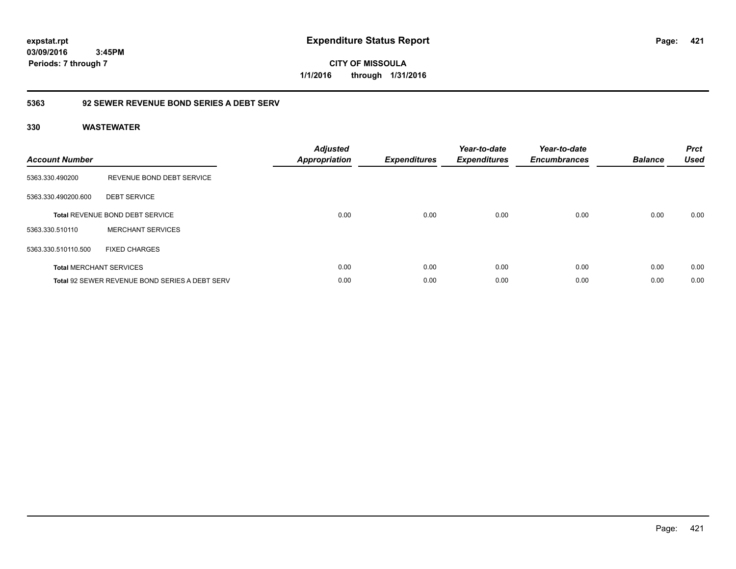expstat.rpt
03/09/2016 3:45PM
Periods: 7 through 7

# Expenditure Status Report

CITY OF MISSOULA
1/1/2016 through 1/31/2016

## 5363 92 SEWER REVENUE BOND SERIES A DEBT SERV

### 330 WASTEWATER

| Account Number | | Adjusted Appropriation | Expenditures | Year-to-date Expenditures | Year-to-date Encumbrances | Balance | Prct Used |
|---|---|---|---|---|---|---|---|
| 5363.330.490200 | REVENUE BOND DEBT SERVICE | | | | | | |
| 5363.330.490200.600 | DEBT SERVICE | | | | | | |
| **Total** REVENUE BOND DEBT SERVICE | | 0.00 | 0.00 | 0.00 | 0.00 | 0.00 | 0.00 |
| 5363.330.510110 | MERCHANT SERVICES | | | | | | |
| 5363.330.510110.500 | FIXED CHARGES | | | | | | |
| **Total** MERCHANT SERVICES | | 0.00 | 0.00 | 0.00 | 0.00 | 0.00 | 0.00 |
| **Total** 92 SEWER REVENUE BOND SERIES A DEBT SERV | | 0.00 | 0.00 | 0.00 | 0.00 | 0.00 | 0.00 |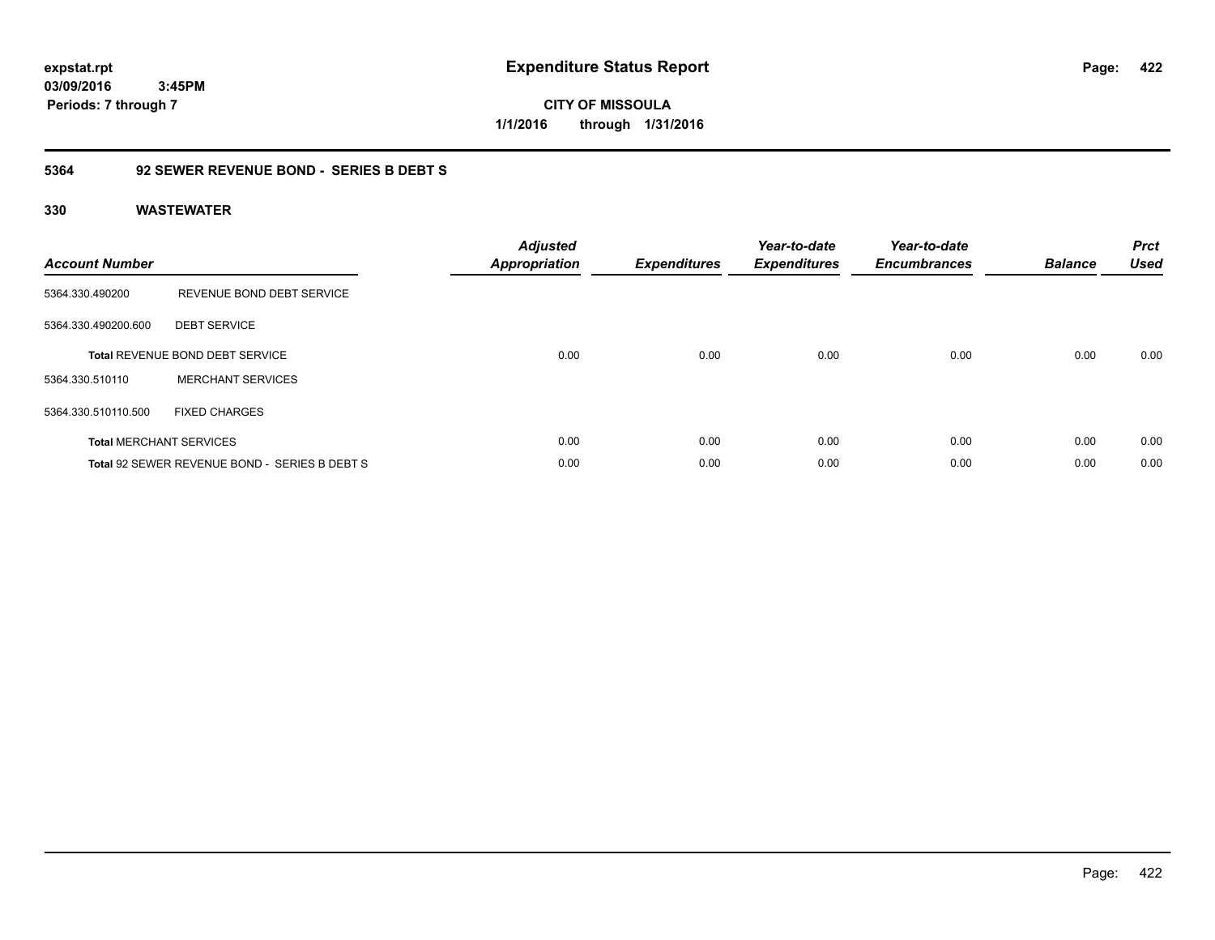expstat.rpt
03/09/2016 3:45PM
Periods: 7 through 7

# Expenditure Status Report

CITY OF MISSOULA
1/1/2016 through 1/31/2016

## 5364 92 SEWER REVENUE BOND - SERIES B DEBT S

### 330 WASTEWATER

| Account Number | | Adjusted Appropriation | Expenditures | Year-to-date Expenditures | Year-to-date Encumbrances | Balance | Prct Used |
|---|---|---|---|---|---|---|---|
| 5364.330.490200 | REVENUE BOND DEBT SERVICE | | | | | | |
| 5364.330.490200.600 | DEBT SERVICE | | | | | | |
| **Total** REVENUE BOND DEBT SERVICE | | 0.00 | 0.00 | 0.00 | 0.00 | 0.00 | 0.00 |
| 5364.330.510110 | MERCHANT SERVICES | | | | | | |
| 5364.330.510110.500 | FIXED CHARGES | | | | | | |
| **Total** MERCHANT SERVICES | | 0.00 | 0.00 | 0.00 | 0.00 | 0.00 | 0.00 |
| **Total** 92 SEWER REVENUE BOND - SERIES B DEBT S | | 0.00 | 0.00 | 0.00 | 0.00 | 0.00 | 0.00 |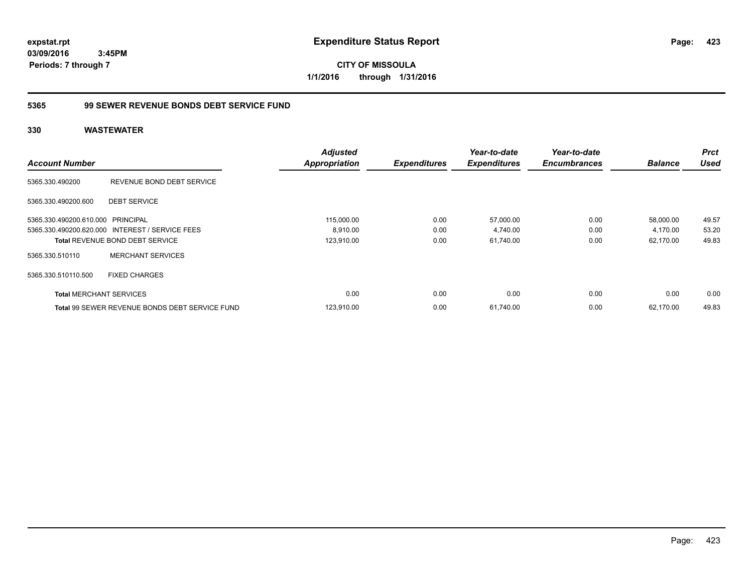**expstat.rpt**
**03/09/2016 3:45PM**
**Periods: 7 through 7**

# Expenditure Status Report

**CITY OF MISSOULA**
**1/1/2016 through 1/31/2016**

## 5365 99 SEWER REVENUE BONDS DEBT SERVICE FUND

### 330 WASTEWATER

| Account Number | | Adjusted Appropriation | Expenditures | Year-to-date Expenditures | Year-to-date Encumbrances | Balance | Prct Used |
|---|---|---|---|---|---|---|---|
| 5365.330.490200 | REVENUE BOND DEBT SERVICE | | | | | | |
| 5365.330.490200.600 | DEBT SERVICE | | | | | | |
| 5365.330.490200.610.000 | PRINCIPAL | 115,000.00 | 0.00 | 57,000.00 | 0.00 | 58,000.00 | 49.57 |
| 5365.330.490200.620.000 | INTEREST / SERVICE FEES | 8,910.00 | 0.00 | 4,740.00 | 0.00 | 4,170.00 | 53.20 |
| **Total** REVENUE BOND DEBT SERVICE | | 123,910.00 | 0.00 | 61,740.00 | 0.00 | 62,170.00 | 49.83 |
| 5365.330.510110 | MERCHANT SERVICES | | | | | | |
| 5365.330.510110.500 | FIXED CHARGES | | | | | | |
| **Total** MERCHANT SERVICES | | 0.00 | 0.00 | 0.00 | 0.00 | 0.00 | 0.00 |
| **Total** 99 SEWER REVENUE BONDS DEBT SERVICE FUND | | 123,910.00 | 0.00 | 61,740.00 | 0.00 | 62,170.00 | 49.83 |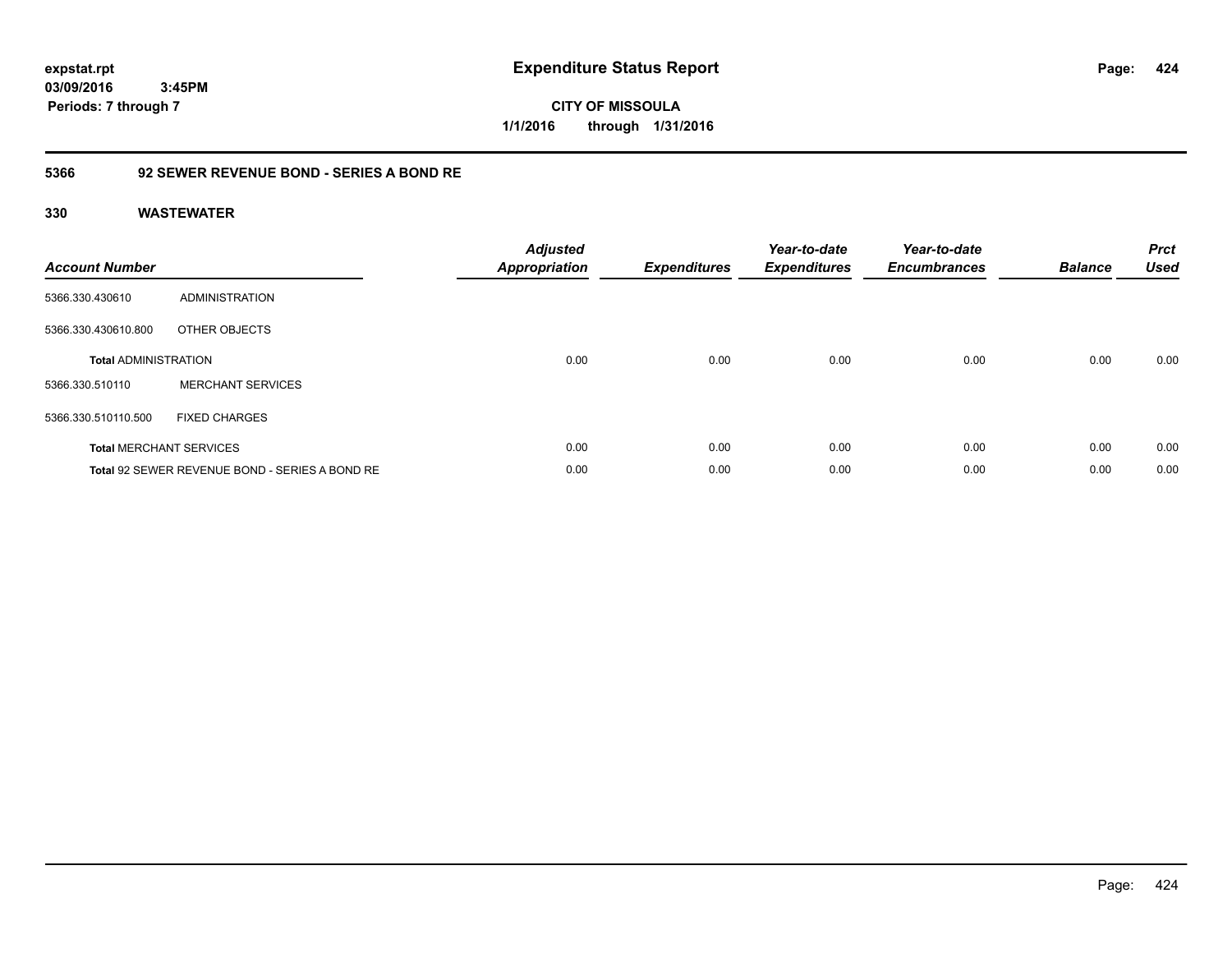**expstat.rpt**
**03/09/2016 3:45PM**
**Periods: 7 through 7**

# Expenditure Status Report

**CITY OF MISSOULA**
**1/1/2016 through 1/31/2016**

## 5366 92 SEWER REVENUE BOND - SERIES A BOND RE

### 330 WASTEWATER

| Account Number | | Adjusted Appropriation | Expenditures | Year-to-date Expenditures | Year-to-date Encumbrances | Balance | Prct Used |
|---|---|---|---|---|---|---|---|
| 5366.330.430610 | ADMINISTRATION | | | | | | |
| 5366.330.430610.800 | OTHER OBJECTS | | | | | | |
| **Total** ADMINISTRATION | | 0.00 | 0.00 | 0.00 | 0.00 | 0.00 | 0.00 |
| 5366.330.510110 | MERCHANT SERVICES | | | | | | |
| 5366.330.510110.500 | FIXED CHARGES | | | | | | |
| **Total** MERCHANT SERVICES | | 0.00 | 0.00 | 0.00 | 0.00 | 0.00 | 0.00 |
| **Total** 92 SEWER REVENUE BOND - SERIES A BOND RE | | 0.00 | 0.00 | 0.00 | 0.00 | 0.00 | 0.00 |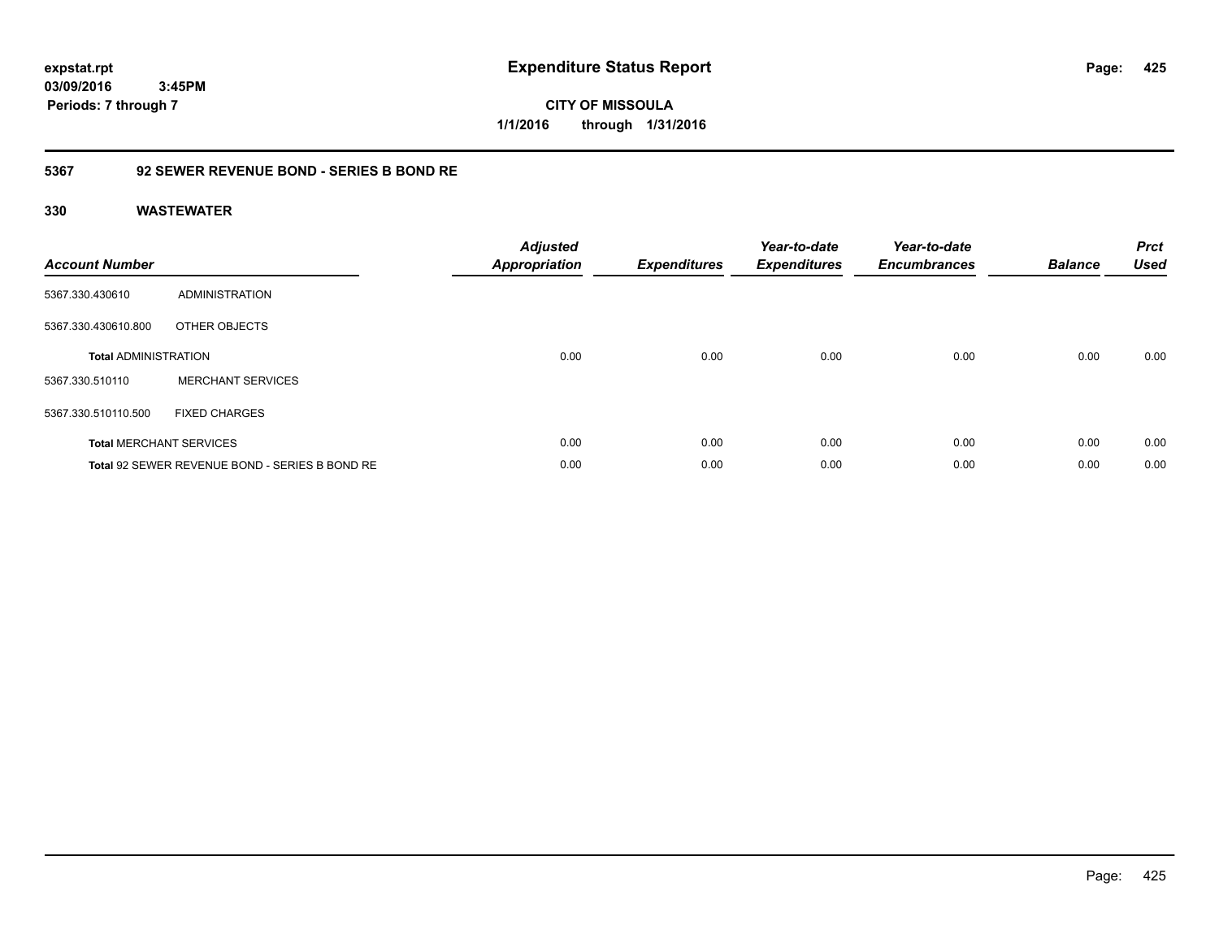**expstat.rpt**
**03/09/2016 3:45PM**
**Periods: 7 through 7**

# Expenditure Status Report

**CITY OF MISSOULA**
**1/1/2016 through 1/31/2016**

## 5367 92 SEWER REVENUE BOND - SERIES B BOND RE

### 330 WASTEWATER

| Account Number | | Adjusted Appropriation | Expenditures | Year-to-date Expenditures | Year-to-date Encumbrances | Balance | Prct Used |
|---|---|---|---|---|---|---|---|
| 5367.330.430610 | ADMINISTRATION | | | | | | |
| 5367.330.430610.800 | OTHER OBJECTS | | | | | | |
| **Total** ADMINISTRATION | | 0.00 | 0.00 | 0.00 | 0.00 | 0.00 | 0.00 |
| 5367.330.510110 | MERCHANT SERVICES | | | | | | |
| 5367.330.510110.500 | FIXED CHARGES | | | | | | |
| **Total** MERCHANT SERVICES | | 0.00 | 0.00 | 0.00 | 0.00 | 0.00 | 0.00 |
| **Total** 92 SEWER REVENUE BOND - SERIES B BOND RE | | 0.00 | 0.00 | 0.00 | 0.00 | 0.00 | 0.00 |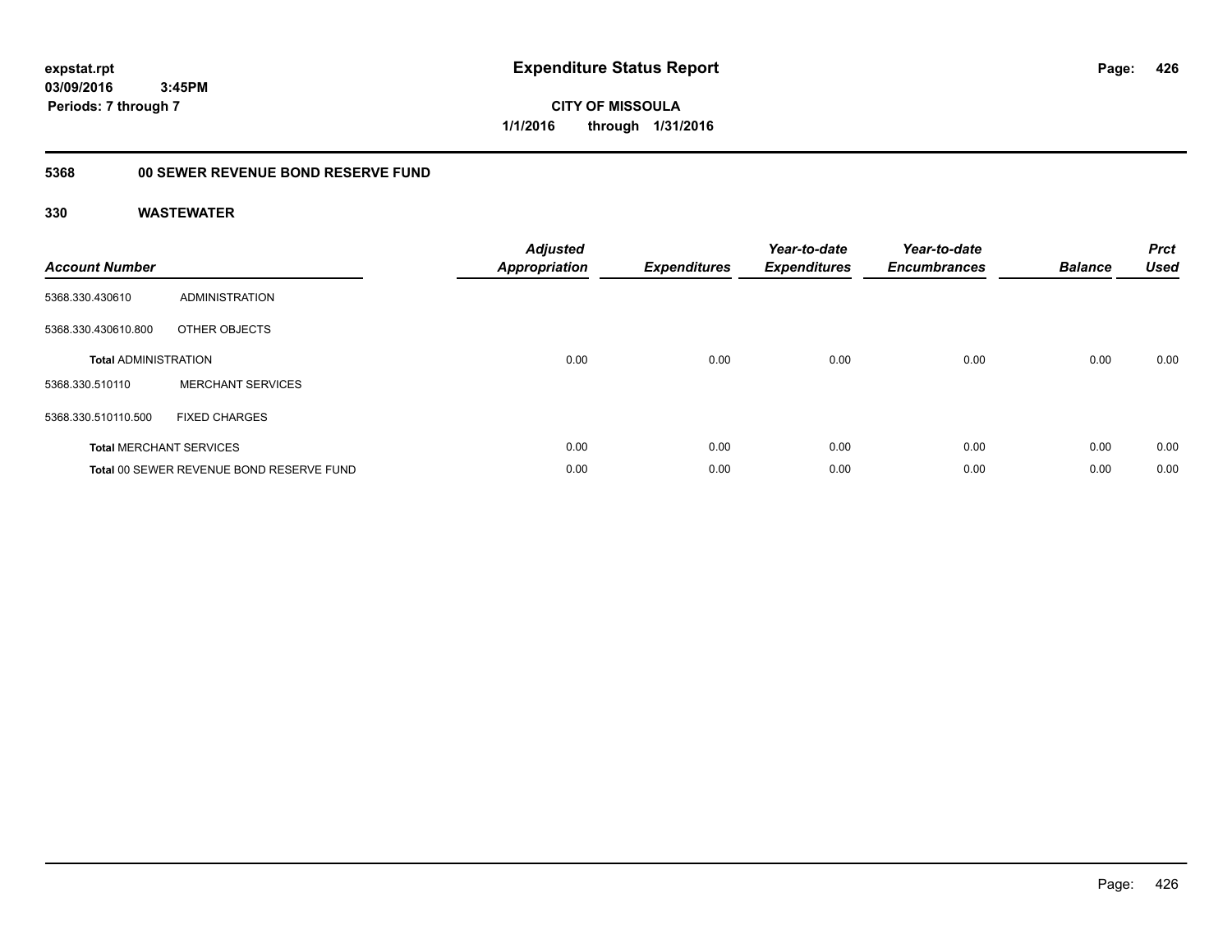expstat.rpt
03/09/2016 3:45PM
Periods: 7 through 7

# Expenditure Status Report

**CITY OF MISSOULA**
**1/1/2016 through 1/31/2016**

## 5368 00 SEWER REVENUE BOND RESERVE FUND

### 330 WASTEWATER

| Account Number | | Adjusted Appropriation | Expenditures | Year-to-date Expenditures | Year-to-date Encumbrances | Balance | Prct Used |
|---|---|---|---|---|---|---|---|
| 5368.330.430610 | ADMINISTRATION | | | | | | |
| 5368.330.430610.800 | OTHER OBJECTS | | | | | | |
| **Total** ADMINISTRATION | | 0.00 | 0.00 | 0.00 | 0.00 | 0.00 | 0.00 |
| 5368.330.510110 | MERCHANT SERVICES | | | | | | |
| 5368.330.510110.500 | FIXED CHARGES | | | | | | |
| **Total** MERCHANT SERVICES | | 0.00 | 0.00 | 0.00 | 0.00 | 0.00 | 0.00 |
| **Total** 00 SEWER REVENUE BOND RESERVE FUND | | 0.00 | 0.00 | 0.00 | 0.00 | 0.00 | 0.00 |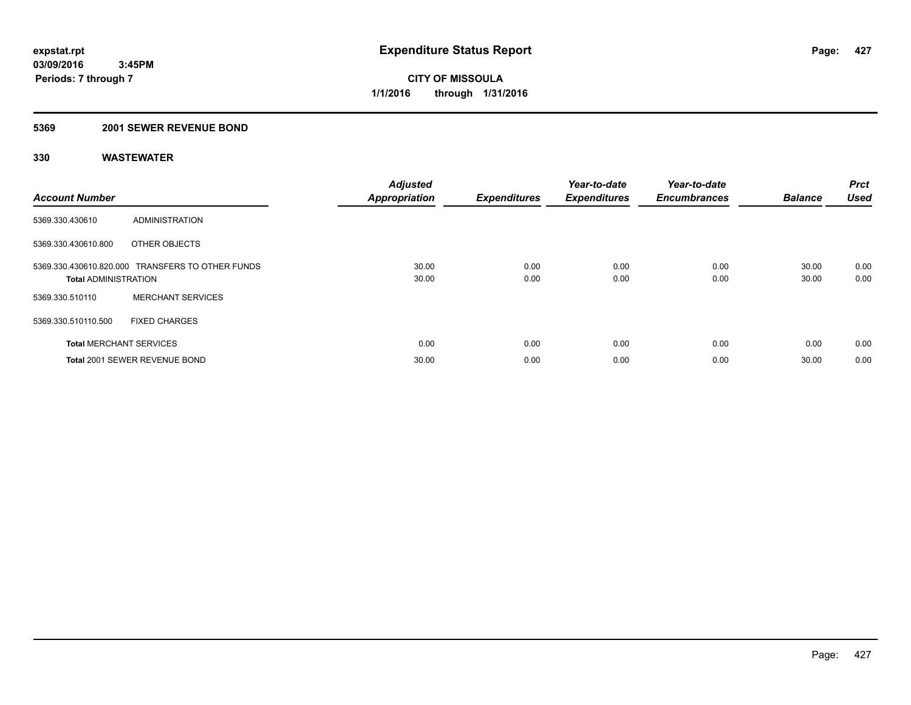**expstat.rpt**
**03/09/2016 3:45PM**
**Periods: 7 through 7**

# Expenditure Status Report

**CITY OF MISSOULA**
**1/1/2016 through 1/31/2016**

## 5369 2001 SEWER REVENUE BOND

## 330 WASTEWATER

| Account Number | | Adjusted Appropriation | Expenditures | Year-to-date Expenditures | Year-to-date Encumbrances | Balance | Prct Used |
|---|---|---|---|---|---|---|---|
| 5369.330.430610 | ADMINISTRATION | | | | | | |
| 5369.330.430610.800 | OTHER OBJECTS | | | | | | |
| 5369.330.430610.820.000 | TRANSFERS TO OTHER FUNDS | 30.00 | 0.00 | 0.00 | 0.00 | 30.00 | 0.00 |
| **Total** ADMINISTRATION | | 30.00 | 0.00 | 0.00 | 0.00 | 30.00 | 0.00 |
| 5369.330.510110 | MERCHANT SERVICES | | | | | | |
| 5369.330.510110.500 | FIXED CHARGES | | | | | | |
| **Total** MERCHANT SERVICES | | 0.00 | 0.00 | 0.00 | 0.00 | 0.00 | 0.00 |
| **Total** 2001 SEWER REVENUE BOND | | 30.00 | 0.00 | 0.00 | 0.00 | 30.00 | 0.00 |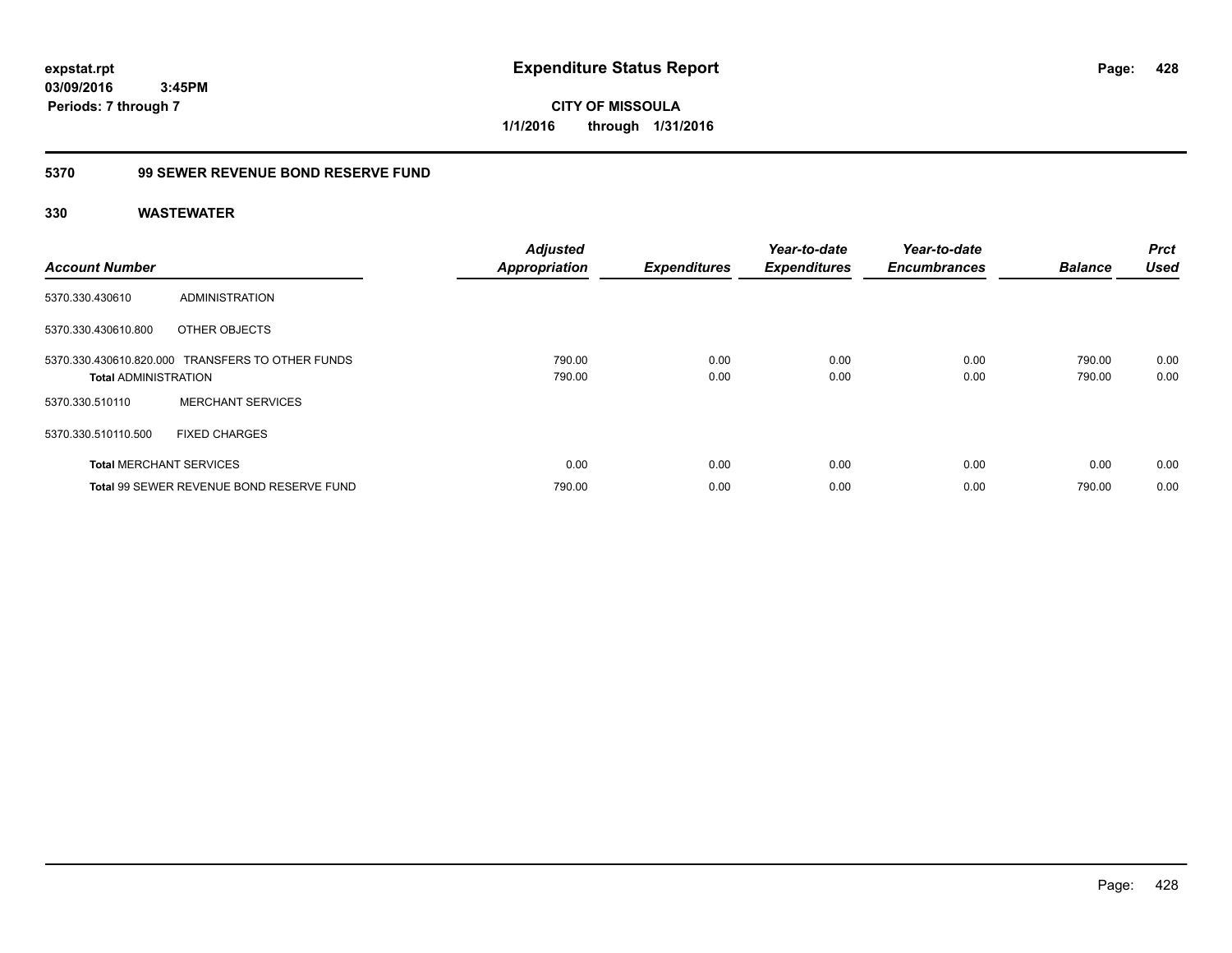# Expenditure Status Report

expstat.rpt
03/09/2016 3:45PM
Periods: 7 through 7

**CITY OF MISSOULA**
**1/1/2016 through 1/31/2016**

## 5370 99 SEWER REVENUE BOND RESERVE FUND

## 330 WASTEWATER

| Account Number | | Adjusted Appropriation | Expenditures | Year-to-date Expenditures | Year-to-date Encumbrances | Balance | Prct Used |
|---|---|---|---|---|---|---|---|
| 5370.330.430610 | ADMINISTRATION | | | | | | |
| 5370.330.430610.800 | OTHER OBJECTS | | | | | | |
| 5370.330.430610.820.000 | TRANSFERS TO OTHER FUNDS | 790.00 | 0.00 | 0.00 | 0.00 | 790.00 | 0.00 |
| **Total** ADMINISTRATION | | 790.00 | 0.00 | 0.00 | 0.00 | 790.00 | 0.00 |
| 5370.330.510110 | MERCHANT SERVICES | | | | | | |
| 5370.330.510110.500 | FIXED CHARGES | | | | | | |
| **Total** MERCHANT SERVICES | | 0.00 | 0.00 | 0.00 | 0.00 | 0.00 | 0.00 |
| **Total** 99 SEWER REVENUE BOND RESERVE FUND | | 790.00 | 0.00 | 0.00 | 0.00 | 790.00 | 0.00 |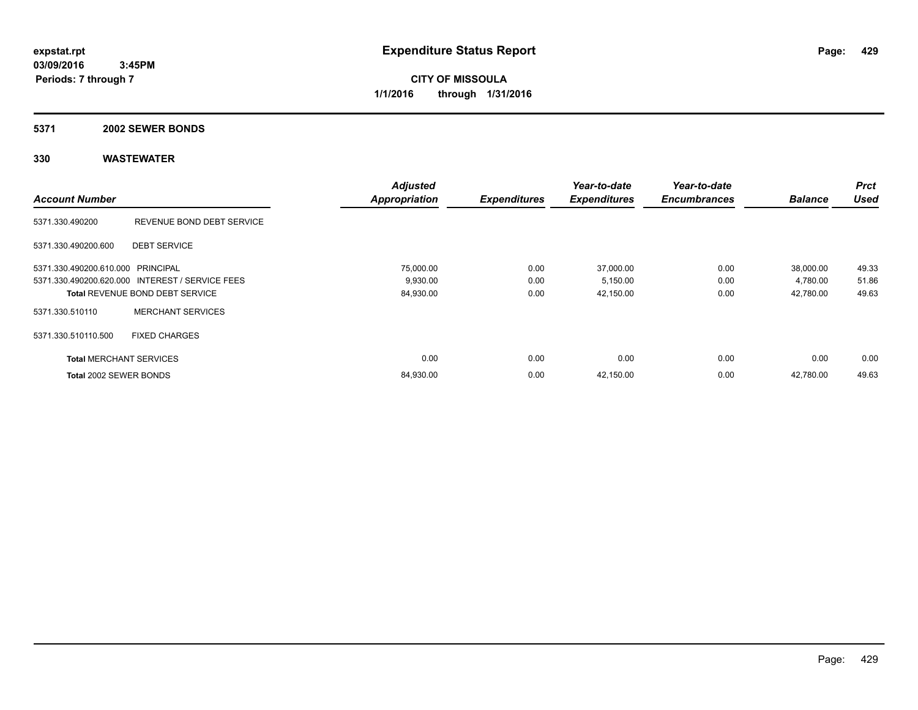**expstat.rpt**
**03/09/2016 3:45PM**
**Periods: 7 through 7**

# Expenditure Status Report

**CITY OF MISSOULA**
**1/1/2016 through 1/31/2016**

## 5371 2002 SEWER BONDS

## 330 WASTEWATER

| Account Number | | Adjusted Appropriation | Expenditures | Year-to-date Expenditures | Year-to-date Encumbrances | Balance | Prct Used |
|---|---|---|---|---|---|---|---|
| 5371.330.490200 | REVENUE BOND DEBT SERVICE | | | | | | |
| 5371.330.490200.600 | DEBT SERVICE | | | | | | |
| 5371.330.490200.610.000 | PRINCIPAL | 75,000.00 | 0.00 | 37,000.00 | 0.00 | 38,000.00 | 49.33 |
| 5371.330.490200.620.000 | INTEREST / SERVICE FEES | 9,930.00 | 0.00 | 5,150.00 | 0.00 | 4,780.00 | 51.86 |
| **Total** REVENUE BOND DEBT SERVICE | | 84,930.00 | 0.00 | 42,150.00 | 0.00 | 42,780.00 | 49.63 |
| 5371.330.510110 | MERCHANT SERVICES | | | | | | |
| 5371.330.510110.500 | FIXED CHARGES | | | | | | |
| **Total** MERCHANT SERVICES | | 0.00 | 0.00 | 0.00 | 0.00 | 0.00 | 0.00 |
| **Total** 2002 SEWER BONDS | | 84,930.00 | 0.00 | 42,150.00 | 0.00 | 42,780.00 | 49.63 |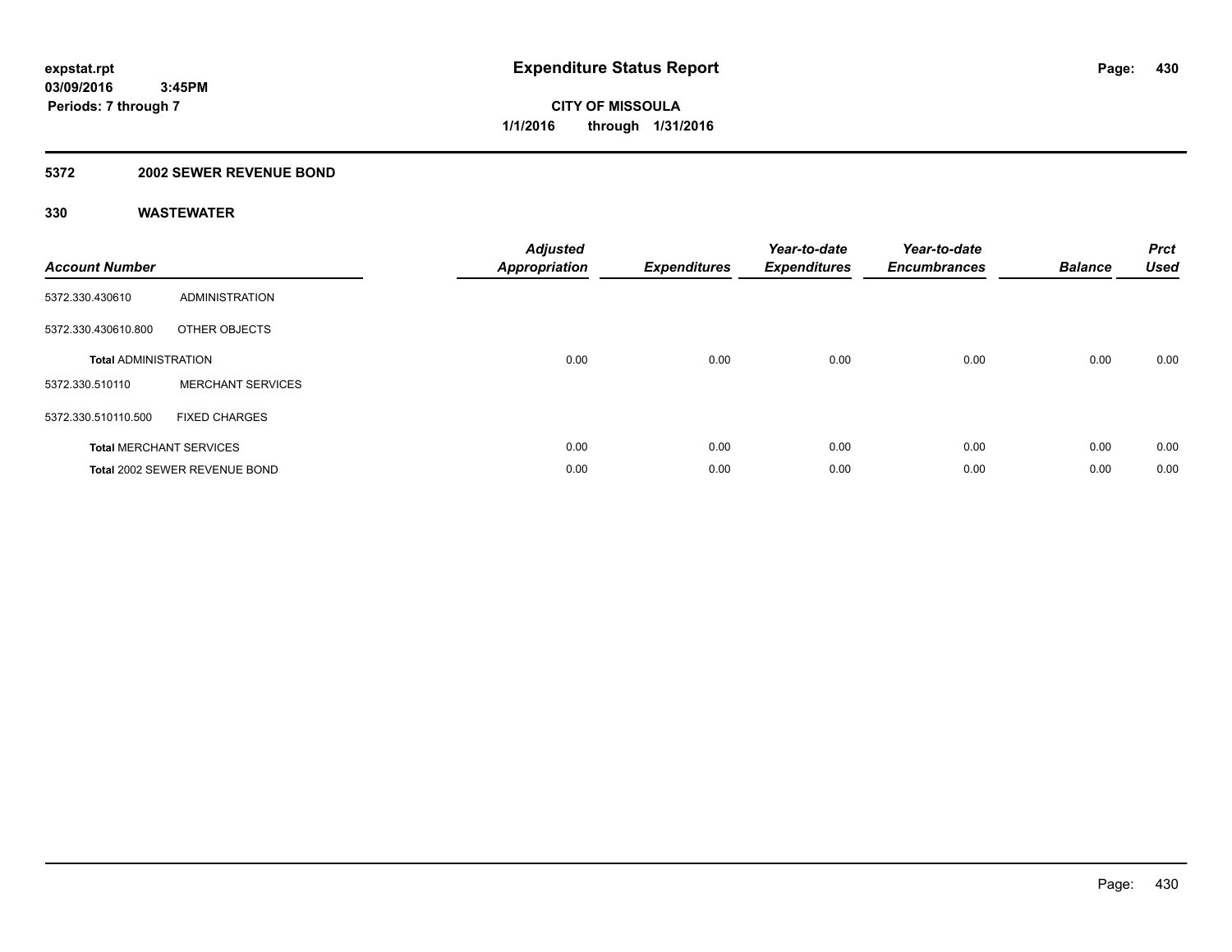expstat.rpt
03/09/2016 3:45PM
Periods: 7 through 7

# Expenditure Status Report

CITY OF MISSOULA
1/1/2016 through 1/31/2016

## 5372 2002 SEWER REVENUE BOND

### 330 WASTEWATER

| Account Number | | Adjusted Appropriation | Expenditures | Year-to-date Expenditures | Year-to-date Encumbrances | Balance | Prct Used |
|---|---|---|---|---|---|---|---|
| 5372.330.430610 | ADMINISTRATION | | | | | | |
| 5372.330.430610.800 | OTHER OBJECTS | | | | | | |
| **Total** ADMINISTRATION | | 0.00 | 0.00 | 0.00 | 0.00 | 0.00 | 0.00 |
| 5372.330.510110 | MERCHANT SERVICES | | | | | | |
| 5372.330.510110.500 | FIXED CHARGES | | | | | | |
| **Total** MERCHANT SERVICES | | 0.00 | 0.00 | 0.00 | 0.00 | 0.00 | 0.00 |
| **Total** 2002 SEWER REVENUE BOND | | 0.00 | 0.00 | 0.00 | 0.00 | 0.00 | 0.00 |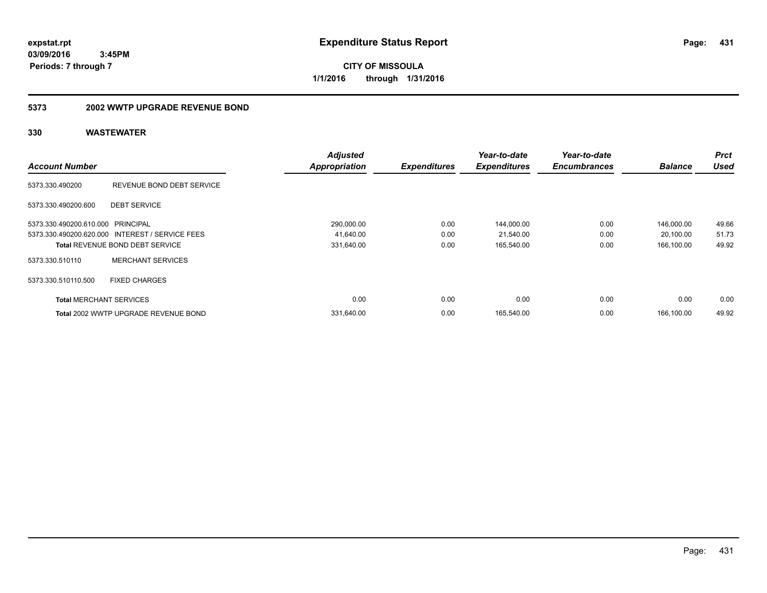expstat.rpt
03/09/2016 3:45PM
Periods: 7 through 7

# Expenditure Status Report

**CITY OF MISSOULA**
**1/1/2016 through 1/31/2016**

## 5373 2002 WWTP UPGRADE REVENUE BOND

## 330 WASTEWATER

| Account Number | | Adjusted Appropriation | Expenditures | Year-to-date Expenditures | Year-to-date Encumbrances | Balance | Prct Used |
|---|---|---|---|---|---|---|---|
| 5373.330.490200 | REVENUE BOND DEBT SERVICE | | | | | | |
| 5373.330.490200.600 | DEBT SERVICE | | | | | | |
| 5373.330.490200.610.000 | PRINCIPAL | 290,000.00 | 0.00 | 144,000.00 | 0.00 | 146,000.00 | 49.66 |
| 5373.330.490200.620.000 | INTEREST / SERVICE FEES | 41,640.00 | 0.00 | 21,540.00 | 0.00 | 20,100.00 | 51.73 |
| **Total** REVENUE BOND DEBT SERVICE | | 331,640.00 | 0.00 | 165,540.00 | 0.00 | 166,100.00 | 49.92 |
| 5373.330.510110 | MERCHANT SERVICES | | | | | | |
| 5373.330.510110.500 | FIXED CHARGES | | | | | | |
| **Total** MERCHANT SERVICES | | 0.00 | 0.00 | 0.00 | 0.00 | 0.00 | 0.00 |
| **Total** 2002 WWTP UPGRADE REVENUE BOND | | 331,640.00 | 0.00 | 165,540.00 | 0.00 | 166,100.00 | 49.92 |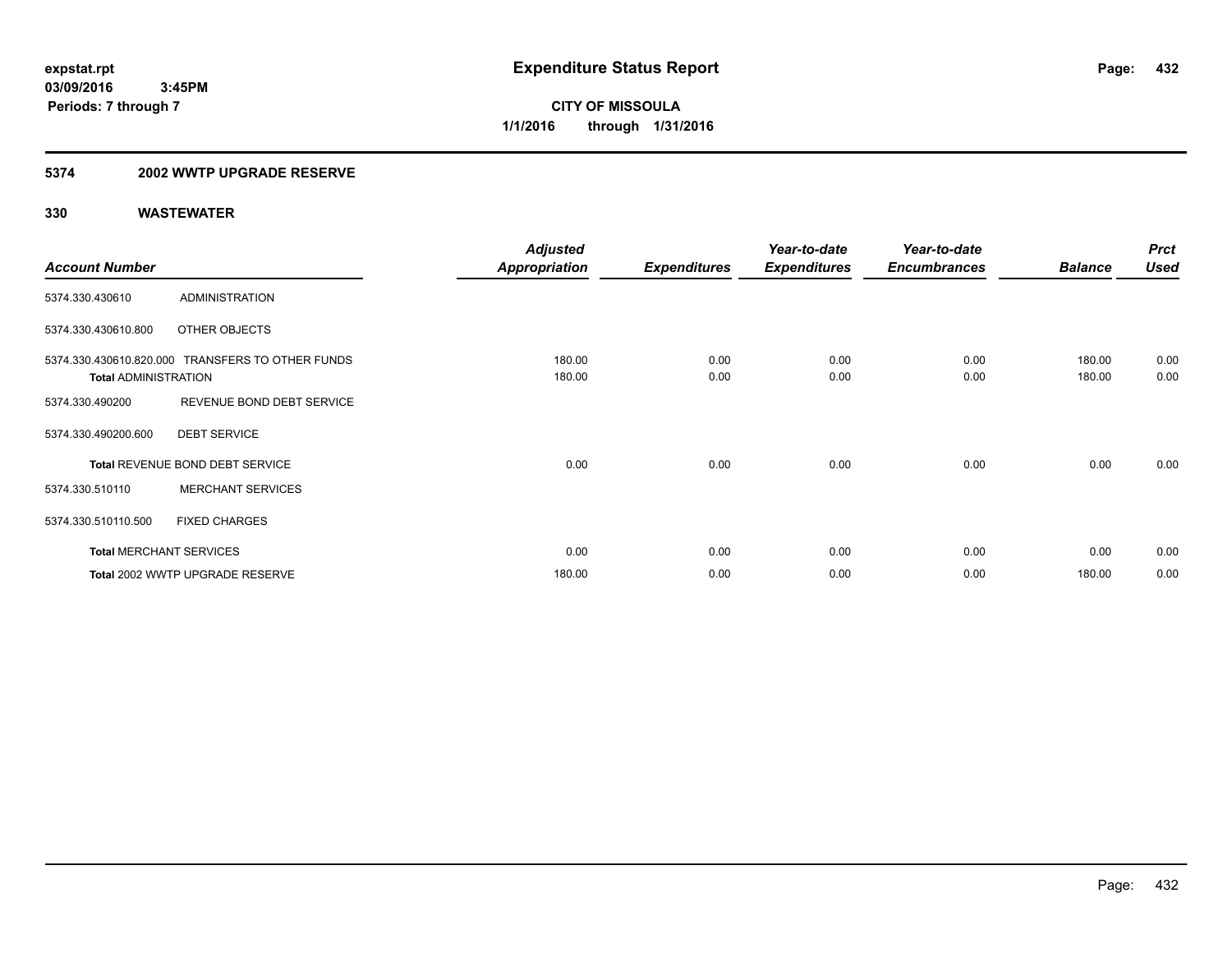# Expenditure Status Report

expstat.rpt
03/09/2016 3:45PM
Periods: 7 through 7

**CITY OF MISSOULA**
**1/1/2016 through 1/31/2016**

## 5374 2002 WWTP UPGRADE RESERVE

### 330 WASTEWATER

| Account Number | | Adjusted Appropriation | Expenditures | Year-to-date Expenditures | Year-to-date Encumbrances | Balance | Prct Used |
|---|---|---|---|---|---|---|---|
| 5374.330.430610 | ADMINISTRATION | | | | | | |
| 5374.330.430610.800 | OTHER OBJECTS | | | | | | |
| 5374.330.430610.820.000 | TRANSFERS TO OTHER FUNDS | 180.00 | 0.00 | 0.00 | 0.00 | 180.00 | 0.00 |
| **Total** ADMINISTRATION | | 180.00 | 0.00 | 0.00 | 0.00 | 180.00 | 0.00 |
| 5374.330.490200 | REVENUE BOND DEBT SERVICE | | | | | | |
| 5374.330.490200.600 | DEBT SERVICE | | | | | | |
| **Total** REVENUE BOND DEBT SERVICE | | 0.00 | 0.00 | 0.00 | 0.00 | 0.00 | 0.00 |
| 5374.330.510110 | MERCHANT SERVICES | | | | | | |
| 5374.330.510110.500 | FIXED CHARGES | | | | | | |
| **Total** MERCHANT SERVICES | | 0.00 | 0.00 | 0.00 | 0.00 | 0.00 | 0.00 |
| **Total** 2002 WWTP UPGRADE RESERVE | | 180.00 | 0.00 | 0.00 | 0.00 | 180.00 | 0.00 |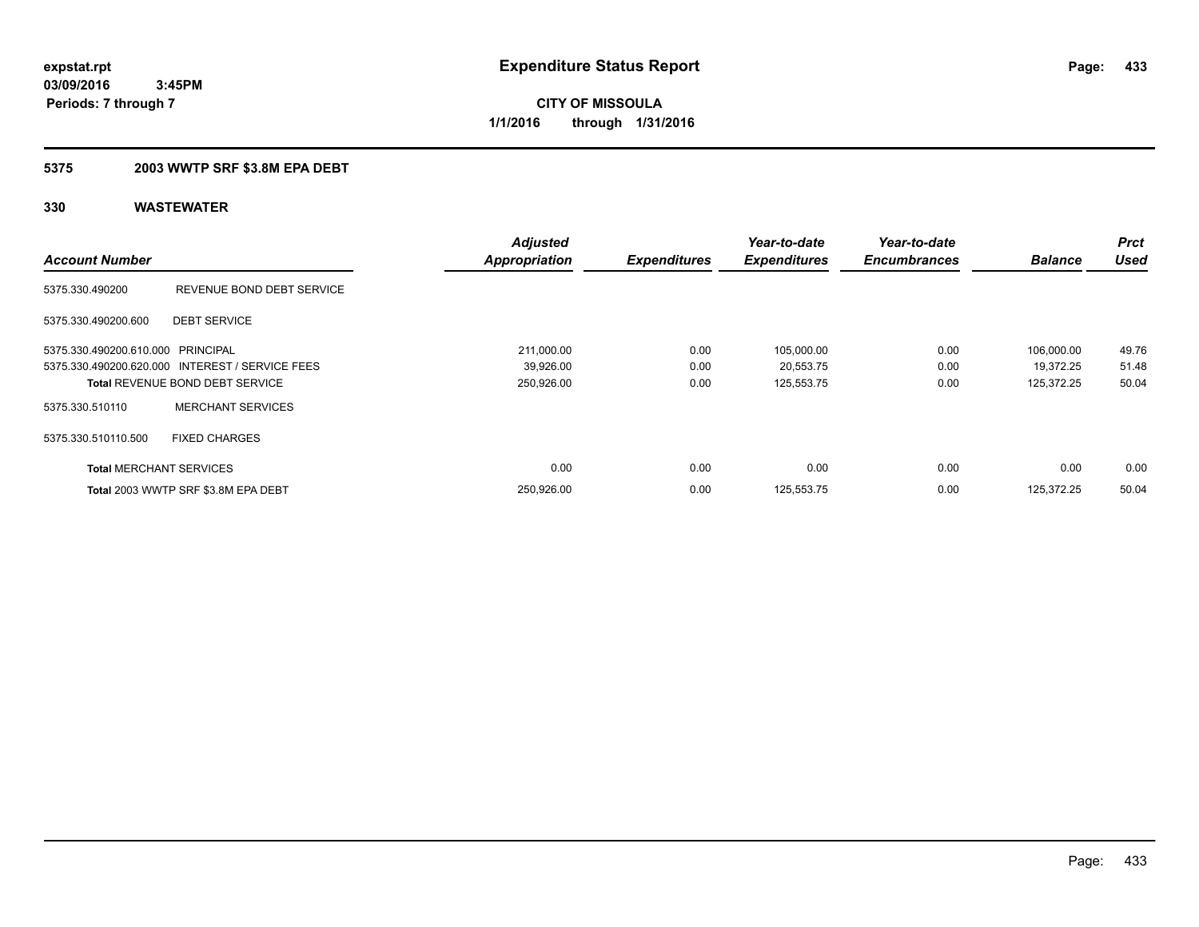# Expenditure Status Report

expstat.rpt
03/09/2016 3:45PM
Periods: 7 through 7

**CITY OF MISSOULA**
**1/1/2016 through 1/31/2016**

## 5375 2003 WWTP SRF $3.8M EPA DEBT

### 330 WASTEWATER

| Account Number | | Adjusted Appropriation | Expenditures | Year-to-date Expenditures | Year-to-date Encumbrances | Balance | Prct Used |
|---|---|---|---|---|---|---|---|
| 5375.330.490200 | REVENUE BOND DEBT SERVICE | | | | | | |
| 5375.330.490200.600 | DEBT SERVICE | | | | | | |
| 5375.330.490200.610.000 | PRINCIPAL | 211,000.00 | 0.00 | 105,000.00 | 0.00 | 106,000.00 | 49.76 |
| 5375.330.490200.620.000 | INTEREST / SERVICE FEES | 39,926.00 | 0.00 | 20,553.75 | 0.00 | 19,372.25 | 51.48 |
| **Total** REVENUE BOND DEBT SERVICE | | 250,926.00 | 0.00 | 125,553.75 | 0.00 | 125,372.25 | 50.04 |
| 5375.330.510110 | MERCHANT SERVICES | | | | | | |
| 5375.330.510110.500 | FIXED CHARGES | | | | | | |
| **Total** MERCHANT SERVICES | | 0.00 | 0.00 | 0.00 | 0.00 | 0.00 | 0.00 |
| **Total** 2003 WWTP SRF $3.8M EPA DEBT | | 250,926.00 | 0.00 | 125,553.75 | 0.00 | 125,372.25 | 50.04 |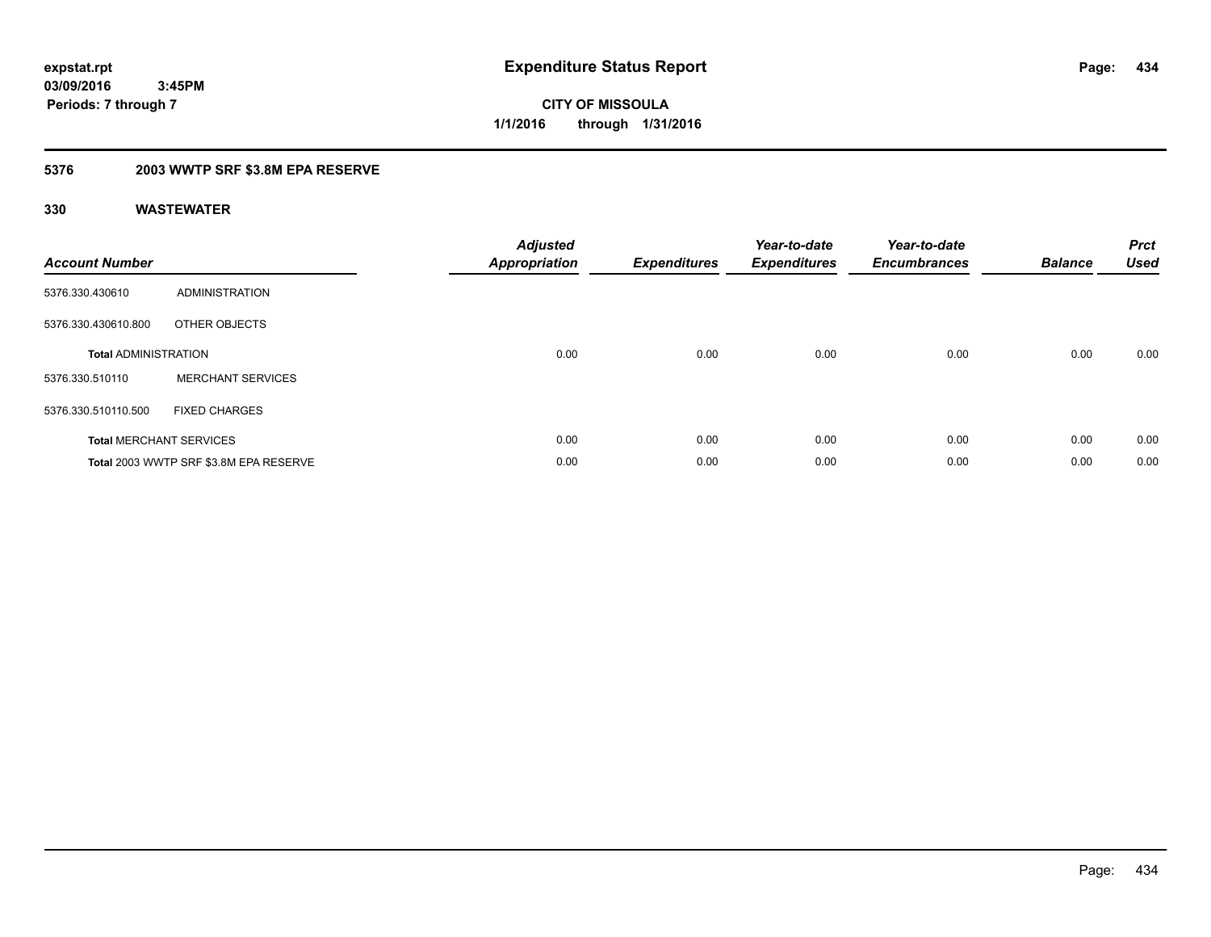**expstat.rpt**
**03/09/2016 3:45PM**
**Periods: 7 through 7**

# Expenditure Status Report

**CITY OF MISSOULA**
**1/1/2016 through 1/31/2016**

## 5376 2003 WWTP SRF $3.8M EPA RESERVE

## 330 WASTEWATER

| Account Number | | Adjusted Appropriation | Expenditures | Year-to-date Expenditures | Year-to-date Encumbrances | Balance | Prct Used |
|---|---|---|---|---|---|---|---|
| 5376.330.430610 | ADMINISTRATION | | | | | | |
| 5376.330.430610.800 | OTHER OBJECTS | | | | | | |
| **Total** ADMINISTRATION | | 0.00 | 0.00 | 0.00 | 0.00 | 0.00 | 0.00 |
| 5376.330.510110 | MERCHANT SERVICES | | | | | | |
| 5376.330.510110.500 | FIXED CHARGES | | | | | | |
| **Total** MERCHANT SERVICES | | 0.00 | 0.00 | 0.00 | 0.00 | 0.00 | 0.00 |
| **Total** 2003 WWTP SRF $3.8M EPA RESERVE | | 0.00 | 0.00 | 0.00 | 0.00 | 0.00 | 0.00 |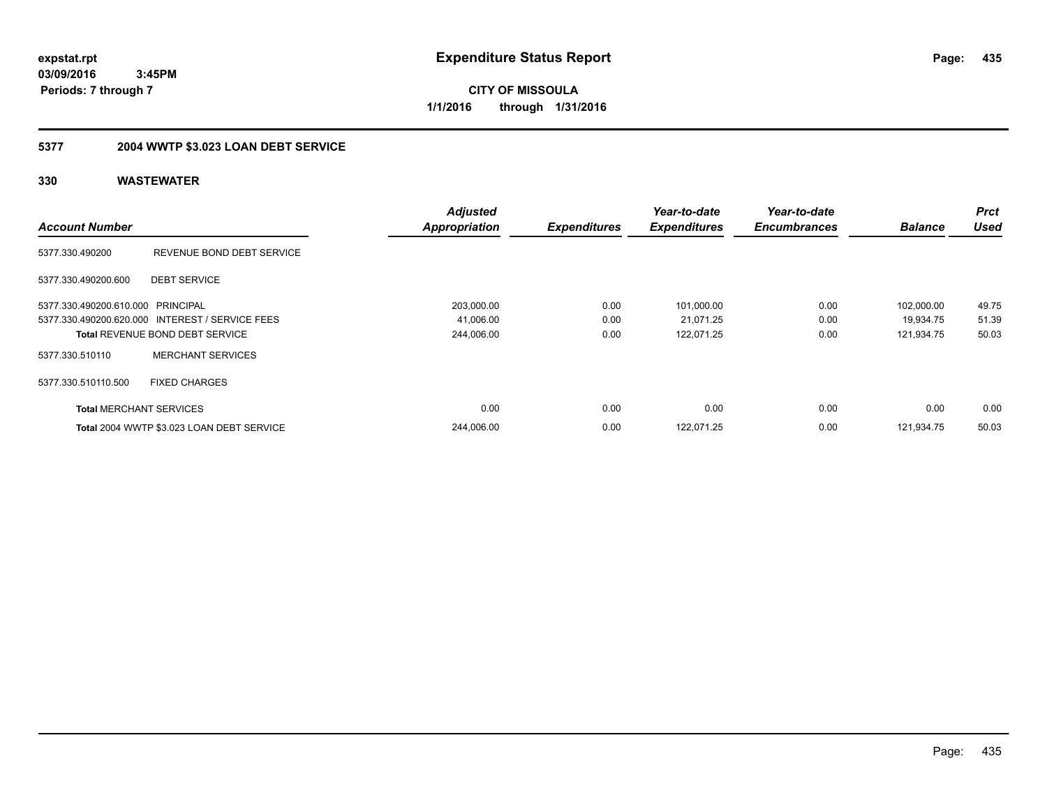**expstat.rpt**
**03/09/2016 3:45PM**
**Periods: 7 through 7**

# Expenditure Status Report

**CITY OF MISSOULA**
**1/1/2016 through 1/31/2016**

## 5377 2004 WWTP $3.023 LOAN DEBT SERVICE

### 330 WASTEWATER

| Account Number | | Adjusted Appropriation | Expenditures | Year-to-date Expenditures | Year-to-date Encumbrances | Balance | Prct Used |
|---|---|---|---|---|---|---|---|
| 5377.330.490200 | REVENUE BOND DEBT SERVICE | | | | | | |
| 5377.330.490200.600 | DEBT SERVICE | | | | | | |
| 5377.330.490200.610.000 | PRINCIPAL | 203,000.00 | 0.00 | 101,000.00 | 0.00 | 102,000.00 | 49.75 |
| 5377.330.490200.620.000 | INTEREST / SERVICE FEES | 41,006.00 | 0.00 | 21,071.25 | 0.00 | 19,934.75 | 51.39 |
| **Total** REVENUE BOND DEBT SERVICE | | 244,006.00 | 0.00 | 122,071.25 | 0.00 | 121,934.75 | 50.03 |
| 5377.330.510110 | MERCHANT SERVICES | | | | | | |
| 5377.330.510110.500 | FIXED CHARGES | | | | | | |
| **Total** MERCHANT SERVICES | | 0.00 | 0.00 | 0.00 | 0.00 | 0.00 | 0.00 |
| **Total** 2004 WWTP $3.023 LOAN DEBT SERVICE | | 244,006.00 | 0.00 | 122,071.25 | 0.00 | 121,934.75 | 50.03 |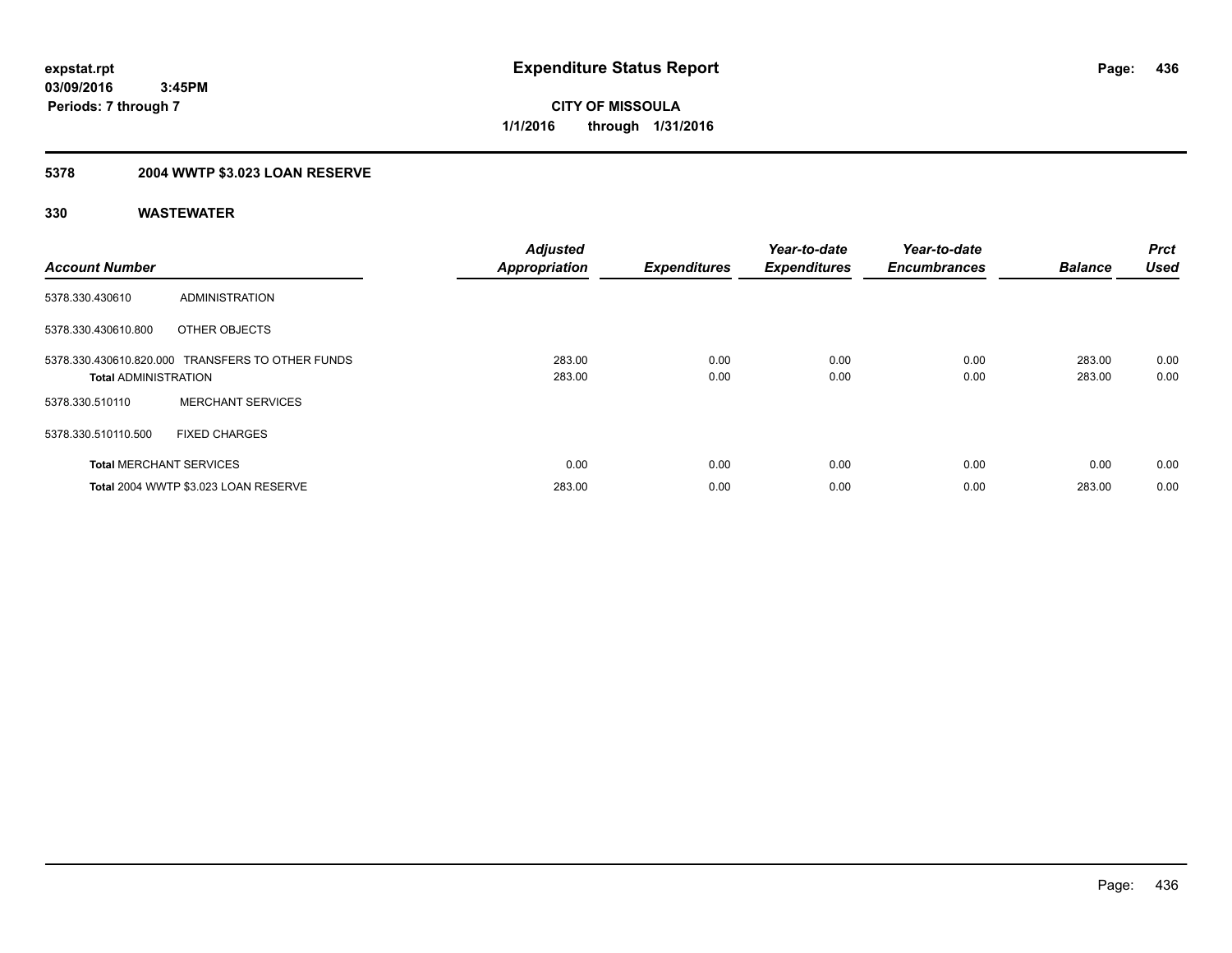**expstat.rpt**
**03/09/2016 3:45PM**
**Periods: 7 through 7**

# Expenditure Status Report

**CITY OF MISSOULA**
**1/1/2016 through 1/31/2016**

## 5378 2004 WWTP $3.023 LOAN RESERVE

### 330 WASTEWATER

| Account Number | | Adjusted Appropriation | Expenditures | Year-to-date Expenditures | Year-to-date Encumbrances | Balance | Prct Used |
|---|---|---|---|---|---|---|---|
| 5378.330.430610 | ADMINISTRATION | | | | | | |
| 5378.330.430610.800 | OTHER OBJECTS | | | | | | |
| 5378.330.430610.820.000 | TRANSFERS TO OTHER FUNDS | 283.00 | 0.00 | 0.00 | 0.00 | 283.00 | 0.00 |
| **Total** ADMINISTRATION | | 283.00 | 0.00 | 0.00 | 0.00 | 283.00 | 0.00 |
| 5378.330.510110 | MERCHANT SERVICES | | | | | | |
| 5378.330.510110.500 | FIXED CHARGES | | | | | | |
| **Total** MERCHANT SERVICES | | 0.00 | 0.00 | 0.00 | 0.00 | 0.00 | 0.00 |
| **Total** 2004 WWTP $3.023 LOAN RESERVE | | 283.00 | 0.00 | 0.00 | 0.00 | 283.00 | 0.00 |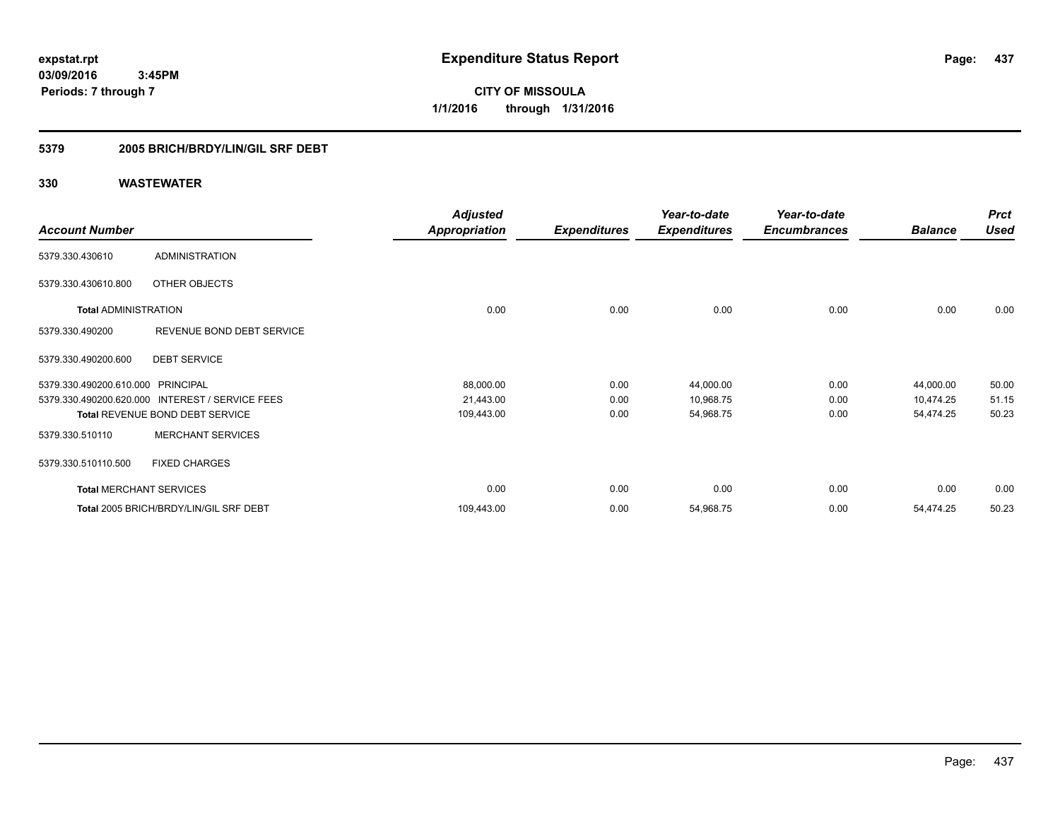# Expenditure Status Report

**CITY OF MISSOULA**
**1/1/2016 through 1/31/2016**

expstat.rpt
03/09/2016 3:45PM
Periods: 7 through 7

## 5379 2005 BRICH/BRDY/LIN/GIL SRF DEBT

## 330 WASTEWATER

| Account Number | | Adjusted Appropriation | Expenditures | Year-to-date Expenditures | Year-to-date Encumbrances | Balance | Prct Used |
|---|---|---|---|---|---|---|---|
| 5379.330.430610 | ADMINISTRATION | | | | | | |
| 5379.330.430610.800 | OTHER OBJECTS | | | | | | |
| **Total** ADMINISTRATION | | 0.00 | 0.00 | 0.00 | 0.00 | 0.00 | 0.00 |
| 5379.330.490200 | REVENUE BOND DEBT SERVICE | | | | | | |
| 5379.330.490200.600 | DEBT SERVICE | | | | | | |
| 5379.330.490200.610.000 | PRINCIPAL | 88,000.00 | 0.00 | 44,000.00 | 0.00 | 44,000.00 | 50.00 |
| 5379.330.490200.620.000 | INTEREST / SERVICE FEES | 21,443.00 | 0.00 | 10,968.75 | 0.00 | 10,474.25 | 51.15 |
| **Total** REVENUE BOND DEBT SERVICE | | 109,443.00 | 0.00 | 54,968.75 | 0.00 | 54,474.25 | 50.23 |
| 5379.330.510110 | MERCHANT SERVICES | | | | | | |
| 5379.330.510110.500 | FIXED CHARGES | | | | | | |
| **Total** MERCHANT SERVICES | | 0.00 | 0.00 | 0.00 | 0.00 | 0.00 | 0.00 |
| **Total** 2005 BRICH/BRDY/LIN/GIL SRF DEBT | | 109,443.00 | 0.00 | 54,968.75 | 0.00 | 54,474.25 | 50.23 |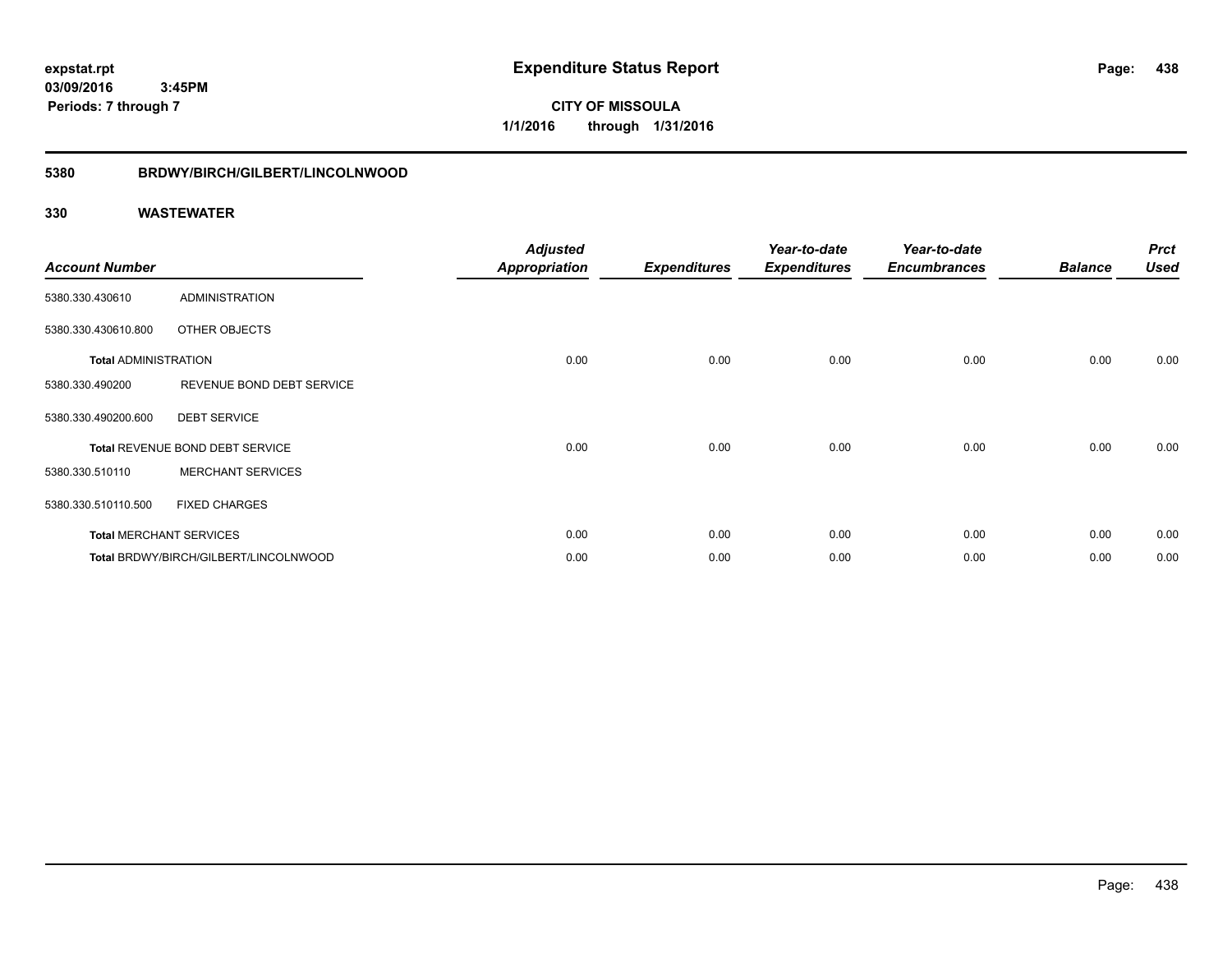**expstat.rpt**
**03/09/2016 3:45PM**
**Periods: 7 through 7**

# Expenditure Status Report

**CITY OF MISSOULA**
**1/1/2016 through 1/31/2016**

## 5380 BRDWY/BIRCH/GILBERT/LINCOLNWOOD

## 330 WASTEWATER

| Account Number | | Adjusted Appropriation | Expenditures | Year-to-date Expenditures | Year-to-date Encumbrances | Balance | Prct Used |
|---|---|---|---|---|---|---|---|
| 5380.330.430610 | ADMINISTRATION | | | | | | |
| 5380.330.430610.800 | OTHER OBJECTS | | | | | | |
| **Total** ADMINISTRATION | | 0.00 | 0.00 | 0.00 | 0.00 | 0.00 | 0.00 |
| 5380.330.490200 | REVENUE BOND DEBT SERVICE | | | | | | |
| 5380.330.490200.600 | DEBT SERVICE | | | | | | |
| **Total** REVENUE BOND DEBT SERVICE | | 0.00 | 0.00 | 0.00 | 0.00 | 0.00 | 0.00 |
| 5380.330.510110 | MERCHANT SERVICES | | | | | | |
| 5380.330.510110.500 | FIXED CHARGES | | | | | | |
| **Total** MERCHANT SERVICES | | 0.00 | 0.00 | 0.00 | 0.00 | 0.00 | 0.00 |
| **Total** BRDWY/BIRCH/GILBERT/LINCOLNWOOD | | 0.00 | 0.00 | 0.00 | 0.00 | 0.00 | 0.00 |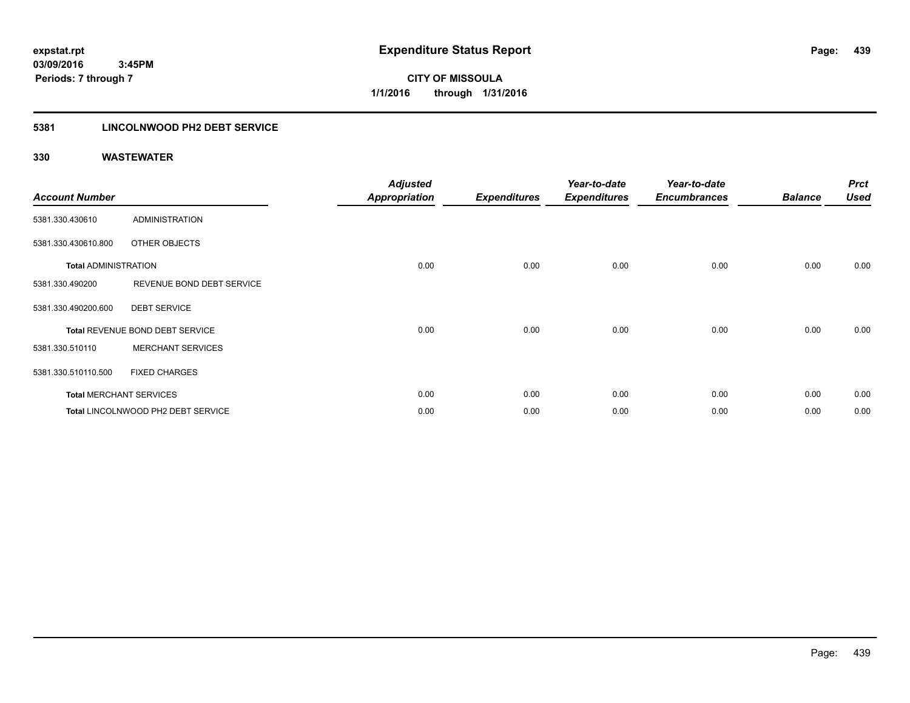# Expenditure Status Report

expstat.rpt
03/09/2016 3:45PM
Periods: 7 through 7

**CITY OF MISSOULA**
**1/1/2016 through 1/31/2016**

## 5381 LINCOLNWOOD PH2 DEBT SERVICE

### 330 WASTEWATER

| Account Number | | Adjusted Appropriation | Expenditures | Year-to-date Expenditures | Year-to-date Encumbrances | Balance | Prct Used |
|---|---|---|---|---|---|---|---|
| 5381.330.430610 | ADMINISTRATION | | | | | | |
| 5381.330.430610.800 | OTHER OBJECTS | | | | | | |
| **Total** ADMINISTRATION | | 0.00 | 0.00 | 0.00 | 0.00 | 0.00 | 0.00 |
| 5381.330.490200 | REVENUE BOND DEBT SERVICE | | | | | | |
| 5381.330.490200.600 | DEBT SERVICE | | | | | | |
| **Total** REVENUE BOND DEBT SERVICE | | 0.00 | 0.00 | 0.00 | 0.00 | 0.00 | 0.00 |
| 5381.330.510110 | MERCHANT SERVICES | | | | | | |
| 5381.330.510110.500 | FIXED CHARGES | | | | | | |
| **Total** MERCHANT SERVICES | | 0.00 | 0.00 | 0.00 | 0.00 | 0.00 | 0.00 |
| **Total** LINCOLNWOOD PH2 DEBT SERVICE | | 0.00 | 0.00 | 0.00 | 0.00 | 0.00 | 0.00 |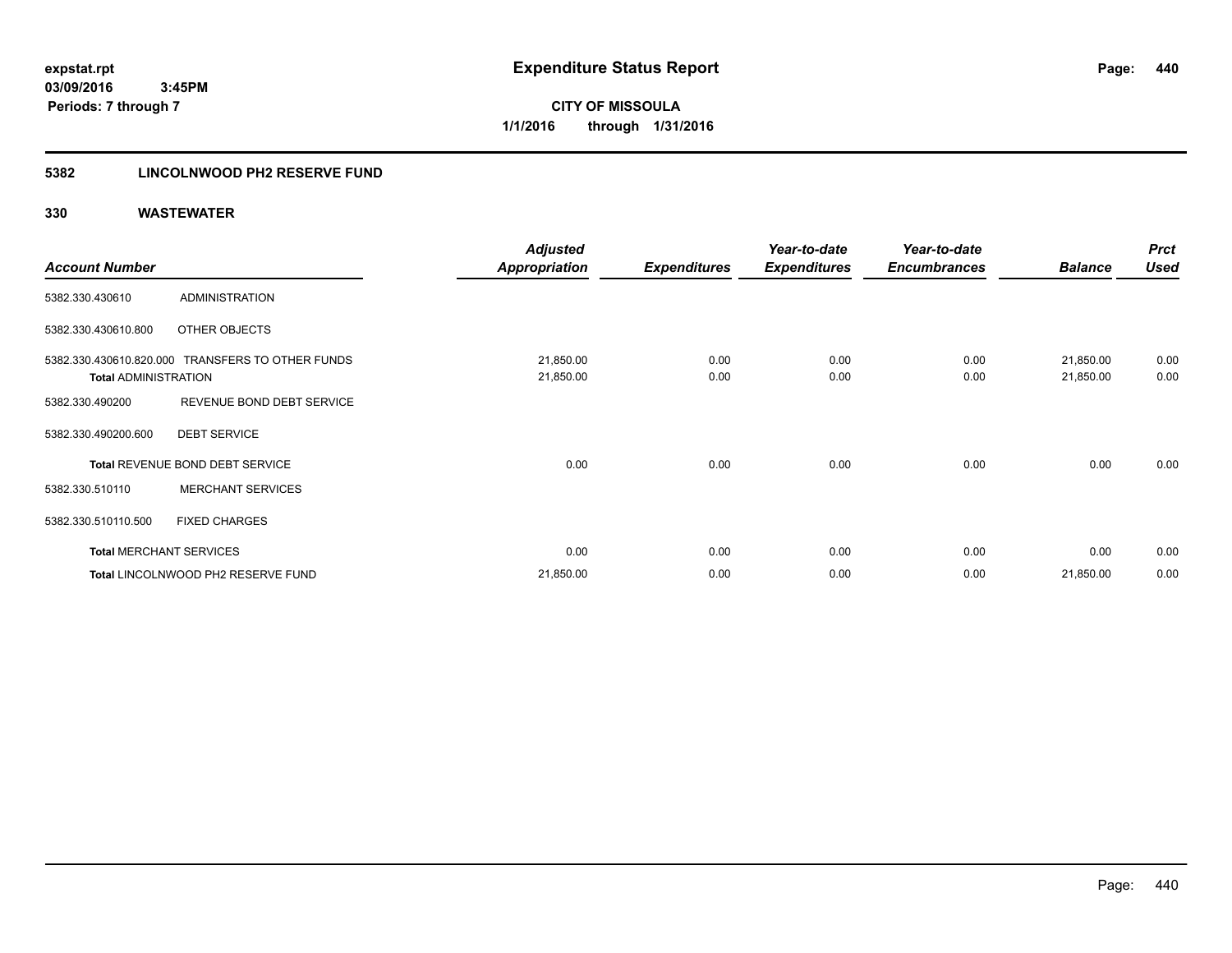expstat.rpt
03/09/2016 3:45PM
Periods: 7 through 7

# Expenditure Status Report

**CITY OF MISSOULA**
**1/1/2016 through 1/31/2016**

## 5382 LINCOLNWOOD PH2 RESERVE FUND

### 330 WASTEWATER

| Account Number | | Adjusted Appropriation | Expenditures | Year-to-date Expenditures | Year-to-date Encumbrances | Balance | Prct Used |
|---|---|---|---|---|---|---|---|
| 5382.330.430610 | ADMINISTRATION | | | | | | |
| 5382.330.430610.800 | OTHER OBJECTS | | | | | | |
| 5382.330.430610.820.000 | TRANSFERS TO OTHER FUNDS | 21,850.00 | 0.00 | 0.00 | 0.00 | 21,850.00 | 0.00 |
| **Total** ADMINISTRATION | | 21,850.00 | 0.00 | 0.00 | 0.00 | 21,850.00 | 0.00 |
| 5382.330.490200 | REVENUE BOND DEBT SERVICE | | | | | | |
| 5382.330.490200.600 | DEBT SERVICE | | | | | | |
| **Total** REVENUE BOND DEBT SERVICE | | 0.00 | 0.00 | 0.00 | 0.00 | 0.00 | 0.00 |
| 5382.330.510110 | MERCHANT SERVICES | | | | | | |
| 5382.330.510110.500 | FIXED CHARGES | | | | | | |
| **Total** MERCHANT SERVICES | | 0.00 | 0.00 | 0.00 | 0.00 | 0.00 | 0.00 |
| **Total** LINCOLNWOOD PH2 RESERVE FUND | | 21,850.00 | 0.00 | 0.00 | 0.00 | 21,850.00 | 0.00 |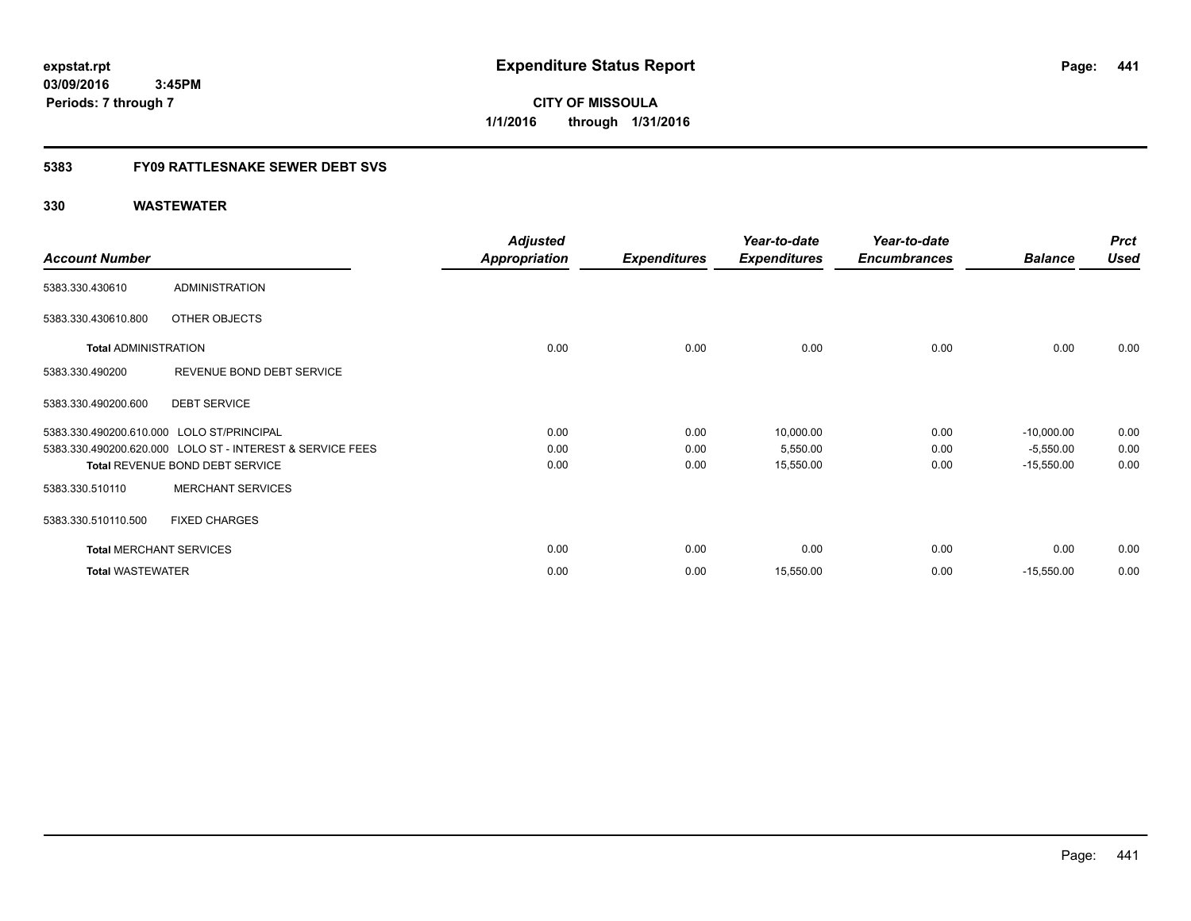expstat.rpt
03/09/2016 3:45PM
Periods: 7 through 7

# Expenditure Status Report

**CITY OF MISSOULA**
**1/1/2016 through 1/31/2016**

## 5383 FY09 RATTLESNAKE SEWER DEBT SVS

### 330 WASTEWATER

| Account Number | | Adjusted Appropriation | Expenditures | Year-to-date Expenditures | Year-to-date Encumbrances | Balance | Prct Used |
|---|---|---|---|---|---|---|---|
| 5383.330.430610 | ADMINISTRATION | | | | | | |
| 5383.330.430610.800 | OTHER OBJECTS | | | | | | |
| **Total** ADMINISTRATION | | 0.00 | 0.00 | 0.00 | 0.00 | 0.00 | 0.00 |
| 5383.330.490200 | REVENUE BOND DEBT SERVICE | | | | | | |
| 5383.330.490200.600 | DEBT SERVICE | | | | | | |
| 5383.330.490200.610.000 | LOLO ST/PRINCIPAL | 0.00 | 0.00 | 10,000.00 | 0.00 | -10,000.00 | 0.00 |
| 5383.330.490200.620.000 | LOLO ST - INTEREST & SERVICE FEES | 0.00 | 0.00 | 5,550.00 | 0.00 | -5,550.00 | 0.00 |
| **Total** REVENUE BOND DEBT SERVICE | | 0.00 | 0.00 | 15,550.00 | 0.00 | -15,550.00 | 0.00 |
| 5383.330.510110 | MERCHANT SERVICES | | | | | | |
| 5383.330.510110.500 | FIXED CHARGES | | | | | | |
| **Total** MERCHANT SERVICES | | 0.00 | 0.00 | 0.00 | 0.00 | 0.00 | 0.00 |
| **Total** WASTEWATER | | 0.00 | 0.00 | 15,550.00 | 0.00 | -15,550.00 | 0.00 |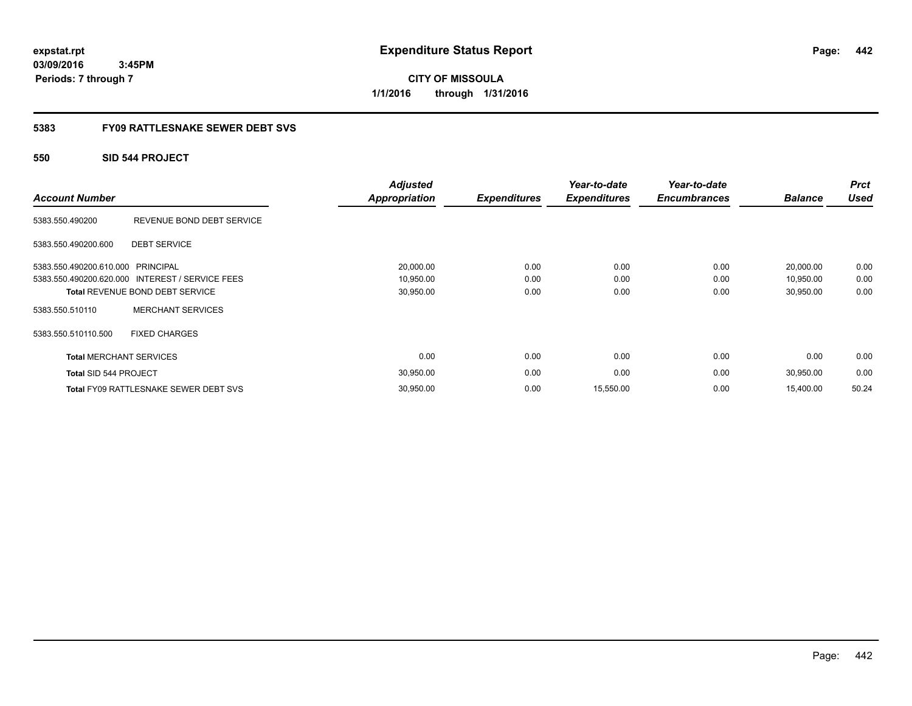# Expenditure Status Report

**expstat.rpt**
**03/09/2016 3:45PM**
**Periods: 7 through 7**

**CITY OF MISSOULA**
**1/1/2016 through 1/31/2016**

## 5383 FY09 RATTLESNAKE SEWER DEBT SVS

### 550 SID 544 PROJECT

| Account Number | | Adjusted Appropriation | Expenditures | Year-to-date Expenditures | Year-to-date Encumbrances | Balance | Prct Used |
|---|---|---|---|---|---|---|---|
| 5383.550.490200 | REVENUE BOND DEBT SERVICE | | | | | | |
| 5383.550.490200.600 | DEBT SERVICE | | | | | | |
| 5383.550.490200.610.000 | PRINCIPAL | 20,000.00 | 0.00 | 0.00 | 0.00 | 20,000.00 | 0.00 |
| 5383.550.490200.620.000 | INTEREST / SERVICE FEES | 10,950.00 | 0.00 | 0.00 | 0.00 | 10,950.00 | 0.00 |
| **Total** REVENUE BOND DEBT SERVICE | | 30,950.00 | 0.00 | 0.00 | 0.00 | 30,950.00 | 0.00 |
| 5383.550.510110 | MERCHANT SERVICES | | | | | | |
| 5383.550.510110.500 | FIXED CHARGES | | | | | | |
| **Total** MERCHANT SERVICES | | 0.00 | 0.00 | 0.00 | 0.00 | 0.00 | 0.00 |
| **Total** SID 544 PROJECT | | 30,950.00 | 0.00 | 0.00 | 0.00 | 30,950.00 | 0.00 |
| **Total** FY09 RATTLESNAKE SEWER DEBT SVS | | 30,950.00 | 0.00 | 15,550.00 | 0.00 | 15,400.00 | 50.24 |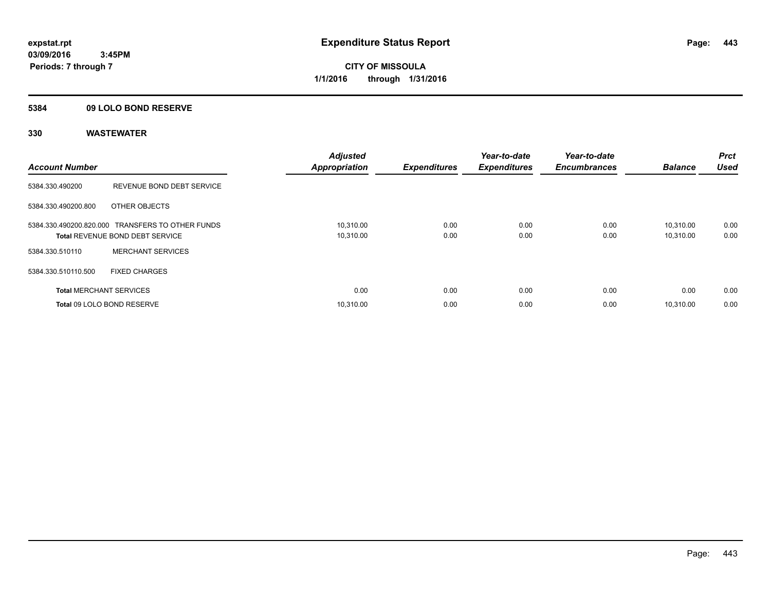# Expenditure Status Report

**CITY OF MISSOULA**
**1/1/2016 through 1/31/2016**

expstat.rpt
03/09/2016 3:45PM
Periods: 7 through 7

## 5384 09 LOLO BOND RESERVE

## 330 WASTEWATER

| Account Number | | Adjusted Appropriation | Expenditures | Year-to-date Expenditures | Year-to-date Encumbrances | Balance | Prct Used |
|---|---|---|---|---|---|---|---|
| 5384.330.490200 | REVENUE BOND DEBT SERVICE | | | | | | |
| 5384.330.490200.800 | OTHER OBJECTS | | | | | | |
| 5384.330.490200.820.000 | TRANSFERS TO OTHER FUNDS | 10,310.00 | 0.00 | 0.00 | 0.00 | 10,310.00 | 0.00 |
| **Total** REVENUE BOND DEBT SERVICE | | 10,310.00 | 0.00 | 0.00 | 0.00 | 10,310.00 | 0.00 |
| 5384.330.510110 | MERCHANT SERVICES | | | | | | |
| 5384.330.510110.500 | FIXED CHARGES | | | | | | |
| **Total** MERCHANT SERVICES | | 0.00 | 0.00 | 0.00 | 0.00 | 0.00 | 0.00 |
| **Total** 09 LOLO BOND RESERVE | | 10,310.00 | 0.00 | 0.00 | 0.00 | 10,310.00 | 0.00 |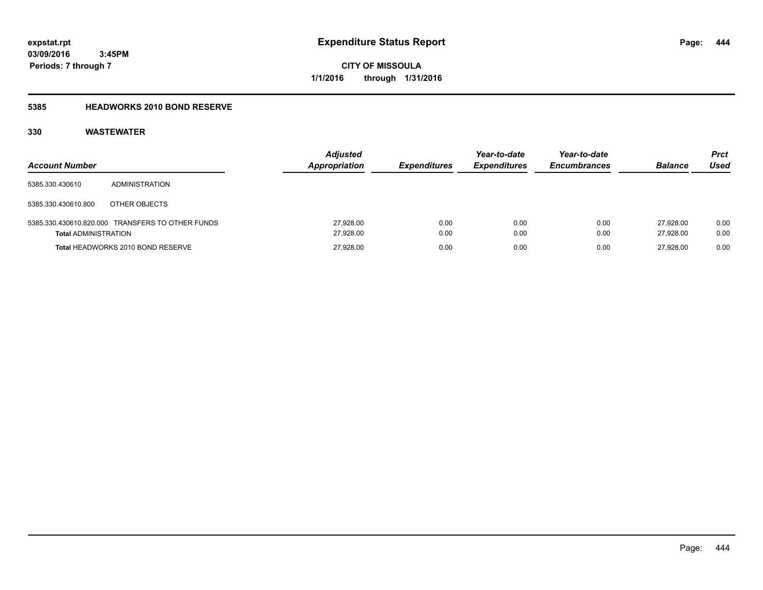expstat.rpt
03/09/2016 3:45PM
Periods: 7 through 7

# Expenditure Status Report

CITY OF MISSOULA
1/1/2016 through 1/31/2016

## 5385 HEADWORKS 2010 BOND RESERVE

## 330 WASTEWATER

| Account Number | | Adjusted Appropriation | Expenditures | Year-to-date Expenditures | Year-to-date Encumbrances | Balance | Prct Used |
|---|---|---|---|---|---|---|---|
| 5385.330.430610 | ADMINISTRATION | | | | | | |
| 5385.330.430610.800 | OTHER OBJECTS | | | | | | |
| 5385.330.430610.820.000 | TRANSFERS TO OTHER FUNDS | 27,928.00 | 0.00 | 0.00 | 0.00 | 27,928.00 | 0.00 |
| **Total** ADMINISTRATION | | 27,928.00 | 0.00 | 0.00 | 0.00 | 27,928.00 | 0.00 |
| **Total** HEADWORKS 2010 BOND RESERVE | | 27,928.00 | 0.00 | 0.00 | 0.00 | 27,928.00 | 0.00 |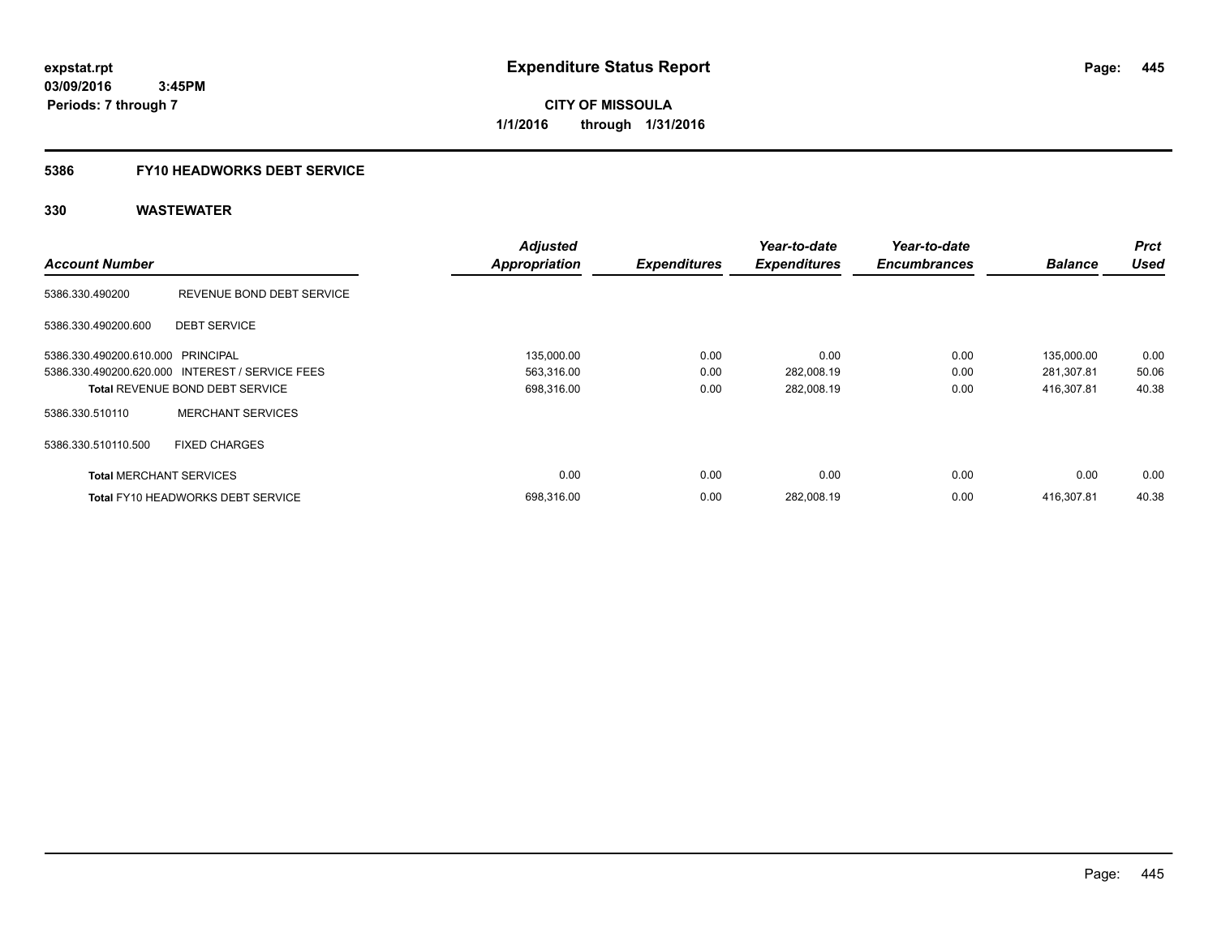expstat.rpt
03/09/2016 3:45PM
Periods: 7 through 7

# Expenditure Status Report

**CITY OF MISSOULA**
**1/1/2016 through 1/31/2016**

## 5386 FY10 HEADWORKS DEBT SERVICE

## 330 WASTEWATER

| Account Number | | Adjusted Appropriation | Expenditures | Year-to-date Expenditures | Year-to-date Encumbrances | Balance | Prct Used |
|---|---|---|---|---|---|---|---|
| 5386.330.490200 | REVENUE BOND DEBT SERVICE | | | | | | |
| 5386.330.490200.600 | DEBT SERVICE | | | | | | |
| 5386.330.490200.610.000 | PRINCIPAL | 135,000.00 | 0.00 | 0.00 | 0.00 | 135,000.00 | 0.00 |
| 5386.330.490200.620.000 | INTEREST / SERVICE FEES | 563,316.00 | 0.00 | 282,008.19 | 0.00 | 281,307.81 | 50.06 |
| **Total** REVENUE BOND DEBT SERVICE | | 698,316.00 | 0.00 | 282,008.19 | 0.00 | 416,307.81 | 40.38 |
| 5386.330.510110 | MERCHANT SERVICES | | | | | | |
| 5386.330.510110.500 | FIXED CHARGES | | | | | | |
| **Total** MERCHANT SERVICES | | 0.00 | 0.00 | 0.00 | 0.00 | 0.00 | 0.00 |
| **Total** FY10 HEADWORKS DEBT SERVICE | | 698,316.00 | 0.00 | 282,008.19 | 0.00 | 416,307.81 | 40.38 |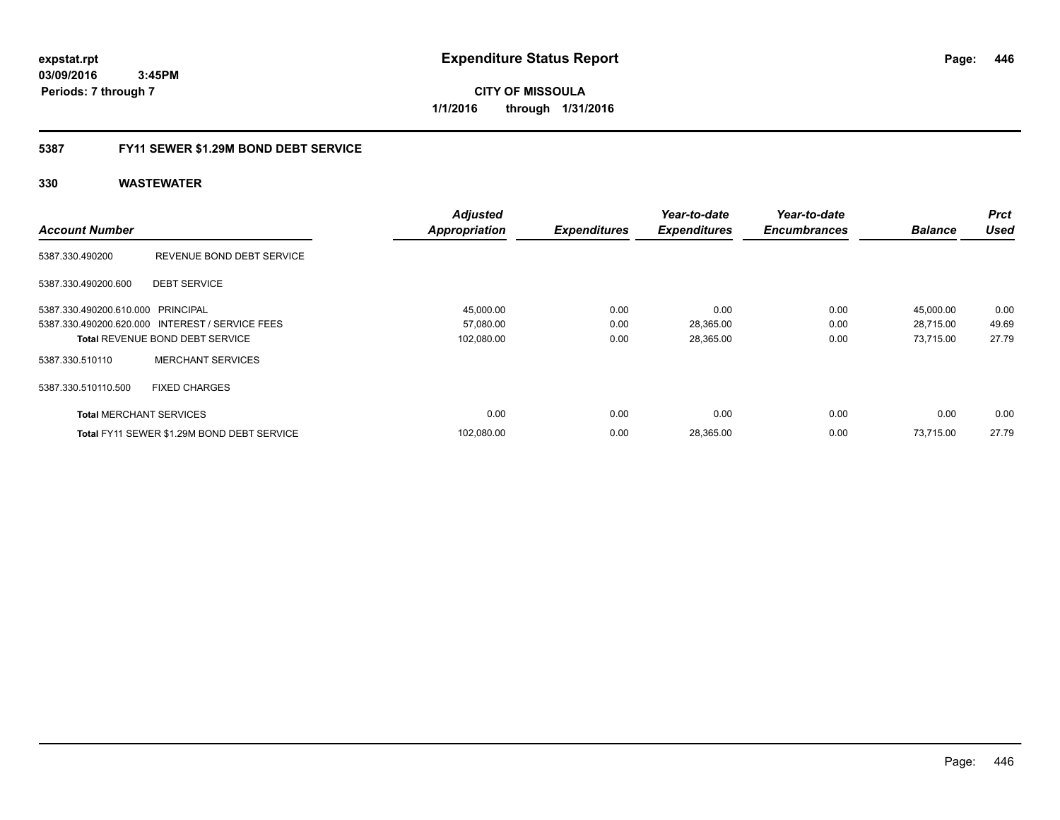**expstat.rpt**
**03/09/2016 3:45PM**
**Periods: 7 through 7**

# Expenditure Status Report

**CITY OF MISSOULA**
**1/1/2016 through 1/31/2016**

## 5387 FY11 SEWER $1.29M BOND DEBT SERVICE

### 330 WASTEWATER

| Account Number | | Adjusted Appropriation | Expenditures | Year-to-date Expenditures | Year-to-date Encumbrances | Balance | Prct Used |
|---|---|---|---|---|---|---|---|
| 5387.330.490200 | REVENUE BOND DEBT SERVICE | | | | | | |
| 5387.330.490200.600 | DEBT SERVICE | | | | | | |
| 5387.330.490200.610.000 | PRINCIPAL | 45,000.00 | 0.00 | 0.00 | 0.00 | 45,000.00 | 0.00 |
| 5387.330.490200.620.000 | INTEREST / SERVICE FEES | 57,080.00 | 0.00 | 28,365.00 | 0.00 | 28,715.00 | 49.69 |
| **Total** REVENUE BOND DEBT SERVICE | | 102,080.00 | 0.00 | 28,365.00 | 0.00 | 73,715.00 | 27.79 |
| 5387.330.510110 | MERCHANT SERVICES | | | | | | |
| 5387.330.510110.500 | FIXED CHARGES | | | | | | |
| **Total** MERCHANT SERVICES | | 0.00 | 0.00 | 0.00 | 0.00 | 0.00 | 0.00 |
| **Total** FY11 SEWER $1.29M BOND DEBT SERVICE | | 102,080.00 | 0.00 | 28,365.00 | 0.00 | 73,715.00 | 27.79 |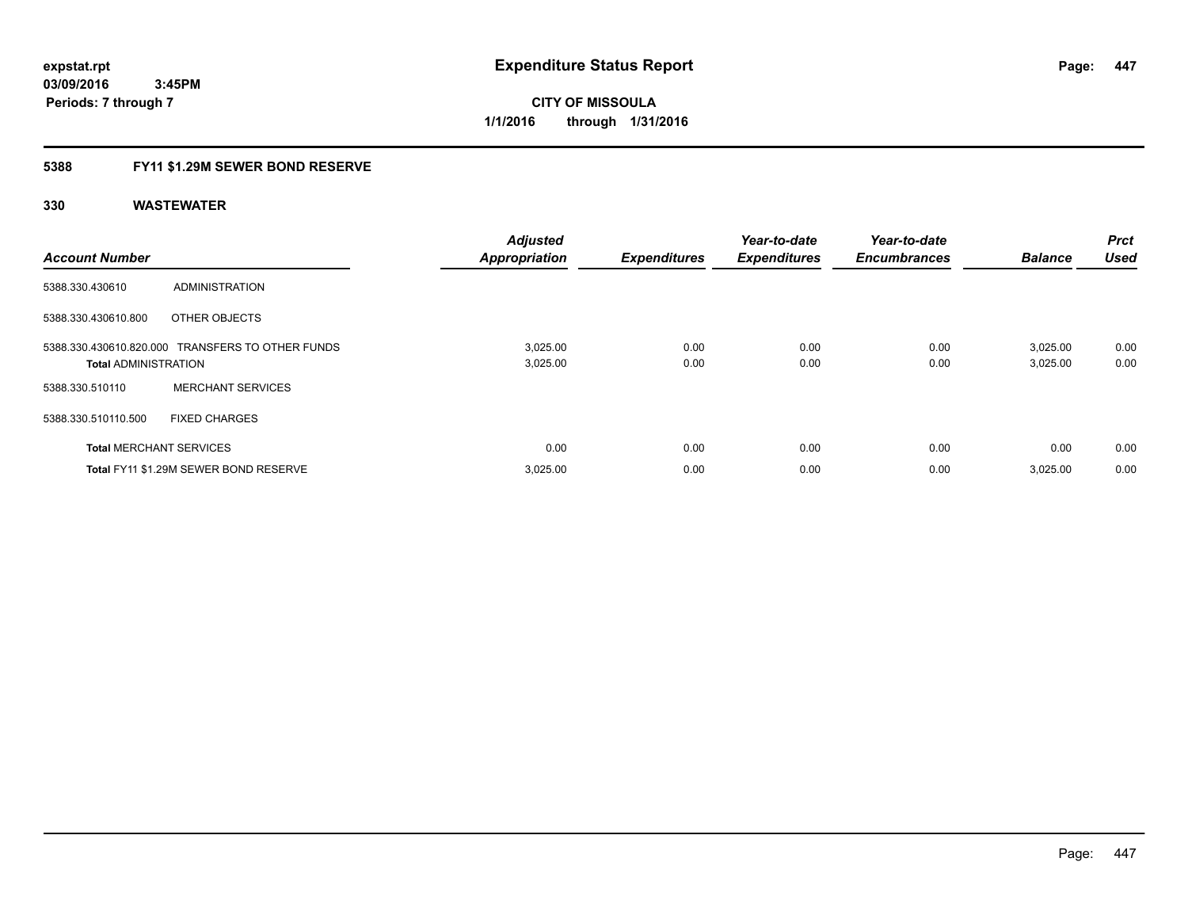expstat.rpt
03/09/2016 3:45PM
Periods: 7 through 7

# Expenditure Status Report

CITY OF MISSOULA
1/1/2016 through 1/31/2016

## 5388 FY11 $1.29M SEWER BOND RESERVE

### 330 WASTEWATER

| Account Number | | Adjusted Appropriation | Expenditures | Year-to-date Expenditures | Year-to-date Encumbrances | Balance | Prct Used |
|---|---|---|---|---|---|---|---|
| 5388.330.430610 | ADMINISTRATION | | | | | | |
| 5388.330.430610.800 | OTHER OBJECTS | | | | | | |
| 5388.330.430610.820.000 | TRANSFERS TO OTHER FUNDS | 3,025.00 | 0.00 | 0.00 | 0.00 | 3,025.00 | 0.00 |
| **Total** ADMINISTRATION | | 3,025.00 | 0.00 | 0.00 | 0.00 | 3,025.00 | 0.00 |
| 5388.330.510110 | MERCHANT SERVICES | | | | | | |
| 5388.330.510110.500 | FIXED CHARGES | | | | | | |
| **Total** MERCHANT SERVICES | | 0.00 | 0.00 | 0.00 | 0.00 | 0.00 | 0.00 |
| **Total** FY11 $1.29M SEWER BOND RESERVE | | 3,025.00 | 0.00 | 0.00 | 0.00 | 3,025.00 | 0.00 |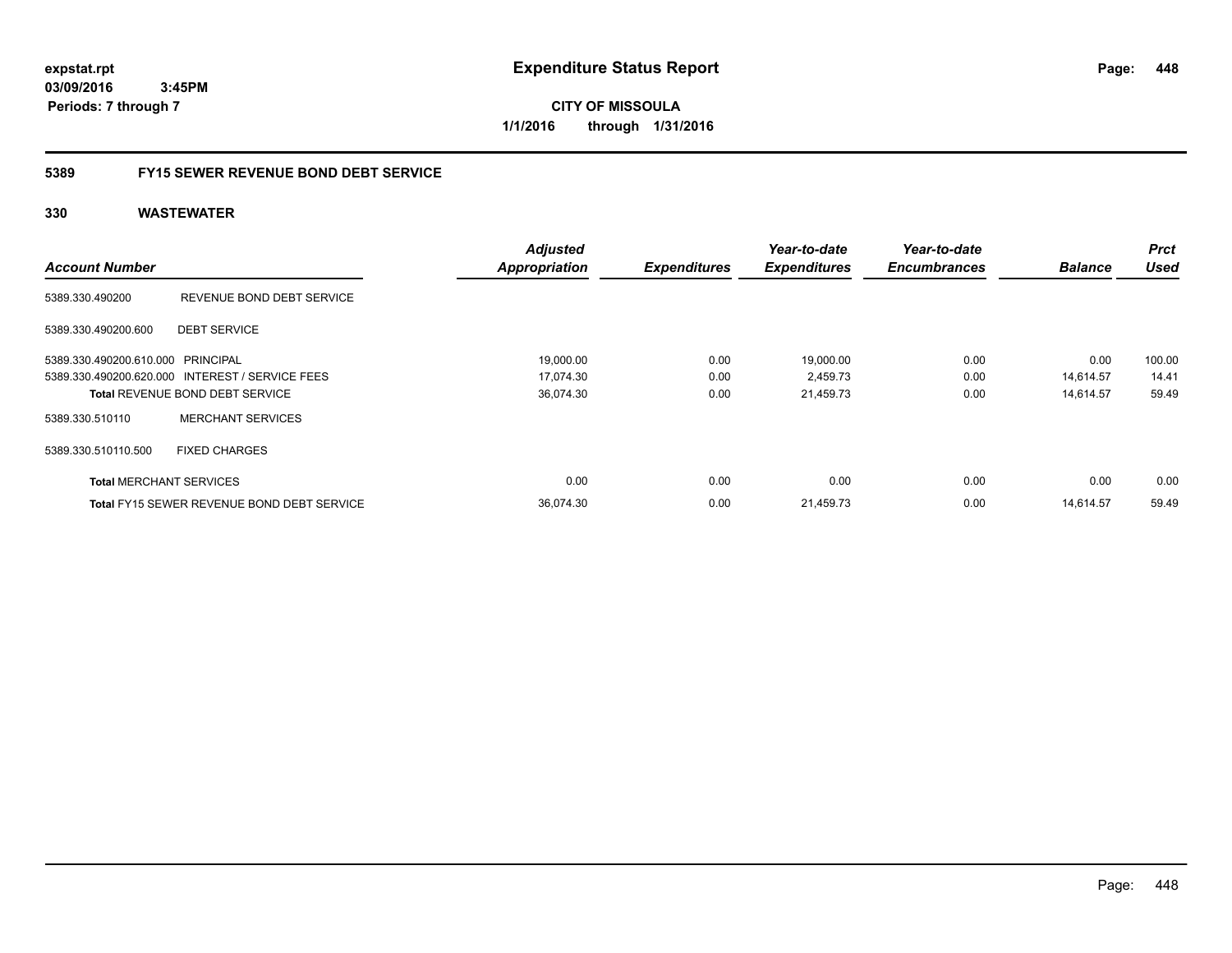expstat.rpt
03/09/2016 3:45PM
Periods: 7 through 7

# Expenditure Status Report

**CITY OF MISSOULA**
**1/1/2016 through 1/31/2016**

## 5389 FY15 SEWER REVENUE BOND DEBT SERVICE

## 330 WASTEWATER

| Account Number | | Adjusted Appropriation | Expenditures | Year-to-date Expenditures | Year-to-date Encumbrances | Balance | Prct Used |
|---|---|---|---|---|---|---|---|
| 5389.330.490200 | REVENUE BOND DEBT SERVICE | | | | | | |
| 5389.330.490200.600 | DEBT SERVICE | | | | | | |
| 5389.330.490200.610.000 | PRINCIPAL | 19,000.00 | 0.00 | 19,000.00 | 0.00 | 0.00 | 100.00 |
| 5389.330.490200.620.000 | INTEREST / SERVICE FEES | 17,074.30 | 0.00 | 2,459.73 | 0.00 | 14,614.57 | 14.41 |
| **Total** REVENUE BOND DEBT SERVICE | | 36,074.30 | 0.00 | 21,459.73 | 0.00 | 14,614.57 | 59.49 |
| 5389.330.510110 | MERCHANT SERVICES | | | | | | |
| 5389.330.510110.500 | FIXED CHARGES | | | | | | |
| **Total** MERCHANT SERVICES | | 0.00 | 0.00 | 0.00 | 0.00 | 0.00 | 0.00 |
| **Total** FY15 SEWER REVENUE BOND DEBT SERVICE | | 36,074.30 | 0.00 | 21,459.73 | 0.00 | 14,614.57 | 59.49 |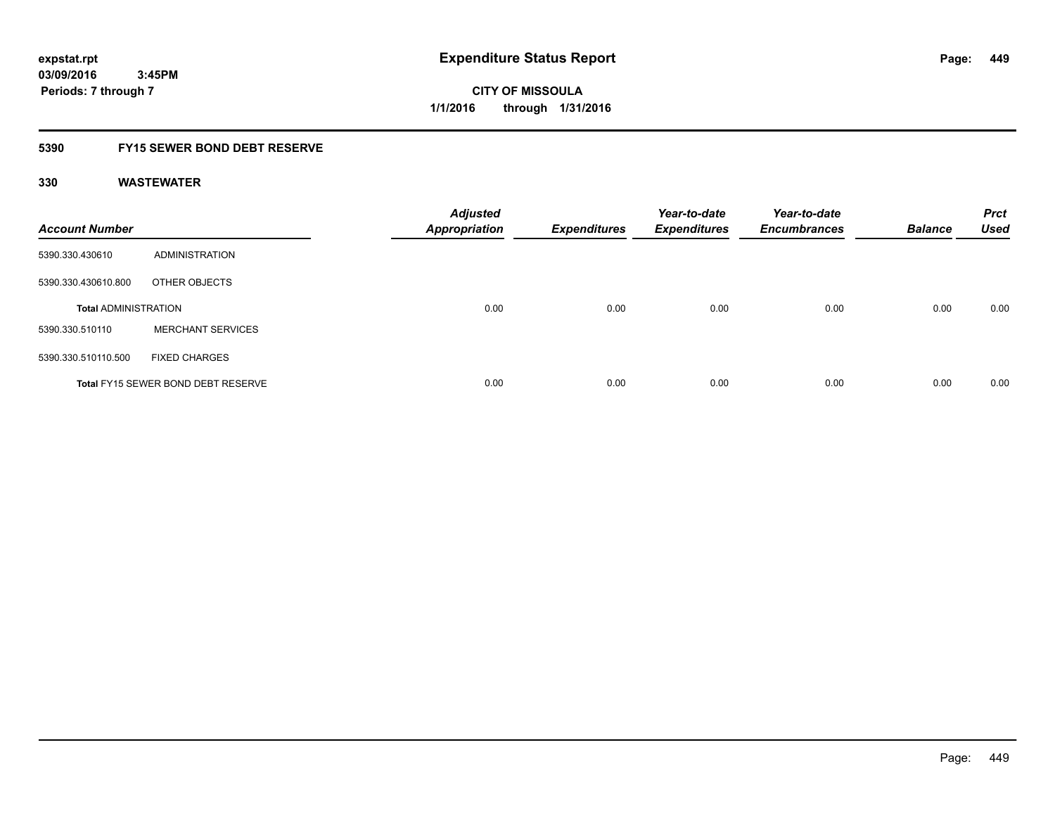**expstat.rpt**
**03/09/2016 3:45PM**
**Periods: 7 through 7**

# Expenditure Status Report

**CITY OF MISSOULA**
**1/1/2016 through 1/31/2016**

## 5390 FY15 SEWER BOND DEBT RESERVE

### 330 WASTEWATER

| Account Number | | Adjusted Appropriation | Expenditures | Year-to-date Expenditures | Year-to-date Encumbrances | Balance | Prct Used |
|---|---|---|---|---|---|---|---|
| 5390.330.430610 | ADMINISTRATION | | | | | | |
| 5390.330.430610.800 | OTHER OBJECTS | | | | | | |
| **Total** ADMINISTRATION | | 0.00 | 0.00 | 0.00 | 0.00 | 0.00 | 0.00 |
| 5390.330.510110 | MERCHANT SERVICES | | | | | | |
| 5390.330.510110.500 | FIXED CHARGES | | | | | | |
| **Total** FY15 SEWER BOND DEBT RESERVE | | 0.00 | 0.00 | 0.00 | 0.00 | 0.00 | 0.00 |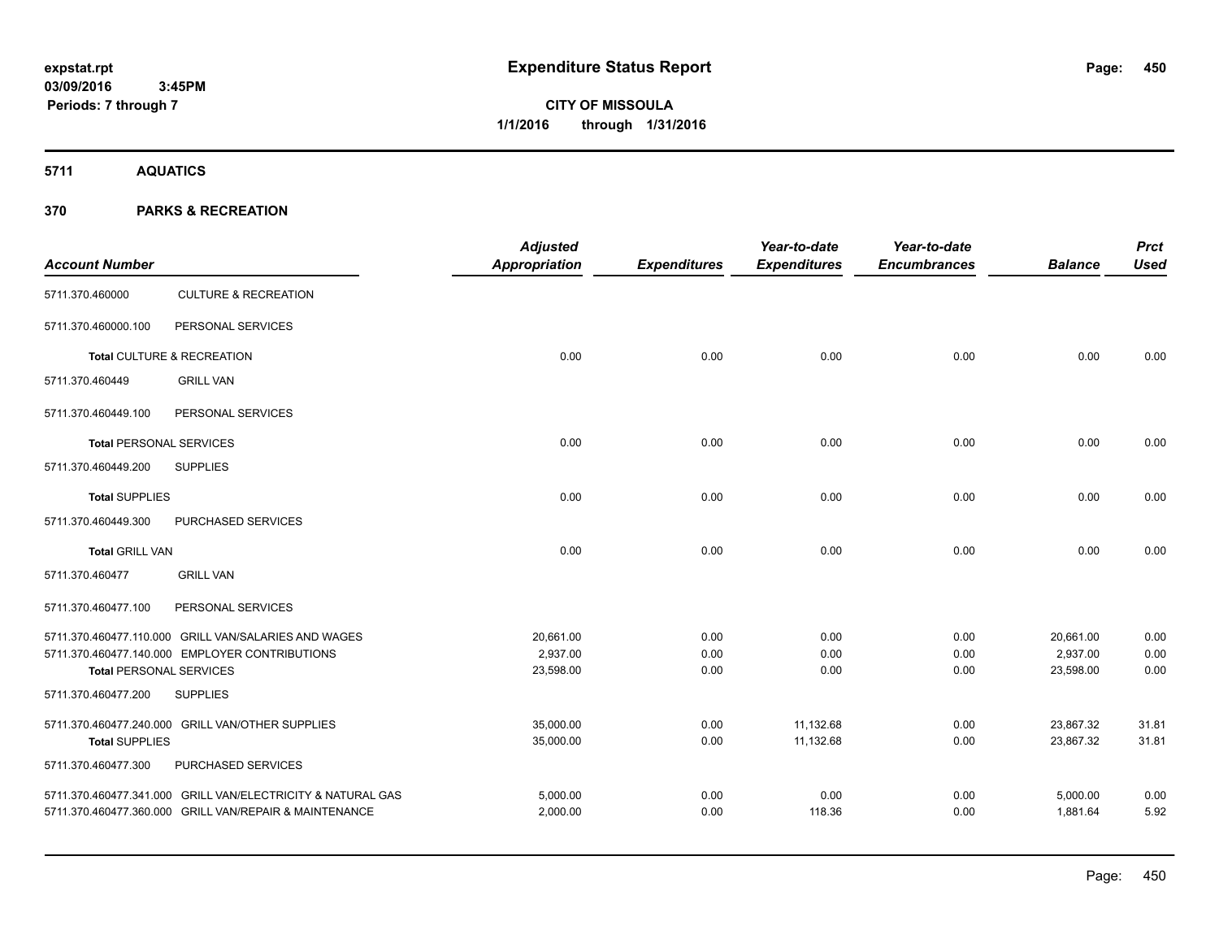# Expenditure Status Report

**CITY OF MISSOULA**
**1/1/2016 through 1/31/2016**

expstat.rpt
03/09/2016 3:45PM
Periods: 7 through 7

## 5711 AQUATICS

## 370 PARKS & RECREATION

| Account Number | | Adjusted Appropriation | Expenditures | Year-to-date Expenditures | Year-to-date Encumbrances | Balance | Prct Used |
|---|---|---|---|---|---|---|---|
| 5711.370.460000 | CULTURE & RECREATION | | | | | | |
| 5711.370.460000.100 | PERSONAL SERVICES | | | | | | |
| **Total** CULTURE & RECREATION | | 0.00 | 0.00 | 0.00 | 0.00 | 0.00 | 0.00 |
| 5711.370.460449 | GRILL VAN | | | | | | |
| 5711.370.460449.100 | PERSONAL SERVICES | | | | | | |
| **Total** PERSONAL SERVICES | | 0.00 | 0.00 | 0.00 | 0.00 | 0.00 | 0.00 |
| 5711.370.460449.200 | SUPPLIES | | | | | | |
| **Total** SUPPLIES | | 0.00 | 0.00 | 0.00 | 0.00 | 0.00 | 0.00 |
| 5711.370.460449.300 | PURCHASED SERVICES | | | | | | |
| **Total** GRILL VAN | | 0.00 | 0.00 | 0.00 | 0.00 | 0.00 | 0.00 |
| 5711.370.460477 | GRILL VAN | | | | | | |
| 5711.370.460477.100 | PERSONAL SERVICES | | | | | | |
| 5711.370.460477.110.000 | GRILL VAN/SALARIES AND WAGES | 20,661.00 | 0.00 | 0.00 | 0.00 | 20,661.00 | 0.00 |
| 5711.370.460477.140.000 | EMPLOYER CONTRIBUTIONS | 2,937.00 | 0.00 | 0.00 | 0.00 | 2,937.00 | 0.00 |
| **Total** PERSONAL SERVICES | | 23,598.00 | 0.00 | 0.00 | 0.00 | 23,598.00 | 0.00 |
| 5711.370.460477.200 | SUPPLIES | | | | | | |
| 5711.370.460477.240.000 | GRILL VAN/OTHER SUPPLIES | 35,000.00 | 0.00 | 11,132.68 | 0.00 | 23,867.32 | 31.81 |
| **Total** SUPPLIES | | 35,000.00 | 0.00 | 11,132.68 | 0.00 | 23,867.32 | 31.81 |
| 5711.370.460477.300 | PURCHASED SERVICES | | | | | | |
| 5711.370.460477.341.000 | GRILL VAN/ELECTRICITY & NATURAL GAS | 5,000.00 | 0.00 | 0.00 | 0.00 | 5,000.00 | 0.00 |
| 5711.370.460477.360.000 | GRILL VAN/REPAIR & MAINTENANCE | 2,000.00 | 0.00 | 118.36 | 0.00 | 1,881.64 | 5.92 |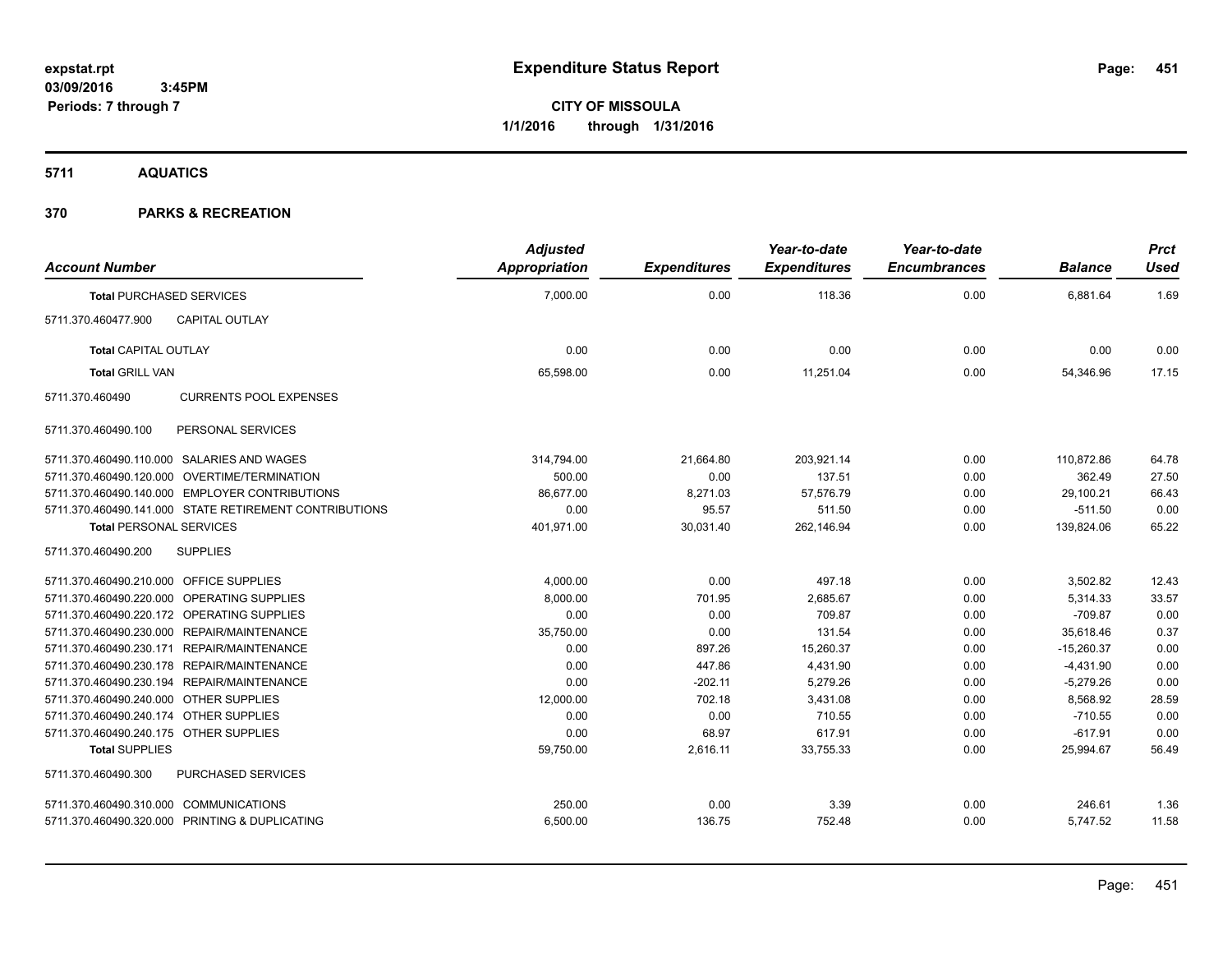# Expenditure Status Report

expstat.rpt
03/09/2016 3:45PM
Periods: 7 through 7

**CITY OF MISSOULA**
**1/1/2016 through 1/31/2016**

## 5711 AQUATICS

## 370 PARKS & RECREATION

| Account Number | | Adjusted Appropriation | Expenditures | Year-to-date Expenditures | Year-to-date Encumbrances | Balance | Prct Used |
|---|---|---|---|---|---|---|---|
| **Total PURCHASED SERVICES** | | 7,000.00 | 0.00 | 118.36 | 0.00 | 6,881.64 | 1.69 |
| 5711.370.460477.900 | CAPITAL OUTLAY | | | | | | |
| **Total CAPITAL OUTLAY** | | 0.00 | 0.00 | 0.00 | 0.00 | 0.00 | 0.00 |
| **Total GRILL VAN** | | 65,598.00 | 0.00 | 11,251.04 | 0.00 | 54,346.96 | 17.15 |
| 5711.370.460490 | CURRENTS POOL EXPENSES | | | | | | |
| 5711.370.460490.100 | PERSONAL SERVICES | | | | | | |
| 5711.370.460490.110.000 | SALARIES AND WAGES | 314,794.00 | 21,664.80 | 203,921.14 | 0.00 | 110,872.86 | 64.78 |
| 5711.370.460490.120.000 | OVERTIME/TERMINATION | 500.00 | 0.00 | 137.51 | 0.00 | 362.49 | 27.50 |
| 5711.370.460490.140.000 | EMPLOYER CONTRIBUTIONS | 86,677.00 | 8,271.03 | 57,576.79 | 0.00 | 29,100.21 | 66.43 |
| 5711.370.460490.141.000 | STATE RETIREMENT CONTRIBUTIONS | 0.00 | 95.57 | 511.50 | 0.00 | -511.50 | 0.00 |
| **Total PERSONAL SERVICES** | | 401,971.00 | 30,031.40 | 262,146.94 | 0.00 | 139,824.06 | 65.22 |
| 5711.370.460490.200 | SUPPLIES | | | | | | |
| 5711.370.460490.210.000 | OFFICE SUPPLIES | 4,000.00 | 0.00 | 497.18 | 0.00 | 3,502.82 | 12.43 |
| 5711.370.460490.220.000 | OPERATING SUPPLIES | 8,000.00 | 701.95 | 2,685.67 | 0.00 | 5,314.33 | 33.57 |
| 5711.370.460490.220.172 | OPERATING SUPPLIES | 0.00 | 0.00 | 709.87 | 0.00 | -709.87 | 0.00 |
| 5711.370.460490.230.000 | REPAIR/MAINTENANCE | 35,750.00 | 0.00 | 131.54 | 0.00 | 35,618.46 | 0.37 |
| 5711.370.460490.230.171 | REPAIR/MAINTENANCE | 0.00 | 897.26 | 15,260.37 | 0.00 | -15,260.37 | 0.00 |
| 5711.370.460490.230.178 | REPAIR/MAINTENANCE | 0.00 | 447.86 | 4,431.90 | 0.00 | -4,431.90 | 0.00 |
| 5711.370.460490.230.194 | REPAIR/MAINTENANCE | 0.00 | -202.11 | 5,279.26 | 0.00 | -5,279.26 | 0.00 |
| 5711.370.460490.240.000 | OTHER SUPPLIES | 12,000.00 | 702.18 | 3,431.08 | 0.00 | 8,568.92 | 28.59 |
| 5711.370.460490.240.174 | OTHER SUPPLIES | 0.00 | 0.00 | 710.55 | 0.00 | -710.55 | 0.00 |
| 5711.370.460490.240.175 | OTHER SUPPLIES | 0.00 | 68.97 | 617.91 | 0.00 | -617.91 | 0.00 |
| **Total SUPPLIES** | | 59,750.00 | 2,616.11 | 33,755.33 | 0.00 | 25,994.67 | 56.49 |
| 5711.370.460490.300 | PURCHASED SERVICES | | | | | | |
| 5711.370.460490.310.000 | COMMUNICATIONS | 250.00 | 0.00 | 3.39 | 0.00 | 246.61 | 1.36 |
| 5711.370.460490.320.000 | PRINTING & DUPLICATING | 6,500.00 | 136.75 | 752.48 | 0.00 | 5,747.52 | 11.58 |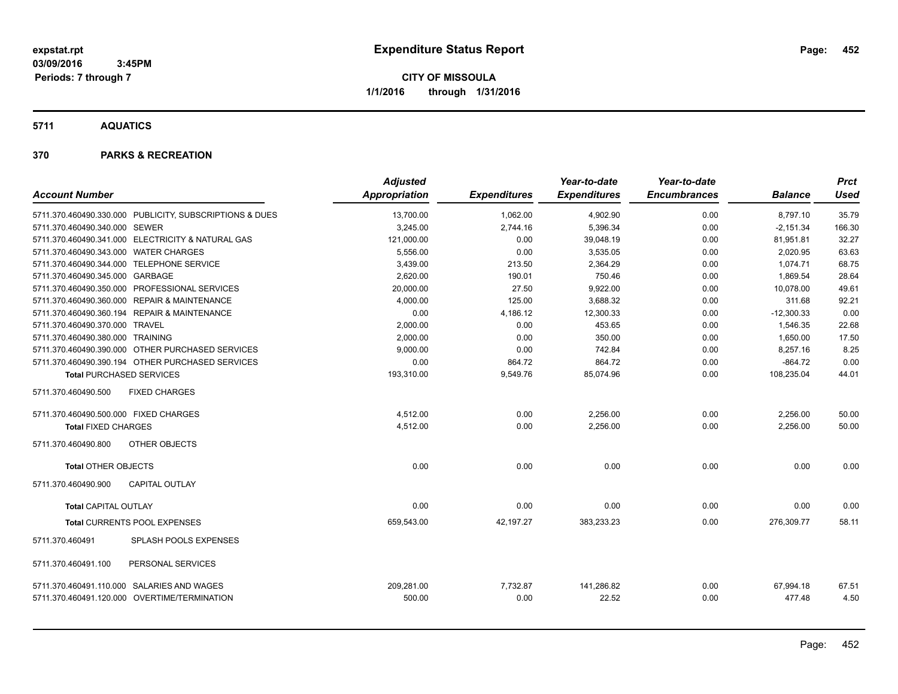expstat.rpt
03/09/2016 3:45PM
Periods: 7 through 7

# Expenditure Status Report

**CITY OF MISSOULA**
**1/1/2016 through 1/31/2016**

## 5711 AQUATICS

## 370 PARKS & RECREATION

| Account Number | | Adjusted Appropriation | Expenditures | Year-to-date Expenditures | Year-to-date Encumbrances | Balance | Prct Used |
|---|---|---|---|---|---|---|---|
| 5711.370.460490.330.000 | PUBLICITY, SUBSCRIPTIONS & DUES | 13,700.00 | 1,062.00 | 4,902.90 | 0.00 | 8,797.10 | 35.79 |
| 5711.370.460490.340.000 | SEWER | 3,245.00 | 2,744.16 | 5,396.34 | 0.00 | -2,151.34 | 166.30 |
| 5711.370.460490.341.000 | ELECTRICITY & NATURAL GAS | 121,000.00 | 0.00 | 39,048.19 | 0.00 | 81,951.81 | 32.27 |
| 5711.370.460490.343.000 | WATER CHARGES | 5,556.00 | 0.00 | 3,535.05 | 0.00 | 2,020.95 | 63.63 |
| 5711.370.460490.344.000 | TELEPHONE SERVICE | 3,439.00 | 213.50 | 2,364.29 | 0.00 | 1,074.71 | 68.75 |
| 5711.370.460490.345.000 | GARBAGE | 2,620.00 | 190.01 | 750.46 | 0.00 | 1,869.54 | 28.64 |
| 5711.370.460490.350.000 | PROFESSIONAL SERVICES | 20,000.00 | 27.50 | 9,922.00 | 0.00 | 10,078.00 | 49.61 |
| 5711.370.460490.360.000 | REPAIR & MAINTENANCE | 4,000.00 | 125.00 | 3,688.32 | 0.00 | 311.68 | 92.21 |
| 5711.370.460490.360.194 | REPAIR & MAINTENANCE | 0.00 | 4,186.12 | 12,300.33 | 0.00 | -12,300.33 | 0.00 |
| 5711.370.460490.370.000 | TRAVEL | 2,000.00 | 0.00 | 453.65 | 0.00 | 1,546.35 | 22.68 |
| 5711.370.460490.380.000 | TRAINING | 2,000.00 | 0.00 | 350.00 | 0.00 | 1,650.00 | 17.50 |
| 5711.370.460490.390.000 | OTHER PURCHASED SERVICES | 9,000.00 | 0.00 | 742.84 | 0.00 | 8,257.16 | 8.25 |
| 5711.370.460490.390.194 | OTHER PURCHASED SERVICES | 0.00 | 864.72 | 864.72 | 0.00 | -864.72 | 0.00 |
| **Total PURCHASED SERVICES** | | 193,310.00 | 9,549.76 | 85,074.96 | 0.00 | 108,235.04 | 44.01 |
| 5711.370.460490.500 | FIXED CHARGES | | | | | | |
| 5711.370.460490.500.000 | FIXED CHARGES | 4,512.00 | 0.00 | 2,256.00 | 0.00 | 2,256.00 | 50.00 |
| **Total FIXED CHARGES** | | 4,512.00 | 0.00 | 2,256.00 | 0.00 | 2,256.00 | 50.00 |
| 5711.370.460490.800 | OTHER OBJECTS | | | | | | |
| **Total OTHER OBJECTS** | | 0.00 | 0.00 | 0.00 | 0.00 | 0.00 | 0.00 |
| 5711.370.460490.900 | CAPITAL OUTLAY | | | | | | |
| **Total CAPITAL OUTLAY** | | 0.00 | 0.00 | 0.00 | 0.00 | 0.00 | 0.00 |
| **Total CURRENTS POOL EXPENSES** | | 659,543.00 | 42,197.27 | 383,233.23 | 0.00 | 276,309.77 | 58.11 |
| 5711.370.460491 | SPLASH POOLS EXPENSES | | | | | | |
| 5711.370.460491.100 | PERSONAL SERVICES | | | | | | |
| 5711.370.460491.110.000 | SALARIES AND WAGES | 209,281.00 | 7,732.87 | 141,286.82 | 0.00 | 67,994.18 | 67.51 |
| 5711.370.460491.120.000 | OVERTIME/TERMINATION | 500.00 | 0.00 | 22.52 | 0.00 | 477.48 | 4.50 |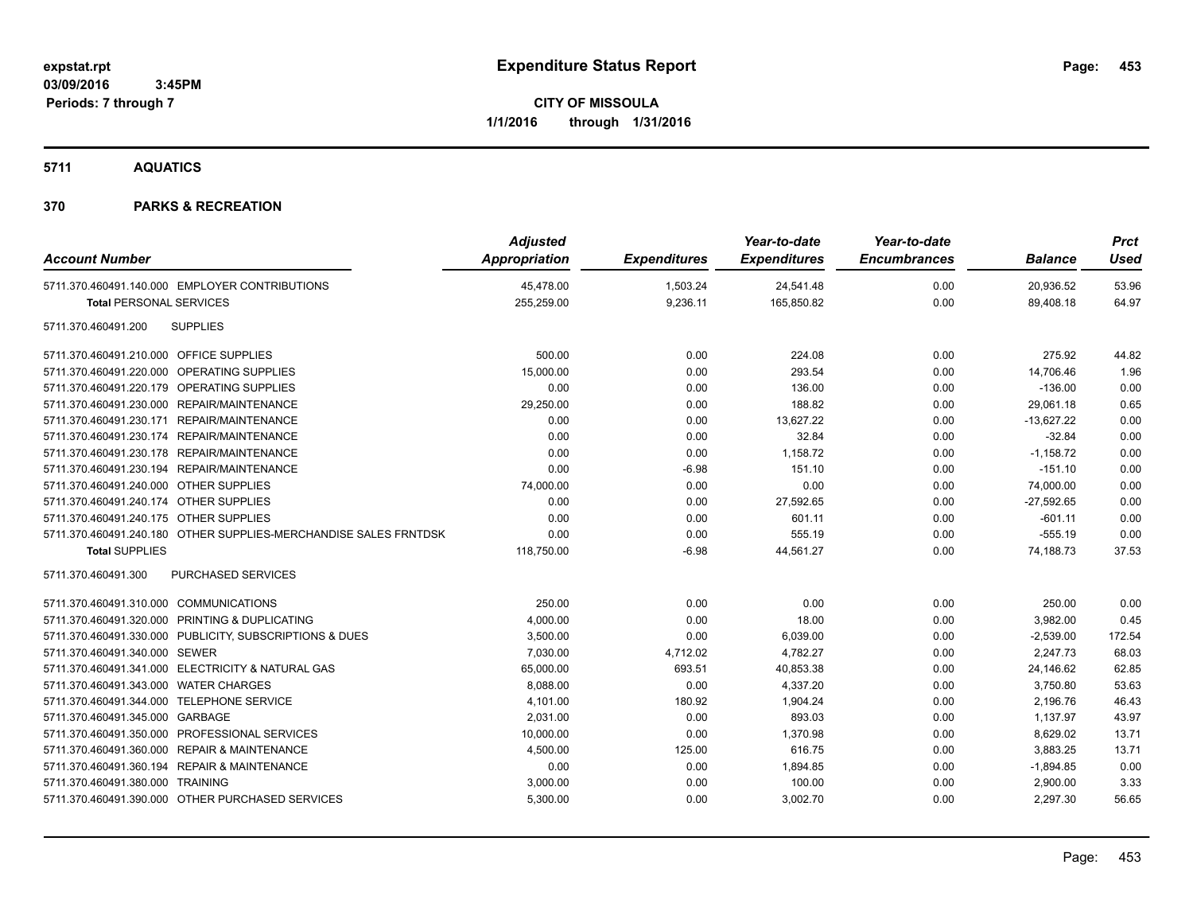expstat.rpt
03/09/2016 3:45PM
Periods: 7 through 7

# Expenditure Status Report

**CITY OF MISSOULA**
**1/1/2016 through 1/31/2016**

## 5711 AQUATICS

### 370 PARKS & RECREATION

| Account Number | | Adjusted Appropriation | Expenditures | Year-to-date Expenditures | Year-to-date Encumbrances | Balance | Prct Used |
|---|---|---|---|---|---|---|---|
| 5711.370.460491.140.000 | EMPLOYER CONTRIBUTIONS | 45,478.00 | 1,503.24 | 24,541.48 | 0.00 | 20,936.52 | 53.96 |
| **Total** PERSONAL SERVICES | | 255,259.00 | 9,236.11 | 165,850.82 | 0.00 | 89,408.18 | 64.97 |
| 5711.370.460491.200 | SUPPLIES | | | | | | |
| 5711.370.460491.210.000 | OFFICE SUPPLIES | 500.00 | 0.00 | 224.08 | 0.00 | 275.92 | 44.82 |
| 5711.370.460491.220.000 | OPERATING SUPPLIES | 15,000.00 | 0.00 | 293.54 | 0.00 | 14,706.46 | 1.96 |
| 5711.370.460491.220.179 | OPERATING SUPPLIES | 0.00 | 0.00 | 136.00 | 0.00 | -136.00 | 0.00 |
| 5711.370.460491.230.000 | REPAIR/MAINTENANCE | 29,250.00 | 0.00 | 188.82 | 0.00 | 29,061.18 | 0.65 |
| 5711.370.460491.230.171 | REPAIR/MAINTENANCE | 0.00 | 0.00 | 13,627.22 | 0.00 | -13,627.22 | 0.00 |
| 5711.370.460491.230.174 | REPAIR/MAINTENANCE | 0.00 | 0.00 | 32.84 | 0.00 | -32.84 | 0.00 |
| 5711.370.460491.230.178 | REPAIR/MAINTENANCE | 0.00 | 0.00 | 1,158.72 | 0.00 | -1,158.72 | 0.00 |
| 5711.370.460491.230.194 | REPAIR/MAINTENANCE | 0.00 | -6.98 | 151.10 | 0.00 | -151.10 | 0.00 |
| 5711.370.460491.240.000 | OTHER SUPPLIES | 74,000.00 | 0.00 | 0.00 | 0.00 | 74,000.00 | 0.00 |
| 5711.370.460491.240.174 | OTHER SUPPLIES | 0.00 | 0.00 | 27,592.65 | 0.00 | -27,592.65 | 0.00 |
| 5711.370.460491.240.175 | OTHER SUPPLIES | 0.00 | 0.00 | 601.11 | 0.00 | -601.11 | 0.00 |
| 5711.370.460491.240.180 | OTHER SUPPLIES-MERCHANDISE SALES FRNTDSK | 0.00 | 0.00 | 555.19 | 0.00 | -555.19 | 0.00 |
| **Total** SUPPLIES | | 118,750.00 | -6.98 | 44,561.27 | 0.00 | 74,188.73 | 37.53 |
| 5711.370.460491.300 | PURCHASED SERVICES | | | | | | |
| 5711.370.460491.310.000 | COMMUNICATIONS | 250.00 | 0.00 | 0.00 | 0.00 | 250.00 | 0.00 |
| 5711.370.460491.320.000 | PRINTING & DUPLICATING | 4,000.00 | 0.00 | 18.00 | 0.00 | 3,982.00 | 0.45 |
| 5711.370.460491.330.000 | PUBLICITY, SUBSCRIPTIONS & DUES | 3,500.00 | 0.00 | 6,039.00 | 0.00 | -2,539.00 | 172.54 |
| 5711.370.460491.340.000 | SEWER | 7,030.00 | 4,712.02 | 4,782.27 | 0.00 | 2,247.73 | 68.03 |
| 5711.370.460491.341.000 | ELECTRICITY & NATURAL GAS | 65,000.00 | 693.51 | 40,853.38 | 0.00 | 24,146.62 | 62.85 |
| 5711.370.460491.343.000 | WATER CHARGES | 8,088.00 | 0.00 | 4,337.20 | 0.00 | 3,750.80 | 53.63 |
| 5711.370.460491.344.000 | TELEPHONE SERVICE | 4,101.00 | 180.92 | 1,904.24 | 0.00 | 2,196.76 | 46.43 |
| 5711.370.460491.345.000 | GARBAGE | 2,031.00 | 0.00 | 893.03 | 0.00 | 1,137.97 | 43.97 |
| 5711.370.460491.350.000 | PROFESSIONAL SERVICES | 10,000.00 | 0.00 | 1,370.98 | 0.00 | 8,629.02 | 13.71 |
| 5711.370.460491.360.000 | REPAIR & MAINTENANCE | 4,500.00 | 125.00 | 616.75 | 0.00 | 3,883.25 | 13.71 |
| 5711.370.460491.360.194 | REPAIR & MAINTENANCE | 0.00 | 0.00 | 1,894.85 | 0.00 | -1,894.85 | 0.00 |
| 5711.370.460491.380.000 | TRAINING | 3,000.00 | 0.00 | 100.00 | 0.00 | 2,900.00 | 3.33 |
| 5711.370.460491.390.000 | OTHER PURCHASED SERVICES | 5,300.00 | 0.00 | 3,002.70 | 0.00 | 2,297.30 | 56.65 |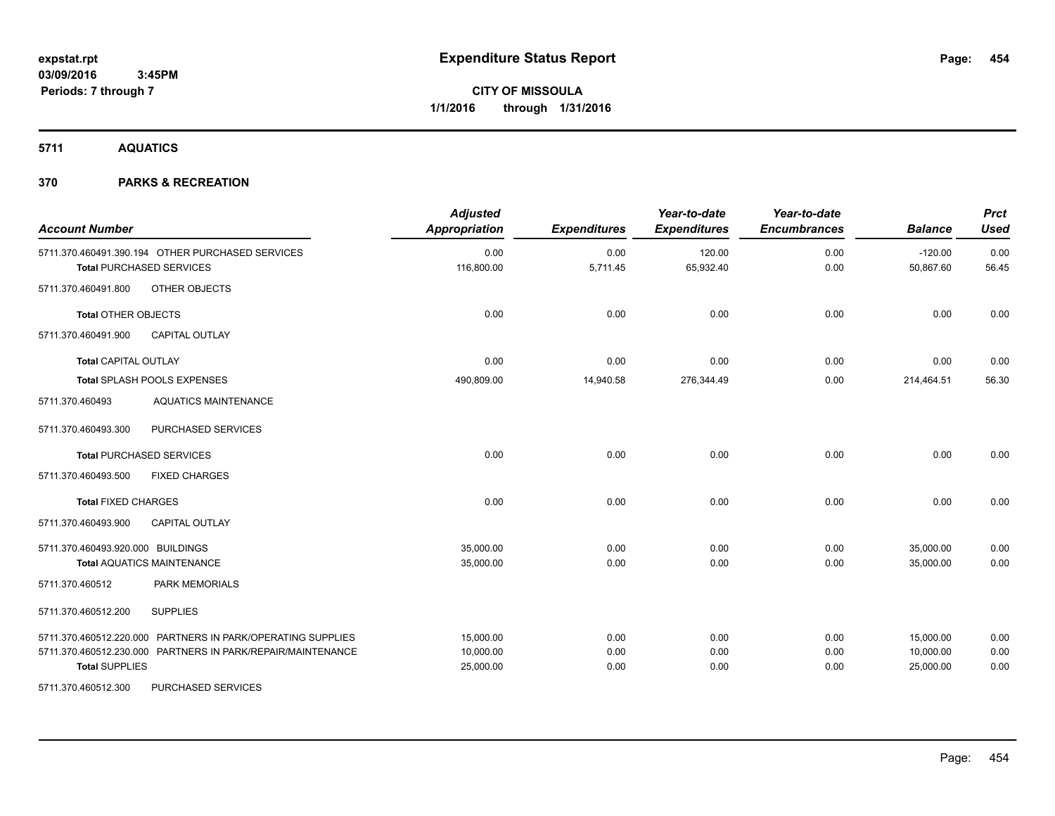**expstat.rpt**
**03/09/2016 3:45PM**
**Periods: 7 through 7**

# Expenditure Status Report

**CITY OF MISSOULA**
**1/1/2016 through 1/31/2016**

## 5711 AQUATICS

## 370 PARKS & RECREATION

| Account Number | Adjusted Appropriation | Expenditures | Year-to-date Expenditures | Year-to-date Encumbrances | Balance | Prct Used |
|---|---|---|---|---|---|---|
| 5711.370.460491.390.194 OTHER PURCHASED SERVICES | 0.00 | 0.00 | 120.00 | 0.00 | -120.00 | 0.00 |
| **Total** PURCHASED SERVICES | 116,800.00 | 5,711.45 | 65,932.40 | 0.00 | 50,867.60 | 56.45 |
| 5711.370.460491.800 OTHER OBJECTS | | | | | | |
| **Total** OTHER OBJECTS | 0.00 | 0.00 | 0.00 | 0.00 | 0.00 | 0.00 |
| 5711.370.460491.900 CAPITAL OUTLAY | | | | | | |
| **Total** CAPITAL OUTLAY | 0.00 | 0.00 | 0.00 | 0.00 | 0.00 | 0.00 |
| **Total** SPLASH POOLS EXPENSES | 490,809.00 | 14,940.58 | 276,344.49 | 0.00 | 214,464.51 | 56.30 |
| 5711.370.460493 AQUATICS MAINTENANCE | | | | | | |
| 5711.370.460493.300 PURCHASED SERVICES | | | | | | |
| **Total** PURCHASED SERVICES | 0.00 | 0.00 | 0.00 | 0.00 | 0.00 | 0.00 |
| 5711.370.460493.500 FIXED CHARGES | | | | | | |
| **Total** FIXED CHARGES | 0.00 | 0.00 | 0.00 | 0.00 | 0.00 | 0.00 |
| 5711.370.460493.900 CAPITAL OUTLAY | | | | | | |
| 5711.370.460493.920.000 BUILDINGS | 35,000.00 | 0.00 | 0.00 | 0.00 | 35,000.00 | 0.00 |
| **Total** AQUATICS MAINTENANCE | 35,000.00 | 0.00 | 0.00 | 0.00 | 35,000.00 | 0.00 |
| 5711.370.460512 PARK MEMORIALS | | | | | | |
| 5711.370.460512.200 SUPPLIES | | | | | | |
| 5711.370.460512.220.000 PARTNERS IN PARK/OPERATING SUPPLIES | 15,000.00 | 0.00 | 0.00 | 0.00 | 15,000.00 | 0.00 |
| 5711.370.460512.230.000 PARTNERS IN PARK/REPAIR/MAINTENANCE | 10,000.00 | 0.00 | 0.00 | 0.00 | 10,000.00 | 0.00 |
| **Total** SUPPLIES | 25,000.00 | 0.00 | 0.00 | 0.00 | 25,000.00 | 0.00 |
| 5711.370.460512.300 PURCHASED SERVICES | | | | | | |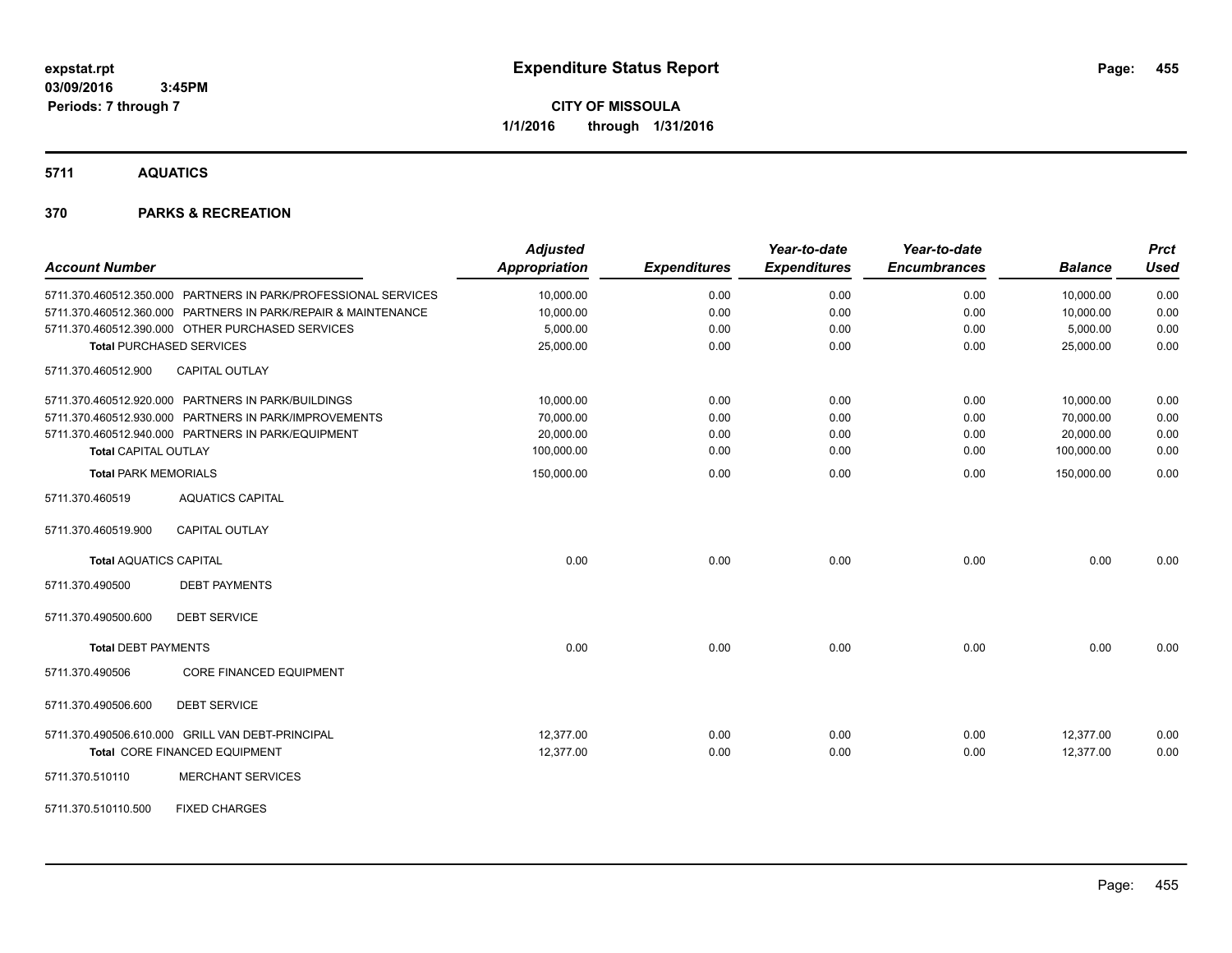# Expenditure Status Report

**CITY OF MISSOULA**
**1/1/2016 through 1/31/2016**

expstat.rpt
03/09/2016 3:45PM
Periods: 7 through 7

## 5711 AQUATICS

## 370 PARKS & RECREATION

| Account Number | Adjusted Appropriation | Expenditures | Year-to-date Expenditures | Year-to-date Encumbrances | Balance | Prct Used |
|---|---|---|---|---|---|---|
| 5711.370.460512.350.000 PARTNERS IN PARK/PROFESSIONAL SERVICES | 10,000.00 | 0.00 | 0.00 | 0.00 | 10,000.00 | 0.00 |
| 5711.370.460512.360.000 PARTNERS IN PARK/REPAIR & MAINTENANCE | 10,000.00 | 0.00 | 0.00 | 0.00 | 10,000.00 | 0.00 |
| 5711.370.460512.390.000 OTHER PURCHASED SERVICES | 5,000.00 | 0.00 | 0.00 | 0.00 | 5,000.00 | 0.00 |
| **Total** PURCHASED SERVICES | 25,000.00 | 0.00 | 0.00 | 0.00 | 25,000.00 | 0.00 |
| 5711.370.460512.900 CAPITAL OUTLAY | | | | | | |
| 5711.370.460512.920.000 PARTNERS IN PARK/BUILDINGS | 10,000.00 | 0.00 | 0.00 | 0.00 | 10,000.00 | 0.00 |
| 5711.370.460512.930.000 PARTNERS IN PARK/IMPROVEMENTS | 70,000.00 | 0.00 | 0.00 | 0.00 | 70,000.00 | 0.00 |
| 5711.370.460512.940.000 PARTNERS IN PARK/EQUIPMENT | 20,000.00 | 0.00 | 0.00 | 0.00 | 20,000.00 | 0.00 |
| **Total** CAPITAL OUTLAY | 100,000.00 | 0.00 | 0.00 | 0.00 | 100,000.00 | 0.00 |
| **Total** PARK MEMORIALS | 150,000.00 | 0.00 | 0.00 | 0.00 | 150,000.00 | 0.00 |
| 5711.370.460519 AQUATICS CAPITAL | | | | | | |
| 5711.370.460519.900 CAPITAL OUTLAY | | | | | | |
| **Total** AQUATICS CAPITAL | 0.00 | 0.00 | 0.00 | 0.00 | 0.00 | 0.00 |
| 5711.370.490500 DEBT PAYMENTS | | | | | | |
| 5711.370.490500.600 DEBT SERVICE | | | | | | |
| **Total** DEBT PAYMENTS | 0.00 | 0.00 | 0.00 | 0.00 | 0.00 | 0.00 |
| 5711.370.490506 CORE FINANCED EQUIPMENT | | | | | | |
| 5711.370.490506.600 DEBT SERVICE | | | | | | |
| 5711.370.490506.610.000 GRILL VAN DEBT-PRINCIPAL | 12,377.00 | 0.00 | 0.00 | 0.00 | 12,377.00 | 0.00 |
| **Total** CORE FINANCED EQUIPMENT | 12,377.00 | 0.00 | 0.00 | 0.00 | 12,377.00 | 0.00 |
| 5711.370.510110 MERCHANT SERVICES | | | | | | |
| 5711.370.510110.500 FIXED CHARGES | | | | | | |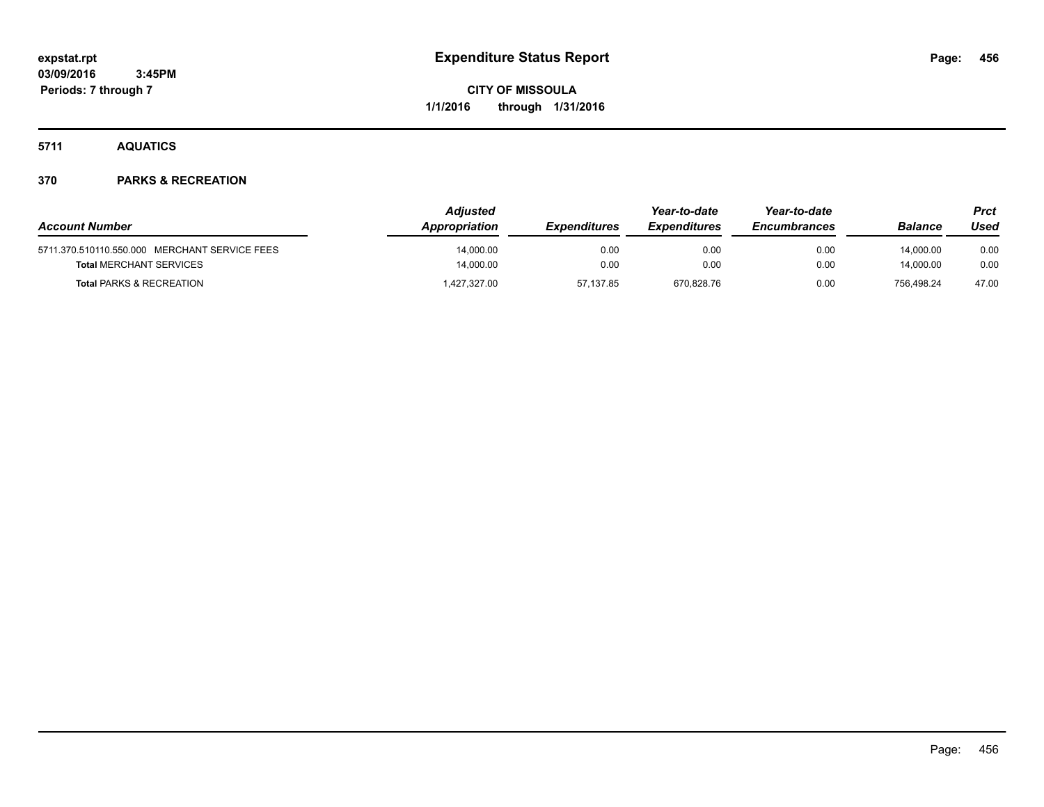**expstat.rpt**
**03/09/2016 3:45PM**
**Periods: 7 through 7**

# Expenditure Status Report

**CITY OF MISSOULA**
**1/1/2016 through 1/31/2016**

## 5711 AQUATICS

## 370 PARKS & RECREATION

| Account Number | Adjusted Appropriation | Expenditures | Year-to-date Expenditures | Year-to-date Encumbrances | Balance | Prct Used |
|---|---|---|---|---|---|---|
| 5711.370.510110.550.000 MERCHANT SERVICE FEES | 14,000.00 | 0.00 | 0.00 | 0.00 | 14,000.00 | 0.00 |
| **Total** MERCHANT SERVICES | 14,000.00 | 0.00 | 0.00 | 0.00 | 14,000.00 | 0.00 |
| **Total** PARKS & RECREATION | 1,427,327.00 | 57,137.85 | 670,828.76 | 0.00 | 756,498.24 | 47.00 |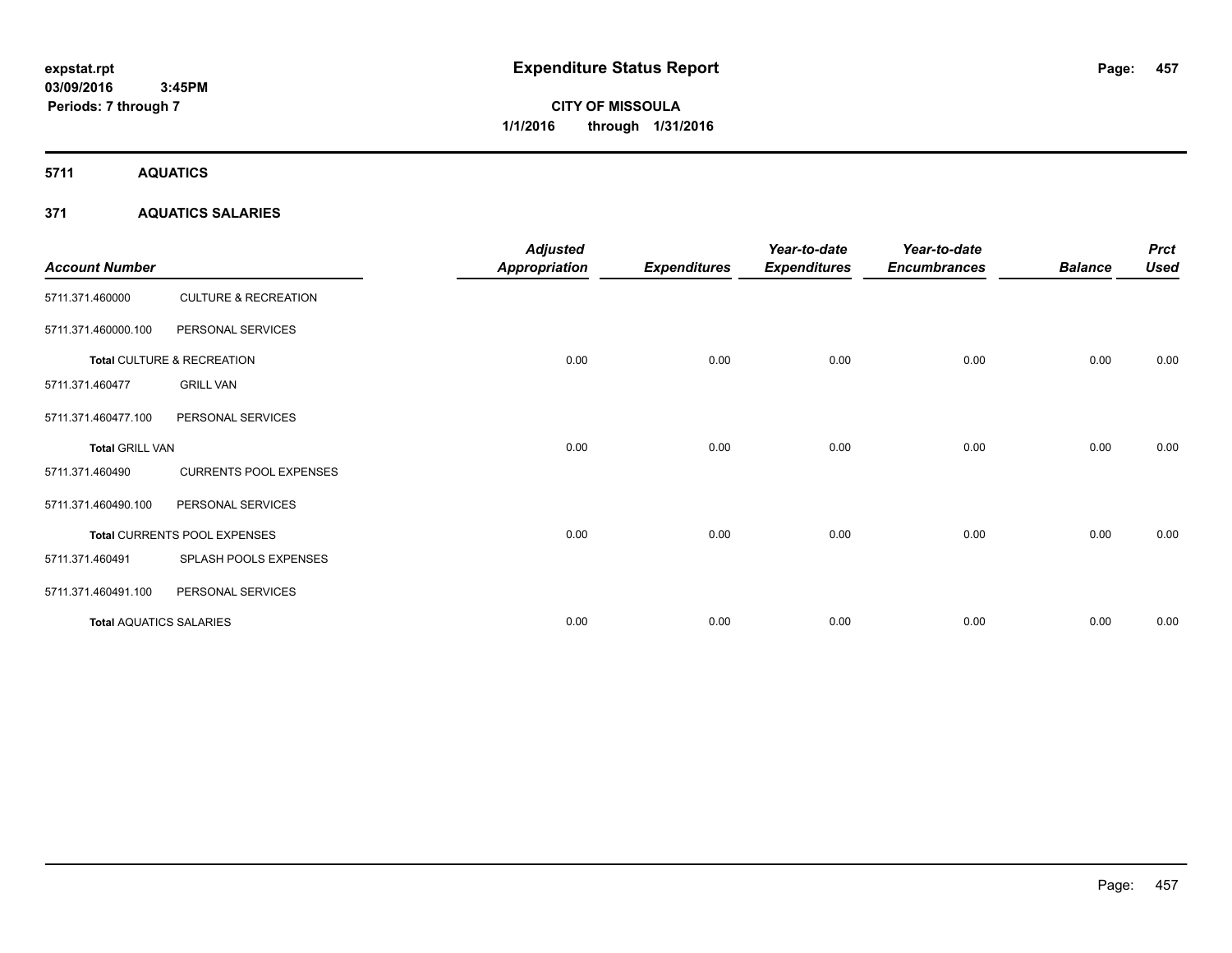# Expenditure Status Report

expstat.rpt
03/09/2016 3:45PM
Periods: 7 through 7

**CITY OF MISSOULA**
**1/1/2016 through 1/31/2016**

## 5711 AQUATICS

### 371 AQUATICS SALARIES

| Account Number | | Adjusted Appropriation | Expenditures | Year-to-date Expenditures | Year-to-date Encumbrances | Balance | Prct Used |
|---|---|---|---|---|---|---|---|
| 5711.371.460000 | CULTURE & RECREATION | | | | | | |
| 5711.371.460000.100 | PERSONAL SERVICES | | | | | | |
| **Total** CULTURE & RECREATION | | 0.00 | 0.00 | 0.00 | 0.00 | 0.00 | 0.00 |
| 5711.371.460477 | GRILL VAN | | | | | | |
| 5711.371.460477.100 | PERSONAL SERVICES | | | | | | |
| **Total** GRILL VAN | | 0.00 | 0.00 | 0.00 | 0.00 | 0.00 | 0.00 |
| 5711.371.460490 | CURRENTS POOL EXPENSES | | | | | | |
| 5711.371.460490.100 | PERSONAL SERVICES | | | | | | |
| **Total** CURRENTS POOL EXPENSES | | 0.00 | 0.00 | 0.00 | 0.00 | 0.00 | 0.00 |
| 5711.371.460491 | SPLASH POOLS EXPENSES | | | | | | |
| 5711.371.460491.100 | PERSONAL SERVICES | | | | | | |
| **Total** AQUATICS SALARIES | | 0.00 | 0.00 | 0.00 | 0.00 | 0.00 | 0.00 |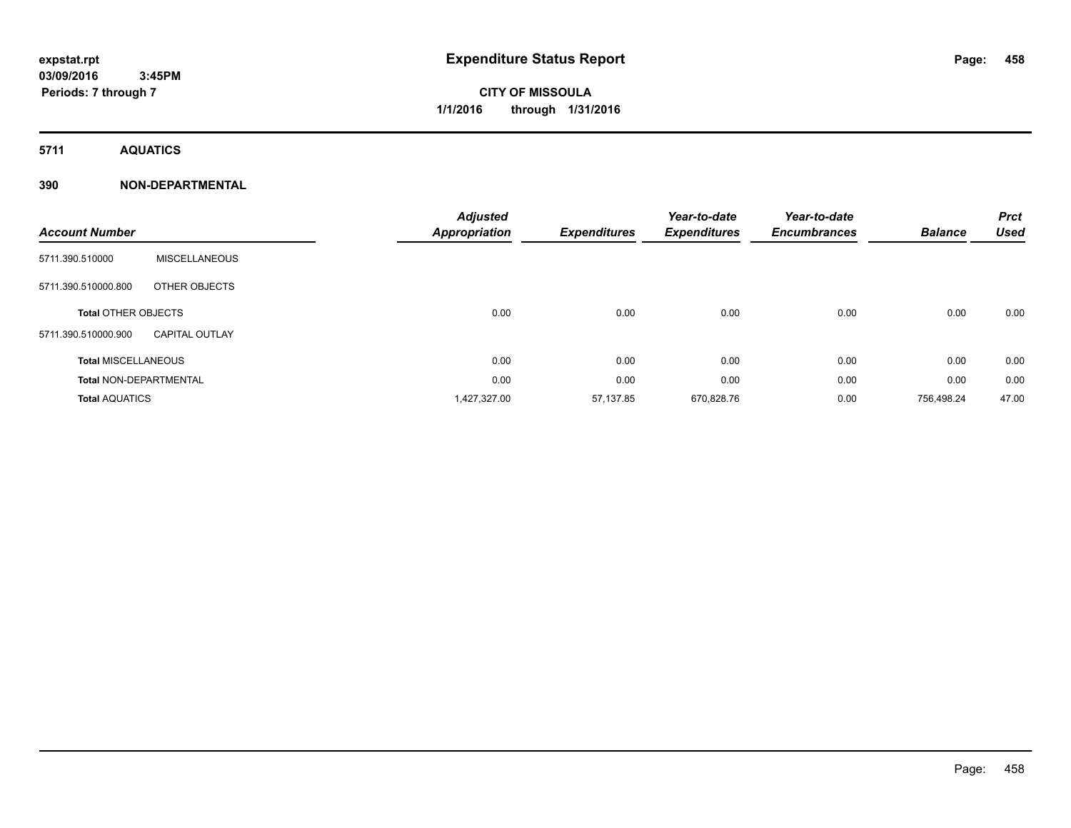expstat.rpt
03/09/2016 3:45PM
Periods: 7 through 7

# Expenditure Status Report

**CITY OF MISSOULA**
**1/1/2016 through 1/31/2016**

## 5711 AQUATICS

## 390 NON-DEPARTMENTAL

| Account Number | | Adjusted Appropriation | Expenditures | Year-to-date Expenditures | Year-to-date Encumbrances | Balance | Prct Used |
|---|---|---|---|---|---|---|---|
| 5711.390.510000 | MISCELLANEOUS | | | | | | |
| 5711.390.510000.800 | OTHER OBJECTS | | | | | | |
| **Total** OTHER OBJECTS | | 0.00 | 0.00 | 0.00 | 0.00 | 0.00 | 0.00 |
| 5711.390.510000.900 | CAPITAL OUTLAY | | | | | | |
| **Total** MISCELLANEOUS | | 0.00 | 0.00 | 0.00 | 0.00 | 0.00 | 0.00 |
| **Total** NON-DEPARTMENTAL | | 0.00 | 0.00 | 0.00 | 0.00 | 0.00 | 0.00 |
| **Total** AQUATICS | | 1,427,327.00 | 57,137.85 | 670,828.76 | 0.00 | 756,498.24 | 47.00 |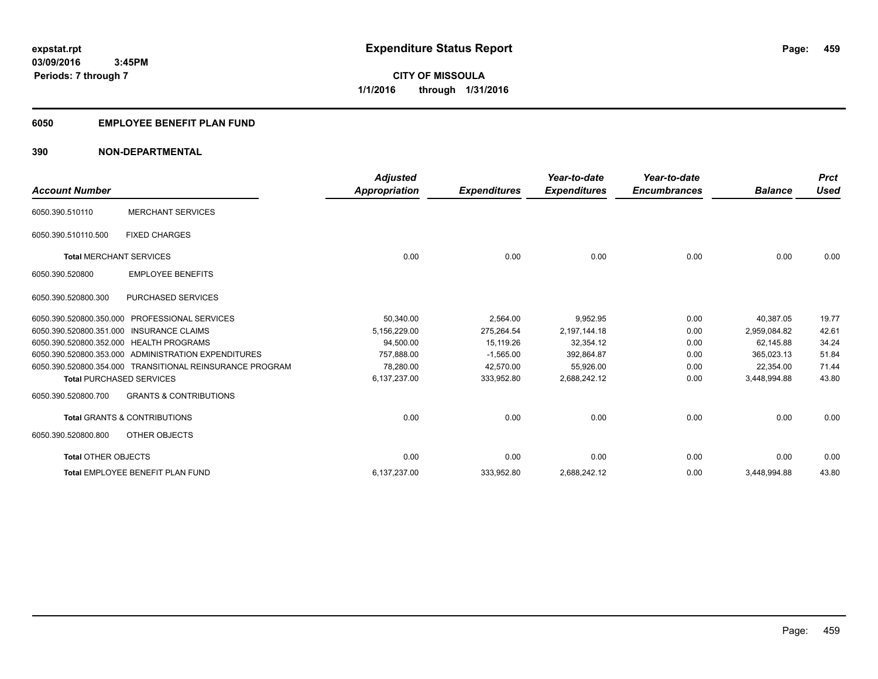**Expenditure Status Report**

**CITY OF MISSOULA**

**1/1/2016 through 1/31/2016**

expstat.rpt
03/09/2016 3:45PM
Periods: 7 through 7

## 6050 EMPLOYEE BENEFIT PLAN FUND

## 390 NON-DEPARTMENTAL

| Account Number | | Adjusted Appropriation | Expenditures | Year-to-date Expenditures | Year-to-date Encumbrances | Balance | Prct Used |
|---|---|---|---|---|---|---|---|
| 6050.390.510110 | MERCHANT SERVICES | | | | | | |
| 6050.390.510110.500 | FIXED CHARGES | | | | | | |
| **Total** MERCHANT SERVICES | | 0.00 | 0.00 | 0.00 | 0.00 | 0.00 | 0.00 |
| 6050.390.520800 | EMPLOYEE BENEFITS | | | | | | |
| 6050.390.520800.300 | PURCHASED SERVICES | | | | | | |
| 6050.390.520800.350.000 | PROFESSIONAL SERVICES | 50,340.00 | 2,564.00 | 9,952.95 | 0.00 | 40,387.05 | 19.77 |
| 6050.390.520800.351.000 | INSURANCE CLAIMS | 5,156,229.00 | 275,264.54 | 2,197,144.18 | 0.00 | 2,959,084.82 | 42.61 |
| 6050.390.520800.352.000 | HEALTH PROGRAMS | 94,500.00 | 15,119.26 | 32,354.12 | 0.00 | 62,145.88 | 34.24 |
| 6050.390.520800.353.000 | ADMINISTRATION EXPENDITURES | 757,888.00 | -1,565.00 | 392,864.87 | 0.00 | 365,023.13 | 51.84 |
| 6050.390.520800.354.000 | TRANSITIONAL REINSURANCE PROGRAM | 78,280.00 | 42,570.00 | 55,926.00 | 0.00 | 22,354.00 | 71.44 |
| **Total** PURCHASED SERVICES | | 6,137,237.00 | 333,952.80 | 2,688,242.12 | 0.00 | 3,448,994.88 | 43.80 |
| 6050.390.520800.700 | GRANTS & CONTRIBUTIONS | | | | | | |
| **Total** GRANTS & CONTRIBUTIONS | | 0.00 | 0.00 | 0.00 | 0.00 | 0.00 | 0.00 |
| 6050.390.520800.800 | OTHER OBJECTS | | | | | | |
| **Total** OTHER OBJECTS | | 0.00 | 0.00 | 0.00 | 0.00 | 0.00 | 0.00 |
| **Total** EMPLOYEE BENEFIT PLAN FUND | | 6,137,237.00 | 333,952.80 | 2,688,242.12 | 0.00 | 3,448,994.88 | 43.80 |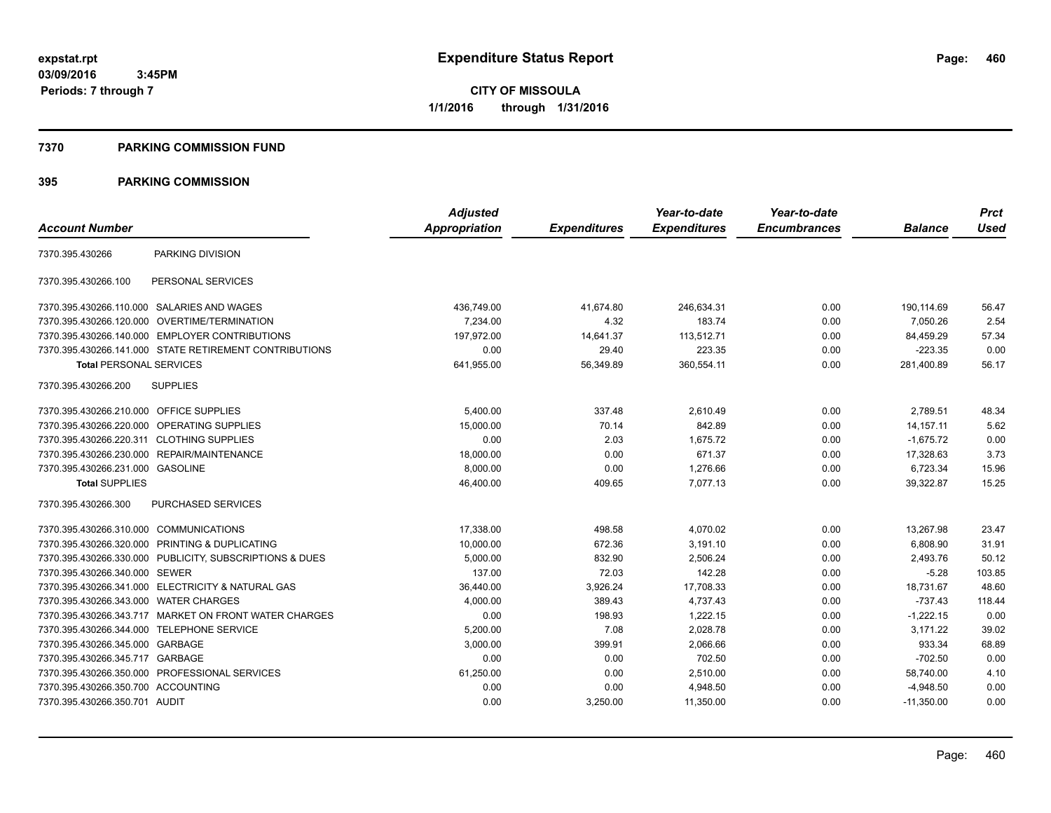**expstat.rpt**
**03/09/2016 3:45PM**
**Periods: 7 through 7**

# Expenditure Status Report

**CITY OF MISSOULA**
**1/1/2016 through 1/31/2016**

## 7370 PARKING COMMISSION FUND

## 395 PARKING COMMISSION

| Account Number | | Adjusted Appropriation | Expenditures | Year-to-date Expenditures | Year-to-date Encumbrances | Balance | Prct Used |
|---|---|---|---|---|---|---|---|
| 7370.395.430266 | PARKING DIVISION | | | | | | |
| 7370.395.430266.100 | PERSONAL SERVICES | | | | | | |
| 7370.395.430266.110.000 | SALARIES AND WAGES | 436,749.00 | 41,674.80 | 246,634.31 | 0.00 | 190,114.69 | 56.47 |
| 7370.395.430266.120.000 | OVERTIME/TERMINATION | 7,234.00 | 4.32 | 183.74 | 0.00 | 7,050.26 | 2.54 |
| 7370.395.430266.140.000 | EMPLOYER CONTRIBUTIONS | 197,972.00 | 14,641.37 | 113,512.71 | 0.00 | 84,459.29 | 57.34 |
| 7370.395.430266.141.000 | STATE RETIREMENT CONTRIBUTIONS | 0.00 | 29.40 | 223.35 | 0.00 | -223.35 | 0.00 |
| **Total** PERSONAL SERVICES | | 641,955.00 | 56,349.89 | 360,554.11 | 0.00 | 281,400.89 | 56.17 |
| 7370.395.430266.200 | SUPPLIES | | | | | | |
| 7370.395.430266.210.000 | OFFICE SUPPLIES | 5,400.00 | 337.48 | 2,610.49 | 0.00 | 2,789.51 | 48.34 |
| 7370.395.430266.220.000 | OPERATING SUPPLIES | 15,000.00 | 70.14 | 842.89 | 0.00 | 14,157.11 | 5.62 |
| 7370.395.430266.220.311 | CLOTHING SUPPLIES | 0.00 | 2.03 | 1,675.72 | 0.00 | -1,675.72 | 0.00 |
| 7370.395.430266.230.000 | REPAIR/MAINTENANCE | 18,000.00 | 0.00 | 671.37 | 0.00 | 17,328.63 | 3.73 |
| 7370.395.430266.231.000 | GASOLINE | 8,000.00 | 0.00 | 1,276.66 | 0.00 | 6,723.34 | 15.96 |
| **Total** SUPPLIES | | 46,400.00 | 409.65 | 7,077.13 | 0.00 | 39,322.87 | 15.25 |
| 7370.395.430266.300 | PURCHASED SERVICES | | | | | | |
| 7370.395.430266.310.000 | COMMUNICATIONS | 17,338.00 | 498.58 | 4,070.02 | 0.00 | 13,267.98 | 23.47 |
| 7370.395.430266.320.000 | PRINTING & DUPLICATING | 10,000.00 | 672.36 | 3,191.10 | 0.00 | 6,808.90 | 31.91 |
| 7370.395.430266.330.000 | PUBLICITY, SUBSCRIPTIONS & DUES | 5,000.00 | 832.90 | 2,506.24 | 0.00 | 2,493.76 | 50.12 |
| 7370.395.430266.340.000 | SEWER | 137.00 | 72.03 | 142.28 | 0.00 | -5.28 | 103.85 |
| 7370.395.430266.341.000 | ELECTRICITY & NATURAL GAS | 36,440.00 | 3,926.24 | 17,708.33 | 0.00 | 18,731.67 | 48.60 |
| 7370.395.430266.343.000 | WATER CHARGES | 4,000.00 | 389.43 | 4,737.43 | 0.00 | -737.43 | 118.44 |
| 7370.395.430266.343.717 | MARKET ON FRONT WATER CHARGES | 0.00 | 198.93 | 1,222.15 | 0.00 | -1,222.15 | 0.00 |
| 7370.395.430266.344.000 | TELEPHONE SERVICE | 5,200.00 | 7.08 | 2,028.78 | 0.00 | 3,171.22 | 39.02 |
| 7370.395.430266.345.000 | GARBAGE | 3,000.00 | 399.91 | 2,066.66 | 0.00 | 933.34 | 68.89 |
| 7370.395.430266.345.717 | GARBAGE | 0.00 | 0.00 | 702.50 | 0.00 | -702.50 | 0.00 |
| 7370.395.430266.350.000 | PROFESSIONAL SERVICES | 61,250.00 | 0.00 | 2,510.00 | 0.00 | 58,740.00 | 4.10 |
| 7370.395.430266.350.700 | ACCOUNTING | 0.00 | 0.00 | 4,948.50 | 0.00 | -4,948.50 | 0.00 |
| 7370.395.430266.350.701 | AUDIT | 0.00 | 3,250.00 | 11,350.00 | 0.00 | -11,350.00 | 0.00 |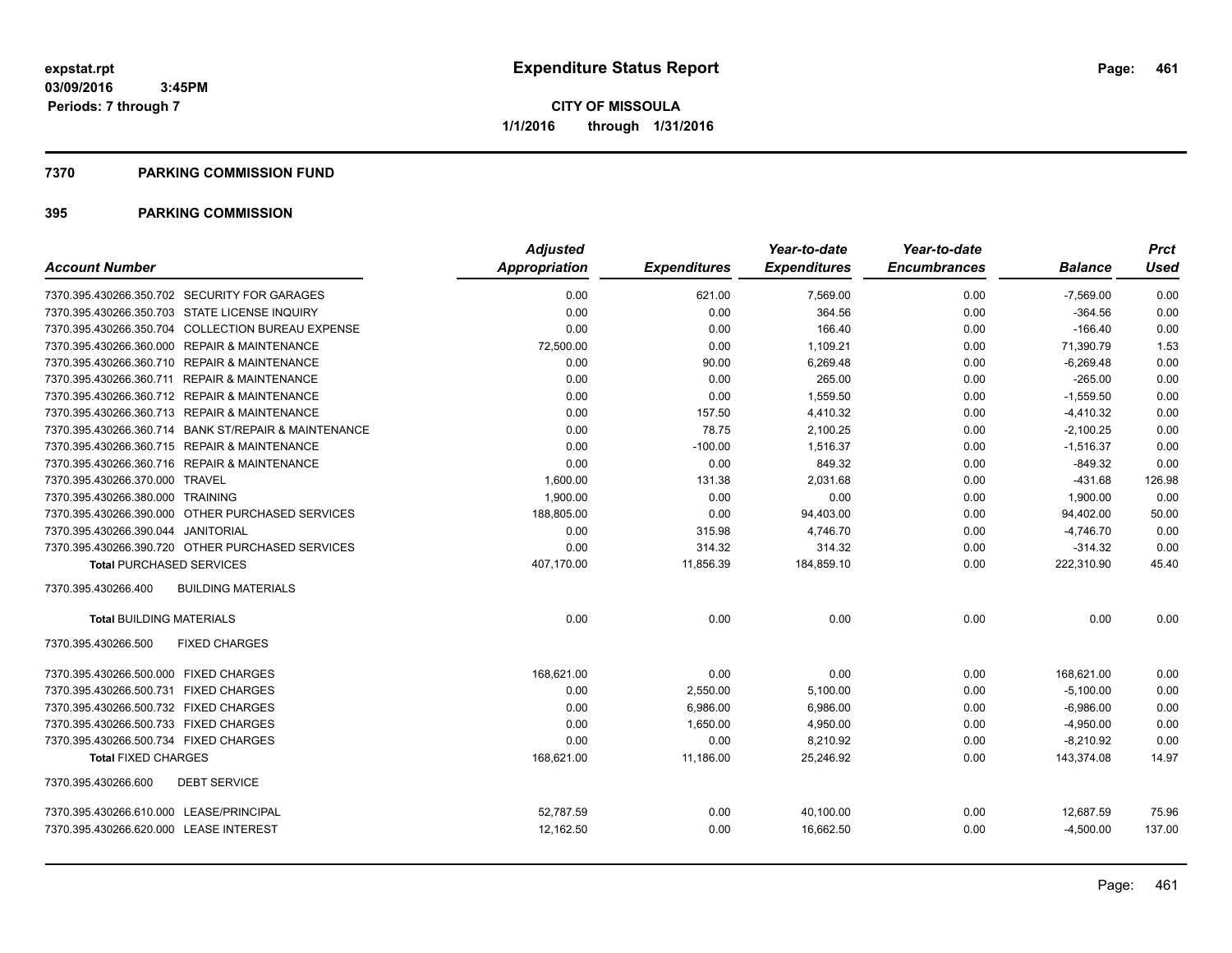# Expenditure Status Report

expstat.rpt
03/09/2016 3:45PM
Periods: 7 through 7

**CITY OF MISSOULA**
**1/1/2016 through 1/31/2016**

## 7370 PARKING COMMISSION FUND

## 395 PARKING COMMISSION

| Account Number | Adjusted Appropriation | Expenditures | Year-to-date Expenditures | Year-to-date Encumbrances | Balance | Prct Used |
|---|---|---|---|---|---|---|
| 7370.395.430266.350.702 SECURITY FOR GARAGES | 0.00 | 621.00 | 7,569.00 | 0.00 | -7,569.00 | 0.00 |
| 7370.395.430266.350.703 STATE LICENSE INQUIRY | 0.00 | 0.00 | 364.56 | 0.00 | -364.56 | 0.00 |
| 7370.395.430266.350.704 COLLECTION BUREAU EXPENSE | 0.00 | 0.00 | 166.40 | 0.00 | -166.40 | 0.00 |
| 7370.395.430266.360.000 REPAIR & MAINTENANCE | 72,500.00 | 0.00 | 1,109.21 | 0.00 | 71,390.79 | 1.53 |
| 7370.395.430266.360.710 REPAIR & MAINTENANCE | 0.00 | 90.00 | 6,269.48 | 0.00 | -6,269.48 | 0.00 |
| 7370.395.430266.360.711 REPAIR & MAINTENANCE | 0.00 | 0.00 | 265.00 | 0.00 | -265.00 | 0.00 |
| 7370.395.430266.360.712 REPAIR & MAINTENANCE | 0.00 | 0.00 | 1,559.50 | 0.00 | -1,559.50 | 0.00 |
| 7370.395.430266.360.713 REPAIR & MAINTENANCE | 0.00 | 157.50 | 4,410.32 | 0.00 | -4,410.32 | 0.00 |
| 7370.395.430266.360.714 BANK ST/REPAIR & MAINTENANCE | 0.00 | 78.75 | 2,100.25 | 0.00 | -2,100.25 | 0.00 |
| 7370.395.430266.360.715 REPAIR & MAINTENANCE | 0.00 | -100.00 | 1,516.37 | 0.00 | -1,516.37 | 0.00 |
| 7370.395.430266.360.716 REPAIR & MAINTENANCE | 0.00 | 0.00 | 849.32 | 0.00 | -849.32 | 0.00 |
| 7370.395.430266.370.000 TRAVEL | 1,600.00 | 131.38 | 2,031.68 | 0.00 | -431.68 | 126.98 |
| 7370.395.430266.380.000 TRAINING | 1,900.00 | 0.00 | 0.00 | 0.00 | 1,900.00 | 0.00 |
| 7370.395.430266.390.000 OTHER PURCHASED SERVICES | 188,805.00 | 0.00 | 94,403.00 | 0.00 | 94,402.00 | 50.00 |
| 7370.395.430266.390.044 JANITORIAL | 0.00 | 315.98 | 4,746.70 | 0.00 | -4,746.70 | 0.00 |
| 7370.395.430266.390.720 OTHER PURCHASED SERVICES | 0.00 | 314.32 | 314.32 | 0.00 | -314.32 | 0.00 |
| **Total** PURCHASED SERVICES | 407,170.00 | 11,856.39 | 184,859.10 | 0.00 | 222,310.90 | 45.40 |
| 7370.395.430266.400 BUILDING MATERIALS | | | | | | |
| **Total** BUILDING MATERIALS | 0.00 | 0.00 | 0.00 | 0.00 | 0.00 | 0.00 |
| 7370.395.430266.500 FIXED CHARGES | | | | | | |
| 7370.395.430266.500.000 FIXED CHARGES | 168,621.00 | 0.00 | 0.00 | 0.00 | 168,621.00 | 0.00 |
| 7370.395.430266.500.731 FIXED CHARGES | 0.00 | 2,550.00 | 5,100.00 | 0.00 | -5,100.00 | 0.00 |
| 7370.395.430266.500.732 FIXED CHARGES | 0.00 | 6,986.00 | 6,986.00 | 0.00 | -6,986.00 | 0.00 |
| 7370.395.430266.500.733 FIXED CHARGES | 0.00 | 1,650.00 | 4,950.00 | 0.00 | -4,950.00 | 0.00 |
| 7370.395.430266.500.734 FIXED CHARGES | 0.00 | 0.00 | 8,210.92 | 0.00 | -8,210.92 | 0.00 |
| **Total** FIXED CHARGES | 168,621.00 | 11,186.00 | 25,246.92 | 0.00 | 143,374.08 | 14.97 |
| 7370.395.430266.600 DEBT SERVICE | | | | | | |
| 7370.395.430266.610.000 LEASE/PRINCIPAL | 52,787.59 | 0.00 | 40,100.00 | 0.00 | 12,687.59 | 75.96 |
| 7370.395.430266.620.000 LEASE INTEREST | 12,162.50 | 0.00 | 16,662.50 | 0.00 | -4,500.00 | 137.00 |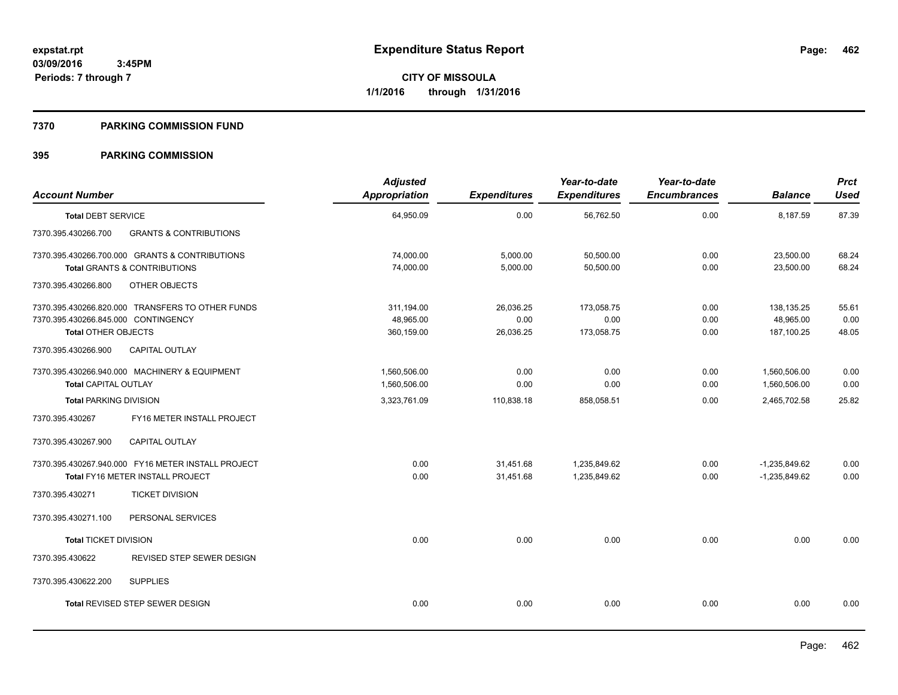expstat.rpt
03/09/2016 3:45PM
Periods: 7 through 7

# Expenditure Status Report

CITY OF MISSOULA
1/1/2016 through 1/31/2016

## 7370 PARKING COMMISSION FUND

## 395 PARKING COMMISSION

| Account Number | Adjusted Appropriation | Expenditures | Year-to-date Expenditures | Year-to-date Encumbrances | Balance | Prct Used |
|---|---|---|---|---|---|---|
| **Total** DEBT SERVICE | 64,950.09 | 0.00 | 56,762.50 | 0.00 | 8,187.59 | 87.39 |
| 7370.395.430266.700 GRANTS & CONTRIBUTIONS | | | | | | |
| 7370.395.430266.700.000 GRANTS & CONTRIBUTIONS | 74,000.00 | 5,000.00 | 50,500.00 | 0.00 | 23,500.00 | 68.24 |
| **Total** GRANTS & CONTRIBUTIONS | 74,000.00 | 5,000.00 | 50,500.00 | 0.00 | 23,500.00 | 68.24 |
| 7370.395.430266.800 OTHER OBJECTS | | | | | | |
| 7370.395.430266.820.000 TRANSFERS TO OTHER FUNDS | 311,194.00 | 26,036.25 | 173,058.75 | 0.00 | 138,135.25 | 55.61 |
| 7370.395.430266.845.000 CONTINGENCY | 48,965.00 | 0.00 | 0.00 | 0.00 | 48,965.00 | 0.00 |
| **Total** OTHER OBJECTS | 360,159.00 | 26,036.25 | 173,058.75 | 0.00 | 187,100.25 | 48.05 |
| 7370.395.430266.900 CAPITAL OUTLAY | | | | | | |
| 7370.395.430266.940.000 MACHINERY & EQUIPMENT | 1,560,506.00 | 0.00 | 0.00 | 0.00 | 1,560,506.00 | 0.00 |
| **Total** CAPITAL OUTLAY | 1,560,506.00 | 0.00 | 0.00 | 0.00 | 1,560,506.00 | 0.00 |
| **Total** PARKING DIVISION | 3,323,761.09 | 110,838.18 | 858,058.51 | 0.00 | 2,465,702.58 | 25.82 |
| 7370.395.430267 FY16 METER INSTALL PROJECT | | | | | | |
| 7370.395.430267.900 CAPITAL OUTLAY | | | | | | |
| 7370.395.430267.940.000 FY16 METER INSTALL PROJECT | 0.00 | 31,451.68 | 1,235,849.62 | 0.00 | -1,235,849.62 | 0.00 |
| **Total** FY16 METER INSTALL PROJECT | 0.00 | 31,451.68 | 1,235,849.62 | 0.00 | -1,235,849.62 | 0.00 |
| 7370.395.430271 TICKET DIVISION | | | | | | |
| 7370.395.430271.100 PERSONAL SERVICES | | | | | | |
| **Total** TICKET DIVISION | 0.00 | 0.00 | 0.00 | 0.00 | 0.00 | 0.00 |
| 7370.395.430622 REVISED STEP SEWER DESIGN | | | | | | |
| 7370.395.430622.200 SUPPLIES | | | | | | |
| **Total** REVISED STEP SEWER DESIGN | 0.00 | 0.00 | 0.00 | 0.00 | 0.00 | 0.00 |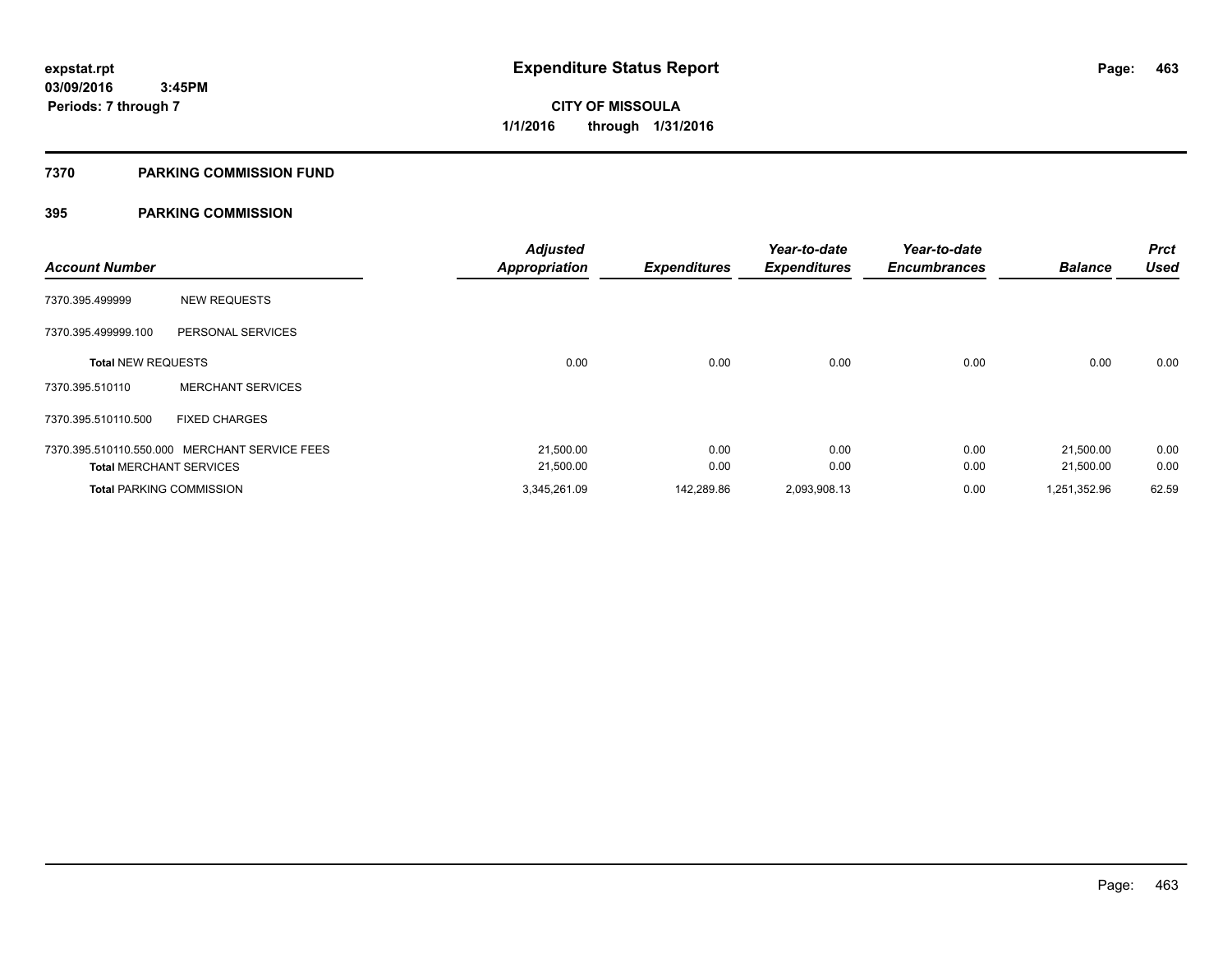**expstat.rpt**
**03/09/2016 3:45PM**
**Periods: 7 through 7**

# Expenditure Status Report

**CITY OF MISSOULA**
**1/1/2016 through 1/31/2016**

## 7370 PARKING COMMISSION FUND

### 395 PARKING COMMISSION

| Account Number | | Adjusted Appropriation | Expenditures | Year-to-date Expenditures | Year-to-date Encumbrances | Balance | Prct Used |
|---|---|---|---|---|---|---|---|
| 7370.395.499999 | NEW REQUESTS | | | | | | |
| 7370.395.499999.100 | PERSONAL SERVICES | | | | | | |
| **Total** NEW REQUESTS | | 0.00 | 0.00 | 0.00 | 0.00 | 0.00 | 0.00 |
| 7370.395.510110 | MERCHANT SERVICES | | | | | | |
| 7370.395.510110.500 | FIXED CHARGES | | | | | | |
| 7370.395.510110.550.000 | MERCHANT SERVICE FEES | 21,500.00 | 0.00 | 0.00 | 0.00 | 21,500.00 | 0.00 |
| **Total** MERCHANT SERVICES | | 21,500.00 | 0.00 | 0.00 | 0.00 | 21,500.00 | 0.00 |
| **Total** PARKING COMMISSION | | 3,345,261.09 | 142,289.86 | 2,093,908.13 | 0.00 | 1,251,352.96 | 62.59 |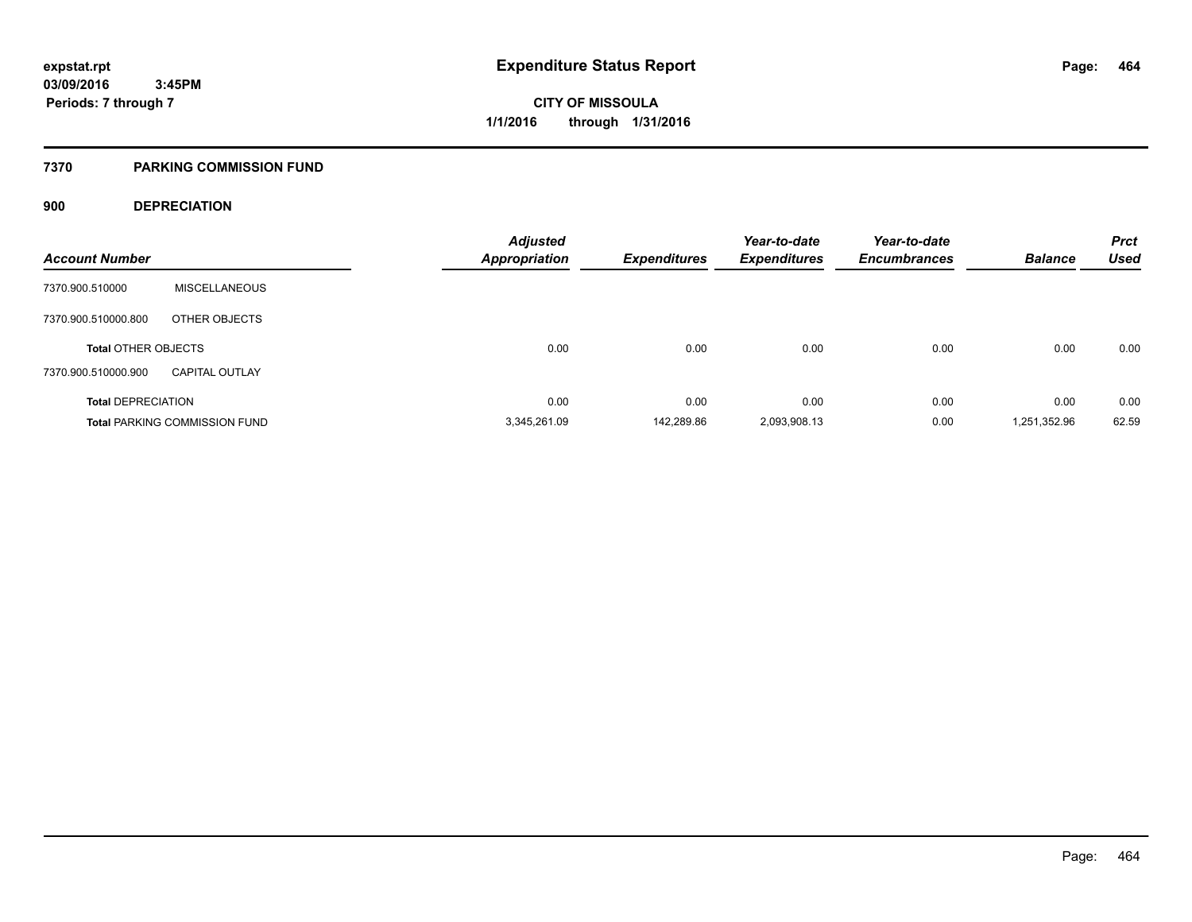# Expenditure Status Report

expstat.rpt
03/09/2016 3:45PM
Periods: 7 through 7

CITY OF MISSOULA
1/1/2016 through 1/31/2016

## 7370 PARKING COMMISSION FUND

### 900 DEPRECIATION

| Account Number | | Adjusted Appropriation | Expenditures | Year-to-date Expenditures | Year-to-date Encumbrances | Balance | Prct Used |
|---|---|---|---|---|---|---|---|
| 7370.900.510000 | MISCELLANEOUS | | | | | | |
| 7370.900.510000.800 | OTHER OBJECTS | | | | | | |
| **Total** OTHER OBJECTS | | 0.00 | 0.00 | 0.00 | 0.00 | 0.00 | 0.00 |
| 7370.900.510000.900 | CAPITAL OUTLAY | | | | | | |
| **Total** DEPRECIATION | | 0.00 | 0.00 | 0.00 | 0.00 | 0.00 | 0.00 |
| **Total** PARKING COMMISSION FUND | | 3,345,261.09 | 142,289.86 | 2,093,908.13 | 0.00 | 1,251,352.96 | 62.59 |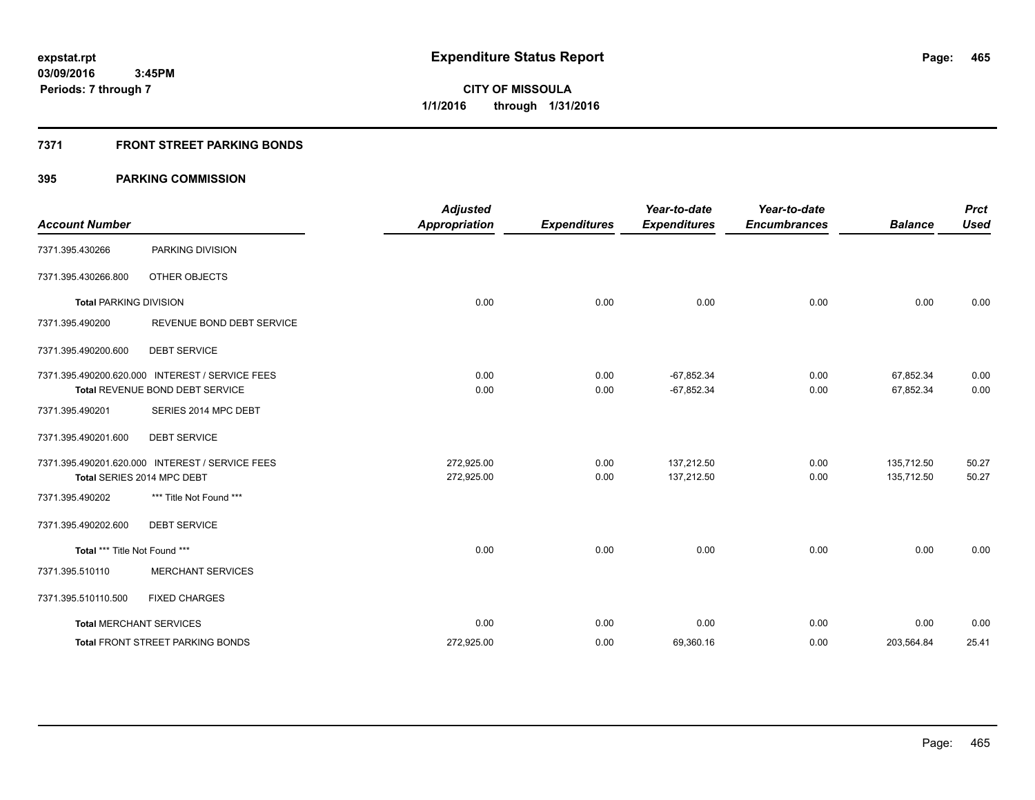# Expenditure Status Report

expstat.rpt
03/09/2016 3:45PM
Periods: 7 through 7

**CITY OF MISSOULA**
**1/1/2016 through 1/31/2016**

## 7371 FRONT STREET PARKING BONDS

### 395 PARKING COMMISSION

| Account Number | | Adjusted Appropriation | Expenditures | Year-to-date Expenditures | Year-to-date Encumbrances | Balance | Prct Used |
|---|---|---|---|---|---|---|---|
| 7371.395.430266 | PARKING DIVISION | | | | | | |
| 7371.395.430266.800 | OTHER OBJECTS | | | | | | |
| **Total** PARKING DIVISION | | 0.00 | 0.00 | 0.00 | 0.00 | 0.00 | 0.00 |
| 7371.395.490200 | REVENUE BOND DEBT SERVICE | | | | | | |
| 7371.395.490200.600 | DEBT SERVICE | | | | | | |
| 7371.395.490200.620.000 | INTEREST / SERVICE FEES | 0.00 | 0.00 | -67,852.34 | 0.00 | 67,852.34 | 0.00 |
| **Total** REVENUE BOND DEBT SERVICE | | 0.00 | 0.00 | -67,852.34 | 0.00 | 67,852.34 | 0.00 |
| 7371.395.490201 | SERIES 2014 MPC DEBT | | | | | | |
| 7371.395.490201.600 | DEBT SERVICE | | | | | | |
| 7371.395.490201.620.000 | INTEREST / SERVICE FEES | 272,925.00 | 0.00 | 137,212.50 | 0.00 | 135,712.50 | 50.27 |
| **Total** SERIES 2014 MPC DEBT | | 272,925.00 | 0.00 | 137,212.50 | 0.00 | 135,712.50 | 50.27 |
| 7371.395.490202 | *** Title Not Found *** | | | | | | |
| 7371.395.490202.600 | DEBT SERVICE | | | | | | |
| **Total** *** Title Not Found *** | | 0.00 | 0.00 | 0.00 | 0.00 | 0.00 | 0.00 |
| 7371.395.510110 | MERCHANT SERVICES | | | | | | |
| 7371.395.510110.500 | FIXED CHARGES | | | | | | |
| **Total** MERCHANT SERVICES | | 0.00 | 0.00 | 0.00 | 0.00 | 0.00 | 0.00 |
| **Total** FRONT STREET PARKING BONDS | | 272,925.00 | 0.00 | 69,360.16 | 0.00 | 203,564.84 | 25.41 |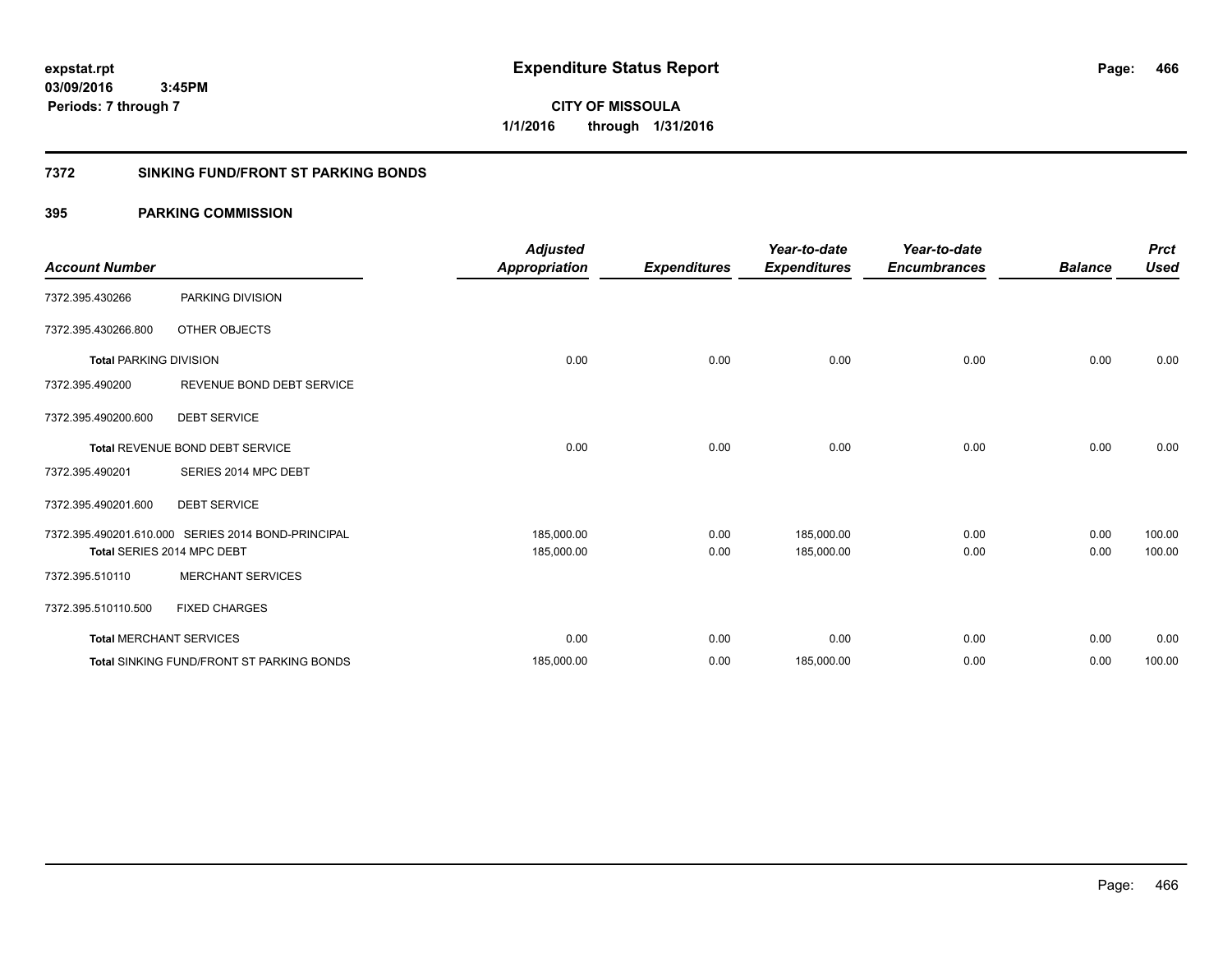# Expenditure Status Report

expstat.rpt
03/09/2016 3:45PM
Periods: 7 through 7

CITY OF MISSOULA
1/1/2016 through 1/31/2016

## 7372 SINKING FUND/FRONT ST PARKING BONDS

### 395 PARKING COMMISSION

| Account Number | | Adjusted Appropriation | Expenditures | Year-to-date Expenditures | Year-to-date Encumbrances | Balance | Prct Used |
|---|---|---|---|---|---|---|---|
| 7372.395.430266 | PARKING DIVISION | | | | | | |
| 7372.395.430266.800 | OTHER OBJECTS | | | | | | |
| **Total** PARKING DIVISION | | 0.00 | 0.00 | 0.00 | 0.00 | 0.00 | 0.00 |
| 7372.395.490200 | REVENUE BOND DEBT SERVICE | | | | | | |
| 7372.395.490200.600 | DEBT SERVICE | | | | | | |
| **Total** REVENUE BOND DEBT SERVICE | | 0.00 | 0.00 | 0.00 | 0.00 | 0.00 | 0.00 |
| 7372.395.490201 | SERIES 2014 MPC DEBT | | | | | | |
| 7372.395.490201.600 | DEBT SERVICE | | | | | | |
| 7372.395.490201.610.000 | SERIES 2014 BOND-PRINCIPAL | 185,000.00 | 0.00 | 185,000.00 | 0.00 | 0.00 | 100.00 |
| **Total** SERIES 2014 MPC DEBT | | 185,000.00 | 0.00 | 185,000.00 | 0.00 | 0.00 | 100.00 |
| 7372.395.510110 | MERCHANT SERVICES | | | | | | |
| 7372.395.510110.500 | FIXED CHARGES | | | | | | |
| **Total** MERCHANT SERVICES | | 0.00 | 0.00 | 0.00 | 0.00 | 0.00 | 0.00 |
| **Total** SINKING FUND/FRONT ST PARKING BONDS | | 185,000.00 | 0.00 | 185,000.00 | 0.00 | 0.00 | 100.00 |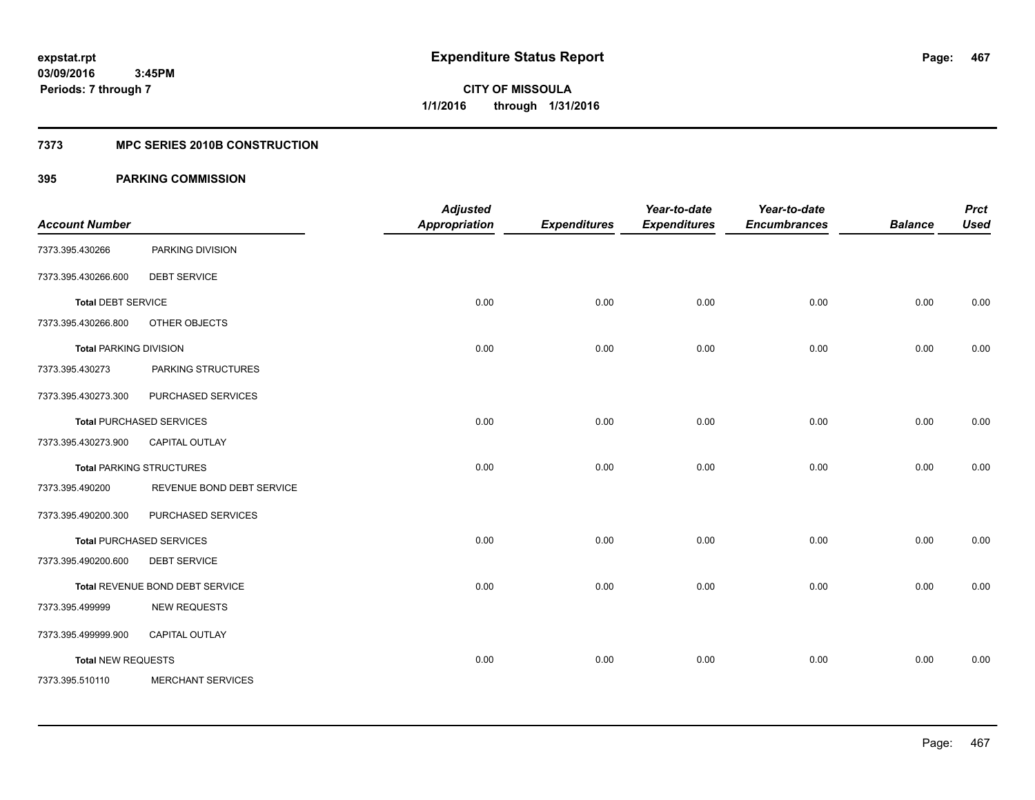**Expenditure Status Report**

**CITY OF MISSOULA**
**1/1/2016 through 1/31/2016**

expstat.rpt
03/09/2016 3:45PM
Periods: 7 through 7

## 7373 MPC SERIES 2010B CONSTRUCTION

### 395 PARKING COMMISSION

| Account Number | | Adjusted Appropriation | Expenditures | Year-to-date Expenditures | Year-to-date Encumbrances | Balance | Prct Used |
|---|---|---|---|---|---|---|---|
| 7373.395.430266 | PARKING DIVISION | | | | | | |
| 7373.395.430266.600 | DEBT SERVICE | | | | | | |
| **Total** DEBT SERVICE | | 0.00 | 0.00 | 0.00 | 0.00 | 0.00 | 0.00 |
| 7373.395.430266.800 | OTHER OBJECTS | | | | | | |
| **Total** PARKING DIVISION | | 0.00 | 0.00 | 0.00 | 0.00 | 0.00 | 0.00 |
| 7373.395.430273 | PARKING STRUCTURES | | | | | | |
| 7373.395.430273.300 | PURCHASED SERVICES | | | | | | |
| **Total** PURCHASED SERVICES | | 0.00 | 0.00 | 0.00 | 0.00 | 0.00 | 0.00 |
| 7373.395.430273.900 | CAPITAL OUTLAY | | | | | | |
| **Total** PARKING STRUCTURES | | 0.00 | 0.00 | 0.00 | 0.00 | 0.00 | 0.00 |
| 7373.395.490200 | REVENUE BOND DEBT SERVICE | | | | | | |
| 7373.395.490200.300 | PURCHASED SERVICES | | | | | | |
| **Total** PURCHASED SERVICES | | 0.00 | 0.00 | 0.00 | 0.00 | 0.00 | 0.00 |
| 7373.395.490200.600 | DEBT SERVICE | | | | | | |
| **Total** REVENUE BOND DEBT SERVICE | | 0.00 | 0.00 | 0.00 | 0.00 | 0.00 | 0.00 |
| 7373.395.499999 | NEW REQUESTS | | | | | | |
| 7373.395.499999.900 | CAPITAL OUTLAY | | | | | | |
| **Total** NEW REQUESTS | | 0.00 | 0.00 | 0.00 | 0.00 | 0.00 | 0.00 |
| 7373.395.510110 | MERCHANT SERVICES | | | | | | |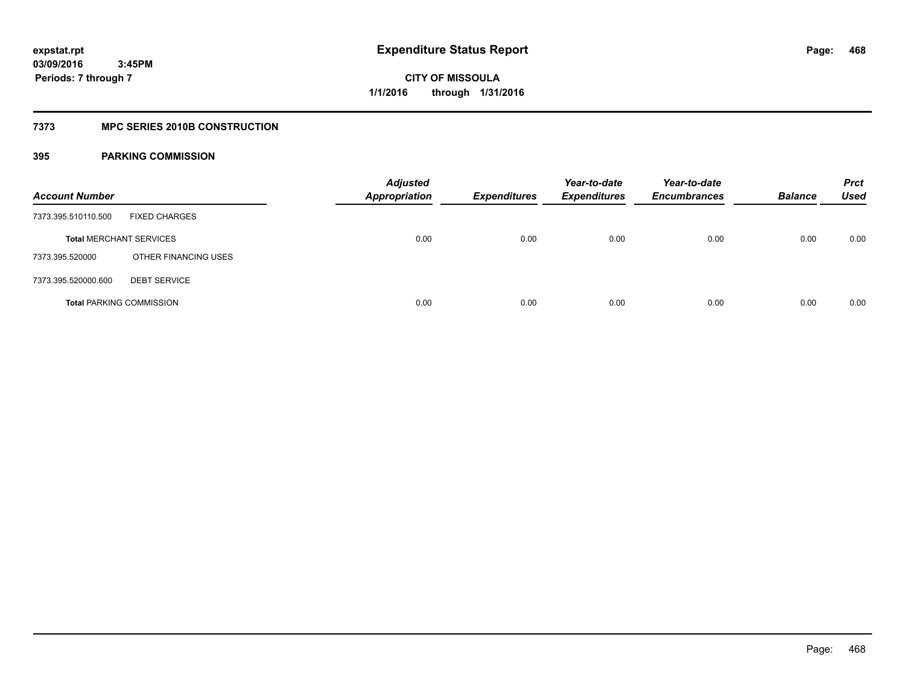**expstat.rpt**
**03/09/2016 3:45PM**
**Periods: 7 through 7**

# Expenditure Status Report

**CITY OF MISSOULA**
**1/1/2016 through 1/31/2016**

## 7373 MPC SERIES 2010B CONSTRUCTION

### 395 PARKING COMMISSION

| Account Number | | Adjusted Appropriation | Expenditures | Year-to-date Expenditures | Year-to-date Encumbrances | Balance | Prct Used |
|---|---|---|---|---|---|---|---|
| 7373.395.510110.500 | FIXED CHARGES | | | | | | |
| **Total** MERCHANT SERVICES | | 0.00 | 0.00 | 0.00 | 0.00 | 0.00 | 0.00 |
| 7373.395.520000 | OTHER FINANCING USES | | | | | | |
| 7373.395.520000.600 | DEBT SERVICE | | | | | | |
| **Total** PARKING COMMISSION | | 0.00 | 0.00 | 0.00 | 0.00 | 0.00 | 0.00 |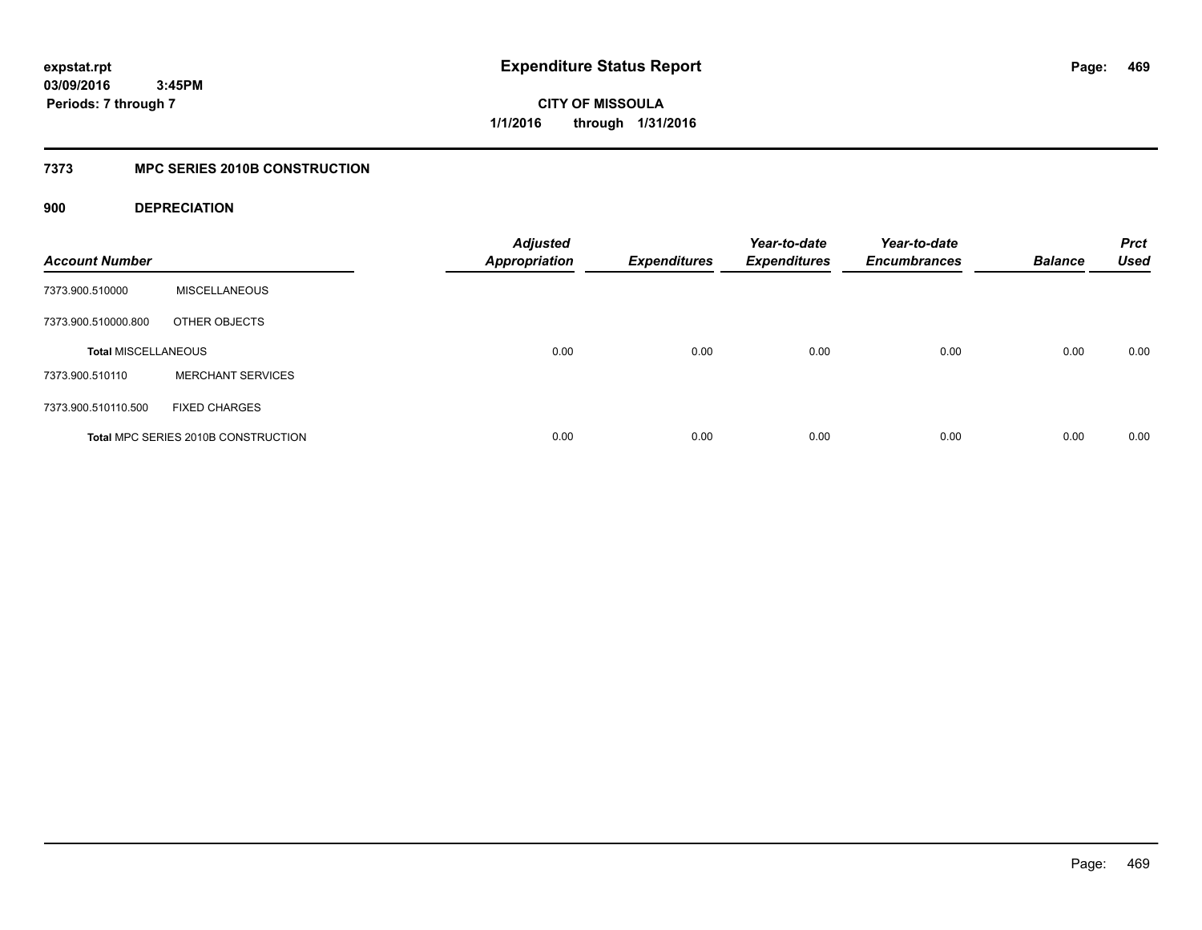# Expenditure Status Report

**expstat.rpt**
**03/09/2016 3:45PM**
**Periods: 7 through 7**

**CITY OF MISSOULA**
**1/1/2016 through 1/31/2016**

## 7373 MPC SERIES 2010B CONSTRUCTION

### 900 DEPRECIATION

| Account Number | | Adjusted Appropriation | Expenditures | Year-to-date Expenditures | Year-to-date Encumbrances | Balance | Prct Used |
|---|---|---|---|---|---|---|---|
| 7373.900.510000 | MISCELLANEOUS | | | | | | |
| 7373.900.510000.800 | OTHER OBJECTS | | | | | | |
| **Total** MISCELLANEOUS | | 0.00 | 0.00 | 0.00 | 0.00 | 0.00 | 0.00 |
| 7373.900.510110 | MERCHANT SERVICES | | | | | | |
| 7373.900.510110.500 | FIXED CHARGES | | | | | | |
| **Total** MPC SERIES 2010B CONSTRUCTION | | 0.00 | 0.00 | 0.00 | 0.00 | 0.00 | 0.00 |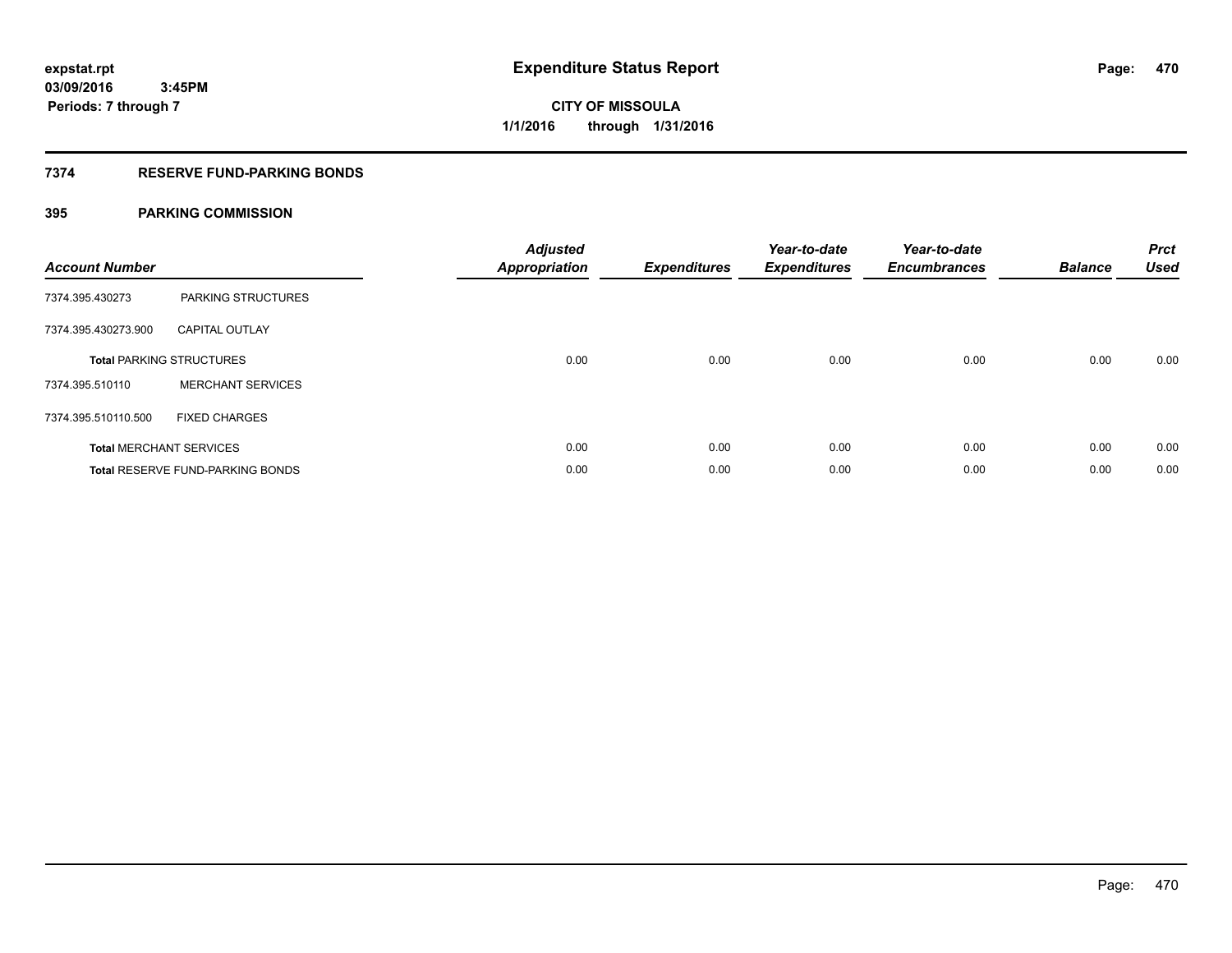**expstat.rpt**
**03/09/2016 3:45PM**
**Periods: 7 through 7**

# Expenditure Status Report

**CITY OF MISSOULA**
**1/1/2016 through 1/31/2016**

## 7374 RESERVE FUND-PARKING BONDS

### 395 PARKING COMMISSION

| Account Number | | Adjusted Appropriation | Expenditures | Year-to-date Expenditures | Year-to-date Encumbrances | Balance | Prct Used |
|---|---|---|---|---|---|---|---|
| 7374.395.430273 | PARKING STRUCTURES | | | | | | |
| 7374.395.430273.900 | CAPITAL OUTLAY | | | | | | |
| **Total** PARKING STRUCTURES | | 0.00 | 0.00 | 0.00 | 0.00 | 0.00 | 0.00 |
| 7374.395.510110 | MERCHANT SERVICES | | | | | | |
| 7374.395.510110.500 | FIXED CHARGES | | | | | | |
| **Total** MERCHANT SERVICES | | 0.00 | 0.00 | 0.00 | 0.00 | 0.00 | 0.00 |
| **Total** RESERVE FUND-PARKING BONDS | | 0.00 | 0.00 | 0.00 | 0.00 | 0.00 | 0.00 |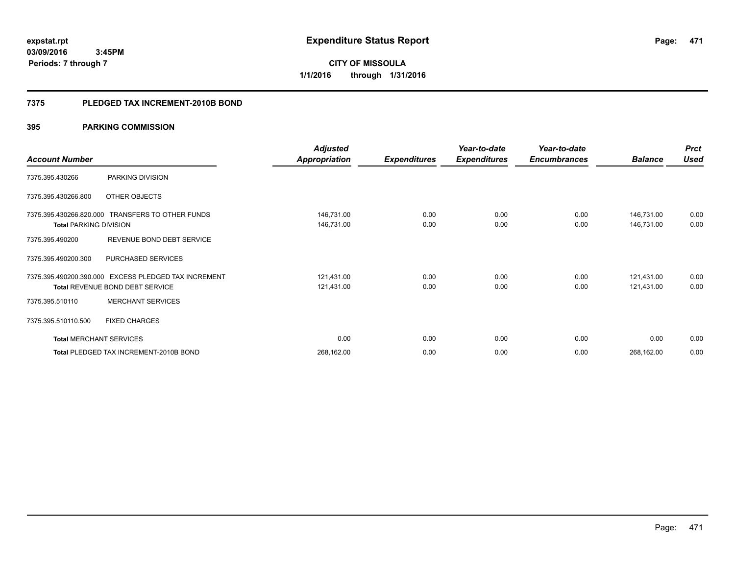expstat.rpt
03/09/2016 3:45PM
Periods: 7 through 7

# Expenditure Status Report

**CITY OF MISSOULA**
**1/1/2016 through 1/31/2016**

## 7375 PLEDGED TAX INCREMENT-2010B BOND

### 395 PARKING COMMISSION

| Account Number | | Adjusted Appropriation | Expenditures | Year-to-date Expenditures | Year-to-date Encumbrances | Balance | Prct Used |
|---|---|---|---|---|---|---|---|
| 7375.395.430266 | PARKING DIVISION | | | | | | |
| 7375.395.430266.800 | OTHER OBJECTS | | | | | | |
| 7375.395.430266.820.000 | TRANSFERS TO OTHER FUNDS | 146,731.00 | 0.00 | 0.00 | 0.00 | 146,731.00 | 0.00 |
| **Total** PARKING DIVISION | | 146,731.00 | 0.00 | 0.00 | 0.00 | 146,731.00 | 0.00 |
| 7375.395.490200 | REVENUE BOND DEBT SERVICE | | | | | | |
| 7375.395.490200.300 | PURCHASED SERVICES | | | | | | |
| 7375.395.490200.390.000 | EXCESS PLEDGED TAX INCREMENT | 121,431.00 | 0.00 | 0.00 | 0.00 | 121,431.00 | 0.00 |
| **Total** REVENUE BOND DEBT SERVICE | | 121,431.00 | 0.00 | 0.00 | 0.00 | 121,431.00 | 0.00 |
| 7375.395.510110 | MERCHANT SERVICES | | | | | | |
| 7375.395.510110.500 | FIXED CHARGES | | | | | | |
| **Total** MERCHANT SERVICES | | 0.00 | 0.00 | 0.00 | 0.00 | 0.00 | 0.00 |
| **Total** PLEDGED TAX INCREMENT-2010B BOND | | 268,162.00 | 0.00 | 0.00 | 0.00 | 268,162.00 | 0.00 |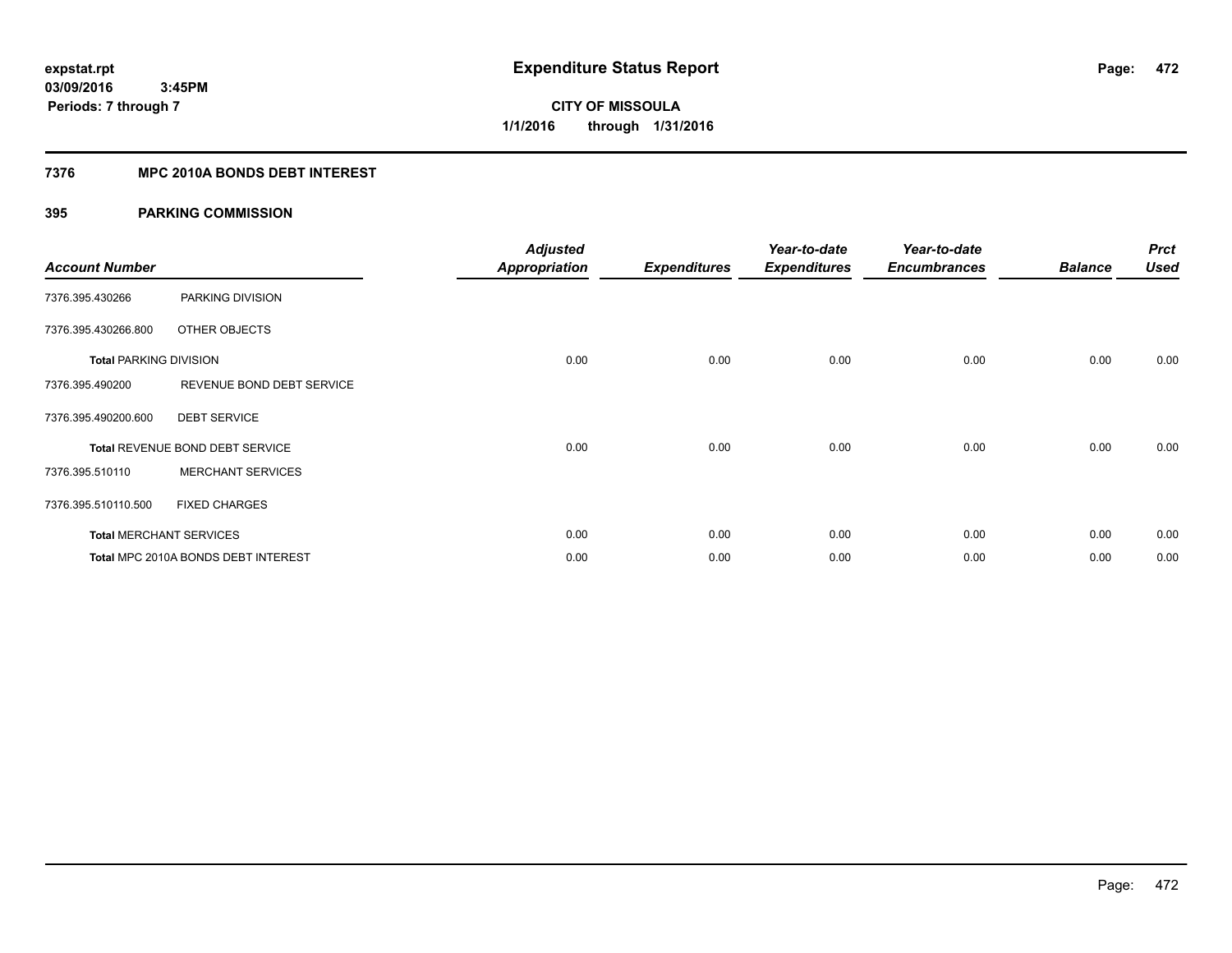expstat.rpt
03/09/2016 3:45PM
Periods: 7 through 7

# Expenditure Status Report

**CITY OF MISSOULA**
**1/1/2016 through 1/31/2016**

## 7376 MPC 2010A BONDS DEBT INTEREST

### 395 PARKING COMMISSION

| Account Number | | Adjusted Appropriation | Expenditures | Year-to-date Expenditures | Year-to-date Encumbrances | Balance | Prct Used |
|---|---|---|---|---|---|---|---|
| 7376.395.430266 | PARKING DIVISION | | | | | | |
| 7376.395.430266.800 | OTHER OBJECTS | | | | | | |
| Total PARKING DIVISION | | 0.00 | 0.00 | 0.00 | 0.00 | 0.00 | 0.00 |
| 7376.395.490200 | REVENUE BOND DEBT SERVICE | | | | | | |
| 7376.395.490200.600 | DEBT SERVICE | | | | | | |
| Total REVENUE BOND DEBT SERVICE | | 0.00 | 0.00 | 0.00 | 0.00 | 0.00 | 0.00 |
| 7376.395.510110 | MERCHANT SERVICES | | | | | | |
| 7376.395.510110.500 | FIXED CHARGES | | | | | | |
| Total MERCHANT SERVICES | | 0.00 | 0.00 | 0.00 | 0.00 | 0.00 | 0.00 |
| Total MPC 2010A BONDS DEBT INTEREST | | 0.00 | 0.00 | 0.00 | 0.00 | 0.00 | 0.00 |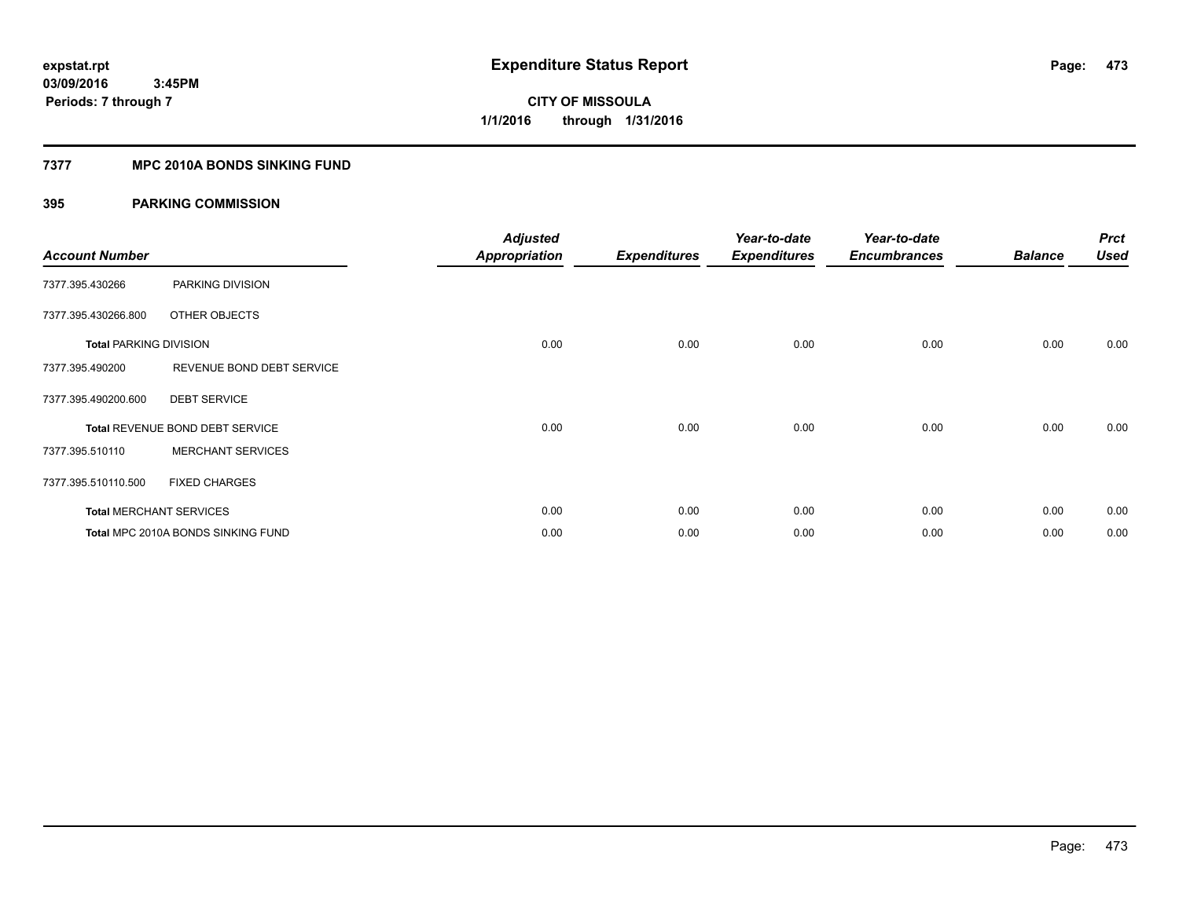**expstat.rpt**
**03/09/2016 3:45PM**
**Periods: 7 through 7**

# Expenditure Status Report

**CITY OF MISSOULA**
**1/1/2016 through 1/31/2016**

## 7377 MPC 2010A BONDS SINKING FUND

## 395 PARKING COMMISSION

| Account Number | | Adjusted Appropriation | Expenditures | Year-to-date Expenditures | Year-to-date Encumbrances | Balance | Prct Used |
|---|---|---|---|---|---|---|---|
| 7377.395.430266 | PARKING DIVISION | | | | | | |
| 7377.395.430266.800 | OTHER OBJECTS | | | | | | |
| **Total** PARKING DIVISION | | 0.00 | 0.00 | 0.00 | 0.00 | 0.00 | 0.00 |
| 7377.395.490200 | REVENUE BOND DEBT SERVICE | | | | | | |
| 7377.395.490200.600 | DEBT SERVICE | | | | | | |
| **Total** REVENUE BOND DEBT SERVICE | | 0.00 | 0.00 | 0.00 | 0.00 | 0.00 | 0.00 |
| 7377.395.510110 | MERCHANT SERVICES | | | | | | |
| 7377.395.510110.500 | FIXED CHARGES | | | | | | |
| **Total** MERCHANT SERVICES | | 0.00 | 0.00 | 0.00 | 0.00 | 0.00 | 0.00 |
| **Total** MPC 2010A BONDS SINKING FUND | | 0.00 | 0.00 | 0.00 | 0.00 | 0.00 | 0.00 |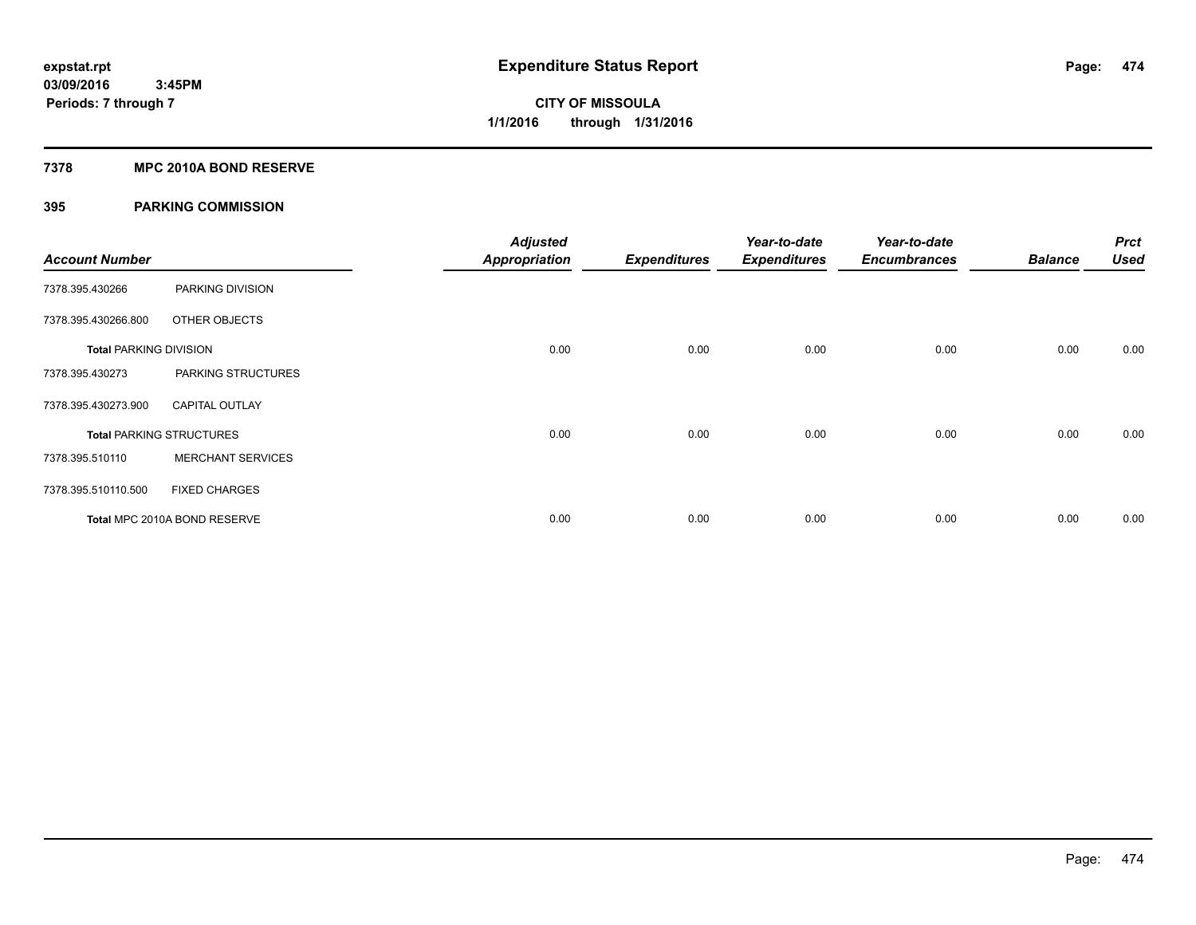# Expenditure Status Report

expstat.rpt
03/09/2016 3:45PM
Periods: 7 through 7

**CITY OF MISSOULA**
**1/1/2016 through 1/31/2016**

## 7378 MPC 2010A BOND RESERVE

### 395 PARKING COMMISSION

| Account Number | | Adjusted Appropriation | Expenditures | Year-to-date Expenditures | Year-to-date Encumbrances | Balance | Prct Used |
|---|---|---|---|---|---|---|---|
| 7378.395.430266 | PARKING DIVISION | | | | | | |
| 7378.395.430266.800 | OTHER OBJECTS | | | | | | |
| **Total** PARKING DIVISION | | 0.00 | 0.00 | 0.00 | 0.00 | 0.00 | 0.00 |
| 7378.395.430273 | PARKING STRUCTURES | | | | | | |
| 7378.395.430273.900 | CAPITAL OUTLAY | | | | | | |
| **Total** PARKING STRUCTURES | | 0.00 | 0.00 | 0.00 | 0.00 | 0.00 | 0.00 |
| 7378.395.510110 | MERCHANT SERVICES | | | | | | |
| 7378.395.510110.500 | FIXED CHARGES | | | | | | |
| **Total** MPC 2010A BOND RESERVE | | 0.00 | 0.00 | 0.00 | 0.00 | 0.00 | 0.00 |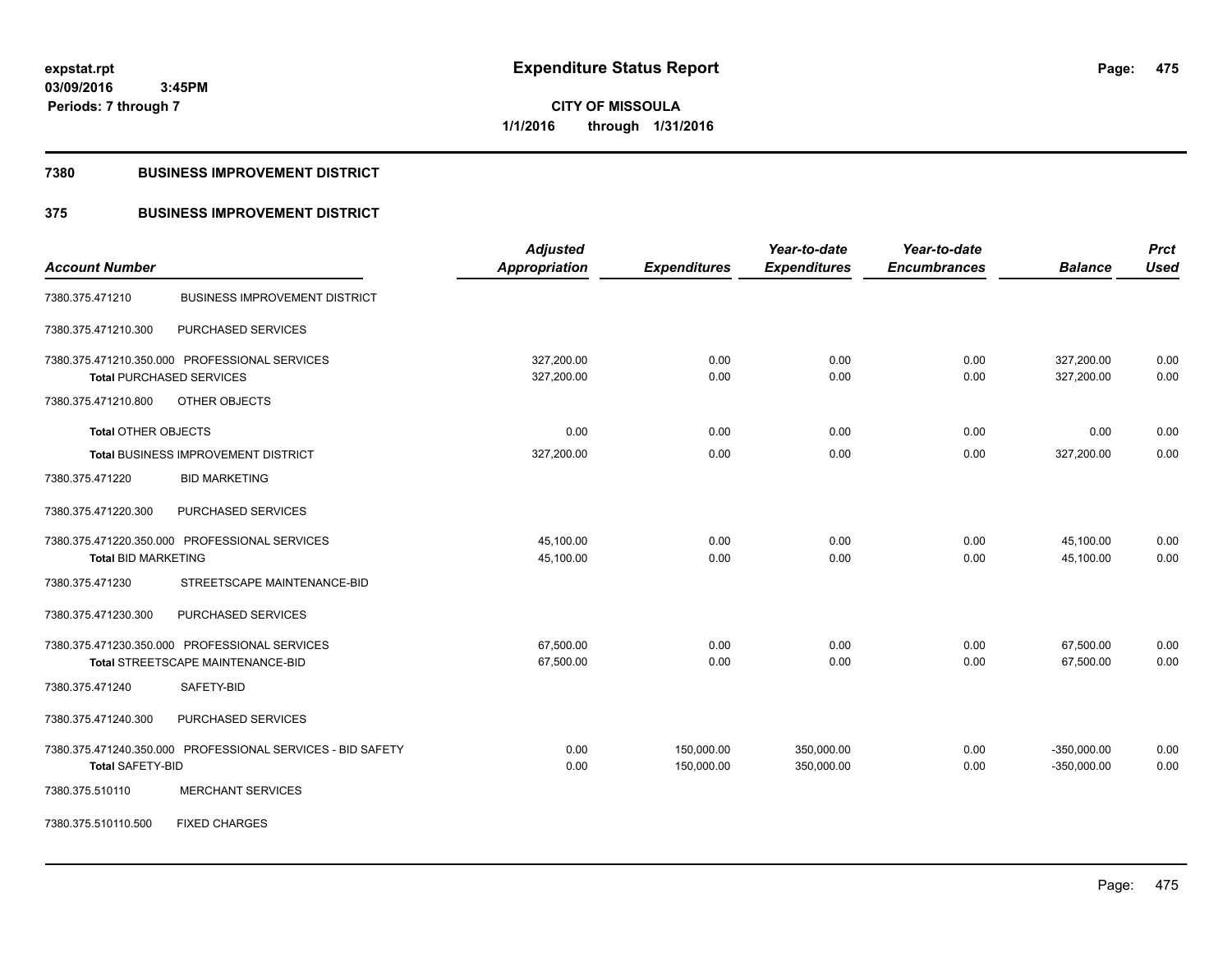expstat.rpt
03/09/2016 3:45PM
Periods: 7 through 7

# Expenditure Status Report

CITY OF MISSOULA
1/1/2016 through 1/31/2016

## 7380 BUSINESS IMPROVEMENT DISTRICT

## 375 BUSINESS IMPROVEMENT DISTRICT

| Account Number | | Adjusted Appropriation | Expenditures | Year-to-date Expenditures | Year-to-date Encumbrances | Balance | Prct Used |
|---|---|---|---|---|---|---|---|
| 7380.375.471210 | BUSINESS IMPROVEMENT DISTRICT | | | | | | |
| 7380.375.471210.300 | PURCHASED SERVICES | | | | | | |
| 7380.375.471210.350.000 | PROFESSIONAL SERVICES | 327,200.00 | 0.00 | 0.00 | 0.00 | 327,200.00 | 0.00 |
| Total PURCHASED SERVICES | | 327,200.00 | 0.00 | 0.00 | 0.00 | 327,200.00 | 0.00 |
| 7380.375.471210.800 | OTHER OBJECTS | | | | | | |
| Total OTHER OBJECTS | | 0.00 | 0.00 | 0.00 | 0.00 | 0.00 | 0.00 |
| Total BUSINESS IMPROVEMENT DISTRICT | | 327,200.00 | 0.00 | 0.00 | 0.00 | 327,200.00 | 0.00 |
| 7380.375.471220 | BID MARKETING | | | | | | |
| 7380.375.471220.300 | PURCHASED SERVICES | | | | | | |
| 7380.375.471220.350.000 | PROFESSIONAL SERVICES | 45,100.00 | 0.00 | 0.00 | 0.00 | 45,100.00 | 0.00 |
| Total BID MARKETING | | 45,100.00 | 0.00 | 0.00 | 0.00 | 45,100.00 | 0.00 |
| 7380.375.471230 | STREETSCAPE MAINTENANCE-BID | | | | | | |
| 7380.375.471230.300 | PURCHASED SERVICES | | | | | | |
| 7380.375.471230.350.000 | PROFESSIONAL SERVICES | 67,500.00 | 0.00 | 0.00 | 0.00 | 67,500.00 | 0.00 |
| Total STREETSCAPE MAINTENANCE-BID | | 67,500.00 | 0.00 | 0.00 | 0.00 | 67,500.00 | 0.00 |
| 7380.375.471240 | SAFETY-BID | | | | | | |
| 7380.375.471240.300 | PURCHASED SERVICES | | | | | | |
| 7380.375.471240.350.000 | PROFESSIONAL SERVICES - BID SAFETY | 0.00 | 150,000.00 | 350,000.00 | 0.00 | -350,000.00 | 0.00 |
| Total SAFETY-BID | | 0.00 | 150,000.00 | 350,000.00 | 0.00 | -350,000.00 | 0.00 |
| 7380.375.510110 | MERCHANT SERVICES | | | | | | |
| 7380.375.510110.500 | FIXED CHARGES | | | | | | |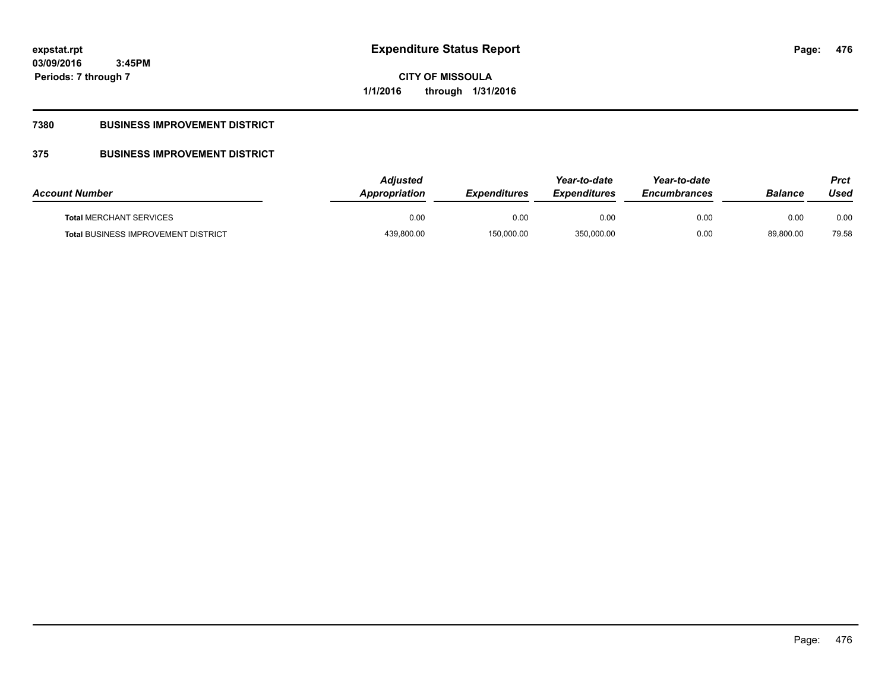# Expenditure Status Report

**CITY OF MISSOULA**

**1/1/2016 through 1/31/2016**

expstat.rpt
03/09/2016 3:45PM
Periods: 7 through 7

## 7380 BUSINESS IMPROVEMENT DISTRICT

## 375 BUSINESS IMPROVEMENT DISTRICT

| Account Number | Adjusted Appropriation | Expenditures | Year-to-date Expenditures | Year-to-date Encumbrances | Balance | Prct Used |
|---|---|---|---|---|---|---|
| **Total** MERCHANT SERVICES | 0.00 | 0.00 | 0.00 | 0.00 | 0.00 | 0.00 |
| **Total** BUSINESS IMPROVEMENT DISTRICT | 439,800.00 | 150,000.00 | 350,000.00 | 0.00 | 89,800.00 | 79.58 |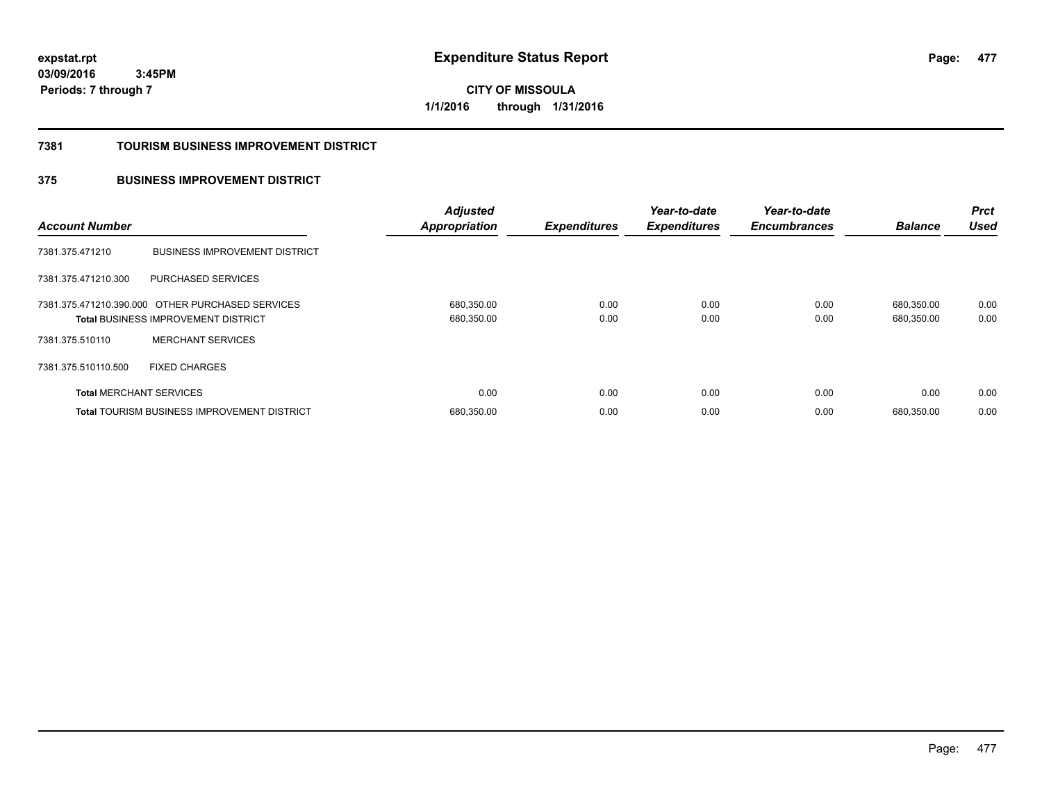# Expenditure Status Report

**CITY OF MISSOULA**

**1/1/2016 through 1/31/2016**

expstat.rpt
03/09/2016 3:45PM
Periods: 7 through 7

## 7381 TOURISM BUSINESS IMPROVEMENT DISTRICT

### 375 BUSINESS IMPROVEMENT DISTRICT

| Account Number | | Adjusted Appropriation | Expenditures | Year-to-date Expenditures | Year-to-date Encumbrances | Balance | Prct Used |
|---|---|---|---|---|---|---|---|
| 7381.375.471210 | BUSINESS IMPROVEMENT DISTRICT | | | | | | |
| 7381.375.471210.300 | PURCHASED SERVICES | | | | | | |
| 7381.375.471210.390.000 | OTHER PURCHASED SERVICES | 680,350.00 | 0.00 | 0.00 | 0.00 | 680,350.00 | 0.00 |
| **Total** BUSINESS IMPROVEMENT DISTRICT | | 680,350.00 | 0.00 | 0.00 | 0.00 | 680,350.00 | 0.00 |
| 7381.375.510110 | MERCHANT SERVICES | | | | | | |
| 7381.375.510110.500 | FIXED CHARGES | | | | | | |
| **Total** MERCHANT SERVICES | | 0.00 | 0.00 | 0.00 | 0.00 | 0.00 | 0.00 |
| **Total** TOURISM BUSINESS IMPROVEMENT DISTRICT | | 680,350.00 | 0.00 | 0.00 | 0.00 | 680,350.00 | 0.00 |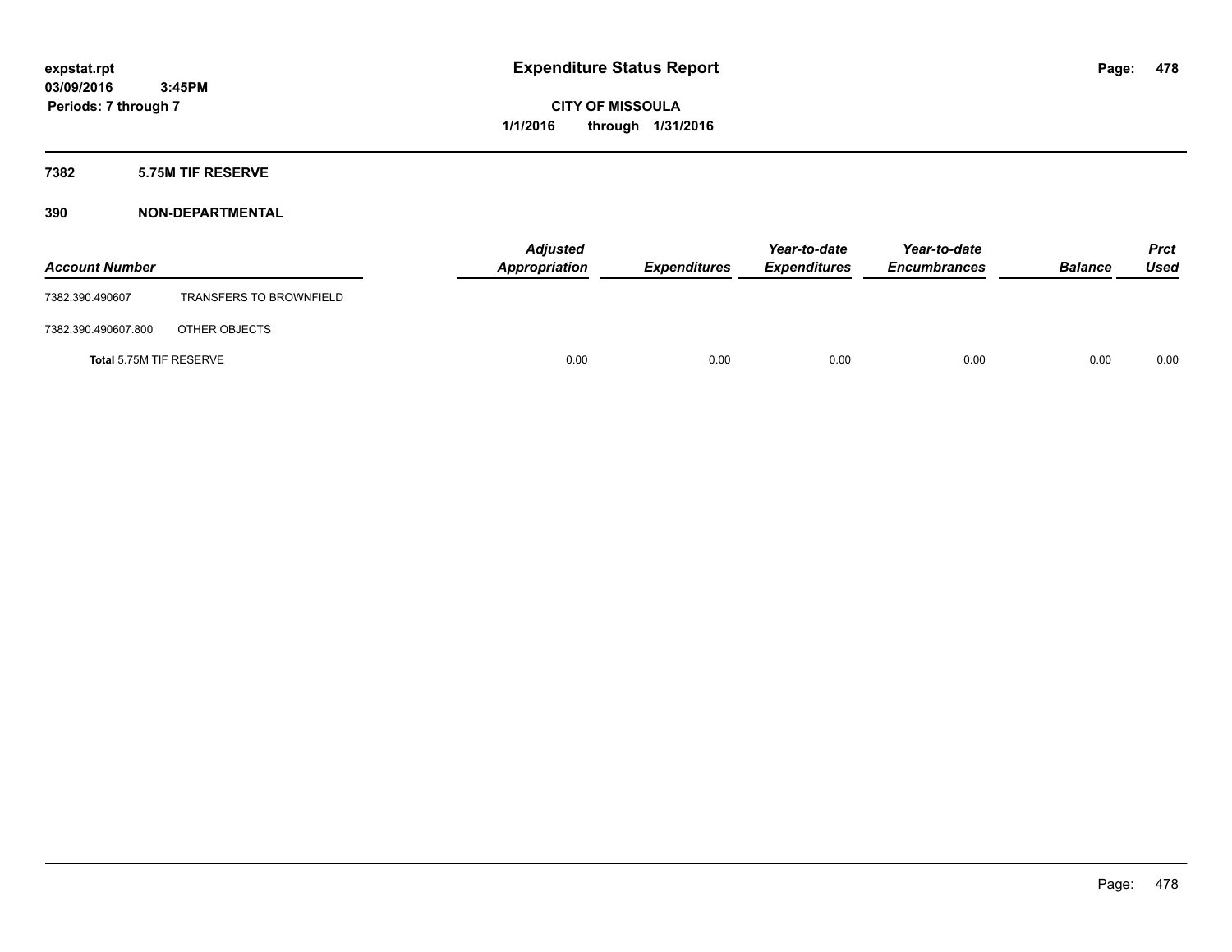**expstat.rpt**
**03/09/2016 3:45PM**
**Periods: 7 through 7**

# Expenditure Status Report

**CITY OF MISSOULA**
**1/1/2016 through 1/31/2016**

## 7382 5.75M TIF RESERVE

## 390 NON-DEPARTMENTAL

| Account Number | | Adjusted Appropriation | Expenditures | Year-to-date Expenditures | Year-to-date Encumbrances | Balance | Prct Used |
|---|---|---|---|---|---|---|---|
| 7382.390.490607 | TRANSFERS TO BROWNFIELD | | | | | | |
| 7382.390.490607.800 | OTHER OBJECTS | | | | | | |
| **Total** 5.75M TIF RESERVE | | 0.00 | 0.00 | 0.00 | 0.00 | 0.00 | 0.00 |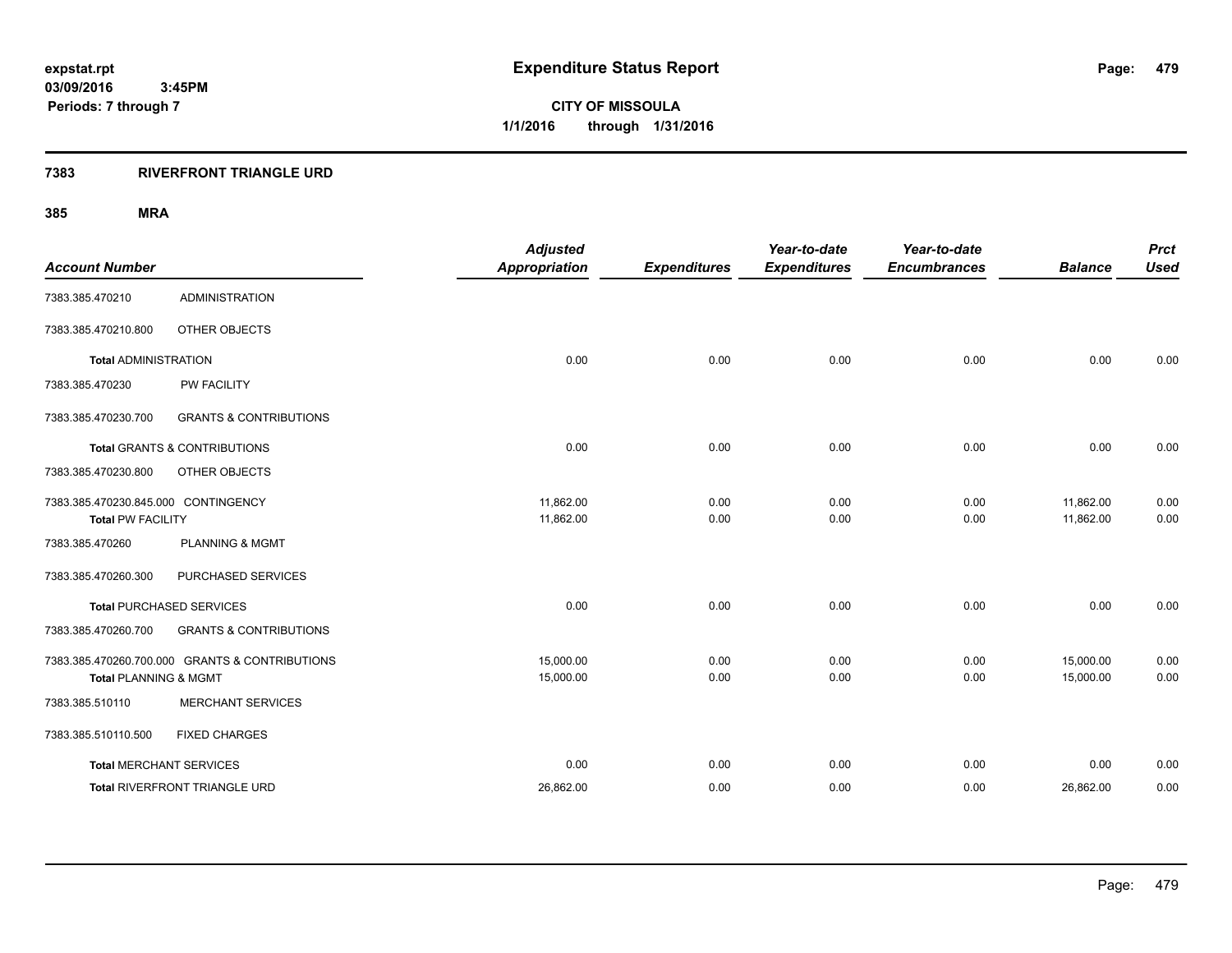# Expenditure Status Report

expstat.rpt
03/09/2016 3:45PM
Periods: 7 through 7

**CITY OF MISSOULA**
**1/1/2016 through 1/31/2016**

## 7383 RIVERFRONT TRIANGLE URD

### 385 MRA

| Account Number | | Adjusted Appropriation | Expenditures | Year-to-date Expenditures | Year-to-date Encumbrances | Balance | Prct Used |
|---|---|---|---|---|---|---|---|
| 7383.385.470210 | ADMINISTRATION | | | | | | |
| 7383.385.470210.800 | OTHER OBJECTS | | | | | | |
| **Total** ADMINISTRATION | | 0.00 | 0.00 | 0.00 | 0.00 | 0.00 | 0.00 |
| 7383.385.470230 | PW FACILITY | | | | | | |
| 7383.385.470230.700 | GRANTS & CONTRIBUTIONS | | | | | | |
| **Total** GRANTS & CONTRIBUTIONS | | 0.00 | 0.00 | 0.00 | 0.00 | 0.00 | 0.00 |
| 7383.385.470230.800 | OTHER OBJECTS | | | | | | |
| 7383.385.470230.845.000 | CONTINGENCY | 11,862.00 | 0.00 | 0.00 | 0.00 | 11,862.00 | 0.00 |
| **Total** PW FACILITY | | 11,862.00 | 0.00 | 0.00 | 0.00 | 11,862.00 | 0.00 |
| 7383.385.470260 | PLANNING & MGMT | | | | | | |
| 7383.385.470260.300 | PURCHASED SERVICES | | | | | | |
| **Total** PURCHASED SERVICES | | 0.00 | 0.00 | 0.00 | 0.00 | 0.00 | 0.00 |
| 7383.385.470260.700 | GRANTS & CONTRIBUTIONS | | | | | | |
| 7383.385.470260.700.000 | GRANTS & CONTRIBUTIONS | 15,000.00 | 0.00 | 0.00 | 0.00 | 15,000.00 | 0.00 |
| **Total** PLANNING & MGMT | | 15,000.00 | 0.00 | 0.00 | 0.00 | 15,000.00 | 0.00 |
| 7383.385.510110 | MERCHANT SERVICES | | | | | | |
| 7383.385.510110.500 | FIXED CHARGES | | | | | | |
| **Total** MERCHANT SERVICES | | 0.00 | 0.00 | 0.00 | 0.00 | 0.00 | 0.00 |
| **Total** RIVERFRONT TRIANGLE URD | | 26,862.00 | 0.00 | 0.00 | 0.00 | 26,862.00 | 0.00 |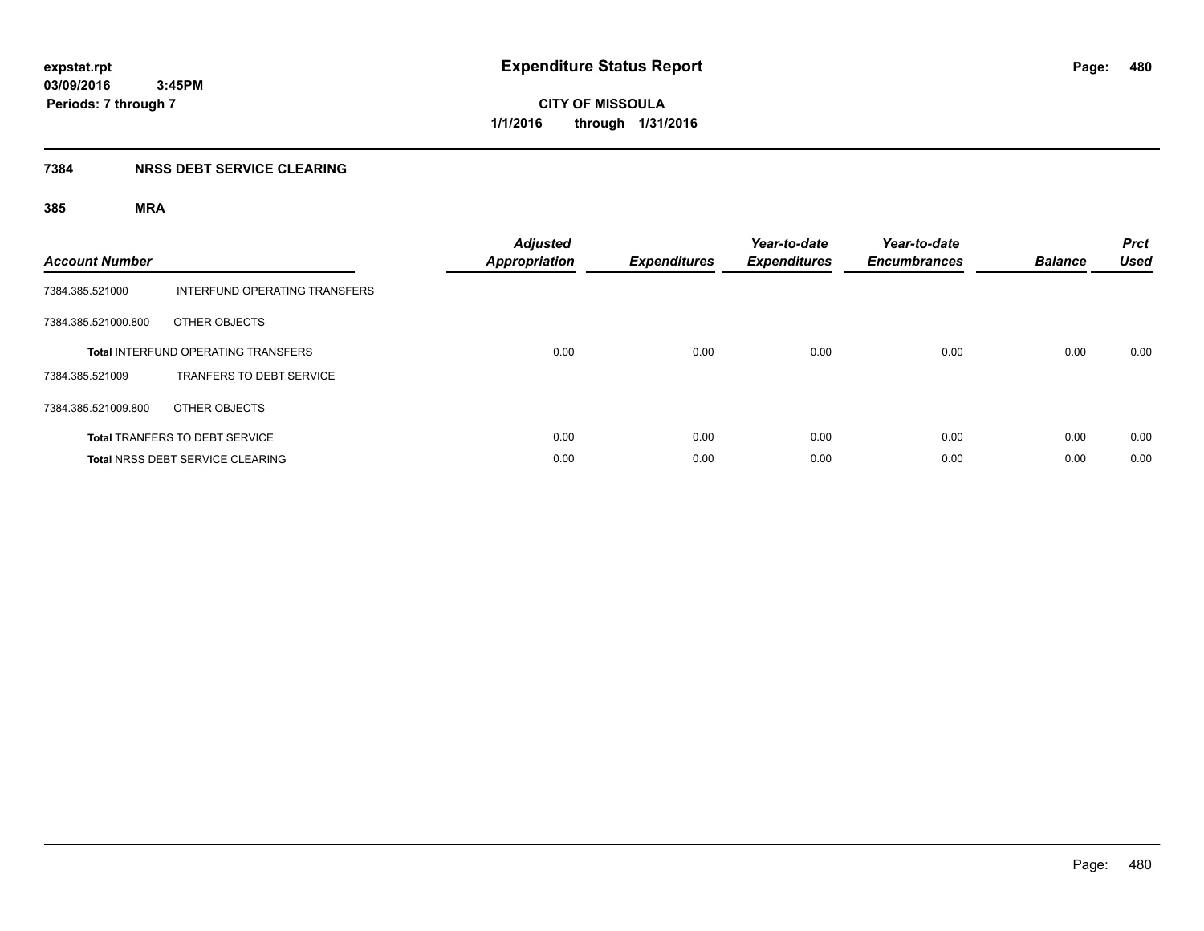**expstat.rpt**
**03/09/2016 3:45PM**
**Periods: 7 through 7**

# Expenditure Status Report

**CITY OF MISSOULA**
**1/1/2016 through 1/31/2016**

## 7384 NRSS DEBT SERVICE CLEARING

### 385 MRA

| Account Number | | Adjusted Appropriation | Expenditures | Year-to-date Expenditures | Year-to-date Encumbrances | Balance | Prct Used |
|---|---|---|---|---|---|---|---|
| 7384.385.521000 | INTERFUND OPERATING TRANSFERS | | | | | | |
| 7384.385.521000.800 | OTHER OBJECTS | | | | | | |
| | **Total** INTERFUND OPERATING TRANSFERS | 0.00 | 0.00 | 0.00 | 0.00 | 0.00 | 0.00 |
| 7384.385.521009 | TRANFERS TO DEBT SERVICE | | | | | | |
| 7384.385.521009.800 | OTHER OBJECTS | | | | | | |
| | **Total** TRANFERS TO DEBT SERVICE | 0.00 | 0.00 | 0.00 | 0.00 | 0.00 | 0.00 |
| | **Total** NRSS DEBT SERVICE CLEARING | 0.00 | 0.00 | 0.00 | 0.00 | 0.00 | 0.00 |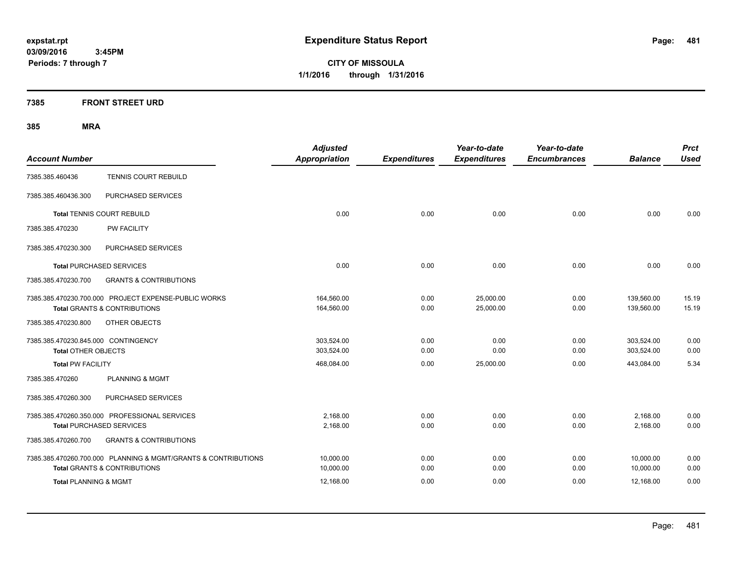# Expenditure Status Report

**CITY OF MISSOULA**
**1/1/2016 through 1/31/2016**

expstat.rpt
03/09/2016 3:45PM
Periods: 7 through 7

## 7385 FRONT STREET URD

## 385 MRA

| Account Number | | Adjusted Appropriation | Expenditures | Year-to-date Expenditures | Year-to-date Encumbrances | Balance | Prct Used |
|---|---|---|---|---|---|---|---|
| 7385.385.460436 | TENNIS COURT REBUILD | | | | | | |
| 7385.385.460436.300 | PURCHASED SERVICES | | | | | | |
| **Total** TENNIS COURT REBUILD | | 0.00 | 0.00 | 0.00 | 0.00 | 0.00 | 0.00 |
| 7385.385.470230 | PW FACILITY | | | | | | |
| 7385.385.470230.300 | PURCHASED SERVICES | | | | | | |
| **Total** PURCHASED SERVICES | | 0.00 | 0.00 | 0.00 | 0.00 | 0.00 | 0.00 |
| 7385.385.470230.700 | GRANTS & CONTRIBUTIONS | | | | | | |
| 7385.385.470230.700.000 | PROJECT EXPENSE-PUBLIC WORKS | 164,560.00 | 0.00 | 25,000.00 | 0.00 | 139,560.00 | 15.19 |
| **Total** GRANTS & CONTRIBUTIONS | | 164,560.00 | 0.00 | 25,000.00 | 0.00 | 139,560.00 | 15.19 |
| 7385.385.470230.800 | OTHER OBJECTS | | | | | | |
| 7385.385.470230.845.000 | CONTINGENCY | 303,524.00 | 0.00 | 0.00 | 0.00 | 303,524.00 | 0.00 |
| **Total** OTHER OBJECTS | | 303,524.00 | 0.00 | 0.00 | 0.00 | 303,524.00 | 0.00 |
| **Total** PW FACILITY | | 468,084.00 | 0.00 | 25,000.00 | 0.00 | 443,084.00 | 5.34 |
| 7385.385.470260 | PLANNING & MGMT | | | | | | |
| 7385.385.470260.300 | PURCHASED SERVICES | | | | | | |
| 7385.385.470260.350.000 | PROFESSIONAL SERVICES | 2,168.00 | 0.00 | 0.00 | 0.00 | 2,168.00 | 0.00 |
| **Total** PURCHASED SERVICES | | 2,168.00 | 0.00 | 0.00 | 0.00 | 2,168.00 | 0.00 |
| 7385.385.470260.700 | GRANTS & CONTRIBUTIONS | | | | | | |
| 7385.385.470260.700.000 | PLANNING & MGMT/GRANTS & CONTRIBUTIONS | 10,000.00 | 0.00 | 0.00 | 0.00 | 10,000.00 | 0.00 |
| **Total** GRANTS & CONTRIBUTIONS | | 10,000.00 | 0.00 | 0.00 | 0.00 | 10,000.00 | 0.00 |
| **Total** PLANNING & MGMT | | 12,168.00 | 0.00 | 0.00 | 0.00 | 12,168.00 | 0.00 |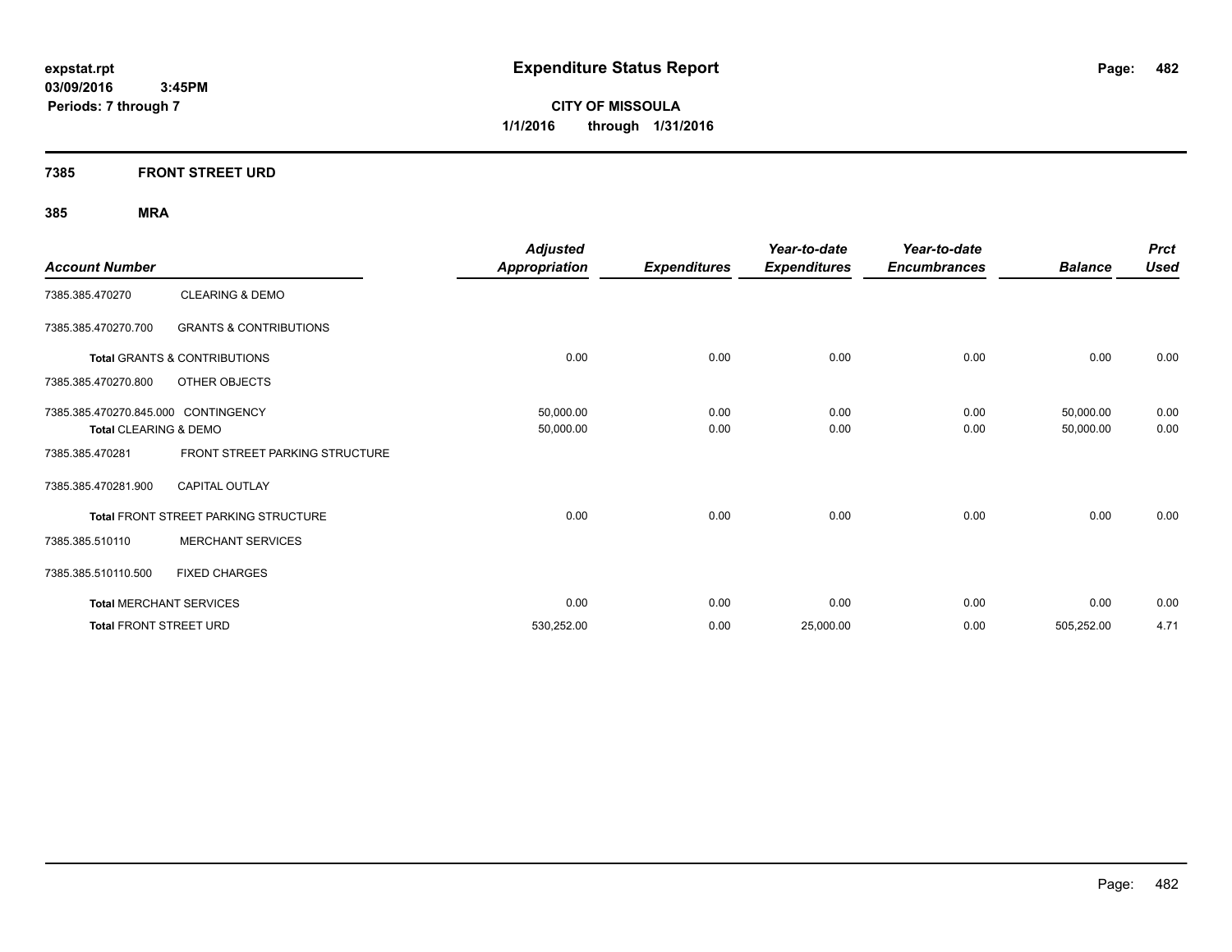expstat.rpt
03/09/2016 3:45PM
Periods: 7 through 7

# Expenditure Status Report

**CITY OF MISSOULA**
**1/1/2016 through 1/31/2016**

## 7385 FRONT STREET URD

### 385 MRA

| Account Number | | Adjusted Appropriation | Expenditures | Year-to-date Expenditures | Year-to-date Encumbrances | Balance | Prct Used |
|---|---|---|---|---|---|---|---|
| 7385.385.470270 | CLEARING & DEMO | | | | | | |
| 7385.385.470270.700 | GRANTS & CONTRIBUTIONS | | | | | | |
| **Total** GRANTS & CONTRIBUTIONS | | 0.00 | 0.00 | 0.00 | 0.00 | 0.00 | 0.00 |
| 7385.385.470270.800 | OTHER OBJECTS | | | | | | |
| 7385.385.470270.845.000 | CONTINGENCY | 50,000.00 | 0.00 | 0.00 | 0.00 | 50,000.00 | 0.00 |
| **Total** CLEARING & DEMO | | 50,000.00 | 0.00 | 0.00 | 0.00 | 50,000.00 | 0.00 |
| 7385.385.470281 | FRONT STREET PARKING STRUCTURE | | | | | | |
| 7385.385.470281.900 | CAPITAL OUTLAY | | | | | | |
| **Total** FRONT STREET PARKING STRUCTURE | | 0.00 | 0.00 | 0.00 | 0.00 | 0.00 | 0.00 |
| 7385.385.510110 | MERCHANT SERVICES | | | | | | |
| 7385.385.510110.500 | FIXED CHARGES | | | | | | |
| **Total** MERCHANT SERVICES | | 0.00 | 0.00 | 0.00 | 0.00 | 0.00 | 0.00 |
| **Total** FRONT STREET URD | | 530,252.00 | 0.00 | 25,000.00 | 0.00 | 505,252.00 | 4.71 |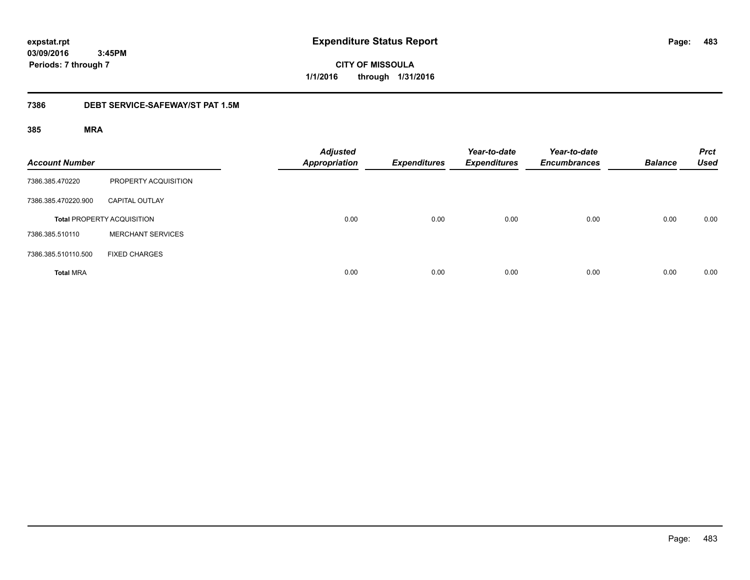**expstat.rpt**
**03/09/2016 3:45PM**
**Periods: 7 through 7**

# Expenditure Status Report

**CITY OF MISSOULA**
**1/1/2016 through 1/31/2016**

## 7386 DEBT SERVICE-SAFEWAY/ST PAT 1.5M

### 385 MRA

| Account Number | | Adjusted Appropriation | Expenditures | Year-to-date Expenditures | Year-to-date Encumbrances | Balance | Prct Used |
|---|---|---|---|---|---|---|---|
| 7386.385.470220 | PROPERTY ACQUISITION | | | | | | |
| 7386.385.470220.900 | CAPITAL OUTLAY | | | | | | |
| **Total** PROPERTY ACQUISITION | | 0.00 | 0.00 | 0.00 | 0.00 | 0.00 | 0.00 |
| 7386.385.510110 | MERCHANT SERVICES | | | | | | |
| 7386.385.510110.500 | FIXED CHARGES | | | | | | |
| **Total** MRA | | 0.00 | 0.00 | 0.00 | 0.00 | 0.00 | 0.00 |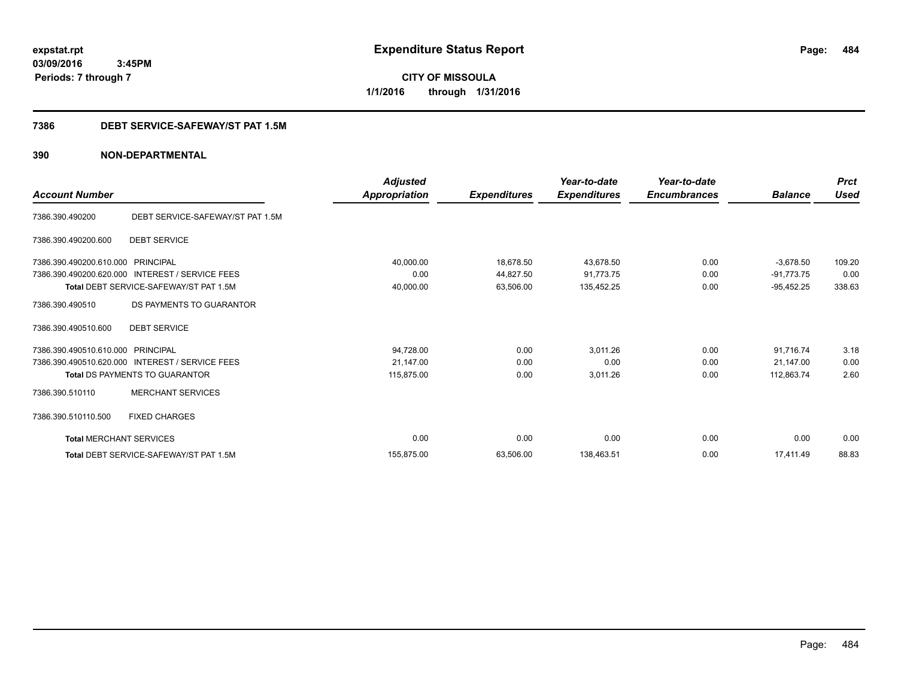**expstat.rpt**
**03/09/2016 3:45PM**
**Periods: 7 through 7**

# Expenditure Status Report

**CITY OF MISSOULA**
**1/1/2016 through 1/31/2016**

## 7386 DEBT SERVICE-SAFEWAY/ST PAT 1.5M

## 390 NON-DEPARTMENTAL

| Account Number | | Adjusted Appropriation | Expenditures | Year-to-date Expenditures | Year-to-date Encumbrances | Balance | Prct Used |
|---|---|---|---|---|---|---|---|
| 7386.390.490200 | DEBT SERVICE-SAFEWAY/ST PAT 1.5M | | | | | | |
| 7386.390.490200.600 | DEBT SERVICE | | | | | | |
| 7386.390.490200.610.000 | PRINCIPAL | 40,000.00 | 18,678.50 | 43,678.50 | 0.00 | -3,678.50 | 109.20 |
| 7386.390.490200.620.000 | INTEREST / SERVICE FEES | 0.00 | 44,827.50 | 91,773.75 | 0.00 | -91,773.75 | 0.00 |
| **Total** DEBT SERVICE-SAFEWAY/ST PAT 1.5M | | 40,000.00 | 63,506.00 | 135,452.25 | 0.00 | -95,452.25 | 338.63 |
| 7386.390.490510 | DS PAYMENTS TO GUARANTOR | | | | | | |
| 7386.390.490510.600 | DEBT SERVICE | | | | | | |
| 7386.390.490510.610.000 | PRINCIPAL | 94,728.00 | 0.00 | 3,011.26 | 0.00 | 91,716.74 | 3.18 |
| 7386.390.490510.620.000 | INTEREST / SERVICE FEES | 21,147.00 | 0.00 | 0.00 | 0.00 | 21,147.00 | 0.00 |
| **Total** DS PAYMENTS TO GUARANTOR | | 115,875.00 | 0.00 | 3,011.26 | 0.00 | 112,863.74 | 2.60 |
| 7386.390.510110 | MERCHANT SERVICES | | | | | | |
| 7386.390.510110.500 | FIXED CHARGES | | | | | | |
| **Total** MERCHANT SERVICES | | 0.00 | 0.00 | 0.00 | 0.00 | 0.00 | 0.00 |
| **Total** DEBT SERVICE-SAFEWAY/ST PAT 1.5M | | 155,875.00 | 63,506.00 | 138,463.51 | 0.00 | 17,411.49 | 88.83 |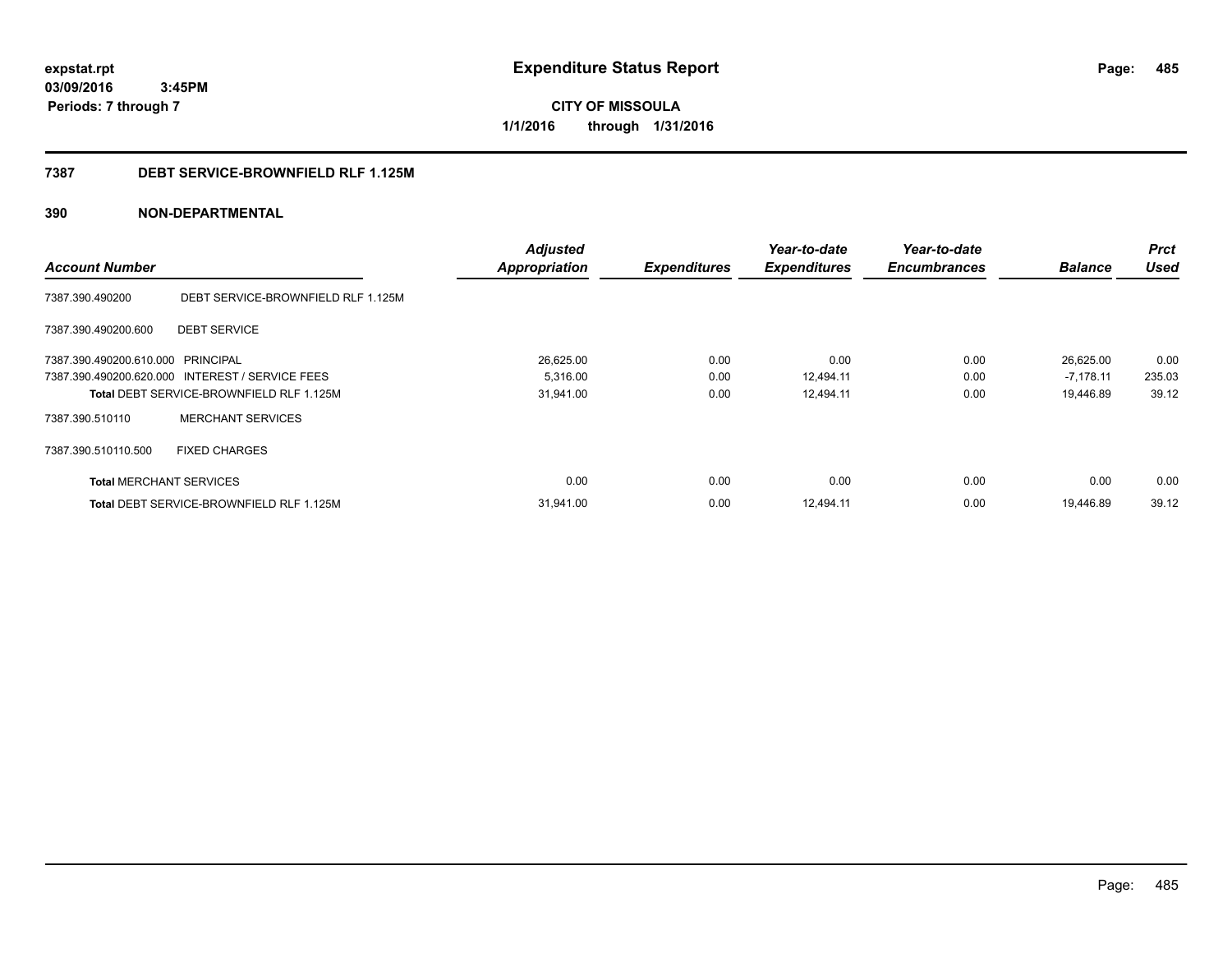**expstat.rpt**
**03/09/2016 3:45PM**
**Periods: 7 through 7**

# Expenditure Status Report

**CITY OF MISSOULA**
**1/1/2016 through 1/31/2016**

## 7387 DEBT SERVICE-BROWNFIELD RLF 1.125M

## 390 NON-DEPARTMENTAL

| Account Number | | Adjusted Appropriation | Expenditures | Year-to-date Expenditures | Year-to-date Encumbrances | Balance | Prct Used |
|---|---|---|---|---|---|---|---|
| 7387.390.490200 | DEBT SERVICE-BROWNFIELD RLF 1.125M | | | | | | |
| 7387.390.490200.600 | DEBT SERVICE | | | | | | |
| 7387.390.490200.610.000 | PRINCIPAL | 26,625.00 | 0.00 | 0.00 | 0.00 | 26,625.00 | 0.00 |
| 7387.390.490200.620.000 | INTEREST / SERVICE FEES | 5,316.00 | 0.00 | 12,494.11 | 0.00 | -7,178.11 | 235.03 |
| **Total** DEBT SERVICE-BROWNFIELD RLF 1.125M | | 31,941.00 | 0.00 | 12,494.11 | 0.00 | 19,446.89 | 39.12 |
| 7387.390.510110 | MERCHANT SERVICES | | | | | | |
| 7387.390.510110.500 | FIXED CHARGES | | | | | | |
| **Total** MERCHANT SERVICES | | 0.00 | 0.00 | 0.00 | 0.00 | 0.00 | 0.00 |
| **Total** DEBT SERVICE-BROWNFIELD RLF 1.125M | | 31,941.00 | 0.00 | 12,494.11 | 0.00 | 19,446.89 | 39.12 |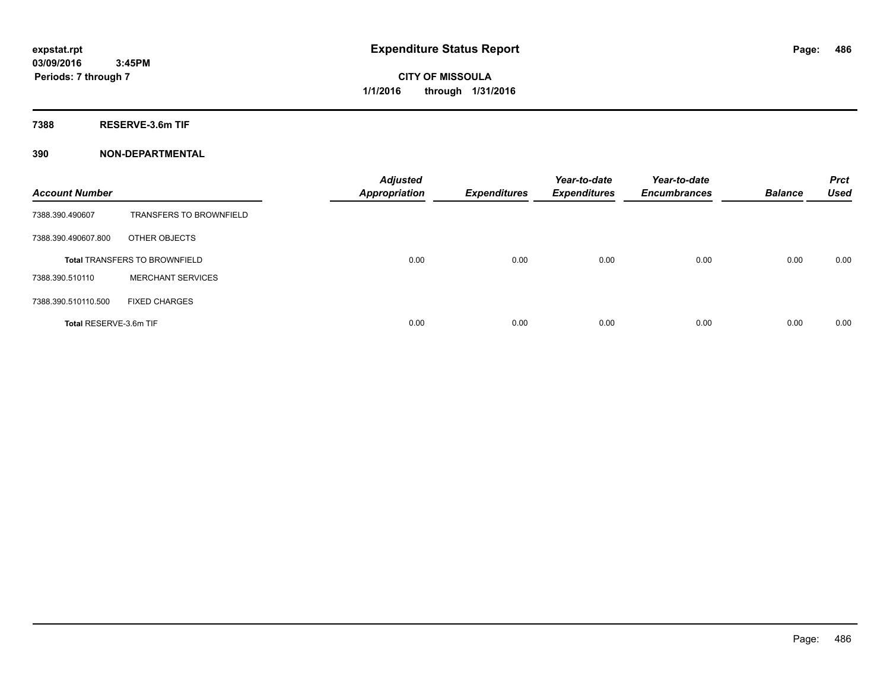expstat.rpt
03/09/2016 3:45PM
Periods: 7 through 7

# Expenditure Status Report

CITY OF MISSOULA
1/1/2016 through 1/31/2016

## 7388 RESERVE-3.6m TIF

### 390 NON-DEPARTMENTAL

| Account Number | | Adjusted Appropriation | Expenditures | Year-to-date Expenditures | Year-to-date Encumbrances | Balance | Prct Used |
|---|---|---|---|---|---|---|---|
| 7388.390.490607 | TRANSFERS TO BROWNFIELD | | | | | | |
| 7388.390.490607.800 | OTHER OBJECTS | | | | | | |
| Total TRANSFERS TO BROWNFIELD | | 0.00 | 0.00 | 0.00 | 0.00 | 0.00 | 0.00 |
| 7388.390.510110 | MERCHANT SERVICES | | | | | | |
| 7388.390.510110.500 | FIXED CHARGES | | | | | | |
| Total RESERVE-3.6m TIF | | 0.00 | 0.00 | 0.00 | 0.00 | 0.00 | 0.00 |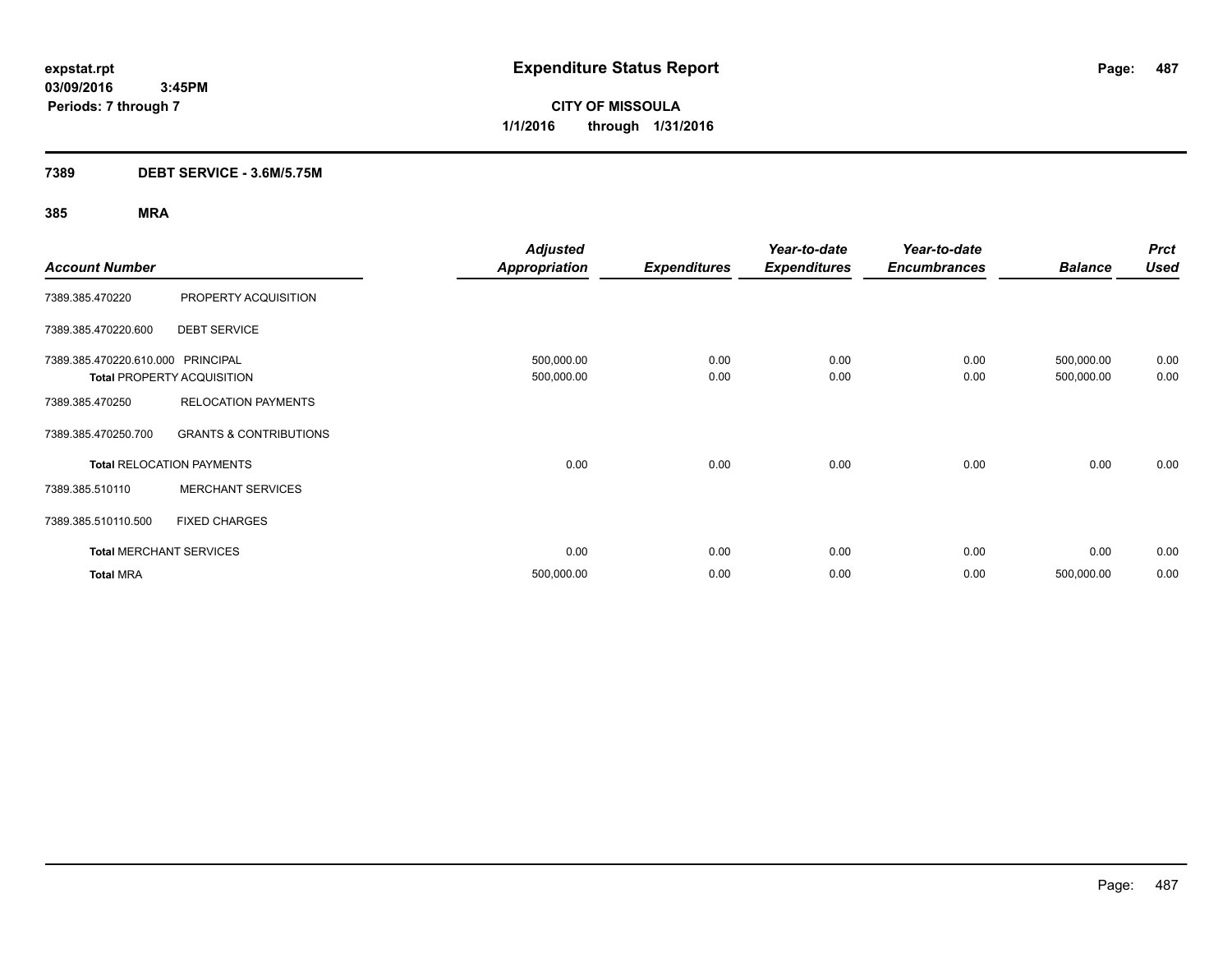expstat.rpt
03/09/2016 3:45PM
Periods: 7 through 7

# Expenditure Status Report

CITY OF MISSOULA
1/1/2016 through 1/31/2016

## 7389 DEBT SERVICE - 3.6M/5.75M

### 385 MRA

| Account Number | | Adjusted Appropriation | Expenditures | Year-to-date Expenditures | Year-to-date Encumbrances | Balance | Prct Used |
|---|---|---|---|---|---|---|---|
| 7389.385.470220 | PROPERTY ACQUISITION | | | | | | |
| 7389.385.470220.600 | DEBT SERVICE | | | | | | |
| 7389.385.470220.610.000 | PRINCIPAL | 500,000.00 | 0.00 | 0.00 | 0.00 | 500,000.00 | 0.00 |
| **Total** PROPERTY ACQUISITION | | 500,000.00 | 0.00 | 0.00 | 0.00 | 500,000.00 | 0.00 |
| 7389.385.470250 | RELOCATION PAYMENTS | | | | | | |
| 7389.385.470250.700 | GRANTS & CONTRIBUTIONS | | | | | | |
| **Total** RELOCATION PAYMENTS | | 0.00 | 0.00 | 0.00 | 0.00 | 0.00 | 0.00 |
| 7389.385.510110 | MERCHANT SERVICES | | | | | | |
| 7389.385.510110.500 | FIXED CHARGES | | | | | | |
| **Total** MERCHANT SERVICES | | 0.00 | 0.00 | 0.00 | 0.00 | 0.00 | 0.00 |
| **Total** MRA | | 500,000.00 | 0.00 | 0.00 | 0.00 | 500,000.00 | 0.00 |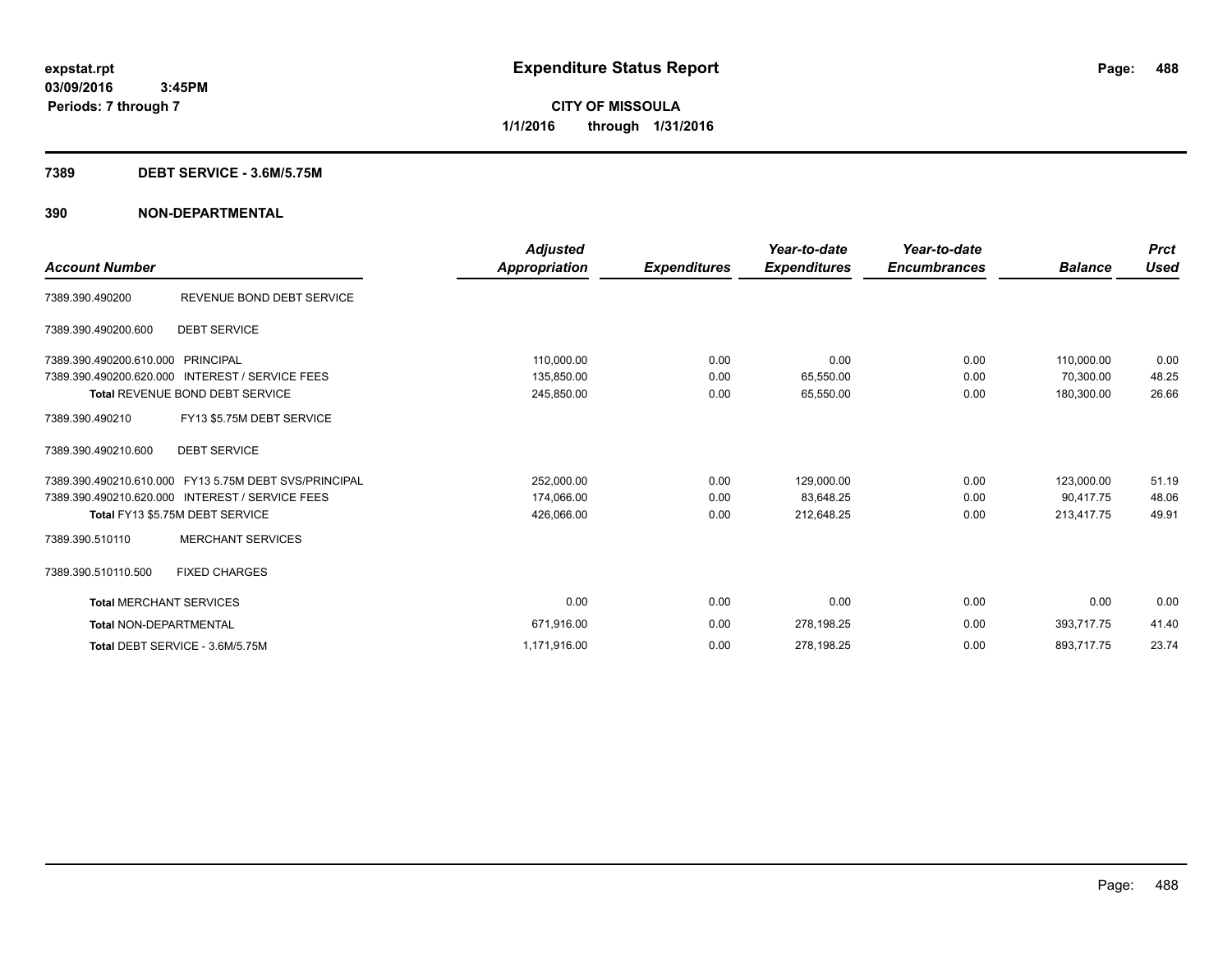expstat.rpt
03/09/2016 3:45PM
Periods: 7 through 7

# Expenditure Status Report

**CITY OF MISSOULA**
**1/1/2016 through 1/31/2016**

## 7389 DEBT SERVICE - 3.6M/5.75M

## 390 NON-DEPARTMENTAL

| Account Number | | Adjusted Appropriation | Expenditures | Year-to-date Expenditures | Year-to-date Encumbrances | Balance | Prct Used |
|---|---|---|---|---|---|---|---|
| 7389.390.490200 | REVENUE BOND DEBT SERVICE | | | | | | |
| 7389.390.490200.600 | DEBT SERVICE | | | | | | |
| 7389.390.490200.610.000 | PRINCIPAL | 110,000.00 | 0.00 | 0.00 | 0.00 | 110,000.00 | 0.00 |
| 7389.390.490200.620.000 | INTEREST / SERVICE FEES | 135,850.00 | 0.00 | 65,550.00 | 0.00 | 70,300.00 | 48.25 |
| **Total** REVENUE BOND DEBT SERVICE | | 245,850.00 | 0.00 | 65,550.00 | 0.00 | 180,300.00 | 26.66 |
| 7389.390.490210 | FY13 $5.75M DEBT SERVICE | | | | | | |
| 7389.390.490210.600 | DEBT SERVICE | | | | | | |
| 7389.390.490210.610.000 | FY13 5.75M DEBT SVS/PRINCIPAL | 252,000.00 | 0.00 | 129,000.00 | 0.00 | 123,000.00 | 51.19 |
| 7389.390.490210.620.000 | INTEREST / SERVICE FEES | 174,066.00 | 0.00 | 83,648.25 | 0.00 | 90,417.75 | 48.06 |
| **Total** FY13 $5.75M DEBT SERVICE | | 426,066.00 | 0.00 | 212,648.25 | 0.00 | 213,417.75 | 49.91 |
| 7389.390.510110 | MERCHANT SERVICES | | | | | | |
| 7389.390.510110.500 | FIXED CHARGES | | | | | | |
| **Total** MERCHANT SERVICES | | 0.00 | 0.00 | 0.00 | 0.00 | 0.00 | 0.00 |
| **Total** NON-DEPARTMENTAL | | 671,916.00 | 0.00 | 278,198.25 | 0.00 | 393,717.75 | 41.40 |
| **Total** DEBT SERVICE - 3.6M/5.75M | | 1,171,916.00 | 0.00 | 278,198.25 | 0.00 | 893,717.75 | 23.74 |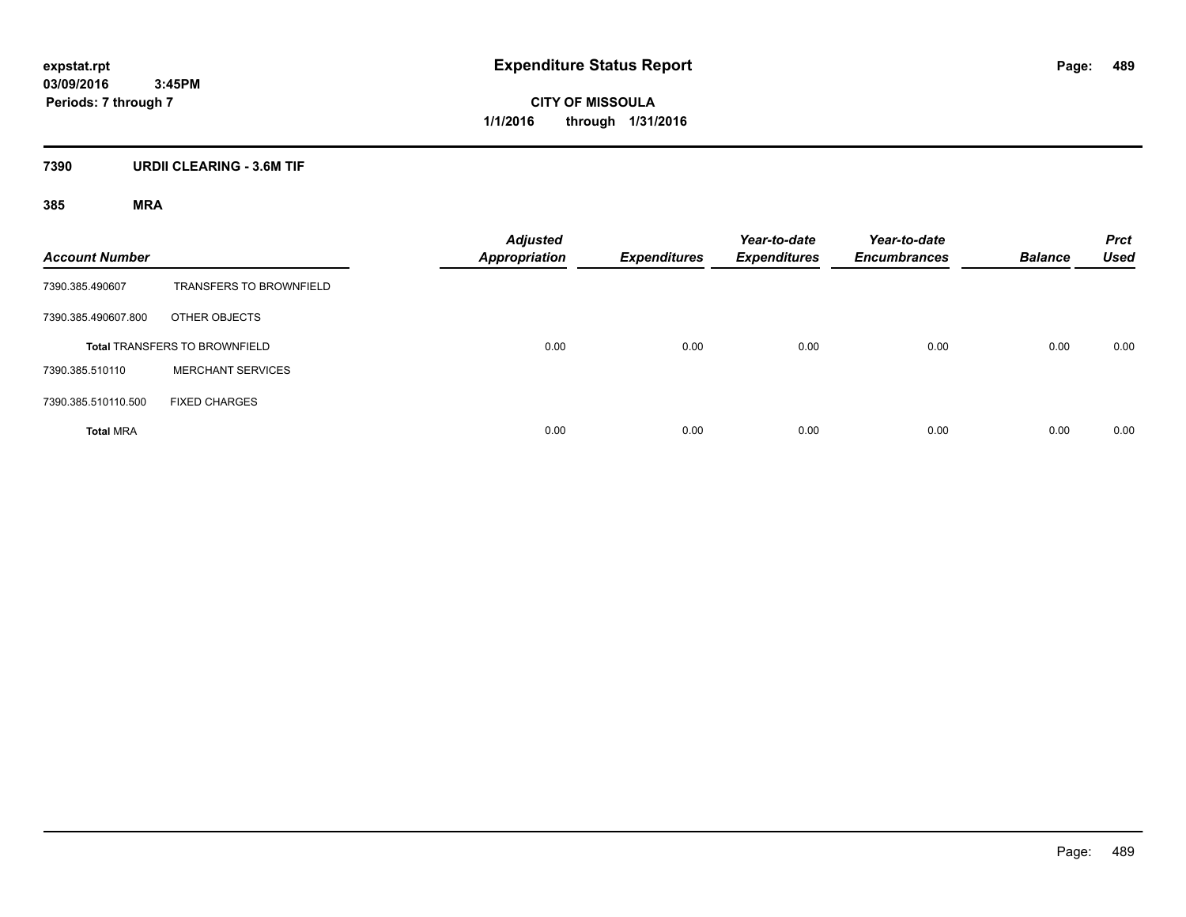**Expenditure Status Report**

**CITY OF MISSOULA**

**1/1/2016 through 1/31/2016**

expstat.rpt
03/09/2016 3:45PM
Periods: 7 through 7

## 7390 URDII CLEARING - 3.6M TIF

### 385 MRA

| Account Number | | Adjusted Appropriation | Expenditures | Year-to-date Expenditures | Year-to-date Encumbrances | Balance | Prct Used |
|---|---|---|---|---|---|---|---|
| 7390.385.490607 | TRANSFERS TO BROWNFIELD | | | | | | |
| 7390.385.490607.800 | OTHER OBJECTS | | | | | | |
| **Total** TRANSFERS TO BROWNFIELD | | 0.00 | 0.00 | 0.00 | 0.00 | 0.00 | 0.00 |
| 7390.385.510110 | MERCHANT SERVICES | | | | | | |
| 7390.385.510110.500 | FIXED CHARGES | | | | | | |
| **Total** MRA | | 0.00 | 0.00 | 0.00 | 0.00 | 0.00 | 0.00 |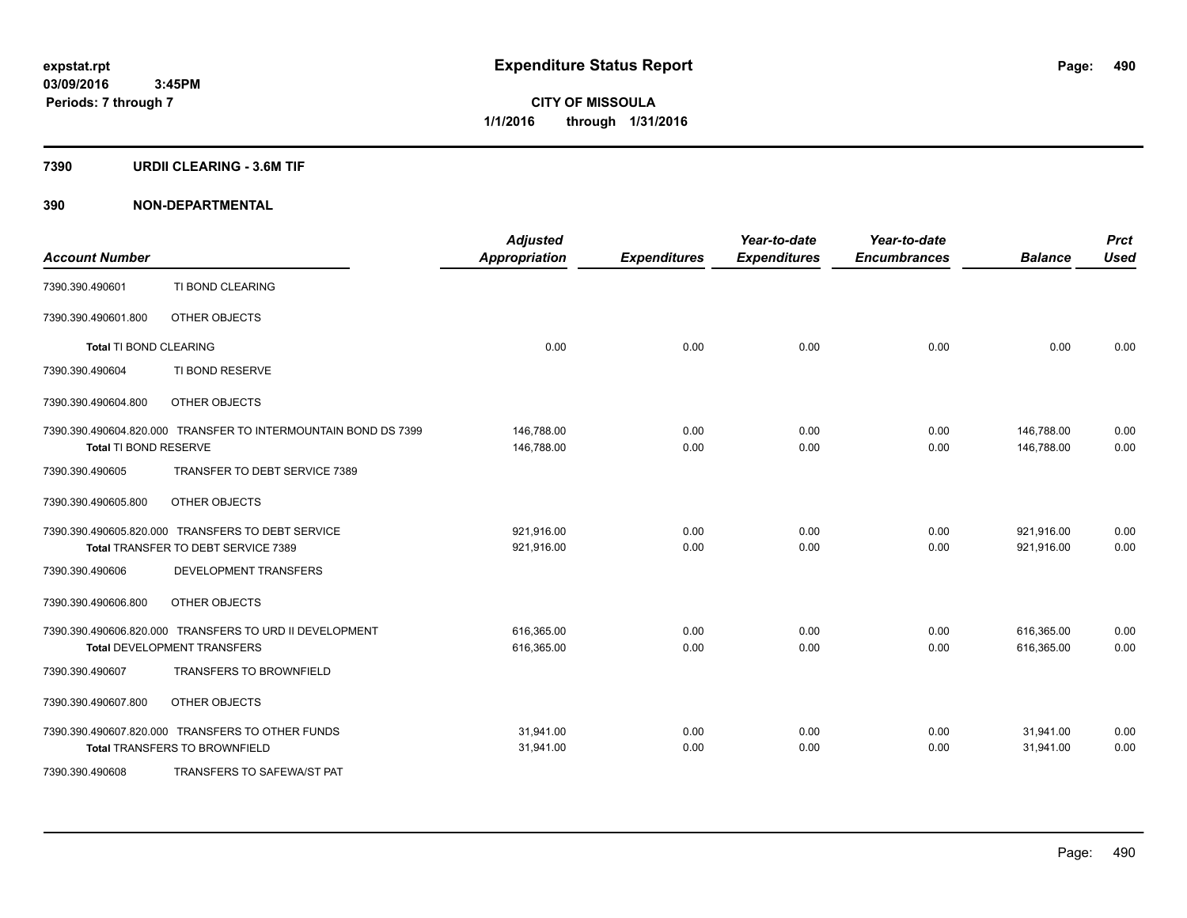**expstat.rpt**
**03/09/2016 3:45PM**
**Periods: 7 through 7**

# Expenditure Status Report

**CITY OF MISSOULA**
**1/1/2016 through 1/31/2016**

## 7390 URDII CLEARING - 3.6M TIF

## 390 NON-DEPARTMENTAL

| Account Number | | Adjusted Appropriation | Expenditures | Year-to-date Expenditures | Year-to-date Encumbrances | Balance | Prct Used |
|---|---|---|---|---|---|---|---|
| 7390.390.490601 | TI BOND CLEARING | | | | | | |
| 7390.390.490601.800 | OTHER OBJECTS | | | | | | |
| **Total** TI BOND CLEARING | | 0.00 | 0.00 | 0.00 | 0.00 | 0.00 | 0.00 |
| 7390.390.490604 | TI BOND RESERVE | | | | | | |
| 7390.390.490604.800 | OTHER OBJECTS | | | | | | |
| 7390.390.490604.820.000 | TRANSFER TO INTERMOUNTAIN BOND DS 7399 | 146,788.00 | 0.00 | 0.00 | 0.00 | 146,788.00 | 0.00 |
| **Total** TI BOND RESERVE | | 146,788.00 | 0.00 | 0.00 | 0.00 | 146,788.00 | 0.00 |
| 7390.390.490605 | TRANSFER TO DEBT SERVICE 7389 | | | | | | |
| 7390.390.490605.800 | OTHER OBJECTS | | | | | | |
| 7390.390.490605.820.000 | TRANSFERS TO DEBT SERVICE | 921,916.00 | 0.00 | 0.00 | 0.00 | 921,916.00 | 0.00 |
| **Total** TRANSFER TO DEBT SERVICE 7389 | | 921,916.00 | 0.00 | 0.00 | 0.00 | 921,916.00 | 0.00 |
| 7390.390.490606 | DEVELOPMENT TRANSFERS | | | | | | |
| 7390.390.490606.800 | OTHER OBJECTS | | | | | | |
| 7390.390.490606.820.000 | TRANSFERS TO URD II DEVELOPMENT | 616,365.00 | 0.00 | 0.00 | 0.00 | 616,365.00 | 0.00 |
| **Total** DEVELOPMENT TRANSFERS | | 616,365.00 | 0.00 | 0.00 | 0.00 | 616,365.00 | 0.00 |
| 7390.390.490607 | TRANSFERS TO BROWNFIELD | | | | | | |
| 7390.390.490607.800 | OTHER OBJECTS | | | | | | |
| 7390.390.490607.820.000 | TRANSFERS TO OTHER FUNDS | 31,941.00 | 0.00 | 0.00 | 0.00 | 31,941.00 | 0.00 |
| **Total** TRANSFERS TO BROWNFIELD | | 31,941.00 | 0.00 | 0.00 | 0.00 | 31,941.00 | 0.00 |
| 7390.390.490608 | TRANSFERS TO SAFEWA/ST PAT | | | | | | |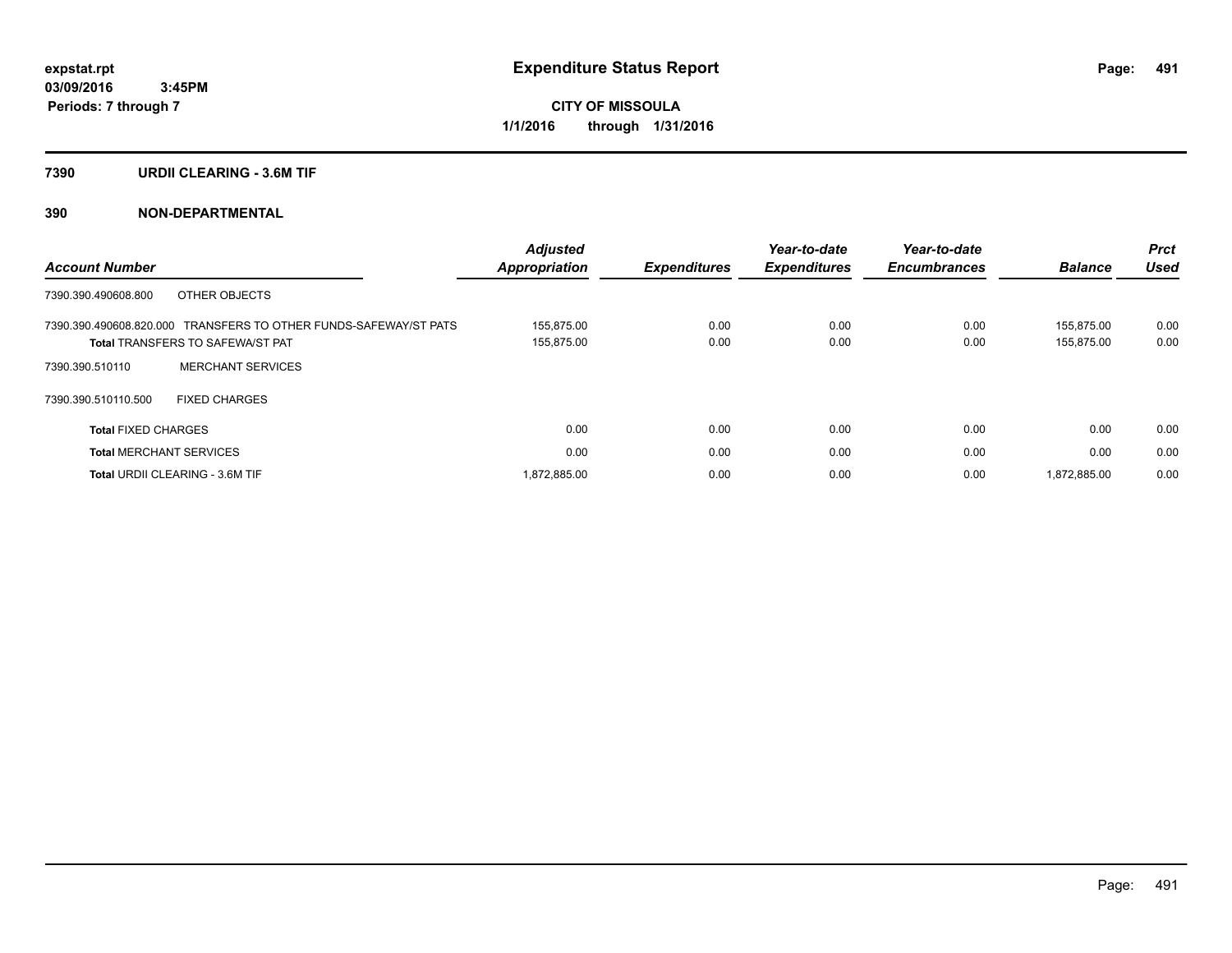# Expenditure Status Report

expstat.rpt
03/09/2016 3:45PM
Periods: 7 through 7

**CITY OF MISSOULA**
**1/1/2016 through 1/31/2016**

## 7390 URDII CLEARING - 3.6M TIF

## 390 NON-DEPARTMENTAL

| Account Number | | Adjusted Appropriation | Expenditures | Year-to-date Expenditures | Year-to-date Encumbrances | Balance | Prct Used |
|---|---|---|---|---|---|---|---|
| 7390.390.490608.800 | OTHER OBJECTS | | | | | | |
| 7390.390.490608.820.000 | TRANSFERS TO OTHER FUNDS-SAFEWAY/ST PATS | 155,875.00 | 0.00 | 0.00 | 0.00 | 155,875.00 | 0.00 |
| **Total** TRANSFERS TO SAFEWA/ST PAT | | 155,875.00 | 0.00 | 0.00 | 0.00 | 155,875.00 | 0.00 |
| 7390.390.510110 | MERCHANT SERVICES | | | | | | |
| 7390.390.510110.500 | FIXED CHARGES | | | | | | |
| **Total** FIXED CHARGES | | 0.00 | 0.00 | 0.00 | 0.00 | 0.00 | 0.00 |
| **Total** MERCHANT SERVICES | | 0.00 | 0.00 | 0.00 | 0.00 | 0.00 | 0.00 |
| **Total** URDII CLEARING - 3.6M TIF | | 1,872,885.00 | 0.00 | 0.00 | 0.00 | 1,872,885.00 | 0.00 |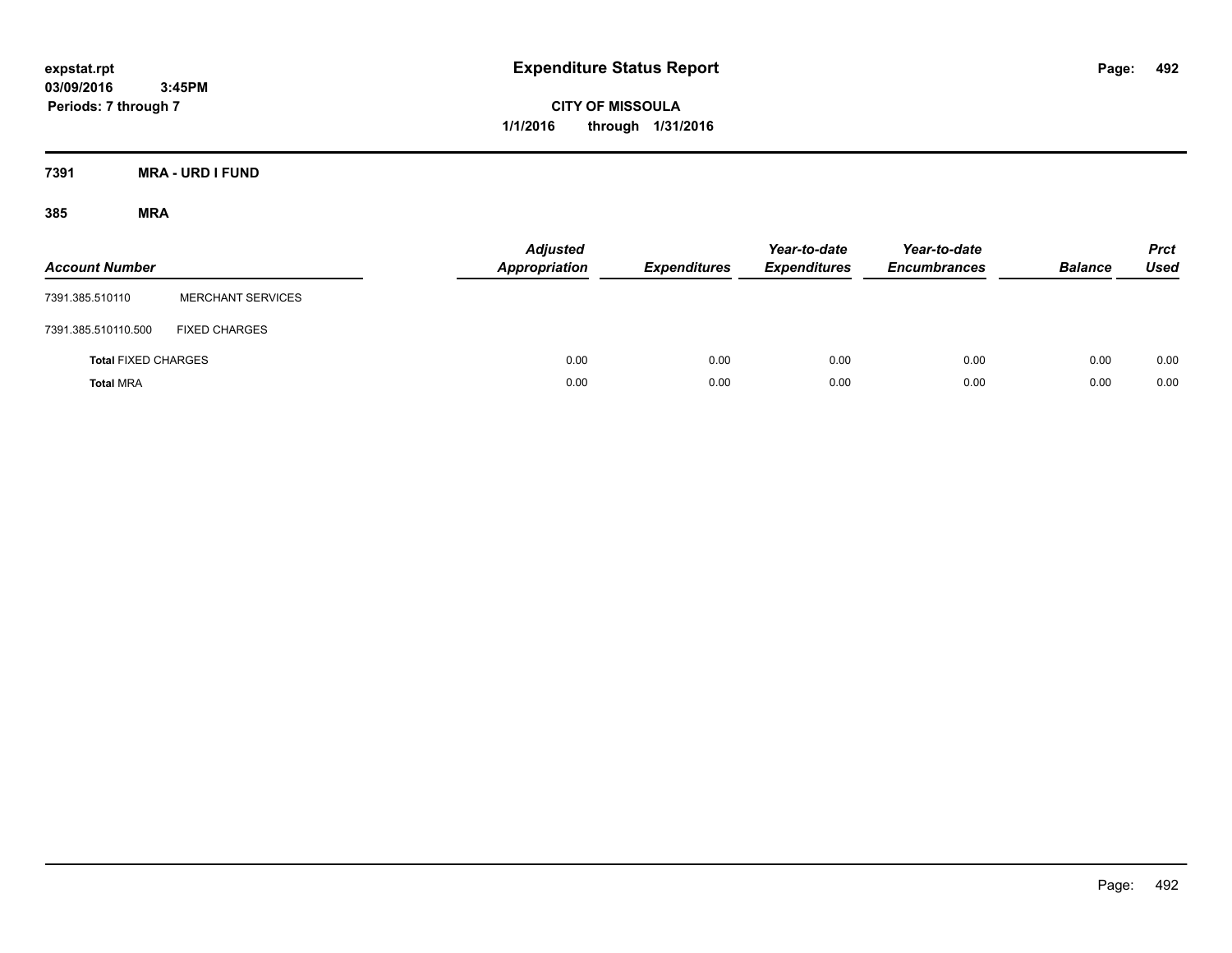**expstat.rpt**
**03/09/2016 3:45PM**
**Periods: 7 through 7**

# Expenditure Status Report

**CITY OF MISSOULA**
**1/1/2016 through 1/31/2016**

## 7391 MRA - URD I FUND

### 385 MRA

| Account Number | | Adjusted Appropriation | Expenditures | Year-to-date Expenditures | Year-to-date Encumbrances | Balance | Prct Used |
|---|---|---|---|---|---|---|---|
| 7391.385.510110 | MERCHANT SERVICES | | | | | | |
| 7391.385.510110.500 | FIXED CHARGES | | | | | | |
| **Total** FIXED CHARGES | | 0.00 | 0.00 | 0.00 | 0.00 | 0.00 | 0.00 |
| **Total** MRA | | 0.00 | 0.00 | 0.00 | 0.00 | 0.00 | 0.00 |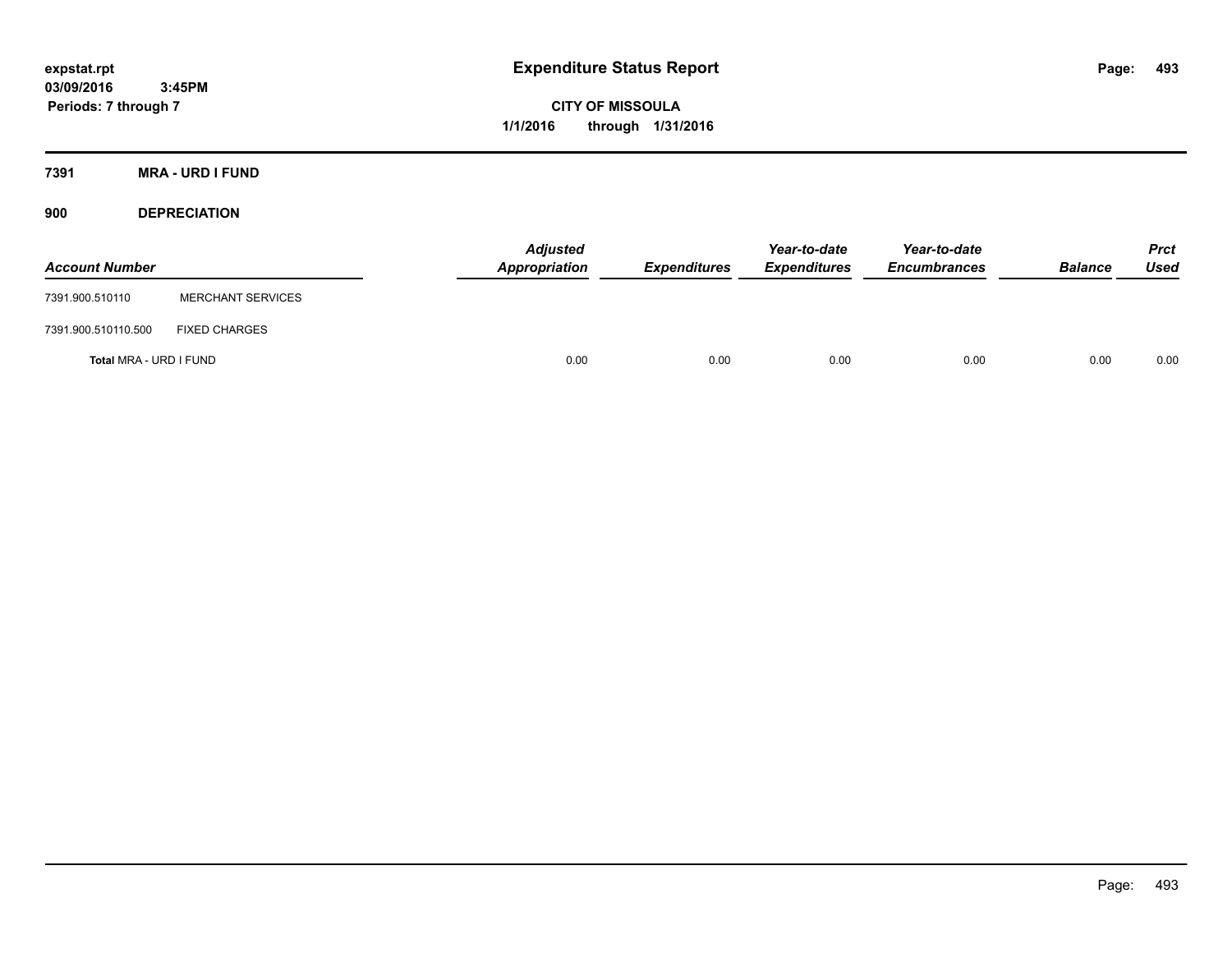# Expenditure Status Report

**CITY OF MISSOULA**
**1/1/2016 through 1/31/2016**

**expstat.rpt**
**03/09/2016 3:45PM**
**Periods: 7 through 7**

**7391 MRA - URD I FUND**

**900 DEPRECIATION**

| Account Number | | Adjusted Appropriation | Expenditures | Year-to-date Expenditures | Year-to-date Encumbrances | Balance | Prct Used |
|---|---|---|---|---|---|---|---|
| 7391.900.510110 | MERCHANT SERVICES | | | | | | |
| 7391.900.510110.500 | FIXED CHARGES | | | | | | |
| **Total** MRA - URD I FUND | | 0.00 | 0.00 | 0.00 | 0.00 | 0.00 | 0.00 |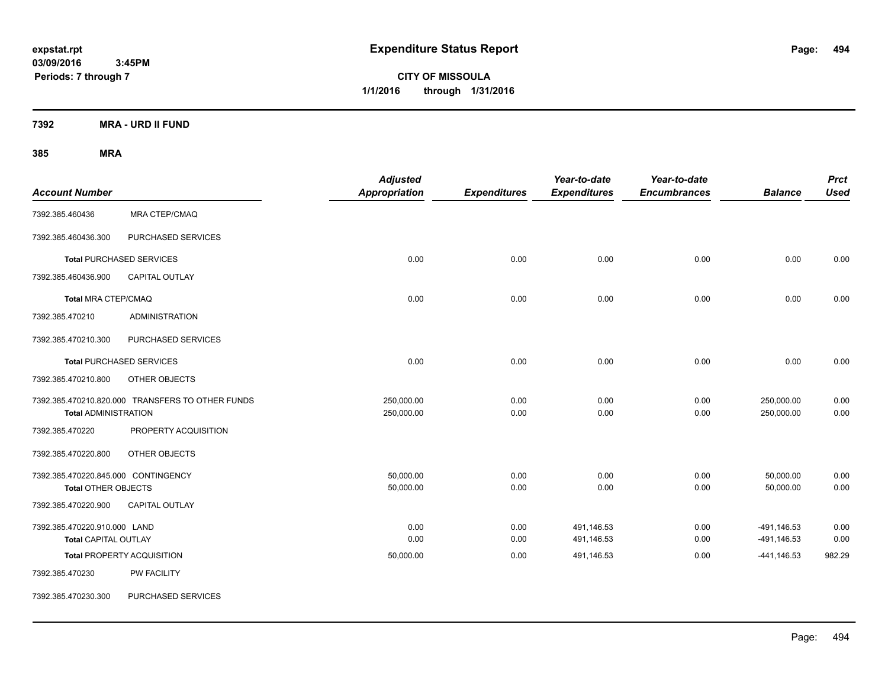expstat.rpt
03/09/2016 3:45PM
Periods: 7 through 7

# Expenditure Status Report

**CITY OF MISSOULA**
**1/1/2016 through 1/31/2016**

## 7392 MRA - URD II FUND

### 385 MRA

| Account Number | | Adjusted Appropriation | Expenditures | Year-to-date Expenditures | Year-to-date Encumbrances | Balance | Prct Used |
|---|---|---|---|---|---|---|---|
| 7392.385.460436 | MRA CTEP/CMAQ | | | | | | |
| 7392.385.460436.300 | PURCHASED SERVICES | | | | | | |
| **Total** PURCHASED SERVICES | | 0.00 | 0.00 | 0.00 | 0.00 | 0.00 | 0.00 |
| 7392.385.460436.900 | CAPITAL OUTLAY | | | | | | |
| **Total** MRA CTEP/CMAQ | | 0.00 | 0.00 | 0.00 | 0.00 | 0.00 | 0.00 |
| 7392.385.470210 | ADMINISTRATION | | | | | | |
| 7392.385.470210.300 | PURCHASED SERVICES | | | | | | |
| **Total** PURCHASED SERVICES | | 0.00 | 0.00 | 0.00 | 0.00 | 0.00 | 0.00 |
| 7392.385.470210.800 | OTHER OBJECTS | | | | | | |
| 7392.385.470210.820.000 | TRANSFERS TO OTHER FUNDS | 250,000.00 | 0.00 | 0.00 | 0.00 | 250,000.00 | 0.00 |
| **Total** ADMINISTRATION | | 250,000.00 | 0.00 | 0.00 | 0.00 | 250,000.00 | 0.00 |
| 7392.385.470220 | PROPERTY ACQUISITION | | | | | | |
| 7392.385.470220.800 | OTHER OBJECTS | | | | | | |
| 7392.385.470220.845.000 | CONTINGENCY | 50,000.00 | 0.00 | 0.00 | 0.00 | 50,000.00 | 0.00 |
| **Total** OTHER OBJECTS | | 50,000.00 | 0.00 | 0.00 | 0.00 | 50,000.00 | 0.00 |
| 7392.385.470220.900 | CAPITAL OUTLAY | | | | | | |
| 7392.385.470220.910.000 | LAND | 0.00 | 0.00 | 491,146.53 | 0.00 | -491,146.53 | 0.00 |
| **Total** CAPITAL OUTLAY | | 0.00 | 0.00 | 491,146.53 | 0.00 | -491,146.53 | 0.00 |
| **Total** PROPERTY ACQUISITION | | 50,000.00 | 0.00 | 491,146.53 | 0.00 | -441,146.53 | 982.29 |
| 7392.385.470230 | PW FACILITY | | | | | | |
| 7392.385.470230.300 | PURCHASED SERVICES | | | | | | |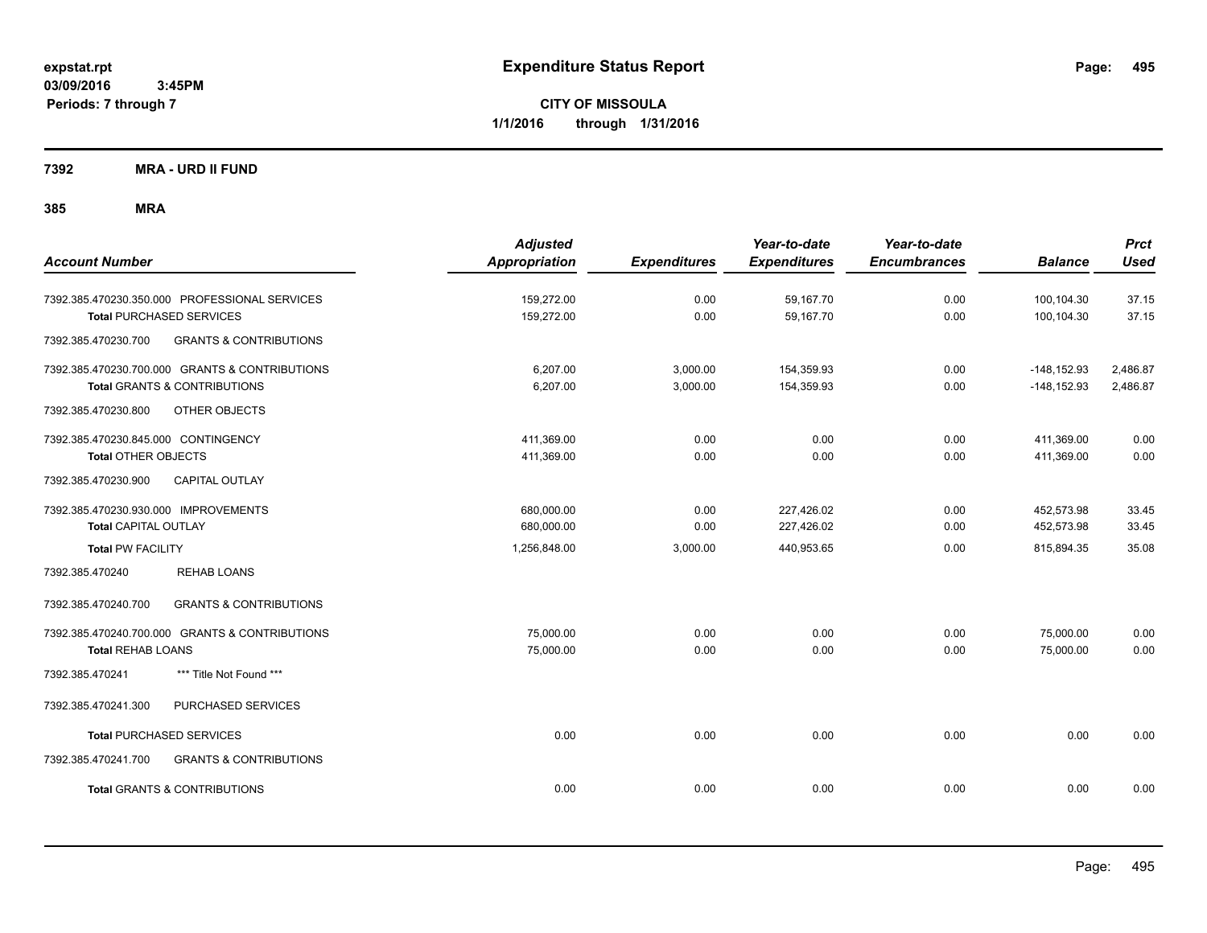expstat.rpt
03/09/2016 3:45PM
Periods: 7 through 7

# Expenditure Status Report

**CITY OF MISSOULA**
**1/1/2016 through 1/31/2016**

**7392 MRA - URD II FUND**

**385 MRA**

| Account Number | Adjusted Appropriation | Expenditures | Year-to-date Expenditures | Year-to-date Encumbrances | Balance | Prct Used |
|---|---|---|---|---|---|---|
| 7392.385.470230.350.000 PROFESSIONAL SERVICES | 159,272.00 | 0.00 | 59,167.70 | 0.00 | 100,104.30 | 37.15 |
| **Total** PURCHASED SERVICES | 159,272.00 | 0.00 | 59,167.70 | 0.00 | 100,104.30 | 37.15 |
| 7392.385.470230.700 GRANTS & CONTRIBUTIONS | | | | | | |
| 7392.385.470230.700.000 GRANTS & CONTRIBUTIONS | 6,207.00 | 3,000.00 | 154,359.93 | 0.00 | -148,152.93 | 2,486.87 |
| **Total** GRANTS & CONTRIBUTIONS | 6,207.00 | 3,000.00 | 154,359.93 | 0.00 | -148,152.93 | 2,486.87 |
| 7392.385.470230.800 OTHER OBJECTS | | | | | | |
| 7392.385.470230.845.000 CONTINGENCY | 411,369.00 | 0.00 | 0.00 | 0.00 | 411,369.00 | 0.00 |
| **Total** OTHER OBJECTS | 411,369.00 | 0.00 | 0.00 | 0.00 | 411,369.00 | 0.00 |
| 7392.385.470230.900 CAPITAL OUTLAY | | | | | | |
| 7392.385.470230.930.000 IMPROVEMENTS | 680,000.00 | 0.00 | 227,426.02 | 0.00 | 452,573.98 | 33.45 |
| **Total** CAPITAL OUTLAY | 680,000.00 | 0.00 | 227,426.02 | 0.00 | 452,573.98 | 33.45 |
| **Total** PW FACILITY | 1,256,848.00 | 3,000.00 | 440,953.65 | 0.00 | 815,894.35 | 35.08 |
| 7392.385.470240 REHAB LOANS | | | | | | |
| 7392.385.470240.700 GRANTS & CONTRIBUTIONS | | | | | | |
| 7392.385.470240.700.000 GRANTS & CONTRIBUTIONS | 75,000.00 | 0.00 | 0.00 | 0.00 | 75,000.00 | 0.00 |
| **Total** REHAB LOANS | 75,000.00 | 0.00 | 0.00 | 0.00 | 75,000.00 | 0.00 |
| 7392.385.470241 *** Title Not Found *** | | | | | | |
| 7392.385.470241.300 PURCHASED SERVICES | | | | | | |
| **Total** PURCHASED SERVICES | 0.00 | 0.00 | 0.00 | 0.00 | 0.00 | 0.00 |
| 7392.385.470241.700 GRANTS & CONTRIBUTIONS | | | | | | |
| **Total** GRANTS & CONTRIBUTIONS | 0.00 | 0.00 | 0.00 | 0.00 | 0.00 | 0.00 |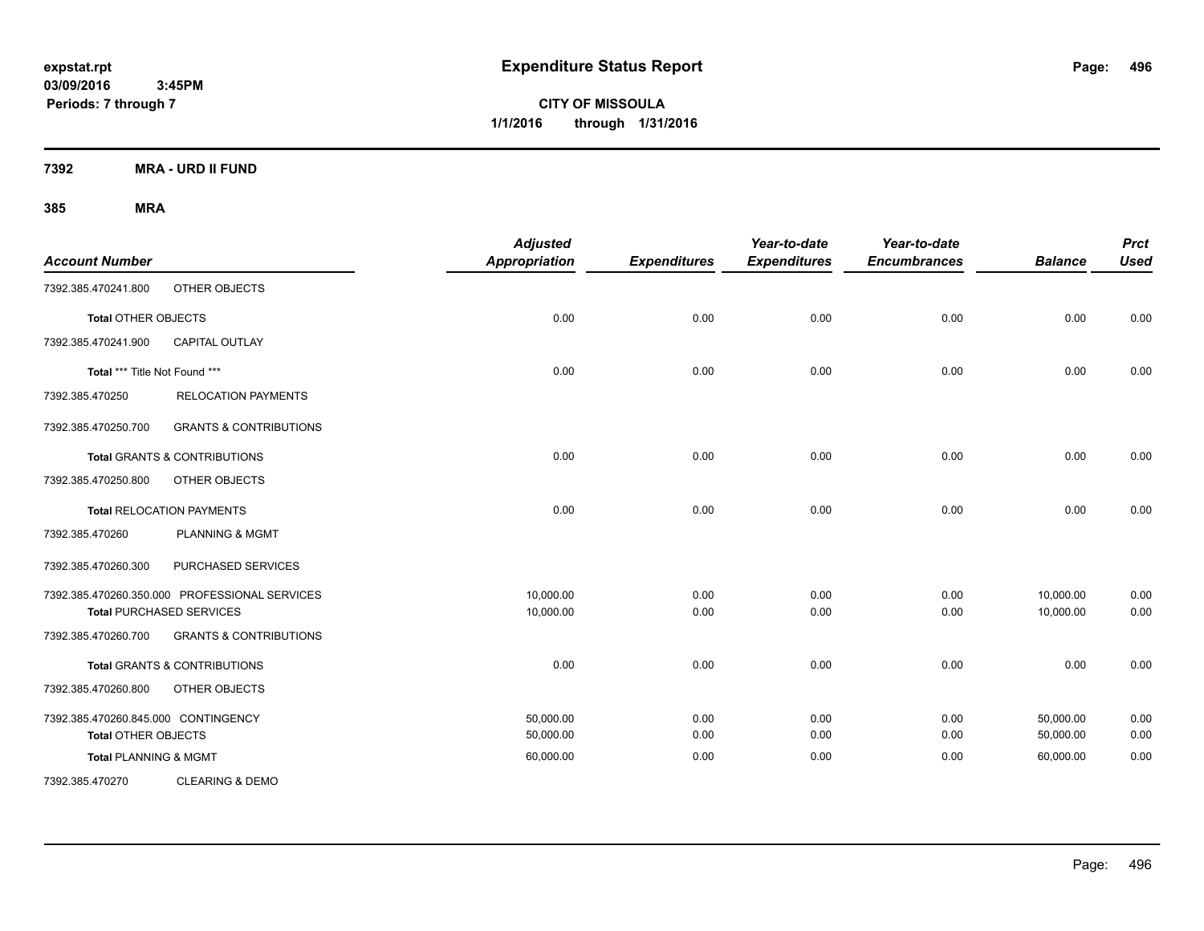**expstat.rpt**
**03/09/2016 3:45PM**
**Periods: 7 through 7**

# Expenditure Status Report

**CITY OF MISSOULA**
**1/1/2016 through 1/31/2016**

## 7392 MRA - URD II FUND

### 385 MRA

| Account Number | | Adjusted Appropriation | Expenditures | Year-to-date Expenditures | Year-to-date Encumbrances | Balance | Prct Used |
|---|---|---|---|---|---|---|---|
| 7392.385.470241.800 | OTHER OBJECTS | | | | | | |
| **Total** OTHER OBJECTS | | 0.00 | 0.00 | 0.00 | 0.00 | 0.00 | 0.00 |
| 7392.385.470241.900 | CAPITAL OUTLAY | | | | | | |
| **Total** *** Title Not Found *** | | 0.00 | 0.00 | 0.00 | 0.00 | 0.00 | 0.00 |
| 7392.385.470250 | RELOCATION PAYMENTS | | | | | | |
| 7392.385.470250.700 | GRANTS & CONTRIBUTIONS | | | | | | |
| **Total** GRANTS & CONTRIBUTIONS | | 0.00 | 0.00 | 0.00 | 0.00 | 0.00 | 0.00 |
| 7392.385.470250.800 | OTHER OBJECTS | | | | | | |
| **Total** RELOCATION PAYMENTS | | 0.00 | 0.00 | 0.00 | 0.00 | 0.00 | 0.00 |
| 7392.385.470260 | PLANNING & MGMT | | | | | | |
| 7392.385.470260.300 | PURCHASED SERVICES | | | | | | |
| 7392.385.470260.350.000 | PROFESSIONAL SERVICES | 10,000.00 | 0.00 | 0.00 | 0.00 | 10,000.00 | 0.00 |
| **Total** PURCHASED SERVICES | | 10,000.00 | 0.00 | 0.00 | 0.00 | 10,000.00 | 0.00 |
| 7392.385.470260.700 | GRANTS & CONTRIBUTIONS | | | | | | |
| **Total** GRANTS & CONTRIBUTIONS | | 0.00 | 0.00 | 0.00 | 0.00 | 0.00 | 0.00 |
| 7392.385.470260.800 | OTHER OBJECTS | | | | | | |
| 7392.385.470260.845.000 | CONTINGENCY | 50,000.00 | 0.00 | 0.00 | 0.00 | 50,000.00 | 0.00 |
| **Total** OTHER OBJECTS | | 50,000.00 | 0.00 | 0.00 | 0.00 | 50,000.00 | 0.00 |
| **Total** PLANNING & MGMT | | 60,000.00 | 0.00 | 0.00 | 0.00 | 60,000.00 | 0.00 |
| 7392.385.470270 | CLEARING & DEMO | | | | | | |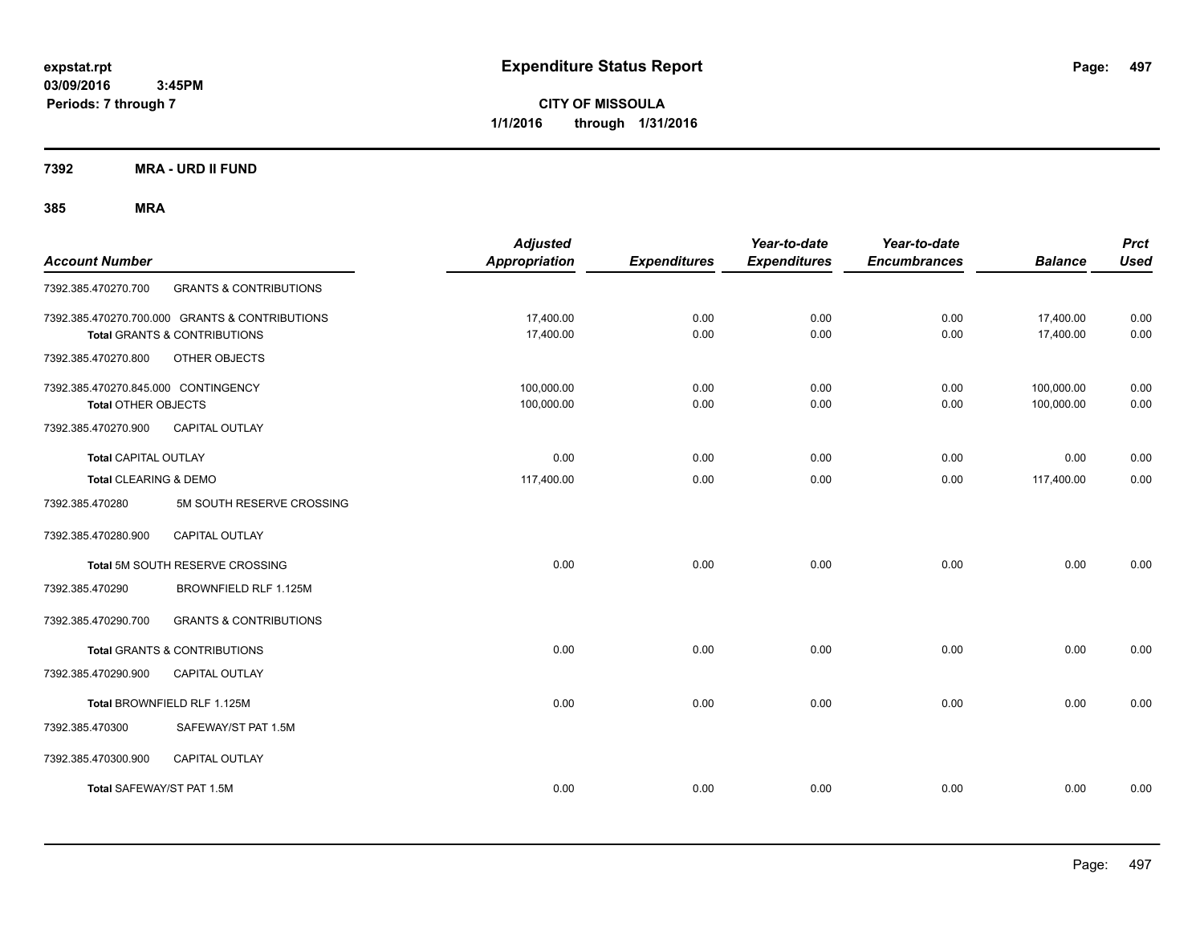# Expenditure Status Report

expstat.rpt
03/09/2016 3:45PM
Periods: 7 through 7

**CITY OF MISSOULA**
**1/1/2016 through 1/31/2016**

## 7392 MRA - URD II FUND

### 385 MRA

| Account Number | | Adjusted Appropriation | Expenditures | Year-to-date Expenditures | Year-to-date Encumbrances | Balance | Prct Used |
|---|---|---|---|---|---|---|---|
| 7392.385.470270.700 | GRANTS & CONTRIBUTIONS | | | | | | |
| 7392.385.470270.700.000 GRANTS & CONTRIBUTIONS | | 17,400.00 | 0.00 | 0.00 | 0.00 | 17,400.00 | 0.00 |
| Total GRANTS & CONTRIBUTIONS | | 17,400.00 | 0.00 | 0.00 | 0.00 | 17,400.00 | 0.00 |
| 7392.385.470270.800 | OTHER OBJECTS | | | | | | |
| 7392.385.470270.845.000 CONTINGENCY | | 100,000.00 | 0.00 | 0.00 | 0.00 | 100,000.00 | 0.00 |
| Total OTHER OBJECTS | | 100,000.00 | 0.00 | 0.00 | 0.00 | 100,000.00 | 0.00 |
| 7392.385.470270.900 | CAPITAL OUTLAY | | | | | | |
| Total CAPITAL OUTLAY | | 0.00 | 0.00 | 0.00 | 0.00 | 0.00 | 0.00 |
| Total CLEARING & DEMO | | 117,400.00 | 0.00 | 0.00 | 0.00 | 117,400.00 | 0.00 |
| 7392.385.470280 | 5M SOUTH RESERVE CROSSING | | | | | | |
| 7392.385.470280.900 | CAPITAL OUTLAY | | | | | | |
| Total 5M SOUTH RESERVE CROSSING | | 0.00 | 0.00 | 0.00 | 0.00 | 0.00 | 0.00 |
| 7392.385.470290 | BROWNFIELD RLF 1.125M | | | | | | |
| 7392.385.470290.700 | GRANTS & CONTRIBUTIONS | | | | | | |
| Total GRANTS & CONTRIBUTIONS | | 0.00 | 0.00 | 0.00 | 0.00 | 0.00 | 0.00 |
| 7392.385.470290.900 | CAPITAL OUTLAY | | | | | | |
| Total BROWNFIELD RLF 1.125M | | 0.00 | 0.00 | 0.00 | 0.00 | 0.00 | 0.00 |
| 7392.385.470300 | SAFEWAY/ST PAT 1.5M | | | | | | |
| 7392.385.470300.900 | CAPITAL OUTLAY | | | | | | |
| Total SAFEWAY/ST PAT 1.5M | | 0.00 | 0.00 | 0.00 | 0.00 | 0.00 | 0.00 |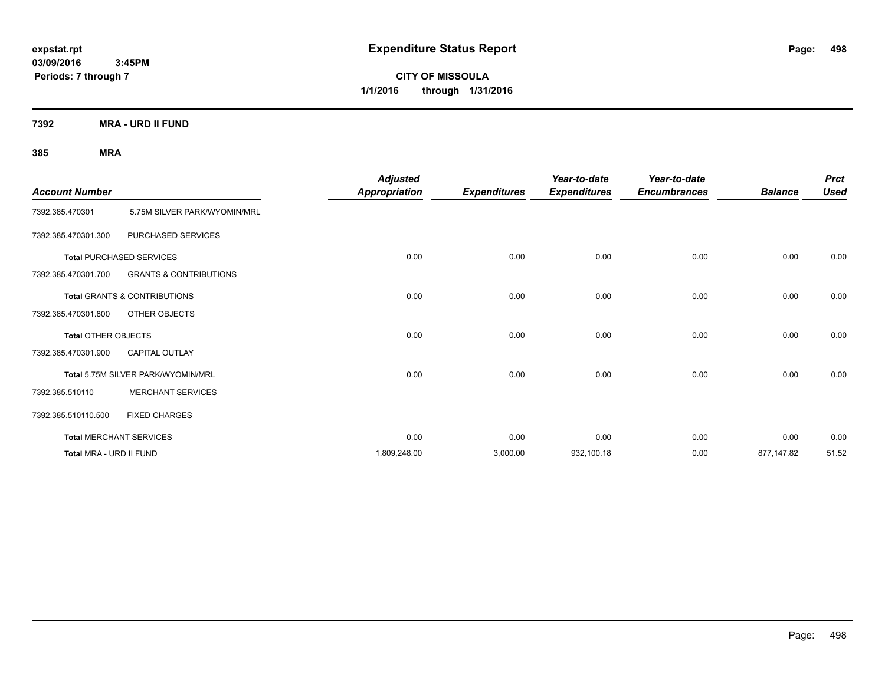expstat.rpt
03/09/2016 3:45PM
Periods: 7 through 7

# Expenditure Status Report

CITY OF MISSOULA
1/1/2016 through 1/31/2016

## 7392 MRA - URD II FUND

### 385 MRA

| Account Number | | Adjusted Appropriation | Expenditures | Year-to-date Expenditures | Year-to-date Encumbrances | Balance | Prct Used |
|---|---|---|---|---|---|---|---|
| 7392.385.470301 | 5.75M SILVER PARK/WYOMIN/MRL | | | | | | |
| 7392.385.470301.300 | PURCHASED SERVICES | | | | | | |
| Total PURCHASED SERVICES | | 0.00 | 0.00 | 0.00 | 0.00 | 0.00 | 0.00 |
| 7392.385.470301.700 | GRANTS & CONTRIBUTIONS | | | | | | |
| Total GRANTS & CONTRIBUTIONS | | 0.00 | 0.00 | 0.00 | 0.00 | 0.00 | 0.00 |
| 7392.385.470301.800 | OTHER OBJECTS | | | | | | |
| Total OTHER OBJECTS | | 0.00 | 0.00 | 0.00 | 0.00 | 0.00 | 0.00 |
| 7392.385.470301.900 | CAPITAL OUTLAY | | | | | | |
| Total 5.75M SILVER PARK/WYOMIN/MRL | | 0.00 | 0.00 | 0.00 | 0.00 | 0.00 | 0.00 |
| 7392.385.510110 | MERCHANT SERVICES | | | | | | |
| 7392.385.510110.500 | FIXED CHARGES | | | | | | |
| Total MERCHANT SERVICES | | 0.00 | 0.00 | 0.00 | 0.00 | 0.00 | 0.00 |
| Total MRA - URD II FUND | | 1,809,248.00 | 3,000.00 | 932,100.18 | 0.00 | 877,147.82 | 51.52 |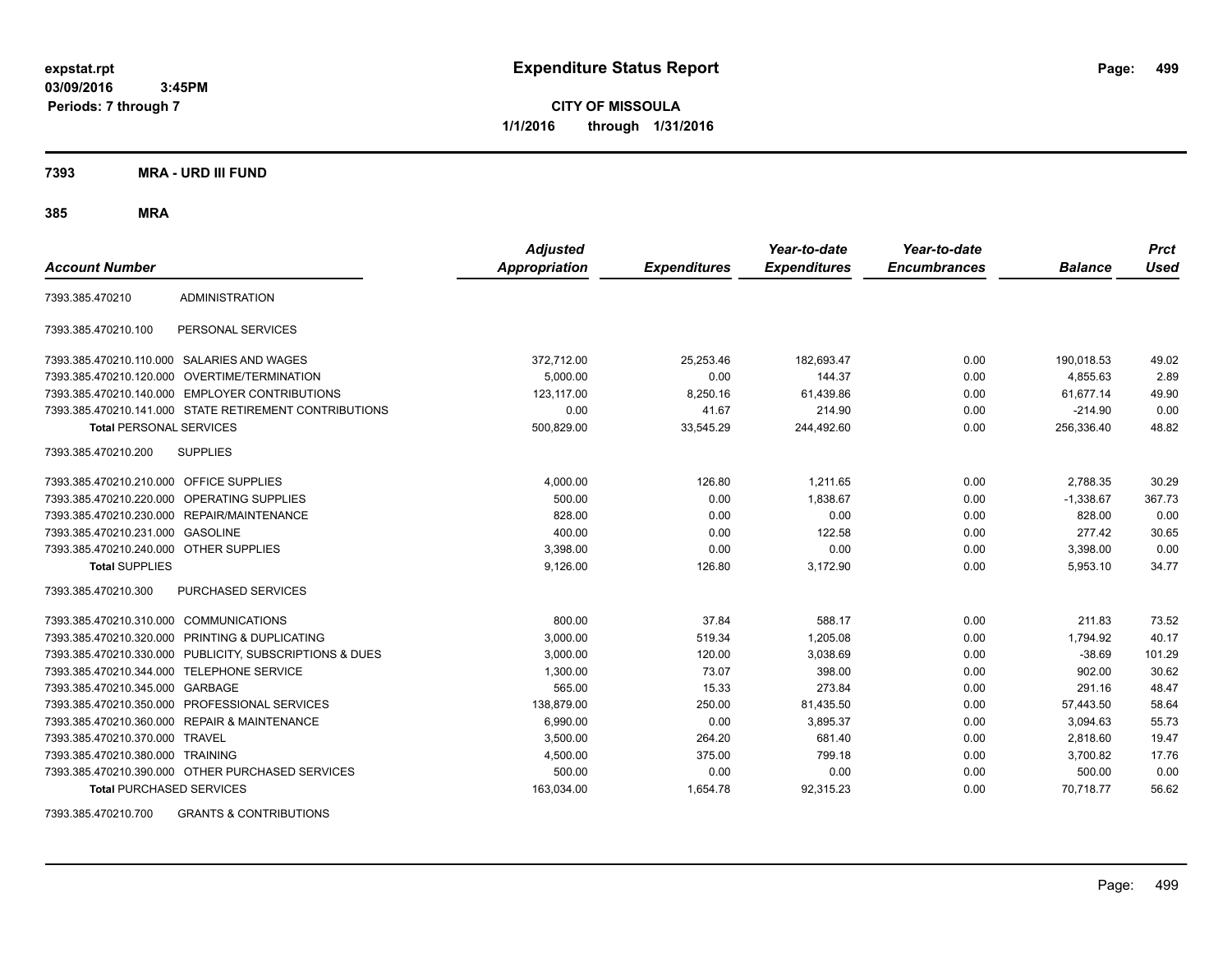# Expenditure Status Report

**CITY OF MISSOULA**

**1/1/2016 through 1/31/2016**

expstat.rpt
03/09/2016 3:45PM
Periods: 7 through 7

**7393 MRA - URD III FUND**

**385 MRA**

| Account Number | | Adjusted Appropriation | Expenditures | Year-to-date Expenditures | Year-to-date Encumbrances | Balance | Prct Used |
|---|---|---|---|---|---|---|---|
| 7393.385.470210 | ADMINISTRATION | | | | | | |
| 7393.385.470210.100 | PERSONAL SERVICES | | | | | | |
| 7393.385.470210.110.000 | SALARIES AND WAGES | 372,712.00 | 25,253.46 | 182,693.47 | 0.00 | 190,018.53 | 49.02 |
| 7393.385.470210.120.000 | OVERTIME/TERMINATION | 5,000.00 | 0.00 | 144.37 | 0.00 | 4,855.63 | 2.89 |
| 7393.385.470210.140.000 | EMPLOYER CONTRIBUTIONS | 123,117.00 | 8,250.16 | 61,439.86 | 0.00 | 61,677.14 | 49.90 |
| 7393.385.470210.141.000 | STATE RETIREMENT CONTRIBUTIONS | 0.00 | 41.67 | 214.90 | 0.00 | -214.90 | 0.00 |
| **Total** PERSONAL SERVICES | | 500,829.00 | 33,545.29 | 244,492.60 | 0.00 | 256,336.40 | 48.82 |
| 7393.385.470210.200 | SUPPLIES | | | | | | |
| 7393.385.470210.210.000 | OFFICE SUPPLIES | 4,000.00 | 126.80 | 1,211.65 | 0.00 | 2,788.35 | 30.29 |
| 7393.385.470210.220.000 | OPERATING SUPPLIES | 500.00 | 0.00 | 1,838.67 | 0.00 | -1,338.67 | 367.73 |
| 7393.385.470210.230.000 | REPAIR/MAINTENANCE | 828.00 | 0.00 | 0.00 | 0.00 | 828.00 | 0.00 |
| 7393.385.470210.231.000 | GASOLINE | 400.00 | 0.00 | 122.58 | 0.00 | 277.42 | 30.65 |
| 7393.385.470210.240.000 | OTHER SUPPLIES | 3,398.00 | 0.00 | 0.00 | 0.00 | 3,398.00 | 0.00 |
| **Total** SUPPLIES | | 9,126.00 | 126.80 | 3,172.90 | 0.00 | 5,953.10 | 34.77 |
| 7393.385.470210.300 | PURCHASED SERVICES | | | | | | |
| 7393.385.470210.310.000 | COMMUNICATIONS | 800.00 | 37.84 | 588.17 | 0.00 | 211.83 | 73.52 |
| 7393.385.470210.320.000 | PRINTING & DUPLICATING | 3,000.00 | 519.34 | 1,205.08 | 0.00 | 1,794.92 | 40.17 |
| 7393.385.470210.330.000 | PUBLICITY, SUBSCRIPTIONS & DUES | 3,000.00 | 120.00 | 3,038.69 | 0.00 | -38.69 | 101.29 |
| 7393.385.470210.344.000 | TELEPHONE SERVICE | 1,300.00 | 73.07 | 398.00 | 0.00 | 902.00 | 30.62 |
| 7393.385.470210.345.000 | GARBAGE | 565.00 | 15.33 | 273.84 | 0.00 | 291.16 | 48.47 |
| 7393.385.470210.350.000 | PROFESSIONAL SERVICES | 138,879.00 | 250.00 | 81,435.50 | 0.00 | 57,443.50 | 58.64 |
| 7393.385.470210.360.000 | REPAIR & MAINTENANCE | 6,990.00 | 0.00 | 3,895.37 | 0.00 | 3,094.63 | 55.73 |
| 7393.385.470210.370.000 | TRAVEL | 3,500.00 | 264.20 | 681.40 | 0.00 | 2,818.60 | 19.47 |
| 7393.385.470210.380.000 | TRAINING | 4,500.00 | 375.00 | 799.18 | 0.00 | 3,700.82 | 17.76 |
| 7393.385.470210.390.000 | OTHER PURCHASED SERVICES | 500.00 | 0.00 | 0.00 | 0.00 | 500.00 | 0.00 |
| **Total** PURCHASED SERVICES | | 163,034.00 | 1,654.78 | 92,315.23 | 0.00 | 70,718.77 | 56.62 |
| 7393.385.470210.700 | GRANTS & CONTRIBUTIONS | | | | | | |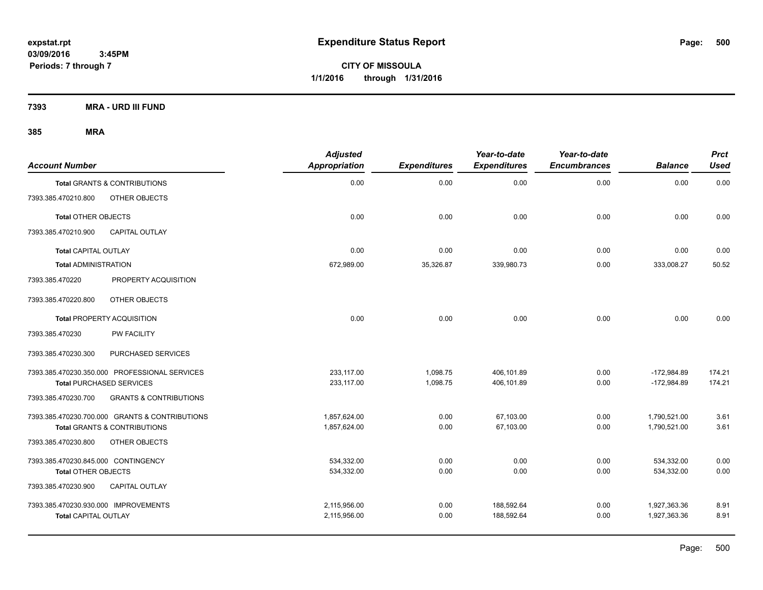**expstat.rpt**
**03/09/2016 3:45PM**
**Periods: 7 through 7**

# Expenditure Status Report

**CITY OF MISSOULA**
**1/1/2016 through 1/31/2016**

## 7393 MRA - URD III FUND

## 385 MRA

| Account Number | Adjusted Appropriation | Expenditures | Year-to-date Expenditures | Year-to-date Encumbrances | Balance | Prct Used |
|---|---|---|---|---|---|---|
| **Total GRANTS & CONTRIBUTIONS** | 0.00 | 0.00 | 0.00 | 0.00 | 0.00 | 0.00 |
| 7393.385.470210.800 OTHER OBJECTS | | | | | | |
| **Total OTHER OBJECTS** | 0.00 | 0.00 | 0.00 | 0.00 | 0.00 | 0.00 |
| 7393.385.470210.900 CAPITAL OUTLAY | | | | | | |
| **Total CAPITAL OUTLAY** | 0.00 | 0.00 | 0.00 | 0.00 | 0.00 | 0.00 |
| **Total ADMINISTRATION** | 672,989.00 | 35,326.87 | 339,980.73 | 0.00 | 333,008.27 | 50.52 |
| 7393.385.470220 PROPERTY ACQUISITION | | | | | | |
| 7393.385.470220.800 OTHER OBJECTS | | | | | | |
| **Total PROPERTY ACQUISITION** | 0.00 | 0.00 | 0.00 | 0.00 | 0.00 | 0.00 |
| 7393.385.470230 PW FACILITY | | | | | | |
| 7393.385.470230.300 PURCHASED SERVICES | | | | | | |
| 7393.385.470230.350.000 PROFESSIONAL SERVICES | 233,117.00 | 1,098.75 | 406,101.89 | 0.00 | -172,984.89 | 174.21 |
| **Total PURCHASED SERVICES** | 233,117.00 | 1,098.75 | 406,101.89 | 0.00 | -172,984.89 | 174.21 |
| 7393.385.470230.700 GRANTS & CONTRIBUTIONS | | | | | | |
| 7393.385.470230.700.000 GRANTS & CONTRIBUTIONS | 1,857,624.00 | 0.00 | 67,103.00 | 0.00 | 1,790,521.00 | 3.61 |
| **Total GRANTS & CONTRIBUTIONS** | 1,857,624.00 | 0.00 | 67,103.00 | 0.00 | 1,790,521.00 | 3.61 |
| 7393.385.470230.800 OTHER OBJECTS | | | | | | |
| 7393.385.470230.845.000 CONTINGENCY | 534,332.00 | 0.00 | 0.00 | 0.00 | 534,332.00 | 0.00 |
| **Total OTHER OBJECTS** | 534,332.00 | 0.00 | 0.00 | 0.00 | 534,332.00 | 0.00 |
| 7393.385.470230.900 CAPITAL OUTLAY | | | | | | |
| 7393.385.470230.930.000 IMPROVEMENTS | 2,115,956.00 | 0.00 | 188,592.64 | 0.00 | 1,927,363.36 | 8.91 |
| **Total CAPITAL OUTLAY** | 2,115,956.00 | 0.00 | 188,592.64 | 0.00 | 1,927,363.36 | 8.91 |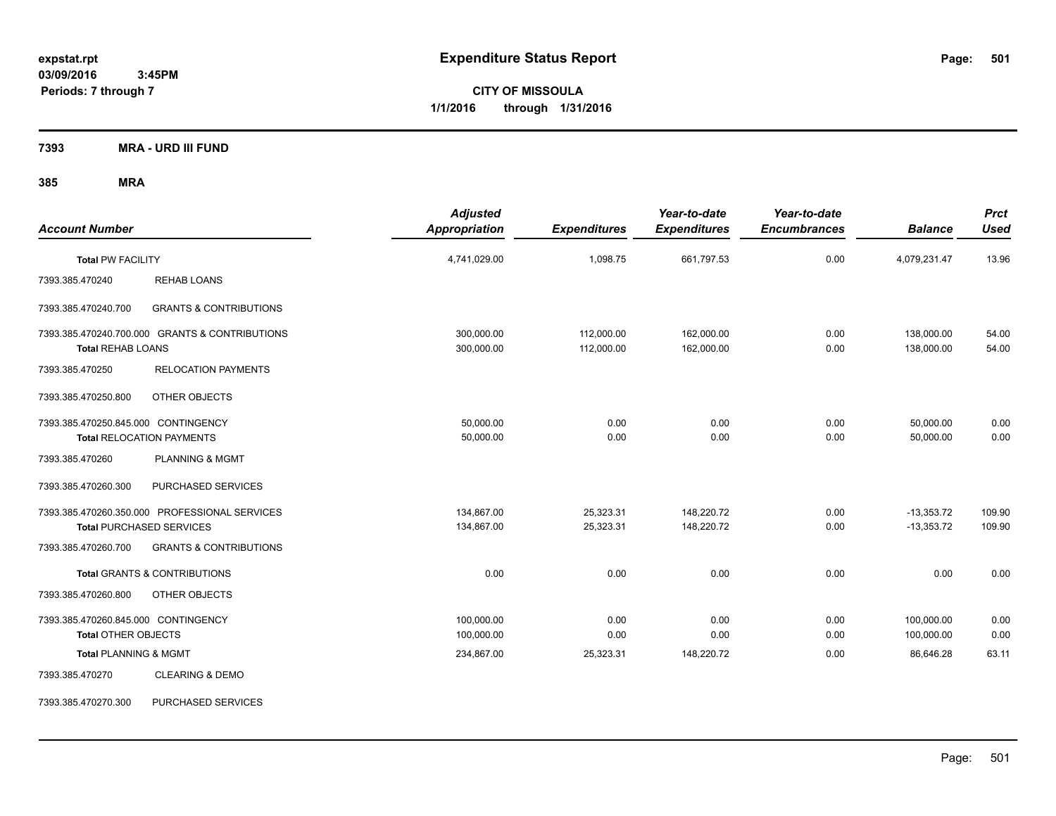**Expenditure Status Report**

**CITY OF MISSOULA**
**1/1/2016 through 1/31/2016**

expstat.rpt
03/09/2016 3:45PM
Periods: 7 through 7

**7393 MRA - URD III FUND**

**385 MRA**

| Account Number | | Adjusted Appropriation | Expenditures | Year-to-date Expenditures | Year-to-date Encumbrances | Balance | Prct Used |
|---|---|---|---|---|---|---|---|
| **Total** PW FACILITY | | 4,741,029.00 | 1,098.75 | 661,797.53 | 0.00 | 4,079,231.47 | 13.96 |
| 7393.385.470240 | REHAB LOANS | | | | | | |
| 7393.385.470240.700 | GRANTS & CONTRIBUTIONS | | | | | | |
| 7393.385.470240.700.000 GRANTS & CONTRIBUTIONS | | 300,000.00 | 112,000.00 | 162,000.00 | 0.00 | 138,000.00 | 54.00 |
| **Total** REHAB LOANS | | 300,000.00 | 112,000.00 | 162,000.00 | 0.00 | 138,000.00 | 54.00 |
| 7393.385.470250 | RELOCATION PAYMENTS | | | | | | |
| 7393.385.470250.800 | OTHER OBJECTS | | | | | | |
| 7393.385.470250.845.000 CONTINGENCY | | 50,000.00 | 0.00 | 0.00 | 0.00 | 50,000.00 | 0.00 |
| **Total** RELOCATION PAYMENTS | | 50,000.00 | 0.00 | 0.00 | 0.00 | 50,000.00 | 0.00 |
| 7393.385.470260 | PLANNING & MGMT | | | | | | |
| 7393.385.470260.300 | PURCHASED SERVICES | | | | | | |
| 7393.385.470260.350.000 PROFESSIONAL SERVICES | | 134,867.00 | 25,323.31 | 148,220.72 | 0.00 | -13,353.72 | 109.90 |
| **Total** PURCHASED SERVICES | | 134,867.00 | 25,323.31 | 148,220.72 | 0.00 | -13,353.72 | 109.90 |
| 7393.385.470260.700 | GRANTS & CONTRIBUTIONS | | | | | | |
| **Total** GRANTS & CONTRIBUTIONS | | 0.00 | 0.00 | 0.00 | 0.00 | 0.00 | 0.00 |
| 7393.385.470260.800 | OTHER OBJECTS | | | | | | |
| 7393.385.470260.845.000 CONTINGENCY | | 100,000.00 | 0.00 | 0.00 | 0.00 | 100,000.00 | 0.00 |
| **Total** OTHER OBJECTS | | 100,000.00 | 0.00 | 0.00 | 0.00 | 100,000.00 | 0.00 |
| **Total** PLANNING & MGMT | | 234,867.00 | 25,323.31 | 148,220.72 | 0.00 | 86,646.28 | 63.11 |
| 7393.385.470270 | CLEARING & DEMO | | | | | | |
| 7393.385.470270.300 | PURCHASED SERVICES | | | | | | |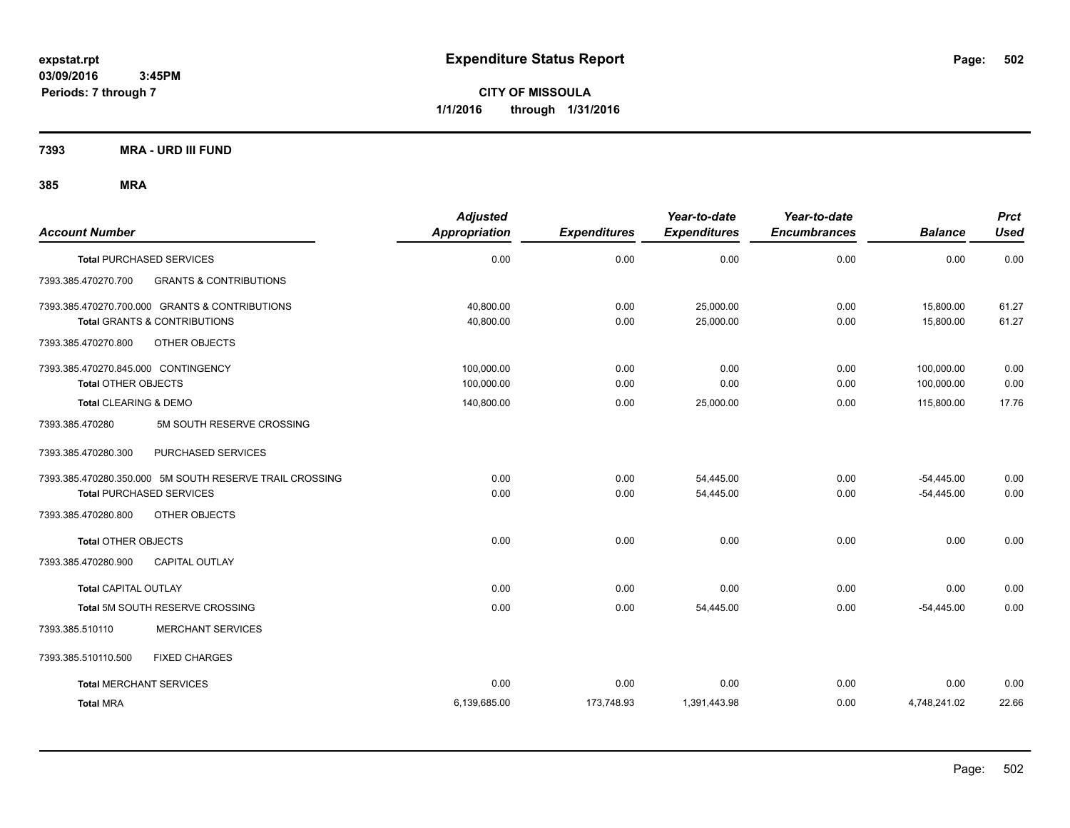# Expenditure Status Report

expstat.rpt
03/09/2016 3:45PM
Periods: 7 through 7

**CITY OF MISSOULA**
**1/1/2016 through 1/31/2016**

## 7393 MRA - URD III FUND

## 385 MRA

| Account Number | Adjusted Appropriation | Expenditures | Year-to-date Expenditures | Year-to-date Encumbrances | Balance | Prct Used |
|---|---|---|---|---|---|---|
| **Total** PURCHASED SERVICES | 0.00 | 0.00 | 0.00 | 0.00 | 0.00 | 0.00 |
| 7393.385.470270.700 GRANTS & CONTRIBUTIONS | | | | | | |
| 7393.385.470270.700.000 GRANTS & CONTRIBUTIONS | 40,800.00 | 0.00 | 25,000.00 | 0.00 | 15,800.00 | 61.27 |
| **Total** GRANTS & CONTRIBUTIONS | 40,800.00 | 0.00 | 25,000.00 | 0.00 | 15,800.00 | 61.27 |
| 7393.385.470270.800 OTHER OBJECTS | | | | | | |
| 7393.385.470270.845.000 CONTINGENCY | 100,000.00 | 0.00 | 0.00 | 0.00 | 100,000.00 | 0.00 |
| **Total** OTHER OBJECTS | 100,000.00 | 0.00 | 0.00 | 0.00 | 100,000.00 | 0.00 |
| **Total** CLEARING & DEMO | 140,800.00 | 0.00 | 25,000.00 | 0.00 | 115,800.00 | 17.76 |
| 7393.385.470280 5M SOUTH RESERVE CROSSING | | | | | | |
| 7393.385.470280.300 PURCHASED SERVICES | | | | | | |
| 7393.385.470280.350.000 5M SOUTH RESERVE TRAIL CROSSING | 0.00 | 0.00 | 54,445.00 | 0.00 | -54,445.00 | 0.00 |
| **Total** PURCHASED SERVICES | 0.00 | 0.00 | 54,445.00 | 0.00 | -54,445.00 | 0.00 |
| 7393.385.470280.800 OTHER OBJECTS | | | | | | |
| **Total** OTHER OBJECTS | 0.00 | 0.00 | 0.00 | 0.00 | 0.00 | 0.00 |
| 7393.385.470280.900 CAPITAL OUTLAY | | | | | | |
| **Total** CAPITAL OUTLAY | 0.00 | 0.00 | 0.00 | 0.00 | 0.00 | 0.00 |
| **Total** 5M SOUTH RESERVE CROSSING | 0.00 | 0.00 | 54,445.00 | 0.00 | -54,445.00 | 0.00 |
| 7393.385.510110 MERCHANT SERVICES | | | | | | |
| 7393.385.510110.500 FIXED CHARGES | | | | | | |
| **Total** MERCHANT SERVICES | 0.00 | 0.00 | 0.00 | 0.00 | 0.00 | 0.00 |
| **Total** MRA | 6,139,685.00 | 173,748.93 | 1,391,443.98 | 0.00 | 4,748,241.02 | 22.66 |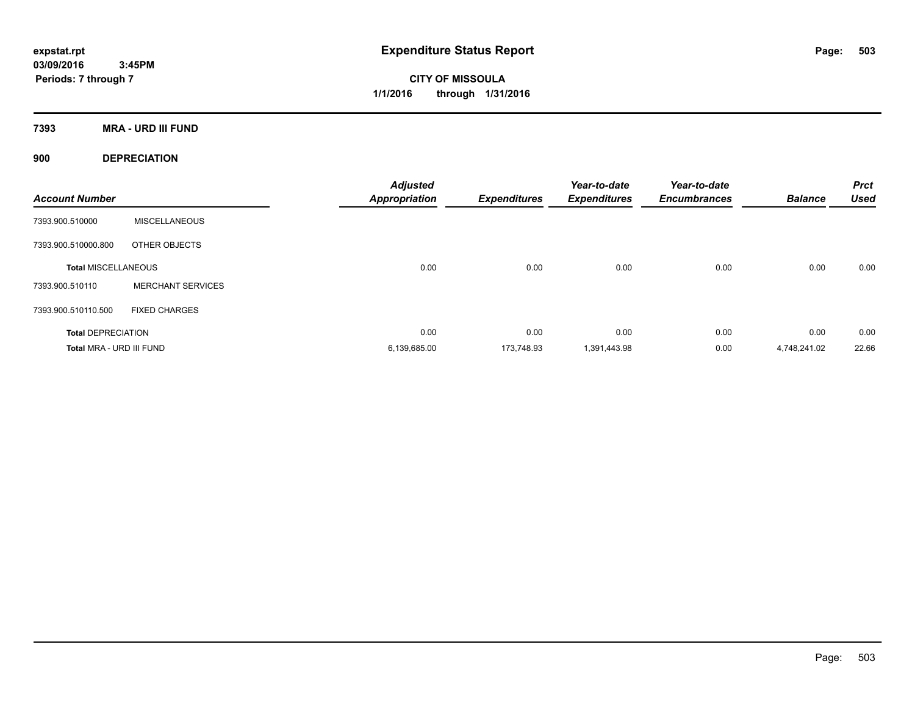expstat.rpt
03/09/2016 3:45PM
Periods: 7 through 7

# Expenditure Status Report

**CITY OF MISSOULA**
**1/1/2016 through 1/31/2016**

**7393 MRA - URD III FUND**

**900 DEPRECIATION**

| Account Number | | Adjusted Appropriation | Expenditures | Year-to-date Expenditures | Year-to-date Encumbrances | Balance | Prct Used |
|---|---|---|---|---|---|---|---|
| 7393.900.510000 | MISCELLANEOUS | | | | | | |
| 7393.900.510000.800 | OTHER OBJECTS | | | | | | |
| **Total MISCELLANEOUS** | | 0.00 | 0.00 | 0.00 | 0.00 | 0.00 | 0.00 |
| 7393.900.510110 | MERCHANT SERVICES | | | | | | |
| 7393.900.510110.500 | FIXED CHARGES | | | | | | |
| **Total DEPRECIATION** | | 0.00 | 0.00 | 0.00 | 0.00 | 0.00 | 0.00 |
| **Total MRA - URD III FUND** | | 6,139,685.00 | 173,748.93 | 1,391,443.98 | 0.00 | 4,748,241.02 | 22.66 |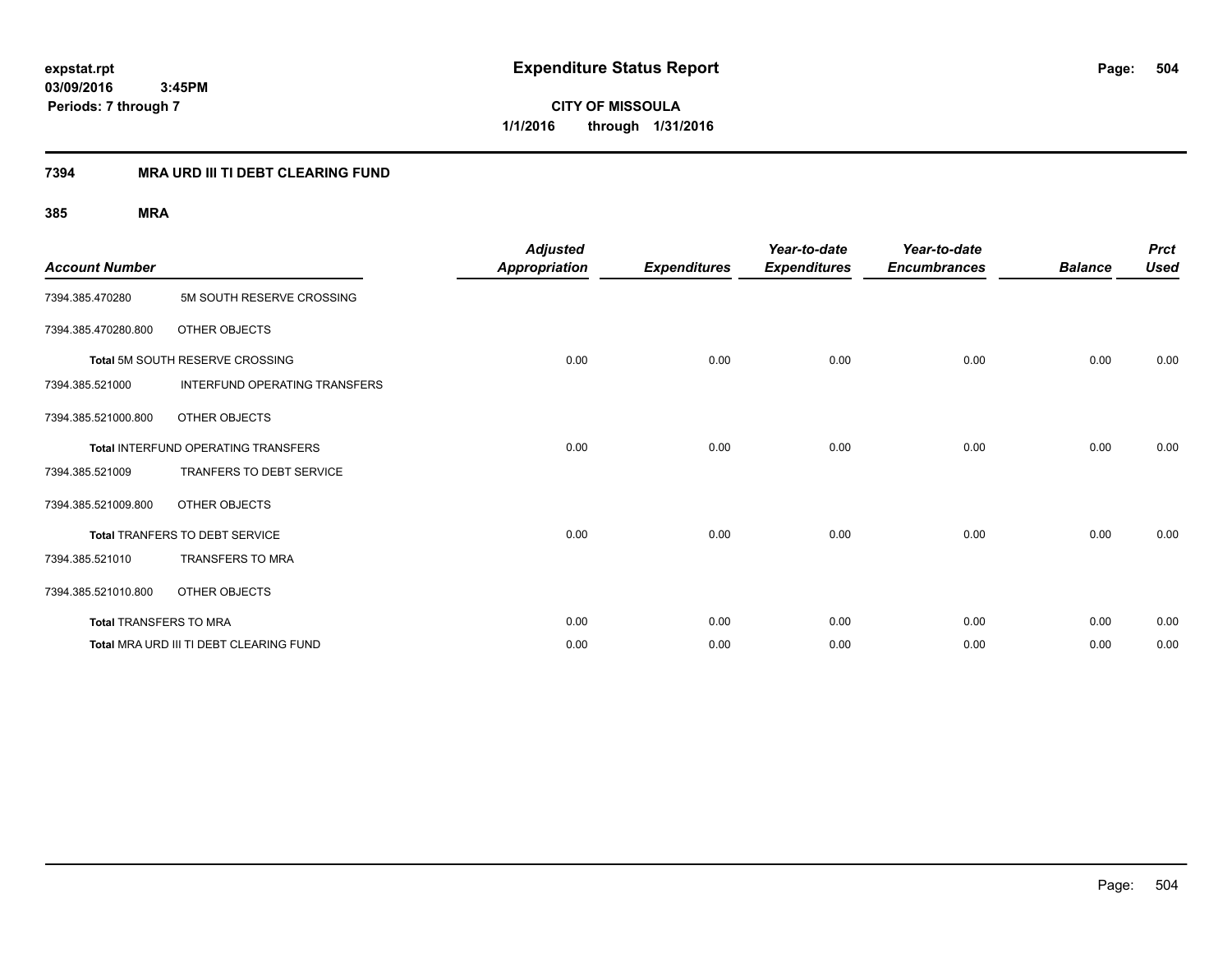# Expenditure Status Report

**CITY OF MISSOULA**
**1/1/2016 through 1/31/2016**

expstat.rpt
03/09/2016 3:45PM
Periods: 7 through 7

## 7394 MRA URD III TI DEBT CLEARING FUND

### 385 MRA

| Account Number | | Adjusted Appropriation | Expenditures | Year-to-date Expenditures | Year-to-date Encumbrances | Balance | Prct Used |
|---|---|---|---|---|---|---|---|
| 7394.385.470280 | 5M SOUTH RESERVE CROSSING | | | | | | |
| 7394.385.470280.800 | OTHER OBJECTS | | | | | | |
| **Total** 5M SOUTH RESERVE CROSSING | | 0.00 | 0.00 | 0.00 | 0.00 | 0.00 | 0.00 |
| 7394.385.521000 | INTERFUND OPERATING TRANSFERS | | | | | | |
| 7394.385.521000.800 | OTHER OBJECTS | | | | | | |
| **Total** INTERFUND OPERATING TRANSFERS | | 0.00 | 0.00 | 0.00 | 0.00 | 0.00 | 0.00 |
| 7394.385.521009 | TRANFERS TO DEBT SERVICE | | | | | | |
| 7394.385.521009.800 | OTHER OBJECTS | | | | | | |
| **Total** TRANFERS TO DEBT SERVICE | | 0.00 | 0.00 | 0.00 | 0.00 | 0.00 | 0.00 |
| 7394.385.521010 | TRANSFERS TO MRA | | | | | | |
| 7394.385.521010.800 | OTHER OBJECTS | | | | | | |
| **Total** TRANSFERS TO MRA | | 0.00 | 0.00 | 0.00 | 0.00 | 0.00 | 0.00 |
| **Total** MRA URD III TI DEBT CLEARING FUND | | 0.00 | 0.00 | 0.00 | 0.00 | 0.00 | 0.00 |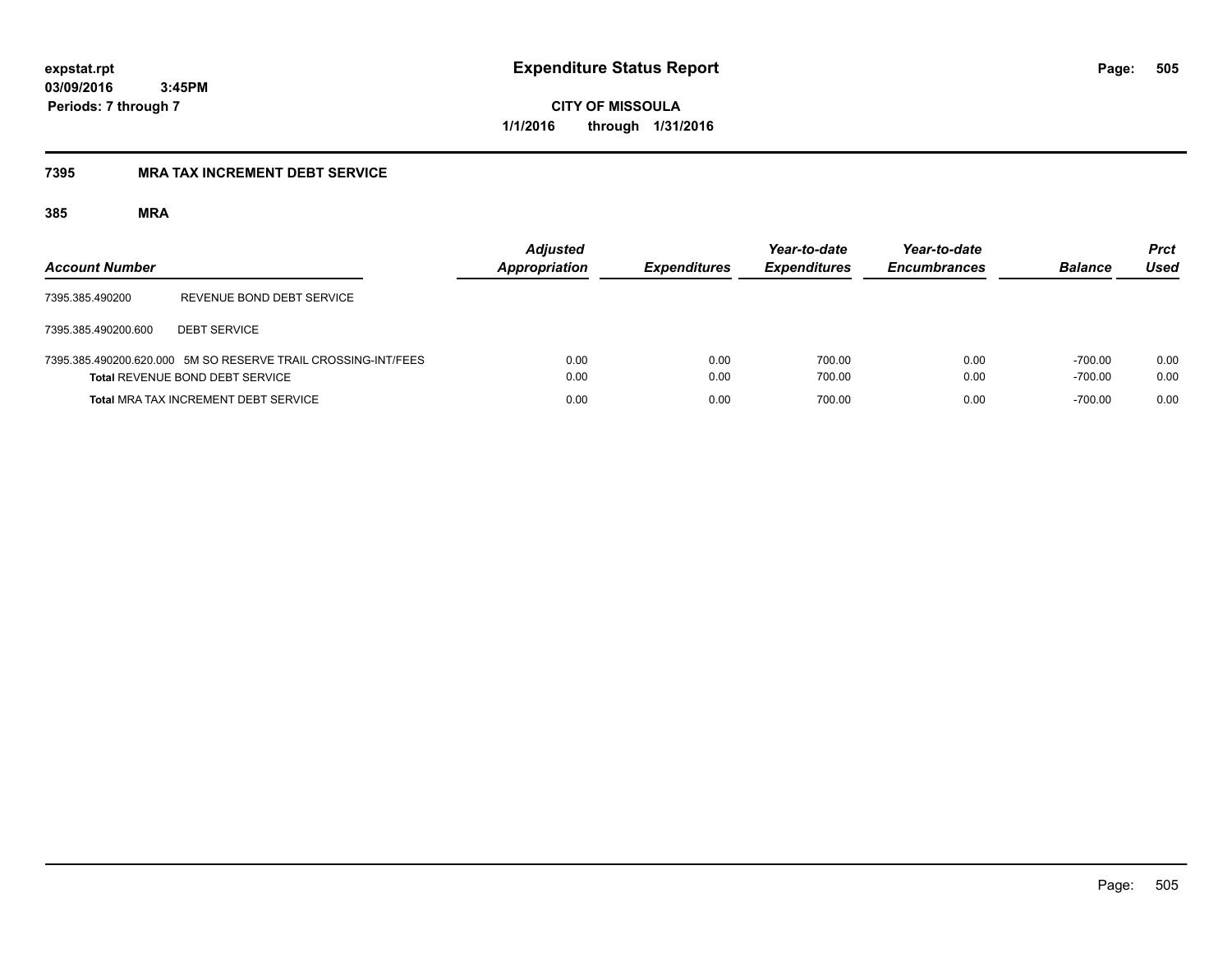# Expenditure Status Report

**CITY OF MISSOULA**

**1/1/2016 through 1/31/2016**

expstat.rpt
03/09/2016 3:45PM
Periods: 7 through 7

## 7395 MRA TAX INCREMENT DEBT SERVICE

### 385 MRA

| Account Number | | Adjusted Appropriation | Expenditures | Year-to-date Expenditures | Year-to-date Encumbrances | Balance | Prct Used |
|---|---|---|---|---|---|---|---|
| 7395.385.490200 | REVENUE BOND DEBT SERVICE | | | | | | |
| 7395.385.490200.600 | DEBT SERVICE | | | | | | |
| 7395.385.490200.620.000 | 5M SO RESERVE TRAIL CROSSING-INT/FEES | 0.00 | 0.00 | 700.00 | 0.00 | -700.00 | 0.00 |
| **Total** REVENUE BOND DEBT SERVICE | | 0.00 | 0.00 | 700.00 | 0.00 | -700.00 | 0.00 |
| **Total** MRA TAX INCREMENT DEBT SERVICE | | 0.00 | 0.00 | 700.00 | 0.00 | -700.00 | 0.00 |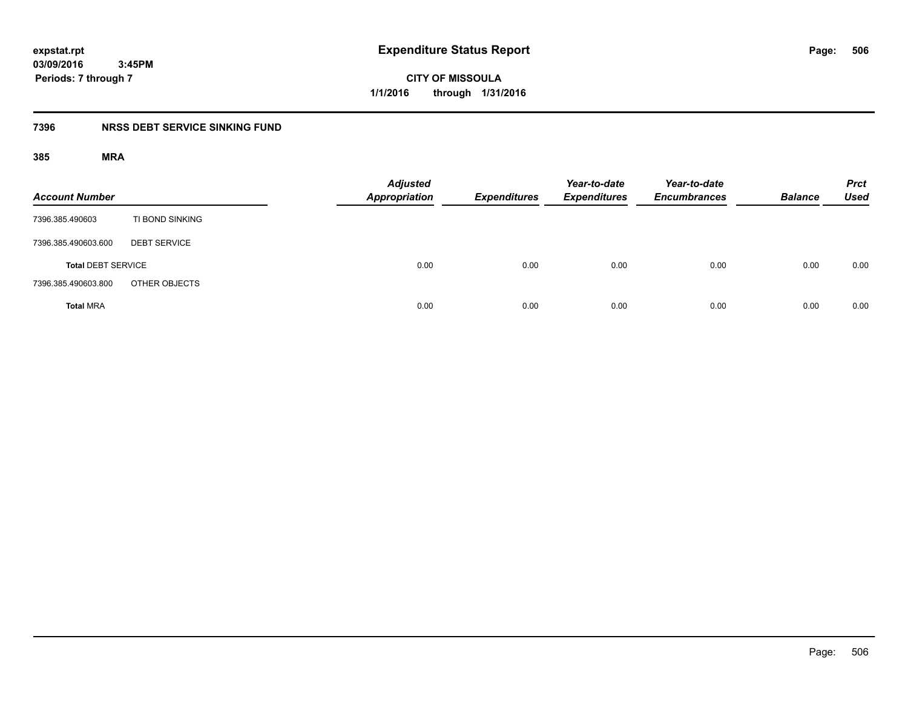expstat.rpt
03/09/2016 3:45PM
Periods: 7 through 7

# Expenditure Status Report

CITY OF MISSOULA
1/1/2016 through 1/31/2016

## 7396 NRSS DEBT SERVICE SINKING FUND

### 385 MRA

| Account Number | | Adjusted Appropriation | Expenditures | Year-to-date Expenditures | Year-to-date Encumbrances | Balance | Prct Used |
|---|---|---|---|---|---|---|---|
| 7396.385.490603 | TI BOND SINKING | | | | | | |
| 7396.385.490603.600 | DEBT SERVICE | | | | | | |
| **Total** DEBT SERVICE | | 0.00 | 0.00 | 0.00 | 0.00 | 0.00 | 0.00 |
| 7396.385.490603.800 | OTHER OBJECTS | | | | | | |
| **Total** MRA | | 0.00 | 0.00 | 0.00 | 0.00 | 0.00 | 0.00 |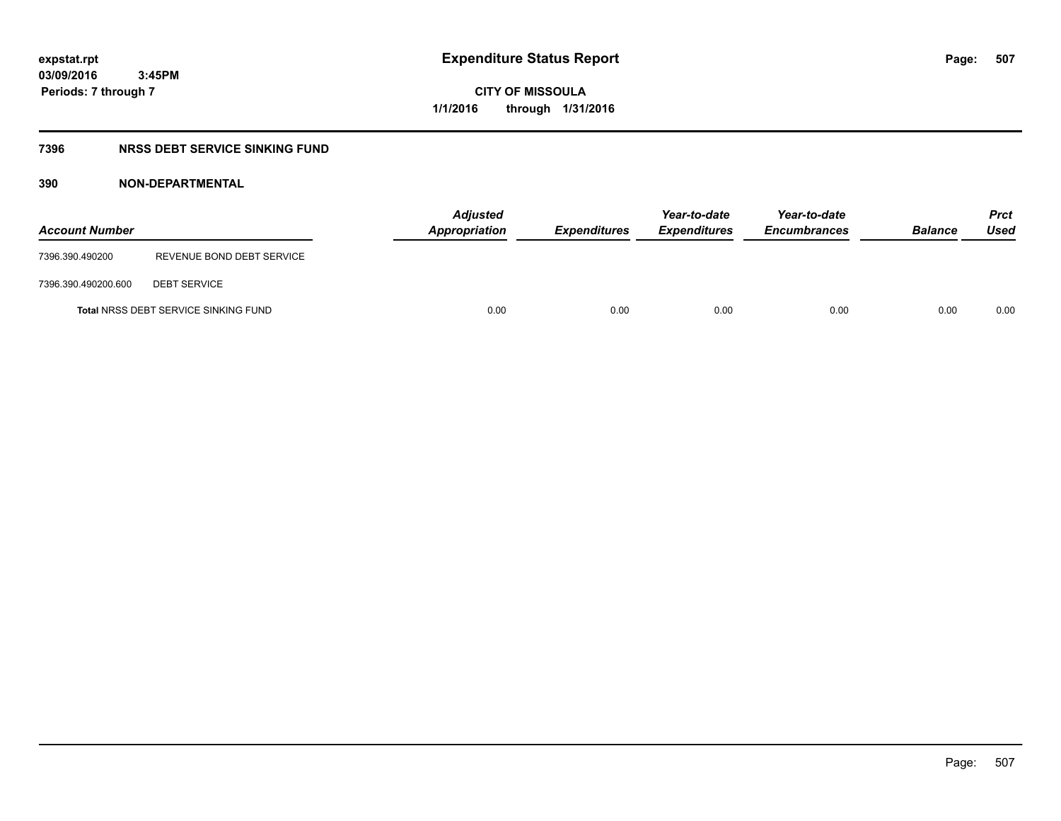expstat.rpt
03/09/2016 3:45PM
Periods: 7 through 7

# Expenditure Status Report

CITY OF MISSOULA
1/1/2016 through 1/31/2016

## 7396 NRSS DEBT SERVICE SINKING FUND

### 390 NON-DEPARTMENTAL

| Account Number | | Adjusted Appropriation | Expenditures | Year-to-date Expenditures | Year-to-date Encumbrances | Balance | Prct Used |
|---|---|---|---|---|---|---|---|
| 7396.390.490200 | REVENUE BOND DEBT SERVICE | | | | | | |
| 7396.390.490200.600 | DEBT SERVICE | | | | | | |
| **Total** NRSS DEBT SERVICE SINKING FUND | | 0.00 | 0.00 | 0.00 | 0.00 | 0.00 | 0.00 |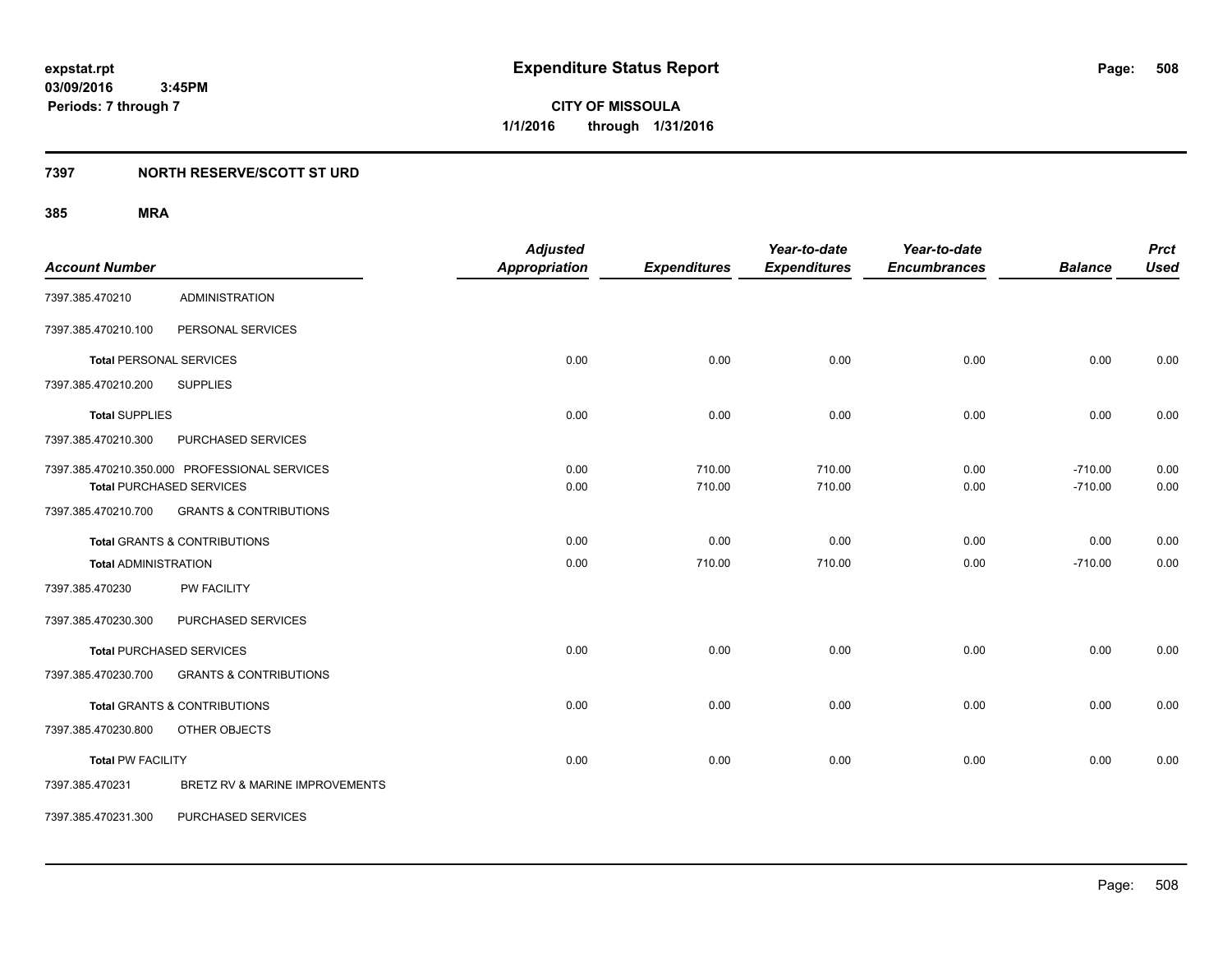**expstat.rpt**
**03/09/2016 3:45PM**
**Periods: 7 through 7**

# Expenditure Status Report

**CITY OF MISSOULA**
**1/1/2016 through 1/31/2016**

## 7397 NORTH RESERVE/SCOTT ST URD

### 385 MRA

| Account Number | | Adjusted Appropriation | Expenditures | Year-to-date Expenditures | Year-to-date Encumbrances | Balance | Prct Used |
|---|---|---|---|---|---|---|---|
| 7397.385.470210 | ADMINISTRATION | | | | | | |
| 7397.385.470210.100 | PERSONAL SERVICES | | | | | | |
| **Total** PERSONAL SERVICES | | 0.00 | 0.00 | 0.00 | 0.00 | 0.00 | 0.00 |
| 7397.385.470210.200 | SUPPLIES | | | | | | |
| **Total** SUPPLIES | | 0.00 | 0.00 | 0.00 | 0.00 | 0.00 | 0.00 |
| 7397.385.470210.300 | PURCHASED SERVICES | | | | | | |
| 7397.385.470210.350.000 | PROFESSIONAL SERVICES | 0.00 | 710.00 | 710.00 | 0.00 | -710.00 | 0.00 |
| **Total** PURCHASED SERVICES | | 0.00 | 710.00 | 710.00 | 0.00 | -710.00 | 0.00 |
| 7397.385.470210.700 | GRANTS & CONTRIBUTIONS | | | | | | |
| **Total** GRANTS & CONTRIBUTIONS | | 0.00 | 0.00 | 0.00 | 0.00 | 0.00 | 0.00 |
| **Total** ADMINISTRATION | | 0.00 | 710.00 | 710.00 | 0.00 | -710.00 | 0.00 |
| 7397.385.470230 | PW FACILITY | | | | | | |
| 7397.385.470230.300 | PURCHASED SERVICES | | | | | | |
| **Total** PURCHASED SERVICES | | 0.00 | 0.00 | 0.00 | 0.00 | 0.00 | 0.00 |
| 7397.385.470230.700 | GRANTS & CONTRIBUTIONS | | | | | | |
| **Total** GRANTS & CONTRIBUTIONS | | 0.00 | 0.00 | 0.00 | 0.00 | 0.00 | 0.00 |
| 7397.385.470230.800 | OTHER OBJECTS | | | | | | |
| **Total** PW FACILITY | | 0.00 | 0.00 | 0.00 | 0.00 | 0.00 | 0.00 |
| 7397.385.470231 | BRETZ RV & MARINE IMPROVEMENTS | | | | | | |
| 7397.385.470231.300 | PURCHASED SERVICES | | | | | | |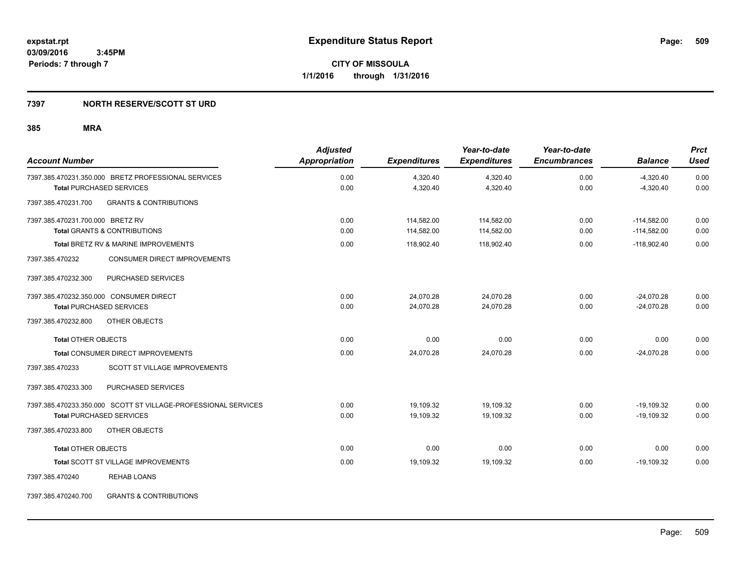**expstat.rpt**
**03/09/2016 3:45PM**
**Periods: 7 through 7**

# Expenditure Status Report

**CITY OF MISSOULA**
**1/1/2016 through 1/31/2016**

## 7397 NORTH RESERVE/SCOTT ST URD

### 385 MRA

| Account Number | Adjusted Appropriation | Expenditures | Year-to-date Expenditures | Year-to-date Encumbrances | Balance | Prct Used |
|---|---|---|---|---|---|---|
| 7397.385.470231.350.000 BRETZ PROFESSIONAL SERVICES | 0.00 | 4,320.40 | 4,320.40 | 0.00 | -4,320.40 | 0.00 |
| **Total** PURCHASED SERVICES | 0.00 | 4,320.40 | 4,320.40 | 0.00 | -4,320.40 | 0.00 |
| 7397.385.470231.700 GRANTS & CONTRIBUTIONS | | | | | | |
| 7397.385.470231.700.000 BRETZ RV | 0.00 | 114,582.00 | 114,582.00 | 0.00 | -114,582.00 | 0.00 |
| **Total** GRANTS & CONTRIBUTIONS | 0.00 | 114,582.00 | 114,582.00 | 0.00 | -114,582.00 | 0.00 |
| **Total** BRETZ RV & MARINE IMPROVEMENTS | 0.00 | 118,902.40 | 118,902.40 | 0.00 | -118,902.40 | 0.00 |
| 7397.385.470232 CONSUMER DIRECT IMPROVEMENTS | | | | | | |
| 7397.385.470232.300 PURCHASED SERVICES | | | | | | |
| 7397.385.470232.350.000 CONSUMER DIRECT | 0.00 | 24,070.28 | 24,070.28 | 0.00 | -24,070.28 | 0.00 |
| **Total** PURCHASED SERVICES | 0.00 | 24,070.28 | 24,070.28 | 0.00 | -24,070.28 | 0.00 |
| 7397.385.470232.800 OTHER OBJECTS | | | | | | |
| **Total** OTHER OBJECTS | 0.00 | 0.00 | 0.00 | 0.00 | 0.00 | 0.00 |
| **Total** CONSUMER DIRECT IMPROVEMENTS | 0.00 | 24,070.28 | 24,070.28 | 0.00 | -24,070.28 | 0.00 |
| 7397.385.470233 SCOTT ST VILLAGE IMPROVEMENTS | | | | | | |
| 7397.385.470233.300 PURCHASED SERVICES | | | | | | |
| 7397.385.470233.350.000 SCOTT ST VILLAGE-PROFESSIONAL SERVICES | 0.00 | 19,109.32 | 19,109.32 | 0.00 | -19,109.32 | 0.00 |
| **Total** PURCHASED SERVICES | 0.00 | 19,109.32 | 19,109.32 | 0.00 | -19,109.32 | 0.00 |
| 7397.385.470233.800 OTHER OBJECTS | | | | | | |
| **Total** OTHER OBJECTS | 0.00 | 0.00 | 0.00 | 0.00 | 0.00 | 0.00 |
| **Total** SCOTT ST VILLAGE IMPROVEMENTS | 0.00 | 19,109.32 | 19,109.32 | 0.00 | -19,109.32 | 0.00 |
| 7397.385.470240 REHAB LOANS | | | | | | |
| 7397.385.470240.700 GRANTS & CONTRIBUTIONS | | | | | | |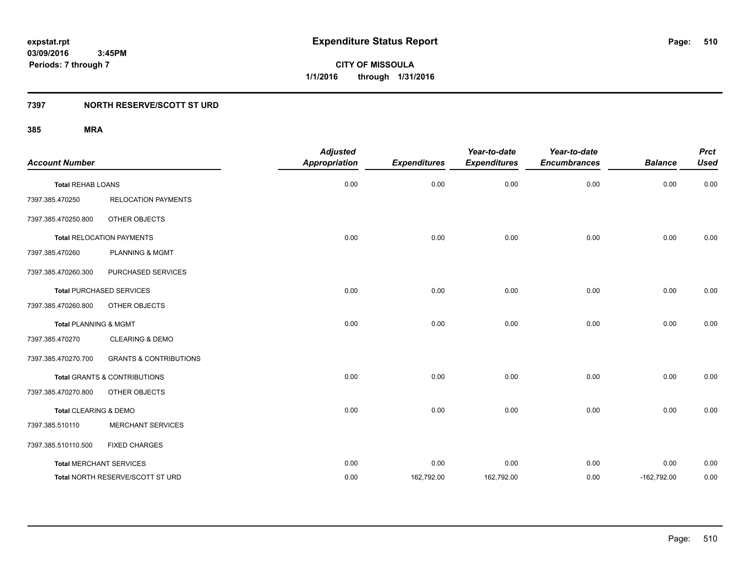expstat.rpt
03/09/2016 3:45PM
Periods: 7 through 7

# Expenditure Status Report

**CITY OF MISSOULA**
**1/1/2016 through 1/31/2016**

## 7397 NORTH RESERVE/SCOTT ST URD

### 385 MRA

| Account Number | | Adjusted Appropriation | Expenditures | Year-to-date Expenditures | Year-to-date Encumbrances | Balance | Prct Used |
|---|---|---|---|---|---|---|---|
| **Total** REHAB LOANS | | 0.00 | 0.00 | 0.00 | 0.00 | 0.00 | 0.00 |
| 7397.385.470250 | RELOCATION PAYMENTS | | | | | | |
| 7397.385.470250.800 | OTHER OBJECTS | | | | | | |
| **Total** RELOCATION PAYMENTS | | 0.00 | 0.00 | 0.00 | 0.00 | 0.00 | 0.00 |
| 7397.385.470260 | PLANNING & MGMT | | | | | | |
| 7397.385.470260.300 | PURCHASED SERVICES | | | | | | |
| **Total** PURCHASED SERVICES | | 0.00 | 0.00 | 0.00 | 0.00 | 0.00 | 0.00 |
| 7397.385.470260.800 | OTHER OBJECTS | | | | | | |
| **Total** PLANNING & MGMT | | 0.00 | 0.00 | 0.00 | 0.00 | 0.00 | 0.00 |
| 7397.385.470270 | CLEARING & DEMO | | | | | | |
| 7397.385.470270.700 | GRANTS & CONTRIBUTIONS | | | | | | |
| **Total** GRANTS & CONTRIBUTIONS | | 0.00 | 0.00 | 0.00 | 0.00 | 0.00 | 0.00 |
| 7397.385.470270.800 | OTHER OBJECTS | | | | | | |
| **Total** CLEARING & DEMO | | 0.00 | 0.00 | 0.00 | 0.00 | 0.00 | 0.00 |
| 7397.385.510110 | MERCHANT SERVICES | | | | | | |
| 7397.385.510110.500 | FIXED CHARGES | | | | | | |
| **Total** MERCHANT SERVICES | | 0.00 | 0.00 | 0.00 | 0.00 | 0.00 | 0.00 |
| **Total** NORTH RESERVE/SCOTT ST URD | | 0.00 | 162,792.00 | 162,792.00 | 0.00 | -162,792.00 | 0.00 |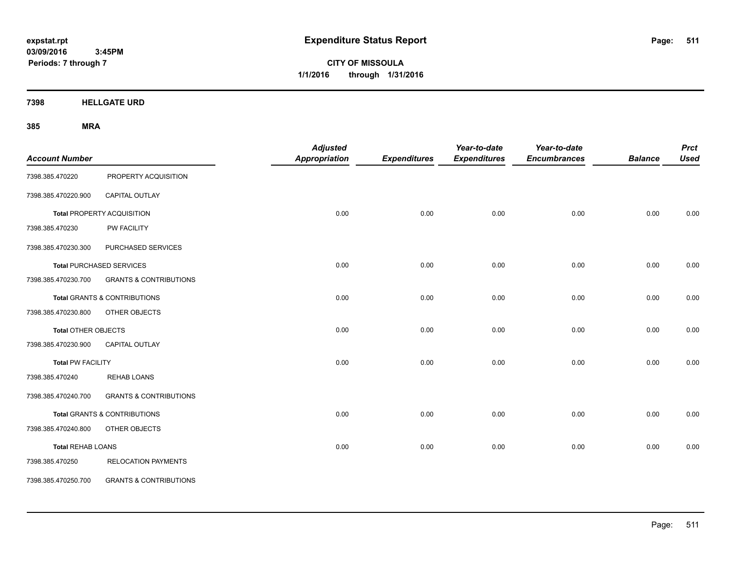**expstat.rpt**
**03/09/2016 3:45PM**
**Periods: 7 through 7**

# Expenditure Status Report

**CITY OF MISSOULA**
**1/1/2016 through 1/31/2016**

## 7398 HELLGATE URD

### 385 MRA

| Account Number | | Adjusted Appropriation | Expenditures | Year-to-date Expenditures | Year-to-date Encumbrances | Balance | Prct Used |
|---|---|---|---|---|---|---|---|
| 7398.385.470220 | PROPERTY ACQUISITION | | | | | | |
| 7398.385.470220.900 | CAPITAL OUTLAY | | | | | | |
| **Total** PROPERTY ACQUISITION | | 0.00 | 0.00 | 0.00 | 0.00 | 0.00 | 0.00 |
| 7398.385.470230 | PW FACILITY | | | | | | |
| 7398.385.470230.300 | PURCHASED SERVICES | | | | | | |
| **Total** PURCHASED SERVICES | | 0.00 | 0.00 | 0.00 | 0.00 | 0.00 | 0.00 |
| 7398.385.470230.700 | GRANTS & CONTRIBUTIONS | | | | | | |
| **Total** GRANTS & CONTRIBUTIONS | | 0.00 | 0.00 | 0.00 | 0.00 | 0.00 | 0.00 |
| 7398.385.470230.800 | OTHER OBJECTS | | | | | | |
| **Total** OTHER OBJECTS | | 0.00 | 0.00 | 0.00 | 0.00 | 0.00 | 0.00 |
| 7398.385.470230.900 | CAPITAL OUTLAY | | | | | | |
| **Total** PW FACILITY | | 0.00 | 0.00 | 0.00 | 0.00 | 0.00 | 0.00 |
| 7398.385.470240 | REHAB LOANS | | | | | | |
| 7398.385.470240.700 | GRANTS & CONTRIBUTIONS | | | | | | |
| **Total** GRANTS & CONTRIBUTIONS | | 0.00 | 0.00 | 0.00 | 0.00 | 0.00 | 0.00 |
| 7398.385.470240.800 | OTHER OBJECTS | | | | | | |
| **Total** REHAB LOANS | | 0.00 | 0.00 | 0.00 | 0.00 | 0.00 | 0.00 |
| 7398.385.470250 | RELOCATION PAYMENTS | | | | | | |
| 7398.385.470250.700 | GRANTS & CONTRIBUTIONS | | | | | | |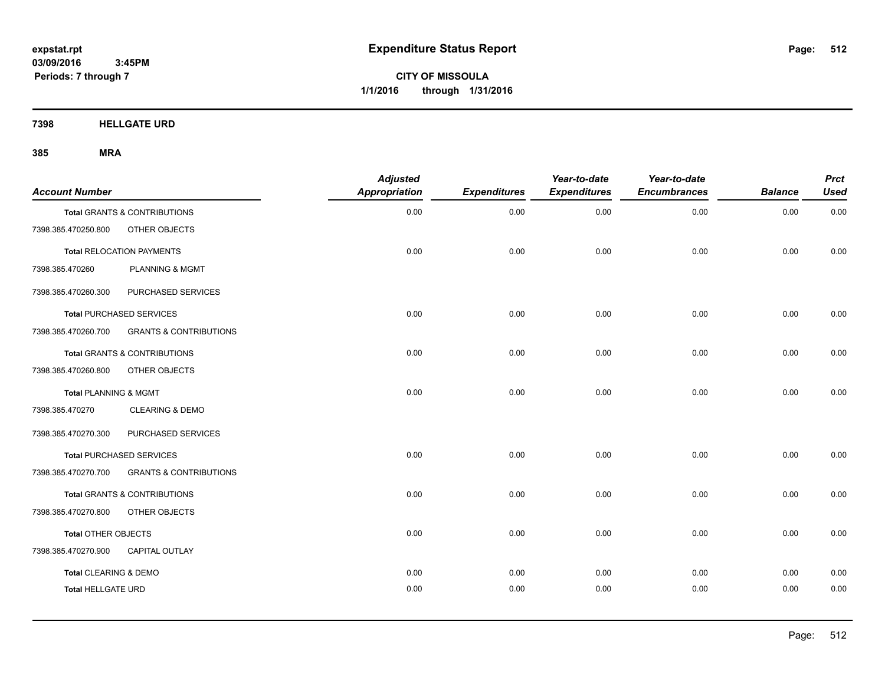**expstat.rpt**
**03/09/2016 3:45PM**
**Periods: 7 through 7**

# Expenditure Status Report

**CITY OF MISSOULA**
**1/1/2016 through 1/31/2016**

## 7398 HELLGATE URD

### 385 MRA

| Account Number | | Adjusted Appropriation | Expenditures | Year-to-date Expenditures | Year-to-date Encumbrances | Balance | Prct Used |
|---|---|---|---|---|---|---|---|
| **Total** GRANTS & CONTRIBUTIONS | | 0.00 | 0.00 | 0.00 | 0.00 | 0.00 | 0.00 |
| 7398.385.470250.800 | OTHER OBJECTS | | | | | | |
| **Total** RELOCATION PAYMENTS | | 0.00 | 0.00 | 0.00 | 0.00 | 0.00 | 0.00 |
| 7398.385.470260 | PLANNING & MGMT | | | | | | |
| 7398.385.470260.300 | PURCHASED SERVICES | | | | | | |
| **Total** PURCHASED SERVICES | | 0.00 | 0.00 | 0.00 | 0.00 | 0.00 | 0.00 |
| 7398.385.470260.700 | GRANTS & CONTRIBUTIONS | | | | | | |
| **Total** GRANTS & CONTRIBUTIONS | | 0.00 | 0.00 | 0.00 | 0.00 | 0.00 | 0.00 |
| 7398.385.470260.800 | OTHER OBJECTS | | | | | | |
| **Total** PLANNING & MGMT | | 0.00 | 0.00 | 0.00 | 0.00 | 0.00 | 0.00 |
| 7398.385.470270 | CLEARING & DEMO | | | | | | |
| 7398.385.470270.300 | PURCHASED SERVICES | | | | | | |
| **Total** PURCHASED SERVICES | | 0.00 | 0.00 | 0.00 | 0.00 | 0.00 | 0.00 |
| 7398.385.470270.700 | GRANTS & CONTRIBUTIONS | | | | | | |
| **Total** GRANTS & CONTRIBUTIONS | | 0.00 | 0.00 | 0.00 | 0.00 | 0.00 | 0.00 |
| 7398.385.470270.800 | OTHER OBJECTS | | | | | | |
| **Total** OTHER OBJECTS | | 0.00 | 0.00 | 0.00 | 0.00 | 0.00 | 0.00 |
| 7398.385.470270.900 | CAPITAL OUTLAY | | | | | | |
| **Total** CLEARING & DEMO | | 0.00 | 0.00 | 0.00 | 0.00 | 0.00 | 0.00 |
| **Total** HELLGATE URD | | 0.00 | 0.00 | 0.00 | 0.00 | 0.00 | 0.00 |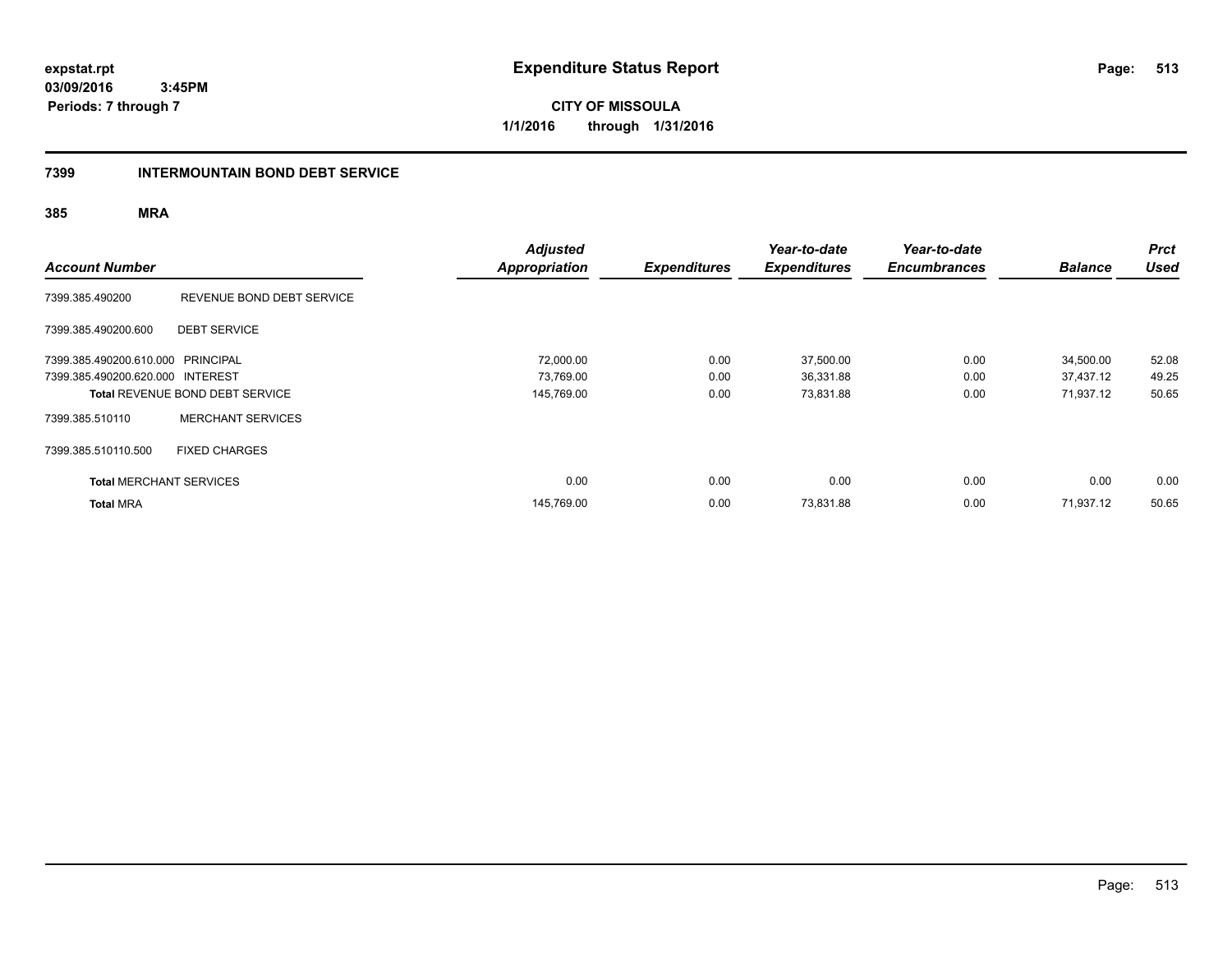**expstat.rpt**
**03/09/2016 3:45PM**
**Periods: 7 through 7**

# Expenditure Status Report

**CITY OF MISSOULA**
**1/1/2016 through 1/31/2016**

## 7399 INTERMOUNTAIN BOND DEBT SERVICE

### 385 MRA

| Account Number | | Adjusted Appropriation | Expenditures | Year-to-date Expenditures | Year-to-date Encumbrances | Balance | Prct Used |
|---|---|---|---|---|---|---|---|
| 7399.385.490200 | REVENUE BOND DEBT SERVICE | | | | | | |
| 7399.385.490200.600 | DEBT SERVICE | | | | | | |
| 7399.385.490200.610.000 | PRINCIPAL | 72,000.00 | 0.00 | 37,500.00 | 0.00 | 34,500.00 | 52.08 |
| 7399.385.490200.620.000 | INTEREST | 73,769.00 | 0.00 | 36,331.88 | 0.00 | 37,437.12 | 49.25 |
| **Total** REVENUE BOND DEBT SERVICE | | 145,769.00 | 0.00 | 73,831.88 | 0.00 | 71,937.12 | 50.65 |
| 7399.385.510110 | MERCHANT SERVICES | | | | | | |
| 7399.385.510110.500 | FIXED CHARGES | | | | | | |
| **Total** MERCHANT SERVICES | | 0.00 | 0.00 | 0.00 | 0.00 | 0.00 | 0.00 |
| **Total** MRA | | 145,769.00 | 0.00 | 73,831.88 | 0.00 | 71,937.12 | 50.65 |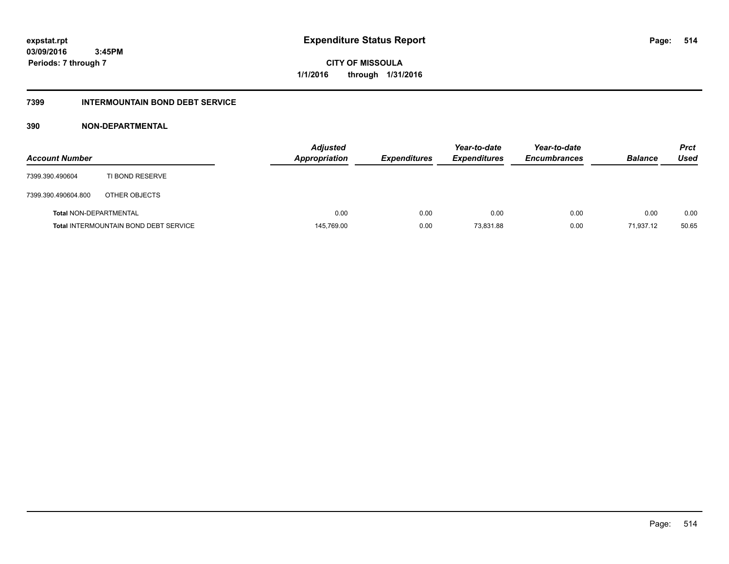**expstat.rpt**
**03/09/2016 3:45PM**
**Periods: 7 through 7**

# Expenditure Status Report

**CITY OF MISSOULA**
**1/1/2016 through 1/31/2016**

## 7399 INTERMOUNTAIN BOND DEBT SERVICE

### 390 NON-DEPARTMENTAL

| Account Number | | Adjusted Appropriation | Expenditures | Year-to-date Expenditures | Year-to-date Encumbrances | Balance | Prct Used |
|---|---|---|---|---|---|---|---|
| 7399.390.490604 | TI BOND RESERVE | | | | | | |
| 7399.390.490604.800 | OTHER OBJECTS | | | | | | |
| **Total** NON-DEPARTMENTAL | | 0.00 | 0.00 | 0.00 | 0.00 | 0.00 | 0.00 |
| **Total** INTERMOUNTAIN BOND DEBT SERVICE | | 145,769.00 | 0.00 | 73,831.88 | 0.00 | 71,937.12 | 50.65 |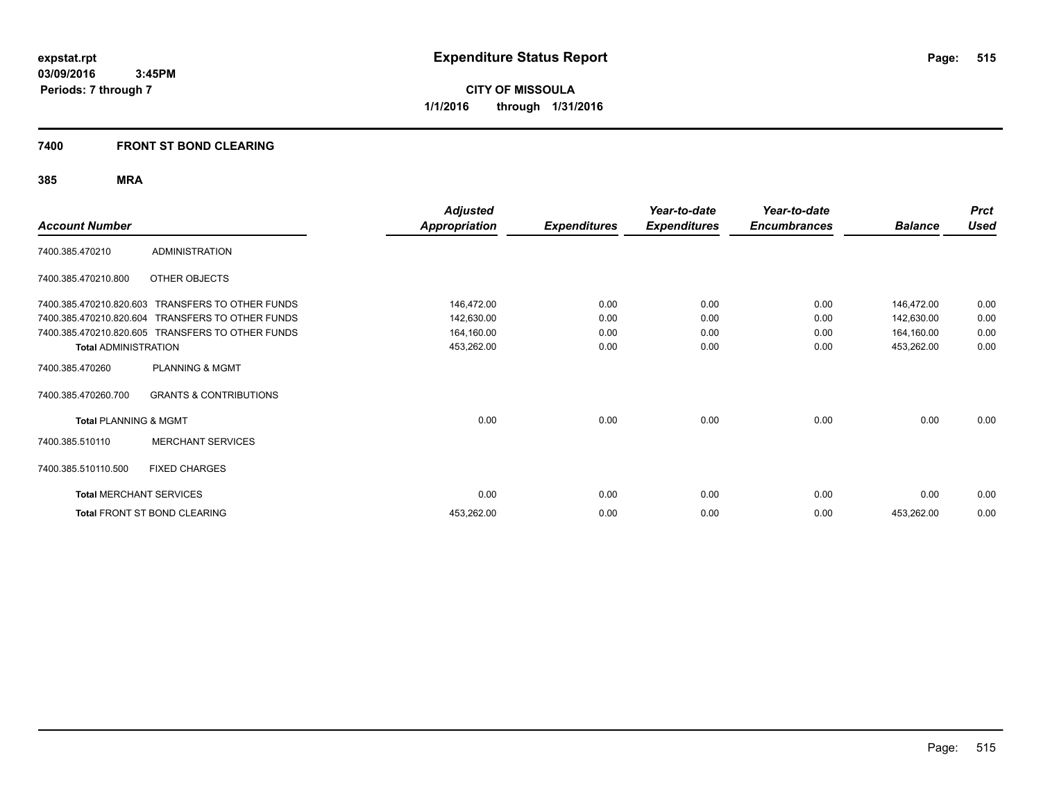# Expenditure Status Report

**CITY OF MISSOULA**
**1/1/2016 through 1/31/2016**

expstat.rpt
03/09/2016 3:45PM
Periods: 7 through 7

## 7400 FRONT ST BOND CLEARING

### 385 MRA

| Account Number | | Adjusted Appropriation | Expenditures | Year-to-date Expenditures | Year-to-date Encumbrances | Balance | Prct Used |
|---|---|---|---|---|---|---|---|
| 7400.385.470210 | ADMINISTRATION | | | | | | |
| 7400.385.470210.800 | OTHER OBJECTS | | | | | | |
| 7400.385.470210.820.603 | TRANSFERS TO OTHER FUNDS | 146,472.00 | 0.00 | 0.00 | 0.00 | 146,472.00 | 0.00 |
| 7400.385.470210.820.604 | TRANSFERS TO OTHER FUNDS | 142,630.00 | 0.00 | 0.00 | 0.00 | 142,630.00 | 0.00 |
| 7400.385.470210.820.605 | TRANSFERS TO OTHER FUNDS | 164,160.00 | 0.00 | 0.00 | 0.00 | 164,160.00 | 0.00 |
| **Total** ADMINISTRATION | | 453,262.00 | 0.00 | 0.00 | 0.00 | 453,262.00 | 0.00 |
| 7400.385.470260 | PLANNING & MGMT | | | | | | |
| 7400.385.470260.700 | GRANTS & CONTRIBUTIONS | | | | | | |
| **Total** PLANNING & MGMT | | 0.00 | 0.00 | 0.00 | 0.00 | 0.00 | 0.00 |
| 7400.385.510110 | MERCHANT SERVICES | | | | | | |
| 7400.385.510110.500 | FIXED CHARGES | | | | | | |
| **Total** MERCHANT SERVICES | | 0.00 | 0.00 | 0.00 | 0.00 | 0.00 | 0.00 |
| **Total** FRONT ST BOND CLEARING | | 453,262.00 | 0.00 | 0.00 | 0.00 | 453,262.00 | 0.00 |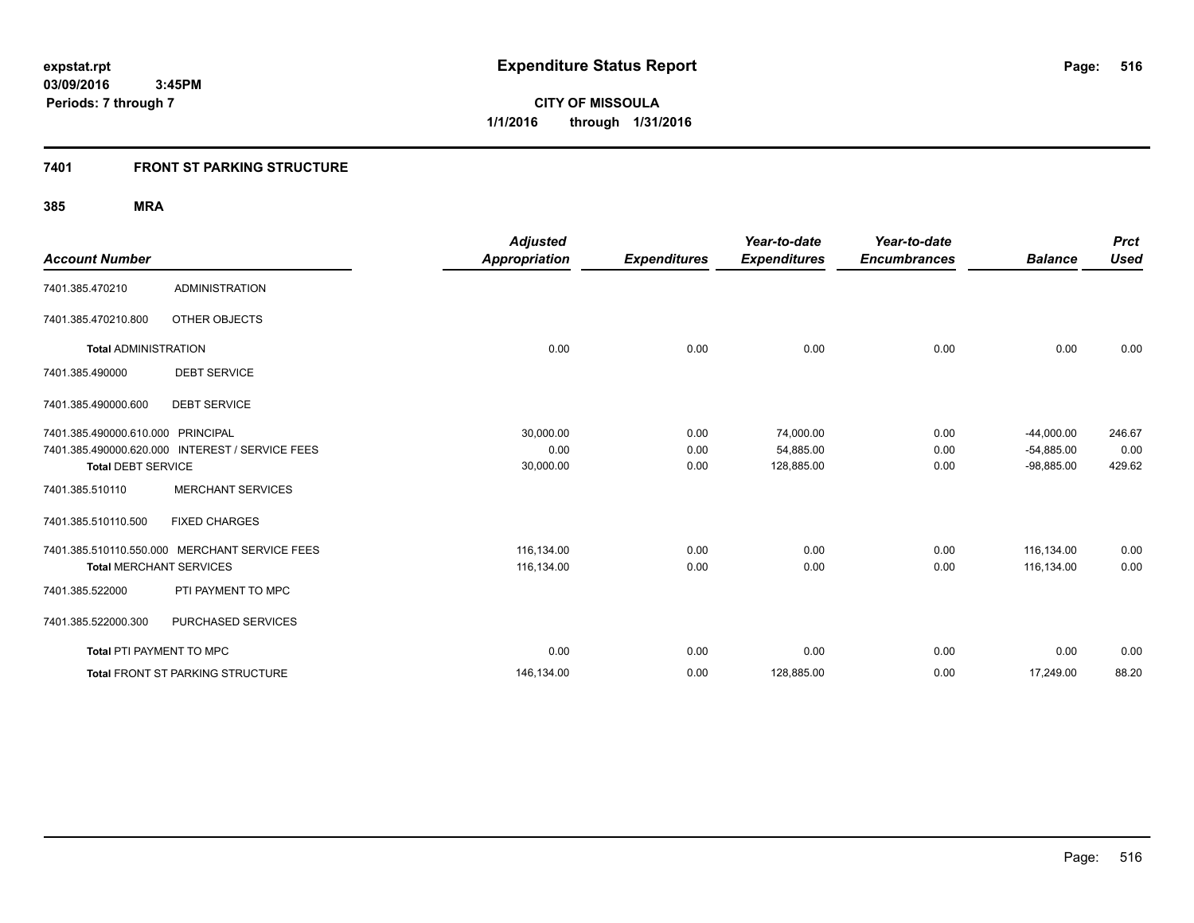expstat.rpt
03/09/2016 3:45PM
Periods: 7 through 7

# Expenditure Status Report

**CITY OF MISSOULA**
**1/1/2016 through 1/31/2016**

## 7401 FRONT ST PARKING STRUCTURE

### 385 MRA

| Account Number | | Adjusted Appropriation | Expenditures | Year-to-date Expenditures | Year-to-date Encumbrances | Balance | Prct Used |
|---|---|---|---|---|---|---|---|
| 7401.385.470210 | ADMINISTRATION | | | | | | |
| 7401.385.470210.800 | OTHER OBJECTS | | | | | | |
| **Total** ADMINISTRATION | | 0.00 | 0.00 | 0.00 | 0.00 | 0.00 | 0.00 |
| 7401.385.490000 | DEBT SERVICE | | | | | | |
| 7401.385.490000.600 | DEBT SERVICE | | | | | | |
| 7401.385.490000.610.000 | PRINCIPAL | 30,000.00 | 0.00 | 74,000.00 | 0.00 | -44,000.00 | 246.67 |
| 7401.385.490000.620.000 | INTEREST / SERVICE FEES | 0.00 | 0.00 | 54,885.00 | 0.00 | -54,885.00 | 0.00 |
| **Total** DEBT SERVICE | | 30,000.00 | 0.00 | 128,885.00 | 0.00 | -98,885.00 | 429.62 |
| 7401.385.510110 | MERCHANT SERVICES | | | | | | |
| 7401.385.510110.500 | FIXED CHARGES | | | | | | |
| 7401.385.510110.550.000 | MERCHANT SERVICE FEES | 116,134.00 | 0.00 | 0.00 | 0.00 | 116,134.00 | 0.00 |
| **Total** MERCHANT SERVICES | | 116,134.00 | 0.00 | 0.00 | 0.00 | 116,134.00 | 0.00 |
| 7401.385.522000 | PTI PAYMENT TO MPC | | | | | | |
| 7401.385.522000.300 | PURCHASED SERVICES | | | | | | |
| **Total** PTI PAYMENT TO MPC | | 0.00 | 0.00 | 0.00 | 0.00 | 0.00 | 0.00 |
| **Total** FRONT ST PARKING STRUCTURE | | 146,134.00 | 0.00 | 128,885.00 | 0.00 | 17,249.00 | 88.20 |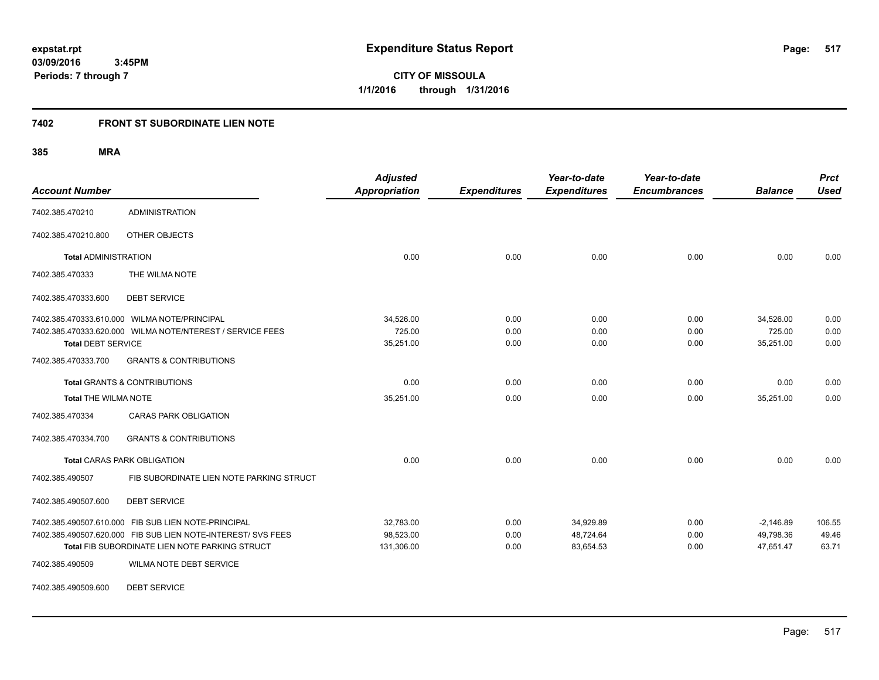# Expenditure Status Report

**CITY OF MISSOULA**
**1/1/2016 through 1/31/2016**

expstat.rpt
03/09/2016 3:45PM
Periods: 7 through 7

## 7402 FRONT ST SUBORDINATE LIEN NOTE

### 385 MRA

| Account Number | | Adjusted Appropriation | Expenditures | Year-to-date Expenditures | Year-to-date Encumbrances | Balance | Prct Used |
|---|---|---|---|---|---|---|---|
| 7402.385.470210 | ADMINISTRATION | | | | | | |
| 7402.385.470210.800 | OTHER OBJECTS | | | | | | |
| **Total** ADMINISTRATION | | 0.00 | 0.00 | 0.00 | 0.00 | 0.00 | 0.00 |
| 7402.385.470333 | THE WILMA NOTE | | | | | | |
| 7402.385.470333.600 | DEBT SERVICE | | | | | | |
| 7402.385.470333.610.000 | WILMA NOTE/PRINCIPAL | 34,526.00 | 0.00 | 0.00 | 0.00 | 34,526.00 | 0.00 |
| 7402.385.470333.620.000 | WILMA NOTE/NTEREST / SERVICE FEES | 725.00 | 0.00 | 0.00 | 0.00 | 725.00 | 0.00 |
| **Total** DEBT SERVICE | | 35,251.00 | 0.00 | 0.00 | 0.00 | 35,251.00 | 0.00 |
| 7402.385.470333.700 | GRANTS & CONTRIBUTIONS | | | | | | |
| **Total** GRANTS & CONTRIBUTIONS | | 0.00 | 0.00 | 0.00 | 0.00 | 0.00 | 0.00 |
| **Total** THE WILMA NOTE | | 35,251.00 | 0.00 | 0.00 | 0.00 | 35,251.00 | 0.00 |
| 7402.385.470334 | CARAS PARK OBLIGATION | | | | | | |
| 7402.385.470334.700 | GRANTS & CONTRIBUTIONS | | | | | | |
| **Total** CARAS PARK OBLIGATION | | 0.00 | 0.00 | 0.00 | 0.00 | 0.00 | 0.00 |
| 7402.385.490507 | FIB SUBORDINATE LIEN NOTE PARKING STRUCT | | | | | | |
| 7402.385.490507.600 | DEBT SERVICE | | | | | | |
| 7402.385.490507.610.000 | FIB SUB LIEN NOTE-PRINCIPAL | 32,783.00 | 0.00 | 34,929.89 | 0.00 | -2,146.89 | 106.55 |
| 7402.385.490507.620.000 | FIB SUB LIEN NOTE-INTEREST/ SVS FEES | 98,523.00 | 0.00 | 48,724.64 | 0.00 | 49,798.36 | 49.46 |
| **Total** FIB SUBORDINATE LIEN NOTE PARKING STRUCT | | 131,306.00 | 0.00 | 83,654.53 | 0.00 | 47,651.47 | 63.71 |
| 7402.385.490509 | WILMA NOTE DEBT SERVICE | | | | | | |
| 7402.385.490509.600 | DEBT SERVICE | | | | | | |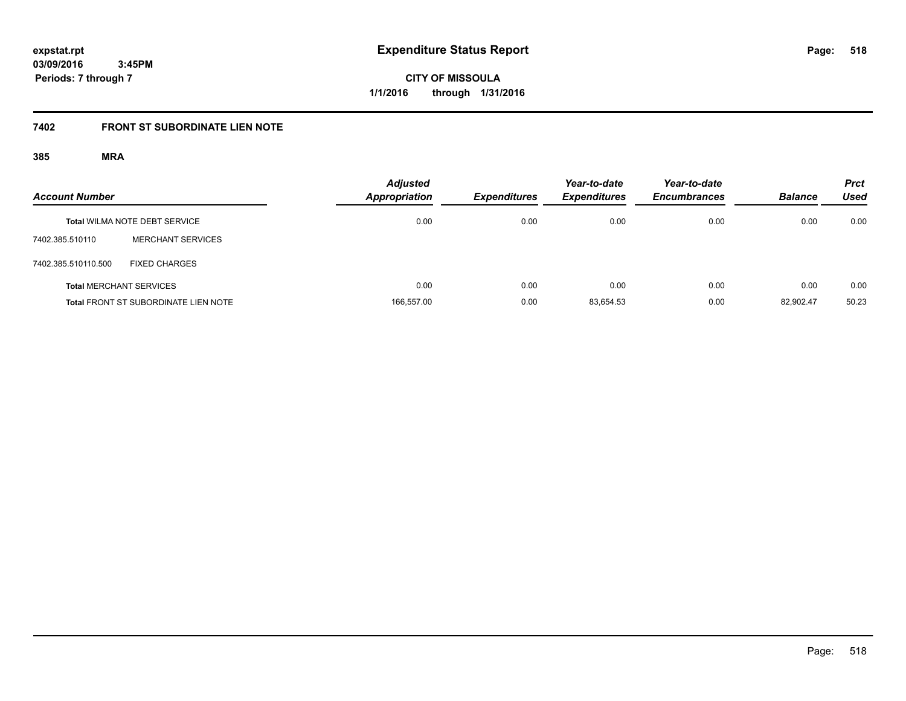**expstat.rpt**
**03/09/2016 3:45PM**
**Periods: 7 through 7**

# Expenditure Status Report

**CITY OF MISSOULA**
**1/1/2016 through 1/31/2016**

## 7402 FRONT ST SUBORDINATE LIEN NOTE

### 385 MRA

| Account Number | | Adjusted Appropriation | Expenditures | Year-to-date Expenditures | Year-to-date Encumbrances | Balance | Prct Used |
|---|---|---|---|---|---|---|---|
| **Total** WILMA NOTE DEBT SERVICE | | 0.00 | 0.00 | 0.00 | 0.00 | 0.00 | 0.00 |
| 7402.385.510110 | MERCHANT SERVICES | | | | | | |
| 7402.385.510110.500 | FIXED CHARGES | | | | | | |
| **Total** MERCHANT SERVICES | | 0.00 | 0.00 | 0.00 | 0.00 | 0.00 | 0.00 |
| **Total** FRONT ST SUBORDINATE LIEN NOTE | | 166,557.00 | 0.00 | 83,654.53 | 0.00 | 82,902.47 | 50.23 |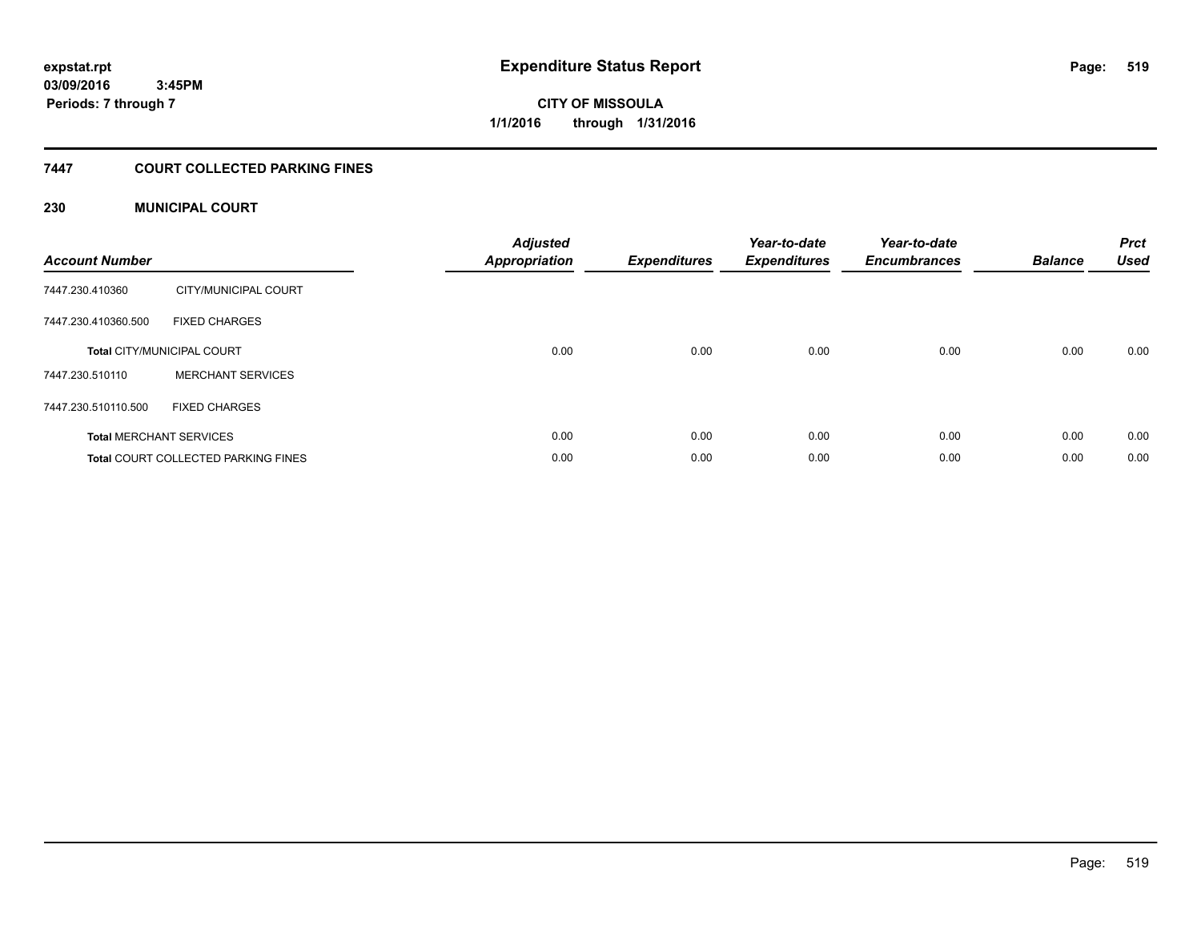expstat.rpt
03/09/2016 3:45PM
Periods: 7 through 7

# Expenditure Status Report

**CITY OF MISSOULA**
**1/1/2016 through 1/31/2016**

## 7447 COURT COLLECTED PARKING FINES

### 230 MUNICIPAL COURT

| Account Number | | Adjusted Appropriation | Expenditures | Year-to-date Expenditures | Year-to-date Encumbrances | Balance | Prct Used |
|---|---|---|---|---|---|---|---|
| 7447.230.410360 | CITY/MUNICIPAL COURT | | | | | | |
| 7447.230.410360.500 | FIXED CHARGES | | | | | | |
| **Total** CITY/MUNICIPAL COURT | | 0.00 | 0.00 | 0.00 | 0.00 | 0.00 | 0.00 |
| 7447.230.510110 | MERCHANT SERVICES | | | | | | |
| 7447.230.510110.500 | FIXED CHARGES | | | | | | |
| **Total** MERCHANT SERVICES | | 0.00 | 0.00 | 0.00 | 0.00 | 0.00 | 0.00 |
| **Total** COURT COLLECTED PARKING FINES | | 0.00 | 0.00 | 0.00 | 0.00 | 0.00 | 0.00 |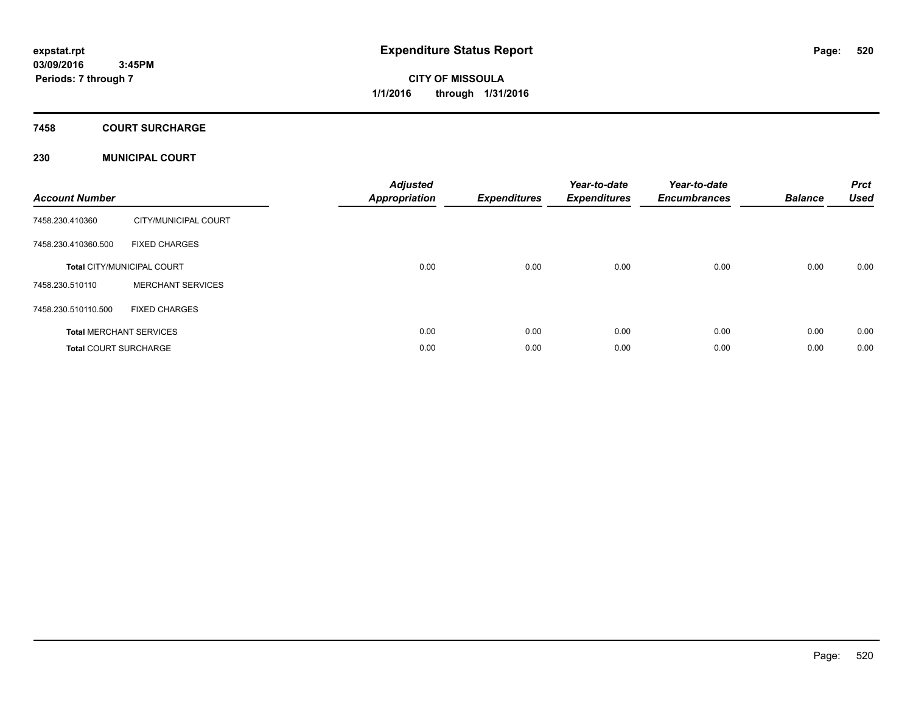# Expenditure Status Report

**expstat.rpt**
**03/09/2016 3:45PM**
**Periods: 7 through 7**

**CITY OF MISSOULA**
**1/1/2016 through 1/31/2016**

## 7458 COURT SURCHARGE

### 230 MUNICIPAL COURT

| Account Number | | Adjusted Appropriation | Expenditures | Year-to-date Expenditures | Year-to-date Encumbrances | Balance | Prct Used |
|---|---|---|---|---|---|---|---|
| 7458.230.410360 | CITY/MUNICIPAL COURT | | | | | | |
| 7458.230.410360.500 | FIXED CHARGES | | | | | | |
| **Total** CITY/MUNICIPAL COURT | | 0.00 | 0.00 | 0.00 | 0.00 | 0.00 | 0.00 |
| 7458.230.510110 | MERCHANT SERVICES | | | | | | |
| 7458.230.510110.500 | FIXED CHARGES | | | | | | |
| **Total** MERCHANT SERVICES | | 0.00 | 0.00 | 0.00 | 0.00 | 0.00 | 0.00 |
| **Total** COURT SURCHARGE | | 0.00 | 0.00 | 0.00 | 0.00 | 0.00 | 0.00 |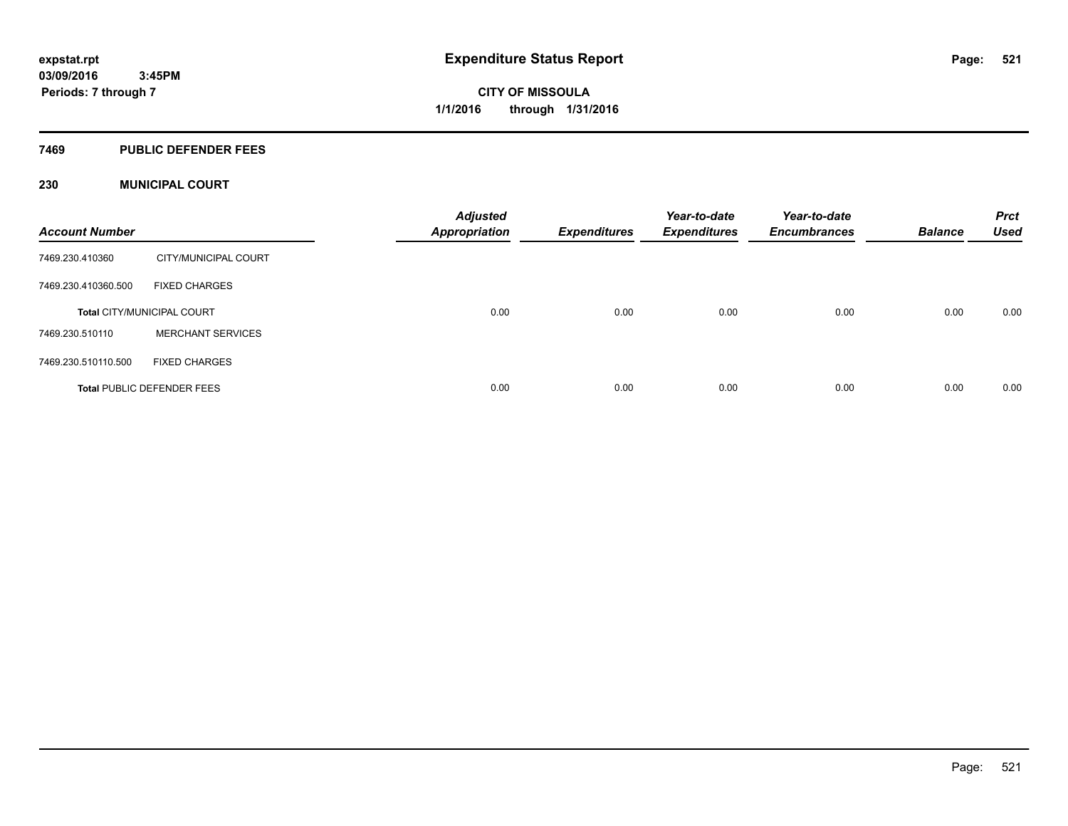# Expenditure Status Report

**CITY OF MISSOULA**

**1/1/2016 through 1/31/2016**

expstat.rpt
03/09/2016 3:45PM
Periods: 7 through 7

## 7469 PUBLIC DEFENDER FEES

### 230 MUNICIPAL COURT

| Account Number | | Adjusted Appropriation | Expenditures | Year-to-date Expenditures | Year-to-date Encumbrances | Balance | Prct Used |
|---|---|---|---|---|---|---|---|
| 7469.230.410360 | CITY/MUNICIPAL COURT | | | | | | |
| 7469.230.410360.500 | FIXED CHARGES | | | | | | |
| **Total** CITY/MUNICIPAL COURT | | 0.00 | 0.00 | 0.00 | 0.00 | 0.00 | 0.00 |
| 7469.230.510110 | MERCHANT SERVICES | | | | | | |
| 7469.230.510110.500 | FIXED CHARGES | | | | | | |
| **Total** PUBLIC DEFENDER FEES | | 0.00 | 0.00 | 0.00 | 0.00 | 0.00 | 0.00 |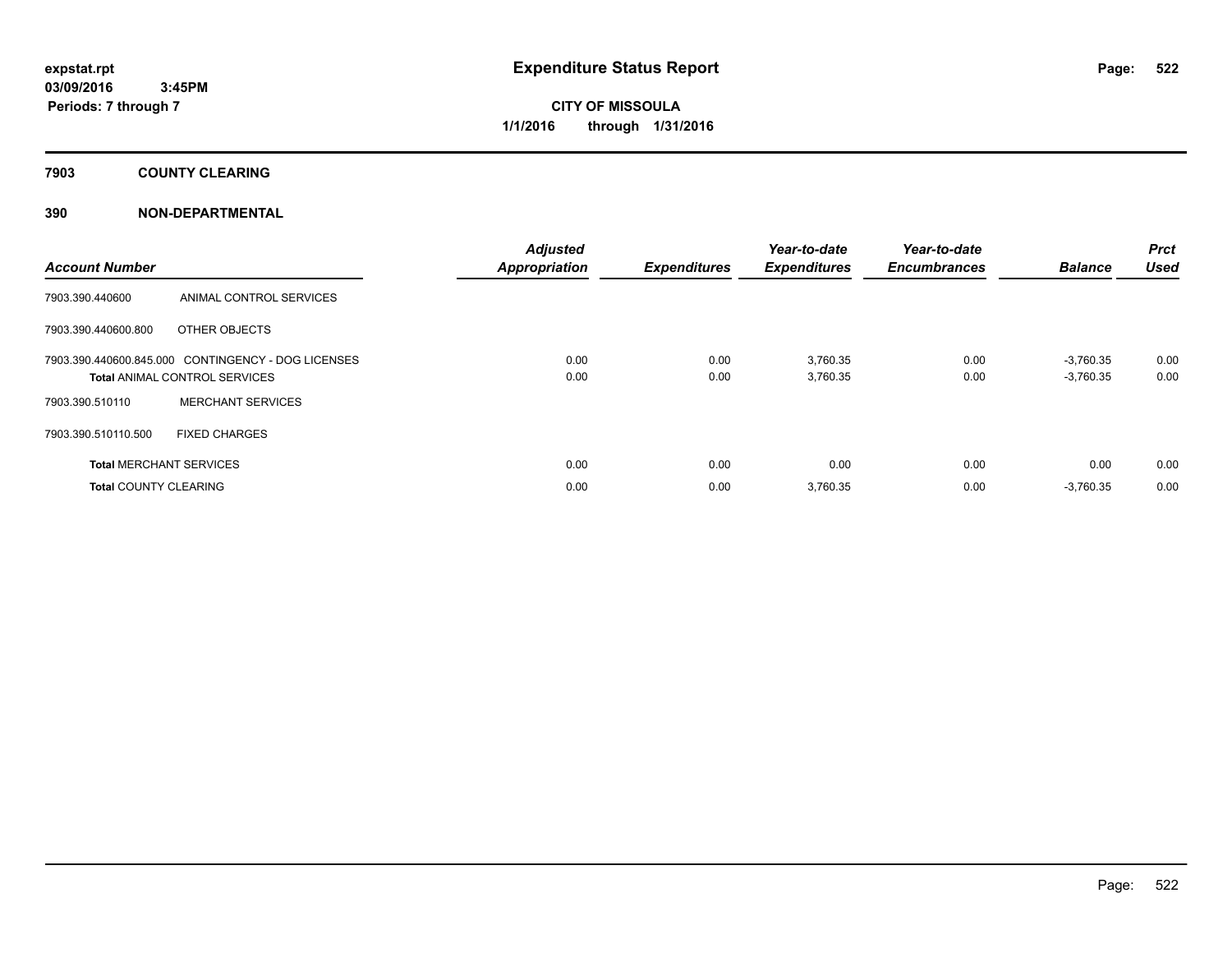# Expenditure Status Report

**expstat.rpt**
**03/09/2016 3:45PM**
**Periods: 7 through 7**

**CITY OF MISSOULA**
**1/1/2016 through 1/31/2016**

## 7903 COUNTY CLEARING

## 390 NON-DEPARTMENTAL

| Account Number | | Adjusted Appropriation | Expenditures | Year-to-date Expenditures | Year-to-date Encumbrances | Balance | Prct Used |
|---|---|---|---|---|---|---|---|
| 7903.390.440600 | ANIMAL CONTROL SERVICES | | | | | | |
| 7903.390.440600.800 | OTHER OBJECTS | | | | | | |
| 7903.390.440600.845.000 | CONTINGENCY - DOG LICENSES | 0.00 | 0.00 | 3,760.35 | 0.00 | -3,760.35 | 0.00 |
| **Total** ANIMAL CONTROL SERVICES | | 0.00 | 0.00 | 3,760.35 | 0.00 | -3,760.35 | 0.00 |
| 7903.390.510110 | MERCHANT SERVICES | | | | | | |
| 7903.390.510110.500 | FIXED CHARGES | | | | | | |
| **Total** MERCHANT SERVICES | | 0.00 | 0.00 | 0.00 | 0.00 | 0.00 | 0.00 |
| **Total** COUNTY CLEARING | | 0.00 | 0.00 | 3,760.35 | 0.00 | -3,760.35 | 0.00 |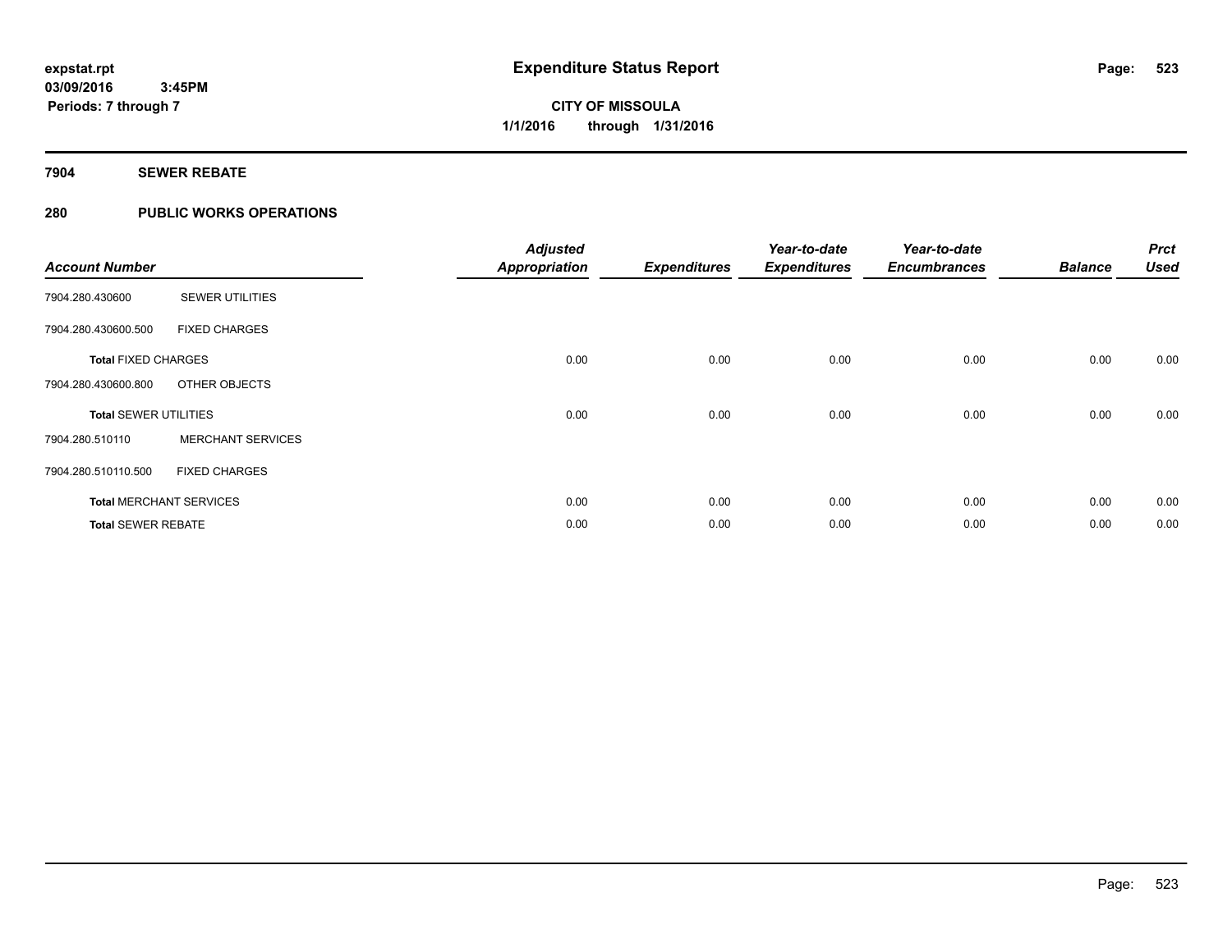**expstat.rpt**
**03/09/2016 3:45PM**
**Periods: 7 through 7**

# Expenditure Status Report

**CITY OF MISSOULA**
**1/1/2016 through 1/31/2016**

## 7904 SEWER REBATE

## 280 PUBLIC WORKS OPERATIONS

| Account Number | | Adjusted Appropriation | Expenditures | Year-to-date Expenditures | Year-to-date Encumbrances | Balance | Prct Used |
|---|---|---|---|---|---|---|---|
| 7904.280.430600 | SEWER UTILITIES | | | | | | |
| 7904.280.430600.500 | FIXED CHARGES | | | | | | |
| **Total** FIXED CHARGES | | 0.00 | 0.00 | 0.00 | 0.00 | 0.00 | 0.00 |
| 7904.280.430600.800 | OTHER OBJECTS | | | | | | |
| **Total** SEWER UTILITIES | | 0.00 | 0.00 | 0.00 | 0.00 | 0.00 | 0.00 |
| 7904.280.510110 | MERCHANT SERVICES | | | | | | |
| 7904.280.510110.500 | FIXED CHARGES | | | | | | |
| **Total** MERCHANT SERVICES | | 0.00 | 0.00 | 0.00 | 0.00 | 0.00 | 0.00 |
| **Total** SEWER REBATE | | 0.00 | 0.00 | 0.00 | 0.00 | 0.00 | 0.00 |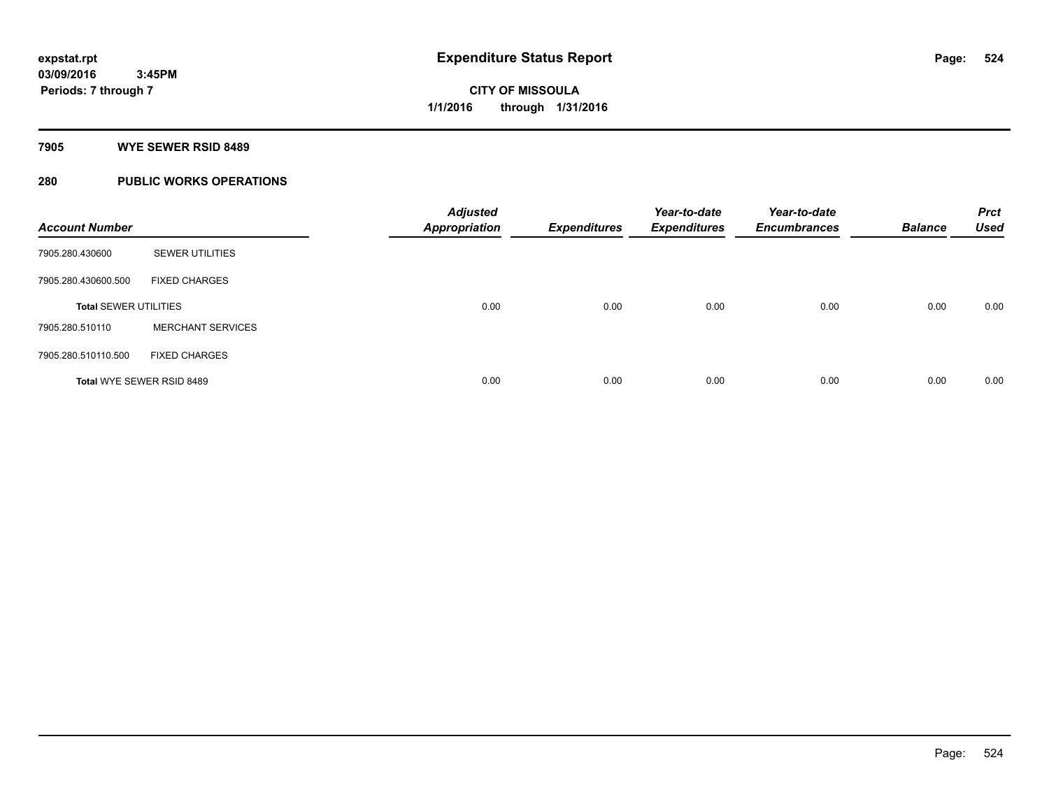# Expenditure Status Report

**CITY OF MISSOULA**

**1/1/2016 through 1/31/2016**

expstat.rpt
03/09/2016 3:45PM
Periods: 7 through 7

## 7905 WYE SEWER RSID 8489

## 280 PUBLIC WORKS OPERATIONS

| Account Number | | Adjusted Appropriation | Expenditures | Year-to-date Expenditures | Year-to-date Encumbrances | Balance | Prct Used |
|---|---|---|---|---|---|---|---|
| 7905.280.430600 | SEWER UTILITIES | | | | | | |
| 7905.280.430600.500 | FIXED CHARGES | | | | | | |
| **Total SEWER UTILITIES** | | 0.00 | 0.00 | 0.00 | 0.00 | 0.00 | 0.00 |
| 7905.280.510110 | MERCHANT SERVICES | | | | | | |
| 7905.280.510110.500 | FIXED CHARGES | | | | | | |
| **Total WYE SEWER RSID 8489** | | 0.00 | 0.00 | 0.00 | 0.00 | 0.00 | 0.00 |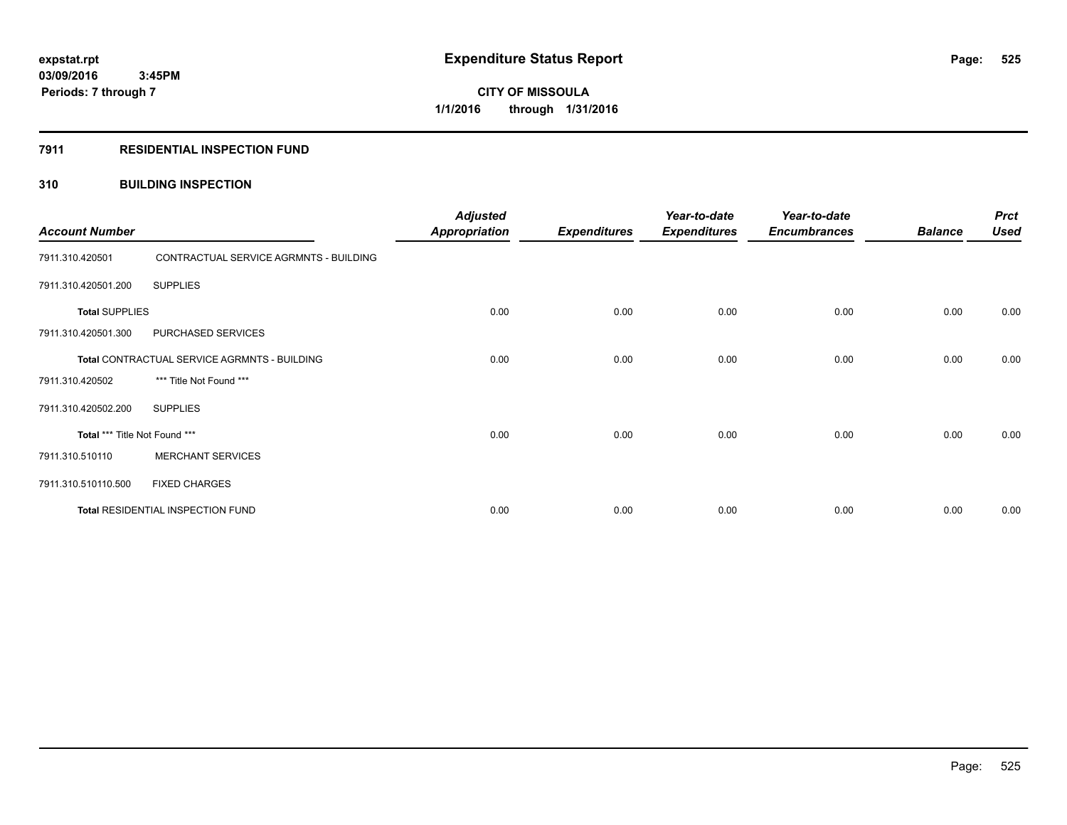# Expenditure Status Report

expstat.rpt
03/09/2016 3:45PM
Periods: 7 through 7

**CITY OF MISSOULA**
**1/1/2016 through 1/31/2016**

## 7911 RESIDENTIAL INSPECTION FUND

### 310 BUILDING INSPECTION

| Account Number | | Adjusted Appropriation | Expenditures | Year-to-date Expenditures | Year-to-date Encumbrances | Balance | Prct Used |
|---|---|---|---|---|---|---|---|
| 7911.310.420501 | CONTRACTUAL SERVICE AGRMNTS - BUILDING | | | | | | |
| 7911.310.420501.200 | SUPPLIES | | | | | | |
| **Total** SUPPLIES | | 0.00 | 0.00 | 0.00 | 0.00 | 0.00 | 0.00 |
| 7911.310.420501.300 | PURCHASED SERVICES | | | | | | |
| **Total** CONTRACTUAL SERVICE AGRMNTS - BUILDING | | 0.00 | 0.00 | 0.00 | 0.00 | 0.00 | 0.00 |
| 7911.310.420502 | *** Title Not Found *** | | | | | | |
| 7911.310.420502.200 | SUPPLIES | | | | | | |
| **Total** *** Title Not Found *** | | 0.00 | 0.00 | 0.00 | 0.00 | 0.00 | 0.00 |
| 7911.310.510110 | MERCHANT SERVICES | | | | | | |
| 7911.310.510110.500 | FIXED CHARGES | | | | | | |
| **Total** RESIDENTIAL INSPECTION FUND | | 0.00 | 0.00 | 0.00 | 0.00 | 0.00 | 0.00 |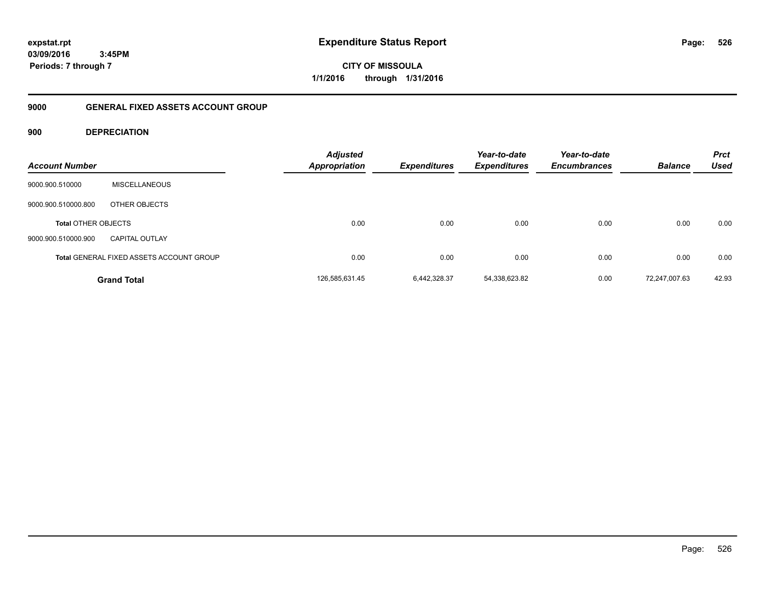expstat.rpt
03/09/2016 3:45PM
Periods: 7 through 7

# Expenditure Status Report

CITY OF MISSOULA
1/1/2016 through 1/31/2016

## 9000 GENERAL FIXED ASSETS ACCOUNT GROUP

### 900 DEPRECIATION

| Account Number | | Adjusted Appropriation | Expenditures | Year-to-date Expenditures | Year-to-date Encumbrances | Balance | Prct Used |
|---|---|---|---|---|---|---|---|
| 9000.900.510000 | MISCELLANEOUS | | | | | | |
| 9000.900.510000.800 | OTHER OBJECTS | | | | | | |
| Total OTHER OBJECTS | | 0.00 | 0.00 | 0.00 | 0.00 | 0.00 | 0.00 |
| 9000.900.510000.900 | CAPITAL OUTLAY | | | | | | |
| Total GENERAL FIXED ASSETS ACCOUNT GROUP | | 0.00 | 0.00 | 0.00 | 0.00 | 0.00 | 0.00 |
| **Grand Total** | | 126,585,631.45 | 6,442,328.37 | 54,338,623.82 | 0.00 | 72,247,007.63 | 42.93 |